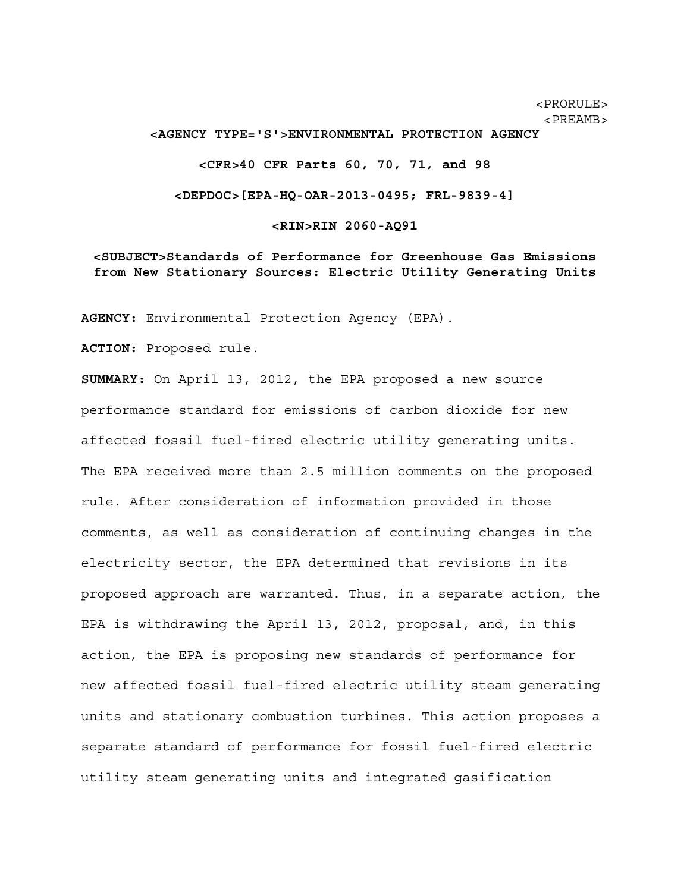<PRORULE>
<PREAMB>

**<AGENCY TYPE='S'>ENVIRONMENTAL PROTECTION AGENCY**

**<CFR>40 CFR Parts 60, 70, 71, and 98**

**<DEPDOC>[EPA-HQ-OAR-2013-0495; FRL-9839-4]**

**<RIN>RIN 2060-AQ91**

**<SUBJECT>Standards of Performance for Greenhouse Gas Emissions from New Stationary Sources: Electric Utility Generating Units**

**AGENCY:** Environmental Protection Agency (EPA).

**ACTION:** Proposed rule.

**SUMMARY:** On April 13, 2012, the EPA proposed a new source performance standard for emissions of carbon dioxide for new affected fossil fuel-fired electric utility generating units. The EPA received more than 2.5 million comments on the proposed rule. After consideration of information provided in those comments, as well as consideration of continuing changes in the electricity sector, the EPA determined that revisions in its proposed approach are warranted. Thus, in a separate action, the EPA is withdrawing the April 13, 2012, proposal, and, in this action, the EPA is proposing new standards of performance for new affected fossil fuel-fired electric utility steam generating units and stationary combustion turbines. This action proposes a separate standard of performance for fossil fuel-fired electric utility steam generating units and integrated gasification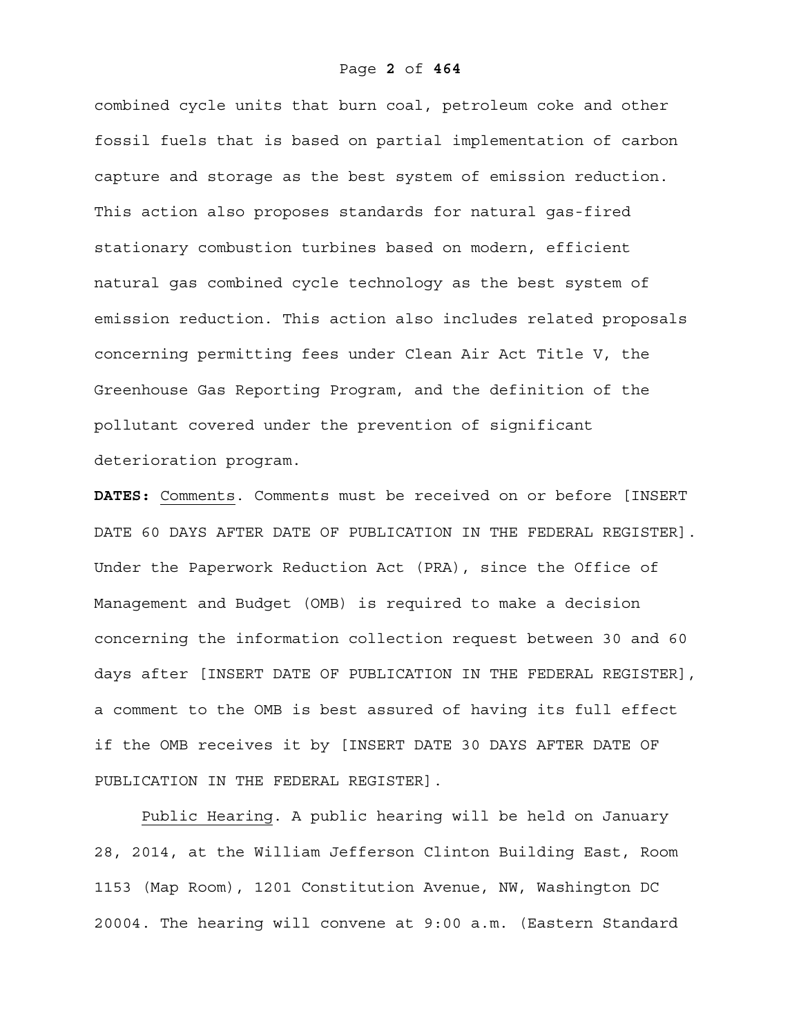combined cycle units that burn coal, petroleum coke and other fossil fuels that is based on partial implementation of carbon capture and storage as the best system of emission reduction. This action also proposes standards for natural gas-fired stationary combustion turbines based on modern, efficient natural gas combined cycle technology as the best system of emission reduction. This action also includes related proposals concerning permitting fees under Clean Air Act Title V, the Greenhouse Gas Reporting Program, and the definition of the pollutant covered under the prevention of significant deterioration program.

**DATES:** Comments. Comments must be received on or before [INSERT DATE 60 DAYS AFTER DATE OF PUBLICATION IN THE FEDERAL REGISTER]. Under the Paperwork Reduction Act (PRA), since the Office of Management and Budget (OMB) is required to make a decision concerning the information collection request between 30 and 60 days after [INSERT DATE OF PUBLICATION IN THE FEDERAL REGISTER], a comment to the OMB is best assured of having its full effect if the OMB receives it by [INSERT DATE 30 DAYS AFTER DATE OF PUBLICATION IN THE FEDERAL REGISTER].

Public Hearing. A public hearing will be held on January 28, 2014, at the William Jefferson Clinton Building East, Room 1153 (Map Room), 1201 Constitution Avenue, NW, Washington DC 20004. The hearing will convene at 9:00 a.m. (Eastern Standard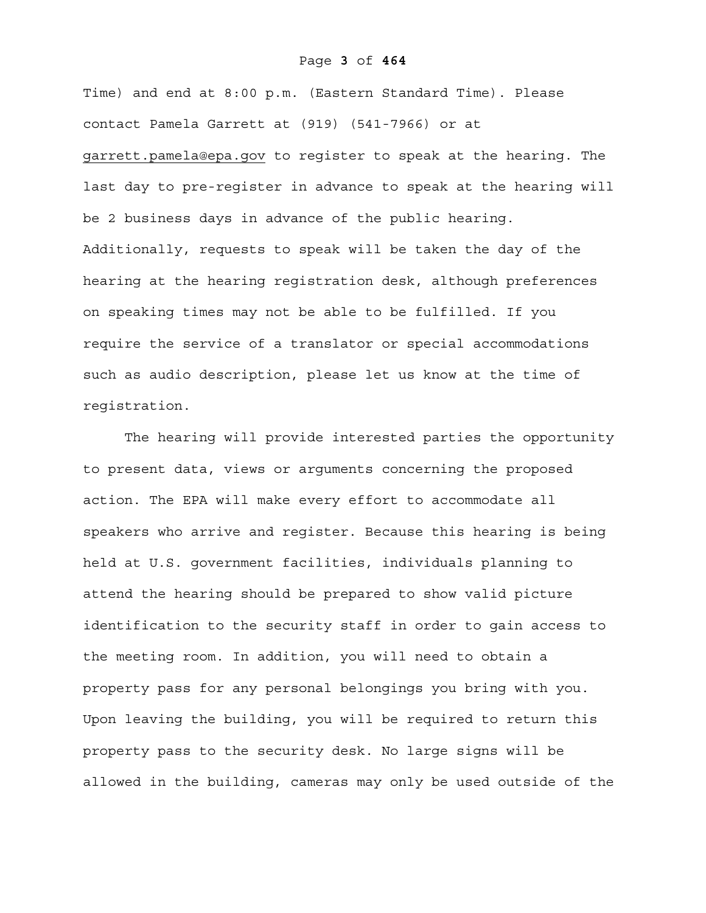Time) and end at 8:00 p.m. (Eastern Standard Time). Please contact Pamela Garrett at (919) (541-7966) or at garrett.pamela@epa.gov to register to speak at the hearing. The last day to pre-register in advance to speak at the hearing will be 2 business days in advance of the public hearing. Additionally, requests to speak will be taken the day of the hearing at the hearing registration desk, although preferences on speaking times may not be able to be fulfilled. If you require the service of a translator or special accommodations such as audio description, please let us know at the time of registration.

The hearing will provide interested parties the opportunity to present data, views or arguments concerning the proposed action. The EPA will make every effort to accommodate all speakers who arrive and register. Because this hearing is being held at U.S. government facilities, individuals planning to attend the hearing should be prepared to show valid picture identification to the security staff in order to gain access to the meeting room. In addition, you will need to obtain a property pass for any personal belongings you bring with you. Upon leaving the building, you will be required to return this property pass to the security desk. No large signs will be allowed in the building, cameras may only be used outside of the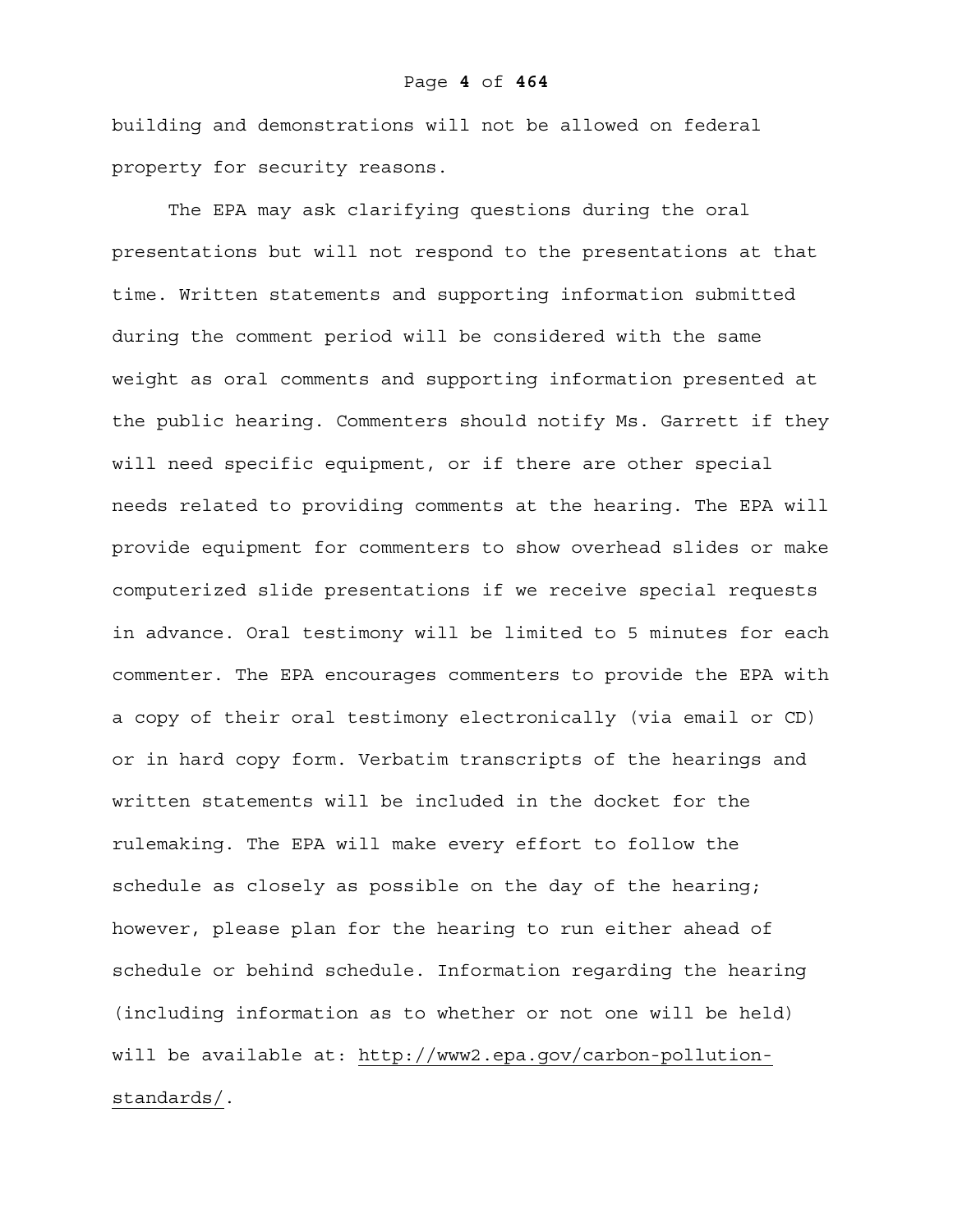building and demonstrations will not be allowed on federal property for security reasons.

The EPA may ask clarifying questions during the oral presentations but will not respond to the presentations at that time. Written statements and supporting information submitted during the comment period will be considered with the same weight as oral comments and supporting information presented at the public hearing. Commenters should notify Ms. Garrett if they will need specific equipment, or if there are other special needs related to providing comments at the hearing. The EPA will provide equipment for commenters to show overhead slides or make computerized slide presentations if we receive special requests in advance. Oral testimony will be limited to 5 minutes for each commenter. The EPA encourages commenters to provide the EPA with a copy of their oral testimony electronically (via email or CD) or in hard copy form. Verbatim transcripts of the hearings and written statements will be included in the docket for the rulemaking. The EPA will make every effort to follow the schedule as closely as possible on the day of the hearing; however, please plan for the hearing to run either ahead of schedule or behind schedule. Information regarding the hearing (including information as to whether or not one will be held) will be available at: http://www2.epa.gov/carbon-pollution-standards/.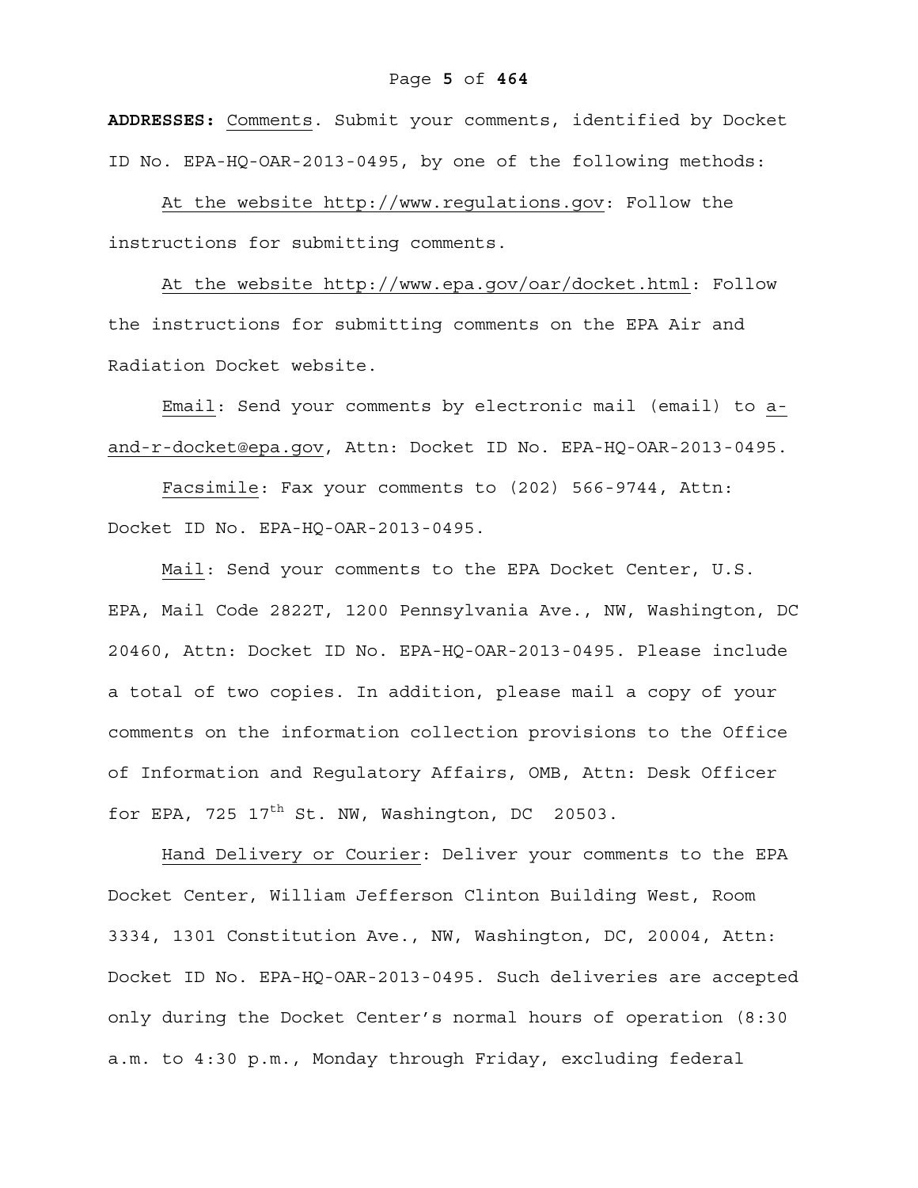**ADDRESSES:** Comments. Submit your comments, identified by Docket ID No. EPA-HQ-OAR-2013-0495, by one of the following methods:

At the website http://www.regulations.gov: Follow the instructions for submitting comments.

At the website http://www.epa.gov/oar/docket.html: Follow the instructions for submitting comments on the EPA Air and Radiation Docket website.

Email: Send your comments by electronic mail (email) to a-and-r-docket@epa.gov, Attn: Docket ID No. EPA-HQ-OAR-2013-0495.

Facsimile: Fax your comments to (202) 566-9744, Attn: Docket ID No. EPA-HQ-OAR-2013-0495.

Mail: Send your comments to the EPA Docket Center, U.S. EPA, Mail Code 2822T, 1200 Pennsylvania Ave., NW, Washington, DC 20460, Attn: Docket ID No. EPA-HQ-OAR-2013-0495. Please include a total of two copies. In addition, please mail a copy of your comments on the information collection provisions to the Office of Information and Regulatory Affairs, OMB, Attn: Desk Officer for EPA, 725 17th St. NW, Washington, DC 20503.

Hand Delivery or Courier: Deliver your comments to the EPA Docket Center, William Jefferson Clinton Building West, Room 3334, 1301 Constitution Ave., NW, Washington, DC, 20004, Attn: Docket ID No. EPA-HQ-OAR-2013-0495. Such deliveries are accepted only during the Docket Center's normal hours of operation (8:30 a.m. to 4:30 p.m., Monday through Friday, excluding federal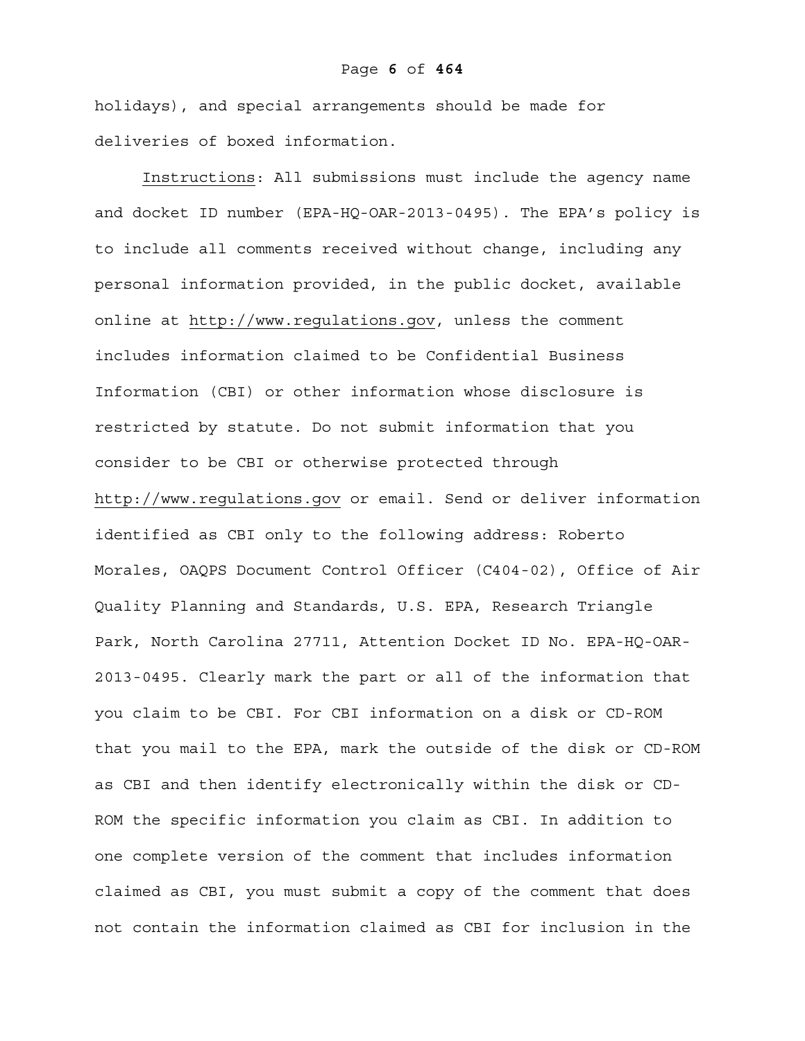holidays), and special arrangements should be made for deliveries of boxed information.

Instructions: All submissions must include the agency name and docket ID number (EPA-HQ-OAR-2013-0495). The EPA's policy is to include all comments received without change, including any personal information provided, in the public docket, available online at http://www.regulations.gov, unless the comment includes information claimed to be Confidential Business Information (CBI) or other information whose disclosure is restricted by statute. Do not submit information that you consider to be CBI or otherwise protected through http://www.regulations.gov or email. Send or deliver information identified as CBI only to the following address: Roberto Morales, OAQPS Document Control Officer (C404-02), Office of Air Quality Planning and Standards, U.S. EPA, Research Triangle Park, North Carolina 27711, Attention Docket ID No. EPA-HQ-OAR-2013-0495. Clearly mark the part or all of the information that you claim to be CBI. For CBI information on a disk or CD-ROM that you mail to the EPA, mark the outside of the disk or CD-ROM as CBI and then identify electronically within the disk or CD-ROM the specific information you claim as CBI. In addition to one complete version of the comment that includes information claimed as CBI, you must submit a copy of the comment that does not contain the information claimed as CBI for inclusion in the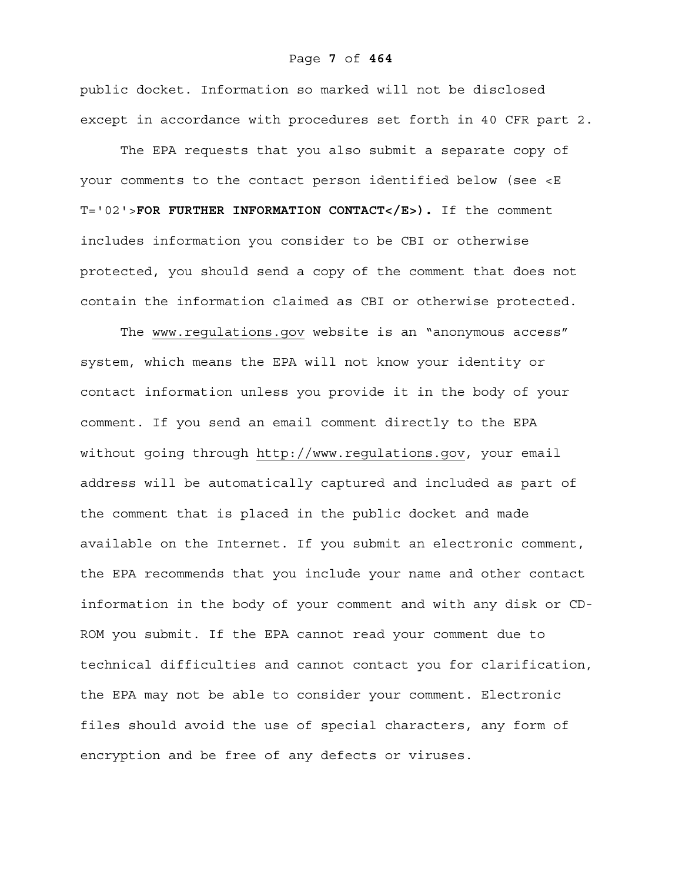public docket. Information so marked will not be disclosed except in accordance with procedures set forth in 40 CFR part 2.

The EPA requests that you also submit a separate copy of your comments to the contact person identified below (see <E T='02'>**FOR FURTHER INFORMATION CONTACT</E>).** If the comment includes information you consider to be CBI or otherwise protected, you should send a copy of the comment that does not contain the information claimed as CBI or otherwise protected.

The www.regulations.gov website is an "anonymous access" system, which means the EPA will not know your identity or contact information unless you provide it in the body of your comment. If you send an email comment directly to the EPA without going through http://www.regulations.gov, your email address will be automatically captured and included as part of the comment that is placed in the public docket and made available on the Internet. If you submit an electronic comment, the EPA recommends that you include your name and other contact information in the body of your comment and with any disk or CD-ROM you submit. If the EPA cannot read your comment due to technical difficulties and cannot contact you for clarification, the EPA may not be able to consider your comment. Electronic files should avoid the use of special characters, any form of encryption and be free of any defects or viruses.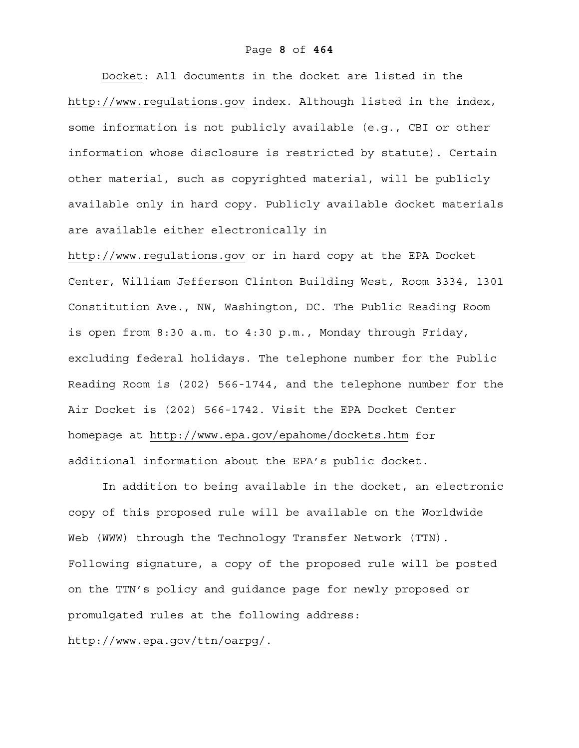Docket: All documents in the docket are listed in the http://www.regulations.gov index. Although listed in the index, some information is not publicly available (e.g., CBI or other information whose disclosure is restricted by statute). Certain other material, such as copyrighted material, will be publicly available only in hard copy. Publicly available docket materials are available either electronically in http://www.regulations.gov or in hard copy at the EPA Docket Center, William Jefferson Clinton Building West, Room 3334, 1301 Constitution Ave., NW, Washington, DC. The Public Reading Room is open from 8:30 a.m. to 4:30 p.m., Monday through Friday, excluding federal holidays. The telephone number for the Public Reading Room is (202) 566-1744, and the telephone number for the Air Docket is (202) 566-1742. Visit the EPA Docket Center homepage at http://www.epa.gov/epahome/dockets.htm for additional information about the EPA's public docket.

In addition to being available in the docket, an electronic copy of this proposed rule will be available on the Worldwide Web (WWW) through the Technology Transfer Network (TTN). Following signature, a copy of the proposed rule will be posted on the TTN's policy and guidance page for newly proposed or promulgated rules at the following address: http://www.epa.gov/ttn/oarpg/.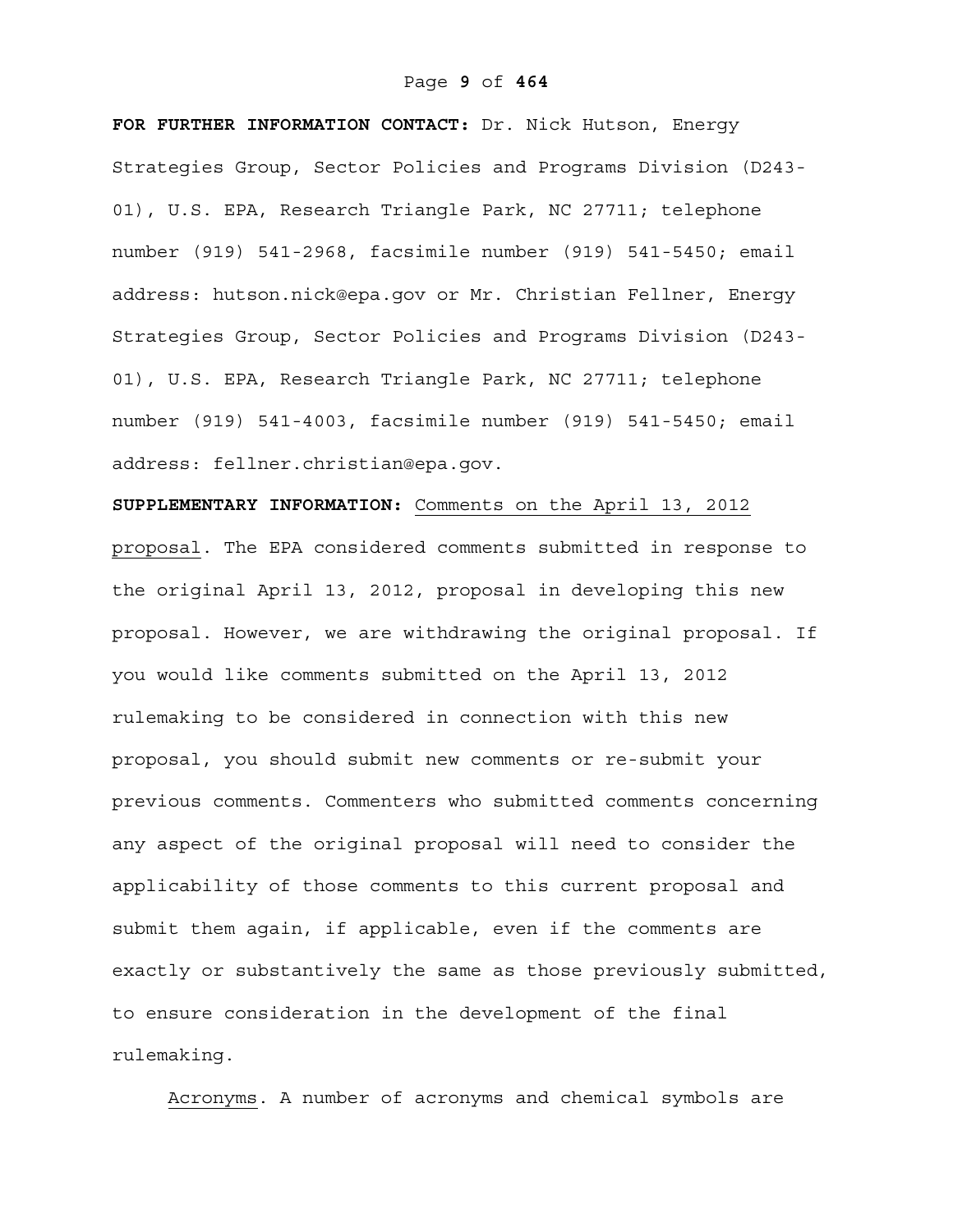**FOR FURTHER INFORMATION CONTACT:** Dr. Nick Hutson, Energy Strategies Group, Sector Policies and Programs Division (D243-01), U.S. EPA, Research Triangle Park, NC 27711; telephone number (919) 541-2968, facsimile number (919) 541-5450; email address: hutson.nick@epa.gov or Mr. Christian Fellner, Energy Strategies Group, Sector Policies and Programs Division (D243-01), U.S. EPA, Research Triangle Park, NC 27711; telephone number (919) 541-4003, facsimile number (919) 541-5450; email address: fellner.christian@epa.gov.

**SUPPLEMENTARY INFORMATION:** Comments on the April 13, 2012 proposal. The EPA considered comments submitted in response to the original April 13, 2012, proposal in developing this new proposal. However, we are withdrawing the original proposal. If you would like comments submitted on the April 13, 2012 rulemaking to be considered in connection with this new proposal, you should submit new comments or re-submit your previous comments. Commenters who submitted comments concerning any aspect of the original proposal will need to consider the applicability of those comments to this current proposal and submit them again, if applicable, even if the comments are exactly or substantively the same as those previously submitted, to ensure consideration in the development of the final rulemaking.

Acronyms. A number of acronyms and chemical symbols are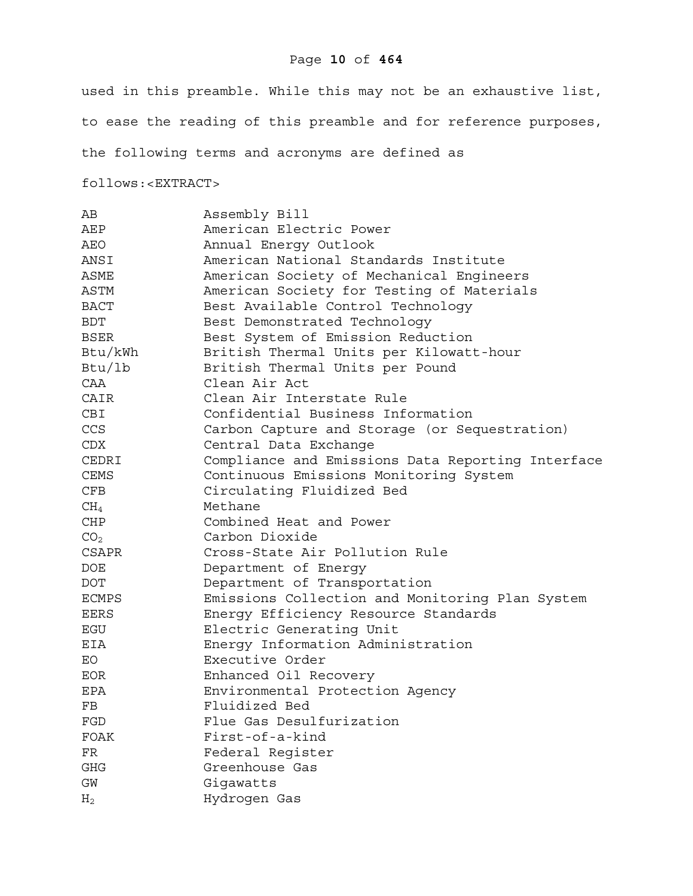used in this preamble. While this may not be an exhaustive list, to ease the reading of this preamble and for reference purposes, the following terms and acronyms are defined as follows:<EXTRACT>

| | |
|---|---|
| AB | Assembly Bill |
| AEP | American Electric Power |
| AEO | Annual Energy Outlook |
| ANSI | American National Standards Institute |
| ASME | American Society of Mechanical Engineers |
| ASTM | American Society for Testing of Materials |
| BACT | Best Available Control Technology |
| BDT | Best Demonstrated Technology |
| BSER | Best System of Emission Reduction |
| Btu/kWh | British Thermal Units per Kilowatt-hour |
| Btu/lb | British Thermal Units per Pound |
| CAA | Clean Air Act |
| CAIR | Clean Air Interstate Rule |
| CBI | Confidential Business Information |
| CCS | Carbon Capture and Storage (or Sequestration) |
| CDX | Central Data Exchange |
| CEDRI | Compliance and Emissions Data Reporting Interface |
| CEMS | Continuous Emissions Monitoring System |
| CFB | Circulating Fluidized Bed |
| $CH_4$ | Methane |
| CHP | Combined Heat and Power |
| $CO_2$ | Carbon Dioxide |
| CSAPR | Cross-State Air Pollution Rule |
| DOE | Department of Energy |
| DOT | Department of Transportation |
| ECMPS | Emissions Collection and Monitoring Plan System |
| EERS | Energy Efficiency Resource Standards |
| EGU | Electric Generating Unit |
| EIA | Energy Information Administration |
| EO | Executive Order |
| EOR | Enhanced Oil Recovery |
| EPA | Environmental Protection Agency |
| FB | Fluidized Bed |
| FGD | Flue Gas Desulfurization |
| FOAK | First-of-a-kind |
| FR | Federal Register |
| GHG | Greenhouse Gas |
| GW | Gigawatts |
| $H_2$ | Hydrogen Gas |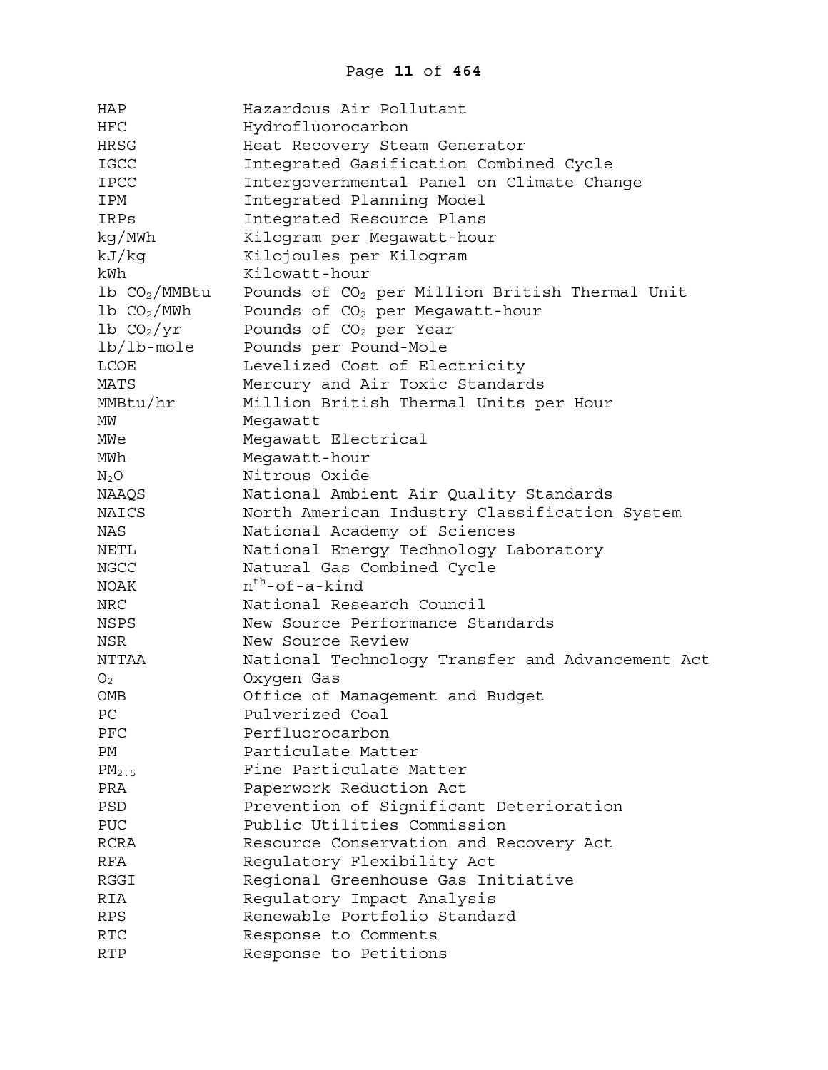| | |
|---|---|
| HAP | Hazardous Air Pollutant |
| HFC | Hydrofluorocarbon |
| HRSG | Heat Recovery Steam Generator |
| IGCC | Integrated Gasification Combined Cycle |
| IPCC | Intergovernmental Panel on Climate Change |
| IPM | Integrated Planning Model |
| IRPs | Integrated Resource Plans |
| kg/MWh | Kilogram per Megawatt-hour |
| kJ/kg | Kilojoules per Kilogram |
| kWh | Kilowatt-hour |
| lb $CO_2$/MMBtu | Pounds of $CO_2$ per Million British Thermal Unit |
| lb $CO_2$/MWh | Pounds of $CO_2$ per Megawatt-hour |
| lb $CO_2$/yr | Pounds of $CO_2$ per Year |
| lb/lb-mole | Pounds per Pound-Mole |
| LCOE | Levelized Cost of Electricity |
| MATS | Mercury and Air Toxic Standards |
| MMBtu/hr | Million British Thermal Units per Hour |
| MW | Megawatt |
| MWe | Megawatt Electrical |
| MWh | Megawatt-hour |
| $N_2O$ | Nitrous Oxide |
| NAAQS | National Ambient Air Quality Standards |
| NAICS | North American Industry Classification System |
| NAS | National Academy of Sciences |
| NETL | National Energy Technology Laboratory |
| NGCC | Natural Gas Combined Cycle |
| NOAK | $n^{th}$-of-a-kind |
| NRC | National Research Council |
| NSPS | New Source Performance Standards |
| NSR | New Source Review |
| NTTAA | National Technology Transfer and Advancement Act |
| $O_2$ | Oxygen Gas |
| OMB | Office of Management and Budget |
| PC | Pulverized Coal |
| PFC | Perfluorocarbon |
| PM | Particulate Matter |
| $PM_{2.5}$ | Fine Particulate Matter |
| PRA | Paperwork Reduction Act |
| PSD | Prevention of Significant Deterioration |
| PUC | Public Utilities Commission |
| RCRA | Resource Conservation and Recovery Act |
| RFA | Regulatory Flexibility Act |
| RGGI | Regional Greenhouse Gas Initiative |
| RIA | Regulatory Impact Analysis |
| RPS | Renewable Portfolio Standard |
| RTC | Response to Comments |
| RTP | Response to Petitions |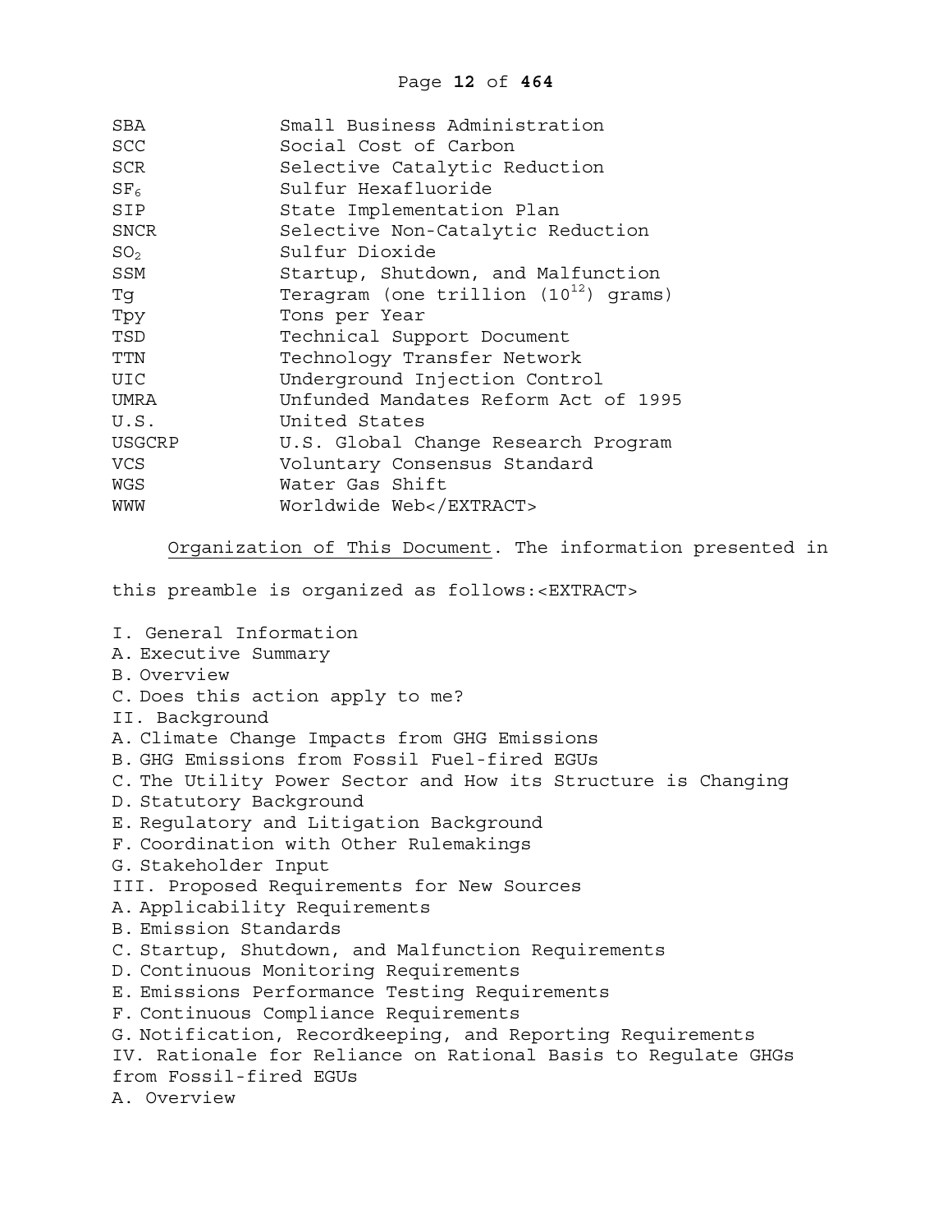| | |
|---|---|
| SBA | Small Business Administration |
| SCC | Social Cost of Carbon |
| SCR | Selective Catalytic Reduction |
| $SF_6$ | Sulfur Hexafluoride |
| SIP | State Implementation Plan |
| SNCR | Selective Non-Catalytic Reduction |
| $SO_2$ | Sulfur Dioxide |
| SSM | Startup, Shutdown, and Malfunction |
| Tg | Teragram (one trillion ($10^{12}$) grams) |
| Tpy | Tons per Year |
| TSD | Technical Support Document |
| TTN | Technology Transfer Network |
| UIC | Underground Injection Control |
| UMRA | Unfunded Mandates Reform Act of 1995 |
| U.S. | United States |
| USGCRP | U.S. Global Change Research Program |
| VCS | Voluntary Consensus Standard |
| WGS | Water Gas Shift |
| WWW | Worldwide Web</EXTRACT> |

Organization of This Document. The information presented in this preamble is organized as follows:<EXTRACT>

I. General Information
A. Executive Summary
B. Overview
C. Does this action apply to me?
II. Background
A. Climate Change Impacts from GHG Emissions
B. GHG Emissions from Fossil Fuel-fired EGUs
C. The Utility Power Sector and How its Structure is Changing
D. Statutory Background
E. Regulatory and Litigation Background
F. Coordination with Other Rulemakings
G. Stakeholder Input
III. Proposed Requirements for New Sources
A. Applicability Requirements
B. Emission Standards
C. Startup, Shutdown, and Malfunction Requirements
D. Continuous Monitoring Requirements
E. Emissions Performance Testing Requirements
F. Continuous Compliance Requirements
G. Notification, Recordkeeping, and Reporting Requirements
IV. Rationale for Reliance on Rational Basis to Regulate GHGs from Fossil-fired EGUs
A. Overview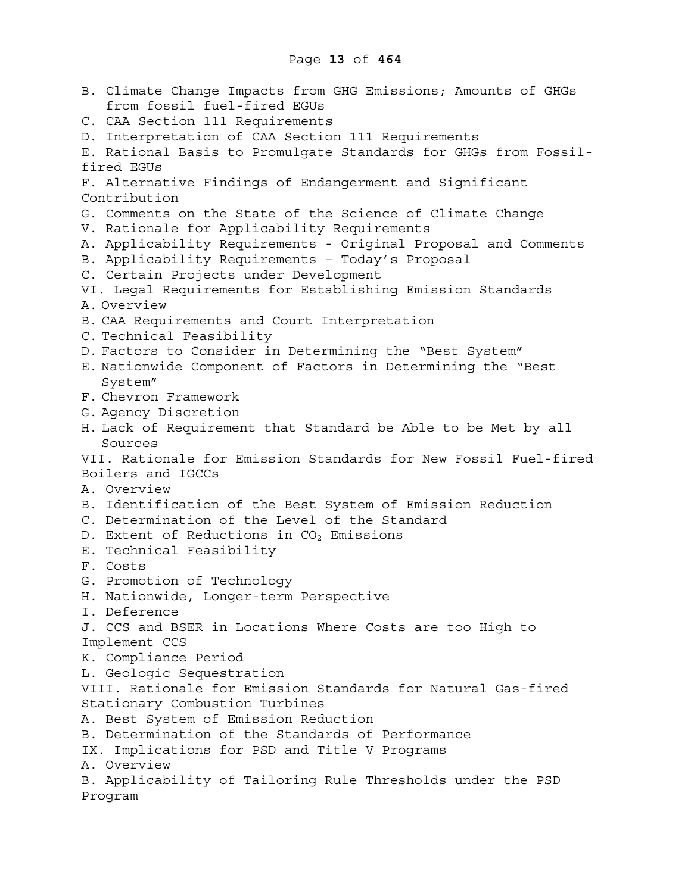B. Climate Change Impacts from GHG Emissions; Amounts of GHGs from fossil fuel-fired EGUs

C. CAA Section 111 Requirements

D. Interpretation of CAA Section 111 Requirements

E. Rational Basis to Promulgate Standards for GHGs from Fossil-fired EGUs

F. Alternative Findings of Endangerment and Significant Contribution

G. Comments on the State of the Science of Climate Change

V. Rationale for Applicability Requirements

A. Applicability Requirements - Original Proposal and Comments

B. Applicability Requirements – Today's Proposal

C. Certain Projects under Development

VI. Legal Requirements for Establishing Emission Standards

A. Overview

B. CAA Requirements and Court Interpretation

C. Technical Feasibility

D. Factors to Consider in Determining the "Best System"

E. Nationwide Component of Factors in Determining the "Best System"

F. Chevron Framework

G. Agency Discretion

H. Lack of Requirement that Standard be Able to be Met by all Sources

VII. Rationale for Emission Standards for New Fossil Fuel-fired Boilers and IGCCs

A. Overview

B. Identification of the Best System of Emission Reduction

C. Determination of the Level of the Standard

D. Extent of Reductions in $CO_2$ Emissions

E. Technical Feasibility

F. Costs

G. Promotion of Technology

H. Nationwide, Longer-term Perspective

I. Deference

J. CCS and BSER in Locations Where Costs are too High to Implement CCS

K. Compliance Period

L. Geologic Sequestration

VIII. Rationale for Emission Standards for Natural Gas-fired Stationary Combustion Turbines

A. Best System of Emission Reduction

B. Determination of the Standards of Performance

IX. Implications for PSD and Title V Programs

A. Overview

B. Applicability of Tailoring Rule Thresholds under the PSD Program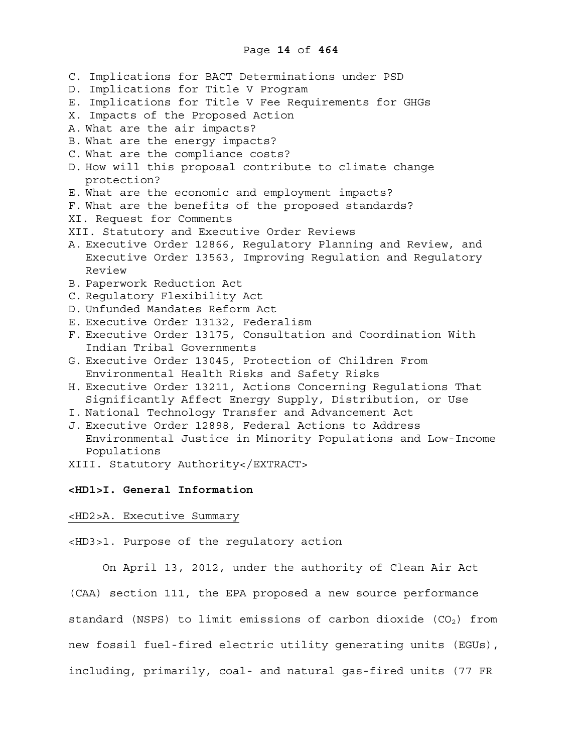C. Implications for BACT Determinations under PSD
D. Implications for Title V Program
E. Implications for Title V Fee Requirements for GHGs

X. Impacts of the Proposed Action

A. What are the air impacts?
B. What are the energy impacts?
C. What are the compliance costs?
D. How will this proposal contribute to climate change protection?
E. What are the economic and employment impacts?
F. What are the benefits of the proposed standards?

XI. Request for Comments

XII. Statutory and Executive Order Reviews

A. Executive Order 12866, Regulatory Planning and Review, and Executive Order 13563, Improving Regulation and Regulatory Review
B. Paperwork Reduction Act
C. Regulatory Flexibility Act
D. Unfunded Mandates Reform Act
E. Executive Order 13132, Federalism
F. Executive Order 13175, Consultation and Coordination With Indian Tribal Governments
G. Executive Order 13045, Protection of Children From Environmental Health Risks and Safety Risks
H. Executive Order 13211, Actions Concerning Regulations That Significantly Affect Energy Supply, Distribution, or Use
I. National Technology Transfer and Advancement Act
J. Executive Order 12898, Federal Actions to Address Environmental Justice in Minority Populations and Low-Income Populations

XIII. Statutory Authority</EXTRACT>

# I. General Information

## A. Executive Summary

### 1. Purpose of the regulatory action

On April 13, 2012, under the authority of Clean Air Act (CAA) section 111, the EPA proposed a new source performance standard (NSPS) to limit emissions of carbon dioxide ($CO_2$) from new fossil fuel-fired electric utility generating units (EGUs), including, primarily, coal- and natural gas-fired units (77 FR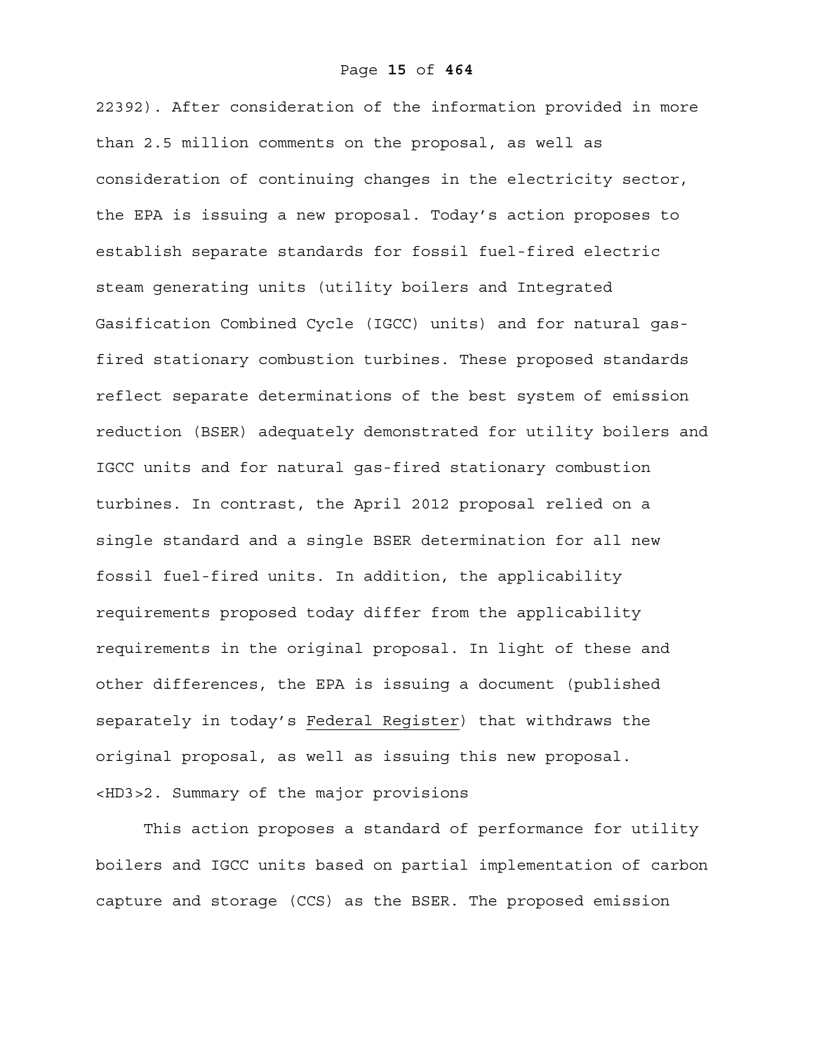22392). After consideration of the information provided in more than 2.5 million comments on the proposal, as well as consideration of continuing changes in the electricity sector, the EPA is issuing a new proposal. Today's action proposes to establish separate standards for fossil fuel-fired electric steam generating units (utility boilers and Integrated Gasification Combined Cycle (IGCC) units) and for natural gas-fired stationary combustion turbines. These proposed standards reflect separate determinations of the best system of emission reduction (BSER) adequately demonstrated for utility boilers and IGCC units and for natural gas-fired stationary combustion turbines. In contrast, the April 2012 proposal relied on a single standard and a single BSER determination for all new fossil fuel-fired units. In addition, the applicability requirements proposed today differ from the applicability requirements in the original proposal. In light of these and other differences, the EPA is issuing a document (published separately in today's Federal Register) that withdraws the original proposal, as well as issuing this new proposal.

### 2. Summary of the major provisions

This action proposes a standard of performance for utility boilers and IGCC units based on partial implementation of carbon capture and storage (CCS) as the BSER. The proposed emission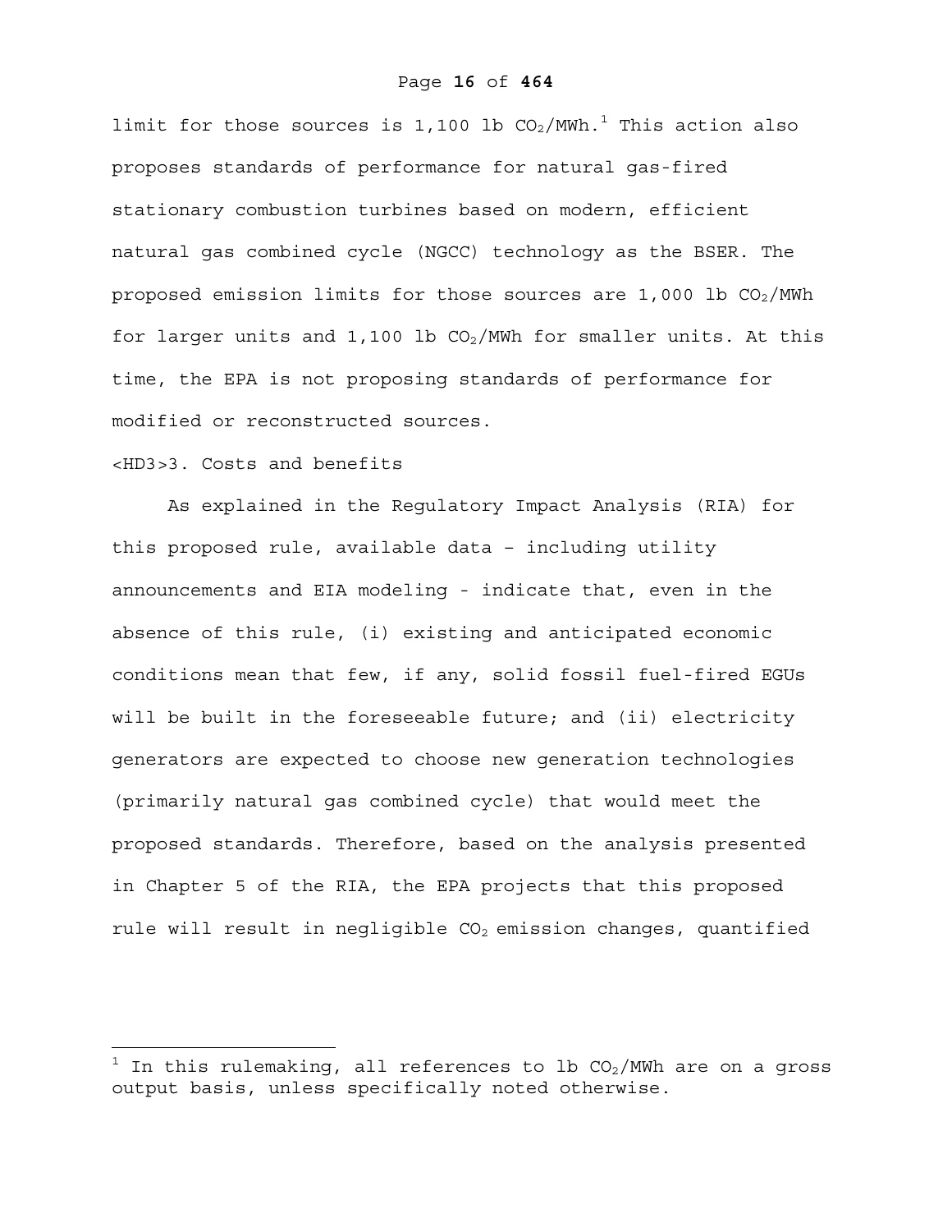limit for those sources is 1,100 lb $CO_2$/MWh.[1] This action also proposes standards of performance for natural gas-fired stationary combustion turbines based on modern, efficient natural gas combined cycle (NGCC) technology as the BSER. The proposed emission limits for those sources are 1,000 lb $CO_2$/MWh for larger units and 1,100 lb $CO_2$/MWh for smaller units. At this time, the EPA is not proposing standards of performance for modified or reconstructed sources.

### 3. Costs and benefits

As explained in the Regulatory Impact Analysis (RIA) for this proposed rule, available data – including utility announcements and EIA modeling - indicate that, even in the absence of this rule, (i) existing and anticipated economic conditions mean that few, if any, solid fossil fuel-fired EGUs will be built in the foreseeable future; and (ii) electricity generators are expected to choose new generation technologies (primarily natural gas combined cycle) that would meet the proposed standards. Therefore, based on the analysis presented in Chapter 5 of the RIA, the EPA projects that this proposed rule will result in negligible $CO_2$ emission changes, quantified

---

[1] In this rulemaking, all references to lb $CO_2$/MWh are on a gross output basis, unless specifically noted otherwise.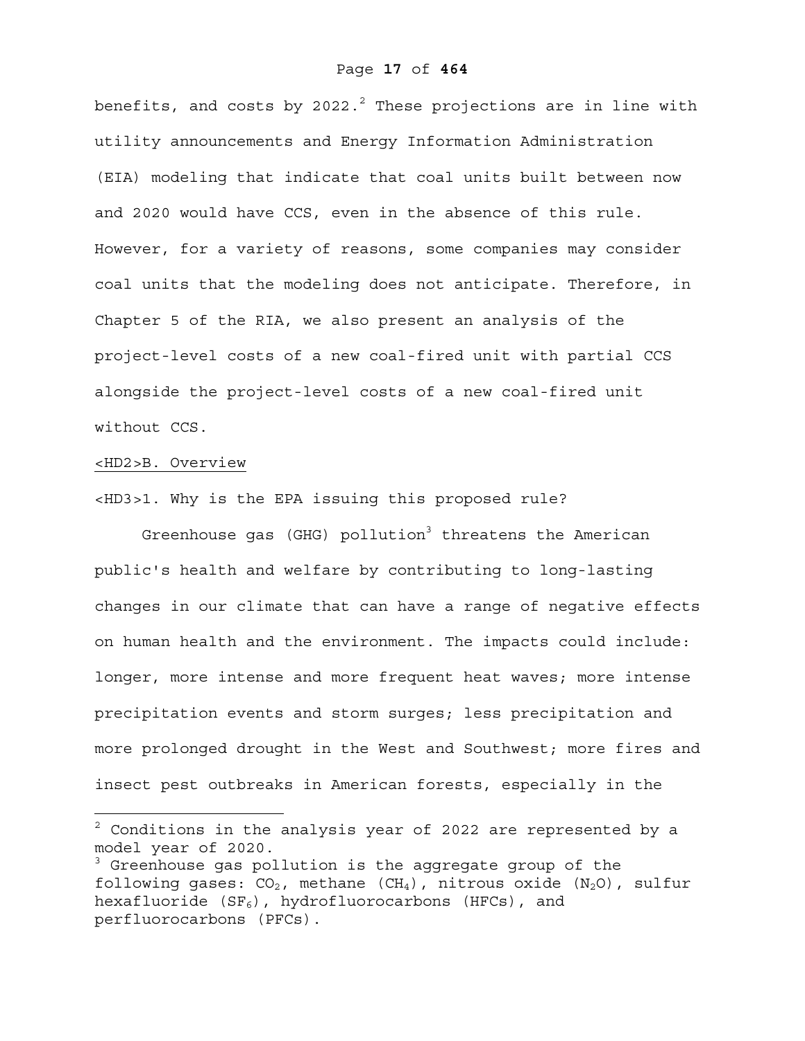benefits, and costs by 2022.[2] These projections are in line with utility announcements and Energy Information Administration (EIA) modeling that indicate that coal units built between now and 2020 would have CCS, even in the absence of this rule. However, for a variety of reasons, some companies may consider coal units that the modeling does not anticipate. Therefore, in Chapter 5 of the RIA, we also present an analysis of the project-level costs of a new coal-fired unit with partial CCS alongside the project-level costs of a new coal-fired unit without CCS.

## B. Overview

### 1. Why is the EPA issuing this proposed rule?

Greenhouse gas (GHG) pollution[3] threatens the American public's health and welfare by contributing to long-lasting changes in our climate that can have a range of negative effects on human health and the environment. The impacts could include: longer, more intense and more frequent heat waves; more intense precipitation events and storm surges; less precipitation and more prolonged drought in the West and Southwest; more fires and insect pest outbreaks in American forests, especially in the

---

[2] Conditions in the analysis year of 2022 are represented by a model year of 2020.

[3] Greenhouse gas pollution is the aggregate group of the following gases: $CO_2$, methane ($CH_4$), nitrous oxide ($N_2O$), sulfur hexafluoride ($SF_6$), hydrofluorocarbons (HFCs), and perfluorocarbons (PFCs).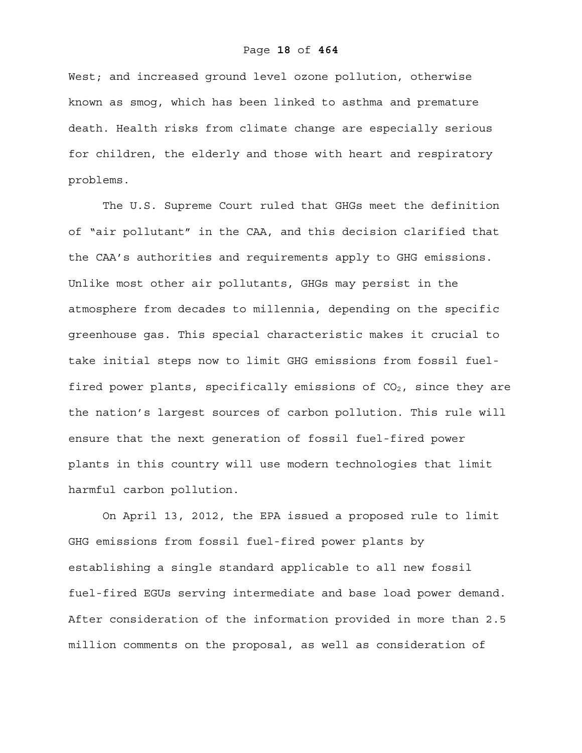West; and increased ground level ozone pollution, otherwise known as smog, which has been linked to asthma and premature death. Health risks from climate change are especially serious for children, the elderly and those with heart and respiratory problems.

The U.S. Supreme Court ruled that GHGs meet the definition of "air pollutant" in the CAA, and this decision clarified that the CAA's authorities and requirements apply to GHG emissions. Unlike most other air pollutants, GHGs may persist in the atmosphere from decades to millennia, depending on the specific greenhouse gas. This special characteristic makes it crucial to take initial steps now to limit GHG emissions from fossil fuel-fired power plants, specifically emissions of $CO_2$, since they are the nation's largest sources of carbon pollution. This rule will ensure that the next generation of fossil fuel-fired power plants in this country will use modern technologies that limit harmful carbon pollution.

On April 13, 2012, the EPA issued a proposed rule to limit GHG emissions from fossil fuel-fired power plants by establishing a single standard applicable to all new fossil fuel-fired EGUs serving intermediate and base load power demand. After consideration of the information provided in more than 2.5 million comments on the proposal, as well as consideration of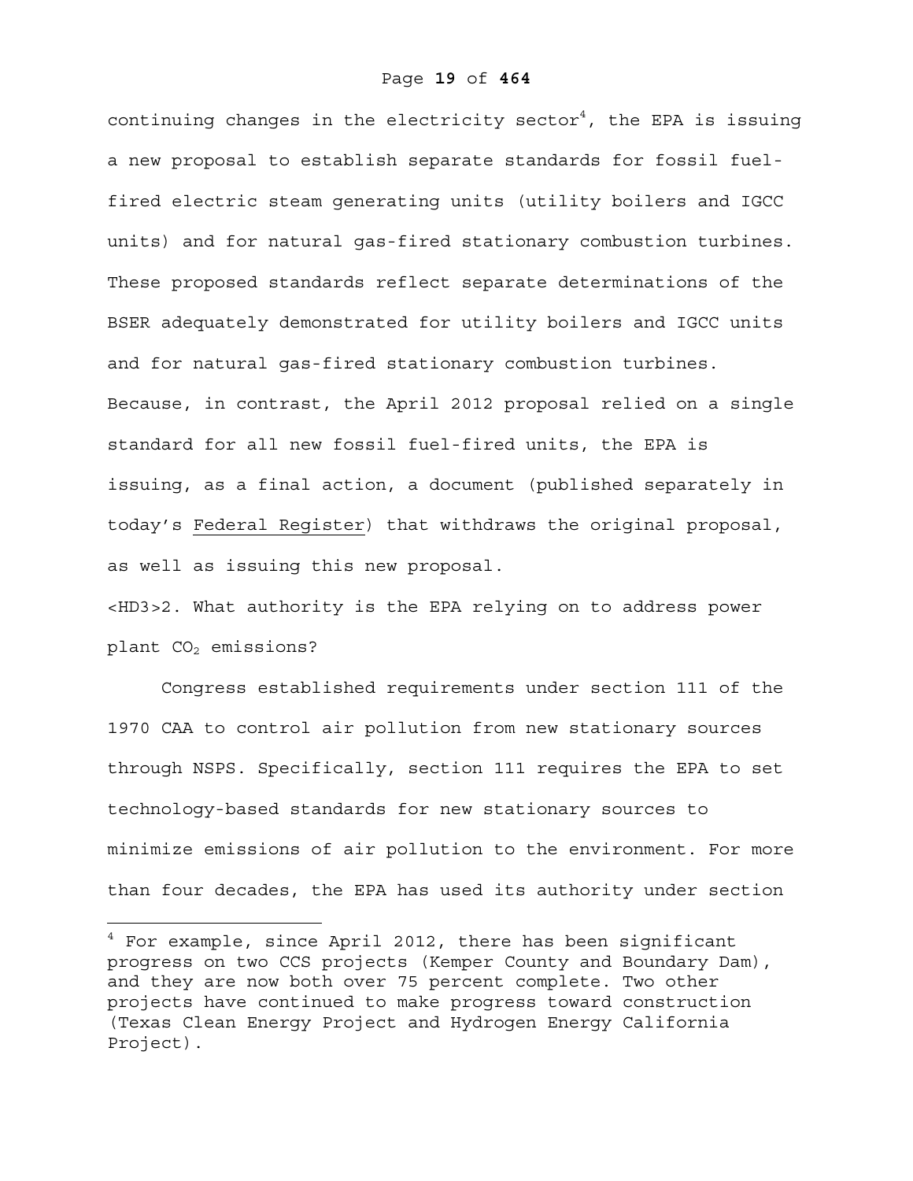continuing changes in the electricity sector[4], the EPA is issuing a new proposal to establish separate standards for fossil fuel-fired electric steam generating units (utility boilers and IGCC units) and for natural gas-fired stationary combustion turbines. These proposed standards reflect separate determinations of the BSER adequately demonstrated for utility boilers and IGCC units and for natural gas-fired stationary combustion turbines. Because, in contrast, the April 2012 proposal relied on a single standard for all new fossil fuel-fired units, the EPA is issuing, as a final action, a document (published separately in today's Federal Register) that withdraws the original proposal, as well as issuing this new proposal.

### 2. What authority is the EPA relying on to address power plant $CO_2$ emissions?

Congress established requirements under section 111 of the 1970 CAA to control air pollution from new stationary sources through NSPS. Specifically, section 111 requires the EPA to set technology-based standards for new stationary sources to minimize emissions of air pollution to the environment. For more than four decades, the EPA has used its authority under section

[4] For example, since April 2012, there has been significant progress on two CCS projects (Kemper County and Boundary Dam), and they are now both over 75 percent complete. Two other projects have continued to make progress toward construction (Texas Clean Energy Project and Hydrogen Energy California Project).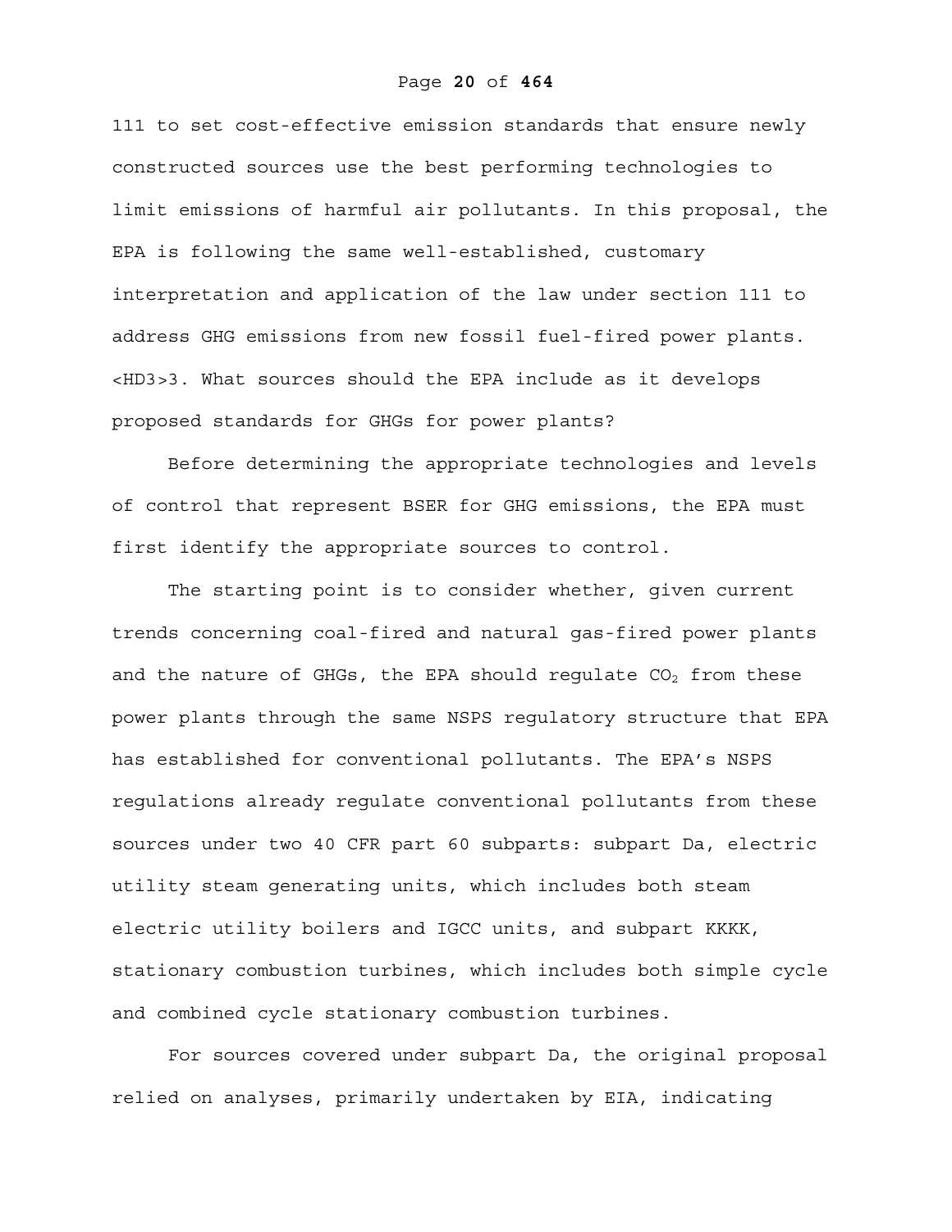111 to set cost-effective emission standards that ensure newly constructed sources use the best performing technologies to limit emissions of harmful air pollutants. In this proposal, the EPA is following the same well-established, customary interpretation and application of the law under section 111 to address GHG emissions from new fossil fuel-fired power plants.

### 3. What sources should the EPA include as it develops proposed standards for GHGs for power plants?

Before determining the appropriate technologies and levels of control that represent BSER for GHG emissions, the EPA must first identify the appropriate sources to control.

The starting point is to consider whether, given current trends concerning coal-fired and natural gas-fired power plants and the nature of GHGs, the EPA should regulate $CO_2$ from these power plants through the same NSPS regulatory structure that EPA has established for conventional pollutants. The EPA's NSPS regulations already regulate conventional pollutants from these sources under two 40 CFR part 60 subparts: subpart Da, electric utility steam generating units, which includes both steam electric utility boilers and IGCC units, and subpart KKKK, stationary combustion turbines, which includes both simple cycle and combined cycle stationary combustion turbines.

For sources covered under subpart Da, the original proposal relied on analyses, primarily undertaken by EIA, indicating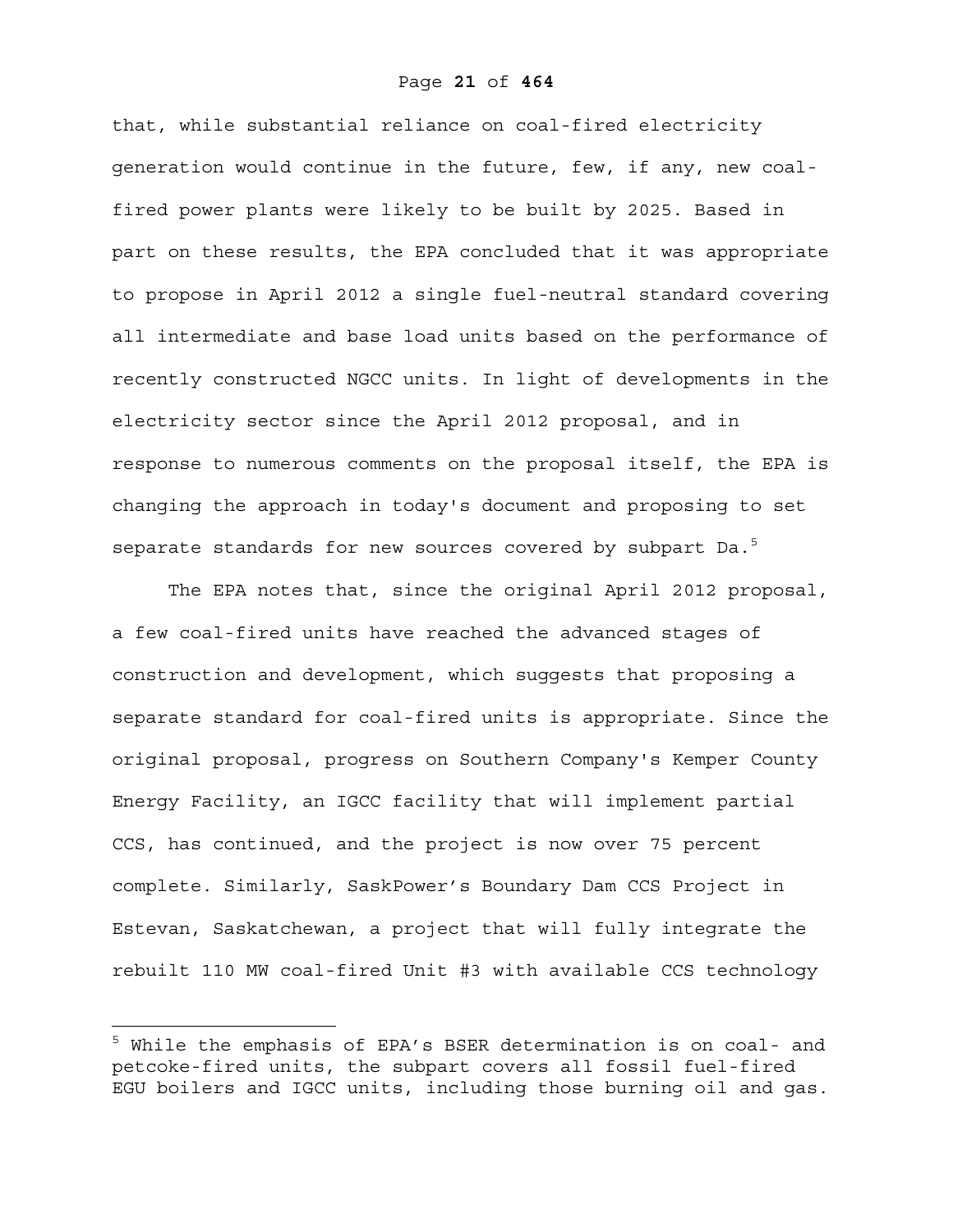that, while substantial reliance on coal-fired electricity generation would continue in the future, few, if any, new coal-fired power plants were likely to be built by 2025. Based in part on these results, the EPA concluded that it was appropriate to propose in April 2012 a single fuel-neutral standard covering all intermediate and base load units based on the performance of recently constructed NGCC units. In light of developments in the electricity sector since the April 2012 proposal, and in response to numerous comments on the proposal itself, the EPA is changing the approach in today's document and proposing to set separate standards for new sources covered by subpart Da.[5]

The EPA notes that, since the original April 2012 proposal, a few coal-fired units have reached the advanced stages of construction and development, which suggests that proposing a separate standard for coal-fired units is appropriate. Since the original proposal, progress on Southern Company's Kemper County Energy Facility, an IGCC facility that will implement partial CCS, has continued, and the project is now over 75 percent complete. Similarly, SaskPower's Boundary Dam CCS Project in Estevan, Saskatchewan, a project that will fully integrate the rebuilt 110 MW coal-fired Unit #3 with available CCS technology

---

[5] While the emphasis of EPA's BSER determination is on coal- and petcoke-fired units, the subpart covers all fossil fuel-fired EGU boilers and IGCC units, including those burning oil and gas.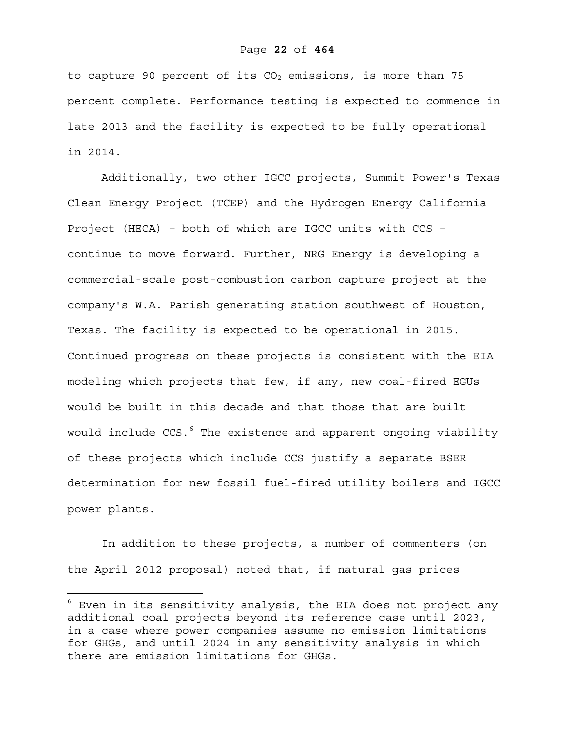to capture 90 percent of its $CO_2$ emissions, is more than 75 percent complete. Performance testing is expected to commence in late 2013 and the facility is expected to be fully operational in 2014.

Additionally, two other IGCC projects, Summit Power's Texas Clean Energy Project (TCEP) and the Hydrogen Energy California Project (HECA) – both of which are IGCC units with CCS – continue to move forward. Further, NRG Energy is developing a commercial-scale post-combustion carbon capture project at the company's W.A. Parish generating station southwest of Houston, Texas. The facility is expected to be operational in 2015. Continued progress on these projects is consistent with the EIA modeling which projects that few, if any, new coal-fired EGUs would be built in this decade and that those that are built would include CCS.[6] The existence and apparent ongoing viability of these projects which include CCS justify a separate BSER determination for new fossil fuel-fired utility boilers and IGCC power plants.

In addition to these projects, a number of commenters (on the April 2012 proposal) noted that, if natural gas prices

---

[6] Even in its sensitivity analysis, the EIA does not project any additional coal projects beyond its reference case until 2023, in a case where power companies assume no emission limitations for GHGs, and until 2024 in any sensitivity analysis in which there are emission limitations for GHGs.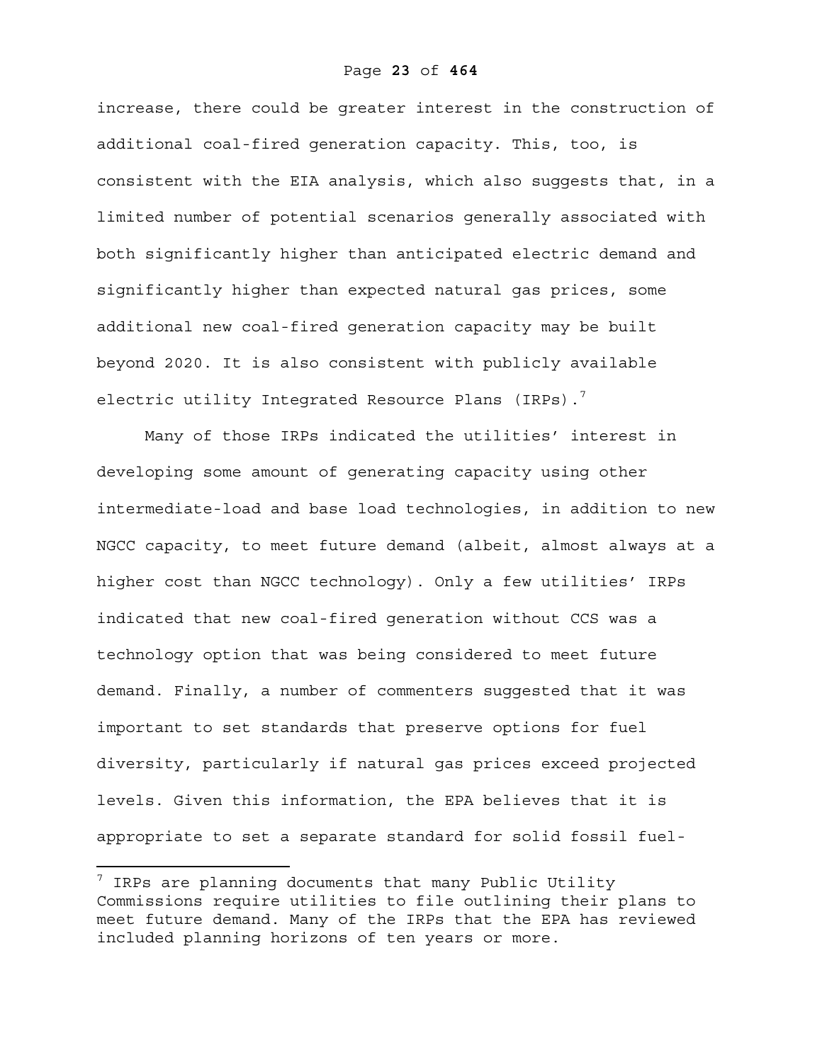increase, there could be greater interest in the construction of additional coal-fired generation capacity. This, too, is consistent with the EIA analysis, which also suggests that, in a limited number of potential scenarios generally associated with both significantly higher than anticipated electric demand and significantly higher than expected natural gas prices, some additional new coal-fired generation capacity may be built beyond 2020. It is also consistent with publicly available electric utility Integrated Resource Plans (IRPs).[7]

Many of those IRPs indicated the utilities' interest in developing some amount of generating capacity using other intermediate-load and base load technologies, in addition to new NGCC capacity, to meet future demand (albeit, almost always at a higher cost than NGCC technology). Only a few utilities' IRPs indicated that new coal-fired generation without CCS was a technology option that was being considered to meet future demand. Finally, a number of commenters suggested that it was important to set standards that preserve options for fuel diversity, particularly if natural gas prices exceed projected levels. Given this information, the EPA believes that it is appropriate to set a separate standard for solid fossil fuel-

---

[7] IRPs are planning documents that many Public Utility Commissions require utilities to file outlining their plans to meet future demand. Many of the IRPs that the EPA has reviewed included planning horizons of ten years or more.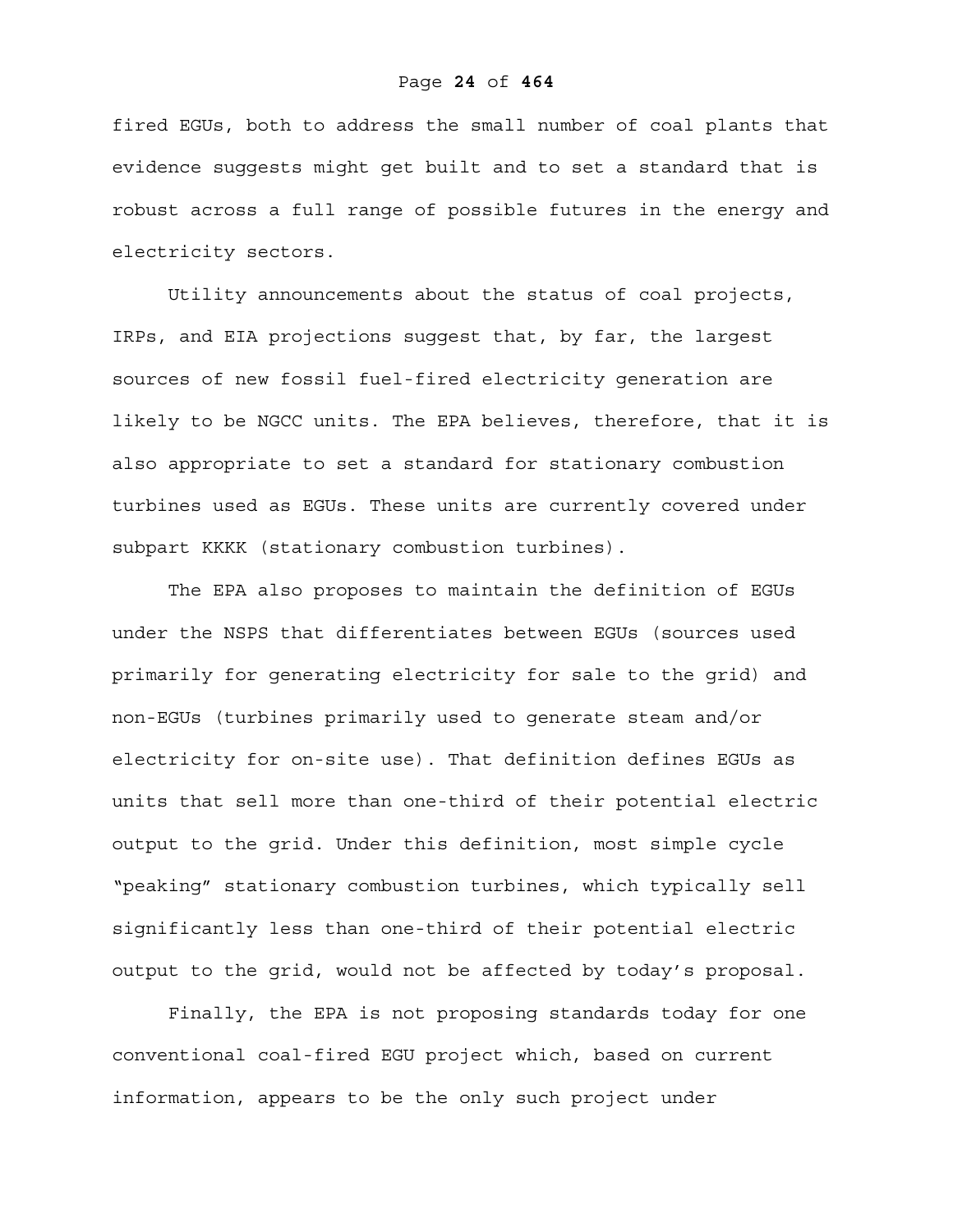fired EGUs, both to address the small number of coal plants that evidence suggests might get built and to set a standard that is robust across a full range of possible futures in the energy and electricity sectors.

Utility announcements about the status of coal projects, IRPs, and EIA projections suggest that, by far, the largest sources of new fossil fuel-fired electricity generation are likely to be NGCC units. The EPA believes, therefore, that it is also appropriate to set a standard for stationary combustion turbines used as EGUs. These units are currently covered under subpart KKKK (stationary combustion turbines).

The EPA also proposes to maintain the definition of EGUs under the NSPS that differentiates between EGUs (sources used primarily for generating electricity for sale to the grid) and non-EGUs (turbines primarily used to generate steam and/or electricity for on-site use). That definition defines EGUs as units that sell more than one-third of their potential electric output to the grid. Under this definition, most simple cycle "peaking" stationary combustion turbines, which typically sell significantly less than one-third of their potential electric output to the grid, would not be affected by today's proposal.

Finally, the EPA is not proposing standards today for one conventional coal-fired EGU project which, based on current information, appears to be the only such project under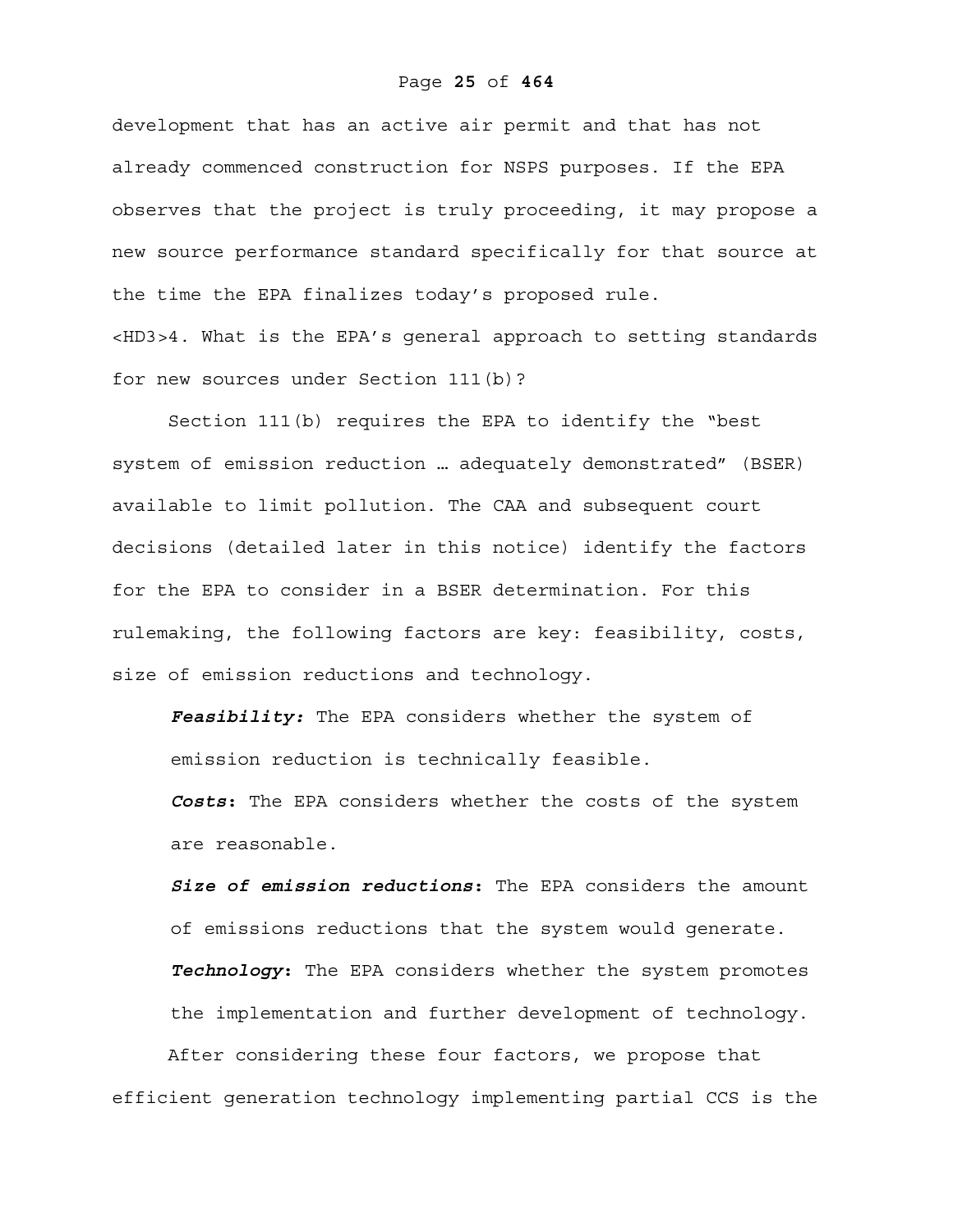development that has an active air permit and that has not already commenced construction for NSPS purposes. If the EPA observes that the project is truly proceeding, it may propose a new source performance standard specifically for that source at the time the EPA finalizes today's proposed rule.

### <HD3>4. What is the EPA's general approach to setting standards for new sources under Section 111(b)?

Section 111(b) requires the EPA to identify the "best system of emission reduction … adequately demonstrated" (BSER) available to limit pollution. The CAA and subsequent court decisions (detailed later in this notice) identify the factors for the EPA to consider in a BSER determination. For this rulemaking, the following factors are key: feasibility, costs, size of emission reductions and technology.

***Feasibility:*** The EPA considers whether the system of emission reduction is technically feasible.

***Costs*****:** The EPA considers whether the costs of the system are reasonable.

***Size of emission reductions*****:** The EPA considers the amount of emissions reductions that the system would generate.

***Technology*****:** The EPA considers whether the system promotes the implementation and further development of technology.

After considering these four factors, we propose that efficient generation technology implementing partial CCS is the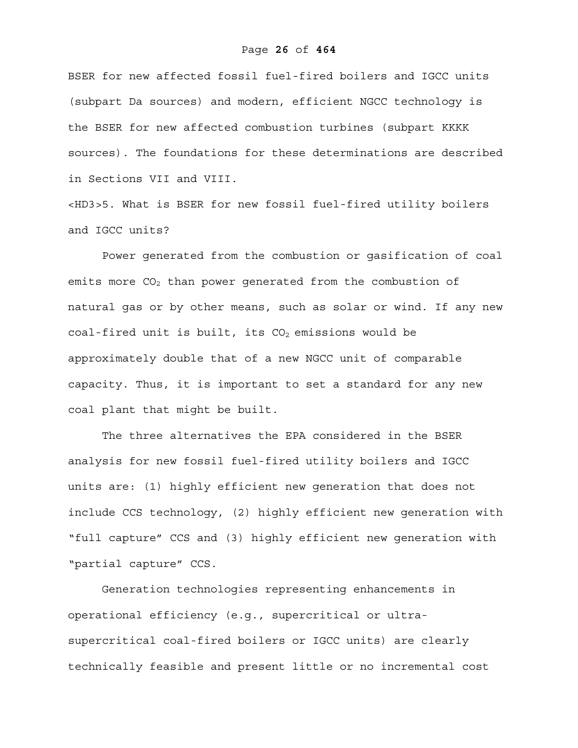BSER for new affected fossil fuel-fired boilers and IGCC units (subpart Da sources) and modern, efficient NGCC technology is the BSER for new affected combustion turbines (subpart KKKK sources). The foundations for these determinations are described in Sections VII and VIII.

### 5. What is BSER for new fossil fuel-fired utility boilers and IGCC units?

Power generated from the combustion or gasification of coal emits more $CO_2$ than power generated from the combustion of natural gas or by other means, such as solar or wind. If any new coal-fired unit is built, its $CO_2$ emissions would be approximately double that of a new NGCC unit of comparable capacity. Thus, it is important to set a standard for any new coal plant that might be built.

The three alternatives the EPA considered in the BSER analysis for new fossil fuel-fired utility boilers and IGCC units are: (1) highly efficient new generation that does not include CCS technology, (2) highly efficient new generation with "full capture" CCS and (3) highly efficient new generation with "partial capture" CCS.

Generation technologies representing enhancements in operational efficiency (e.g., supercritical or ultra-supercritical coal-fired boilers or IGCC units) are clearly technically feasible and present little or no incremental cost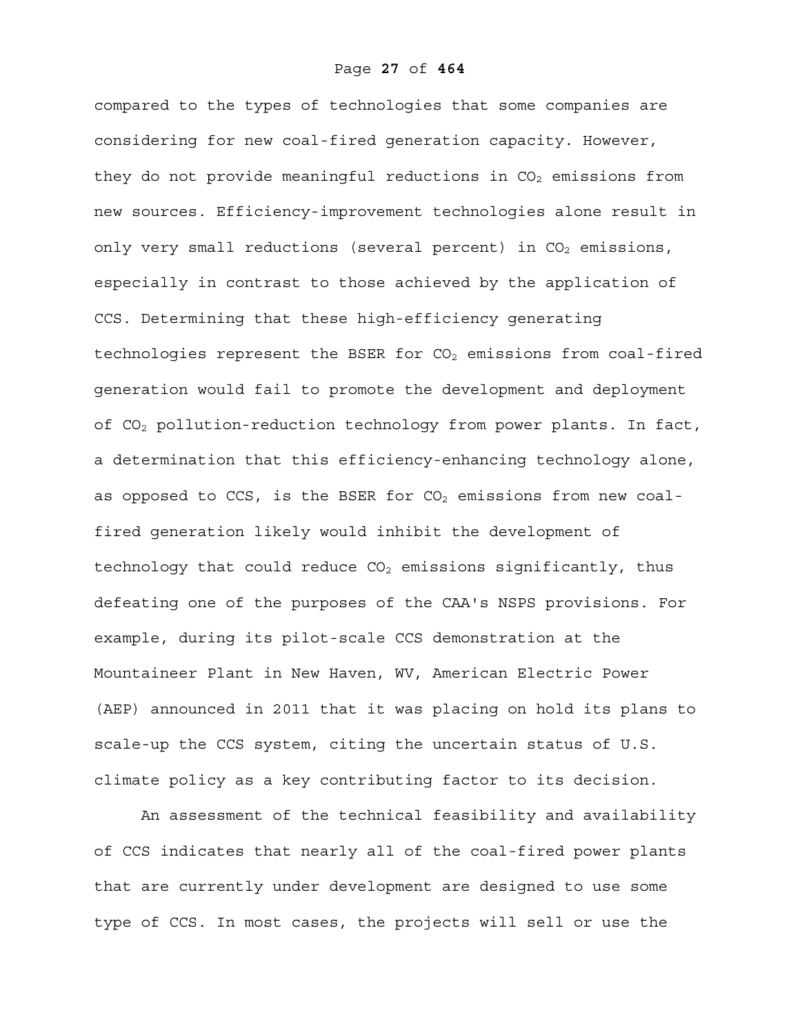compared to the types of technologies that some companies are considering for new coal-fired generation capacity. However, they do not provide meaningful reductions in $CO_2$ emissions from new sources. Efficiency-improvement technologies alone result in only very small reductions (several percent) in $CO_2$ emissions, especially in contrast to those achieved by the application of CCS. Determining that these high-efficiency generating technologies represent the BSER for $CO_2$ emissions from coal-fired generation would fail to promote the development and deployment of $CO_2$ pollution-reduction technology from power plants. In fact, a determination that this efficiency-enhancing technology alone, as opposed to CCS, is the BSER for $CO_2$ emissions from new coal-fired generation likely would inhibit the development of technology that could reduce $CO_2$ emissions significantly, thus defeating one of the purposes of the CAA's NSPS provisions. For example, during its pilot-scale CCS demonstration at the Mountaineer Plant in New Haven, WV, American Electric Power (AEP) announced in 2011 that it was placing on hold its plans to scale-up the CCS system, citing the uncertain status of U.S. climate policy as a key contributing factor to its decision.

An assessment of the technical feasibility and availability of CCS indicates that nearly all of the coal-fired power plants that are currently under development are designed to use some type of CCS. In most cases, the projects will sell or use the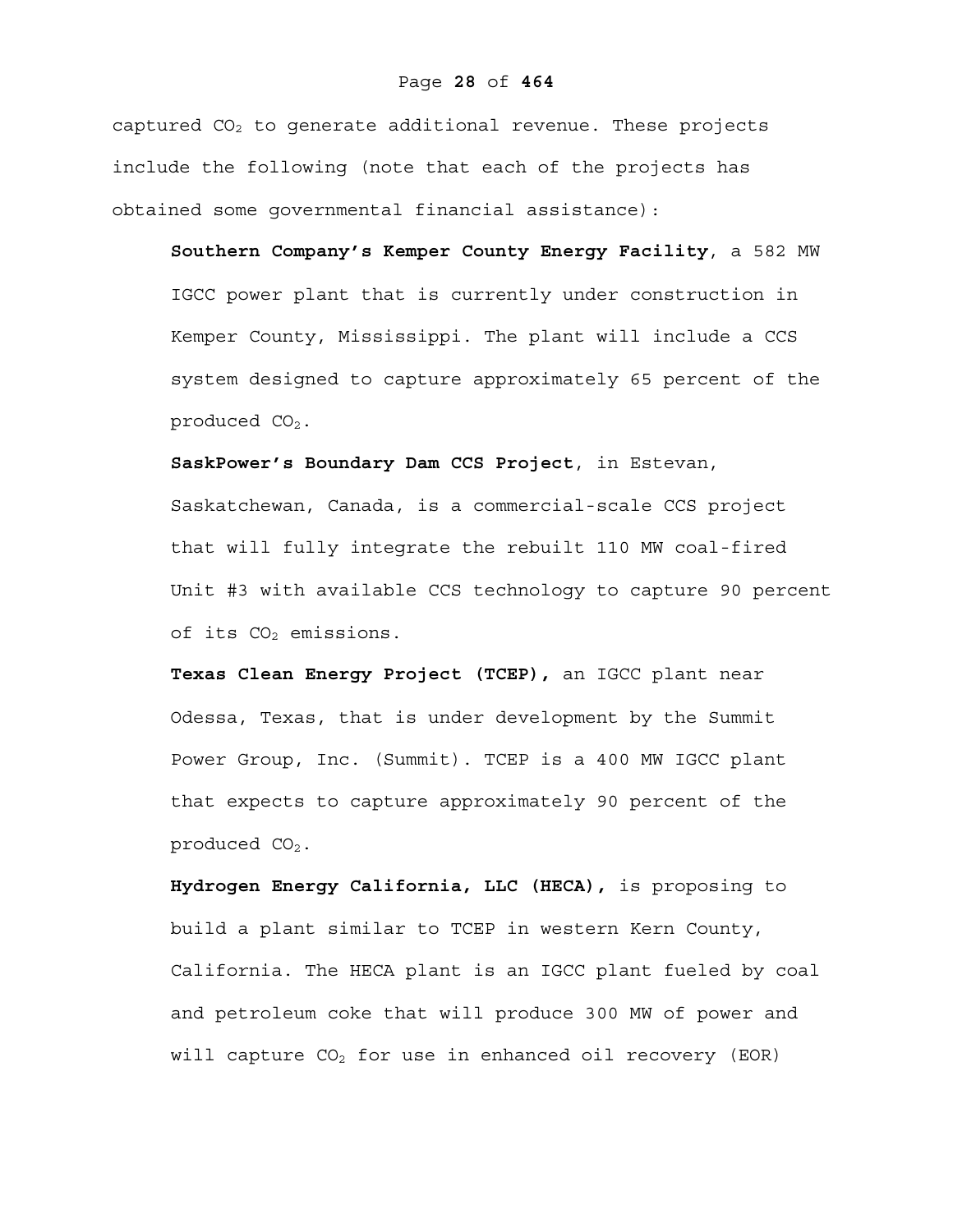captured $CO_2$ to generate additional revenue. These projects include the following (note that each of the projects has obtained some governmental financial assistance):

**Southern Company's Kemper County Energy Facility**, a 582 MW IGCC power plant that is currently under construction in Kemper County, Mississippi. The plant will include a CCS system designed to capture approximately 65 percent of the produced $CO_2$.

**SaskPower's Boundary Dam CCS Project**, in Estevan, Saskatchewan, Canada, is a commercial-scale CCS project that will fully integrate the rebuilt 110 MW coal-fired Unit #3 with available CCS technology to capture 90 percent of its $CO_2$ emissions.

**Texas Clean Energy Project (TCEP),** an IGCC plant near Odessa, Texas, that is under development by the Summit Power Group, Inc. (Summit). TCEP is a 400 MW IGCC plant that expects to capture approximately 90 percent of the produced $CO_2$.

**Hydrogen Energy California, LLC (HECA),** is proposing to build a plant similar to TCEP in western Kern County, California. The HECA plant is an IGCC plant fueled by coal and petroleum coke that will produce 300 MW of power and will capture $CO_2$ for use in enhanced oil recovery (EOR)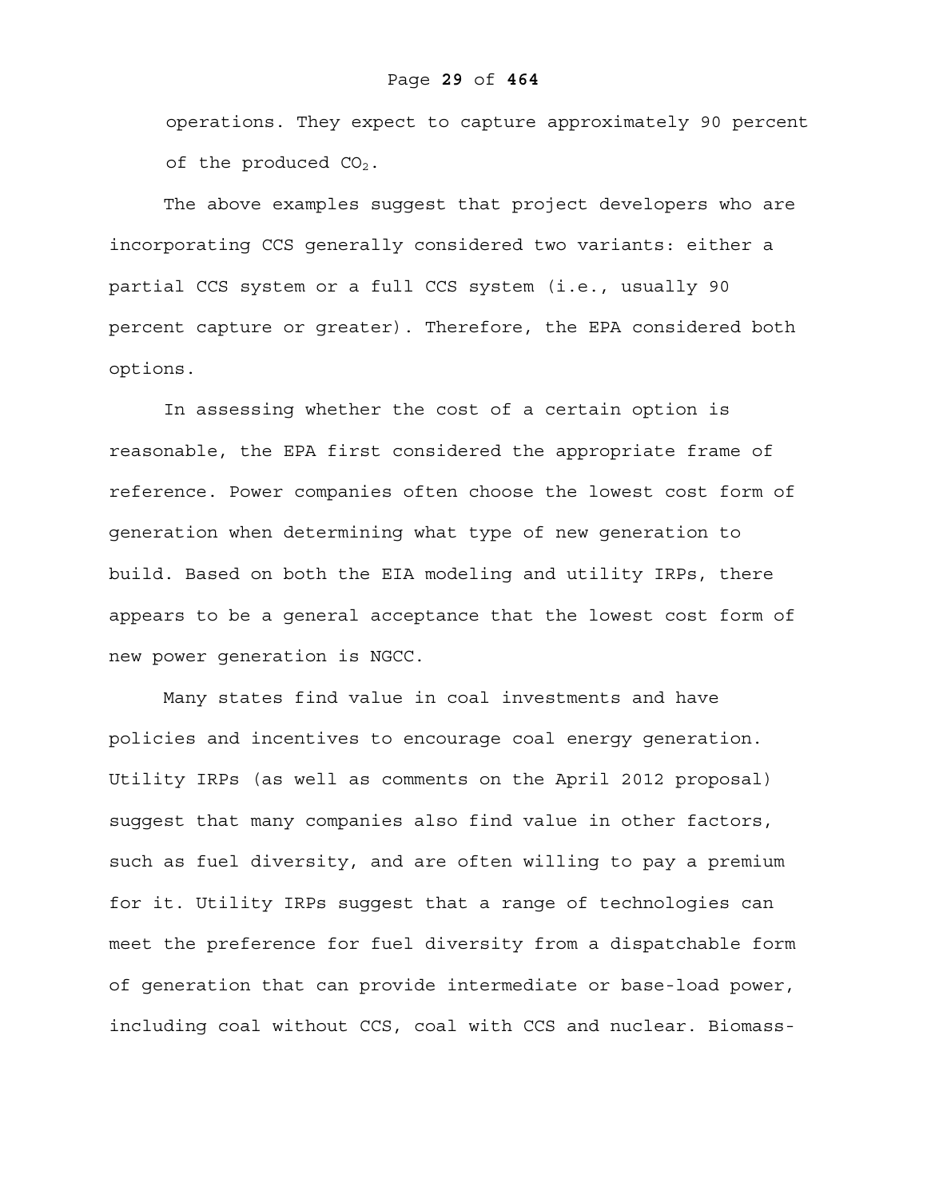operations. They expect to capture approximately 90 percent of the produced $CO_2$.

The above examples suggest that project developers who are incorporating CCS generally considered two variants: either a partial CCS system or a full CCS system (i.e., usually 90 percent capture or greater). Therefore, the EPA considered both options.

In assessing whether the cost of a certain option is reasonable, the EPA first considered the appropriate frame of reference. Power companies often choose the lowest cost form of generation when determining what type of new generation to build. Based on both the EIA modeling and utility IRPs, there appears to be a general acceptance that the lowest cost form of new power generation is NGCC.

Many states find value in coal investments and have policies and incentives to encourage coal energy generation. Utility IRPs (as well as comments on the April 2012 proposal) suggest that many companies also find value in other factors, such as fuel diversity, and are often willing to pay a premium for it. Utility IRPs suggest that a range of technologies can meet the preference for fuel diversity from a dispatchable form of generation that can provide intermediate or base-load power, including coal without CCS, coal with CCS and nuclear. Biomass-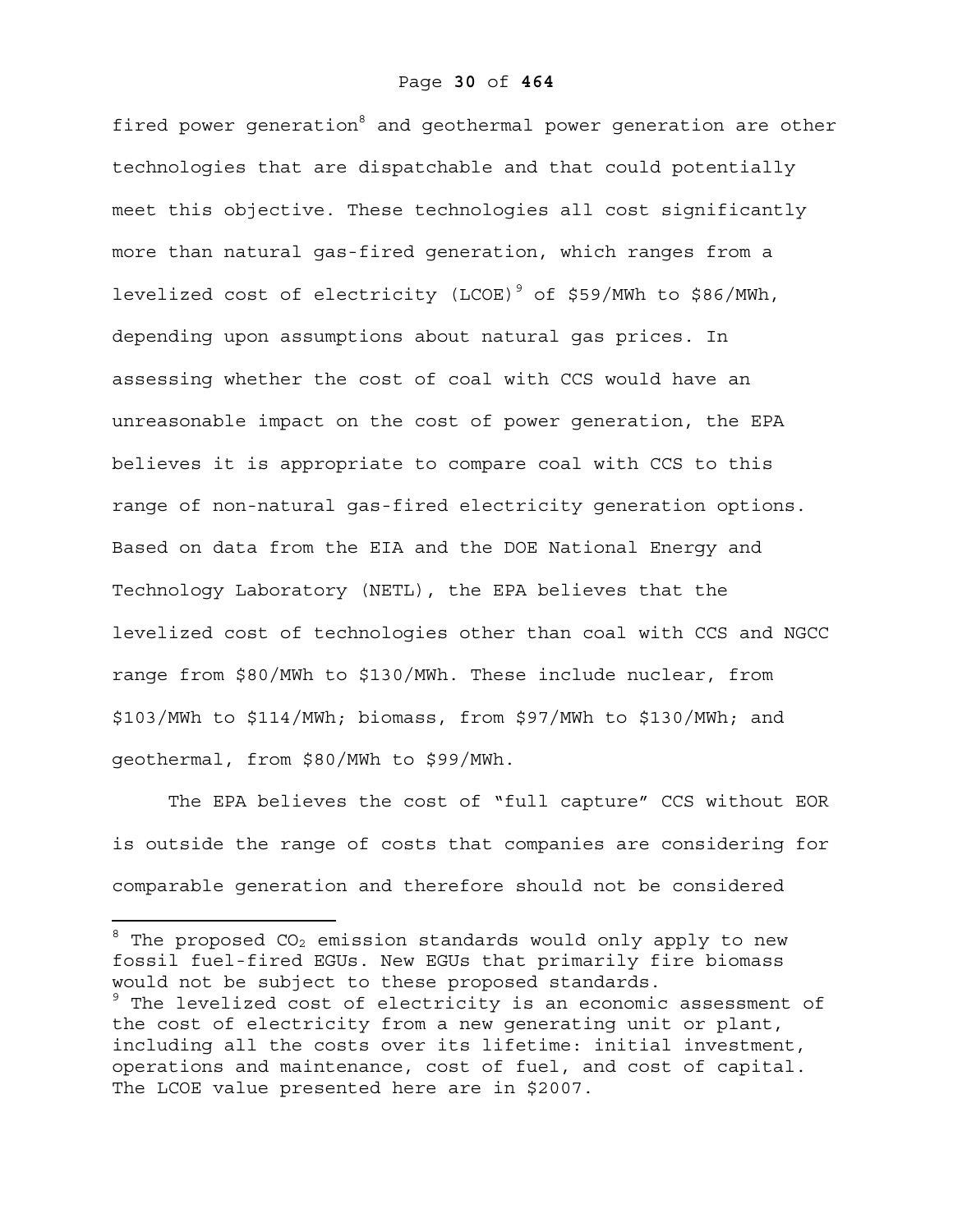fired power generation[8] and geothermal power generation are other technologies that are dispatchable and that could potentially meet this objective. These technologies all cost significantly more than natural gas-fired generation, which ranges from a levelized cost of electricity (LCOE)[9] of $59/MWh to $86/MWh, depending upon assumptions about natural gas prices. In assessing whether the cost of coal with CCS would have an unreasonable impact on the cost of power generation, the EPA believes it is appropriate to compare coal with CCS to this range of non-natural gas-fired electricity generation options. Based on data from the EIA and the DOE National Energy and Technology Laboratory (NETL), the EPA believes that the levelized cost of technologies other than coal with CCS and NGCC range from $80/MWh to $130/MWh. These include nuclear, from $103/MWh to $114/MWh; biomass, from $97/MWh to $130/MWh; and geothermal, from $80/MWh to $99/MWh.

The EPA believes the cost of "full capture" CCS without EOR is outside the range of costs that companies are considering for comparable generation and therefore should not be considered

---

[8] The proposed $CO_2$ emission standards would only apply to new fossil fuel-fired EGUs. New EGUs that primarily fire biomass would not be subject to these proposed standards.

[9] The levelized cost of electricity is an economic assessment of the cost of electricity from a new generating unit or plant, including all the costs over its lifetime: initial investment, operations and maintenance, cost of fuel, and cost of capital. The LCOE value presented here are in $2007.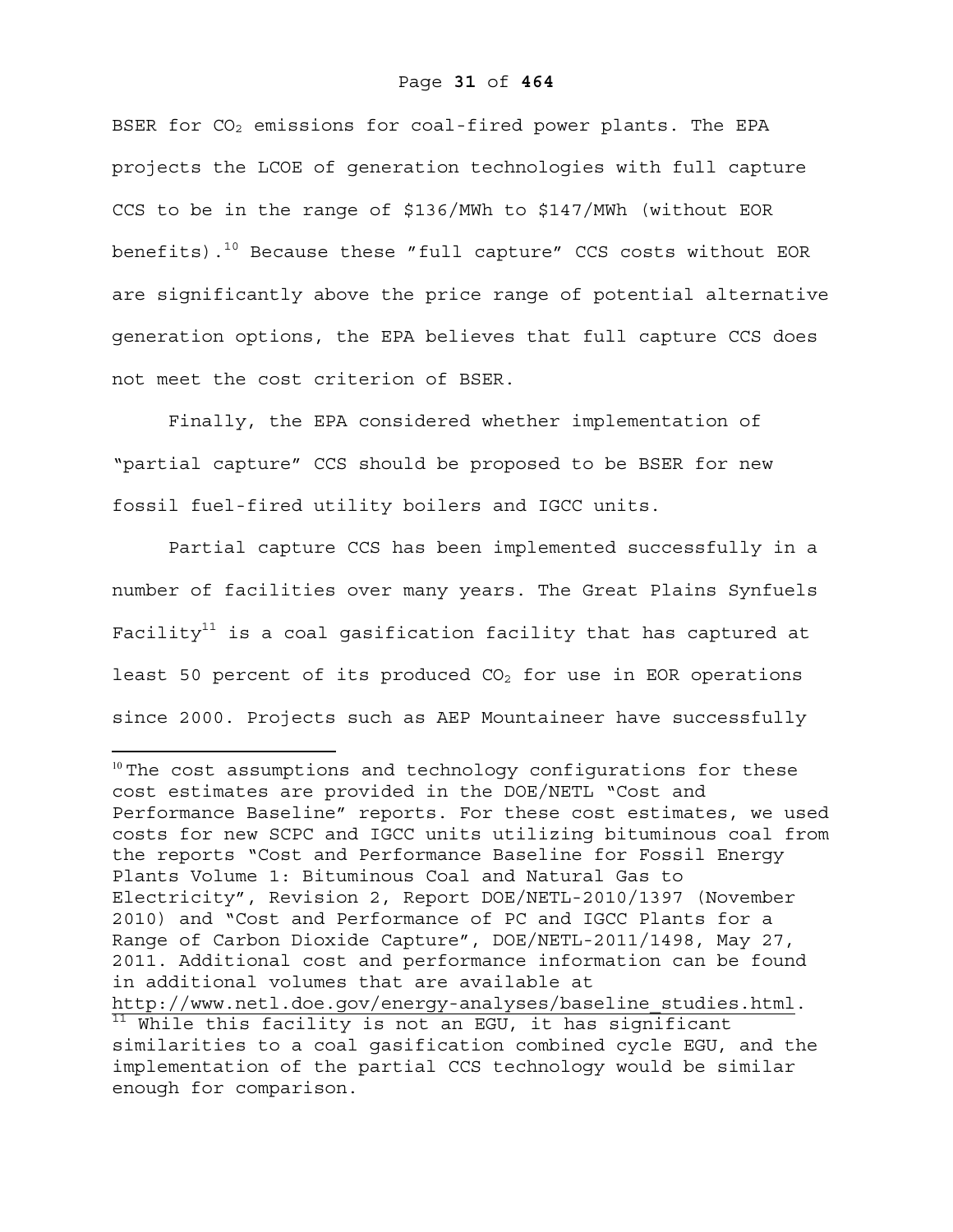BSER for $CO_2$ emissions for coal-fired power plants. The EPA projects the LCOE of generation technologies with full capture CCS to be in the range of $136/MWh to $147/MWh (without EOR benefits).[10] Because these "full capture" CCS costs without EOR are significantly above the price range of potential alternative generation options, the EPA believes that full capture CCS does not meet the cost criterion of BSER.

Finally, the EPA considered whether implementation of "partial capture" CCS should be proposed to be BSER for new fossil fuel-fired utility boilers and IGCC units.

Partial capture CCS has been implemented successfully in a number of facilities over many years. The Great Plains Synfuels Facility[11] is a coal gasification facility that has captured at least 50 percent of its produced $CO_2$ for use in EOR operations since 2000. Projects such as AEP Mountaineer have successfully

---

[10] The cost assumptions and technology configurations for these cost estimates are provided in the DOE/NETL "Cost and Performance Baseline" reports. For these cost estimates, we used costs for new SCPC and IGCC units utilizing bituminous coal from the reports "Cost and Performance Baseline for Fossil Energy Plants Volume 1: Bituminous Coal and Natural Gas to Electricity", Revision 2, Report DOE/NETL-2010/1397 (November 2010) and "Cost and Performance of PC and IGCC Plants for a Range of Carbon Dioxide Capture", DOE/NETL-2011/1498, May 27, 2011. Additional cost and performance information can be found in additional volumes that are available at http://www.netl.doe.gov/energy-analyses/baseline_studies.html.

[11] While this facility is not an EGU, it has significant similarities to a coal gasification combined cycle EGU, and the implementation of the partial CCS technology would be similar enough for comparison.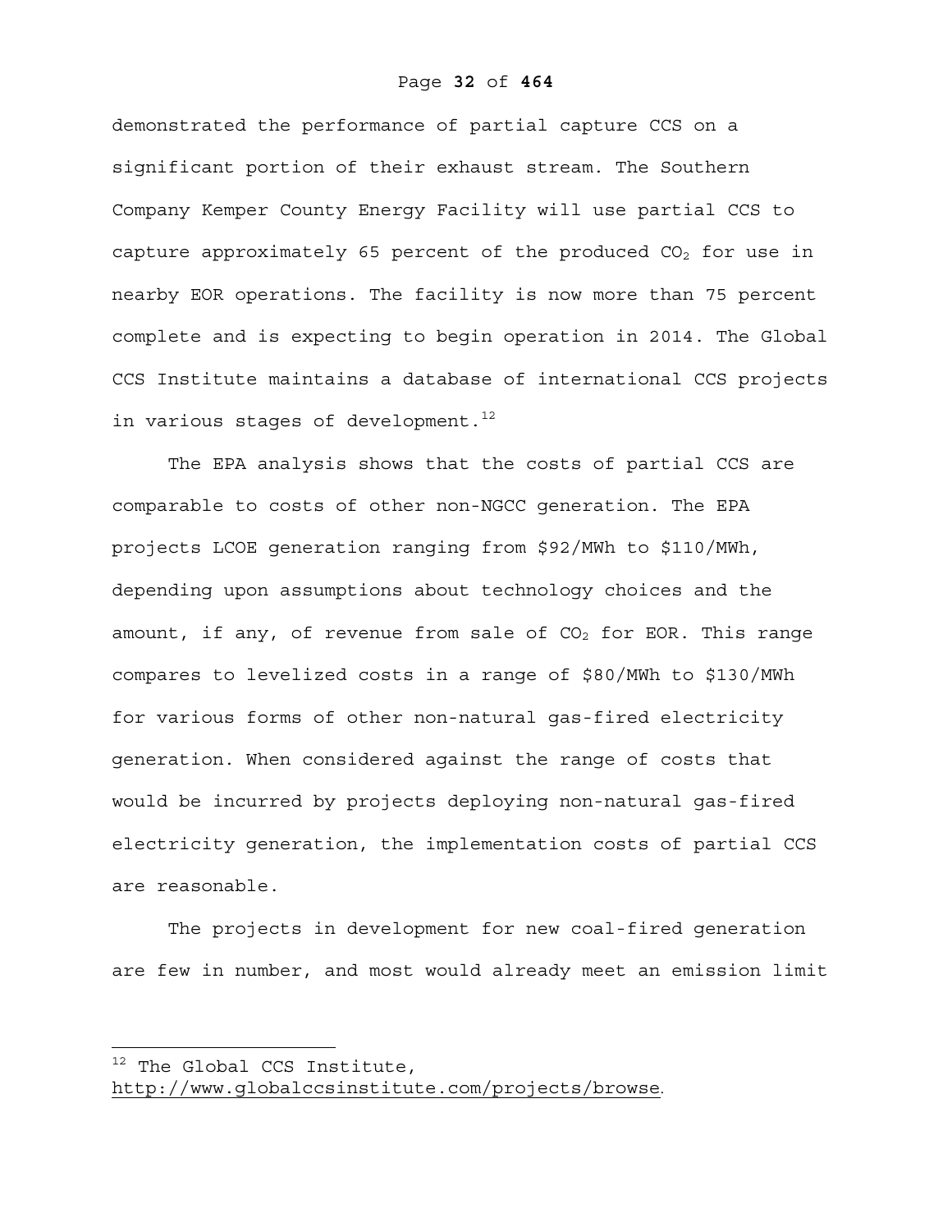demonstrated the performance of partial capture CCS on a significant portion of their exhaust stream. The Southern Company Kemper County Energy Facility will use partial CCS to capture approximately 65 percent of the produced $CO_2$ for use in nearby EOR operations. The facility is now more than 75 percent complete and is expecting to begin operation in 2014. The Global CCS Institute maintains a database of international CCS projects in various stages of development.[12]

The EPA analysis shows that the costs of partial CCS are comparable to costs of other non-NGCC generation. The EPA projects LCOE generation ranging from $92/MWh to $110/MWh, depending upon assumptions about technology choices and the amount, if any, of revenue from sale of $CO_2$ for EOR. This range compares to levelized costs in a range of $80/MWh to $130/MWh for various forms of other non-natural gas-fired electricity generation. When considered against the range of costs that would be incurred by projects deploying non-natural gas-fired electricity generation, the implementation costs of partial CCS are reasonable.

The projects in development for new coal-fired generation are few in number, and most would already meet an emission limit

---

[12] The Global CCS Institute, http://www.globalccsinstitute.com/projects/browse.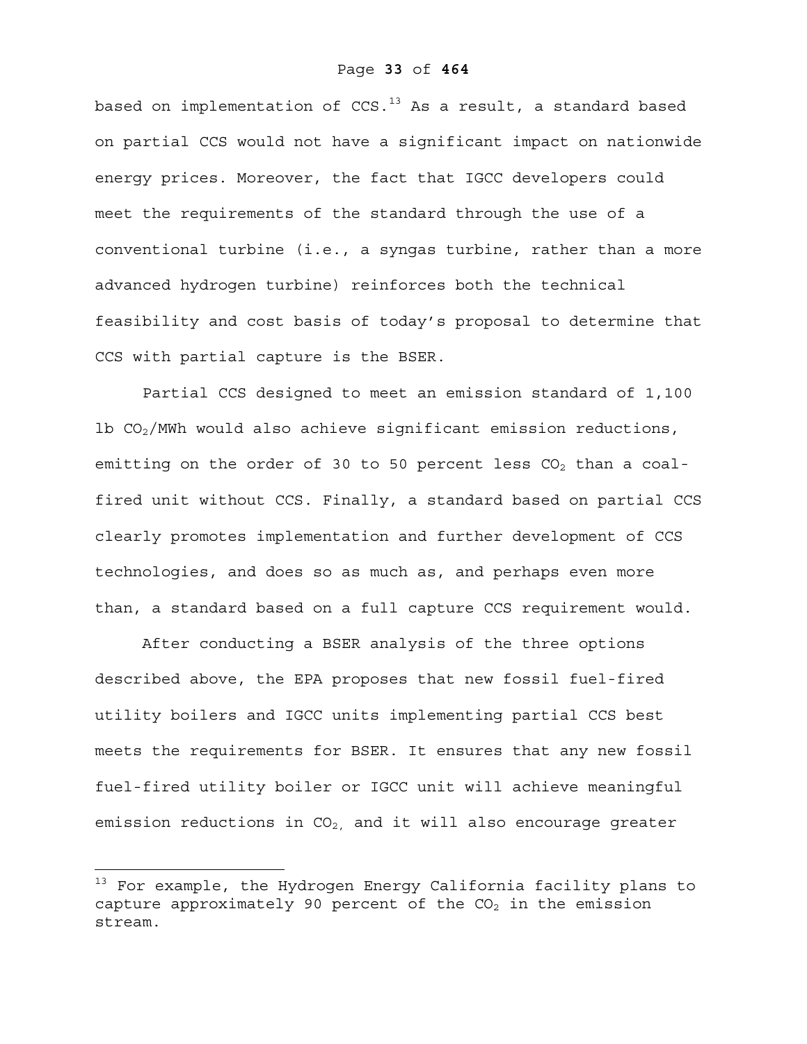based on implementation of CCS.[13] As a result, a standard based on partial CCS would not have a significant impact on nationwide energy prices. Moreover, the fact that IGCC developers could meet the requirements of the standard through the use of a conventional turbine (i.e., a syngas turbine, rather than a more advanced hydrogen turbine) reinforces both the technical feasibility and cost basis of today's proposal to determine that CCS with partial capture is the BSER.

Partial CCS designed to meet an emission standard of 1,100 lb $CO_2$/MWh would also achieve significant emission reductions, emitting on the order of 30 to 50 percent less $CO_2$ than a coal-fired unit without CCS. Finally, a standard based on partial CCS clearly promotes implementation and further development of CCS technologies, and does so as much as, and perhaps even more than, a standard based on a full capture CCS requirement would.

After conducting a BSER analysis of the three options described above, the EPA proposes that new fossil fuel-fired utility boilers and IGCC units implementing partial CCS best meets the requirements for BSER. It ensures that any new fossil fuel-fired utility boiler or IGCC unit will achieve meaningful emission reductions in $CO_2$, and it will also encourage greater

---

[13] For example, the Hydrogen Energy California facility plans to capture approximately 90 percent of the $CO_2$ in the emission stream.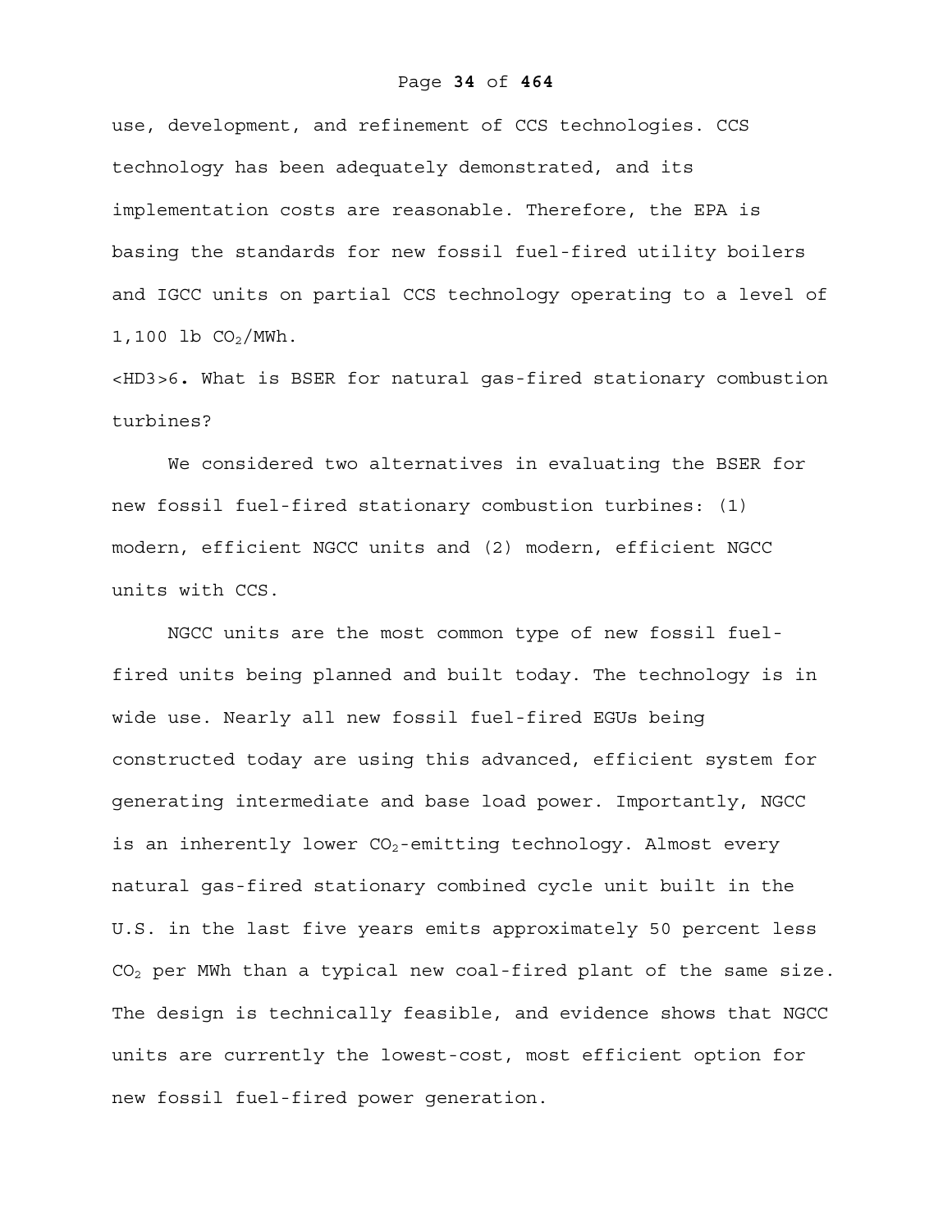use, development, and refinement of CCS technologies. CCS technology has been adequately demonstrated, and its implementation costs are reasonable. Therefore, the EPA is basing the standards for new fossil fuel-fired utility boilers and IGCC units on partial CCS technology operating to a level of 1,100 lb $CO_2$/MWh.

### 6. What is BSER for natural gas-fired stationary combustion turbines?

We considered two alternatives in evaluating the BSER for new fossil fuel-fired stationary combustion turbines: (1) modern, efficient NGCC units and (2) modern, efficient NGCC units with CCS.

NGCC units are the most common type of new fossil fuel-fired units being planned and built today. The technology is in wide use. Nearly all new fossil fuel-fired EGUs being constructed today are using this advanced, efficient system for generating intermediate and base load power. Importantly, NGCC is an inherently lower $CO_2$-emitting technology. Almost every natural gas-fired stationary combined cycle unit built in the U.S. in the last five years emits approximately 50 percent less $CO_2$ per MWh than a typical new coal-fired plant of the same size. The design is technically feasible, and evidence shows that NGCC units are currently the lowest-cost, most efficient option for new fossil fuel-fired power generation.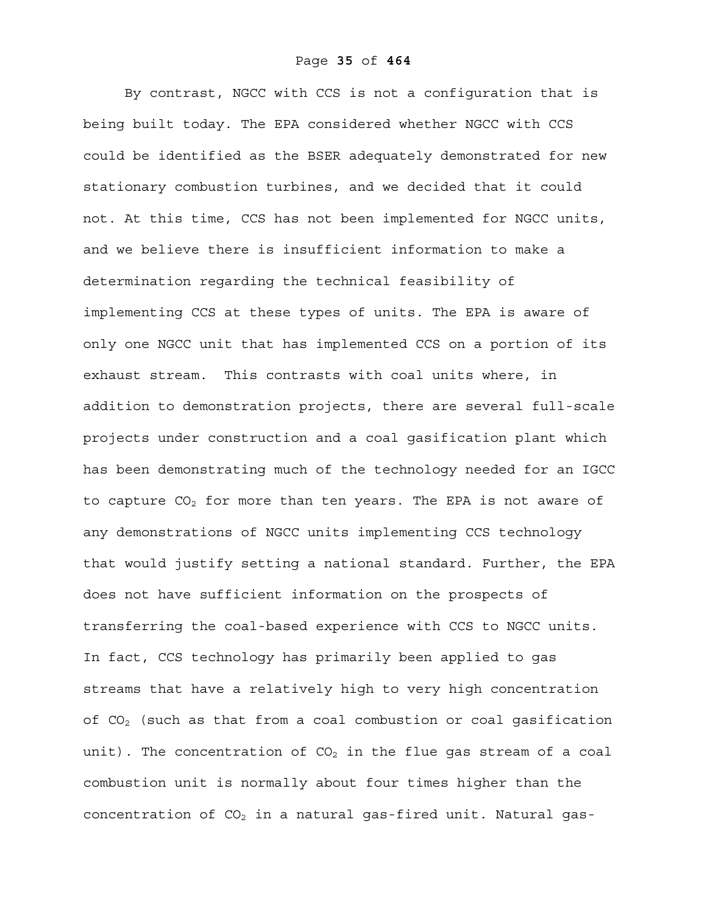By contrast, NGCC with CCS is not a configuration that is being built today. The EPA considered whether NGCC with CCS could be identified as the BSER adequately demonstrated for new stationary combustion turbines, and we decided that it could not. At this time, CCS has not been implemented for NGCC units, and we believe there is insufficient information to make a determination regarding the technical feasibility of implementing CCS at these types of units. The EPA is aware of only one NGCC unit that has implemented CCS on a portion of its exhaust stream. This contrasts with coal units where, in addition to demonstration projects, there are several full-scale projects under construction and a coal gasification plant which has been demonstrating much of the technology needed for an IGCC to capture $CO_2$ for more than ten years. The EPA is not aware of any demonstrations of NGCC units implementing CCS technology that would justify setting a national standard. Further, the EPA does not have sufficient information on the prospects of transferring the coal-based experience with CCS to NGCC units. In fact, CCS technology has primarily been applied to gas streams that have a relatively high to very high concentration of $CO_2$ (such as that from a coal combustion or coal gasification unit). The concentration of $CO_2$ in the flue gas stream of a coal combustion unit is normally about four times higher than the concentration of $CO_2$ in a natural gas-fired unit. Natural gas-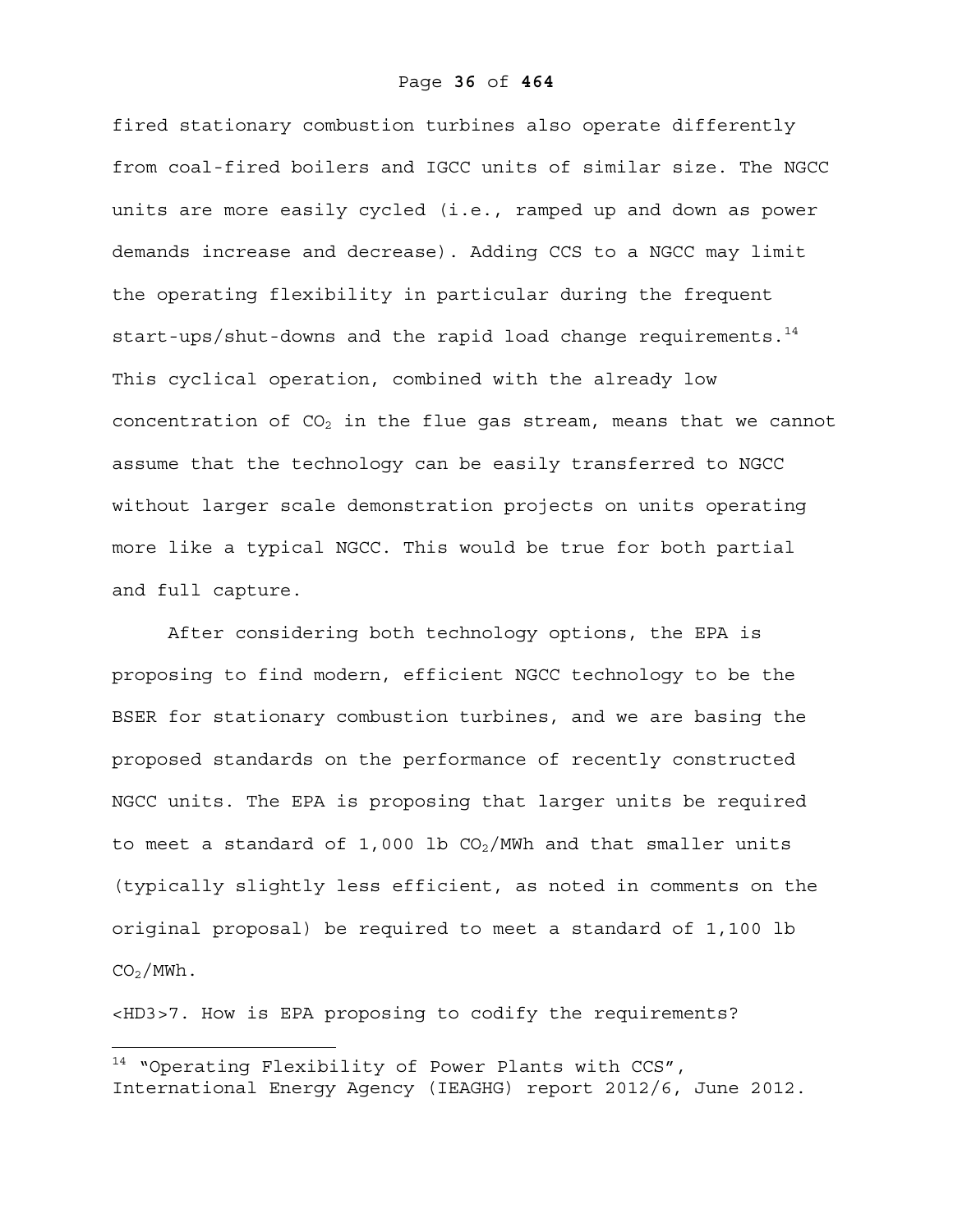fired stationary combustion turbines also operate differently from coal-fired boilers and IGCC units of similar size. The NGCC units are more easily cycled (i.e., ramped up and down as power demands increase and decrease). Adding CCS to a NGCC may limit the operating flexibility in particular during the frequent start-ups/shut-downs and the rapid load change requirements.[14] This cyclical operation, combined with the already low concentration of $CO_2$ in the flue gas stream, means that we cannot assume that the technology can be easily transferred to NGCC without larger scale demonstration projects on units operating more like a typical NGCC. This would be true for both partial and full capture.

After considering both technology options, the EPA is proposing to find modern, efficient NGCC technology to be the BSER for stationary combustion turbines, and we are basing the proposed standards on the performance of recently constructed NGCC units. The EPA is proposing that larger units be required to meet a standard of 1,000 lb $CO_2$/MWh and that smaller units (typically slightly less efficient, as noted in comments on the original proposal) be required to meet a standard of 1,100 lb $CO_2$/MWh.

### 7. How is EPA proposing to codify the requirements?

---

[14] "Operating Flexibility of Power Plants with CCS", International Energy Agency (IEAGHG) report 2012/6, June 2012.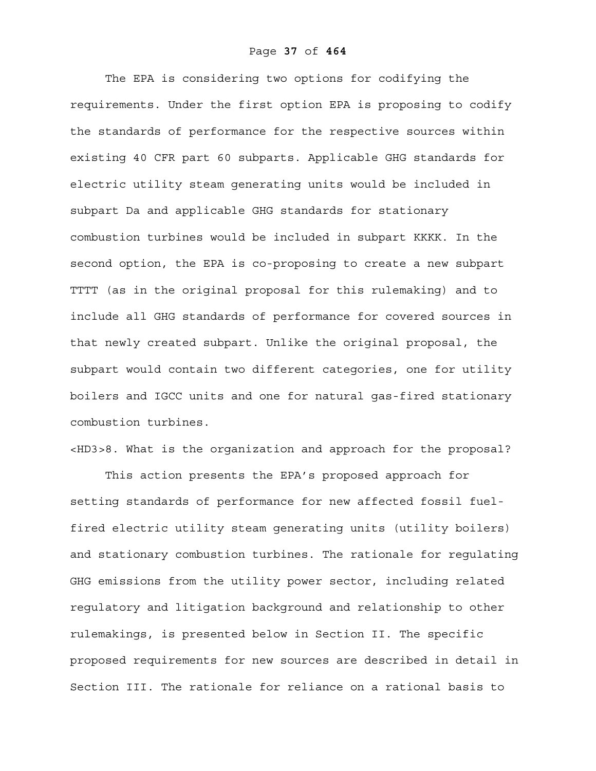The EPA is considering two options for codifying the requirements. Under the first option EPA is proposing to codify the standards of performance for the respective sources within existing 40 CFR part 60 subparts. Applicable GHG standards for electric utility steam generating units would be included in subpart Da and applicable GHG standards for stationary combustion turbines would be included in subpart KKKK. In the second option, the EPA is co-proposing to create a new subpart TTTT (as in the original proposal for this rulemaking) and to include all GHG standards of performance for covered sources in that newly created subpart. Unlike the original proposal, the subpart would contain two different categories, one for utility boilers and IGCC units and one for natural gas-fired stationary combustion turbines.

### 8. What is the organization and approach for the proposal?

This action presents the EPA's proposed approach for setting standards of performance for new affected fossil fuel-fired electric utility steam generating units (utility boilers) and stationary combustion turbines. The rationale for regulating GHG emissions from the utility power sector, including related regulatory and litigation background and relationship to other rulemakings, is presented below in Section II. The specific proposed requirements for new sources are described in detail in Section III. The rationale for reliance on a rational basis to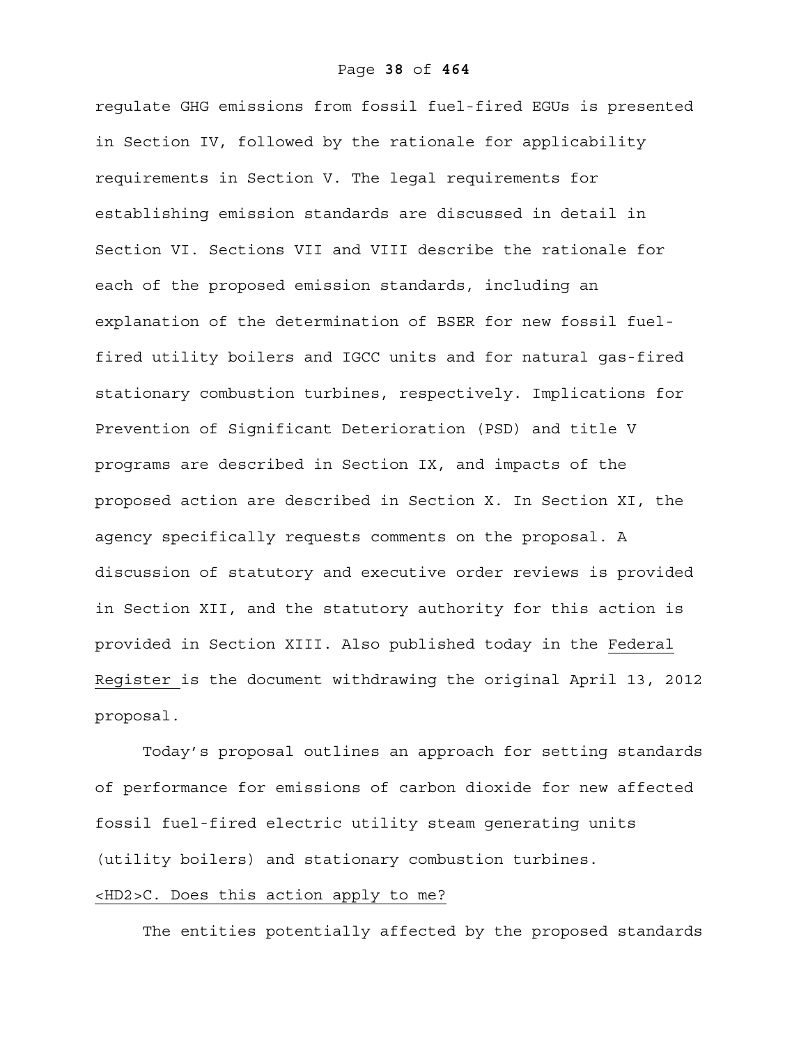regulate GHG emissions from fossil fuel-fired EGUs is presented in Section IV, followed by the rationale for applicability requirements in Section V. The legal requirements for establishing emission standards are discussed in detail in Section VI. Sections VII and VIII describe the rationale for each of the proposed emission standards, including an explanation of the determination of BSER for new fossil fuel-fired utility boilers and IGCC units and for natural gas-fired stationary combustion turbines, respectively. Implications for Prevention of Significant Deterioration (PSD) and title V programs are described in Section IX, and impacts of the proposed action are described in Section X. In Section XI, the agency specifically requests comments on the proposal. A discussion of statutory and executive order reviews is provided in Section XII, and the statutory authority for this action is provided in Section XIII. Also published today in the Federal Register is the document withdrawing the original April 13, 2012 proposal.

Today's proposal outlines an approach for setting standards of performance for emissions of carbon dioxide for new affected fossil fuel-fired electric utility steam generating units (utility boilers) and stationary combustion turbines.

## C. Does this action apply to me?

The entities potentially affected by the proposed standards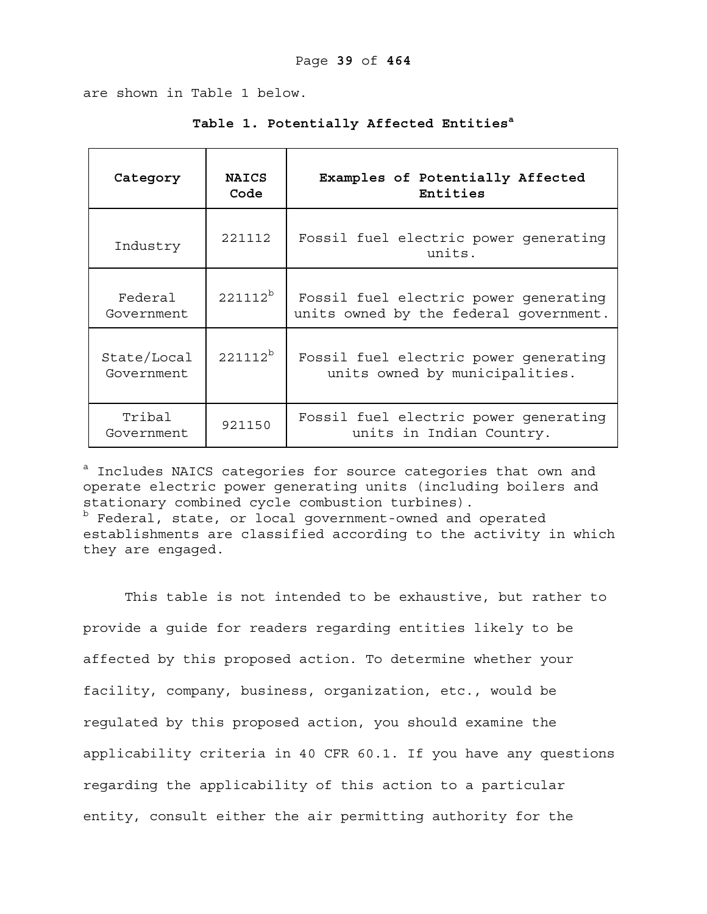are shown in Table 1 below.

**Table 1. Potentially Affected Entities[a]**

| Category | NAICS Code | Examples of Potentially Affected Entities |
|---|---|---|
| Industry | 221112 | Fossil fuel electric power generating units. |
| Federal Government | 221112[b] | Fossil fuel electric power generating units owned by the federal government. |
| State/Local Government | 221112[b] | Fossil fuel electric power generating units owned by municipalities. |
| Tribal Government | 921150 | Fossil fuel electric power generating units in Indian Country. |

[a] Includes NAICS categories for source categories that own and operate electric power generating units (including boilers and stationary combined cycle combustion turbines).
[b] Federal, state, or local government-owned and operated establishments are classified according to the activity in which they are engaged.

This table is not intended to be exhaustive, but rather to provide a guide for readers regarding entities likely to be affected by this proposed action. To determine whether your facility, company, business, organization, etc., would be regulated by this proposed action, you should examine the applicability criteria in 40 CFR 60.1. If you have any questions regarding the applicability of this action to a particular entity, consult either the air permitting authority for the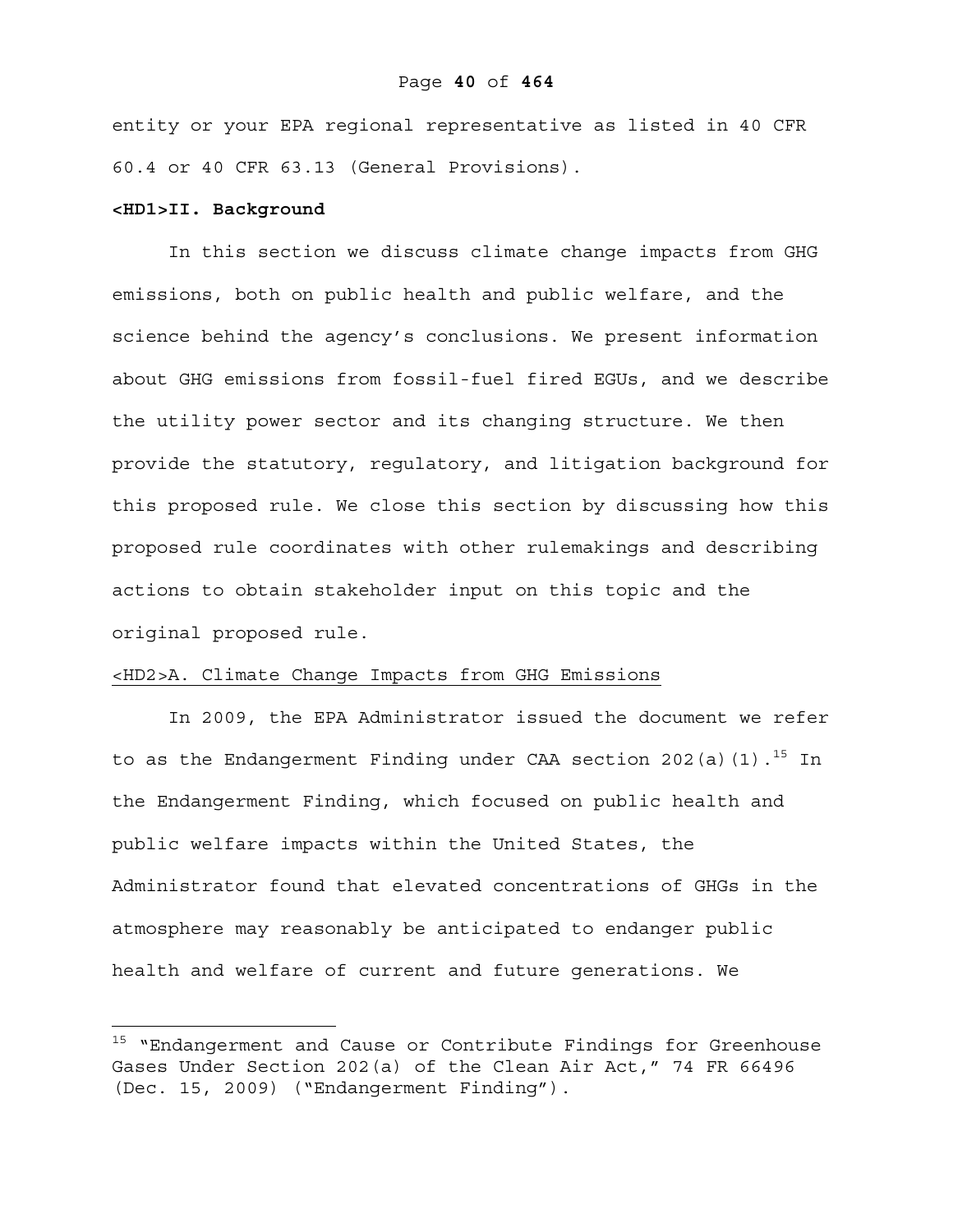entity or your EPA regional representative as listed in 40 CFR 60.4 or 40 CFR 63.13 (General Provisions).

# <HD1>II. Background

In this section we discuss climate change impacts from GHG emissions, both on public health and public welfare, and the science behind the agency’s conclusions. We present information about GHG emissions from fossil-fuel fired EGUs, and we describe the utility power sector and its changing structure. We then provide the statutory, regulatory, and litigation background for this proposed rule. We close this section by discussing how this proposed rule coordinates with other rulemakings and describing actions to obtain stakeholder input on this topic and the original proposed rule.

## <HD2>A. Climate Change Impacts from GHG Emissions

In 2009, the EPA Administrator issued the document we refer to as the Endangerment Finding under CAA section 202(a)(1).[15] In the Endangerment Finding, which focused on public health and public welfare impacts within the United States, the Administrator found that elevated concentrations of GHGs in the atmosphere may reasonably be anticipated to endanger public health and welfare of current and future generations. We

---

[15] “Endangerment and Cause or Contribute Findings for Greenhouse Gases Under Section 202(a) of the Clean Air Act,” 74 FR 66496 (Dec. 15, 2009) (“Endangerment Finding”).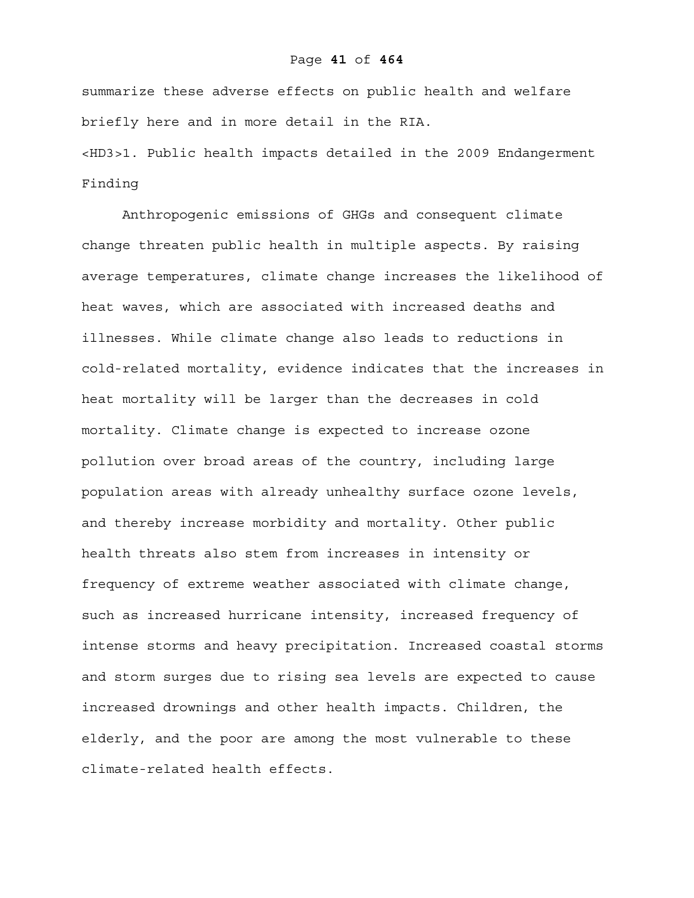summarize these adverse effects on public health and welfare briefly here and in more detail in the RIA.

### 1. Public health impacts detailed in the 2009 Endangerment Finding

Anthropogenic emissions of GHGs and consequent climate change threaten public health in multiple aspects. By raising average temperatures, climate change increases the likelihood of heat waves, which are associated with increased deaths and illnesses. While climate change also leads to reductions in cold-related mortality, evidence indicates that the increases in heat mortality will be larger than the decreases in cold mortality. Climate change is expected to increase ozone pollution over broad areas of the country, including large population areas with already unhealthy surface ozone levels, and thereby increase morbidity and mortality. Other public health threats also stem from increases in intensity or frequency of extreme weather associated with climate change, such as increased hurricane intensity, increased frequency of intense storms and heavy precipitation. Increased coastal storms and storm surges due to rising sea levels are expected to cause increased drownings and other health impacts. Children, the elderly, and the poor are among the most vulnerable to these climate-related health effects.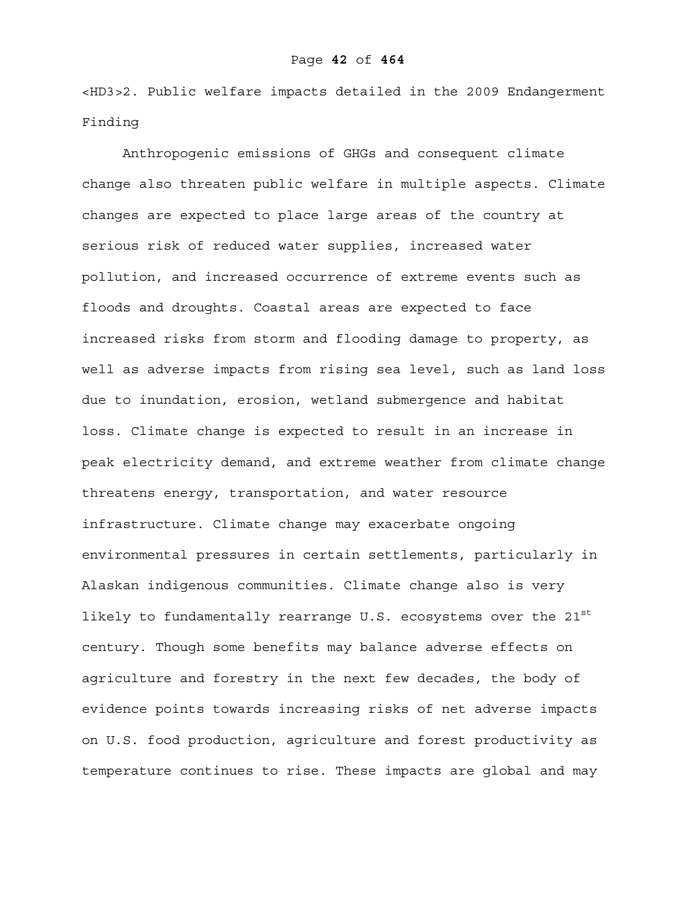### 2. Public welfare impacts detailed in the 2009 Endangerment Finding

Anthropogenic emissions of GHGs and consequent climate change also threaten public welfare in multiple aspects. Climate changes are expected to place large areas of the country at serious risk of reduced water supplies, increased water pollution, and increased occurrence of extreme events such as floods and droughts. Coastal areas are expected to face increased risks from storm and flooding damage to property, as well as adverse impacts from rising sea level, such as land loss due to inundation, erosion, wetland submergence and habitat loss. Climate change is expected to result in an increase in peak electricity demand, and extreme weather from climate change threatens energy, transportation, and water resource infrastructure. Climate change may exacerbate ongoing environmental pressures in certain settlements, particularly in Alaskan indigenous communities. Climate change also is very likely to fundamentally rearrange U.S. ecosystems over the 21st century. Though some benefits may balance adverse effects on agriculture and forestry in the next few decades, the body of evidence points towards increasing risks of net adverse impacts on U.S. food production, agriculture and forest productivity as temperature continues to rise. These impacts are global and may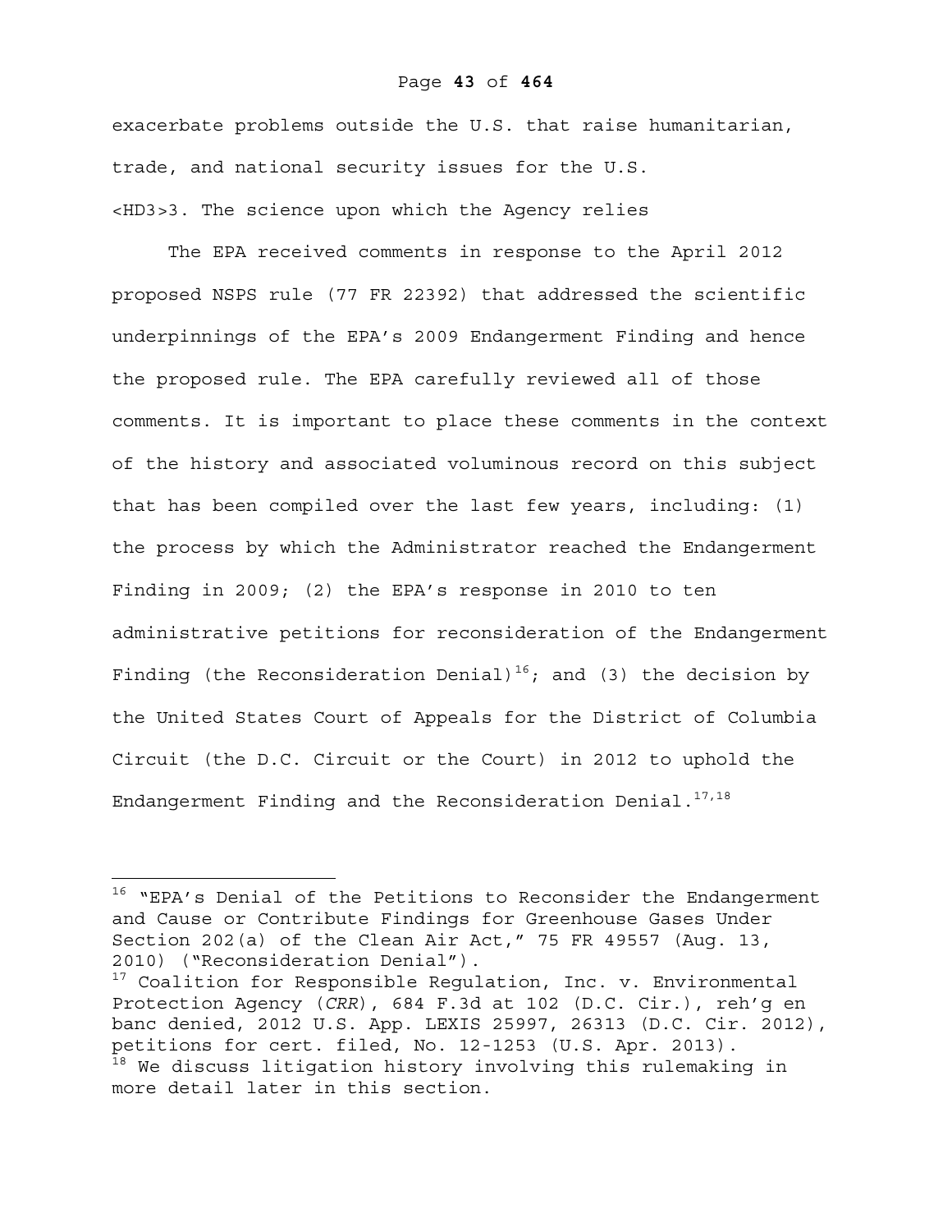exacerbate problems outside the U.S. that raise humanitarian, trade, and national security issues for the U.S.

### 3. The science upon which the Agency relies

The EPA received comments in response to the April 2012 proposed NSPS rule (77 FR 22392) that addressed the scientific underpinnings of the EPA's 2009 Endangerment Finding and hence the proposed rule. The EPA carefully reviewed all of those comments. It is important to place these comments in the context of the history and associated voluminous record on this subject that has been compiled over the last few years, including: (1) the process by which the Administrator reached the Endangerment Finding in 2009; (2) the EPA's response in 2010 to ten administrative petitions for reconsideration of the Endangerment Finding (the Reconsideration Denial)[16]; and (3) the decision by the United States Court of Appeals for the District of Columbia Circuit (the D.C. Circuit or the Court) in 2012 to uphold the Endangerment Finding and the Reconsideration Denial.[17,18]

---

[16] "EPA's Denial of the Petitions to Reconsider the Endangerment and Cause or Contribute Findings for Greenhouse Gases Under Section 202(a) of the Clean Air Act," 75 FR 49557 (Aug. 13, 2010) ("Reconsideration Denial").

[17] Coalition for Responsible Regulation, Inc. v. Environmental Protection Agency (*CRR*), 684 F.3d at 102 (D.C. Cir.), reh'g en banc denied, 2012 U.S. App. LEXIS 25997, 26313 (D.C. Cir. 2012), petitions for cert. filed, No. 12-1253 (U.S. Apr. 2013).

[18] We discuss litigation history involving this rulemaking in more detail later in this section.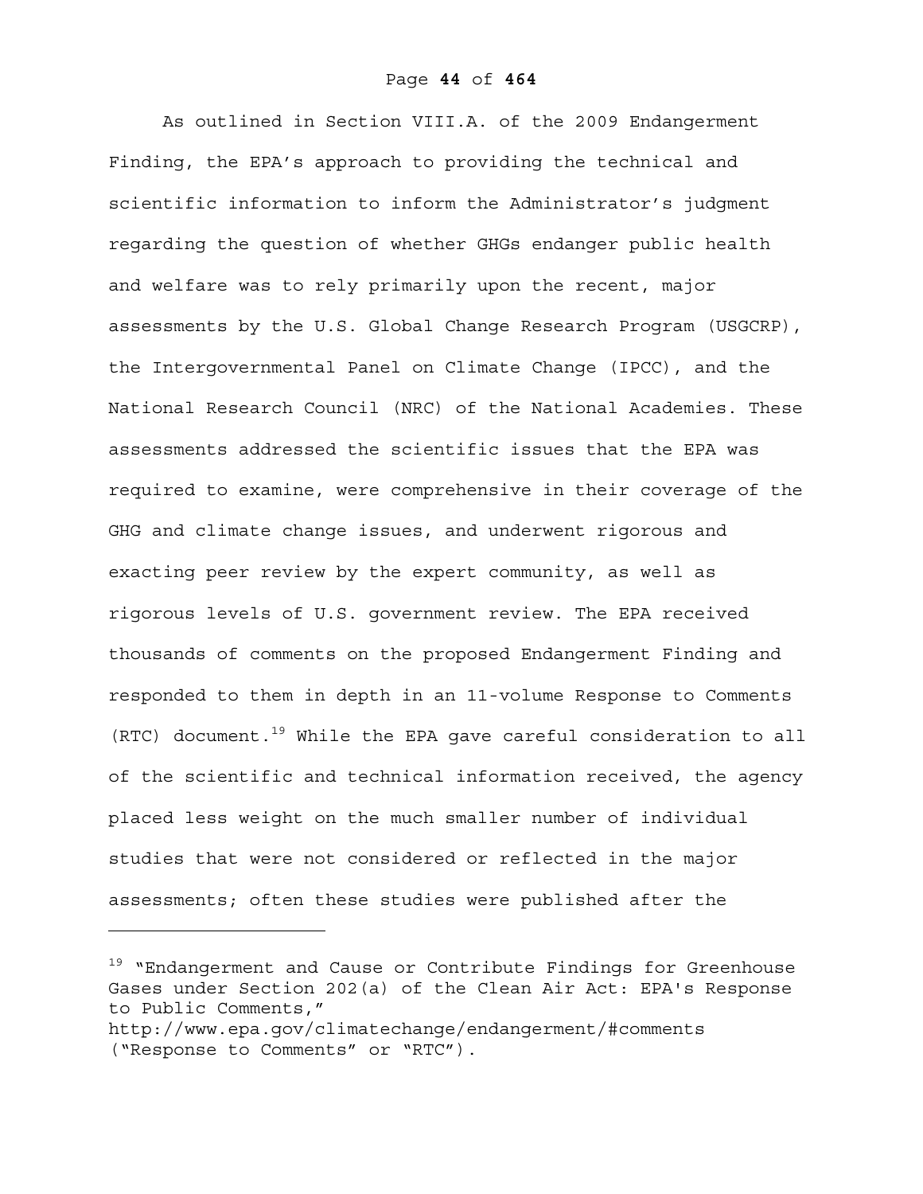As outlined in Section VIII.A. of the 2009 Endangerment Finding, the EPA's approach to providing the technical and scientific information to inform the Administrator's judgment regarding the question of whether GHGs endanger public health and welfare was to rely primarily upon the recent, major assessments by the U.S. Global Change Research Program (USGCRP), the Intergovernmental Panel on Climate Change (IPCC), and the National Research Council (NRC) of the National Academies. These assessments addressed the scientific issues that the EPA was required to examine, were comprehensive in their coverage of the GHG and climate change issues, and underwent rigorous and exacting peer review by the expert community, as well as rigorous levels of U.S. government review. The EPA received thousands of comments on the proposed Endangerment Finding and responded to them in depth in an 11-volume Response to Comments (RTC) document.[19] While the EPA gave careful consideration to all of the scientific and technical information received, the agency placed less weight on the much smaller number of individual studies that were not considered or reflected in the major assessments; often these studies were published after the

---

[19] "Endangerment and Cause or Contribute Findings for Greenhouse Gases under Section 202(a) of the Clean Air Act: EPA's Response to Public Comments," http://www.epa.gov/climatechange/endangerment/#comments ("Response to Comments" or "RTC").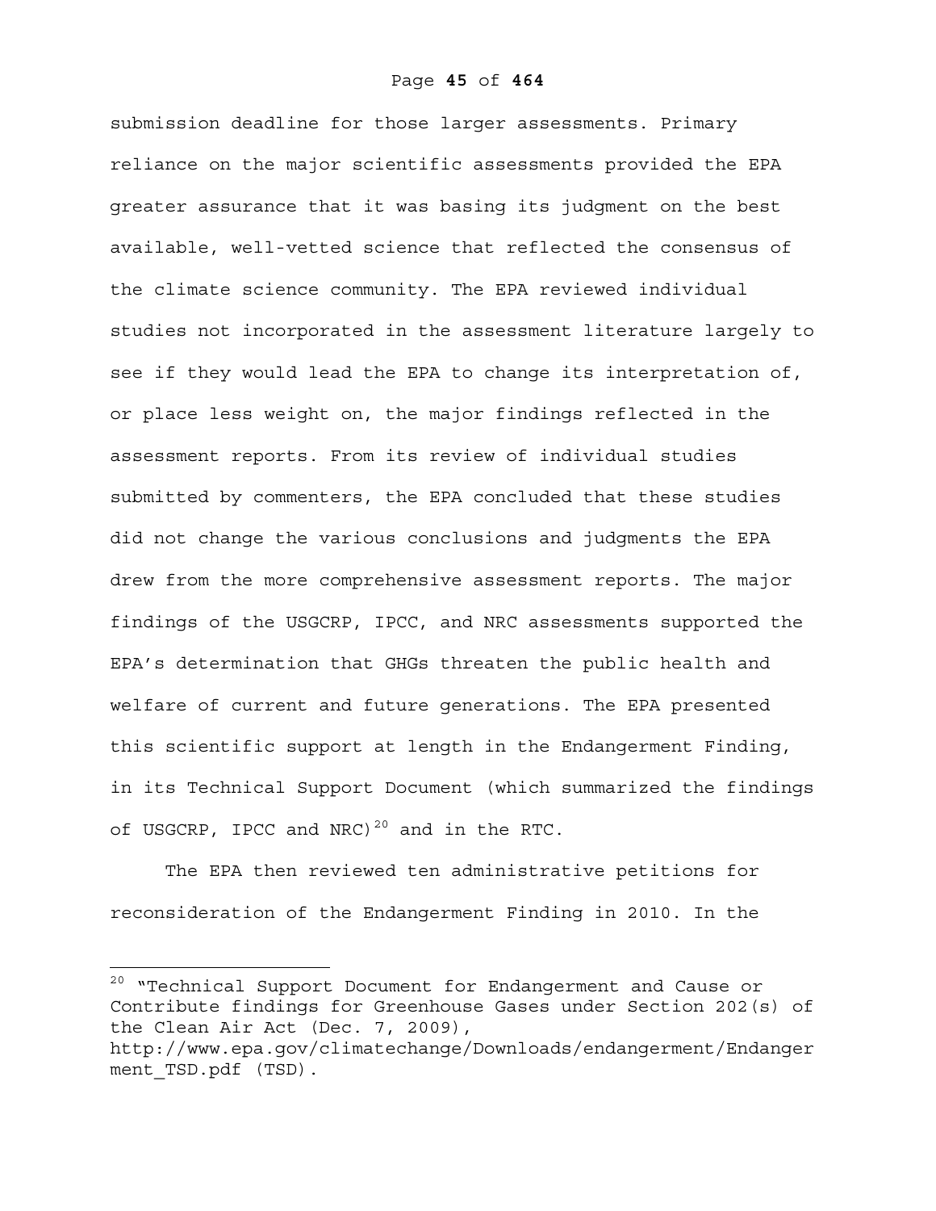submission deadline for those larger assessments. Primary reliance on the major scientific assessments provided the EPA greater assurance that it was basing its judgment on the best available, well-vetted science that reflected the consensus of the climate science community. The EPA reviewed individual studies not incorporated in the assessment literature largely to see if they would lead the EPA to change its interpretation of, or place less weight on, the major findings reflected in the assessment reports. From its review of individual studies submitted by commenters, the EPA concluded that these studies did not change the various conclusions and judgments the EPA drew from the more comprehensive assessment reports. The major findings of the USGCRP, IPCC, and NRC assessments supported the EPA's determination that GHGs threaten the public health and welfare of current and future generations. The EPA presented this scientific support at length in the Endangerment Finding, in its Technical Support Document (which summarized the findings of USGCRP, IPCC and NRC)[20] and in the RTC.

The EPA then reviewed ten administrative petitions for reconsideration of the Endangerment Finding in 2010. In the

---

[20] "Technical Support Document for Endangerment and Cause or Contribute findings for Greenhouse Gases under Section 202(s) of the Clean Air Act (Dec. 7, 2009), http://www.epa.gov/climatechange/Downloads/endangerment/Endangerment_TSD.pdf (TSD).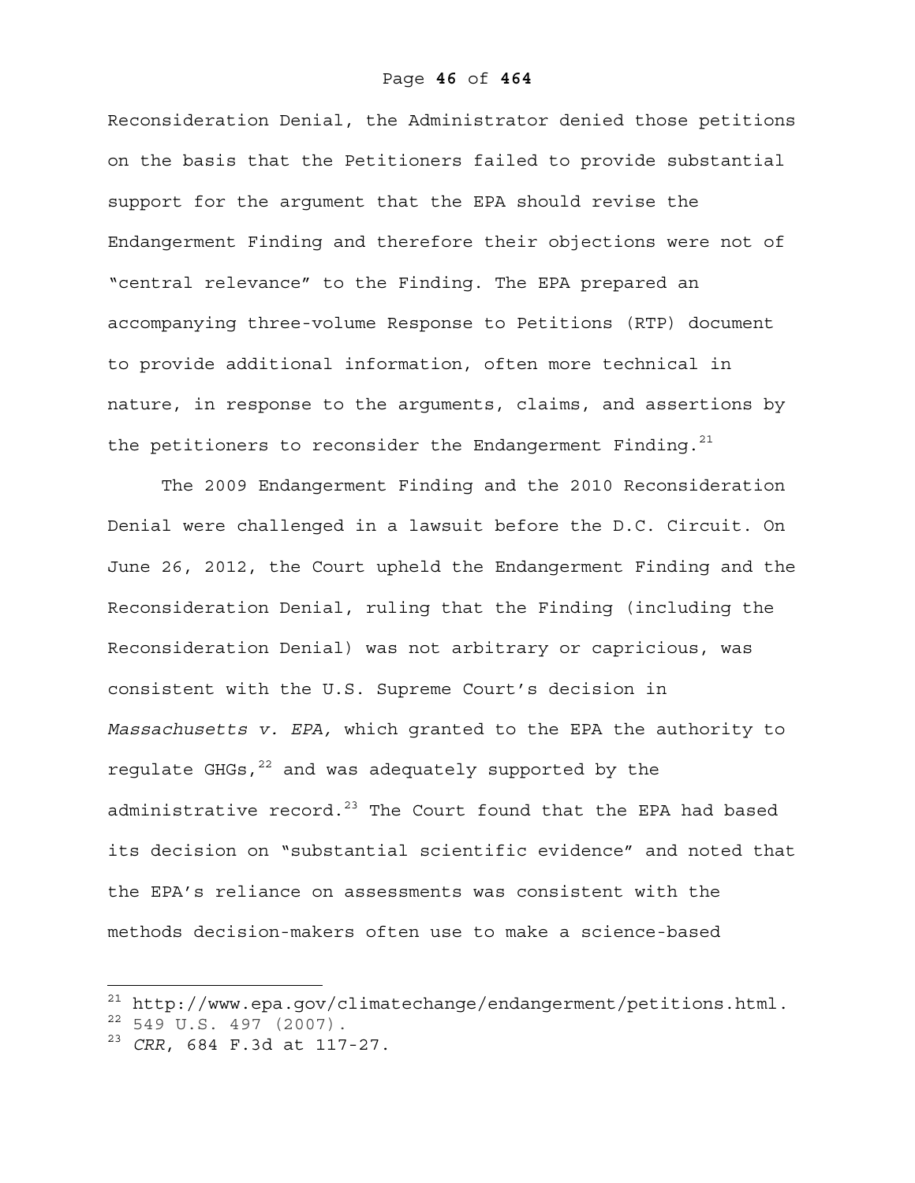Reconsideration Denial, the Administrator denied those petitions on the basis that the Petitioners failed to provide substantial support for the argument that the EPA should revise the Endangerment Finding and therefore their objections were not of "central relevance" to the Finding. The EPA prepared an accompanying three-volume Response to Petitions (RTP) document to provide additional information, often more technical in nature, in response to the arguments, claims, and assertions by the petitioners to reconsider the Endangerment Finding.[21]

The 2009 Endangerment Finding and the 2010 Reconsideration Denial were challenged in a lawsuit before the D.C. Circuit. On June 26, 2012, the Court upheld the Endangerment Finding and the Reconsideration Denial, ruling that the Finding (including the Reconsideration Denial) was not arbitrary or capricious, was consistent with the U.S. Supreme Court's decision in *Massachusetts v. EPA,* which granted to the EPA the authority to regulate GHGs,[22] and was adequately supported by the administrative record.[23] The Court found that the EPA had based its decision on "substantial scientific evidence" and noted that the EPA's reliance on assessments was consistent with the methods decision-makers often use to make a science-based

---

[21] http://www.epa.gov/climatechange/endangerment/petitions.html.

[22] 549 U.S. 497 (2007).

[23] *CRR*, 684 F.3d at 117-27.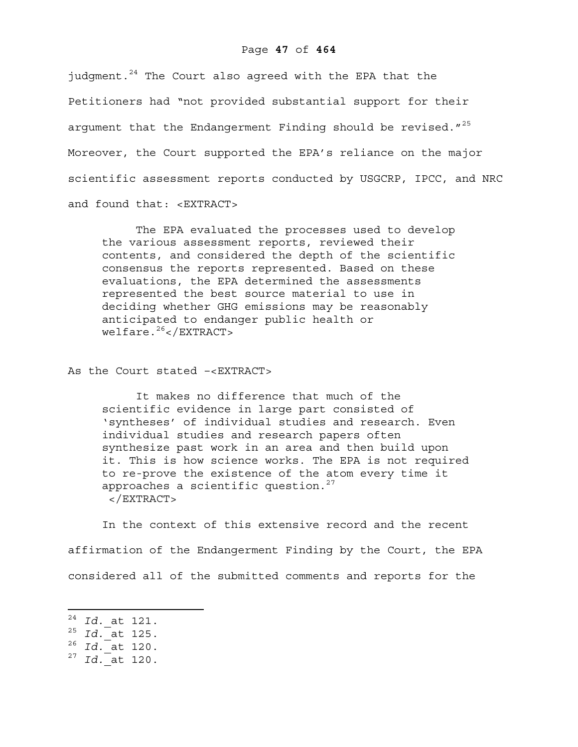judgment.[24] The Court also agreed with the EPA that the Petitioners had "not provided substantial support for their argument that the Endangerment Finding should be revised."[25] Moreover, the Court supported the EPA's reliance on the major scientific assessment reports conducted by USGCRP, IPCC, and NRC and found that: <EXTRACT>

> The EPA evaluated the processes used to develop the various assessment reports, reviewed their contents, and considered the depth of the scientific consensus the reports represented. Based on these evaluations, the EPA determined the assessments represented the best source material to use in deciding whether GHG emissions may be reasonably anticipated to endanger public health or welfare.[26]</EXTRACT>

As the Court stated –<EXTRACT>

> It makes no difference that much of the scientific evidence in large part consisted of 'syntheses' of individual studies and research. Even individual studies and research papers often synthesize past work in an area and then build upon it. This is how science works. The EPA is not required to re-prove the existence of the atom every time it approaches a scientific question.[27]
> </EXTRACT>

In the context of this extensive record and the recent affirmation of the Endangerment Finding by the Court, the EPA considered all of the submitted comments and reports for the

---

[24] *Id.* at 121.
[25] *Id.* at 125.
[26] *Id.* at 120.
[27] *Id.* at 120.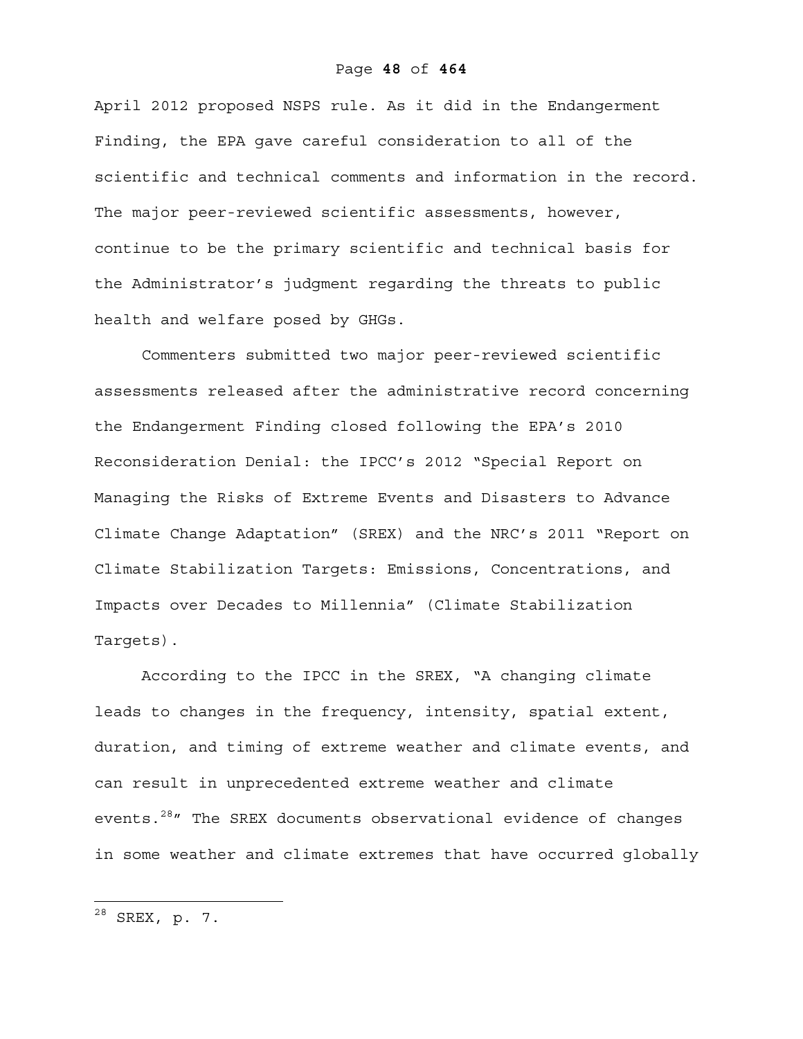April 2012 proposed NSPS rule. As it did in the Endangerment Finding, the EPA gave careful consideration to all of the scientific and technical comments and information in the record. The major peer-reviewed scientific assessments, however, continue to be the primary scientific and technical basis for the Administrator's judgment regarding the threats to public health and welfare posed by GHGs.

Commenters submitted two major peer-reviewed scientific assessments released after the administrative record concerning the Endangerment Finding closed following the EPA's 2010 Reconsideration Denial: the IPCC's 2012 "Special Report on Managing the Risks of Extreme Events and Disasters to Advance Climate Change Adaptation" (SREX) and the NRC's 2011 "Report on Climate Stabilization Targets: Emissions, Concentrations, and Impacts over Decades to Millennia" (Climate Stabilization Targets).

According to the IPCC in the SREX, "A changing climate leads to changes in the frequency, intensity, spatial extent, duration, and timing of extreme weather and climate events, and can result in unprecedented extreme weather and climate events.[28]" The SREX documents observational evidence of changes in some weather and climate extremes that have occurred globally

[28] SREX, p. 7.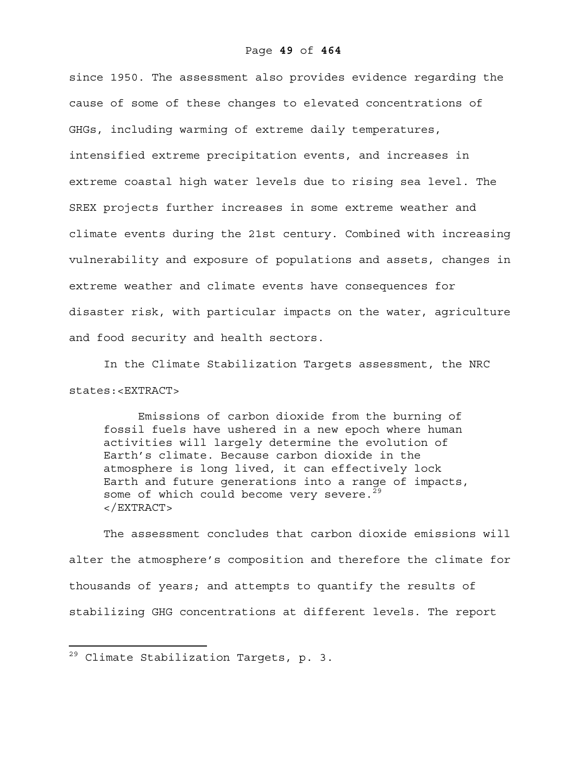since 1950. The assessment also provides evidence regarding the cause of some of these changes to elevated concentrations of GHGs, including warming of extreme daily temperatures, intensified extreme precipitation events, and increases in extreme coastal high water levels due to rising sea level. The SREX projects further increases in some extreme weather and climate events during the 21st century. Combined with increasing vulnerability and exposure of populations and assets, changes in extreme weather and climate events have consequences for disaster risk, with particular impacts on the water, agriculture and food security and health sectors.

In the Climate Stabilization Targets assessment, the NRC states:<EXTRACT>

> Emissions of carbon dioxide from the burning of fossil fuels have ushered in a new epoch where human activities will largely determine the evolution of Earth's climate. Because carbon dioxide in the atmosphere is long lived, it can effectively lock Earth and future generations into a range of impacts, some of which could become very severe.[29]
> </EXTRACT>

The assessment concludes that carbon dioxide emissions will alter the atmosphere's composition and therefore the climate for thousands of years; and attempts to quantify the results of stabilizing GHG concentrations at different levels. The report

---

[29] Climate Stabilization Targets, p. 3.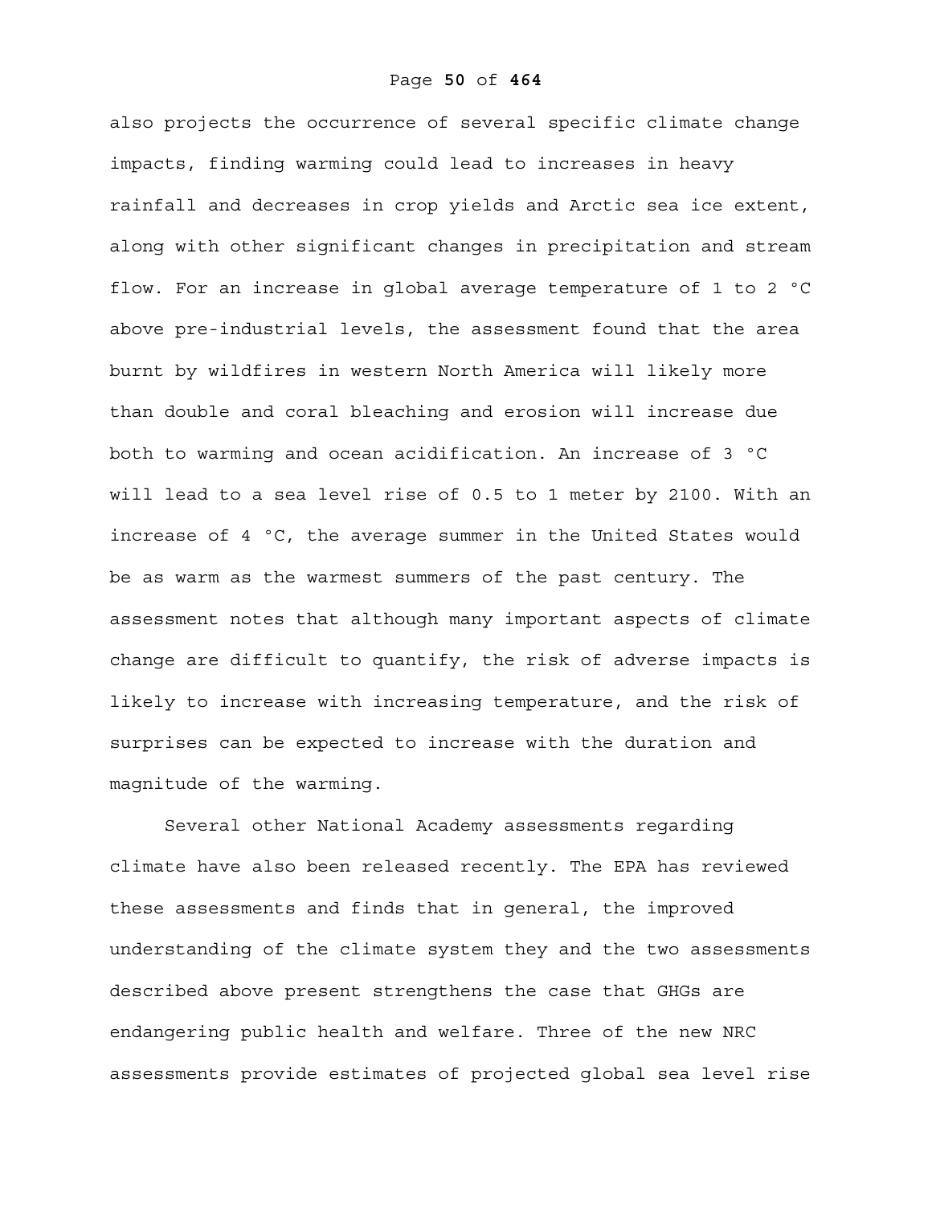also projects the occurrence of several specific climate change impacts, finding warming could lead to increases in heavy rainfall and decreases in crop yields and Arctic sea ice extent, along with other significant changes in precipitation and stream flow. For an increase in global average temperature of 1 to 2 °C above pre-industrial levels, the assessment found that the area burnt by wildfires in western North America will likely more than double and coral bleaching and erosion will increase due both to warming and ocean acidification. An increase of 3 °C will lead to a sea level rise of 0.5 to 1 meter by 2100. With an increase of 4 °C, the average summer in the United States would be as warm as the warmest summers of the past century. The assessment notes that although many important aspects of climate change are difficult to quantify, the risk of adverse impacts is likely to increase with increasing temperature, and the risk of surprises can be expected to increase with the duration and magnitude of the warming.

Several other National Academy assessments regarding climate have also been released recently. The EPA has reviewed these assessments and finds that in general, the improved understanding of the climate system they and the two assessments described above present strengthens the case that GHGs are endangering public health and welfare. Three of the new NRC assessments provide estimates of projected global sea level rise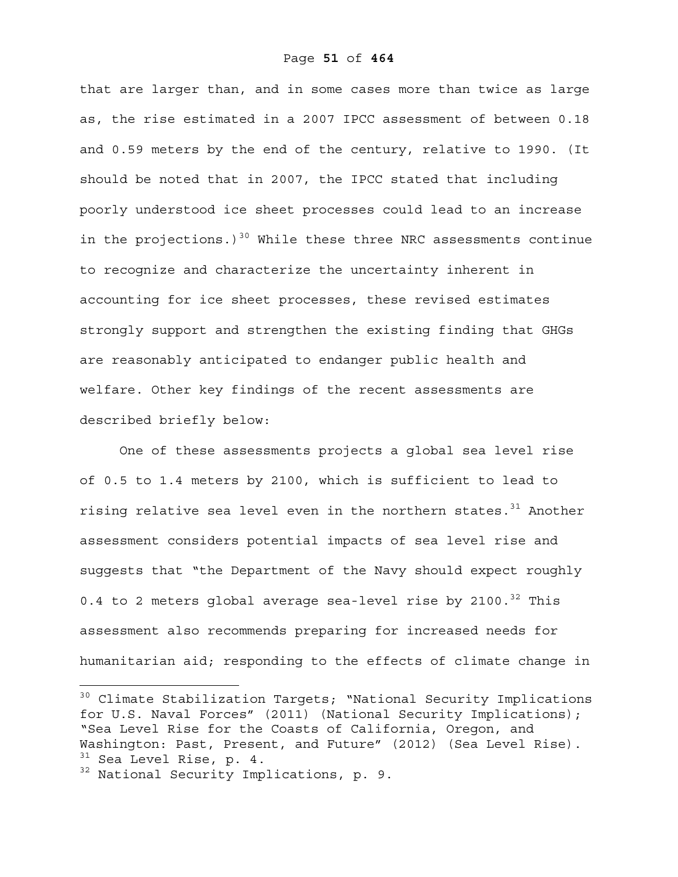that are larger than, and in some cases more than twice as large as, the rise estimated in a 2007 IPCC assessment of between 0.18 and 0.59 meters by the end of the century, relative to 1990. (It should be noted that in 2007, the IPCC stated that including poorly understood ice sheet processes could lead to an increase in the projections.)[30] While these three NRC assessments continue to recognize and characterize the uncertainty inherent in accounting for ice sheet processes, these revised estimates strongly support and strengthen the existing finding that GHGs are reasonably anticipated to endanger public health and welfare. Other key findings of the recent assessments are described briefly below:

One of these assessments projects a global sea level rise of 0.5 to 1.4 meters by 2100, which is sufficient to lead to rising relative sea level even in the northern states.[31] Another assessment considers potential impacts of sea level rise and suggests that "the Department of the Navy should expect roughly 0.4 to 2 meters global average sea-level rise by 2100.[32] This assessment also recommends preparing for increased needs for humanitarian aid; responding to the effects of climate change in

---

[30] Climate Stabilization Targets; "National Security Implications for U.S. Naval Forces" (2011) (National Security Implications); "Sea Level Rise for the Coasts of California, Oregon, and Washington: Past, Present, and Future" (2012) (Sea Level Rise).

[31] Sea Level Rise, p. 4.

[32] National Security Implications, p. 9.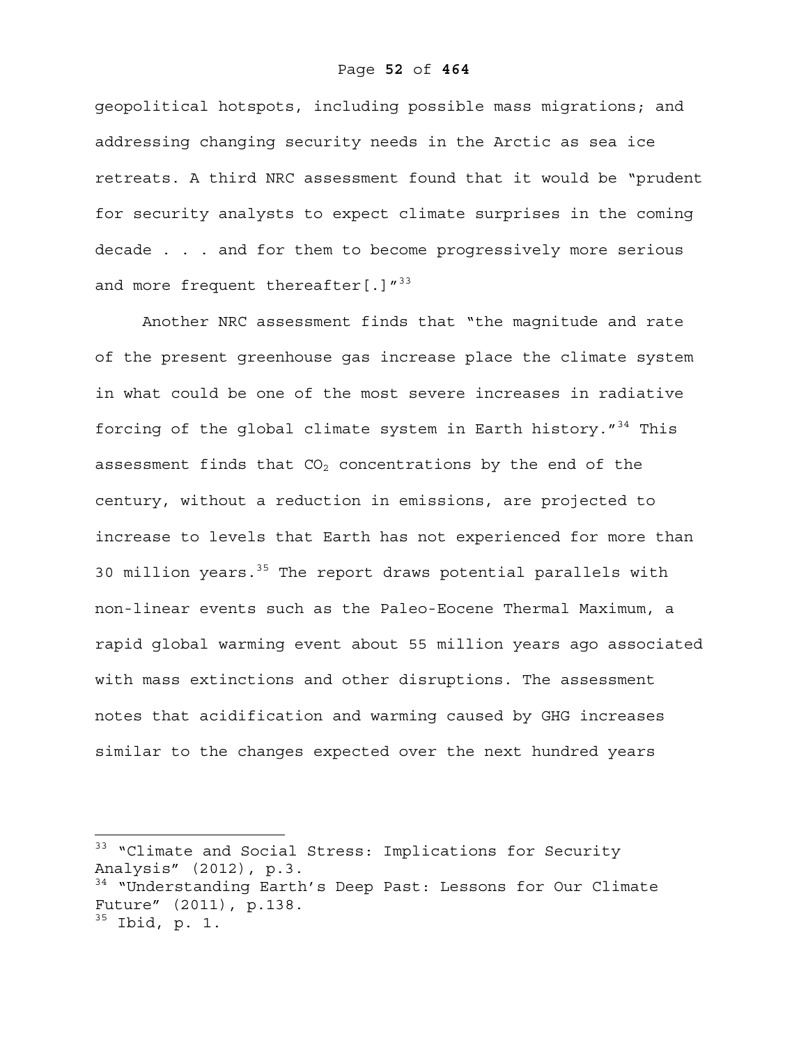geopolitical hotspots, including possible mass migrations; and addressing changing security needs in the Arctic as sea ice retreats. A third NRC assessment found that it would be "prudent for security analysts to expect climate surprises in the coming decade . . . and for them to become progressively more serious and more frequent thereafter[.]"[33]

Another NRC assessment finds that "the magnitude and rate of the present greenhouse gas increase place the climate system in what could be one of the most severe increases in radiative forcing of the global climate system in Earth history."[34] This assessment finds that $CO_2$ concentrations by the end of the century, without a reduction in emissions, are projected to increase to levels that Earth has not experienced for more than 30 million years.[35] The report draws potential parallels with non-linear events such as the Paleo-Eocene Thermal Maximum, a rapid global warming event about 55 million years ago associated with mass extinctions and other disruptions. The assessment notes that acidification and warming caused by GHG increases similar to the changes expected over the next hundred years

---

[33] "Climate and Social Stress: Implications for Security Analysis" (2012), p.3.

[34] "Understanding Earth's Deep Past: Lessons for Our Climate Future" (2011), p.138.

[35] Ibid, p. 1.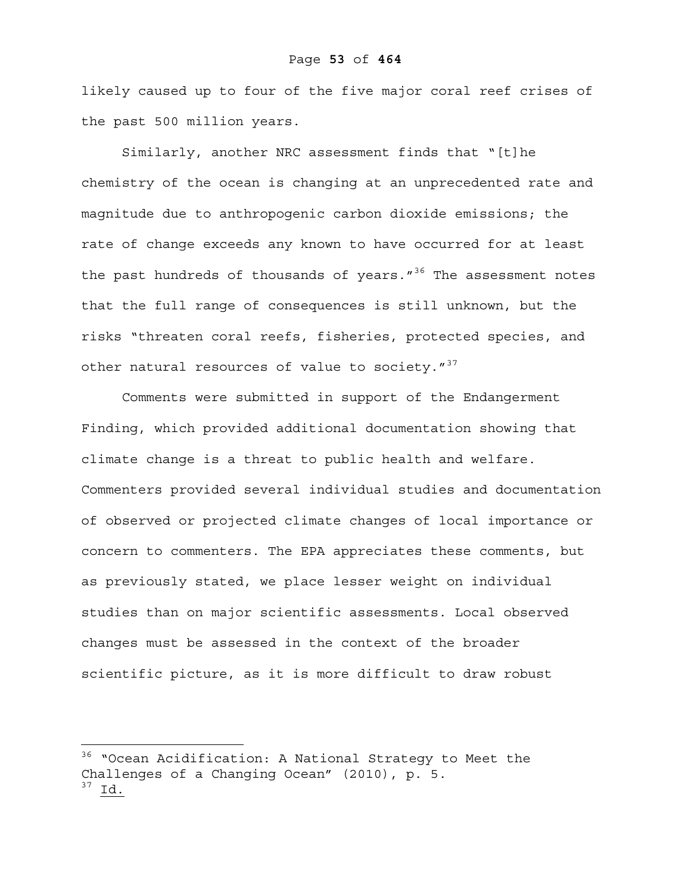likely caused up to four of the five major coral reef crises of the past 500 million years.

Similarly, another NRC assessment finds that "[t]he chemistry of the ocean is changing at an unprecedented rate and magnitude due to anthropogenic carbon dioxide emissions; the rate of change exceeds any known to have occurred for at least the past hundreds of thousands of years."[36] The assessment notes that the full range of consequences is still unknown, but the risks "threaten coral reefs, fisheries, protected species, and other natural resources of value to society."[37]

Comments were submitted in support of the Endangerment Finding, which provided additional documentation showing that climate change is a threat to public health and welfare. Commenters provided several individual studies and documentation of observed or projected climate changes of local importance or concern to commenters. The EPA appreciates these comments, but as previously stated, we place lesser weight on individual studies than on major scientific assessments. Local observed changes must be assessed in the context of the broader scientific picture, as it is more difficult to draw robust

---

[36] "Ocean Acidification: A National Strategy to Meet the Challenges of a Changing Ocean" (2010), p. 5.

[37] Id.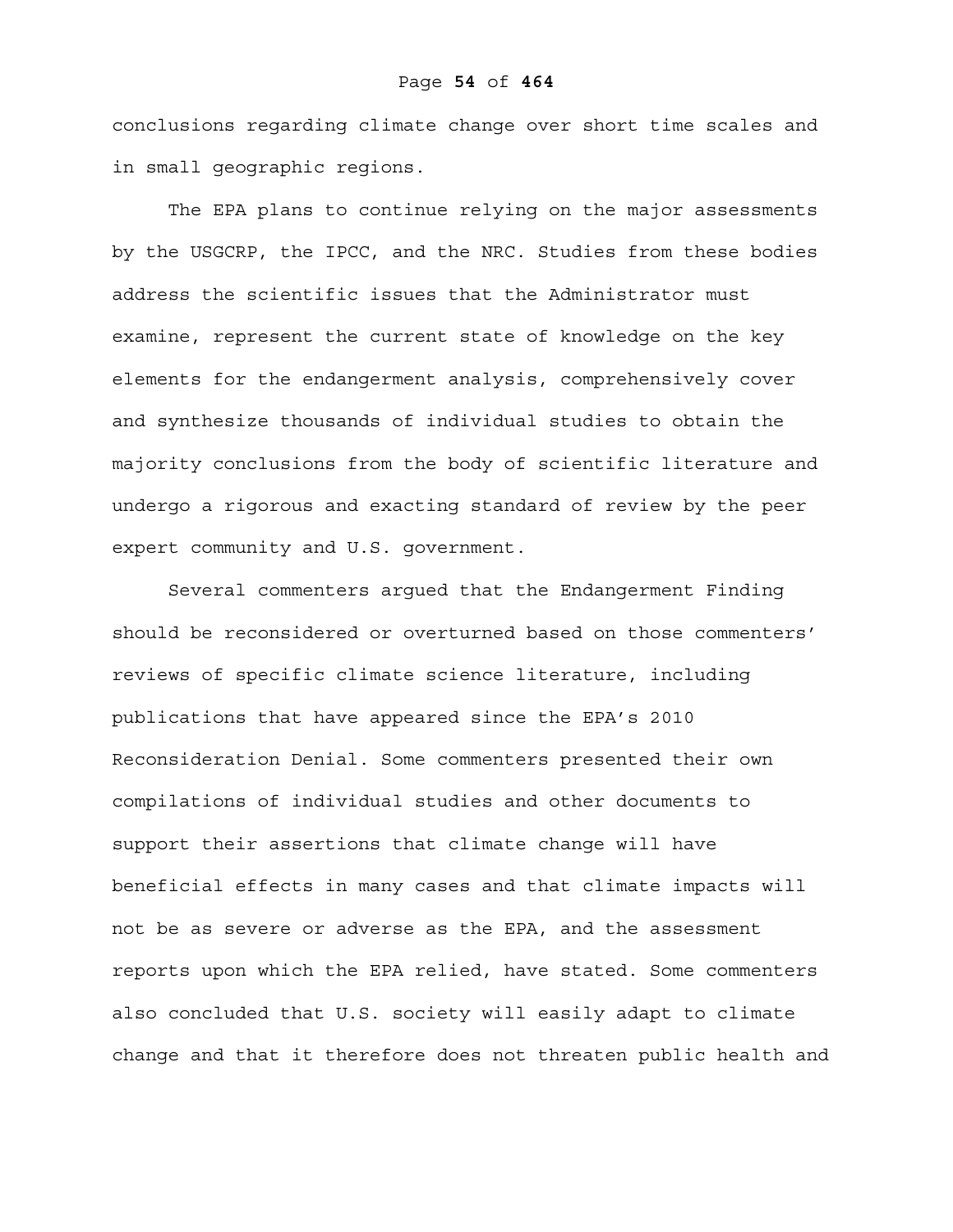conclusions regarding climate change over short time scales and in small geographic regions.

The EPA plans to continue relying on the major assessments by the USGCRP, the IPCC, and the NRC. Studies from these bodies address the scientific issues that the Administrator must examine, represent the current state of knowledge on the key elements for the endangerment analysis, comprehensively cover and synthesize thousands of individual studies to obtain the majority conclusions from the body of scientific literature and undergo a rigorous and exacting standard of review by the peer expert community and U.S. government.

Several commenters argued that the Endangerment Finding should be reconsidered or overturned based on those commenters' reviews of specific climate science literature, including publications that have appeared since the EPA's 2010 Reconsideration Denial. Some commenters presented their own compilations of individual studies and other documents to support their assertions that climate change will have beneficial effects in many cases and that climate impacts will not be as severe or adverse as the EPA, and the assessment reports upon which the EPA relied, have stated. Some commenters also concluded that U.S. society will easily adapt to climate change and that it therefore does not threaten public health and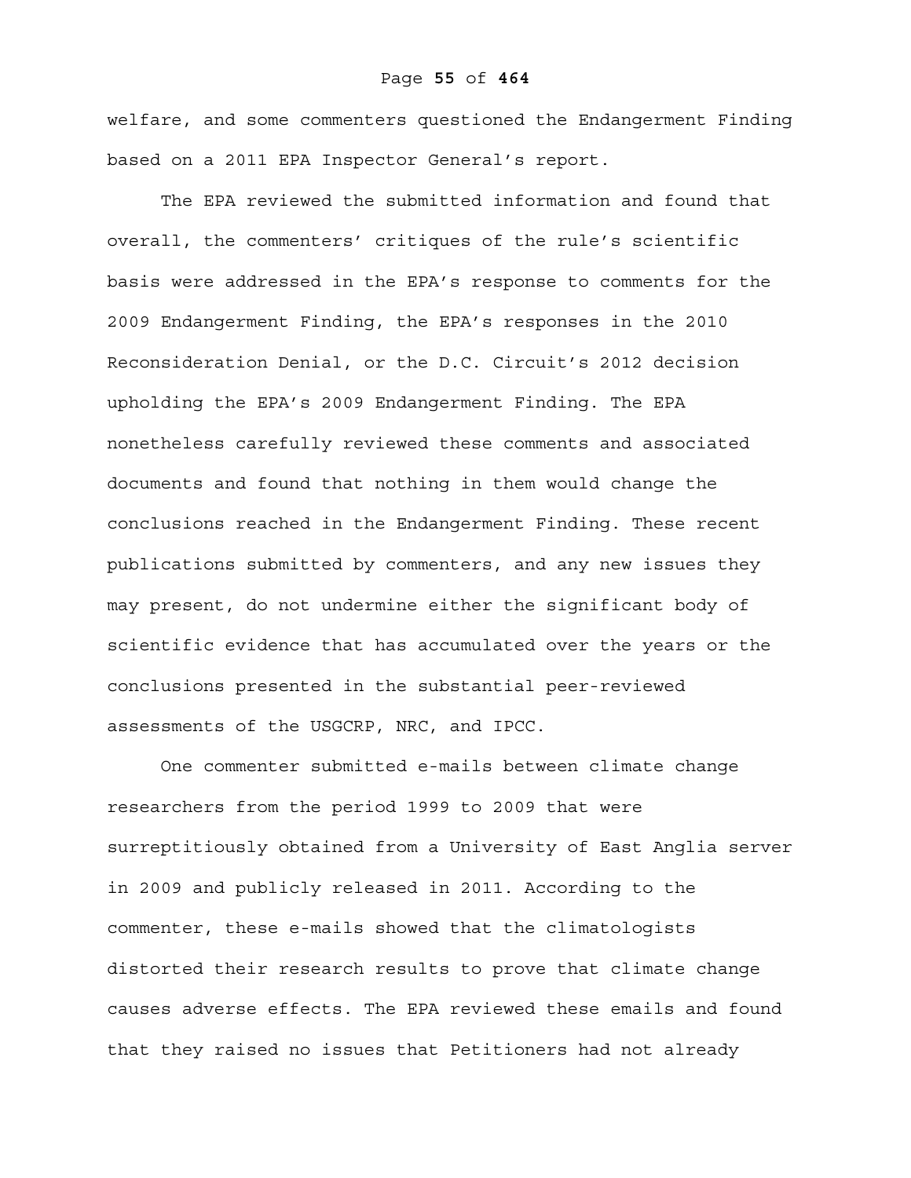welfare, and some commenters questioned the Endangerment Finding based on a 2011 EPA Inspector General's report.

The EPA reviewed the submitted information and found that overall, the commenters' critiques of the rule's scientific basis were addressed in the EPA's response to comments for the 2009 Endangerment Finding, the EPA's responses in the 2010 Reconsideration Denial, or the D.C. Circuit's 2012 decision upholding the EPA's 2009 Endangerment Finding. The EPA nonetheless carefully reviewed these comments and associated documents and found that nothing in them would change the conclusions reached in the Endangerment Finding. These recent publications submitted by commenters, and any new issues they may present, do not undermine either the significant body of scientific evidence that has accumulated over the years or the conclusions presented in the substantial peer-reviewed assessments of the USGCRP, NRC, and IPCC.

One commenter submitted e-mails between climate change researchers from the period 1999 to 2009 that were surreptitiously obtained from a University of East Anglia server in 2009 and publicly released in 2011. According to the commenter, these e-mails showed that the climatologists distorted their research results to prove that climate change causes adverse effects. The EPA reviewed these emails and found that they raised no issues that Petitioners had not already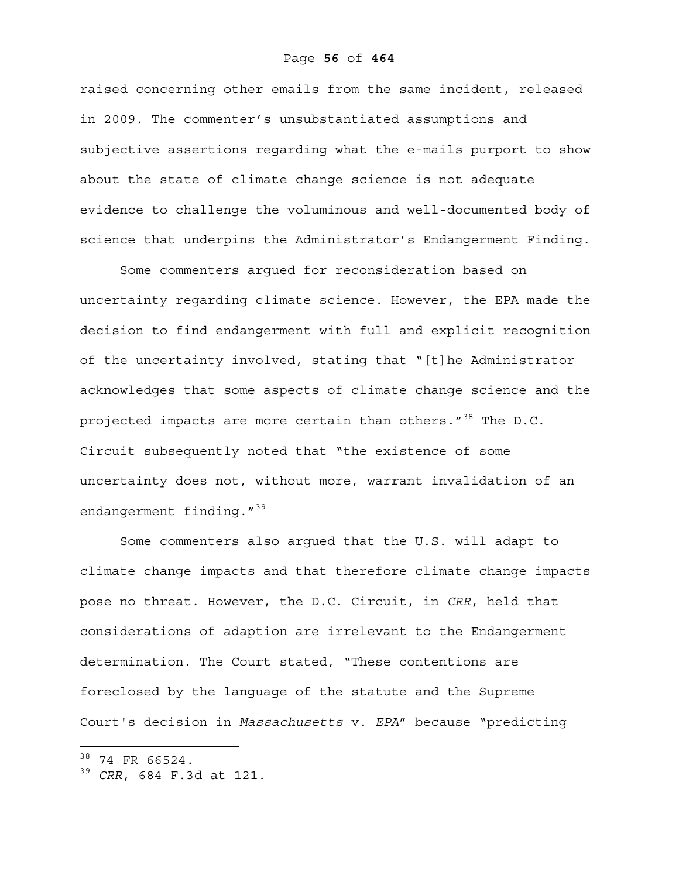raised concerning other emails from the same incident, released in 2009. The commenter's unsubstantiated assumptions and subjective assertions regarding what the e-mails purport to show about the state of climate change science is not adequate evidence to challenge the voluminous and well-documented body of science that underpins the Administrator's Endangerment Finding.

Some commenters argued for reconsideration based on uncertainty regarding climate science. However, the EPA made the decision to find endangerment with full and explicit recognition of the uncertainty involved, stating that "[t]he Administrator acknowledges that some aspects of climate change science and the projected impacts are more certain than others."[38] The D.C. Circuit subsequently noted that "the existence of some uncertainty does not, without more, warrant invalidation of an endangerment finding."[39]

Some commenters also argued that the U.S. will adapt to climate change impacts and that therefore climate change impacts pose no threat. However, the D.C. Circuit, in *CRR*, held that considerations of adaption are irrelevant to the Endangerment determination. The Court stated, "These contentions are foreclosed by the language of the statute and the Supreme Court's decision in *Massachusetts* v. *EPA*" because "predicting

---

[38] 74 FR 66524.

[39] *CRR*, 684 F.3d at 121.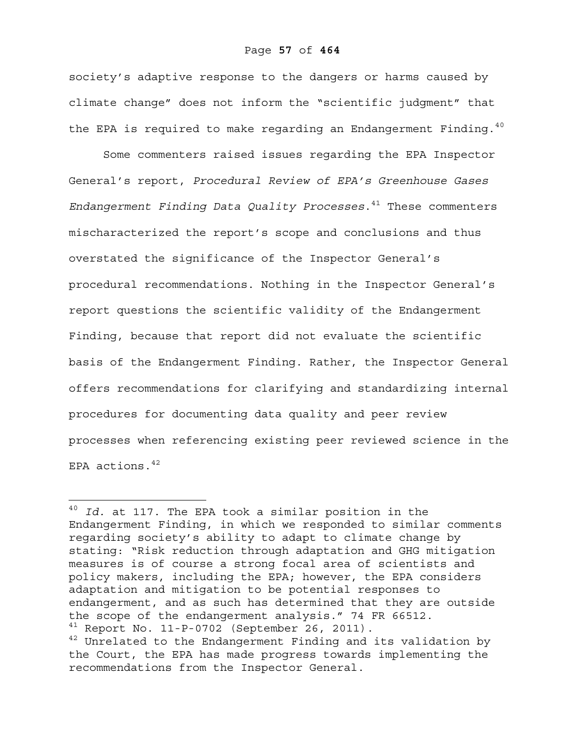society's adaptive response to the dangers or harms caused by climate change" does not inform the "scientific judgment" that the EPA is required to make regarding an Endangerment Finding.[40]

Some commenters raised issues regarding the EPA Inspector General's report, *Procedural Review of EPA's Greenhouse Gases Endangerment Finding Data Quality Processes*.[41] These commenters mischaracterized the report's scope and conclusions and thus overstated the significance of the Inspector General's procedural recommendations. Nothing in the Inspector General's report questions the scientific validity of the Endangerment Finding, because that report did not evaluate the scientific basis of the Endangerment Finding. Rather, the Inspector General offers recommendations for clarifying and standardizing internal procedures for documenting data quality and peer review processes when referencing existing peer reviewed science in the EPA actions.[42]

---

[40] *Id.* at 117. The EPA took a similar position in the Endangerment Finding, in which we responded to similar comments regarding society's ability to adapt to climate change by stating: "Risk reduction through adaptation and GHG mitigation measures is of course a strong focal area of scientists and policy makers, including the EPA; however, the EPA considers adaptation and mitigation to be potential responses to endangerment, and as such has determined that they are outside the scope of the endangerment analysis." 74 FR 66512.

[41] Report No. 11-P-0702 (September 26, 2011).

[42] Unrelated to the Endangerment Finding and its validation by the Court, the EPA has made progress towards implementing the recommendations from the Inspector General.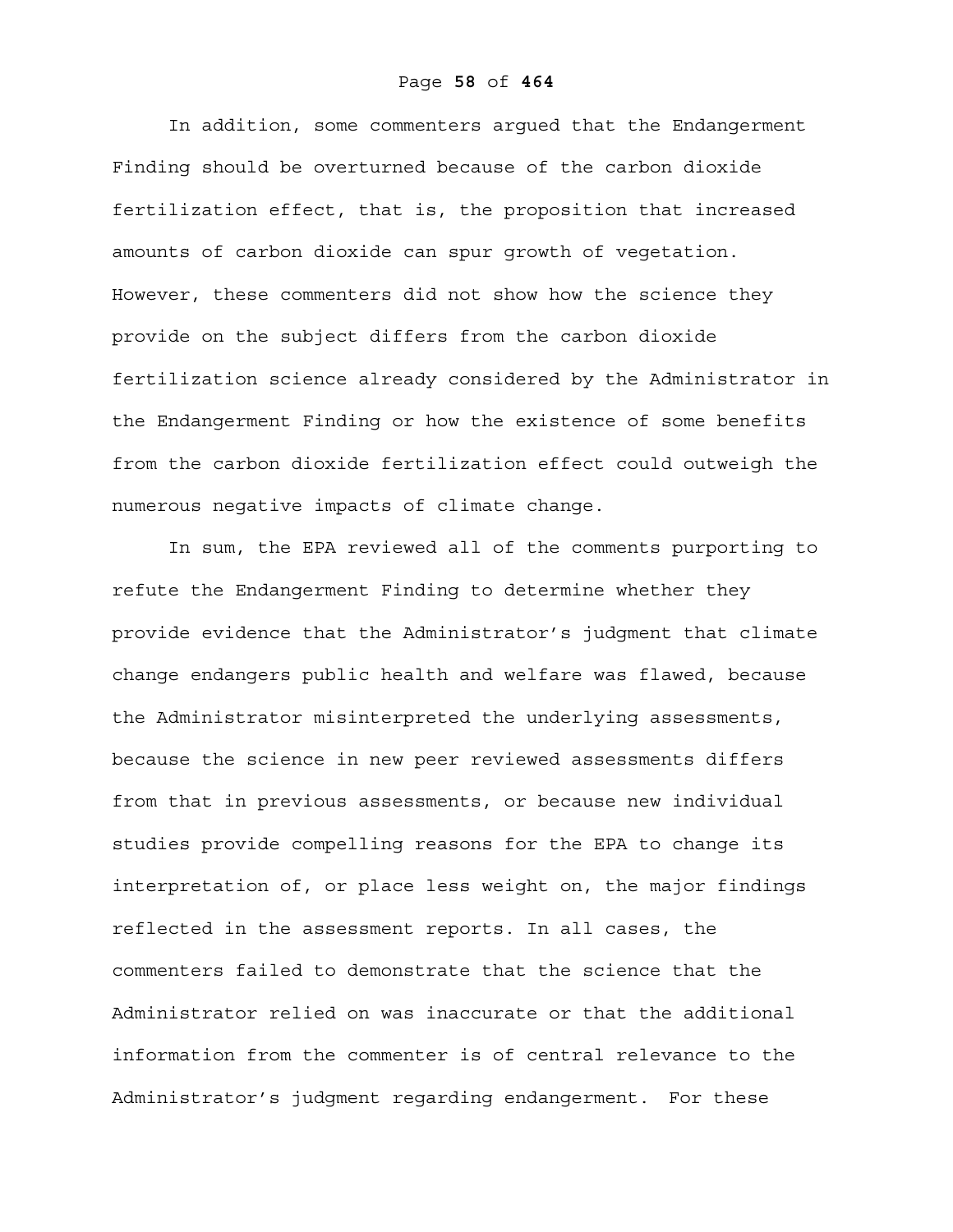In addition, some commenters argued that the Endangerment Finding should be overturned because of the carbon dioxide fertilization effect, that is, the proposition that increased amounts of carbon dioxide can spur growth of vegetation. However, these commenters did not show how the science they provide on the subject differs from the carbon dioxide fertilization science already considered by the Administrator in the Endangerment Finding or how the existence of some benefits from the carbon dioxide fertilization effect could outweigh the numerous negative impacts of climate change.

In sum, the EPA reviewed all of the comments purporting to refute the Endangerment Finding to determine whether they provide evidence that the Administrator's judgment that climate change endangers public health and welfare was flawed, because the Administrator misinterpreted the underlying assessments, because the science in new peer reviewed assessments differs from that in previous assessments, or because new individual studies provide compelling reasons for the EPA to change its interpretation of, or place less weight on, the major findings reflected in the assessment reports. In all cases, the commenters failed to demonstrate that the science that the Administrator relied on was inaccurate or that the additional information from the commenter is of central relevance to the Administrator's judgment regarding endangerment. For these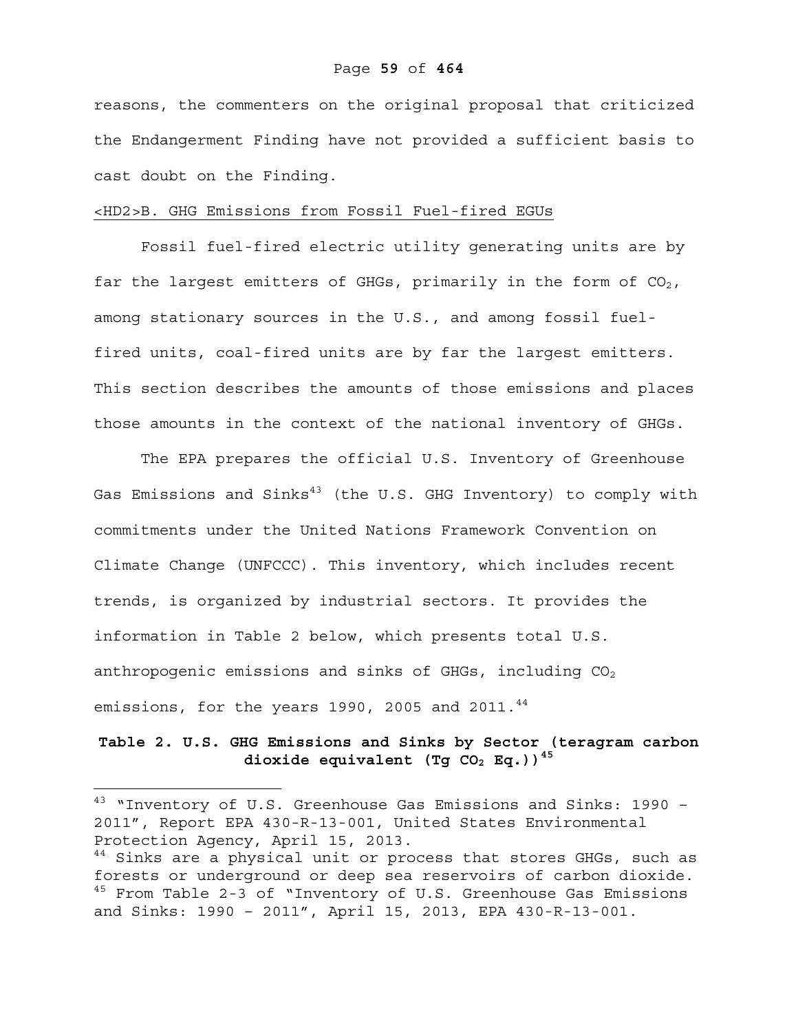reasons, the commenters on the original proposal that criticized the Endangerment Finding have not provided a sufficient basis to cast doubt on the Finding.

## <HD2>B. GHG Emissions from Fossil Fuel-fired EGUs

Fossil fuel-fired electric utility generating units are by far the largest emitters of GHGs, primarily in the form of $CO_2$, among stationary sources in the U.S., and among fossil fuel-fired units, coal-fired units are by far the largest emitters. This section describes the amounts of those emissions and places those amounts in the context of the national inventory of GHGs.

The EPA prepares the official U.S. Inventory of Greenhouse Gas Emissions and Sinks[43] (the U.S. GHG Inventory) to comply with commitments under the United Nations Framework Convention on Climate Change (UNFCCC). This inventory, which includes recent trends, is organized by industrial sectors. It provides the information in Table 2 below, which presents total U.S. anthropogenic emissions and sinks of GHGs, including $CO_2$ emissions, for the years 1990, 2005 and 2011.[44]

**Table 2. U.S. GHG Emissions and Sinks by Sector (teragram carbon dioxide equivalent (Tg $CO_2$ Eq.))[45]**

---

[43] "Inventory of U.S. Greenhouse Gas Emissions and Sinks: 1990 – 2011", Report EPA 430-R-13-001, United States Environmental Protection Agency, April 15, 2013.

[44] Sinks are a physical unit or process that stores GHGs, such as forests or underground or deep sea reservoirs of carbon dioxide.

[45] From Table 2-3 of "Inventory of U.S. Greenhouse Gas Emissions and Sinks: 1990 – 2011", April 15, 2013, EPA 430-R-13-001.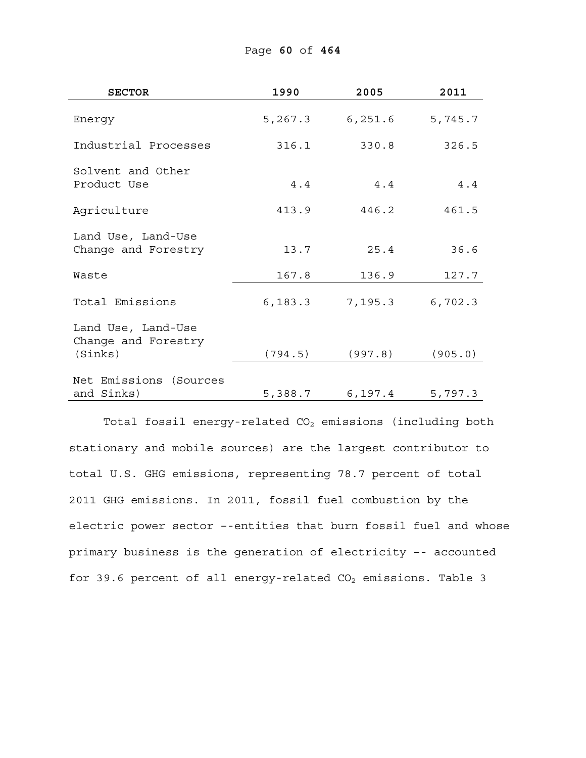| SECTOR | 1990 | 2005 | 2011 |
|---|---|---|---|
| Energy | 5,267.3 | 6,251.6 | 5,745.7 |
| Industrial Processes | 316.1 | 330.8 | 326.5 |
| Solvent and Other Product Use | 4.4 | 4.4 | 4.4 |
| Agriculture | 413.9 | 446.2 | 461.5 |
| Land Use, Land-Use Change and Forestry | 13.7 | 25.4 | 36.6 |
| Waste | 167.8 | 136.9 | 127.7 |
| Total Emissions | 6,183.3 | 7,195.3 | 6,702.3 |
| Land Use, Land-Use Change and Forestry (Sinks) | (794.5) | (997.8) | (905.0) |
| Net Emissions (Sources and Sinks) | 5,388.7 | 6,197.4 | 5,797.3 |

Total fossil energy-related $CO_2$ emissions (including both stationary and mobile sources) are the largest contributor to total U.S. GHG emissions, representing 78.7 percent of total 2011 GHG emissions. In 2011, fossil fuel combustion by the electric power sector --entities that burn fossil fuel and whose primary business is the generation of electricity -- accounted for 39.6 percent of all energy-related $CO_2$ emissions. Table 3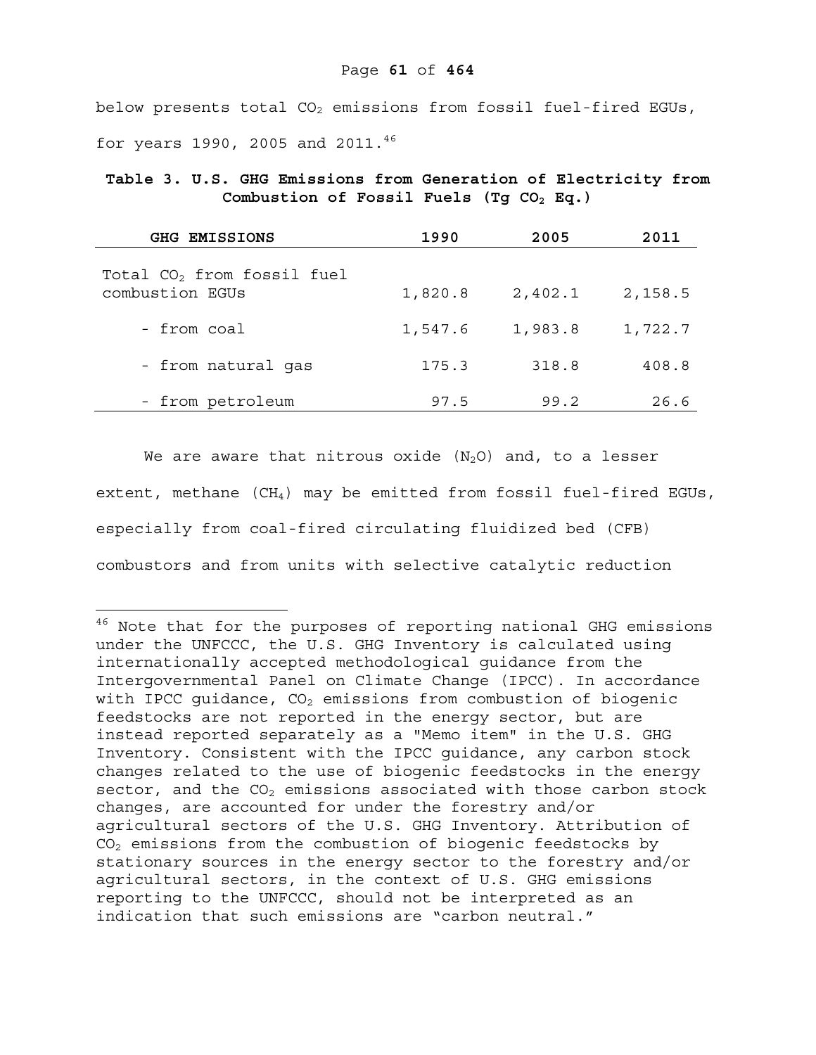below presents total $CO_2$ emissions from fossil fuel-fired EGUs, for years 1990, 2005 and 2011.[46]

**Table 3. U.S. GHG Emissions from Generation of Electricity from Combustion of Fossil Fuels (Tg $CO_2$ Eq.)**

| GHG EMISSIONS | 1990 | 2005 | 2011 |
|---|---|---|---|
| Total $CO_2$ from fossil fuel combustion EGUs | 1,820.8 | 2,402.1 | 2,158.5 |
| - from coal | 1,547.6 | 1,983.8 | 1,722.7 |
| - from natural gas | 175.3 | 318.8 | 408.8 |
| - from petroleum | 97.5 | 99.2 | 26.6 |

We are aware that nitrous oxide ($N_2O$) and, to a lesser extent, methane ($CH_4$) may be emitted from fossil fuel-fired EGUs, especially from coal-fired circulating fluidized bed (CFB) combustors and from units with selective catalytic reduction

[46] Note that for the purposes of reporting national GHG emissions under the UNFCCC, the U.S. GHG Inventory is calculated using internationally accepted methodological guidance from the Intergovernmental Panel on Climate Change (IPCC). In accordance with IPCC guidance, $CO_2$ emissions from combustion of biogenic feedstocks are not reported in the energy sector, but are instead reported separately as a "Memo item" in the U.S. GHG Inventory. Consistent with the IPCC guidance, any carbon stock changes related to the use of biogenic feedstocks in the energy sector, and the $CO_2$ emissions associated with those carbon stock changes, are accounted for under the forestry and/or agricultural sectors of the U.S. GHG Inventory. Attribution of $CO_2$ emissions from the combustion of biogenic feedstocks by stationary sources in the energy sector to the forestry and/or agricultural sectors, in the context of U.S. GHG emissions reporting to the UNFCCC, should not be interpreted as an indication that such emissions are "carbon neutral."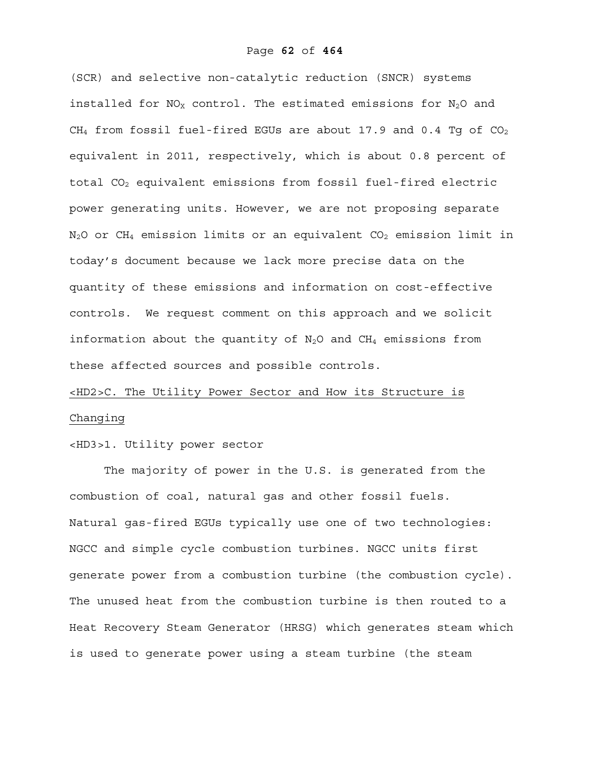(SCR) and selective non-catalytic reduction (SNCR) systems installed for $NO_X$ control. The estimated emissions for $N_2O$ and $CH_4$ from fossil fuel-fired EGUs are about 17.9 and 0.4 Tg of $CO_2$ equivalent in 2011, respectively, which is about 0.8 percent of total $CO_2$ equivalent emissions from fossil fuel-fired electric power generating units. However, we are not proposing separate $N_2O$ or $CH_4$ emission limits or an equivalent $CO_2$ emission limit in today's document because we lack more precise data on the quantity of these emissions and information on cost-effective controls. We request comment on this approach and we solicit information about the quantity of $N_2O$ and $CH_4$ emissions from these affected sources and possible controls.

## C. The Utility Power Sector and How its Structure is Changing

### 1. Utility power sector

The majority of power in the U.S. is generated from the combustion of coal, natural gas and other fossil fuels. Natural gas-fired EGUs typically use one of two technologies: NGCC and simple cycle combustion turbines. NGCC units first generate power from a combustion turbine (the combustion cycle). The unused heat from the combustion turbine is then routed to a Heat Recovery Steam Generator (HRSG) which generates steam which is used to generate power using a steam turbine (the steam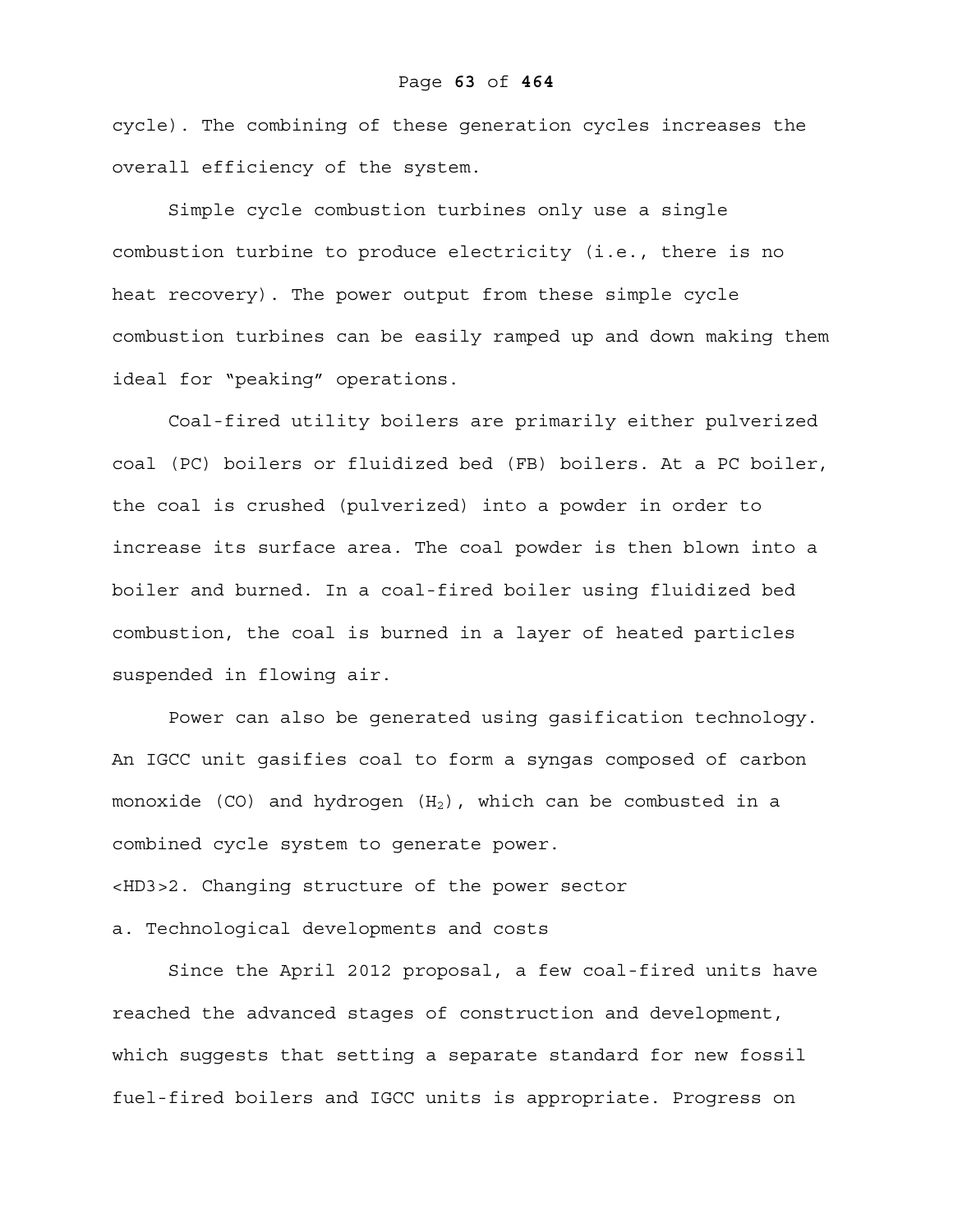cycle). The combining of these generation cycles increases the overall efficiency of the system.

Simple cycle combustion turbines only use a single combustion turbine to produce electricity (i.e., there is no heat recovery). The power output from these simple cycle combustion turbines can be easily ramped up and down making them ideal for "peaking" operations.

Coal-fired utility boilers are primarily either pulverized coal (PC) boilers or fluidized bed (FB) boilers. At a PC boiler, the coal is crushed (pulverized) into a powder in order to increase its surface area. The coal powder is then blown into a boiler and burned. In a coal-fired boiler using fluidized bed combustion, the coal is burned in a layer of heated particles suspended in flowing air.

Power can also be generated using gasification technology. An IGCC unit gasifies coal to form a syngas composed of carbon monoxide (CO) and hydrogen ($H_2$), which can be combusted in a combined cycle system to generate power.

### 2. Changing structure of the power sector

a. Technological developments and costs

Since the April 2012 proposal, a few coal-fired units have reached the advanced stages of construction and development, which suggests that setting a separate standard for new fossil fuel-fired boilers and IGCC units is appropriate. Progress on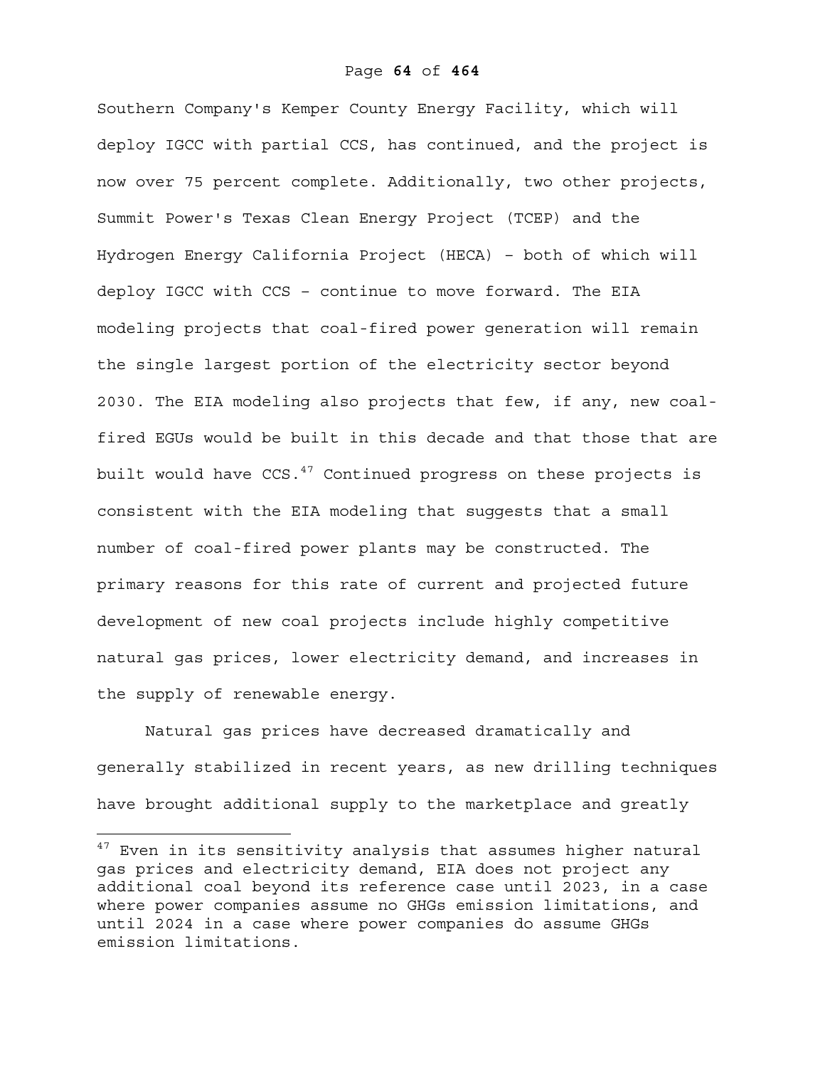Southern Company's Kemper County Energy Facility, which will deploy IGCC with partial CCS, has continued, and the project is now over 75 percent complete. Additionally, two other projects, Summit Power's Texas Clean Energy Project (TCEP) and the Hydrogen Energy California Project (HECA) – both of which will deploy IGCC with CCS – continue to move forward. The EIA modeling projects that coal-fired power generation will remain the single largest portion of the electricity sector beyond 2030. The EIA modeling also projects that few, if any, new coal-fired EGUs would be built in this decade and that those that are built would have CCS.[47] Continued progress on these projects is consistent with the EIA modeling that suggests that a small number of coal-fired power plants may be constructed. The primary reasons for this rate of current and projected future development of new coal projects include highly competitive natural gas prices, lower electricity demand, and increases in the supply of renewable energy.

Natural gas prices have decreased dramatically and generally stabilized in recent years, as new drilling techniques have brought additional supply to the marketplace and greatly

---

[47] Even in its sensitivity analysis that assumes higher natural gas prices and electricity demand, EIA does not project any additional coal beyond its reference case until 2023, in a case where power companies assume no GHGs emission limitations, and until 2024 in a case where power companies do assume GHGs emission limitations.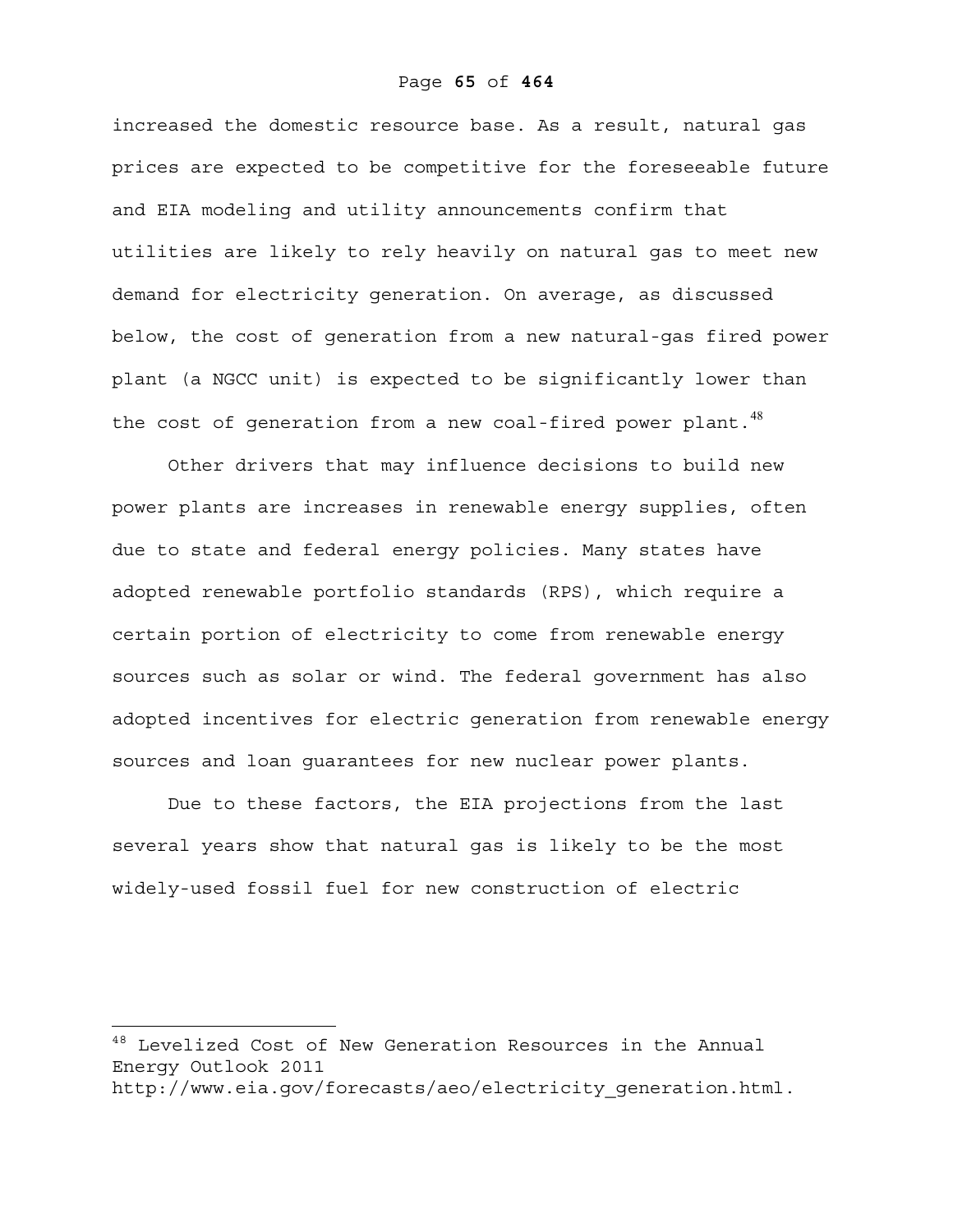increased the domestic resource base. As a result, natural gas prices are expected to be competitive for the foreseeable future and EIA modeling and utility announcements confirm that utilities are likely to rely heavily on natural gas to meet new demand for electricity generation. On average, as discussed below, the cost of generation from a new natural-gas fired power plant (a NGCC unit) is expected to be significantly lower than the cost of generation from a new coal-fired power plant.[48]

Other drivers that may influence decisions to build new power plants are increases in renewable energy supplies, often due to state and federal energy policies. Many states have adopted renewable portfolio standards (RPS), which require a certain portion of electricity to come from renewable energy sources such as solar or wind. The federal government has also adopted incentives for electric generation from renewable energy sources and loan guarantees for new nuclear power plants.

Due to these factors, the EIA projections from the last several years show that natural gas is likely to be the most widely-used fossil fuel for new construction of electric

---

[48] Levelized Cost of New Generation Resources in the Annual Energy Outlook 2011 http://www.eia.gov/forecasts/aeo/electricity_generation.html.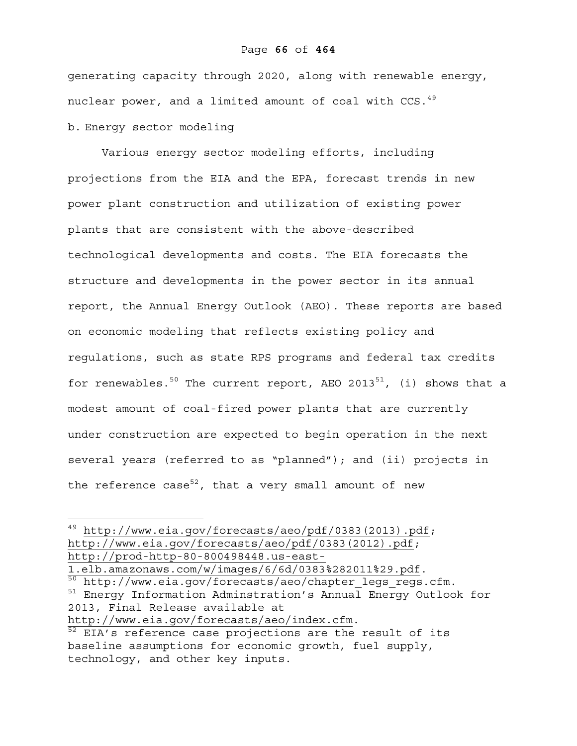generating capacity through 2020, along with renewable energy, nuclear power, and a limited amount of coal with CCS.[49]

b. Energy sector modeling

Various energy sector modeling efforts, including projections from the EIA and the EPA, forecast trends in new power plant construction and utilization of existing power plants that are consistent with the above-described technological developments and costs. The EIA forecasts the structure and developments in the power sector in its annual report, the Annual Energy Outlook (AEO). These reports are based on economic modeling that reflects existing policy and regulations, such as state RPS programs and federal tax credits for renewables.[50] The current report, AEO 2013[51], (i) shows that a modest amount of coal-fired power plants that are currently under construction are expected to begin operation in the next several years (referred to as "planned"); and (ii) projects in the reference case[52], that a very small amount of new

---

[49] http://www.eia.gov/forecasts/aeo/pdf/0383(2013).pdf; http://www.eia.gov/forecasts/aeo/pdf/0383(2012).pdf; http://prod-http-80-800498448.us-east-1.elb.amazonaws.com/w/images/6/6d/0383%282011%29.pdf.

[50] http://www.eia.gov/forecasts/aeo/chapter_legs_regs.cfm.

[51] Energy Information Adminstration's Annual Energy Outlook for 2013, Final Release available at http://www.eia.gov/forecasts/aeo/index.cfm.

[52] EIA's reference case projections are the result of its baseline assumptions for economic growth, fuel supply, technology, and other key inputs.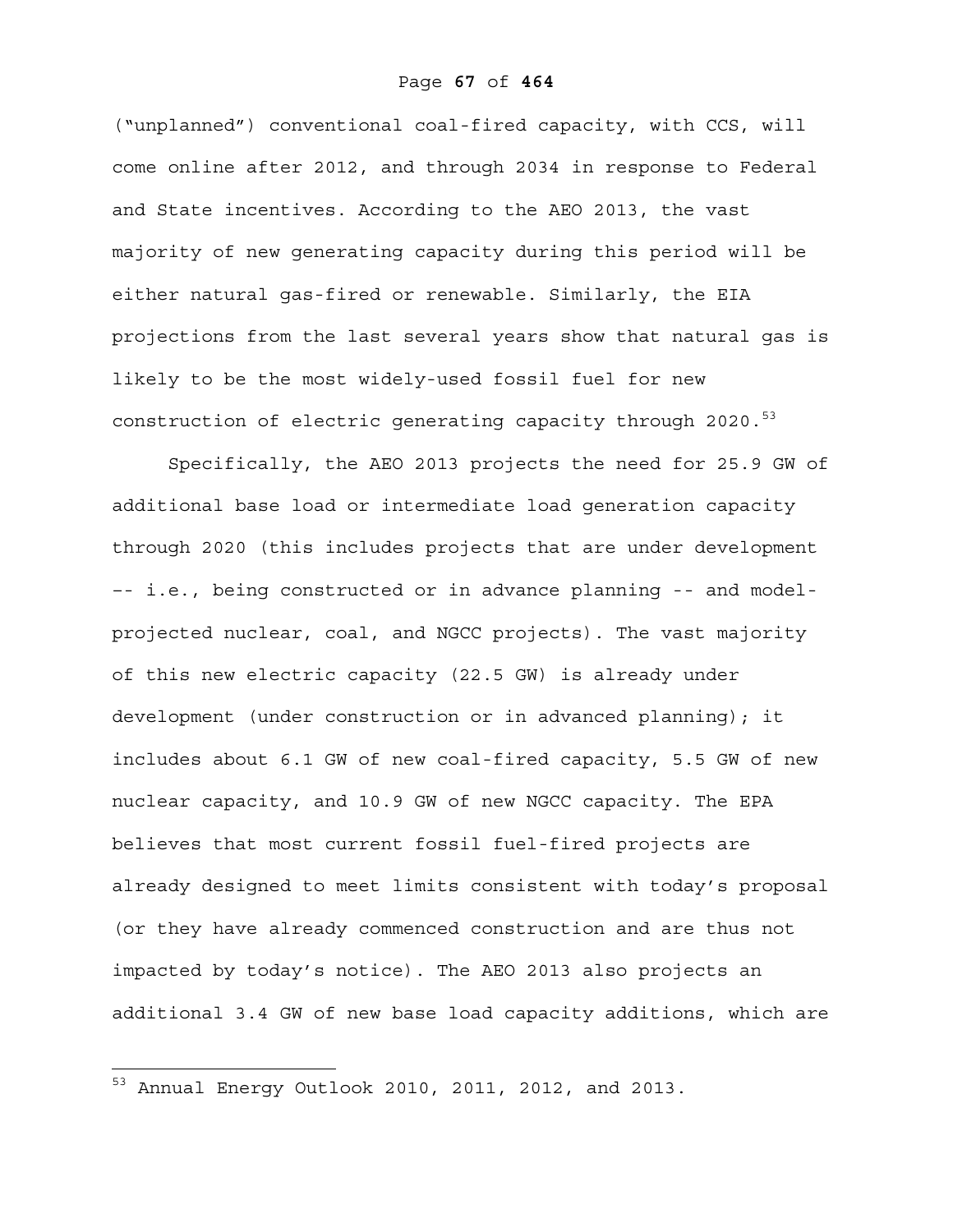("unplanned") conventional coal-fired capacity, with CCS, will come online after 2012, and through 2034 in response to Federal and State incentives. According to the AEO 2013, the vast majority of new generating capacity during this period will be either natural gas-fired or renewable. Similarly, the EIA projections from the last several years show that natural gas is likely to be the most widely-used fossil fuel for new construction of electric generating capacity through 2020.[53]

Specifically, the AEO 2013 projects the need for 25.9 GW of additional base load or intermediate load generation capacity through 2020 (this includes projects that are under development -- i.e., being constructed or in advance planning -- and model-projected nuclear, coal, and NGCC projects). The vast majority of this new electric capacity (22.5 GW) is already under development (under construction or in advanced planning); it includes about 6.1 GW of new coal-fired capacity, 5.5 GW of new nuclear capacity, and 10.9 GW of new NGCC capacity. The EPA believes that most current fossil fuel-fired projects are already designed to meet limits consistent with today's proposal (or they have already commenced construction and are thus not impacted by today's notice). The AEO 2013 also projects an additional 3.4 GW of new base load capacity additions, which are

[53] Annual Energy Outlook 2010, 2011, 2012, and 2013.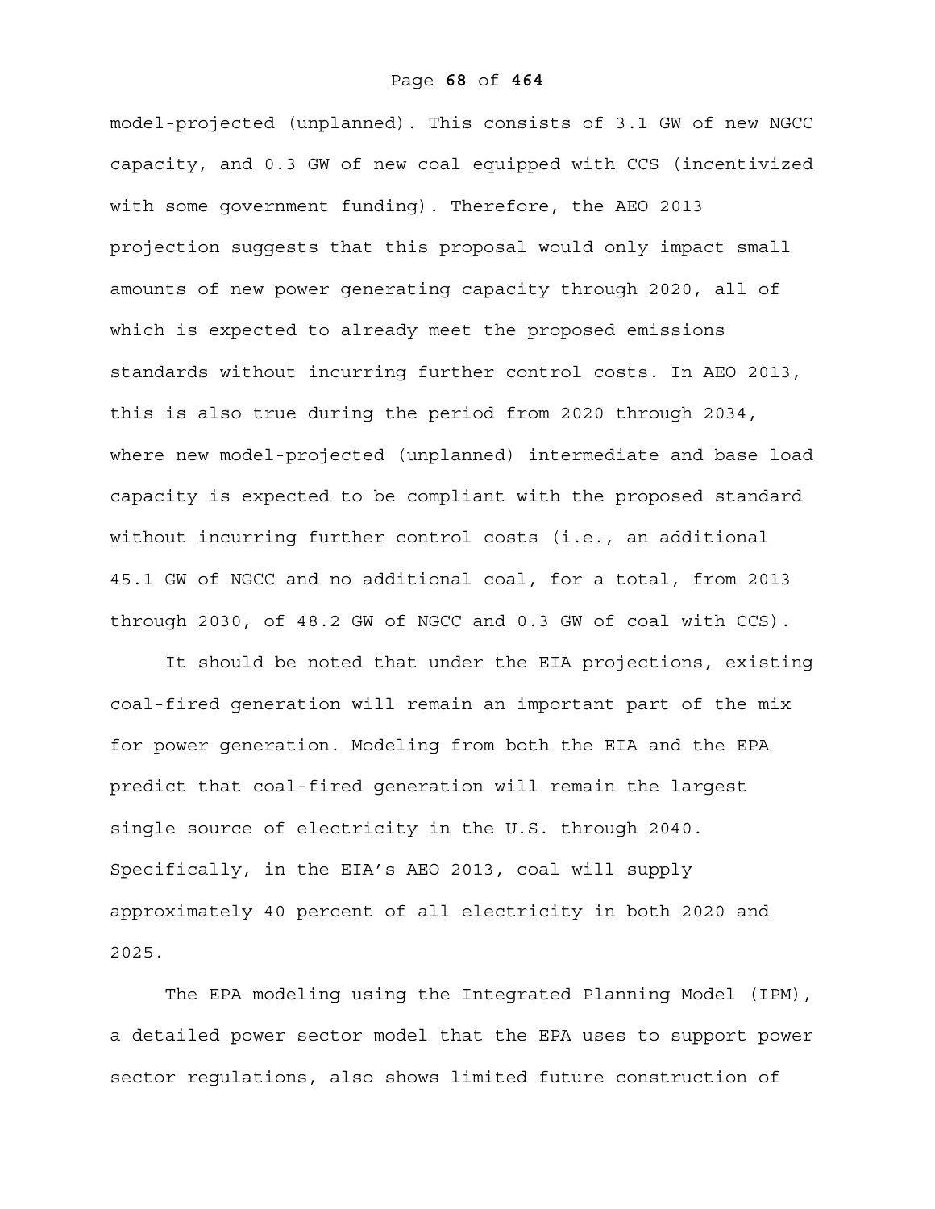model-projected (unplanned). This consists of 3.1 GW of new NGCC capacity, and 0.3 GW of new coal equipped with CCS (incentivized with some government funding). Therefore, the AEO 2013 projection suggests that this proposal would only impact small amounts of new power generating capacity through 2020, all of which is expected to already meet the proposed emissions standards without incurring further control costs. In AEO 2013, this is also true during the period from 2020 through 2034, where new model-projected (unplanned) intermediate and base load capacity is expected to be compliant with the proposed standard without incurring further control costs (i.e., an additional 45.1 GW of NGCC and no additional coal, for a total, from 2013 through 2030, of 48.2 GW of NGCC and 0.3 GW of coal with CCS).

It should be noted that under the EIA projections, existing coal-fired generation will remain an important part of the mix for power generation. Modeling from both the EIA and the EPA predict that coal-fired generation will remain the largest single source of electricity in the U.S. through 2040. Specifically, in the EIA's AEO 2013, coal will supply approximately 40 percent of all electricity in both 2020 and 2025.

The EPA modeling using the Integrated Planning Model (IPM), a detailed power sector model that the EPA uses to support power sector regulations, also shows limited future construction of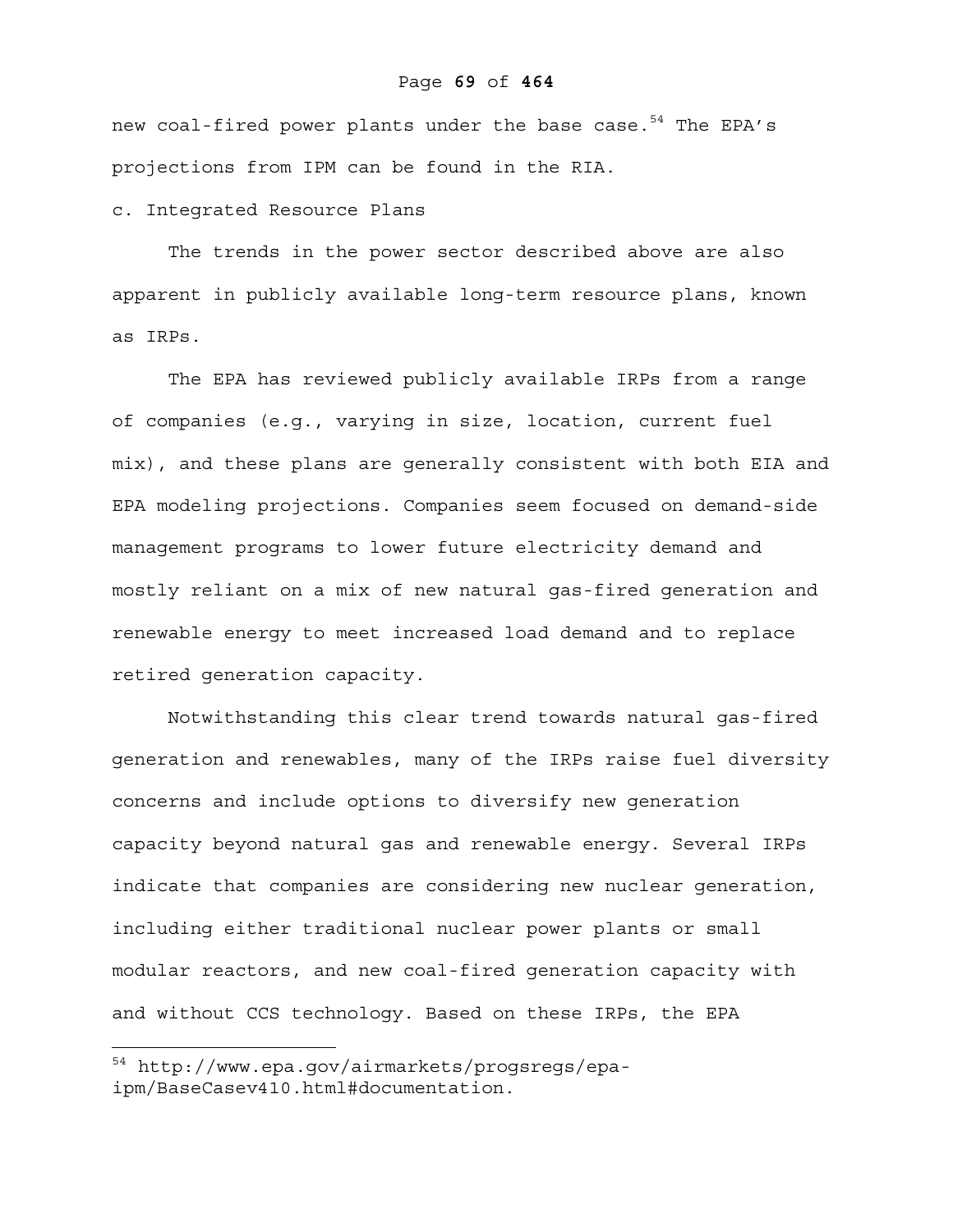new coal-fired power plants under the base case.[54] The EPA's projections from IPM can be found in the RIA.

c. Integrated Resource Plans

The trends in the power sector described above are also apparent in publicly available long-term resource plans, known as IRPs.

The EPA has reviewed publicly available IRPs from a range of companies (e.g., varying in size, location, current fuel mix), and these plans are generally consistent with both EIA and EPA modeling projections. Companies seem focused on demand-side management programs to lower future electricity demand and mostly reliant on a mix of new natural gas-fired generation and renewable energy to meet increased load demand and to replace retired generation capacity.

Notwithstanding this clear trend towards natural gas-fired generation and renewables, many of the IRPs raise fuel diversity concerns and include options to diversify new generation capacity beyond natural gas and renewable energy. Several IRPs indicate that companies are considering new nuclear generation, including either traditional nuclear power plants or small modular reactors, and new coal-fired generation capacity with and without CCS technology. Based on these IRPs, the EPA

---

[54] http://www.epa.gov/airmarkets/progsregs/epa-ipm/BaseCasev410.html#documentation.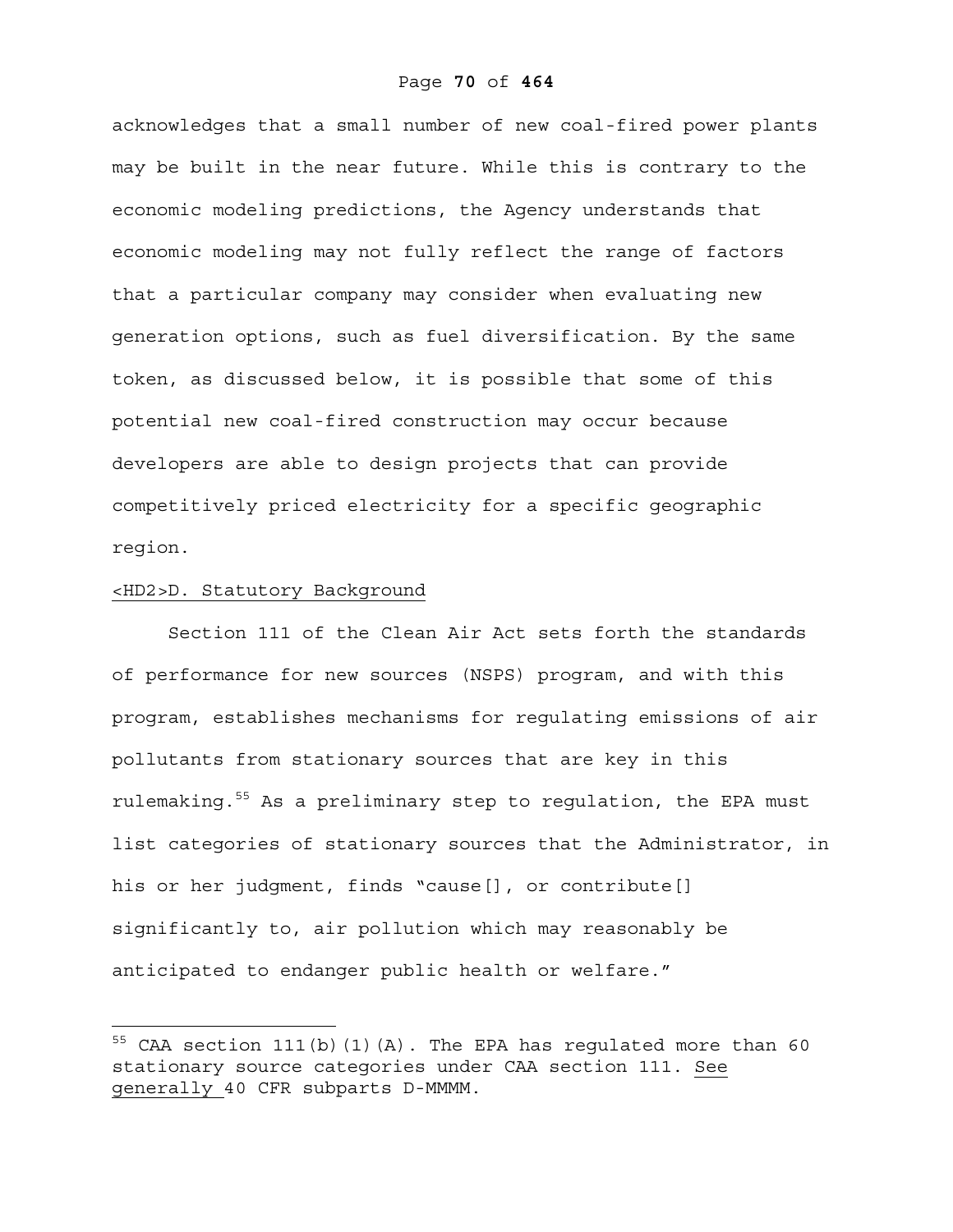acknowledges that a small number of new coal-fired power plants may be built in the near future. While this is contrary to the economic modeling predictions, the Agency understands that economic modeling may not fully reflect the range of factors that a particular company may consider when evaluating new generation options, such as fuel diversification. By the same token, as discussed below, it is possible that some of this potential new coal-fired construction may occur because developers are able to design projects that can provide competitively priced electricity for a specific geographic region.

## <HD2>D. Statutory Background

Section 111 of the Clean Air Act sets forth the standards of performance for new sources (NSPS) program, and with this program, establishes mechanisms for regulating emissions of air pollutants from stationary sources that are key in this rulemaking.[55] As a preliminary step to regulation, the EPA must list categories of stationary sources that the Administrator, in his or her judgment, finds "cause[], or contribute[] significantly to, air pollution which may reasonably be anticipated to endanger public health or welfare."

---

[55] CAA section 111(b)(1)(A). The EPA has regulated more than 60 stationary source categories under CAA section 111. See generally 40 CFR subparts D-MMMM.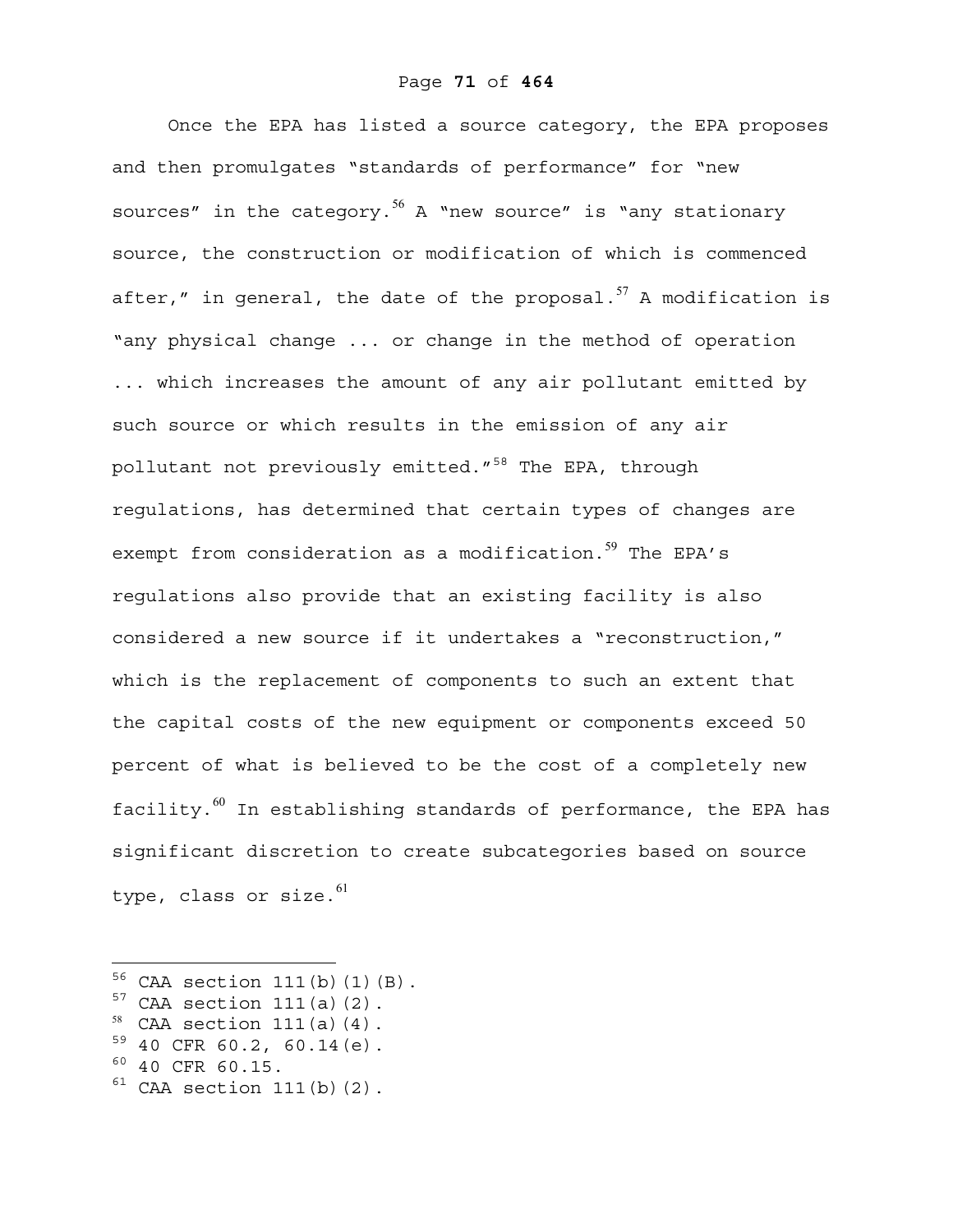Once the EPA has listed a source category, the EPA proposes and then promulgates "standards of performance" for "new sources" in the category.[56] A "new source" is "any stationary source, the construction or modification of which is commenced after," in general, the date of the proposal.[57] A modification is "any physical change ... or change in the method of operation ... which increases the amount of any air pollutant emitted by such source or which results in the emission of any air pollutant not previously emitted."[58] The EPA, through regulations, has determined that certain types of changes are exempt from consideration as a modification.[59] The EPA's regulations also provide that an existing facility is also considered a new source if it undertakes a "reconstruction," which is the replacement of components to such an extent that the capital costs of the new equipment or components exceed 50 percent of what is believed to be the cost of a completely new facility.[60] In establishing standards of performance, the EPA has significant discretion to create subcategories based on source type, class or size.[61]

---

[56] CAA section 111(b)(1)(B).

[57] CAA section 111(a)(2).

[58] CAA section 111(a)(4).

[59] 40 CFR 60.2, 60.14(e).

[60] 40 CFR 60.15.

[61] CAA section 111(b)(2).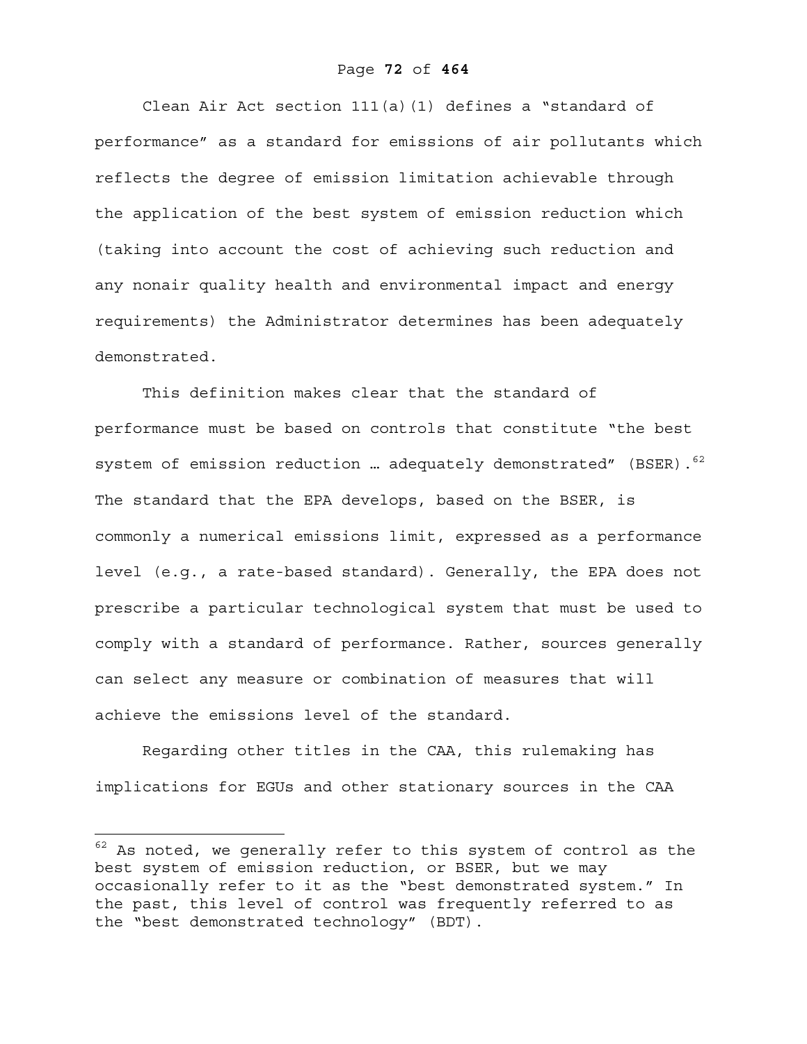Clean Air Act section 111(a)(1) defines a "standard of performance" as a standard for emissions of air pollutants which reflects the degree of emission limitation achievable through the application of the best system of emission reduction which (taking into account the cost of achieving such reduction and any nonair quality health and environmental impact and energy requirements) the Administrator determines has been adequately demonstrated.

This definition makes clear that the standard of performance must be based on controls that constitute "the best system of emission reduction … adequately demonstrated" (BSER).[62] The standard that the EPA develops, based on the BSER, is commonly a numerical emissions limit, expressed as a performance level (e.g., a rate-based standard). Generally, the EPA does not prescribe a particular technological system that must be used to comply with a standard of performance. Rather, sources generally can select any measure or combination of measures that will achieve the emissions level of the standard.

Regarding other titles in the CAA, this rulemaking has implications for EGUs and other stationary sources in the CAA

---

[62] As noted, we generally refer to this system of control as the best system of emission reduction, or BSER, but we may occasionally refer to it as the "best demonstrated system." In the past, this level of control was frequently referred to as the "best demonstrated technology" (BDT).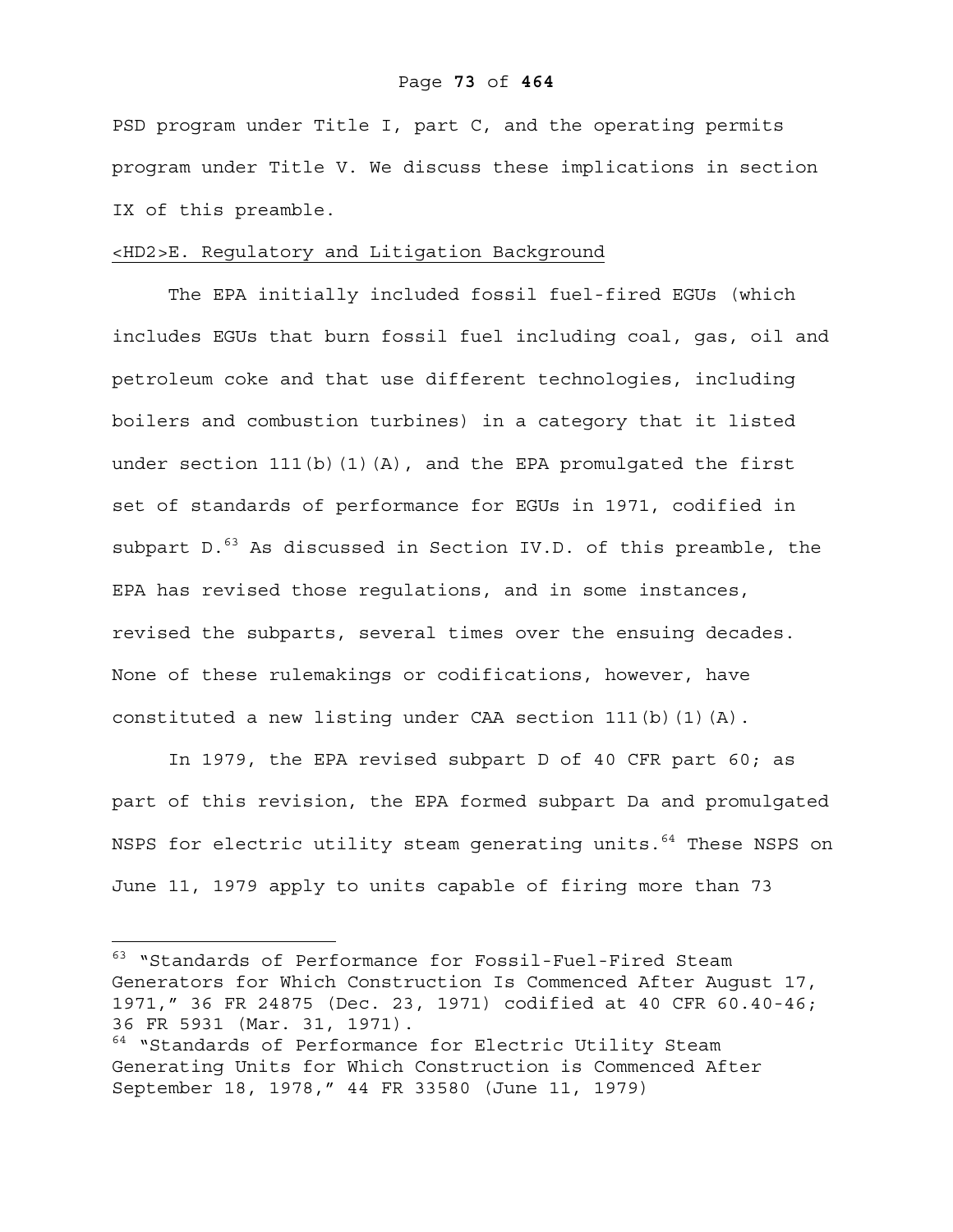PSD program under Title I, part C, and the operating permits program under Title V. We discuss these implications in section IX of this preamble.

## <HD2>E. Regulatory and Litigation Background

The EPA initially included fossil fuel-fired EGUs (which includes EGUs that burn fossil fuel including coal, gas, oil and petroleum coke and that use different technologies, including boilers and combustion turbines) in a category that it listed under section 111(b)(1)(A), and the EPA promulgated the first set of standards of performance for EGUs in 1971, codified in subpart D.[63] As discussed in Section IV.D. of this preamble, the EPA has revised those regulations, and in some instances, revised the subparts, several times over the ensuing decades. None of these rulemakings or codifications, however, have constituted a new listing under CAA section 111(b)(1)(A).

In 1979, the EPA revised subpart D of 40 CFR part 60; as part of this revision, the EPA formed subpart Da and promulgated NSPS for electric utility steam generating units.[64] These NSPS on June 11, 1979 apply to units capable of firing more than 73

---

[63] "Standards of Performance for Fossil-Fuel-Fired Steam Generators for Which Construction Is Commenced After August 17, 1971," 36 FR 24875 (Dec. 23, 1971) codified at 40 CFR 60.40-46; 36 FR 5931 (Mar. 31, 1971).

[64] "Standards of Performance for Electric Utility Steam Generating Units for Which Construction is Commenced After September 18, 1978," 44 FR 33580 (June 11, 1979)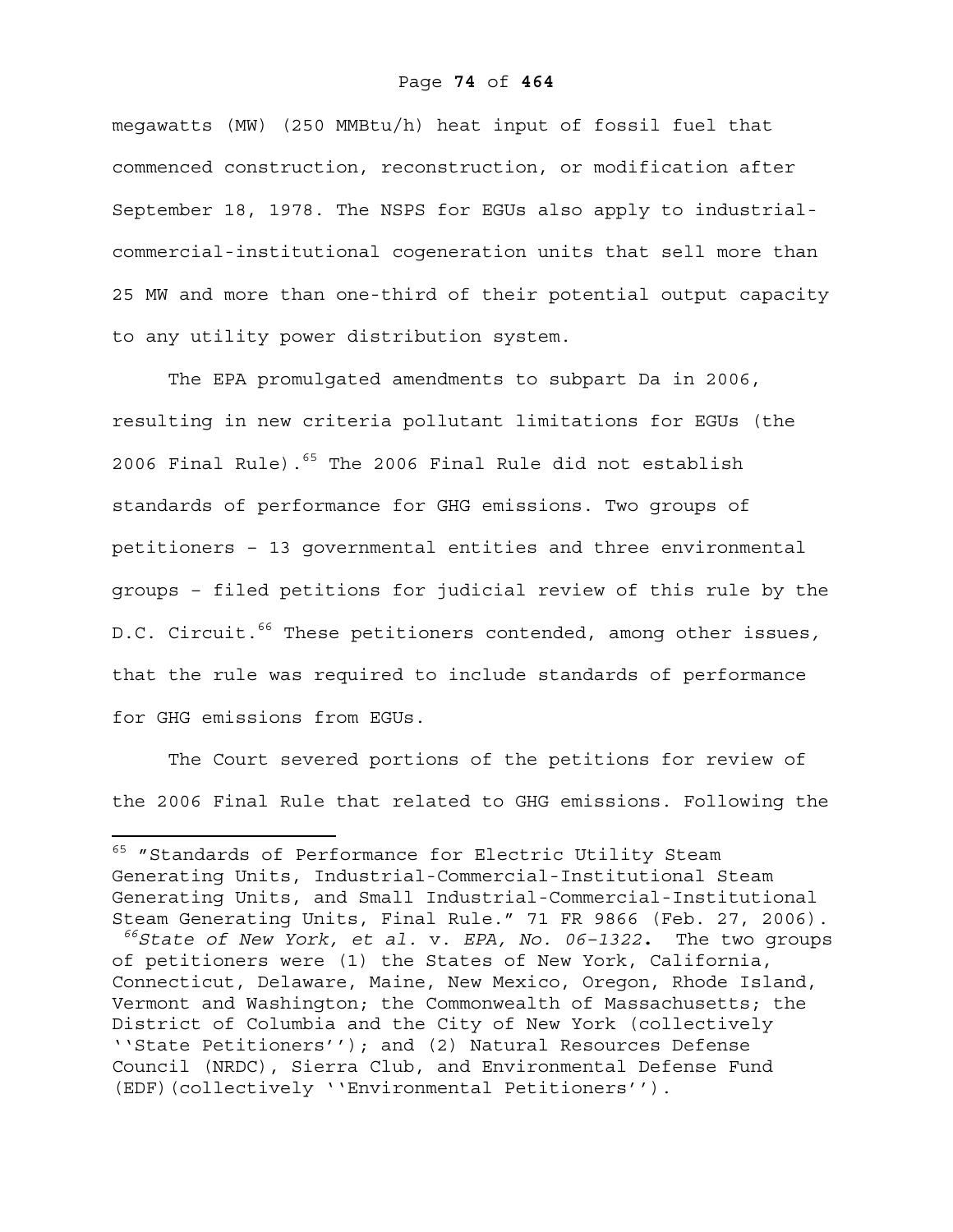megawatts (MW) (250 MMBtu/h) heat input of fossil fuel that commenced construction, reconstruction, or modification after September 18, 1978. The NSPS for EGUs also apply to industrial-commercial-institutional cogeneration units that sell more than 25 MW and more than one-third of their potential output capacity to any utility power distribution system.

The EPA promulgated amendments to subpart Da in 2006, resulting in new criteria pollutant limitations for EGUs (the 2006 Final Rule).[65] The 2006 Final Rule did not establish standards of performance for GHG emissions. Two groups of petitioners – 13 governmental entities and three environmental groups – filed petitions for judicial review of this rule by the D.C. Circuit.[66] These petitioners contended, among other issues, that the rule was required to include standards of performance for GHG emissions from EGUs.

The Court severed portions of the petitions for review of the 2006 Final Rule that related to GHG emissions. Following the

---

[65] "Standards of Performance for Electric Utility Steam Generating Units, Industrial-Commercial-Institutional Steam Generating Units, and Small Industrial-Commercial-Institutional Steam Generating Units, Final Rule." 71 FR 9866 (Feb. 27, 2006).

[66] *State of New York, et al.* v. *EPA, No. 06-1322*. The two groups of petitioners were (1) the States of New York, California, Connecticut, Delaware, Maine, New Mexico, Oregon, Rhode Island, Vermont and Washington; the Commonwealth of Massachusetts; the District of Columbia and the City of New York (collectively ''State Petitioners''); and (2) Natural Resources Defense Council (NRDC), Sierra Club, and Environmental Defense Fund (EDF)(collectively ''Environmental Petitioners'').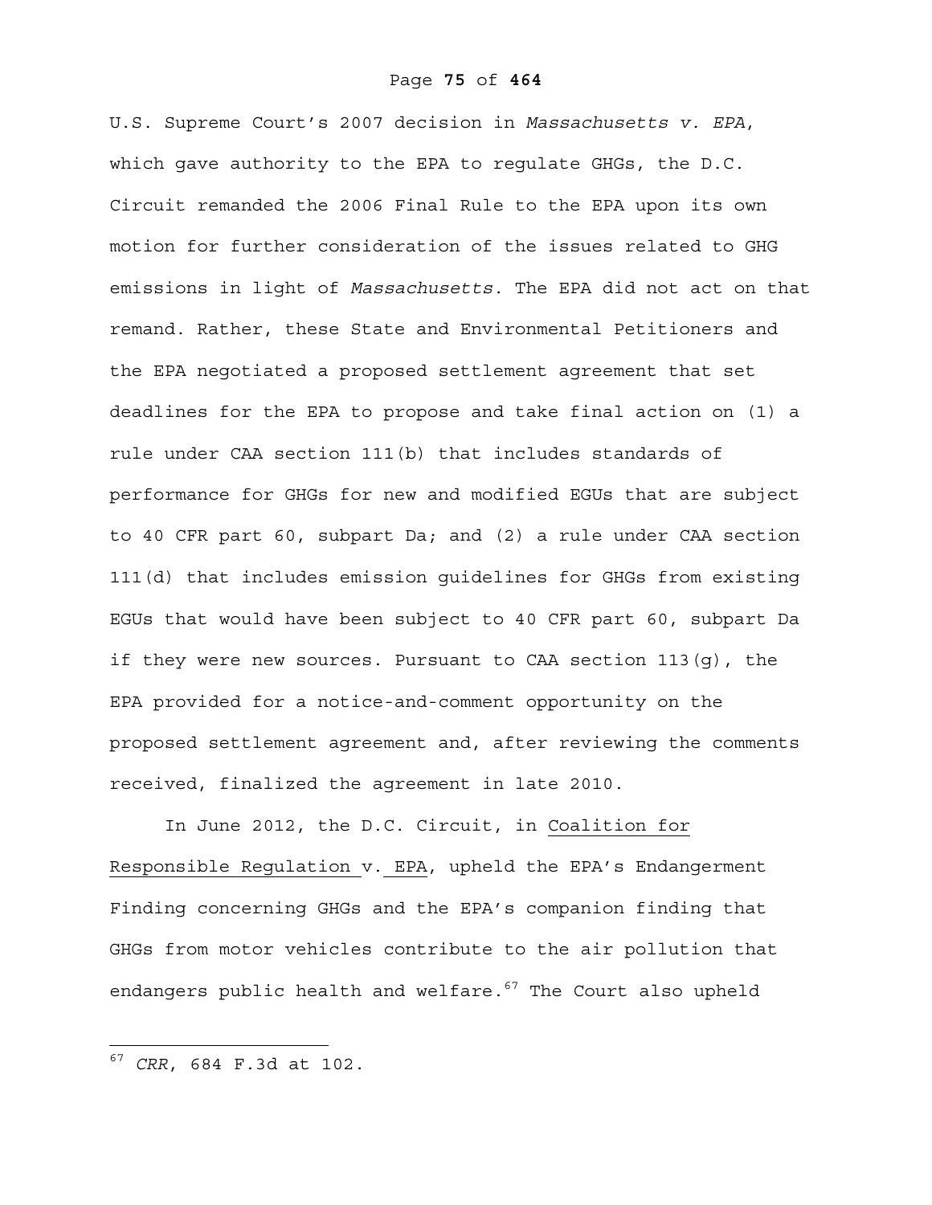U.S. Supreme Court's 2007 decision in *Massachusetts v. EPA*, which gave authority to the EPA to regulate GHGs, the D.C. Circuit remanded the 2006 Final Rule to the EPA upon its own motion for further consideration of the issues related to GHG emissions in light of *Massachusetts.* The EPA did not act on that remand. Rather, these State and Environmental Petitioners and the EPA negotiated a proposed settlement agreement that set deadlines for the EPA to propose and take final action on (1) a rule under CAA section 111(b) that includes standards of performance for GHGs for new and modified EGUs that are subject to 40 CFR part 60, subpart Da; and (2) a rule under CAA section 111(d) that includes emission guidelines for GHGs from existing EGUs that would have been subject to 40 CFR part 60, subpart Da if they were new sources. Pursuant to CAA section 113(g), the EPA provided for a notice-and-comment opportunity on the proposed settlement agreement and, after reviewing the comments received, finalized the agreement in late 2010.

In June 2012, the D.C. Circuit, in Coalition for Responsible Regulation v. EPA, upheld the EPA's Endangerment Finding concerning GHGs and the EPA's companion finding that GHGs from motor vehicles contribute to the air pollution that endangers public health and welfare.[67] The Court also upheld

---

[67] *CRR*, 684 F.3d at 102.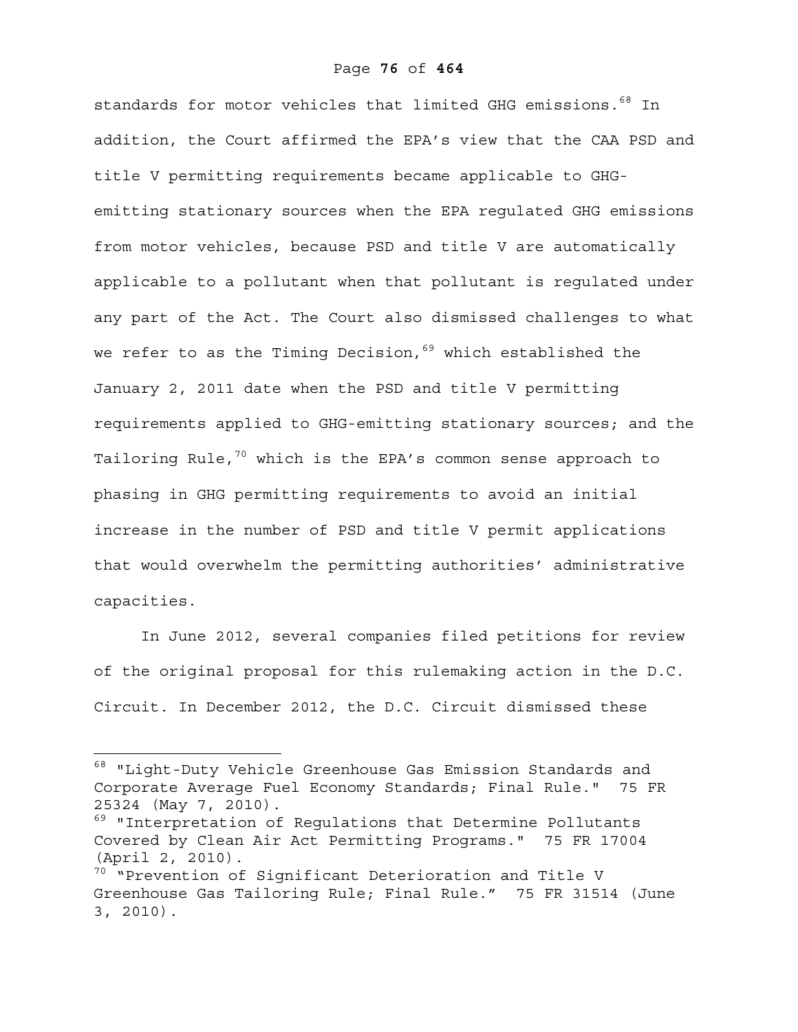standards for motor vehicles that limited GHG emissions.[68] In addition, the Court affirmed the EPA's view that the CAA PSD and title V permitting requirements became applicable to GHG-emitting stationary sources when the EPA regulated GHG emissions from motor vehicles, because PSD and title V are automatically applicable to a pollutant when that pollutant is regulated under any part of the Act. The Court also dismissed challenges to what we refer to as the Timing Decision,[69] which established the January 2, 2011 date when the PSD and title V permitting requirements applied to GHG-emitting stationary sources; and the Tailoring Rule,[70] which is the EPA's common sense approach to phasing in GHG permitting requirements to avoid an initial increase in the number of PSD and title V permit applications that would overwhelm the permitting authorities' administrative capacities.

In June 2012, several companies filed petitions for review of the original proposal for this rulemaking action in the D.C. Circuit. In December 2012, the D.C. Circuit dismissed these

---

[68] "Light-Duty Vehicle Greenhouse Gas Emission Standards and Corporate Average Fuel Economy Standards; Final Rule." 75 FR 25324 (May 7, 2010).

[69] "Interpretation of Regulations that Determine Pollutants Covered by Clean Air Act Permitting Programs." 75 FR 17004 (April 2, 2010).

[70] "Prevention of Significant Deterioration and Title V Greenhouse Gas Tailoring Rule; Final Rule." 75 FR 31514 (June 3, 2010).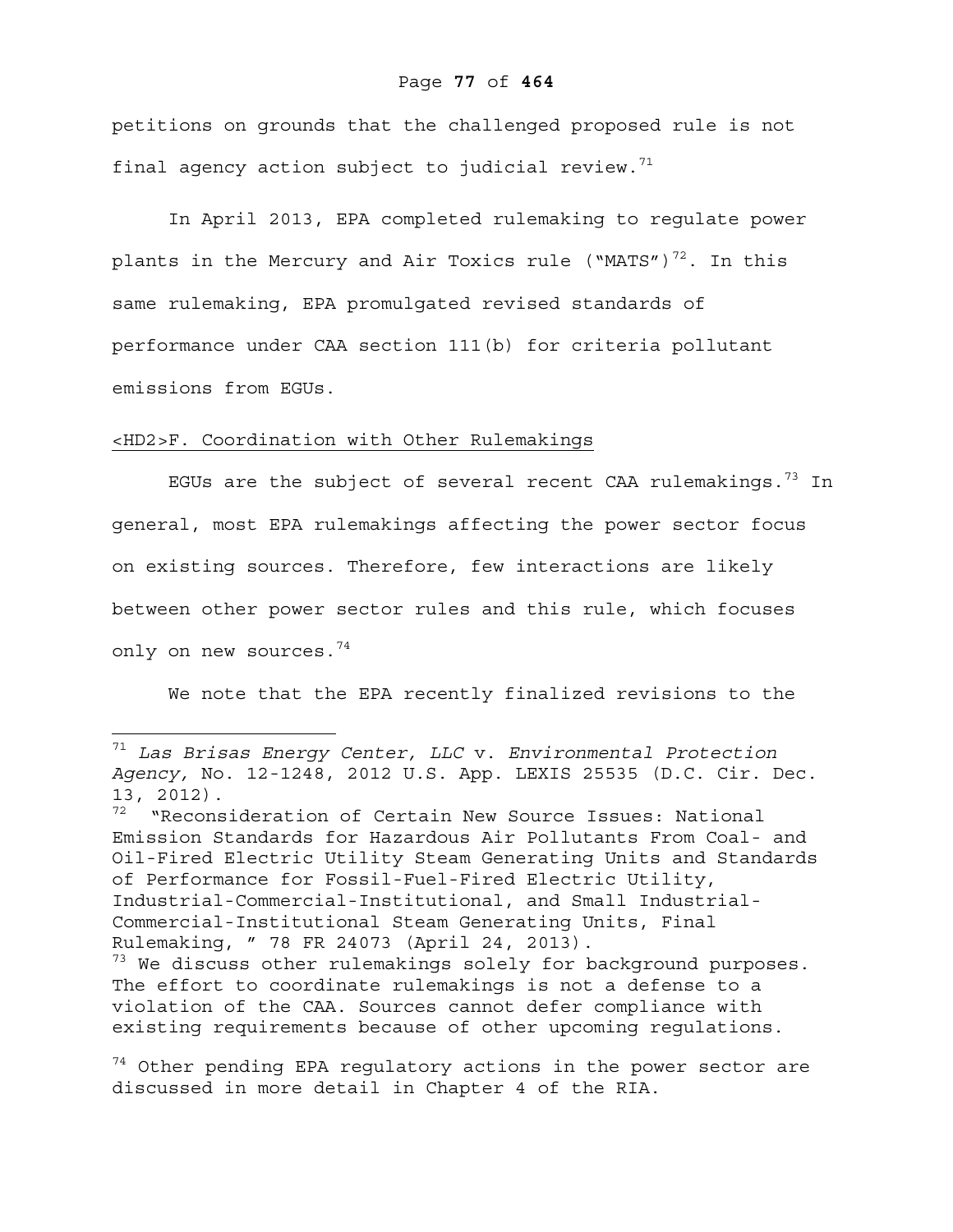petitions on grounds that the challenged proposed rule is not final agency action subject to judicial review.[71]

In April 2013, EPA completed rulemaking to regulate power plants in the Mercury and Air Toxics rule ("MATS")[72]. In this same rulemaking, EPA promulgated revised standards of performance under CAA section 111(b) for criteria pollutant emissions from EGUs.

## <HD2>F. Coordination with Other Rulemakings

EGUs are the subject of several recent CAA rulemakings.[73] In general, most EPA rulemakings affecting the power sector focus on existing sources. Therefore, few interactions are likely between other power sector rules and this rule, which focuses only on new sources.[74]

We note that the EPA recently finalized revisions to the

---

[71] *Las Brisas Energy Center, LLC* v. *Environmental Protection Agency,* No. 12-1248, 2012 U.S. App. LEXIS 25535 (D.C. Cir. Dec. 13, 2012).

[72] "Reconsideration of Certain New Source Issues: National Emission Standards for Hazardous Air Pollutants From Coal- and Oil-Fired Electric Utility Steam Generating Units and Standards of Performance for Fossil-Fuel-Fired Electric Utility, Industrial-Commercial-Institutional, and Small Industrial-Commercial-Institutional Steam Generating Units, Final Rulemaking, " 78 FR 24073 (April 24, 2013).

[73] We discuss other rulemakings solely for background purposes. The effort to coordinate rulemakings is not a defense to a violation of the CAA. Sources cannot defer compliance with existing requirements because of other upcoming regulations.

[74] Other pending EPA regulatory actions in the power sector are discussed in more detail in Chapter 4 of the RIA.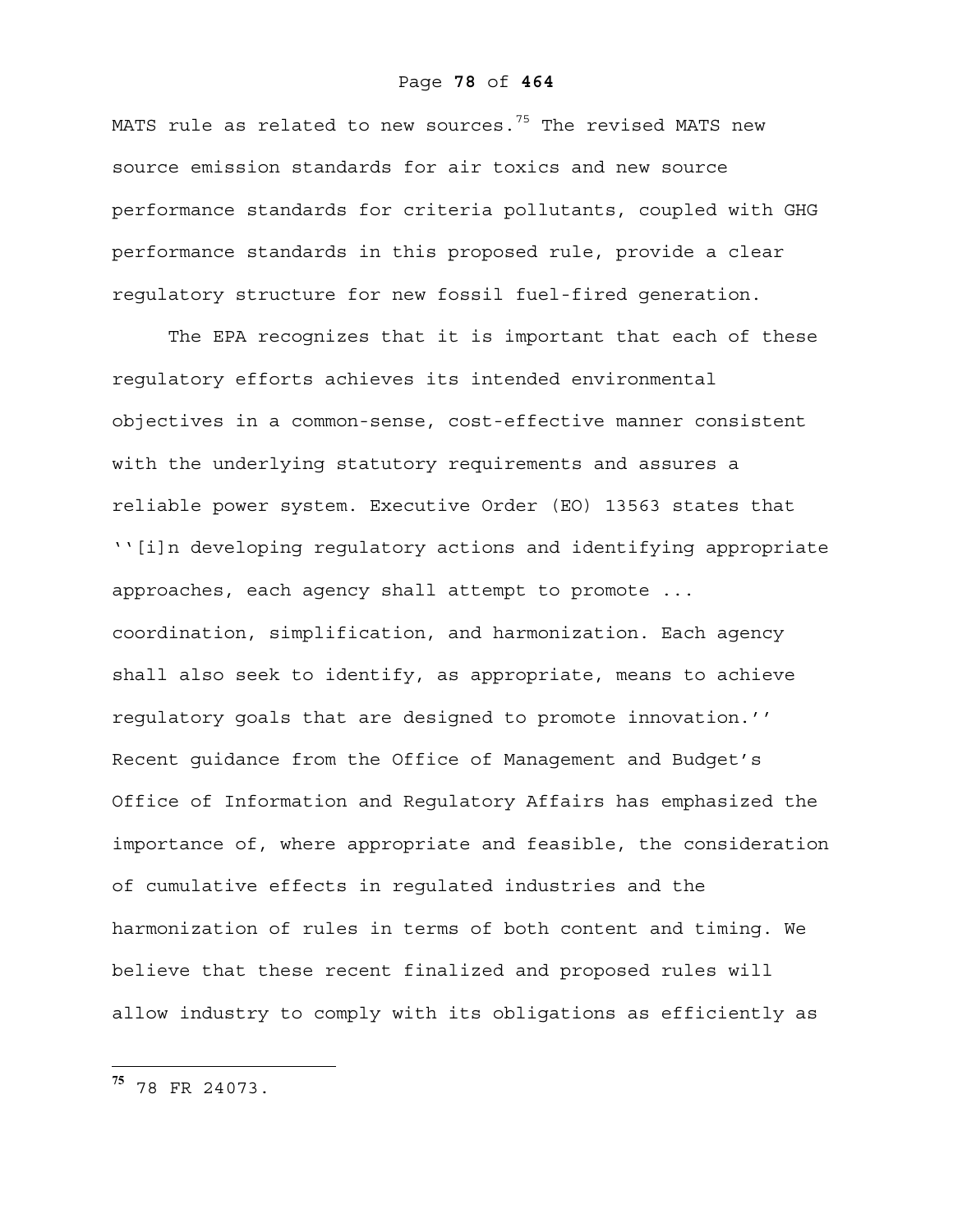MATS rule as related to new sources.[75] The revised MATS new source emission standards for air toxics and new source performance standards for criteria pollutants, coupled with GHG performance standards in this proposed rule, provide a clear regulatory structure for new fossil fuel-fired generation.

The EPA recognizes that it is important that each of these regulatory efforts achieves its intended environmental objectives in a common-sense, cost-effective manner consistent with the underlying statutory requirements and assures a reliable power system. Executive Order (EO) 13563 states that ''[i]n developing regulatory actions and identifying appropriate approaches, each agency shall attempt to promote ... coordination, simplification, and harmonization. Each agency shall also seek to identify, as appropriate, means to achieve regulatory goals that are designed to promote innovation.'' Recent guidance from the Office of Management and Budget's Office of Information and Regulatory Affairs has emphasized the importance of, where appropriate and feasible, the consideration of cumulative effects in regulated industries and the harmonization of rules in terms of both content and timing. We believe that these recent finalized and proposed rules will allow industry to comply with its obligations as efficiently as

---

[75] 78 FR 24073.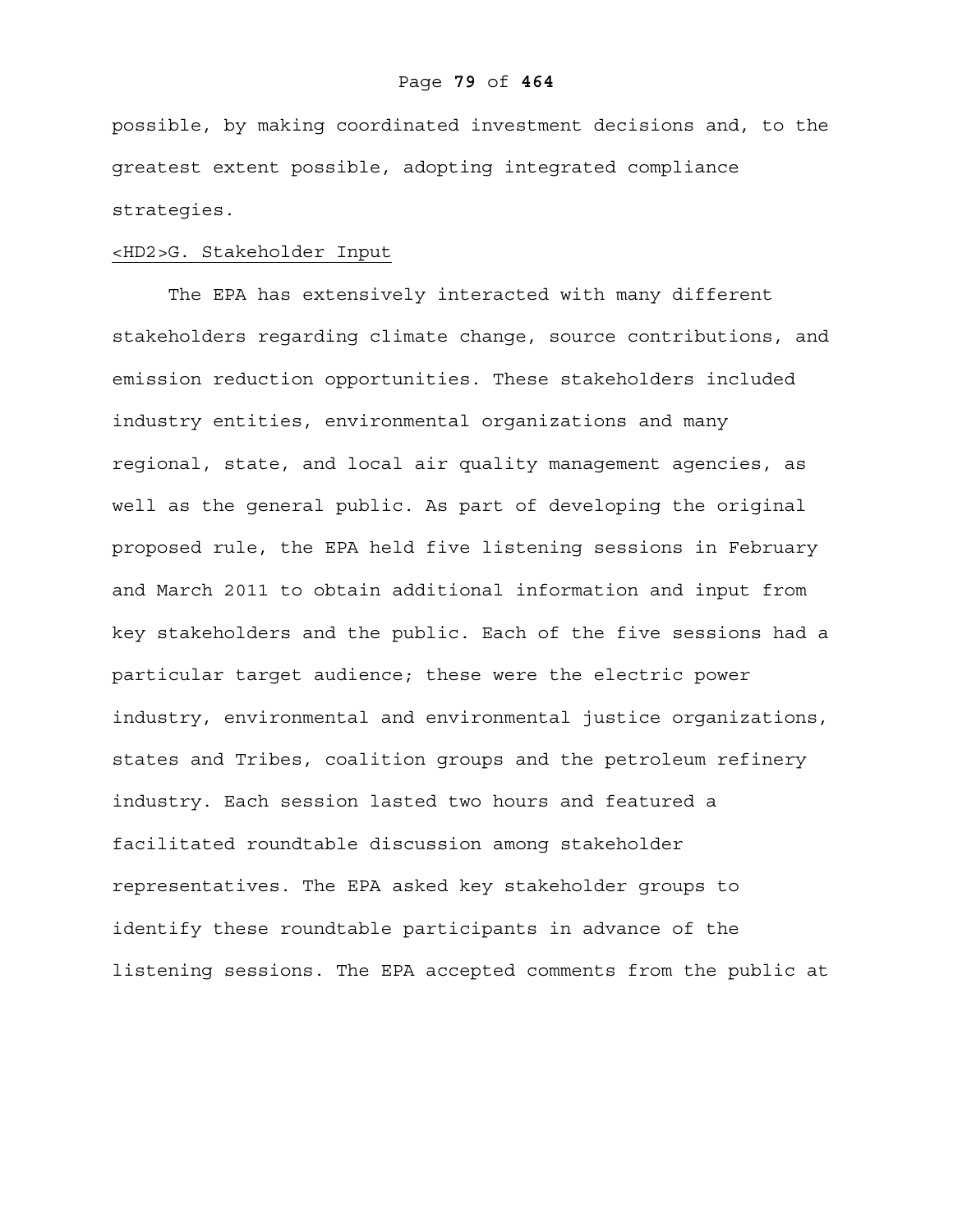possible, by making coordinated investment decisions and, to the greatest extent possible, adopting integrated compliance strategies.

## <HD2>G. Stakeholder Input

The EPA has extensively interacted with many different stakeholders regarding climate change, source contributions, and emission reduction opportunities. These stakeholders included industry entities, environmental organizations and many regional, state, and local air quality management agencies, as well as the general public. As part of developing the original proposed rule, the EPA held five listening sessions in February and March 2011 to obtain additional information and input from key stakeholders and the public. Each of the five sessions had a particular target audience; these were the electric power industry, environmental and environmental justice organizations, states and Tribes, coalition groups and the petroleum refinery industry. Each session lasted two hours and featured a facilitated roundtable discussion among stakeholder representatives. The EPA asked key stakeholder groups to identify these roundtable participants in advance of the listening sessions. The EPA accepted comments from the public at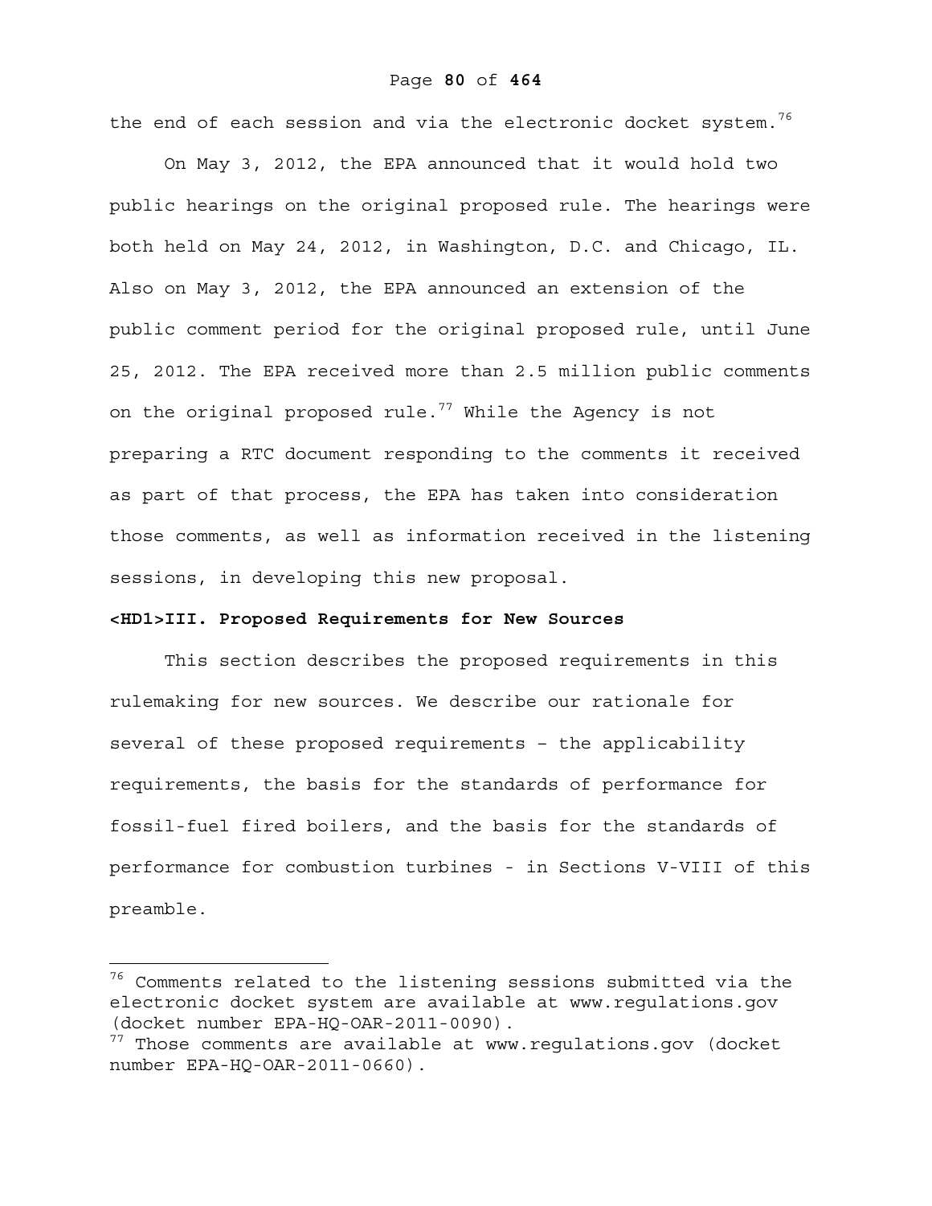the end of each session and via the electronic docket system.[76]

On May 3, 2012, the EPA announced that it would hold two public hearings on the original proposed rule. The hearings were both held on May 24, 2012, in Washington, D.C. and Chicago, IL. Also on May 3, 2012, the EPA announced an extension of the public comment period for the original proposed rule, until June 25, 2012. The EPA received more than 2.5 million public comments on the original proposed rule.[77] While the Agency is not preparing a RTC document responding to the comments it received as part of that process, the EPA has taken into consideration those comments, as well as information received in the listening sessions, in developing this new proposal.

**<HD1>III. Proposed Requirements for New Sources**

This section describes the proposed requirements in this rulemaking for new sources. We describe our rationale for several of these proposed requirements – the applicability requirements, the basis for the standards of performance for fossil-fuel fired boilers, and the basis for the standards of performance for combustion turbines - in Sections V-VIII of this preamble.

---

[76] Comments related to the listening sessions submitted via the electronic docket system are available at www.regulations.gov (docket number EPA-HQ-OAR-2011-0090).

[77] Those comments are available at www.regulations.gov (docket number EPA-HQ-OAR-2011-0660).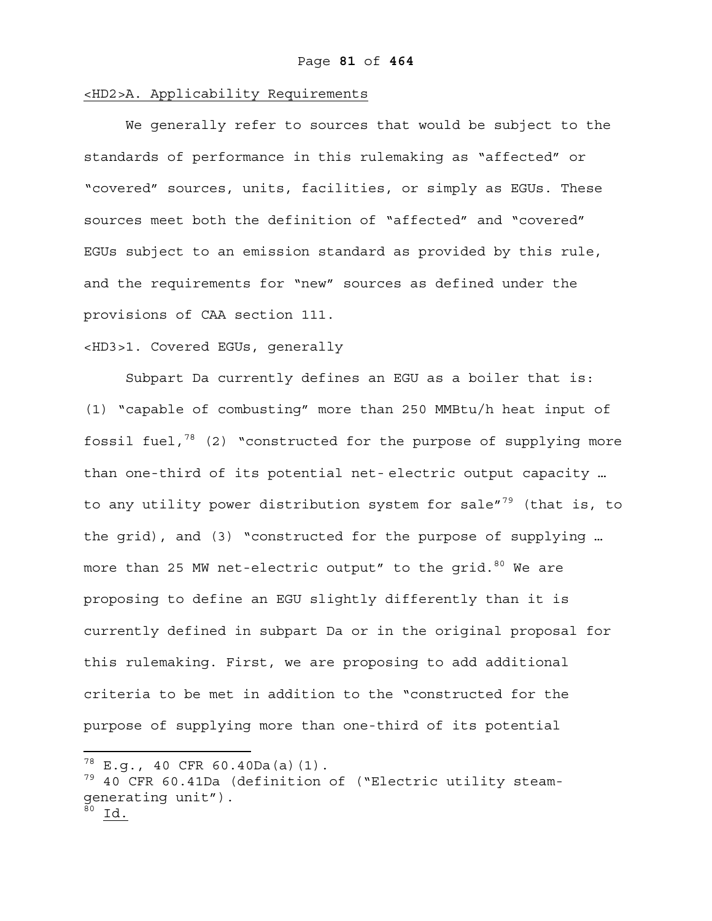## A. Applicability Requirements

We generally refer to sources that would be subject to the standards of performance in this rulemaking as "affected" or "covered" sources, units, facilities, or simply as EGUs. These sources meet both the definition of "affected" and "covered" EGUs subject to an emission standard as provided by this rule, and the requirements for "new" sources as defined under the provisions of CAA section 111.

### 1. Covered EGUs, generally

Subpart Da currently defines an EGU as a boiler that is: (1) "capable of combusting" more than 250 MMBtu/h heat input of fossil fuel,[78] (2) "constructed for the purpose of supplying more than one-third of its potential net- electric output capacity … to any utility power distribution system for sale"[79] (that is, to the grid), and (3) "constructed for the purpose of supplying … more than 25 MW net-electric output" to the grid.[80] We are proposing to define an EGU slightly differently than it is currently defined in subpart Da or in the original proposal for this rulemaking. First, we are proposing to add additional criteria to be met in addition to the "constructed for the purpose of supplying more than one-third of its potential

---

[78] E.g., 40 CFR 60.40Da(a)(1).

[79] 40 CFR 60.41Da (definition of ("Electric utility steam-generating unit").

[80] Id.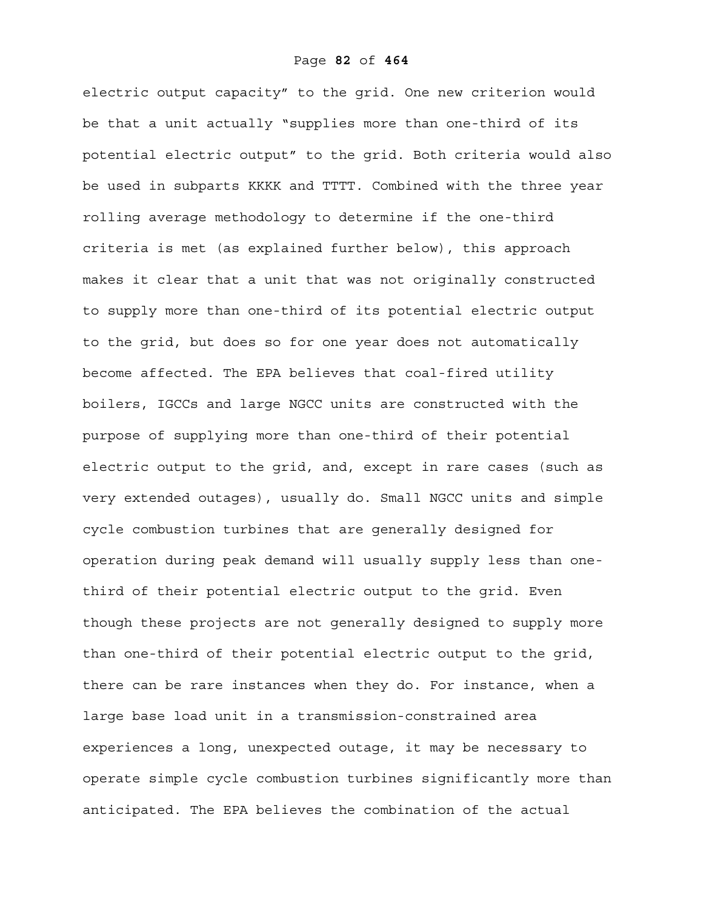electric output capacity" to the grid. One new criterion would be that a unit actually "supplies more than one-third of its potential electric output" to the grid. Both criteria would also be used in subparts KKKK and TTTT. Combined with the three year rolling average methodology to determine if the one-third criteria is met (as explained further below), this approach makes it clear that a unit that was not originally constructed to supply more than one-third of its potential electric output to the grid, but does so for one year does not automatically become affected. The EPA believes that coal-fired utility boilers, IGCCs and large NGCC units are constructed with the purpose of supplying more than one-third of their potential electric output to the grid, and, except in rare cases (such as very extended outages), usually do. Small NGCC units and simple cycle combustion turbines that are generally designed for operation during peak demand will usually supply less than one-third of their potential electric output to the grid. Even though these projects are not generally designed to supply more than one-third of their potential electric output to the grid, there can be rare instances when they do. For instance, when a large base load unit in a transmission-constrained area experiences a long, unexpected outage, it may be necessary to operate simple cycle combustion turbines significantly more than anticipated. The EPA believes the combination of the actual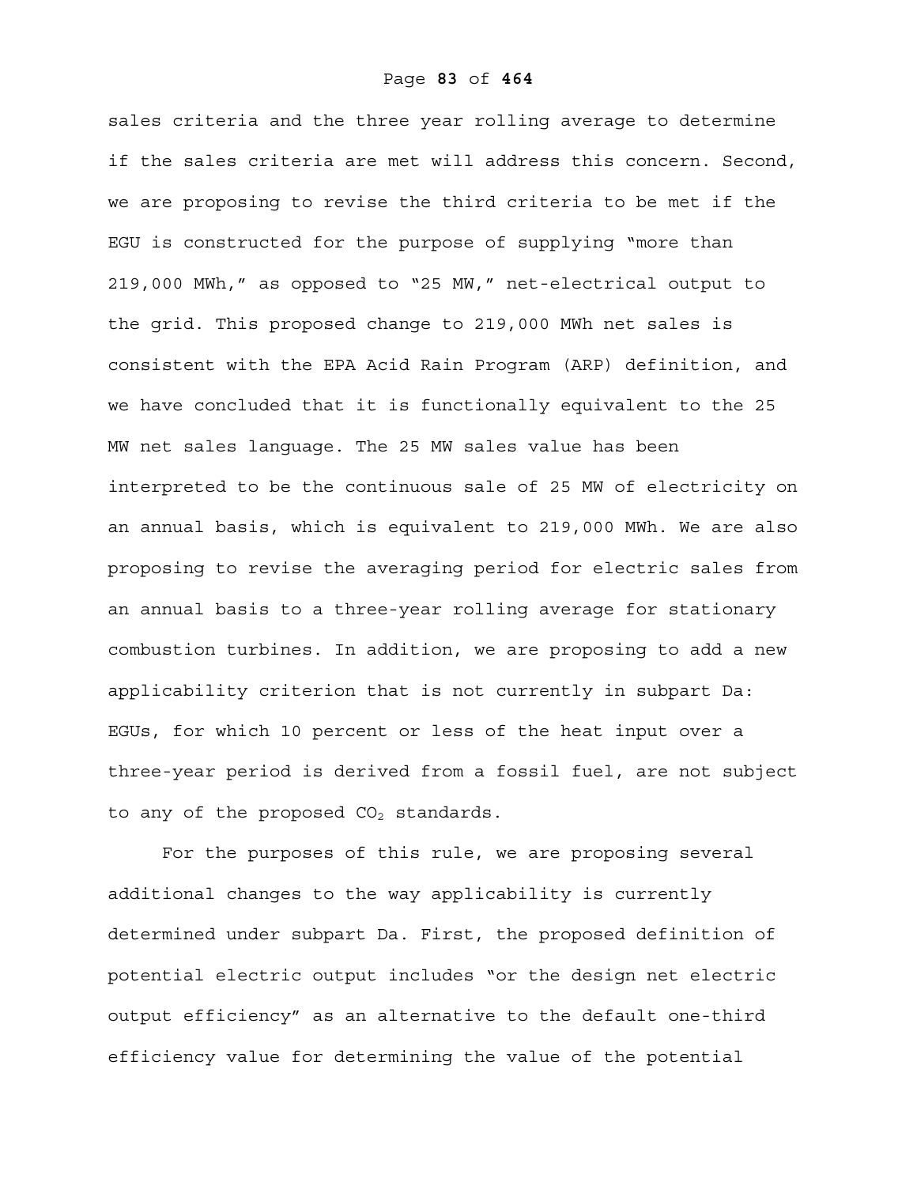sales criteria and the three year rolling average to determine if the sales criteria are met will address this concern. Second, we are proposing to revise the third criteria to be met if the EGU is constructed for the purpose of supplying "more than 219,000 MWh," as opposed to "25 MW," net-electrical output to the grid. This proposed change to 219,000 MWh net sales is consistent with the EPA Acid Rain Program (ARP) definition, and we have concluded that it is functionally equivalent to the 25 MW net sales language. The 25 MW sales value has been interpreted to be the continuous sale of 25 MW of electricity on an annual basis, which is equivalent to 219,000 MWh. We are also proposing to revise the averaging period for electric sales from an annual basis to a three-year rolling average for stationary combustion turbines. In addition, we are proposing to add a new applicability criterion that is not currently in subpart Da: EGUs, for which 10 percent or less of the heat input over a three-year period is derived from a fossil fuel, are not subject to any of the proposed $CO_2$ standards.

For the purposes of this rule, we are proposing several additional changes to the way applicability is currently determined under subpart Da. First, the proposed definition of potential electric output includes "or the design net electric output efficiency" as an alternative to the default one-third efficiency value for determining the value of the potential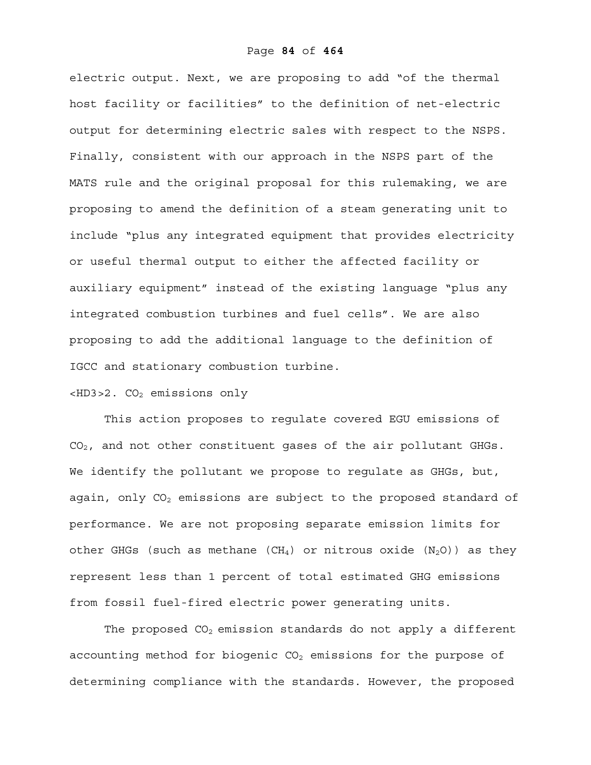electric output. Next, we are proposing to add "of the thermal host facility or facilities" to the definition of net-electric output for determining electric sales with respect to the NSPS. Finally, consistent with our approach in the NSPS part of the MATS rule and the original proposal for this rulemaking, we are proposing to amend the definition of a steam generating unit to include "plus any integrated equipment that provides electricity or useful thermal output to either the affected facility or auxiliary equipment" instead of the existing language "plus any integrated combustion turbines and fuel cells". We are also proposing to add the additional language to the definition of IGCC and stationary combustion turbine.

### 2. $CO_2$ emissions only

This action proposes to regulate covered EGU emissions of $CO_2$, and not other constituent gases of the air pollutant GHGs. We identify the pollutant we propose to regulate as GHGs, but, again, only $CO_2$ emissions are subject to the proposed standard of performance. We are not proposing separate emission limits for other GHGs (such as methane ($CH_4$) or nitrous oxide ($N_2O$)) as they represent less than 1 percent of total estimated GHG emissions from fossil fuel-fired electric power generating units.

The proposed $CO_2$ emission standards do not apply a different accounting method for biogenic $CO_2$ emissions for the purpose of determining compliance with the standards. However, the proposed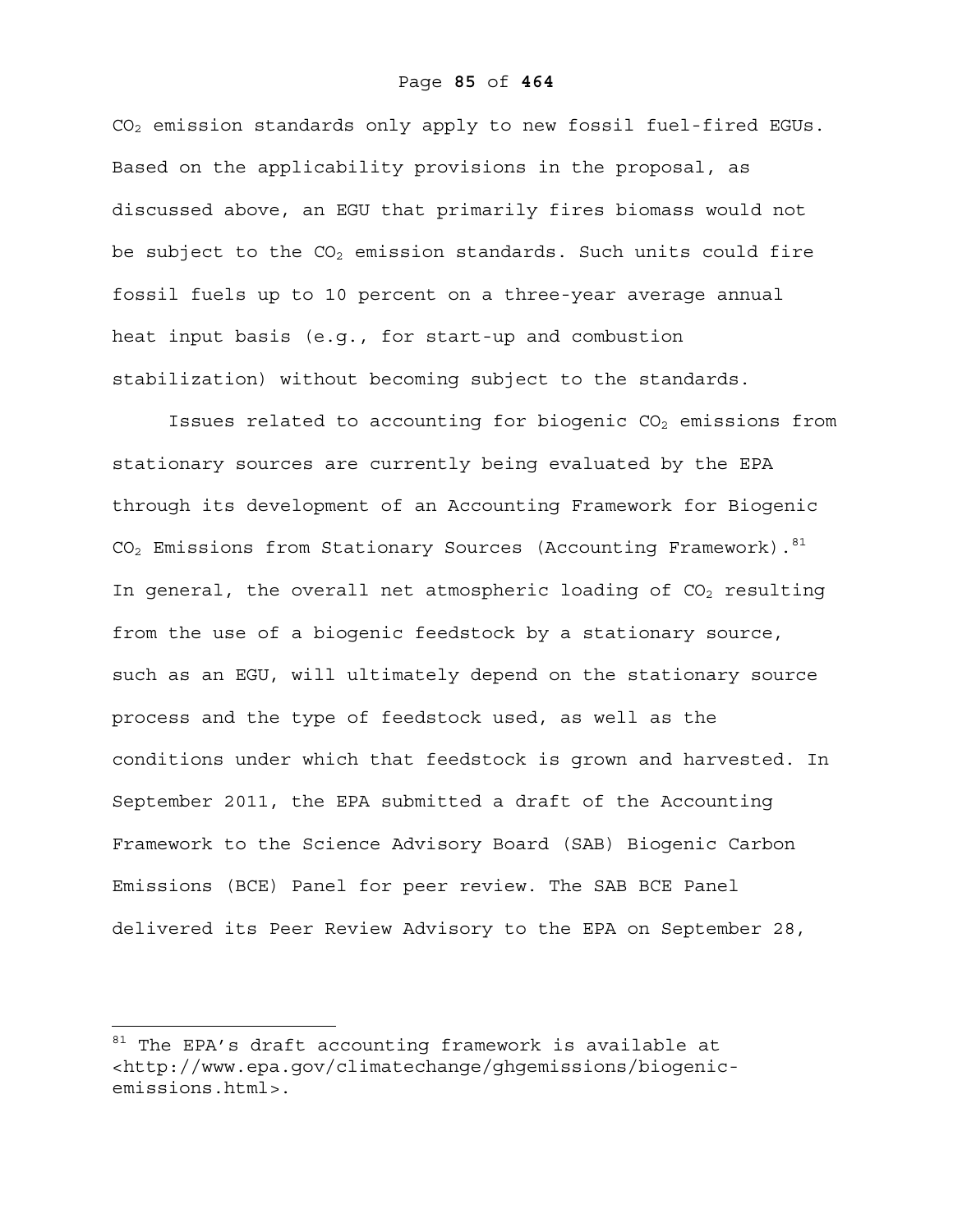$CO_2$ emission standards only apply to new fossil fuel-fired EGUs. Based on the applicability provisions in the proposal, as discussed above, an EGU that primarily fires biomass would not be subject to the $CO_2$ emission standards. Such units could fire fossil fuels up to 10 percent on a three-year average annual heat input basis (e.g., for start-up and combustion stabilization) without becoming subject to the standards.

Issues related to accounting for biogenic $CO_2$ emissions from stationary sources are currently being evaluated by the EPA through its development of an Accounting Framework for Biogenic $CO_2$ Emissions from Stationary Sources (Accounting Framework).[81] In general, the overall net atmospheric loading of $CO_2$ resulting from the use of a biogenic feedstock by a stationary source, such as an EGU, will ultimately depend on the stationary source process and the type of feedstock used, as well as the conditions under which that feedstock is grown and harvested. In September 2011, the EPA submitted a draft of the Accounting Framework to the Science Advisory Board (SAB) Biogenic Carbon Emissions (BCE) Panel for peer review. The SAB BCE Panel delivered its Peer Review Advisory to the EPA on September 28,

---

[81] The EPA's draft accounting framework is available at <http://www.epa.gov/climatechange/ghgemissions/biogenic-emissions.html>.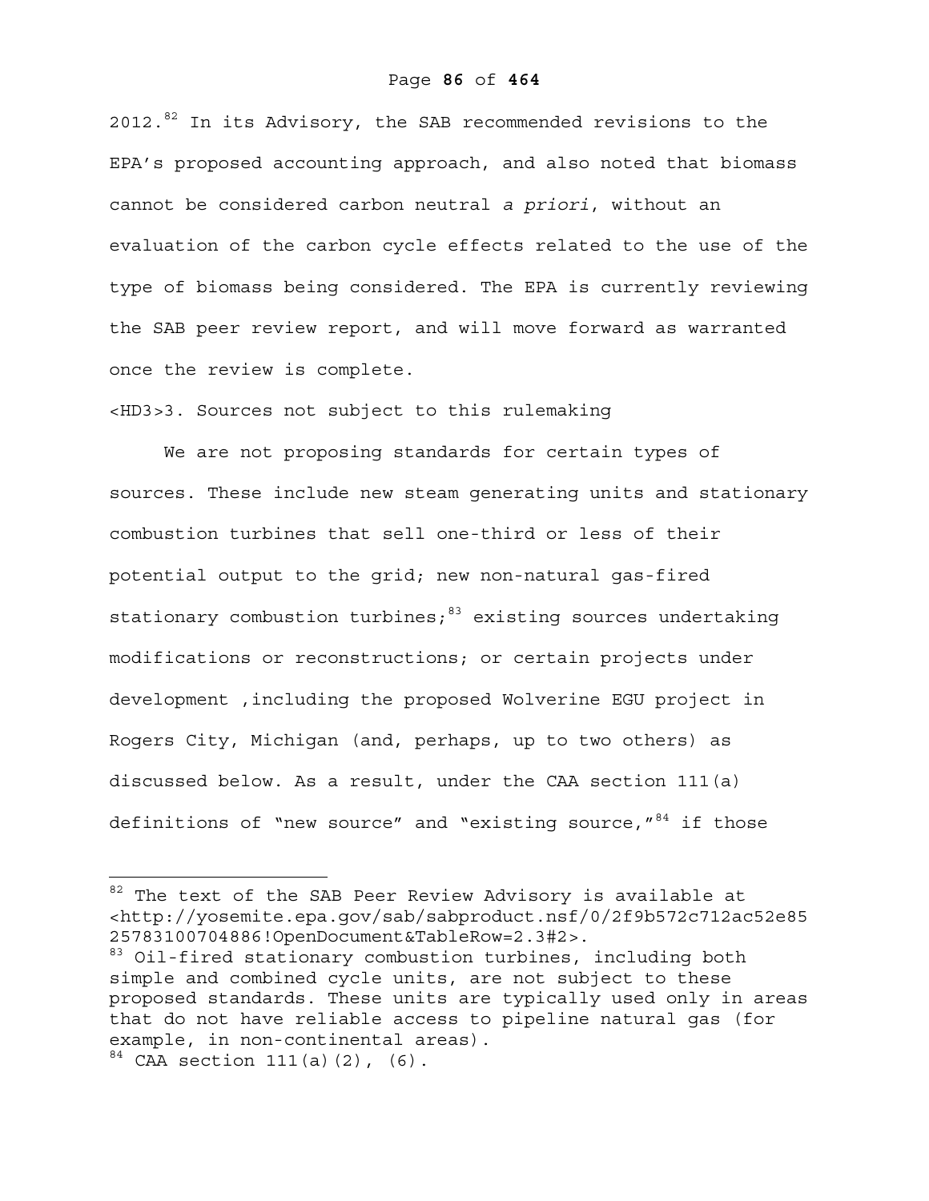2012.[82] In its Advisory, the SAB recommended revisions to the EPA's proposed accounting approach, and also noted that biomass cannot be considered carbon neutral *a priori*, without an evaluation of the carbon cycle effects related to the use of the type of biomass being considered. The EPA is currently reviewing the SAB peer review report, and will move forward as warranted once the review is complete.

<HD3>3. Sources not subject to this rulemaking

We are not proposing standards for certain types of sources. These include new steam generating units and stationary combustion turbines that sell one-third or less of their potential output to the grid; new non-natural gas-fired stationary combustion turbines;[83] existing sources undertaking modifications or reconstructions; or certain projects under development ,including the proposed Wolverine EGU project in Rogers City, Michigan (and, perhaps, up to two others) as discussed below. As a result, under the CAA section 111(a) definitions of "new source" and "existing source,"[84] if those

---

[82] The text of the SAB Peer Review Advisory is available at <http://yosemite.epa.gov/sab/sabproduct.nsf/0/2f9b572c712ac52e8525783100704886!OpenDocument&TableRow=2.3#2>.

[83] Oil-fired stationary combustion turbines, including both simple and combined cycle units, are not subject to these proposed standards. These units are typically used only in areas that do not have reliable access to pipeline natural gas (for example, in non-continental areas).

[84] CAA section 111(a)(2), (6).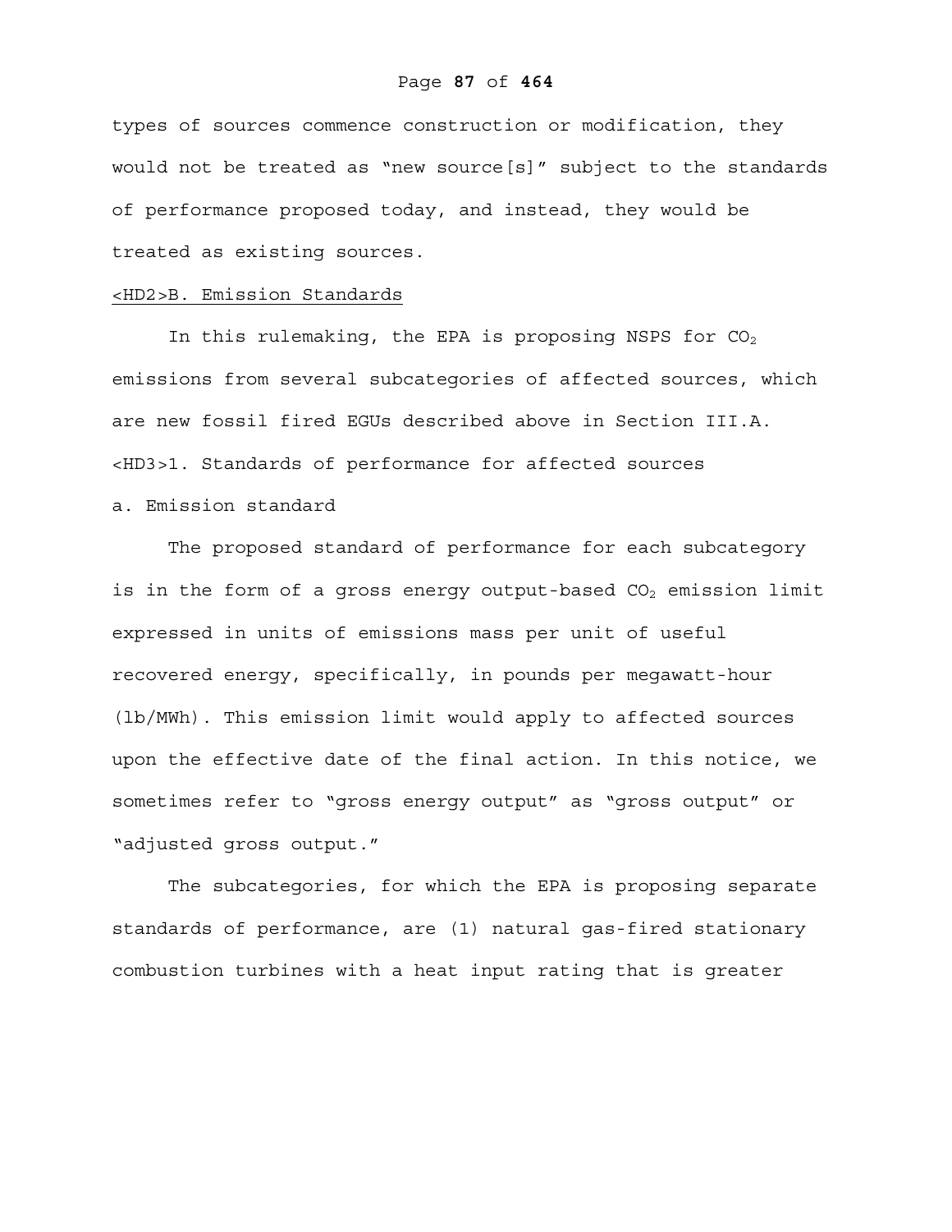types of sources commence construction or modification, they would not be treated as "new source[s]" subject to the standards of performance proposed today, and instead, they would be treated as existing sources.

## <HD2>B. Emission Standards

In this rulemaking, the EPA is proposing NSPS for $CO_2$ emissions from several subcategories of affected sources, which are new fossil fired EGUs described above in Section III.A.

### <HD3>1. Standards of performance for affected sources

a. Emission standard

The proposed standard of performance for each subcategory is in the form of a gross energy output-based $CO_2$ emission limit expressed in units of emissions mass per unit of useful recovered energy, specifically, in pounds per megawatt-hour (lb/MWh). This emission limit would apply to affected sources upon the effective date of the final action. In this notice, we sometimes refer to "gross energy output" as "gross output" or "adjusted gross output."

The subcategories, for which the EPA is proposing separate standards of performance, are (1) natural gas-fired stationary combustion turbines with a heat input rating that is greater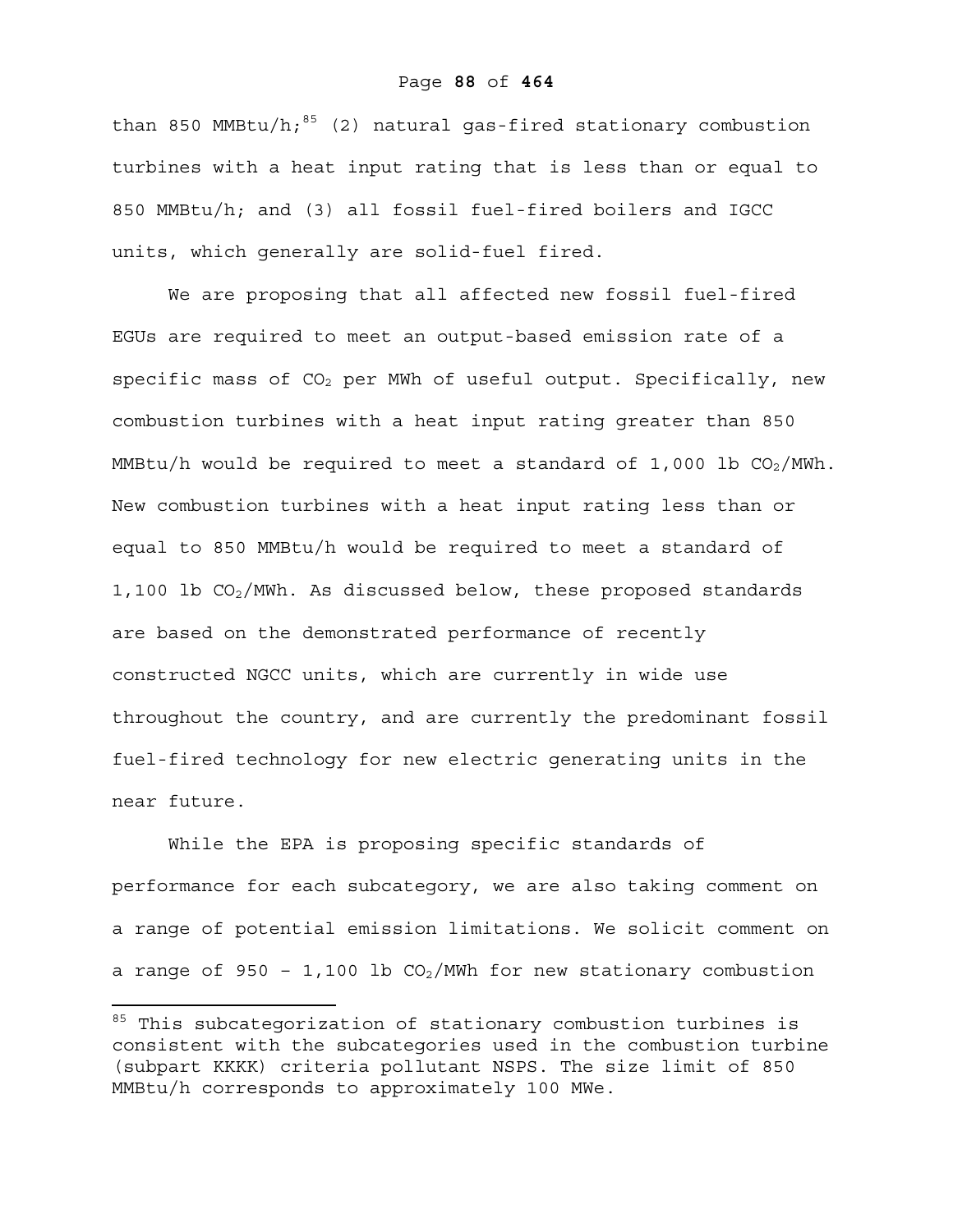than 850 MMBtu/h;[85] (2) natural gas-fired stationary combustion turbines with a heat input rating that is less than or equal to 850 MMBtu/h; and (3) all fossil fuel-fired boilers and IGCC units, which generally are solid-fuel fired.

We are proposing that all affected new fossil fuel-fired EGUs are required to meet an output-based emission rate of a specific mass of $CO_2$ per MWh of useful output. Specifically, new combustion turbines with a heat input rating greater than 850 MMBtu/h would be required to meet a standard of 1,000 lb $CO_2$/MWh. New combustion turbines with a heat input rating less than or equal to 850 MMBtu/h would be required to meet a standard of 1,100 lb $CO_2$/MWh. As discussed below, these proposed standards are based on the demonstrated performance of recently constructed NGCC units, which are currently in wide use throughout the country, and are currently the predominant fossil fuel-fired technology for new electric generating units in the near future.

While the EPA is proposing specific standards of performance for each subcategory, we are also taking comment on a range of potential emission limitations. We solicit comment on a range of 950 – 1,100 lb $CO_2$/MWh for new stationary combustion

[85] This subcategorization of stationary combustion turbines is consistent with the subcategories used in the combustion turbine (subpart KKKK) criteria pollutant NSPS. The size limit of 850 MMBtu/h corresponds to approximately 100 MWe.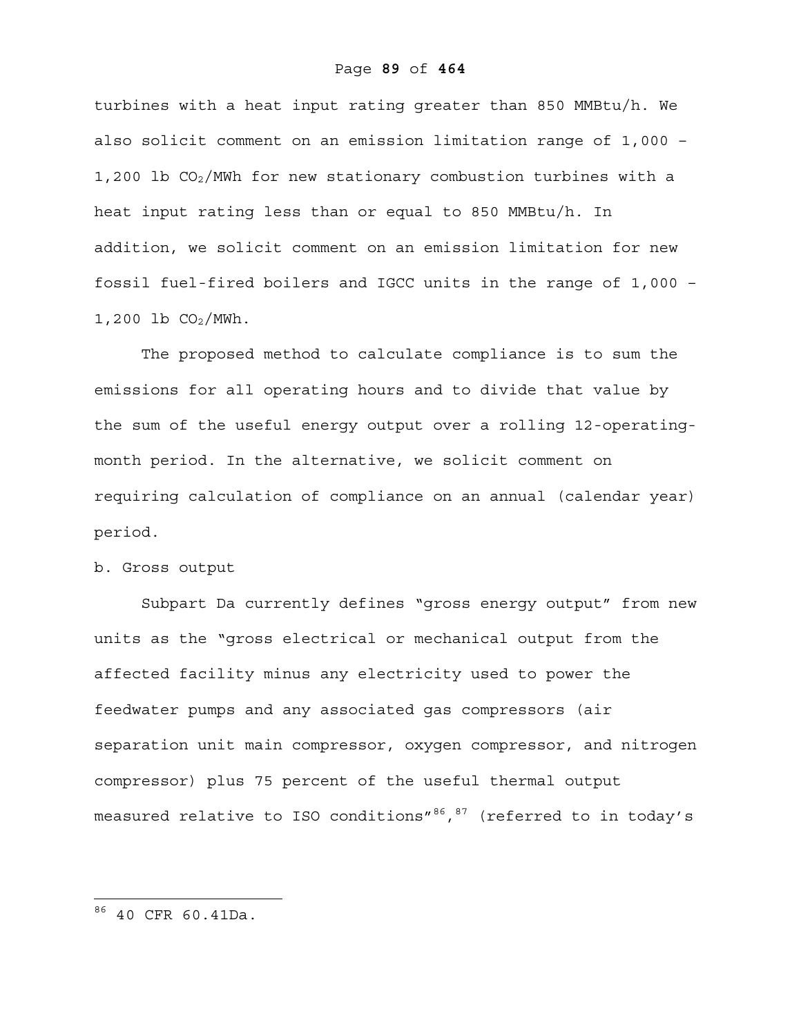turbines with a heat input rating greater than 850 MMBtu/h. We also solicit comment on an emission limitation range of 1,000 – 1,200 lb $CO_2$/MWh for new stationary combustion turbines with a heat input rating less than or equal to 850 MMBtu/h. In addition, we solicit comment on an emission limitation for new fossil fuel-fired boilers and IGCC units in the range of 1,000 – 1,200 lb $CO_2$/MWh.

The proposed method to calculate compliance is to sum the emissions for all operating hours and to divide that value by the sum of the useful energy output over a rolling 12-operating-month period. In the alternative, we solicit comment on requiring calculation of compliance on an annual (calendar year) period.

b. Gross output

Subpart Da currently defines "gross energy output" from new units as the "gross electrical or mechanical output from the affected facility minus any electricity used to power the feedwater pumps and any associated gas compressors (air separation unit main compressor, oxygen compressor, and nitrogen compressor) plus 75 percent of the useful thermal output measured relative to ISO conditions"[86],[87] (referred to in today's

[86] 40 CFR 60.41Da.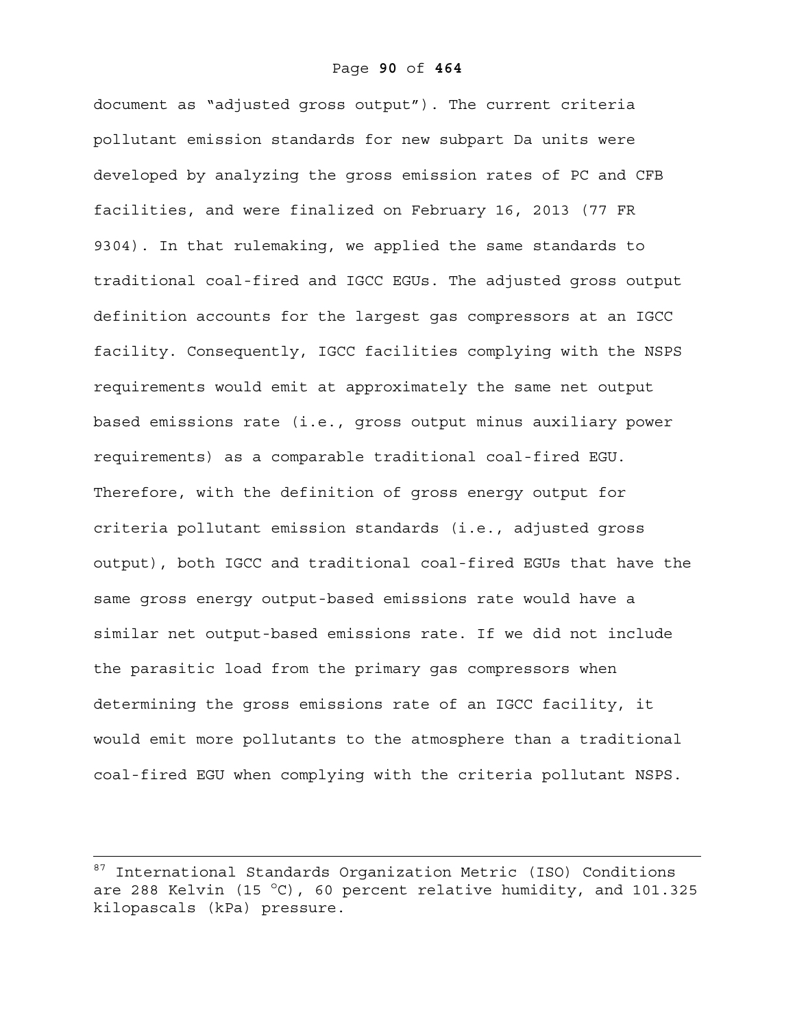document as "adjusted gross output"). The current criteria pollutant emission standards for new subpart Da units were developed by analyzing the gross emission rates of PC and CFB facilities, and were finalized on February 16, 2013 (77 FR 9304). In that rulemaking, we applied the same standards to traditional coal-fired and IGCC EGUs. The adjusted gross output definition accounts for the largest gas compressors at an IGCC facility. Consequently, IGCC facilities complying with the NSPS requirements would emit at approximately the same net output based emissions rate (i.e., gross output minus auxiliary power requirements) as a comparable traditional coal-fired EGU. Therefore, with the definition of gross energy output for criteria pollutant emission standards (i.e., adjusted gross output), both IGCC and traditional coal-fired EGUs that have the same gross energy output-based emissions rate would have a similar net output-based emissions rate. If we did not include the parasitic load from the primary gas compressors when determining the gross emissions rate of an IGCC facility, it would emit more pollutants to the atmosphere than a traditional coal-fired EGU when complying with the criteria pollutant NSPS.

---

[87] International Standards Organization Metric (ISO) Conditions are 288 Kelvin (15 °C), 60 percent relative humidity, and 101.325 kilopascals (kPa) pressure.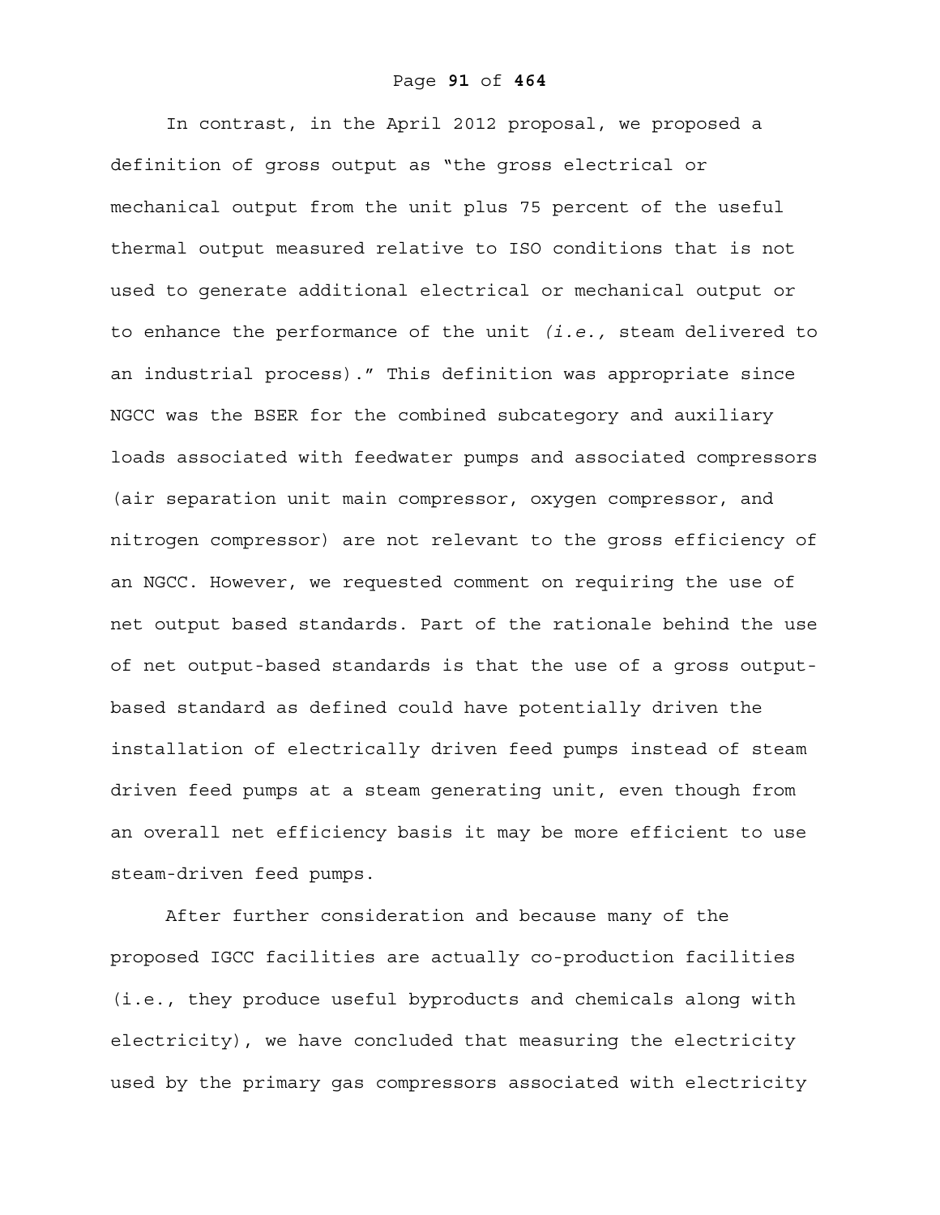In contrast, in the April 2012 proposal, we proposed a definition of gross output as "the gross electrical or mechanical output from the unit plus 75 percent of the useful thermal output measured relative to ISO conditions that is not used to generate additional electrical or mechanical output or to enhance the performance of the unit *(i.e.,* steam delivered to an industrial process)." This definition was appropriate since NGCC was the BSER for the combined subcategory and auxiliary loads associated with feedwater pumps and associated compressors (air separation unit main compressor, oxygen compressor, and nitrogen compressor) are not relevant to the gross efficiency of an NGCC. However, we requested comment on requiring the use of net output based standards. Part of the rationale behind the use of net output-based standards is that the use of a gross output-based standard as defined could have potentially driven the installation of electrically driven feed pumps instead of steam driven feed pumps at a steam generating unit, even though from an overall net efficiency basis it may be more efficient to use steam-driven feed pumps.

After further consideration and because many of the proposed IGCC facilities are actually co-production facilities (i.e., they produce useful byproducts and chemicals along with electricity), we have concluded that measuring the electricity used by the primary gas compressors associated with electricity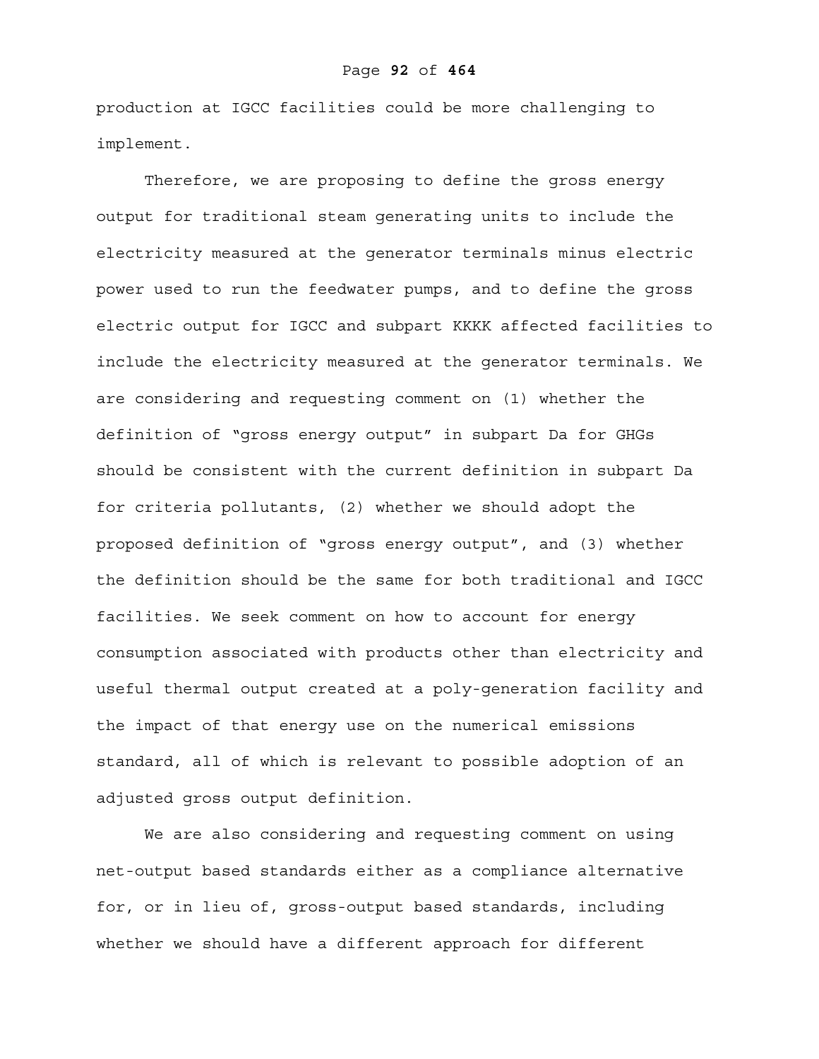production at IGCC facilities could be more challenging to implement.

Therefore, we are proposing to define the gross energy output for traditional steam generating units to include the electricity measured at the generator terminals minus electric power used to run the feedwater pumps, and to define the gross electric output for IGCC and subpart KKKK affected facilities to include the electricity measured at the generator terminals. We are considering and requesting comment on (1) whether the definition of "gross energy output" in subpart Da for GHGs should be consistent with the current definition in subpart Da for criteria pollutants, (2) whether we should adopt the proposed definition of "gross energy output", and (3) whether the definition should be the same for both traditional and IGCC facilities. We seek comment on how to account for energy consumption associated with products other than electricity and useful thermal output created at a poly-generation facility and the impact of that energy use on the numerical emissions standard, all of which is relevant to possible adoption of an adjusted gross output definition.

We are also considering and requesting comment on using net-output based standards either as a compliance alternative for, or in lieu of, gross-output based standards, including whether we should have a different approach for different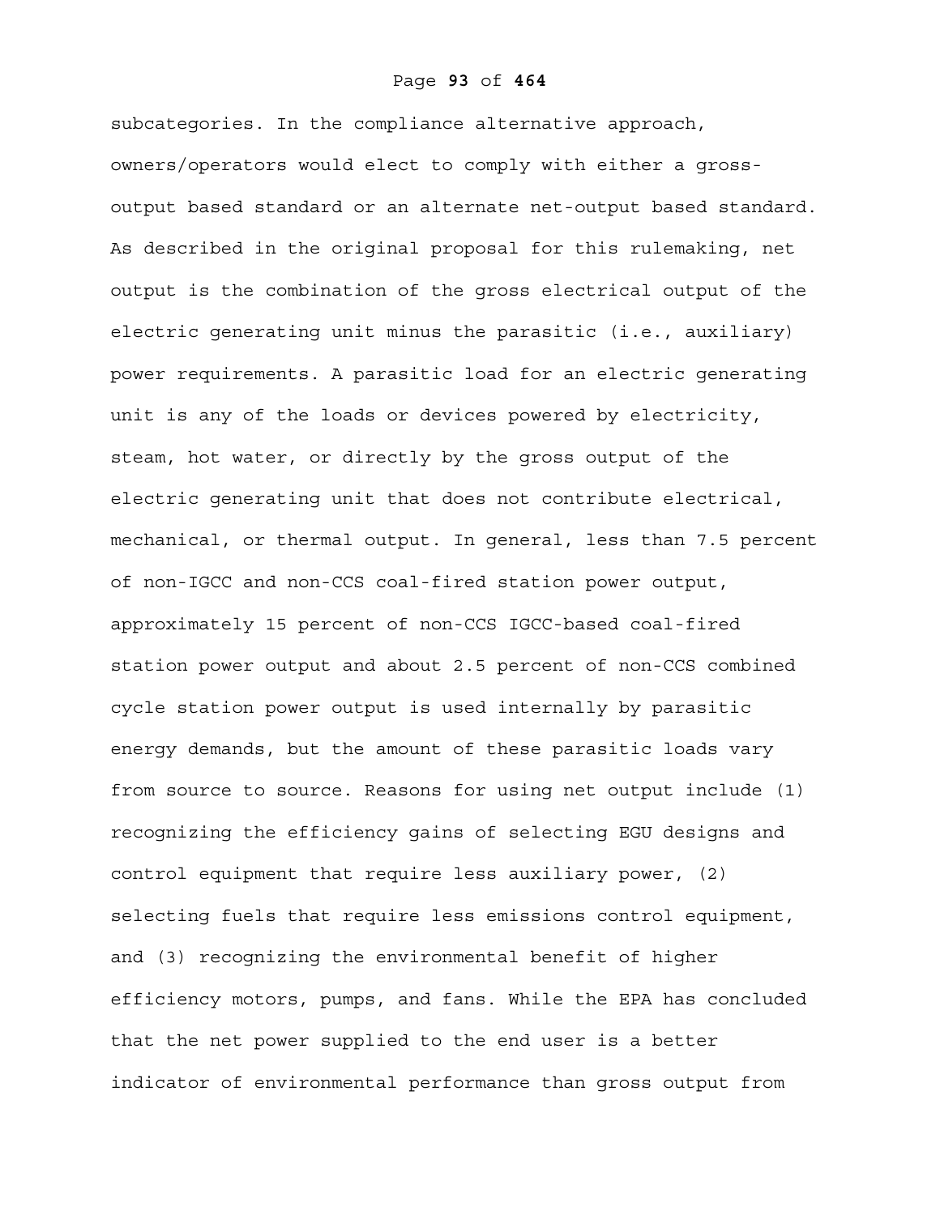subcategories. In the compliance alternative approach, owners/operators would elect to comply with either a gross-output based standard or an alternate net-output based standard. As described in the original proposal for this rulemaking, net output is the combination of the gross electrical output of the electric generating unit minus the parasitic (i.e., auxiliary) power requirements. A parasitic load for an electric generating unit is any of the loads or devices powered by electricity, steam, hot water, or directly by the gross output of the electric generating unit that does not contribute electrical, mechanical, or thermal output. In general, less than 7.5 percent of non-IGCC and non-CCS coal-fired station power output, approximately 15 percent of non-CCS IGCC-based coal-fired station power output and about 2.5 percent of non-CCS combined cycle station power output is used internally by parasitic energy demands, but the amount of these parasitic loads vary from source to source. Reasons for using net output include (1) recognizing the efficiency gains of selecting EGU designs and control equipment that require less auxiliary power, (2) selecting fuels that require less emissions control equipment, and (3) recognizing the environmental benefit of higher efficiency motors, pumps, and fans. While the EPA has concluded that the net power supplied to the end user is a better indicator of environmental performance than gross output from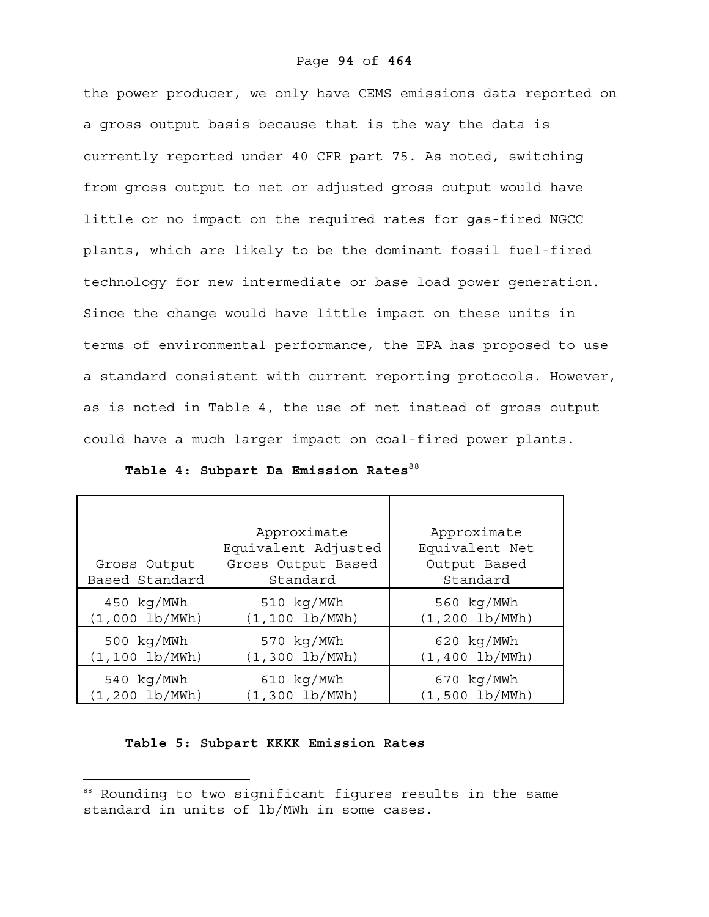the power producer, we only have CEMS emissions data reported on a gross output basis because that is the way the data is currently reported under 40 CFR part 75. As noted, switching from gross output to net or adjusted gross output would have little or no impact on the required rates for gas-fired NGCC plants, which are likely to be the dominant fossil fuel-fired technology for new intermediate or base load power generation. Since the change would have little impact on these units in terms of environmental performance, the EPA has proposed to use a standard consistent with current reporting protocols. However, as is noted in Table 4, the use of net instead of gross output could have a much larger impact on coal-fired power plants.

**Table 4: Subpart Da Emission Rates**[88]

| Gross Output Based Standard | Approximate Equivalent Adjusted Gross Output Based Standard | Approximate Equivalent Net Output Based Standard |
|---|---|---|
| 450 kg/MWh (1,000 lb/MWh) | 510 kg/MWh (1,100 lb/MWh) | 560 kg/MWh (1,200 lb/MWh) |
| 500 kg/MWh (1,100 lb/MWh) | 570 kg/MWh (1,300 lb/MWh) | 620 kg/MWh (1,400 lb/MWh) |
| 540 kg/MWh (1,200 lb/MWh) | 610 kg/MWh (1,300 lb/MWh) | 670 kg/MWh (1,500 lb/MWh) |

**Table 5: Subpart KKKK Emission Rates**

[88] Rounding to two significant figures results in the same standard in units of lb/MWh in some cases.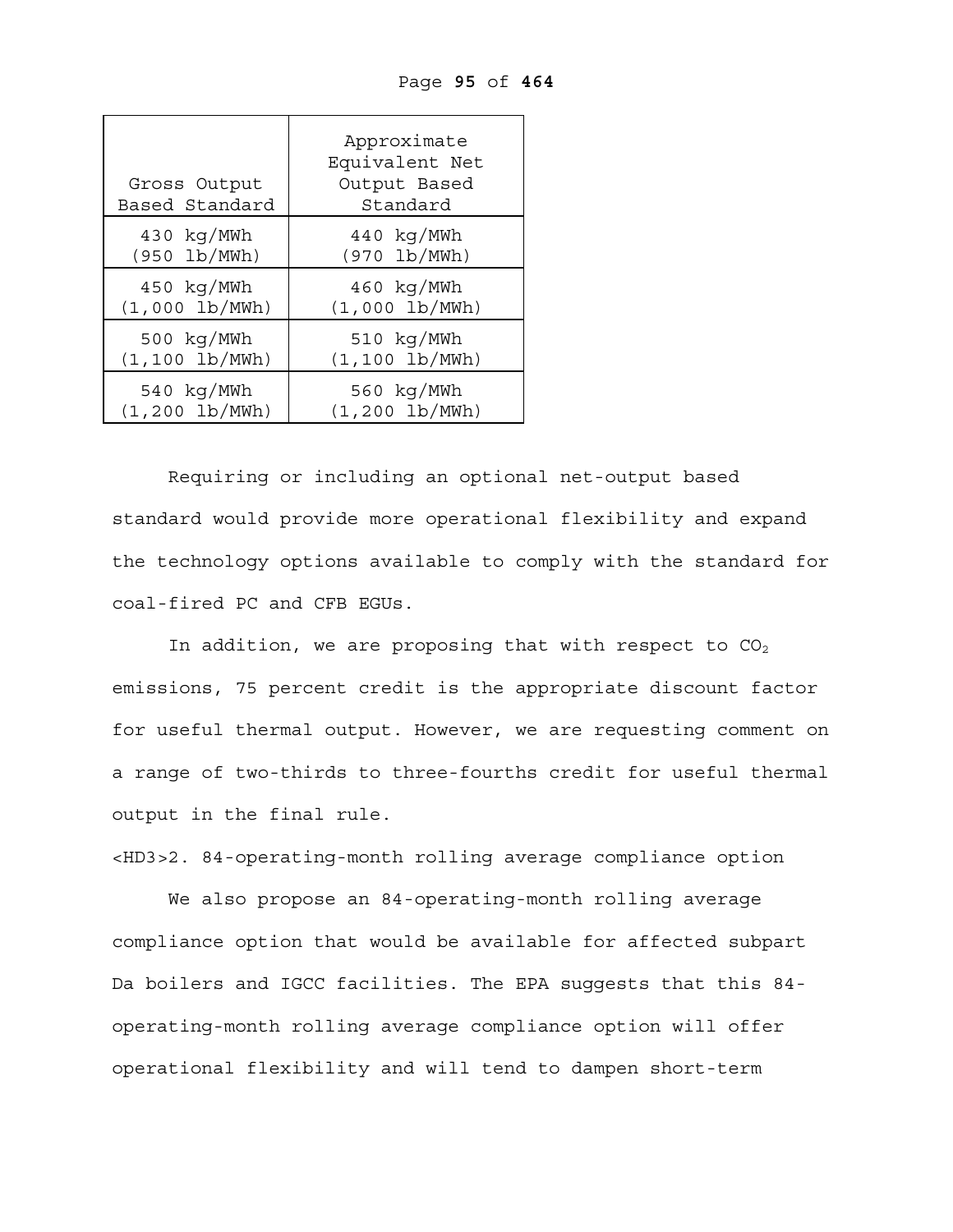| Gross Output Based Standard | Approximate Equivalent Net Output Based Standard |
| --- | --- |
| 430 kg/MWh (950 lb/MWh) | 440 kg/MWh (970 lb/MWh) |
| 450 kg/MWh (1,000 lb/MWh) | 460 kg/MWh (1,000 lb/MWh) |
| 500 kg/MWh (1,100 lb/MWh) | 510 kg/MWh (1,100 lb/MWh) |
| 540 kg/MWh (1,200 lb/MWh) | 560 kg/MWh (1,200 lb/MWh) |

Requiring or including an optional net-output based standard would provide more operational flexibility and expand the technology options available to comply with the standard for coal-fired PC and CFB EGUs.

In addition, we are proposing that with respect to $CO_2$ emissions, 75 percent credit is the appropriate discount factor for useful thermal output. However, we are requesting comment on a range of two-thirds to three-fourths credit for useful thermal output in the final rule.

<HD3>2. 84-operating-month rolling average compliance option

We also propose an 84-operating-month rolling average compliance option that would be available for affected subpart Da boilers and IGCC facilities. The EPA suggests that this 84-operating-month rolling average compliance option will offer operational flexibility and will tend to dampen short-term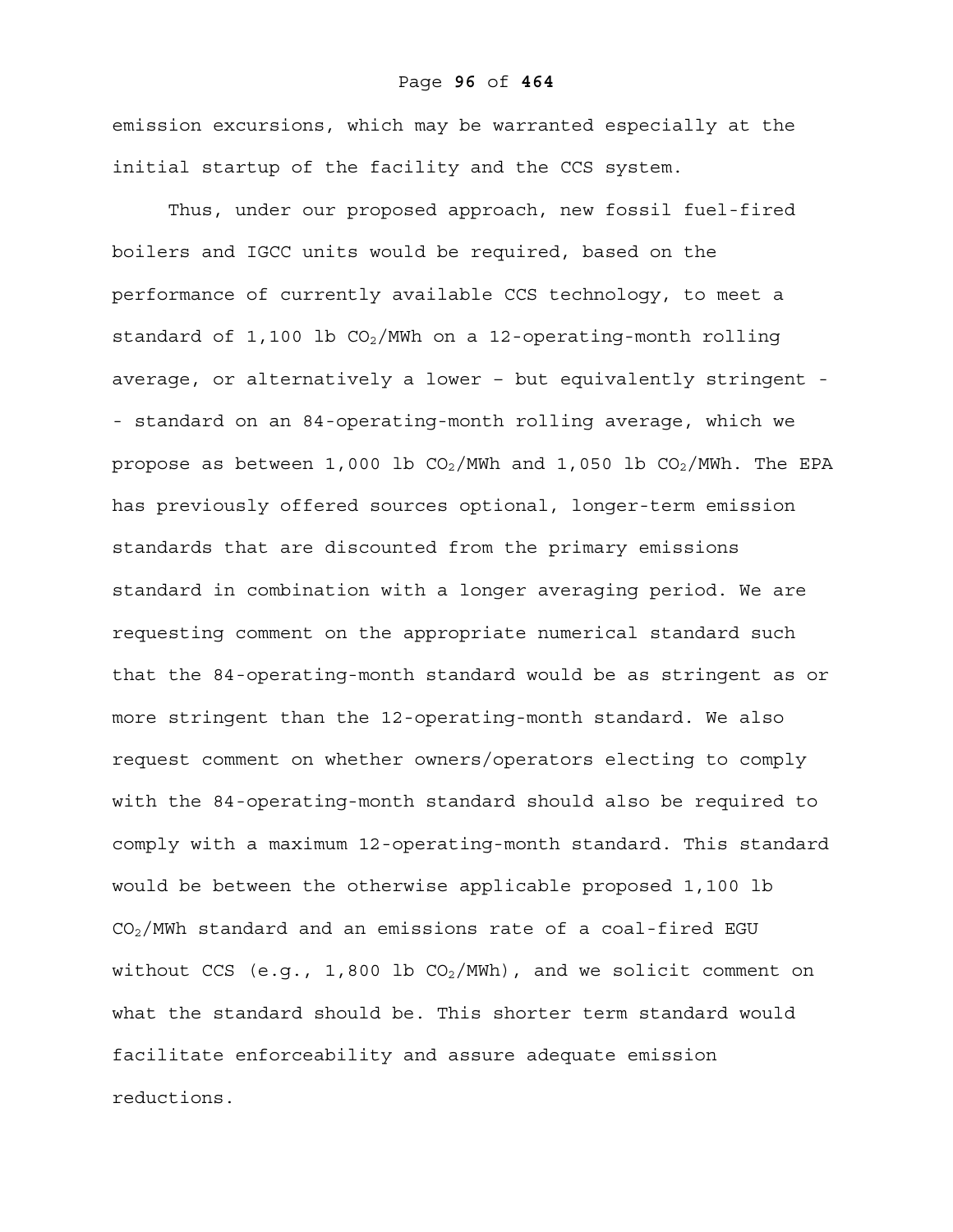emission excursions, which may be warranted especially at the initial startup of the facility and the CCS system.

Thus, under our proposed approach, new fossil fuel-fired boilers and IGCC units would be required, based on the performance of currently available CCS technology, to meet a standard of 1,100 lb $CO_2$/MWh on a 12-operating-month rolling average, or alternatively a lower – but equivalently stringent -- standard on an 84-operating-month rolling average, which we propose as between 1,000 lb $CO_2$/MWh and 1,050 lb $CO_2$/MWh. The EPA has previously offered sources optional, longer-term emission standards that are discounted from the primary emissions standard in combination with a longer averaging period. We are requesting comment on the appropriate numerical standard such that the 84-operating-month standard would be as stringent as or more stringent than the 12-operating-month standard. We also request comment on whether owners/operators electing to comply with the 84-operating-month standard should also be required to comply with a maximum 12-operating-month standard. This standard would be between the otherwise applicable proposed 1,100 lb $CO_2$/MWh standard and an emissions rate of a coal-fired EGU without CCS (e.g., 1,800 lb $CO_2$/MWh), and we solicit comment on what the standard should be. This shorter term standard would facilitate enforceability and assure adequate emission reductions.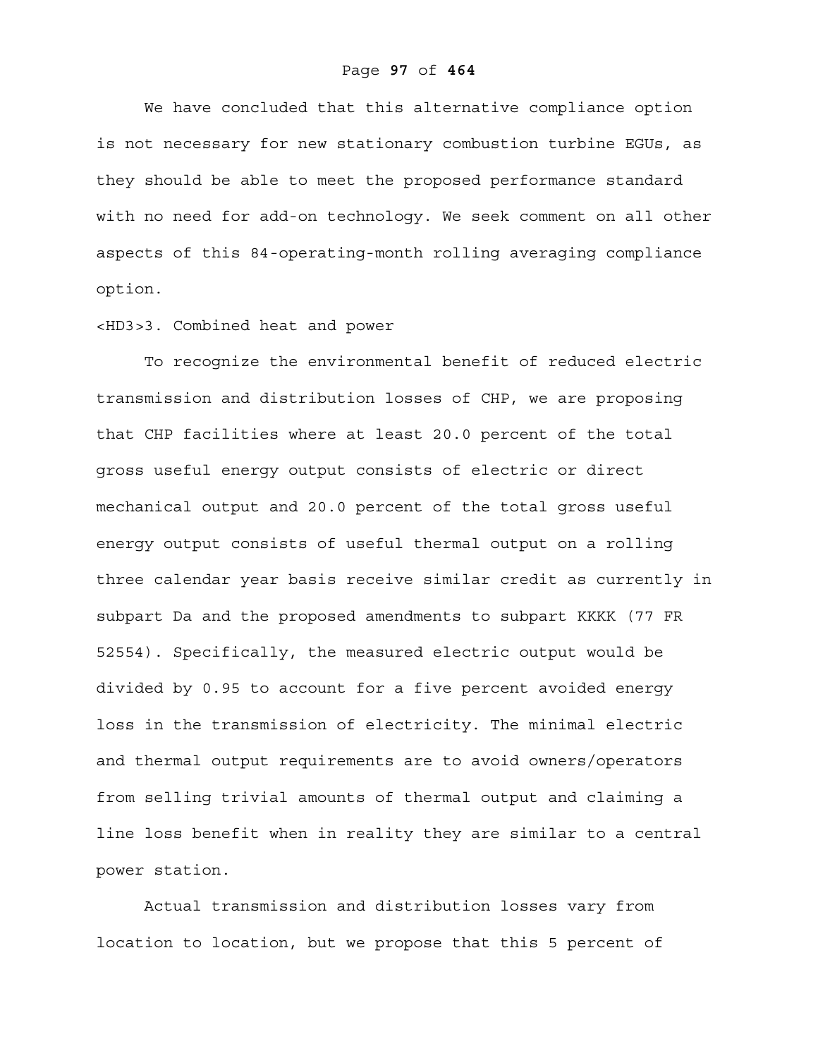We have concluded that this alternative compliance option is not necessary for new stationary combustion turbine EGUs, as they should be able to meet the proposed performance standard with no need for add-on technology. We seek comment on all other aspects of this 84-operating-month rolling averaging compliance option.

### 3. Combined heat and power

To recognize the environmental benefit of reduced electric transmission and distribution losses of CHP, we are proposing that CHP facilities where at least 20.0 percent of the total gross useful energy output consists of electric or direct mechanical output and 20.0 percent of the total gross useful energy output consists of useful thermal output on a rolling three calendar year basis receive similar credit as currently in subpart Da and the proposed amendments to subpart KKKK (77 FR 52554). Specifically, the measured electric output would be divided by 0.95 to account for a five percent avoided energy loss in the transmission of electricity. The minimal electric and thermal output requirements are to avoid owners/operators from selling trivial amounts of thermal output and claiming a line loss benefit when in reality they are similar to a central power station.

Actual transmission and distribution losses vary from location to location, but we propose that this 5 percent of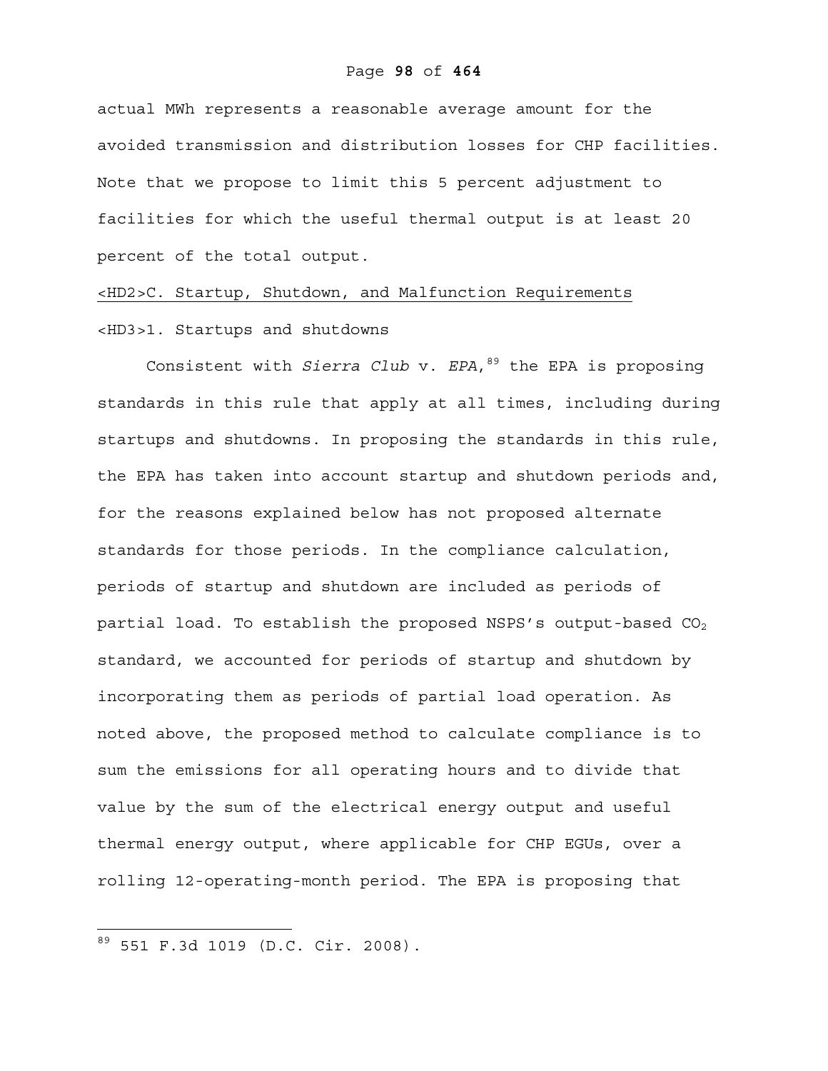actual MWh represents a reasonable average amount for the avoided transmission and distribution losses for CHP facilities. Note that we propose to limit this 5 percent adjustment to facilities for which the useful thermal output is at least 20 percent of the total output.

## <HD2>C. Startup, Shutdown, and Malfunction Requirements

### <HD3>1. Startups and shutdowns

Consistent with *Sierra Club* v. *EPA*,[89] the EPA is proposing standards in this rule that apply at all times, including during startups and shutdowns. In proposing the standards in this rule, the EPA has taken into account startup and shutdown periods and, for the reasons explained below has not proposed alternate standards for those periods. In the compliance calculation, periods of startup and shutdown are included as periods of partial load. To establish the proposed NSPS's output-based $CO_2$ standard, we accounted for periods of startup and shutdown by incorporating them as periods of partial load operation. As noted above, the proposed method to calculate compliance is to sum the emissions for all operating hours and to divide that value by the sum of the electrical energy output and useful thermal energy output, where applicable for CHP EGUs, over a rolling 12-operating-month period. The EPA is proposing that

---

[89] 551 F.3d 1019 (D.C. Cir. 2008).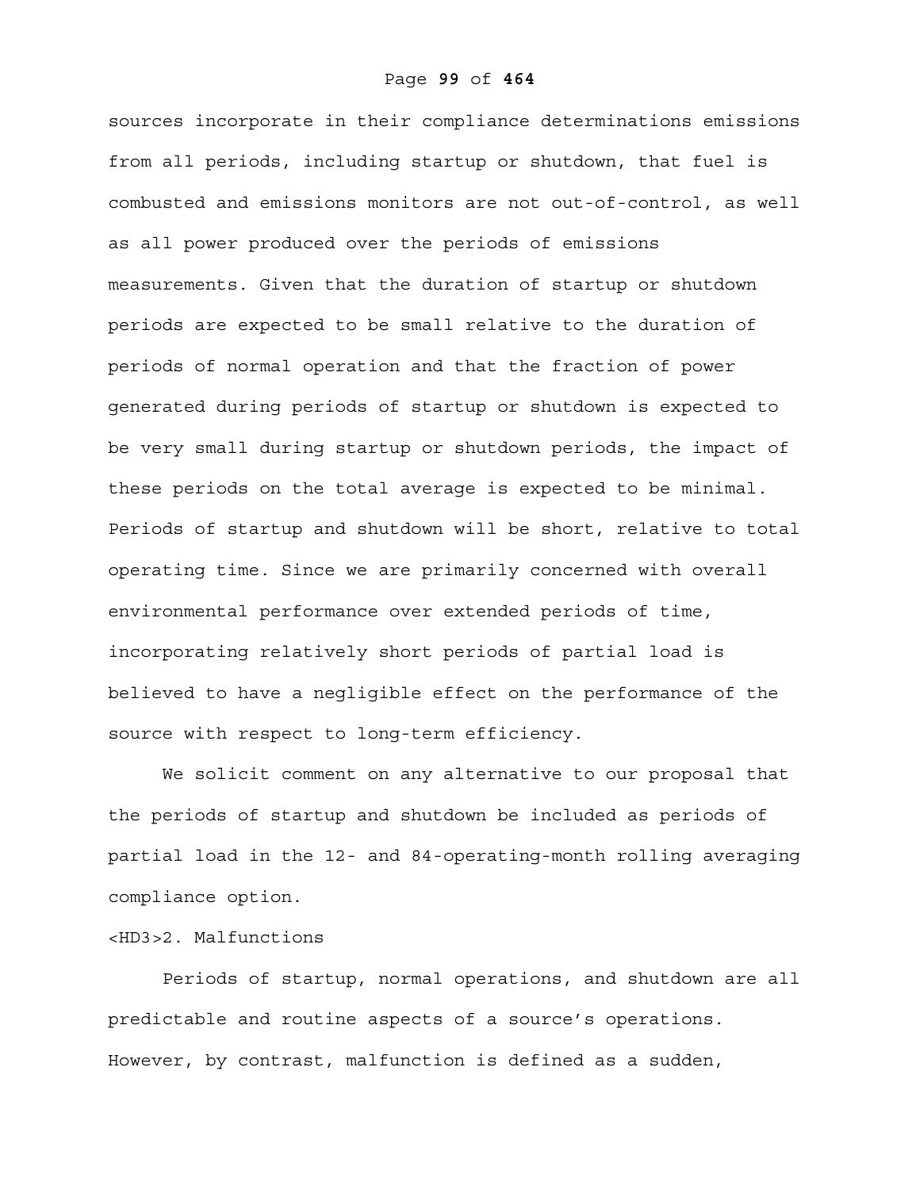sources incorporate in their compliance determinations emissions from all periods, including startup or shutdown, that fuel is combusted and emissions monitors are not out-of-control, as well as all power produced over the periods of emissions measurements. Given that the duration of startup or shutdown periods are expected to be small relative to the duration of periods of normal operation and that the fraction of power generated during periods of startup or shutdown is expected to be very small during startup or shutdown periods, the impact of these periods on the total average is expected to be minimal. Periods of startup and shutdown will be short, relative to total operating time. Since we are primarily concerned with overall environmental performance over extended periods of time, incorporating relatively short periods of partial load is believed to have a negligible effect on the performance of the source with respect to long-term efficiency.

We solicit comment on any alternative to our proposal that the periods of startup and shutdown be included as periods of partial load in the 12- and 84-operating-month rolling averaging compliance option.

### 2. Malfunctions

Periods of startup, normal operations, and shutdown are all predictable and routine aspects of a source's operations. However, by contrast, malfunction is defined as a sudden,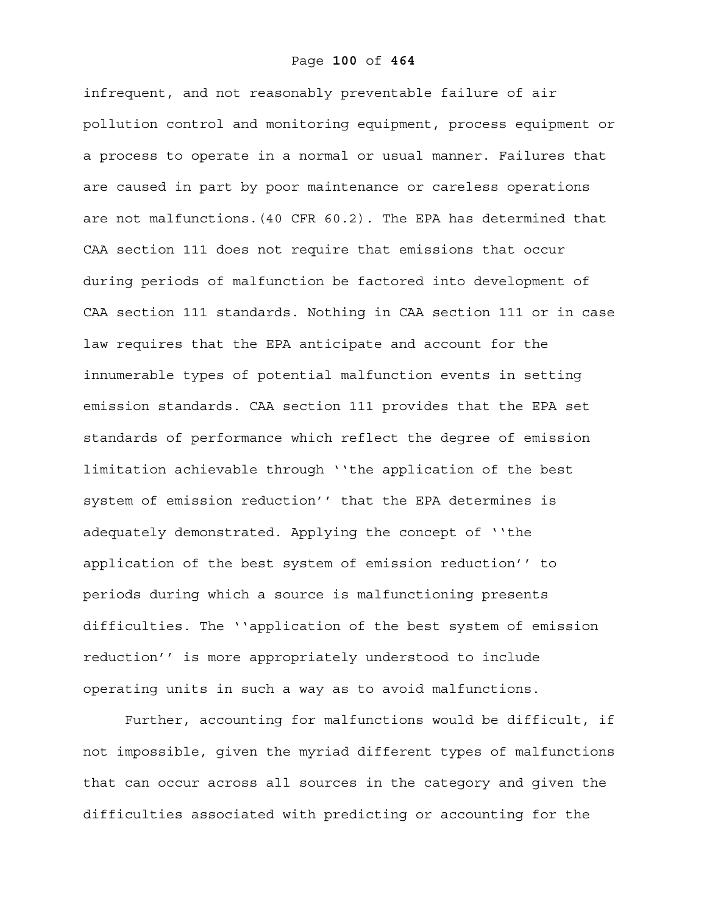infrequent, and not reasonably preventable failure of air pollution control and monitoring equipment, process equipment or a process to operate in a normal or usual manner. Failures that are caused in part by poor maintenance or careless operations are not malfunctions.(40 CFR 60.2). The EPA has determined that CAA section 111 does not require that emissions that occur during periods of malfunction be factored into development of CAA section 111 standards. Nothing in CAA section 111 or in case law requires that the EPA anticipate and account for the innumerable types of potential malfunction events in setting emission standards. CAA section 111 provides that the EPA set standards of performance which reflect the degree of emission limitation achievable through ''the application of the best system of emission reduction'' that the EPA determines is adequately demonstrated. Applying the concept of ''the application of the best system of emission reduction'' to periods during which a source is malfunctioning presents difficulties. The ''application of the best system of emission reduction'' is more appropriately understood to include operating units in such a way as to avoid malfunctions.

Further, accounting for malfunctions would be difficult, if not impossible, given the myriad different types of malfunctions that can occur across all sources in the category and given the difficulties associated with predicting or accounting for the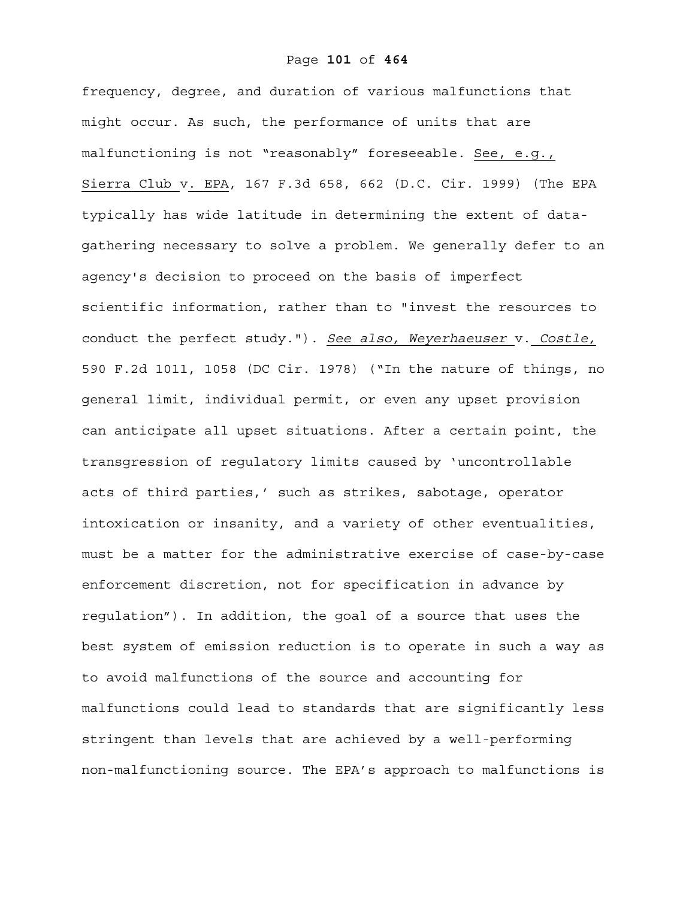frequency, degree, and duration of various malfunctions that might occur. As such, the performance of units that are malfunctioning is not "reasonably" foreseeable. See, e.g., Sierra Club v. EPA, 167 F.3d 658, 662 (D.C. Cir. 1999) (The EPA typically has wide latitude in determining the extent of data-gathering necessary to solve a problem. We generally defer to an agency's decision to proceed on the basis of imperfect scientific information, rather than to "invest the resources to conduct the perfect study."). *See also, Weyerhaeuser* v. *Costle,* 590 F.2d 1011, 1058 (DC Cir. 1978) ("In the nature of things, no general limit, individual permit, or even any upset provision can anticipate all upset situations. After a certain point, the transgression of regulatory limits caused by 'uncontrollable acts of third parties,' such as strikes, sabotage, operator intoxication or insanity, and a variety of other eventualities, must be a matter for the administrative exercise of case-by-case enforcement discretion, not for specification in advance by regulation"). In addition, the goal of a source that uses the best system of emission reduction is to operate in such a way as to avoid malfunctions of the source and accounting for malfunctions could lead to standards that are significantly less stringent than levels that are achieved by a well-performing non-malfunctioning source. The EPA's approach to malfunctions is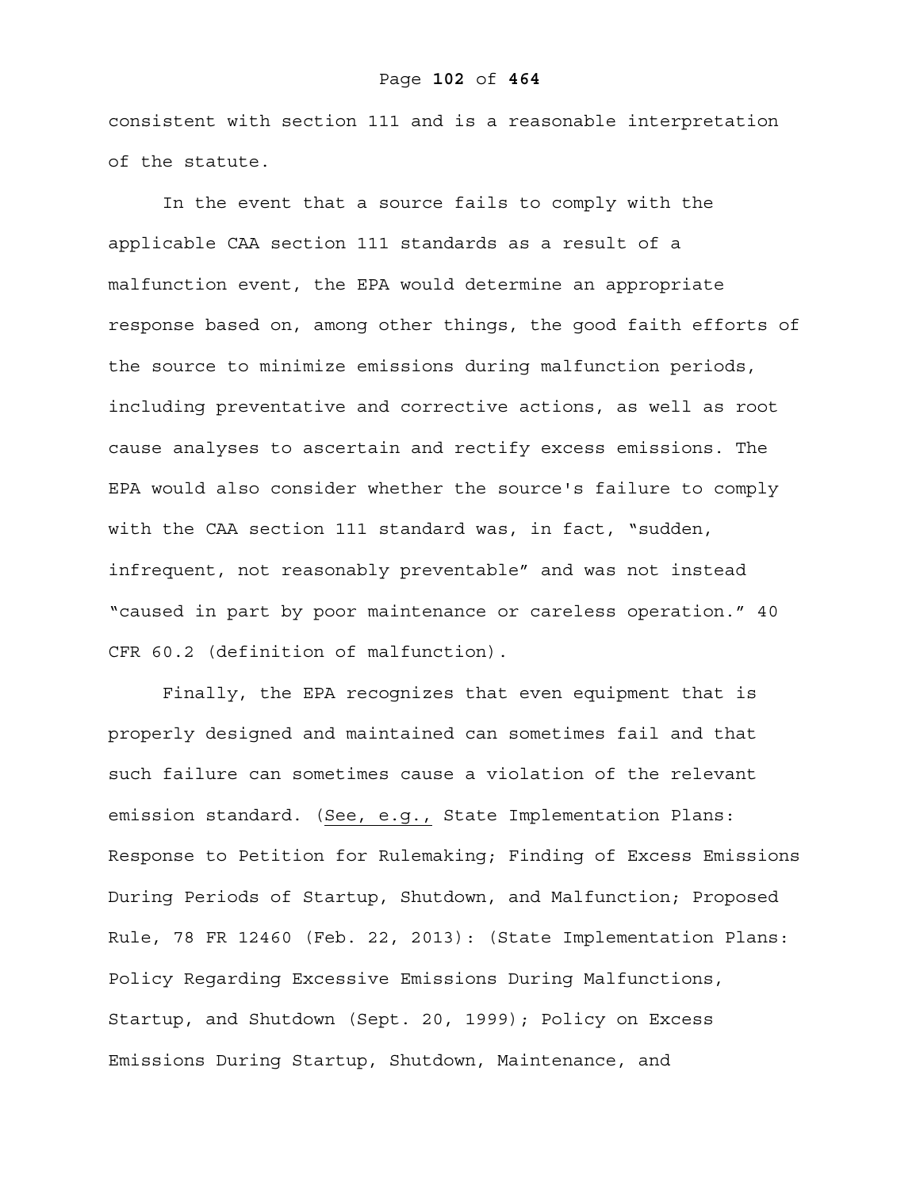consistent with section 111 and is a reasonable interpretation of the statute.

In the event that a source fails to comply with the applicable CAA section 111 standards as a result of a malfunction event, the EPA would determine an appropriate response based on, among other things, the good faith efforts of the source to minimize emissions during malfunction periods, including preventative and corrective actions, as well as root cause analyses to ascertain and rectify excess emissions. The EPA would also consider whether the source's failure to comply with the CAA section 111 standard was, in fact, "sudden, infrequent, not reasonably preventable" and was not instead "caused in part by poor maintenance or careless operation." 40 CFR 60.2 (definition of malfunction).

Finally, the EPA recognizes that even equipment that is properly designed and maintained can sometimes fail and that such failure can sometimes cause a violation of the relevant emission standard. (See, e.g., State Implementation Plans: Response to Petition for Rulemaking; Finding of Excess Emissions During Periods of Startup, Shutdown, and Malfunction; Proposed Rule, 78 FR 12460 (Feb. 22, 2013): (State Implementation Plans: Policy Regarding Excessive Emissions During Malfunctions, Startup, and Shutdown (Sept. 20, 1999); Policy on Excess Emissions During Startup, Shutdown, Maintenance, and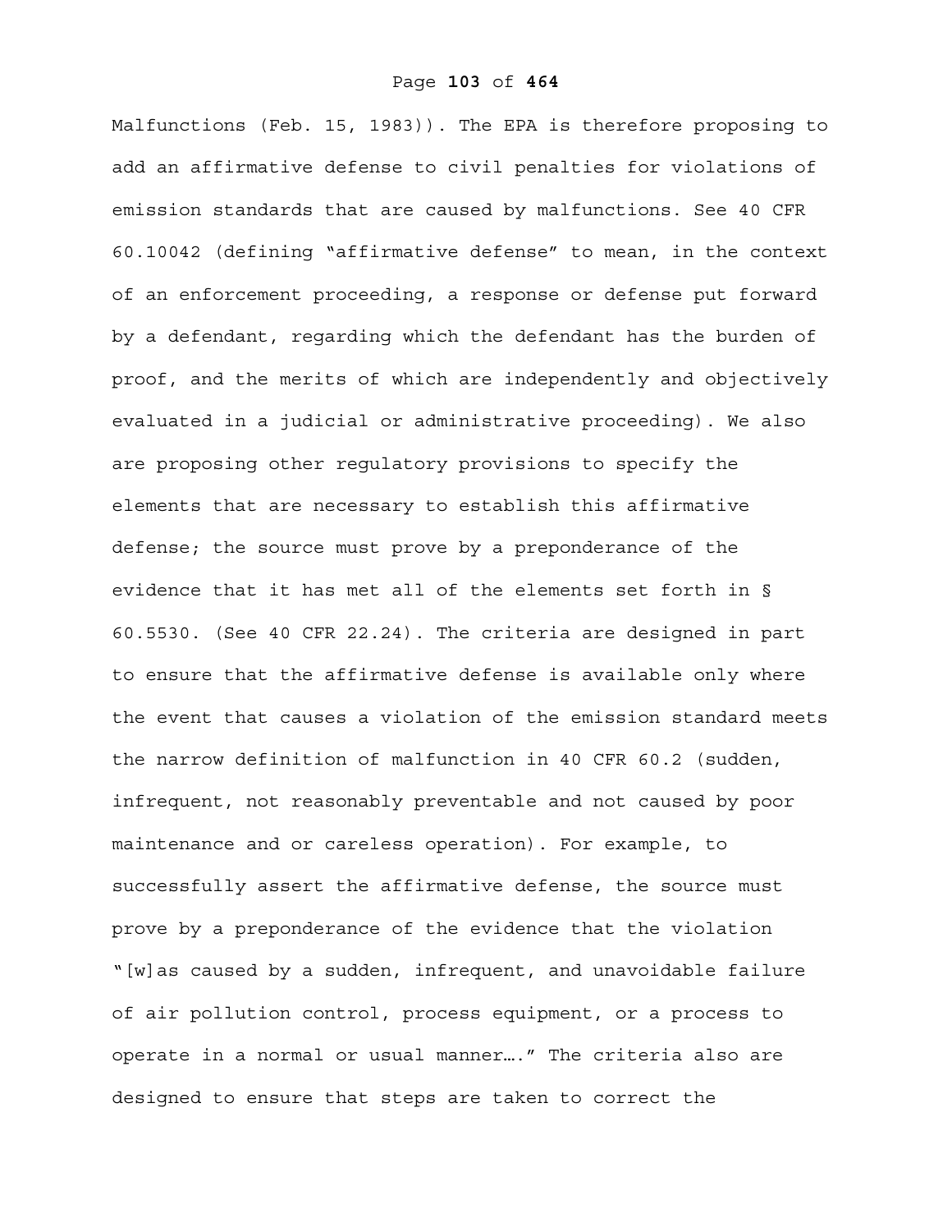Malfunctions (Feb. 15, 1983)). The EPA is therefore proposing to add an affirmative defense to civil penalties for violations of emission standards that are caused by malfunctions. See 40 CFR 60.10042 (defining "affirmative defense" to mean, in the context of an enforcement proceeding, a response or defense put forward by a defendant, regarding which the defendant has the burden of proof, and the merits of which are independently and objectively evaluated in a judicial or administrative proceeding). We also are proposing other regulatory provisions to specify the elements that are necessary to establish this affirmative defense; the source must prove by a preponderance of the evidence that it has met all of the elements set forth in § 60.5530. (See 40 CFR 22.24). The criteria are designed in part to ensure that the affirmative defense is available only where the event that causes a violation of the emission standard meets the narrow definition of malfunction in 40 CFR 60.2 (sudden, infrequent, not reasonably preventable and not caused by poor maintenance and or careless operation). For example, to successfully assert the affirmative defense, the source must prove by a preponderance of the evidence that the violation "[w]as caused by a sudden, infrequent, and unavoidable failure of air pollution control, process equipment, or a process to operate in a normal or usual manner…." The criteria also are designed to ensure that steps are taken to correct the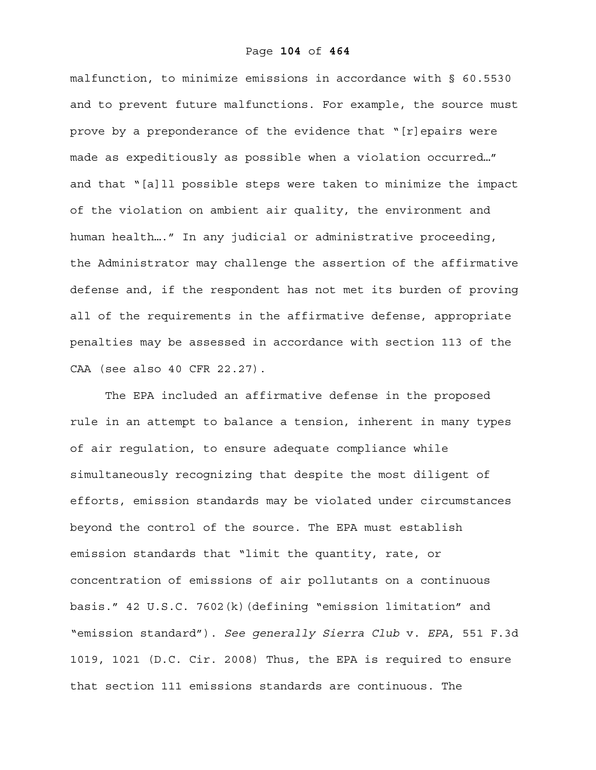malfunction, to minimize emissions in accordance with § 60.5530 and to prevent future malfunctions. For example, the source must prove by a preponderance of the evidence that "[r]epairs were made as expeditiously as possible when a violation occurred…" and that "[a]ll possible steps were taken to minimize the impact of the violation on ambient air quality, the environment and human health…." In any judicial or administrative proceeding, the Administrator may challenge the assertion of the affirmative defense and, if the respondent has not met its burden of proving all of the requirements in the affirmative defense, appropriate penalties may be assessed in accordance with section 113 of the CAA (see also 40 CFR 22.27).

The EPA included an affirmative defense in the proposed rule in an attempt to balance a tension, inherent in many types of air regulation, to ensure adequate compliance while simultaneously recognizing that despite the most diligent of efforts, emission standards may be violated under circumstances beyond the control of the source. The EPA must establish emission standards that "limit the quantity, rate, or concentration of emissions of air pollutants on a continuous basis." 42 U.S.C. 7602(k)(defining "emission limitation" and "emission standard"). *See generally Sierra Club* v. *EPA*, 551 F.3d 1019, 1021 (D.C. Cir. 2008) Thus, the EPA is required to ensure that section 111 emissions standards are continuous. The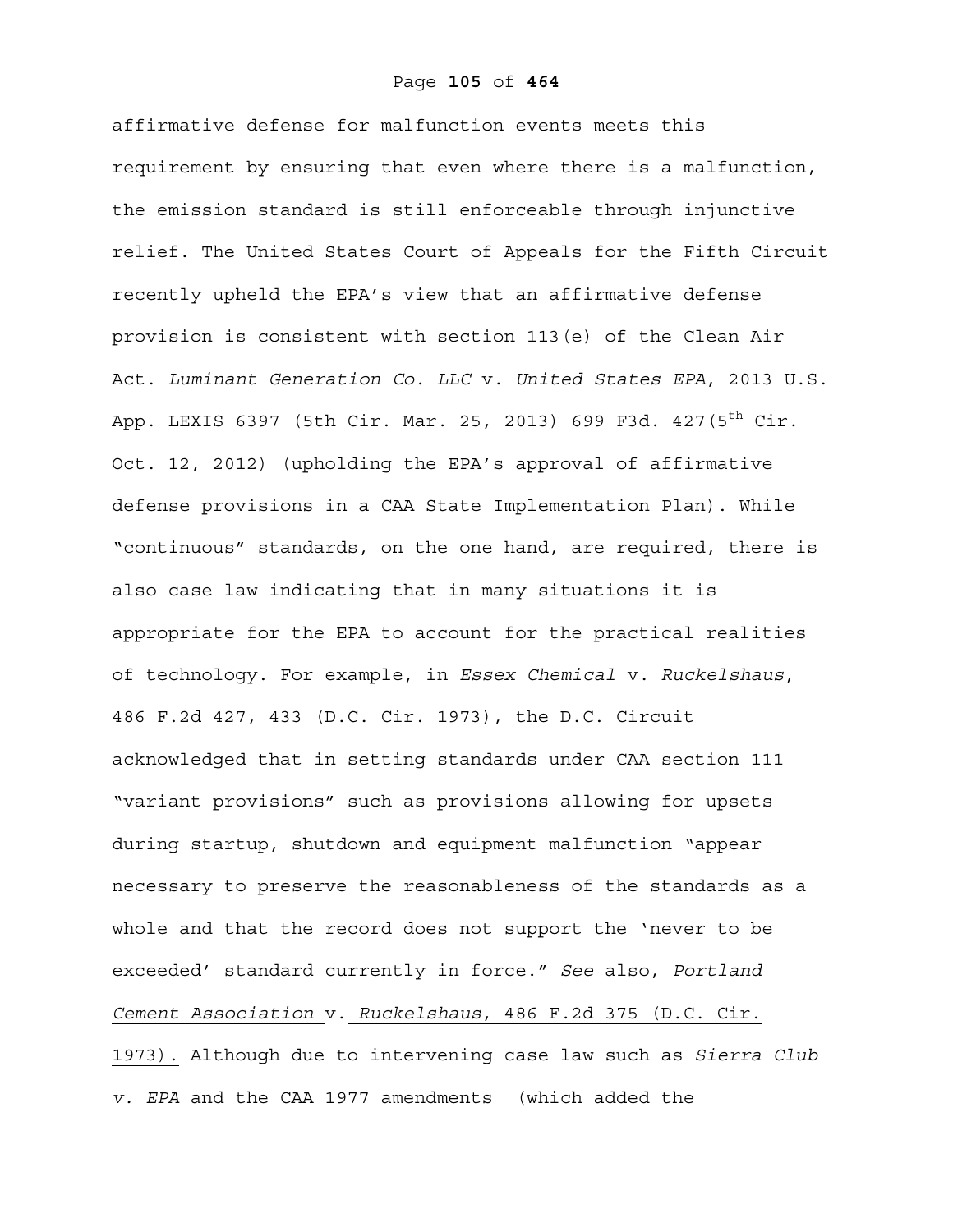affirmative defense for malfunction events meets this requirement by ensuring that even where there is a malfunction, the emission standard is still enforceable through injunctive relief. The United States Court of Appeals for the Fifth Circuit recently upheld the EPA's view that an affirmative defense provision is consistent with section 113(e) of the Clean Air Act. *Luminant Generation Co. LLC* v. *United States EPA*, 2013 U.S. App. LEXIS 6397 (5th Cir. Mar. 25, 2013) 699 F3d. 427(5th Cir. Oct. 12, 2012) (upholding the EPA's approval of affirmative defense provisions in a CAA State Implementation Plan). While "continuous" standards, on the one hand, are required, there is also case law indicating that in many situations it is appropriate for the EPA to account for the practical realities of technology. For example, in *Essex Chemical* v. *Ruckelshaus*, 486 F.2d 427, 433 (D.C. Cir. 1973), the D.C. Circuit acknowledged that in setting standards under CAA section 111 "variant provisions" such as provisions allowing for upsets during startup, shutdown and equipment malfunction "appear necessary to preserve the reasonableness of the standards as a whole and that the record does not support the 'never to be exceeded' standard currently in force." *See* also, *Portland Cement Association* v. *Ruckelshaus*, 486 F.2d 375 (D.C. Cir. 1973). Although due to intervening case law such as *Sierra Club v. EPA* and the CAA 1977 amendments (which added the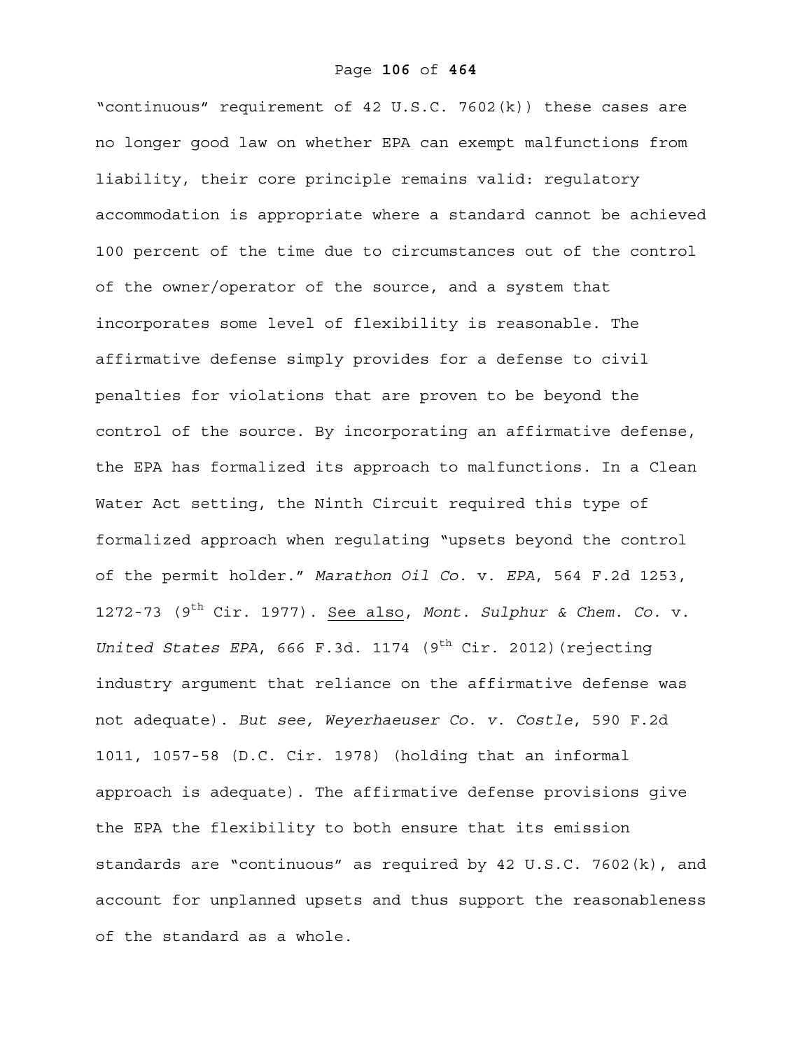"continuous" requirement of 42 U.S.C. 7602(k)) these cases are no longer good law on whether EPA can exempt malfunctions from liability, their core principle remains valid: regulatory accommodation is appropriate where a standard cannot be achieved 100 percent of the time due to circumstances out of the control of the owner/operator of the source, and a system that incorporates some level of flexibility is reasonable. The affirmative defense simply provides for a defense to civil penalties for violations that are proven to be beyond the control of the source. By incorporating an affirmative defense, the EPA has formalized its approach to malfunctions. In a Clean Water Act setting, the Ninth Circuit required this type of formalized approach when regulating "upsets beyond the control of the permit holder." *Marathon Oil Co.* v. *EPA*, 564 F.2d 1253, 1272-73 (9th Cir. 1977). See also, *Mont. Sulphur & Chem. Co.* v. *United States EPA*, 666 F.3d. 1174 (9th Cir. 2012)(rejecting industry argument that reliance on the affirmative defense was not adequate). *But see, Weyerhaeuser Co. v. Costle*, 590 F.2d 1011, 1057-58 (D.C. Cir. 1978) (holding that an informal approach is adequate). The affirmative defense provisions give the EPA the flexibility to both ensure that its emission standards are "continuous" as required by 42 U.S.C. 7602(k), and account for unplanned upsets and thus support the reasonableness of the standard as a whole.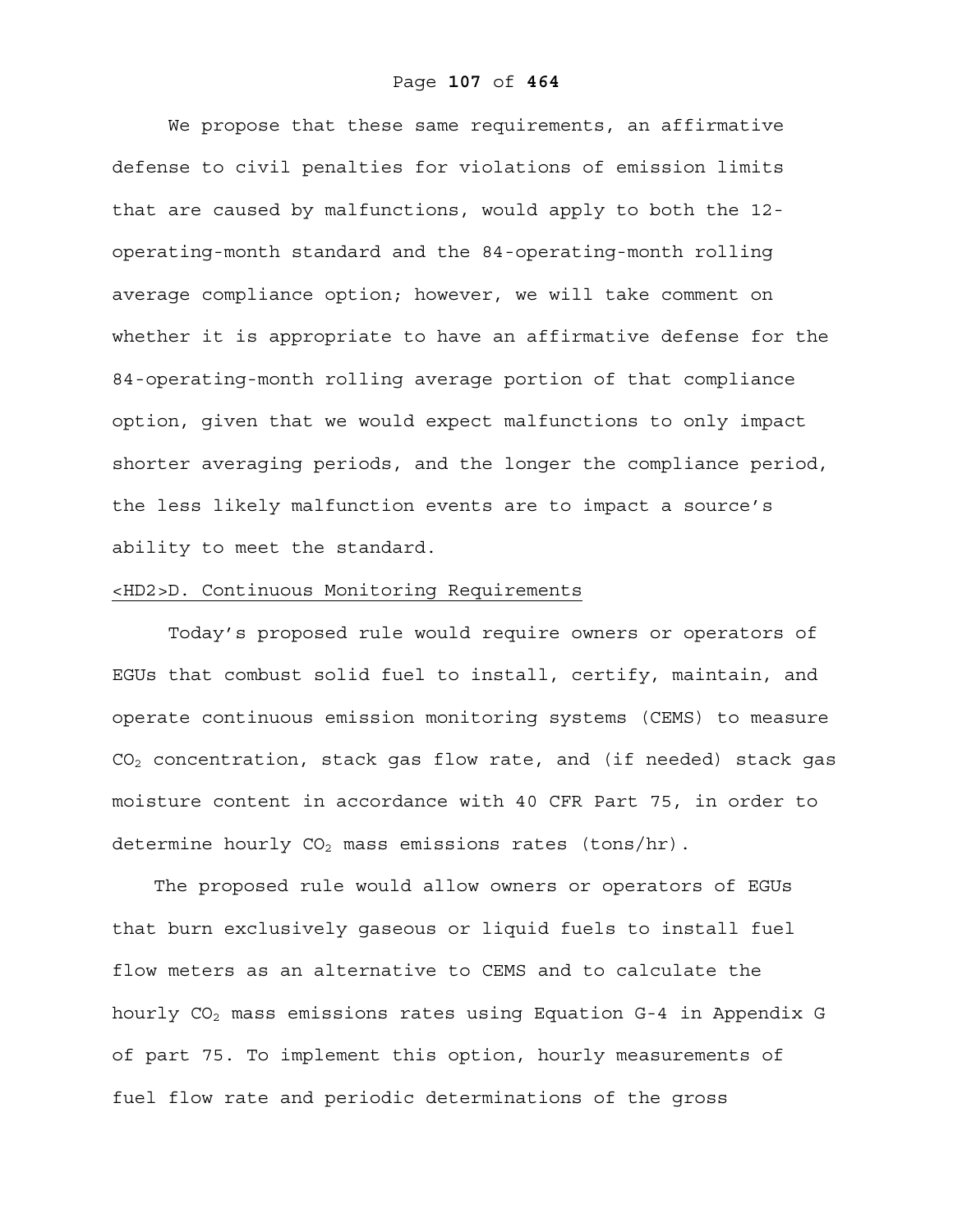We propose that these same requirements, an affirmative defense to civil penalties for violations of emission limits that are caused by malfunctions, would apply to both the 12-operating-month standard and the 84-operating-month rolling average compliance option; however, we will take comment on whether it is appropriate to have an affirmative defense for the 84-operating-month rolling average portion of that compliance option, given that we would expect malfunctions to only impact shorter averaging periods, and the longer the compliance period, the less likely malfunction events are to impact a source's ability to meet the standard.

## <HD2>D. Continuous Monitoring Requirements

Today's proposed rule would require owners or operators of EGUs that combust solid fuel to install, certify, maintain, and operate continuous emission monitoring systems (CEMS) to measure $CO_2$ concentration, stack gas flow rate, and (if needed) stack gas moisture content in accordance with 40 CFR Part 75, in order to determine hourly $CO_2$ mass emissions rates (tons/hr).

The proposed rule would allow owners or operators of EGUs that burn exclusively gaseous or liquid fuels to install fuel flow meters as an alternative to CEMS and to calculate the hourly $CO_2$ mass emissions rates using Equation G-4 in Appendix G of part 75. To implement this option, hourly measurements of fuel flow rate and periodic determinations of the gross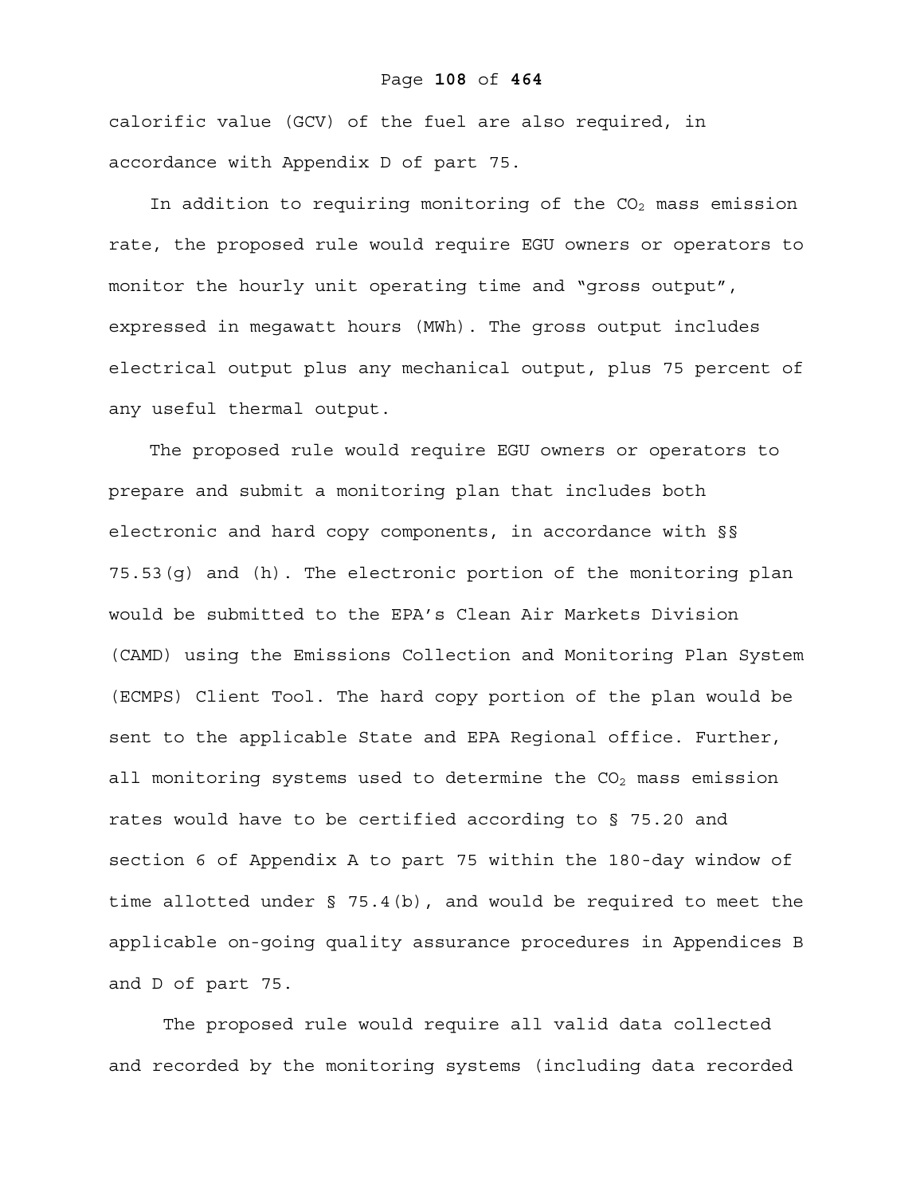calorific value (GCV) of the fuel are also required, in accordance with Appendix D of part 75.

In addition to requiring monitoring of the $CO_2$ mass emission rate, the proposed rule would require EGU owners or operators to monitor the hourly unit operating time and "gross output", expressed in megawatt hours (MWh). The gross output includes electrical output plus any mechanical output, plus 75 percent of any useful thermal output.

The proposed rule would require EGU owners or operators to prepare and submit a monitoring plan that includes both electronic and hard copy components, in accordance with §§ 75.53(g) and (h). The electronic portion of the monitoring plan would be submitted to the EPA's Clean Air Markets Division (CAMD) using the Emissions Collection and Monitoring Plan System (ECMPS) Client Tool. The hard copy portion of the plan would be sent to the applicable State and EPA Regional office. Further, all monitoring systems used to determine the $CO_2$ mass emission rates would have to be certified according to § 75.20 and section 6 of Appendix A to part 75 within the 180-day window of time allotted under § 75.4(b), and would be required to meet the applicable on-going quality assurance procedures in Appendices B and D of part 75.

The proposed rule would require all valid data collected and recorded by the monitoring systems (including data recorded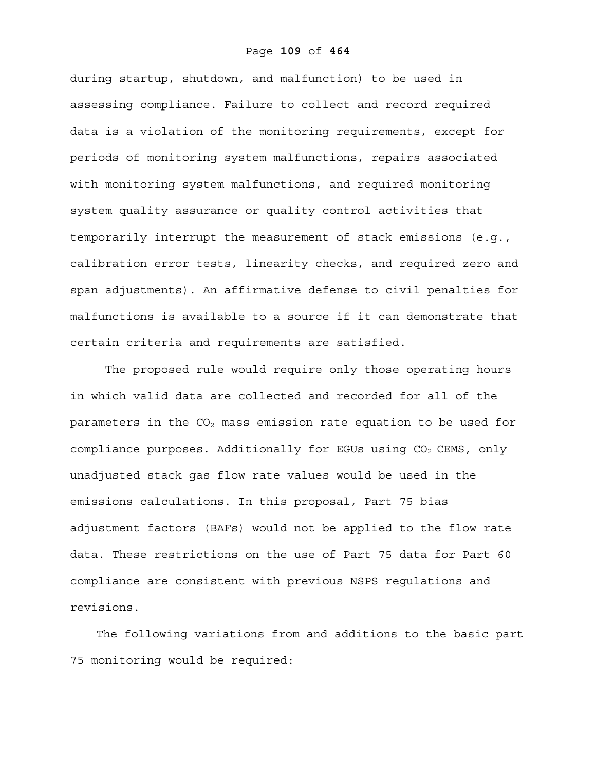during startup, shutdown, and malfunction) to be used in assessing compliance. Failure to collect and record required data is a violation of the monitoring requirements, except for periods of monitoring system malfunctions, repairs associated with monitoring system malfunctions, and required monitoring system quality assurance or quality control activities that temporarily interrupt the measurement of stack emissions (e.g., calibration error tests, linearity checks, and required zero and span adjustments). An affirmative defense to civil penalties for malfunctions is available to a source if it can demonstrate that certain criteria and requirements are satisfied.

The proposed rule would require only those operating hours in which valid data are collected and recorded for all of the parameters in the $CO_2$ mass emission rate equation to be used for compliance purposes. Additionally for EGUs using $CO_2$ CEMS, only unadjusted stack gas flow rate values would be used in the emissions calculations. In this proposal, Part 75 bias adjustment factors (BAFs) would not be applied to the flow rate data. These restrictions on the use of Part 75 data for Part 60 compliance are consistent with previous NSPS regulations and revisions.

The following variations from and additions to the basic part 75 monitoring would be required: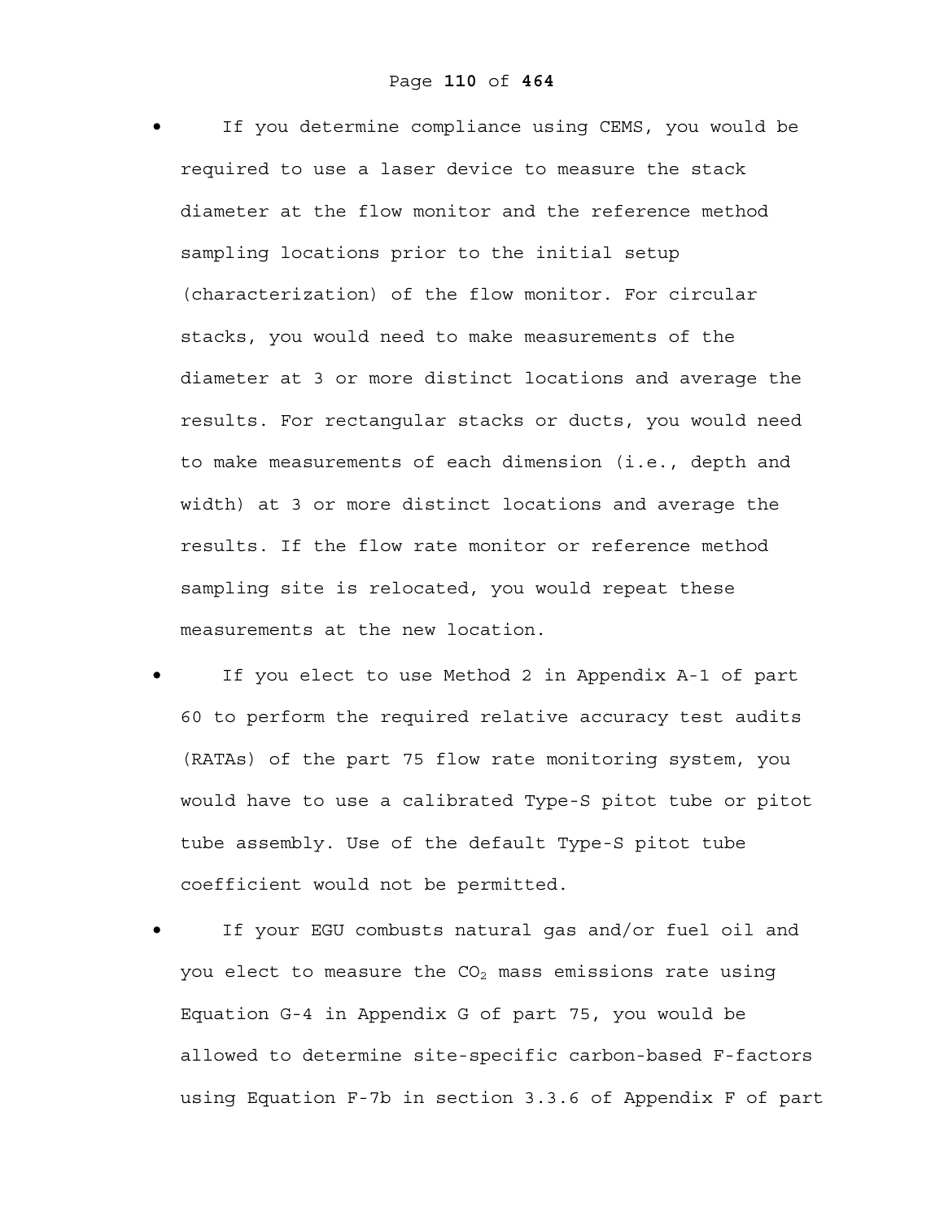- If you determine compliance using CEMS, you would be required to use a laser device to measure the stack diameter at the flow monitor and the reference method sampling locations prior to the initial setup (characterization) of the flow monitor. For circular stacks, you would need to make measurements of the diameter at 3 or more distinct locations and average the results. For rectangular stacks or ducts, you would need to make measurements of each dimension (i.e., depth and width) at 3 or more distinct locations and average the results. If the flow rate monitor or reference method sampling site is relocated, you would repeat these measurements at the new location.
- If you elect to use Method 2 in Appendix A-1 of part 60 to perform the required relative accuracy test audits (RATAs) of the part 75 flow rate monitoring system, you would have to use a calibrated Type-S pitot tube or pitot tube assembly. Use of the default Type-S pitot tube coefficient would not be permitted.
- If your EGU combusts natural gas and/or fuel oil and you elect to measure the $CO_2$ mass emissions rate using Equation G-4 in Appendix G of part 75, you would be allowed to determine site-specific carbon-based F-factors using Equation F-7b in section 3.3.6 of Appendix F of part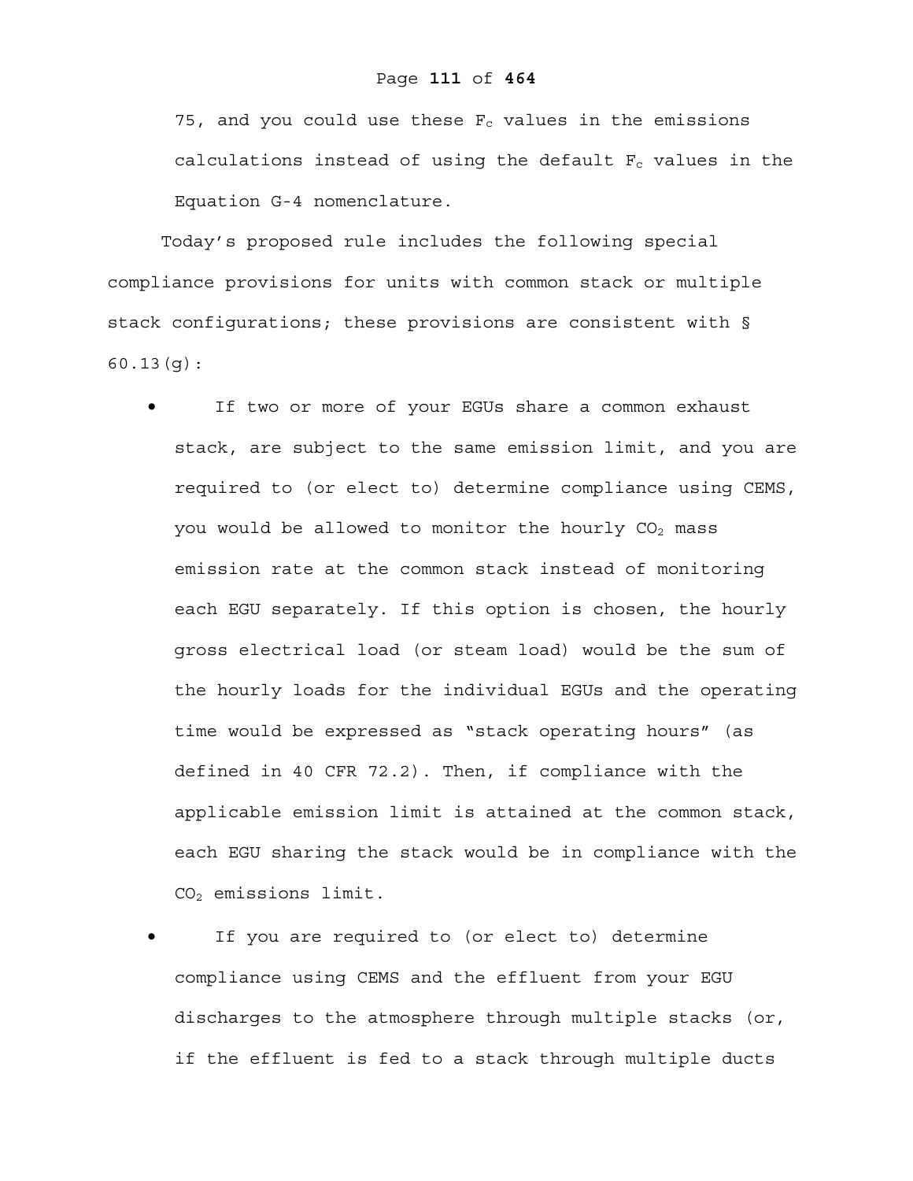75, and you could use these $F_c$ values in the emissions calculations instead of using the default $F_c$ values in the Equation G-4 nomenclature.

Today's proposed rule includes the following special compliance provisions for units with common stack or multiple stack configurations; these provisions are consistent with § 60.13(g):

- If two or more of your EGUs share a common exhaust stack, are subject to the same emission limit, and you are required to (or elect to) determine compliance using CEMS, you would be allowed to monitor the hourly $CO_2$ mass emission rate at the common stack instead of monitoring each EGU separately. If this option is chosen, the hourly gross electrical load (or steam load) would be the sum of the hourly loads for the individual EGUs and the operating time would be expressed as "stack operating hours" (as defined in 40 CFR 72.2). Then, if compliance with the applicable emission limit is attained at the common stack, each EGU sharing the stack would be in compliance with the $CO_2$ emissions limit.
- If you are required to (or elect to) determine compliance using CEMS and the effluent from your EGU discharges to the atmosphere through multiple stacks (or, if the effluent is fed to a stack through multiple ducts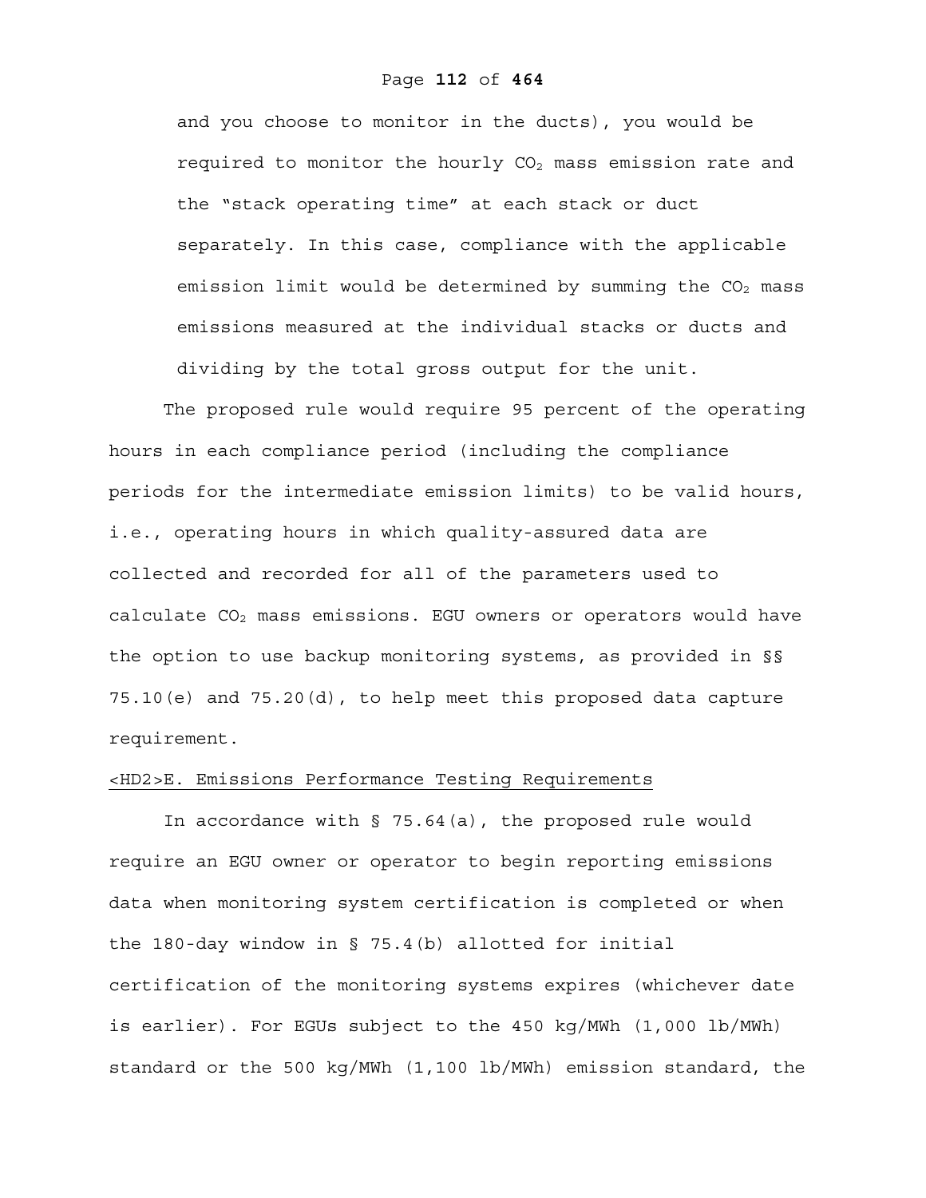and you choose to monitor in the ducts), you would be required to monitor the hourly $CO_2$ mass emission rate and the "stack operating time" at each stack or duct separately. In this case, compliance with the applicable emission limit would be determined by summing the $CO_2$ mass emissions measured at the individual stacks or ducts and dividing by the total gross output for the unit.

The proposed rule would require 95 percent of the operating hours in each compliance period (including the compliance periods for the intermediate emission limits) to be valid hours, i.e., operating hours in which quality-assured data are collected and recorded for all of the parameters used to calculate $CO_2$ mass emissions. EGU owners or operators would have the option to use backup monitoring systems, as provided in §§ 75.10(e) and 75.20(d), to help meet this proposed data capture requirement.

## <HD2>E. Emissions Performance Testing Requirements

In accordance with § 75.64(a), the proposed rule would require an EGU owner or operator to begin reporting emissions data when monitoring system certification is completed or when the 180-day window in § 75.4(b) allotted for initial certification of the monitoring systems expires (whichever date is earlier). For EGUs subject to the 450 kg/MWh (1,000 lb/MWh) standard or the 500 kg/MWh (1,100 lb/MWh) emission standard, the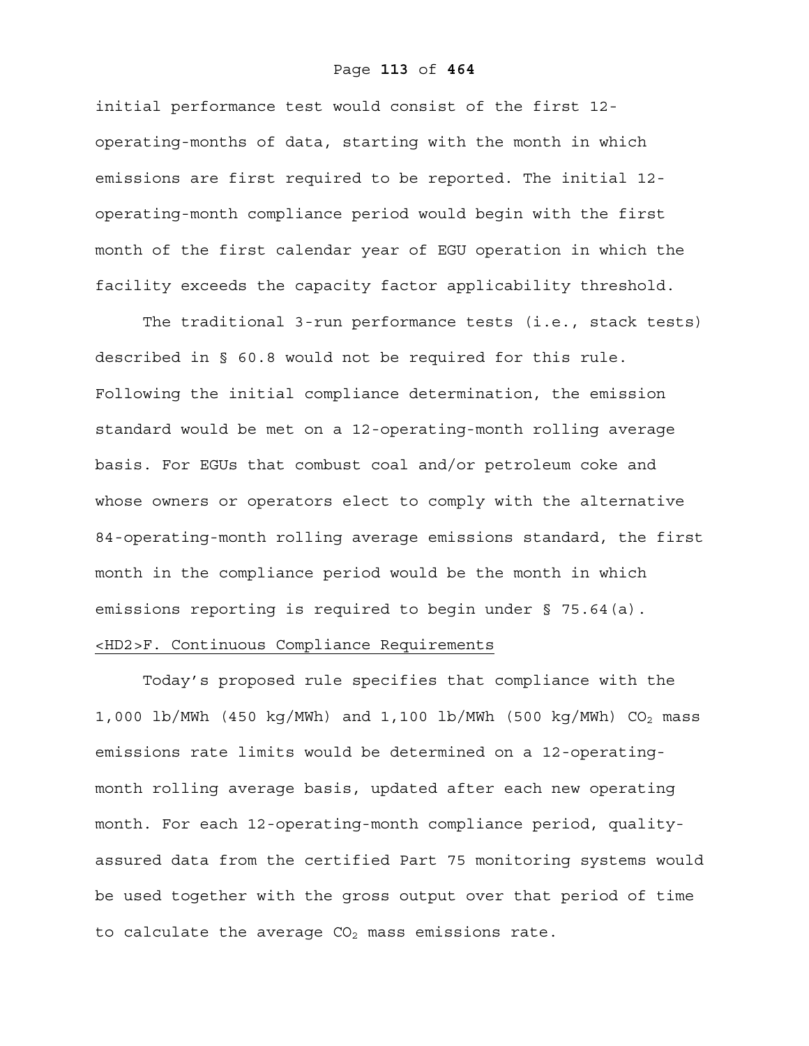initial performance test would consist of the first 12-operating-months of data, starting with the month in which emissions are first required to be reported. The initial 12-operating-month compliance period would begin with the first month of the first calendar year of EGU operation in which the facility exceeds the capacity factor applicability threshold.

The traditional 3-run performance tests (i.e., stack tests) described in § 60.8 would not be required for this rule. Following the initial compliance determination, the emission standard would be met on a 12-operating-month rolling average basis. For EGUs that combust coal and/or petroleum coke and whose owners or operators elect to comply with the alternative 84-operating-month rolling average emissions standard, the first month in the compliance period would be the month in which emissions reporting is required to begin under § 75.64(a).

## <HD2>F. Continuous Compliance Requirements

Today's proposed rule specifies that compliance with the 1,000 lb/MWh (450 kg/MWh) and 1,100 lb/MWh (500 kg/MWh) $CO_2$ mass emissions rate limits would be determined on a 12-operating-month rolling average basis, updated after each new operating month. For each 12-operating-month compliance period, quality-assured data from the certified Part 75 monitoring systems would be used together with the gross output over that period of time to calculate the average $CO_2$ mass emissions rate.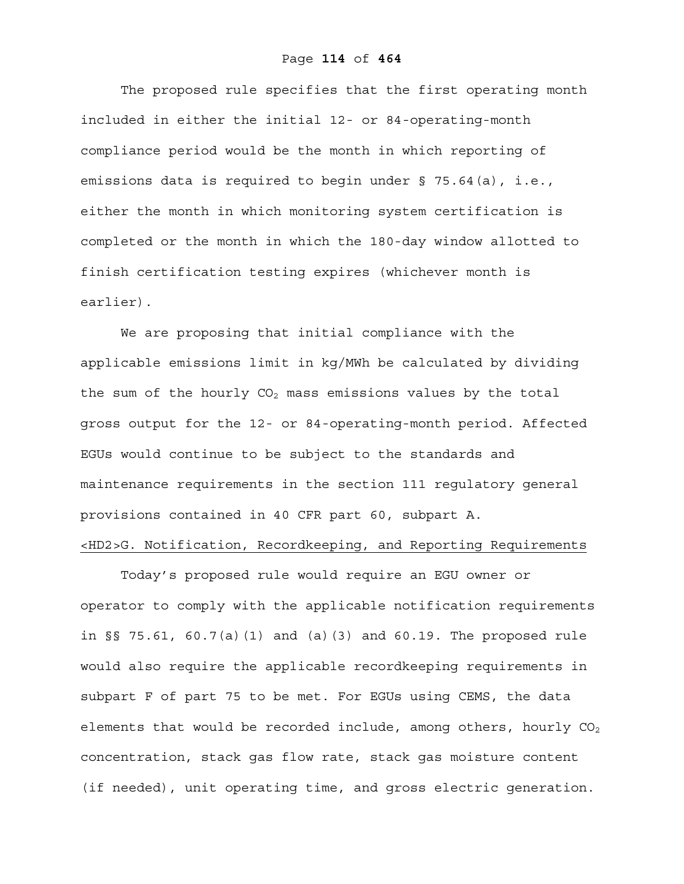The proposed rule specifies that the first operating month included in either the initial 12- or 84-operating-month compliance period would be the month in which reporting of emissions data is required to begin under § 75.64(a), i.e., either the month in which monitoring system certification is completed or the month in which the 180-day window allotted to finish certification testing expires (whichever month is earlier).

We are proposing that initial compliance with the applicable emissions limit in kg/MWh be calculated by dividing the sum of the hourly $CO_2$ mass emissions values by the total gross output for the 12- or 84-operating-month period. Affected EGUs would continue to be subject to the standards and maintenance requirements in the section 111 regulatory general provisions contained in 40 CFR part 60, subpart A.

## <HD2>G. Notification, Recordkeeping, and Reporting Requirements

Today's proposed rule would require an EGU owner or operator to comply with the applicable notification requirements in §§ 75.61, 60.7(a)(1) and (a)(3) and 60.19. The proposed rule would also require the applicable recordkeeping requirements in subpart F of part 75 to be met. For EGUs using CEMS, the data elements that would be recorded include, among others, hourly $CO_2$ concentration, stack gas flow rate, stack gas moisture content (if needed), unit operating time, and gross electric generation.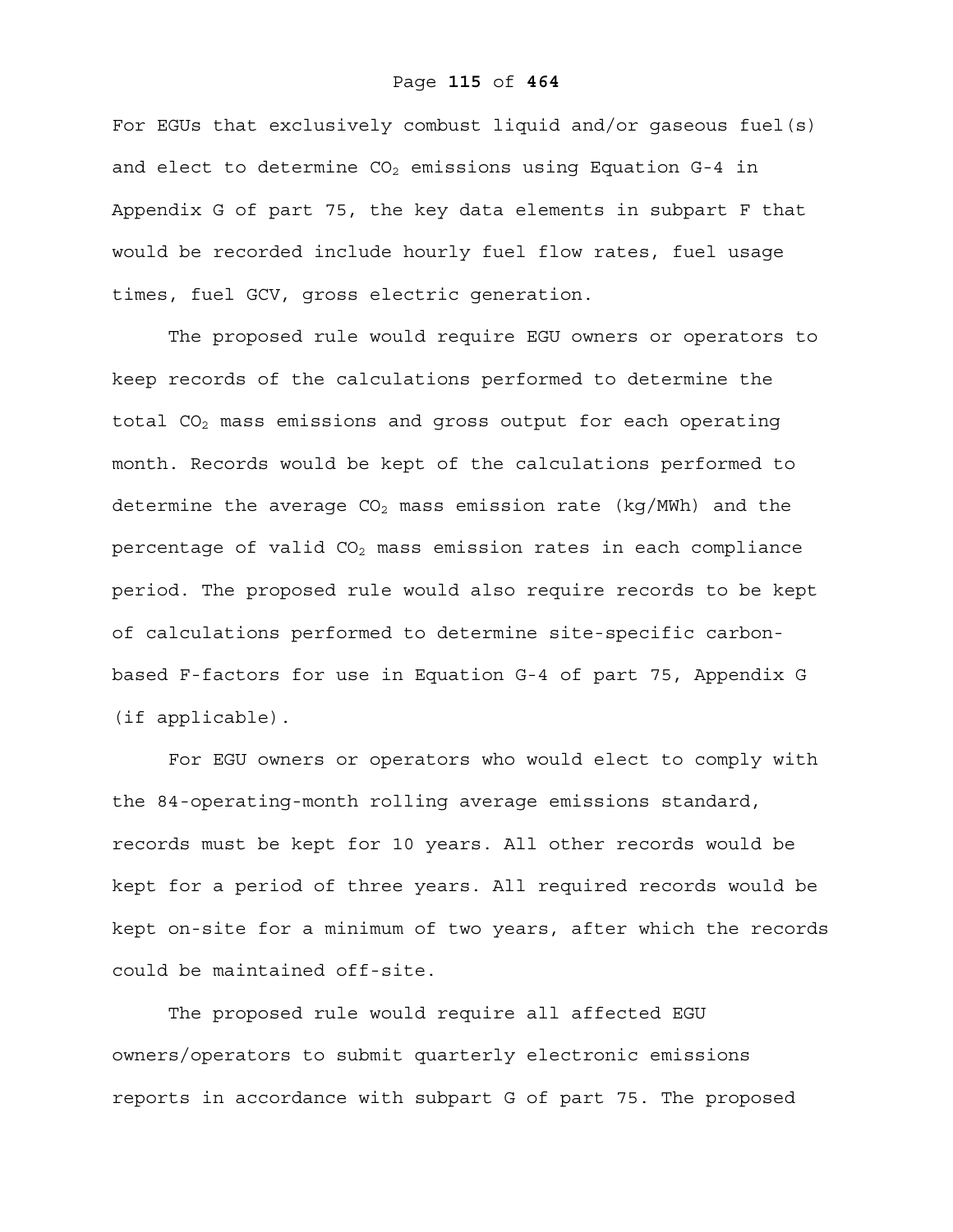For EGUs that exclusively combust liquid and/or gaseous fuel(s) and elect to determine $CO_2$ emissions using Equation G-4 in Appendix G of part 75, the key data elements in subpart F that would be recorded include hourly fuel flow rates, fuel usage times, fuel GCV, gross electric generation.

The proposed rule would require EGU owners or operators to keep records of the calculations performed to determine the total $CO_2$ mass emissions and gross output for each operating month. Records would be kept of the calculations performed to determine the average $CO_2$ mass emission rate (kg/MWh) and the percentage of valid $CO_2$ mass emission rates in each compliance period. The proposed rule would also require records to be kept of calculations performed to determine site-specific carbon-based F-factors for use in Equation G-4 of part 75, Appendix G (if applicable).

For EGU owners or operators who would elect to comply with the 84-operating-month rolling average emissions standard, records must be kept for 10 years. All other records would be kept for a period of three years. All required records would be kept on-site for a minimum of two years, after which the records could be maintained off-site.

The proposed rule would require all affected EGU owners/operators to submit quarterly electronic emissions reports in accordance with subpart G of part 75. The proposed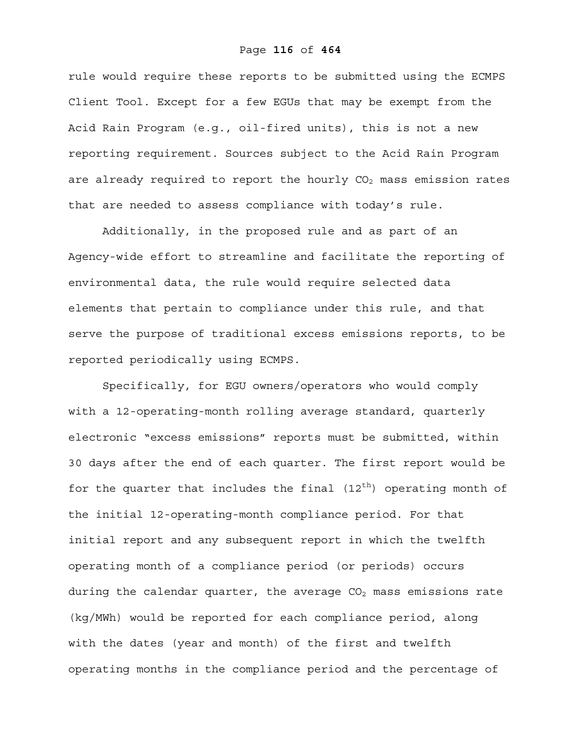rule would require these reports to be submitted using the ECMPS Client Tool. Except for a few EGUs that may be exempt from the Acid Rain Program (e.g., oil-fired units), this is not a new reporting requirement. Sources subject to the Acid Rain Program are already required to report the hourly $CO_2$ mass emission rates that are needed to assess compliance with today's rule.

Additionally, in the proposed rule and as part of an Agency-wide effort to streamline and facilitate the reporting of environmental data, the rule would require selected data elements that pertain to compliance under this rule, and that serve the purpose of traditional excess emissions reports, to be reported periodically using ECMPS.

Specifically, for EGU owners/operators who would comply with a 12-operating-month rolling average standard, quarterly electronic "excess emissions" reports must be submitted, within 30 days after the end of each quarter. The first report would be for the quarter that includes the final ($12^{th}$) operating month of the initial 12-operating-month compliance period. For that initial report and any subsequent report in which the twelfth operating month of a compliance period (or periods) occurs during the calendar quarter, the average $CO_2$ mass emissions rate (kg/MWh) would be reported for each compliance period, along with the dates (year and month) of the first and twelfth operating months in the compliance period and the percentage of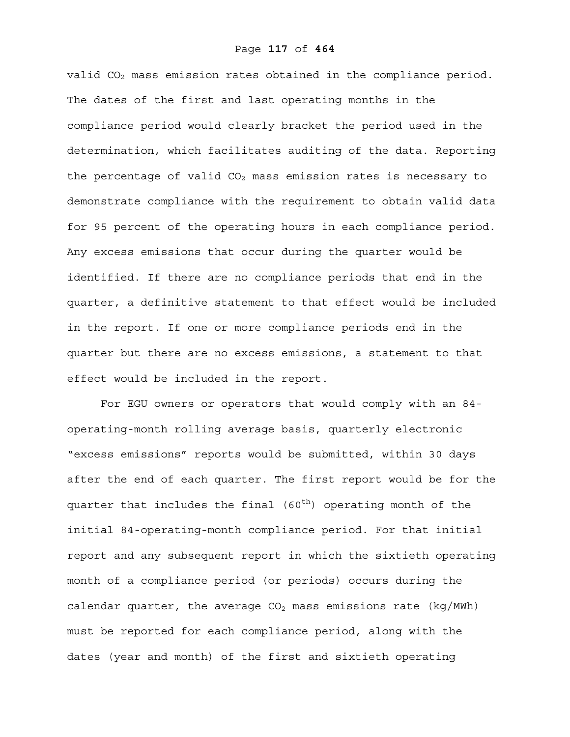valid $CO_2$ mass emission rates obtained in the compliance period. The dates of the first and last operating months in the compliance period would clearly bracket the period used in the determination, which facilitates auditing of the data. Reporting the percentage of valid $CO_2$ mass emission rates is necessary to demonstrate compliance with the requirement to obtain valid data for 95 percent of the operating hours in each compliance period. Any excess emissions that occur during the quarter would be identified. If there are no compliance periods that end in the quarter, a definitive statement to that effect would be included in the report. If one or more compliance periods end in the quarter but there are no excess emissions, a statement to that effect would be included in the report.

For EGU owners or operators that would comply with an 84-operating-month rolling average basis, quarterly electronic "excess emissions" reports would be submitted, within 30 days after the end of each quarter. The first report would be for the quarter that includes the final ($60^{th}$) operating month of the initial 84-operating-month compliance period. For that initial report and any subsequent report in which the sixtieth operating month of a compliance period (or periods) occurs during the calendar quarter, the average $CO_2$ mass emissions rate (kg/MWh) must be reported for each compliance period, along with the dates (year and month) of the first and sixtieth operating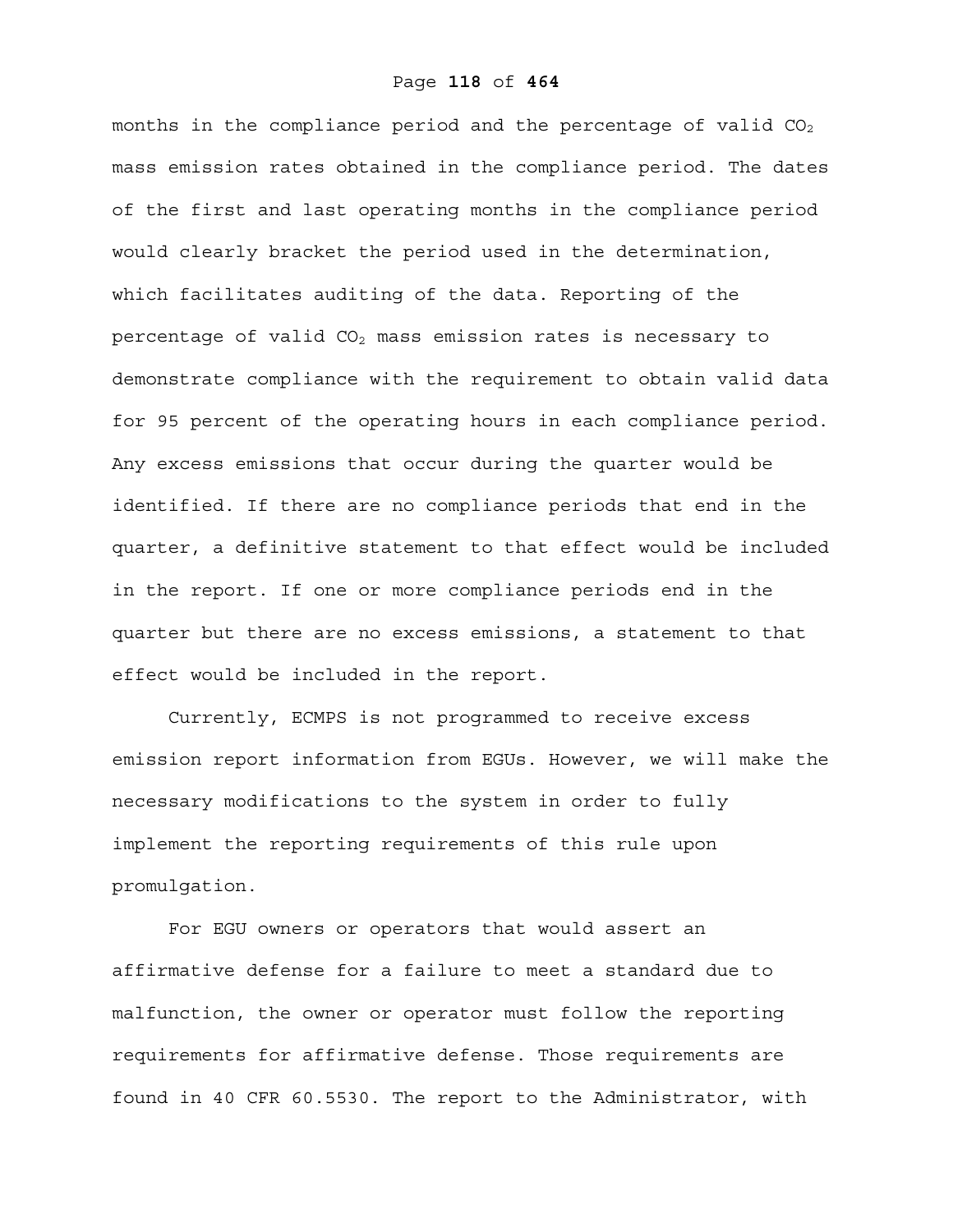months in the compliance period and the percentage of valid $CO_2$ mass emission rates obtained in the compliance period. The dates of the first and last operating months in the compliance period would clearly bracket the period used in the determination, which facilitates auditing of the data. Reporting of the percentage of valid $CO_2$ mass emission rates is necessary to demonstrate compliance with the requirement to obtain valid data for 95 percent of the operating hours in each compliance period. Any excess emissions that occur during the quarter would be identified. If there are no compliance periods that end in the quarter, a definitive statement to that effect would be included in the report. If one or more compliance periods end in the quarter but there are no excess emissions, a statement to that effect would be included in the report.

Currently, ECMPS is not programmed to receive excess emission report information from EGUs. However, we will make the necessary modifications to the system in order to fully implement the reporting requirements of this rule upon promulgation.

For EGU owners or operators that would assert an affirmative defense for a failure to meet a standard due to malfunction, the owner or operator must follow the reporting requirements for affirmative defense. Those requirements are found in 40 CFR 60.5530. The report to the Administrator, with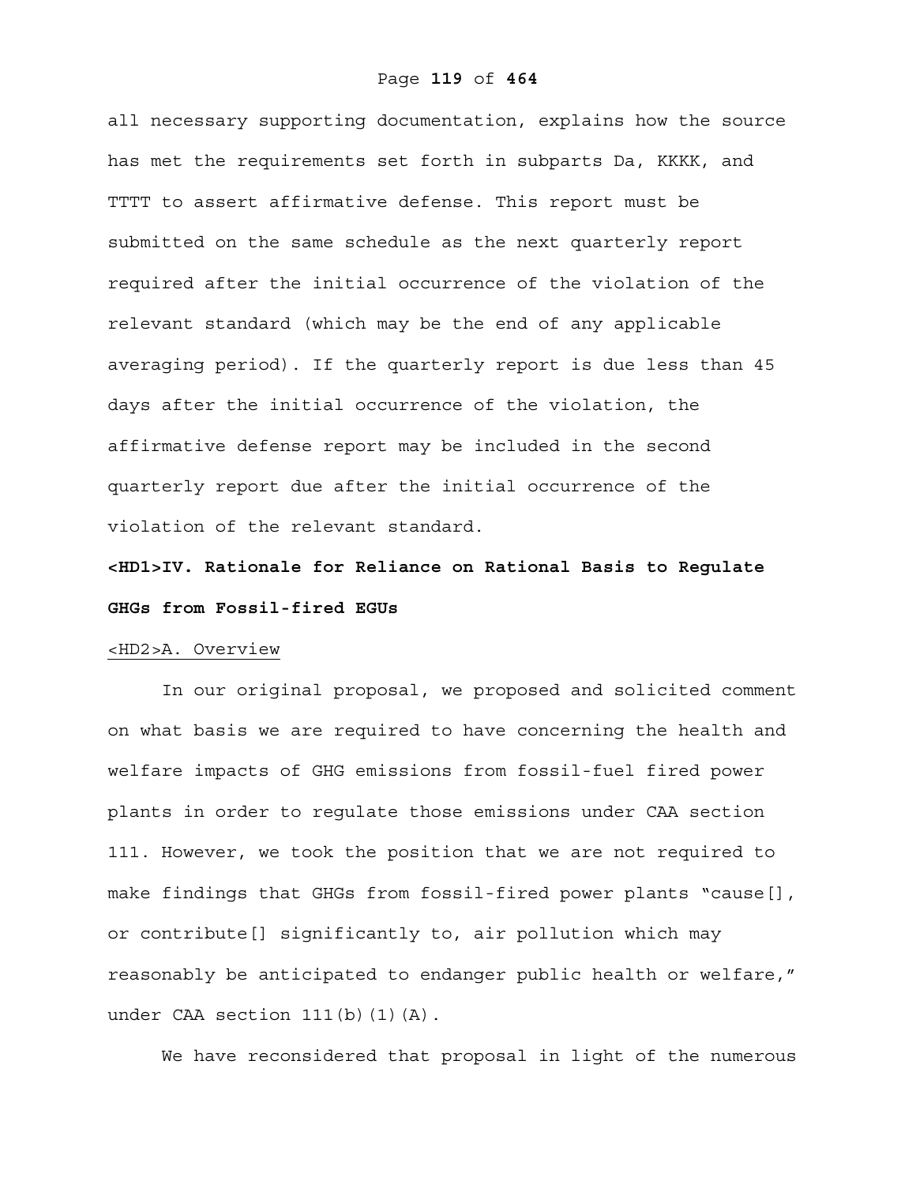all necessary supporting documentation, explains how the source has met the requirements set forth in subparts Da, KKKK, and TTTT to assert affirmative defense. This report must be submitted on the same schedule as the next quarterly report required after the initial occurrence of the violation of the relevant standard (which may be the end of any applicable averaging period). If the quarterly report is due less than 45 days after the initial occurrence of the violation, the affirmative defense report may be included in the second quarterly report due after the initial occurrence of the violation of the relevant standard.

# <HD1>IV. Rationale for Reliance on Rational Basis to Regulate GHGs from Fossil-fired EGUs

## <HD2>A. Overview

In our original proposal, we proposed and solicited comment on what basis we are required to have concerning the health and welfare impacts of GHG emissions from fossil-fuel fired power plants in order to regulate those emissions under CAA section 111. However, we took the position that we are not required to make findings that GHGs from fossil-fired power plants "cause[], or contribute[] significantly to, air pollution which may reasonably be anticipated to endanger public health or welfare," under CAA section 111(b)(1)(A).

We have reconsidered that proposal in light of the numerous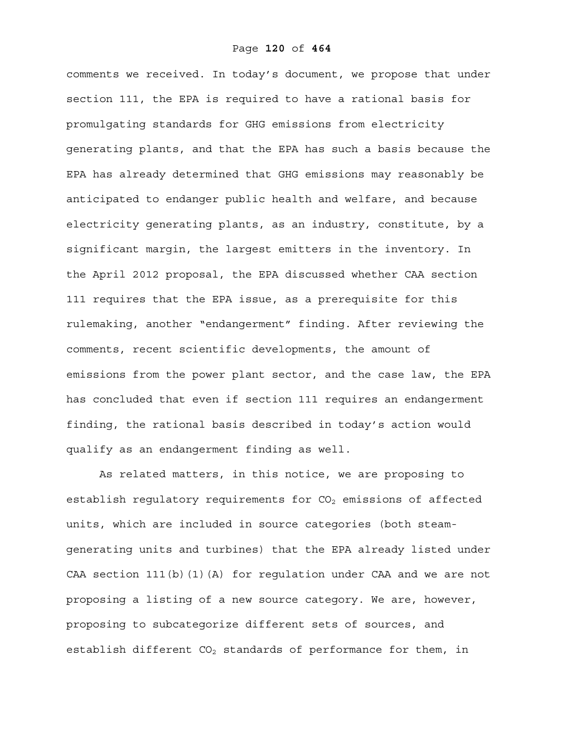comments we received. In today's document, we propose that under section 111, the EPA is required to have a rational basis for promulgating standards for GHG emissions from electricity generating plants, and that the EPA has such a basis because the EPA has already determined that GHG emissions may reasonably be anticipated to endanger public health and welfare, and because electricity generating plants, as an industry, constitute, by a significant margin, the largest emitters in the inventory. In the April 2012 proposal, the EPA discussed whether CAA section 111 requires that the EPA issue, as a prerequisite for this rulemaking, another "endangerment" finding. After reviewing the comments, recent scientific developments, the amount of emissions from the power plant sector, and the case law, the EPA has concluded that even if section 111 requires an endangerment finding, the rational basis described in today's action would qualify as an endangerment finding as well.

As related matters, in this notice, we are proposing to establish regulatory requirements for $CO_2$ emissions of affected units, which are included in source categories (both steam-generating units and turbines) that the EPA already listed under CAA section 111(b)(1)(A) for regulation under CAA and we are not proposing a listing of a new source category. We are, however, proposing to subcategorize different sets of sources, and establish different $CO_2$ standards of performance for them, in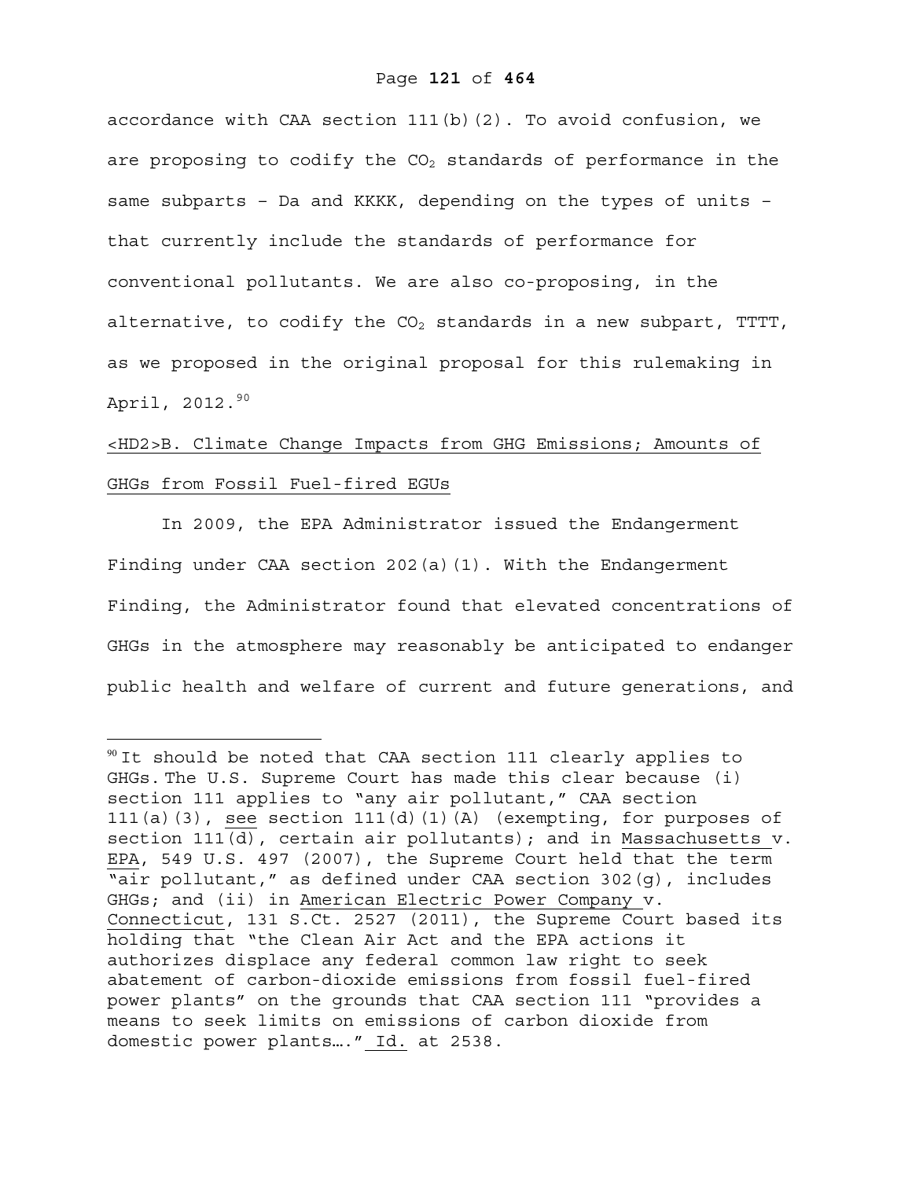accordance with CAA section 111(b)(2). To avoid confusion, we are proposing to codify the $CO_2$ standards of performance in the same subparts – Da and KKKK, depending on the types of units – that currently include the standards of performance for conventional pollutants. We are also co-proposing, in the alternative, to codify the $CO_2$ standards in a new subpart, TTTT, as we proposed in the original proposal for this rulemaking in April, 2012.[90]

<HD2>B. Climate Change Impacts from GHG Emissions; Amounts of GHGs from Fossil Fuel-fired EGUs

In 2009, the EPA Administrator issued the Endangerment Finding under CAA section 202(a)(1). With the Endangerment Finding, the Administrator found that elevated concentrations of GHGs in the atmosphere may reasonably be anticipated to endanger public health and welfare of current and future generations, and

---

[90] It should be noted that CAA section 111 clearly applies to GHGs. The U.S. Supreme Court has made this clear because (i) section 111 applies to "any air pollutant," CAA section 111(a)(3), see section 111(d)(1)(A) (exempting, for purposes of section 111(d), certain air pollutants); and in Massachusetts v. EPA, 549 U.S. 497 (2007), the Supreme Court held that the term "air pollutant," as defined under CAA section 302(g), includes GHGs; and (ii) in American Electric Power Company v. Connecticut, 131 S.Ct. 2527 (2011), the Supreme Court based its holding that "the Clean Air Act and the EPA actions it authorizes displace any federal common law right to seek abatement of carbon-dioxide emissions from fossil fuel-fired power plants" on the grounds that CAA section 111 "provides a means to seek limits on emissions of carbon dioxide from domestic power plants…." Id. at 2538.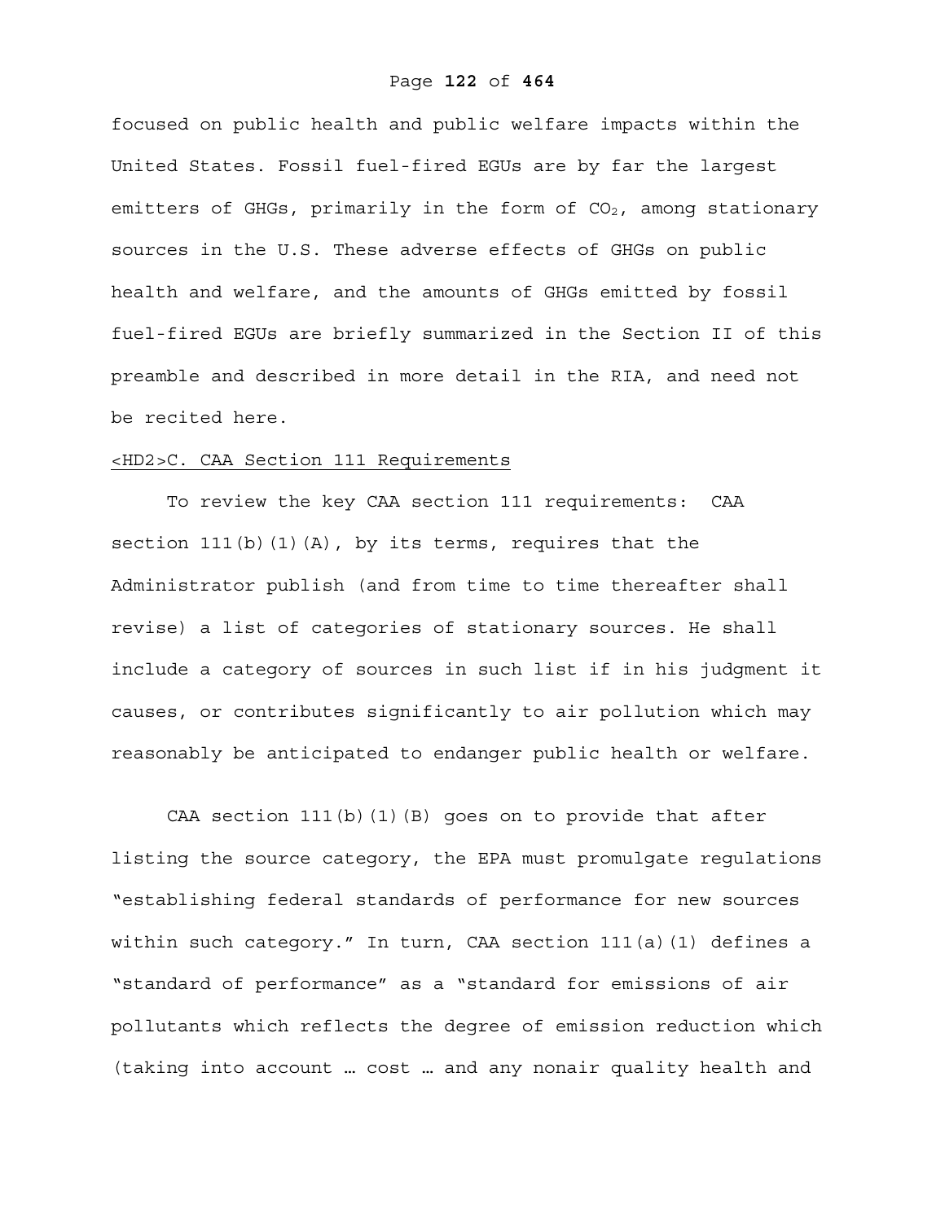focused on public health and public welfare impacts within the United States. Fossil fuel-fired EGUs are by far the largest emitters of GHGs, primarily in the form of $CO_2$, among stationary sources in the U.S. These adverse effects of GHGs on public health and welfare, and the amounts of GHGs emitted by fossil fuel-fired EGUs are briefly summarized in the Section II of this preamble and described in more detail in the RIA, and need not be recited here.

## <HD2>C. CAA Section 111 Requirements

To review the key CAA section 111 requirements: CAA section 111(b)(1)(A), by its terms, requires that the Administrator publish (and from time to time thereafter shall revise) a list of categories of stationary sources. He shall include a category of sources in such list if in his judgment it causes, or contributes significantly to air pollution which may reasonably be anticipated to endanger public health or welfare.

CAA section 111(b)(1)(B) goes on to provide that after listing the source category, the EPA must promulgate regulations "establishing federal standards of performance for new sources within such category." In turn, CAA section 111(a)(1) defines a "standard of performance" as a "standard for emissions of air pollutants which reflects the degree of emission reduction which (taking into account … cost … and any nonair quality health and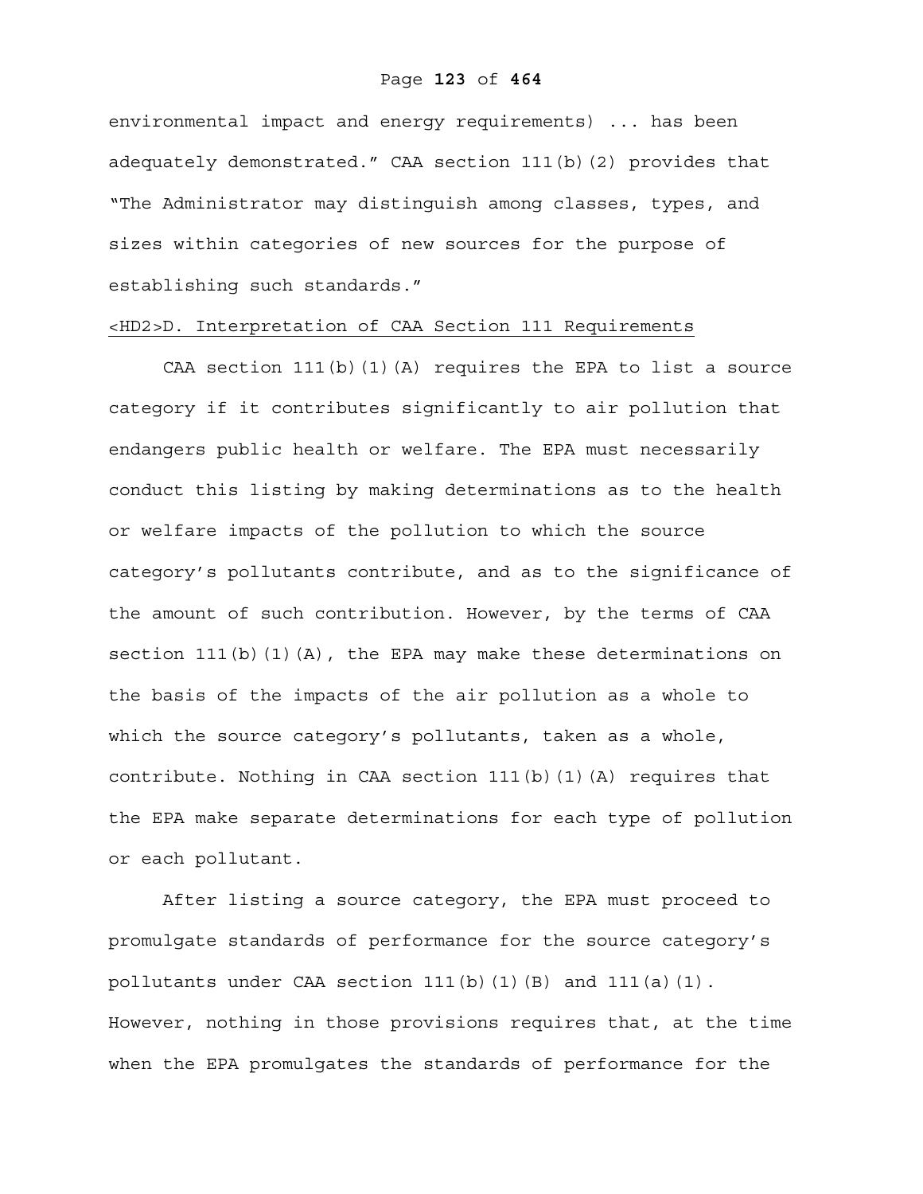environmental impact and energy requirements) ... has been adequately demonstrated." CAA section 111(b)(2) provides that "The Administrator may distinguish among classes, types, and sizes within categories of new sources for the purpose of establishing such standards."

## <HD2>D. Interpretation of CAA Section 111 Requirements

CAA section 111(b)(1)(A) requires the EPA to list a source category if it contributes significantly to air pollution that endangers public health or welfare. The EPA must necessarily conduct this listing by making determinations as to the health or welfare impacts of the pollution to which the source category's pollutants contribute, and as to the significance of the amount of such contribution. However, by the terms of CAA section 111(b)(1)(A), the EPA may make these determinations on the basis of the impacts of the air pollution as a whole to which the source category's pollutants, taken as a whole, contribute. Nothing in CAA section 111(b)(1)(A) requires that the EPA make separate determinations for each type of pollution or each pollutant.

After listing a source category, the EPA must proceed to promulgate standards of performance for the source category's pollutants under CAA section 111(b)(1)(B) and 111(a)(1). However, nothing in those provisions requires that, at the time when the EPA promulgates the standards of performance for the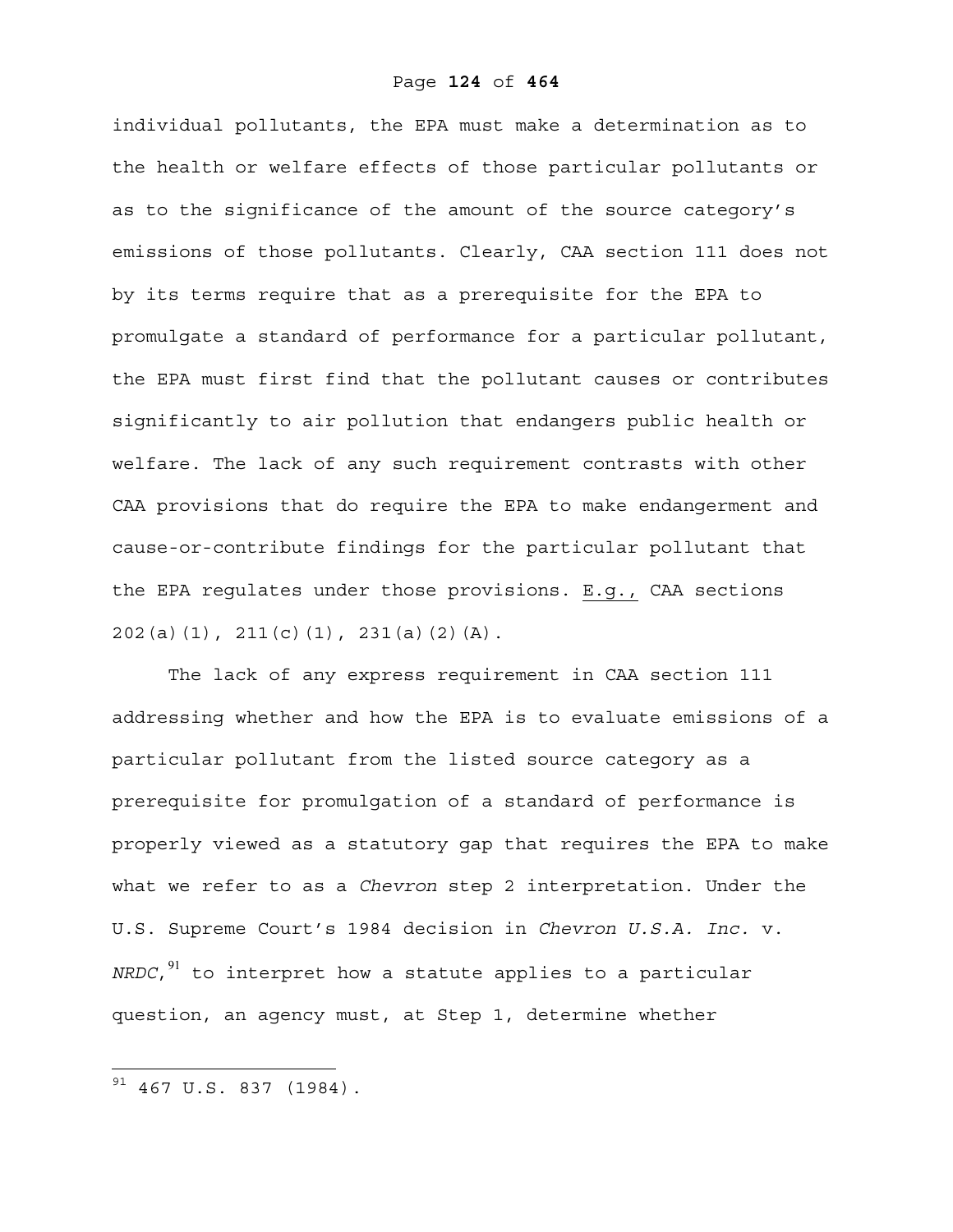individual pollutants, the EPA must make a determination as to the health or welfare effects of those particular pollutants or as to the significance of the amount of the source category's emissions of those pollutants. Clearly, CAA section 111 does not by its terms require that as a prerequisite for the EPA to promulgate a standard of performance for a particular pollutant, the EPA must first find that the pollutant causes or contributes significantly to air pollution that endangers public health or welfare. The lack of any such requirement contrasts with other CAA provisions that do require the EPA to make endangerment and cause-or-contribute findings for the particular pollutant that the EPA regulates under those provisions. E.g., CAA sections 202(a)(1), 211(c)(1), 231(a)(2)(A).

The lack of any express requirement in CAA section 111 addressing whether and how the EPA is to evaluate emissions of a particular pollutant from the listed source category as a prerequisite for promulgation of a standard of performance is properly viewed as a statutory gap that requires the EPA to make what we refer to as a *Chevron* step 2 interpretation. Under the U.S. Supreme Court's 1984 decision in *Chevron U.S.A. Inc.* v. *NRDC*,[91] to interpret how a statute applies to a particular question, an agency must, at Step 1, determine whether

[91] 467 U.S. 837 (1984).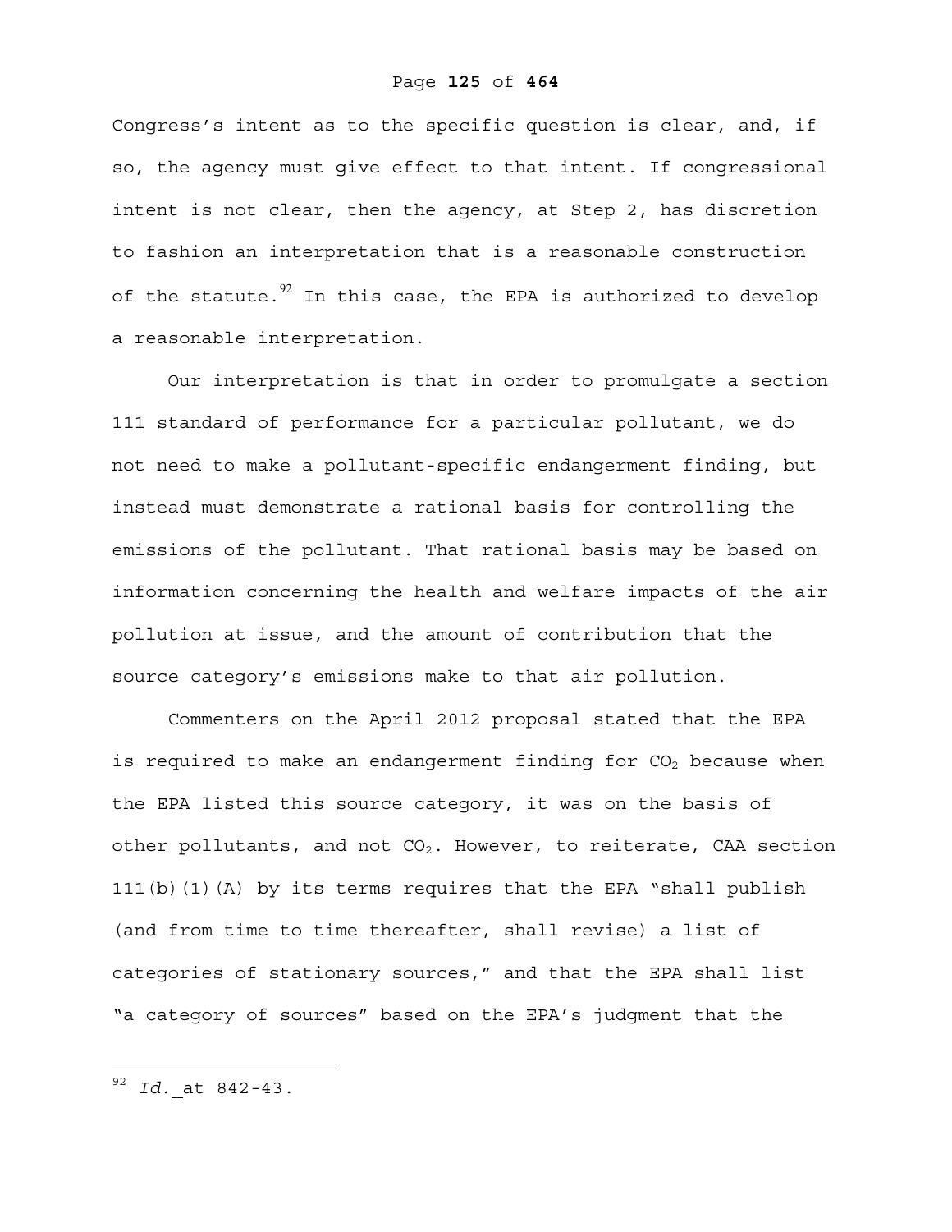Congress's intent as to the specific question is clear, and, if so, the agency must give effect to that intent. If congressional intent is not clear, then the agency, at Step 2, has discretion to fashion an interpretation that is a reasonable construction of the statute.[92] In this case, the EPA is authorized to develop a reasonable interpretation.

Our interpretation is that in order to promulgate a section 111 standard of performance for a particular pollutant, we do not need to make a pollutant-specific endangerment finding, but instead must demonstrate a rational basis for controlling the emissions of the pollutant. That rational basis may be based on information concerning the health and welfare impacts of the air pollution at issue, and the amount of contribution that the source category's emissions make to that air pollution.

Commenters on the April 2012 proposal stated that the EPA is required to make an endangerment finding for $CO_2$ because when the EPA listed this source category, it was on the basis of other pollutants, and not $CO_2$. However, to reiterate, CAA section 111(b)(1)(A) by its terms requires that the EPA "shall publish (and from time to time thereafter, shall revise) a list of categories of stationary sources," and that the EPA shall list "a category of sources" based on the EPA's judgment that the

---

[92] *Id.* at 842-43.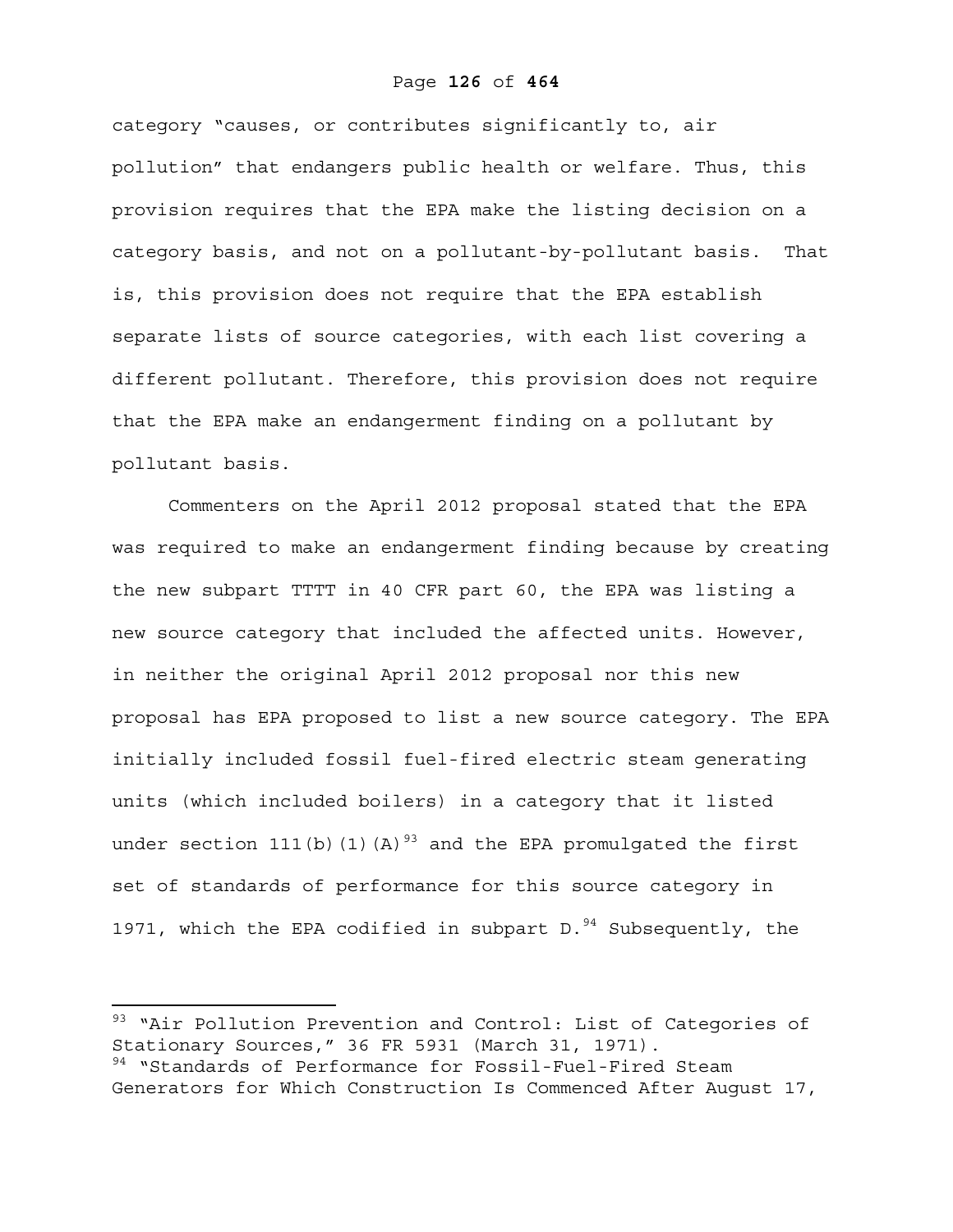category "causes, or contributes significantly to, air pollution" that endangers public health or welfare. Thus, this provision requires that the EPA make the listing decision on a category basis, and not on a pollutant-by-pollutant basis. That is, this provision does not require that the EPA establish separate lists of source categories, with each list covering a different pollutant. Therefore, this provision does not require that the EPA make an endangerment finding on a pollutant by pollutant basis.

Commenters on the April 2012 proposal stated that the EPA was required to make an endangerment finding because by creating the new subpart TTTT in 40 CFR part 60, the EPA was listing a new source category that included the affected units. However, in neither the original April 2012 proposal nor this new proposal has EPA proposed to list a new source category. The EPA initially included fossil fuel-fired electric steam generating units (which included boilers) in a category that it listed under section 111(b)(1)(A)[93] and the EPA promulgated the first set of standards of performance for this source category in 1971, which the EPA codified in subpart D.[94] Subsequently, the

---

[93] "Air Pollution Prevention and Control: List of Categories of Stationary Sources," 36 FR 5931 (March 31, 1971).

[94] "Standards of Performance for Fossil-Fuel-Fired Steam Generators for Which Construction Is Commenced After August 17,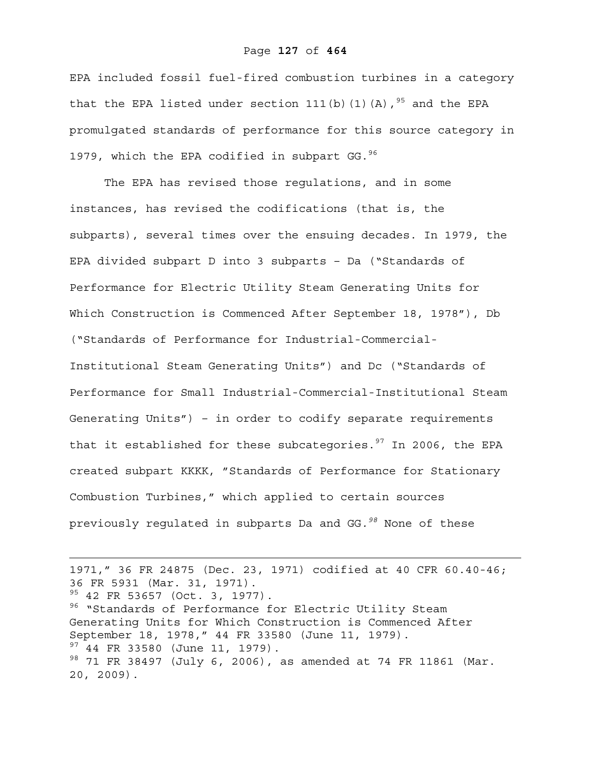EPA included fossil fuel-fired combustion turbines in a category that the EPA listed under section 111(b)(1)(A),[95] and the EPA promulgated standards of performance for this source category in 1979, which the EPA codified in subpart GG.[96]

The EPA has revised those regulations, and in some instances, has revised the codifications (that is, the subparts), several times over the ensuing decades. In 1979, the EPA divided subpart D into 3 subparts – Da ("Standards of Performance for Electric Utility Steam Generating Units for Which Construction is Commenced After September 18, 1978"), Db ("Standards of Performance for Industrial-Commercial-Institutional Steam Generating Units") and Dc ("Standards of Performance for Small Industrial-Commercial-Institutional Steam Generating Units") – in order to codify separate requirements that it established for these subcategories.[97] In 2006, the EPA created subpart KKKK, "Standards of Performance for Stationary Combustion Turbines," which applied to certain sources previously regulated in subparts Da and GG.[98] None of these

---

1971," 36 FR 24875 (Dec. 23, 1971) codified at 40 CFR 60.40-46; 36 FR 5931 (Mar. 31, 1971).

[95] 42 FR 53657 (Oct. 3, 1977).

[96] "Standards of Performance for Electric Utility Steam Generating Units for Which Construction is Commenced After September 18, 1978," 44 FR 33580 (June 11, 1979).

[97] 44 FR 33580 (June 11, 1979).

[98] 71 FR 38497 (July 6, 2006), as amended at 74 FR 11861 (Mar. 20, 2009).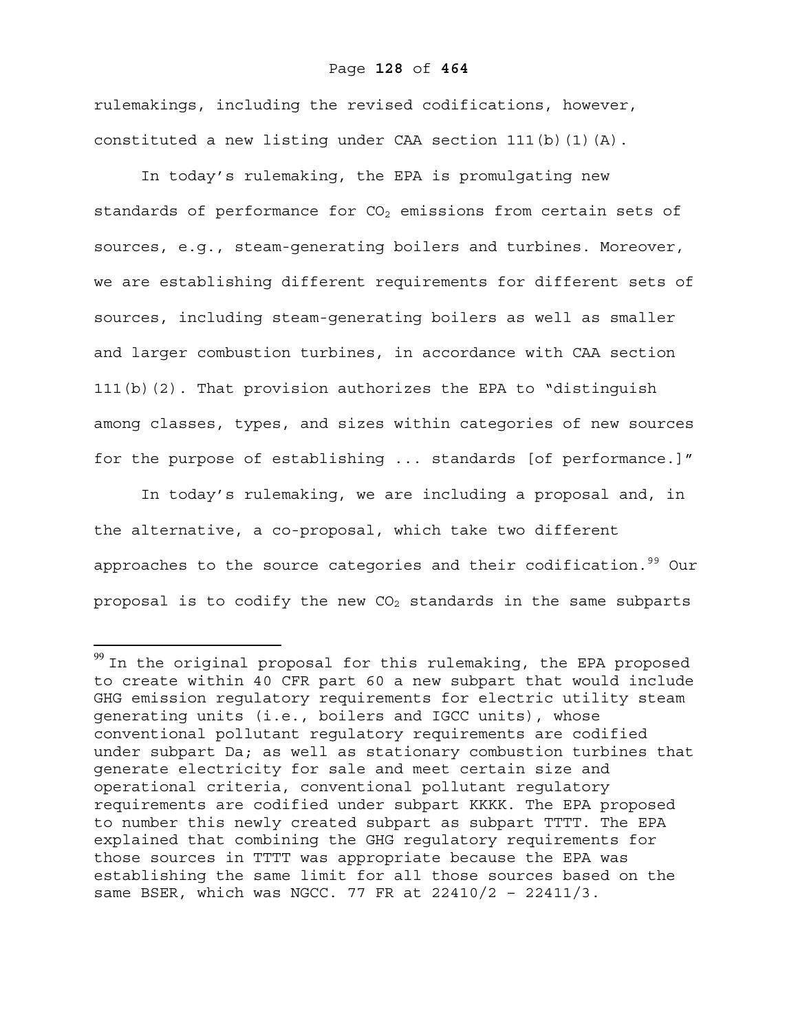rulemakings, including the revised codifications, however, constituted a new listing under CAA section 111(b)(1)(A).

In today's rulemaking, the EPA is promulgating new standards of performance for $CO_2$ emissions from certain sets of sources, e.g., steam-generating boilers and turbines. Moreover, we are establishing different requirements for different sets of sources, including steam-generating boilers as well as smaller and larger combustion turbines, in accordance with CAA section 111(b)(2). That provision authorizes the EPA to "distinguish among classes, types, and sizes within categories of new sources for the purpose of establishing ... standards [of performance.]"

In today's rulemaking, we are including a proposal and, in the alternative, a co-proposal, which take two different approaches to the source categories and their codification.[99] Our proposal is to codify the new $CO_2$ standards in the same subparts

---

[99] In the original proposal for this rulemaking, the EPA proposed to create within 40 CFR part 60 a new subpart that would include GHG emission regulatory requirements for electric utility steam generating units (i.e., boilers and IGCC units), whose conventional pollutant regulatory requirements are codified under subpart Da; as well as stationary combustion turbines that generate electricity for sale and meet certain size and operational criteria, conventional pollutant regulatory requirements are codified under subpart KKKK. The EPA proposed to number this newly created subpart as subpart TTTT. The EPA explained that combining the GHG regulatory requirements for those sources in TTTT was appropriate because the EPA was establishing the same limit for all those sources based on the same BSER, which was NGCC. 77 FR at 22410/2 – 22411/3.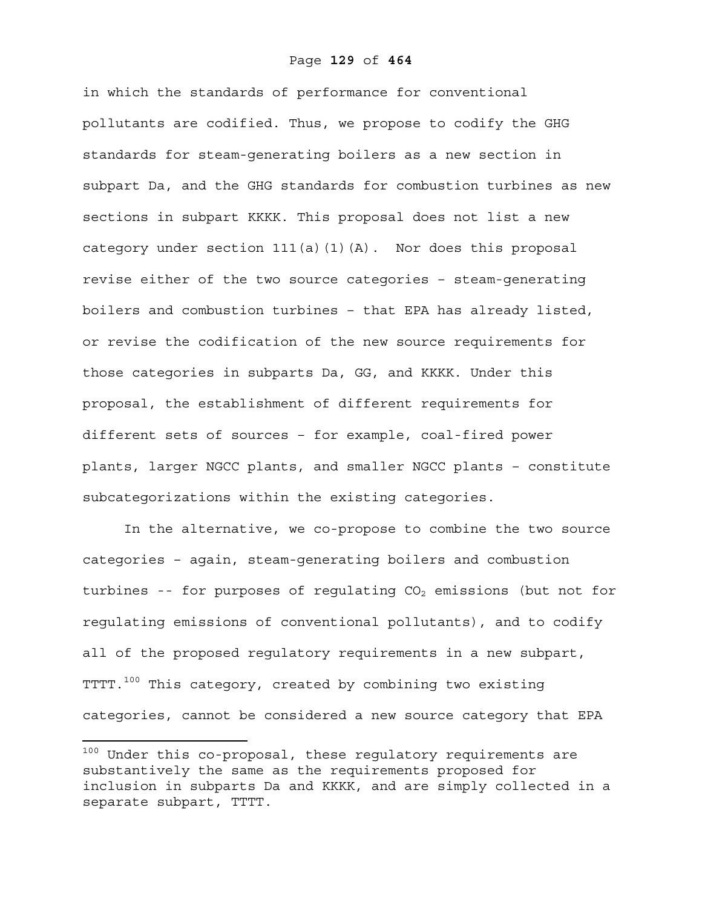in which the standards of performance for conventional pollutants are codified. Thus, we propose to codify the GHG standards for steam-generating boilers as a new section in subpart Da, and the GHG standards for combustion turbines as new sections in subpart KKKK. This proposal does not list a new category under section 111(a)(1)(A). Nor does this proposal revise either of the two source categories – steam-generating boilers and combustion turbines – that EPA has already listed, or revise the codification of the new source requirements for those categories in subparts Da, GG, and KKKK. Under this proposal, the establishment of different requirements for different sets of sources – for example, coal-fired power plants, larger NGCC plants, and smaller NGCC plants – constitute subcategorizations within the existing categories.

In the alternative, we co-propose to combine the two source categories – again, steam-generating boilers and combustion turbines -- for purposes of regulating $CO_2$ emissions (but not for regulating emissions of conventional pollutants), and to codify all of the proposed regulatory requirements in a new subpart, TTTT.[100] This category, created by combining two existing categories, cannot be considered a new source category that EPA

[100] Under this co-proposal, these regulatory requirements are substantively the same as the requirements proposed for inclusion in subparts Da and KKKK, and are simply collected in a separate subpart, TTTT.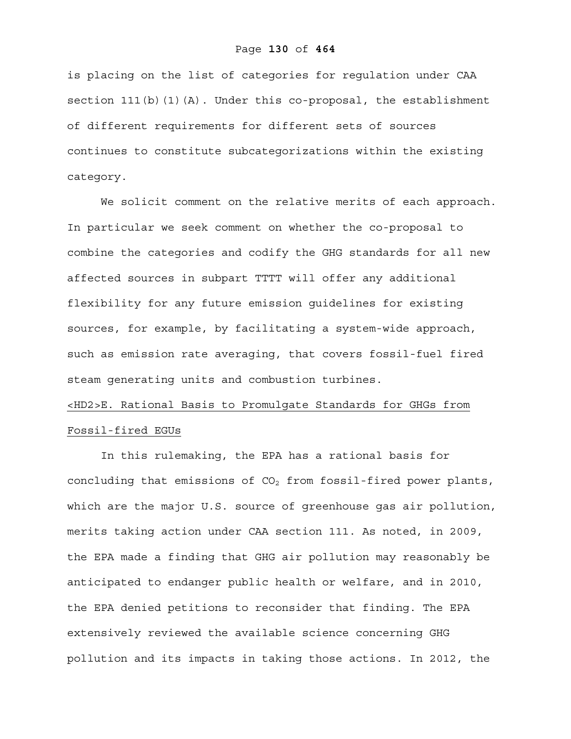is placing on the list of categories for regulation under CAA section 111(b)(1)(A). Under this co-proposal, the establishment of different requirements for different sets of sources continues to constitute subcategorizations within the existing category.

We solicit comment on the relative merits of each approach. In particular we seek comment on whether the co-proposal to combine the categories and codify the GHG standards for all new affected sources in subpart TTTT will offer any additional flexibility for any future emission guidelines for existing sources, for example, by facilitating a system-wide approach, such as emission rate averaging, that covers fossil-fuel fired steam generating units and combustion turbines.

## <HD2>E. Rational Basis to Promulgate Standards for GHGs from Fossil-fired EGUs

In this rulemaking, the EPA has a rational basis for concluding that emissions of $CO_2$ from fossil-fired power plants, which are the major U.S. source of greenhouse gas air pollution, merits taking action under CAA section 111. As noted, in 2009, the EPA made a finding that GHG air pollution may reasonably be anticipated to endanger public health or welfare, and in 2010, the EPA denied petitions to reconsider that finding. The EPA extensively reviewed the available science concerning GHG pollution and its impacts in taking those actions. In 2012, the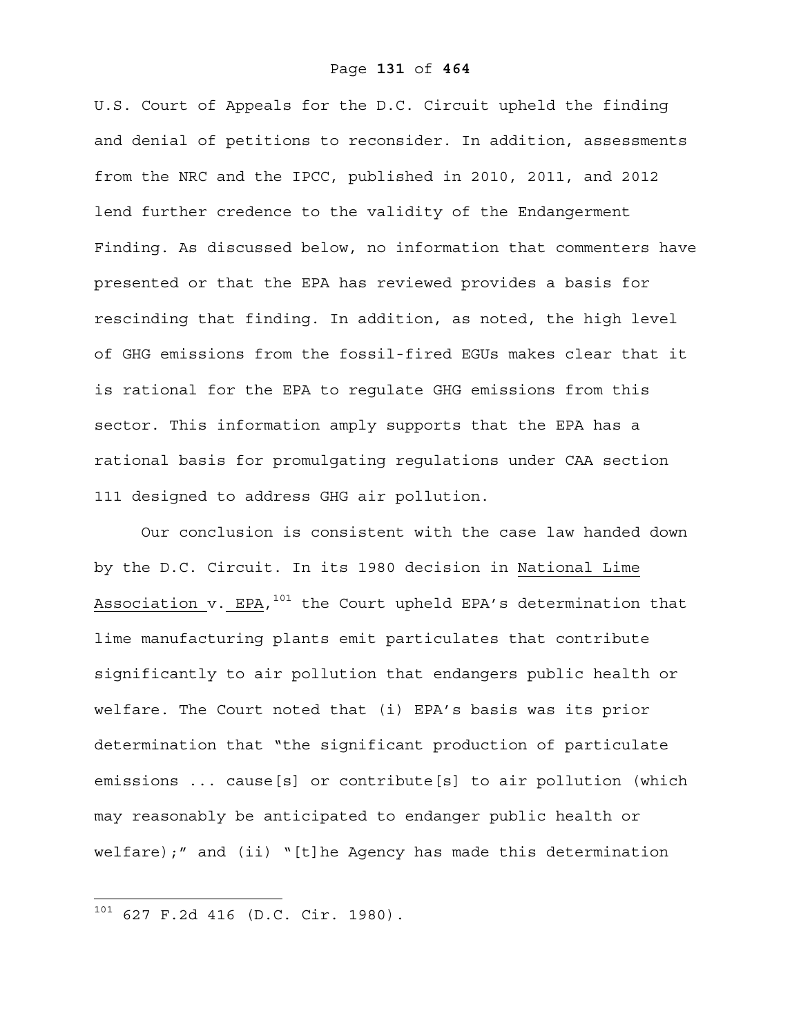U.S. Court of Appeals for the D.C. Circuit upheld the finding and denial of petitions to reconsider. In addition, assessments from the NRC and the IPCC, published in 2010, 2011, and 2012 lend further credence to the validity of the Endangerment Finding. As discussed below, no information that commenters have presented or that the EPA has reviewed provides a basis for rescinding that finding. In addition, as noted, the high level of GHG emissions from the fossil-fired EGUs makes clear that it is rational for the EPA to regulate GHG emissions from this sector. This information amply supports that the EPA has a rational basis for promulgating regulations under CAA section 111 designed to address GHG air pollution.

Our conclusion is consistent with the case law handed down by the D.C. Circuit. In its 1980 decision in National Lime Association v. EPA,[101] the Court upheld EPA's determination that lime manufacturing plants emit particulates that contribute significantly to air pollution that endangers public health or welfare. The Court noted that (i) EPA's basis was its prior determination that "the significant production of particulate emissions ... cause[s] or contribute[s] to air pollution (which may reasonably be anticipated to endanger public health or welfare);" and (ii) "[t]he Agency has made this determination

---

[101] 627 F.2d 416 (D.C. Cir. 1980).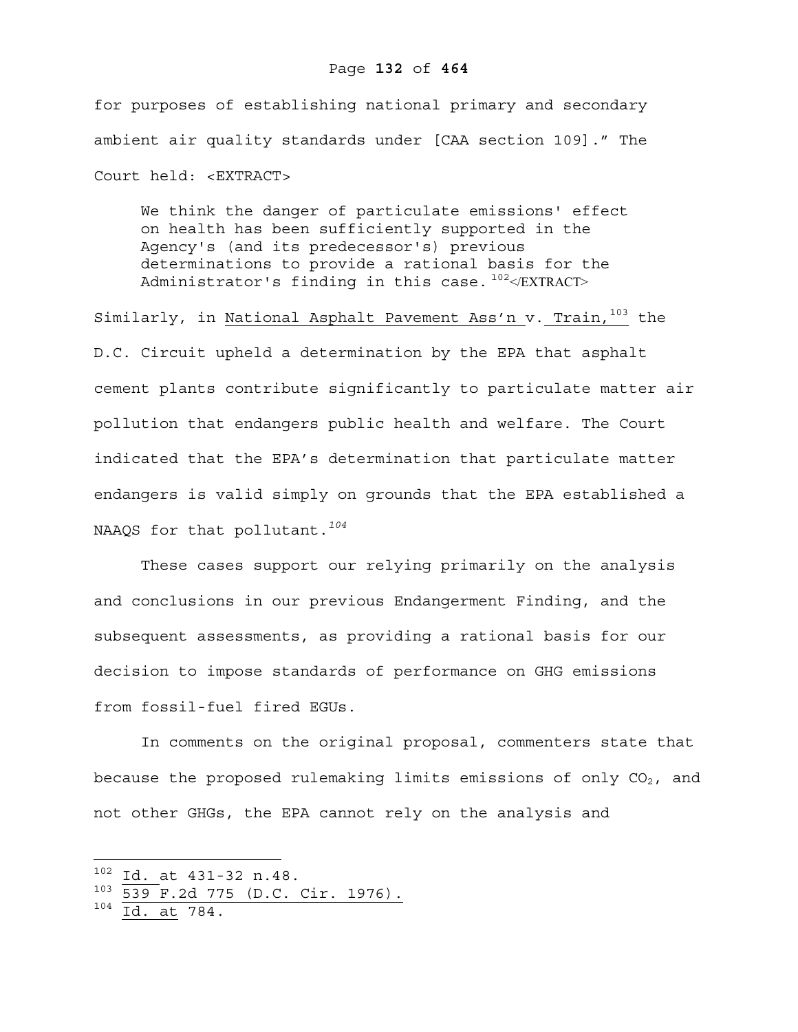for purposes of establishing national primary and secondary ambient air quality standards under [CAA section 109].” The Court held: <EXTRACT>

> We think the danger of particulate emissions' effect on health has been sufficiently supported in the Agency's (and its predecessor's) previous determinations to provide a rational basis for the Administrator's finding in this case.[102]</EXTRACT>

Similarly, in National Asphalt Pavement Ass’n v. Train,[103] the D.C. Circuit upheld a determination by the EPA that asphalt cement plants contribute significantly to particulate matter air pollution that endangers public health and welfare. The Court indicated that the EPA’s determination that particulate matter endangers is valid simply on grounds that the EPA established a NAAQS for that pollutant.[104]

These cases support our relying primarily on the analysis and conclusions in our previous Endangerment Finding, and the subsequent assessments, as providing a rational basis for our decision to impose standards of performance on GHG emissions from fossil-fuel fired EGUs.

In comments on the original proposal, commenters state that because the proposed rulemaking limits emissions of only $CO_2$, and not other GHGs, the EPA cannot rely on the analysis and

---

[102] Id. at 431-32 n.48.

[103] 539 F.2d 775 (D.C. Cir. 1976).

[104] Id. at 784.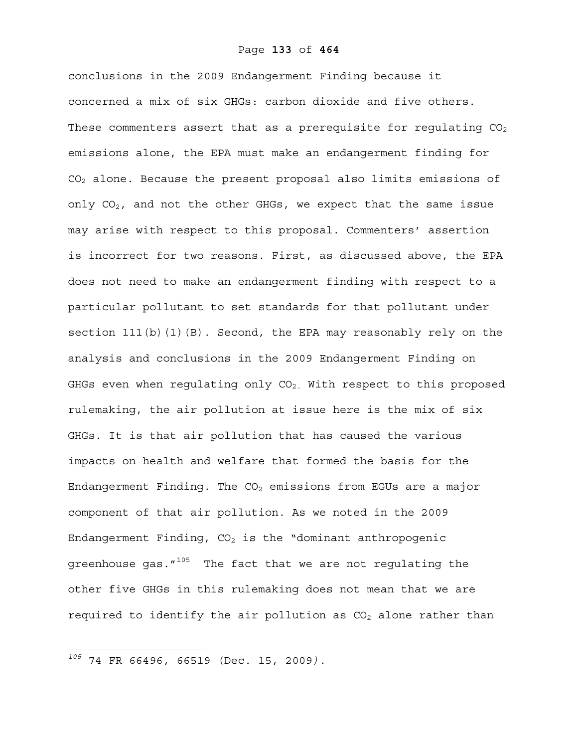conclusions in the 2009 Endangerment Finding because it concerned a mix of six GHGs: carbon dioxide and five others. These commenters assert that as a prerequisite for regulating $CO_2$ emissions alone, the EPA must make an endangerment finding for $CO_2$ alone. Because the present proposal also limits emissions of only $CO_2$, and not the other GHGs, we expect that the same issue may arise with respect to this proposal. Commenters' assertion is incorrect for two reasons. First, as discussed above, the EPA does not need to make an endangerment finding with respect to a particular pollutant to set standards for that pollutant under section 111(b)(1)(B). Second, the EPA may reasonably rely on the analysis and conclusions in the 2009 Endangerment Finding on GHGs even when regulating only $CO_2$. With respect to this proposed rulemaking, the air pollution at issue here is the mix of six GHGs. It is that air pollution that has caused the various impacts on health and welfare that formed the basis for the Endangerment Finding. The $CO_2$ emissions from EGUs are a major component of that air pollution. As we noted in the 2009 Endangerment Finding, $CO_2$ is the "dominant anthropogenic greenhouse gas."[105] The fact that we are not regulating the other five GHGs in this rulemaking does not mean that we are required to identify the air pollution as $CO_2$ alone rather than

---

[105] 74 FR 66496, 66519 (Dec. 15, 2009).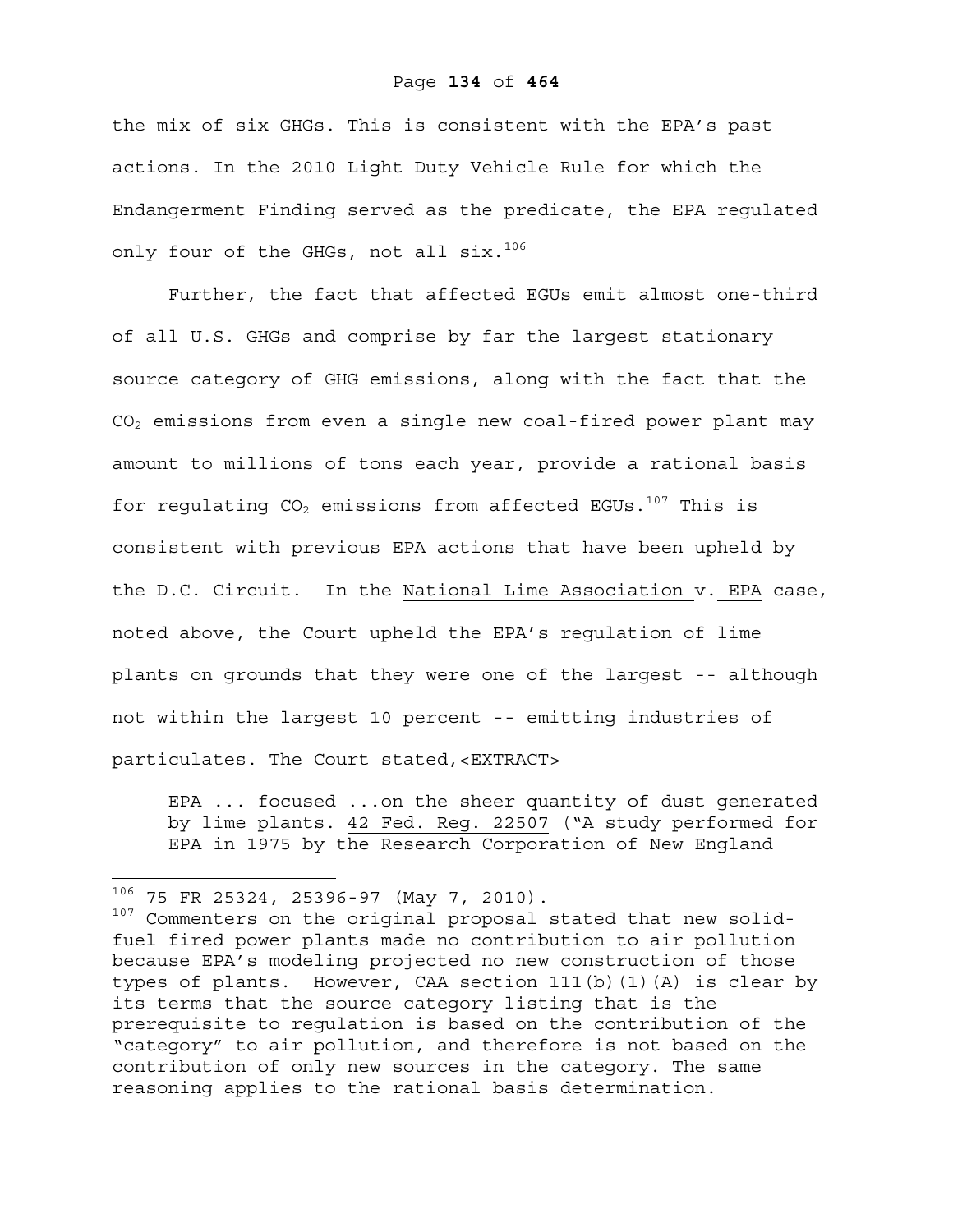the mix of six GHGs. This is consistent with the EPA's past actions. In the 2010 Light Duty Vehicle Rule for which the Endangerment Finding served as the predicate, the EPA regulated only four of the GHGs, not all six.[106]

Further, the fact that affected EGUs emit almost one-third of all U.S. GHGs and comprise by far the largest stationary source category of GHG emissions, along with the fact that the $CO_2$ emissions from even a single new coal-fired power plant may amount to millions of tons each year, provide a rational basis for regulating $CO_2$ emissions from affected EGUs.[107] This is consistent with previous EPA actions that have been upheld by the D.C. Circuit. In the National Lime Association v. EPA case, noted above, the Court upheld the EPA's regulation of lime plants on grounds that they were one of the largest -- although not within the largest 10 percent -- emitting industries of particulates. The Court stated,<EXTRACT>

> EPA ... focused ...on the sheer quantity of dust generated by lime plants. 42 Fed. Reg. 22507 ("A study performed for EPA in 1975 by the Research Corporation of New England

---

[106] 75 FR 25324, 25396-97 (May 7, 2010).

[107] Commenters on the original proposal stated that new solid-fuel fired power plants made no contribution to air pollution because EPA's modeling projected no new construction of those types of plants. However, CAA section 111(b)(1)(A) is clear by its terms that the source category listing that is the prerequisite to regulation is based on the contribution of the "category" to air pollution, and therefore is not based on the contribution of only new sources in the category. The same reasoning applies to the rational basis determination.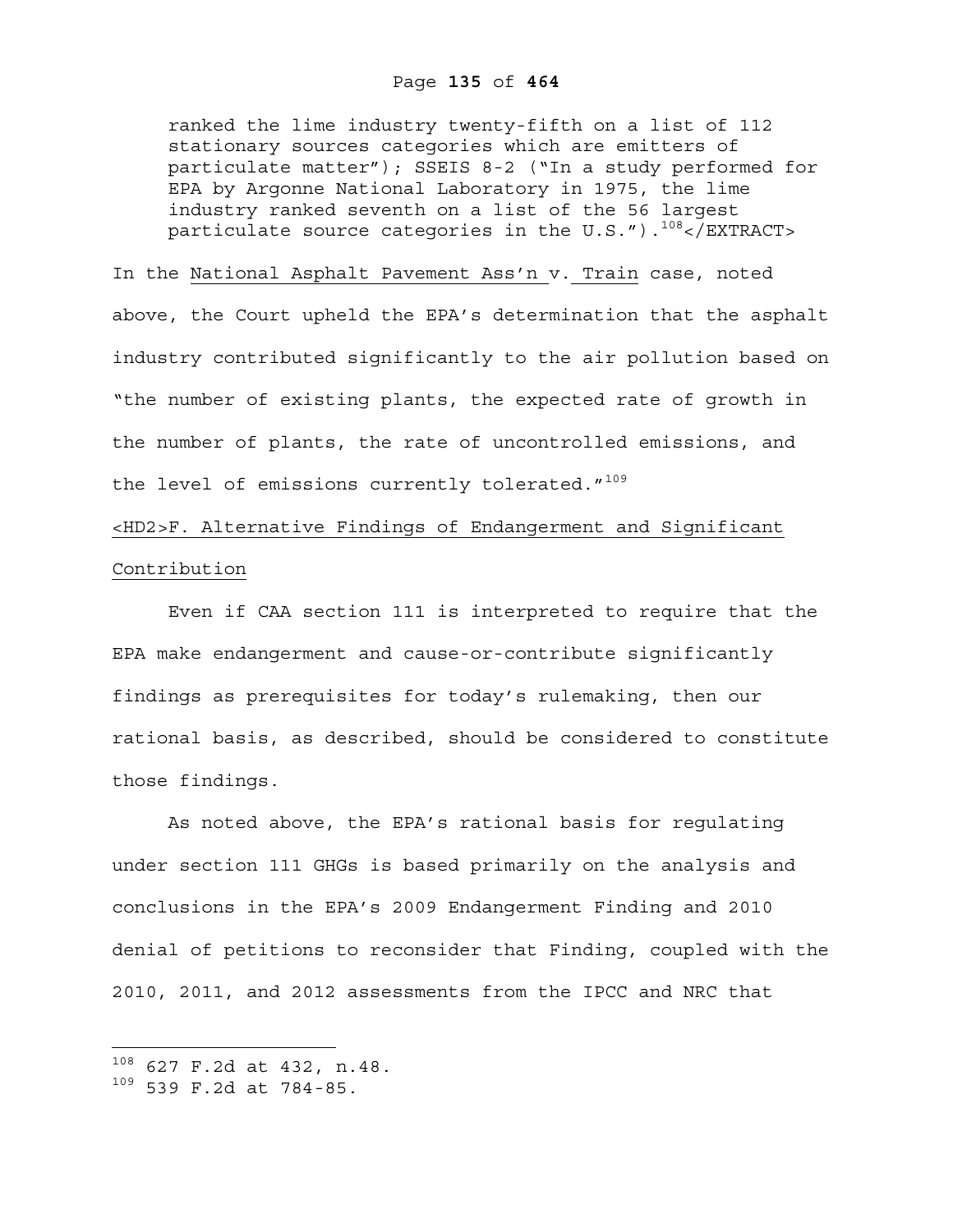> ranked the lime industry twenty-fifth on a list of 112 stationary sources categories which are emitters of particulate matter"); SSEIS 8-2 ("In a study performed for EPA by Argonne National Laboratory in 1975, the lime industry ranked seventh on a list of the 56 largest particulate source categories in the U.S.").[108]

In the National Asphalt Pavement Ass'n v. Train case, noted above, the Court upheld the EPA's determination that the asphalt industry contributed significantly to the air pollution based on "the number of existing plants, the expected rate of growth in the number of plants, the rate of uncontrolled emissions, and the level of emissions currently tolerated."[109]

## F. Alternative Findings of Endangerment and Significant Contribution

Even if CAA section 111 is interpreted to require that the EPA make endangerment and cause-or-contribute significantly findings as prerequisites for today's rulemaking, then our rational basis, as described, should be considered to constitute those findings.

As noted above, the EPA's rational basis for regulating under section 111 GHGs is based primarily on the analysis and conclusions in the EPA's 2009 Endangerment Finding and 2010 denial of petitions to reconsider that Finding, coupled with the 2010, 2011, and 2012 assessments from the IPCC and NRC that

---

[108] 627 F.2d at 432, n.48.

[109] 539 F.2d at 784-85.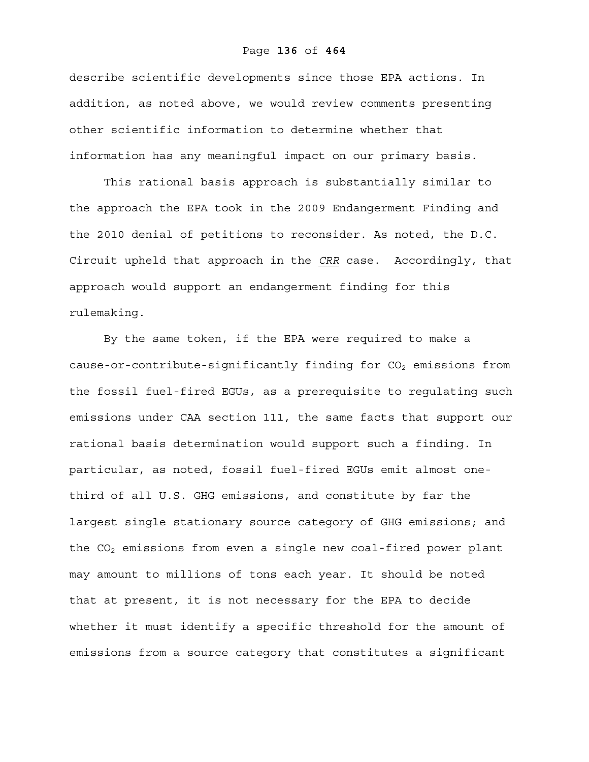describe scientific developments since those EPA actions. In addition, as noted above, we would review comments presenting other scientific information to determine whether that information has any meaningful impact on our primary basis.

This rational basis approach is substantially similar to the approach the EPA took in the 2009 Endangerment Finding and the 2010 denial of petitions to reconsider. As noted, the D.C. Circuit upheld that approach in the *CRR* case. Accordingly, that approach would support an endangerment finding for this rulemaking.

By the same token, if the EPA were required to make a cause-or-contribute-significantly finding for $CO_2$ emissions from the fossil fuel-fired EGUs, as a prerequisite to regulating such emissions under CAA section 111, the same facts that support our rational basis determination would support such a finding. In particular, as noted, fossil fuel-fired EGUs emit almost one-third of all U.S. GHG emissions, and constitute by far the largest single stationary source category of GHG emissions; and the $CO_2$ emissions from even a single new coal-fired power plant may amount to millions of tons each year. It should be noted that at present, it is not necessary for the EPA to decide whether it must identify a specific threshold for the amount of emissions from a source category that constitutes a significant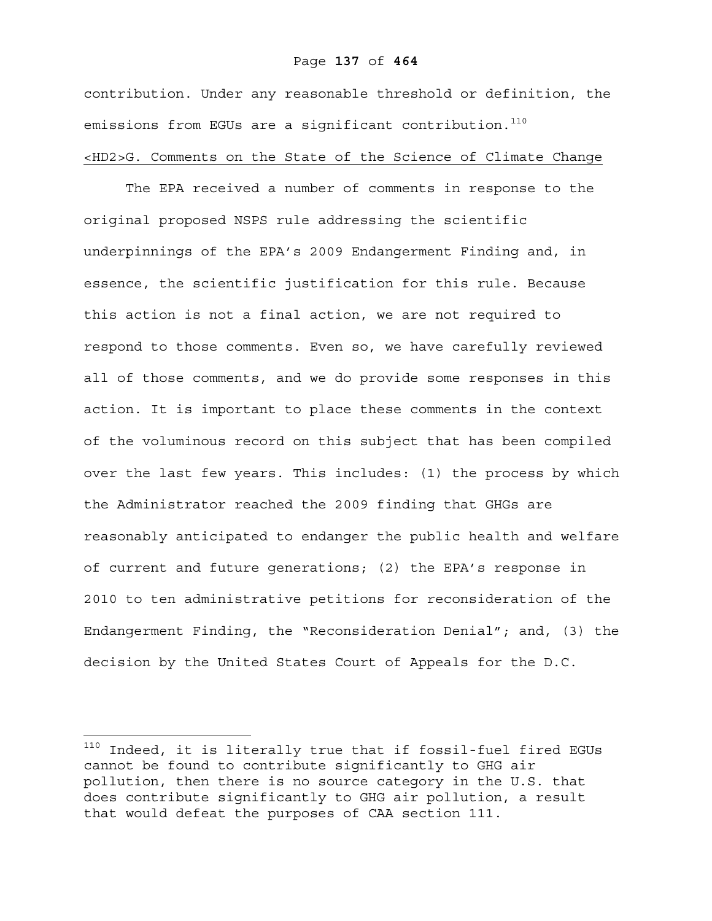contribution. Under any reasonable threshold or definition, the emissions from EGUs are a significant contribution.[110]

## <HD2>G. Comments on the State of the Science of Climate Change

The EPA received a number of comments in response to the original proposed NSPS rule addressing the scientific underpinnings of the EPA's 2009 Endangerment Finding and, in essence, the scientific justification for this rule. Because this action is not a final action, we are not required to respond to those comments. Even so, we have carefully reviewed all of those comments, and we do provide some responses in this action. It is important to place these comments in the context of the voluminous record on this subject that has been compiled over the last few years. This includes: (1) the process by which the Administrator reached the 2009 finding that GHGs are reasonably anticipated to endanger the public health and welfare of current and future generations; (2) the EPA's response in 2010 to ten administrative petitions for reconsideration of the Endangerment Finding, the "Reconsideration Denial"; and, (3) the decision by the United States Court of Appeals for the D.C.

---

[110] Indeed, it is literally true that if fossil-fuel fired EGUs cannot be found to contribute significantly to GHG air pollution, then there is no source category in the U.S. that does contribute significantly to GHG air pollution, a result that would defeat the purposes of CAA section 111.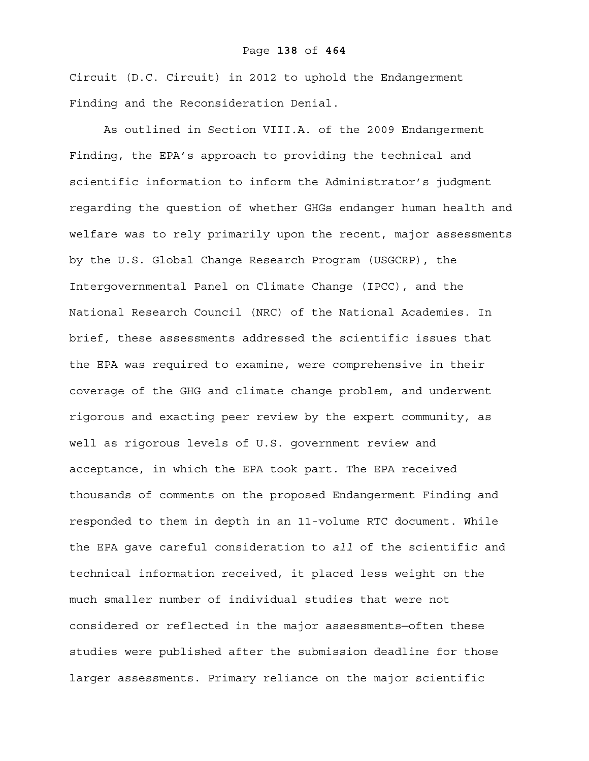Circuit (D.C. Circuit) in 2012 to uphold the Endangerment Finding and the Reconsideration Denial.

As outlined in Section VIII.A. of the 2009 Endangerment Finding, the EPA’s approach to providing the technical and scientific information to inform the Administrator’s judgment regarding the question of whether GHGs endanger human health and welfare was to rely primarily upon the recent, major assessments by the U.S. Global Change Research Program (USGCRP), the Intergovernmental Panel on Climate Change (IPCC), and the National Research Council (NRC) of the National Academies. In brief, these assessments addressed the scientific issues that the EPA was required to examine, were comprehensive in their coverage of the GHG and climate change problem, and underwent rigorous and exacting peer review by the expert community, as well as rigorous levels of U.S. government review and acceptance, in which the EPA took part. The EPA received thousands of comments on the proposed Endangerment Finding and responded to them in depth in an 11-volume RTC document. While the EPA gave careful consideration to *all* of the scientific and technical information received, it placed less weight on the much smaller number of individual studies that were not considered or reflected in the major assessments—often these studies were published after the submission deadline for those larger assessments. Primary reliance on the major scientific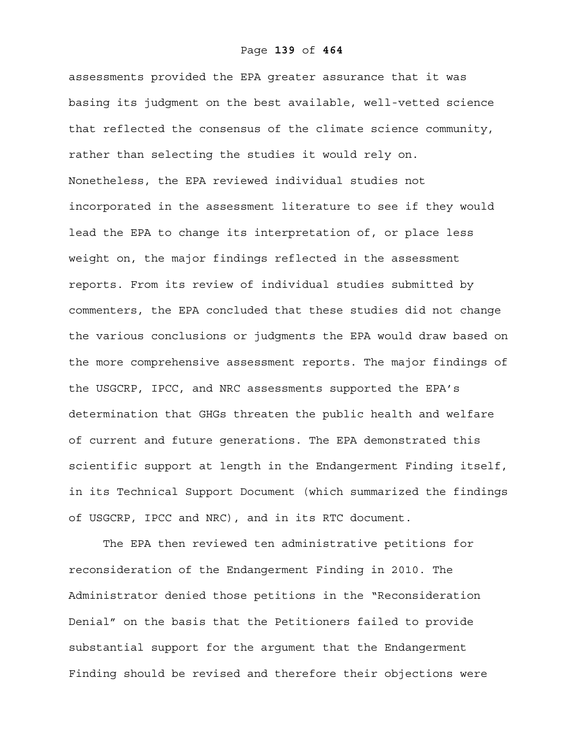assessments provided the EPA greater assurance that it was basing its judgment on the best available, well-vetted science that reflected the consensus of the climate science community, rather than selecting the studies it would rely on. Nonetheless, the EPA reviewed individual studies not incorporated in the assessment literature to see if they would lead the EPA to change its interpretation of, or place less weight on, the major findings reflected in the assessment reports. From its review of individual studies submitted by commenters, the EPA concluded that these studies did not change the various conclusions or judgments the EPA would draw based on the more comprehensive assessment reports. The major findings of the USGCRP, IPCC, and NRC assessments supported the EPA's determination that GHGs threaten the public health and welfare of current and future generations. The EPA demonstrated this scientific support at length in the Endangerment Finding itself, in its Technical Support Document (which summarized the findings of USGCRP, IPCC and NRC), and in its RTC document.

The EPA then reviewed ten administrative petitions for reconsideration of the Endangerment Finding in 2010. The Administrator denied those petitions in the "Reconsideration Denial" on the basis that the Petitioners failed to provide substantial support for the argument that the Endangerment Finding should be revised and therefore their objections were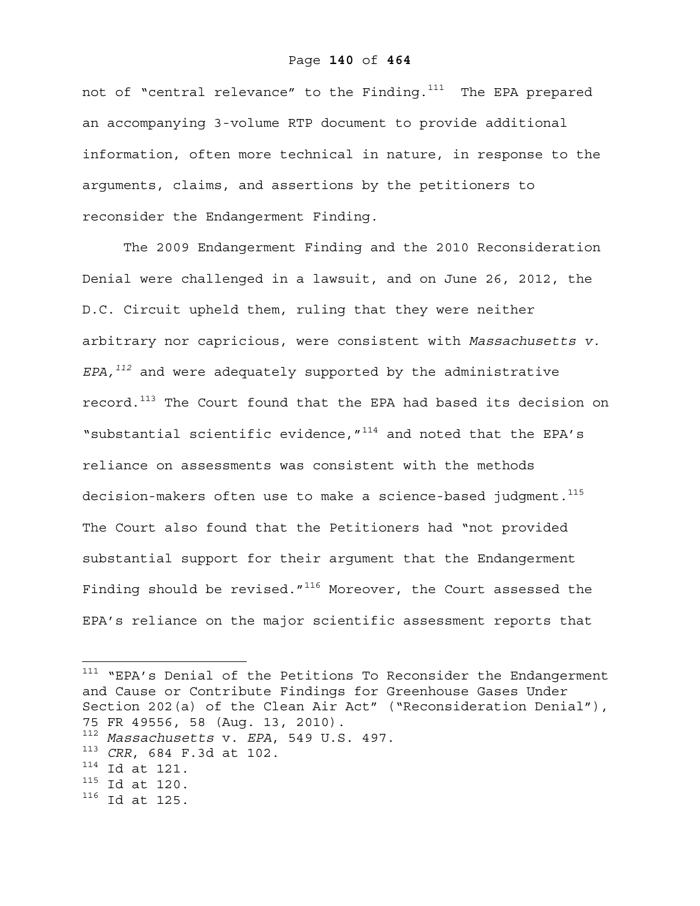not of "central relevance" to the Finding.[111] The EPA prepared an accompanying 3-volume RTP document to provide additional information, often more technical in nature, in response to the arguments, claims, and assertions by the petitioners to reconsider the Endangerment Finding.

The 2009 Endangerment Finding and the 2010 Reconsideration Denial were challenged in a lawsuit, and on June 26, 2012, the D.C. Circuit upheld them, ruling that they were neither arbitrary nor capricious, were consistent with *Massachusetts v. EPA,*[112] and were adequately supported by the administrative record.[113] The Court found that the EPA had based its decision on "substantial scientific evidence,"[114] and noted that the EPA's reliance on assessments was consistent with the methods decision-makers often use to make a science-based judgment.[115] The Court also found that the Petitioners had "not provided substantial support for their argument that the Endangerment Finding should be revised."[116] Moreover, the Court assessed the EPA's reliance on the major scientific assessment reports that

---

[111] "EPA's Denial of the Petitions To Reconsider the Endangerment and Cause or Contribute Findings for Greenhouse Gases Under Section 202(a) of the Clean Air Act" ("Reconsideration Denial"), 75 FR 49556, 58 (Aug. 13, 2010).

[112] *Massachusetts* v. *EPA*, 549 U.S. 497.

[113] *CRR*, 684 F.3d at 102.

[114] Id at 121.

[115] Id at 120.

[116] Id at 125.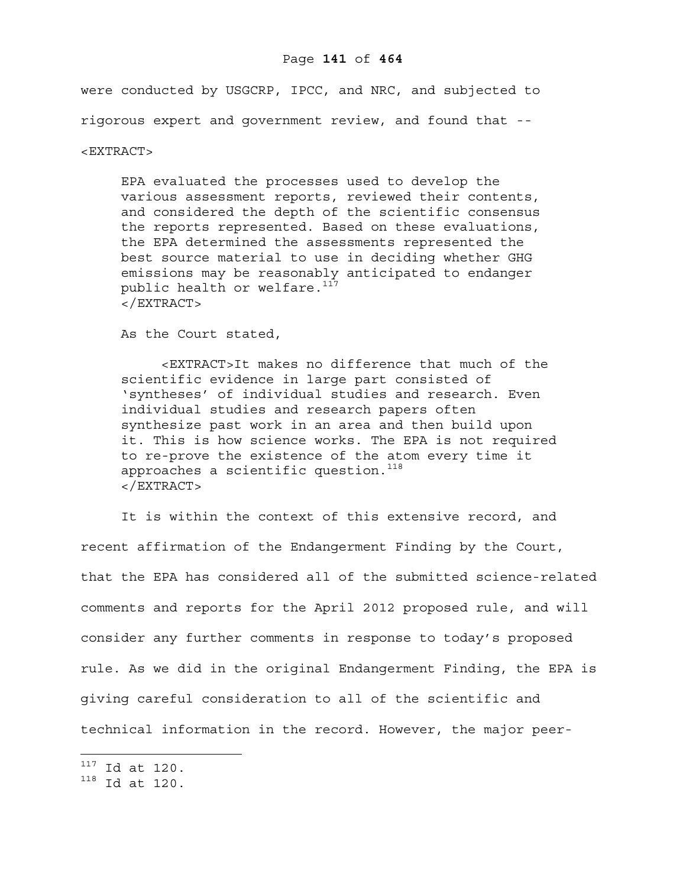were conducted by USGCRP, IPCC, and NRC, and subjected to rigorous expert and government review, and found that --

<EXTRACT>

> EPA evaluated the processes used to develop the various assessment reports, reviewed their contents, and considered the depth of the scientific consensus the reports represented. Based on these evaluations, the EPA determined the assessments represented the best source material to use in deciding whether GHG emissions may be reasonably anticipated to endanger public health or welfare.[117]
> </EXTRACT>

As the Court stated,

> <EXTRACT>It makes no difference that much of the scientific evidence in large part consisted of 'syntheses' of individual studies and research. Even individual studies and research papers often synthesize past work in an area and then build upon it. This is how science works. The EPA is not required to re-prove the existence of the atom every time it approaches a scientific question.[118]
> </EXTRACT>

It is within the context of this extensive record, and recent affirmation of the Endangerment Finding by the Court, that the EPA has considered all of the submitted science-related comments and reports for the April 2012 proposed rule, and will consider any further comments in response to today's proposed rule. As we did in the original Endangerment Finding, the EPA is giving careful consideration to all of the scientific and technical information in the record. However, the major peer-

---

[117] Id at 120.
[118] Id at 120.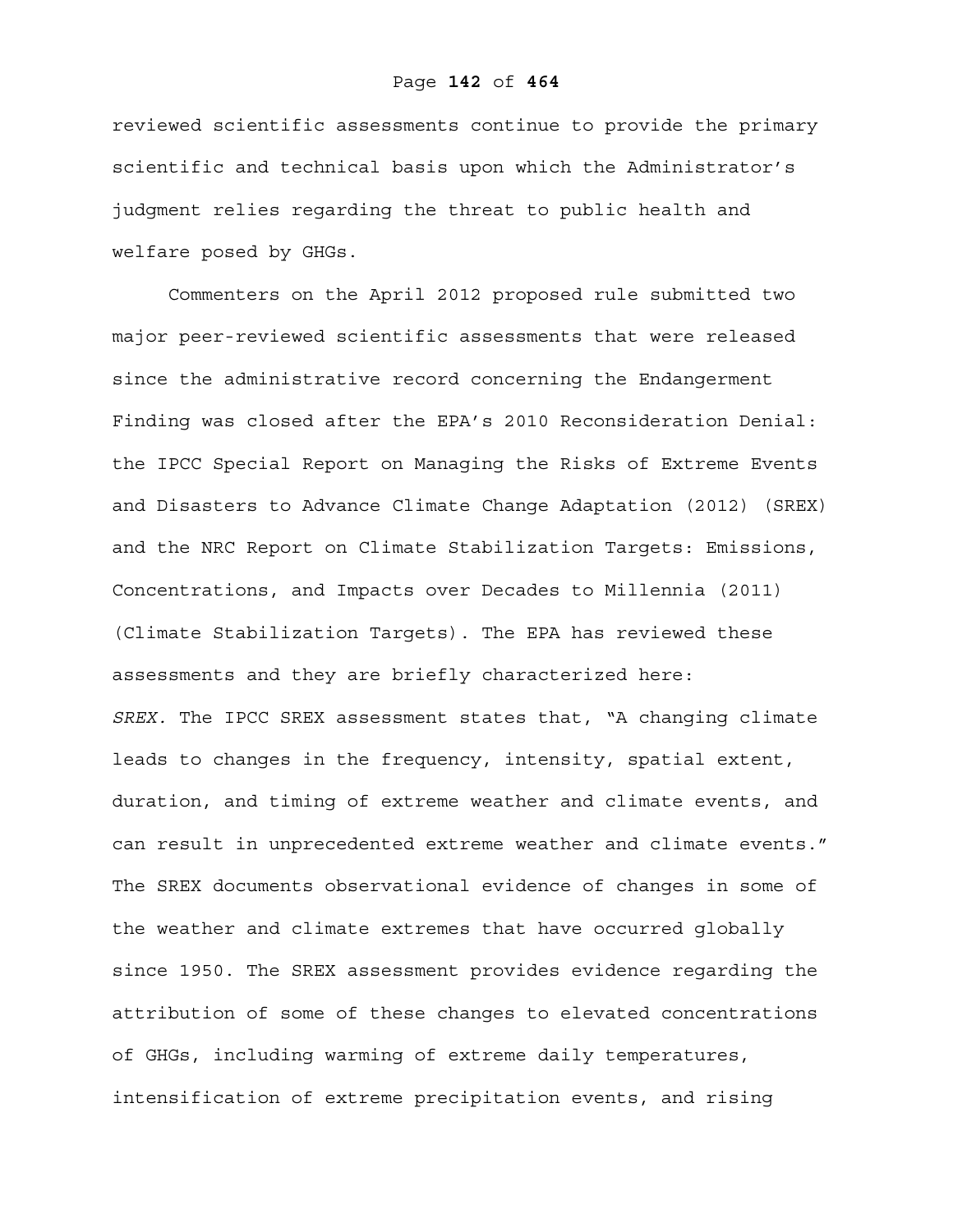reviewed scientific assessments continue to provide the primary scientific and technical basis upon which the Administrator's judgment relies regarding the threat to public health and welfare posed by GHGs.

Commenters on the April 2012 proposed rule submitted two major peer-reviewed scientific assessments that were released since the administrative record concerning the Endangerment Finding was closed after the EPA's 2010 Reconsideration Denial: the IPCC Special Report on Managing the Risks of Extreme Events and Disasters to Advance Climate Change Adaptation (2012) (SREX) and the NRC Report on Climate Stabilization Targets: Emissions, Concentrations, and Impacts over Decades to Millennia (2011) (Climate Stabilization Targets). The EPA has reviewed these assessments and they are briefly characterized here:

*SREX.* The IPCC SREX assessment states that, "A changing climate leads to changes in the frequency, intensity, spatial extent, duration, and timing of extreme weather and climate events, and can result in unprecedented extreme weather and climate events." The SREX documents observational evidence of changes in some of the weather and climate extremes that have occurred globally since 1950. The SREX assessment provides evidence regarding the attribution of some of these changes to elevated concentrations of GHGs, including warming of extreme daily temperatures, intensification of extreme precipitation events, and rising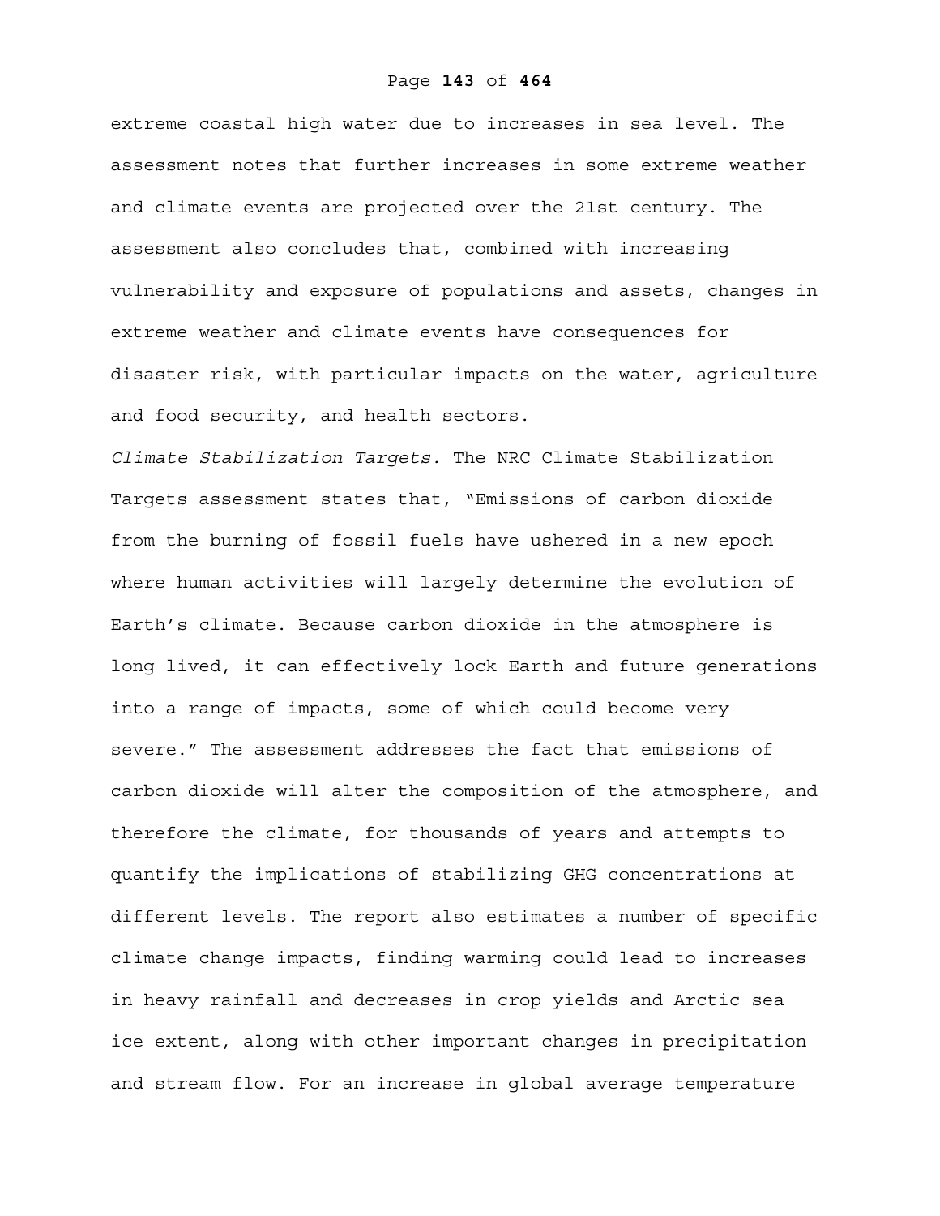extreme coastal high water due to increases in sea level. The assessment notes that further increases in some extreme weather and climate events are projected over the 21st century. The assessment also concludes that, combined with increasing vulnerability and exposure of populations and assets, changes in extreme weather and climate events have consequences for disaster risk, with particular impacts on the water, agriculture and food security, and health sectors.

*Climate Stabilization Targets.* The NRC Climate Stabilization Targets assessment states that, "Emissions of carbon dioxide from the burning of fossil fuels have ushered in a new epoch where human activities will largely determine the evolution of Earth's climate. Because carbon dioxide in the atmosphere is long lived, it can effectively lock Earth and future generations into a range of impacts, some of which could become very severe." The assessment addresses the fact that emissions of carbon dioxide will alter the composition of the atmosphere, and therefore the climate, for thousands of years and attempts to quantify the implications of stabilizing GHG concentrations at different levels. The report also estimates a number of specific climate change impacts, finding warming could lead to increases in heavy rainfall and decreases in crop yields and Arctic sea ice extent, along with other important changes in precipitation and stream flow. For an increase in global average temperature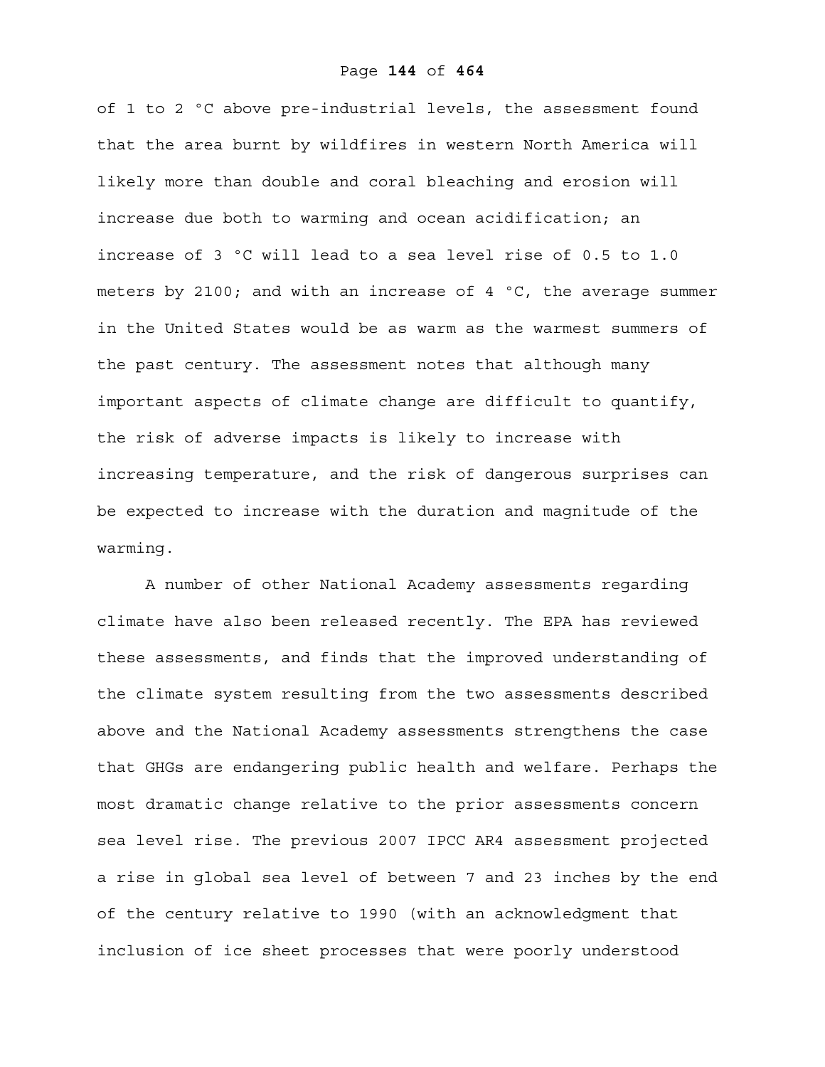of 1 to 2 °C above pre-industrial levels, the assessment found that the area burnt by wildfires in western North America will likely more than double and coral bleaching and erosion will increase due both to warming and ocean acidification; an increase of 3 °C will lead to a sea level rise of 0.5 to 1.0 meters by 2100; and with an increase of 4 °C, the average summer in the United States would be as warm as the warmest summers of the past century. The assessment notes that although many important aspects of climate change are difficult to quantify, the risk of adverse impacts is likely to increase with increasing temperature, and the risk of dangerous surprises can be expected to increase with the duration and magnitude of the warming.

A number of other National Academy assessments regarding climate have also been released recently. The EPA has reviewed these assessments, and finds that the improved understanding of the climate system resulting from the two assessments described above and the National Academy assessments strengthens the case that GHGs are endangering public health and welfare. Perhaps the most dramatic change relative to the prior assessments concern sea level rise. The previous 2007 IPCC AR4 assessment projected a rise in global sea level of between 7 and 23 inches by the end of the century relative to 1990 (with an acknowledgment that inclusion of ice sheet processes that were poorly understood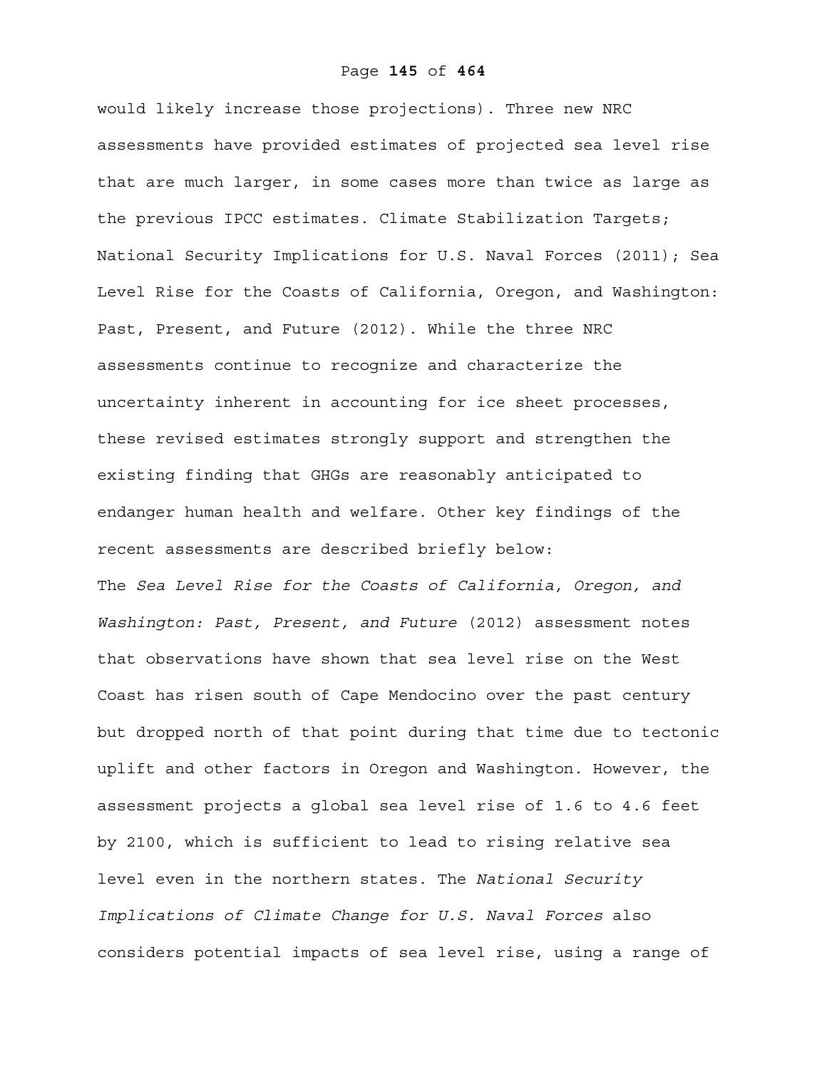would likely increase those projections). Three new NRC assessments have provided estimates of projected sea level rise that are much larger, in some cases more than twice as large as the previous IPCC estimates. Climate Stabilization Targets; National Security Implications for U.S. Naval Forces (2011); Sea Level Rise for the Coasts of California, Oregon, and Washington: Past, Present, and Future (2012). While the three NRC assessments continue to recognize and characterize the uncertainty inherent in accounting for ice sheet processes, these revised estimates strongly support and strengthen the existing finding that GHGs are reasonably anticipated to endanger human health and welfare. Other key findings of the recent assessments are described briefly below:

The *Sea Level Rise for the Coasts of California, Oregon, and Washington: Past, Present, and Future* (2012) assessment notes that observations have shown that sea level rise on the West Coast has risen south of Cape Mendocino over the past century but dropped north of that point during that time due to tectonic uplift and other factors in Oregon and Washington. However, the assessment projects a global sea level rise of 1.6 to 4.6 feet by 2100, which is sufficient to lead to rising relative sea level even in the northern states. The *National Security Implications of Climate Change for U.S. Naval Forces* also considers potential impacts of sea level rise, using a range of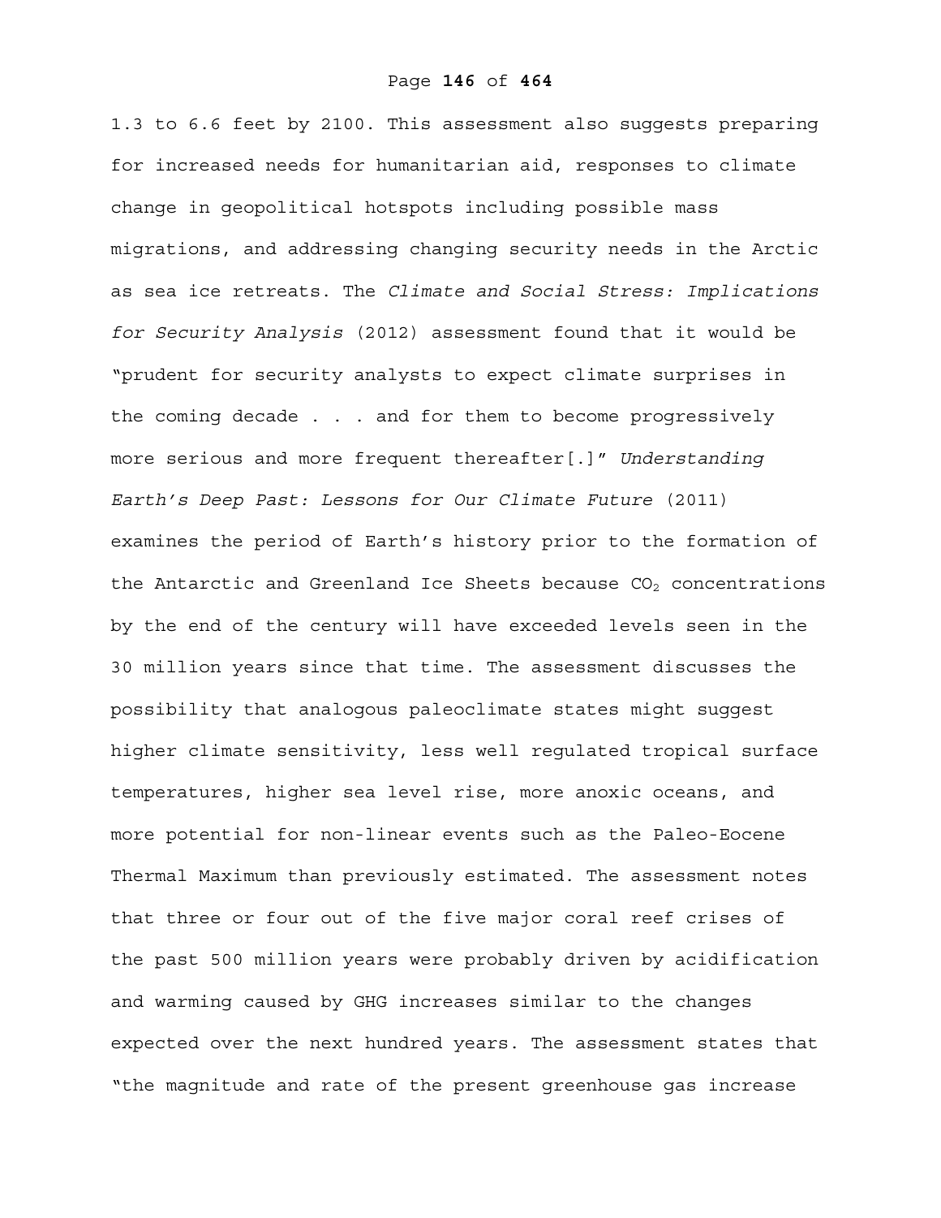1.3 to 6.6 feet by 2100. This assessment also suggests preparing for increased needs for humanitarian aid, responses to climate change in geopolitical hotspots including possible mass migrations, and addressing changing security needs in the Arctic as sea ice retreats. The *Climate and Social Stress: Implications for Security Analysis* (2012) assessment found that it would be "prudent for security analysts to expect climate surprises in the coming decade . . . and for them to become progressively more serious and more frequent thereafter[.]" *Understanding Earth's Deep Past: Lessons for Our Climate Future* (2011) examines the period of Earth's history prior to the formation of the Antarctic and Greenland Ice Sheets because $CO_2$ concentrations by the end of the century will have exceeded levels seen in the 30 million years since that time. The assessment discusses the possibility that analogous paleoclimate states might suggest higher climate sensitivity, less well regulated tropical surface temperatures, higher sea level rise, more anoxic oceans, and more potential for non-linear events such as the Paleo-Eocene Thermal Maximum than previously estimated. The assessment notes that three or four out of the five major coral reef crises of the past 500 million years were probably driven by acidification and warming caused by GHG increases similar to the changes expected over the next hundred years. The assessment states that "the magnitude and rate of the present greenhouse gas increase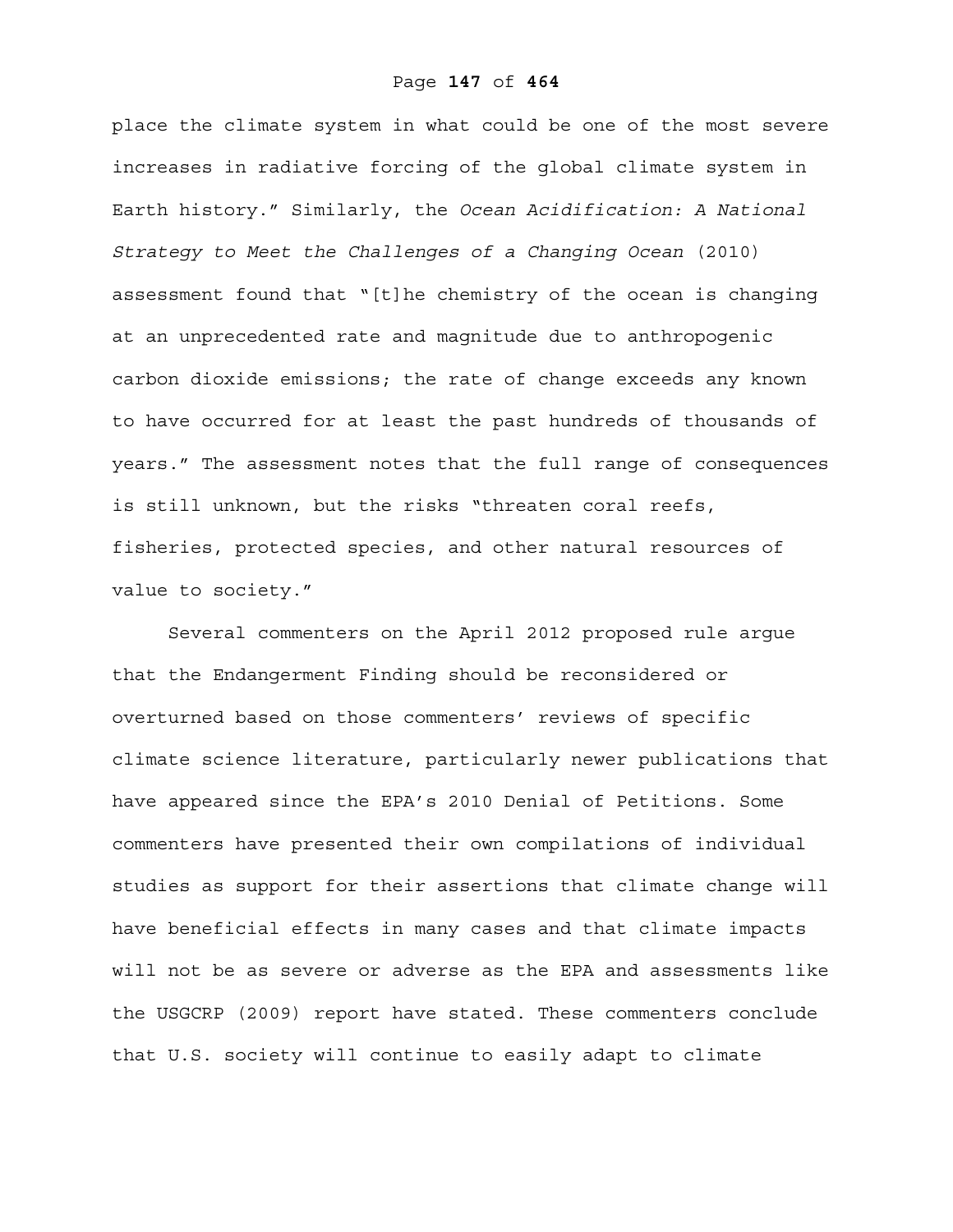place the climate system in what could be one of the most severe increases in radiative forcing of the global climate system in Earth history." Similarly, the *Ocean Acidification: A National Strategy to Meet the Challenges of a Changing Ocean* (2010) assessment found that "[t]he chemistry of the ocean is changing at an unprecedented rate and magnitude due to anthropogenic carbon dioxide emissions; the rate of change exceeds any known to have occurred for at least the past hundreds of thousands of years." The assessment notes that the full range of consequences is still unknown, but the risks "threaten coral reefs, fisheries, protected species, and other natural resources of value to society."

Several commenters on the April 2012 proposed rule argue that the Endangerment Finding should be reconsidered or overturned based on those commenters' reviews of specific climate science literature, particularly newer publications that have appeared since the EPA's 2010 Denial of Petitions. Some commenters have presented their own compilations of individual studies as support for their assertions that climate change will have beneficial effects in many cases and that climate impacts will not be as severe or adverse as the EPA and assessments like the USGCRP (2009) report have stated. These commenters conclude that U.S. society will continue to easily adapt to climate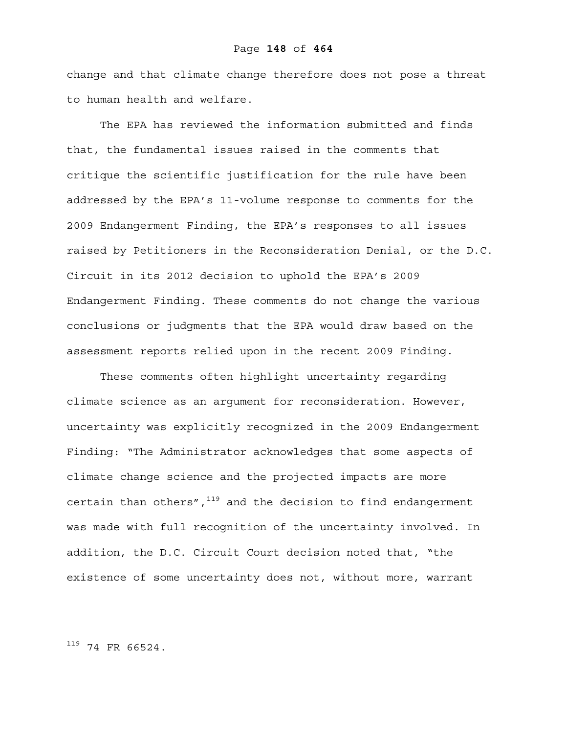change and that climate change therefore does not pose a threat to human health and welfare.

The EPA has reviewed the information submitted and finds that, the fundamental issues raised in the comments that critique the scientific justification for the rule have been addressed by the EPA's 11-volume response to comments for the 2009 Endangerment Finding, the EPA's responses to all issues raised by Petitioners in the Reconsideration Denial, or the D.C. Circuit in its 2012 decision to uphold the EPA's 2009 Endangerment Finding. These comments do not change the various conclusions or judgments that the EPA would draw based on the assessment reports relied upon in the recent 2009 Finding.

These comments often highlight uncertainty regarding climate science as an argument for reconsideration. However, uncertainty was explicitly recognized in the 2009 Endangerment Finding: "The Administrator acknowledges that some aspects of climate change science and the projected impacts are more certain than others",[119] and the decision to find endangerment was made with full recognition of the uncertainty involved. In addition, the D.C. Circuit Court decision noted that, "the existence of some uncertainty does not, without more, warrant

[119] 74 FR 66524.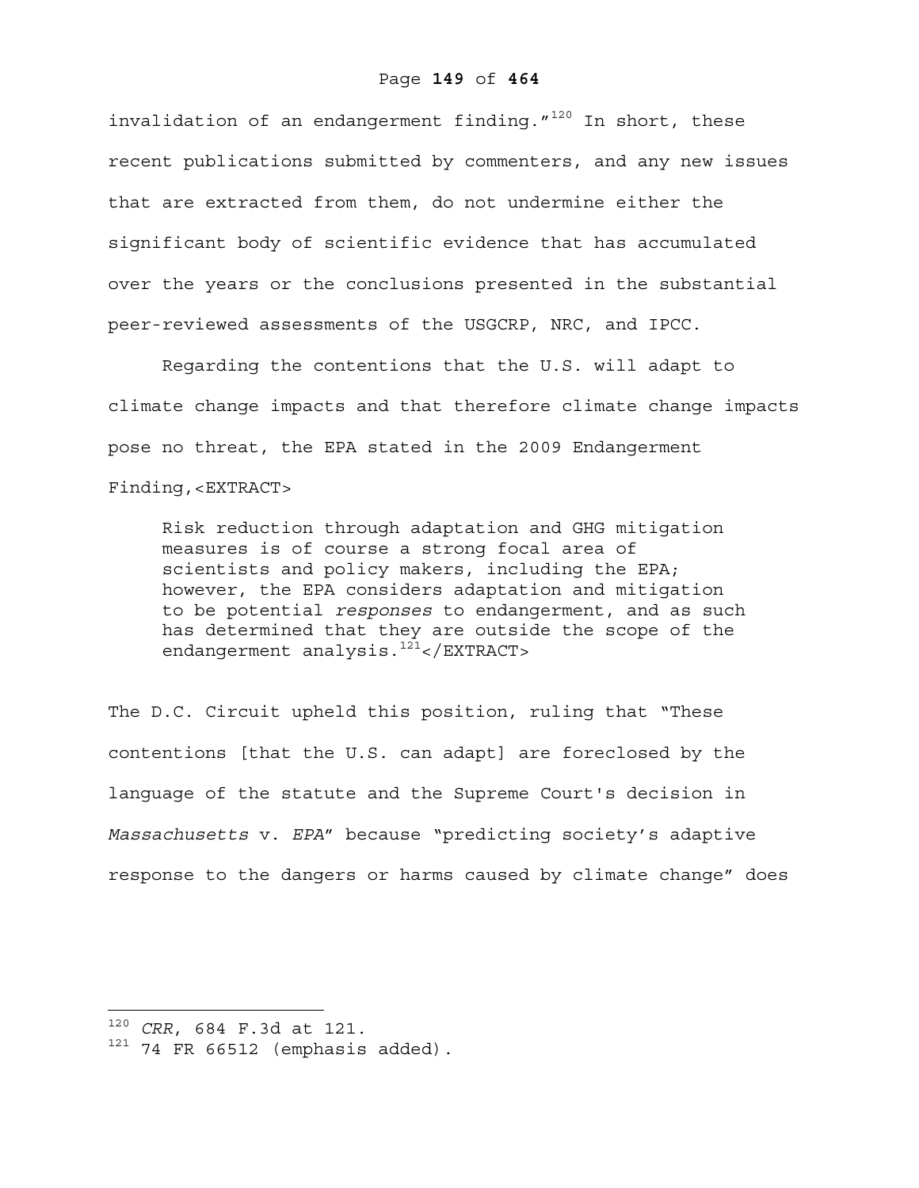invalidation of an endangerment finding."[120] In short, these recent publications submitted by commenters, and any new issues that are extracted from them, do not undermine either the significant body of scientific evidence that has accumulated over the years or the conclusions presented in the substantial peer-reviewed assessments of the USGCRP, NRC, and IPCC.

Regarding the contentions that the U.S. will adapt to climate change impacts and that therefore climate change impacts pose no threat, the EPA stated in the 2009 Endangerment Finding,<EXTRACT>

> Risk reduction through adaptation and GHG mitigation measures is of course a strong focal area of scientists and policy makers, including the EPA; however, the EPA considers adaptation and mitigation to be potential *responses* to endangerment, and as such has determined that they are outside the scope of the endangerment analysis.[121]</EXTRACT>

The D.C. Circuit upheld this position, ruling that "These contentions [that the U.S. can adapt] are foreclosed by the language of the statute and the Supreme Court's decision in *Massachusetts* v. *EPA*" because "predicting society's adaptive response to the dangers or harms caused by climate change" does

---

[120] *CRR*, 684 F.3d at 121.

[121] 74 FR 66512 (emphasis added).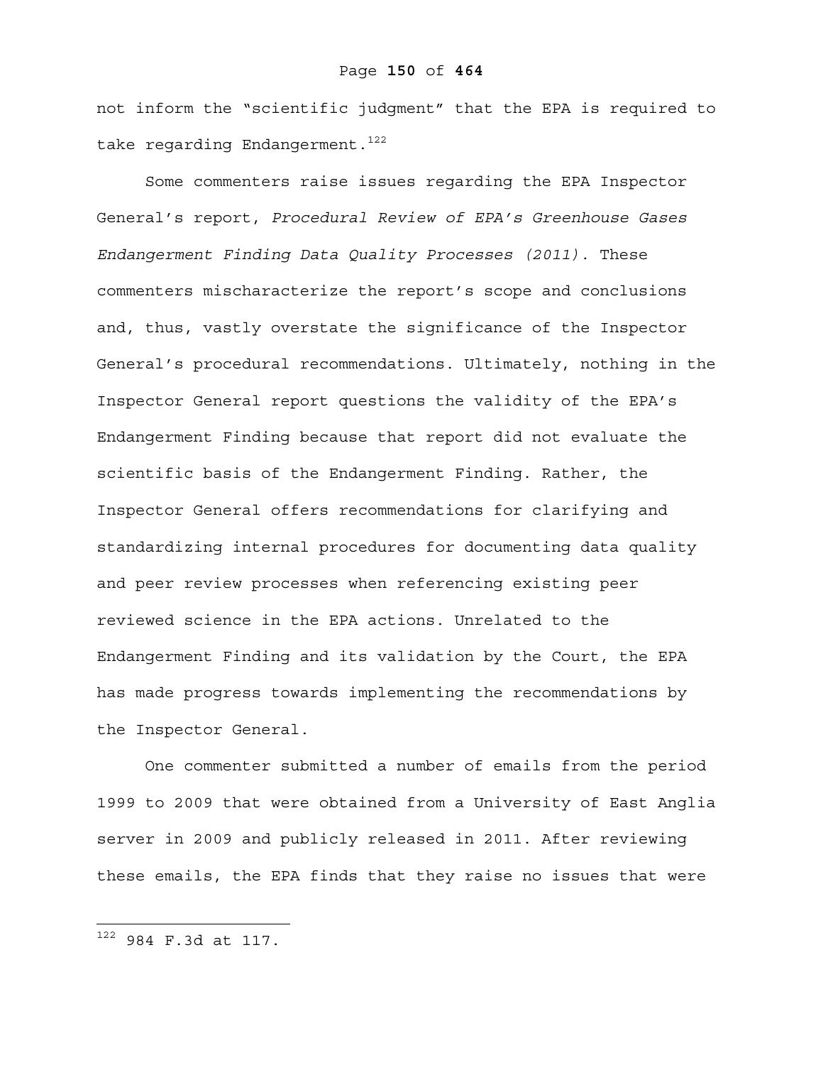not inform the "scientific judgment" that the EPA is required to take regarding Endangerment.[122]

Some commenters raise issues regarding the EPA Inspector General's report, *Procedural Review of EPA's Greenhouse Gases Endangerment Finding Data Quality Processes (2011)*. These commenters mischaracterize the report's scope and conclusions and, thus, vastly overstate the significance of the Inspector General's procedural recommendations. Ultimately, nothing in the Inspector General report questions the validity of the EPA's Endangerment Finding because that report did not evaluate the scientific basis of the Endangerment Finding. Rather, the Inspector General offers recommendations for clarifying and standardizing internal procedures for documenting data quality and peer review processes when referencing existing peer reviewed science in the EPA actions. Unrelated to the Endangerment Finding and its validation by the Court, the EPA has made progress towards implementing the recommendations by the Inspector General.

One commenter submitted a number of emails from the period 1999 to 2009 that were obtained from a University of East Anglia server in 2009 and publicly released in 2011. After reviewing these emails, the EPA finds that they raise no issues that were

---

[122] 984 F.3d at 117.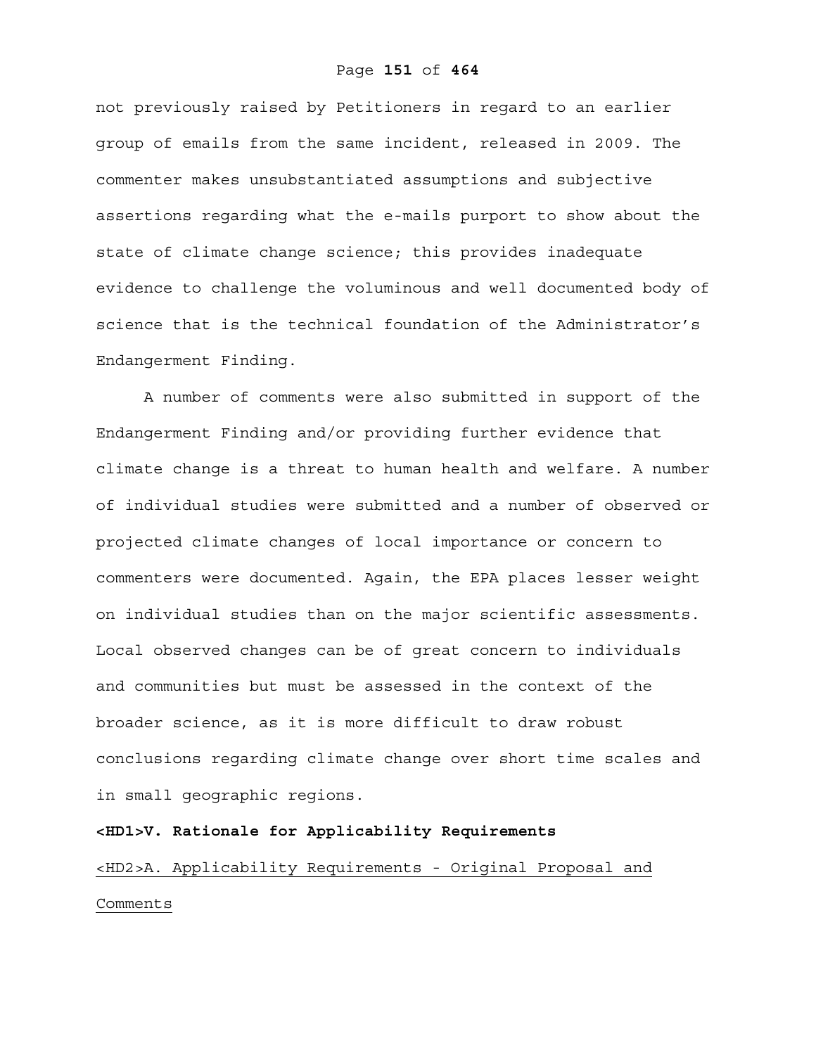not previously raised by Petitioners in regard to an earlier group of emails from the same incident, released in 2009. The commenter makes unsubstantiated assumptions and subjective assertions regarding what the e-mails purport to show about the state of climate change science; this provides inadequate evidence to challenge the voluminous and well documented body of science that is the technical foundation of the Administrator's Endangerment Finding.

A number of comments were also submitted in support of the Endangerment Finding and/or providing further evidence that climate change is a threat to human health and welfare. A number of individual studies were submitted and a number of observed or projected climate changes of local importance or concern to commenters were documented. Again, the EPA places lesser weight on individual studies than on the major scientific assessments. Local observed changes can be of great concern to individuals and communities but must be assessed in the context of the broader science, as it is more difficult to draw robust conclusions regarding climate change over short time scales and in small geographic regions.

# V. Rationale for Applicability Requirements

## A. Applicability Requirements - Original Proposal and Comments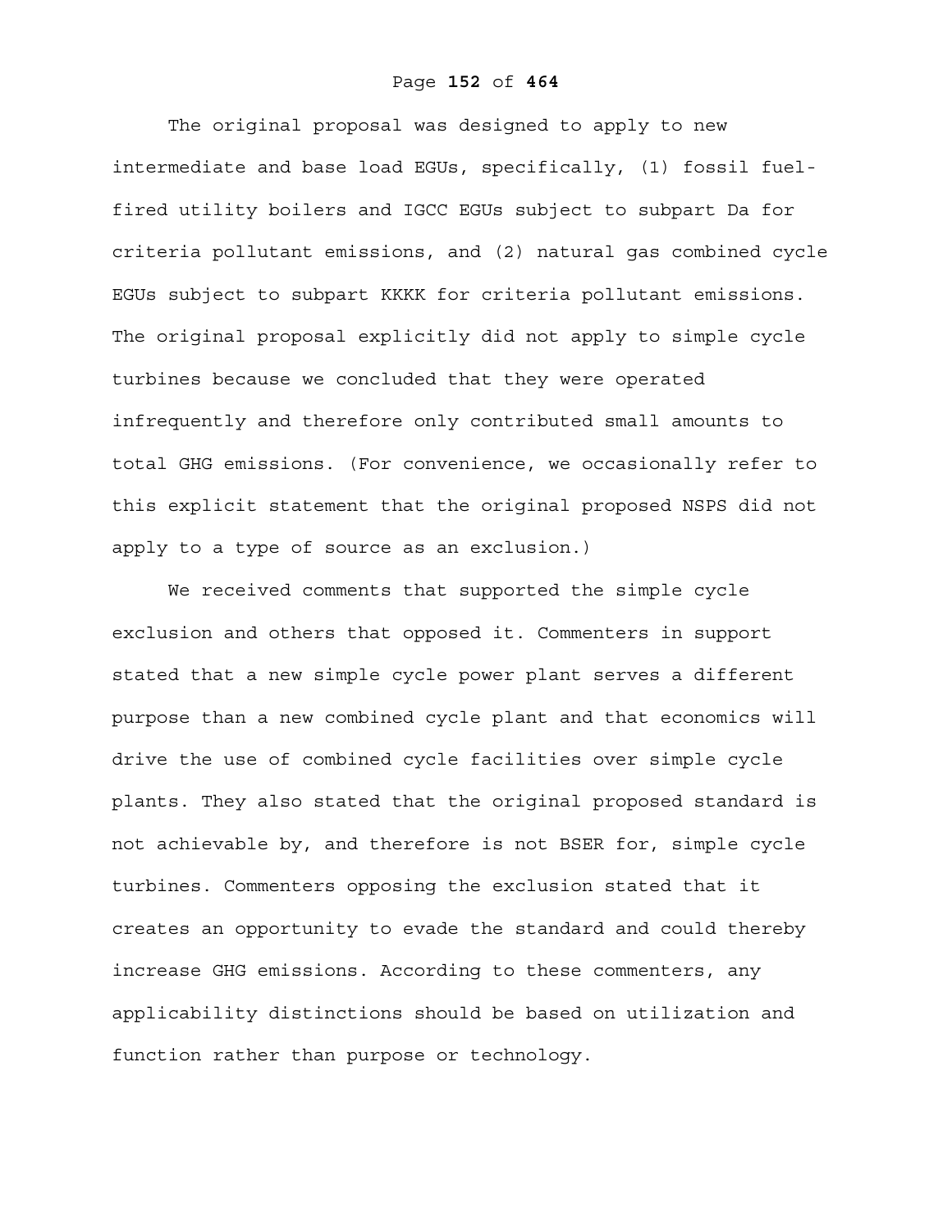The original proposal was designed to apply to new intermediate and base load EGUs, specifically, (1) fossil fuel-fired utility boilers and IGCC EGUs subject to subpart Da for criteria pollutant emissions, and (2) natural gas combined cycle EGUs subject to subpart KKKK for criteria pollutant emissions. The original proposal explicitly did not apply to simple cycle turbines because we concluded that they were operated infrequently and therefore only contributed small amounts to total GHG emissions. (For convenience, we occasionally refer to this explicit statement that the original proposed NSPS did not apply to a type of source as an exclusion.)

We received comments that supported the simple cycle exclusion and others that opposed it. Commenters in support stated that a new simple cycle power plant serves a different purpose than a new combined cycle plant and that economics will drive the use of combined cycle facilities over simple cycle plants. They also stated that the original proposed standard is not achievable by, and therefore is not BSER for, simple cycle turbines. Commenters opposing the exclusion stated that it creates an opportunity to evade the standard and could thereby increase GHG emissions. According to these commenters, any applicability distinctions should be based on utilization and function rather than purpose or technology.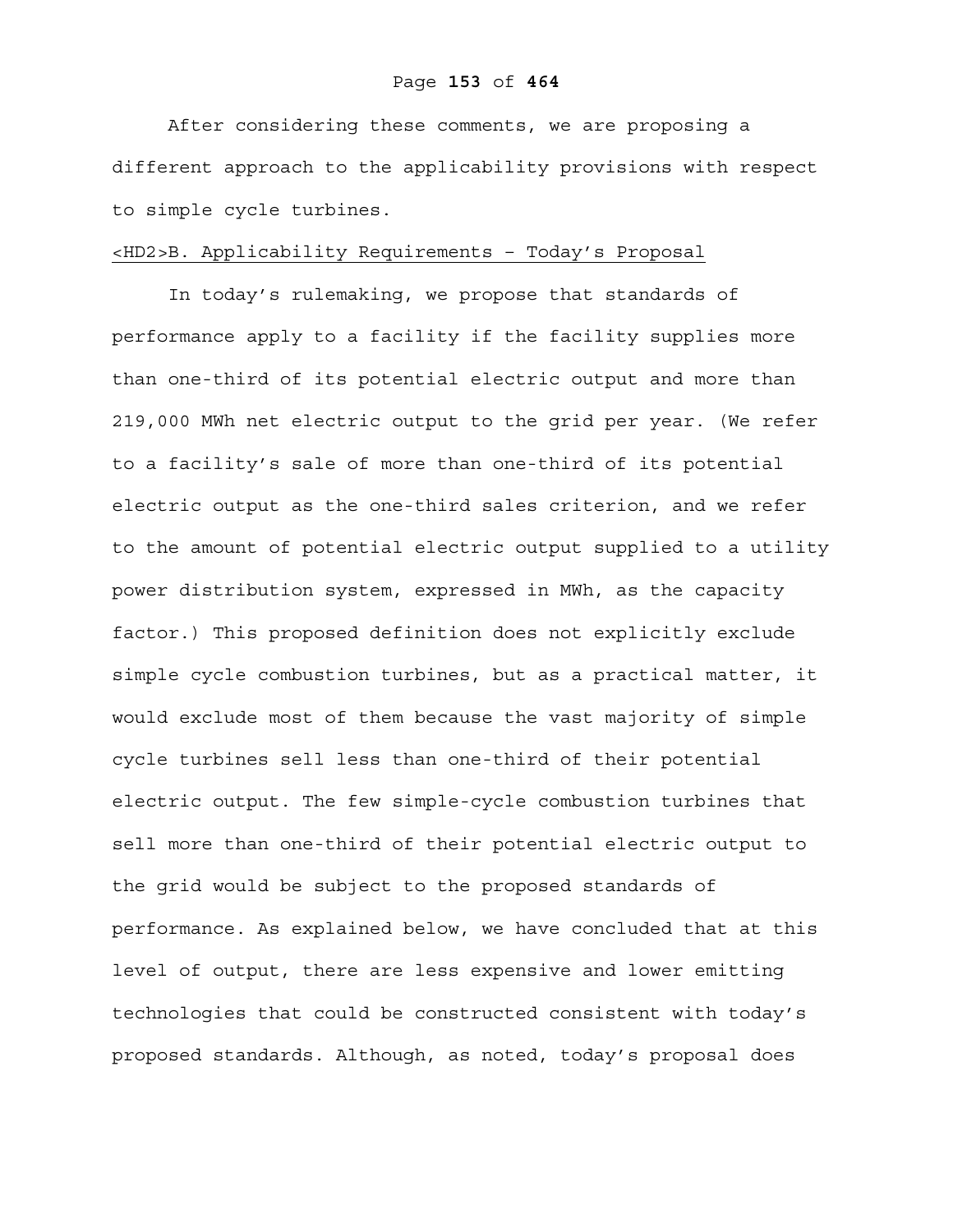After considering these comments, we are proposing a different approach to the applicability provisions with respect to simple cycle turbines.

## <HD2>B. Applicability Requirements – Today's Proposal

In today's rulemaking, we propose that standards of performance apply to a facility if the facility supplies more than one-third of its potential electric output and more than 219,000 MWh net electric output to the grid per year. (We refer to a facility's sale of more than one-third of its potential electric output as the one-third sales criterion, and we refer to the amount of potential electric output supplied to a utility power distribution system, expressed in MWh, as the capacity factor.) This proposed definition does not explicitly exclude simple cycle combustion turbines, but as a practical matter, it would exclude most of them because the vast majority of simple cycle turbines sell less than one-third of their potential electric output. The few simple-cycle combustion turbines that sell more than one-third of their potential electric output to the grid would be subject to the proposed standards of performance. As explained below, we have concluded that at this level of output, there are less expensive and lower emitting technologies that could be constructed consistent with today's proposed standards. Although, as noted, today's proposal does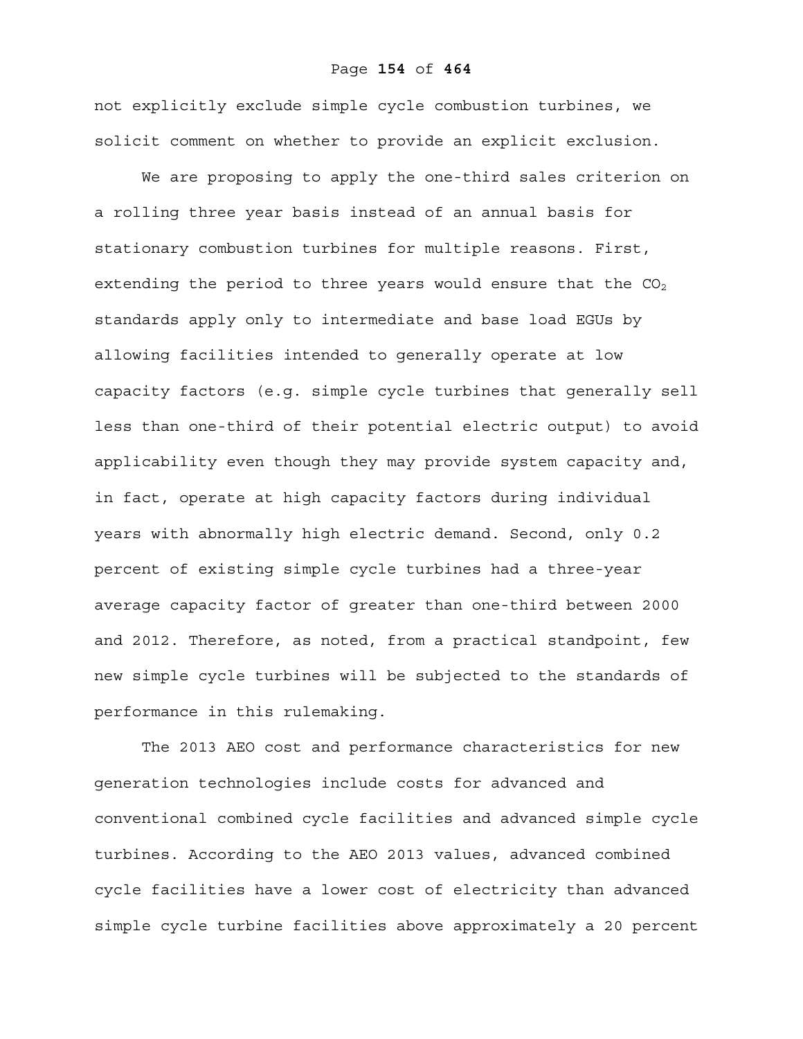not explicitly exclude simple cycle combustion turbines, we solicit comment on whether to provide an explicit exclusion.

We are proposing to apply the one-third sales criterion on a rolling three year basis instead of an annual basis for stationary combustion turbines for multiple reasons. First, extending the period to three years would ensure that the $CO_2$ standards apply only to intermediate and base load EGUs by allowing facilities intended to generally operate at low capacity factors (e.g. simple cycle turbines that generally sell less than one-third of their potential electric output) to avoid applicability even though they may provide system capacity and, in fact, operate at high capacity factors during individual years with abnormally high electric demand. Second, only 0.2 percent of existing simple cycle turbines had a three-year average capacity factor of greater than one-third between 2000 and 2012. Therefore, as noted, from a practical standpoint, few new simple cycle turbines will be subjected to the standards of performance in this rulemaking.

The 2013 AEO cost and performance characteristics for new generation technologies include costs for advanced and conventional combined cycle facilities and advanced simple cycle turbines. According to the AEO 2013 values, advanced combined cycle facilities have a lower cost of electricity than advanced simple cycle turbine facilities above approximately a 20 percent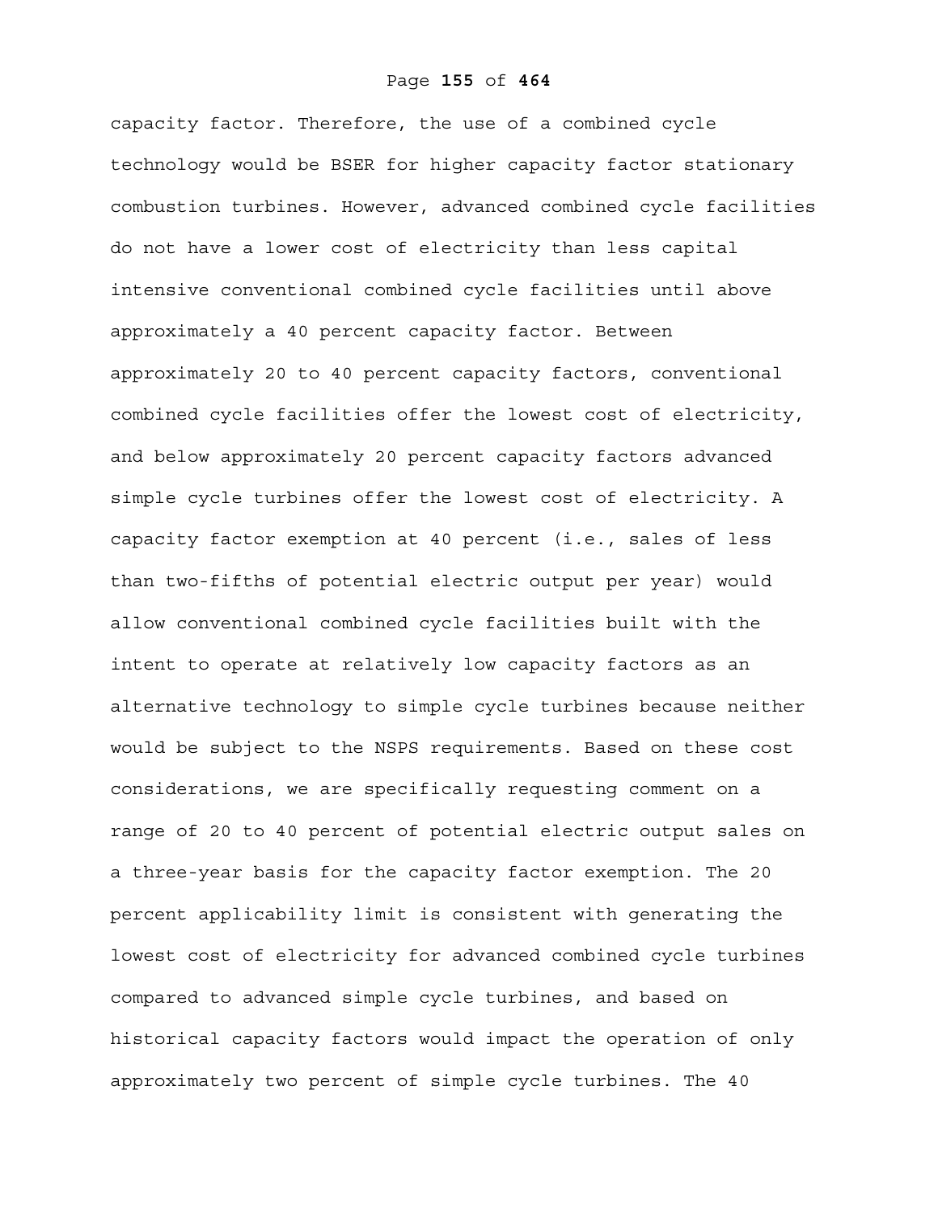capacity factor. Therefore, the use of a combined cycle technology would be BSER for higher capacity factor stationary combustion turbines. However, advanced combined cycle facilities do not have a lower cost of electricity than less capital intensive conventional combined cycle facilities until above approximately a 40 percent capacity factor. Between approximately 20 to 40 percent capacity factors, conventional combined cycle facilities offer the lowest cost of electricity, and below approximately 20 percent capacity factors advanced simple cycle turbines offer the lowest cost of electricity. A capacity factor exemption at 40 percent (i.e., sales of less than two-fifths of potential electric output per year) would allow conventional combined cycle facilities built with the intent to operate at relatively low capacity factors as an alternative technology to simple cycle turbines because neither would be subject to the NSPS requirements. Based on these cost considerations, we are specifically requesting comment on a range of 20 to 40 percent of potential electric output sales on a three-year basis for the capacity factor exemption. The 20 percent applicability limit is consistent with generating the lowest cost of electricity for advanced combined cycle turbines compared to advanced simple cycle turbines, and based on historical capacity factors would impact the operation of only approximately two percent of simple cycle turbines. The 40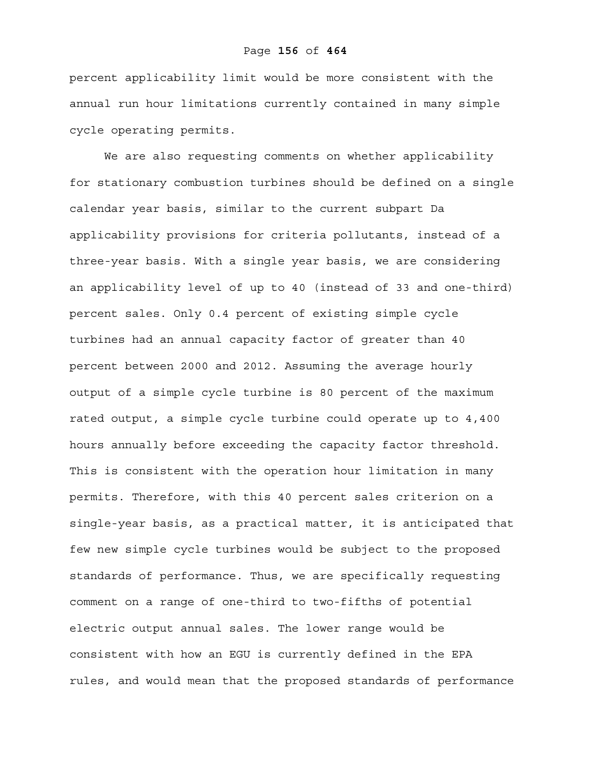percent applicability limit would be more consistent with the annual run hour limitations currently contained in many simple cycle operating permits.

We are also requesting comments on whether applicability for stationary combustion turbines should be defined on a single calendar year basis, similar to the current subpart Da applicability provisions for criteria pollutants, instead of a three-year basis. With a single year basis, we are considering an applicability level of up to 40 (instead of 33 and one-third) percent sales. Only 0.4 percent of existing simple cycle turbines had an annual capacity factor of greater than 40 percent between 2000 and 2012. Assuming the average hourly output of a simple cycle turbine is 80 percent of the maximum rated output, a simple cycle turbine could operate up to 4,400 hours annually before exceeding the capacity factor threshold. This is consistent with the operation hour limitation in many permits. Therefore, with this 40 percent sales criterion on a single-year basis, as a practical matter, it is anticipated that few new simple cycle turbines would be subject to the proposed standards of performance. Thus, we are specifically requesting comment on a range of one-third to two-fifths of potential electric output annual sales. The lower range would be consistent with how an EGU is currently defined in the EPA rules, and would mean that the proposed standards of performance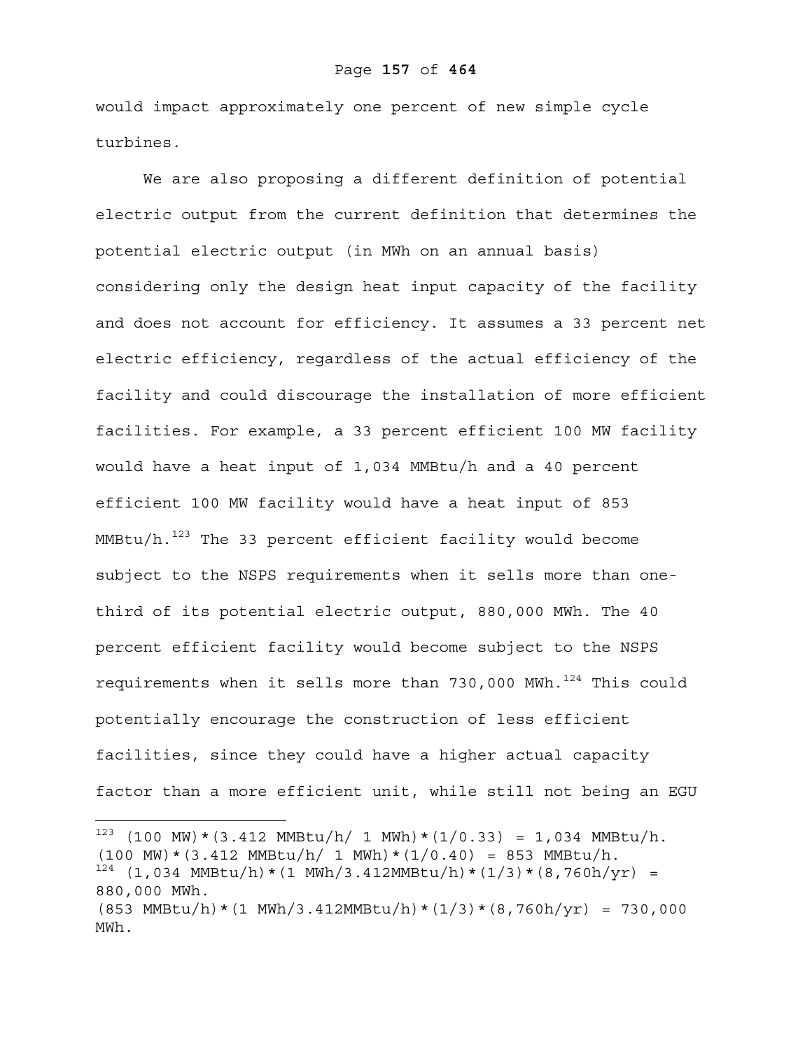would impact approximately one percent of new simple cycle turbines.

We are also proposing a different definition of potential electric output from the current definition that determines the potential electric output (in MWh on an annual basis) considering only the design heat input capacity of the facility and does not account for efficiency. It assumes a 33 percent net electric efficiency, regardless of the actual efficiency of the facility and could discourage the installation of more efficient facilities. For example, a 33 percent efficient 100 MW facility would have a heat input of 1,034 MMBtu/h and a 40 percent efficient 100 MW facility would have a heat input of 853 MMBtu/h.[123] The 33 percent efficient facility would become subject to the NSPS requirements when it sells more than one-third of its potential electric output, 880,000 MWh. The 40 percent efficient facility would become subject to the NSPS requirements when it sells more than 730,000 MWh.[124] This could potentially encourage the construction of less efficient facilities, since they could have a higher actual capacity factor than a more efficient unit, while still not being an EGU

---

[123] (100 MW)*(3.412 MMBtu/h/ 1 MWh)*(1/0.33) = 1,034 MMBtu/h. (100 MW)*(3.412 MMBtu/h/ 1 MWh)*(1/0.40) = 853 MMBtu/h.

[124] (1,034 MMBtu/h)*(1 MWh/3.412MMBtu/h)*(1/3)*(8,760h/yr) = 880,000 MWh. (853 MMBtu/h)*(1 MWh/3.412MMBtu/h)*(1/3)*(8,760h/yr) = 730,000 MWh.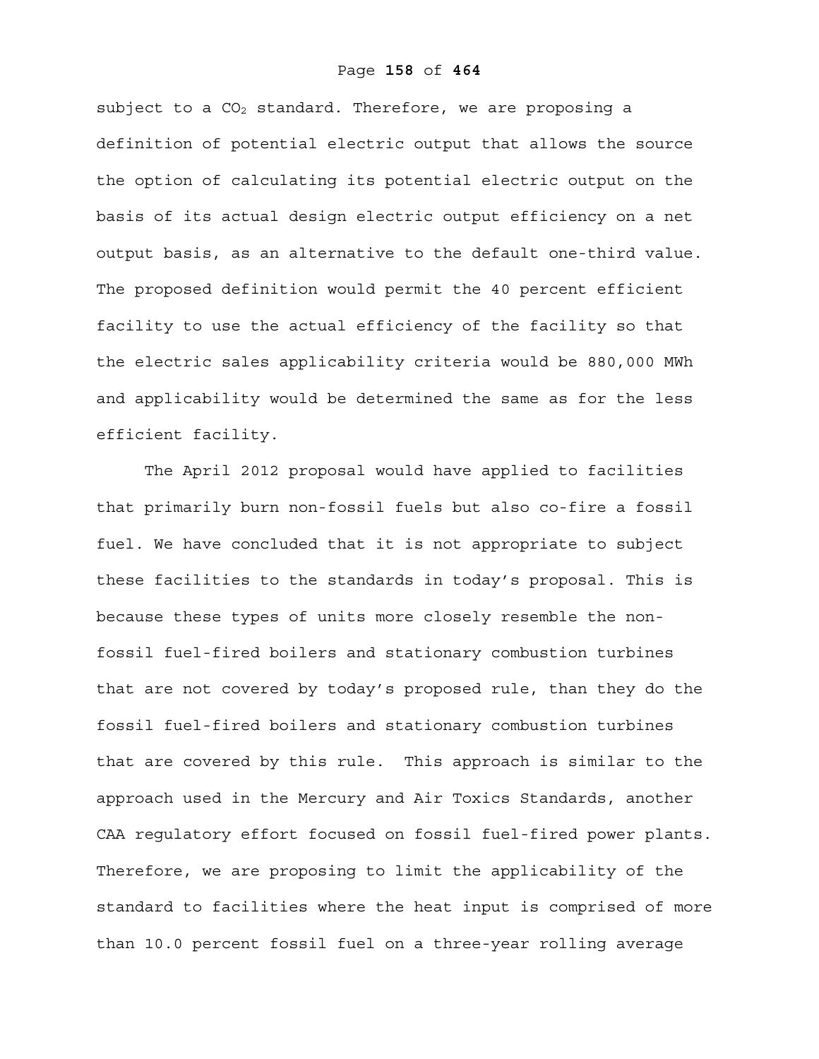subject to a $CO_2$ standard. Therefore, we are proposing a definition of potential electric output that allows the source the option of calculating its potential electric output on the basis of its actual design electric output efficiency on a net output basis, as an alternative to the default one-third value. The proposed definition would permit the 40 percent efficient facility to use the actual efficiency of the facility so that the electric sales applicability criteria would be 880,000 MWh and applicability would be determined the same as for the less efficient facility.

The April 2012 proposal would have applied to facilities that primarily burn non-fossil fuels but also co-fire a fossil fuel. We have concluded that it is not appropriate to subject these facilities to the standards in today's proposal. This is because these types of units more closely resemble the non-fossil fuel-fired boilers and stationary combustion turbines that are not covered by today's proposed rule, than they do the fossil fuel-fired boilers and stationary combustion turbines that are covered by this rule. This approach is similar to the approach used in the Mercury and Air Toxics Standards, another CAA regulatory effort focused on fossil fuel-fired power plants. Therefore, we are proposing to limit the applicability of the standard to facilities where the heat input is comprised of more than 10.0 percent fossil fuel on a three-year rolling average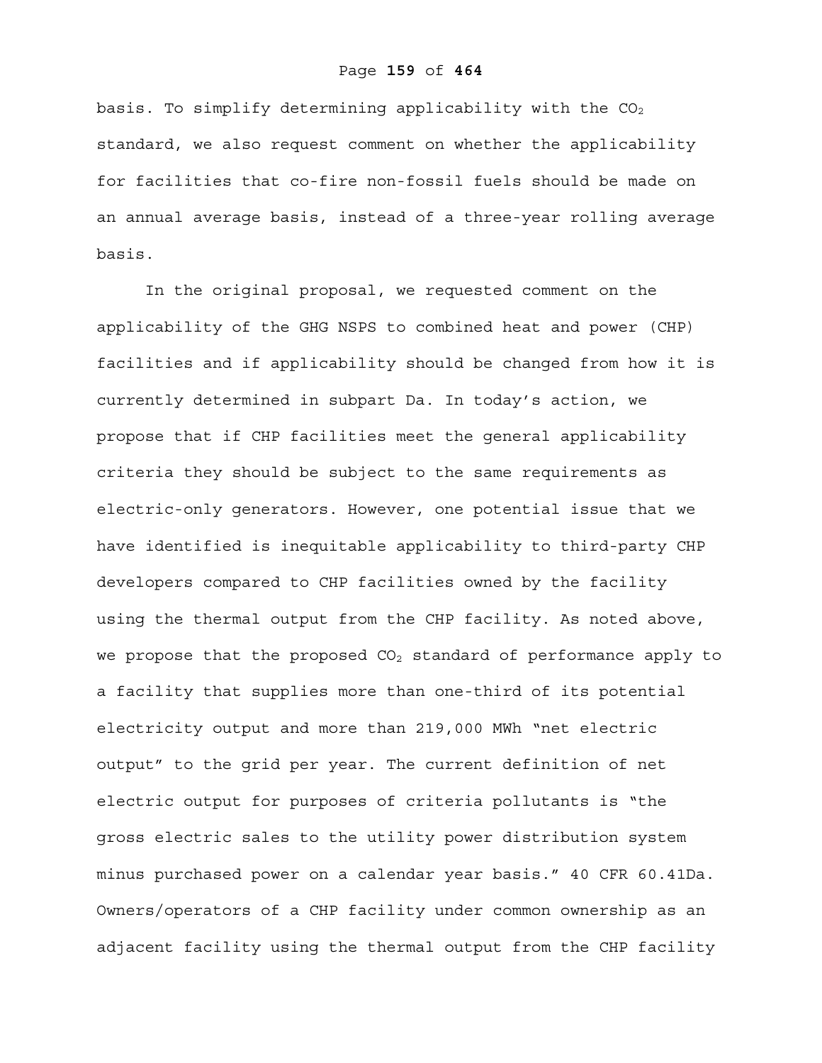basis. To simplify determining applicability with the $CO_2$ standard, we also request comment on whether the applicability for facilities that co-fire non-fossil fuels should be made on an annual average basis, instead of a three-year rolling average basis.

In the original proposal, we requested comment on the applicability of the GHG NSPS to combined heat and power (CHP) facilities and if applicability should be changed from how it is currently determined in subpart Da. In today's action, we propose that if CHP facilities meet the general applicability criteria they should be subject to the same requirements as electric-only generators. However, one potential issue that we have identified is inequitable applicability to third-party CHP developers compared to CHP facilities owned by the facility using the thermal output from the CHP facility. As noted above, we propose that the proposed $CO_2$ standard of performance apply to a facility that supplies more than one-third of its potential electricity output and more than 219,000 MWh "net electric output" to the grid per year. The current definition of net electric output for purposes of criteria pollutants is "the gross electric sales to the utility power distribution system minus purchased power on a calendar year basis." 40 CFR 60.41Da. Owners/operators of a CHP facility under common ownership as an adjacent facility using the thermal output from the CHP facility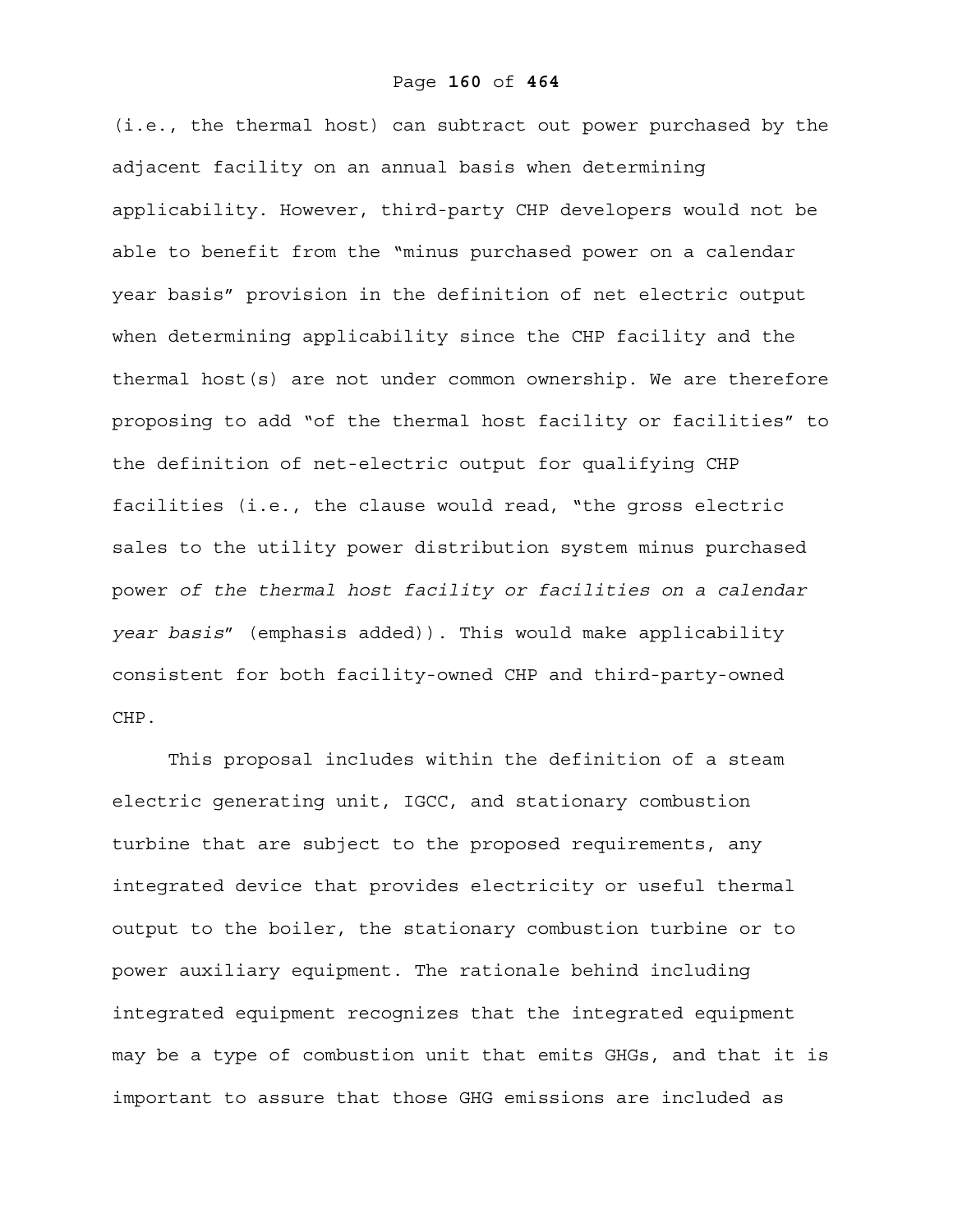(i.e., the thermal host) can subtract out power purchased by the adjacent facility on an annual basis when determining applicability. However, third-party CHP developers would not be able to benefit from the "minus purchased power on a calendar year basis" provision in the definition of net electric output when determining applicability since the CHP facility and the thermal host(s) are not under common ownership. We are therefore proposing to add "of the thermal host facility or facilities" to the definition of net-electric output for qualifying CHP facilities (i.e., the clause would read, "the gross electric sales to the utility power distribution system minus purchased power *of the thermal host facility or facilities on a calendar year basis*" (emphasis added)). This would make applicability consistent for both facility-owned CHP and third-party-owned CHP.

This proposal includes within the definition of a steam electric generating unit, IGCC, and stationary combustion turbine that are subject to the proposed requirements, any integrated device that provides electricity or useful thermal output to the boiler, the stationary combustion turbine or to power auxiliary equipment. The rationale behind including integrated equipment recognizes that the integrated equipment may be a type of combustion unit that emits GHGs, and that it is important to assure that those GHG emissions are included as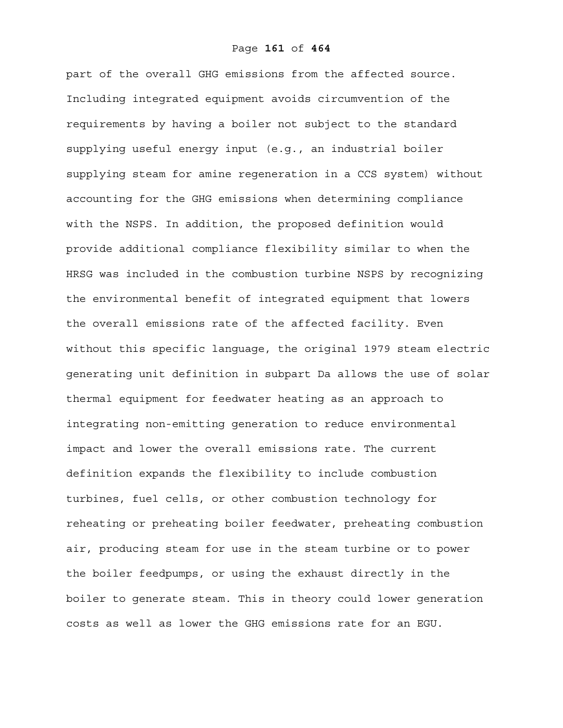part of the overall GHG emissions from the affected source. Including integrated equipment avoids circumvention of the requirements by having a boiler not subject to the standard supplying useful energy input (e.g., an industrial boiler supplying steam for amine regeneration in a CCS system) without accounting for the GHG emissions when determining compliance with the NSPS. In addition, the proposed definition would provide additional compliance flexibility similar to when the HRSG was included in the combustion turbine NSPS by recognizing the environmental benefit of integrated equipment that lowers the overall emissions rate of the affected facility. Even without this specific language, the original 1979 steam electric generating unit definition in subpart Da allows the use of solar thermal equipment for feedwater heating as an approach to integrating non-emitting generation to reduce environmental impact and lower the overall emissions rate. The current definition expands the flexibility to include combustion turbines, fuel cells, or other combustion technology for reheating or preheating boiler feedwater, preheating combustion air, producing steam for use in the steam turbine or to power the boiler feedpumps, or using the exhaust directly in the boiler to generate steam. This in theory could lower generation costs as well as lower the GHG emissions rate for an EGU.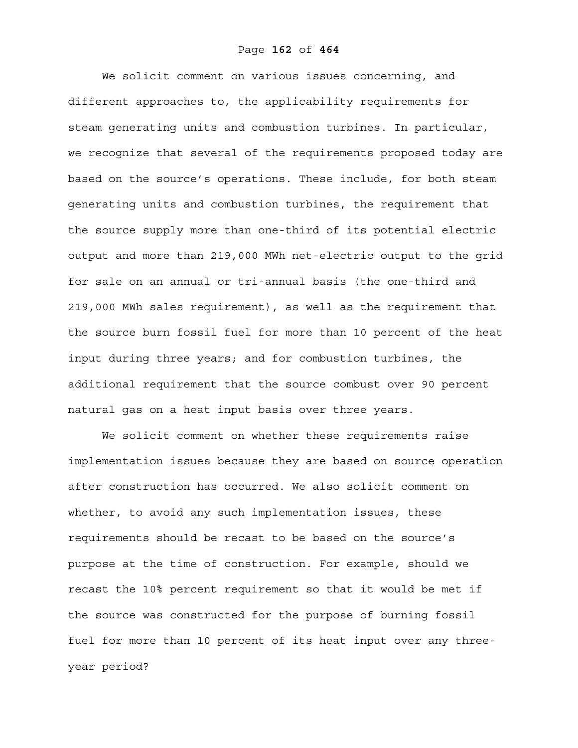We solicit comment on various issues concerning, and different approaches to, the applicability requirements for steam generating units and combustion turbines. In particular, we recognize that several of the requirements proposed today are based on the source's operations. These include, for both steam generating units and combustion turbines, the requirement that the source supply more than one-third of its potential electric output and more than 219,000 MWh net-electric output to the grid for sale on an annual or tri-annual basis (the one-third and 219,000 MWh sales requirement), as well as the requirement that the source burn fossil fuel for more than 10 percent of the heat input during three years; and for combustion turbines, the additional requirement that the source combust over 90 percent natural gas on a heat input basis over three years.

We solicit comment on whether these requirements raise implementation issues because they are based on source operation after construction has occurred. We also solicit comment on whether, to avoid any such implementation issues, these requirements should be recast to be based on the source's purpose at the time of construction. For example, should we recast the 10% percent requirement so that it would be met if the source was constructed for the purpose of burning fossil fuel for more than 10 percent of its heat input over any three-year period?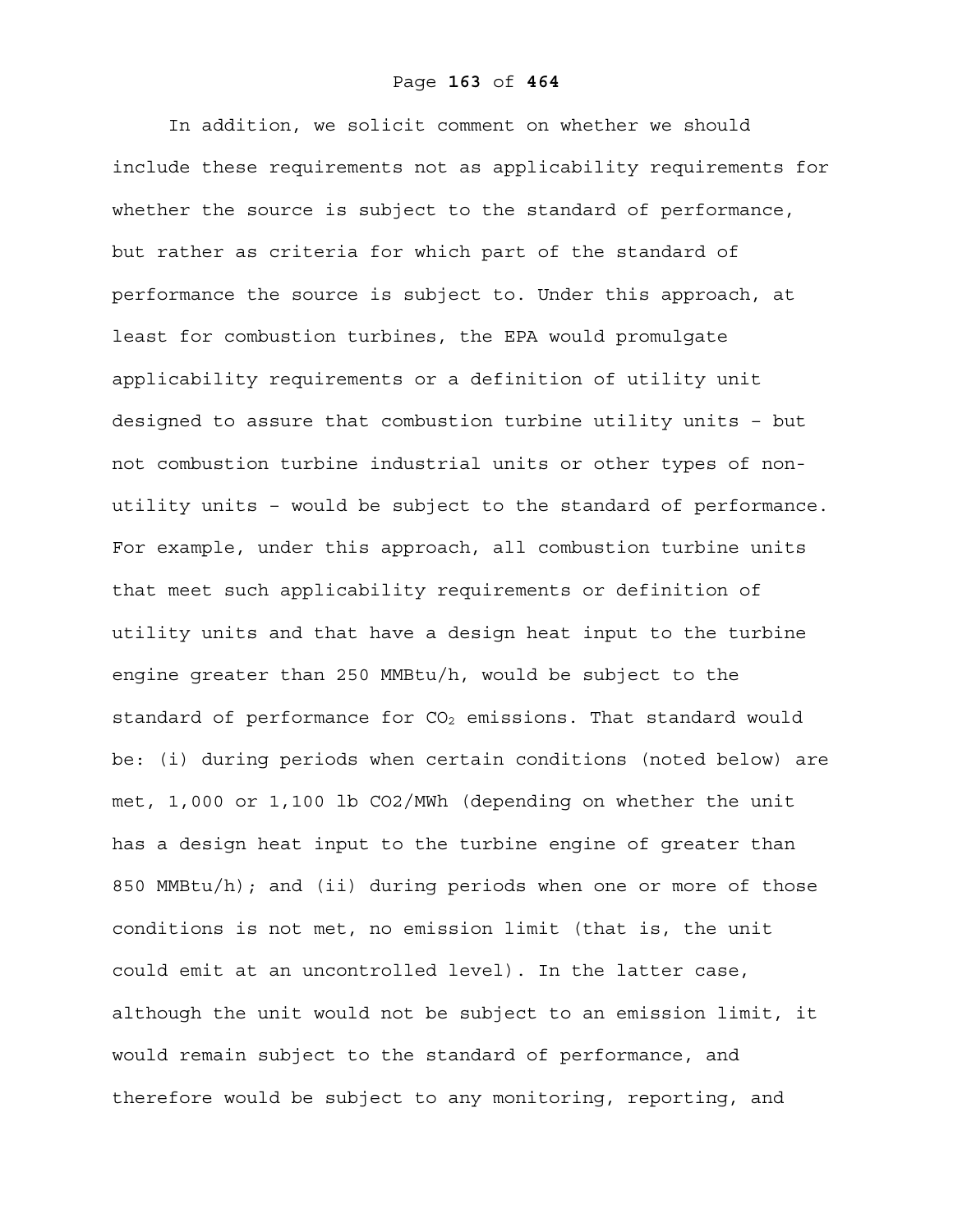In addition, we solicit comment on whether we should include these requirements not as applicability requirements for whether the source is subject to the standard of performance, but rather as criteria for which part of the standard of performance the source is subject to. Under this approach, at least for combustion turbines, the EPA would promulgate applicability requirements or a definition of utility unit designed to assure that combustion turbine utility units – but not combustion turbine industrial units or other types of non-utility units – would be subject to the standard of performance. For example, under this approach, all combustion turbine units that meet such applicability requirements or definition of utility units and that have a design heat input to the turbine engine greater than 250 MMBtu/h, would be subject to the standard of performance for $CO_2$ emissions. That standard would be: (i) during periods when certain conditions (noted below) are met, 1,000 or 1,100 lb CO2/MWh (depending on whether the unit has a design heat input to the turbine engine of greater than 850 MMBtu/h); and (ii) during periods when one or more of those conditions is not met, no emission limit (that is, the unit could emit at an uncontrolled level). In the latter case, although the unit would not be subject to an emission limit, it would remain subject to the standard of performance, and therefore would be subject to any monitoring, reporting, and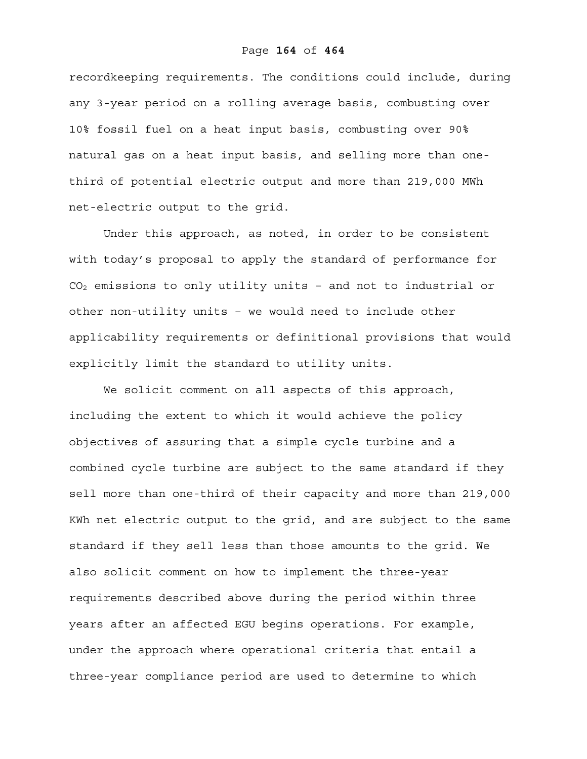recordkeeping requirements. The conditions could include, during any 3-year period on a rolling average basis, combusting over 10% fossil fuel on a heat input basis, combusting over 90% natural gas on a heat input basis, and selling more than one-third of potential electric output and more than 219,000 MWh net-electric output to the grid.

Under this approach, as noted, in order to be consistent with today's proposal to apply the standard of performance for $CO_2$ emissions to only utility units – and not to industrial or other non-utility units – we would need to include other applicability requirements or definitional provisions that would explicitly limit the standard to utility units.

We solicit comment on all aspects of this approach, including the extent to which it would achieve the policy objectives of assuring that a simple cycle turbine and a combined cycle turbine are subject to the same standard if they sell more than one-third of their capacity and more than 219,000 KWh net electric output to the grid, and are subject to the same standard if they sell less than those amounts to the grid. We also solicit comment on how to implement the three-year requirements described above during the period within three years after an affected EGU begins operations. For example, under the approach where operational criteria that entail a three-year compliance period are used to determine to which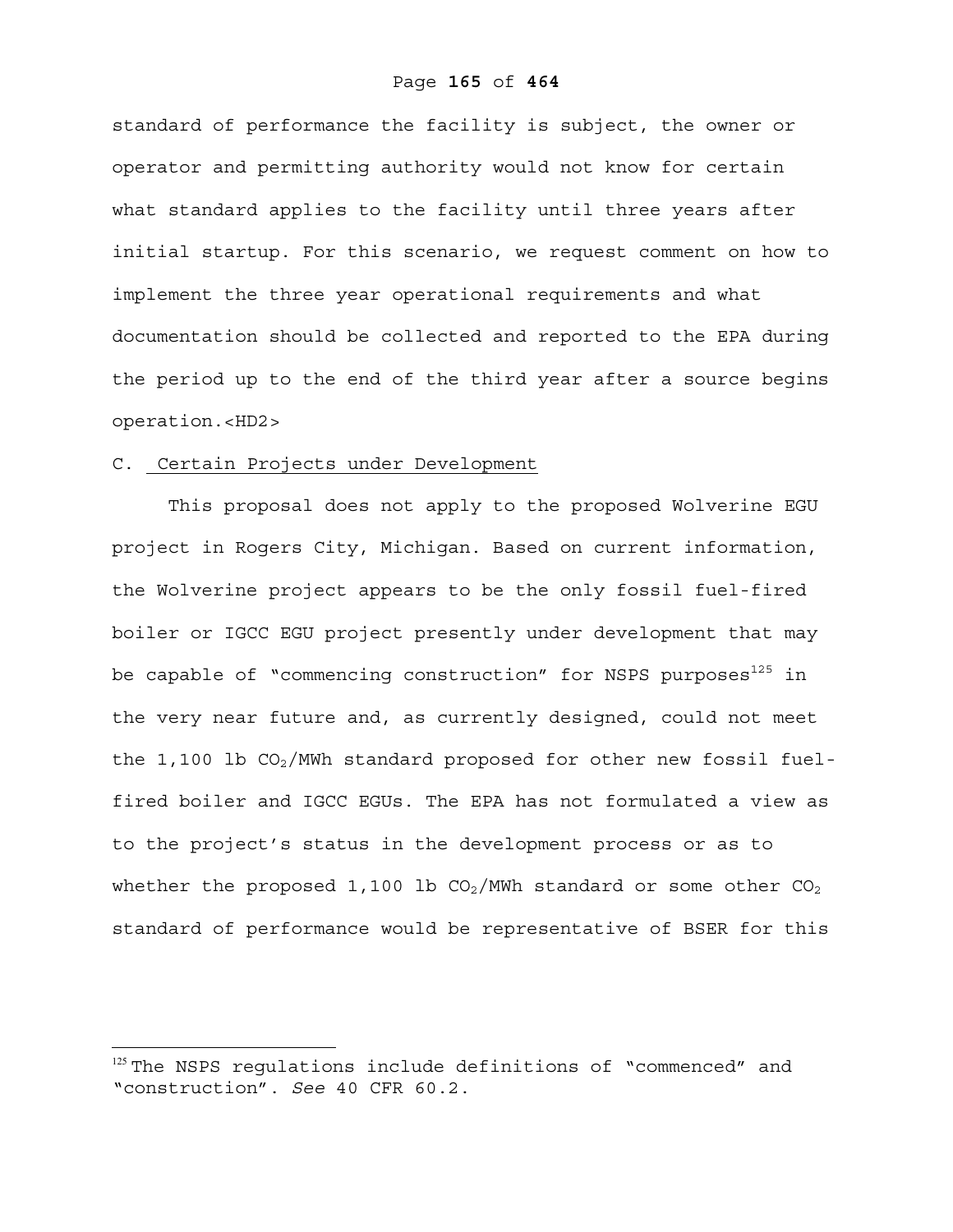standard of performance the facility is subject, the owner or operator and permitting authority would not know for certain what standard applies to the facility until three years after initial startup. For this scenario, we request comment on how to implement the three year operational requirements and what documentation should be collected and reported to the EPA during the period up to the end of the third year after a source begins operation.<HD2>

## C. Certain Projects under Development

This proposal does not apply to the proposed Wolverine EGU project in Rogers City, Michigan. Based on current information, the Wolverine project appears to be the only fossil fuel-fired boiler or IGCC EGU project presently under development that may be capable of "commencing construction" for NSPS purposes[125] in the very near future and, as currently designed, could not meet the 1,100 lb $CO_2$/MWh standard proposed for other new fossil fuel-fired boiler and IGCC EGUs. The EPA has not formulated a view as to the project's status in the development process or as to whether the proposed 1,100 lb $CO_2$/MWh standard or some other $CO_2$ standard of performance would be representative of BSER for this

---

[125] The NSPS regulations include definitions of "commenced" and "construction". *See* 40 CFR 60.2.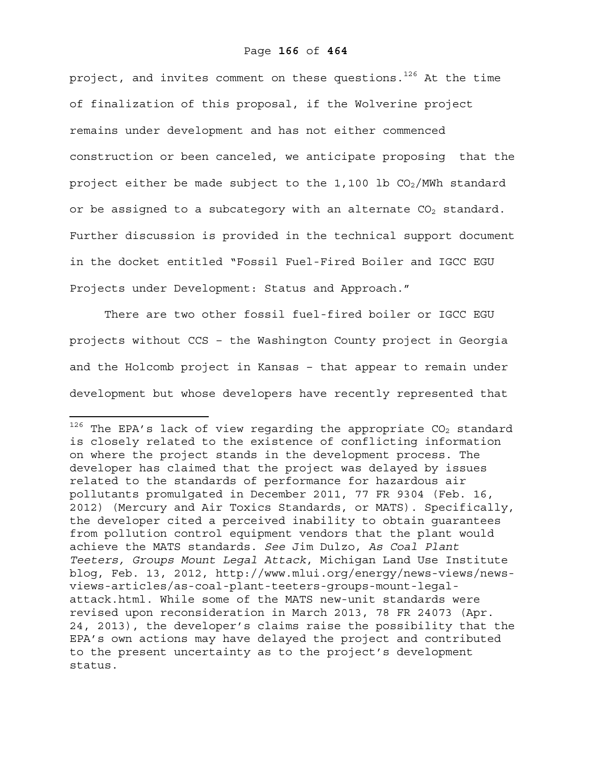project, and invites comment on these questions.[126] At the time of finalization of this proposal, if the Wolverine project remains under development and has not either commenced construction or been canceled, we anticipate proposing that the project either be made subject to the 1,100 lb $CO_2$/MWh standard or be assigned to a subcategory with an alternate $CO_2$ standard. Further discussion is provided in the technical support document in the docket entitled "Fossil Fuel-Fired Boiler and IGCC EGU Projects under Development: Status and Approach."

There are two other fossil fuel-fired boiler or IGCC EGU projects without CCS – the Washington County project in Georgia and the Holcomb project in Kansas – that appear to remain under development but whose developers have recently represented that

---

[126] The EPA's lack of view regarding the appropriate $CO_2$ standard is closely related to the existence of conflicting information on where the project stands in the development process. The developer has claimed that the project was delayed by issues related to the standards of performance for hazardous air pollutants promulgated in December 2011, 77 FR 9304 (Feb. 16, 2012) (Mercury and Air Toxics Standards, or MATS). Specifically, the developer cited a perceived inability to obtain guarantees from pollution control equipment vendors that the plant would achieve the MATS standards. *See* Jim Dulzo, *As Coal Plant Teeters, Groups Mount Legal Attack*, Michigan Land Use Institute blog, Feb. 13, 2012, http://www.mlui.org/energy/news-views/news-views-articles/as-coal-plant-teeters-groups-mount-legal-attack.html. While some of the MATS new-unit standards were revised upon reconsideration in March 2013, 78 FR 24073 (Apr. 24, 2013), the developer's claims raise the possibility that the EPA's own actions may have delayed the project and contributed to the present uncertainty as to the project's development status.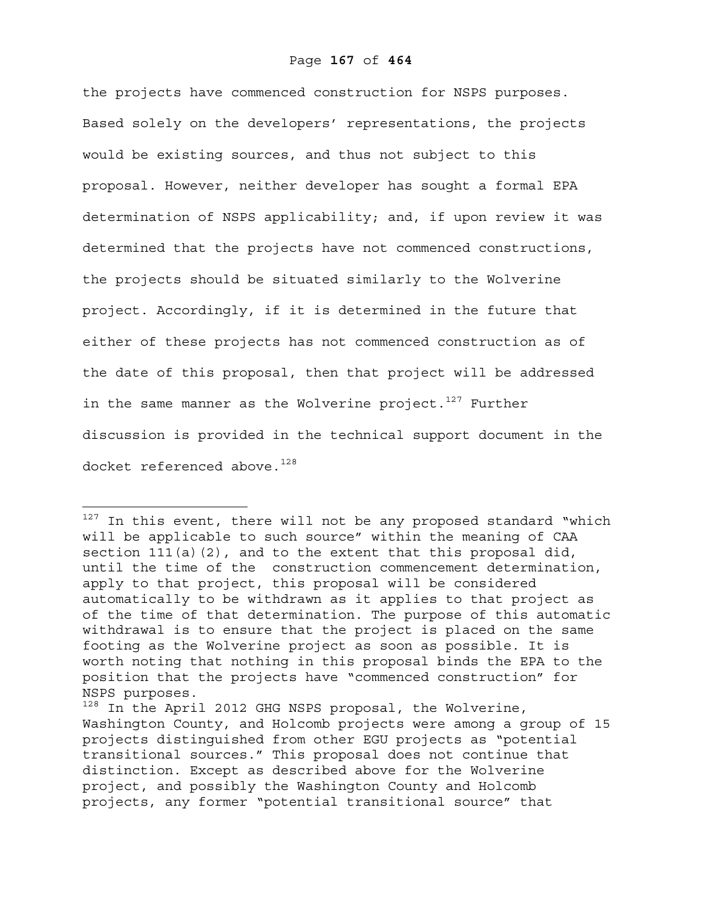the projects have commenced construction for NSPS purposes. Based solely on the developers' representations, the projects would be existing sources, and thus not subject to this proposal. However, neither developer has sought a formal EPA determination of NSPS applicability; and, if upon review it was determined that the projects have not commenced constructions, the projects should be situated similarly to the Wolverine project. Accordingly, if it is determined in the future that either of these projects has not commenced construction as of the date of this proposal, then that project will be addressed in the same manner as the Wolverine project.[127] Further discussion is provided in the technical support document in the docket referenced above.[128]

---

[127] In this event, there will not be any proposed standard "which will be applicable to such source" within the meaning of CAA section 111(a)(2), and to the extent that this proposal did, until the time of the construction commencement determination, apply to that project, this proposal will be considered automatically to be withdrawn as it applies to that project as of the time of that determination. The purpose of this automatic withdrawal is to ensure that the project is placed on the same footing as the Wolverine project as soon as possible. It is worth noting that nothing in this proposal binds the EPA to the position that the projects have "commenced construction" for NSPS purposes.

[128] In the April 2012 GHG NSPS proposal, the Wolverine, Washington County, and Holcomb projects were among a group of 15 projects distinguished from other EGU projects as "potential transitional sources." This proposal does not continue that distinction. Except as described above for the Wolverine project, and possibly the Washington County and Holcomb projects, any former "potential transitional source" that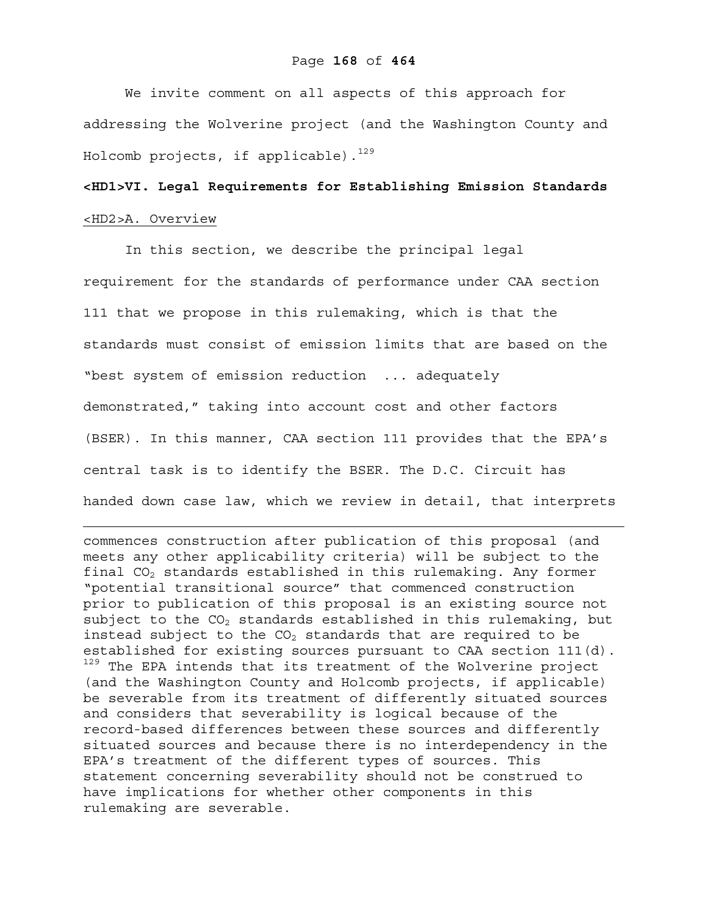We invite comment on all aspects of this approach for addressing the Wolverine project (and the Washington County and Holcomb projects, if applicable).[129]

# VI. Legal Requirements for Establishing Emission Standards

## A. Overview

In this section, we describe the principal legal requirement for the standards of performance under CAA section 111 that we propose in this rulemaking, which is that the standards must consist of emission limits that are based on the "best system of emission reduction ... adequately demonstrated," taking into account cost and other factors (BSER). In this manner, CAA section 111 provides that the EPA's central task is to identify the BSER. The D.C. Circuit has handed down case law, which we review in detail, that interprets

---

commences construction after publication of this proposal (and meets any other applicability criteria) will be subject to the final $CO_2$ standards established in this rulemaking. Any former "potential transitional source" that commenced construction prior to publication of this proposal is an existing source not subject to the $CO_2$ standards established in this rulemaking, but instead subject to the $CO_2$ standards that are required to be established for existing sources pursuant to CAA section 111(d).

[129] The EPA intends that its treatment of the Wolverine project (and the Washington County and Holcomb projects, if applicable) be severable from its treatment of differently situated sources and considers that severability is logical because of the record-based differences between these sources and differently situated sources and because there is no interdependency in the EPA's treatment of the different types of sources. This statement concerning severability should not be construed to have implications for whether other components in this rulemaking are severable.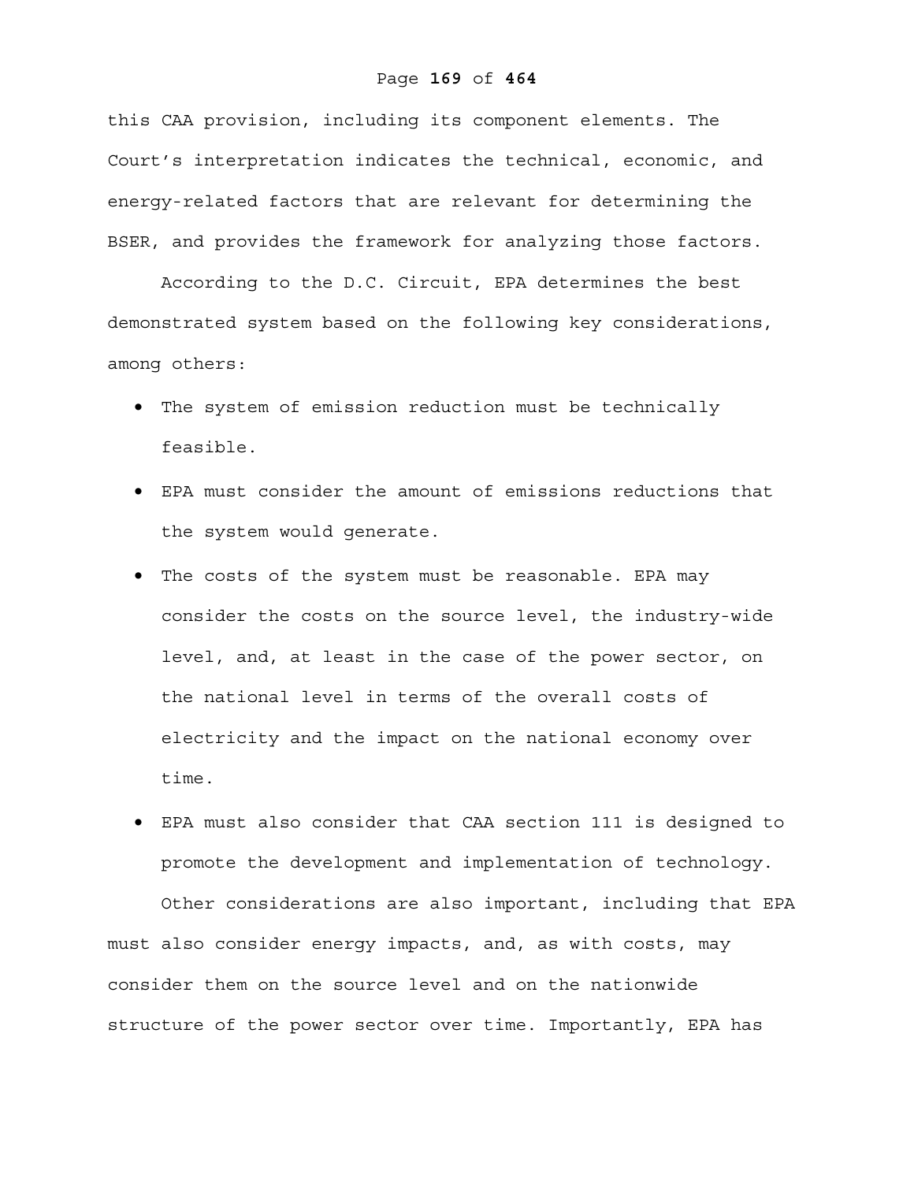this CAA provision, including its component elements. The Court's interpretation indicates the technical, economic, and energy-related factors that are relevant for determining the BSER, and provides the framework for analyzing those factors.

According to the D.C. Circuit, EPA determines the best demonstrated system based on the following key considerations, among others:

- The system of emission reduction must be technically feasible.
- EPA must consider the amount of emissions reductions that the system would generate.
- The costs of the system must be reasonable. EPA may consider the costs on the source level, the industry-wide level, and, at least in the case of the power sector, on the national level in terms of the overall costs of electricity and the impact on the national economy over time.
- EPA must also consider that CAA section 111 is designed to promote the development and implementation of technology.

Other considerations are also important, including that EPA must also consider energy impacts, and, as with costs, may consider them on the source level and on the nationwide structure of the power sector over time. Importantly, EPA has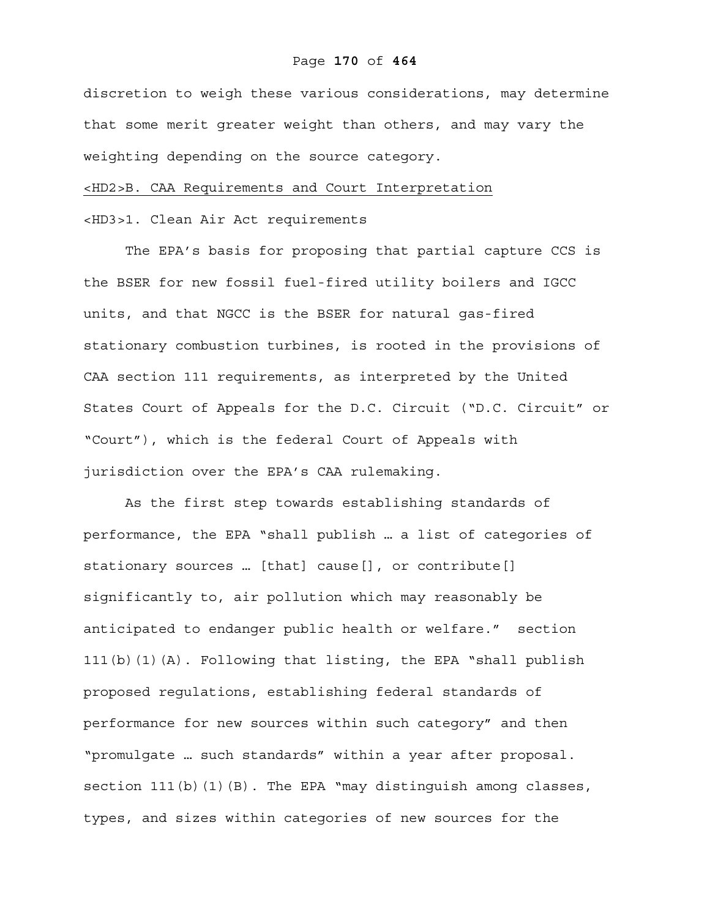discretion to weigh these various considerations, may determine that some merit greater weight than others, and may vary the weighting depending on the source category.

## B. CAA Requirements and Court Interpretation

### 1. Clean Air Act requirements

The EPA's basis for proposing that partial capture CCS is the BSER for new fossil fuel-fired utility boilers and IGCC units, and that NGCC is the BSER for natural gas-fired stationary combustion turbines, is rooted in the provisions of CAA section 111 requirements, as interpreted by the United States Court of Appeals for the D.C. Circuit ("D.C. Circuit" or "Court"), which is the federal Court of Appeals with jurisdiction over the EPA's CAA rulemaking.

As the first step towards establishing standards of performance, the EPA "shall publish … a list of categories of stationary sources … [that] cause[], or contribute[] significantly to, air pollution which may reasonably be anticipated to endanger public health or welfare." section 111(b)(1)(A). Following that listing, the EPA "shall publish proposed regulations, establishing federal standards of performance for new sources within such category" and then "promulgate … such standards" within a year after proposal. section 111(b)(1)(B). The EPA "may distinguish among classes, types, and sizes within categories of new sources for the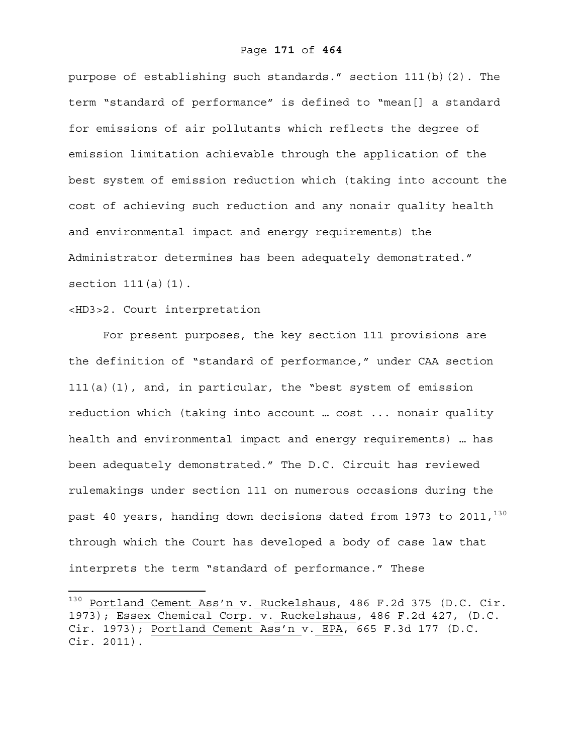purpose of establishing such standards." section 111(b)(2). The term "standard of performance" is defined to "mean[] a standard for emissions of air pollutants which reflects the degree of emission limitation achievable through the application of the best system of emission reduction which (taking into account the cost of achieving such reduction and any nonair quality health and environmental impact and energy requirements) the Administrator determines has been adequately demonstrated." section 111(a)(1).

### 2. Court interpretation

For present purposes, the key section 111 provisions are the definition of "standard of performance," under CAA section 111(a)(1), and, in particular, the "best system of emission reduction which (taking into account … cost ... nonair quality health and environmental impact and energy requirements) … has been adequately demonstrated." The D.C. Circuit has reviewed rulemakings under section 111 on numerous occasions during the past 40 years, handing down decisions dated from 1973 to 2011,[130] through which the Court has developed a body of case law that interprets the term "standard of performance." These

[130] Portland Cement Ass'n v. Ruckelshaus, 486 F.2d 375 (D.C. Cir. 1973); Essex Chemical Corp. v. Ruckelshaus, 486 F.2d 427, (D.C. Cir. 1973); Portland Cement Ass'n v. EPA, 665 F.3d 177 (D.C. Cir. 2011).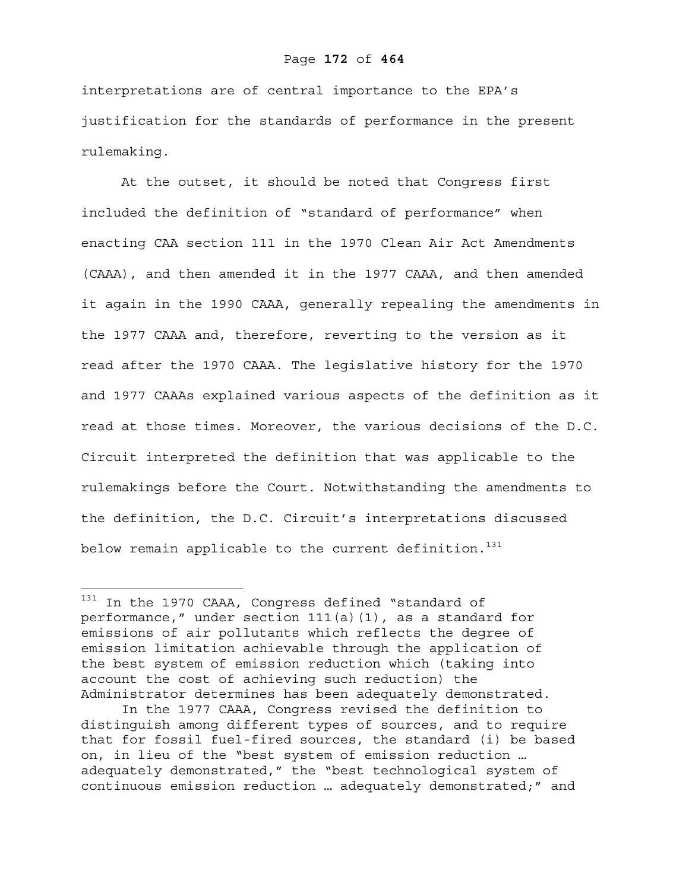interpretations are of central importance to the EPA's justification for the standards of performance in the present rulemaking.

At the outset, it should be noted that Congress first included the definition of "standard of performance" when enacting CAA section 111 in the 1970 Clean Air Act Amendments (CAAA), and then amended it in the 1977 CAAA, and then amended it again in the 1990 CAAA, generally repealing the amendments in the 1977 CAAA and, therefore, reverting to the version as it read after the 1970 CAAA. The legislative history for the 1970 and 1977 CAAAs explained various aspects of the definition as it read at those times. Moreover, the various decisions of the D.C. Circuit interpreted the definition that was applicable to the rulemakings before the Court. Notwithstanding the amendments to the definition, the D.C. Circuit's interpretations discussed below remain applicable to the current definition.[131]

---

[131] In the 1970 CAAA, Congress defined "standard of performance," under section 111(a)(1), as a standard for emissions of air pollutants which reflects the degree of emission limitation achievable through the application of the best system of emission reduction which (taking into account the cost of achieving such reduction) the Administrator determines has been adequately demonstrated.

In the 1977 CAAA, Congress revised the definition to distinguish among different types of sources, and to require that for fossil fuel-fired sources, the standard (i) be based on, in lieu of the "best system of emission reduction … adequately demonstrated," the "best technological system of continuous emission reduction … adequately demonstrated;" and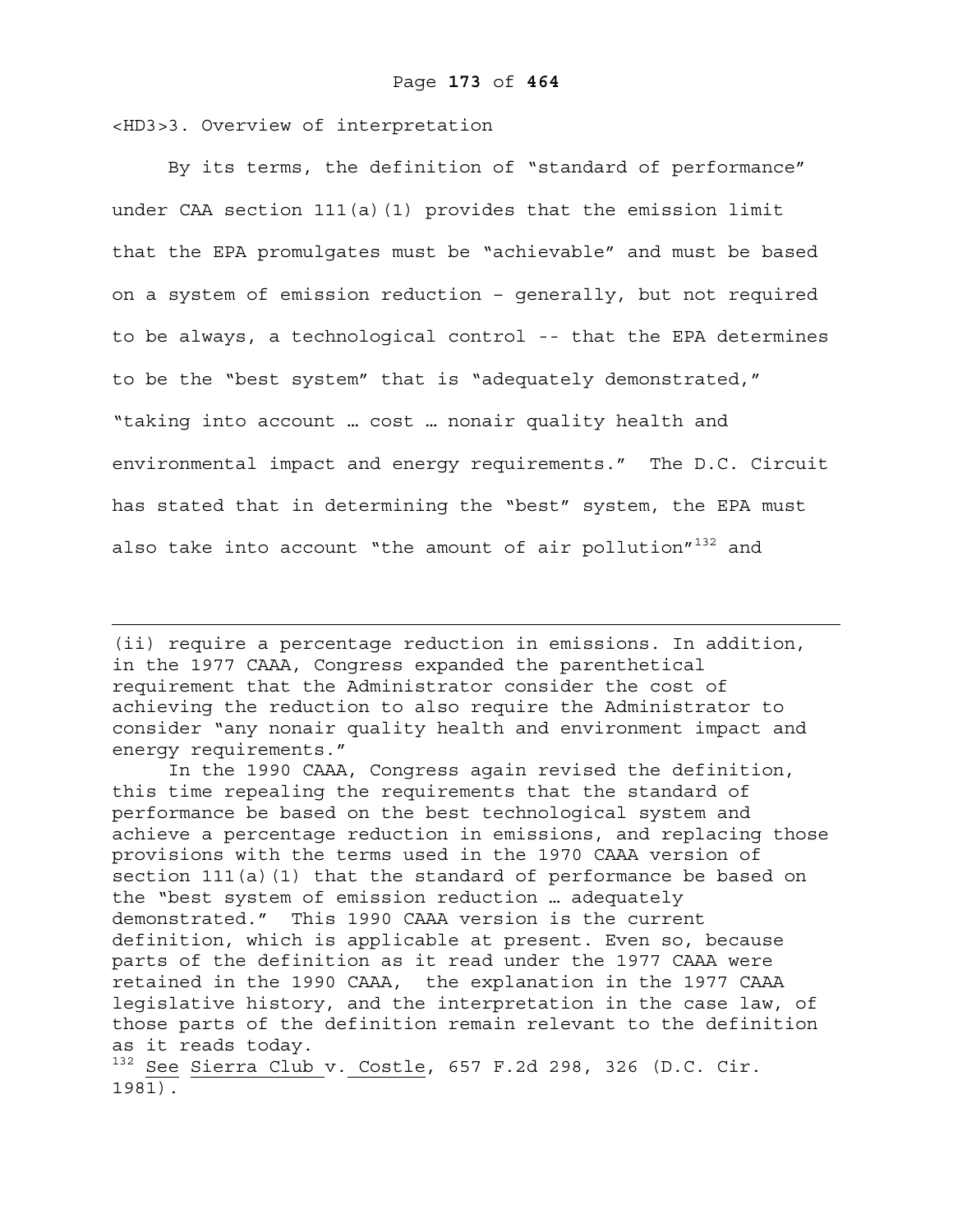### 3. Overview of interpretation

By its terms, the definition of "standard of performance" under CAA section 111(a)(1) provides that the emission limit that the EPA promulgates must be "achievable" and must be based on a system of emission reduction – generally, but not required to be always, a technological control -- that the EPA determines to be the "best system" that is "adequately demonstrated," "taking into account … cost … nonair quality health and environmental impact and energy requirements." The D.C. Circuit has stated that in determining the "best" system, the EPA must also take into account "the amount of air pollution"[132] and

---

(ii) require a percentage reduction in emissions. In addition, in the 1977 CAAA, Congress expanded the parenthetical requirement that the Administrator consider the cost of achieving the reduction to also require the Administrator to consider "any nonair quality health and environment impact and energy requirements."

In the 1990 CAAA, Congress again revised the definition, this time repealing the requirements that the standard of performance be based on the best technological system and achieve a percentage reduction in emissions, and replacing those provisions with the terms used in the 1970 CAAA version of section 111(a)(1) that the standard of performance be based on the "best system of emission reduction … adequately demonstrated." This 1990 CAAA version is the current definition, which is applicable at present. Even so, because parts of the definition as it read under the 1977 CAAA were retained in the 1990 CAAA, the explanation in the 1977 CAAA legislative history, and the interpretation in the case law, of those parts of the definition remain relevant to the definition as it reads today.

[132] See Sierra Club v. Costle, 657 F.2d 298, 326 (D.C. Cir. 1981).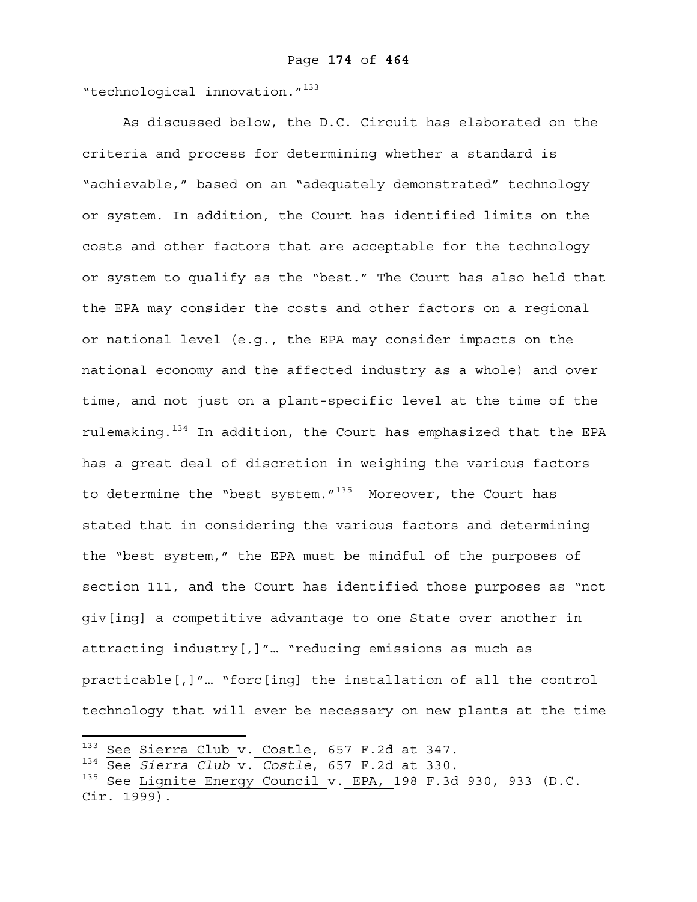"technological innovation."[133]

As discussed below, the D.C. Circuit has elaborated on the criteria and process for determining whether a standard is "achievable," based on an "adequately demonstrated" technology or system. In addition, the Court has identified limits on the costs and other factors that are acceptable for the technology or system to qualify as the "best." The Court has also held that the EPA may consider the costs and other factors on a regional or national level (e.g., the EPA may consider impacts on the national economy and the affected industry as a whole) and over time, and not just on a plant-specific level at the time of the rulemaking.[134] In addition, the Court has emphasized that the EPA has a great deal of discretion in weighing the various factors to determine the "best system."[135] Moreover, the Court has stated that in considering the various factors and determining the "best system," the EPA must be mindful of the purposes of section 111, and the Court has identified those purposes as "not giv[ing] a competitive advantage to one State over another in attracting industry[,]"… "reducing emissions as much as practicable[,]"… "forc[ing] the installation of all the control technology that will ever be necessary on new plants at the time

---

[133] See Sierra Club v. Costle, 657 F.2d at 347.

[134] See *Sierra Club* v. *Costle*, 657 F.2d at 330.

[135] See Lignite Energy Council v. EPA, 198 F.3d 930, 933 (D.C. Cir. 1999).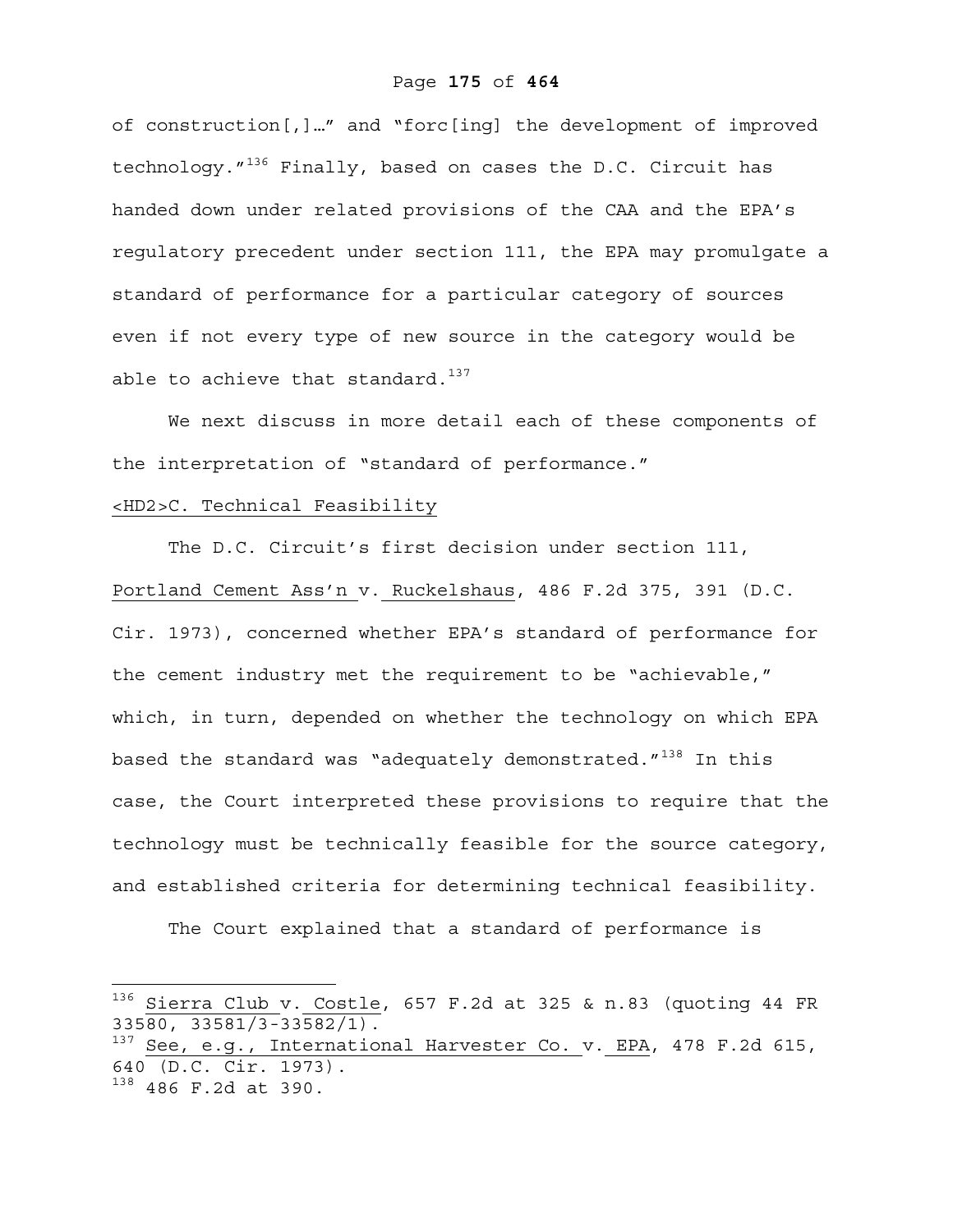of construction[,]…" and "forc[ing] the development of improved technology."[136] Finally, based on cases the D.C. Circuit has handed down under related provisions of the CAA and the EPA's regulatory precedent under section 111, the EPA may promulgate a standard of performance for a particular category of sources even if not every type of new source in the category would be able to achieve that standard.[137]

We next discuss in more detail each of these components of the interpretation of "standard of performance."

## C. Technical Feasibility

The D.C. Circuit's first decision under section 111, Portland Cement Ass'n v. Ruckelshaus, 486 F.2d 375, 391 (D.C. Cir. 1973), concerned whether EPA's standard of performance for the cement industry met the requirement to be "achievable," which, in turn, depended on whether the technology on which EPA based the standard was "adequately demonstrated."[138] In this case, the Court interpreted these provisions to require that the technology must be technically feasible for the source category, and established criteria for determining technical feasibility.

The Court explained that a standard of performance is

---

[136] Sierra Club v. Costle, 657 F.2d at 325 & n.83 (quoting 44 FR 33580, 33581/3-33582/1).

[137] See, e.g., International Harvester Co. v. EPA, 478 F.2d 615, 640 (D.C. Cir. 1973).

[138] 486 F.2d at 390.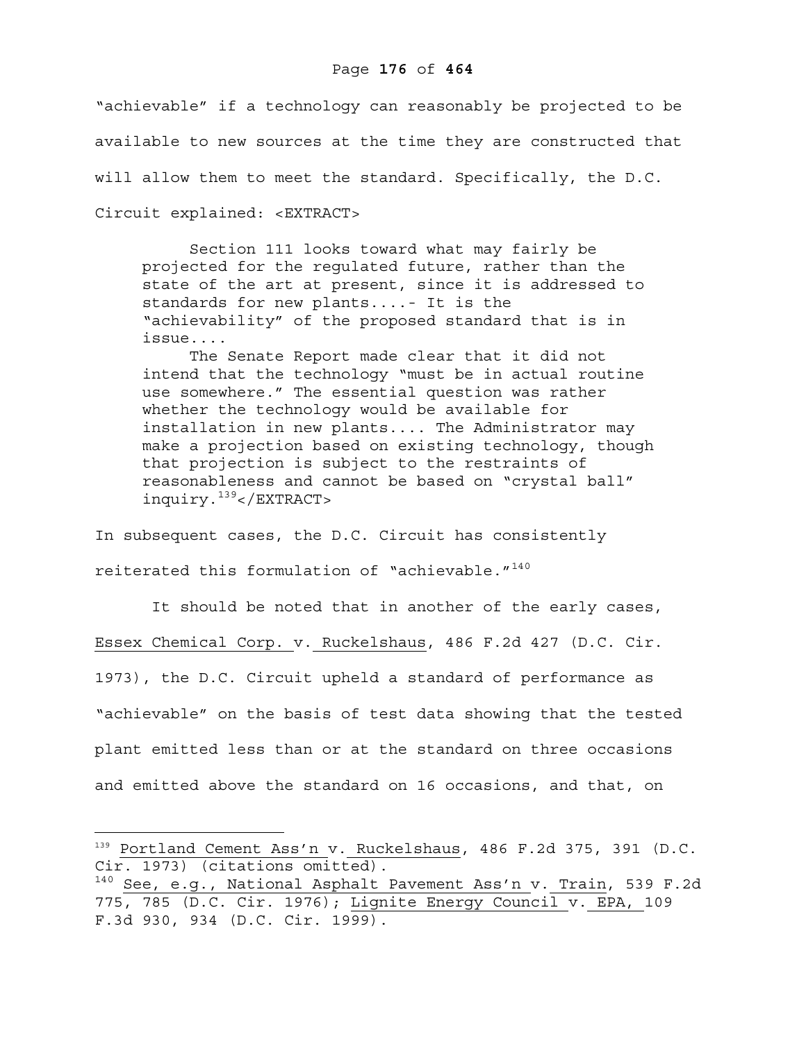"achievable" if a technology can reasonably be projected to be available to new sources at the time they are constructed that will allow them to meet the standard. Specifically, the D.C. Circuit explained: <EXTRACT>

> Section 111 looks toward what may fairly be projected for the regulated future, rather than the state of the art at present, since it is addressed to standards for new plants....- It is the "achievability" of the proposed standard that is in issue....
>
> The Senate Report made clear that it did not intend that the technology "must be in actual routine use somewhere." The essential question was rather whether the technology would be available for installation in new plants.... The Administrator may make a projection based on existing technology, though that projection is subject to the restraints of reasonableness and cannot be based on "crystal ball" inquiry.[139]</EXTRACT>

In subsequent cases, the D.C. Circuit has consistently reiterated this formulation of "achievable."[140]

It should be noted that in another of the early cases, Essex Chemical Corp. v. Ruckelshaus, 486 F.2d 427 (D.C. Cir. 1973), the D.C. Circuit upheld a standard of performance as "achievable" on the basis of test data showing that the tested plant emitted less than or at the standard on three occasions and emitted above the standard on 16 occasions, and that, on

---

[139] Portland Cement Ass'n v. Ruckelshaus, 486 F.2d 375, 391 (D.C. Cir. 1973) (citations omitted).

[140] See, e.g., National Asphalt Pavement Ass'n v. Train, 539 F.2d 775, 785 (D.C. Cir. 1976); Lignite Energy Council v. EPA, 109 F.3d 930, 934 (D.C. Cir. 1999).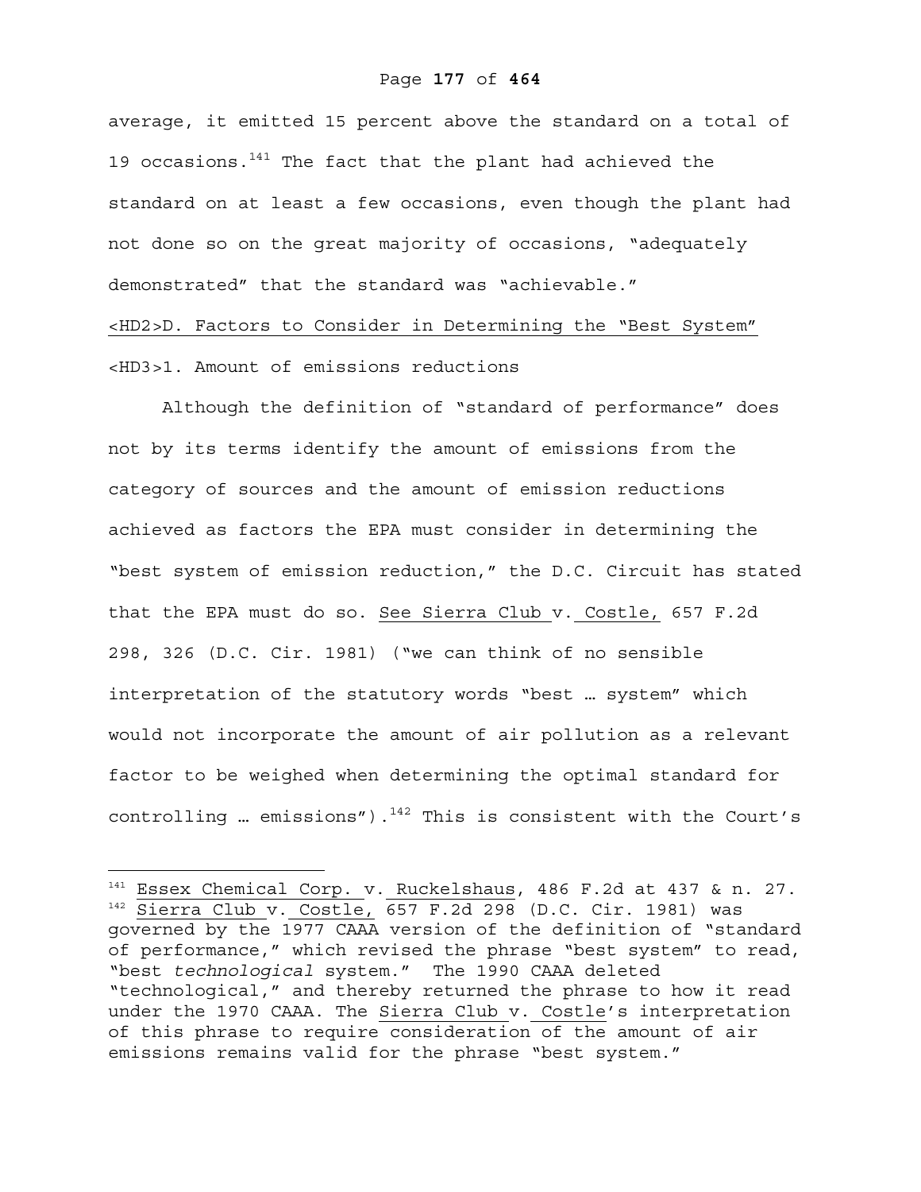average, it emitted 15 percent above the standard on a total of 19 occasions.[141] The fact that the plant had achieved the standard on at least a few occasions, even though the plant had not done so on the great majority of occasions, "adequately demonstrated" that the standard was "achievable."

## D. Factors to Consider in Determining the "Best System"

### 1. Amount of emissions reductions

Although the definition of "standard of performance" does not by its terms identify the amount of emissions from the category of sources and the amount of emission reductions achieved as factors the EPA must consider in determining the "best system of emission reduction," the D.C. Circuit has stated that the EPA must do so. See Sierra Club v. Costle, 657 F.2d 298, 326 (D.C. Cir. 1981) ("we can think of no sensible interpretation of the statutory words "best … system" which would not incorporate the amount of air pollution as a relevant factor to be weighed when determining the optimal standard for controlling … emissions").[142] This is consistent with the Court's

---

[141] Essex Chemical Corp. v. Ruckelshaus, 486 F.2d at 437 & n. 27.

[142] Sierra Club v. Costle, 657 F.2d 298 (D.C. Cir. 1981) was governed by the 1977 CAAA version of the definition of "standard of performance," which revised the phrase "best system" to read, "best *technological* system." The 1990 CAAA deleted "technological," and thereby returned the phrase to how it read under the 1970 CAAA. The Sierra Club v. Costle's interpretation of this phrase to require consideration of the amount of air emissions remains valid for the phrase "best system."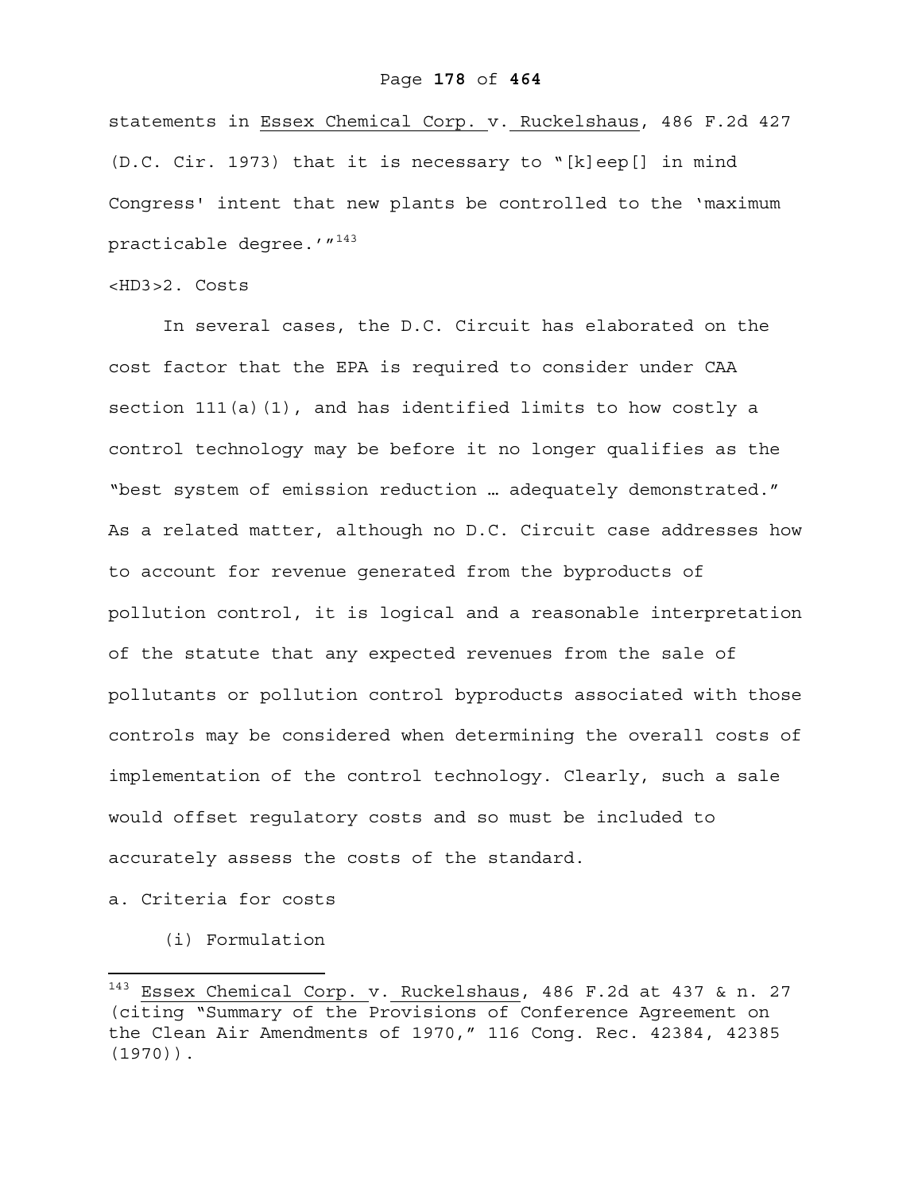statements in Essex Chemical Corp. v. Ruckelshaus, 486 F.2d 427 (D.C. Cir. 1973) that it is necessary to "[k]eep[] in mind Congress' intent that new plants be controlled to the 'maximum practicable degree.'"[143]

<HD3>2. Costs

In several cases, the D.C. Circuit has elaborated on the cost factor that the EPA is required to consider under CAA section 111(a)(1), and has identified limits to how costly a control technology may be before it no longer qualifies as the "best system of emission reduction … adequately demonstrated." As a related matter, although no D.C. Circuit case addresses how to account for revenue generated from the byproducts of pollution control, it is logical and a reasonable interpretation of the statute that any expected revenues from the sale of pollutants or pollution control byproducts associated with those controls may be considered when determining the overall costs of implementation of the control technology. Clearly, such a sale would offset regulatory costs and so must be included to accurately assess the costs of the standard.

a. Criteria for costs

(i) Formulation

---

[143] Essex Chemical Corp. v. Ruckelshaus, 486 F.2d at 437 & n. 27 (citing "Summary of the Provisions of Conference Agreement on the Clean Air Amendments of 1970," 116 Cong. Rec. 42384, 42385 (1970)).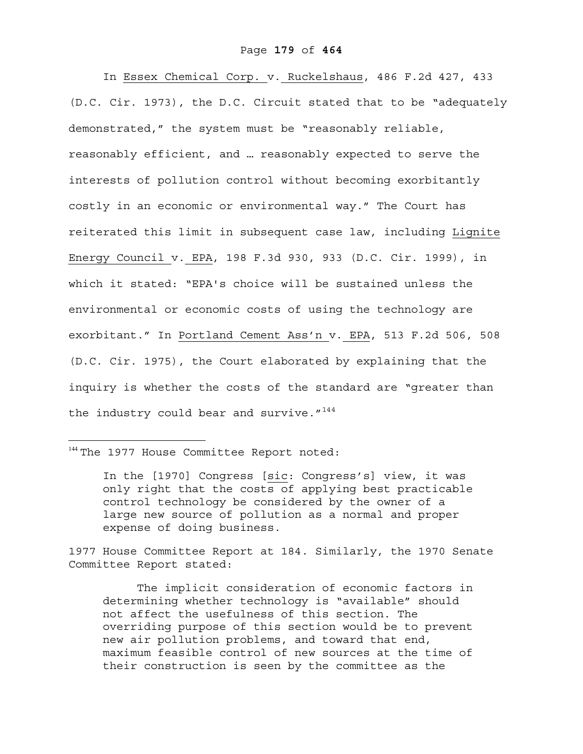In Essex Chemical Corp. v. Ruckelshaus, 486 F.2d 427, 433 (D.C. Cir. 1973), the D.C. Circuit stated that to be "adequately demonstrated," the system must be "reasonably reliable, reasonably efficient, and … reasonably expected to serve the interests of pollution control without becoming exorbitantly costly in an economic or environmental way." The Court has reiterated this limit in subsequent case law, including Lignite Energy Council v. EPA, 198 F.3d 930, 933 (D.C. Cir. 1999), in which it stated: "EPA's choice will be sustained unless the environmental or economic costs of using the technology are exorbitant." In Portland Cement Ass'n v. EPA, 513 F.2d 506, 508 (D.C. Cir. 1975), the Court elaborated by explaining that the inquiry is whether the costs of the standard are "greater than the industry could bear and survive."[144]

---

[144] The 1977 House Committee Report noted:

> In the [1970] Congress [sic: Congress's] view, it was only right that the costs of applying best practicable control technology be considered by the owner of a large new source of pollution as a normal and proper expense of doing business.

1977 House Committee Report at 184. Similarly, the 1970 Senate Committee Report stated:

> The implicit consideration of economic factors in determining whether technology is "available" should not affect the usefulness of this section. The overriding purpose of this section would be to prevent new air pollution problems, and toward that end, maximum feasible control of new sources at the time of their construction is seen by the committee as the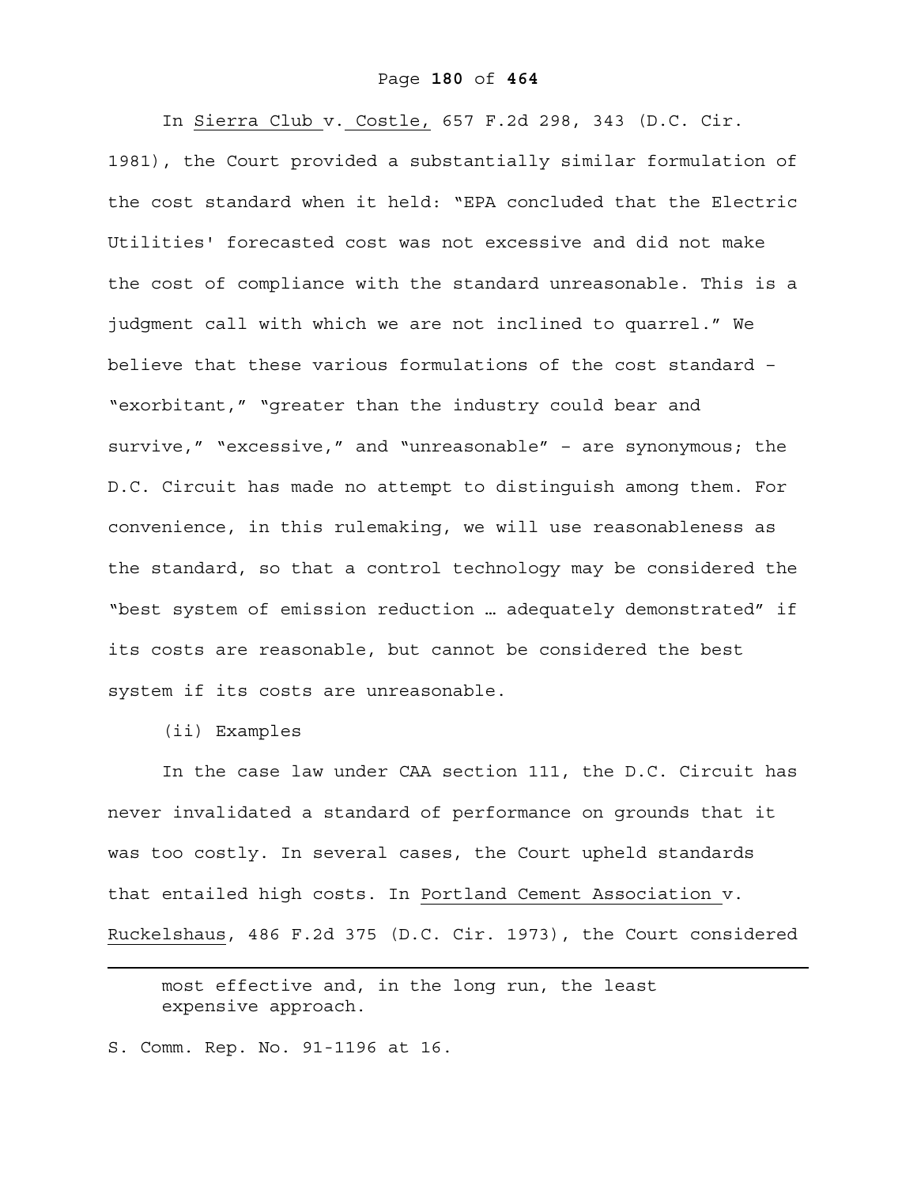In Sierra Club v. Costle, 657 F.2d 298, 343 (D.C. Cir. 1981), the Court provided a substantially similar formulation of the cost standard when it held: "EPA concluded that the Electric Utilities' forecasted cost was not excessive and did not make the cost of compliance with the standard unreasonable. This is a judgment call with which we are not inclined to quarrel." We believe that these various formulations of the cost standard – "exorbitant," "greater than the industry could bear and survive," "excessive," and "unreasonable" – are synonymous; the D.C. Circuit has made no attempt to distinguish among them. For convenience, in this rulemaking, we will use reasonableness as the standard, so that a control technology may be considered the "best system of emission reduction … adequately demonstrated" if its costs are reasonable, but cannot be considered the best system if its costs are unreasonable.

(ii) Examples

In the case law under CAA section 111, the D.C. Circuit has never invalidated a standard of performance on grounds that it was too costly. In several cases, the Court upheld standards that entailed high costs. In Portland Cement Association v. Ruckelshaus, 486 F.2d 375 (D.C. Cir. 1973), the Court considered

---

most effective and, in the long run, the least expensive approach.

S. Comm. Rep. No. 91-1196 at 16.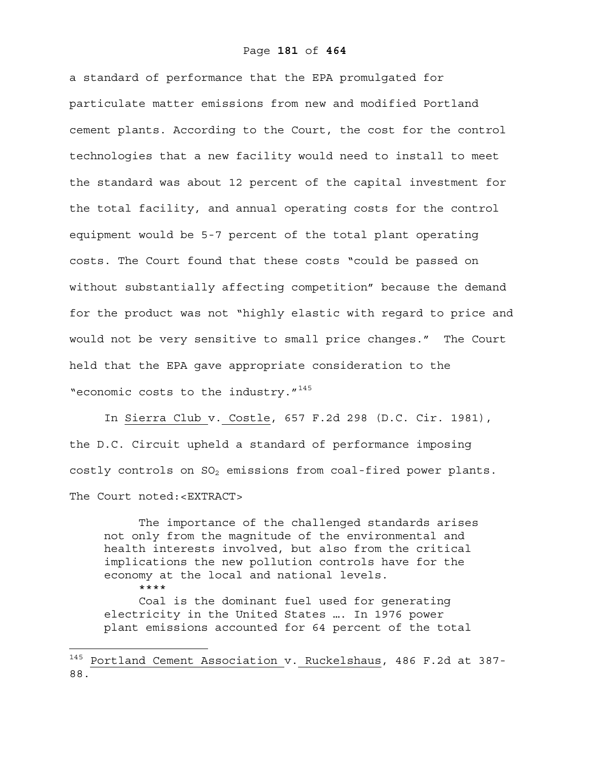a standard of performance that the EPA promulgated for particulate matter emissions from new and modified Portland cement plants. According to the Court, the cost for the control technologies that a new facility would need to install to meet the standard was about 12 percent of the capital investment for the total facility, and annual operating costs for the control equipment would be 5-7 percent of the total plant operating costs. The Court found that these costs "could be passed on without substantially affecting competition" because the demand for the product was not "highly elastic with regard to price and would not be very sensitive to small price changes." The Court held that the EPA gave appropriate consideration to the "economic costs to the industry."[145]

In Sierra Club v. Costle, 657 F.2d 298 (D.C. Cir. 1981), the D.C. Circuit upheld a standard of performance imposing costly controls on $SO_2$ emissions from coal-fired power plants. The Court noted:<EXTRACT>

> The importance of the challenged standards arises not only from the magnitude of the environmental and health interests involved, but also from the critical implications the new pollution controls have for the economy at the local and national levels.
>
> ****
>
> Coal is the dominant fuel used for generating electricity in the United States …. In 1976 power plant emissions accounted for 64 percent of the total

---

[145] Portland Cement Association v. Ruckelshaus, 486 F.2d at 387-88.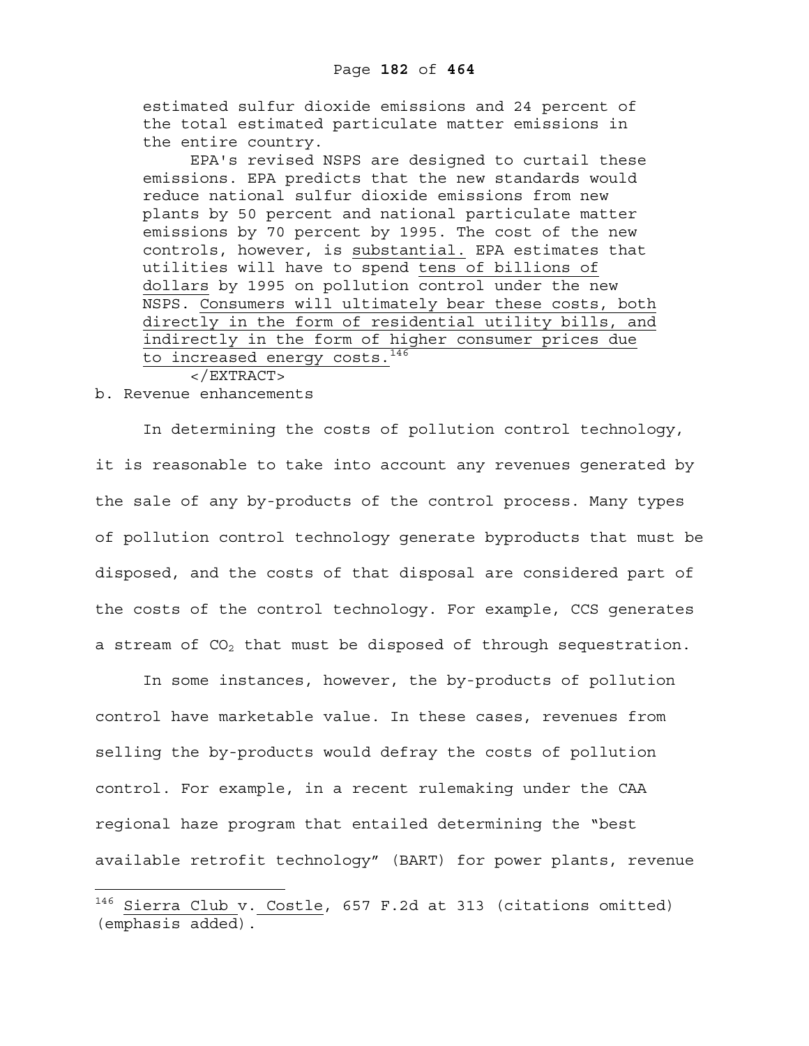> estimated sulfur dioxide emissions and 24 percent of the total estimated particulate matter emissions in the entire country.
>
> EPA's revised NSPS are designed to curtail these emissions. EPA predicts that the new standards would reduce national sulfur dioxide emissions from new plants by 50 percent and national particulate matter emissions by 70 percent by 1995. The cost of the new controls, however, is <u>substantial.</u> EPA estimates that utilities will have to spend <u>tens of billions of dollars</u> by 1995 on pollution control under the new NSPS. <u>Consumers will ultimately bear these costs, both directly in the form of residential utility bills, and indirectly in the form of higher consumer prices due to increased energy costs.</u>[146]

</EXTRACT>

b. Revenue enhancements

In determining the costs of pollution control technology, it is reasonable to take into account any revenues generated by the sale of any by-products of the control process. Many types of pollution control technology generate byproducts that must be disposed, and the costs of that disposal are considered part of the costs of the control technology. For example, CCS generates a stream of $CO_2$ that must be disposed of through sequestration.

In some instances, however, the by-products of pollution control have marketable value. In these cases, revenues from selling the by-products would defray the costs of pollution control. For example, in a recent rulemaking under the CAA regional haze program that entailed determining the "best available retrofit technology" (BART) for power plants, revenue

---

[146] <u>Sierra Club</u> v. <u>Costle</u>, 657 F.2d at 313 (citations omitted) (emphasis added).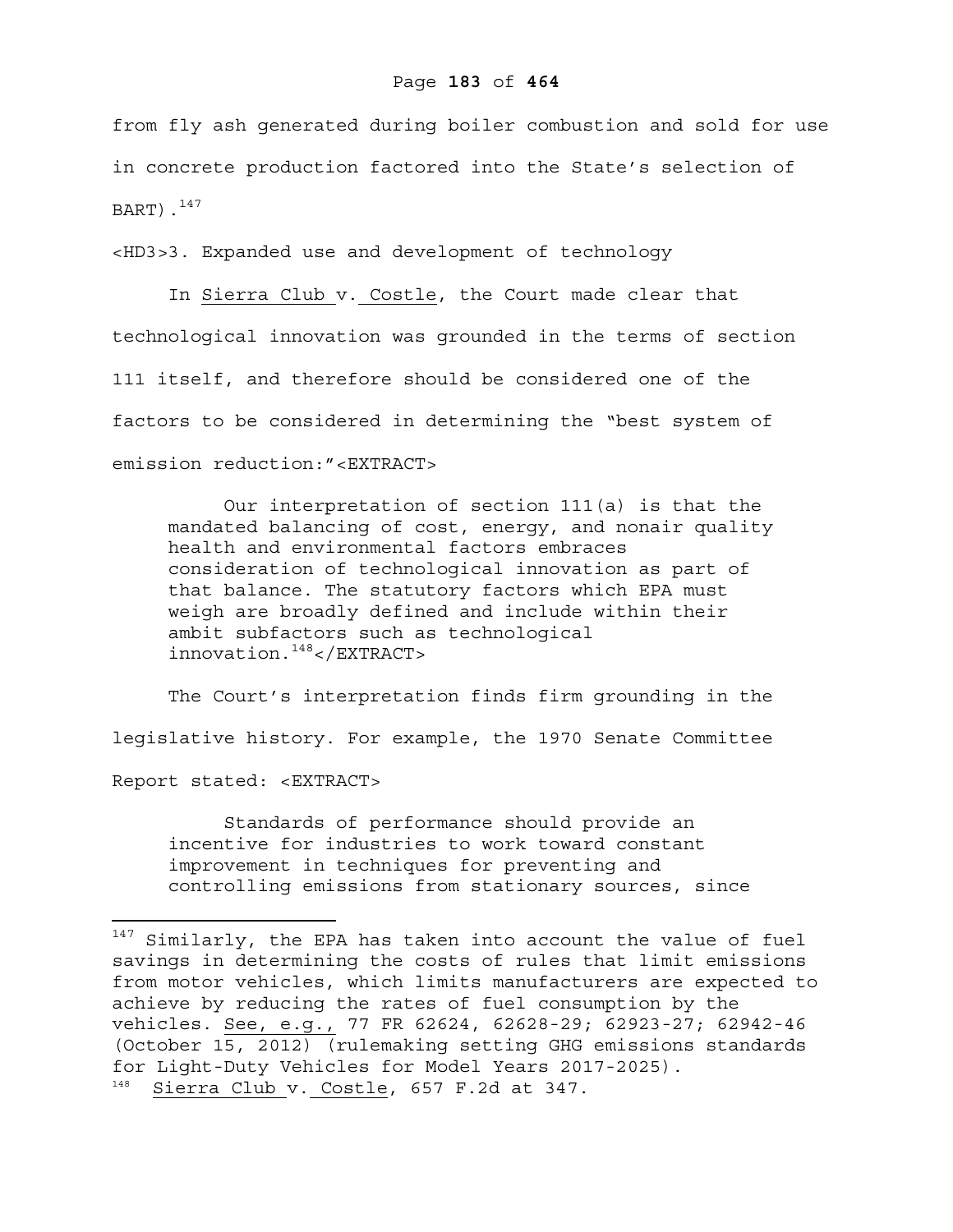from fly ash generated during boiler combustion and sold for use in concrete production factored into the State's selection of BART).[147]

### 3. Expanded use and development of technology

In Sierra Club v. Costle, the Court made clear that technological innovation was grounded in the terms of section 111 itself, and therefore should be considered one of the factors to be considered in determining the "best system of emission reduction:"

> Our interpretation of section 111(a) is that the mandated balancing of cost, energy, and nonair quality health and environmental factors embraces consideration of technological innovation as part of that balance. The statutory factors which EPA must weigh are broadly defined and include within their ambit subfactors such as technological innovation.[148]

The Court's interpretation finds firm grounding in the legislative history. For example, the 1970 Senate Committee Report stated:

> Standards of performance should provide an incentive for industries to work toward constant improvement in techniques for preventing and controlling emissions from stationary sources, since

---

[147] Similarly, the EPA has taken into account the value of fuel savings in determining the costs of rules that limit emissions from motor vehicles, which limits manufacturers are expected to achieve by reducing the rates of fuel consumption by the vehicles. See, e.g., 77 FR 62624, 62628-29; 62923-27; 62942-46 (October 15, 2012) (rulemaking setting GHG emissions standards for Light-Duty Vehicles for Model Years 2017-2025).

[148] Sierra Club v. Costle, 657 F.2d at 347.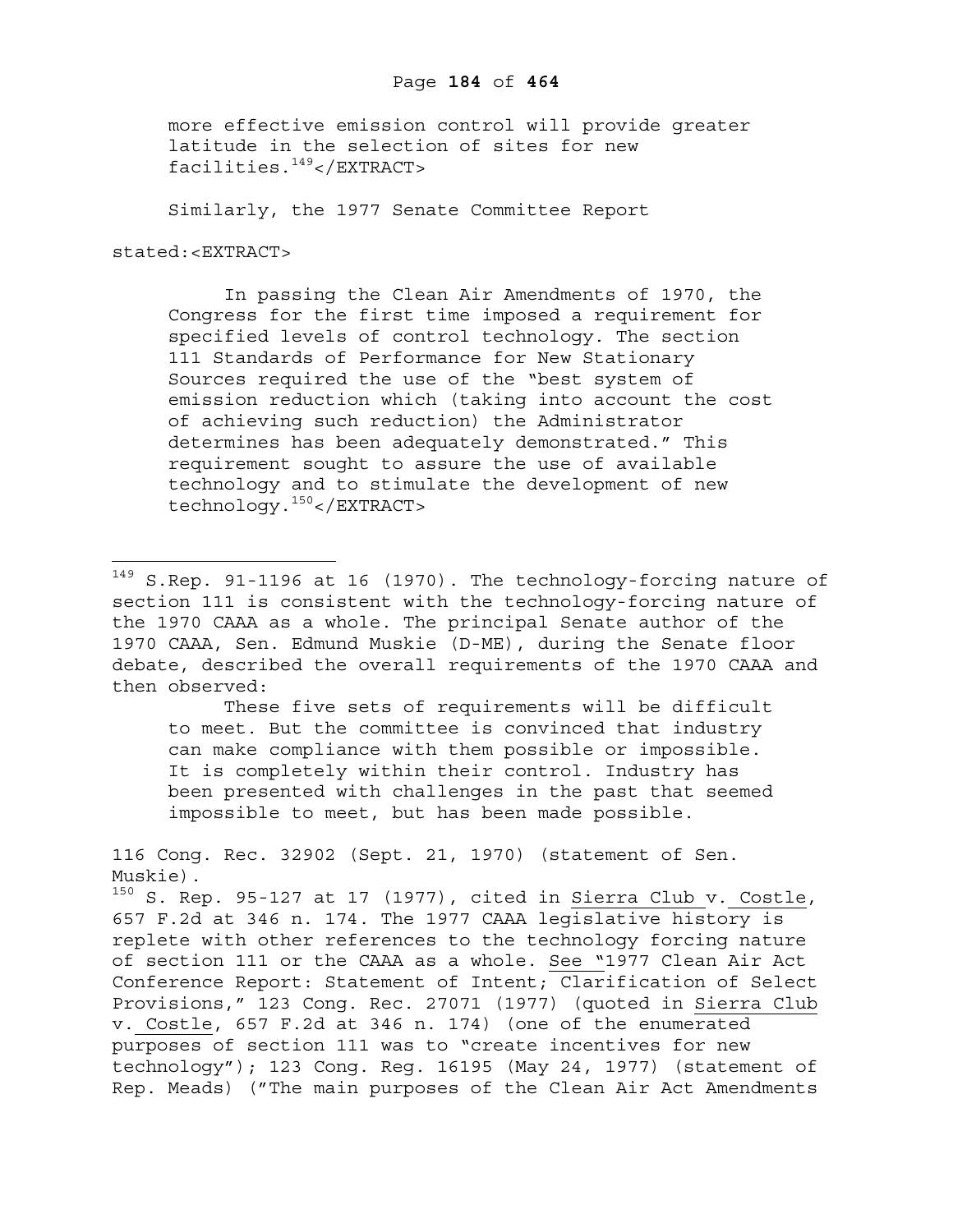> more effective emission control will provide greater latitude in the selection of sites for new facilities.[149]</EXTRACT>

Similarly, the 1977 Senate Committee Report stated:<EXTRACT>

> In passing the Clean Air Amendments of 1970, the Congress for the first time imposed a requirement for specified levels of control technology. The section 111 Standards of Performance for New Stationary Sources required the use of the "best system of emission reduction which (taking into account the cost of achieving such reduction) the Administrator determines has been adequately demonstrated." This requirement sought to assure the use of available technology and to stimulate the development of new technology.[150]</EXTRACT>

---

[149] S.Rep. 91-1196 at 16 (1970). The technology-forcing nature of section 111 is consistent with the technology-forcing nature of the 1970 CAAA as a whole. The principal Senate author of the 1970 CAAA, Sen. Edmund Muskie (D-ME), during the Senate floor debate, described the overall requirements of the 1970 CAAA and then observed:

> These five sets of requirements will be difficult to meet. But the committee is convinced that industry can make compliance with them possible or impossible. It is completely within their control. Industry has been presented with challenges in the past that seemed impossible to meet, but has been made possible.

116 Cong. Rec. 32902 (Sept. 21, 1970) (statement of Sen. Muskie).

[150] S. Rep. 95-127 at 17 (1977), cited in Sierra Club v. Costle, 657 F.2d at 346 n. 174. The 1977 CAAA legislative history is replete with other references to the technology forcing nature of section 111 or the CAAA as a whole. See "1977 Clean Air Act Conference Report: Statement of Intent; Clarification of Select Provisions," 123 Cong. Rec. 27071 (1977) (quoted in Sierra Club v. Costle, 657 F.2d at 346 n. 174) (one of the enumerated purposes of section 111 was to "create incentives for new technology"); 123 Cong. Reg. 16195 (May 24, 1977) (statement of Rep. Meads) ("The main purposes of the Clean Air Act Amendments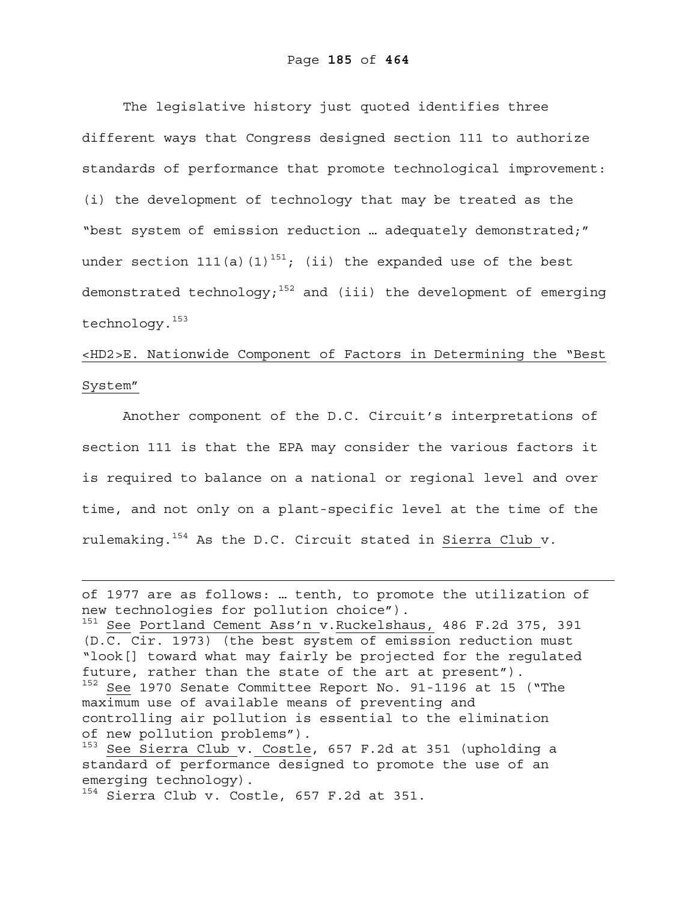The legislative history just quoted identifies three different ways that Congress designed section 111 to authorize standards of performance that promote technological improvement: (i) the development of technology that may be treated as the "best system of emission reduction … adequately demonstrated;" under section 111(a)(1)[151]; (ii) the expanded use of the best demonstrated technology;[152] and (iii) the development of emerging technology.[153]

## <HD2>E. Nationwide Component of Factors in Determining the "Best System"

Another component of the D.C. Circuit's interpretations of section 111 is that the EPA may consider the various factors it is required to balance on a national or regional level and over time, and not only on a plant-specific level at the time of the rulemaking.[154] As the D.C. Circuit stated in Sierra Club v.

---

of 1977 are as follows: … tenth, to promote the utilization of new technologies for pollution choice").

[151] See Portland Cement Ass'n v. Ruckelshaus, 486 F.2d 375, 391 (D.C. Cir. 1973) (the best system of emission reduction must "look[] toward what may fairly be projected for the regulated future, rather than the state of the art at present").

[152] See 1970 Senate Committee Report No. 91-1196 at 15 ("The maximum use of available means of preventing and controlling air pollution is essential to the elimination of new pollution problems").

[153] See Sierra Club v. Costle, 657 F.2d at 351 (upholding a standard of performance designed to promote the use of an emerging technology).

[154] Sierra Club v. Costle, 657 F.2d at 351.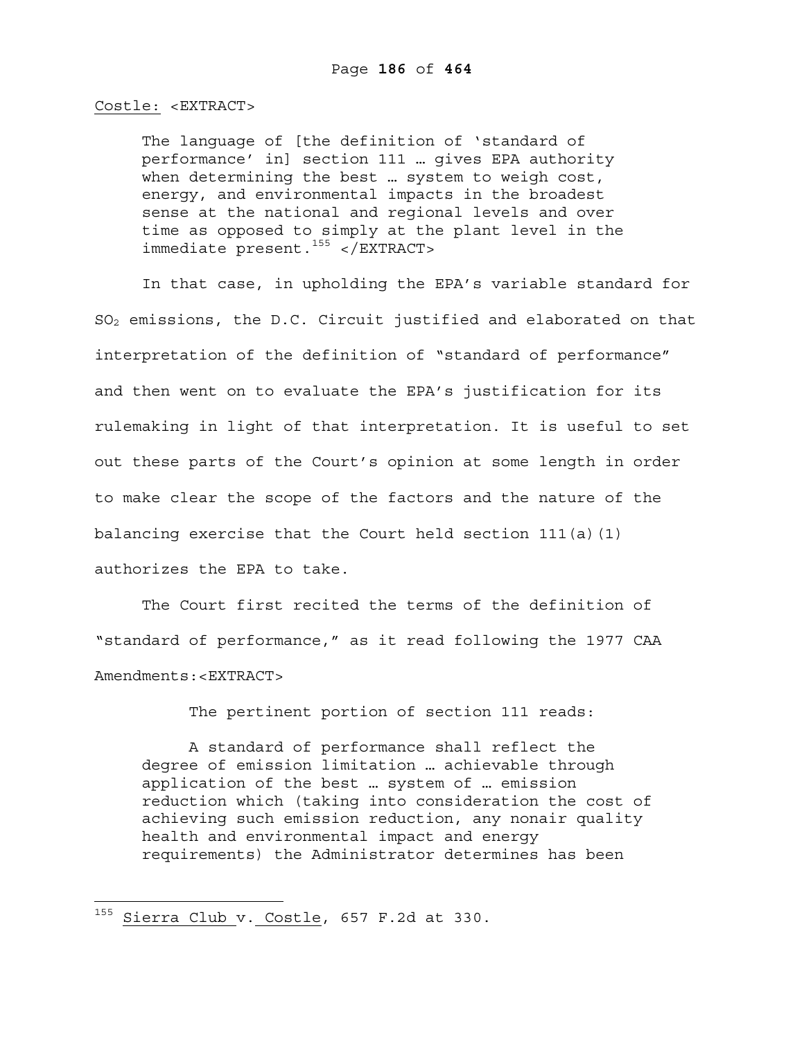Costle: <EXTRACT>

> The language of [the definition of 'standard of performance' in] section 111 … gives EPA authority when determining the best … system to weigh cost, energy, and environmental impacts in the broadest sense at the national and regional levels and over time as opposed to simply at the plant level in the immediate present.[155] </EXTRACT>

In that case, in upholding the EPA's variable standard for $SO_2$ emissions, the D.C. Circuit justified and elaborated on that interpretation of the definition of "standard of performance" and then went on to evaluate the EPA's justification for its rulemaking in light of that interpretation. It is useful to set out these parts of the Court's opinion at some length in order to make clear the scope of the factors and the nature of the balancing exercise that the Court held section 111(a)(1) authorizes the EPA to take.

The Court first recited the terms of the definition of "standard of performance," as it read following the 1977 CAA Amendments:<EXTRACT>

> The pertinent portion of section 111 reads:
>
> A standard of performance shall reflect the degree of emission limitation … achievable through application of the best … system of … emission reduction which (taking into consideration the cost of achieving such emission reduction, any nonair quality health and environmental impact and energy requirements) the Administrator determines has been

---

[155] Sierra Club v. Costle, 657 F.2d at 330.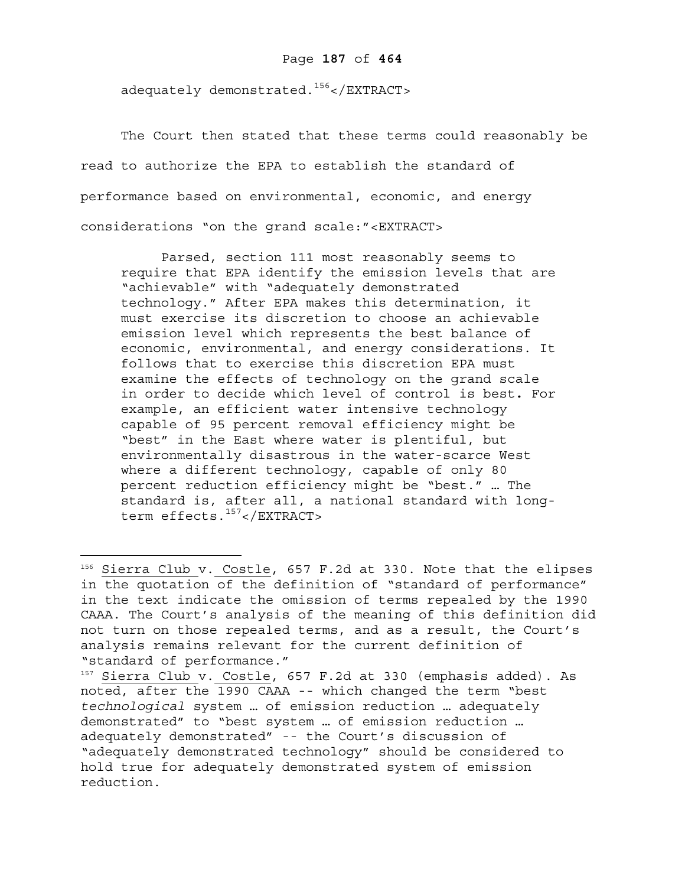adequately demonstrated.[156]</EXTRACT>

The Court then stated that these terms could reasonably be read to authorize the EPA to establish the standard of performance based on environmental, economic, and energy considerations "on the grand scale:"<EXTRACT>

> Parsed, section 111 most reasonably seems to require that EPA identify the emission levels that are "achievable" with "adequately demonstrated technology." After EPA makes this determination, it must exercise its discretion to choose an achievable emission level which represents the best balance of economic, environmental, and energy considerations. It follows that to exercise this discretion EPA must examine the effects of technology on the grand scale in order to decide which level of control is best**.** For example, an efficient water intensive technology capable of 95 percent removal efficiency might be "best" in the East where water is plentiful, but environmentally disastrous in the water-scarce West where a different technology, capable of only 80 percent reduction efficiency might be "best." … The standard is, after all, a national standard with long-term effects.[157]</EXTRACT>

---

[156] Sierra Club v. Costle, 657 F.2d at 330. Note that the elipses in the quotation of the definition of "standard of performance" in the text indicate the omission of terms repealed by the 1990 CAAA. The Court's analysis of the meaning of this definition did not turn on those repealed terms, and as a result, the Court's analysis remains relevant for the current definition of "standard of performance."

[157] Sierra Club v. Costle, 657 F.2d at 330 (emphasis added). As noted, after the 1990 CAAA -- which changed the term "best *technological* system … of emission reduction … adequately demonstrated" to "best system … of emission reduction … adequately demonstrated" -- the Court's discussion of "adequately demonstrated technology" should be considered to hold true for adequately demonstrated system of emission reduction.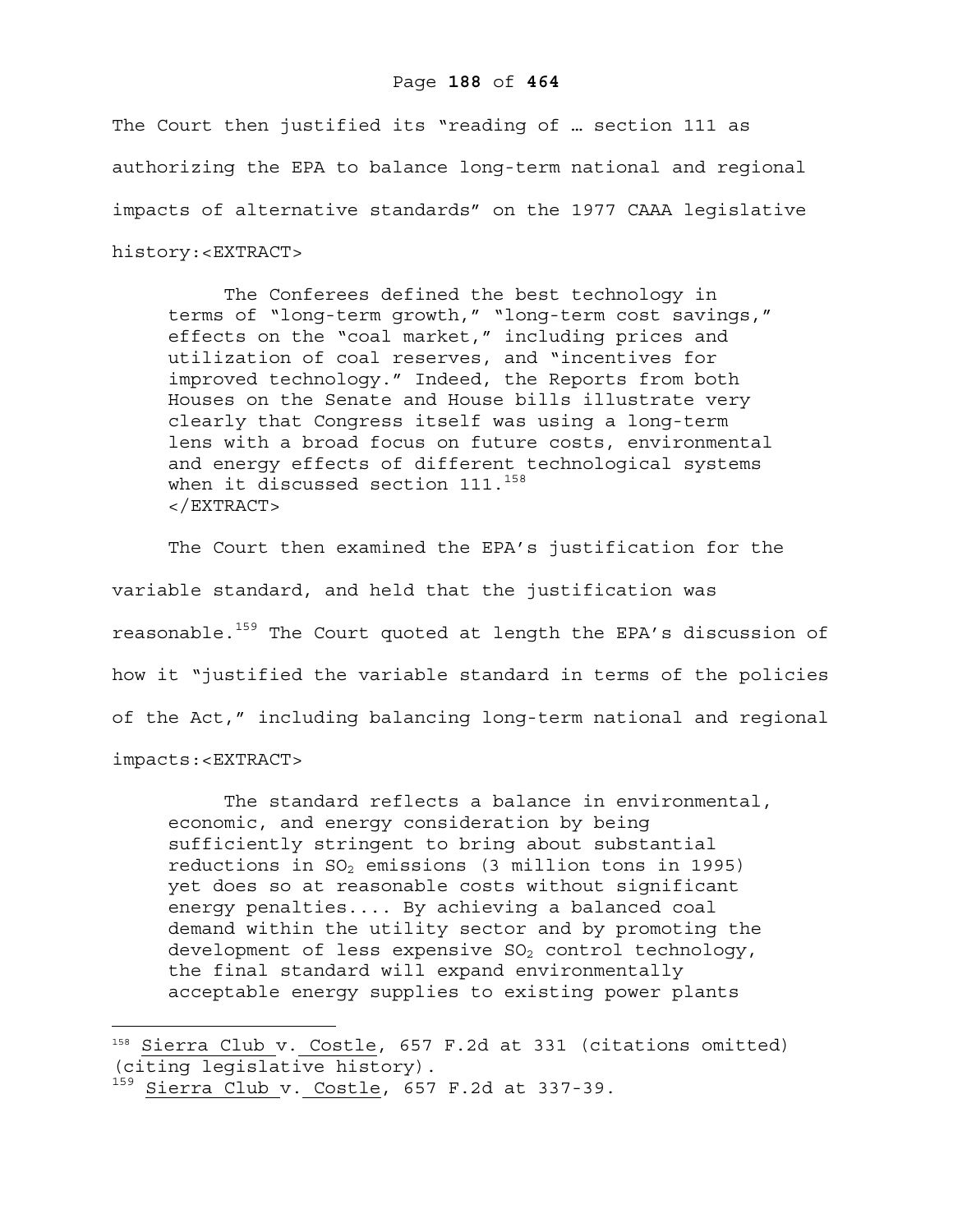The Court then justified its "reading of … section 111 as authorizing the EPA to balance long-term national and regional impacts of alternative standards" on the 1977 CAAA legislative history:<EXTRACT>

> The Conferees defined the best technology in terms of "long-term growth," "long-term cost savings," effects on the "coal market," including prices and utilization of coal reserves, and "incentives for improved technology." Indeed, the Reports from both Houses on the Senate and House bills illustrate very clearly that Congress itself was using a long-term lens with a broad focus on future costs, environmental and energy effects of different technological systems when it discussed section 111.[158]
> </EXTRACT>

The Court then examined the EPA's justification for the variable standard, and held that the justification was reasonable.[159] The Court quoted at length the EPA's discussion of how it "justified the variable standard in terms of the policies of the Act," including balancing long-term national and regional impacts:<EXTRACT>

> The standard reflects a balance in environmental, economic, and energy consideration by being sufficiently stringent to bring about substantial reductions in $SO_2$ emissions (3 million tons in 1995) yet does so at reasonable costs without significant energy penalties.... By achieving a balanced coal demand within the utility sector and by promoting the development of less expensive $SO_2$ control technology, the final standard will expand environmentally acceptable energy supplies to existing power plants

---

[158] Sierra Club v. Costle, 657 F.2d at 331 (citations omitted) (citing legislative history).

[159] Sierra Club v. Costle, 657 F.2d at 337-39.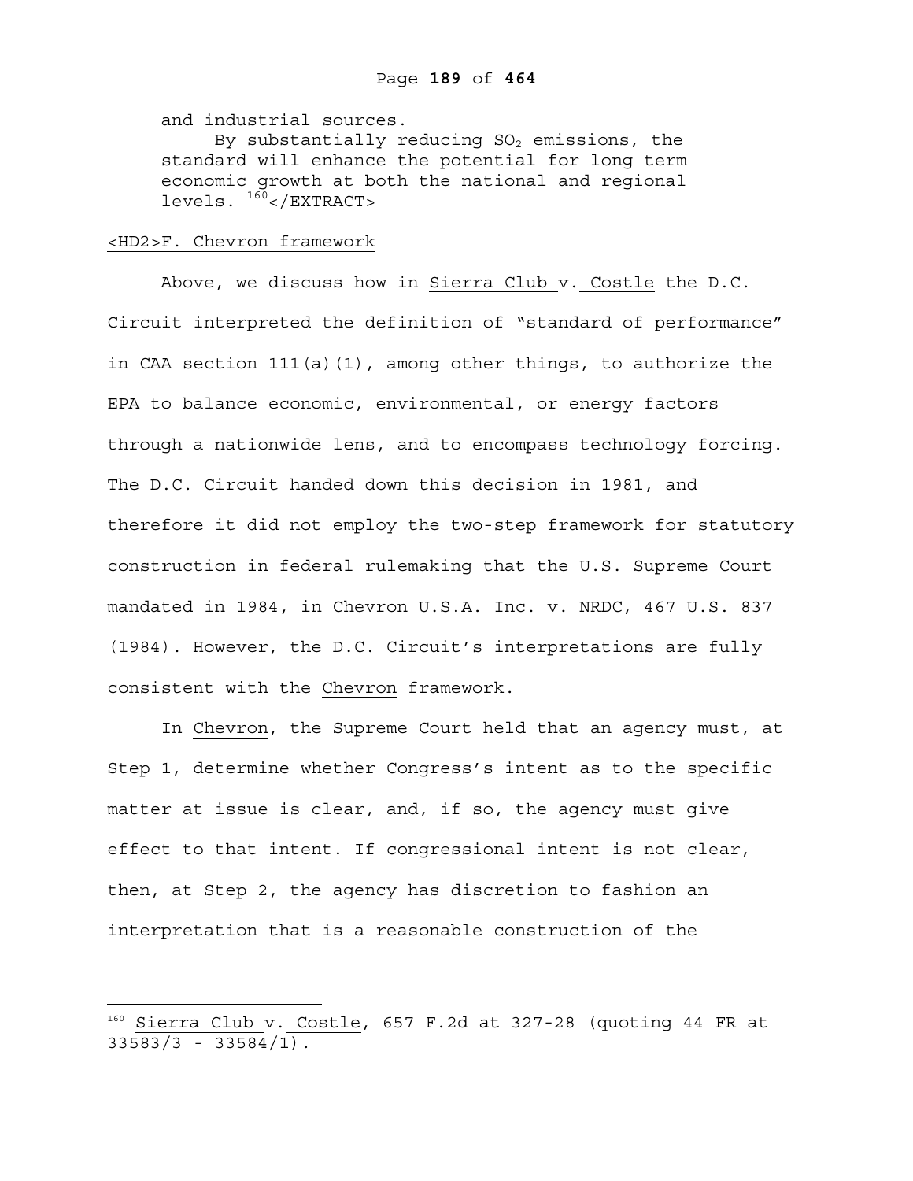and industrial sources.

By substantially reducing $SO_2$ emissions, the standard will enhance the potential for long term economic growth at both the national and regional levels. [160]</EXTRACT>

<HD2>F. Chevron framework

Above, we discuss how in Sierra Club v. Costle the D.C. Circuit interpreted the definition of "standard of performance" in CAA section 111(a)(1), among other things, to authorize the EPA to balance economic, environmental, or energy factors through a nationwide lens, and to encompass technology forcing. The D.C. Circuit handed down this decision in 1981, and therefore it did not employ the two-step framework for statutory construction in federal rulemaking that the U.S. Supreme Court mandated in 1984, in Chevron U.S.A. Inc. v. NRDC, 467 U.S. 837 (1984). However, the D.C. Circuit's interpretations are fully consistent with the Chevron framework.

In Chevron, the Supreme Court held that an agency must, at Step 1, determine whether Congress's intent as to the specific matter at issue is clear, and, if so, the agency must give effect to that intent. If congressional intent is not clear, then, at Step 2, the agency has discretion to fashion an interpretation that is a reasonable construction of the

---

[160] Sierra Club v. Costle, 657 F.2d at 327-28 (quoting 44 FR at 33583/3 - 33584/1).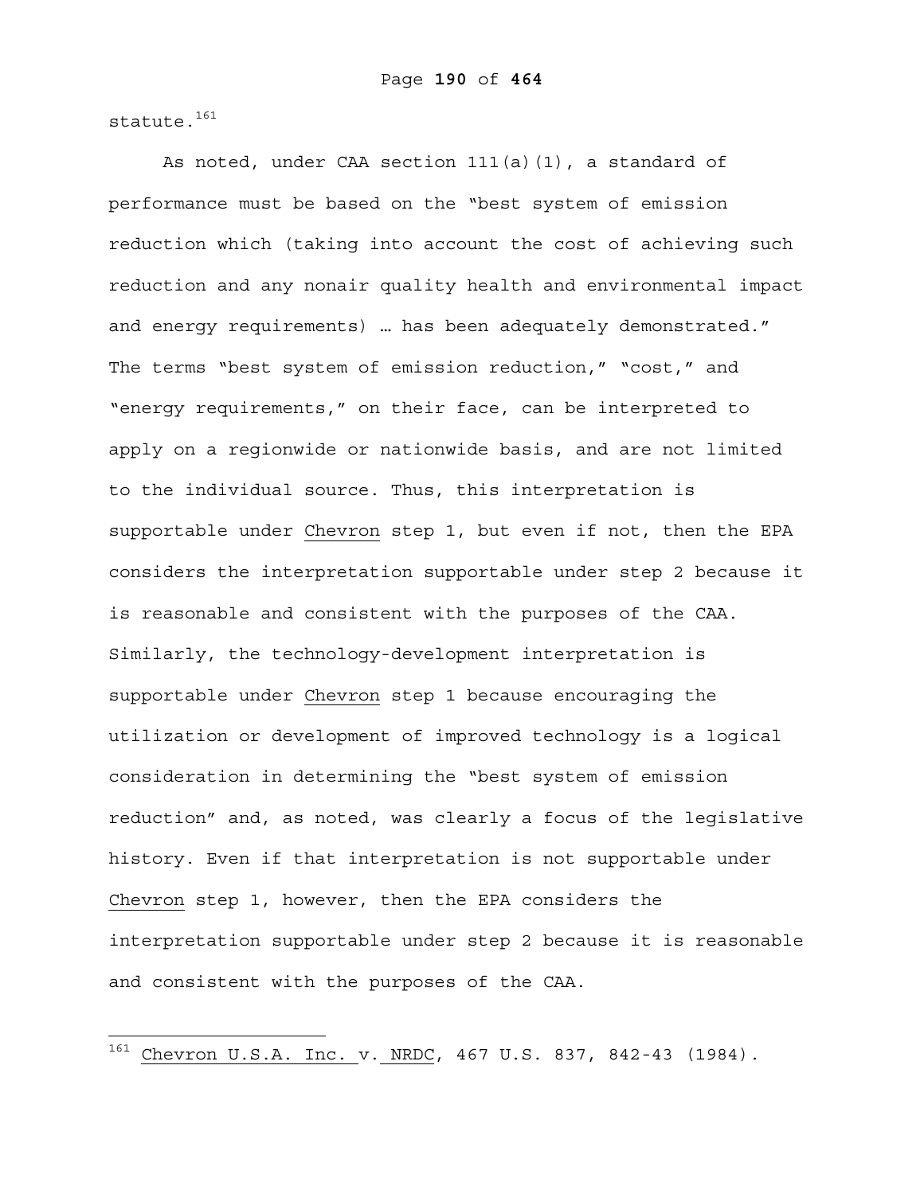statute.[161]

As noted, under CAA section 111(a)(1), a standard of performance must be based on the "best system of emission reduction which (taking into account the cost of achieving such reduction and any nonair quality health and environmental impact and energy requirements) … has been adequately demonstrated." The terms "best system of emission reduction," "cost," and "energy requirements," on their face, can be interpreted to apply on a regionwide or nationwide basis, and are not limited to the individual source. Thus, this interpretation is supportable under Chevron step 1, but even if not, then the EPA considers the interpretation supportable under step 2 because it is reasonable and consistent with the purposes of the CAA. Similarly, the technology-development interpretation is supportable under Chevron step 1 because encouraging the utilization or development of improved technology is a logical consideration in determining the "best system of emission reduction" and, as noted, was clearly a focus of the legislative history. Even if that interpretation is not supportable under Chevron step 1, however, then the EPA considers the interpretation supportable under step 2 because it is reasonable and consistent with the purposes of the CAA.

[161] Chevron U.S.A. Inc. v. NRDC, 467 U.S. 837, 842-43 (1984).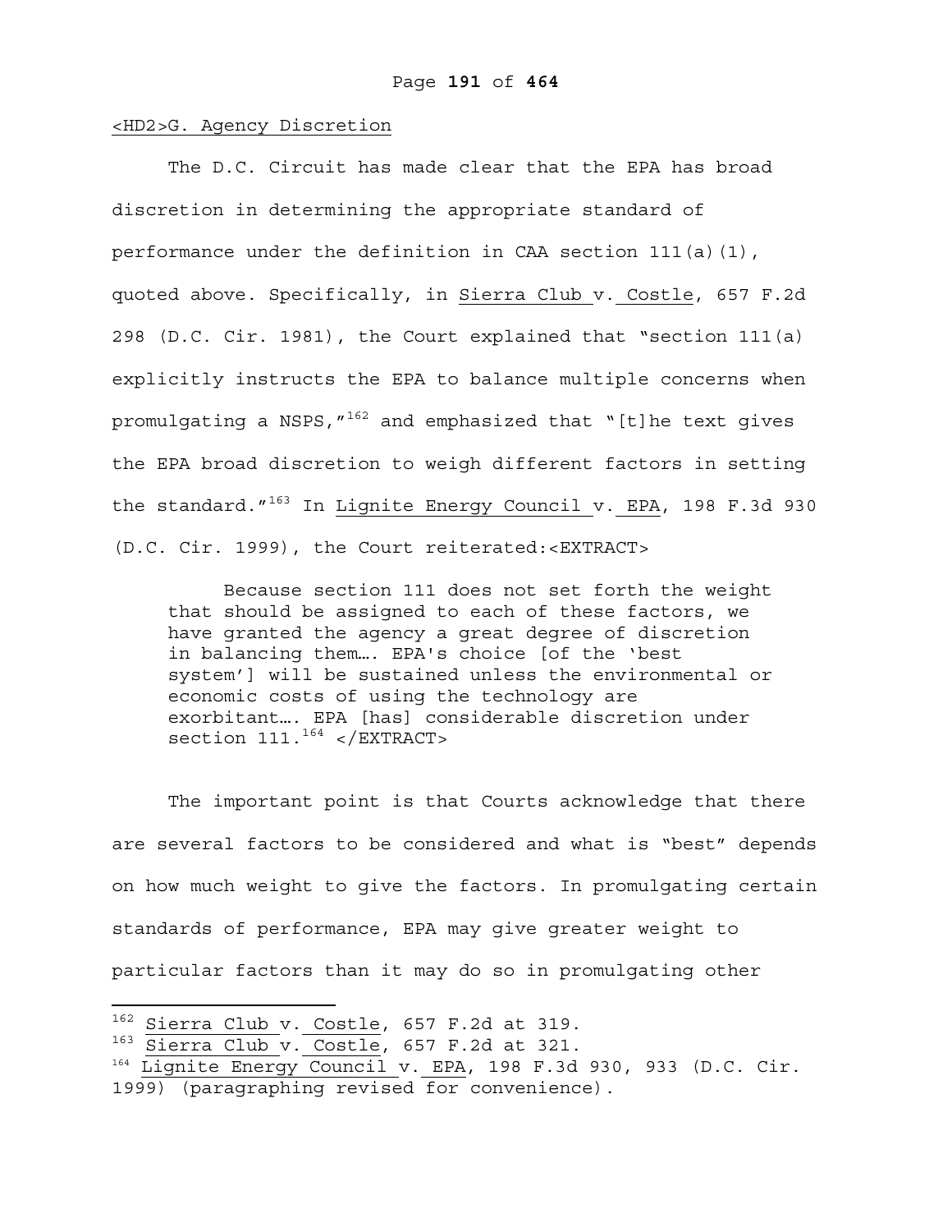## G. Agency Discretion

The D.C. Circuit has made clear that the EPA has broad discretion in determining the appropriate standard of performance under the definition in CAA section 111(a)(1), quoted above. Specifically, in Sierra Club v. Costle, 657 F.2d 298 (D.C. Cir. 1981), the Court explained that "section 111(a) explicitly instructs the EPA to balance multiple concerns when promulgating a NSPS,"[162] and emphasized that "[t]he text gives the EPA broad discretion to weigh different factors in setting the standard."[163] In Lignite Energy Council v. EPA, 198 F.3d 930 (D.C. Cir. 1999), the Court reiterated:

> Because section 111 does not set forth the weight that should be assigned to each of these factors, we have granted the agency a great degree of discretion in balancing them…. EPA's choice [of the 'best system'] will be sustained unless the environmental or economic costs of using the technology are exorbitant…. EPA [has] considerable discretion under section 111.[164]

The important point is that Courts acknowledge that there are several factors to be considered and what is "best" depends on how much weight to give the factors. In promulgating certain standards of performance, EPA may give greater weight to particular factors than it may do so in promulgating other

---

[162] Sierra Club v. Costle, 657 F.2d at 319.

[163] Sierra Club v. Costle, 657 F.2d at 321.

[164] Lignite Energy Council v. EPA, 198 F.3d 930, 933 (D.C. Cir. 1999) (paragraphing revised for convenience).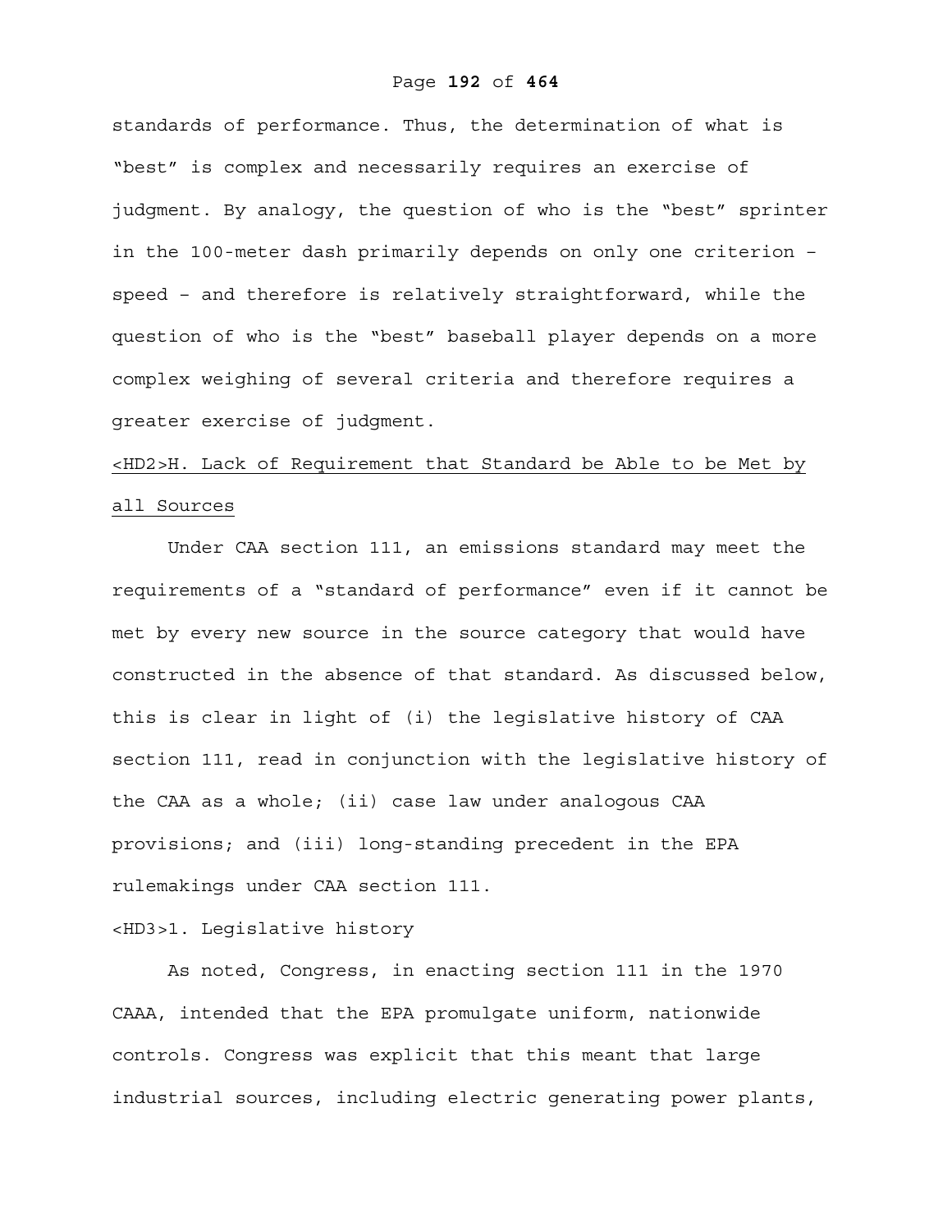standards of performance. Thus, the determination of what is "best" is complex and necessarily requires an exercise of judgment. By analogy, the question of who is the "best" sprinter in the 100-meter dash primarily depends on only one criterion – speed – and therefore is relatively straightforward, while the question of who is the "best" baseball player depends on a more complex weighing of several criteria and therefore requires a greater exercise of judgment.

## H. Lack of Requirement that Standard be Able to be Met by all Sources

Under CAA section 111, an emissions standard may meet the requirements of a "standard of performance" even if it cannot be met by every new source in the source category that would have constructed in the absence of that standard. As discussed below, this is clear in light of (i) the legislative history of CAA section 111, read in conjunction with the legislative history of the CAA as a whole; (ii) case law under analogous CAA provisions; and (iii) long-standing precedent in the EPA rulemakings under CAA section 111.

### 1. Legislative history

As noted, Congress, in enacting section 111 in the 1970 CAAA, intended that the EPA promulgate uniform, nationwide controls. Congress was explicit that this meant that large industrial sources, including electric generating power plants,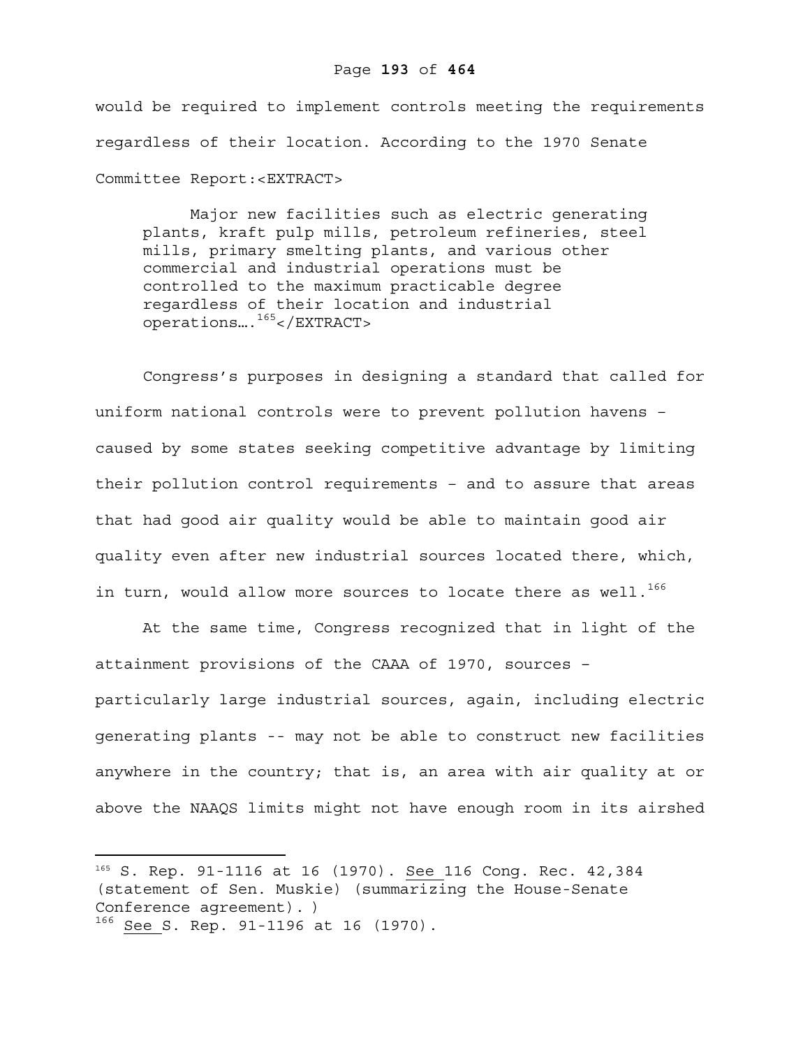would be required to implement controls meeting the requirements regardless of their location. According to the 1970 Senate Committee Report:<EXTRACT>

> Major new facilities such as electric generating plants, kraft pulp mills, petroleum refineries, steel mills, primary smelting plants, and various other commercial and industrial operations must be controlled to the maximum practicable degree regardless of their location and industrial operations….[165]</EXTRACT>

Congress's purposes in designing a standard that called for uniform national controls were to prevent pollution havens – caused by some states seeking competitive advantage by limiting their pollution control requirements – and to assure that areas that had good air quality would be able to maintain good air quality even after new industrial sources located there, which, in turn, would allow more sources to locate there as well.[166]

At the same time, Congress recognized that in light of the attainment provisions of the CAAA of 1970, sources – particularly large industrial sources, again, including electric generating plants -- may not be able to construct new facilities anywhere in the country; that is, an area with air quality at or above the NAAQS limits might not have enough room in its airshed

---

[165] S. Rep. 91-1116 at 16 (1970). See 116 Cong. Rec. 42,384 (statement of Sen. Muskie) (summarizing the House-Senate Conference agreement).)

[166] See S. Rep. 91-1196 at 16 (1970).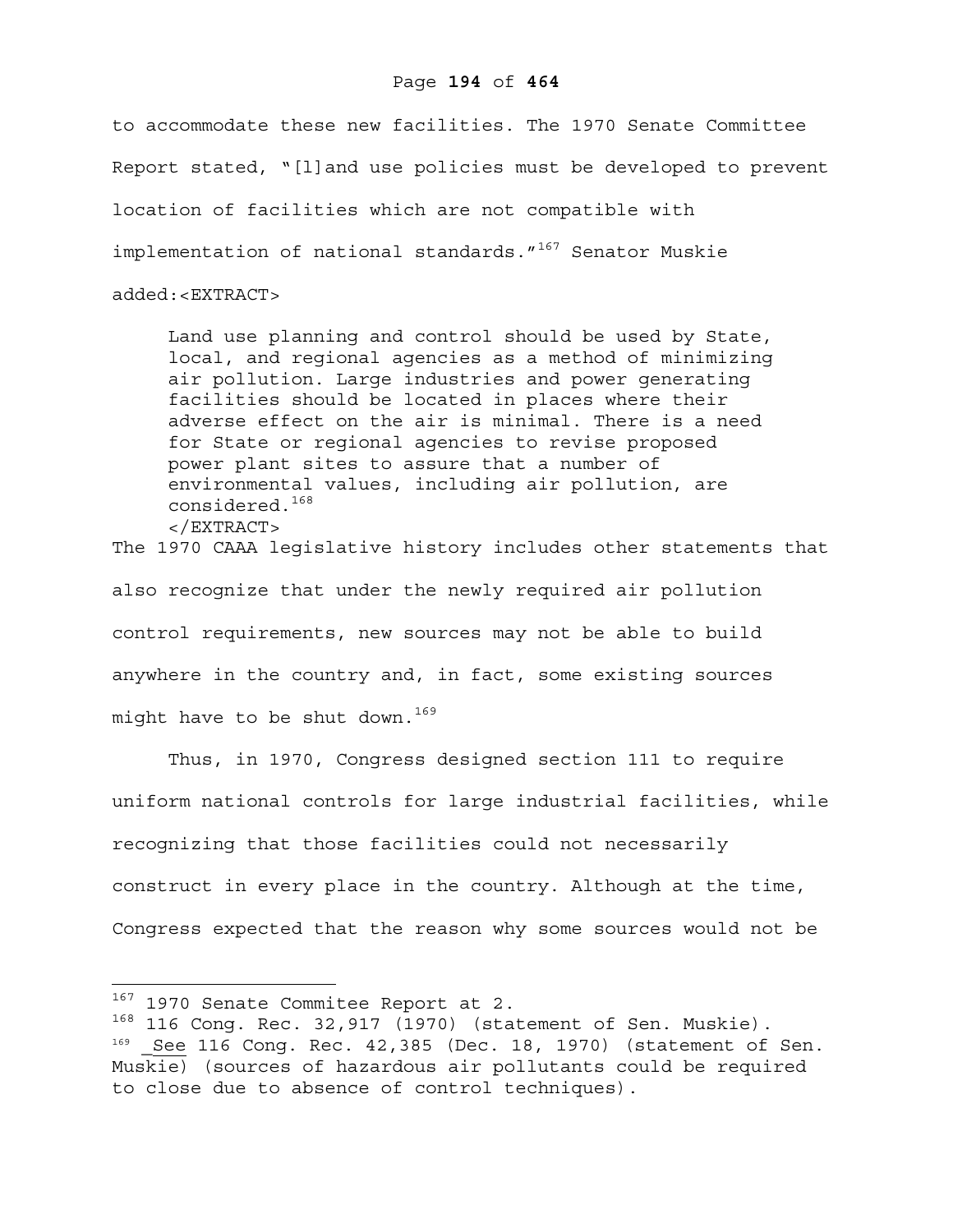to accommodate these new facilities. The 1970 Senate Committee Report stated, "[l]and use policies must be developed to prevent location of facilities which are not compatible with implementation of national standards."[167] Senator Muskie added:<EXTRACT>

> Land use planning and control should be used by State, local, and regional agencies as a method of minimizing air pollution. Large industries and power generating facilities should be located in places where their adverse effect on the air is minimal. There is a need for State or regional agencies to revise proposed power plant sites to assure that a number of environmental values, including air pollution, are considered.[168]
> </EXTRACT>

The 1970 CAAA legislative history includes other statements that also recognize that under the newly required air pollution control requirements, new sources may not be able to build anywhere in the country and, in fact, some existing sources might have to be shut down.[169]

Thus, in 1970, Congress designed section 111 to require uniform national controls for large industrial facilities, while recognizing that those facilities could not necessarily construct in every place in the country. Although at the time, Congress expected that the reason why some sources would not be

---

[167] 1970 Senate Commitee Report at 2.

[168] 116 Cong. Rec. 32,917 (1970) (statement of Sen. Muskie).

[169] See 116 Cong. Rec. 42,385 (Dec. 18, 1970) (statement of Sen. Muskie) (sources of hazardous air pollutants could be required to close due to absence of control techniques).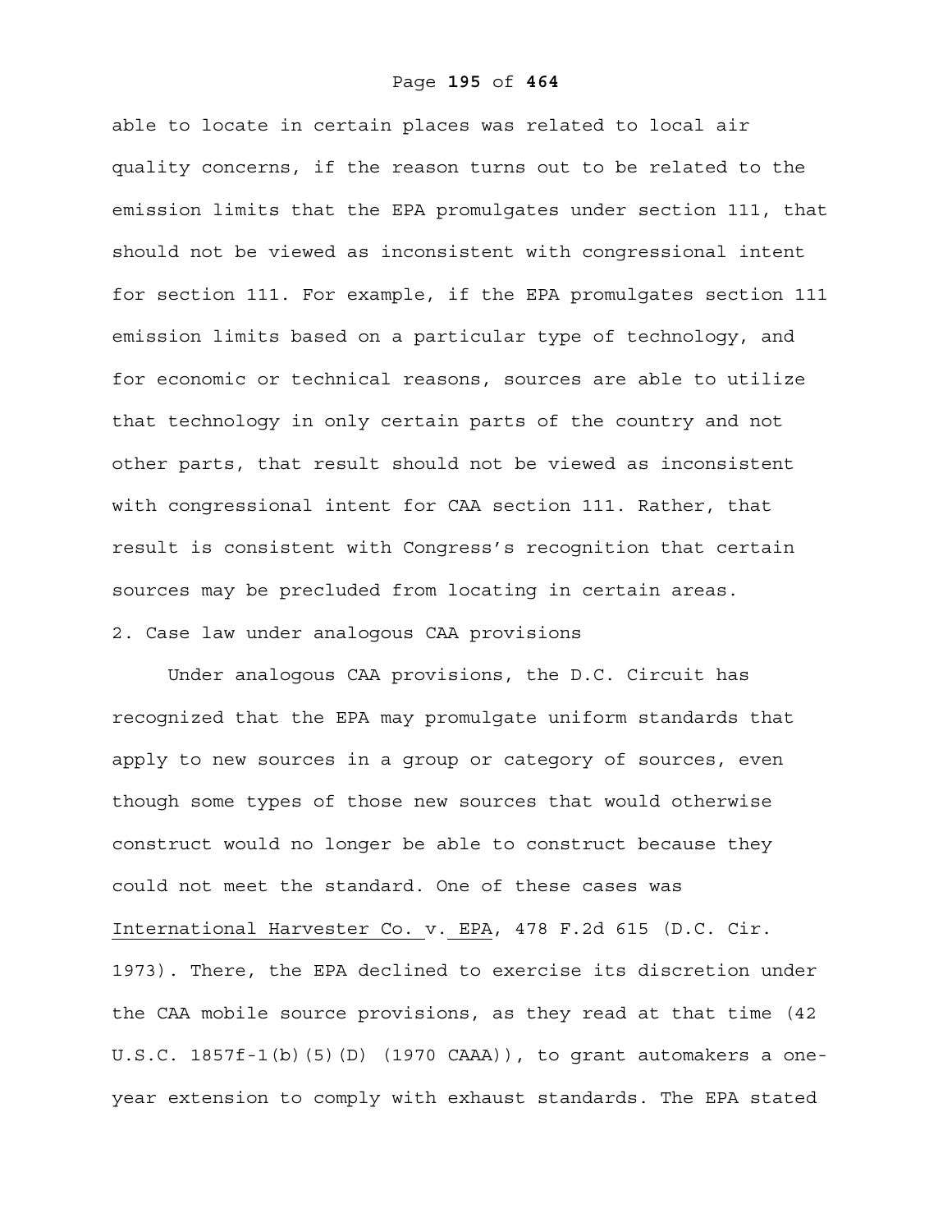able to locate in certain places was related to local air quality concerns, if the reason turns out to be related to the emission limits that the EPA promulgates under section 111, that should not be viewed as inconsistent with congressional intent for section 111. For example, if the EPA promulgates section 111 emission limits based on a particular type of technology, and for economic or technical reasons, sources are able to utilize that technology in only certain parts of the country and not other parts, that result should not be viewed as inconsistent with congressional intent for CAA section 111. Rather, that result is consistent with Congress's recognition that certain sources may be precluded from locating in certain areas.

2. Case law under analogous CAA provisions

Under analogous CAA provisions, the D.C. Circuit has recognized that the EPA may promulgate uniform standards that apply to new sources in a group or category of sources, even though some types of those new sources that would otherwise construct would no longer be able to construct because they could not meet the standard. One of these cases was International Harvester Co. v. EPA, 478 F.2d 615 (D.C. Cir. 1973). There, the EPA declined to exercise its discretion under the CAA mobile source provisions, as they read at that time (42 U.S.C. 1857f-1(b)(5)(D) (1970 CAAA)), to grant automakers a one-year extension to comply with exhaust standards. The EPA stated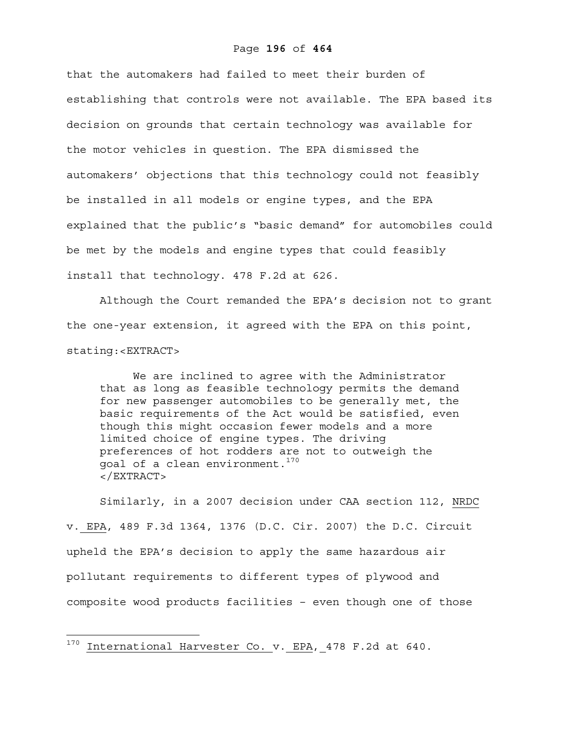that the automakers had failed to meet their burden of establishing that controls were not available. The EPA based its decision on grounds that certain technology was available for the motor vehicles in question. The EPA dismissed the automakers' objections that this technology could not feasibly be installed in all models or engine types, and the EPA explained that the public's "basic demand" for automobiles could be met by the models and engine types that could feasibly install that technology. 478 F.2d at 626.

Although the Court remanded the EPA's decision not to grant the one-year extension, it agreed with the EPA on this point, stating:<EXTRACT>

> We are inclined to agree with the Administrator that as long as feasible technology permits the demand for new passenger automobiles to be generally met, the basic requirements of the Act would be satisfied, even though this might occasion fewer models and a more limited choice of engine types. The driving preferences of hot rodders are not to outweigh the goal of a clean environment.[170]
> </EXTRACT>

Similarly, in a 2007 decision under CAA section 112, NRDC v. EPA, 489 F.3d 1364, 1376 (D.C. Cir. 2007) the D.C. Circuit upheld the EPA's decision to apply the same hazardous air pollutant requirements to different types of plywood and composite wood products facilities – even though one of those

---

[170] International Harvester Co. v. EPA, 478 F.2d at 640.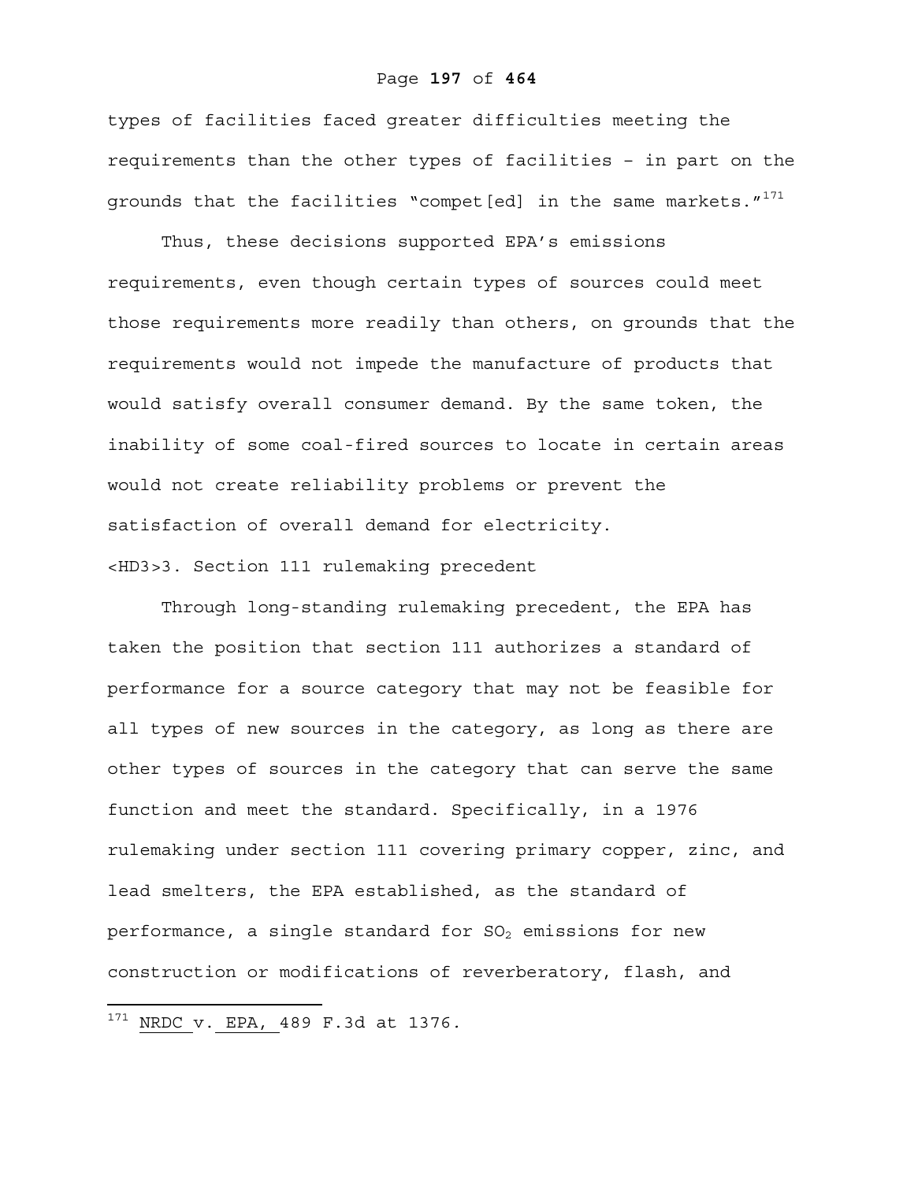types of facilities faced greater difficulties meeting the requirements than the other types of facilities – in part on the grounds that the facilities "compet[ed] in the same markets."[171]

Thus, these decisions supported EPA's emissions requirements, even though certain types of sources could meet those requirements more readily than others, on grounds that the requirements would not impede the manufacture of products that would satisfy overall consumer demand. By the same token, the inability of some coal-fired sources to locate in certain areas would not create reliability problems or prevent the satisfaction of overall demand for electricity.

### 3. Section 111 rulemaking precedent

Through long-standing rulemaking precedent, the EPA has taken the position that section 111 authorizes a standard of performance for a source category that may not be feasible for all types of new sources in the category, as long as there are other types of sources in the category that can serve the same function and meet the standard. Specifically, in a 1976 rulemaking under section 111 covering primary copper, zinc, and lead smelters, the EPA established, as the standard of performance, a single standard for $SO_2$ emissions for new construction or modifications of reverberatory, flash, and

---

[171] NRDC v. EPA, 489 F.3d at 1376.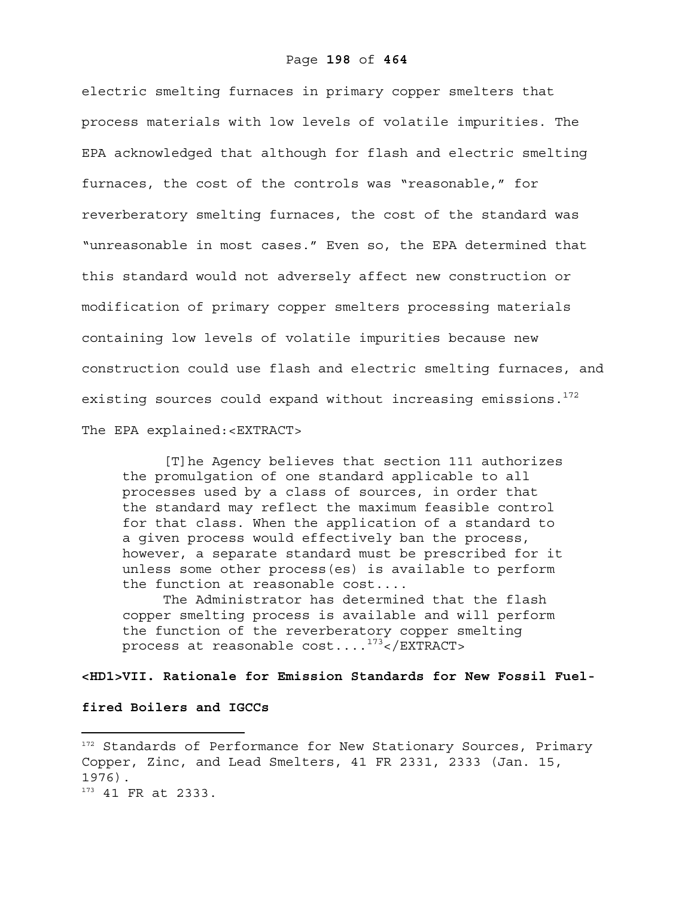electric smelting furnaces in primary copper smelters that process materials with low levels of volatile impurities. The EPA acknowledged that although for flash and electric smelting furnaces, the cost of the controls was "reasonable," for reverberatory smelting furnaces, the cost of the standard was "unreasonable in most cases." Even so, the EPA determined that this standard would not adversely affect new construction or modification of primary copper smelters processing materials containing low levels of volatile impurities because new construction could use flash and electric smelting furnaces, and existing sources could expand without increasing emissions.[172] The EPA explained:

> [T]he Agency believes that section 111 authorizes the promulgation of one standard applicable to all processes used by a class of sources, in order that the standard may reflect the maximum feasible control for that class. When the application of a standard to a given process would effectively ban the process, however, a separate standard must be prescribed for it unless some other process(es) is available to perform the function at reasonable cost....
>
> The Administrator has determined that the flash copper smelting process is available and will perform the function of the reverberatory copper smelting process at reasonable cost....[173]

# VII. Rationale for Emission Standards for New Fossil Fuel-fired Boilers and IGCCs

---

[172] Standards of Performance for New Stationary Sources, Primary Copper, Zinc, and Lead Smelters, 41 FR 2331, 2333 (Jan. 15, 1976).

[173] 41 FR at 2333.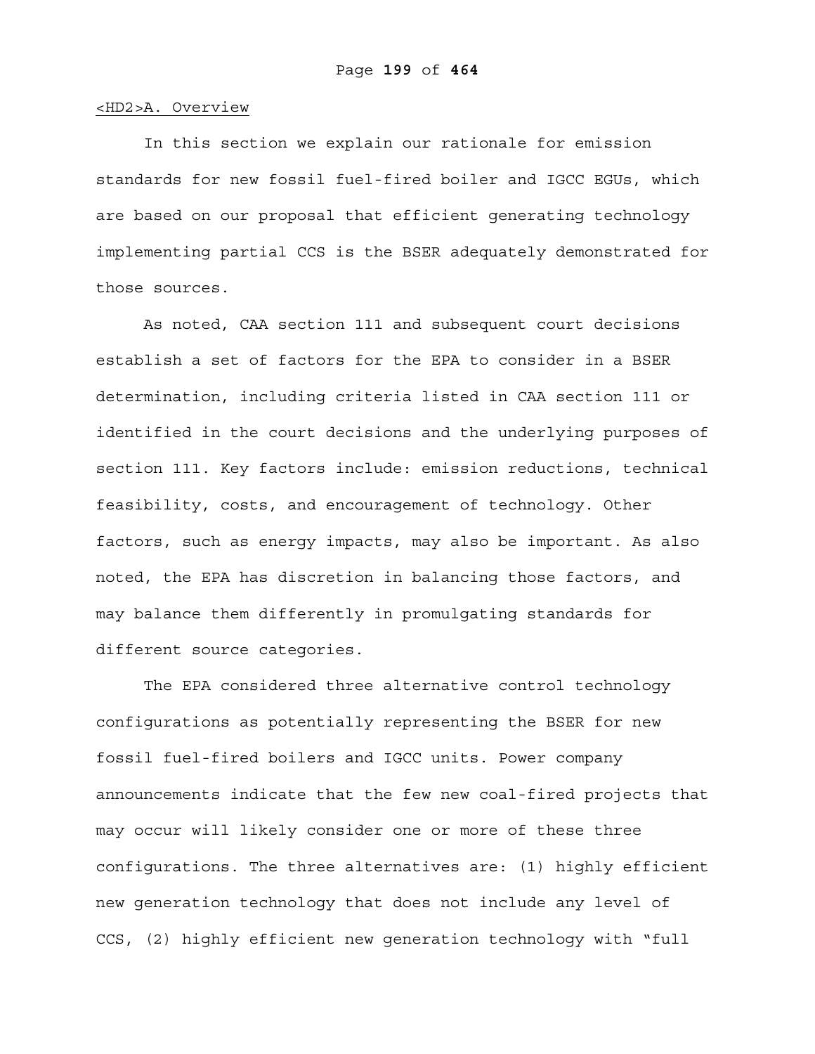## A. Overview

In this section we explain our rationale for emission standards for new fossil fuel-fired boiler and IGCC EGUs, which are based on our proposal that efficient generating technology implementing partial CCS is the BSER adequately demonstrated for those sources.

As noted, CAA section 111 and subsequent court decisions establish a set of factors for the EPA to consider in a BSER determination, including criteria listed in CAA section 111 or identified in the court decisions and the underlying purposes of section 111. Key factors include: emission reductions, technical feasibility, costs, and encouragement of technology. Other factors, such as energy impacts, may also be important. As also noted, the EPA has discretion in balancing those factors, and may balance them differently in promulgating standards for different source categories.

The EPA considered three alternative control technology configurations as potentially representing the BSER for new fossil fuel-fired boilers and IGCC units. Power company announcements indicate that the few new coal-fired projects that may occur will likely consider one or more of these three configurations. The three alternatives are: (1) highly efficient new generation technology that does not include any level of CCS, (2) highly efficient new generation technology with "full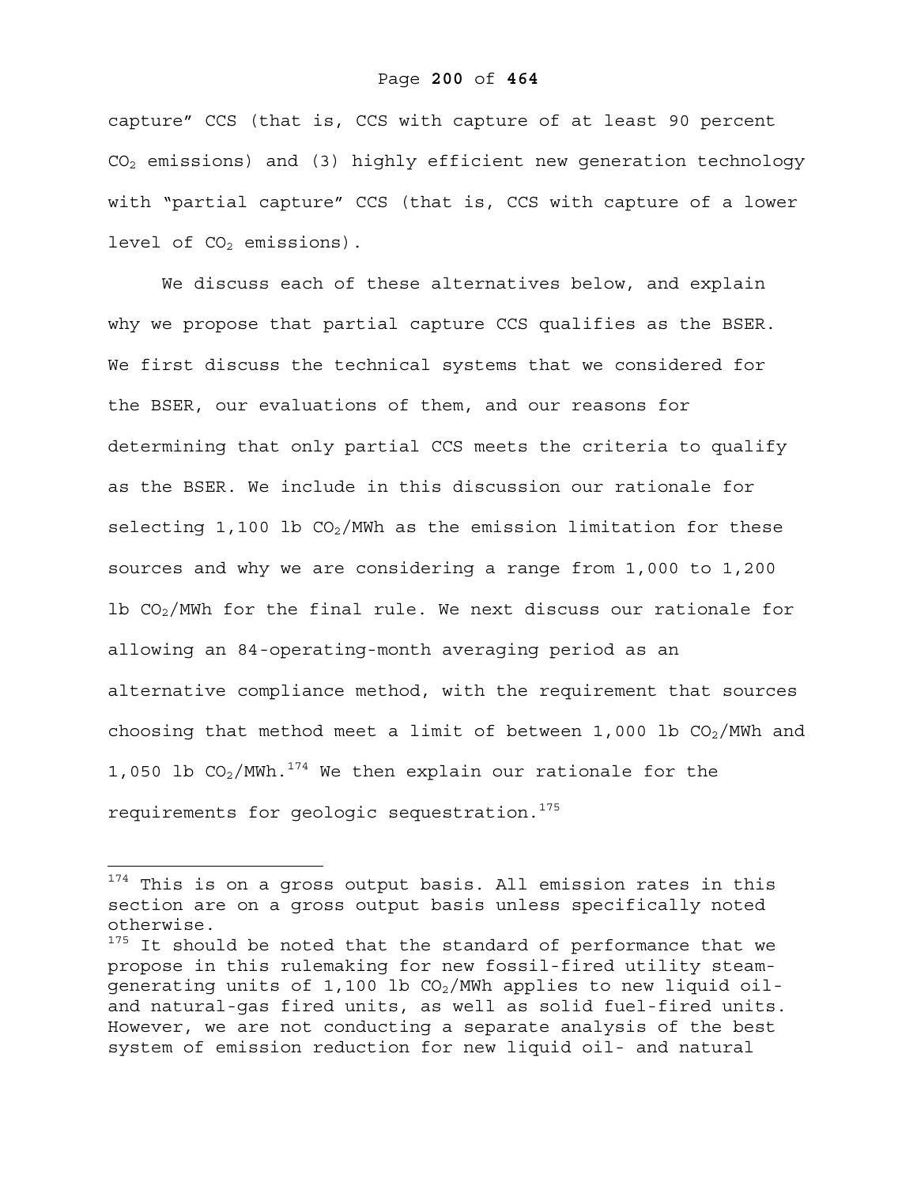capture" CCS (that is, CCS with capture of at least 90 percent $CO_2$ emissions) and (3) highly efficient new generation technology with "partial capture" CCS (that is, CCS with capture of a lower level of $CO_2$ emissions).

We discuss each of these alternatives below, and explain why we propose that partial capture CCS qualifies as the BSER. We first discuss the technical systems that we considered for the BSER, our evaluations of them, and our reasons for determining that only partial CCS meets the criteria to qualify as the BSER. We include in this discussion our rationale for selecting 1,100 lb $CO_2$/MWh as the emission limitation for these sources and why we are considering a range from 1,000 to 1,200 lb $CO_2$/MWh for the final rule. We next discuss our rationale for allowing an 84-operating-month averaging period as an alternative compliance method, with the requirement that sources choosing that method meet a limit of between 1,000 lb $CO_2$/MWh and 1,050 lb $CO_2$/MWh.[174] We then explain our rationale for the requirements for geologic sequestration.[175]

---

[174] This is on a gross output basis. All emission rates in this section are on a gross output basis unless specifically noted otherwise.

[175] It should be noted that the standard of performance that we propose in this rulemaking for new fossil-fired utility steam-generating units of 1,100 lb $CO_2$/MWh applies to new liquid oil- and natural-gas fired units, as well as solid fuel-fired units. However, we are not conducting a separate analysis of the best system of emission reduction for new liquid oil- and natural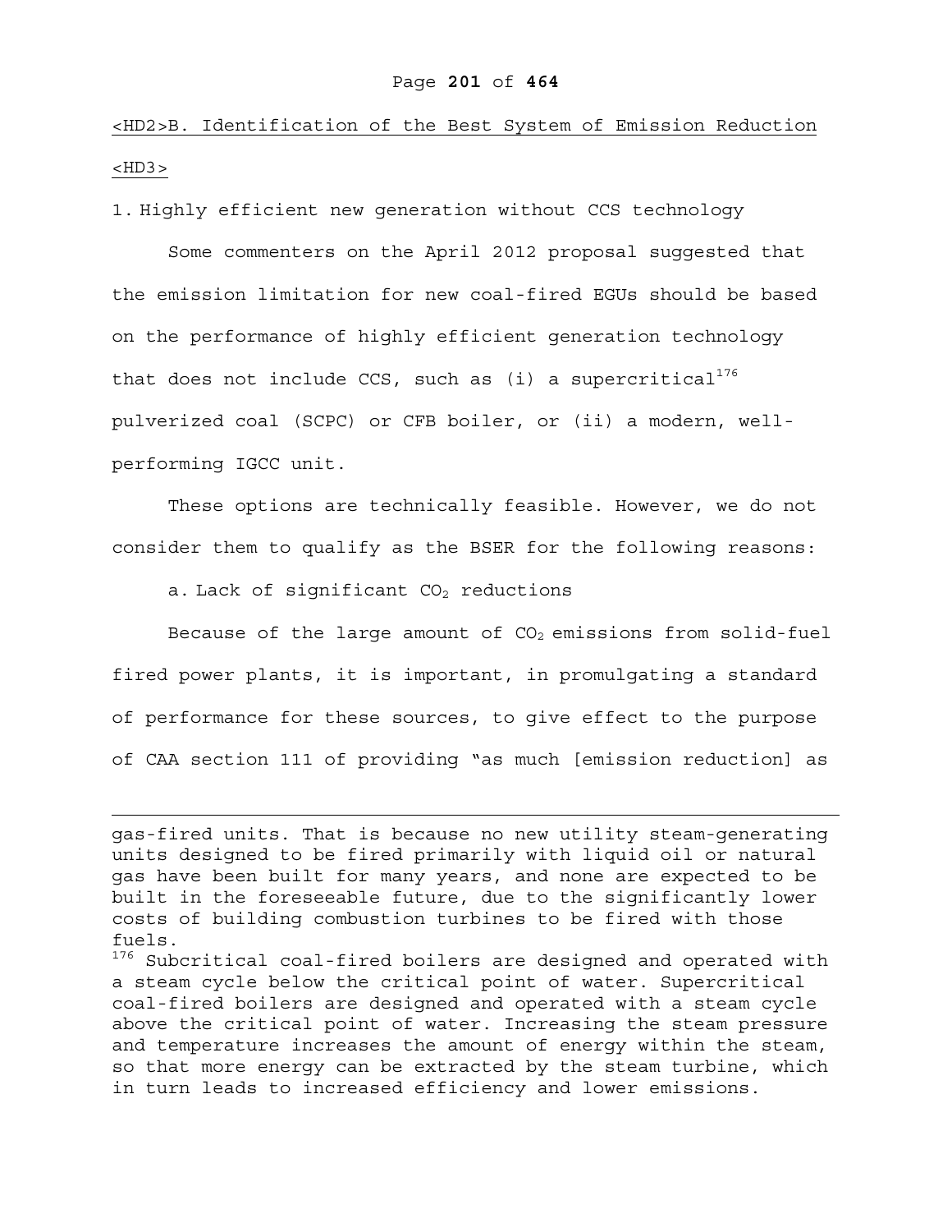<HD2>B. Identification of the Best System of Emission Reduction

<HD3>

1. Highly efficient new generation without CCS technology

Some commenters on the April 2012 proposal suggested that the emission limitation for new coal-fired EGUs should be based on the performance of highly efficient generation technology that does not include CCS, such as (i) a supercritical[176] pulverized coal (SCPC) or CFB boiler, or (ii) a modern, well-performing IGCC unit.

These options are technically feasible. However, we do not consider them to qualify as the BSER for the following reasons:

a. Lack of significant $CO_2$ reductions

Because of the large amount of $CO_2$ emissions from solid-fuel fired power plants, it is important, in promulgating a standard of performance for these sources, to give effect to the purpose of CAA section 111 of providing "as much [emission reduction] as

---

gas-fired units. That is because no new utility steam-generating units designed to be fired primarily with liquid oil or natural gas have been built for many years, and none are expected to be built in the foreseeable future, due to the significantly lower costs of building combustion turbines to be fired with those fuels.

[176] Subcritical coal-fired boilers are designed and operated with a steam cycle below the critical point of water. Supercritical coal-fired boilers are designed and operated with a steam cycle above the critical point of water. Increasing the steam pressure and temperature increases the amount of energy within the steam, so that more energy can be extracted by the steam turbine, which in turn leads to increased efficiency and lower emissions.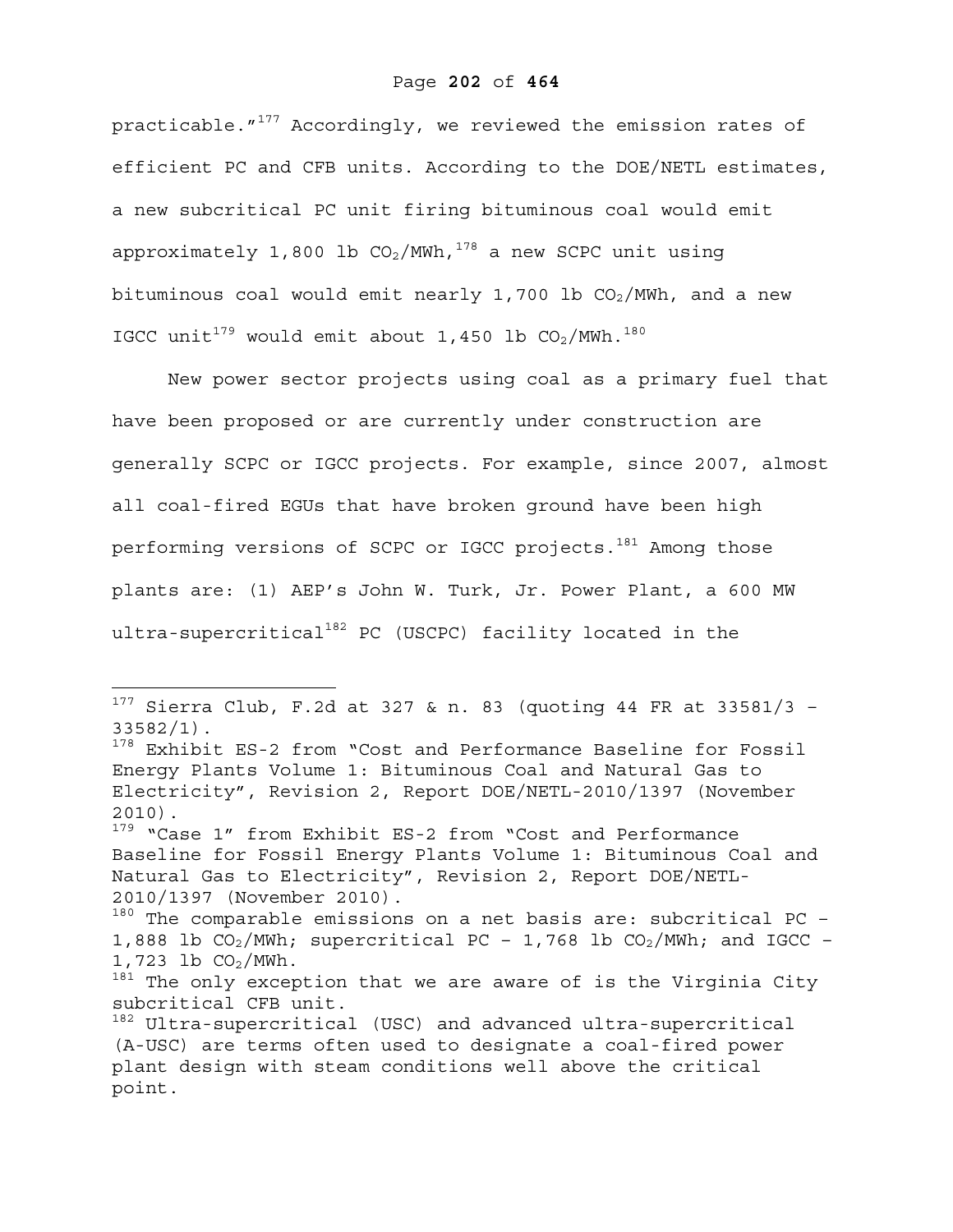practicable."[177] Accordingly, we reviewed the emission rates of efficient PC and CFB units. According to the DOE/NETL estimates, a new subcritical PC unit firing bituminous coal would emit approximately 1,800 lb $CO_2$/MWh,[178] a new SCPC unit using bituminous coal would emit nearly 1,700 lb $CO_2$/MWh, and a new IGCC unit[179] would emit about 1,450 lb $CO_2$/MWh.[180]

New power sector projects using coal as a primary fuel that have been proposed or are currently under construction are generally SCPC or IGCC projects. For example, since 2007, almost all coal-fired EGUs that have broken ground have been high performing versions of SCPC or IGCC projects.[181] Among those plants are: (1) AEP's John W. Turk, Jr. Power Plant, a 600 MW ultra-supercritical[182] PC (USCPC) facility located in the

---

[177] Sierra Club, F.2d at 327 & n. 83 (quoting 44 FR at 33581/3 – 33582/1).

[178] Exhibit ES-2 from "Cost and Performance Baseline for Fossil Energy Plants Volume 1: Bituminous Coal and Natural Gas to Electricity", Revision 2, Report DOE/NETL-2010/1397 (November 2010).

[179] "Case 1" from Exhibit ES-2 from "Cost and Performance Baseline for Fossil Energy Plants Volume 1: Bituminous Coal and Natural Gas to Electricity", Revision 2, Report DOE/NETL-2010/1397 (November 2010).

[180] The comparable emissions on a net basis are: subcritical PC – 1,888 lb $CO_2$/MWh; supercritical PC – 1,768 lb $CO_2$/MWh; and IGCC – 1,723 lb $CO_2$/MWh.

[181] The only exception that we are aware of is the Virginia City subcritical CFB unit.

[182] Ultra-supercritical (USC) and advanced ultra-supercritical (A-USC) are terms often used to designate a coal-fired power plant design with steam conditions well above the critical point.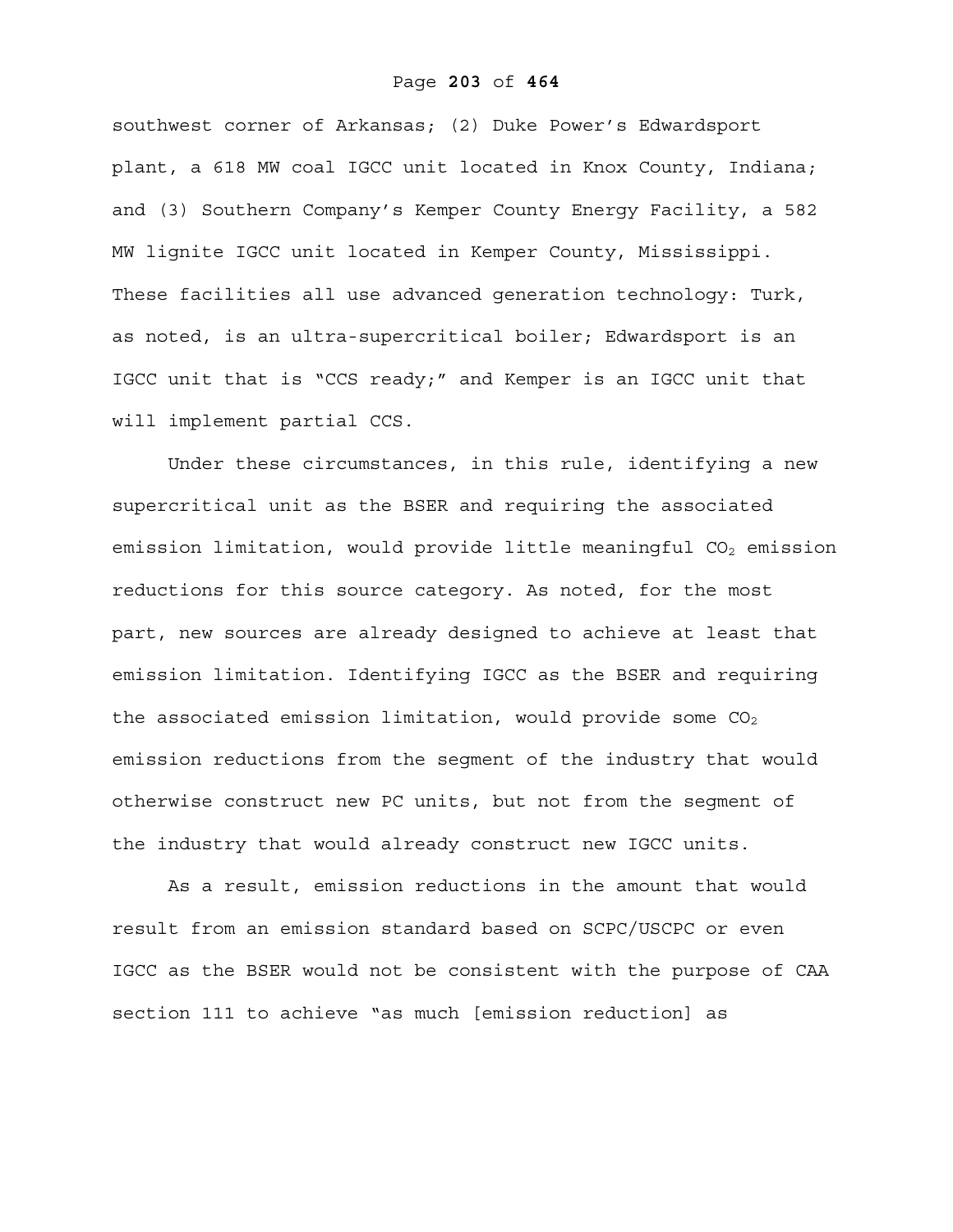southwest corner of Arkansas; (2) Duke Power's Edwardsport plant, a 618 MW coal IGCC unit located in Knox County, Indiana; and (3) Southern Company's Kemper County Energy Facility, a 582 MW lignite IGCC unit located in Kemper County, Mississippi. These facilities all use advanced generation technology: Turk, as noted, is an ultra-supercritical boiler; Edwardsport is an IGCC unit that is "CCS ready;" and Kemper is an IGCC unit that will implement partial CCS.

Under these circumstances, in this rule, identifying a new supercritical unit as the BSER and requiring the associated emission limitation, would provide little meaningful $CO_2$ emission reductions for this source category. As noted, for the most part, new sources are already designed to achieve at least that emission limitation. Identifying IGCC as the BSER and requiring the associated emission limitation, would provide some $CO_2$ emission reductions from the segment of the industry that would otherwise construct new PC units, but not from the segment of the industry that would already construct new IGCC units.

As a result, emission reductions in the amount that would result from an emission standard based on SCPC/USCPC or even IGCC as the BSER would not be consistent with the purpose of CAA section 111 to achieve "as much [emission reduction] as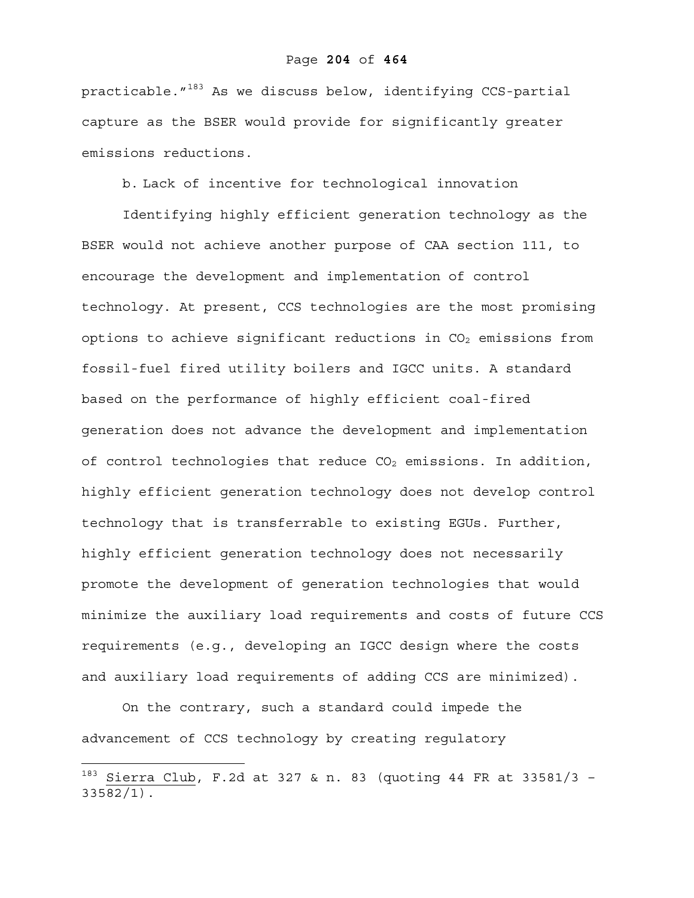practicable."[183] As we discuss below, identifying CCS-partial capture as the BSER would provide for significantly greater emissions reductions.

b. Lack of incentive for technological innovation

Identifying highly efficient generation technology as the BSER would not achieve another purpose of CAA section 111, to encourage the development and implementation of control technology. At present, CCS technologies are the most promising options to achieve significant reductions in $CO_2$ emissions from fossil-fuel fired utility boilers and IGCC units. A standard based on the performance of highly efficient coal-fired generation does not advance the development and implementation of control technologies that reduce $CO_2$ emissions. In addition, highly efficient generation technology does not develop control technology that is transferrable to existing EGUs. Further, highly efficient generation technology does not necessarily promote the development of generation technologies that would minimize the auxiliary load requirements and costs of future CCS requirements (e.g., developing an IGCC design where the costs and auxiliary load requirements of adding CCS are minimized).

On the contrary, such a standard could impede the advancement of CCS technology by creating regulatory

---

[183] Sierra Club, F.2d at 327 & n. 83 (quoting 44 FR at 33581/3 – 33582/1).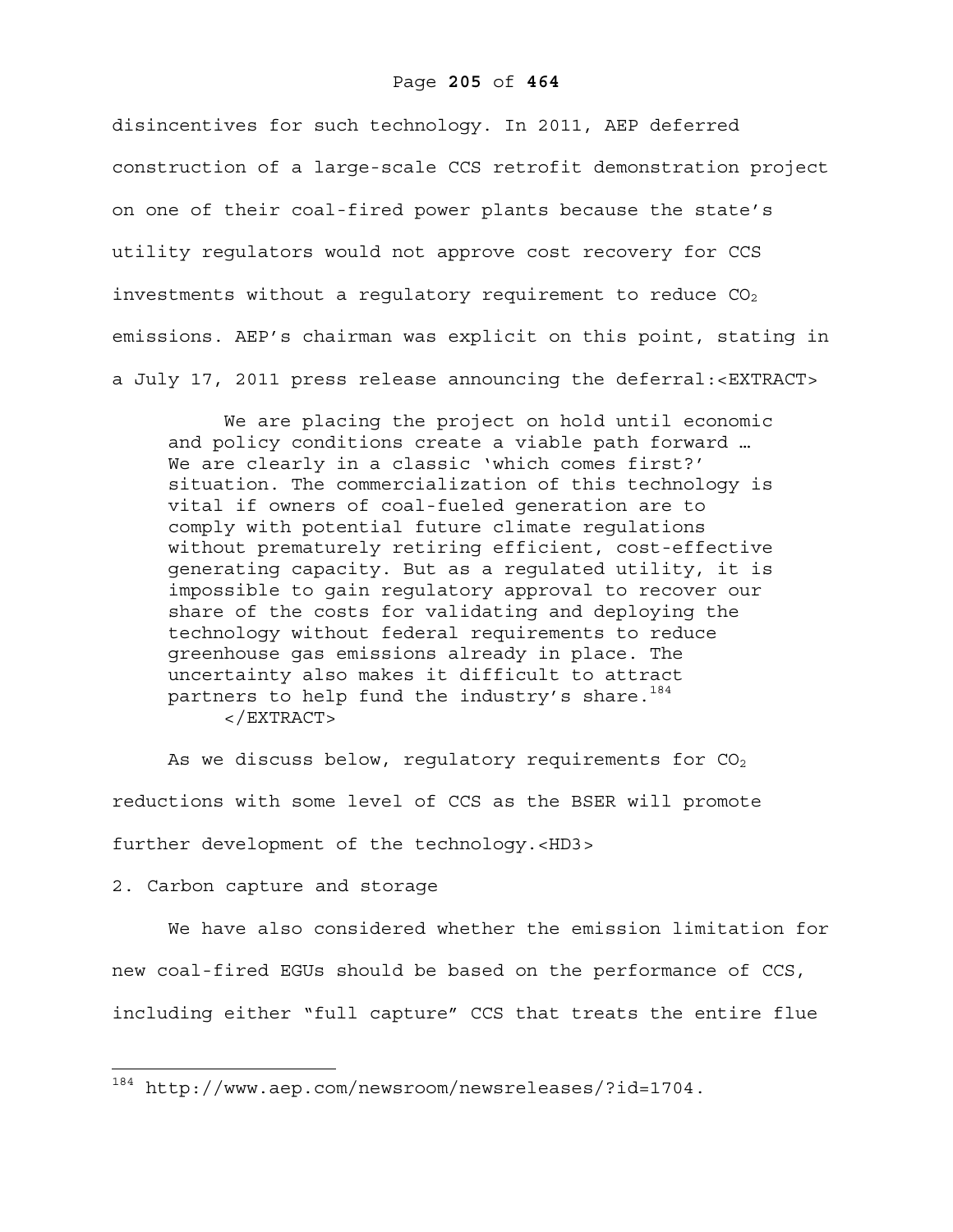disincentives for such technology. In 2011, AEP deferred construction of a large-scale CCS retrofit demonstration project on one of their coal-fired power plants because the state's utility regulators would not approve cost recovery for CCS investments without a regulatory requirement to reduce $CO_2$ emissions. AEP's chairman was explicit on this point, stating in a July 17, 2011 press release announcing the deferral:

> We are placing the project on hold until economic and policy conditions create a viable path forward … We are clearly in a classic 'which comes first?' situation. The commercialization of this technology is vital if owners of coal-fueled generation are to comply with potential future climate regulations without prematurely retiring efficient, cost-effective generating capacity. But as a regulated utility, it is impossible to gain regulatory approval to recover our share of the costs for validating and deploying the technology without federal requirements to reduce greenhouse gas emissions already in place. The uncertainty also makes it difficult to attract partners to help fund the industry's share.[184]

As we discuss below, regulatory requirements for $CO_2$ reductions with some level of CCS as the BSER will promote further development of the technology.

### 2. Carbon capture and storage

We have also considered whether the emission limitation for new coal-fired EGUs should be based on the performance of CCS, including either "full capture" CCS that treats the entire flue

---

[184] http://www.aep.com/newsroom/newsreleases/?id=1704.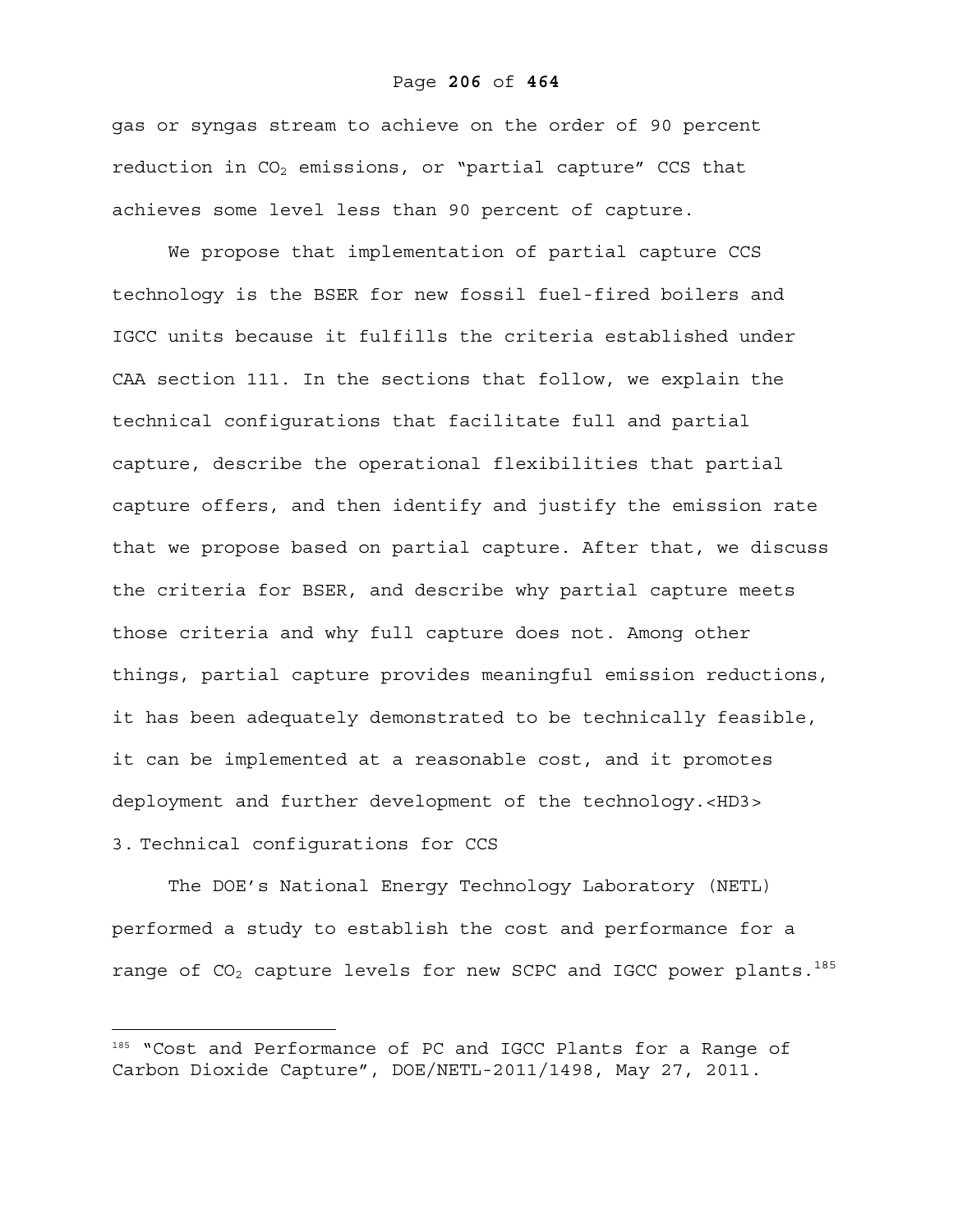gas or syngas stream to achieve on the order of 90 percent reduction in $CO_2$ emissions, or "partial capture" CCS that achieves some level less than 90 percent of capture.

We propose that implementation of partial capture CCS technology is the BSER for new fossil fuel-fired boilers and IGCC units because it fulfills the criteria established under CAA section 111. In the sections that follow, we explain the technical configurations that facilitate full and partial capture, describe the operational flexibilities that partial capture offers, and then identify and justify the emission rate that we propose based on partial capture. After that, we discuss the criteria for BSER, and describe why partial capture meets those criteria and why full capture does not. Among other things, partial capture provides meaningful emission reductions, it has been adequately demonstrated to be technically feasible, it can be implemented at a reasonable cost, and it promotes deployment and further development of the technology.<HD3>

### 3. Technical configurations for CCS

The DOE's National Energy Technology Laboratory (NETL) performed a study to establish the cost and performance for a range of $CO_2$ capture levels for new SCPC and IGCC power plants.[185]

---

[185] "Cost and Performance of PC and IGCC Plants for a Range of Carbon Dioxide Capture", DOE/NETL-2011/1498, May 27, 2011.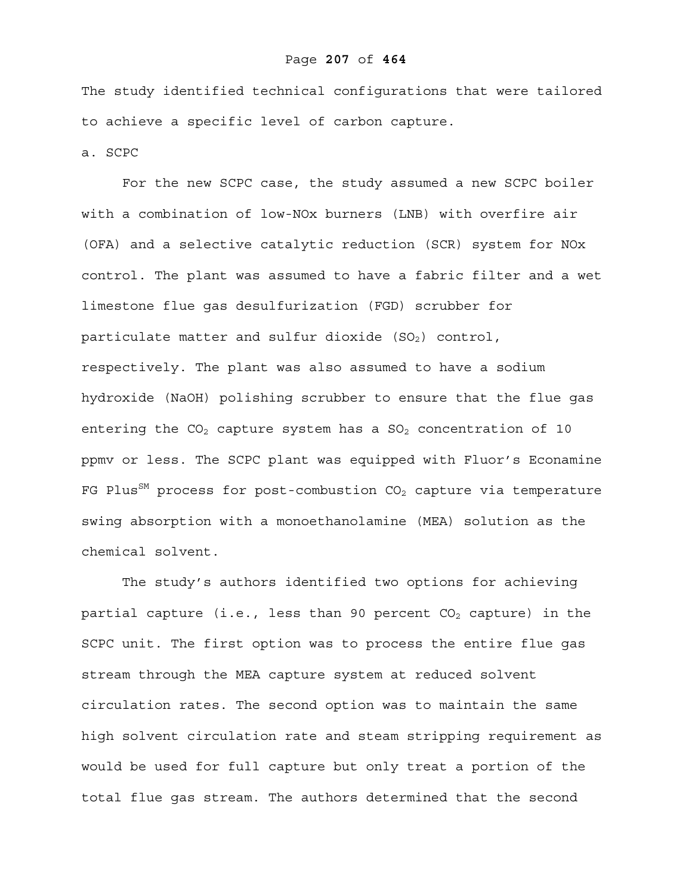The study identified technical configurations that were tailored to achieve a specific level of carbon capture.

a. SCPC

For the new SCPC case, the study assumed a new SCPC boiler with a combination of low-NOx burners (LNB) with overfire air (OFA) and a selective catalytic reduction (SCR) system for NOx control. The plant was assumed to have a fabric filter and a wet limestone flue gas desulfurization (FGD) scrubber for particulate matter and sulfur dioxide ($SO_2$) control, respectively. The plant was also assumed to have a sodium hydroxide (NaOH) polishing scrubber to ensure that the flue gas entering the $CO_2$ capture system has a $SO_2$ concentration of 10 ppmv or less. The SCPC plant was equipped with Fluor's Econamine FG Plus$^{SM}$ process for post-combustion $CO_2$ capture via temperature swing absorption with a monoethanolamine (MEA) solution as the chemical solvent.

The study's authors identified two options for achieving partial capture (i.e., less than 90 percent $CO_2$ capture) in the SCPC unit. The first option was to process the entire flue gas stream through the MEA capture system at reduced solvent circulation rates. The second option was to maintain the same high solvent circulation rate and steam stripping requirement as would be used for full capture but only treat a portion of the total flue gas stream. The authors determined that the second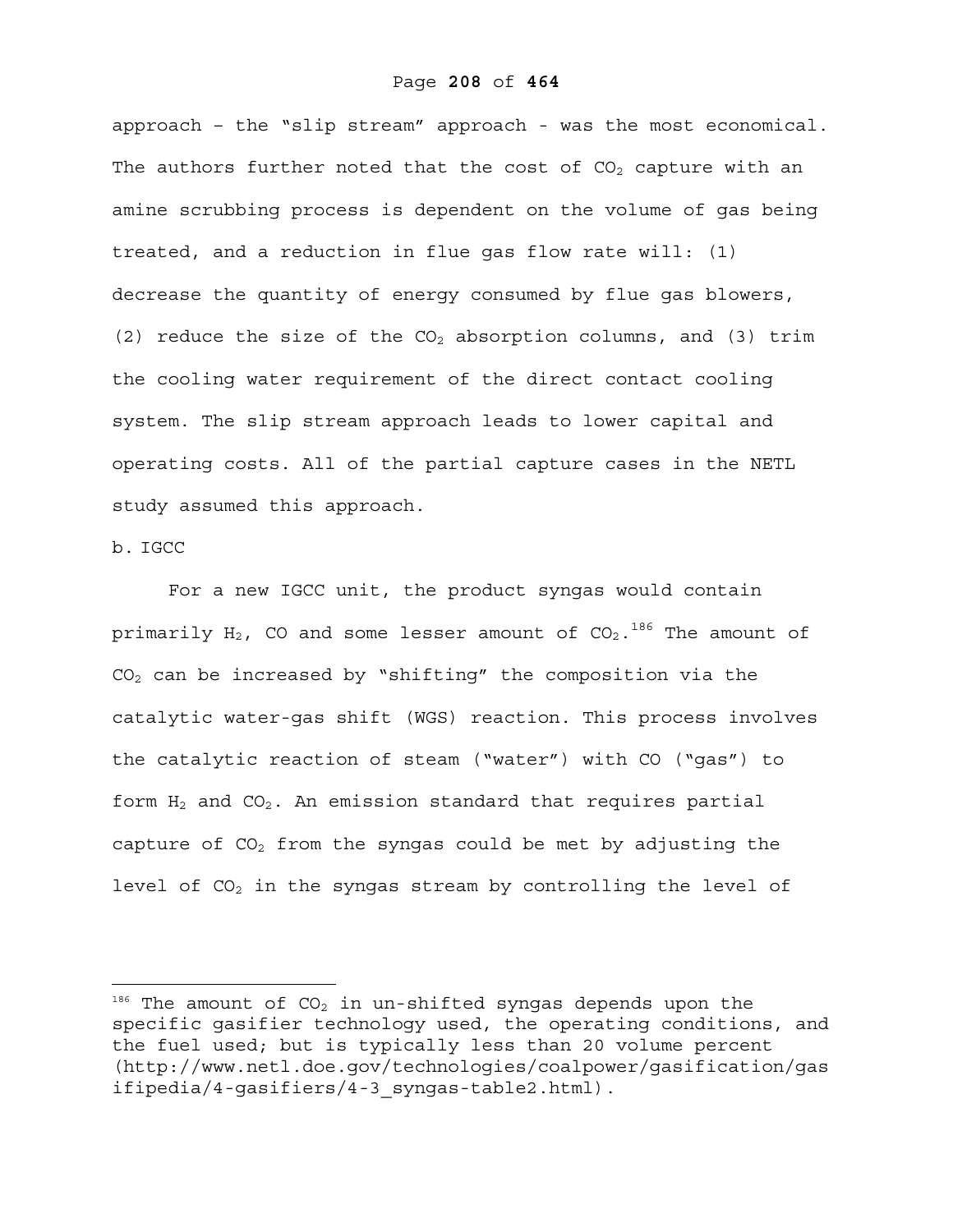approach – the "slip stream" approach - was the most economical. The authors further noted that the cost of $CO_2$ capture with an amine scrubbing process is dependent on the volume of gas being treated, and a reduction in flue gas flow rate will: (1) decrease the quantity of energy consumed by flue gas blowers, (2) reduce the size of the $CO_2$ absorption columns, and (3) trim the cooling water requirement of the direct contact cooling system. The slip stream approach leads to lower capital and operating costs. All of the partial capture cases in the NETL study assumed this approach.

b. IGCC

For a new IGCC unit, the product syngas would contain primarily $H_2$, CO and some lesser amount of $CO_2$.[186] The amount of $CO_2$ can be increased by "shifting" the composition via the catalytic water-gas shift (WGS) reaction. This process involves the catalytic reaction of steam ("water") with CO ("gas") to form $H_2$ and $CO_2$. An emission standard that requires partial capture of $CO_2$ from the syngas could be met by adjusting the level of $CO_2$ in the syngas stream by controlling the level of

---

[186] The amount of $CO_2$ in un-shifted syngas depends upon the specific gasifier technology used, the operating conditions, and the fuel used; but is typically less than 20 volume percent (http://www.netl.doe.gov/technologies/coalpower/gasification/gasifipedia/4-gasifiers/4-3_syngas-table2.html).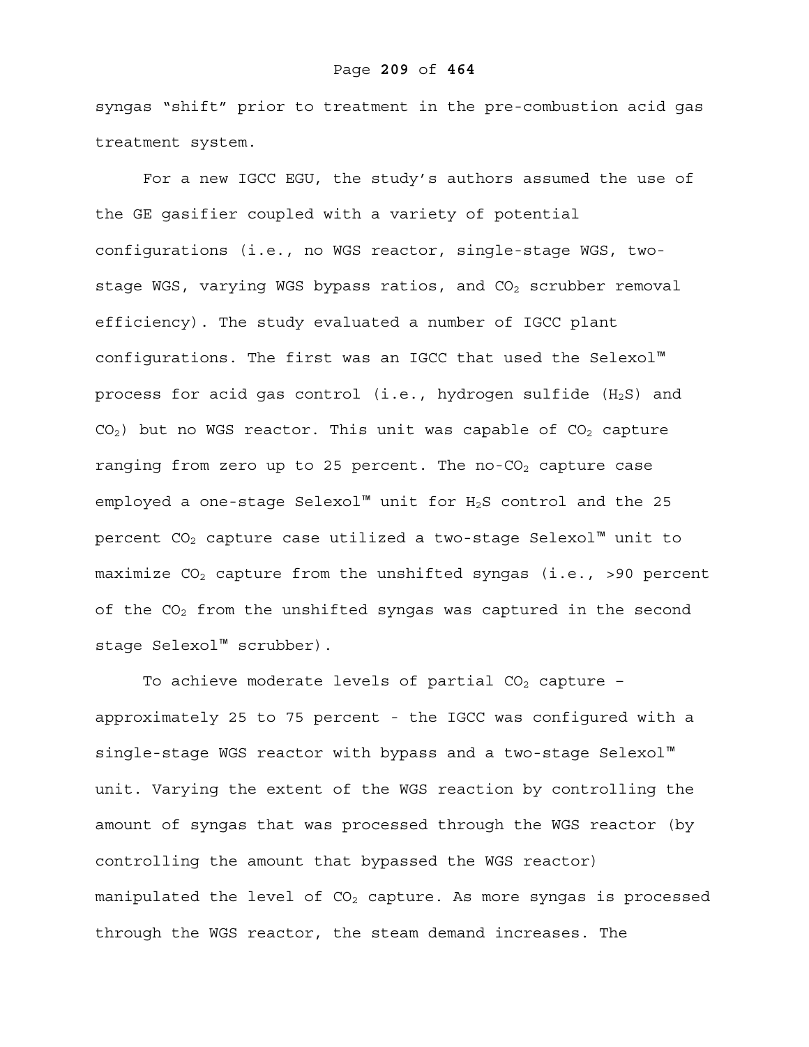syngas “shift” prior to treatment in the pre-combustion acid gas treatment system.

For a new IGCC EGU, the study’s authors assumed the use of the GE gasifier coupled with a variety of potential configurations (i.e., no WGS reactor, single-stage WGS, two-stage WGS, varying WGS bypass ratios, and $CO_2$ scrubber removal efficiency). The study evaluated a number of IGCC plant configurations. The first was an IGCC that used the Selexol™ process for acid gas control (i.e., hydrogen sulfide ($H_2S$) and $CO_2$) but no WGS reactor. This unit was capable of $CO_2$ capture ranging from zero up to 25 percent. The no-$CO_2$ capture case employed a one-stage Selexol™ unit for $H_2S$ control and the 25 percent $CO_2$ capture case utilized a two-stage Selexol™ unit to maximize $CO_2$ capture from the unshifted syngas (i.e., >90 percent of the $CO_2$ from the unshifted syngas was captured in the second stage Selexol™ scrubber).

To achieve moderate levels of partial $CO_2$ capture – approximately 25 to 75 percent - the IGCC was configured with a single-stage WGS reactor with bypass and a two-stage Selexol™ unit. Varying the extent of the WGS reaction by controlling the amount of syngas that was processed through the WGS reactor (by controlling the amount that bypassed the WGS reactor) manipulated the level of $CO_2$ capture. As more syngas is processed through the WGS reactor, the steam demand increases. The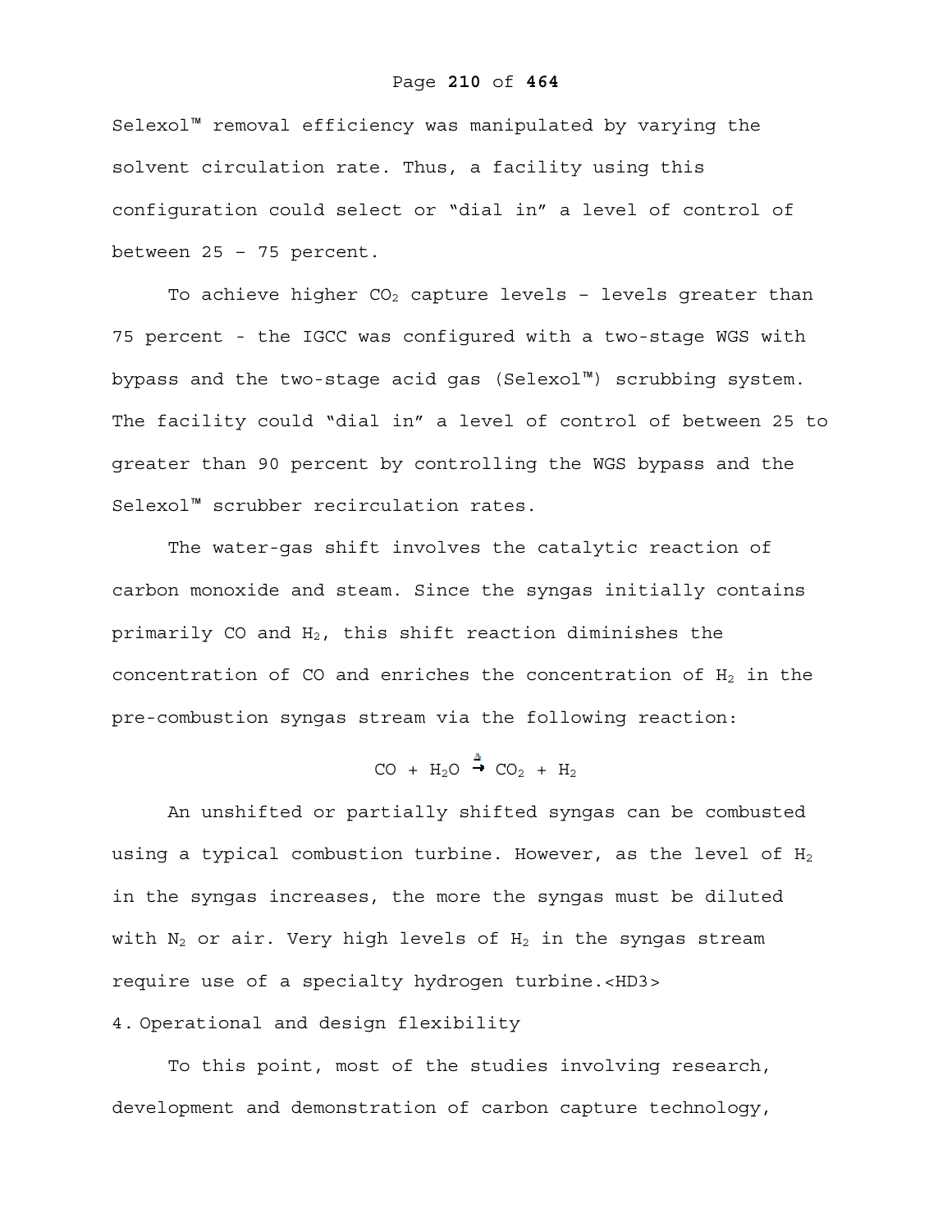Selexol™ removal efficiency was manipulated by varying the solvent circulation rate. Thus, a facility using this configuration could select or "dial in" a level of control of between 25 – 75 percent.

To achieve higher $CO_2$ capture levels – levels greater than 75 percent - the IGCC was configured with a two-stage WGS with bypass and the two-stage acid gas (Selexol™) scrubbing system. The facility could "dial in" a level of control of between 25 to greater than 90 percent by controlling the WGS bypass and the Selexol™ scrubber recirculation rates.

The water-gas shift involves the catalytic reaction of carbon monoxide and steam. Since the syngas initially contains primarily CO and $H_2$, this shift reaction diminishes the concentration of CO and enriches the concentration of $H_2$ in the pre-combustion syngas stream via the following reaction:

$$CO + H_2O \xrightarrow{\Delta} CO_2 + H_2$$

An unshifted or partially shifted syngas can be combusted using a typical combustion turbine. However, as the level of $H_2$ in the syngas increases, the more the syngas must be diluted with $N_2$ or air. Very high levels of $H_2$ in the syngas stream require use of a specialty hydrogen turbine.<HD3>

4. Operational and design flexibility

To this point, most of the studies involving research, development and demonstration of carbon capture technology,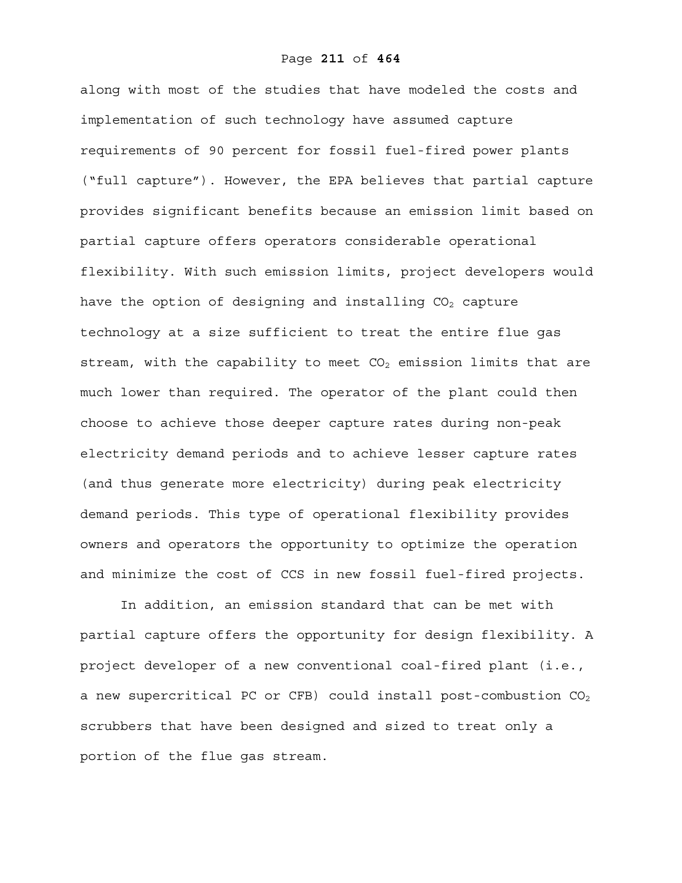along with most of the studies that have modeled the costs and implementation of such technology have assumed capture requirements of 90 percent for fossil fuel-fired power plants ("full capture"). However, the EPA believes that partial capture provides significant benefits because an emission limit based on partial capture offers operators considerable operational flexibility. With such emission limits, project developers would have the option of designing and installing $CO_2$ capture technology at a size sufficient to treat the entire flue gas stream, with the capability to meet $CO_2$ emission limits that are much lower than required. The operator of the plant could then choose to achieve those deeper capture rates during non-peak electricity demand periods and to achieve lesser capture rates (and thus generate more electricity) during peak electricity demand periods. This type of operational flexibility provides owners and operators the opportunity to optimize the operation and minimize the cost of CCS in new fossil fuel-fired projects.

In addition, an emission standard that can be met with partial capture offers the opportunity for design flexibility. A project developer of a new conventional coal-fired plant (i.e., a new supercritical PC or CFB) could install post-combustion $CO_2$ scrubbers that have been designed and sized to treat only a portion of the flue gas stream.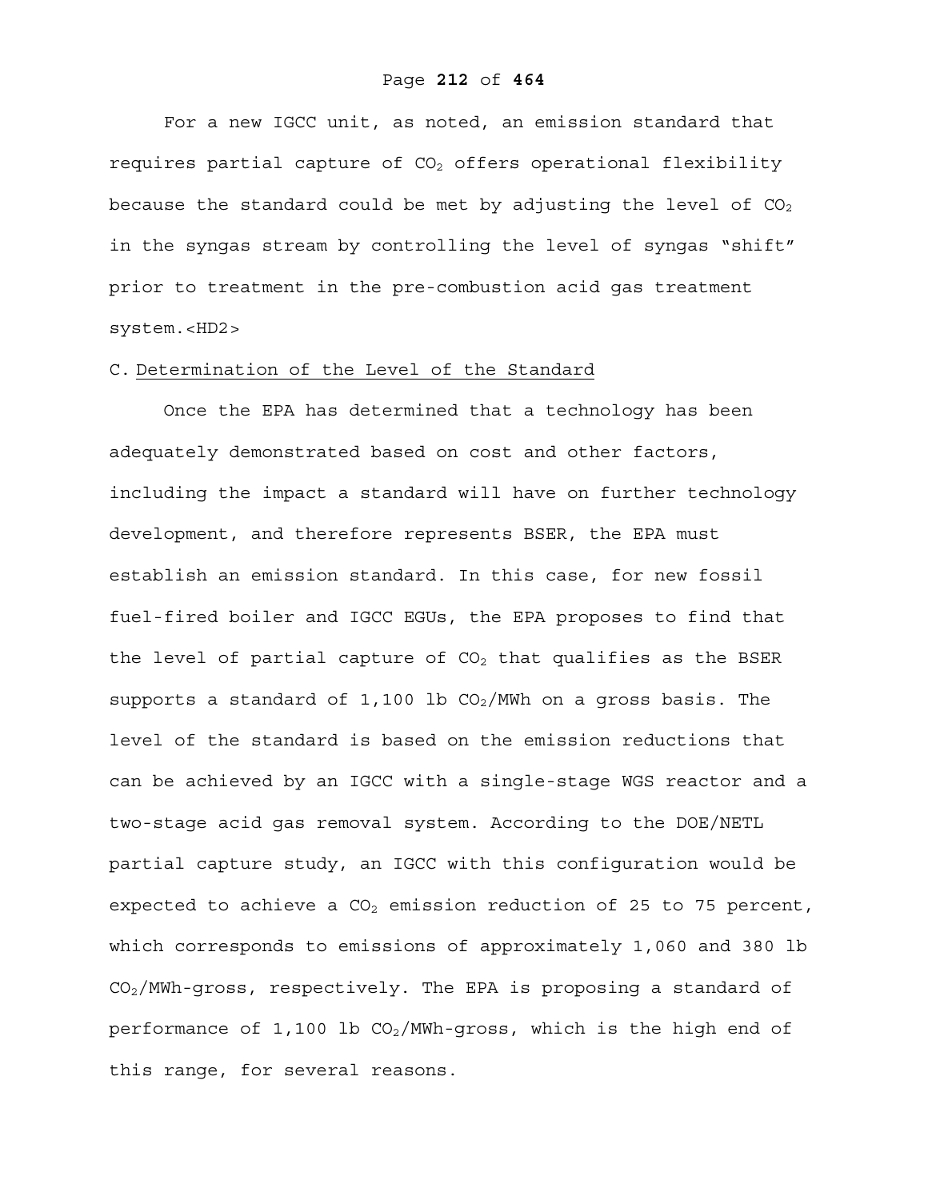For a new IGCC unit, as noted, an emission standard that requires partial capture of $CO_2$ offers operational flexibility because the standard could be met by adjusting the level of $CO_2$ in the syngas stream by controlling the level of syngas "shift" prior to treatment in the pre-combustion acid gas treatment system.<HD2>

## C. Determination of the Level of the Standard

Once the EPA has determined that a technology has been adequately demonstrated based on cost and other factors, including the impact a standard will have on further technology development, and therefore represents BSER, the EPA must establish an emission standard. In this case, for new fossil fuel-fired boiler and IGCC EGUs, the EPA proposes to find that the level of partial capture of $CO_2$ that qualifies as the BSER supports a standard of 1,100 lb $CO_2$/MWh on a gross basis. The level of the standard is based on the emission reductions that can be achieved by an IGCC with a single-stage WGS reactor and a two-stage acid gas removal system. According to the DOE/NETL partial capture study, an IGCC with this configuration would be expected to achieve a $CO_2$ emission reduction of 25 to 75 percent, which corresponds to emissions of approximately 1,060 and 380 lb $CO_2$/MWh-gross, respectively. The EPA is proposing a standard of performance of 1,100 lb $CO_2$/MWh-gross, which is the high end of this range, for several reasons.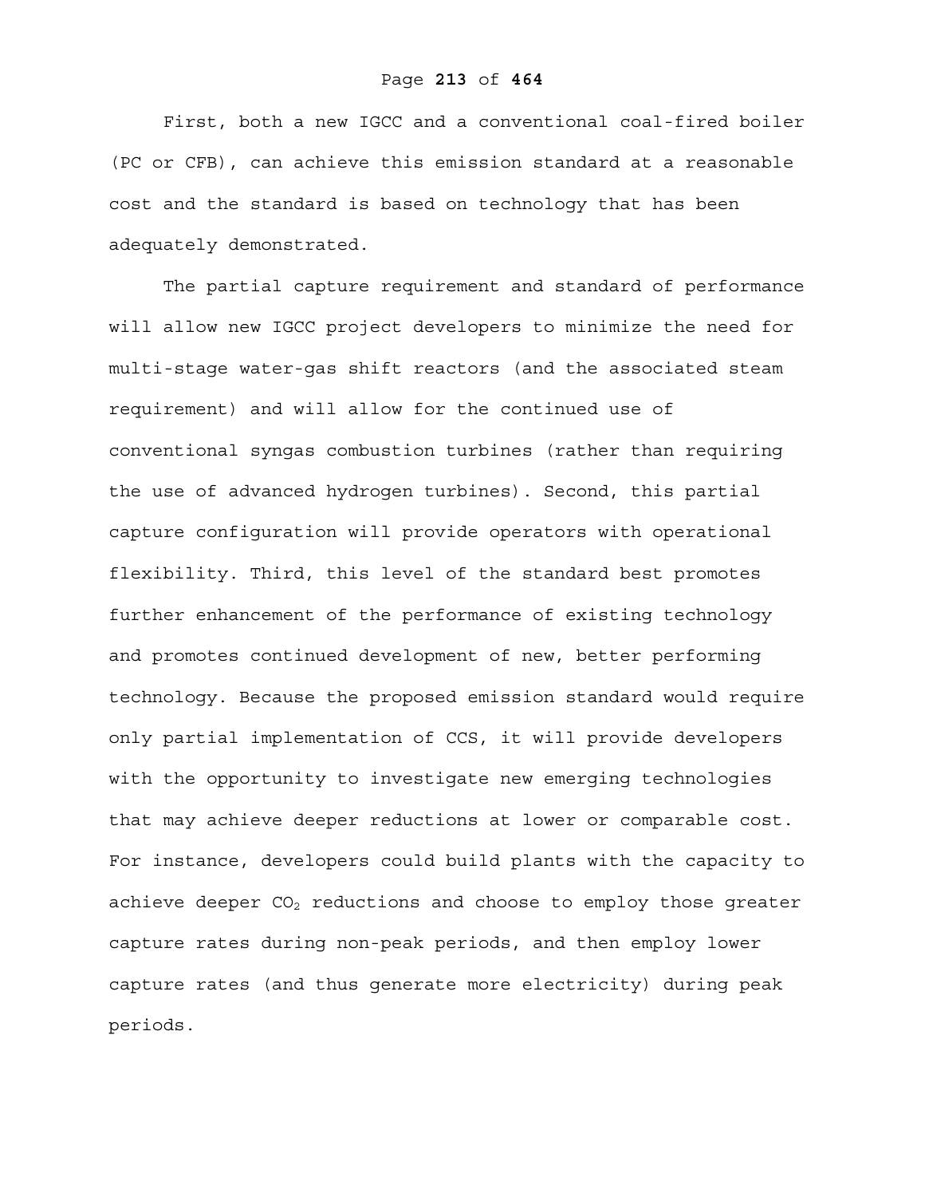First, both a new IGCC and a conventional coal-fired boiler (PC or CFB), can achieve this emission standard at a reasonable cost and the standard is based on technology that has been adequately demonstrated.

The partial capture requirement and standard of performance will allow new IGCC project developers to minimize the need for multi-stage water-gas shift reactors (and the associated steam requirement) and will allow for the continued use of conventional syngas combustion turbines (rather than requiring the use of advanced hydrogen turbines). Second, this partial capture configuration will provide operators with operational flexibility. Third, this level of the standard best promotes further enhancement of the performance of existing technology and promotes continued development of new, better performing technology. Because the proposed emission standard would require only partial implementation of CCS, it will provide developers with the opportunity to investigate new emerging technologies that may achieve deeper reductions at lower or comparable cost. For instance, developers could build plants with the capacity to achieve deeper $CO_2$ reductions and choose to employ those greater capture rates during non-peak periods, and then employ lower capture rates (and thus generate more electricity) during peak periods.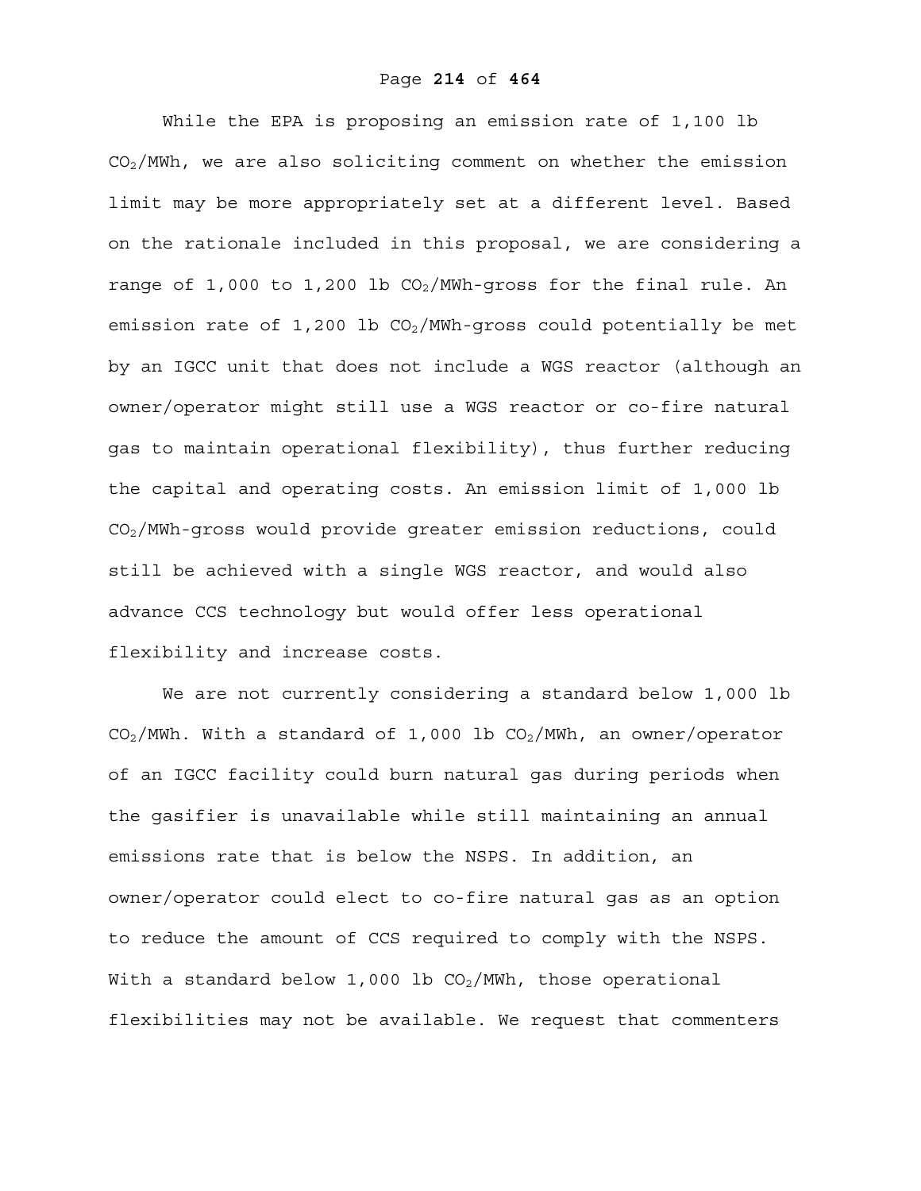While the EPA is proposing an emission rate of 1,100 lb $CO_2$/MWh, we are also soliciting comment on whether the emission limit may be more appropriately set at a different level. Based on the rationale included in this proposal, we are considering a range of 1,000 to 1,200 lb $CO_2$/MWh-gross for the final rule. An emission rate of 1,200 lb $CO_2$/MWh-gross could potentially be met by an IGCC unit that does not include a WGS reactor (although an owner/operator might still use a WGS reactor or co-fire natural gas to maintain operational flexibility), thus further reducing the capital and operating costs. An emission limit of 1,000 lb $CO_2$/MWh-gross would provide greater emission reductions, could still be achieved with a single WGS reactor, and would also advance CCS technology but would offer less operational flexibility and increase costs.

We are not currently considering a standard below 1,000 lb $CO_2$/MWh. With a standard of 1,000 lb $CO_2$/MWh, an owner/operator of an IGCC facility could burn natural gas during periods when the gasifier is unavailable while still maintaining an annual emissions rate that is below the NSPS. In addition, an owner/operator could elect to co-fire natural gas as an option to reduce the amount of CCS required to comply with the NSPS. With a standard below 1,000 lb $CO_2$/MWh, those operational flexibilities may not be available. We request that commenters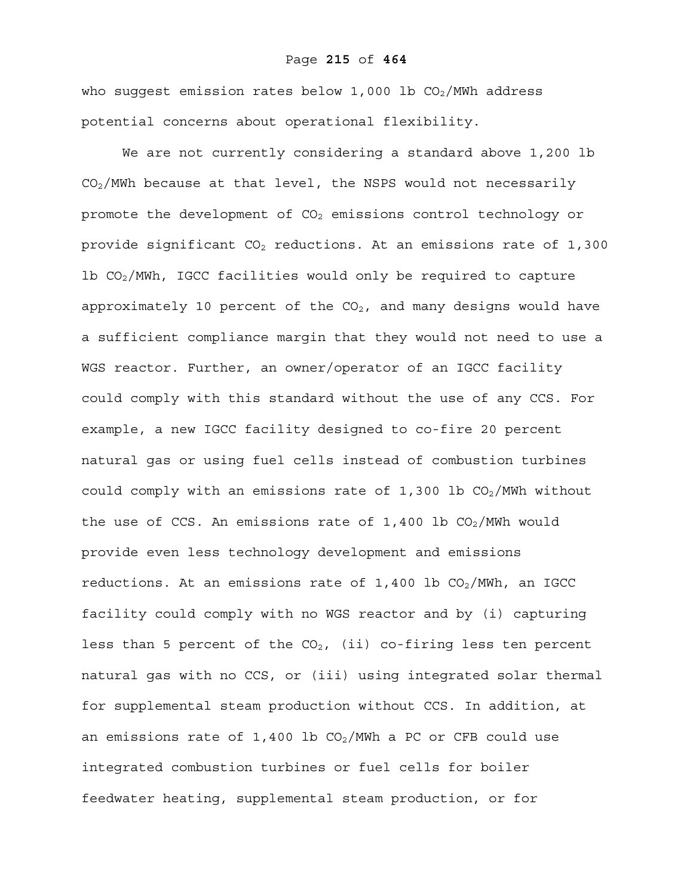who suggest emission rates below 1,000 lb $CO_2$/MWh address potential concerns about operational flexibility.

We are not currently considering a standard above 1,200 lb $CO_2$/MWh because at that level, the NSPS would not necessarily promote the development of $CO_2$ emissions control technology or provide significant $CO_2$ reductions. At an emissions rate of 1,300 lb $CO_2$/MWh, IGCC facilities would only be required to capture approximately 10 percent of the $CO_2$, and many designs would have a sufficient compliance margin that they would not need to use a WGS reactor. Further, an owner/operator of an IGCC facility could comply with this standard without the use of any CCS. For example, a new IGCC facility designed to co-fire 20 percent natural gas or using fuel cells instead of combustion turbines could comply with an emissions rate of 1,300 lb $CO_2$/MWh without the use of CCS. An emissions rate of 1,400 lb $CO_2$/MWh would provide even less technology development and emissions reductions. At an emissions rate of 1,400 lb $CO_2$/MWh, an IGCC facility could comply with no WGS reactor and by (i) capturing less than 5 percent of the $CO_2$, (ii) co-firing less ten percent natural gas with no CCS, or (iii) using integrated solar thermal for supplemental steam production without CCS. In addition, at an emissions rate of 1,400 lb $CO_2$/MWh a PC or CFB could use integrated combustion turbines or fuel cells for boiler feedwater heating, supplemental steam production, or for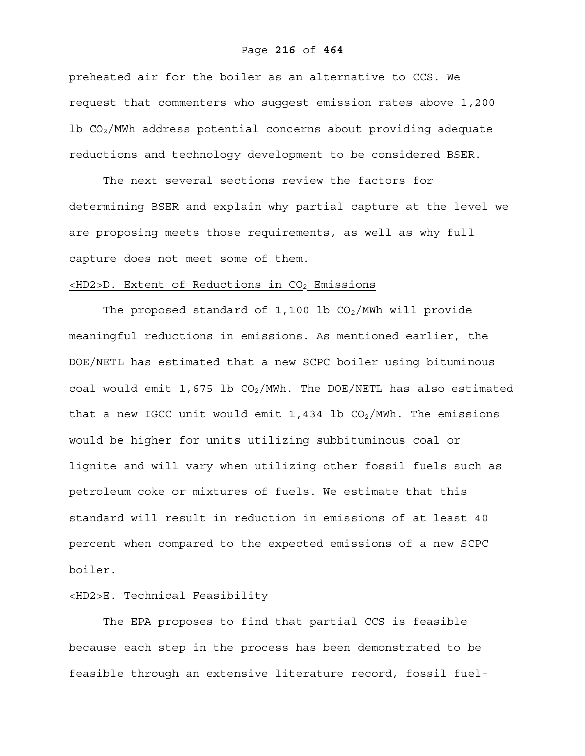preheated air for the boiler as an alternative to CCS. We request that commenters who suggest emission rates above 1,200 lb $CO_2$/MWh address potential concerns about providing adequate reductions and technology development to be considered BSER.

The next several sections review the factors for determining BSER and explain why partial capture at the level we are proposing meets those requirements, as well as why full capture does not meet some of them.

## D. Extent of Reductions in $CO_2$ Emissions

The proposed standard of 1,100 lb $CO_2$/MWh will provide meaningful reductions in emissions. As mentioned earlier, the DOE/NETL has estimated that a new SCPC boiler using bituminous coal would emit 1,675 lb $CO_2$/MWh. The DOE/NETL has also estimated that a new IGCC unit would emit 1,434 lb $CO_2$/MWh. The emissions would be higher for units utilizing subbituminous coal or lignite and will vary when utilizing other fossil fuels such as petroleum coke or mixtures of fuels. We estimate that this standard will result in reduction in emissions of at least 40 percent when compared to the expected emissions of a new SCPC boiler.

## E. Technical Feasibility

The EPA proposes to find that partial CCS is feasible because each step in the process has been demonstrated to be feasible through an extensive literature record, fossil fuel-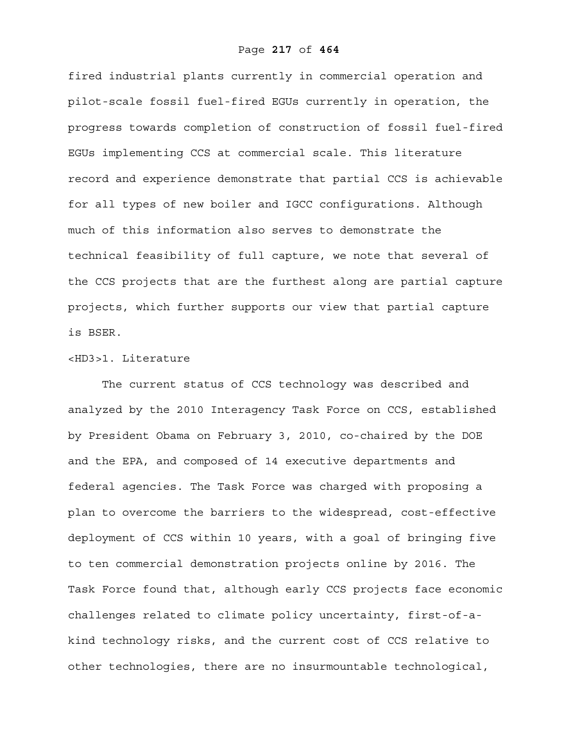fired industrial plants currently in commercial operation and pilot-scale fossil fuel-fired EGUs currently in operation, the progress towards completion of construction of fossil fuel-fired EGUs implementing CCS at commercial scale. This literature record and experience demonstrate that partial CCS is achievable for all types of new boiler and IGCC configurations. Although much of this information also serves to demonstrate the technical feasibility of full capture, we note that several of the CCS projects that are the furthest along are partial capture projects, which further supports our view that partial capture is BSER.

### 1. Literature

The current status of CCS technology was described and analyzed by the 2010 Interagency Task Force on CCS, established by President Obama on February 3, 2010, co-chaired by the DOE and the EPA, and composed of 14 executive departments and federal agencies. The Task Force was charged with proposing a plan to overcome the barriers to the widespread, cost-effective deployment of CCS within 10 years, with a goal of bringing five to ten commercial demonstration projects online by 2016. The Task Force found that, although early CCS projects face economic challenges related to climate policy uncertainty, first-of-a-kind technology risks, and the current cost of CCS relative to other technologies, there are no insurmountable technological,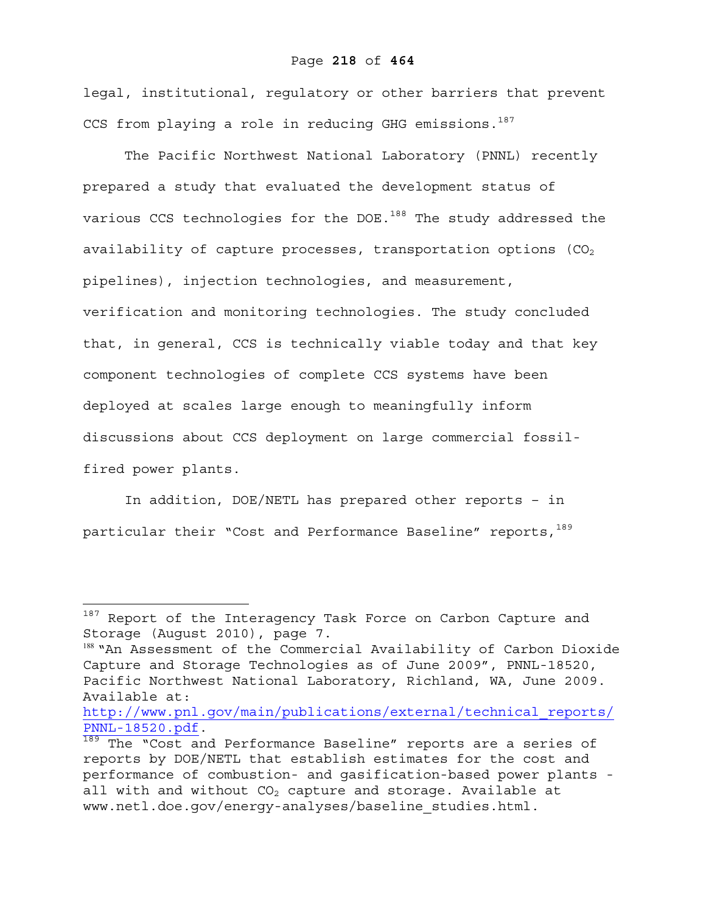legal, institutional, regulatory or other barriers that prevent CCS from playing a role in reducing GHG emissions.[187]

The Pacific Northwest National Laboratory (PNNL) recently prepared a study that evaluated the development status of various CCS technologies for the DOE.[188] The study addressed the availability of capture processes, transportation options ($CO_2$ pipelines), injection technologies, and measurement, verification and monitoring technologies. The study concluded that, in general, CCS is technically viable today and that key component technologies of complete CCS systems have been deployed at scales large enough to meaningfully inform discussions about CCS deployment on large commercial fossil-fired power plants.

In addition, DOE/NETL has prepared other reports – in particular their "Cost and Performance Baseline" reports,[189]

---

[187] Report of the Interagency Task Force on Carbon Capture and Storage (August 2010), page 7.

[188] "An Assessment of the Commercial Availability of Carbon Dioxide Capture and Storage Technologies as of June 2009", PNNL-18520, Pacific Northwest National Laboratory, Richland, WA, June 2009. Available at: http://www.pnl.gov/main/publications/external/technical_reports/PNNL-18520.pdf.

[189] The "Cost and Performance Baseline" reports are a series of reports by DOE/NETL that establish estimates for the cost and performance of combustion- and gasification-based power plants - all with and without $CO_2$ capture and storage. Available at www.netl.doe.gov/energy-analyses/baseline_studies.html.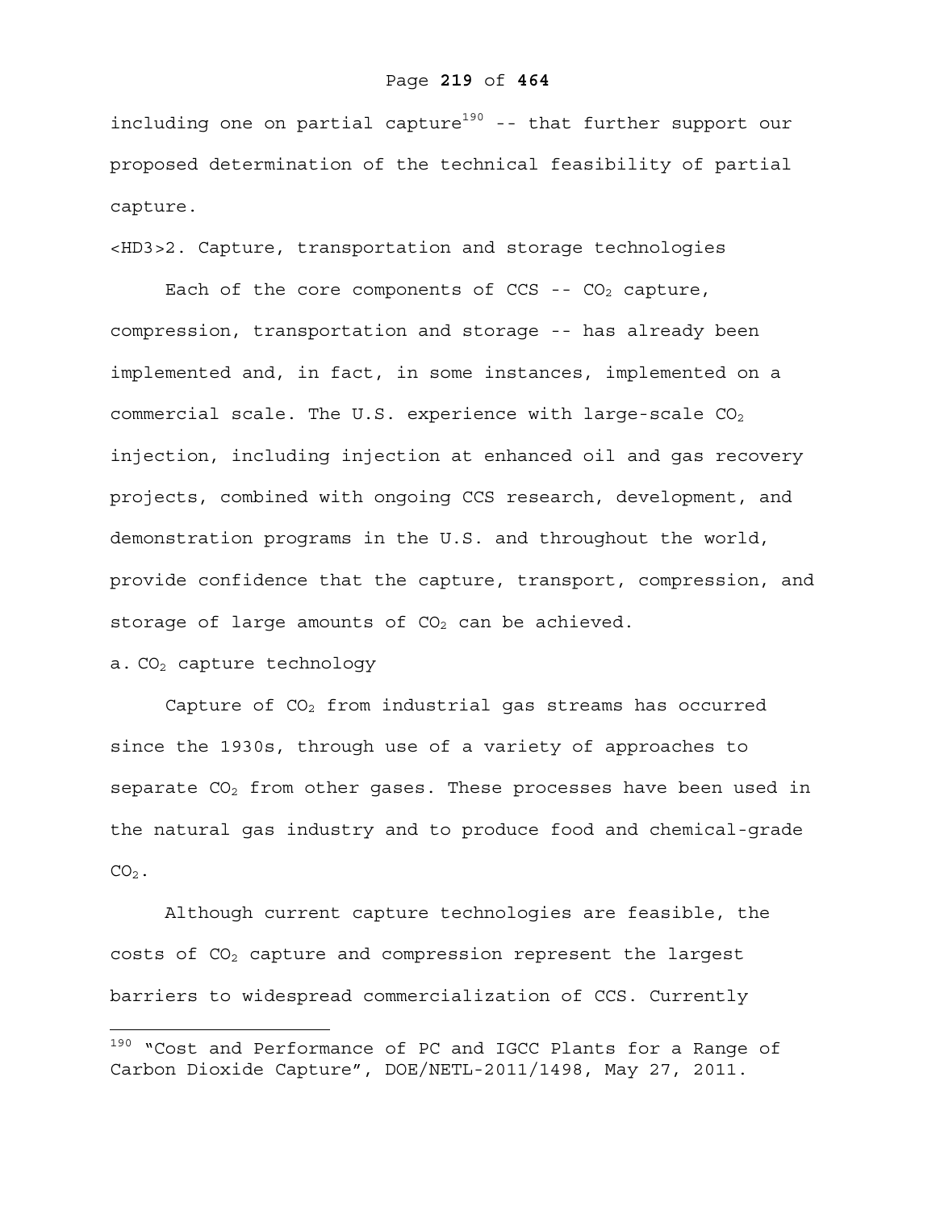including one on partial capture[190] -- that further support our proposed determination of the technical feasibility of partial capture.

### 2. Capture, transportation and storage technologies

Each of the core components of CCS -- $CO_2$ capture, compression, transportation and storage -- has already been implemented and, in fact, in some instances, implemented on a commercial scale. The U.S. experience with large-scale $CO_2$ injection, including injection at enhanced oil and gas recovery projects, combined with ongoing CCS research, development, and demonstration programs in the U.S. and throughout the world, provide confidence that the capture, transport, compression, and storage of large amounts of $CO_2$ can be achieved.

#### a. $CO_2$ capture technology

Capture of $CO_2$ from industrial gas streams has occurred since the 1930s, through use of a variety of approaches to separate $CO_2$ from other gases. These processes have been used in the natural gas industry and to produce food and chemical-grade $CO_2$.

Although current capture technologies are feasible, the costs of $CO_2$ capture and compression represent the largest barriers to widespread commercialization of CCS. Currently

---

[190] "Cost and Performance of PC and IGCC Plants for a Range of Carbon Dioxide Capture", DOE/NETL-2011/1498, May 27, 2011.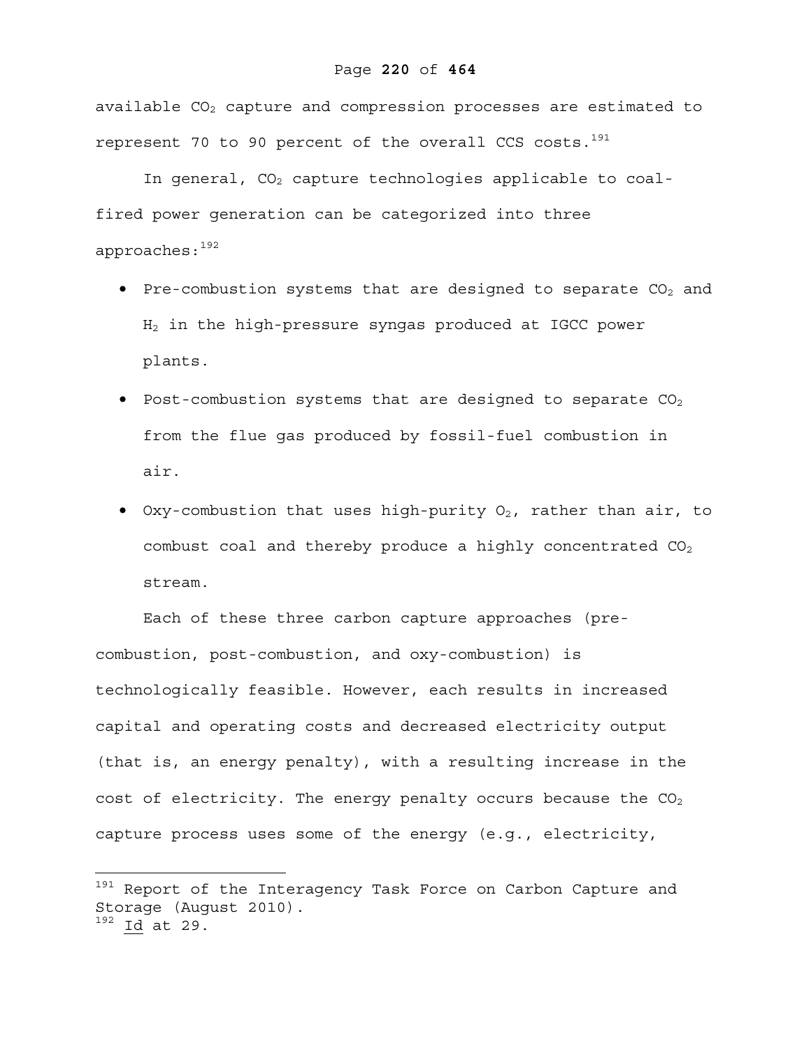available $CO_2$ capture and compression processes are estimated to represent 70 to 90 percent of the overall CCS costs.[191]

In general, $CO_2$ capture technologies applicable to coal-fired power generation can be categorized into three approaches:[192]

- Pre-combustion systems that are designed to separate $CO_2$ and $H_2$ in the high-pressure syngas produced at IGCC power plants.
- Post-combustion systems that are designed to separate $CO_2$ from the flue gas produced by fossil-fuel combustion in air.
- Oxy-combustion that uses high-purity $O_2$, rather than air, to combust coal and thereby produce a highly concentrated $CO_2$ stream.

Each of these three carbon capture approaches (pre-combustion, post-combustion, and oxy-combustion) is technologically feasible. However, each results in increased capital and operating costs and decreased electricity output (that is, an energy penalty), with a resulting increase in the cost of electricity. The energy penalty occurs because the $CO_2$ capture process uses some of the energy (e.g., electricity,

---

[191] Report of the Interagency Task Force on Carbon Capture and Storage (August 2010).

[192] Id at 29.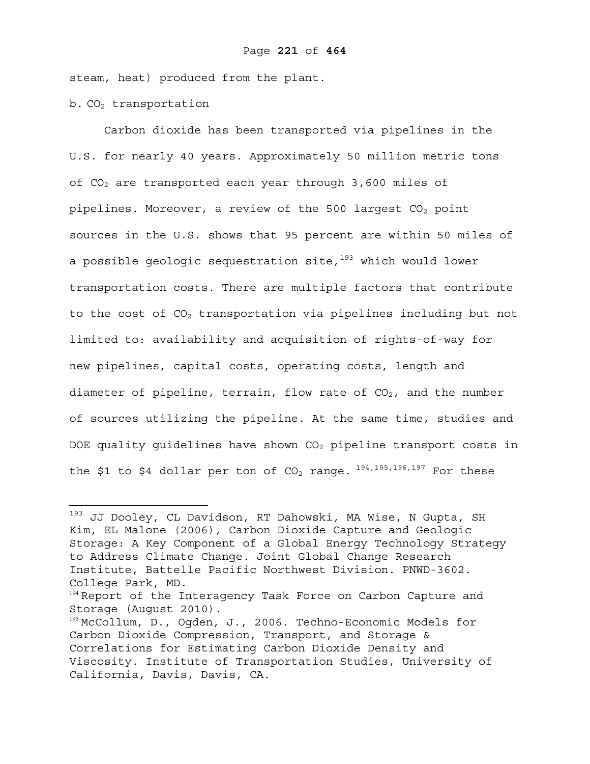steam, heat) produced from the plant.

b. $CO_2$ transportation

Carbon dioxide has been transported via pipelines in the U.S. for nearly 40 years. Approximately 50 million metric tons of $CO_2$ are transported each year through 3,600 miles of pipelines. Moreover, a review of the 500 largest $CO_2$ point sources in the U.S. shows that 95 percent are within 50 miles of a possible geologic sequestration site,[193] which would lower transportation costs. There are multiple factors that contribute to the cost of $CO_2$ transportation via pipelines including but not limited to: availability and acquisition of rights-of-way for new pipelines, capital costs, operating costs, length and diameter of pipeline, terrain, flow rate of $CO_2$, and the number of sources utilizing the pipeline. At the same time, studies and DOE quality guidelines have shown $CO_2$ pipeline transport costs in the $1 to $4 dollar per ton of $CO_2$ range.[194,195,196,197] For these

---

[193] JJ Dooley, CL Davidson, RT Dahowski, MA Wise, N Gupta, SH Kim, EL Malone (2006), Carbon Dioxide Capture and Geologic Storage: A Key Component of a Global Energy Technology Strategy to Address Climate Change. Joint Global Change Research Institute, Battelle Pacific Northwest Division. PNWD-3602. College Park, MD.

[194] Report of the Interagency Task Force on Carbon Capture and Storage (August 2010).

[195] McCollum, D., Ogden, J., 2006. Techno-Economic Models for Carbon Dioxide Compression, Transport, and Storage & Correlations for Estimating Carbon Dioxide Density and Viscosity. Institute of Transportation Studies, University of California, Davis, Davis, CA.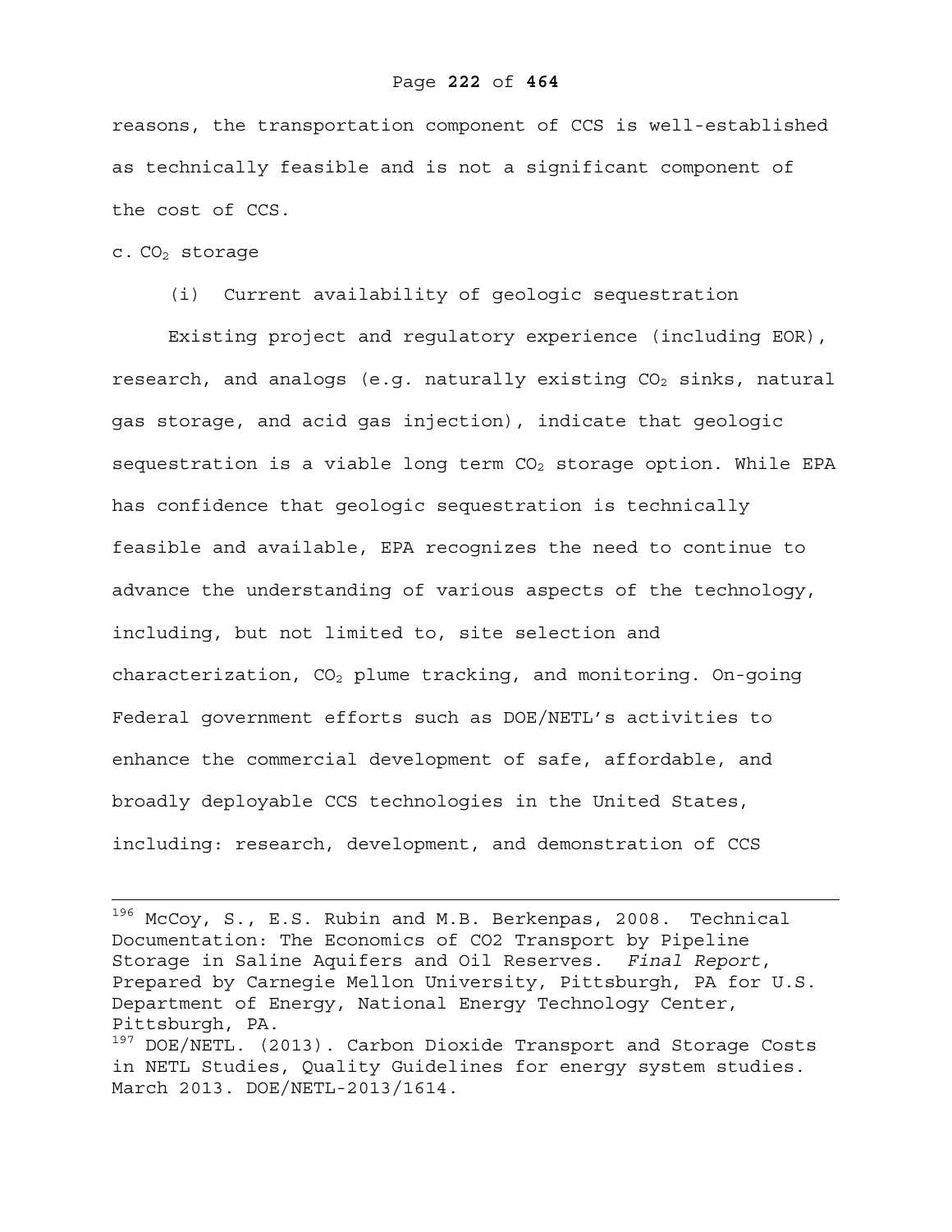reasons, the transportation component of CCS is well-established as technically feasible and is not a significant component of the cost of CCS.

c. $CO_2$ storage

(i) Current availability of geologic sequestration

Existing project and regulatory experience (including EOR), research, and analogs (e.g. naturally existing $CO_2$ sinks, natural gas storage, and acid gas injection), indicate that geologic sequestration is a viable long term $CO_2$ storage option. While EPA has confidence that geologic sequestration is technically feasible and available, EPA recognizes the need to continue to advance the understanding of various aspects of the technology, including, but not limited to, site selection and characterization, $CO_2$ plume tracking, and monitoring. On-going Federal government efforts such as DOE/NETL's activities to enhance the commercial development of safe, affordable, and broadly deployable CCS technologies in the United States, including: research, development, and demonstration of CCS

---

[196] McCoy, S., E.S. Rubin and M.B. Berkenpas, 2008. Technical Documentation: The Economics of CO2 Transport by Pipeline Storage in Saline Aquifers and Oil Reserves. *Final Report*, Prepared by Carnegie Mellon University, Pittsburgh, PA for U.S. Department of Energy, National Energy Technology Center, Pittsburgh, PA.

[197] DOE/NETL. (2013). Carbon Dioxide Transport and Storage Costs in NETL Studies, Quality Guidelines for energy system studies. March 2013. DOE/NETL-2013/1614.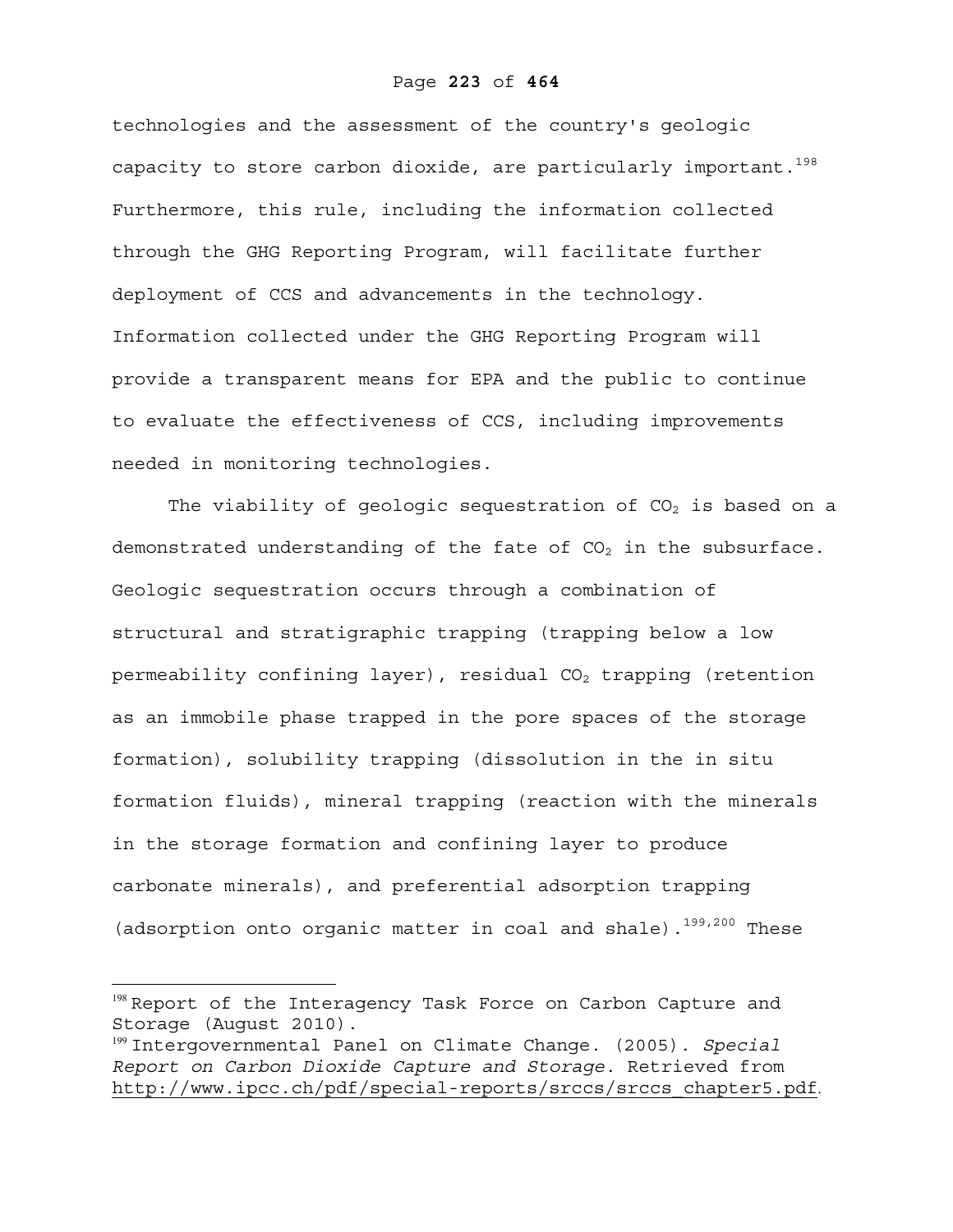technologies and the assessment of the country's geologic capacity to store carbon dioxide, are particularly important.[198] Furthermore, this rule, including the information collected through the GHG Reporting Program, will facilitate further deployment of CCS and advancements in the technology. Information collected under the GHG Reporting Program will provide a transparent means for EPA and the public to continue to evaluate the effectiveness of CCS, including improvements needed in monitoring technologies.

The viability of geologic sequestration of $CO_2$ is based on a demonstrated understanding of the fate of $CO_2$ in the subsurface. Geologic sequestration occurs through a combination of structural and stratigraphic trapping (trapping below a low permeability confining layer), residual $CO_2$ trapping (retention as an immobile phase trapped in the pore spaces of the storage formation), solubility trapping (dissolution in the in situ formation fluids), mineral trapping (reaction with the minerals in the storage formation and confining layer to produce carbonate minerals), and preferential adsorption trapping (adsorption onto organic matter in coal and shale).[199,200] These

---

[198] Report of the Interagency Task Force on Carbon Capture and Storage (August 2010).

[199] Intergovernmental Panel on Climate Change. (2005). *Special Report on Carbon Dioxide Capture and Storage.* Retrieved from http://www.ipcc.ch/pdf/special-reports/srccs/srccs_chapter5.pdf.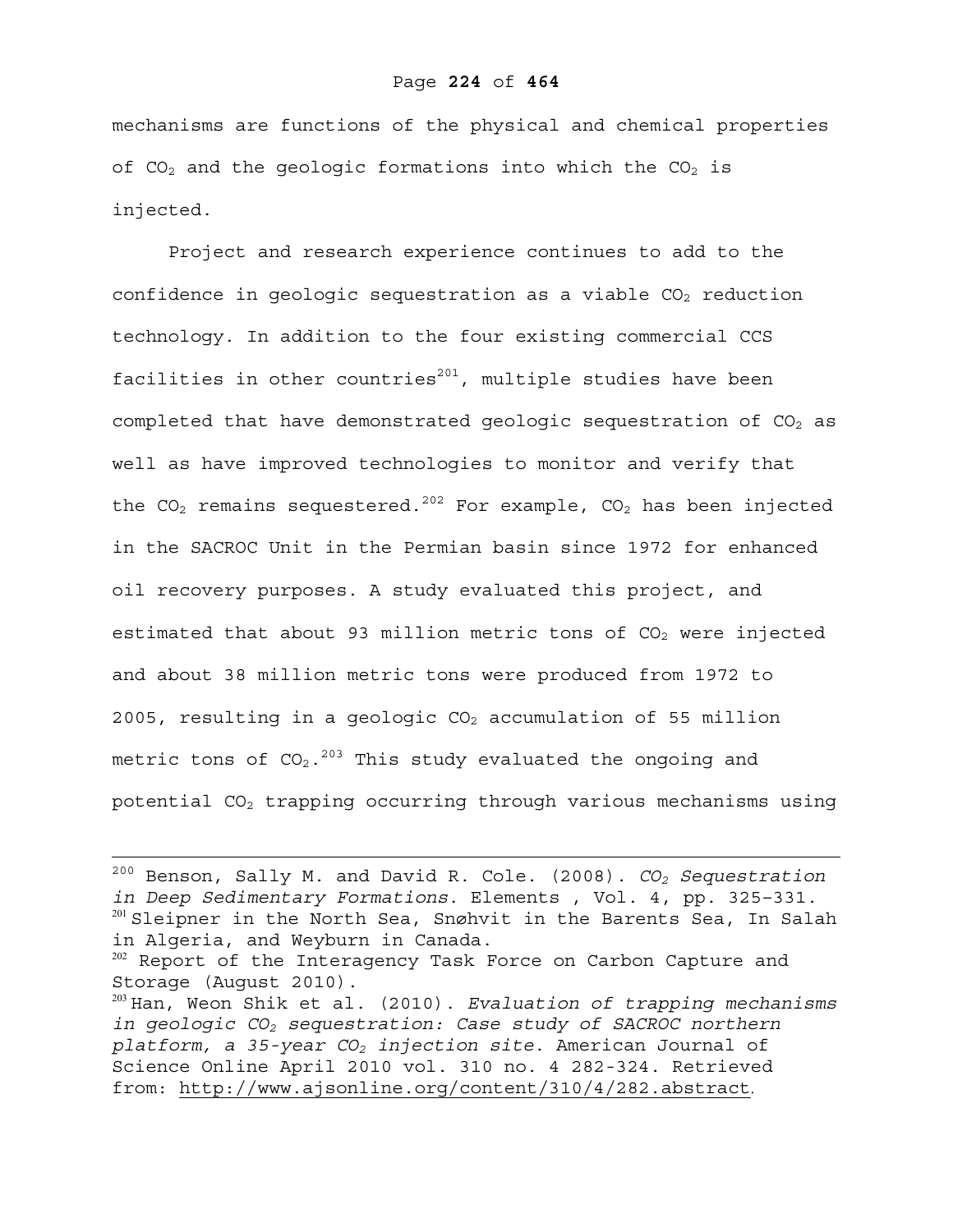mechanisms are functions of the physical and chemical properties of $CO_2$ and the geologic formations into which the $CO_2$ is injected.

Project and research experience continues to add to the confidence in geologic sequestration as a viable $CO_2$ reduction technology. In addition to the four existing commercial CCS facilities in other countries[201], multiple studies have been completed that have demonstrated geologic sequestration of $CO_2$ as well as have improved technologies to monitor and verify that the $CO_2$ remains sequestered.[202] For example, $CO_2$ has been injected in the SACROC Unit in the Permian basin since 1972 for enhanced oil recovery purposes. A study evaluated this project, and estimated that about 93 million metric tons of $CO_2$ were injected and about 38 million metric tons were produced from 1972 to 2005, resulting in a geologic $CO_2$ accumulation of 55 million metric tons of $CO_2$.[203] This study evaluated the ongoing and potential $CO_2$ trapping occurring through various mechanisms using

---

[200] Benson, Sally M. and David R. Cole. (2008). *$CO_2$ Sequestration in Deep Sedimentary Formations*. Elements , Vol. 4, pp. 325–331.

[201] Sleipner in the North Sea, Snøhvit in the Barents Sea, In Salah in Algeria, and Weyburn in Canada.

[202] Report of the Interagency Task Force on Carbon Capture and Storage (August 2010).

[203] Han, Weon Shik et al. (2010). *Evaluation of trapping mechanisms in geologic $CO_2$ sequestration: Case study of SACROC northern platform, a 35-year $CO_2$ injection site*. American Journal of Science Online April 2010 vol. 310 no. 4 282-324. Retrieved from: http://www.ajsonline.org/content/310/4/282.abstract.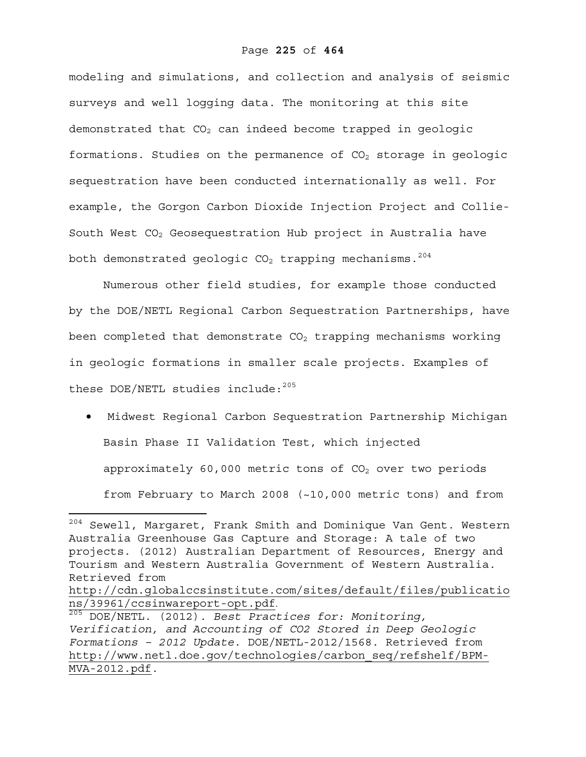modeling and simulations, and collection and analysis of seismic surveys and well logging data. The monitoring at this site demonstrated that $CO_2$ can indeed become trapped in geologic formations. Studies on the permanence of $CO_2$ storage in geologic sequestration have been conducted internationally as well. For example, the Gorgon Carbon Dioxide Injection Project and Collie-South West $CO_2$ Geosequestration Hub project in Australia have both demonstrated geologic $CO_2$ trapping mechanisms.[204]

Numerous other field studies, for example those conducted by the DOE/NETL Regional Carbon Sequestration Partnerships, have been completed that demonstrate $CO_2$ trapping mechanisms working in geologic formations in smaller scale projects. Examples of these DOE/NETL studies include:[205]

- Midwest Regional Carbon Sequestration Partnership Michigan Basin Phase II Validation Test, which injected approximately 60,000 metric tons of $CO_2$ over two periods from February to March 2008 (~10,000 metric tons) and from

---

[204] Sewell, Margaret, Frank Smith and Dominique Van Gent. Western Australia Greenhouse Gas Capture and Storage: A tale of two projects. (2012) Australian Department of Resources, Energy and Tourism and Western Australia Government of Western Australia. Retrieved from http://cdn.globalccsinstitute.com/sites/default/files/publications/39961/ccsinwareport-opt.pdf.

[205] DOE/NETL. (2012). *Best Practices for: Monitoring, Verification, and Accounting of CO2 Stored in Deep Geologic Formations – 2012 Update*. DOE/NETL-2012/1568. Retrieved from http://www.netl.doe.gov/technologies/carbon_seq/refshelf/BPM-MVA-2012.pdf.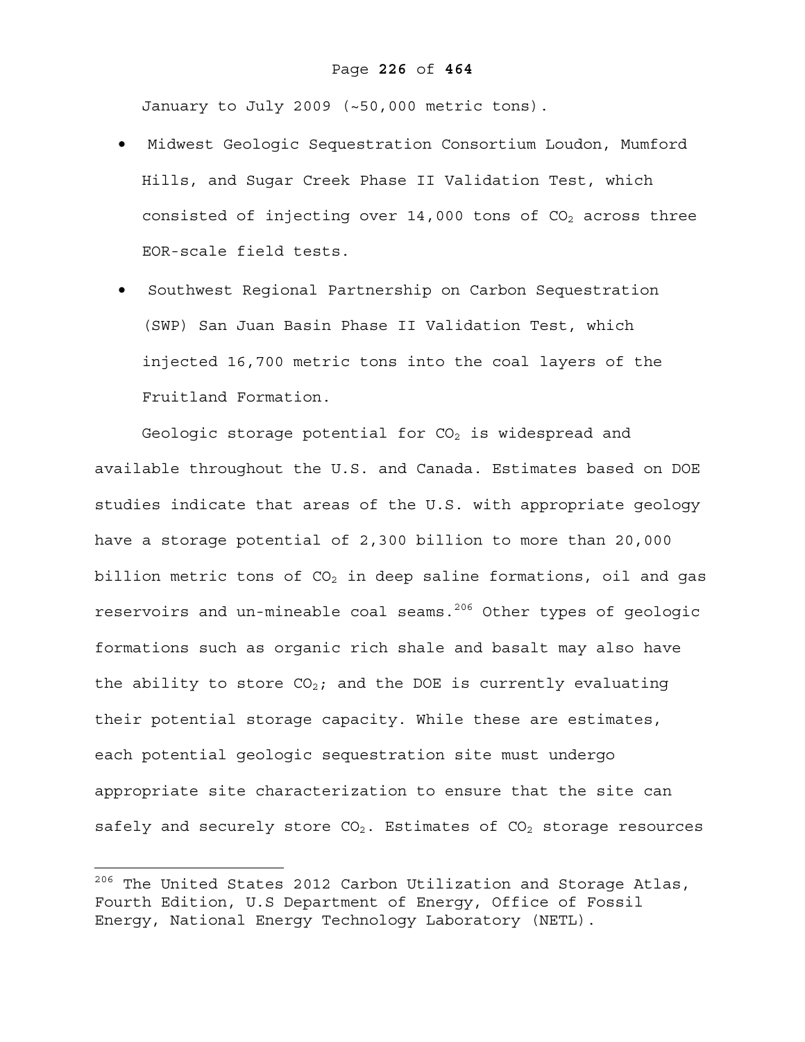January to July 2009 (~50,000 metric tons).

- Midwest Geologic Sequestration Consortium Loudon, Mumford Hills, and Sugar Creek Phase II Validation Test, which consisted of injecting over 14,000 tons of $CO_2$ across three EOR-scale field tests.
- Southwest Regional Partnership on Carbon Sequestration (SWP) San Juan Basin Phase II Validation Test, which injected 16,700 metric tons into the coal layers of the Fruitland Formation.

Geologic storage potential for $CO_2$ is widespread and available throughout the U.S. and Canada. Estimates based on DOE studies indicate that areas of the U.S. with appropriate geology have a storage potential of 2,300 billion to more than 20,000 billion metric tons of $CO_2$ in deep saline formations, oil and gas reservoirs and un-mineable coal seams.[206] Other types of geologic formations such as organic rich shale and basalt may also have the ability to store $CO_2$; and the DOE is currently evaluating their potential storage capacity. While these are estimates, each potential geologic sequestration site must undergo appropriate site characterization to ensure that the site can safely and securely store $CO_2$. Estimates of $CO_2$ storage resources

---

[206] The United States 2012 Carbon Utilization and Storage Atlas, Fourth Edition, U.S Department of Energy, Office of Fossil Energy, National Energy Technology Laboratory (NETL).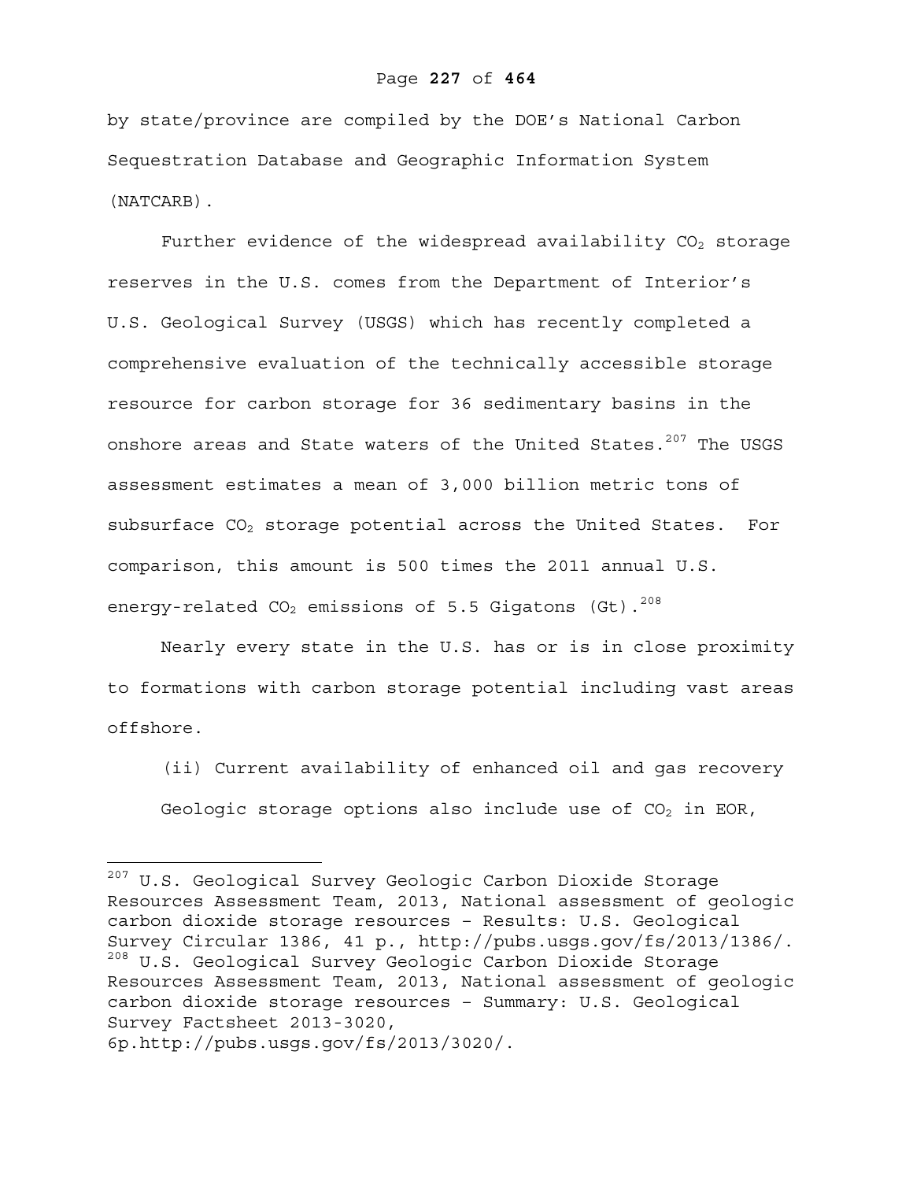by state/province are compiled by the DOE's National Carbon Sequestration Database and Geographic Information System (NATCARB).

Further evidence of the widespread availability $CO_2$ storage reserves in the U.S. comes from the Department of Interior's U.S. Geological Survey (USGS) which has recently completed a comprehensive evaluation of the technically accessible storage resource for carbon storage for 36 sedimentary basins in the onshore areas and State waters of the United States.[207] The USGS assessment estimates a mean of 3,000 billion metric tons of subsurface $CO_2$ storage potential across the United States. For comparison, this amount is 500 times the 2011 annual U.S. energy-related $CO_2$ emissions of 5.5 Gigatons (Gt).[208]

Nearly every state in the U.S. has or is in close proximity to formations with carbon storage potential including vast areas offshore.

(ii) Current availability of enhanced oil and gas recovery

Geologic storage options also include use of $CO_2$ in EOR,

---

[207] U.S. Geological Survey Geologic Carbon Dioxide Storage Resources Assessment Team, 2013, National assessment of geologic carbon dioxide storage resources – Results: U.S. Geological Survey Circular 1386, 41 p., http://pubs.usgs.gov/fs/2013/1386/.

[208] U.S. Geological Survey Geologic Carbon Dioxide Storage Resources Assessment Team, 2013, National assessment of geologic carbon dioxide storage resources – Summary: U.S. Geological Survey Factsheet 2013-3020, 6p.http://pubs.usgs.gov/fs/2013/3020/.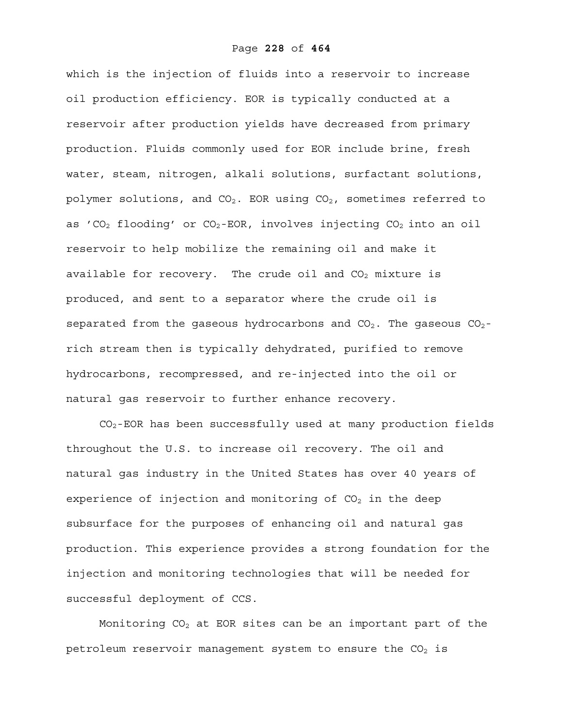which is the injection of fluids into a reservoir to increase oil production efficiency. EOR is typically conducted at a reservoir after production yields have decreased from primary production. Fluids commonly used for EOR include brine, fresh water, steam, nitrogen, alkali solutions, surfactant solutions, polymer solutions, and $CO_2$. EOR using $CO_2$, sometimes referred to as '$CO_2$ flooding' or $CO_2$-EOR, involves injecting $CO_2$ into an oil reservoir to help mobilize the remaining oil and make it available for recovery. The crude oil and $CO_2$ mixture is produced, and sent to a separator where the crude oil is separated from the gaseous hydrocarbons and $CO_2$. The gaseous $CO_2$-rich stream then is typically dehydrated, purified to remove hydrocarbons, recompressed, and re-injected into the oil or natural gas reservoir to further enhance recovery.

$CO_2$-EOR has been successfully used at many production fields throughout the U.S. to increase oil recovery. The oil and natural gas industry in the United States has over 40 years of experience of injection and monitoring of $CO_2$ in the deep subsurface for the purposes of enhancing oil and natural gas production. This experience provides a strong foundation for the injection and monitoring technologies that will be needed for successful deployment of CCS.

Monitoring $CO_2$ at EOR sites can be an important part of the petroleum reservoir management system to ensure the $CO_2$ is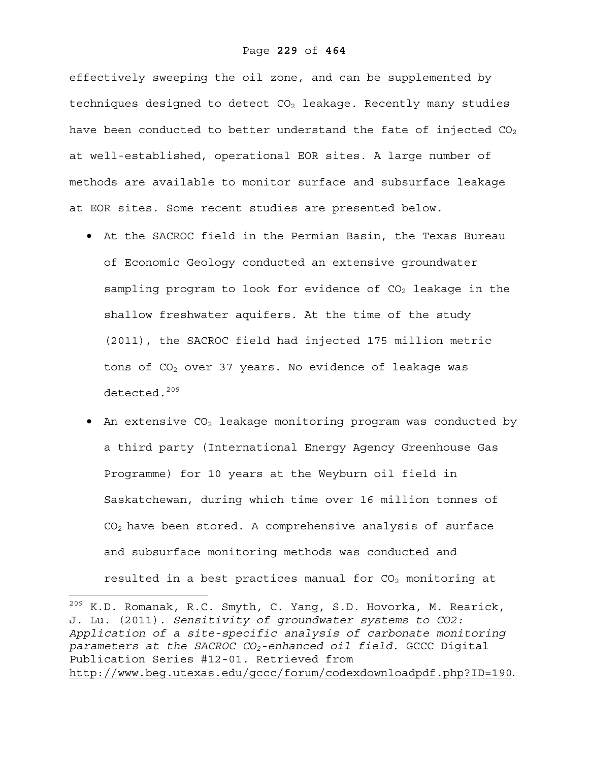effectively sweeping the oil zone, and can be supplemented by techniques designed to detect $CO_2$ leakage. Recently many studies have been conducted to better understand the fate of injected $CO_2$ at well-established, operational EOR sites. A large number of methods are available to monitor surface and subsurface leakage at EOR sites. Some recent studies are presented below.

- At the SACROC field in the Permian Basin, the Texas Bureau of Economic Geology conducted an extensive groundwater sampling program to look for evidence of $CO_2$ leakage in the shallow freshwater aquifers. At the time of the study (2011), the SACROC field had injected 175 million metric tons of $CO_2$ over 37 years. No evidence of leakage was detected.[209]
- An extensive $CO_2$ leakage monitoring program was conducted by a third party (International Energy Agency Greenhouse Gas Programme) for 10 years at the Weyburn oil field in Saskatchewan, during which time over 16 million tonnes of $CO_2$ have been stored. A comprehensive analysis of surface and subsurface monitoring methods was conducted and resulted in a best practices manual for $CO_2$ monitoring at

---

[209] K.D. Romanak, R.C. Smyth, C. Yang, S.D. Hovorka, M. Rearick, J. Lu. (2011). *Sensitivity of groundwater systems to CO2: Application of a site-specific analysis of carbonate monitoring parameters at the SACROC $CO_2$-enhanced oil field*. GCCC Digital Publication Series #12-01. Retrieved from http://www.beg.utexas.edu/gccc/forum/codexdownloadpdf.php?ID=190.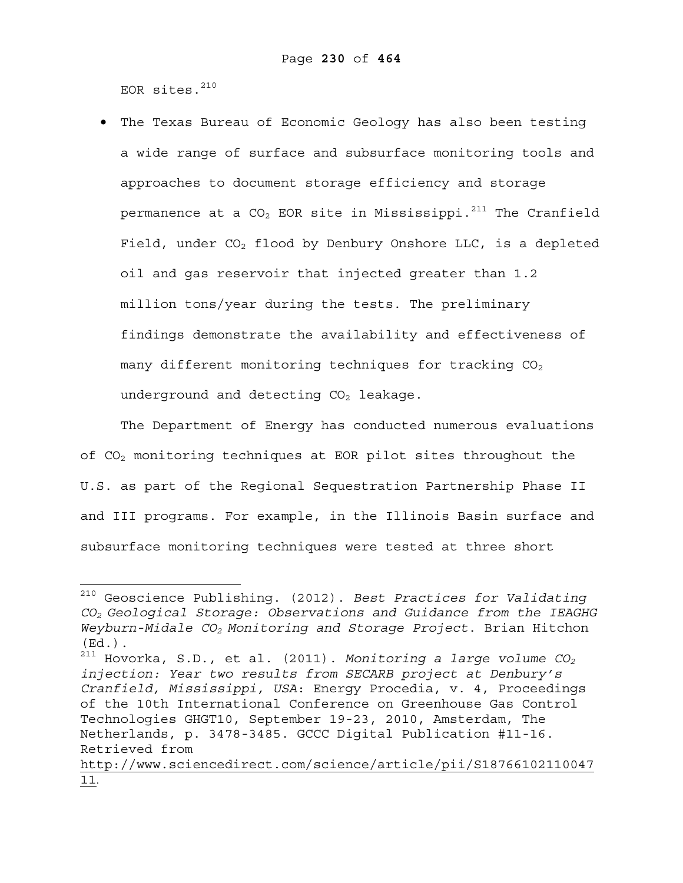EOR sites.[210]

- The Texas Bureau of Economic Geology has also been testing a wide range of surface and subsurface monitoring tools and approaches to document storage efficiency and storage permanence at a $CO_2$ EOR site in Mississippi.[211] The Cranfield Field, under $CO_2$ flood by Denbury Onshore LLC, is a depleted oil and gas reservoir that injected greater than 1.2 million tons/year during the tests. The preliminary findings demonstrate the availability and effectiveness of many different monitoring techniques for tracking $CO_2$ underground and detecting $CO_2$ leakage.

The Department of Energy has conducted numerous evaluations of $CO_2$ monitoring techniques at EOR pilot sites throughout the U.S. as part of the Regional Sequestration Partnership Phase II and III programs. For example, in the Illinois Basin surface and subsurface monitoring techniques were tested at three short

---

[210] Geoscience Publishing. (2012). *Best Practices for Validating $CO_2$ Geological Storage: Observations and Guidance from the IEAGHG Weyburn-Midale $CO_2$ Monitoring and Storage Project*. Brian Hitchon (Ed.).

[211] Hovorka, S.D., et al. (2011). *Monitoring a large volume $CO_2$ injection: Year two results from SECARB project at Denbury's Cranfield, Mississippi, USA*: Energy Procedia, v. 4, Proceedings of the 10th International Conference on Greenhouse Gas Control Technologies GHGT10, September 19-23, 2010, Amsterdam, The Netherlands, p. 3478-3485. GCCC Digital Publication #11-16. Retrieved from http://www.sciencedirect.com/science/article/pii/S1876610211004711.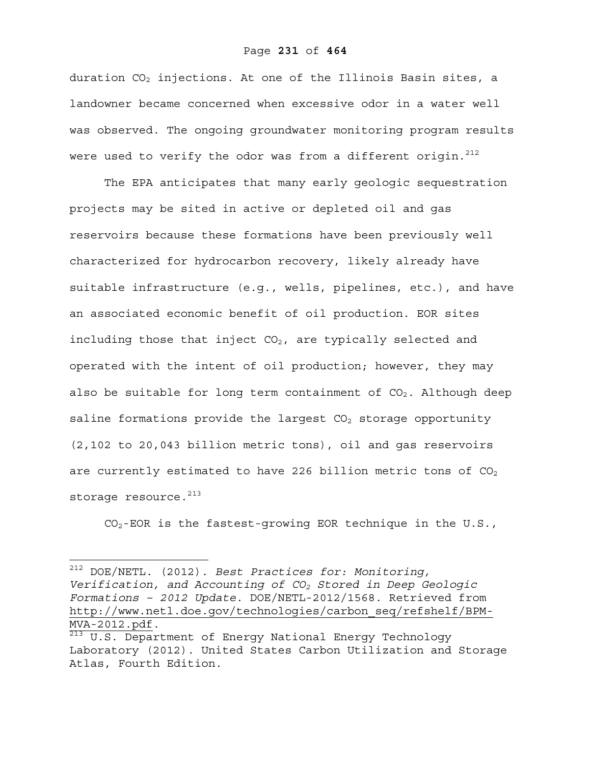duration $CO_2$ injections. At one of the Illinois Basin sites, a landowner became concerned when excessive odor in a water well was observed. The ongoing groundwater monitoring program results were used to verify the odor was from a different origin.[212]

The EPA anticipates that many early geologic sequestration projects may be sited in active or depleted oil and gas reservoirs because these formations have been previously well characterized for hydrocarbon recovery, likely already have suitable infrastructure (e.g., wells, pipelines, etc.), and have an associated economic benefit of oil production. EOR sites including those that inject $CO_2$, are typically selected and operated with the intent of oil production; however, they may also be suitable for long term containment of $CO_2$. Although deep saline formations provide the largest $CO_2$ storage opportunity (2,102 to 20,043 billion metric tons), oil and gas reservoirs are currently estimated to have 226 billion metric tons of $CO_2$ storage resource.[213]

$CO_2$-EOR is the fastest-growing EOR technique in the U.S.,

---

[212] DOE/NETL. (2012). *Best Practices for: Monitoring, Verification, and Accounting of $CO_2$ Stored in Deep Geologic Formations – 2012 Update*. DOE/NETL-2012/1568. Retrieved from http://www.netl.doe.gov/technologies/carbon_seq/refshelf/BPM-MVA-2012.pdf.

[213] U.S. Department of Energy National Energy Technology Laboratory (2012). United States Carbon Utilization and Storage Atlas, Fourth Edition.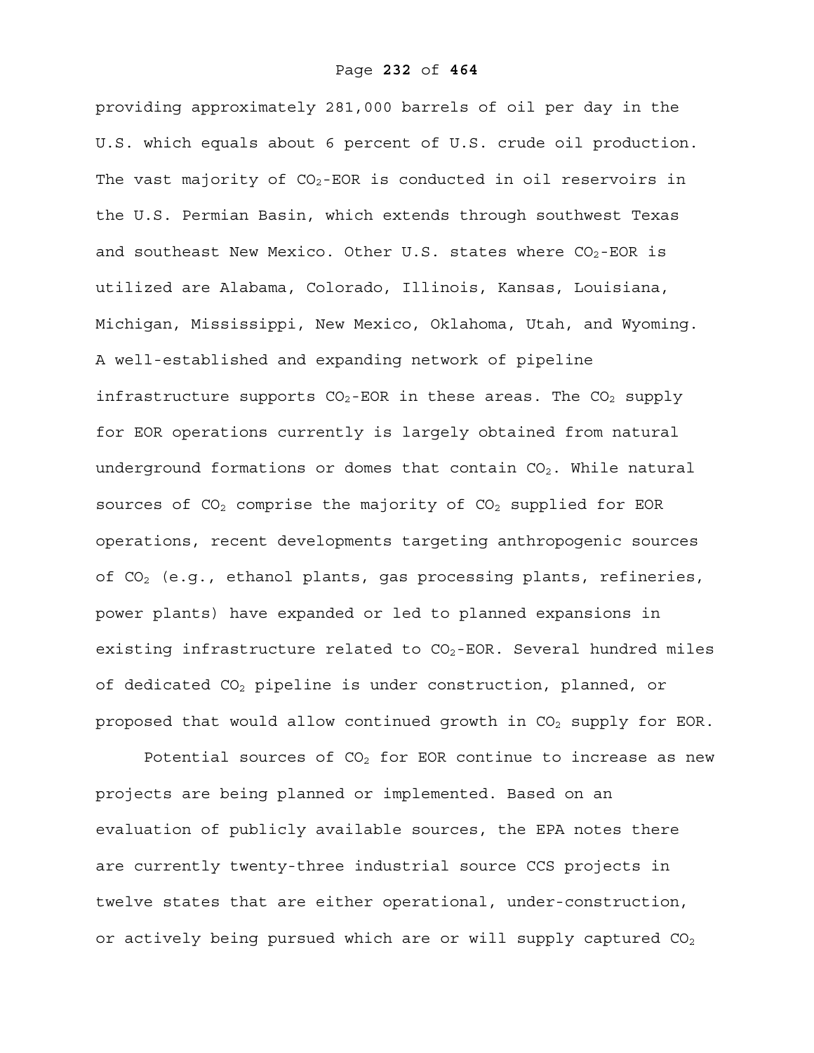providing approximately 281,000 barrels of oil per day in the U.S. which equals about 6 percent of U.S. crude oil production. The vast majority of $CO_2$-EOR is conducted in oil reservoirs in the U.S. Permian Basin, which extends through southwest Texas and southeast New Mexico. Other U.S. states where $CO_2$-EOR is utilized are Alabama, Colorado, Illinois, Kansas, Louisiana, Michigan, Mississippi, New Mexico, Oklahoma, Utah, and Wyoming. A well-established and expanding network of pipeline infrastructure supports $CO_2$-EOR in these areas. The $CO_2$ supply for EOR operations currently is largely obtained from natural underground formations or domes that contain $CO_2$. While natural sources of $CO_2$ comprise the majority of $CO_2$ supplied for EOR operations, recent developments targeting anthropogenic sources of $CO_2$ (e.g., ethanol plants, gas processing plants, refineries, power plants) have expanded or led to planned expansions in existing infrastructure related to $CO_2$-EOR. Several hundred miles of dedicated $CO_2$ pipeline is under construction, planned, or proposed that would allow continued growth in $CO_2$ supply for EOR.

Potential sources of $CO_2$ for EOR continue to increase as new projects are being planned or implemented. Based on an evaluation of publicly available sources, the EPA notes there are currently twenty-three industrial source CCS projects in twelve states that are either operational, under-construction, or actively being pursued which are or will supply captured $CO_2$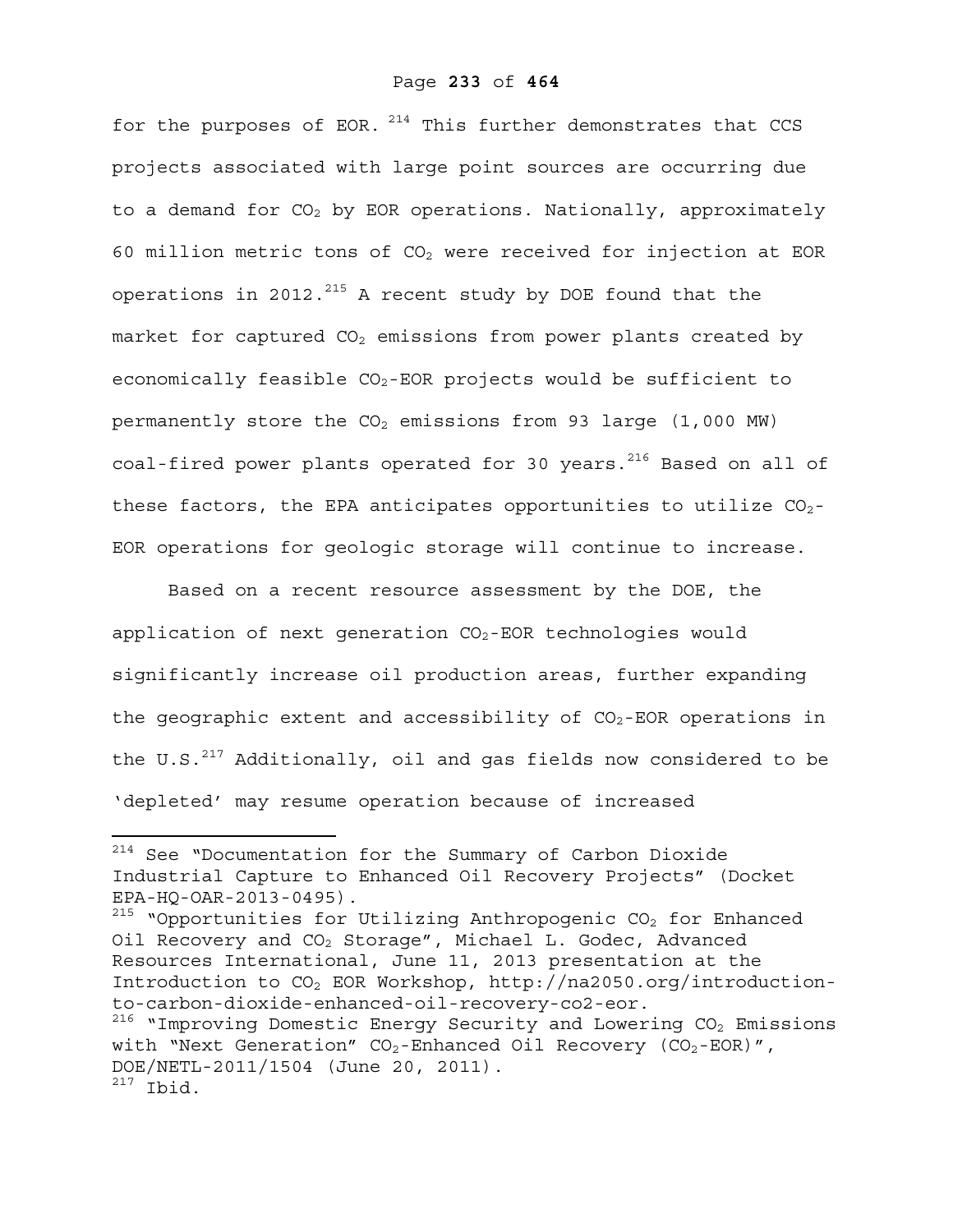for the purposes of EOR.[214] This further demonstrates that CCS projects associated with large point sources are occurring due to a demand for $CO_2$ by EOR operations. Nationally, approximately 60 million metric tons of $CO_2$ were received for injection at EOR operations in 2012.[215] A recent study by DOE found that the market for captured $CO_2$ emissions from power plants created by economically feasible $CO_2$-EOR projects would be sufficient to permanently store the $CO_2$ emissions from 93 large (1,000 MW) coal-fired power plants operated for 30 years.[216] Based on all of these factors, the EPA anticipates opportunities to utilize $CO_2$-EOR operations for geologic storage will continue to increase.

Based on a recent resource assessment by the DOE, the application of next generation $CO_2$-EOR technologies would significantly increase oil production areas, further expanding the geographic extent and accessibility of $CO_2$-EOR operations in the U.S.[217] Additionally, oil and gas fields now considered to be 'depleted' may resume operation because of increased

---

[214] See "Documentation for the Summary of Carbon Dioxide Industrial Capture to Enhanced Oil Recovery Projects" (Docket EPA-HQ-OAR-2013-0495).

[215] "Opportunities for Utilizing Anthropogenic $CO_2$ for Enhanced Oil Recovery and $CO_2$ Storage", Michael L. Godec, Advanced Resources International, June 11, 2013 presentation at the Introduction to $CO_2$ EOR Workshop, http://na2050.org/introduction-to-carbon-dioxide-enhanced-oil-recovery-co2-eor.

[216] "Improving Domestic Energy Security and Lowering $CO_2$ Emissions with "Next Generation" $CO_2$-Enhanced Oil Recovery ($CO_2$-EOR)", DOE/NETL-2011/1504 (June 20, 2011).

[217] Ibid.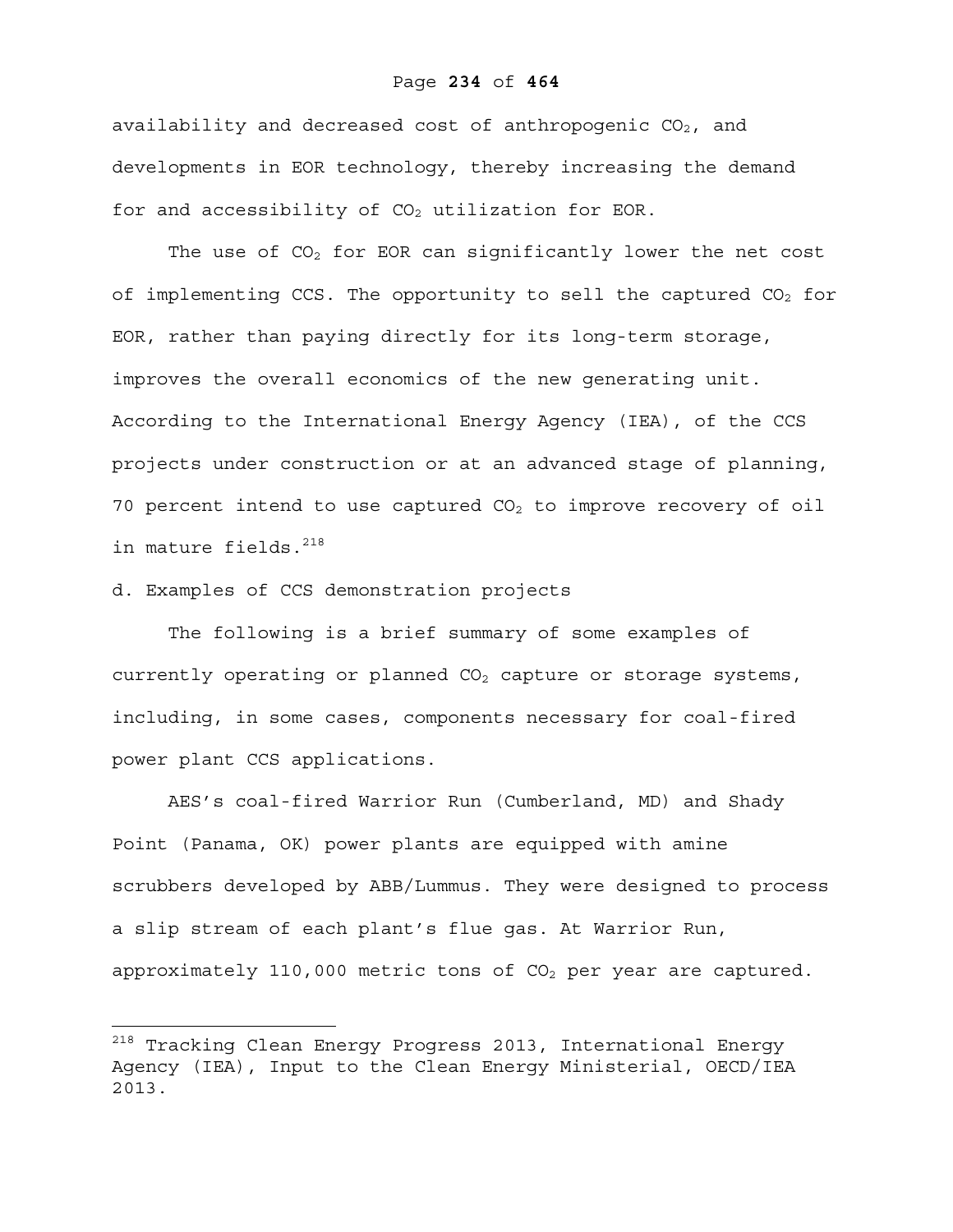availability and decreased cost of anthropogenic $CO_2$, and developments in EOR technology, thereby increasing the demand for and accessibility of $CO_2$ utilization for EOR.

The use of $CO_2$ for EOR can significantly lower the net cost of implementing CCS. The opportunity to sell the captured $CO_2$ for EOR, rather than paying directly for its long-term storage, improves the overall economics of the new generating unit. According to the International Energy Agency (IEA), of the CCS projects under construction or at an advanced stage of planning, 70 percent intend to use captured $CO_2$ to improve recovery of oil in mature fields.[218]

d. Examples of CCS demonstration projects

The following is a brief summary of some examples of currently operating or planned $CO_2$ capture or storage systems, including, in some cases, components necessary for coal-fired power plant CCS applications.

AES's coal-fired Warrior Run (Cumberland, MD) and Shady Point (Panama, OK) power plants are equipped with amine scrubbers developed by ABB/Lummus. They were designed to process a slip stream of each plant's flue gas. At Warrior Run, approximately 110,000 metric tons of $CO_2$ per year are captured.

---

[218] Tracking Clean Energy Progress 2013, International Energy Agency (IEA), Input to the Clean Energy Ministerial, OECD/IEA 2013.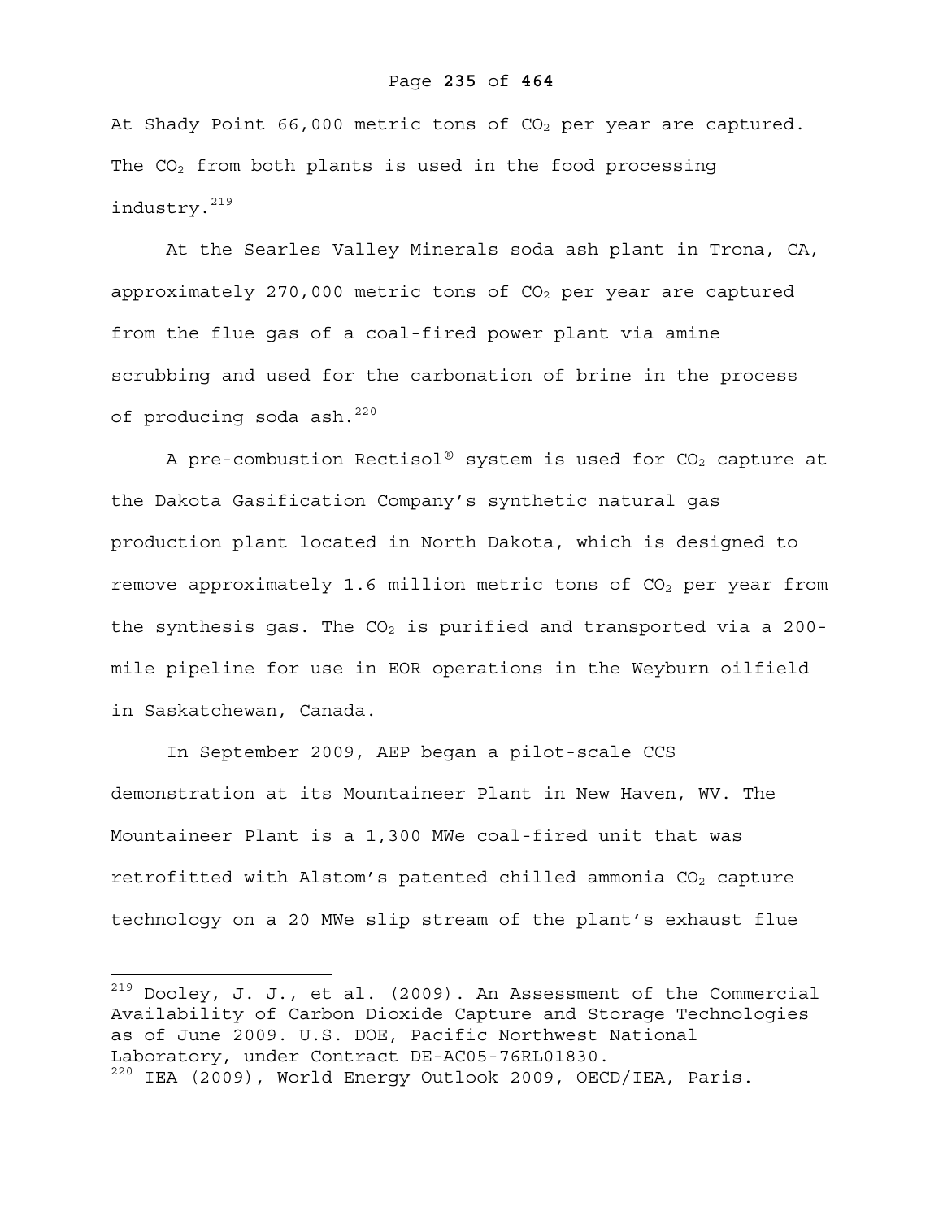At Shady Point 66,000 metric tons of $CO_2$ per year are captured. The $CO_2$ from both plants is used in the food processing industry.[219]

At the Searles Valley Minerals soda ash plant in Trona, CA, approximately 270,000 metric tons of $CO_2$ per year are captured from the flue gas of a coal-fired power plant via amine scrubbing and used for the carbonation of brine in the process of producing soda ash.[220]

A pre-combustion Rectisol® system is used for $CO_2$ capture at the Dakota Gasification Company's synthetic natural gas production plant located in North Dakota, which is designed to remove approximately 1.6 million metric tons of $CO_2$ per year from the synthesis gas. The $CO_2$ is purified and transported via a 200-mile pipeline for use in EOR operations in the Weyburn oilfield in Saskatchewan, Canada.

In September 2009, AEP began a pilot-scale CCS demonstration at its Mountaineer Plant in New Haven, WV. The Mountaineer Plant is a 1,300 MWe coal-fired unit that was retrofitted with Alstom's patented chilled ammonia $CO_2$ capture technology on a 20 MWe slip stream of the plant's exhaust flue

---

[219] Dooley, J. J., et al. (2009). An Assessment of the Commercial Availability of Carbon Dioxide Capture and Storage Technologies as of June 2009. U.S. DOE, Pacific Northwest National Laboratory, under Contract DE-AC05-76RL01830.

[220] IEA (2009), World Energy Outlook 2009, OECD/IEA, Paris.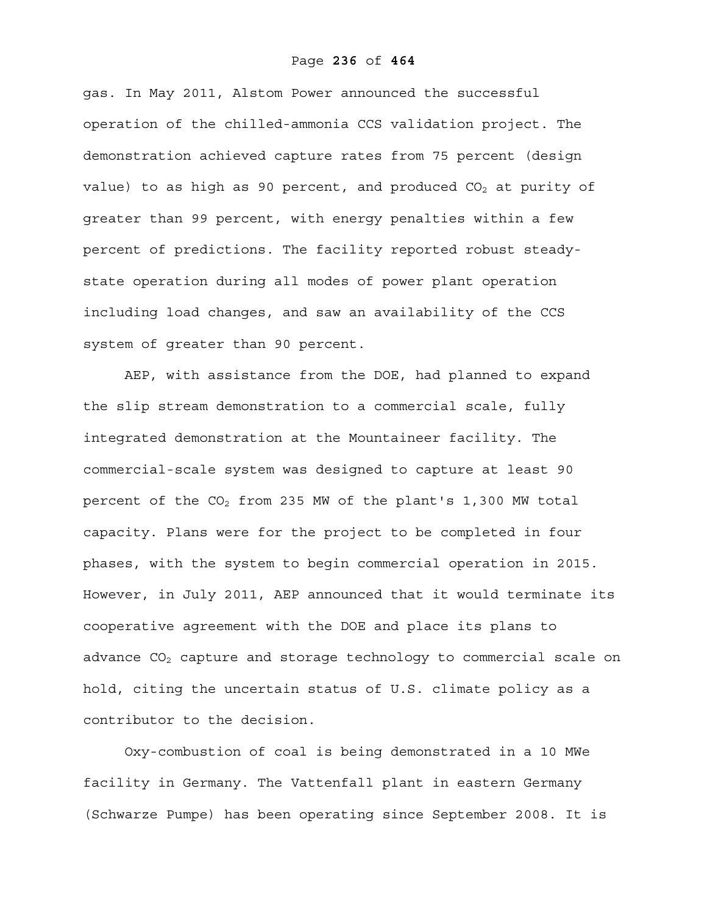gas. In May 2011, Alstom Power announced the successful operation of the chilled-ammonia CCS validation project. The demonstration achieved capture rates from 75 percent (design value) to as high as 90 percent, and produced $CO_2$ at purity of greater than 99 percent, with energy penalties within a few percent of predictions. The facility reported robust steady-state operation during all modes of power plant operation including load changes, and saw an availability of the CCS system of greater than 90 percent.

AEP, with assistance from the DOE, had planned to expand the slip stream demonstration to a commercial scale, fully integrated demonstration at the Mountaineer facility. The commercial-scale system was designed to capture at least 90 percent of the $CO_2$ from 235 MW of the plant's 1,300 MW total capacity. Plans were for the project to be completed in four phases, with the system to begin commercial operation in 2015. However, in July 2011, AEP announced that it would terminate its cooperative agreement with the DOE and place its plans to advance $CO_2$ capture and storage technology to commercial scale on hold, citing the uncertain status of U.S. climate policy as a contributor to the decision.

Oxy-combustion of coal is being demonstrated in a 10 MWe facility in Germany. The Vattenfall plant in eastern Germany (Schwarze Pumpe) has been operating since September 2008. It is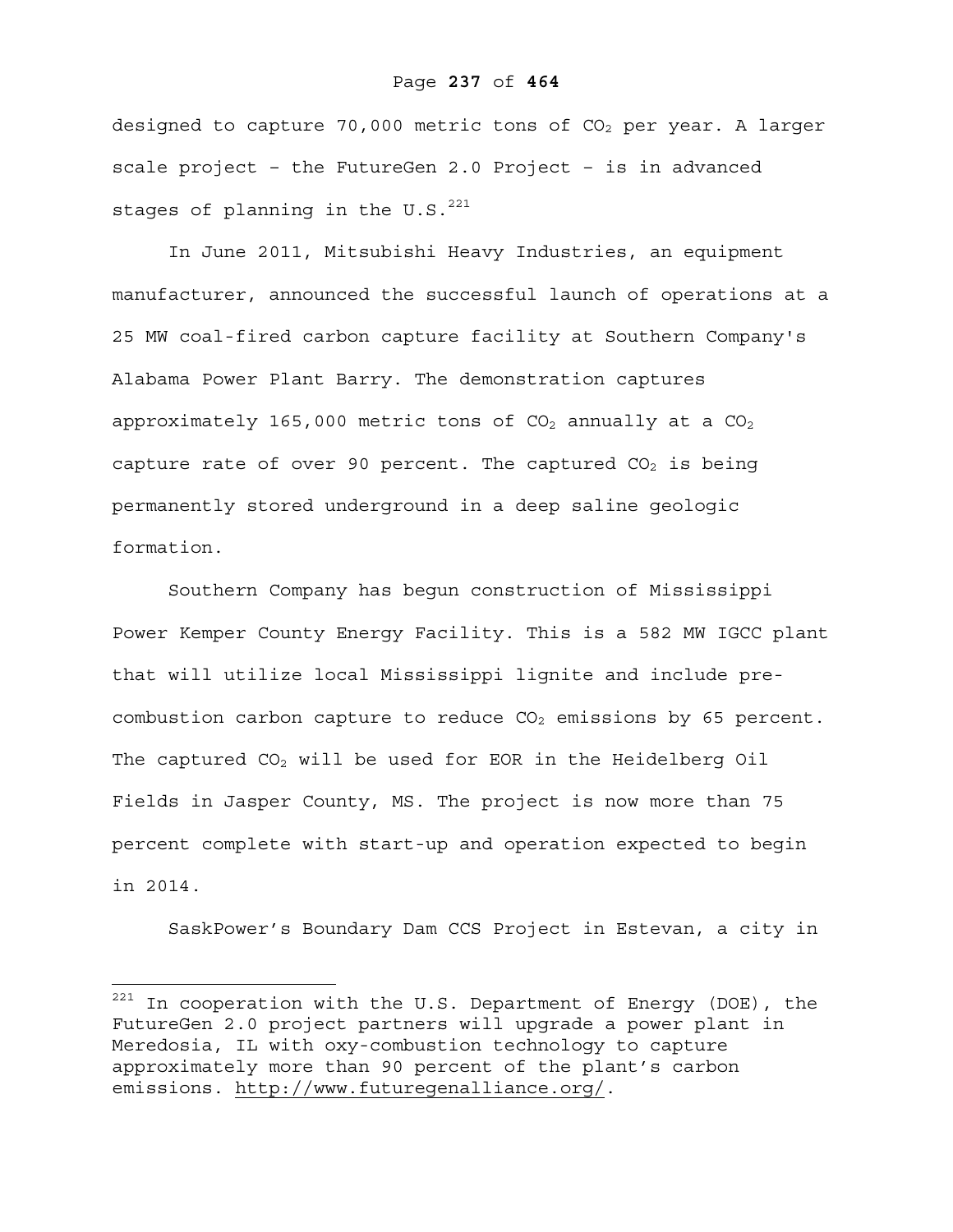designed to capture 70,000 metric tons of $CO_2$ per year. A larger scale project – the FutureGen 2.0 Project – is in advanced stages of planning in the U.S.[221]

In June 2011, Mitsubishi Heavy Industries, an equipment manufacturer, announced the successful launch of operations at a 25 MW coal-fired carbon capture facility at Southern Company's Alabama Power Plant Barry. The demonstration captures approximately 165,000 metric tons of $CO_2$ annually at a $CO_2$ capture rate of over 90 percent. The captured $CO_2$ is being permanently stored underground in a deep saline geologic formation.

Southern Company has begun construction of Mississippi Power Kemper County Energy Facility. This is a 582 MW IGCC plant that will utilize local Mississippi lignite and include pre-combustion carbon capture to reduce $CO_2$ emissions by 65 percent. The captured $CO_2$ will be used for EOR in the Heidelberg Oil Fields in Jasper County, MS. The project is now more than 75 percent complete with start-up and operation expected to begin in 2014.

SaskPower's Boundary Dam CCS Project in Estevan, a city in

---

[221] In cooperation with the U.S. Department of Energy (DOE), the FutureGen 2.0 project partners will upgrade a power plant in Meredosia, IL with oxy-combustion technology to capture approximately more than 90 percent of the plant's carbon emissions. http://www.futuregenalliance.org/.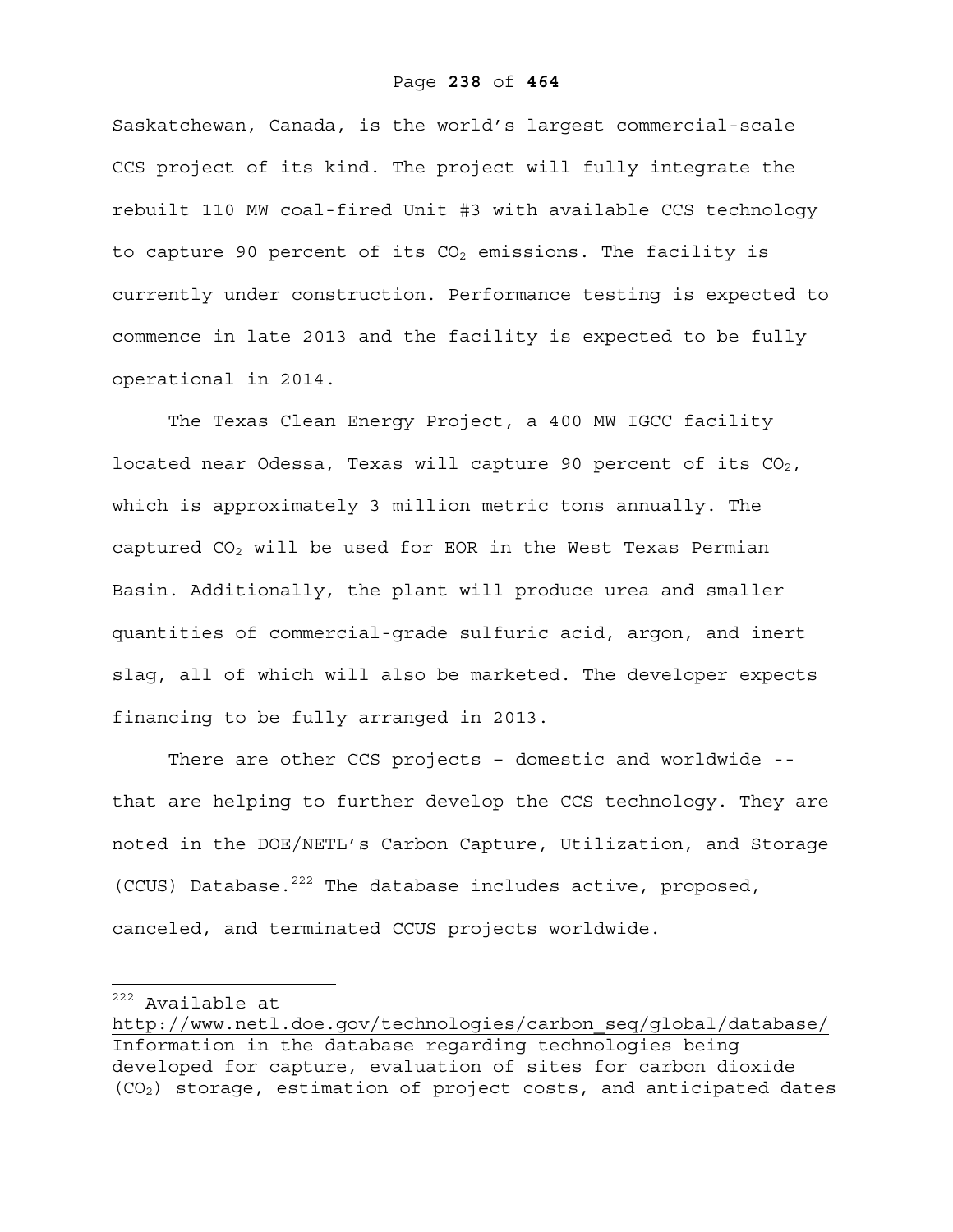Saskatchewan, Canada, is the world's largest commercial-scale CCS project of its kind. The project will fully integrate the rebuilt 110 MW coal-fired Unit #3 with available CCS technology to capture 90 percent of its $CO_2$ emissions. The facility is currently under construction. Performance testing is expected to commence in late 2013 and the facility is expected to be fully operational in 2014.

The Texas Clean Energy Project, a 400 MW IGCC facility located near Odessa, Texas will capture 90 percent of its $CO_2$, which is approximately 3 million metric tons annually. The captured $CO_2$ will be used for EOR in the West Texas Permian Basin. Additionally, the plant will produce urea and smaller quantities of commercial-grade sulfuric acid, argon, and inert slag, all of which will also be marketed. The developer expects financing to be fully arranged in 2013.

There are other CCS projects – domestic and worldwide -- that are helping to further develop the CCS technology. They are noted in the DOE/NETL's Carbon Capture, Utilization, and Storage (CCUS) Database.[222] The database includes active, proposed, canceled, and terminated CCUS projects worldwide.

---

[222] Available at http://www.netl.doe.gov/technologies/carbon_seq/global/database/ Information in the database regarding technologies being developed for capture, evaluation of sites for carbon dioxide ($CO_2$) storage, estimation of project costs, and anticipated dates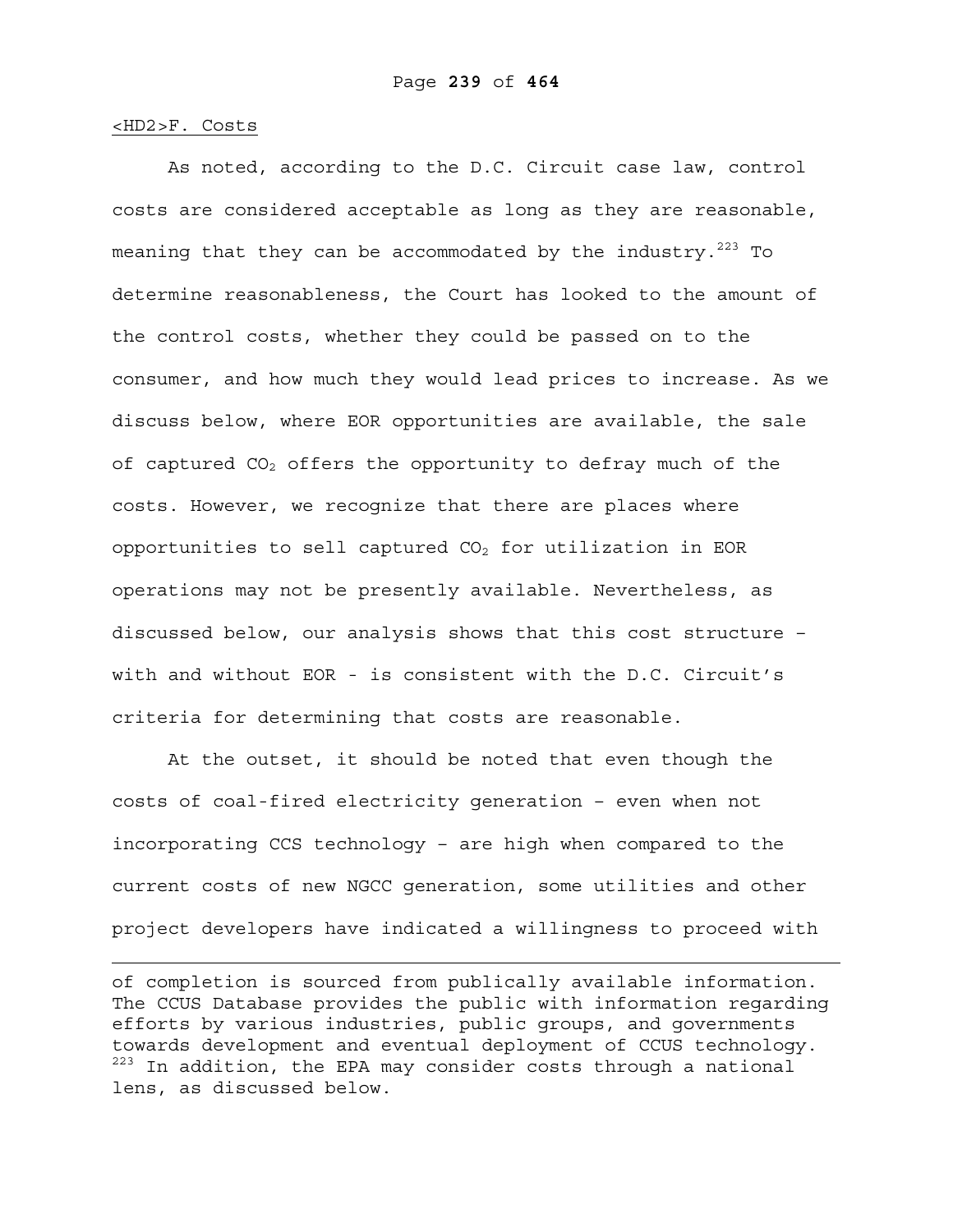## F. Costs

As noted, according to the D.C. Circuit case law, control costs are considered acceptable as long as they are reasonable, meaning that they can be accommodated by the industry.[223] To determine reasonableness, the Court has looked to the amount of the control costs, whether they could be passed on to the consumer, and how much they would lead prices to increase. As we discuss below, where EOR opportunities are available, the sale of captured $CO_2$ offers the opportunity to defray much of the costs. However, we recognize that there are places where opportunities to sell captured $CO_2$ for utilization in EOR operations may not be presently available. Nevertheless, as discussed below, our analysis shows that this cost structure – with and without EOR - is consistent with the D.C. Circuit's criteria for determining that costs are reasonable.

At the outset, it should be noted that even though the costs of coal-fired electricity generation – even when not incorporating CCS technology – are high when compared to the current costs of new NGCC generation, some utilities and other project developers have indicated a willingness to proceed with

---

of completion is sourced from publically available information. The CCUS Database provides the public with information regarding efforts by various industries, public groups, and governments towards development and eventual deployment of CCUS technology.

[223] In addition, the EPA may consider costs through a national lens, as discussed below.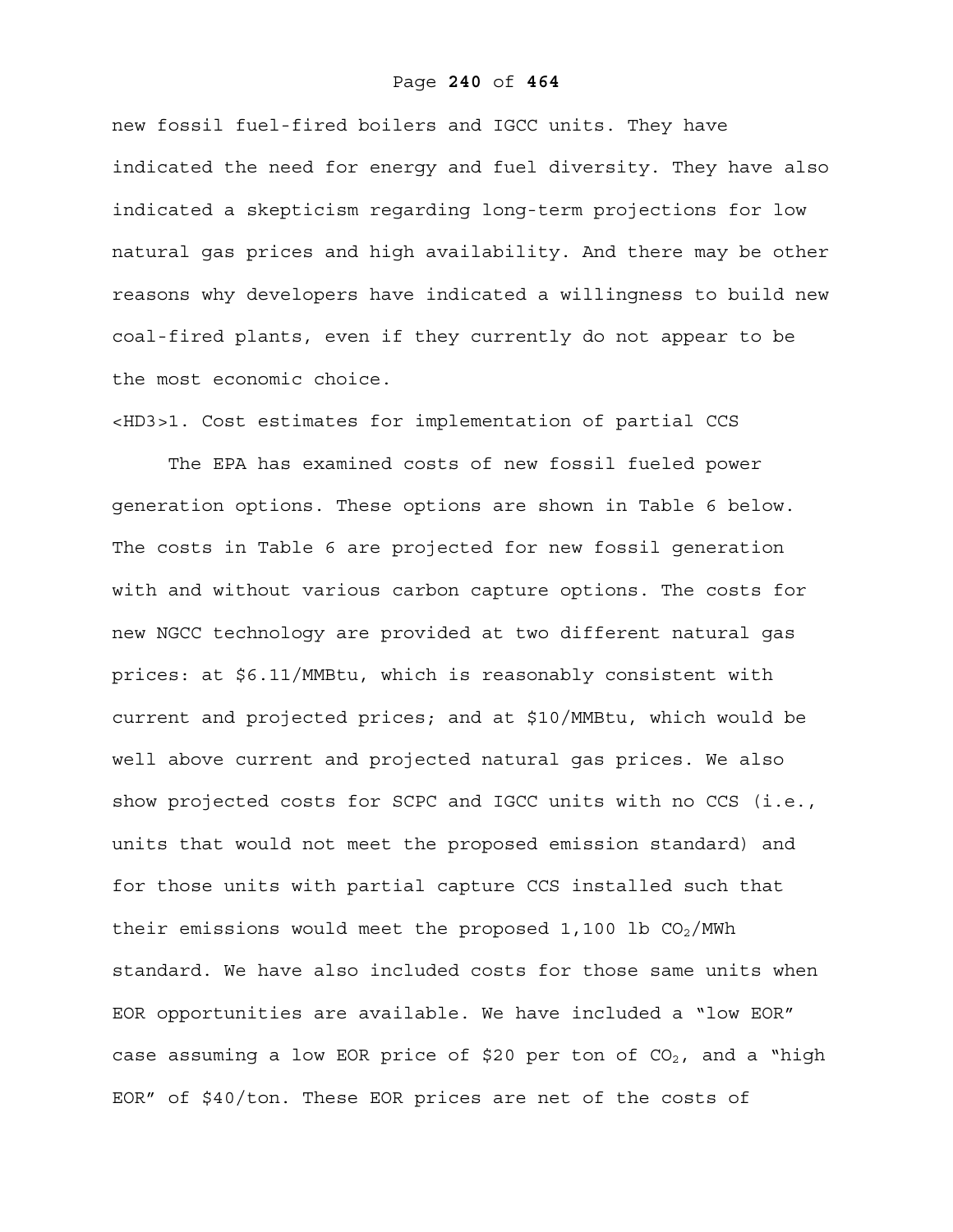new fossil fuel-fired boilers and IGCC units. They have indicated the need for energy and fuel diversity. They have also indicated a skepticism regarding long-term projections for low natural gas prices and high availability. And there may be other reasons why developers have indicated a willingness to build new coal-fired plants, even if they currently do not appear to be the most economic choice.

### 1. Cost estimates for implementation of partial CCS

The EPA has examined costs of new fossil fueled power generation options. These options are shown in Table 6 below. The costs in Table 6 are projected for new fossil generation with and without various carbon capture options. The costs for new NGCC technology are provided at two different natural gas prices: at \$6.11/MMBtu, which is reasonably consistent with current and projected prices; and at \$10/MMBtu, which would be well above current and projected natural gas prices. We also show projected costs for SCPC and IGCC units with no CCS (i.e., units that would not meet the proposed emission standard) and for those units with partial capture CCS installed such that their emissions would meet the proposed 1,100 lb $CO_2$/MWh standard. We have also included costs for those same units when EOR opportunities are available. We have included a "low EOR" case assuming a low EOR price of \$20 per ton of $CO_2$, and a "high EOR" of \$40/ton. These EOR prices are net of the costs of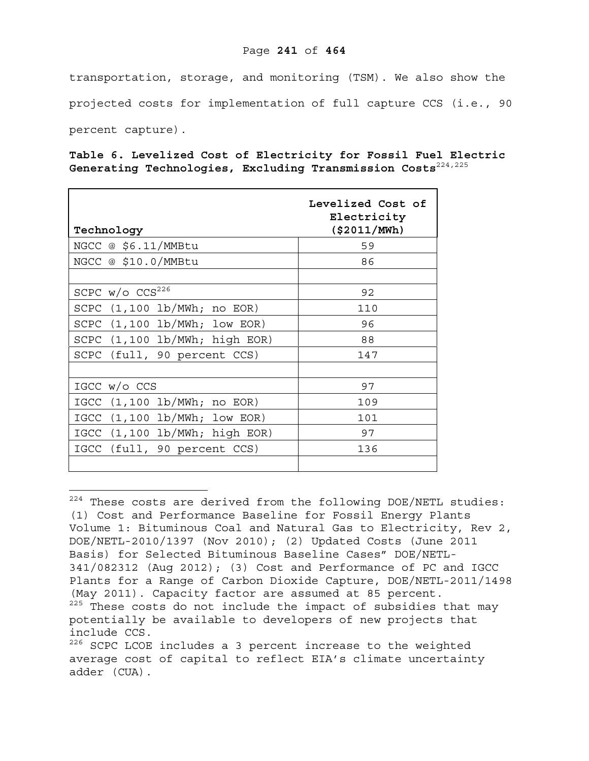transportation, storage, and monitoring (TSM). We also show the projected costs for implementation of full capture CCS (i.e., 90 percent capture).

**Table 6. Levelized Cost of Electricity for Fossil Fuel Electric Generating Technologies, Excluding Transmission Costs**[224,225]

| Technology | Levelized Cost of Electricity ($2011/MWh) |
|---|---|
| NGCC @ $6.11/MMBtu | 59 |
| NGCC @ $10.0/MMBtu | 86 |
| | |
| SCPC w/o CCS[226] | 92 |
| SCPC (1,100 lb/MWh; no EOR) | 110 |
| SCPC (1,100 lb/MWh; low EOR) | 96 |
| SCPC (1,100 lb/MWh; high EOR) | 88 |
| SCPC (full, 90 percent CCS) | 147 |
| | |
| IGCC w/o CCS | 97 |
| IGCC (1,100 lb/MWh; no EOR) | 109 |
| IGCC (1,100 lb/MWh; low EOR) | 101 |
| IGCC (1,100 lb/MWh; high EOR) | 97 |
| IGCC (full, 90 percent CCS) | 136 |
| | |

[224] These costs are derived from the following DOE/NETL studies: (1) Cost and Performance Baseline for Fossil Energy Plants Volume 1: Bituminous Coal and Natural Gas to Electricity, Rev 2, DOE/NETL-2010/1397 (Nov 2010); (2) Updated Costs (June 2011 Basis) for Selected Bituminous Baseline Cases" DOE/NETL-341/082312 (Aug 2012); (3) Cost and Performance of PC and IGCC Plants for a Range of Carbon Dioxide Capture, DOE/NETL-2011/1498 (May 2011). Capacity factor are assumed at 85 percent.

[225] These costs do not include the impact of subsidies that may potentially be available to developers of new projects that include CCS.

[226] SCPC LCOE includes a 3 percent increase to the weighted average cost of capital to reflect EIA's climate uncertainty adder (CUA).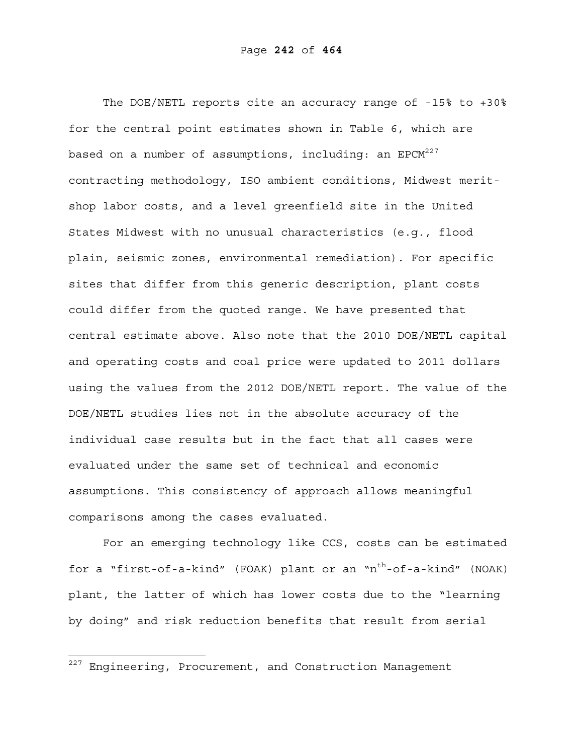The DOE/NETL reports cite an accuracy range of -15% to +30% for the central point estimates shown in Table 6, which are based on a number of assumptions, including: an EPCM[227] contracting methodology, ISO ambient conditions, Midwest merit-shop labor costs, and a level greenfield site in the United States Midwest with no unusual characteristics (e.g., flood plain, seismic zones, environmental remediation). For specific sites that differ from this generic description, plant costs could differ from the quoted range. We have presented that central estimate above. Also note that the 2010 DOE/NETL capital and operating costs and coal price were updated to 2011 dollars using the values from the 2012 DOE/NETL report. The value of the DOE/NETL studies lies not in the absolute accuracy of the individual case results but in the fact that all cases were evaluated under the same set of technical and economic assumptions. This consistency of approach allows meaningful comparisons among the cases evaluated.

For an emerging technology like CCS, costs can be estimated for a "first-of-a-kind" (FOAK) plant or an "$n^{th}$-of-a-kind" (NOAK) plant, the latter of which has lower costs due to the "learning by doing" and risk reduction benefits that result from serial

[227] Engineering, Procurement, and Construction Management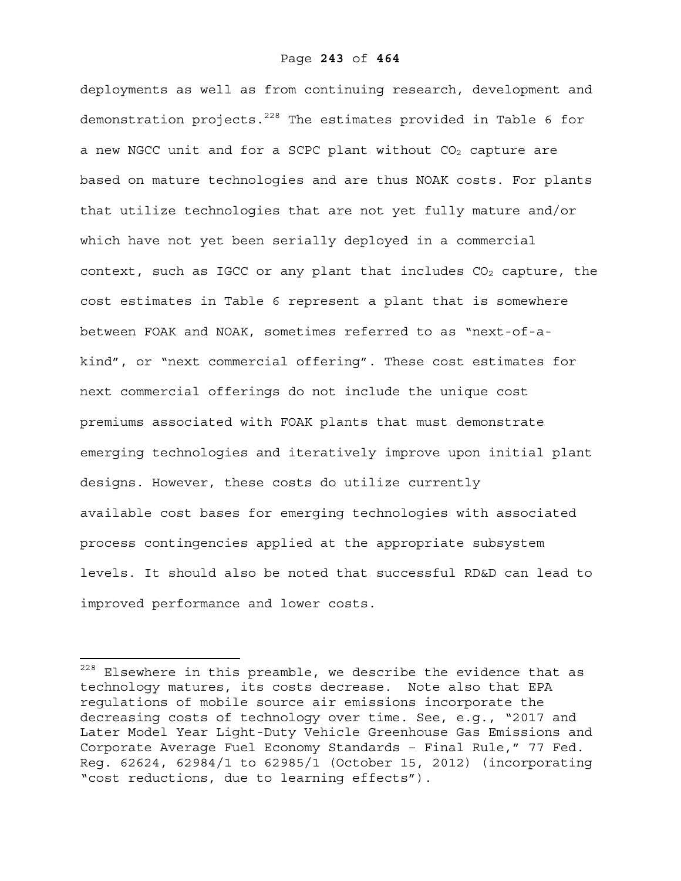deployments as well as from continuing research, development and demonstration projects.[228] The estimates provided in Table 6 for a new NGCC unit and for a SCPC plant without $CO_2$ capture are based on mature technologies and are thus NOAK costs. For plants that utilize technologies that are not yet fully mature and/or which have not yet been serially deployed in a commercial context, such as IGCC or any plant that includes $CO_2$ capture, the cost estimates in Table 6 represent a plant that is somewhere between FOAK and NOAK, sometimes referred to as "next-of-a-kind", or "next commercial offering". These cost estimates for next commercial offerings do not include the unique cost premiums associated with FOAK plants that must demonstrate emerging technologies and iteratively improve upon initial plant designs. However, these costs do utilize currently available cost bases for emerging technologies with associated process contingencies applied at the appropriate subsystem levels. It should also be noted that successful RD&D can lead to improved performance and lower costs.

---

[228] Elsewhere in this preamble, we describe the evidence that as technology matures, its costs decrease. Note also that EPA regulations of mobile source air emissions incorporate the decreasing costs of technology over time. See, e.g., "2017 and Later Model Year Light-Duty Vehicle Greenhouse Gas Emissions and Corporate Average Fuel Economy Standards – Final Rule," 77 Fed. Reg. 62624, 62984/1 to 62985/1 (October 15, 2012) (incorporating "cost reductions, due to learning effects").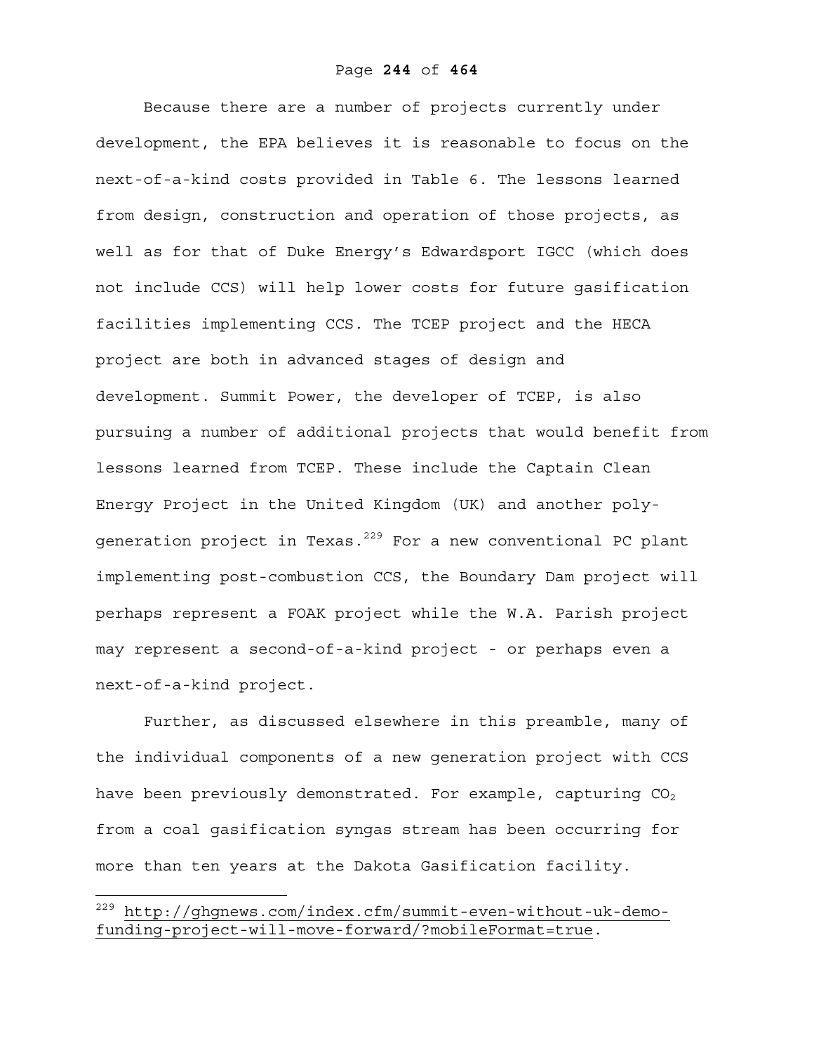Because there are a number of projects currently under development, the EPA believes it is reasonable to focus on the next-of-a-kind costs provided in Table 6. The lessons learned from design, construction and operation of those projects, as well as for that of Duke Energy's Edwardsport IGCC (which does not include CCS) will help lower costs for future gasification facilities implementing CCS. The TCEP project and the HECA project are both in advanced stages of design and development. Summit Power, the developer of TCEP, is also pursuing a number of additional projects that would benefit from lessons learned from TCEP. These include the Captain Clean Energy Project in the United Kingdom (UK) and another poly-generation project in Texas.[229] For a new conventional PC plant implementing post-combustion CCS, the Boundary Dam project will perhaps represent a FOAK project while the W.A. Parish project may represent a second-of-a-kind project - or perhaps even a next-of-a-kind project.

Further, as discussed elsewhere in this preamble, many of the individual components of a new generation project with CCS have been previously demonstrated. For example, capturing $CO_2$ from a coal gasification syngas stream has been occurring for more than ten years at the Dakota Gasification facility.

---

[229] http://ghgnews.com/index.cfm/summit-even-without-uk-demo-funding-project-will-move-forward/?mobileFormat=true.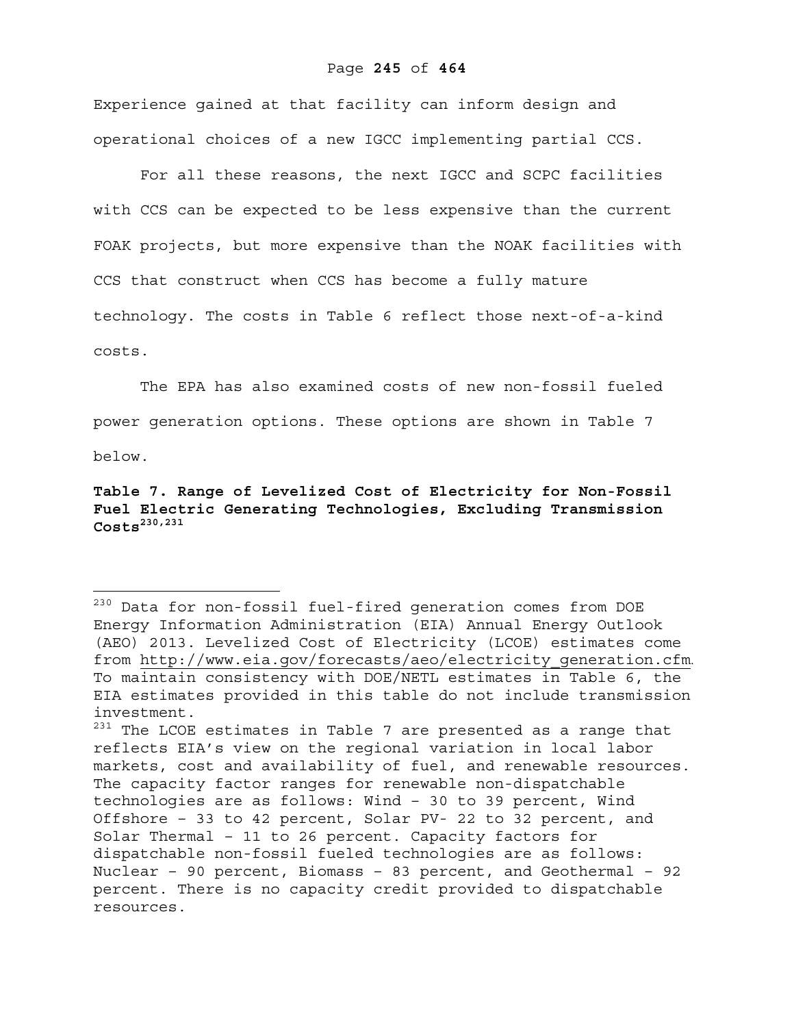Experience gained at that facility can inform design and operational choices of a new IGCC implementing partial CCS.

For all these reasons, the next IGCC and SCPC facilities with CCS can be expected to be less expensive than the current FOAK projects, but more expensive than the NOAK facilities with CCS that construct when CCS has become a fully mature technology. The costs in Table 6 reflect those next-of-a-kind costs.

The EPA has also examined costs of new non-fossil fueled power generation options. These options are shown in Table 7 below.

**Table 7. Range of Levelized Cost of Electricity for Non-Fossil Fuel Electric Generating Technologies, Excluding Transmission Costs[230,231]**

---

[230] Data for non-fossil fuel-fired generation comes from DOE Energy Information Administration (EIA) Annual Energy Outlook (AEO) 2013. Levelized Cost of Electricity (LCOE) estimates come from http://www.eia.gov/forecasts/aeo/electricity_generation.cfm. To maintain consistency with DOE/NETL estimates in Table 6, the EIA estimates provided in this table do not include transmission investment.

[231] The LCOE estimates in Table 7 are presented as a range that reflects EIA's view on the regional variation in local labor markets, cost and availability of fuel, and renewable resources. The capacity factor ranges for renewable non-dispatchable technologies are as follows: Wind – 30 to 39 percent, Wind Offshore – 33 to 42 percent, Solar PV- 22 to 32 percent, and Solar Thermal – 11 to 26 percent. Capacity factors for dispatchable non-fossil fueled technologies are as follows: Nuclear – 90 percent, Biomass – 83 percent, and Geothermal – 92 percent. There is no capacity credit provided to dispatchable resources.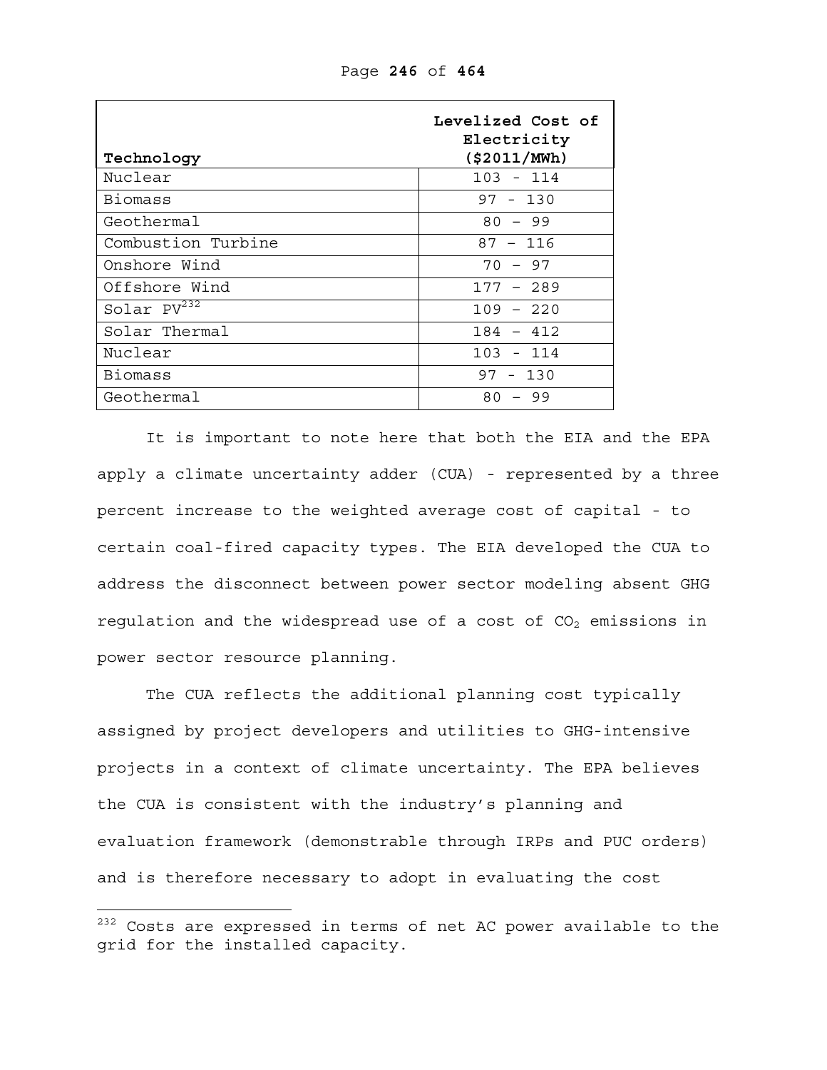| Technology | Levelized Cost of Electricity ($2011/MWh) |
| --- | --- |
| Nuclear | 103 - 114 |
| Biomass | 97 - 130 |
| Geothermal | 80 – 99 |
| Combustion Turbine | 87 – 116 |
| Onshore Wind | 70 – 97 |
| Offshore Wind | 177 – 289 |
| Solar PV[232] | 109 – 220 |
| Solar Thermal | 184 – 412 |
| Nuclear | 103 - 114 |
| Biomass | 97 - 130 |
| Geothermal | 80 – 99 |

It is important to note here that both the EIA and the EPA apply a climate uncertainty adder (CUA) - represented by a three percent increase to the weighted average cost of capital - to certain coal-fired capacity types. The EIA developed the CUA to address the disconnect between power sector modeling absent GHG regulation and the widespread use of a cost of $CO_2$ emissions in power sector resource planning.

The CUA reflects the additional planning cost typically assigned by project developers and utilities to GHG-intensive projects in a context of climate uncertainty. The EPA believes the CUA is consistent with the industry's planning and evaluation framework (demonstrable through IRPs and PUC orders) and is therefore necessary to adopt in evaluating the cost

[232] Costs are expressed in terms of net AC power available to the grid for the installed capacity.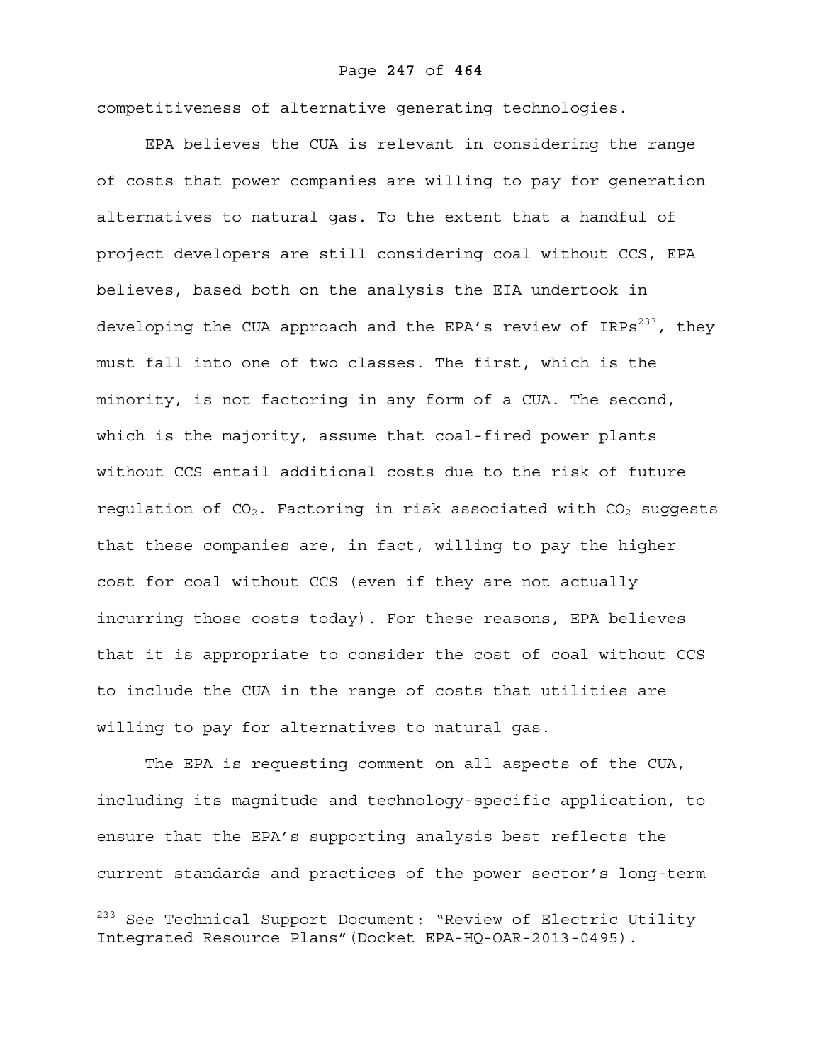competitiveness of alternative generating technologies.

EPA believes the CUA is relevant in considering the range of costs that power companies are willing to pay for generation alternatives to natural gas. To the extent that a handful of project developers are still considering coal without CCS, EPA believes, based both on the analysis the EIA undertook in developing the CUA approach and the EPA's review of IRPs[233], they must fall into one of two classes. The first, which is the minority, is not factoring in any form of a CUA. The second, which is the majority, assume that coal-fired power plants without CCS entail additional costs due to the risk of future regulation of $CO_2$. Factoring in risk associated with $CO_2$ suggests that these companies are, in fact, willing to pay the higher cost for coal without CCS (even if they are not actually incurring those costs today). For these reasons, EPA believes that it is appropriate to consider the cost of coal without CCS to include the CUA in the range of costs that utilities are willing to pay for alternatives to natural gas.

The EPA is requesting comment on all aspects of the CUA, including its magnitude and technology-specific application, to ensure that the EPA's supporting analysis best reflects the current standards and practices of the power sector's long-term

[233] See Technical Support Document: "Review of Electric Utility Integrated Resource Plans"(Docket EPA-HQ-OAR-2013-0495).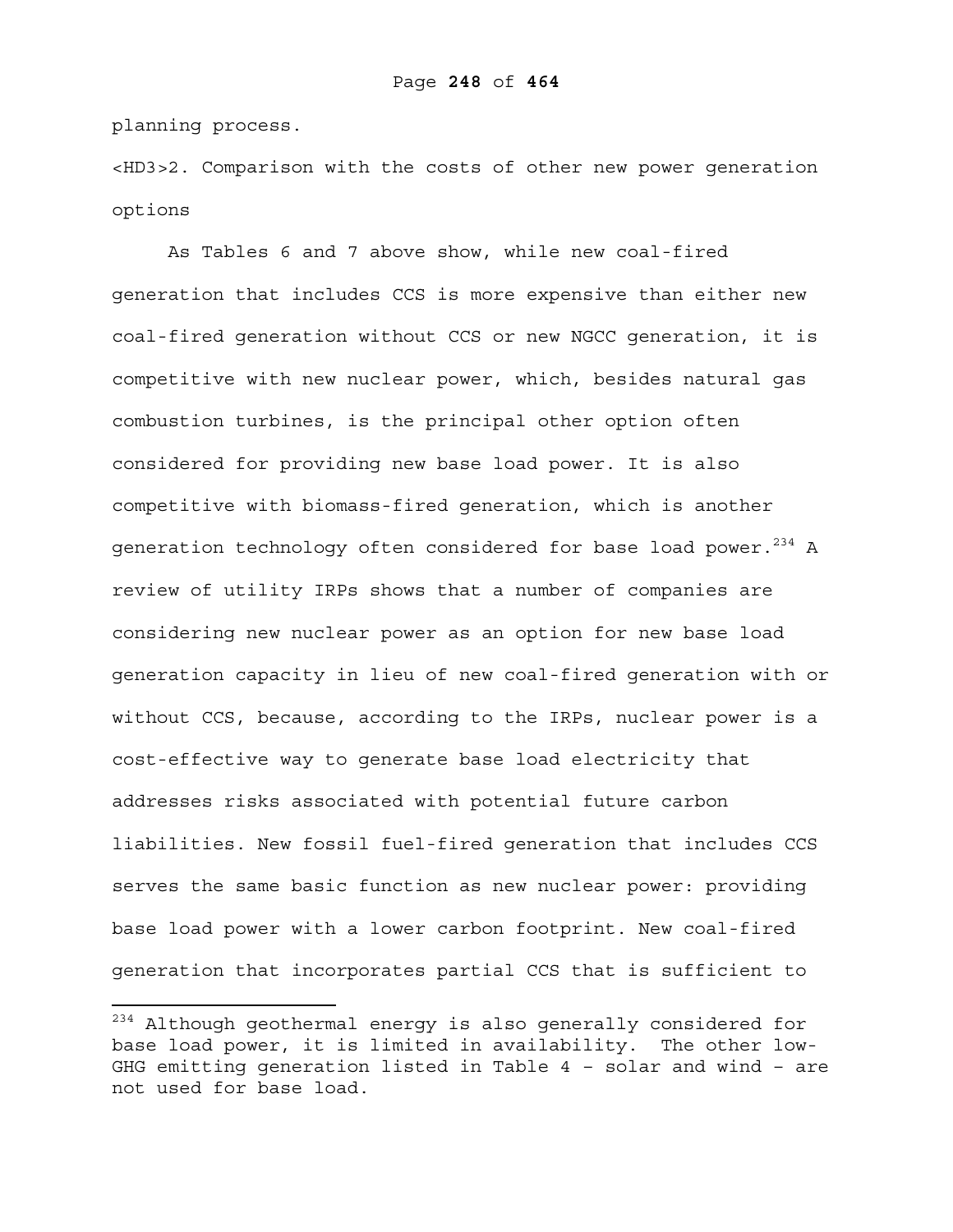planning process.

### 2. Comparison with the costs of other new power generation options

As Tables 6 and 7 above show, while new coal-fired generation that includes CCS is more expensive than either new coal-fired generation without CCS or new NGCC generation, it is competitive with new nuclear power, which, besides natural gas combustion turbines, is the principal other option often considered for providing new base load power. It is also competitive with biomass-fired generation, which is another generation technology often considered for base load power.[234] A review of utility IRPs shows that a number of companies are considering new nuclear power as an option for new base load generation capacity in lieu of new coal-fired generation with or without CCS, because, according to the IRPs, nuclear power is a cost-effective way to generate base load electricity that addresses risks associated with potential future carbon liabilities. New fossil fuel-fired generation that includes CCS serves the same basic function as new nuclear power: providing base load power with a lower carbon footprint. New coal-fired generation that incorporates partial CCS that is sufficient to

---

[234] Although geothermal energy is also generally considered for base load power, it is limited in availability. The other low-GHG emitting generation listed in Table 4 – solar and wind – are not used for base load.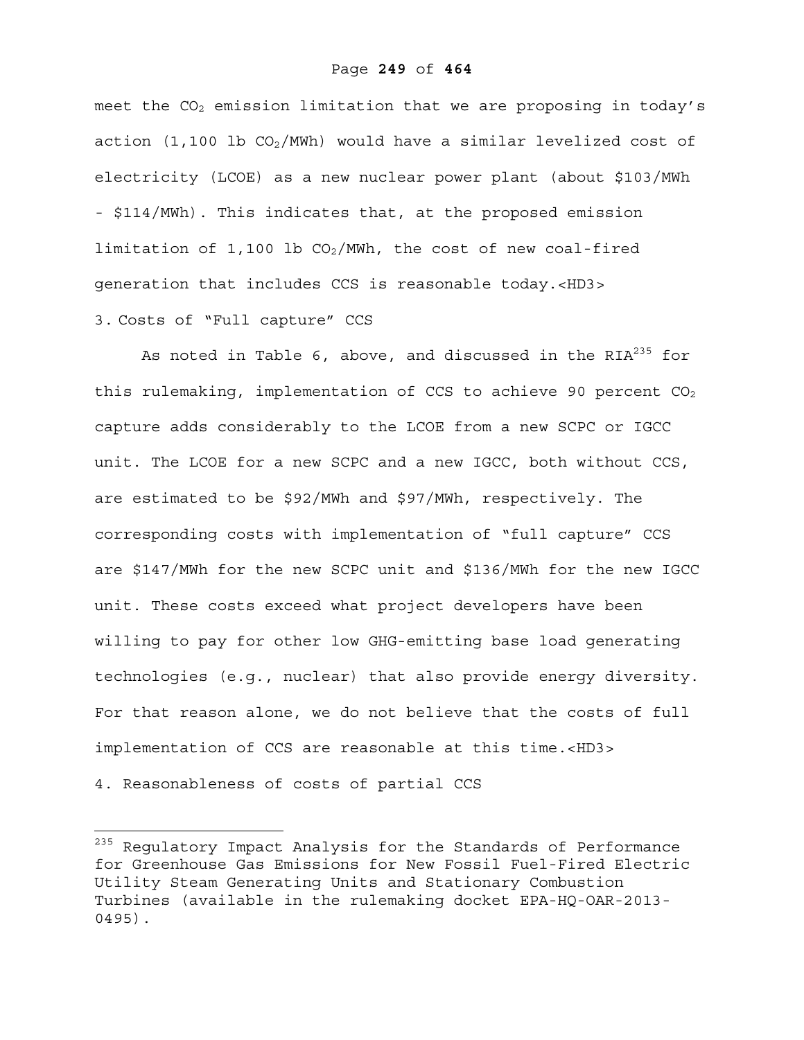meet the $CO_2$ emission limitation that we are proposing in today's action (1,100 lb $CO_2$/MWh) would have a similar levelized cost of electricity (LCOE) as a new nuclear power plant (about \$103/MWh - \$114/MWh). This indicates that, at the proposed emission limitation of 1,100 lb $CO_2$/MWh, the cost of new coal-fired generation that includes CCS is reasonable today.<HD3>

### 3. Costs of "Full capture" CCS

As noted in Table 6, above, and discussed in the RIA[235] for this rulemaking, implementation of CCS to achieve 90 percent $CO_2$ capture adds considerably to the LCOE from a new SCPC or IGCC unit. The LCOE for a new SCPC and a new IGCC, both without CCS, are estimated to be \$92/MWh and \$97/MWh, respectively. The corresponding costs with implementation of "full capture" CCS are \$147/MWh for the new SCPC unit and \$136/MWh for the new IGCC unit. These costs exceed what project developers have been willing to pay for other low GHG-emitting base load generating technologies (e.g., nuclear) that also provide energy diversity. For that reason alone, we do not believe that the costs of full implementation of CCS are reasonable at this time.<HD3>

### 4. Reasonableness of costs of partial CCS

[235] Regulatory Impact Analysis for the Standards of Performance for Greenhouse Gas Emissions for New Fossil Fuel-Fired Electric Utility Steam Generating Units and Stationary Combustion Turbines (available in the rulemaking docket EPA-HQ-OAR-2013-0495).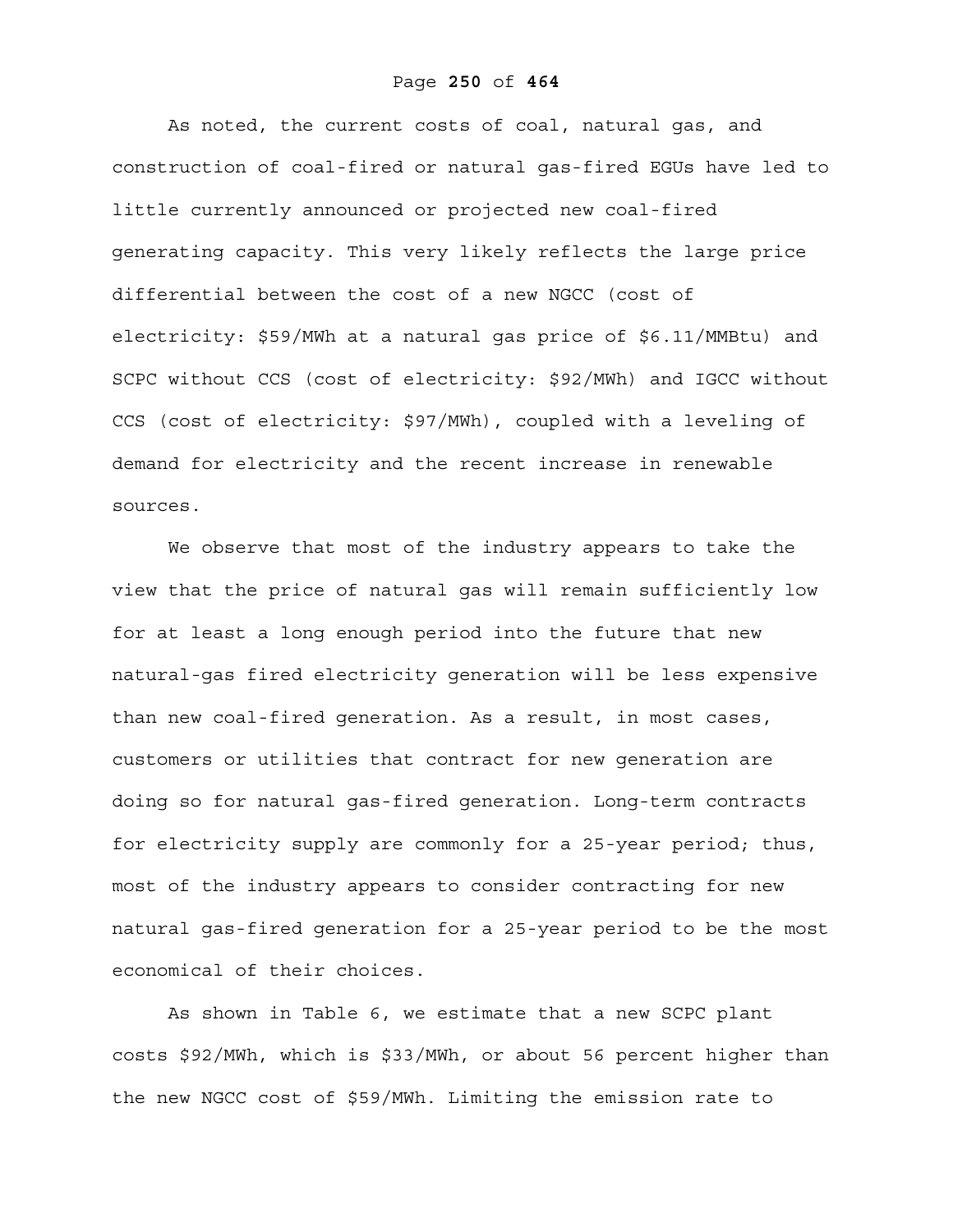As noted, the current costs of coal, natural gas, and construction of coal-fired or natural gas-fired EGUs have led to little currently announced or projected new coal-fired generating capacity. This very likely reflects the large price differential between the cost of a new NGCC (cost of electricity: $59/MWh at a natural gas price of $6.11/MMBtu) and SCPC without CCS (cost of electricity: $92/MWh) and IGCC without CCS (cost of electricity: $97/MWh), coupled with a leveling of demand for electricity and the recent increase in renewable sources.

We observe that most of the industry appears to take the view that the price of natural gas will remain sufficiently low for at least a long enough period into the future that new natural-gas fired electricity generation will be less expensive than new coal-fired generation. As a result, in most cases, customers or utilities that contract for new generation are doing so for natural gas-fired generation. Long-term contracts for electricity supply are commonly for a 25-year period; thus, most of the industry appears to consider contracting for new natural gas-fired generation for a 25-year period to be the most economical of their choices.

As shown in Table 6, we estimate that a new SCPC plant costs $92/MWh, which is $33/MWh, or about 56 percent higher than the new NGCC cost of $59/MWh. Limiting the emission rate to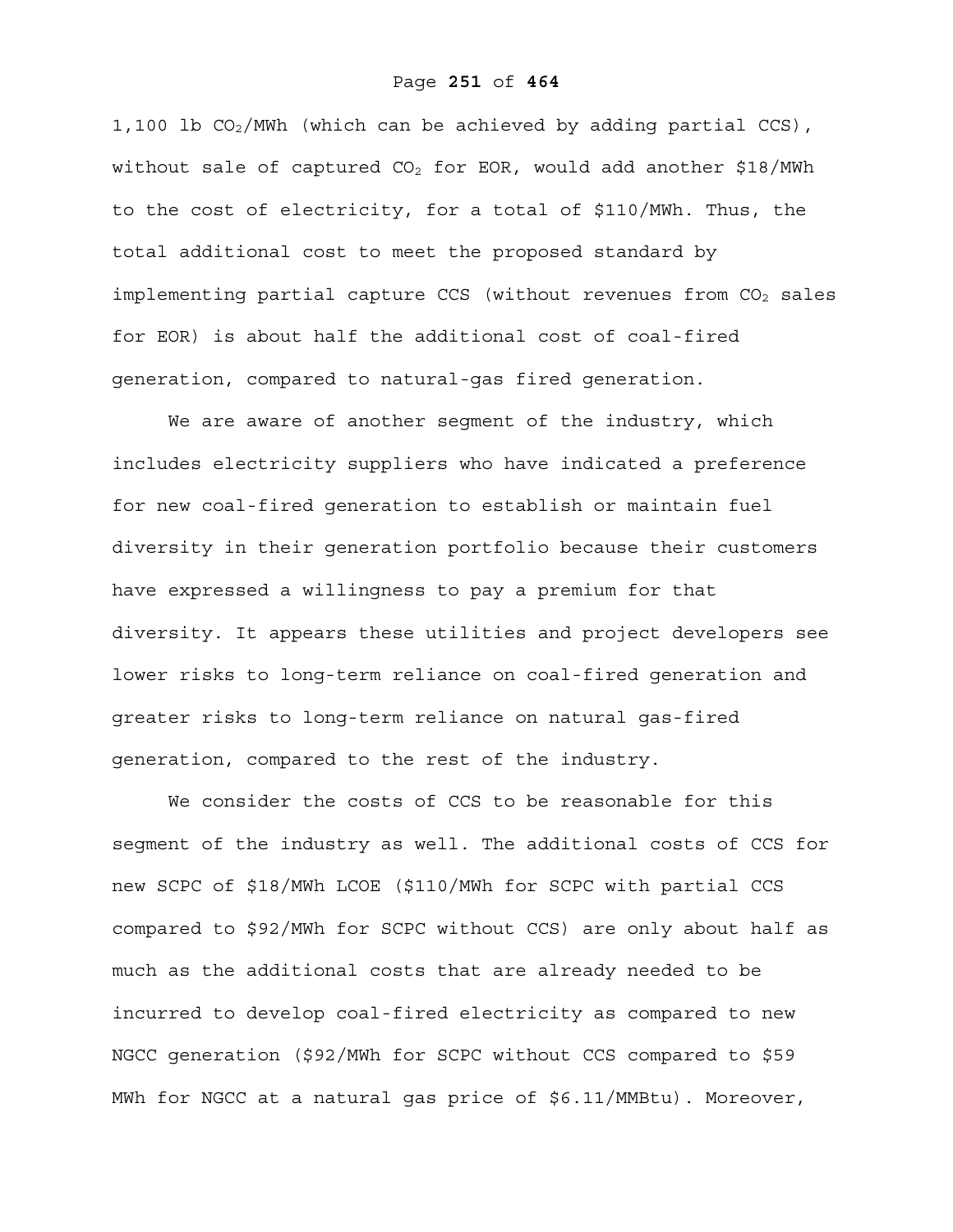1,100 lb $CO_2$/MWh (which can be achieved by adding partial CCS), without sale of captured $CO_2$ for EOR, would add another $18/MWh to the cost of electricity, for a total of $110/MWh. Thus, the total additional cost to meet the proposed standard by implementing partial capture CCS (without revenues from $CO_2$ sales for EOR) is about half the additional cost of coal-fired generation, compared to natural-gas fired generation.

We are aware of another segment of the industry, which includes electricity suppliers who have indicated a preference for new coal-fired generation to establish or maintain fuel diversity in their generation portfolio because their customers have expressed a willingness to pay a premium for that diversity. It appears these utilities and project developers see lower risks to long-term reliance on coal-fired generation and greater risks to long-term reliance on natural gas-fired generation, compared to the rest of the industry.

We consider the costs of CCS to be reasonable for this segment of the industry as well. The additional costs of CCS for new SCPC of $18/MWh LCOE ($110/MWh for SCPC with partial CCS compared to $92/MWh for SCPC without CCS) are only about half as much as the additional costs that are already needed to be incurred to develop coal-fired electricity as compared to new NGCC generation ($92/MWh for SCPC without CCS compared to $59 MWh for NGCC at a natural gas price of $6.11/MMBtu). Moreover,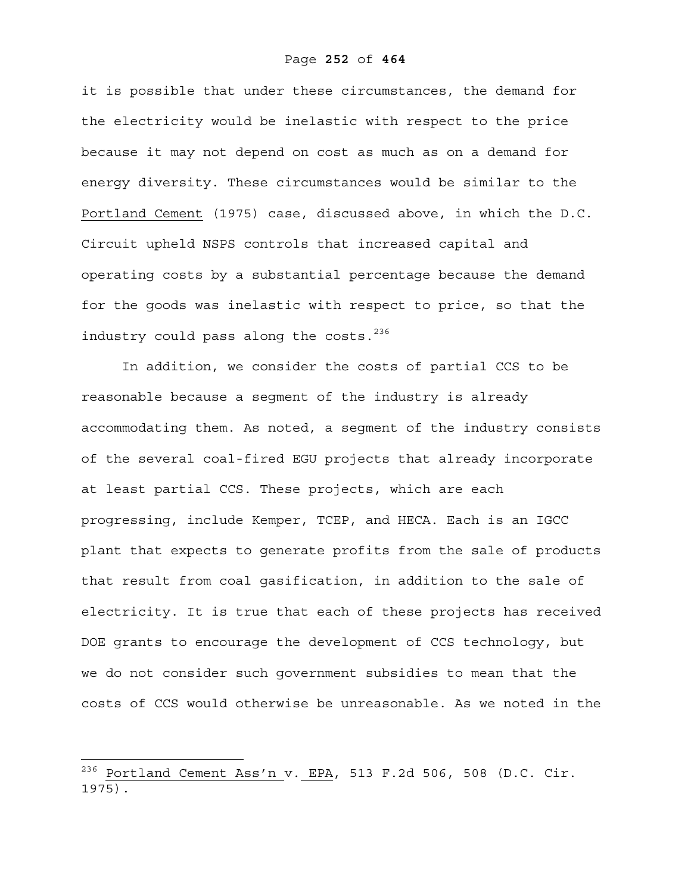it is possible that under these circumstances, the demand for the electricity would be inelastic with respect to the price because it may not depend on cost as much as on a demand for energy diversity. These circumstances would be similar to the Portland Cement (1975) case, discussed above, in which the D.C. Circuit upheld NSPS controls that increased capital and operating costs by a substantial percentage because the demand for the goods was inelastic with respect to price, so that the industry could pass along the costs.[236]

In addition, we consider the costs of partial CCS to be reasonable because a segment of the industry is already accommodating them. As noted, a segment of the industry consists of the several coal-fired EGU projects that already incorporate at least partial CCS. These projects, which are each progressing, include Kemper, TCEP, and HECA. Each is an IGCC plant that expects to generate profits from the sale of products that result from coal gasification, in addition to the sale of electricity. It is true that each of these projects has received DOE grants to encourage the development of CCS technology, but we do not consider such government subsidies to mean that the costs of CCS would otherwise be unreasonable. As we noted in the

---

[236] Portland Cement Ass'n v. EPA, 513 F.2d 506, 508 (D.C. Cir. 1975).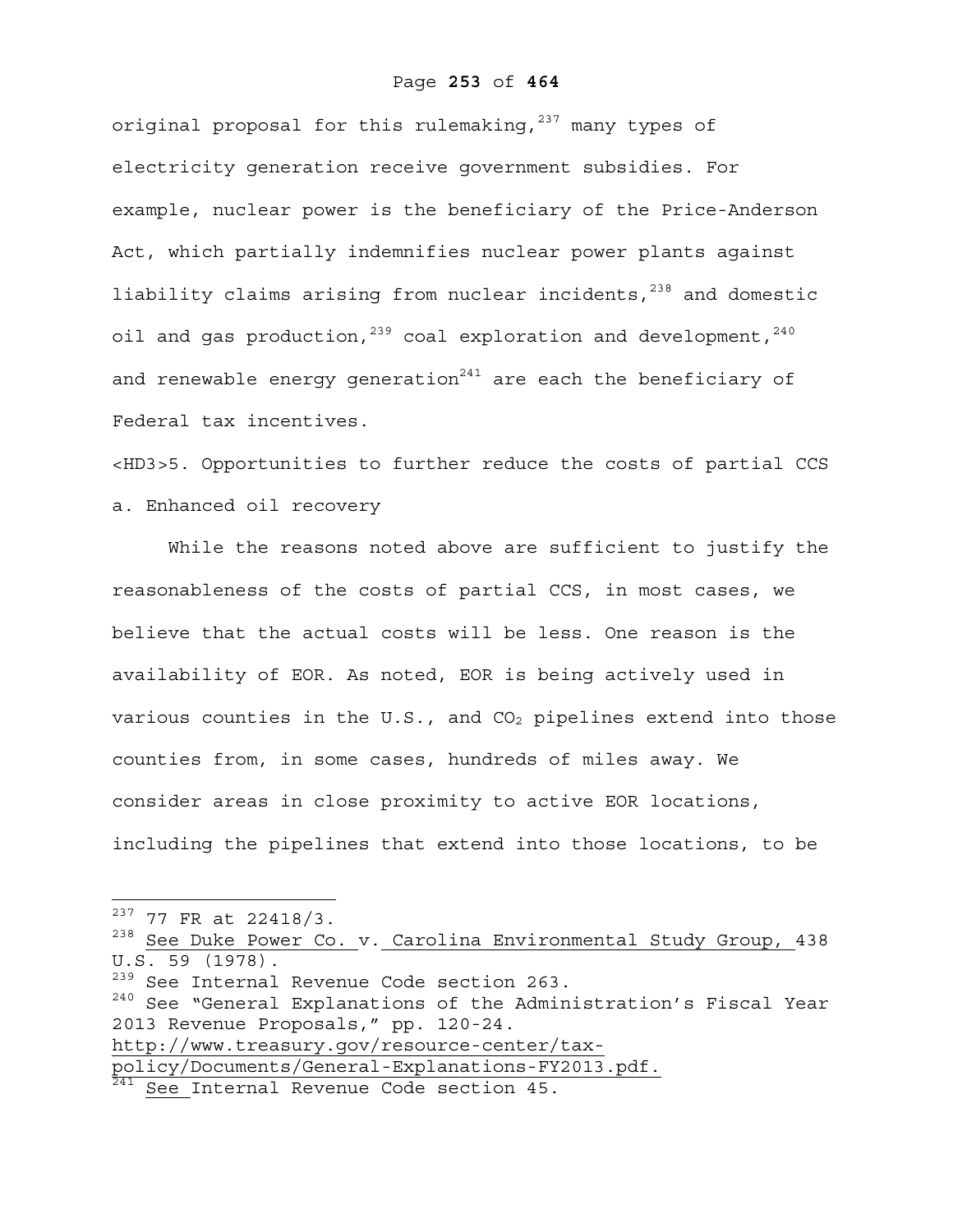original proposal for this rulemaking,[237] many types of electricity generation receive government subsidies. For example, nuclear power is the beneficiary of the Price-Anderson Act, which partially indemnifies nuclear power plants against liability claims arising from nuclear incidents,[238] and domestic oil and gas production,[239] coal exploration and development,[240] and renewable energy generation[241] are each the beneficiary of Federal tax incentives.

<HD3>5. Opportunities to further reduce the costs of partial CCS

a. Enhanced oil recovery

While the reasons noted above are sufficient to justify the reasonableness of the costs of partial CCS, in most cases, we believe that the actual costs will be less. One reason is the availability of EOR. As noted, EOR is being actively used in various counties in the U.S., and $CO_2$ pipelines extend into those counties from, in some cases, hundreds of miles away. We consider areas in close proximity to active EOR locations, including the pipelines that extend into those locations, to be

---

[237] 77 FR at 22418/3.

[238] See Duke Power Co. v. Carolina Environmental Study Group, 438 U.S. 59 (1978).

[239] See Internal Revenue Code section 263.

[240] See "General Explanations of the Administration's Fiscal Year 2013 Revenue Proposals," pp. 120-24. http://www.treasury.gov/resource-center/tax-policy/Documents/General-Explanations-FY2013.pdf.

[241] See Internal Revenue Code section 45.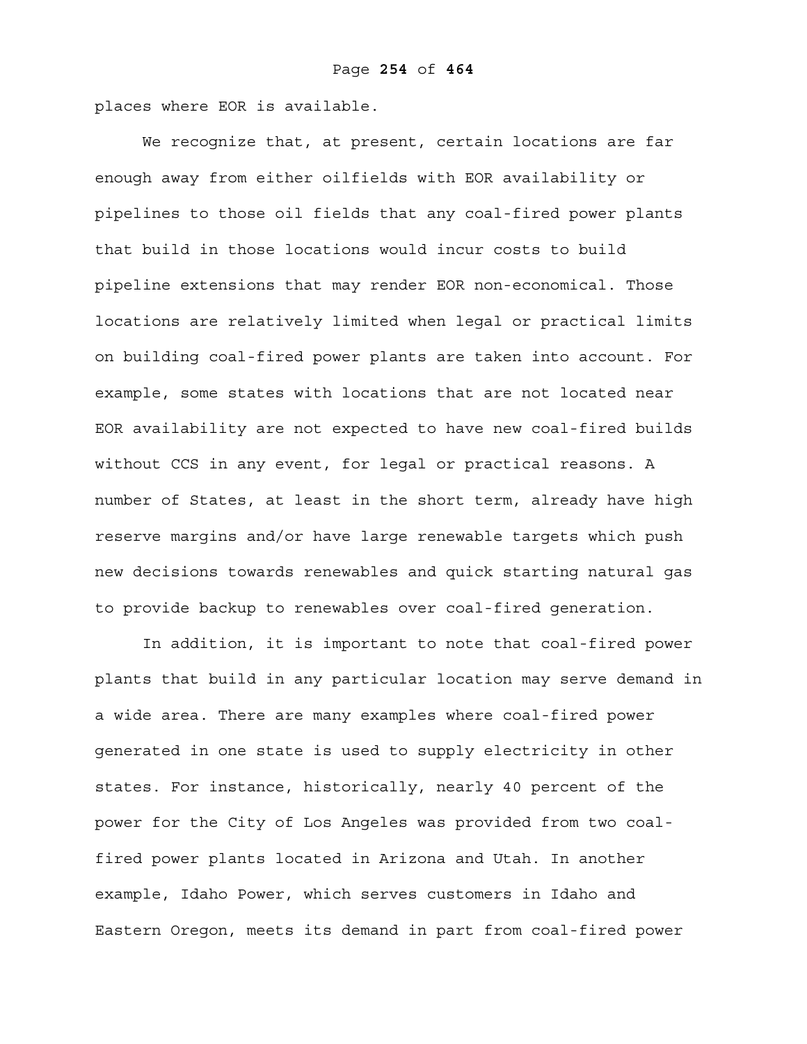places where EOR is available.

We recognize that, at present, certain locations are far enough away from either oilfields with EOR availability or pipelines to those oil fields that any coal-fired power plants that build in those locations would incur costs to build pipeline extensions that may render EOR non-economical. Those locations are relatively limited when legal or practical limits on building coal-fired power plants are taken into account. For example, some states with locations that are not located near EOR availability are not expected to have new coal-fired builds without CCS in any event, for legal or practical reasons. A number of States, at least in the short term, already have high reserve margins and/or have large renewable targets which push new decisions towards renewables and quick starting natural gas to provide backup to renewables over coal-fired generation.

In addition, it is important to note that coal-fired power plants that build in any particular location may serve demand in a wide area. There are many examples where coal-fired power generated in one state is used to supply electricity in other states. For instance, historically, nearly 40 percent of the power for the City of Los Angeles was provided from two coal-fired power plants located in Arizona and Utah. In another example, Idaho Power, which serves customers in Idaho and Eastern Oregon, meets its demand in part from coal-fired power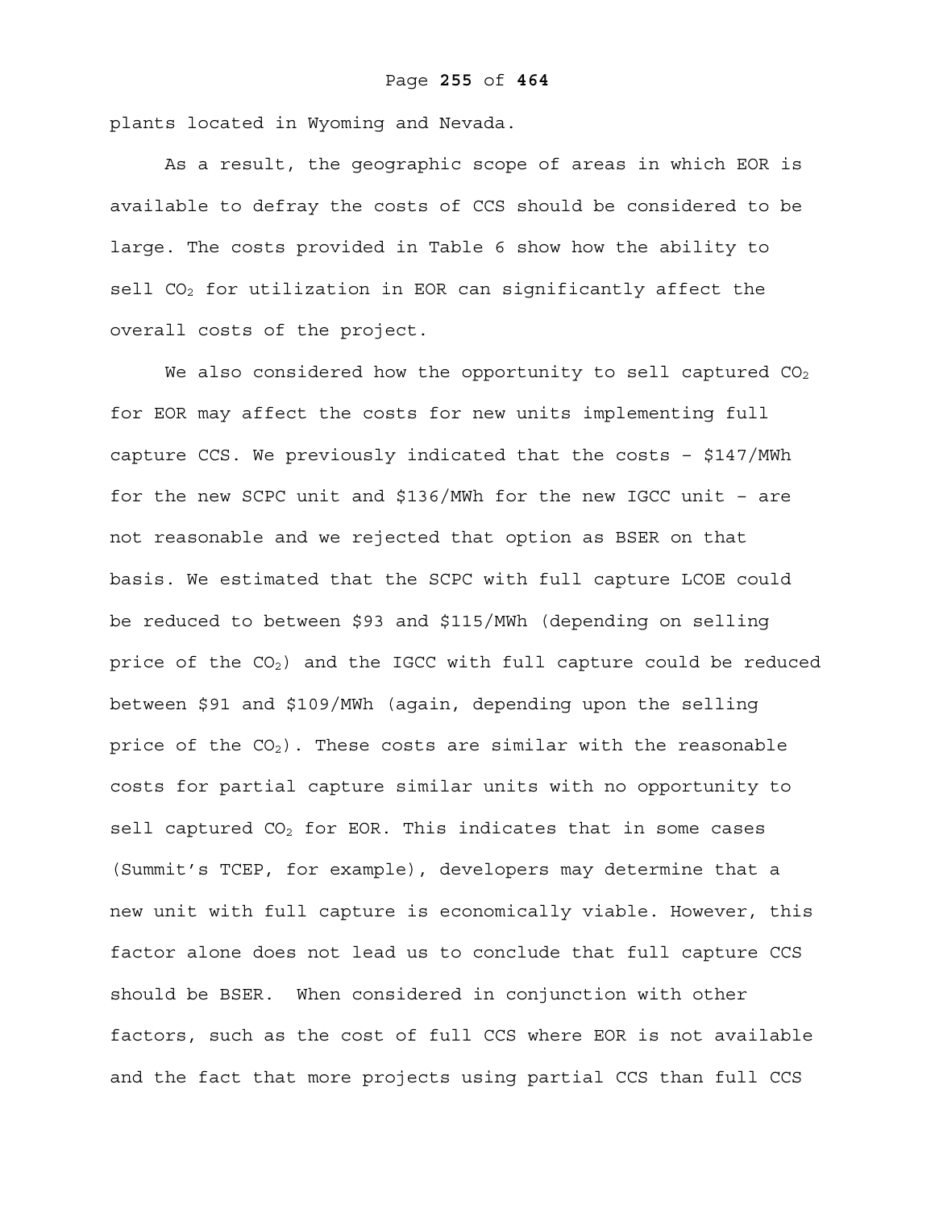plants located in Wyoming and Nevada.

As a result, the geographic scope of areas in which EOR is available to defray the costs of CCS should be considered to be large. The costs provided in Table 6 show how the ability to sell $CO_2$ for utilization in EOR can significantly affect the overall costs of the project.

We also considered how the opportunity to sell captured $CO_2$ for EOR may affect the costs for new units implementing full capture CCS. We previously indicated that the costs – \$147/MWh for the new SCPC unit and \$136/MWh for the new IGCC unit – are not reasonable and we rejected that option as BSER on that basis. We estimated that the SCPC with full capture LCOE could be reduced to between \$93 and \$115/MWh (depending on selling price of the $CO_2$) and the IGCC with full capture could be reduced between \$91 and \$109/MWh (again, depending upon the selling price of the $CO_2$). These costs are similar with the reasonable costs for partial capture similar units with no opportunity to sell captured $CO_2$ for EOR. This indicates that in some cases (Summit's TCEP, for example), developers may determine that a new unit with full capture is economically viable. However, this factor alone does not lead us to conclude that full capture CCS should be BSER. When considered in conjunction with other factors, such as the cost of full CCS where EOR is not available and the fact that more projects using partial CCS than full CCS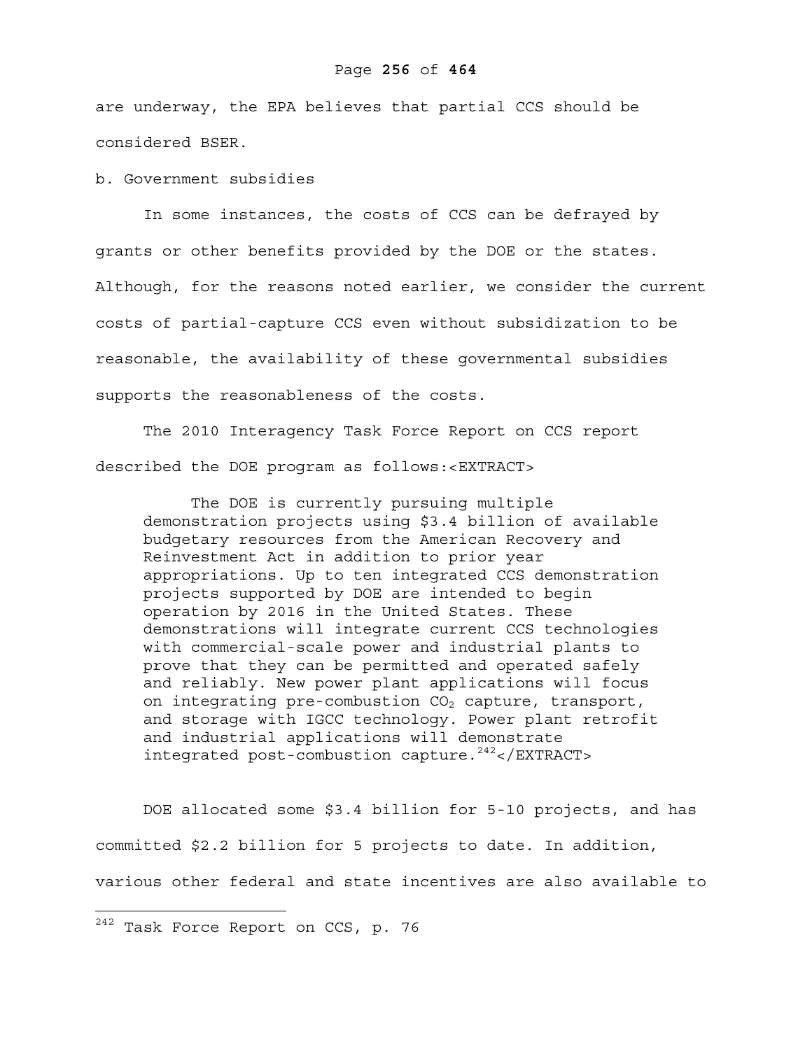are underway, the EPA believes that partial CCS should be considered BSER.

b. Government subsidies

In some instances, the costs of CCS can be defrayed by grants or other benefits provided by the DOE or the states. Although, for the reasons noted earlier, we consider the current costs of partial-capture CCS even without subsidization to be reasonable, the availability of these governmental subsidies supports the reasonableness of the costs.

The 2010 Interagency Task Force Report on CCS report described the DOE program as follows:<EXTRACT>

> The DOE is currently pursuing multiple demonstration projects using \$3.4 billion of available budgetary resources from the American Recovery and Reinvestment Act in addition to prior year appropriations. Up to ten integrated CCS demonstration projects supported by DOE are intended to begin operation by 2016 in the United States. These demonstrations will integrate current CCS technologies with commercial-scale power and industrial plants to prove that they can be permitted and operated safely and reliably. New power plant applications will focus on integrating pre-combustion $CO_2$ capture, transport, and storage with IGCC technology. Power plant retrofit and industrial applications will demonstrate integrated post-combustion capture.[242]</EXTRACT>

DOE allocated some \$3.4 billion for 5-10 projects, and has committed \$2.2 billion for 5 projects to date. In addition, various other federal and state incentives are also available to

---

[242] Task Force Report on CCS, p. 76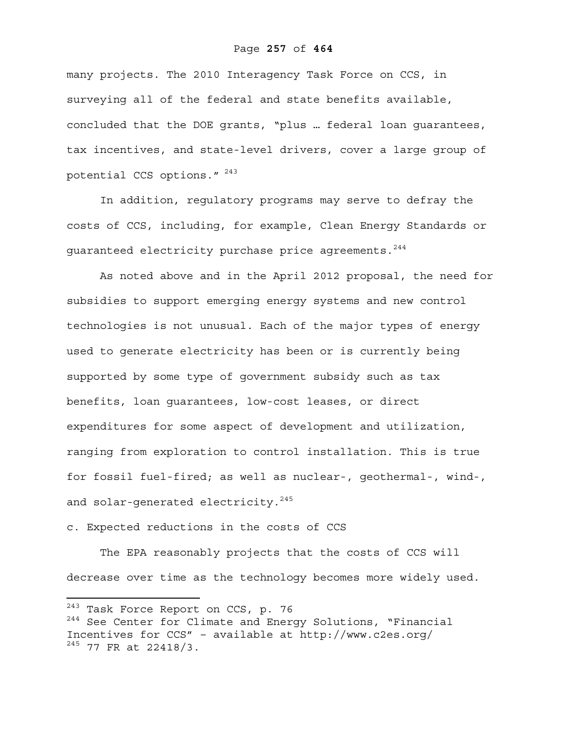many projects. The 2010 Interagency Task Force on CCS, in surveying all of the federal and state benefits available, concluded that the DOE grants, "plus … federal loan guarantees, tax incentives, and state-level drivers, cover a large group of potential CCS options." [243]

In addition, regulatory programs may serve to defray the costs of CCS, including, for example, Clean Energy Standards or guaranteed electricity purchase price agreements.[244]

As noted above and in the April 2012 proposal, the need for subsidies to support emerging energy systems and new control technologies is not unusual. Each of the major types of energy used to generate electricity has been or is currently being supported by some type of government subsidy such as tax benefits, loan guarantees, low-cost leases, or direct expenditures for some aspect of development and utilization, ranging from exploration to control installation. This is true for fossil fuel-fired; as well as nuclear-, geothermal-, wind-, and solar-generated electricity.[245]

c. Expected reductions in the costs of CCS

The EPA reasonably projects that the costs of CCS will decrease over time as the technology becomes more widely used.

---

[243] Task Force Report on CCS, p. 76

[244] See Center for Climate and Energy Solutions, "Financial Incentives for CCS" - available at http://www.c2es.org/

[245] 77 FR at 22418/3.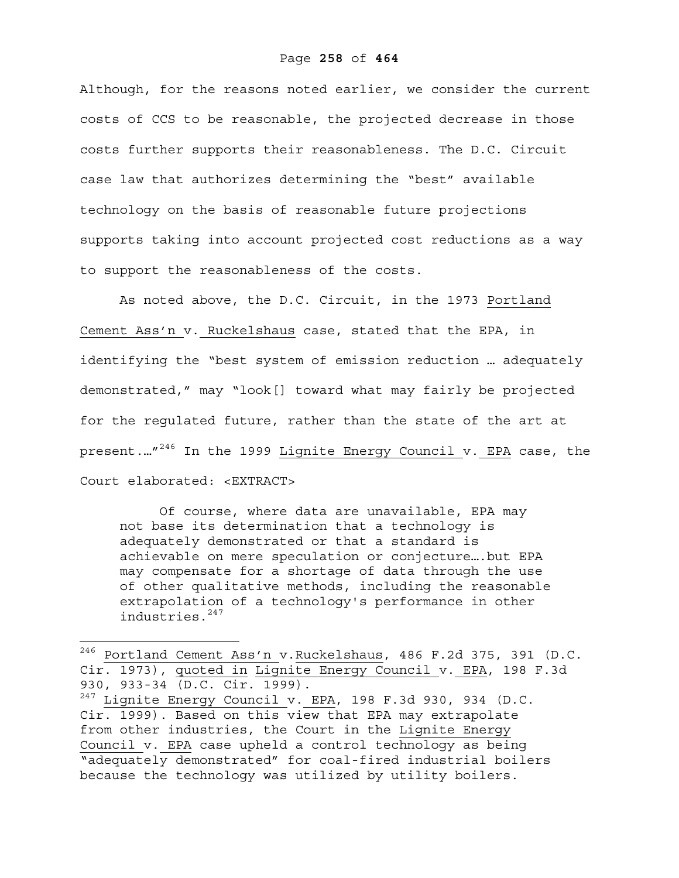Although, for the reasons noted earlier, we consider the current costs of CCS to be reasonable, the projected decrease in those costs further supports their reasonableness. The D.C. Circuit case law that authorizes determining the "best" available technology on the basis of reasonable future projections supports taking into account projected cost reductions as a way to support the reasonableness of the costs.

As noted above, the D.C. Circuit, in the 1973 Portland Cement Ass'n v. Ruckelshaus case, stated that the EPA, in identifying the "best system of emission reduction … adequately demonstrated," may "look[] toward what may fairly be projected for the regulated future, rather than the state of the art at present.…"[246] In the 1999 Lignite Energy Council v. EPA case, the Court elaborated: <EXTRACT>

> Of course, where data are unavailable, EPA may not base its determination that a technology is adequately demonstrated or that a standard is achievable on mere speculation or conjecture….but EPA may compensate for a shortage of data through the use of other qualitative methods, including the reasonable extrapolation of a technology's performance in other industries.[247]

---

[246] Portland Cement Ass'n v. Ruckelshaus, 486 F.2d 375, 391 (D.C. Cir. 1973), quoted in Lignite Energy Council v. EPA, 198 F.3d 930, 933-34 (D.C. Cir. 1999).

[247] Lignite Energy Council v. EPA, 198 F.3d 930, 934 (D.C. Cir. 1999). Based on this view that EPA may extrapolate from other industries, the Court in the Lignite Energy Council v. EPA case upheld a control technology as being "adequately demonstrated" for coal-fired industrial boilers because the technology was utilized by utility boilers.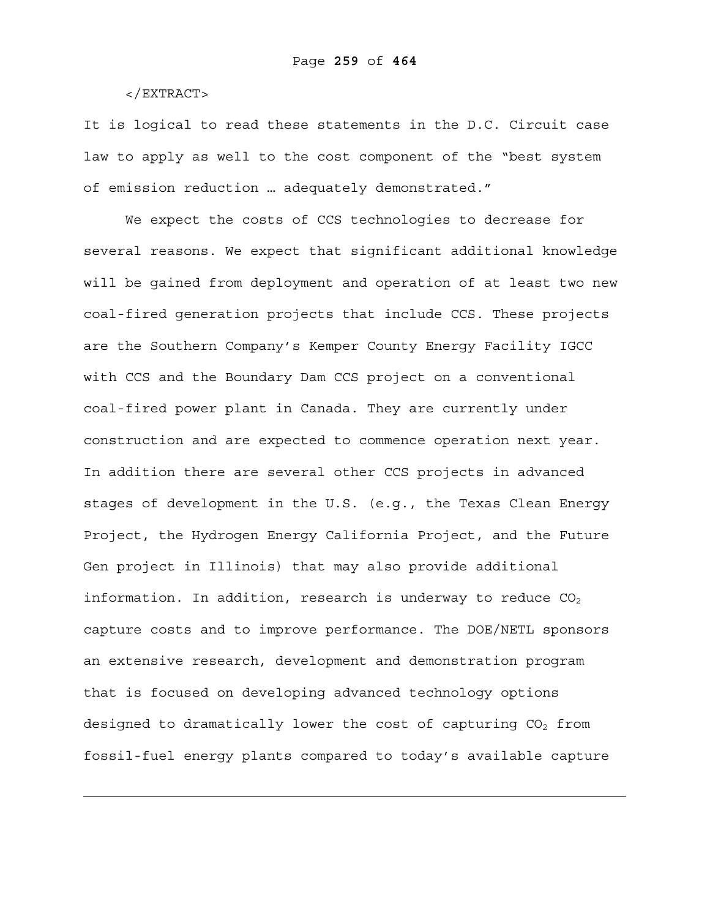</EXTRACT>

It is logical to read these statements in the D.C. Circuit case law to apply as well to the cost component of the "best system of emission reduction … adequately demonstrated."

We expect the costs of CCS technologies to decrease for several reasons. We expect that significant additional knowledge will be gained from deployment and operation of at least two new coal-fired generation projects that include CCS. These projects are the Southern Company's Kemper County Energy Facility IGCC with CCS and the Boundary Dam CCS project on a conventional coal-fired power plant in Canada. They are currently under construction and are expected to commence operation next year. In addition there are several other CCS projects in advanced stages of development in the U.S. (e.g., the Texas Clean Energy Project, the Hydrogen Energy California Project, and the Future Gen project in Illinois) that may also provide additional information. In addition, research is underway to reduce $CO_2$ capture costs and to improve performance. The DOE/NETL sponsors an extensive research, development and demonstration program that is focused on developing advanced technology options designed to dramatically lower the cost of capturing $CO_2$ from fossil-fuel energy plants compared to today's available capture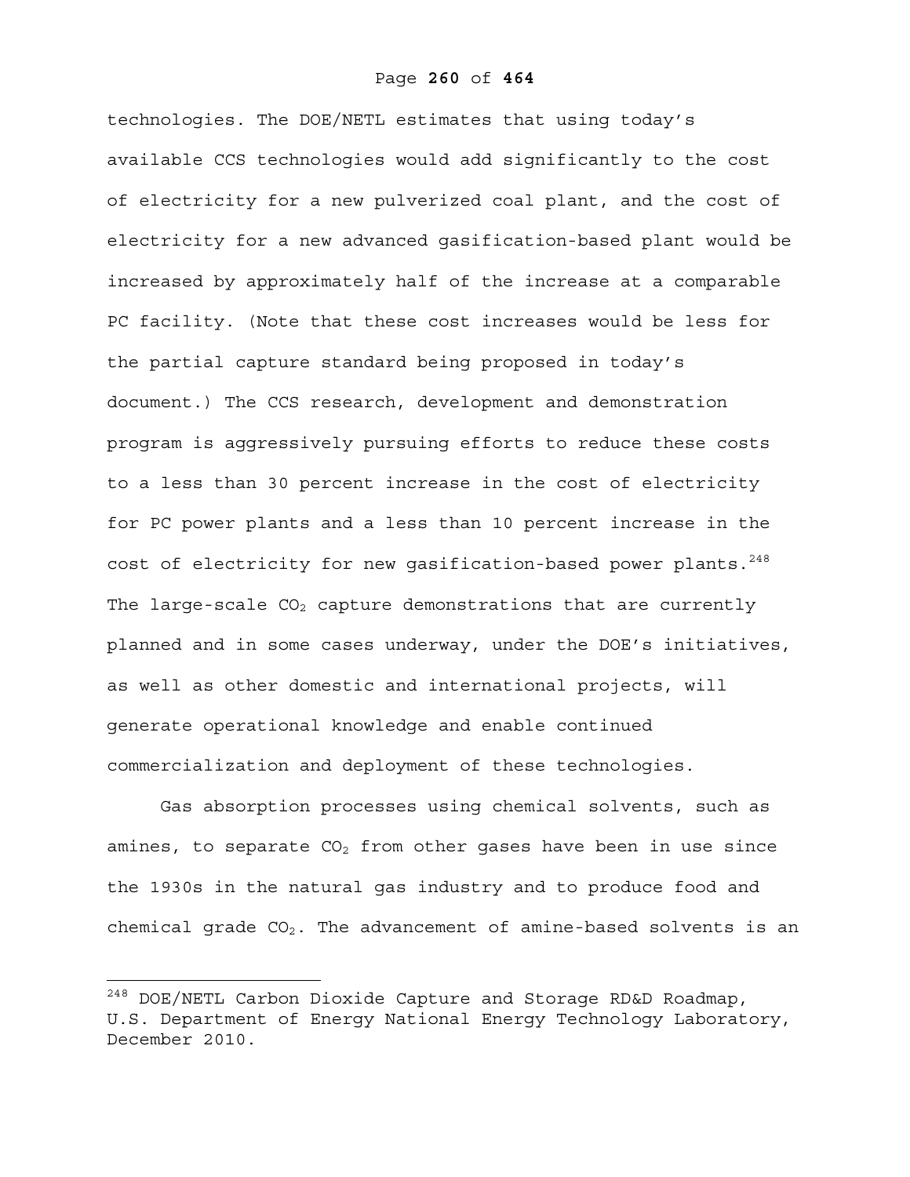technologies. The DOE/NETL estimates that using today's available CCS technologies would add significantly to the cost of electricity for a new pulverized coal plant, and the cost of electricity for a new advanced gasification-based plant would be increased by approximately half of the increase at a comparable PC facility. (Note that these cost increases would be less for the partial capture standard being proposed in today's document.) The CCS research, development and demonstration program is aggressively pursuing efforts to reduce these costs to a less than 30 percent increase in the cost of electricity for PC power plants and a less than 10 percent increase in the cost of electricity for new gasification-based power plants.[248] The large-scale $CO_2$ capture demonstrations that are currently planned and in some cases underway, under the DOE's initiatives, as well as other domestic and international projects, will generate operational knowledge and enable continued commercialization and deployment of these technologies.

Gas absorption processes using chemical solvents, such as amines, to separate $CO_2$ from other gases have been in use since the 1930s in the natural gas industry and to produce food and chemical grade $CO_2$. The advancement of amine-based solvents is an

---

[248] DOE/NETL Carbon Dioxide Capture and Storage RD&D Roadmap, U.S. Department of Energy National Energy Technology Laboratory, December 2010.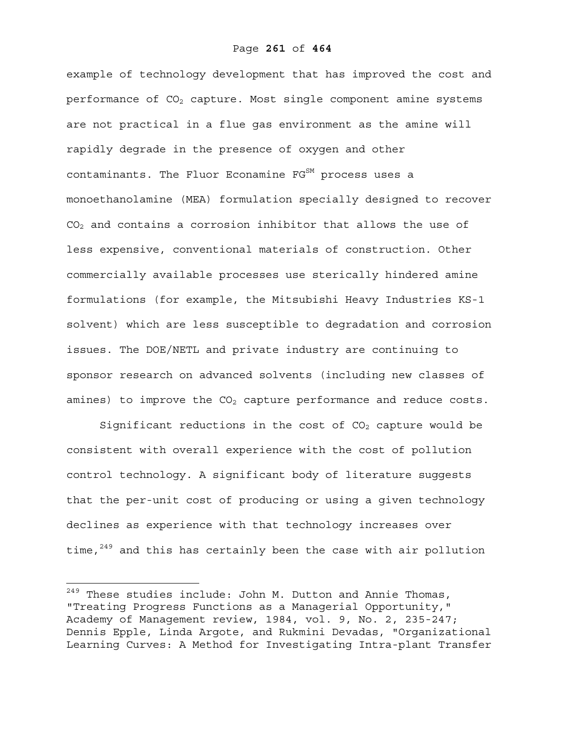example of technology development that has improved the cost and performance of $CO_2$ capture. Most single component amine systems are not practical in a flue gas environment as the amine will rapidly degrade in the presence of oxygen and other contaminants. The Fluor Econamine FG℠ process uses a monoethanolamine (MEA) formulation specially designed to recover $CO_2$ and contains a corrosion inhibitor that allows the use of less expensive, conventional materials of construction. Other commercially available processes use sterically hindered amine formulations (for example, the Mitsubishi Heavy Industries KS-1 solvent) which are less susceptible to degradation and corrosion issues. The DOE/NETL and private industry are continuing to sponsor research on advanced solvents (including new classes of amines) to improve the $CO_2$ capture performance and reduce costs.

Significant reductions in the cost of $CO_2$ capture would be consistent with overall experience with the cost of pollution control technology. A significant body of literature suggests that the per-unit cost of producing or using a given technology declines as experience with that technology increases over time,[249] and this has certainly been the case with air pollution

---

[249] These studies include: John M. Dutton and Annie Thomas, "Treating Progress Functions as a Managerial Opportunity," Academy of Management review, 1984, vol. 9, No. 2, 235-247; Dennis Epple, Linda Argote, and Rukmini Devadas, "Organizational Learning Curves: A Method for Investigating Intra-plant Transfer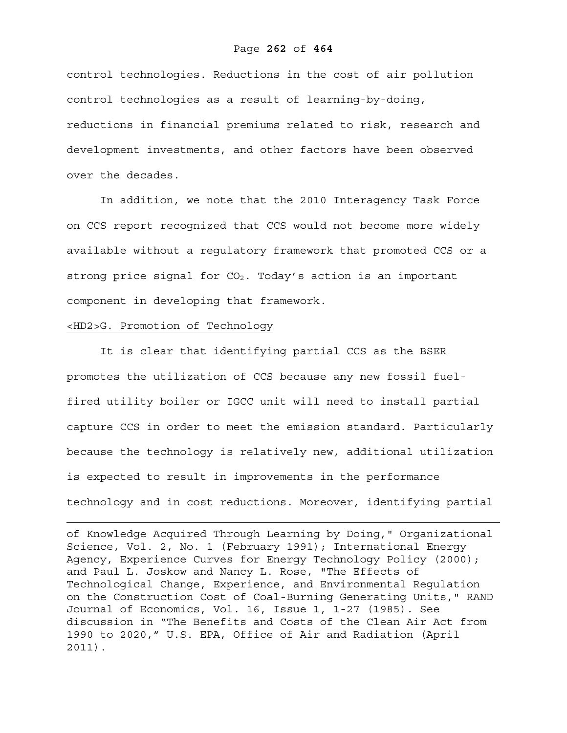control technologies. Reductions in the cost of air pollution control technologies as a result of learning-by-doing, reductions in financial premiums related to risk, research and development investments, and other factors have been observed over the decades.

In addition, we note that the 2010 Interagency Task Force on CCS report recognized that CCS would not become more widely available without a regulatory framework that promoted CCS or a strong price signal for $CO_2$. Today's action is an important component in developing that framework.

## G. Promotion of Technology

It is clear that identifying partial CCS as the BSER promotes the utilization of CCS because any new fossil fuel-fired utility boiler or IGCC unit will need to install partial capture CCS in order to meet the emission standard. Particularly because the technology is relatively new, additional utilization is expected to result in improvements in the performance technology and in cost reductions. Moreover, identifying partial

---

of Knowledge Acquired Through Learning by Doing," Organizational Science, Vol. 2, No. 1 (February 1991); International Energy Agency, Experience Curves for Energy Technology Policy (2000); and Paul L. Joskow and Nancy L. Rose, "The Effects of Technological Change, Experience, and Environmental Regulation on the Construction Cost of Coal-Burning Generating Units," RAND Journal of Economics, Vol. 16, Issue 1, 1-27 (1985). See discussion in "The Benefits and Costs of the Clean Air Act from 1990 to 2020," U.S. EPA, Office of Air and Radiation (April 2011).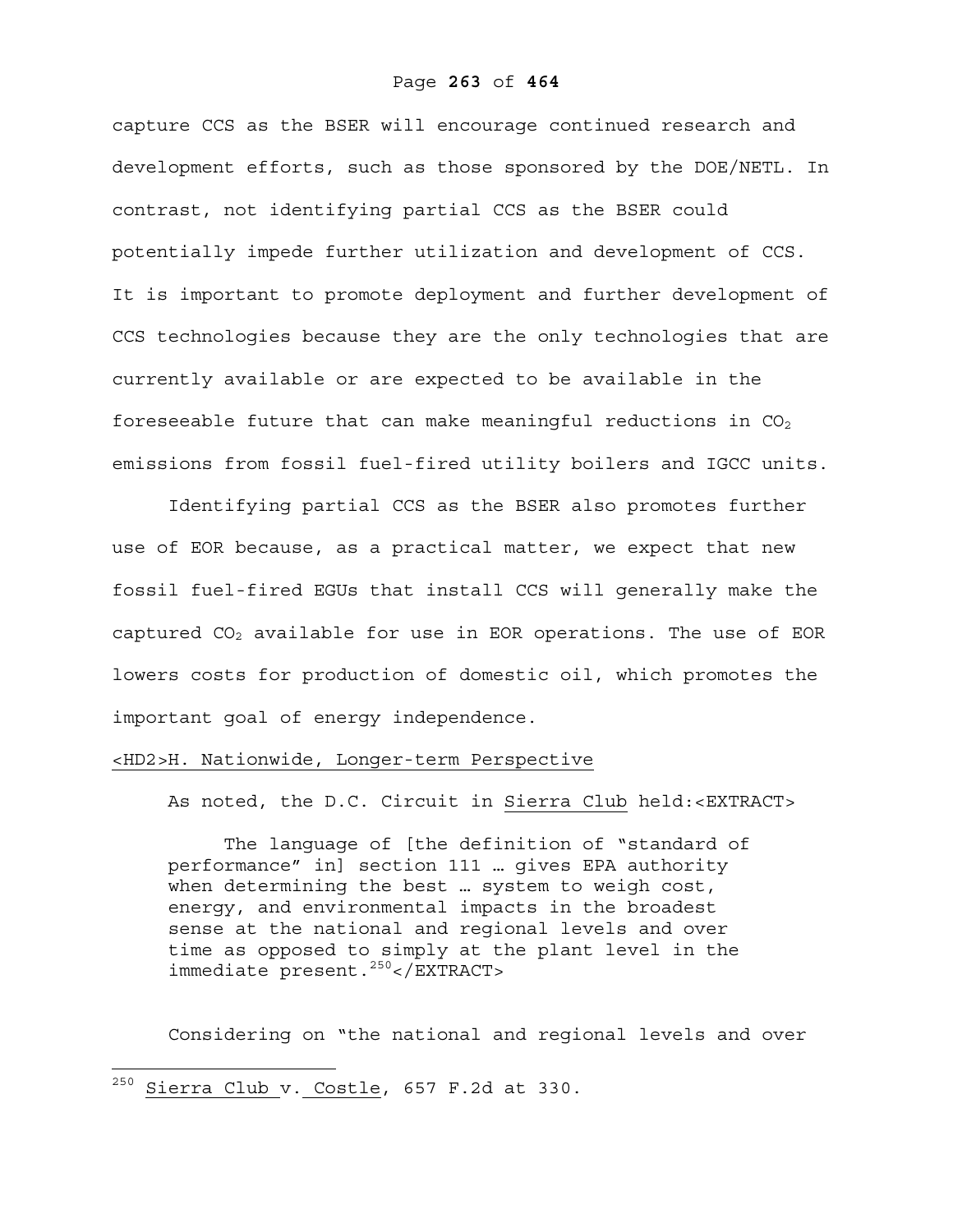capture CCS as the BSER will encourage continued research and development efforts, such as those sponsored by the DOE/NETL. In contrast, not identifying partial CCS as the BSER could potentially impede further utilization and development of CCS. It is important to promote deployment and further development of CCS technologies because they are the only technologies that are currently available or are expected to be available in the foreseeable future that can make meaningful reductions in $CO_2$ emissions from fossil fuel-fired utility boilers and IGCC units.

Identifying partial CCS as the BSER also promotes further use of EOR because, as a practical matter, we expect that new fossil fuel-fired EGUs that install CCS will generally make the captured $CO_2$ available for use in EOR operations. The use of EOR lowers costs for production of domestic oil, which promotes the important goal of energy independence.

## <HD2>H. Nationwide, Longer-term Perspective

As noted, the D.C. Circuit in Sierra Club held:<EXTRACT>

> The language of [the definition of "standard of performance" in] section 111 … gives EPA authority when determining the best … system to weigh cost, energy, and environmental impacts in the broadest sense at the national and regional levels and over time as opposed to simply at the plant level in the immediate present.[250]</EXTRACT>

Considering on "the national and regional levels and over

[250] Sierra Club v. Costle, 657 F.2d at 330.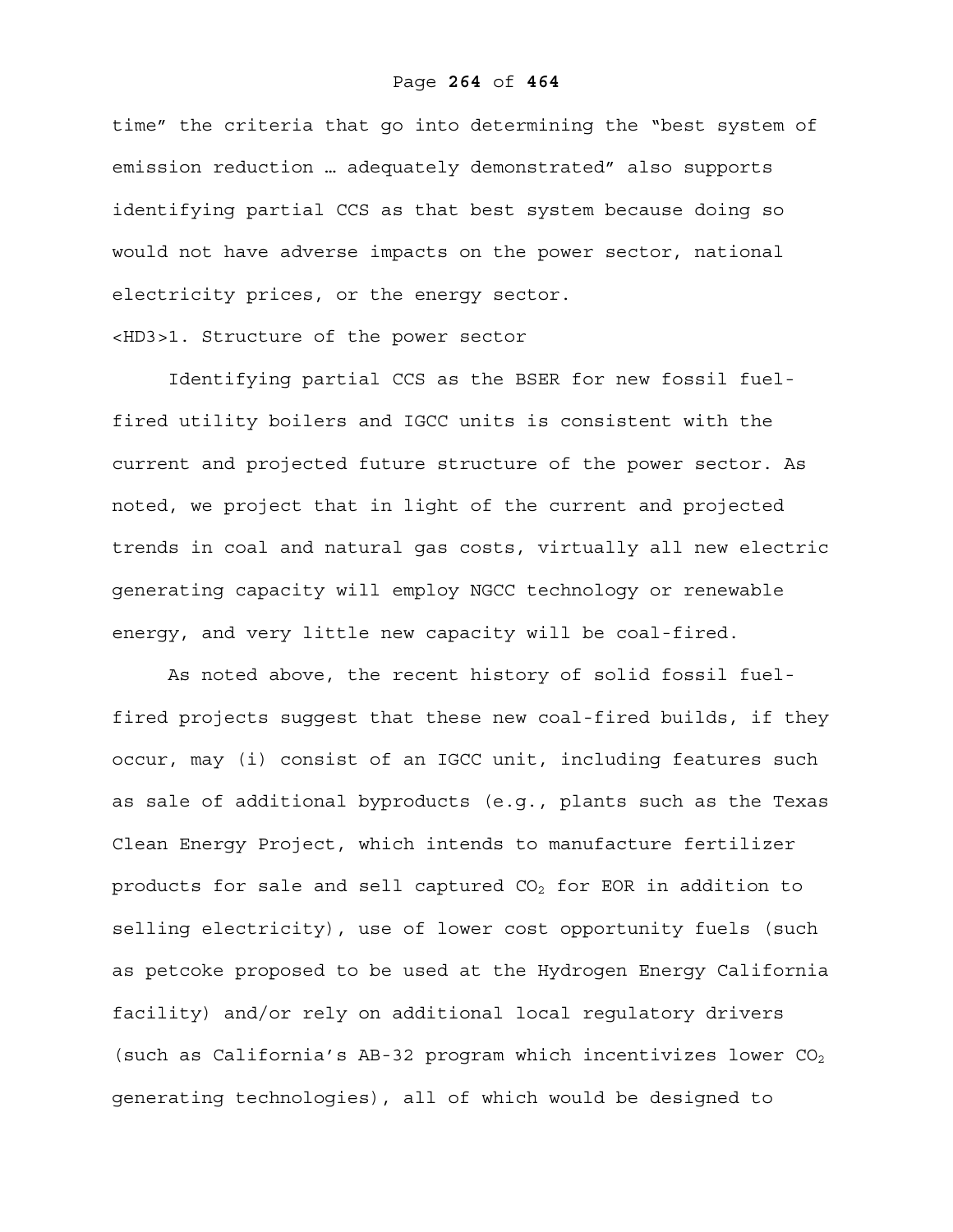time" the criteria that go into determining the "best system of emission reduction … adequately demonstrated" also supports identifying partial CCS as that best system because doing so would not have adverse impacts on the power sector, national electricity prices, or the energy sector.

### 1. Structure of the power sector

Identifying partial CCS as the BSER for new fossil fuel-fired utility boilers and IGCC units is consistent with the current and projected future structure of the power sector. As noted, we project that in light of the current and projected trends in coal and natural gas costs, virtually all new electric generating capacity will employ NGCC technology or renewable energy, and very little new capacity will be coal-fired.

As noted above, the recent history of solid fossil fuel-fired projects suggest that these new coal-fired builds, if they occur, may (i) consist of an IGCC unit, including features such as sale of additional byproducts (e.g., plants such as the Texas Clean Energy Project, which intends to manufacture fertilizer products for sale and sell captured $CO_2$ for EOR in addition to selling electricity), use of lower cost opportunity fuels (such as petcoke proposed to be used at the Hydrogen Energy California facility) and/or rely on additional local regulatory drivers (such as California's AB-32 program which incentivizes lower $CO_2$ generating technologies), all of which would be designed to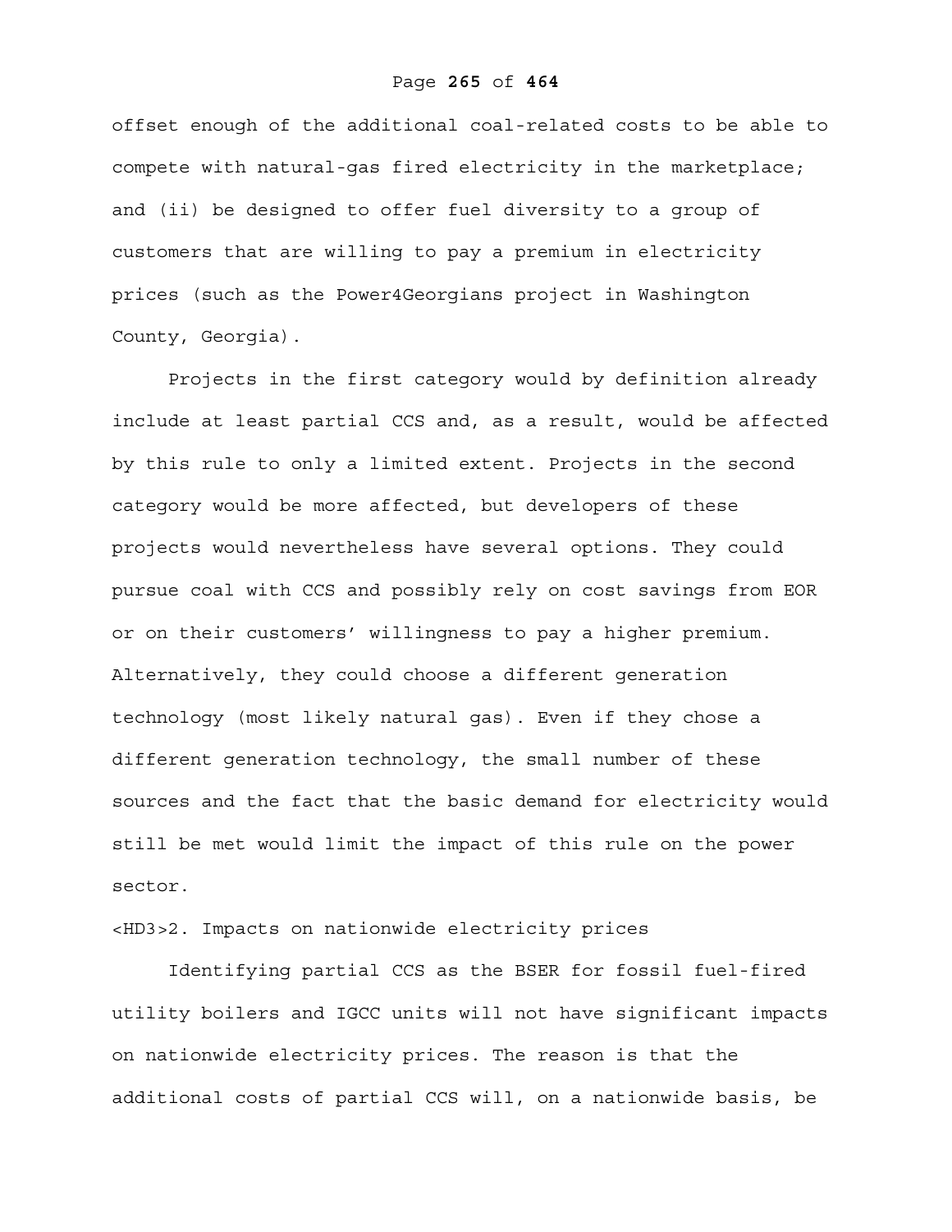offset enough of the additional coal-related costs to be able to compete with natural-gas fired electricity in the marketplace; and (ii) be designed to offer fuel diversity to a group of customers that are willing to pay a premium in electricity prices (such as the Power4Georgians project in Washington County, Georgia).

Projects in the first category would by definition already include at least partial CCS and, as a result, would be affected by this rule to only a limited extent. Projects in the second category would be more affected, but developers of these projects would nevertheless have several options. They could pursue coal with CCS and possibly rely on cost savings from EOR or on their customers' willingness to pay a higher premium. Alternatively, they could choose a different generation technology (most likely natural gas). Even if they chose a different generation technology, the small number of these sources and the fact that the basic demand for electricity would still be met would limit the impact of this rule on the power sector.

### 2. Impacts on nationwide electricity prices

Identifying partial CCS as the BSER for fossil fuel-fired utility boilers and IGCC units will not have significant impacts on nationwide electricity prices. The reason is that the additional costs of partial CCS will, on a nationwide basis, be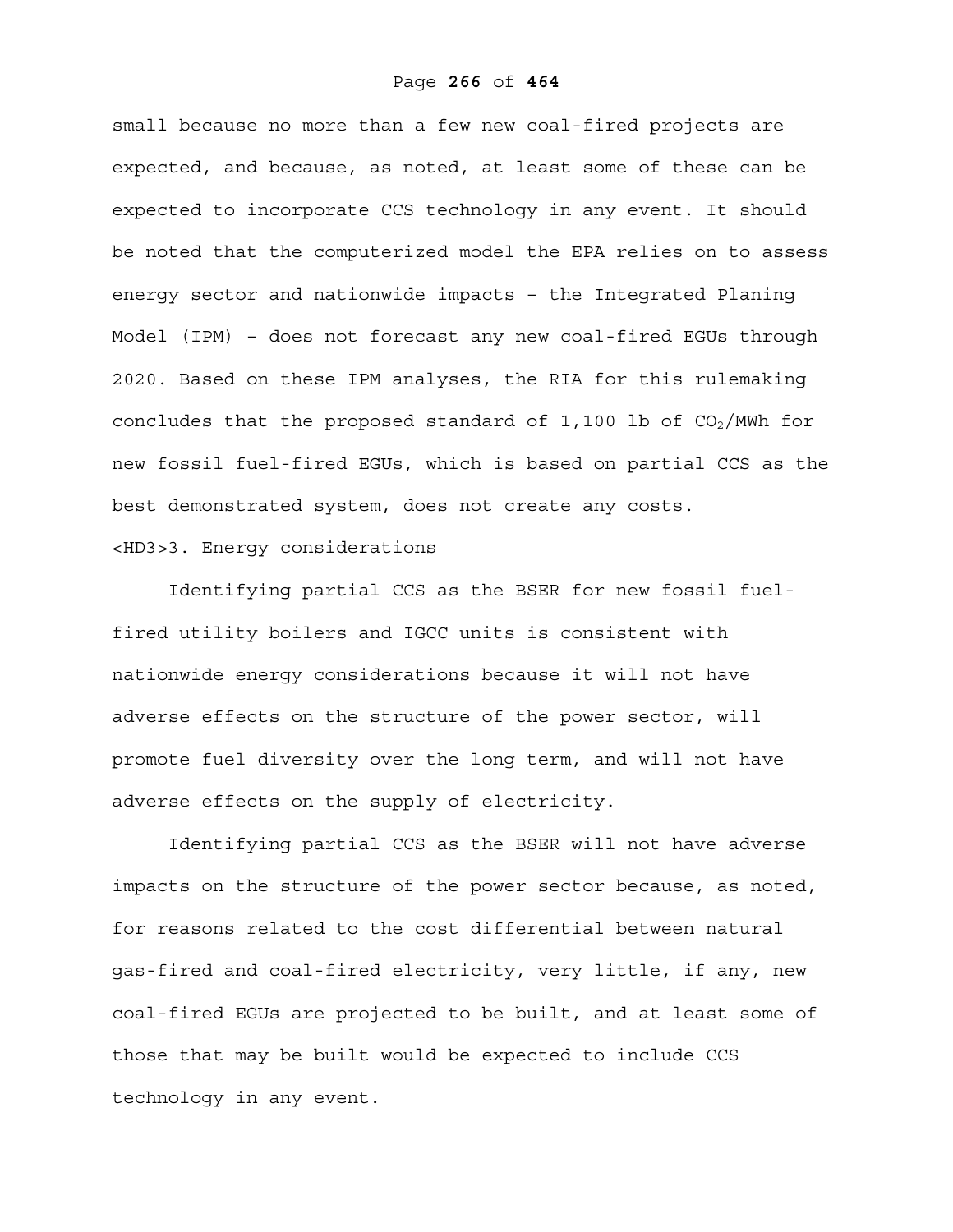small because no more than a few new coal-fired projects are expected, and because, as noted, at least some of these can be expected to incorporate CCS technology in any event. It should be noted that the computerized model the EPA relies on to assess energy sector and nationwide impacts – the Integrated Planing Model (IPM) – does not forecast any new coal-fired EGUs through 2020. Based on these IPM analyses, the RIA for this rulemaking concludes that the proposed standard of 1,100 lb of $CO_2$/MWh for new fossil fuel-fired EGUs, which is based on partial CCS as the best demonstrated system, does not create any costs.

### 3. Energy considerations

Identifying partial CCS as the BSER for new fossil fuel-fired utility boilers and IGCC units is consistent with nationwide energy considerations because it will not have adverse effects on the structure of the power sector, will promote fuel diversity over the long term, and will not have adverse effects on the supply of electricity.

Identifying partial CCS as the BSER will not have adverse impacts on the structure of the power sector because, as noted, for reasons related to the cost differential between natural gas-fired and coal-fired electricity, very little, if any, new coal-fired EGUs are projected to be built, and at least some of those that may be built would be expected to include CCS technology in any event.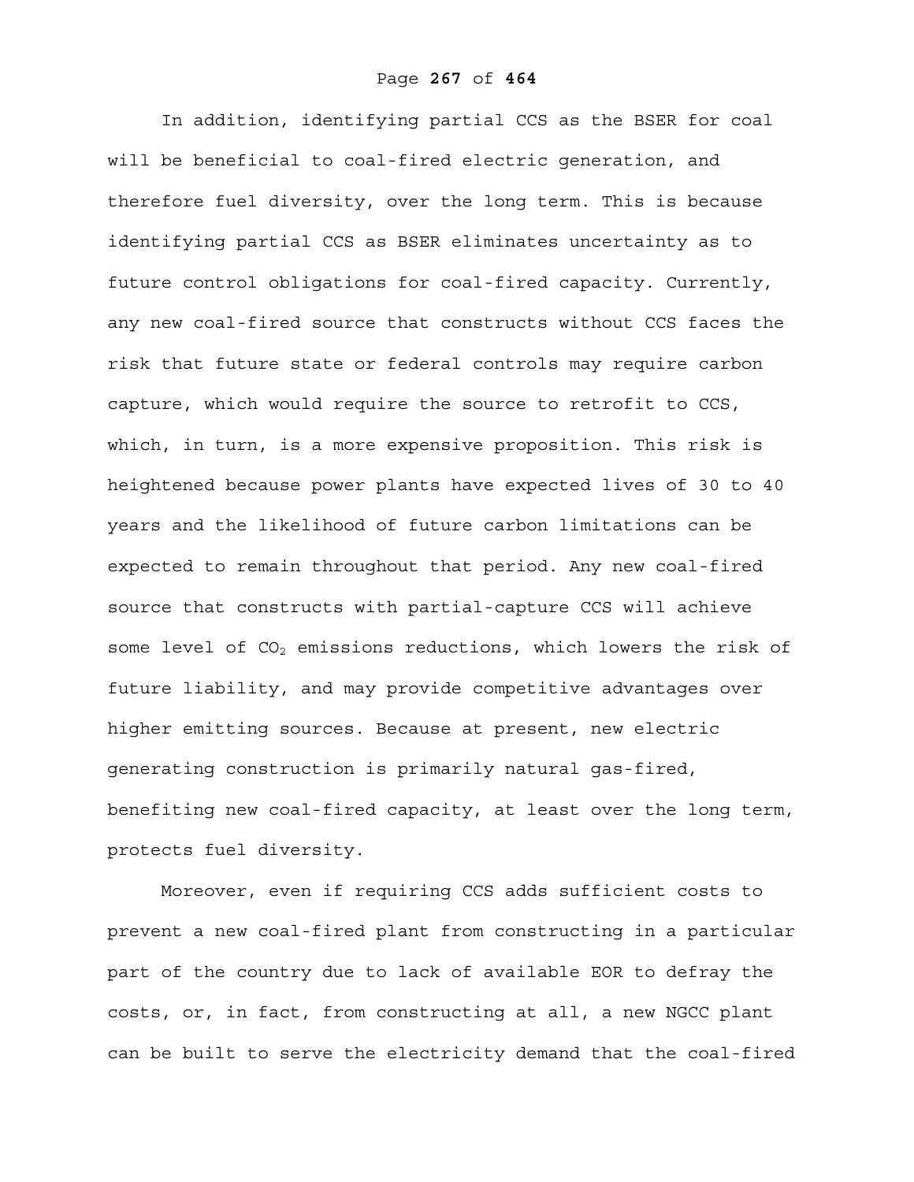In addition, identifying partial CCS as the BSER for coal will be beneficial to coal-fired electric generation, and therefore fuel diversity, over the long term. This is because identifying partial CCS as BSER eliminates uncertainty as to future control obligations for coal-fired capacity. Currently, any new coal-fired source that constructs without CCS faces the risk that future state or federal controls may require carbon capture, which would require the source to retrofit to CCS, which, in turn, is a more expensive proposition. This risk is heightened because power plants have expected lives of 30 to 40 years and the likelihood of future carbon limitations can be expected to remain throughout that period. Any new coal-fired source that constructs with partial-capture CCS will achieve some level of $CO_2$ emissions reductions, which lowers the risk of future liability, and may provide competitive advantages over higher emitting sources. Because at present, new electric generating construction is primarily natural gas-fired, benefiting new coal-fired capacity, at least over the long term, protects fuel diversity.

Moreover, even if requiring CCS adds sufficient costs to prevent a new coal-fired plant from constructing in a particular part of the country due to lack of available EOR to defray the costs, or, in fact, from constructing at all, a new NGCC plant can be built to serve the electricity demand that the coal-fired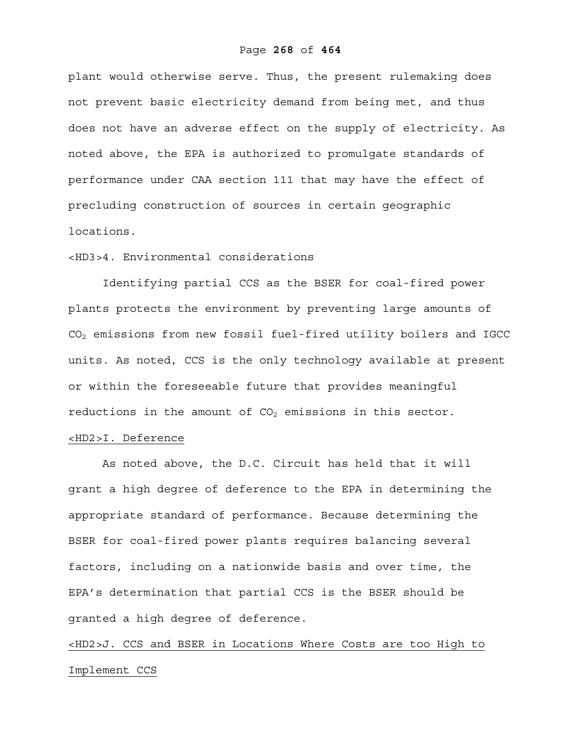plant would otherwise serve. Thus, the present rulemaking does not prevent basic electricity demand from being met, and thus does not have an adverse effect on the supply of electricity. As noted above, the EPA is authorized to promulgate standards of performance under CAA section 111 that may have the effect of precluding construction of sources in certain geographic locations.

### 4. Environmental considerations

Identifying partial CCS as the BSER for coal-fired power plants protects the environment by preventing large amounts of $CO_2$ emissions from new fossil fuel-fired utility boilers and IGCC units. As noted, CCS is the only technology available at present or within the foreseeable future that provides meaningful reductions in the amount of $CO_2$ emissions in this sector.

## I. Deference

As noted above, the D.C. Circuit has held that it will grant a high degree of deference to the EPA in determining the appropriate standard of performance. Because determining the BSER for coal-fired power plants requires balancing several factors, including on a nationwide basis and over time, the EPA's determination that partial CCS is the BSER should be granted a high degree of deference.

## J. CCS and BSER in Locations Where Costs are too High to Implement CCS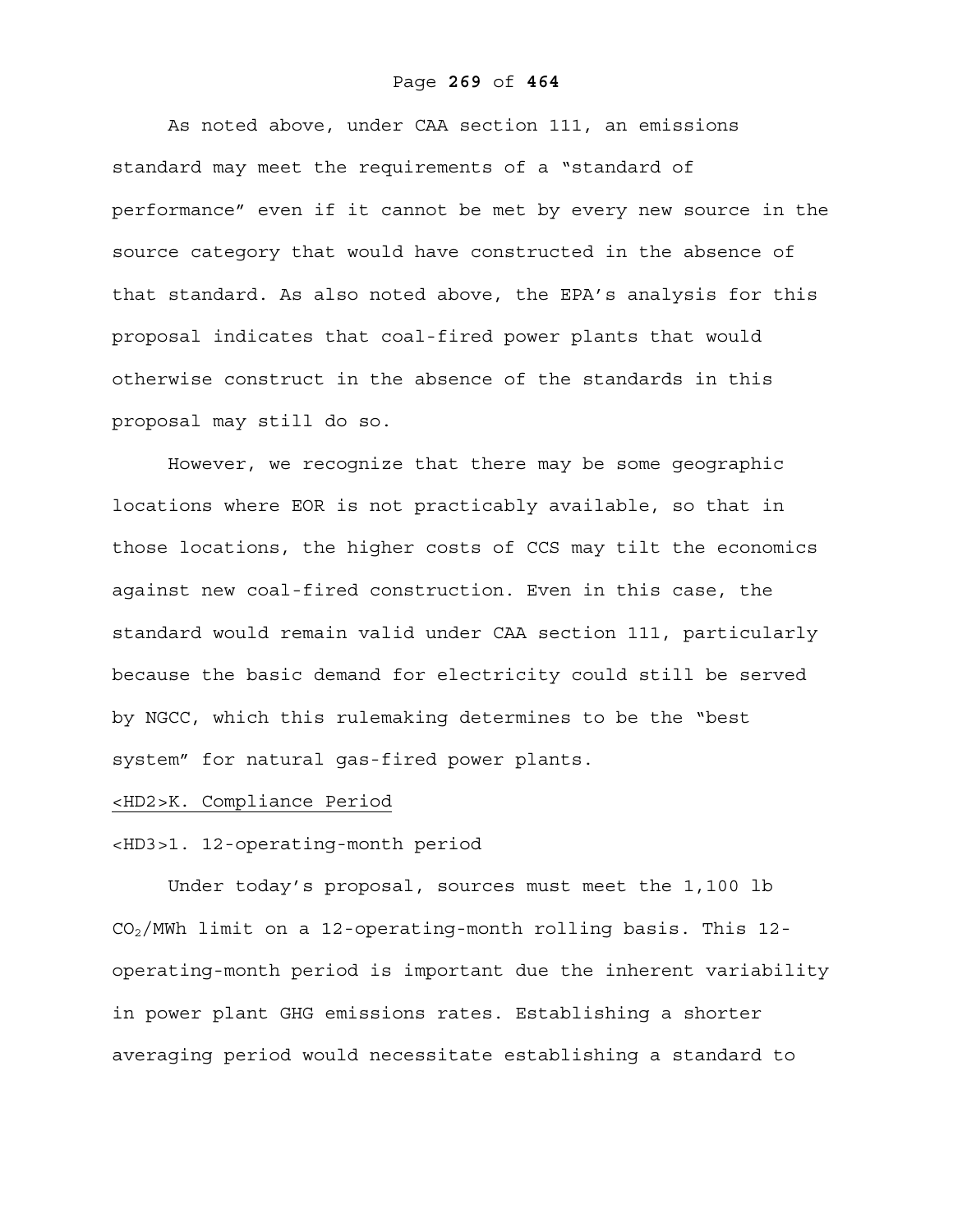As noted above, under CAA section 111, an emissions standard may meet the requirements of a "standard of performance" even if it cannot be met by every new source in the source category that would have constructed in the absence of that standard. As also noted above, the EPA's analysis for this proposal indicates that coal-fired power plants that would otherwise construct in the absence of the standards in this proposal may still do so.

However, we recognize that there may be some geographic locations where EOR is not practicably available, so that in those locations, the higher costs of CCS may tilt the economics against new coal-fired construction. Even in this case, the standard would remain valid under CAA section 111, particularly because the basic demand for electricity could still be served by NGCC, which this rulemaking determines to be the "best system" for natural gas-fired power plants.

## K. Compliance Period

### 1. 12-operating-month period

Under today's proposal, sources must meet the 1,100 lb $CO_2$/MWh limit on a 12-operating-month rolling basis. This 12-operating-month period is important due the inherent variability in power plant GHG emissions rates. Establishing a shorter averaging period would necessitate establishing a standard to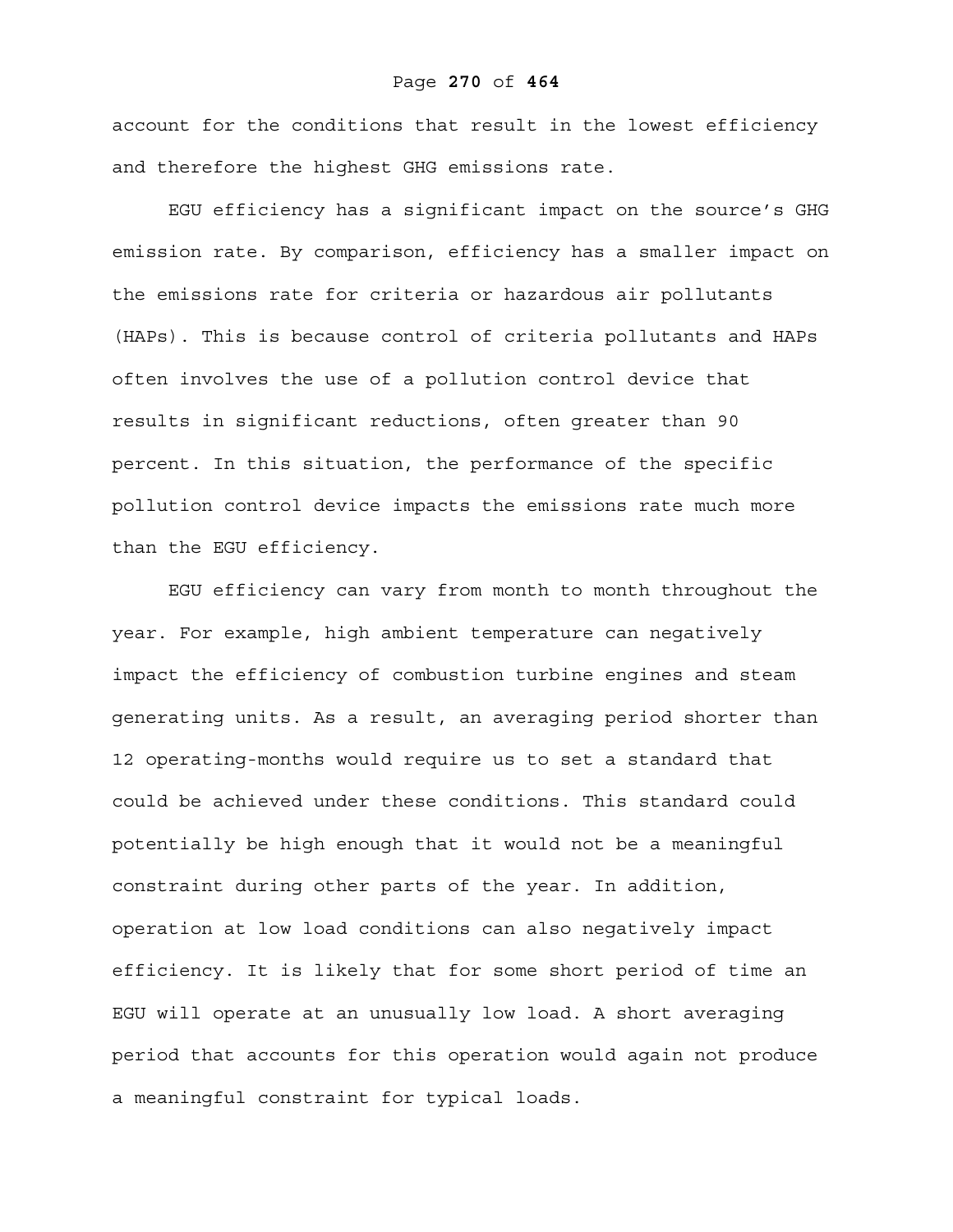account for the conditions that result in the lowest efficiency and therefore the highest GHG emissions rate.

EGU efficiency has a significant impact on the source's GHG emission rate. By comparison, efficiency has a smaller impact on the emissions rate for criteria or hazardous air pollutants (HAPs). This is because control of criteria pollutants and HAPs often involves the use of a pollution control device that results in significant reductions, often greater than 90 percent. In this situation, the performance of the specific pollution control device impacts the emissions rate much more than the EGU efficiency.

EGU efficiency can vary from month to month throughout the year. For example, high ambient temperature can negatively impact the efficiency of combustion turbine engines and steam generating units. As a result, an averaging period shorter than 12 operating-months would require us to set a standard that could be achieved under these conditions. This standard could potentially be high enough that it would not be a meaningful constraint during other parts of the year. In addition, operation at low load conditions can also negatively impact efficiency. It is likely that for some short period of time an EGU will operate at an unusually low load. A short averaging period that accounts for this operation would again not produce a meaningful constraint for typical loads.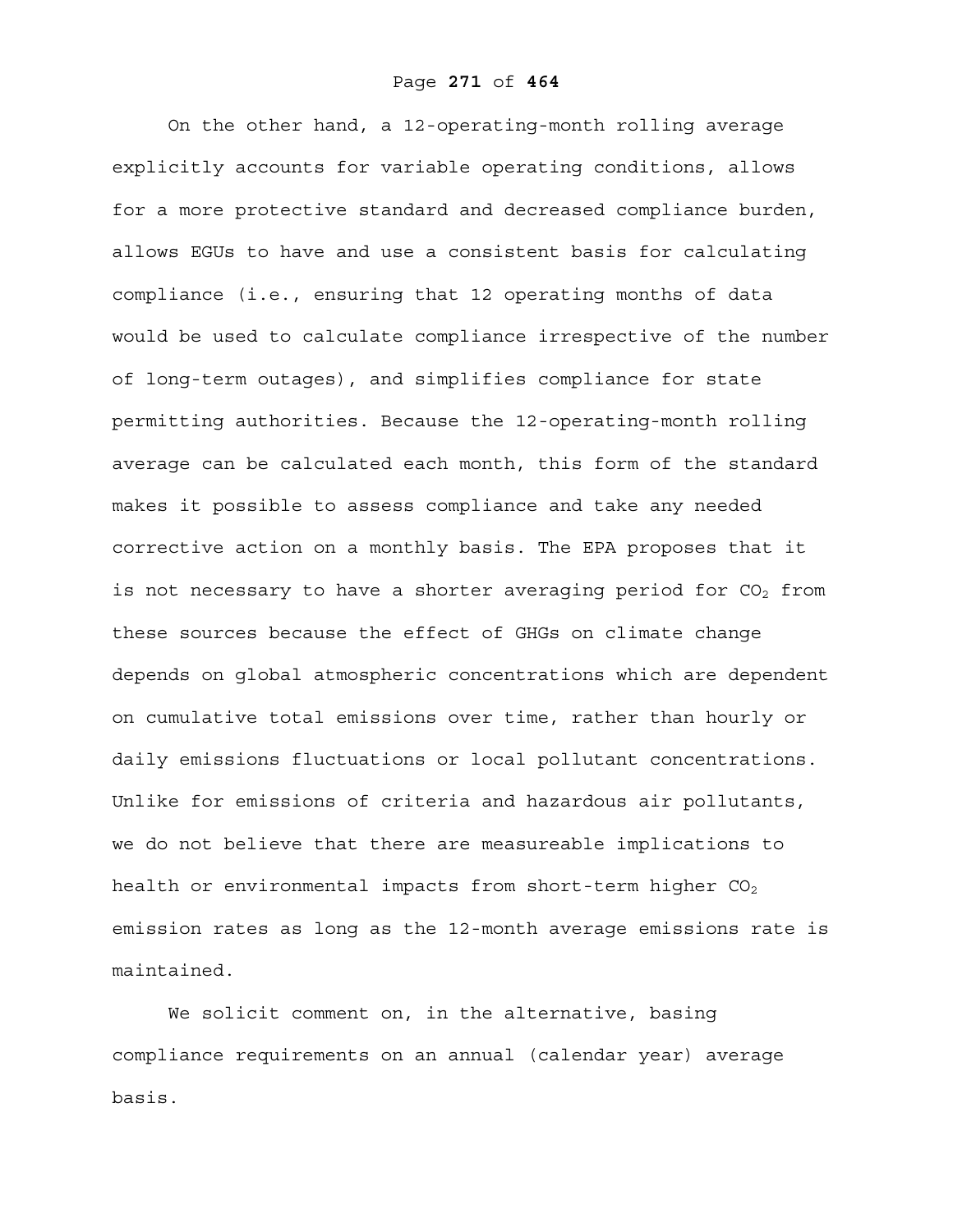On the other hand, a 12-operating-month rolling average explicitly accounts for variable operating conditions, allows for a more protective standard and decreased compliance burden, allows EGUs to have and use a consistent basis for calculating compliance (i.e., ensuring that 12 operating months of data would be used to calculate compliance irrespective of the number of long-term outages), and simplifies compliance for state permitting authorities. Because the 12-operating-month rolling average can be calculated each month, this form of the standard makes it possible to assess compliance and take any needed corrective action on a monthly basis. The EPA proposes that it is not necessary to have a shorter averaging period for $CO_2$ from these sources because the effect of GHGs on climate change depends on global atmospheric concentrations which are dependent on cumulative total emissions over time, rather than hourly or daily emissions fluctuations or local pollutant concentrations. Unlike for emissions of criteria and hazardous air pollutants, we do not believe that there are measureable implications to health or environmental impacts from short-term higher $CO_2$ emission rates as long as the 12-month average emissions rate is maintained.

We solicit comment on, in the alternative, basing compliance requirements on an annual (calendar year) average basis.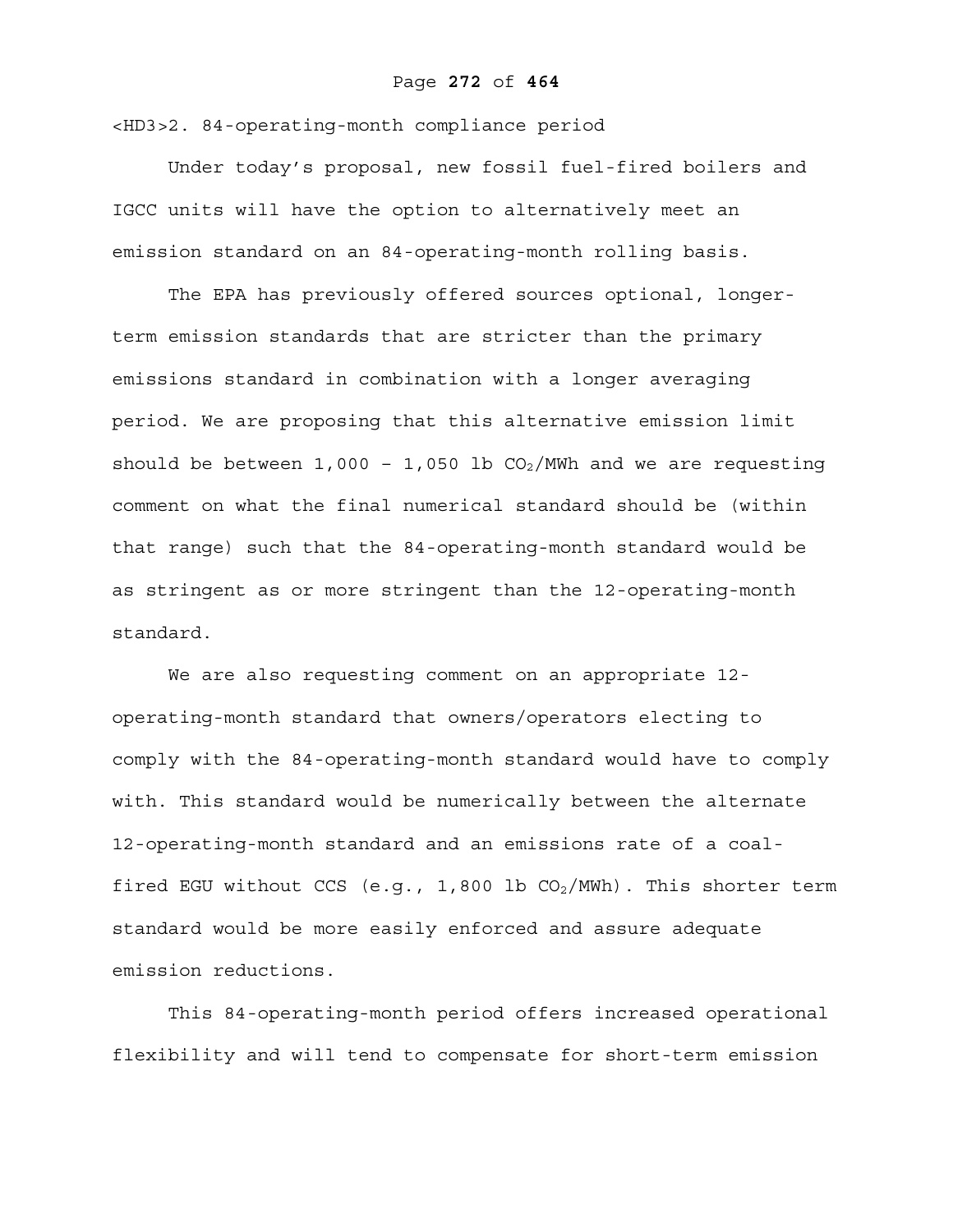### 2. 84-operating-month compliance period

Under today's proposal, new fossil fuel-fired boilers and IGCC units will have the option to alternatively meet an emission standard on an 84-operating-month rolling basis.

The EPA has previously offered sources optional, longer-term emission standards that are stricter than the primary emissions standard in combination with a longer averaging period. We are proposing that this alternative emission limit should be between 1,000 – 1,050 lb $CO_2$/MWh and we are requesting comment on what the final numerical standard should be (within that range) such that the 84-operating-month standard would be as stringent as or more stringent than the 12-operating-month standard.

We are also requesting comment on an appropriate 12-operating-month standard that owners/operators electing to comply with the 84-operating-month standard would have to comply with. This standard would be numerically between the alternate 12-operating-month standard and an emissions rate of a coal-fired EGU without CCS (e.g., 1,800 lb $CO_2$/MWh). This shorter term standard would be more easily enforced and assure adequate emission reductions.

This 84-operating-month period offers increased operational flexibility and will tend to compensate for short-term emission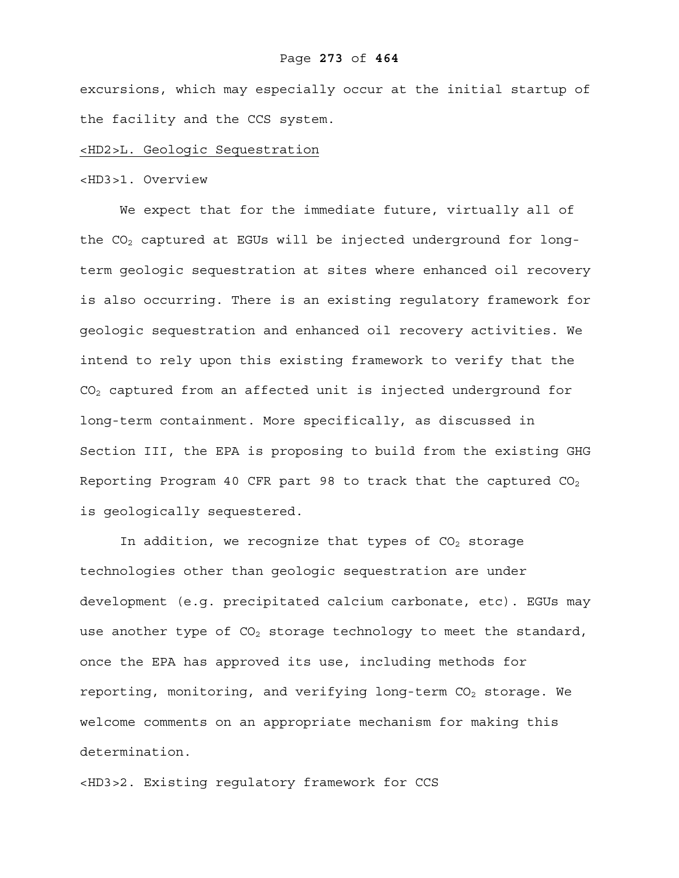excursions, which may especially occur at the initial startup of the facility and the CCS system.

## L. Geologic Sequestration

### 1. Overview

We expect that for the immediate future, virtually all of the $CO_2$ captured at EGUs will be injected underground for long-term geologic sequestration at sites where enhanced oil recovery is also occurring. There is an existing regulatory framework for geologic sequestration and enhanced oil recovery activities. We intend to rely upon this existing framework to verify that the $CO_2$ captured from an affected unit is injected underground for long-term containment. More specifically, as discussed in Section III, the EPA is proposing to build from the existing GHG Reporting Program 40 CFR part 98 to track that the captured $CO_2$ is geologically sequestered.

In addition, we recognize that types of $CO_2$ storage technologies other than geologic sequestration are under development (e.g. precipitated calcium carbonate, etc). EGUs may use another type of $CO_2$ storage technology to meet the standard, once the EPA has approved its use, including methods for reporting, monitoring, and verifying long-term $CO_2$ storage. We welcome comments on an appropriate mechanism for making this determination.

### 2. Existing regulatory framework for CCS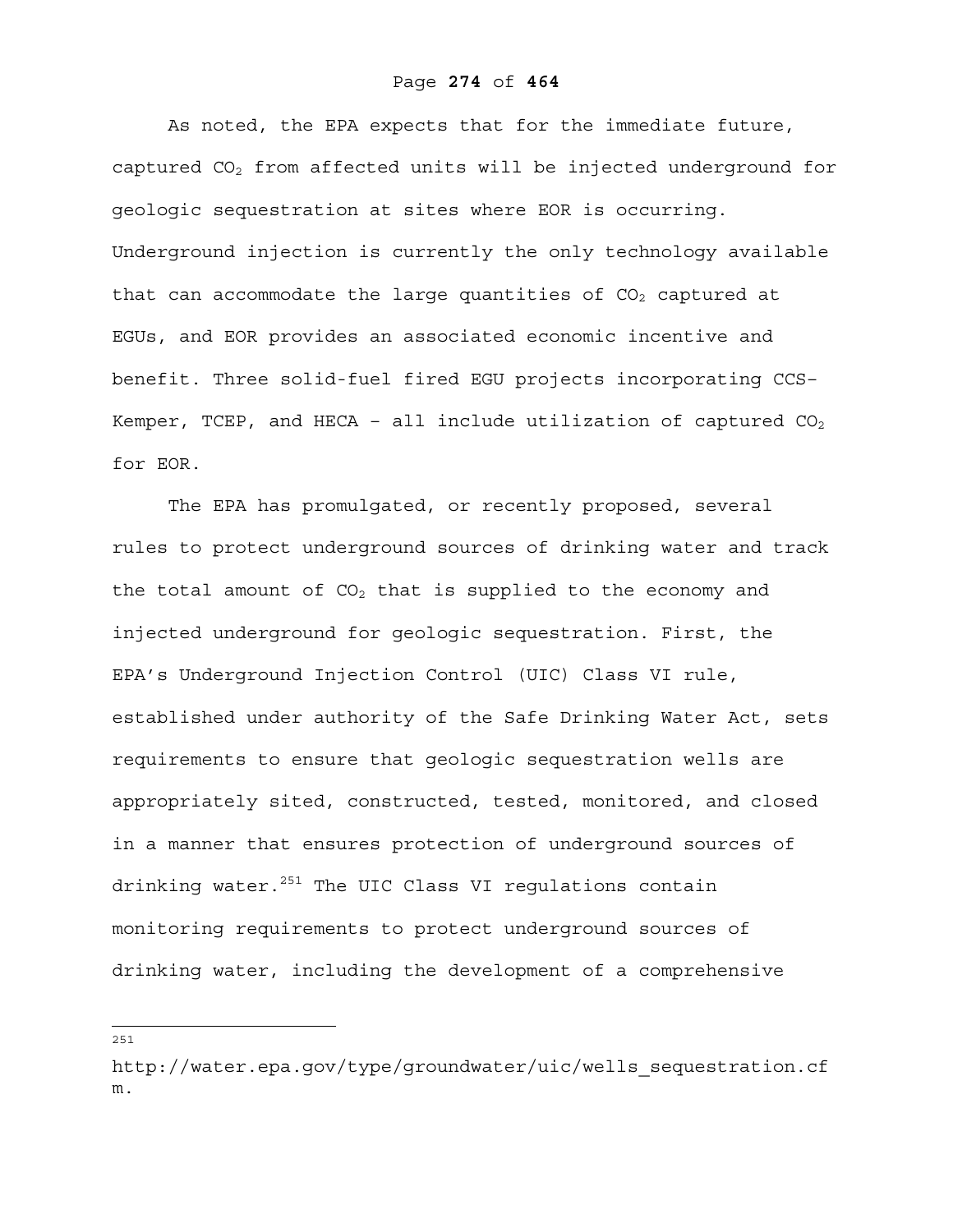As noted, the EPA expects that for the immediate future, captured $CO_2$ from affected units will be injected underground for geologic sequestration at sites where EOR is occurring. Underground injection is currently the only technology available that can accommodate the large quantities of $CO_2$ captured at EGUs, and EOR provides an associated economic incentive and benefit. Three solid-fuel fired EGU projects incorporating CCS– Kemper, TCEP, and HECA – all include utilization of captured $CO_2$ for EOR.

The EPA has promulgated, or recently proposed, several rules to protect underground sources of drinking water and track the total amount of $CO_2$ that is supplied to the economy and injected underground for geologic sequestration. First, the EPA's Underground Injection Control (UIC) Class VI rule, established under authority of the Safe Drinking Water Act, sets requirements to ensure that geologic sequestration wells are appropriately sited, constructed, tested, monitored, and closed in a manner that ensures protection of underground sources of drinking water.[251] The UIC Class VI regulations contain monitoring requirements to protect underground sources of drinking water, including the development of a comprehensive

---

[251] http://water.epa.gov/type/groundwater/uic/wells_sequestration.cfm.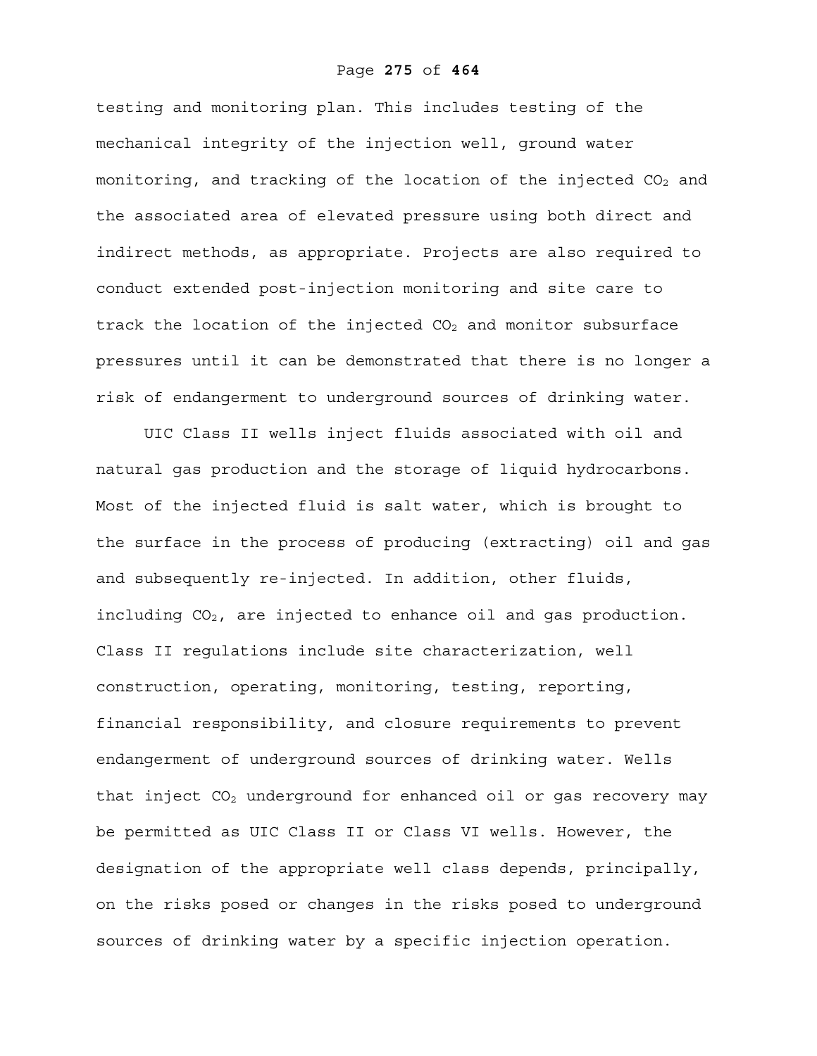testing and monitoring plan. This includes testing of the mechanical integrity of the injection well, ground water monitoring, and tracking of the location of the injected $CO_2$ and the associated area of elevated pressure using both direct and indirect methods, as appropriate. Projects are also required to conduct extended post-injection monitoring and site care to track the location of the injected $CO_2$ and monitor subsurface pressures until it can be demonstrated that there is no longer a risk of endangerment to underground sources of drinking water.

UIC Class II wells inject fluids associated with oil and natural gas production and the storage of liquid hydrocarbons. Most of the injected fluid is salt water, which is brought to the surface in the process of producing (extracting) oil and gas and subsequently re-injected. In addition, other fluids, including $CO_2$, are injected to enhance oil and gas production. Class II regulations include site characterization, well construction, operating, monitoring, testing, reporting, financial responsibility, and closure requirements to prevent endangerment of underground sources of drinking water. Wells that inject $CO_2$ underground for enhanced oil or gas recovery may be permitted as UIC Class II or Class VI wells. However, the designation of the appropriate well class depends, principally, on the risks posed or changes in the risks posed to underground sources of drinking water by a specific injection operation.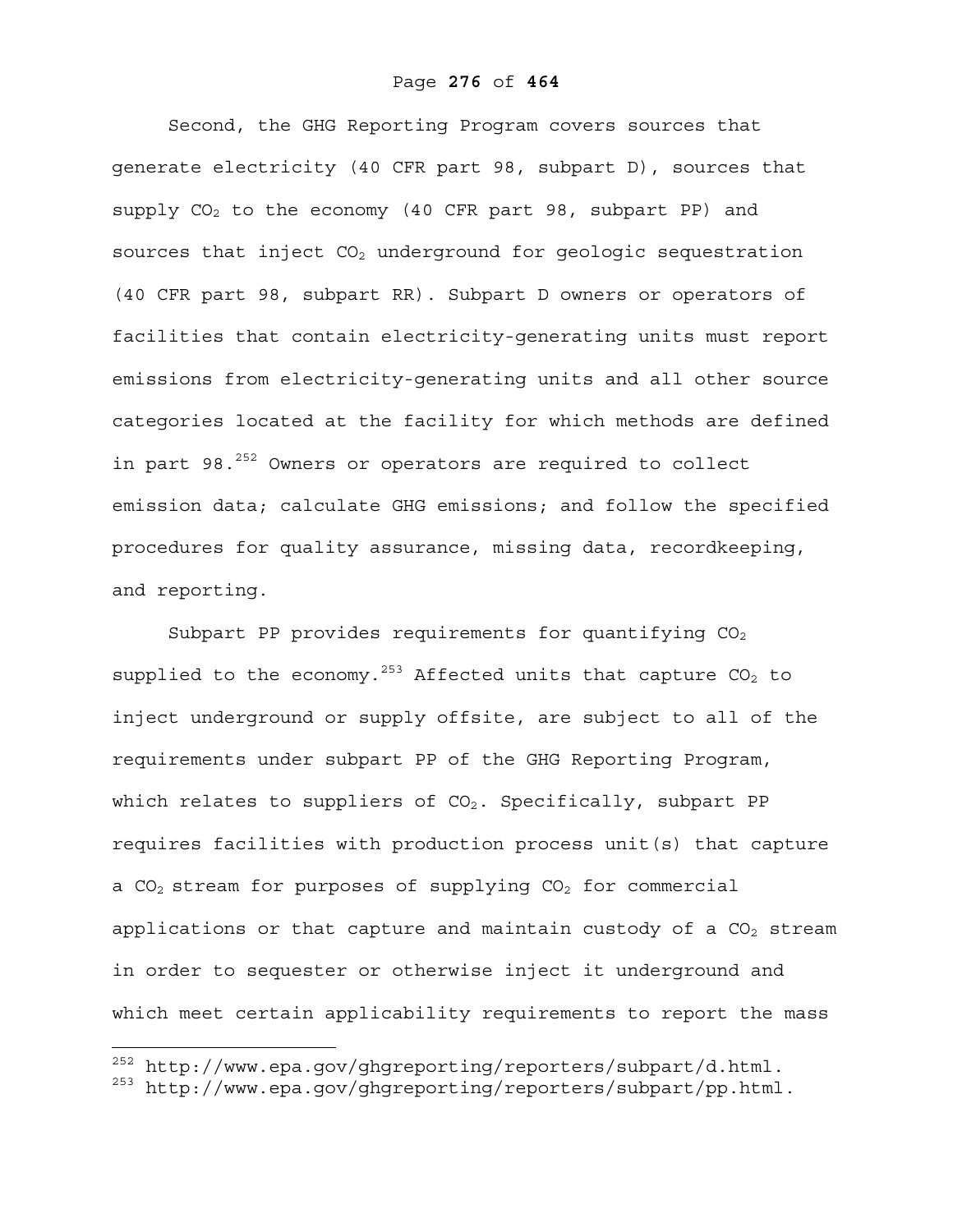Second, the GHG Reporting Program covers sources that generate electricity (40 CFR part 98, subpart D), sources that supply $CO_2$ to the economy (40 CFR part 98, subpart PP) and sources that inject $CO_2$ underground for geologic sequestration (40 CFR part 98, subpart RR). Subpart D owners or operators of facilities that contain electricity-generating units must report emissions from electricity-generating units and all other source categories located at the facility for which methods are defined in part 98.[252] Owners or operators are required to collect emission data; calculate GHG emissions; and follow the specified procedures for quality assurance, missing data, recordkeeping, and reporting.

Subpart PP provides requirements for quantifying $CO_2$ supplied to the economy.[253] Affected units that capture $CO_2$ to inject underground or supply offsite, are subject to all of the requirements under subpart PP of the GHG Reporting Program, which relates to suppliers of $CO_2$. Specifically, subpart PP requires facilities with production process unit(s) that capture a $CO_2$ stream for purposes of supplying $CO_2$ for commercial applications or that capture and maintain custody of a $CO_2$ stream in order to sequester or otherwise inject it underground and which meet certain applicability requirements to report the mass

---

[252] http://www.epa.gov/ghgreporting/reporters/subpart/d.html.

[253] http://www.epa.gov/ghgreporting/reporters/subpart/pp.html.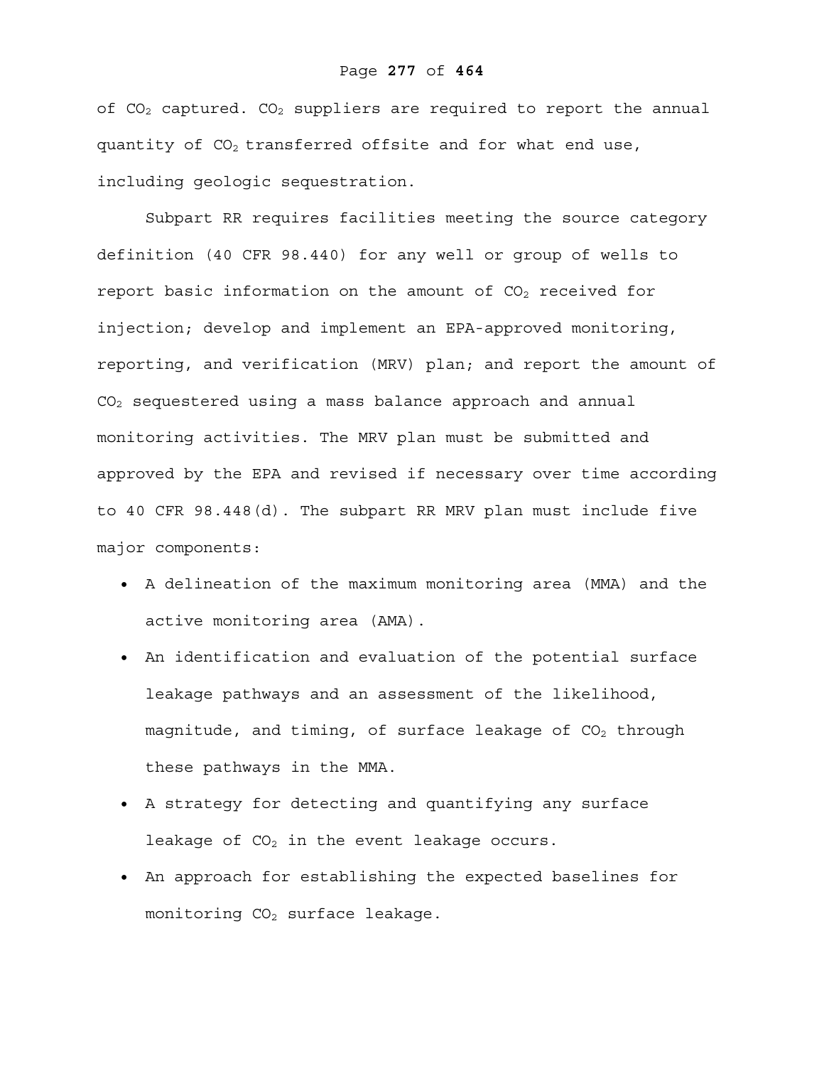of $CO_2$ captured. $CO_2$ suppliers are required to report the annual quantity of $CO_2$ transferred offsite and for what end use, including geologic sequestration.

Subpart RR requires facilities meeting the source category definition (40 CFR 98.440) for any well or group of wells to report basic information on the amount of $CO_2$ received for injection; develop and implement an EPA-approved monitoring, reporting, and verification (MRV) plan; and report the amount of $CO_2$ sequestered using a mass balance approach and annual monitoring activities. The MRV plan must be submitted and approved by the EPA and revised if necessary over time according to 40 CFR 98.448(d). The subpart RR MRV plan must include five major components:

- A delineation of the maximum monitoring area (MMA) and the active monitoring area (AMA).
- An identification and evaluation of the potential surface leakage pathways and an assessment of the likelihood, magnitude, and timing, of surface leakage of $CO_2$ through these pathways in the MMA.
- A strategy for detecting and quantifying any surface leakage of $CO_2$ in the event leakage occurs.
- An approach for establishing the expected baselines for monitoring $CO_2$ surface leakage.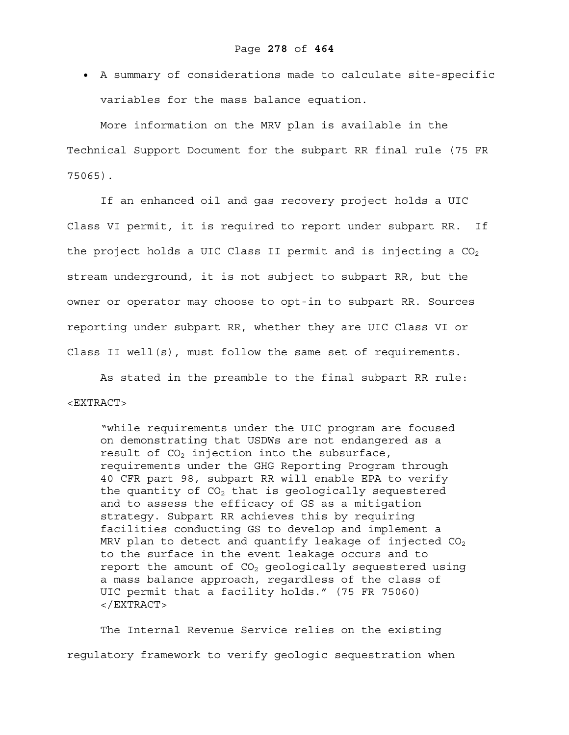- A summary of considerations made to calculate site-specific variables for the mass balance equation.

More information on the MRV plan is available in the Technical Support Document for the subpart RR final rule (75 FR 75065).

If an enhanced oil and gas recovery project holds a UIC Class VI permit, it is required to report under subpart RR. If the project holds a UIC Class II permit and is injecting a $CO_2$ stream underground, it is not subject to subpart RR, but the owner or operator may choose to opt-in to subpart RR. Sources reporting under subpart RR, whether they are UIC Class VI or Class II well(s), must follow the same set of requirements.

As stated in the preamble to the final subpart RR rule:

<EXTRACT>

> "while requirements under the UIC program are focused on demonstrating that USDWs are not endangered as a result of $CO_2$ injection into the subsurface, requirements under the GHG Reporting Program through 40 CFR part 98, subpart RR will enable EPA to verify the quantity of $CO_2$ that is geologically sequestered and to assess the efficacy of GS as a mitigation strategy. Subpart RR achieves this by requiring facilities conducting GS to develop and implement a MRV plan to detect and quantify leakage of injected $CO_2$ to the surface in the event leakage occurs and to report the amount of $CO_2$ geologically sequestered using a mass balance approach, regardless of the class of UIC permit that a facility holds." (75 FR 75060)

</EXTRACT>

The Internal Revenue Service relies on the existing regulatory framework to verify geologic sequestration when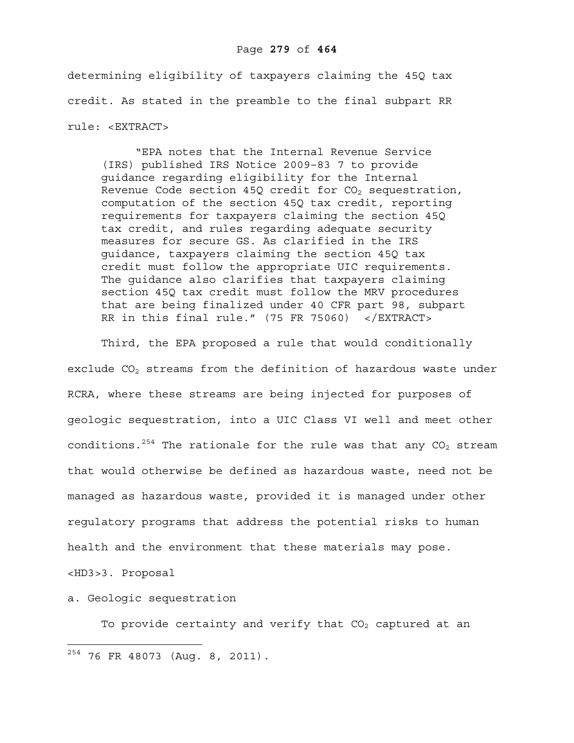determining eligibility of taxpayers claiming the 45Q tax credit. As stated in the preamble to the final subpart RR rule:

> "EPA notes that the Internal Revenue Service (IRS) published IRS Notice 2009–83 7 to provide guidance regarding eligibility for the Internal Revenue Code section 45Q credit for $CO_2$ sequestration, computation of the section 45Q tax credit, reporting requirements for taxpayers claiming the section 45Q tax credit, and rules regarding adequate security measures for secure GS. As clarified in the IRS guidance, taxpayers claiming the section 45Q tax credit must follow the appropriate UIC requirements. The guidance also clarifies that taxpayers claiming section 45Q tax credit must follow the MRV procedures that are being finalized under 40 CFR part 98, subpart RR in this final rule." (75 FR 75060)

Third, the EPA proposed a rule that would conditionally exclude $CO_2$ streams from the definition of hazardous waste under RCRA, where these streams are being injected for purposes of geologic sequestration, into a UIC Class VI well and meet other conditions.[254] The rationale for the rule was that any $CO_2$ stream that would otherwise be defined as hazardous waste, need not be managed as hazardous waste, provided it is managed under other regulatory programs that address the potential risks to human health and the environment that these materials may pose.

### 3. Proposal

a. Geologic sequestration

To provide certainty and verify that $CO_2$ captured at an

---

[254] 76 FR 48073 (Aug. 8, 2011).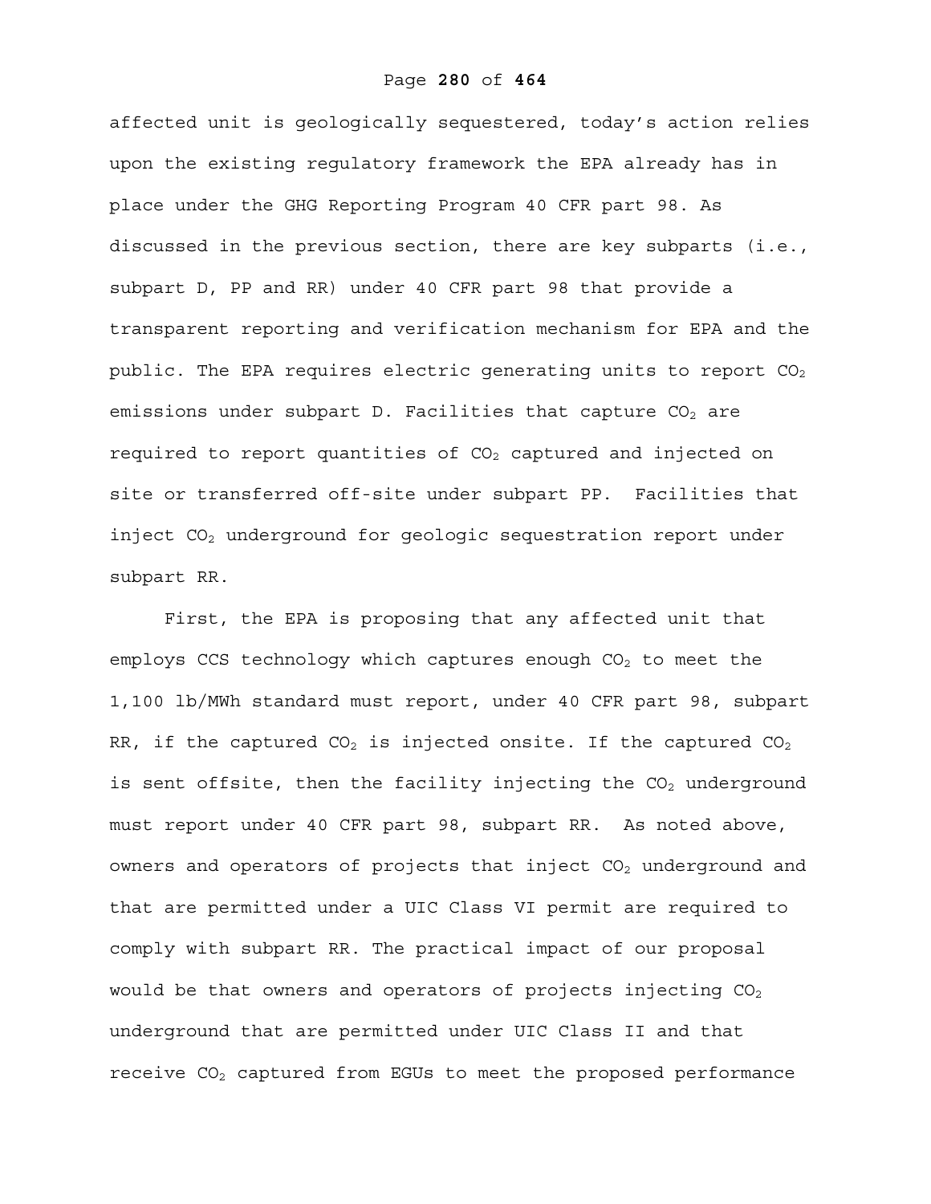affected unit is geologically sequestered, today's action relies upon the existing regulatory framework the EPA already has in place under the GHG Reporting Program 40 CFR part 98. As discussed in the previous section, there are key subparts (i.e., subpart D, PP and RR) under 40 CFR part 98 that provide a transparent reporting and verification mechanism for EPA and the public. The EPA requires electric generating units to report $CO_2$ emissions under subpart D. Facilities that capture $CO_2$ are required to report quantities of $CO_2$ captured and injected on site or transferred off-site under subpart PP. Facilities that inject $CO_2$ underground for geologic sequestration report under subpart RR.

First, the EPA is proposing that any affected unit that employs CCS technology which captures enough $CO_2$ to meet the 1,100 lb/MWh standard must report, under 40 CFR part 98, subpart RR, if the captured $CO_2$ is injected onsite. If the captured $CO_2$ is sent offsite, then the facility injecting the $CO_2$ underground must report under 40 CFR part 98, subpart RR. As noted above, owners and operators of projects that inject $CO_2$ underground and that are permitted under a UIC Class VI permit are required to comply with subpart RR. The practical impact of our proposal would be that owners and operators of projects injecting $CO_2$ underground that are permitted under UIC Class II and that receive $CO_2$ captured from EGUs to meet the proposed performance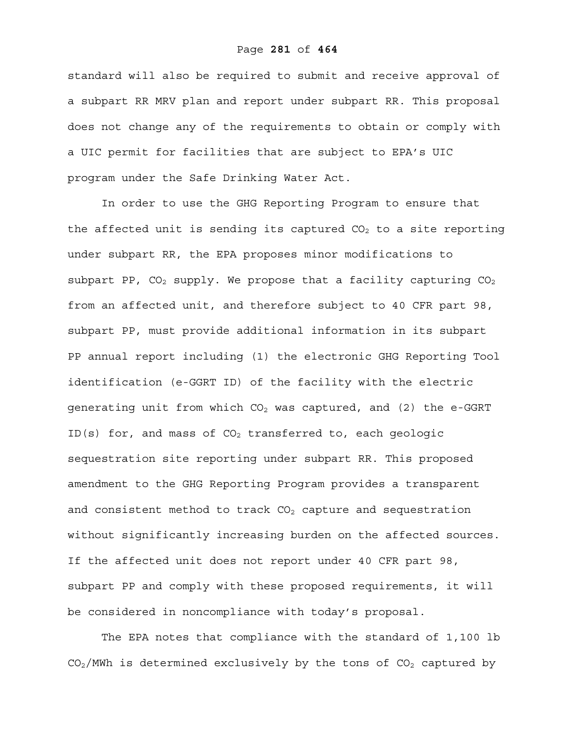standard will also be required to submit and receive approval of a subpart RR MRV plan and report under subpart RR. This proposal does not change any of the requirements to obtain or comply with a UIC permit for facilities that are subject to EPA's UIC program under the Safe Drinking Water Act.

In order to use the GHG Reporting Program to ensure that the affected unit is sending its captured $CO_2$ to a site reporting under subpart RR, the EPA proposes minor modifications to subpart PP, $CO_2$ supply. We propose that a facility capturing $CO_2$ from an affected unit, and therefore subject to 40 CFR part 98, subpart PP, must provide additional information in its subpart PP annual report including (1) the electronic GHG Reporting Tool identification (e-GGRT ID) of the facility with the electric generating unit from which $CO_2$ was captured, and (2) the e-GGRT ID(s) for, and mass of $CO_2$ transferred to, each geologic sequestration site reporting under subpart RR. This proposed amendment to the GHG Reporting Program provides a transparent and consistent method to track $CO_2$ capture and sequestration without significantly increasing burden on the affected sources. If the affected unit does not report under 40 CFR part 98, subpart PP and comply with these proposed requirements, it will be considered in noncompliance with today's proposal.

The EPA notes that compliance with the standard of 1,100 lb $CO_2$/MWh is determined exclusively by the tons of $CO_2$ captured by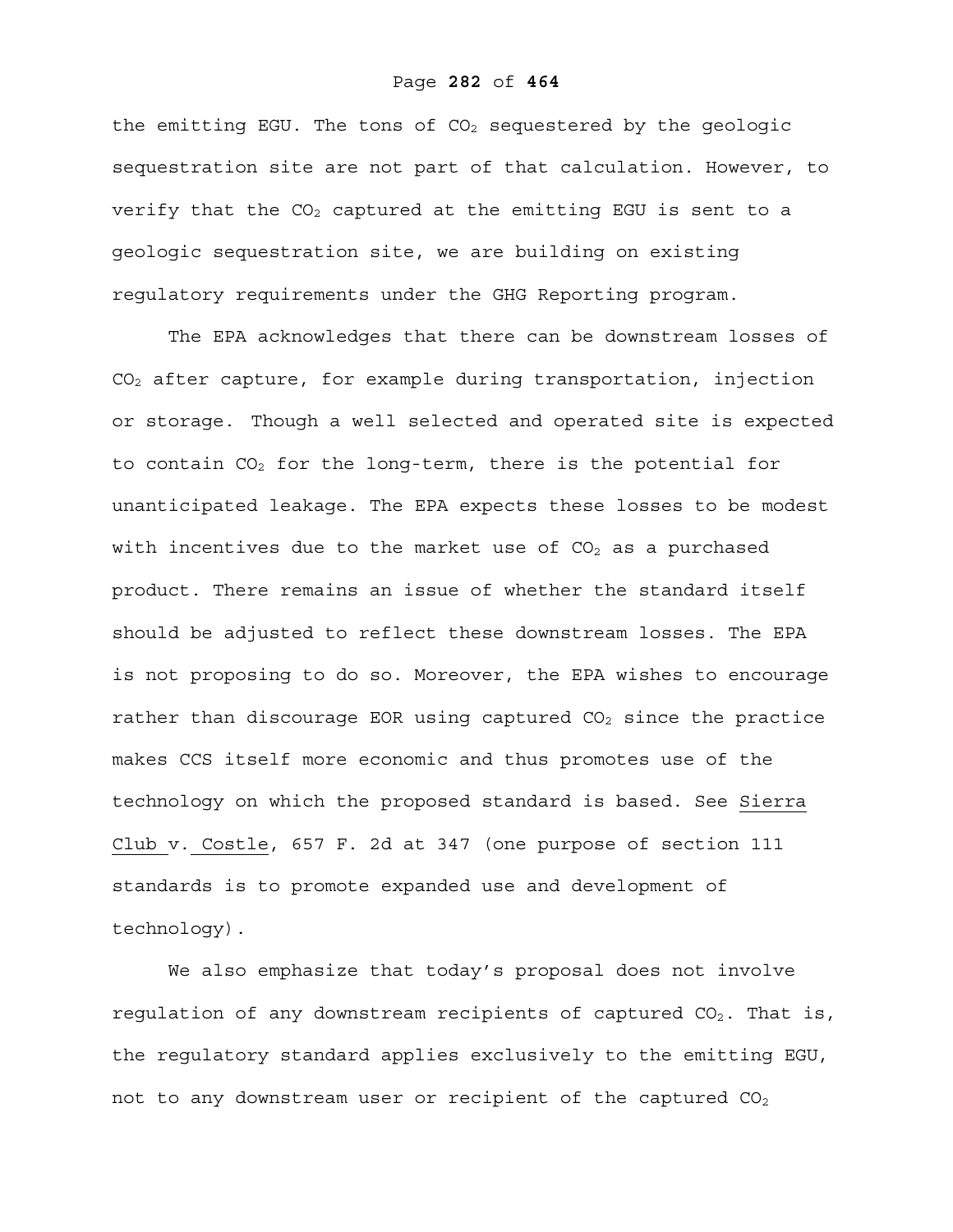the emitting EGU. The tons of $CO_2$ sequestered by the geologic sequestration site are not part of that calculation. However, to verify that the $CO_2$ captured at the emitting EGU is sent to a geologic sequestration site, we are building on existing regulatory requirements under the GHG Reporting program.

The EPA acknowledges that there can be downstream losses of $CO_2$ after capture, for example during transportation, injection or storage. Though a well selected and operated site is expected to contain $CO_2$ for the long-term, there is the potential for unanticipated leakage. The EPA expects these losses to be modest with incentives due to the market use of $CO_2$ as a purchased product. There remains an issue of whether the standard itself should be adjusted to reflect these downstream losses. The EPA is not proposing to do so. Moreover, the EPA wishes to encourage rather than discourage EOR using captured $CO_2$ since the practice makes CCS itself more economic and thus promotes use of the technology on which the proposed standard is based. See Sierra Club v. Costle, 657 F. 2d at 347 (one purpose of section 111 standards is to promote expanded use and development of technology).

We also emphasize that today's proposal does not involve regulation of any downstream recipients of captured $CO_2$. That is, the regulatory standard applies exclusively to the emitting EGU, not to any downstream user or recipient of the captured $CO_2$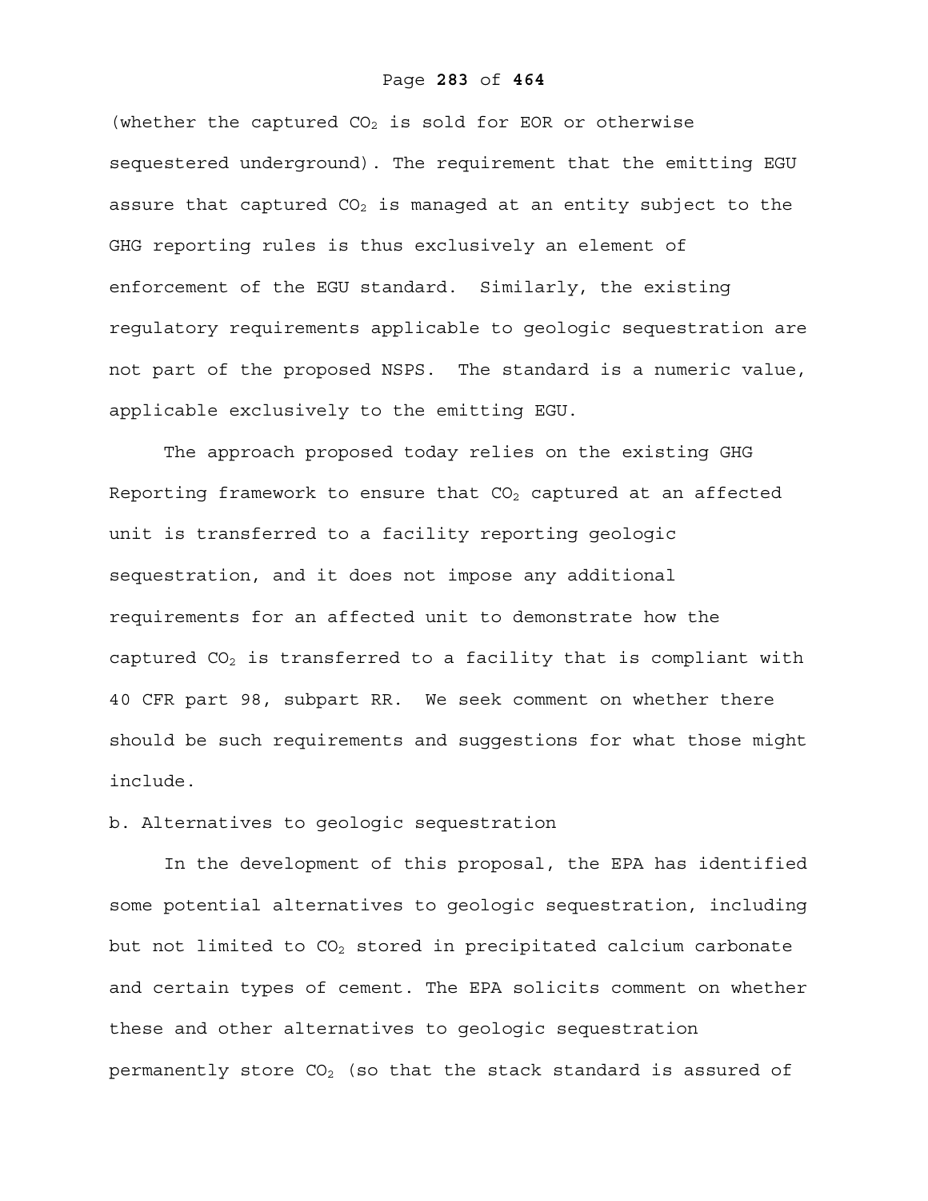(whether the captured $CO_2$ is sold for EOR or otherwise sequestered underground). The requirement that the emitting EGU assure that captured $CO_2$ is managed at an entity subject to the GHG reporting rules is thus exclusively an element of enforcement of the EGU standard. Similarly, the existing regulatory requirements applicable to geologic sequestration are not part of the proposed NSPS. The standard is a numeric value, applicable exclusively to the emitting EGU.

The approach proposed today relies on the existing GHG Reporting framework to ensure that $CO_2$ captured at an affected unit is transferred to a facility reporting geologic sequestration, and it does not impose any additional requirements for an affected unit to demonstrate how the captured $CO_2$ is transferred to a facility that is compliant with 40 CFR part 98, subpart RR. We seek comment on whether there should be such requirements and suggestions for what those might include.

b. Alternatives to geologic sequestration

In the development of this proposal, the EPA has identified some potential alternatives to geologic sequestration, including but not limited to $CO_2$ stored in precipitated calcium carbonate and certain types of cement. The EPA solicits comment on whether these and other alternatives to geologic sequestration permanently store $CO_2$ (so that the stack standard is assured of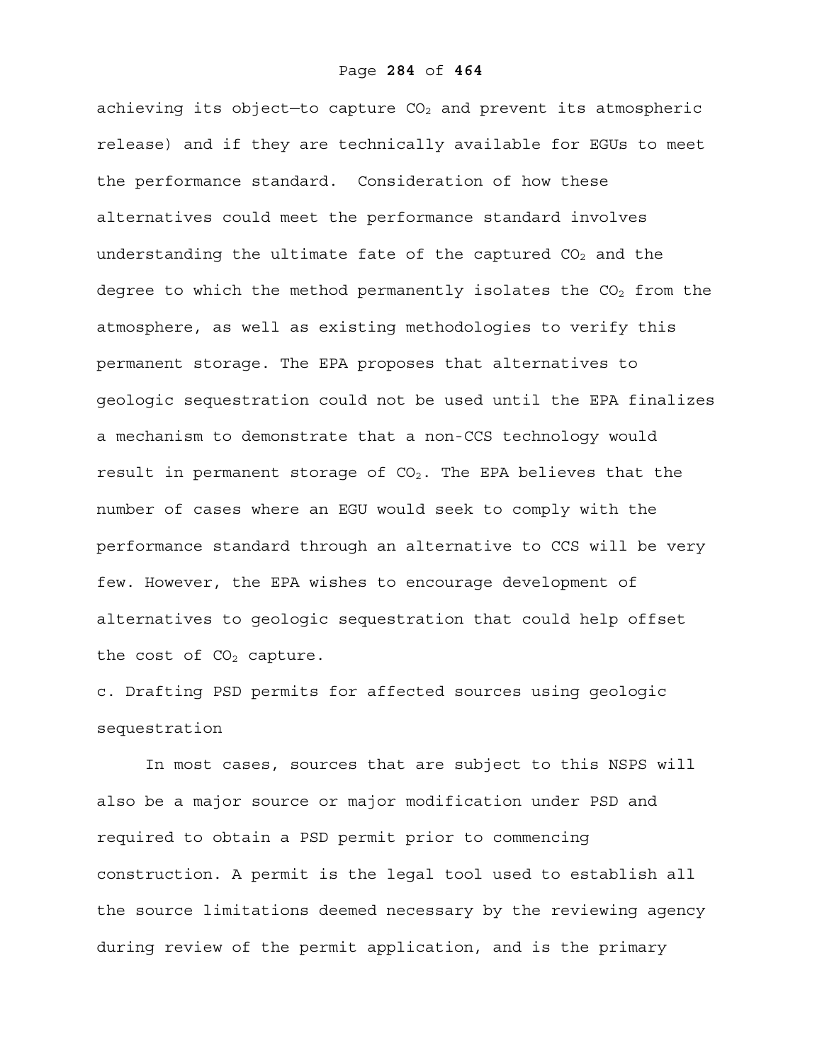achieving its object—to capture $CO_2$ and prevent its atmospheric release) and if they are technically available for EGUs to meet the performance standard. Consideration of how these alternatives could meet the performance standard involves understanding the ultimate fate of the captured $CO_2$ and the degree to which the method permanently isolates the $CO_2$ from the atmosphere, as well as existing methodologies to verify this permanent storage. The EPA proposes that alternatives to geologic sequestration could not be used until the EPA finalizes a mechanism to demonstrate that a non-CCS technology would result in permanent storage of $CO_2$. The EPA believes that the number of cases where an EGU would seek to comply with the performance standard through an alternative to CCS will be very few. However, the EPA wishes to encourage development of alternatives to geologic sequestration that could help offset the cost of $CO_2$ capture.

c. Drafting PSD permits for affected sources using geologic sequestration

In most cases, sources that are subject to this NSPS will also be a major source or major modification under PSD and required to obtain a PSD permit prior to commencing construction. A permit is the legal tool used to establish all the source limitations deemed necessary by the reviewing agency during review of the permit application, and is the primary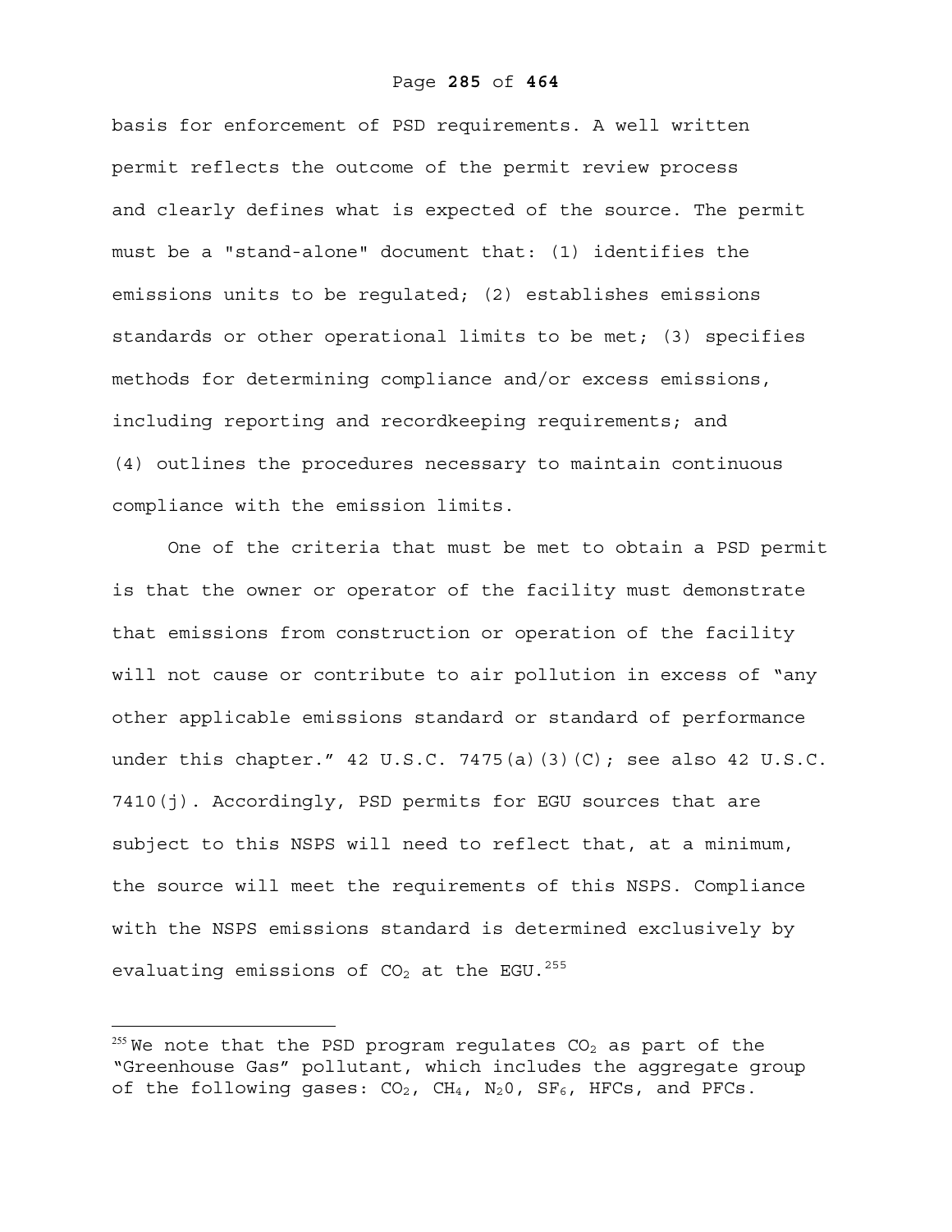basis for enforcement of PSD requirements. A well written permit reflects the outcome of the permit review process and clearly defines what is expected of the source. The permit must be a "stand-alone" document that: (1) identifies the emissions units to be regulated; (2) establishes emissions standards or other operational limits to be met; (3) specifies methods for determining compliance and/or excess emissions, including reporting and recordkeeping requirements; and (4) outlines the procedures necessary to maintain continuous compliance with the emission limits.

One of the criteria that must be met to obtain a PSD permit is that the owner or operator of the facility must demonstrate that emissions from construction or operation of the facility will not cause or contribute to air pollution in excess of "any other applicable emissions standard or standard of performance under this chapter." 42 U.S.C. 7475(a)(3)(C); see also 42 U.S.C. 7410(j). Accordingly, PSD permits for EGU sources that are subject to this NSPS will need to reflect that, at a minimum, the source will meet the requirements of this NSPS. Compliance with the NSPS emissions standard is determined exclusively by evaluating emissions of $CO_2$ at the EGU.[255]

---

[255] We note that the PSD program regulates $CO_2$ as part of the "Greenhouse Gas" pollutant, which includes the aggregate group of the following gases: $CO_2$, $CH_4$, $N_20$, $SF_6$, HFCs, and PFCs.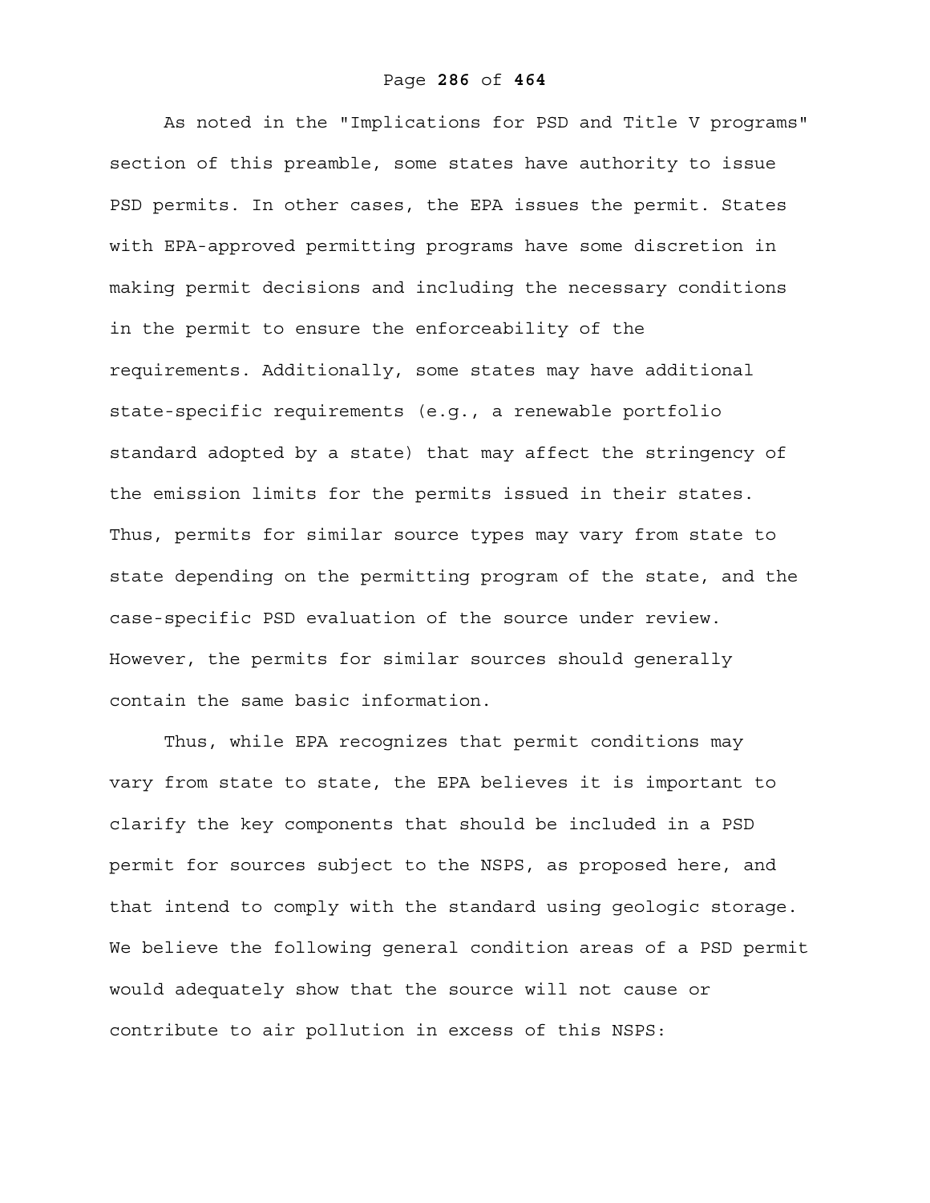As noted in the "Implications for PSD and Title V programs" section of this preamble, some states have authority to issue PSD permits. In other cases, the EPA issues the permit. States with EPA-approved permitting programs have some discretion in making permit decisions and including the necessary conditions in the permit to ensure the enforceability of the requirements. Additionally, some states may have additional state-specific requirements (e.g., a renewable portfolio standard adopted by a state) that may affect the stringency of the emission limits for the permits issued in their states. Thus, permits for similar source types may vary from state to state depending on the permitting program of the state, and the case-specific PSD evaluation of the source under review. However, the permits for similar sources should generally contain the same basic information.

Thus, while EPA recognizes that permit conditions may vary from state to state, the EPA believes it is important to clarify the key components that should be included in a PSD permit for sources subject to the NSPS, as proposed here, and that intend to comply with the standard using geologic storage. We believe the following general condition areas of a PSD permit would adequately show that the source will not cause or contribute to air pollution in excess of this NSPS: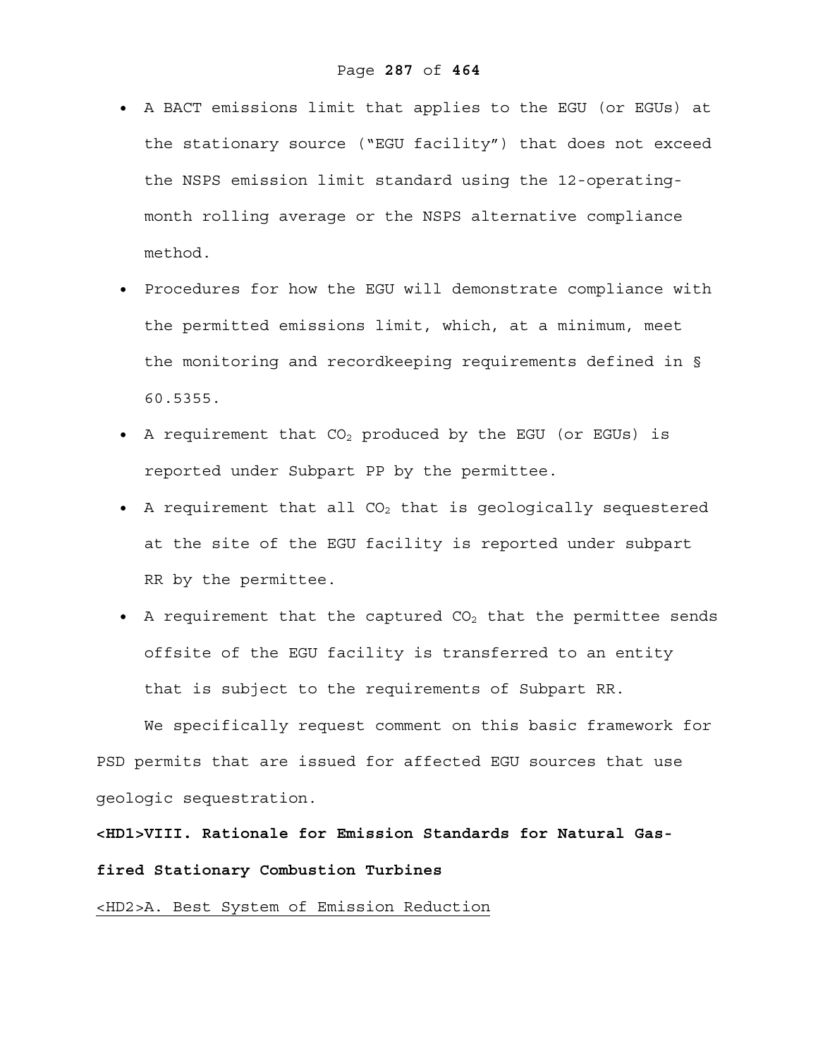- A BACT emissions limit that applies to the EGU (or EGUs) at the stationary source ("EGU facility") that does not exceed the NSPS emission limit standard using the 12-operating-month rolling average or the NSPS alternative compliance method.
- Procedures for how the EGU will demonstrate compliance with the permitted emissions limit, which, at a minimum, meet the monitoring and recordkeeping requirements defined in § 60.5355.
- A requirement that $CO_2$ produced by the EGU (or EGUs) is reported under Subpart PP by the permittee.
- A requirement that all $CO_2$ that is geologically sequestered at the site of the EGU facility is reported under subpart RR by the permittee.
- A requirement that the captured $CO_2$ that the permittee sends offsite of the EGU facility is transferred to an entity that is subject to the requirements of Subpart RR.

We specifically request comment on this basic framework for PSD permits that are issued for affected EGU sources that use geologic sequestration.

# <HD1>VIII. Rationale for Emission Standards for Natural Gas-fired Stationary Combustion Turbines

## <HD2>A. Best System of Emission Reduction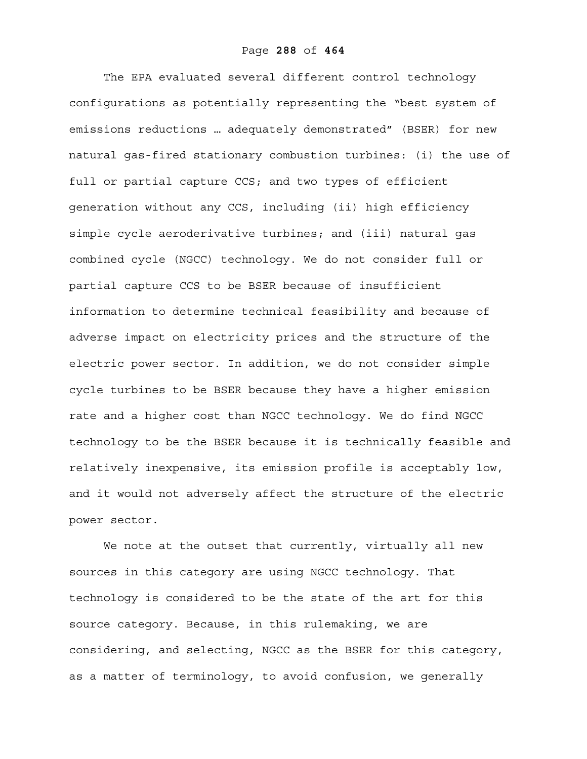The EPA evaluated several different control technology configurations as potentially representing the "best system of emissions reductions … adequately demonstrated" (BSER) for new natural gas-fired stationary combustion turbines: (i) the use of full or partial capture CCS; and two types of efficient generation without any CCS, including (ii) high efficiency simple cycle aeroderivative turbines; and (iii) natural gas combined cycle (NGCC) technology. We do not consider full or partial capture CCS to be BSER because of insufficient information to determine technical feasibility and because of adverse impact on electricity prices and the structure of the electric power sector. In addition, we do not consider simple cycle turbines to be BSER because they have a higher emission rate and a higher cost than NGCC technology. We do find NGCC technology to be the BSER because it is technically feasible and relatively inexpensive, its emission profile is acceptably low, and it would not adversely affect the structure of the electric power sector.

We note at the outset that currently, virtually all new sources in this category are using NGCC technology. That technology is considered to be the state of the art for this source category. Because, in this rulemaking, we are considering, and selecting, NGCC as the BSER for this category, as a matter of terminology, to avoid confusion, we generally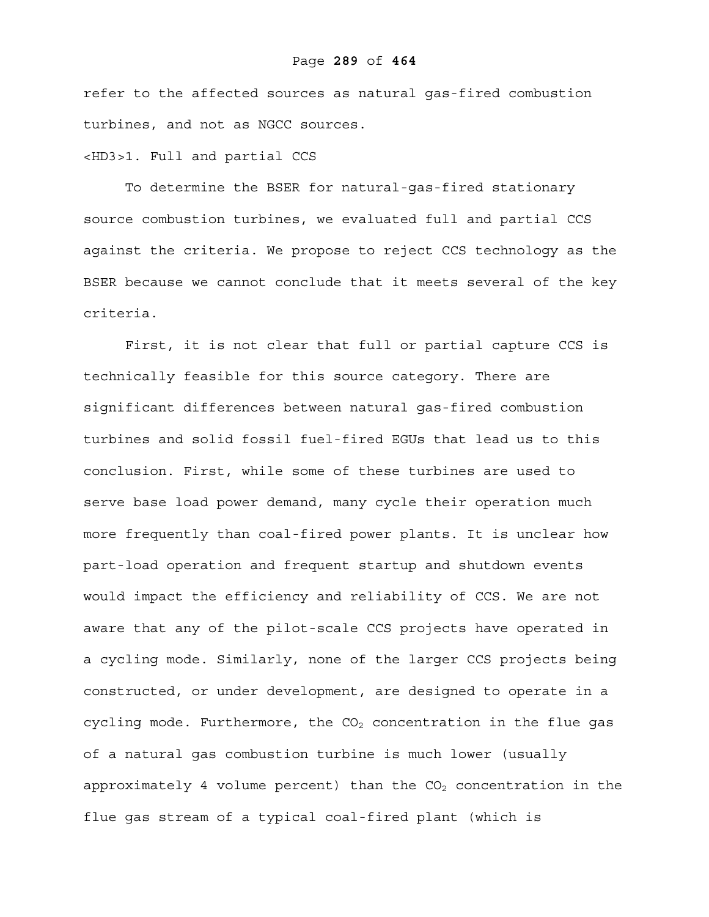refer to the affected sources as natural gas-fired combustion turbines, and not as NGCC sources.

### 1. Full and partial CCS

To determine the BSER for natural-gas-fired stationary source combustion turbines, we evaluated full and partial CCS against the criteria. We propose to reject CCS technology as the BSER because we cannot conclude that it meets several of the key criteria.

First, it is not clear that full or partial capture CCS is technically feasible for this source category. There are significant differences between natural gas-fired combustion turbines and solid fossil fuel-fired EGUs that lead us to this conclusion. First, while some of these turbines are used to serve base load power demand, many cycle their operation much more frequently than coal-fired power plants. It is unclear how part-load operation and frequent startup and shutdown events would impact the efficiency and reliability of CCS. We are not aware that any of the pilot-scale CCS projects have operated in a cycling mode. Similarly, none of the larger CCS projects being constructed, or under development, are designed to operate in a cycling mode. Furthermore, the $CO_2$ concentration in the flue gas of a natural gas combustion turbine is much lower (usually approximately 4 volume percent) than the $CO_2$ concentration in the flue gas stream of a typical coal-fired plant (which is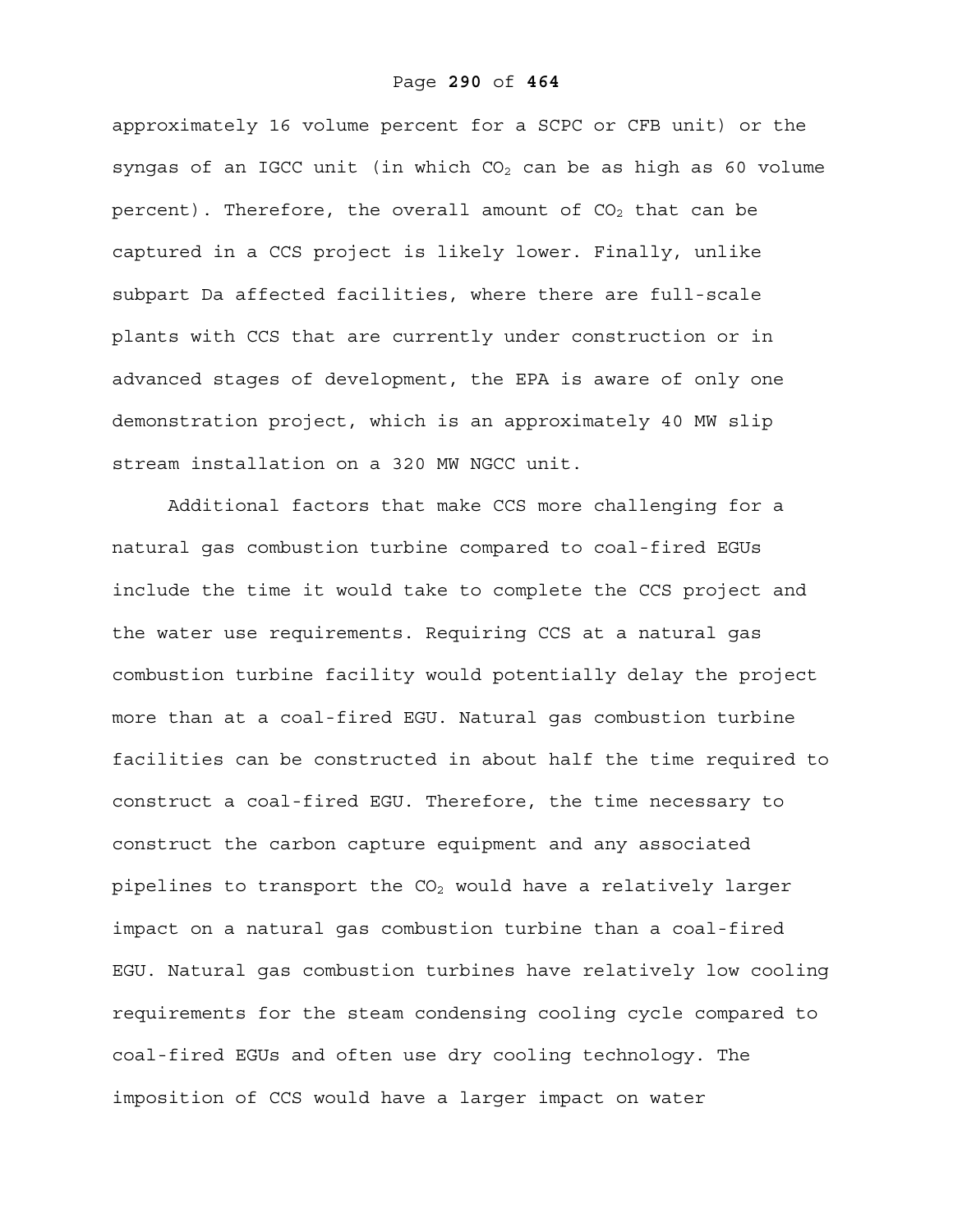approximately 16 volume percent for a SCPC or CFB unit) or the syngas of an IGCC unit (in which $CO_2$ can be as high as 60 volume percent). Therefore, the overall amount of $CO_2$ that can be captured in a CCS project is likely lower. Finally, unlike subpart Da affected facilities, where there are full-scale plants with CCS that are currently under construction or in advanced stages of development, the EPA is aware of only one demonstration project, which is an approximately 40 MW slip stream installation on a 320 MW NGCC unit.

Additional factors that make CCS more challenging for a natural gas combustion turbine compared to coal-fired EGUs include the time it would take to complete the CCS project and the water use requirements. Requiring CCS at a natural gas combustion turbine facility would potentially delay the project more than at a coal-fired EGU. Natural gas combustion turbine facilities can be constructed in about half the time required to construct a coal-fired EGU. Therefore, the time necessary to construct the carbon capture equipment and any associated pipelines to transport the $CO_2$ would have a relatively larger impact on a natural gas combustion turbine than a coal-fired EGU. Natural gas combustion turbines have relatively low cooling requirements for the steam condensing cooling cycle compared to coal-fired EGUs and often use dry cooling technology. The imposition of CCS would have a larger impact on water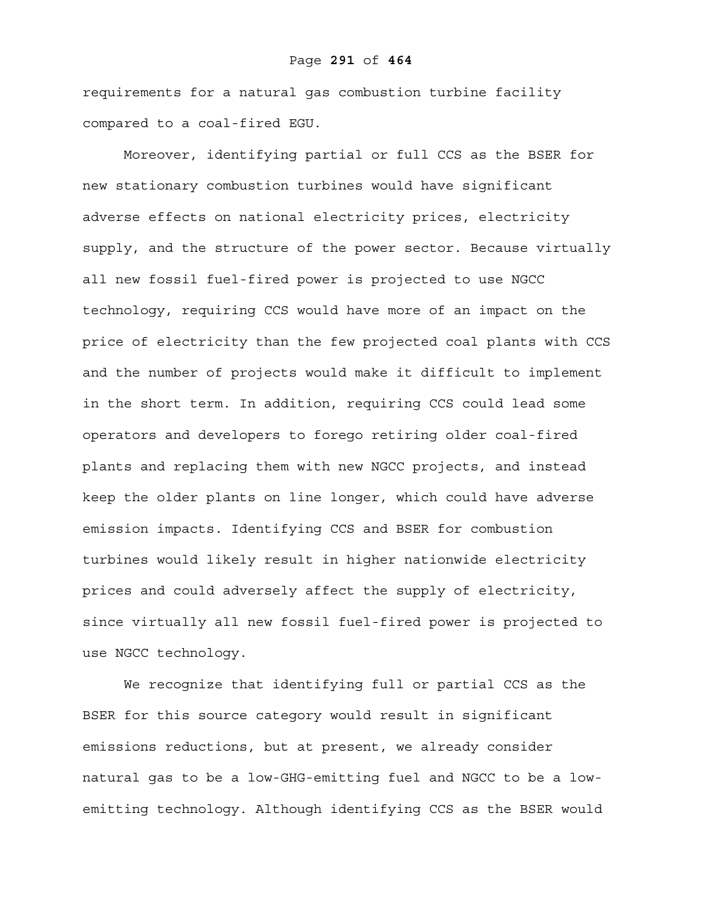requirements for a natural gas combustion turbine facility compared to a coal-fired EGU.

Moreover, identifying partial or full CCS as the BSER for new stationary combustion turbines would have significant adverse effects on national electricity prices, electricity supply, and the structure of the power sector. Because virtually all new fossil fuel-fired power is projected to use NGCC technology, requiring CCS would have more of an impact on the price of electricity than the few projected coal plants with CCS and the number of projects would make it difficult to implement in the short term. In addition, requiring CCS could lead some operators and developers to forego retiring older coal-fired plants and replacing them with new NGCC projects, and instead keep the older plants on line longer, which could have adverse emission impacts. Identifying CCS and BSER for combustion turbines would likely result in higher nationwide electricity prices and could adversely affect the supply of electricity, since virtually all new fossil fuel-fired power is projected to use NGCC technology.

We recognize that identifying full or partial CCS as the BSER for this source category would result in significant emissions reductions, but at present, we already consider natural gas to be a low-GHG-emitting fuel and NGCC to be a low-emitting technology. Although identifying CCS as the BSER would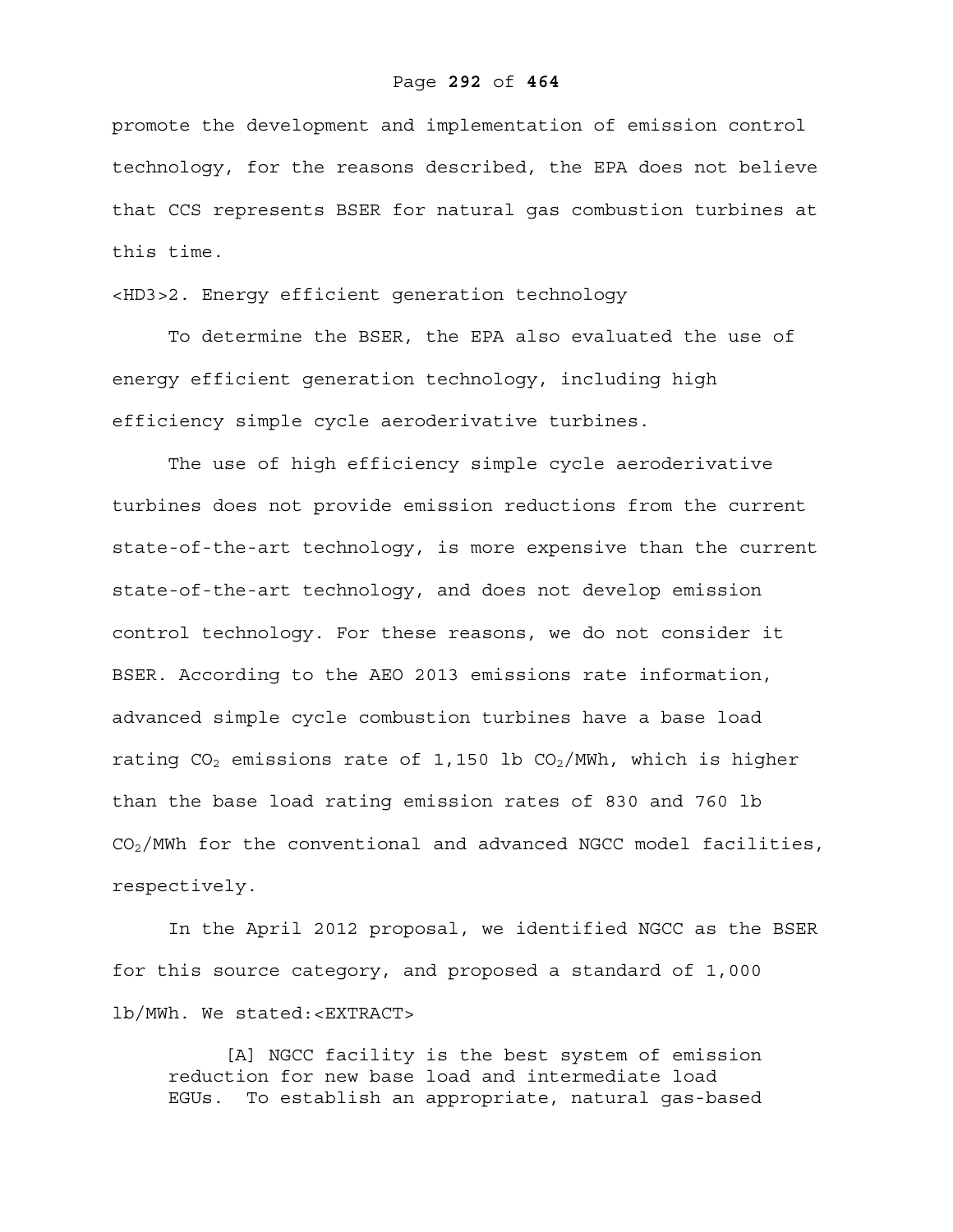promote the development and implementation of emission control technology, for the reasons described, the EPA does not believe that CCS represents BSER for natural gas combustion turbines at this time.

### 2. Energy efficient generation technology

To determine the BSER, the EPA also evaluated the use of energy efficient generation technology, including high efficiency simple cycle aeroderivative turbines.

The use of high efficiency simple cycle aeroderivative turbines does not provide emission reductions from the current state-of-the-art technology, is more expensive than the current state-of-the-art technology, and does not develop emission control technology. For these reasons, we do not consider it BSER. According to the AEO 2013 emissions rate information, advanced simple cycle combustion turbines have a base load rating $CO_2$ emissions rate of 1,150 lb $CO_2$/MWh, which is higher than the base load rating emission rates of 830 and 760 lb $CO_2$/MWh for the conventional and advanced NGCC model facilities, respectively.

In the April 2012 proposal, we identified NGCC as the BSER for this source category, and proposed a standard of 1,000 lb/MWh. We stated:

> [A] NGCC facility is the best system of emission reduction for new base load and intermediate load EGUs. To establish an appropriate, natural gas-based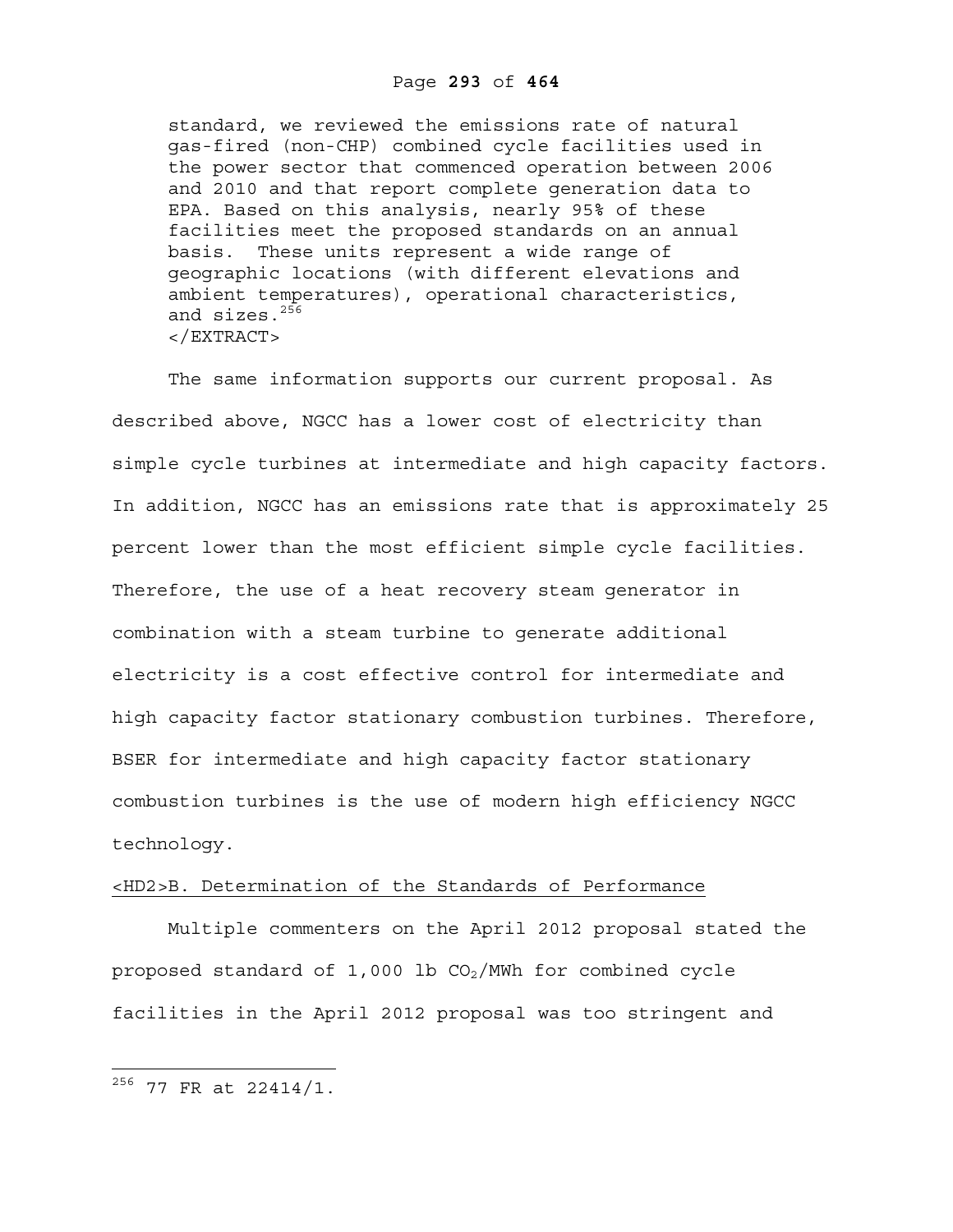standard, we reviewed the emissions rate of natural gas-fired (non-CHP) combined cycle facilities used in the power sector that commenced operation between 2006 and 2010 and that report complete generation data to EPA. Based on this analysis, nearly 95% of these facilities meet the proposed standards on an annual basis. These units represent a wide range of geographic locations (with different elevations and ambient temperatures), operational characteristics, and sizes.[256]
</EXTRACT>

The same information supports our current proposal. As described above, NGCC has a lower cost of electricity than simple cycle turbines at intermediate and high capacity factors. In addition, NGCC has an emissions rate that is approximately 25 percent lower than the most efficient simple cycle facilities. Therefore, the use of a heat recovery steam generator in combination with a steam turbine to generate additional electricity is a cost effective control for intermediate and high capacity factor stationary combustion turbines. Therefore, BSER for intermediate and high capacity factor stationary combustion turbines is the use of modern high efficiency NGCC technology.

<HD2>B. Determination of the Standards of Performance

Multiple commenters on the April 2012 proposal stated the proposed standard of 1,000 lb $CO_2$/MWh for combined cycle facilities in the April 2012 proposal was too stringent and

---

[256] 77 FR at 22414/1.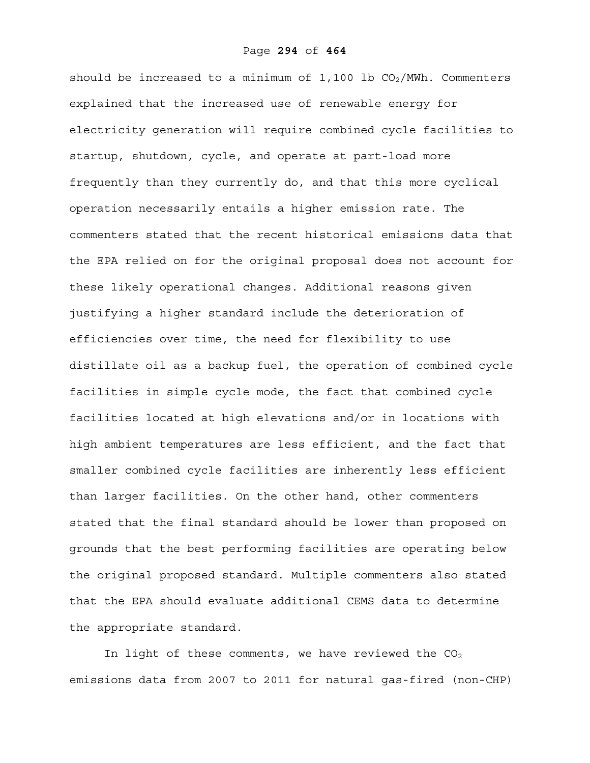should be increased to a minimum of 1,100 lb $CO_2$/MWh. Commenters explained that the increased use of renewable energy for electricity generation will require combined cycle facilities to startup, shutdown, cycle, and operate at part-load more frequently than they currently do, and that this more cyclical operation necessarily entails a higher emission rate. The commenters stated that the recent historical emissions data that the EPA relied on for the original proposal does not account for these likely operational changes. Additional reasons given justifying a higher standard include the deterioration of efficiencies over time, the need for flexibility to use distillate oil as a backup fuel, the operation of combined cycle facilities in simple cycle mode, the fact that combined cycle facilities located at high elevations and/or in locations with high ambient temperatures are less efficient, and the fact that smaller combined cycle facilities are inherently less efficient than larger facilities. On the other hand, other commenters stated that the final standard should be lower than proposed on grounds that the best performing facilities are operating below the original proposed standard. Multiple commenters also stated that the EPA should evaluate additional CEMS data to determine the appropriate standard.

In light of these comments, we have reviewed the $CO_2$ emissions data from 2007 to 2011 for natural gas-fired (non-CHP)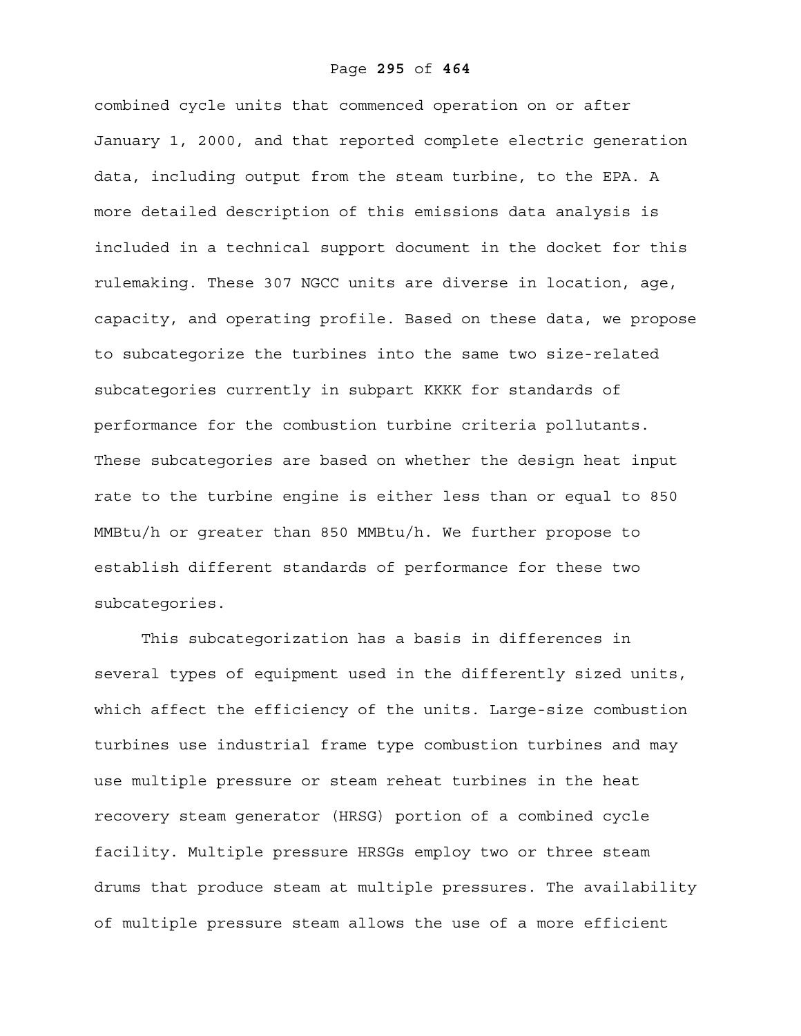combined cycle units that commenced operation on or after January 1, 2000, and that reported complete electric generation data, including output from the steam turbine, to the EPA. A more detailed description of this emissions data analysis is included in a technical support document in the docket for this rulemaking. These 307 NGCC units are diverse in location, age, capacity, and operating profile. Based on these data, we propose to subcategorize the turbines into the same two size-related subcategories currently in subpart KKKK for standards of performance for the combustion turbine criteria pollutants. These subcategories are based on whether the design heat input rate to the turbine engine is either less than or equal to 850 MMBtu/h or greater than 850 MMBtu/h. We further propose to establish different standards of performance for these two subcategories.

This subcategorization has a basis in differences in several types of equipment used in the differently sized units, which affect the efficiency of the units. Large-size combustion turbines use industrial frame type combustion turbines and may use multiple pressure or steam reheat turbines in the heat recovery steam generator (HRSG) portion of a combined cycle facility. Multiple pressure HRSGs employ two or three steam drums that produce steam at multiple pressures. The availability of multiple pressure steam allows the use of a more efficient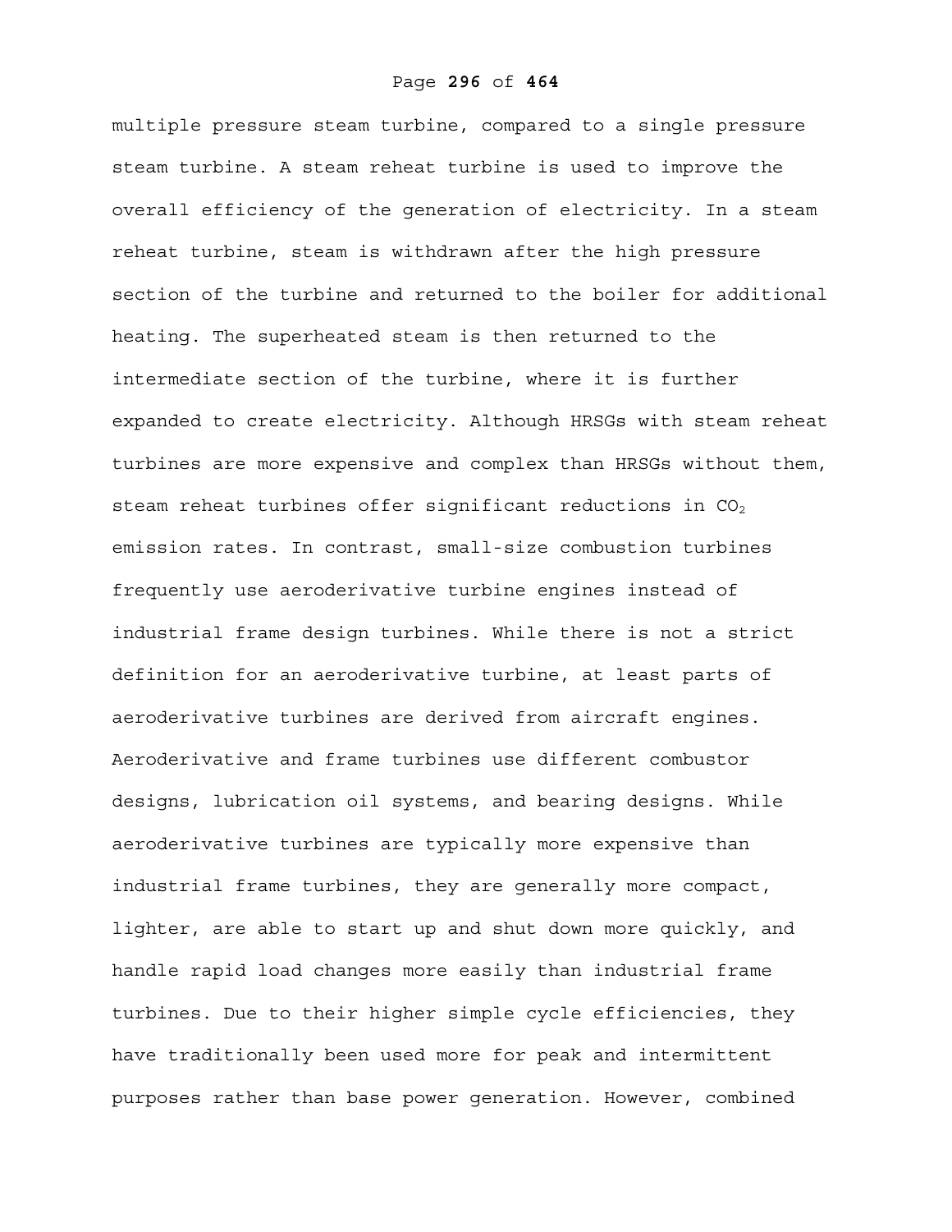multiple pressure steam turbine, compared to a single pressure steam turbine. A steam reheat turbine is used to improve the overall efficiency of the generation of electricity. In a steam reheat turbine, steam is withdrawn after the high pressure section of the turbine and returned to the boiler for additional heating. The superheated steam is then returned to the intermediate section of the turbine, where it is further expanded to create electricity. Although HRSGs with steam reheat turbines are more expensive and complex than HRSGs without them, steam reheat turbines offer significant reductions in $CO_2$ emission rates. In contrast, small-size combustion turbines frequently use aeroderivative turbine engines instead of industrial frame design turbines. While there is not a strict definition for an aeroderivative turbine, at least parts of aeroderivative turbines are derived from aircraft engines. Aeroderivative and frame turbines use different combustor designs, lubrication oil systems, and bearing designs. While aeroderivative turbines are typically more expensive than industrial frame turbines, they are generally more compact, lighter, are able to start up and shut down more quickly, and handle rapid load changes more easily than industrial frame turbines. Due to their higher simple cycle efficiencies, they have traditionally been used more for peak and intermittent purposes rather than base power generation. However, combined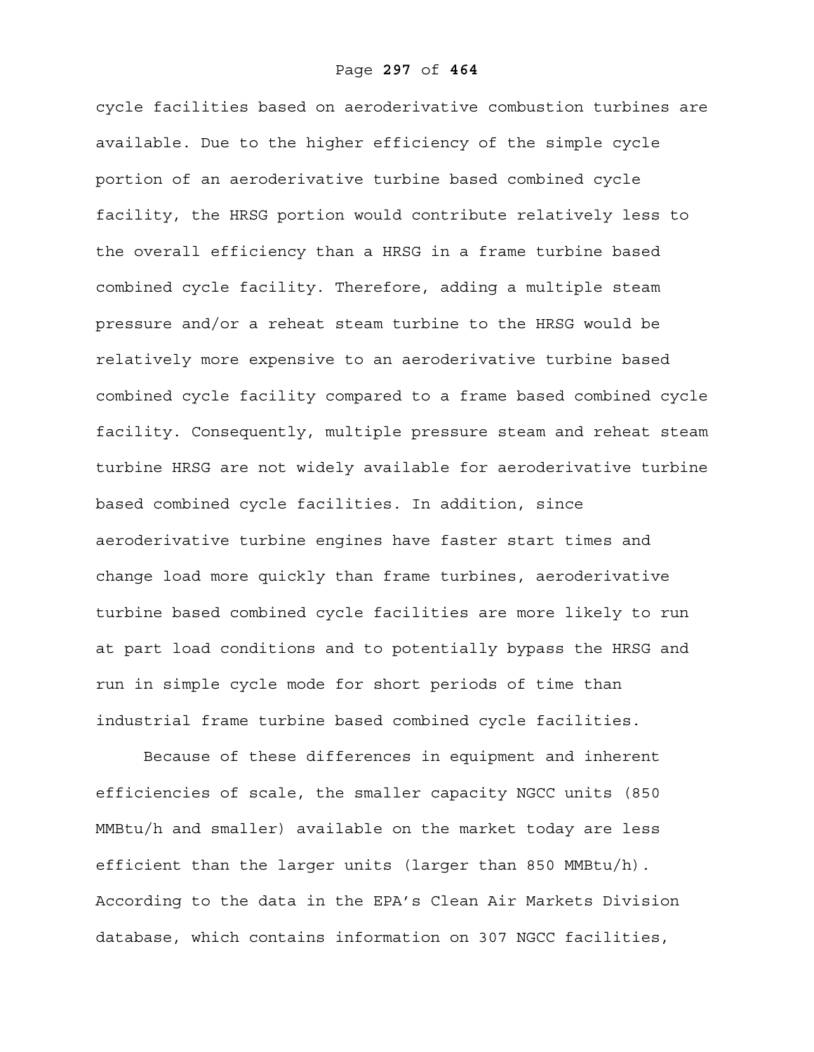cycle facilities based on aeroderivative combustion turbines are available. Due to the higher efficiency of the simple cycle portion of an aeroderivative turbine based combined cycle facility, the HRSG portion would contribute relatively less to the overall efficiency than a HRSG in a frame turbine based combined cycle facility. Therefore, adding a multiple steam pressure and/or a reheat steam turbine to the HRSG would be relatively more expensive to an aeroderivative turbine based combined cycle facility compared to a frame based combined cycle facility. Consequently, multiple pressure steam and reheat steam turbine HRSG are not widely available for aeroderivative turbine based combined cycle facilities. In addition, since aeroderivative turbine engines have faster start times and change load more quickly than frame turbines, aeroderivative turbine based combined cycle facilities are more likely to run at part load conditions and to potentially bypass the HRSG and run in simple cycle mode for short periods of time than industrial frame turbine based combined cycle facilities.

Because of these differences in equipment and inherent efficiencies of scale, the smaller capacity NGCC units (850 MMBtu/h and smaller) available on the market today are less efficient than the larger units (larger than 850 MMBtu/h). According to the data in the EPA's Clean Air Markets Division database, which contains information on 307 NGCC facilities,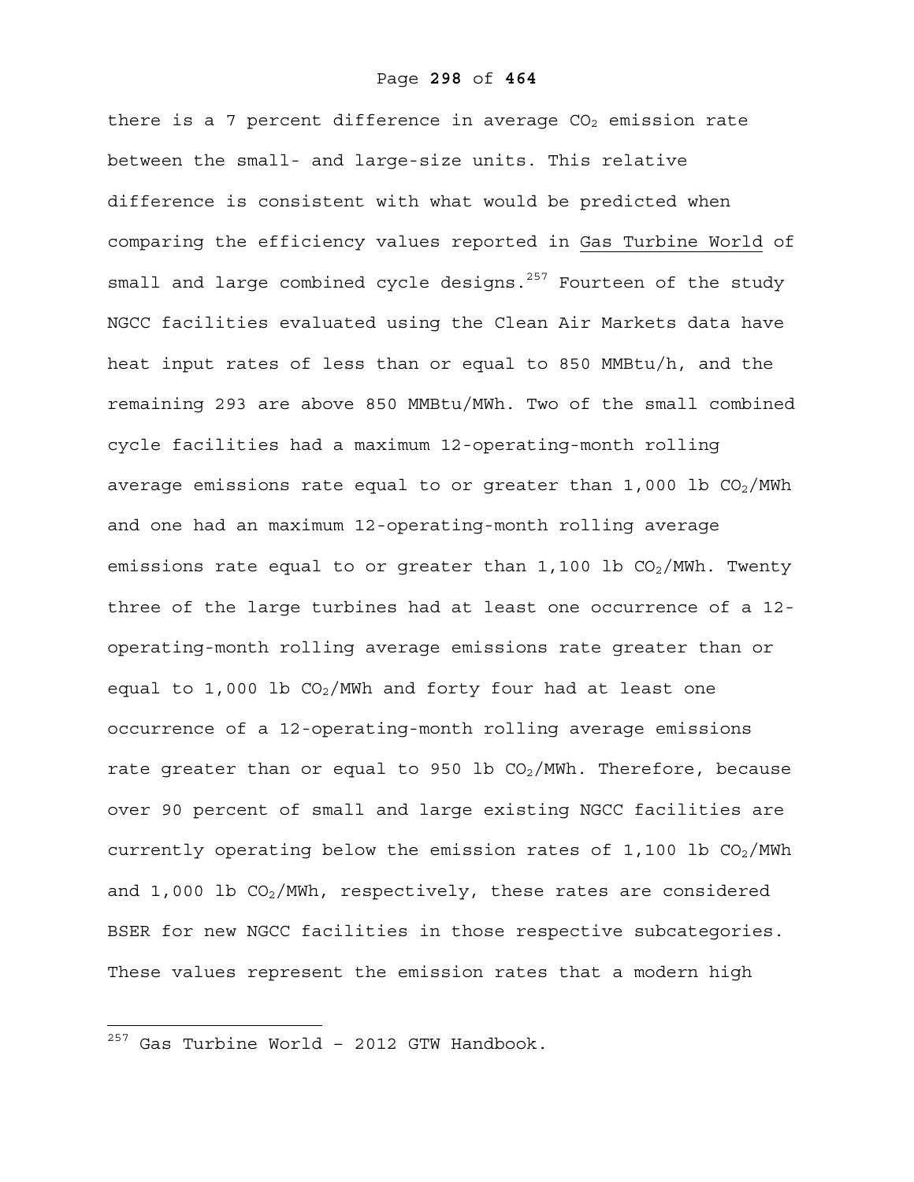there is a 7 percent difference in average $CO_2$ emission rate between the small- and large-size units. This relative difference is consistent with what would be predicted when comparing the efficiency values reported in Gas Turbine World of small and large combined cycle designs.[257] Fourteen of the study NGCC facilities evaluated using the Clean Air Markets data have heat input rates of less than or equal to 850 MMBtu/h, and the remaining 293 are above 850 MMBtu/MWh. Two of the small combined cycle facilities had a maximum 12-operating-month rolling average emissions rate equal to or greater than 1,000 lb $CO_2$/MWh and one had an maximum 12-operating-month rolling average emissions rate equal to or greater than 1,100 lb $CO_2$/MWh. Twenty three of the large turbines had at least one occurrence of a 12-operating-month rolling average emissions rate greater than or equal to 1,000 lb $CO_2$/MWh and forty four had at least one occurrence of a 12-operating-month rolling average emissions rate greater than or equal to 950 lb $CO_2$/MWh. Therefore, because over 90 percent of small and large existing NGCC facilities are currently operating below the emission rates of 1,100 lb $CO_2$/MWh and 1,000 lb $CO_2$/MWh, respectively, these rates are considered BSER for new NGCC facilities in those respective subcategories. These values represent the emission rates that a modern high

[257] Gas Turbine World – 2012 GTW Handbook.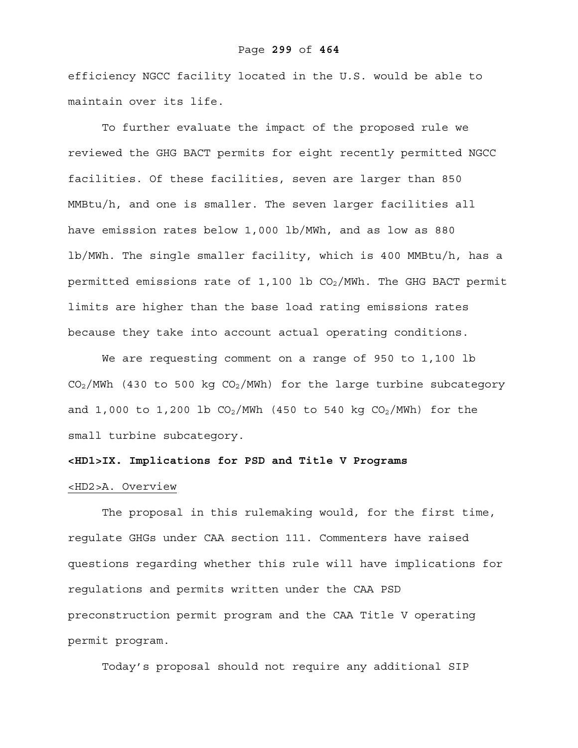efficiency NGCC facility located in the U.S. would be able to maintain over its life.

To further evaluate the impact of the proposed rule we reviewed the GHG BACT permits for eight recently permitted NGCC facilities. Of these facilities, seven are larger than 850 MMBtu/h, and one is smaller. The seven larger facilities all have emission rates below 1,000 lb/MWh, and as low as 880 lb/MWh. The single smaller facility, which is 400 MMBtu/h, has a permitted emissions rate of 1,100 lb $CO_2$/MWh. The GHG BACT permit limits are higher than the base load rating emissions rates because they take into account actual operating conditions.

We are requesting comment on a range of 950 to 1,100 lb $CO_2$/MWh (430 to 500 kg $CO_2$/MWh) for the large turbine subcategory and 1,000 to 1,200 lb $CO_2$/MWh (450 to 540 kg $CO_2$/MWh) for the small turbine subcategory.

# <HD1>IX. Implications for PSD and Title V Programs

## <HD2>A. Overview

The proposal in this rulemaking would, for the first time, regulate GHGs under CAA section 111. Commenters have raised questions regarding whether this rule will have implications for regulations and permits written under the CAA PSD preconstruction permit program and the CAA Title V operating permit program.

Today's proposal should not require any additional SIP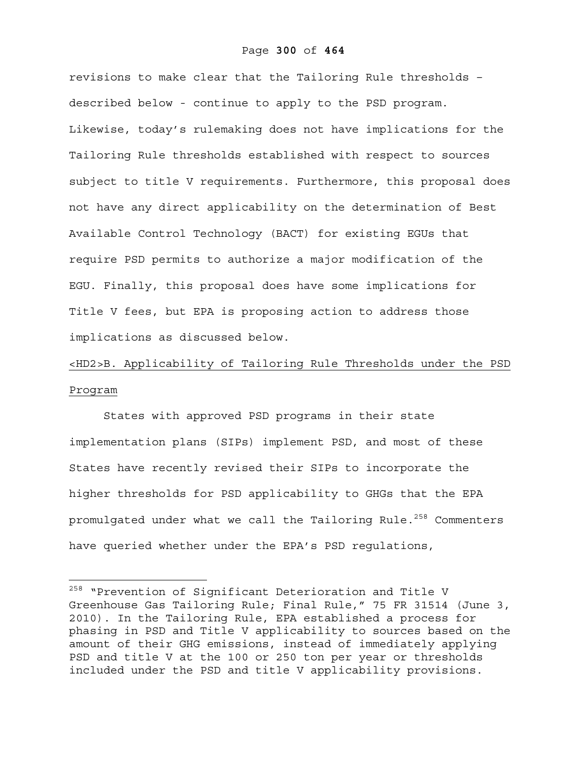revisions to make clear that the Tailoring Rule thresholds – described below - continue to apply to the PSD program. Likewise, today's rulemaking does not have implications for the Tailoring Rule thresholds established with respect to sources subject to title V requirements. Furthermore, this proposal does not have any direct applicability on the determination of Best Available Control Technology (BACT) for existing EGUs that require PSD permits to authorize a major modification of the EGU. Finally, this proposal does have some implications for Title V fees, but EPA is proposing action to address those implications as discussed below.

## <HD2>B. Applicability of Tailoring Rule Thresholds under the PSD Program

States with approved PSD programs in their state implementation plans (SIPs) implement PSD, and most of these States have recently revised their SIPs to incorporate the higher thresholds for PSD applicability to GHGs that the EPA promulgated under what we call the Tailoring Rule.[258] Commenters have queried whether under the EPA's PSD regulations,

---

[258] "Prevention of Significant Deterioration and Title V Greenhouse Gas Tailoring Rule; Final Rule," 75 FR 31514 (June 3, 2010). In the Tailoring Rule, EPA established a process for phasing in PSD and Title V applicability to sources based on the amount of their GHG emissions, instead of immediately applying PSD and title V at the 100 or 250 ton per year or thresholds included under the PSD and title V applicability provisions.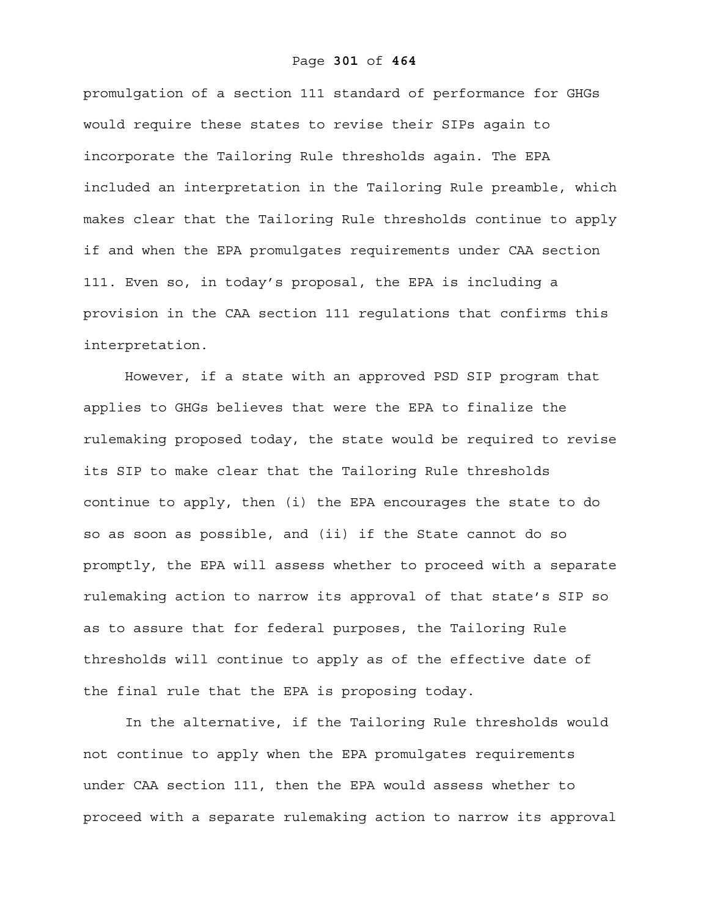promulgation of a section 111 standard of performance for GHGs would require these states to revise their SIPs again to incorporate the Tailoring Rule thresholds again. The EPA included an interpretation in the Tailoring Rule preamble, which makes clear that the Tailoring Rule thresholds continue to apply if and when the EPA promulgates requirements under CAA section 111. Even so, in today's proposal, the EPA is including a provision in the CAA section 111 regulations that confirms this interpretation.

However, if a state with an approved PSD SIP program that applies to GHGs believes that were the EPA to finalize the rulemaking proposed today, the state would be required to revise its SIP to make clear that the Tailoring Rule thresholds continue to apply, then (i) the EPA encourages the state to do so as soon as possible, and (ii) if the State cannot do so promptly, the EPA will assess whether to proceed with a separate rulemaking action to narrow its approval of that state's SIP so as to assure that for federal purposes, the Tailoring Rule thresholds will continue to apply as of the effective date of the final rule that the EPA is proposing today.

In the alternative, if the Tailoring Rule thresholds would not continue to apply when the EPA promulgates requirements under CAA section 111, then the EPA would assess whether to proceed with a separate rulemaking action to narrow its approval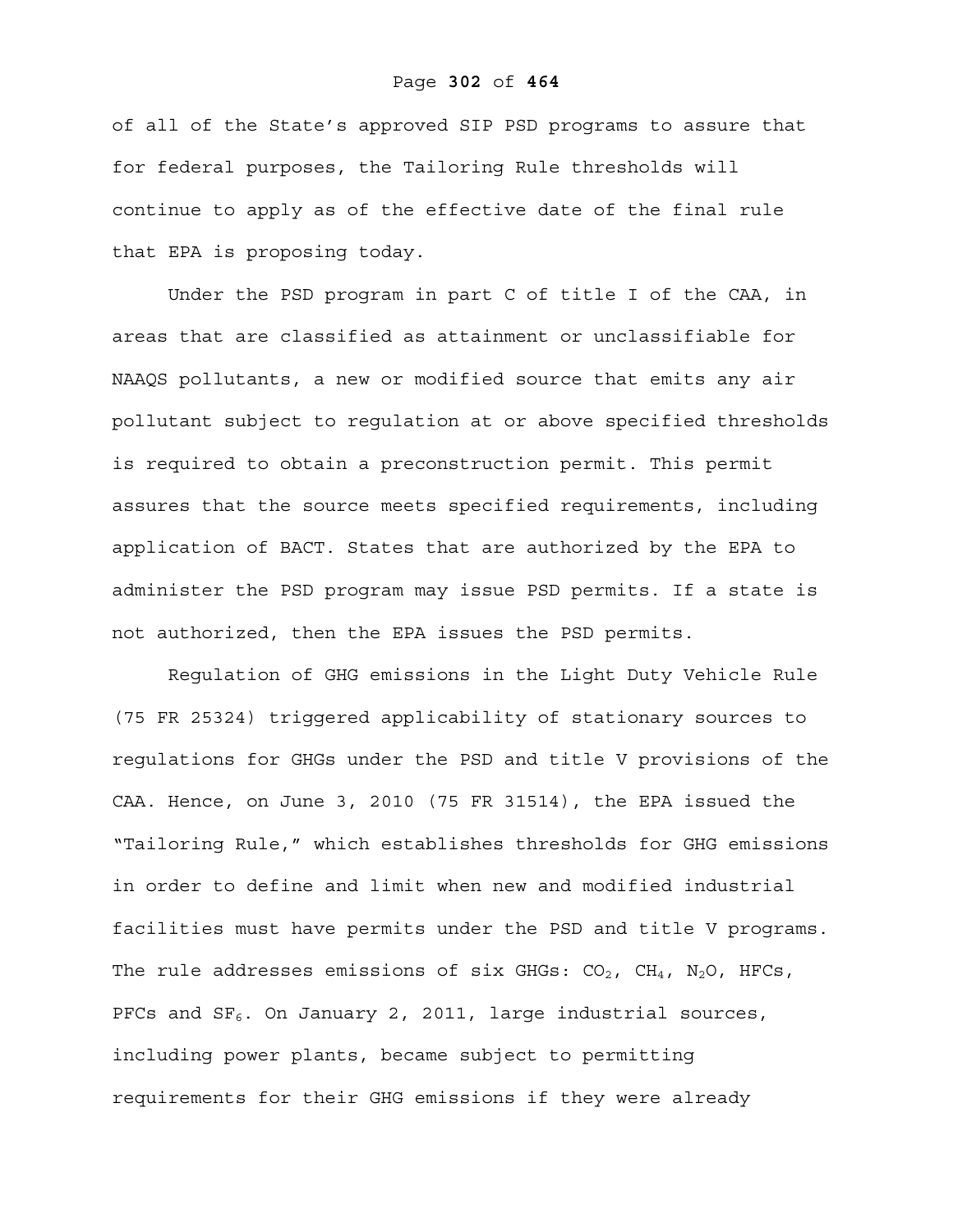of all of the State's approved SIP PSD programs to assure that for federal purposes, the Tailoring Rule thresholds will continue to apply as of the effective date of the final rule that EPA is proposing today.

Under the PSD program in part C of title I of the CAA, in areas that are classified as attainment or unclassifiable for NAAQS pollutants, a new or modified source that emits any air pollutant subject to regulation at or above specified thresholds is required to obtain a preconstruction permit. This permit assures that the source meets specified requirements, including application of BACT. States that are authorized by the EPA to administer the PSD program may issue PSD permits. If a state is not authorized, then the EPA issues the PSD permits.

Regulation of GHG emissions in the Light Duty Vehicle Rule (75 FR 25324) triggered applicability of stationary sources to regulations for GHGs under the PSD and title V provisions of the CAA. Hence, on June 3, 2010 (75 FR 31514), the EPA issued the "Tailoring Rule," which establishes thresholds for GHG emissions in order to define and limit when new and modified industrial facilities must have permits under the PSD and title V programs. The rule addresses emissions of six GHGs: $CO_2$, $CH_4$, $N_2O$, HFCs, PFCs and $SF_6$. On January 2, 2011, large industrial sources, including power plants, became subject to permitting requirements for their GHG emissions if they were already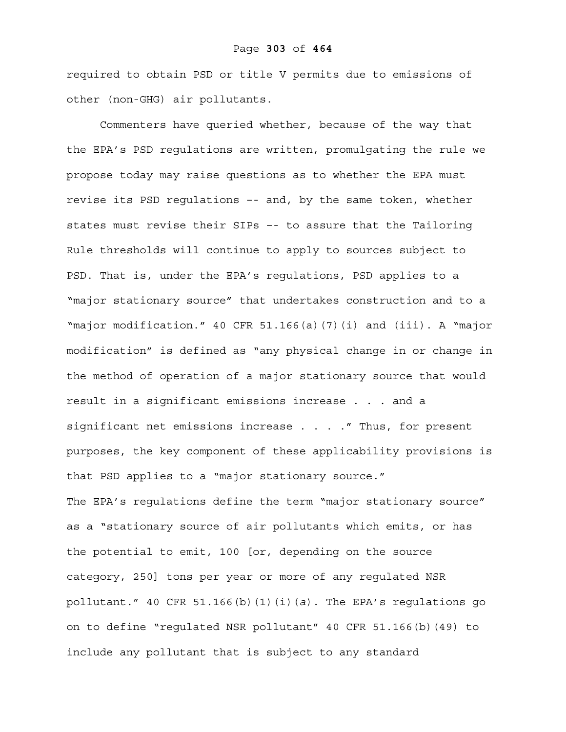required to obtain PSD or title V permits due to emissions of other (non-GHG) air pollutants.

Commenters have queried whether, because of the way that the EPA's PSD regulations are written, promulgating the rule we propose today may raise questions as to whether the EPA must revise its PSD regulations -- and, by the same token, whether states must revise their SIPs -- to assure that the Tailoring Rule thresholds will continue to apply to sources subject to PSD. That is, under the EPA's regulations, PSD applies to a "major stationary source" that undertakes construction and to a "major modification." 40 CFR 51.166(a)(7)(i) and (iii). A "major modification" is defined as "any physical change in or change in the method of operation of a major stationary source that would result in a significant emissions increase . . . and a significant net emissions increase . . . ." Thus, for present purposes, the key component of these applicability provisions is that PSD applies to a "major stationary source."

The EPA's regulations define the term "major stationary source" as a "stationary source of air pollutants which emits, or has the potential to emit, 100 [or, depending on the source category, 250] tons per year or more of any regulated NSR pollutant." 40 CFR 51.166(b)(1)(i)(*a*). The EPA's regulations go on to define "regulated NSR pollutant" 40 CFR 51.166(b)(49) to include any pollutant that is subject to any standard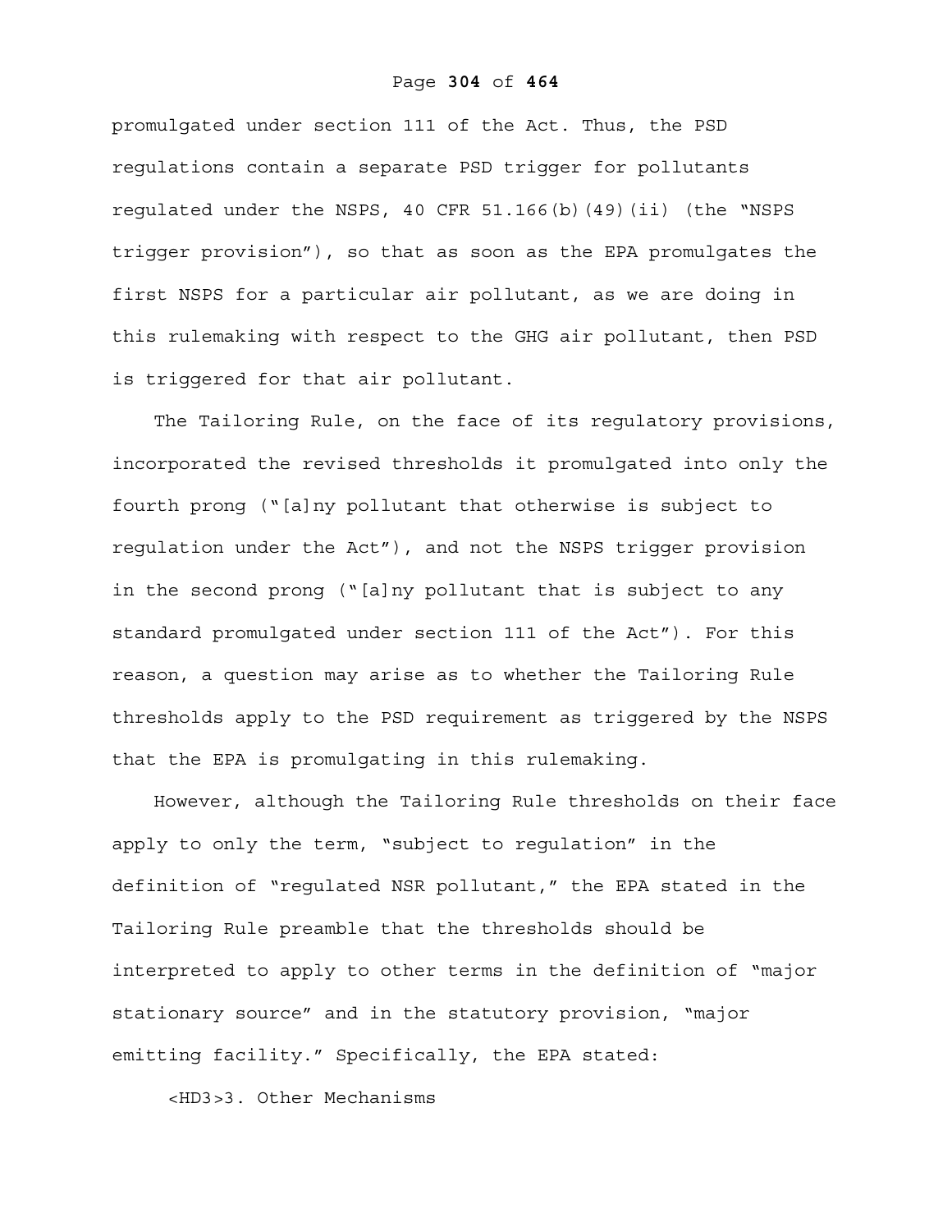promulgated under section 111 of the Act. Thus, the PSD regulations contain a separate PSD trigger for pollutants regulated under the NSPS, 40 CFR 51.166(b)(49)(ii) (the "NSPS trigger provision"), so that as soon as the EPA promulgates the first NSPS for a particular air pollutant, as we are doing in this rulemaking with respect to the GHG air pollutant, then PSD is triggered for that air pollutant.

The Tailoring Rule, on the face of its regulatory provisions, incorporated the revised thresholds it promulgated into only the fourth prong ("[a]ny pollutant that otherwise is subject to regulation under the Act"), and not the NSPS trigger provision in the second prong ("[a]ny pollutant that is subject to any standard promulgated under section 111 of the Act"). For this reason, a question may arise as to whether the Tailoring Rule thresholds apply to the PSD requirement as triggered by the NSPS that the EPA is promulgating in this rulemaking.

However, although the Tailoring Rule thresholds on their face apply to only the term, "subject to regulation" in the definition of "regulated NSR pollutant," the EPA stated in the Tailoring Rule preamble that the thresholds should be interpreted to apply to other terms in the definition of "major stationary source" and in the statutory provision, "major emitting facility." Specifically, the EPA stated:

<HD3>3. Other Mechanisms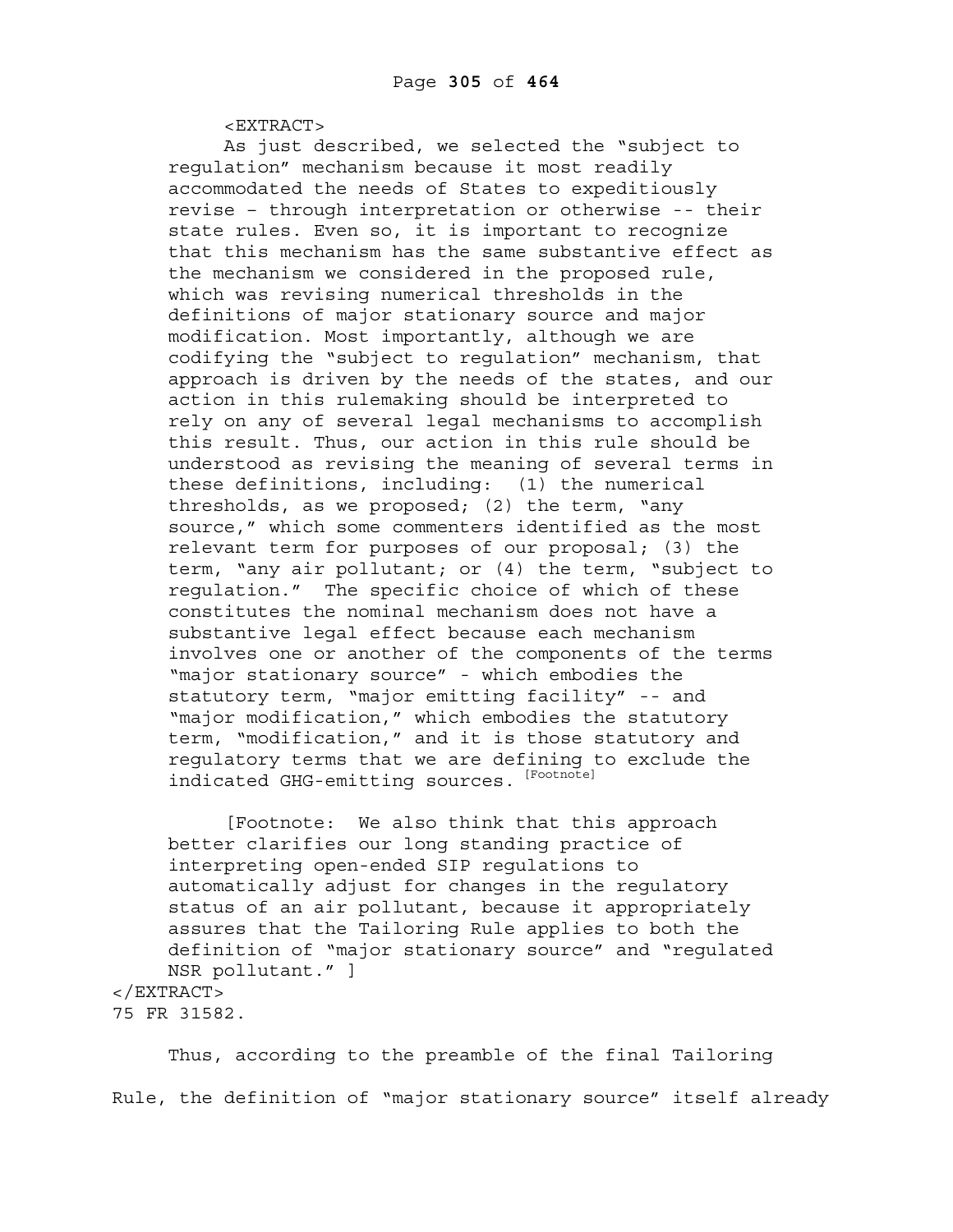<EXTRACT>

> As just described, we selected the "subject to regulation" mechanism because it most readily accommodated the needs of States to expeditiously revise – through interpretation or otherwise -- their state rules. Even so, it is important to recognize that this mechanism has the same substantive effect as the mechanism we considered in the proposed rule, which was revising numerical thresholds in the definitions of major stationary source and major modification. Most importantly, although we are codifying the "subject to regulation" mechanism, that approach is driven by the needs of the states, and our action in this rulemaking should be interpreted to rely on any of several legal mechanisms to accomplish this result. Thus, our action in this rule should be understood as revising the meaning of several terms in these definitions, including: (1) the numerical thresholds, as we proposed; (2) the term, "any source," which some commenters identified as the most relevant term for purposes of our proposal; (3) the term, "any air pollutant; or (4) the term, "subject to regulation." The specific choice of which of these constitutes the nominal mechanism does not have a substantive legal effect because each mechanism involves one or another of the components of the terms "major stationary source" - which embodies the statutory term, "major emitting facility" -- and "major modification," which embodies the statutory term, "modification," and it is those statutory and regulatory terms that we are defining to exclude the indicated GHG-emitting sources. [Footnote]
>
> [Footnote: We also think that this approach better clarifies our long standing practice of interpreting open-ended SIP regulations to automatically adjust for changes in the regulatory status of an air pollutant, because it appropriately assures that the Tailoring Rule applies to both the definition of "major stationary source" and "regulated NSR pollutant." ]

</EXTRACT>

75 FR 31582.

Thus, according to the preamble of the final Tailoring Rule, the definition of "major stationary source" itself already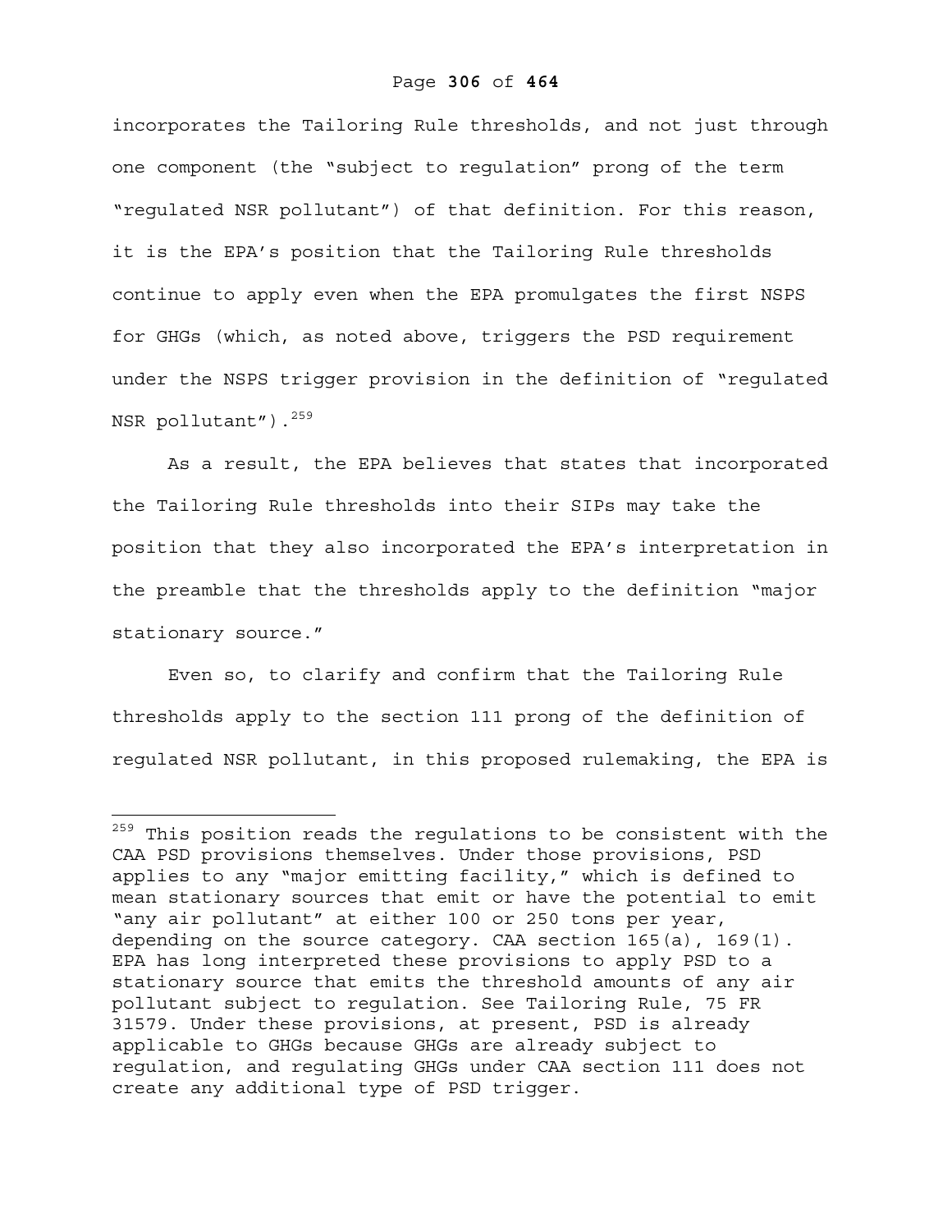incorporates the Tailoring Rule thresholds, and not just through one component (the "subject to regulation" prong of the term "regulated NSR pollutant") of that definition. For this reason, it is the EPA's position that the Tailoring Rule thresholds continue to apply even when the EPA promulgates the first NSPS for GHGs (which, as noted above, triggers the PSD requirement under the NSPS trigger provision in the definition of "regulated NSR pollutant").[259]

As a result, the EPA believes that states that incorporated the Tailoring Rule thresholds into their SIPs may take the position that they also incorporated the EPA's interpretation in the preamble that the thresholds apply to the definition "major stationary source."

Even so, to clarify and confirm that the Tailoring Rule thresholds apply to the section 111 prong of the definition of regulated NSR pollutant, in this proposed rulemaking, the EPA is

---

[259] This position reads the regulations to be consistent with the CAA PSD provisions themselves. Under those provisions, PSD applies to any "major emitting facility," which is defined to mean stationary sources that emit or have the potential to emit "any air pollutant" at either 100 or 250 tons per year, depending on the source category. CAA section 165(a), 169(1). EPA has long interpreted these provisions to apply PSD to a stationary source that emits the threshold amounts of any air pollutant subject to regulation. See Tailoring Rule, 75 FR 31579. Under these provisions, at present, PSD is already applicable to GHGs because GHGs are already subject to regulation, and regulating GHGs under CAA section 111 does not create any additional type of PSD trigger.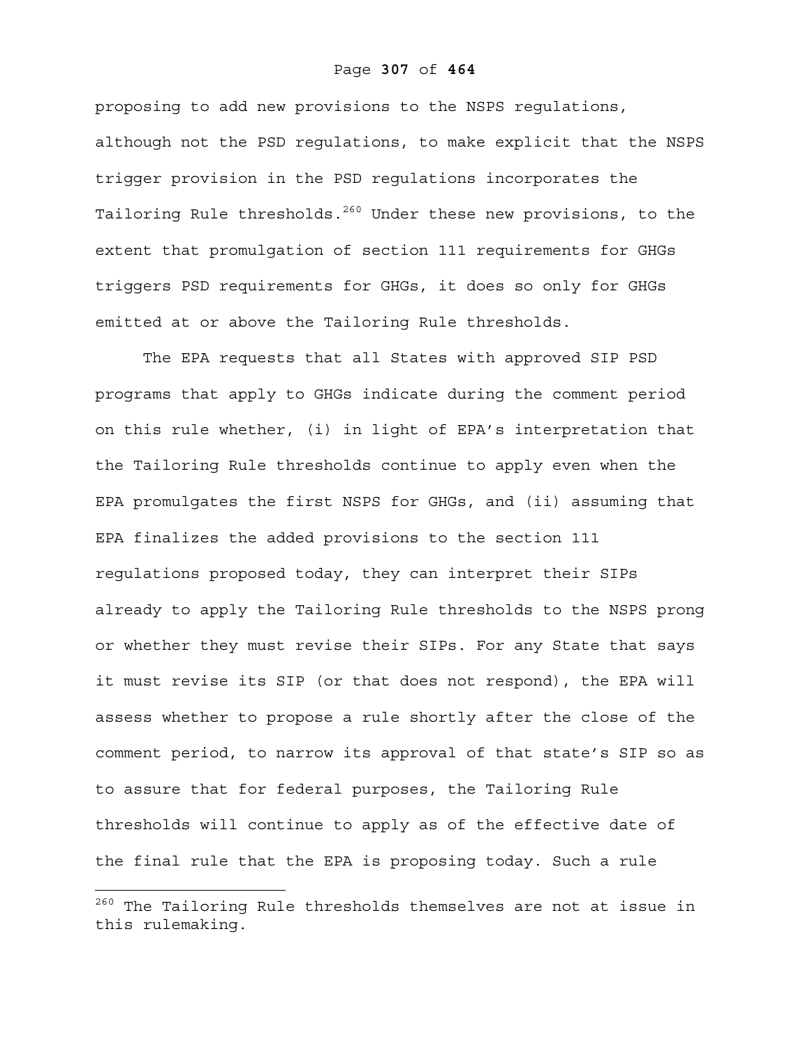proposing to add new provisions to the NSPS regulations, although not the PSD regulations, to make explicit that the NSPS trigger provision in the PSD regulations incorporates the Tailoring Rule thresholds.[260] Under these new provisions, to the extent that promulgation of section 111 requirements for GHGs triggers PSD requirements for GHGs, it does so only for GHGs emitted at or above the Tailoring Rule thresholds.

The EPA requests that all States with approved SIP PSD programs that apply to GHGs indicate during the comment period on this rule whether, (i) in light of EPA's interpretation that the Tailoring Rule thresholds continue to apply even when the EPA promulgates the first NSPS for GHGs, and (ii) assuming that EPA finalizes the added provisions to the section 111 regulations proposed today, they can interpret their SIPs already to apply the Tailoring Rule thresholds to the NSPS prong or whether they must revise their SIPs. For any State that says it must revise its SIP (or that does not respond), the EPA will assess whether to propose a rule shortly after the close of the comment period, to narrow its approval of that state's SIP so as to assure that for federal purposes, the Tailoring Rule thresholds will continue to apply as of the effective date of the final rule that the EPA is proposing today. Such a rule

[260] The Tailoring Rule thresholds themselves are not at issue in this rulemaking.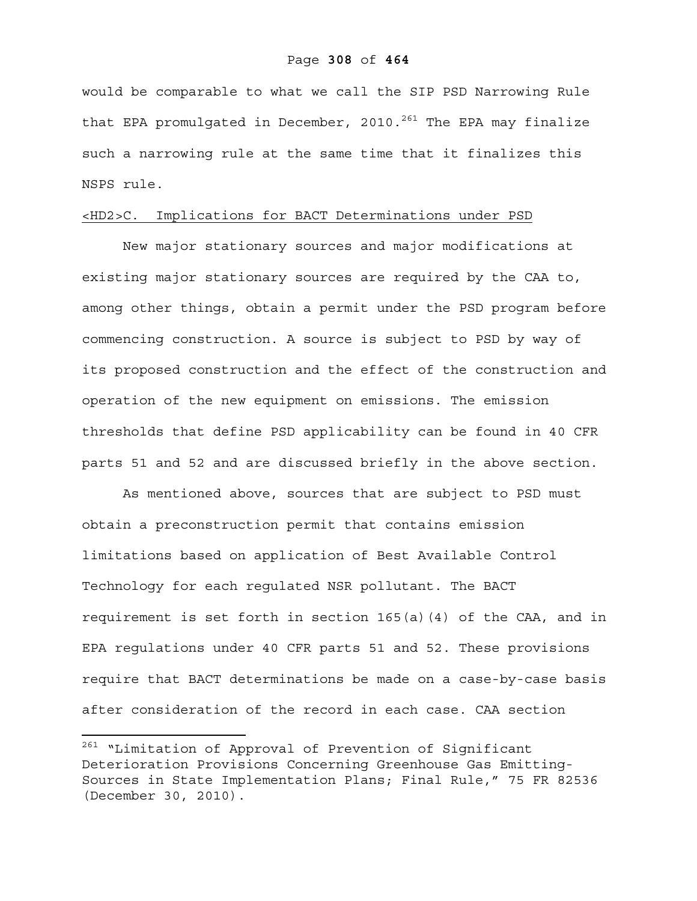would be comparable to what we call the SIP PSD Narrowing Rule that EPA promulgated in December, 2010.[261] The EPA may finalize such a narrowing rule at the same time that it finalizes this NSPS rule.

## <HD2>C. Implications for BACT Determinations under PSD

New major stationary sources and major modifications at existing major stationary sources are required by the CAA to, among other things, obtain a permit under the PSD program before commencing construction. A source is subject to PSD by way of its proposed construction and the effect of the construction and operation of the new equipment on emissions. The emission thresholds that define PSD applicability can be found in 40 CFR parts 51 and 52 and are discussed briefly in the above section.

As mentioned above, sources that are subject to PSD must obtain a preconstruction permit that contains emission limitations based on application of Best Available Control Technology for each regulated NSR pollutant. The BACT requirement is set forth in section 165(a)(4) of the CAA, and in EPA regulations under 40 CFR parts 51 and 52. These provisions require that BACT determinations be made on a case-by-case basis after consideration of the record in each case. CAA section

---

[261] "Limitation of Approval of Prevention of Significant Deterioration Provisions Concerning Greenhouse Gas Emitting-Sources in State Implementation Plans; Final Rule," 75 FR 82536 (December 30, 2010).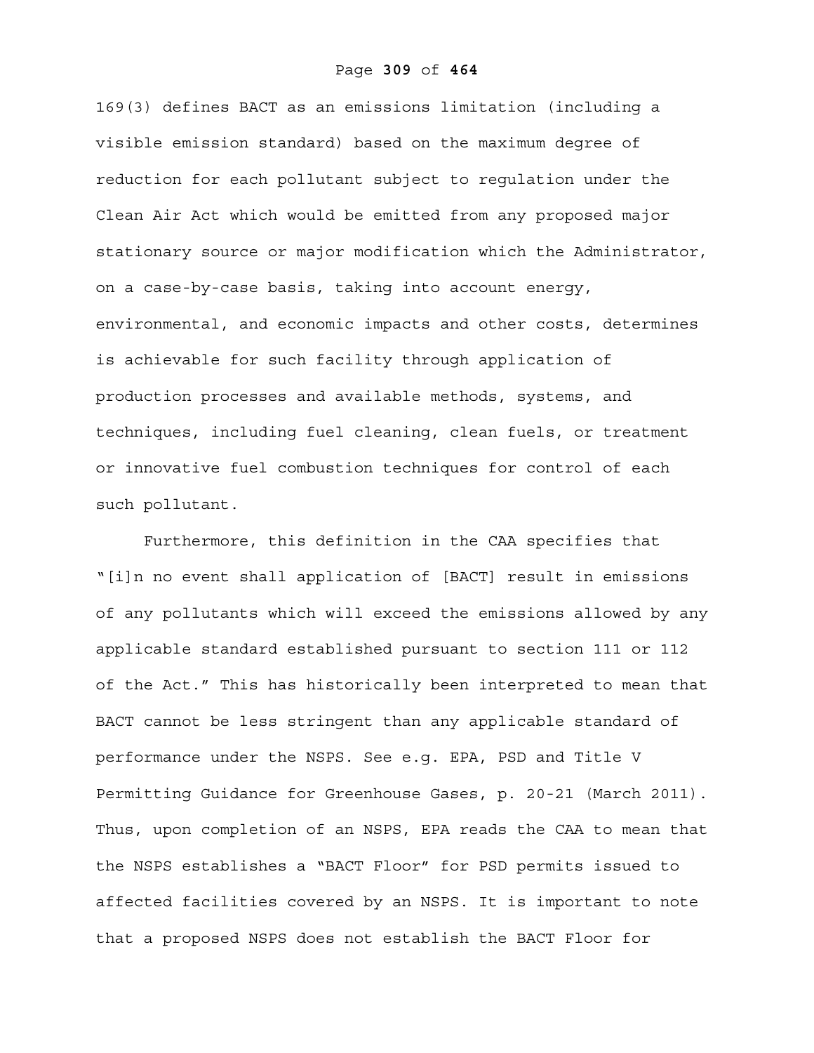169(3) defines BACT as an emissions limitation (including a visible emission standard) based on the maximum degree of reduction for each pollutant subject to regulation under the Clean Air Act which would be emitted from any proposed major stationary source or major modification which the Administrator, on a case-by-case basis, taking into account energy, environmental, and economic impacts and other costs, determines is achievable for such facility through application of production processes and available methods, systems, and techniques, including fuel cleaning, clean fuels, or treatment or innovative fuel combustion techniques for control of each such pollutant.

Furthermore, this definition in the CAA specifies that "[i]n no event shall application of [BACT] result in emissions of any pollutants which will exceed the emissions allowed by any applicable standard established pursuant to section 111 or 112 of the Act." This has historically been interpreted to mean that BACT cannot be less stringent than any applicable standard of performance under the NSPS. See e.g. EPA, PSD and Title V Permitting Guidance for Greenhouse Gases, p. 20-21 (March 2011). Thus, upon completion of an NSPS, EPA reads the CAA to mean that the NSPS establishes a "BACT Floor" for PSD permits issued to affected facilities covered by an NSPS. It is important to note that a proposed NSPS does not establish the BACT Floor for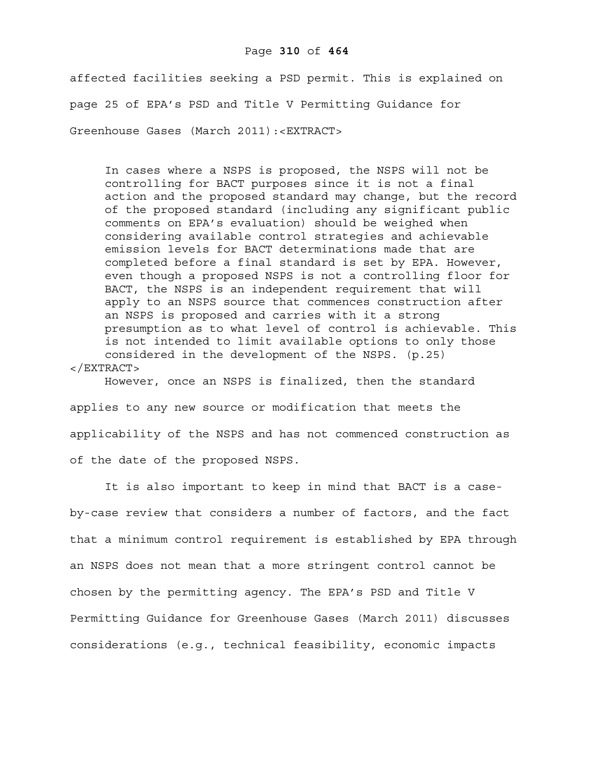affected facilities seeking a PSD permit. This is explained on page 25 of EPA's PSD and Title V Permitting Guidance for Greenhouse Gases (March 2011):

> In cases where a NSPS is proposed, the NSPS will not be controlling for BACT purposes since it is not a final action and the proposed standard may change, but the record of the proposed standard (including any significant public comments on EPA's evaluation) should be weighed when considering available control strategies and achievable emission levels for BACT determinations made that are completed before a final standard is set by EPA. However, even though a proposed NSPS is not a controlling floor for BACT, the NSPS is an independent requirement that will apply to an NSPS source that commences construction after an NSPS is proposed and carries with it a strong presumption as to what level of control is achievable. This is not intended to limit available options to only those considered in the development of the NSPS. (p.25)

However, once an NSPS is finalized, then the standard applies to any new source or modification that meets the applicability of the NSPS and has not commenced construction as of the date of the proposed NSPS.

It is also important to keep in mind that BACT is a case-by-case review that considers a number of factors, and the fact that a minimum control requirement is established by EPA through an NSPS does not mean that a more stringent control cannot be chosen by the permitting agency. The EPA's PSD and Title V Permitting Guidance for Greenhouse Gases (March 2011) discusses considerations (e.g., technical feasibility, economic impacts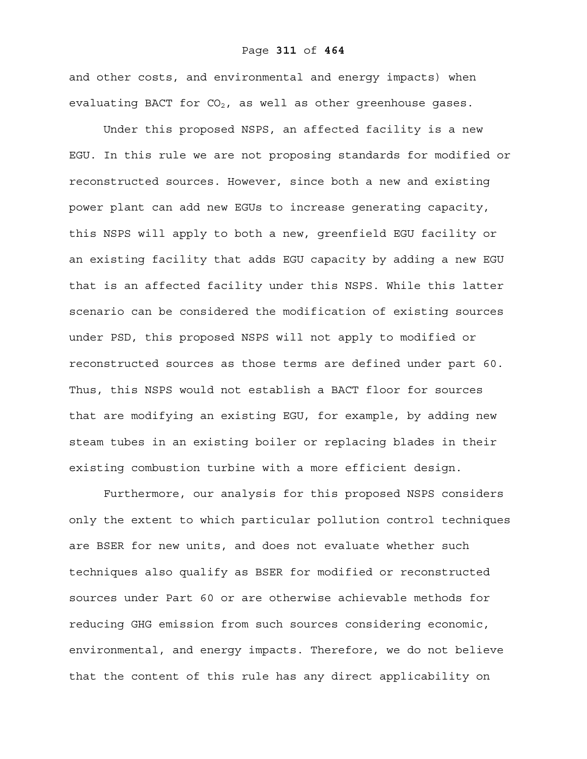and other costs, and environmental and energy impacts) when evaluating BACT for $CO_2$, as well as other greenhouse gases.

Under this proposed NSPS, an affected facility is a new EGU. In this rule we are not proposing standards for modified or reconstructed sources. However, since both a new and existing power plant can add new EGUs to increase generating capacity, this NSPS will apply to both a new, greenfield EGU facility or an existing facility that adds EGU capacity by adding a new EGU that is an affected facility under this NSPS. While this latter scenario can be considered the modification of existing sources under PSD, this proposed NSPS will not apply to modified or reconstructed sources as those terms are defined under part 60. Thus, this NSPS would not establish a BACT floor for sources that are modifying an existing EGU, for example, by adding new steam tubes in an existing boiler or replacing blades in their existing combustion turbine with a more efficient design.

Furthermore, our analysis for this proposed NSPS considers only the extent to which particular pollution control techniques are BSER for new units, and does not evaluate whether such techniques also qualify as BSER for modified or reconstructed sources under Part 60 or are otherwise achievable methods for reducing GHG emission from such sources considering economic, environmental, and energy impacts. Therefore, we do not believe that the content of this rule has any direct applicability on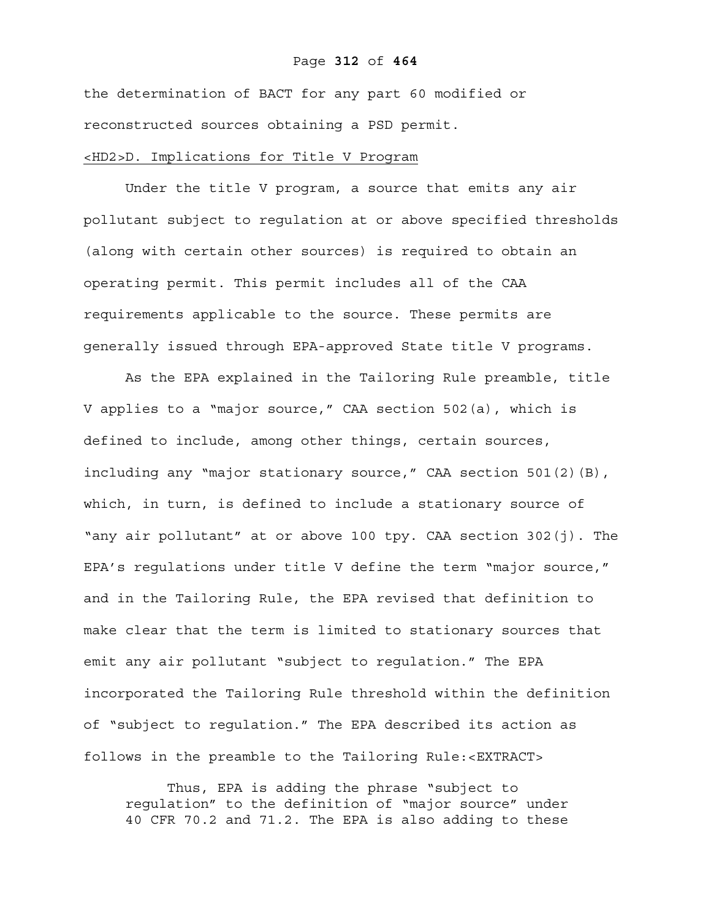the determination of BACT for any part 60 modified or reconstructed sources obtaining a PSD permit.

## D. Implications for Title V Program

Under the title V program, a source that emits any air pollutant subject to regulation at or above specified thresholds (along with certain other sources) is required to obtain an operating permit. This permit includes all of the CAA requirements applicable to the source. These permits are generally issued through EPA-approved State title V programs.

As the EPA explained in the Tailoring Rule preamble, title V applies to a "major source," CAA section 502(a), which is defined to include, among other things, certain sources, including any "major stationary source," CAA section 501(2)(B), which, in turn, is defined to include a stationary source of "any air pollutant" at or above 100 tpy. CAA section 302(j). The EPA's regulations under title V define the term "major source," and in the Tailoring Rule, the EPA revised that definition to make clear that the term is limited to stationary sources that emit any air pollutant "subject to regulation." The EPA incorporated the Tailoring Rule threshold within the definition of "subject to regulation." The EPA described its action as follows in the preamble to the Tailoring Rule:

> Thus, EPA is adding the phrase "subject to regulation" to the definition of "major source" under 40 CFR 70.2 and 71.2. The EPA is also adding to these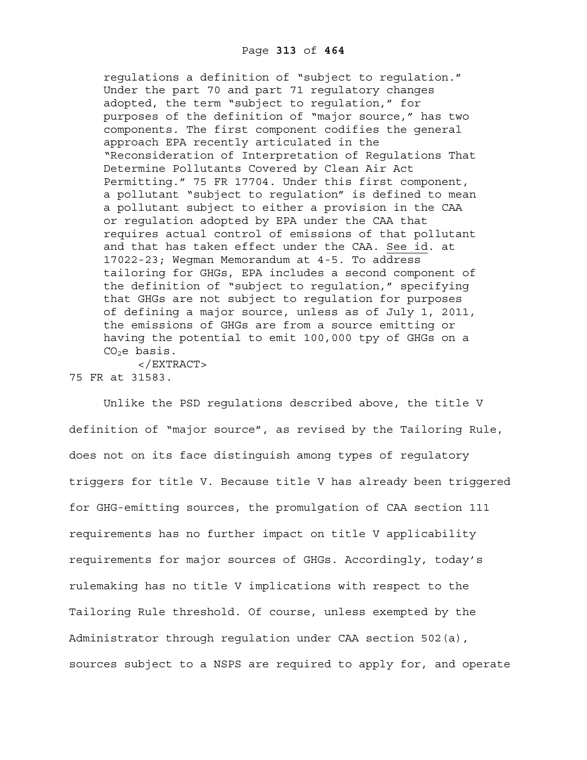> regulations a definition of "subject to regulation." Under the part 70 and part 71 regulatory changes adopted, the term "subject to regulation," for purposes of the definition of "major source," has two components. The first component codifies the general approach EPA recently articulated in the "Reconsideration of Interpretation of Regulations That Determine Pollutants Covered by Clean Air Act Permitting." 75 FR 17704. Under this first component, a pollutant "subject to regulation" is defined to mean a pollutant subject to either a provision in the CAA or regulation adopted by EPA under the CAA that requires actual control of emissions of that pollutant and that has taken effect under the CAA. See id. at 17022-23; Wegman Memorandum at 4-5. To address tailoring for GHGs, EPA includes a second component of the definition of "subject to regulation," specifying that GHGs are not subject to regulation for purposes of defining a major source, unless as of July 1, 2011, the emissions of GHGs are from a source emitting or having the potential to emit 100,000 tpy of GHGs on a $CO_2$e basis.
>
> </EXTRACT>

75 FR at 31583.

Unlike the PSD regulations described above, the title V definition of "major source", as revised by the Tailoring Rule, does not on its face distinguish among types of regulatory triggers for title V. Because title V has already been triggered for GHG-emitting sources, the promulgation of CAA section 111 requirements has no further impact on title V applicability requirements for major sources of GHGs. Accordingly, today's rulemaking has no title V implications with respect to the Tailoring Rule threshold. Of course, unless exempted by the Administrator through regulation under CAA section 502(a), sources subject to a NSPS are required to apply for, and operate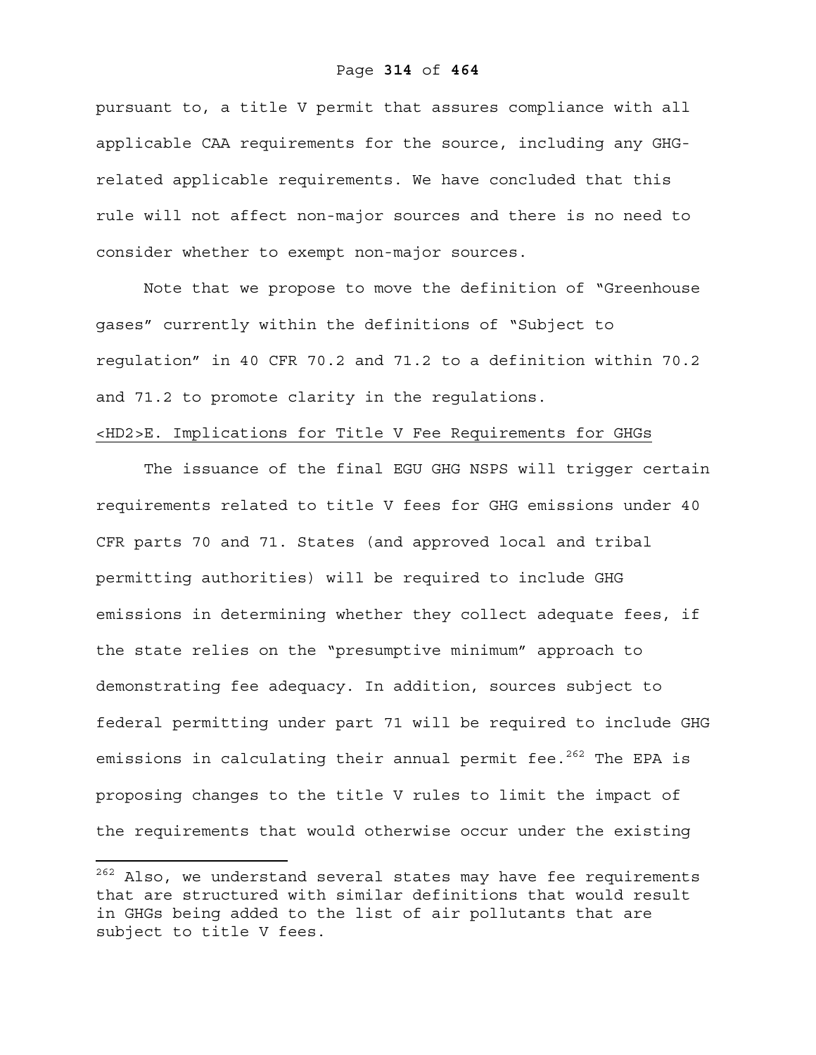pursuant to, a title V permit that assures compliance with all applicable CAA requirements for the source, including any GHG-related applicable requirements. We have concluded that this rule will not affect non-major sources and there is no need to consider whether to exempt non-major sources.

Note that we propose to move the definition of "Greenhouse gases" currently within the definitions of "Subject to regulation" in 40 CFR 70.2 and 71.2 to a definition within 70.2 and 71.2 to promote clarity in the regulations.

## <HD2>E. Implications for Title V Fee Requirements for GHGs

The issuance of the final EGU GHG NSPS will trigger certain requirements related to title V fees for GHG emissions under 40 CFR parts 70 and 71. States (and approved local and tribal permitting authorities) will be required to include GHG emissions in determining whether they collect adequate fees, if the state relies on the "presumptive minimum" approach to demonstrating fee adequacy. In addition, sources subject to federal permitting under part 71 will be required to include GHG emissions in calculating their annual permit fee.[262] The EPA is proposing changes to the title V rules to limit the impact of the requirements that would otherwise occur under the existing

---

[262] Also, we understand several states may have fee requirements that are structured with similar definitions that would result in GHGs being added to the list of air pollutants that are subject to title V fees.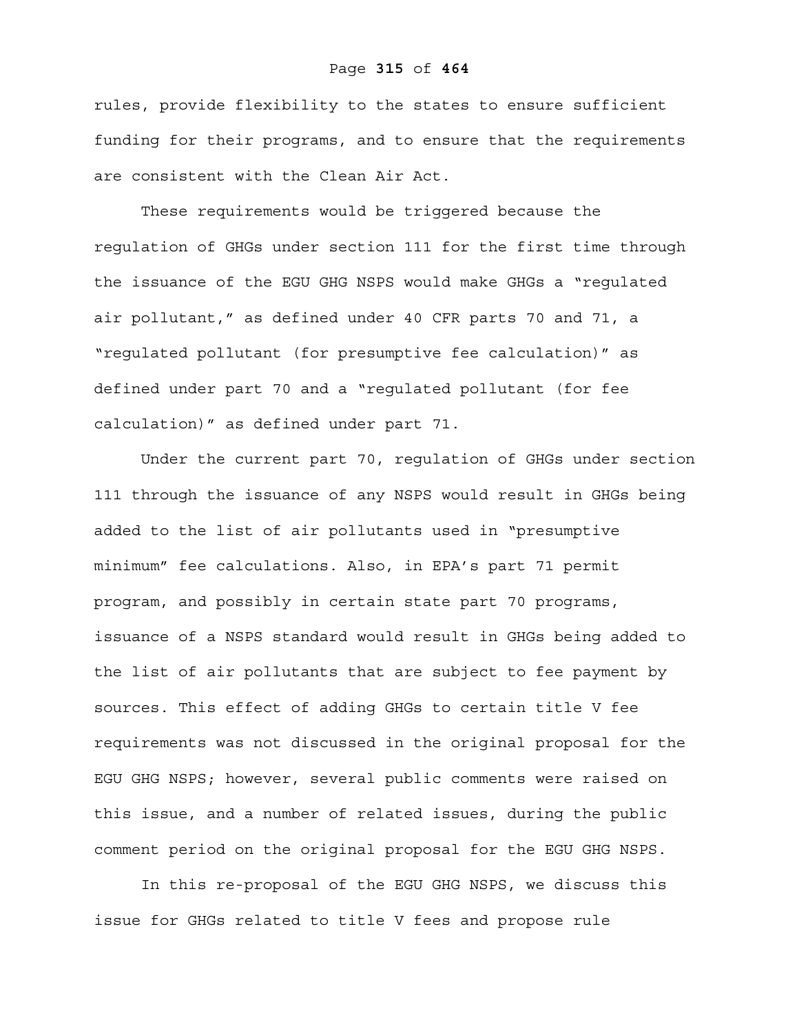rules, provide flexibility to the states to ensure sufficient funding for their programs, and to ensure that the requirements are consistent with the Clean Air Act.

These requirements would be triggered because the regulation of GHGs under section 111 for the first time through the issuance of the EGU GHG NSPS would make GHGs a "regulated air pollutant," as defined under 40 CFR parts 70 and 71, a "regulated pollutant (for presumptive fee calculation)" as defined under part 70 and a "regulated pollutant (for fee calculation)" as defined under part 71.

Under the current part 70, regulation of GHGs under section 111 through the issuance of any NSPS would result in GHGs being added to the list of air pollutants used in "presumptive minimum" fee calculations. Also, in EPA's part 71 permit program, and possibly in certain state part 70 programs, issuance of a NSPS standard would result in GHGs being added to the list of air pollutants that are subject to fee payment by sources. This effect of adding GHGs to certain title V fee requirements was not discussed in the original proposal for the EGU GHG NSPS; however, several public comments were raised on this issue, and a number of related issues, during the public comment period on the original proposal for the EGU GHG NSPS.

In this re-proposal of the EGU GHG NSPS, we discuss this issue for GHGs related to title V fees and propose rule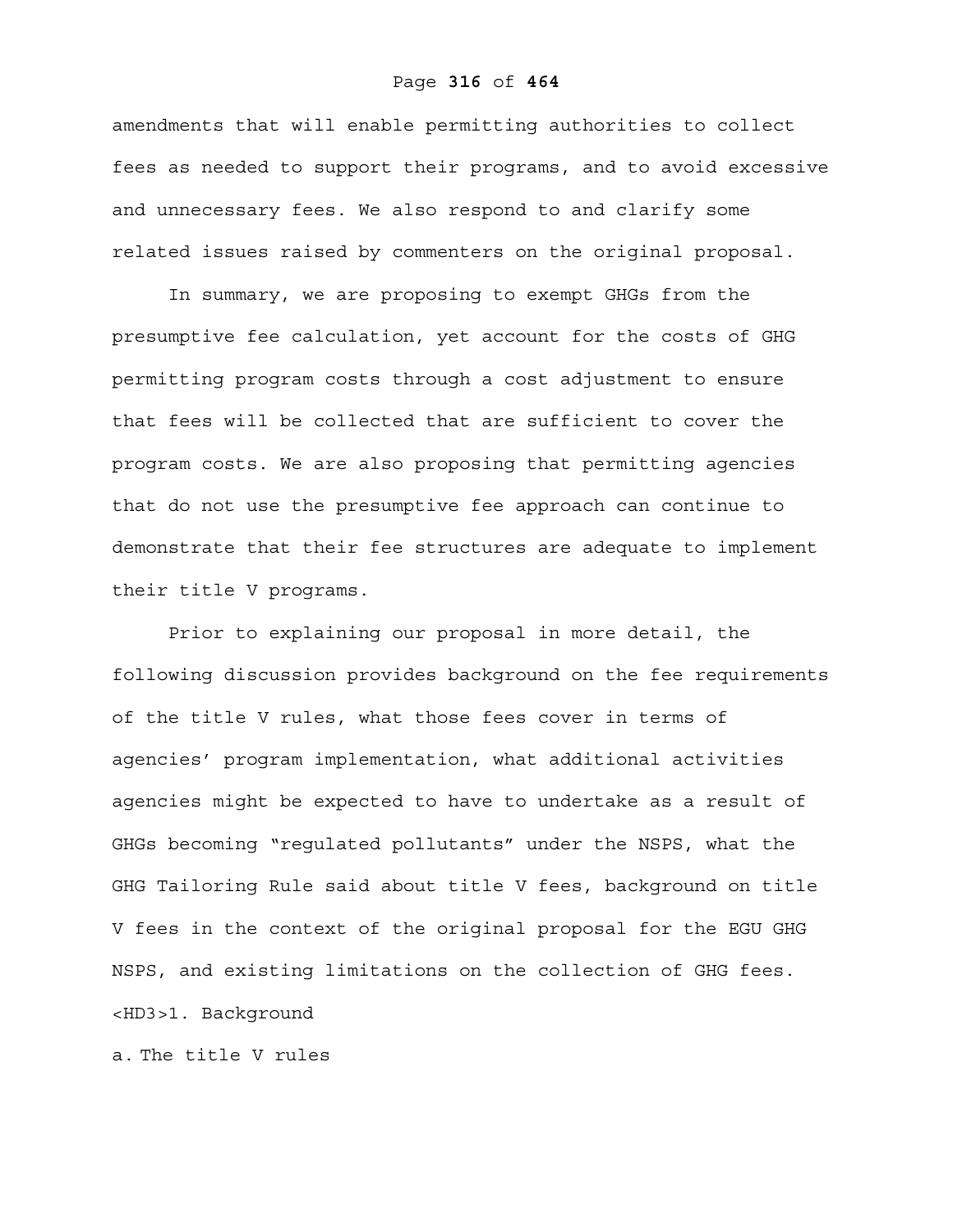amendments that will enable permitting authorities to collect fees as needed to support their programs, and to avoid excessive and unnecessary fees. We also respond to and clarify some related issues raised by commenters on the original proposal.

In summary, we are proposing to exempt GHGs from the presumptive fee calculation, yet account for the costs of GHG permitting program costs through a cost adjustment to ensure that fees will be collected that are sufficient to cover the program costs. We are also proposing that permitting agencies that do not use the presumptive fee approach can continue to demonstrate that their fee structures are adequate to implement their title V programs.

Prior to explaining our proposal in more detail, the following discussion provides background on the fee requirements of the title V rules, what those fees cover in terms of agencies' program implementation, what additional activities agencies might be expected to have to undertake as a result of GHGs becoming "regulated pollutants" under the NSPS, what the GHG Tailoring Rule said about title V fees, background on title V fees in the context of the original proposal for the EGU GHG NSPS, and existing limitations on the collection of GHG fees.

### 1. Background

a. The title V rules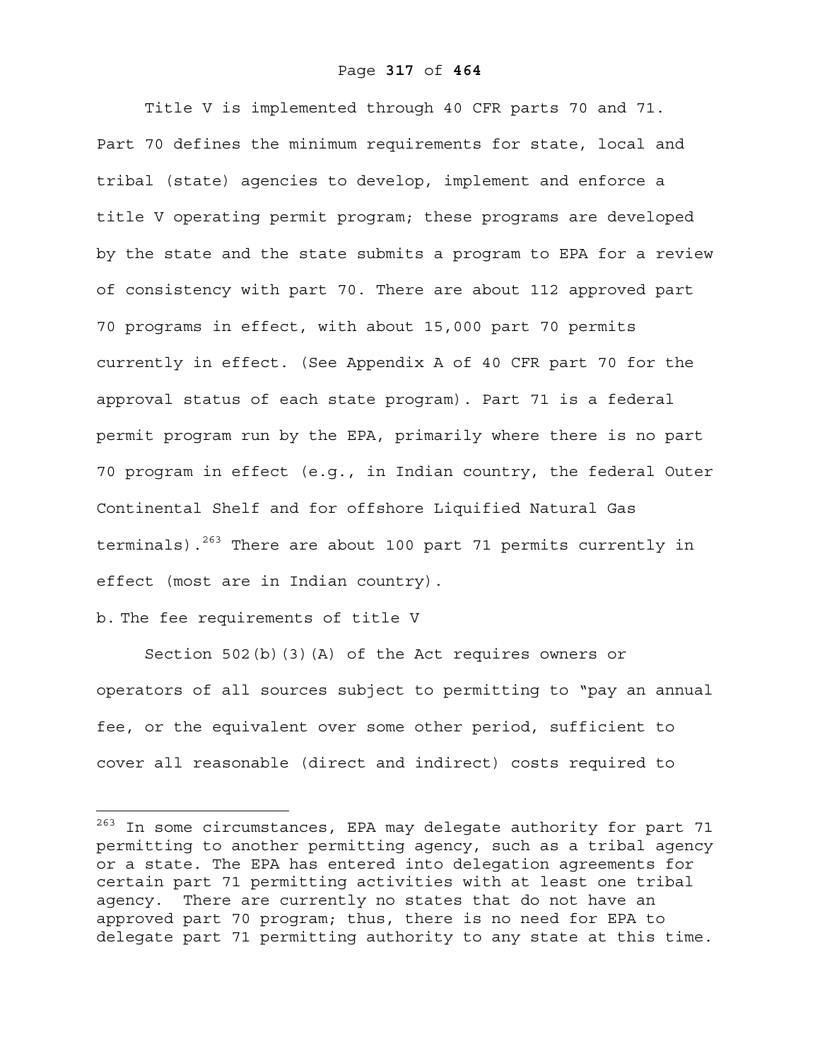Title V is implemented through 40 CFR parts 70 and 71. Part 70 defines the minimum requirements for state, local and tribal (state) agencies to develop, implement and enforce a title V operating permit program; these programs are developed by the state and the state submits a program to EPA for a review of consistency with part 70. There are about 112 approved part 70 programs in effect, with about 15,000 part 70 permits currently in effect. (See Appendix A of 40 CFR part 70 for the approval status of each state program). Part 71 is a federal permit program run by the EPA, primarily where there is no part 70 program in effect (e.g., in Indian country, the federal Outer Continental Shelf and for offshore Liquified Natural Gas terminals).[263] There are about 100 part 71 permits currently in effect (most are in Indian country).

b. The fee requirements of title V

Section 502(b)(3)(A) of the Act requires owners or operators of all sources subject to permitting to "pay an annual fee, or the equivalent over some other period, sufficient to cover all reasonable (direct and indirect) costs required to

---

[263] In some circumstances, EPA may delegate authority for part 71 permitting to another permitting agency, such as a tribal agency or a state. The EPA has entered into delegation agreements for certain part 71 permitting activities with at least one tribal agency. There are currently no states that do not have an approved part 70 program; thus, there is no need for EPA to delegate part 71 permitting authority to any state at this time.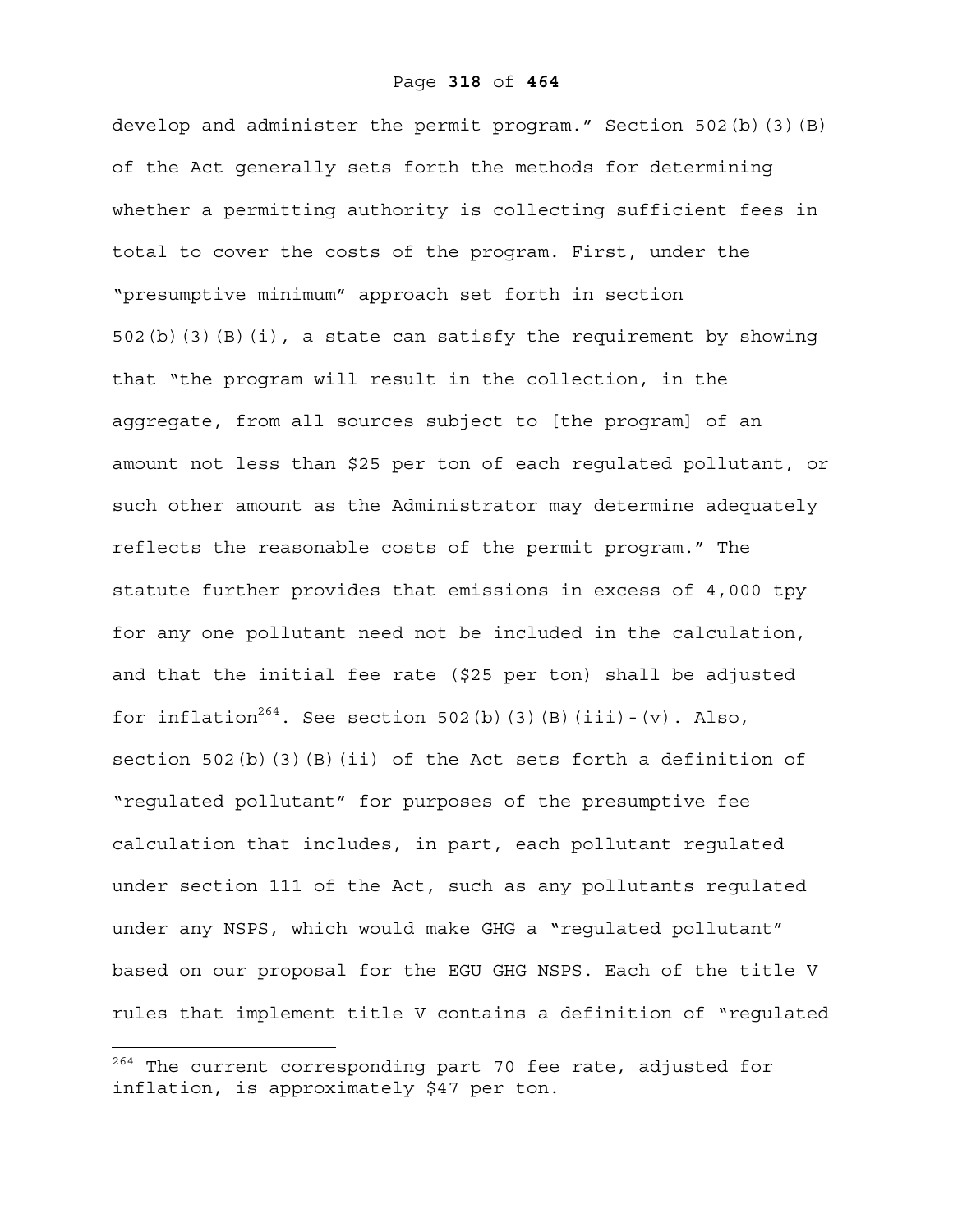develop and administer the permit program." Section 502(b)(3)(B) of the Act generally sets forth the methods for determining whether a permitting authority is collecting sufficient fees in total to cover the costs of the program. First, under the "presumptive minimum" approach set forth in section 502(b)(3)(B)(i), a state can satisfy the requirement by showing that "the program will result in the collection, in the aggregate, from all sources subject to [the program] of an amount not less than $25 per ton of each regulated pollutant, or such other amount as the Administrator may determine adequately reflects the reasonable costs of the permit program." The statute further provides that emissions in excess of 4,000 tpy for any one pollutant need not be included in the calculation, and that the initial fee rate ($25 per ton) shall be adjusted for inflation[264]. See section 502(b)(3)(B)(iii)-(v). Also, section 502(b)(3)(B)(ii) of the Act sets forth a definition of "regulated pollutant" for purposes of the presumptive fee calculation that includes, in part, each pollutant regulated under section 111 of the Act, such as any pollutants regulated under any NSPS, which would make GHG a "regulated pollutant" based on our proposal for the EGU GHG NSPS. Each of the title V rules that implement title V contains a definition of "regulated

[264] The current corresponding part 70 fee rate, adjusted for inflation, is approximately $47 per ton.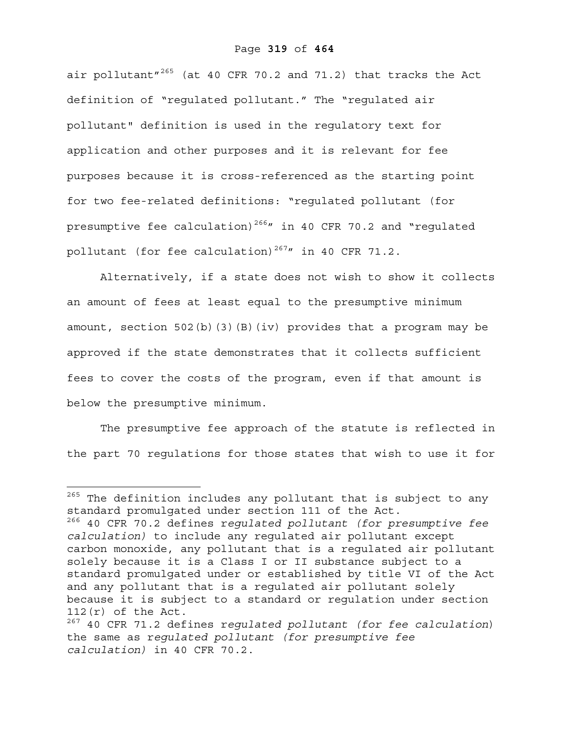air pollutant"[265] (at 40 CFR 70.2 and 71.2) that tracks the Act definition of "regulated pollutant." The "regulated air pollutant" definition is used in the regulatory text for application and other purposes and it is relevant for fee purposes because it is cross-referenced as the starting point for two fee-related definitions: "regulated pollutant (for presumptive fee calculation)[266]" in 40 CFR 70.2 and "regulated pollutant (for fee calculation)[267]" in 40 CFR 71.2.

Alternatively, if a state does not wish to show it collects an amount of fees at least equal to the presumptive minimum amount, section 502(b)(3)(B)(iv) provides that a program may be approved if the state demonstrates that it collects sufficient fees to cover the costs of the program, even if that amount is below the presumptive minimum.

The presumptive fee approach of the statute is reflected in the part 70 regulations for those states that wish to use it for

---

[265] The definition includes any pollutant that is subject to any standard promulgated under section 111 of the Act.

[266] 40 CFR 70.2 defines r*egulated pollutant (for presumptive fee calculation)* to include any regulated air pollutant except carbon monoxide, any pollutant that is a regulated air pollutant solely because it is a Class I or II substance subject to a standard promulgated under or established by title VI of the Act and any pollutant that is a regulated air pollutant solely because it is subject to a standard or regulation under section 112(r) of the Act.

[267] 40 CFR 71.2 defines r*egulated pollutant (for fee calculation*) the same as r*egulated pollutant (for presumptive fee calculation)* in 40 CFR 70.2.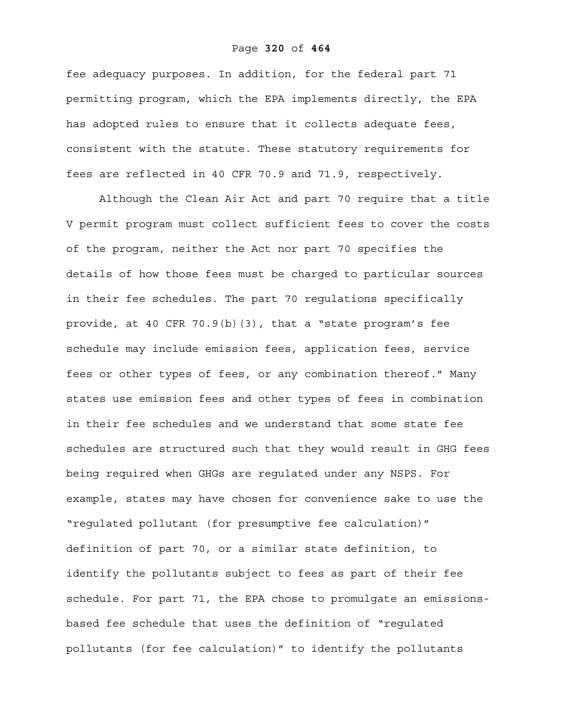fee adequacy purposes. In addition, for the federal part 71 permitting program, which the EPA implements directly, the EPA has adopted rules to ensure that it collects adequate fees, consistent with the statute. These statutory requirements for fees are reflected in 40 CFR 70.9 and 71.9, respectively.

Although the Clean Air Act and part 70 require that a title V permit program must collect sufficient fees to cover the costs of the program, neither the Act nor part 70 specifies the details of how those fees must be charged to particular sources in their fee schedules. The part 70 regulations specifically provide, at 40 CFR 70.9(b)(3), that a "state program's fee schedule may include emission fees, application fees, service fees or other types of fees, or any combination thereof." Many states use emission fees and other types of fees in combination in their fee schedules and we understand that some state fee schedules are structured such that they would result in GHG fees being required when GHGs are regulated under any NSPS. For example, states may have chosen for convenience sake to use the "regulated pollutant (for presumptive fee calculation)" definition of part 70, or a similar state definition, to identify the pollutants subject to fees as part of their fee schedule. For part 71, the EPA chose to promulgate an emissions-based fee schedule that uses the definition of "regulated pollutants (for fee calculation)" to identify the pollutants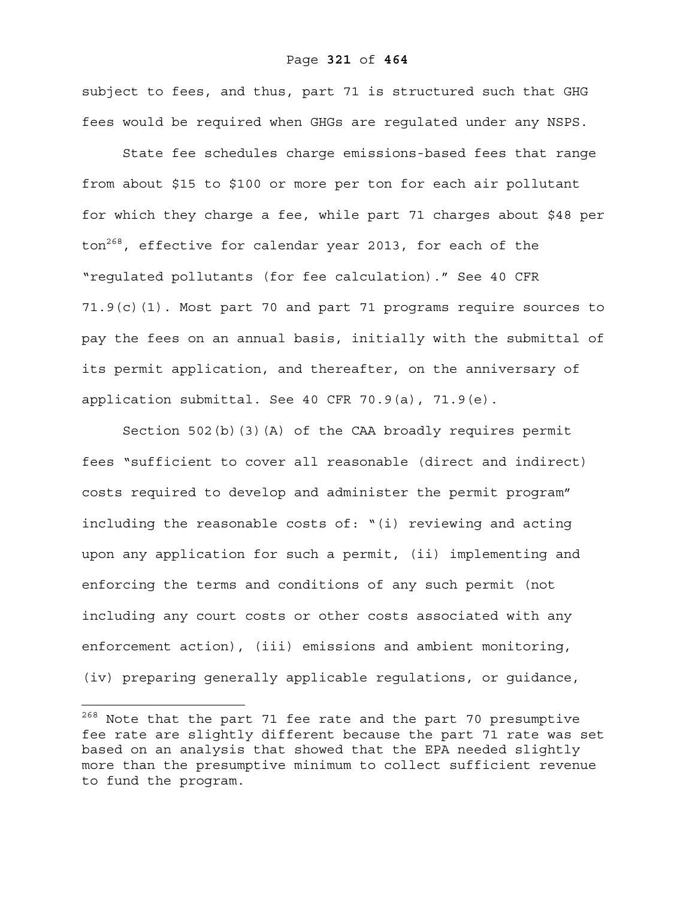subject to fees, and thus, part 71 is structured such that GHG fees would be required when GHGs are regulated under any NSPS.

State fee schedules charge emissions-based fees that range from about $15 to $100 or more per ton for each air pollutant for which they charge a fee, while part 71 charges about $48 per ton[268], effective for calendar year 2013, for each of the "regulated pollutants (for fee calculation)." See 40 CFR 71.9(c)(1). Most part 70 and part 71 programs require sources to pay the fees on an annual basis, initially with the submittal of its permit application, and thereafter, on the anniversary of application submittal. See 40 CFR 70.9(a), 71.9(e).

Section 502(b)(3)(A) of the CAA broadly requires permit fees "sufficient to cover all reasonable (direct and indirect) costs required to develop and administer the permit program" including the reasonable costs of: "(i) reviewing and acting upon any application for such a permit, (ii) implementing and enforcing the terms and conditions of any such permit (not including any court costs or other costs associated with any enforcement action), (iii) emissions and ambient monitoring, (iv) preparing generally applicable regulations, or guidance,

---

[268] Note that the part 71 fee rate and the part 70 presumptive fee rate are slightly different because the part 71 rate was set based on an analysis that showed that the EPA needed slightly more than the presumptive minimum to collect sufficient revenue to fund the program.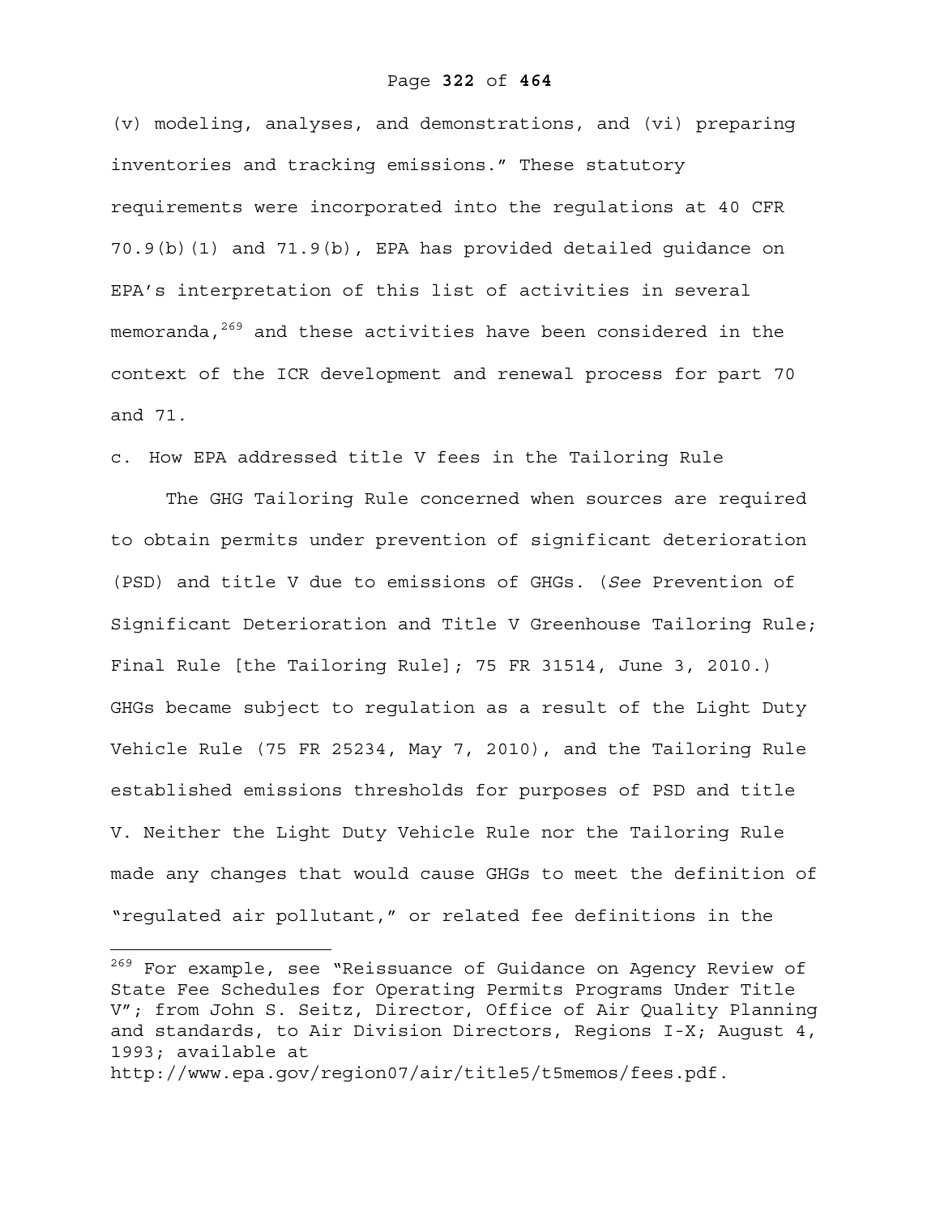(v) modeling, analyses, and demonstrations, and (vi) preparing inventories and tracking emissions." These statutory requirements were incorporated into the regulations at 40 CFR 70.9(b)(1) and 71.9(b), EPA has provided detailed guidance on EPA's interpretation of this list of activities in several memoranda,[269] and these activities have been considered in the context of the ICR development and renewal process for part 70 and 71.

c. How EPA addressed title V fees in the Tailoring Rule

The GHG Tailoring Rule concerned when sources are required to obtain permits under prevention of significant deterioration (PSD) and title V due to emissions of GHGs. (*See* Prevention of Significant Deterioration and Title V Greenhouse Tailoring Rule; Final Rule [the Tailoring Rule]; 75 FR 31514, June 3, 2010.) GHGs became subject to regulation as a result of the Light Duty Vehicle Rule (75 FR 25234, May 7, 2010), and the Tailoring Rule established emissions thresholds for purposes of PSD and title V. Neither the Light Duty Vehicle Rule nor the Tailoring Rule made any changes that would cause GHGs to meet the definition of "regulated air pollutant," or related fee definitions in the

---

[269] For example, see "Reissuance of Guidance on Agency Review of State Fee Schedules for Operating Permits Programs Under Title V"; from John S. Seitz, Director, Office of Air Quality Planning and standards, to Air Division Directors, Regions I-X; August 4, 1993; available at http://www.epa.gov/region07/air/title5/t5memos/fees.pdf.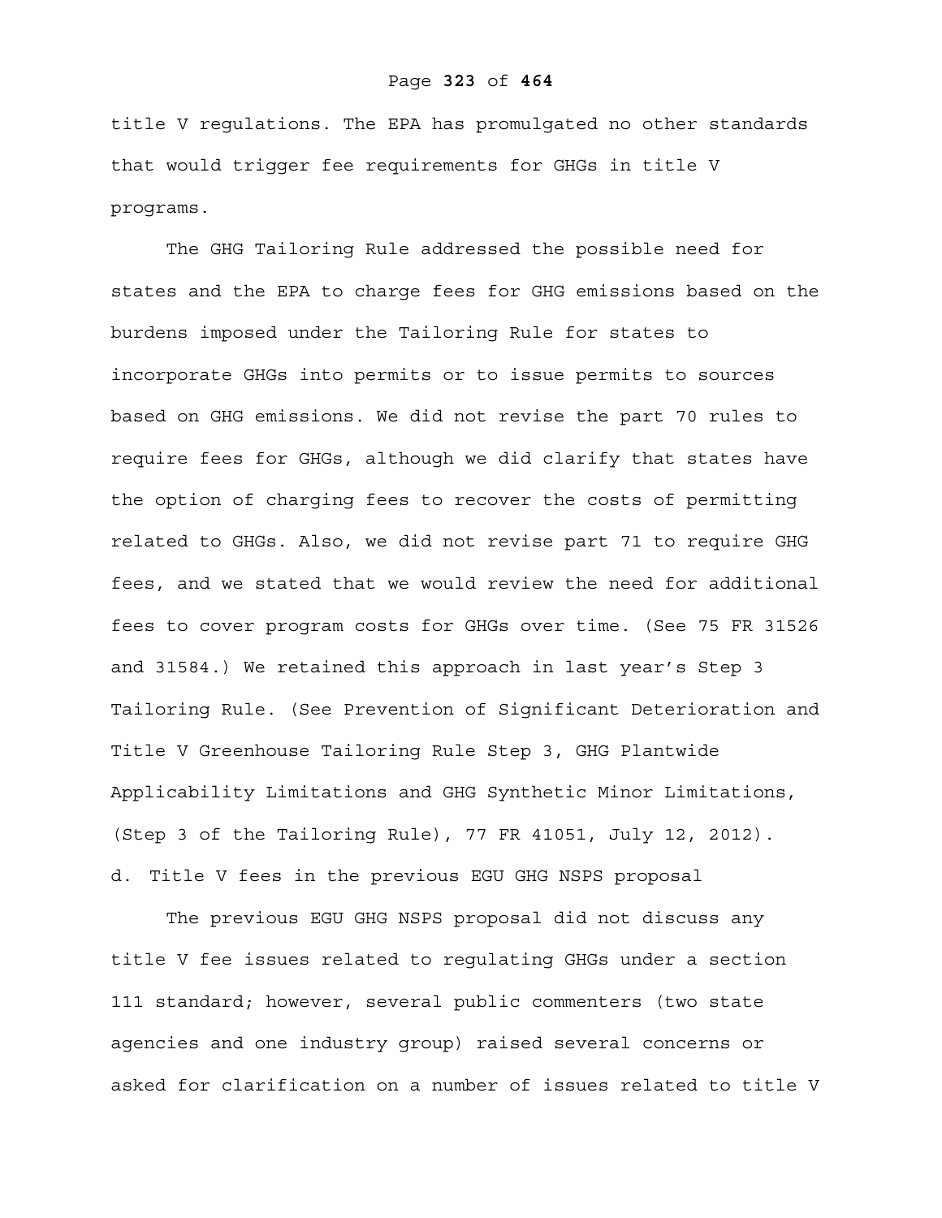title V regulations. The EPA has promulgated no other standards that would trigger fee requirements for GHGs in title V programs.

The GHG Tailoring Rule addressed the possible need for states and the EPA to charge fees for GHG emissions based on the burdens imposed under the Tailoring Rule for states to incorporate GHGs into permits or to issue permits to sources based on GHG emissions. We did not revise the part 70 rules to require fees for GHGs, although we did clarify that states have the option of charging fees to recover the costs of permitting related to GHGs. Also, we did not revise part 71 to require GHG fees, and we stated that we would review the need for additional fees to cover program costs for GHGs over time. (See 75 FR 31526 and 31584.) We retained this approach in last year's Step 3 Tailoring Rule. (See Prevention of Significant Deterioration and Title V Greenhouse Tailoring Rule Step 3, GHG Plantwide Applicability Limitations and GHG Synthetic Minor Limitations, (Step 3 of the Tailoring Rule), 77 FR 41051, July 12, 2012).

d. Title V fees in the previous EGU GHG NSPS proposal

The previous EGU GHG NSPS proposal did not discuss any title V fee issues related to regulating GHGs under a section 111 standard; however, several public commenters (two state agencies and one industry group) raised several concerns or asked for clarification on a number of issues related to title V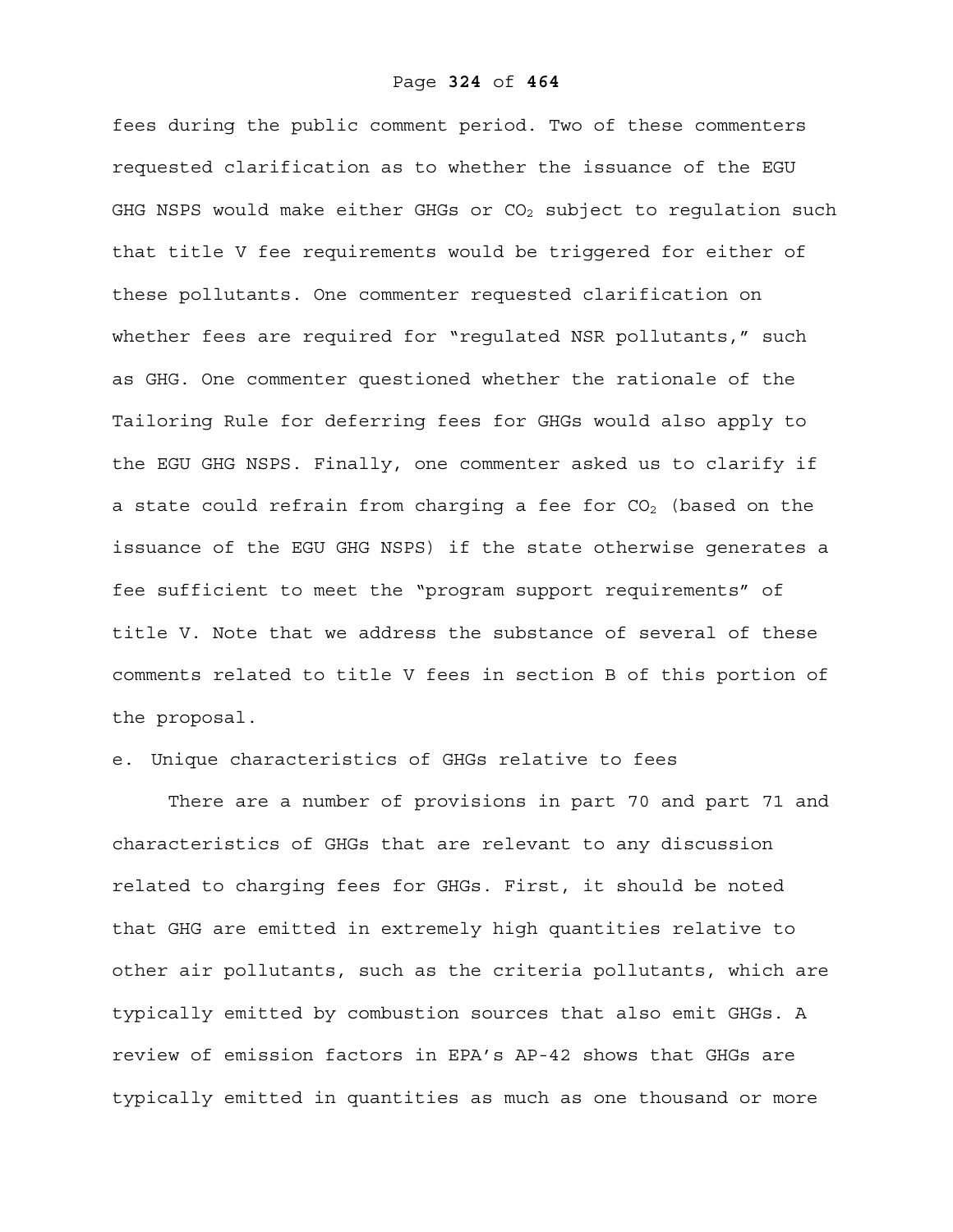fees during the public comment period. Two of these commenters requested clarification as to whether the issuance of the EGU GHG NSPS would make either GHGs or $CO_2$ subject to regulation such that title V fee requirements would be triggered for either of these pollutants. One commenter requested clarification on whether fees are required for "regulated NSR pollutants," such as GHG. One commenter questioned whether the rationale of the Tailoring Rule for deferring fees for GHGs would also apply to the EGU GHG NSPS. Finally, one commenter asked us to clarify if a state could refrain from charging a fee for $CO_2$ (based on the issuance of the EGU GHG NSPS) if the state otherwise generates a fee sufficient to meet the "program support requirements" of title V. Note that we address the substance of several of these comments related to title V fees in section B of this portion of the proposal.

e. Unique characteristics of GHGs relative to fees

There are a number of provisions in part 70 and part 71 and characteristics of GHGs that are relevant to any discussion related to charging fees for GHGs. First, it should be noted that GHG are emitted in extremely high quantities relative to other air pollutants, such as the criteria pollutants, which are typically emitted by combustion sources that also emit GHGs. A review of emission factors in EPA's AP-42 shows that GHGs are typically emitted in quantities as much as one thousand or more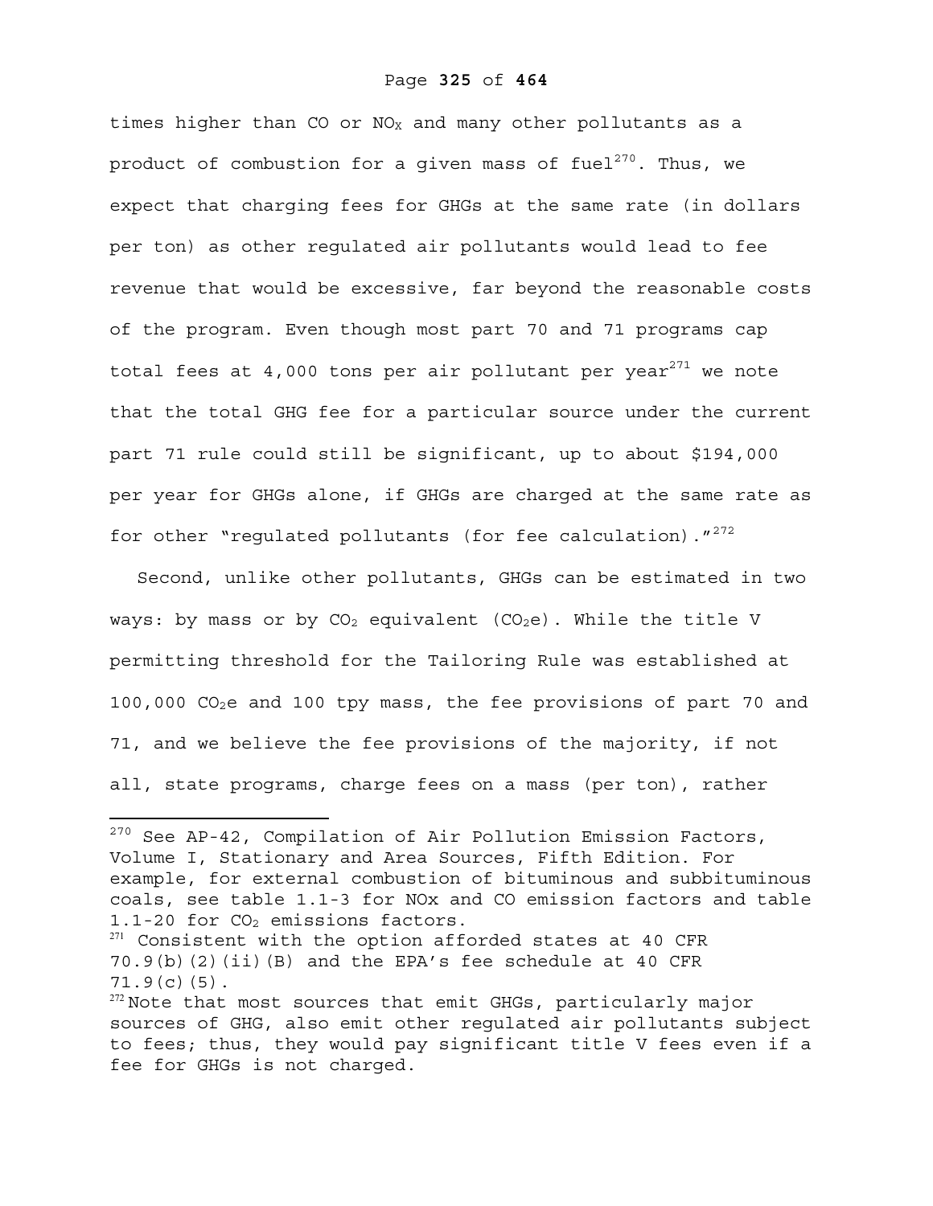times higher than CO or $NO_X$ and many other pollutants as a product of combustion for a given mass of fuel[270]. Thus, we expect that charging fees for GHGs at the same rate (in dollars per ton) as other regulated air pollutants would lead to fee revenue that would be excessive, far beyond the reasonable costs of the program. Even though most part 70 and 71 programs cap total fees at 4,000 tons per air pollutant per year[271] we note that the total GHG fee for a particular source under the current part 71 rule could still be significant, up to about $194,000 per year for GHGs alone, if GHGs are charged at the same rate as for other "regulated pollutants (for fee calculation)."[272]

Second, unlike other pollutants, GHGs can be estimated in two ways: by mass or by $CO_2$ equivalent ($CO_2e$). While the title V permitting threshold for the Tailoring Rule was established at 100,000 $CO_2e$ and 100 tpy mass, the fee provisions of part 70 and 71, and we believe the fee provisions of the majority, if not all, state programs, charge fees on a mass (per ton), rather

---

[270] See AP-42, Compilation of Air Pollution Emission Factors, Volume I, Stationary and Area Sources, Fifth Edition. For example, for external combustion of bituminous and subbituminous coals, see table 1.1-3 for NOx and CO emission factors and table 1.1-20 for $CO_2$ emissions factors.

[271] Consistent with the option afforded states at 40 CFR 70.9(b)(2)(ii)(B) and the EPA's fee schedule at 40 CFR 71.9(c)(5).

[272] Note that most sources that emit GHGs, particularly major sources of GHG, also emit other regulated air pollutants subject to fees; thus, they would pay significant title V fees even if a fee for GHGs is not charged.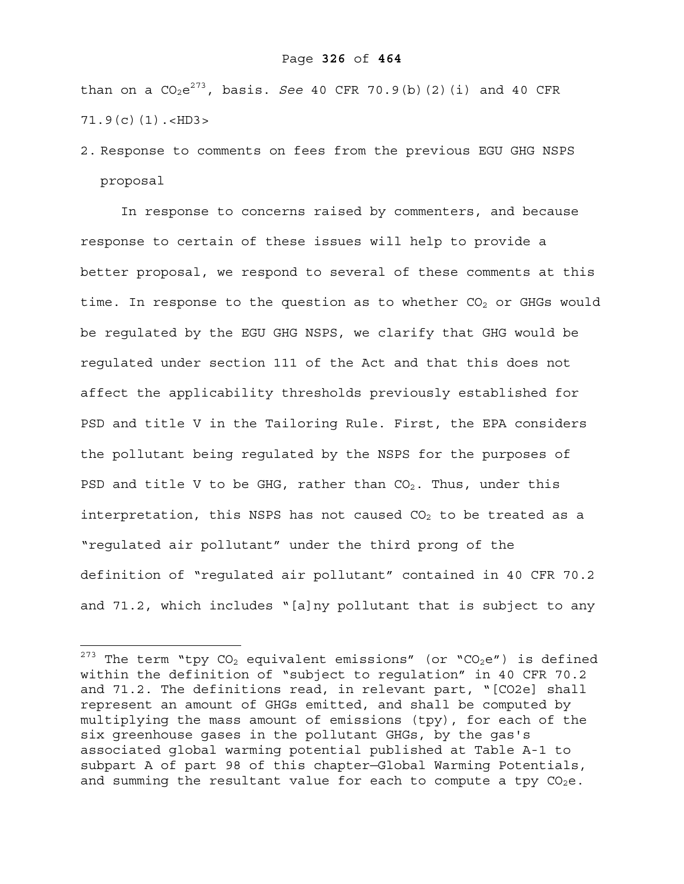than on a $CO_2e$[273], basis. *See* 40 CFR 70.9(b)(2)(i) and 40 CFR 71.9(c)(1).<HD3>

2. Response to comments on fees from the previous EGU GHG NSPS proposal

In response to concerns raised by commenters, and because response to certain of these issues will help to provide a better proposal, we respond to several of these comments at this time. In response to the question as to whether $CO_2$ or GHGs would be regulated by the EGU GHG NSPS, we clarify that GHG would be regulated under section 111 of the Act and that this does not affect the applicability thresholds previously established for PSD and title V in the Tailoring Rule. First, the EPA considers the pollutant being regulated by the NSPS for the purposes of PSD and title V to be GHG, rather than $CO_2$. Thus, under this interpretation, this NSPS has not caused $CO_2$ to be treated as a "regulated air pollutant" under the third prong of the definition of "regulated air pollutant" contained in 40 CFR 70.2 and 71.2, which includes "[a]ny pollutant that is subject to any

---

[273] The term "tpy $CO_2$ equivalent emissions" (or "$CO_2e$") is defined within the definition of "subject to regulation" in 40 CFR 70.2 and 71.2. The definitions read, in relevant part, "[CO2e] shall represent an amount of GHGs emitted, and shall be computed by multiplying the mass amount of emissions (tpy), for each of the six greenhouse gases in the pollutant GHGs, by the gas's associated global warming potential published at Table A-1 to subpart A of part 98 of this chapter—Global Warming Potentials, and summing the resultant value for each to compute a tpy $CO_2e$.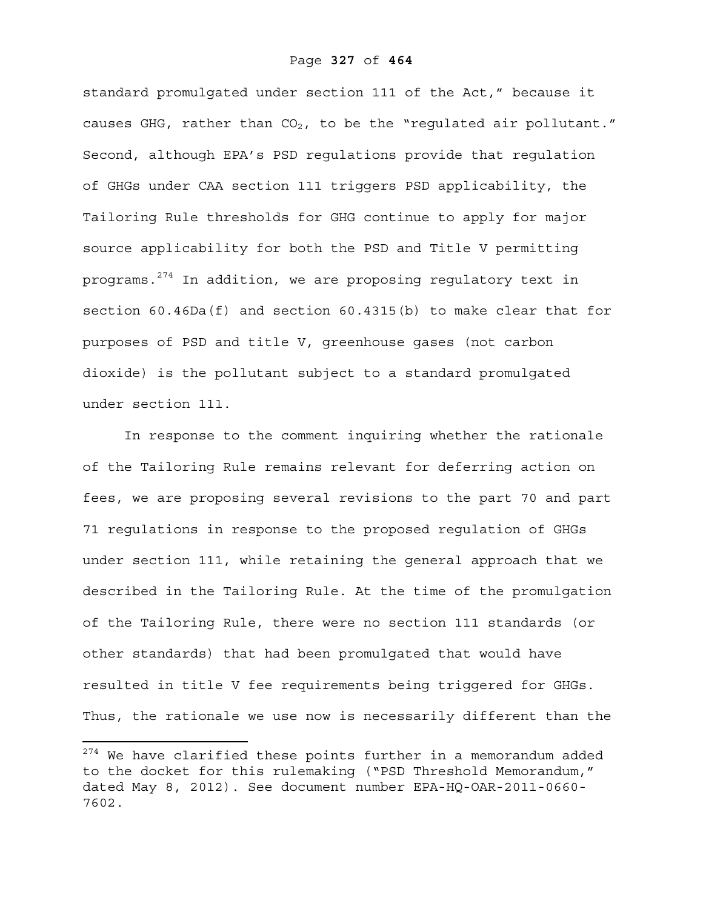standard promulgated under section 111 of the Act," because it causes GHG, rather than $CO_2$, to be the "regulated air pollutant." Second, although EPA's PSD regulations provide that regulation of GHGs under CAA section 111 triggers PSD applicability, the Tailoring Rule thresholds for GHG continue to apply for major source applicability for both the PSD and Title V permitting programs.[274] In addition, we are proposing regulatory text in section 60.46Da(f) and section 60.4315(b) to make clear that for purposes of PSD and title V, greenhouse gases (not carbon dioxide) is the pollutant subject to a standard promulgated under section 111.

In response to the comment inquiring whether the rationale of the Tailoring Rule remains relevant for deferring action on fees, we are proposing several revisions to the part 70 and part 71 regulations in response to the proposed regulation of GHGs under section 111, while retaining the general approach that we described in the Tailoring Rule. At the time of the promulgation of the Tailoring Rule, there were no section 111 standards (or other standards) that had been promulgated that would have resulted in title V fee requirements being triggered for GHGs. Thus, the rationale we use now is necessarily different than the

[274] We have clarified these points further in a memorandum added to the docket for this rulemaking ("PSD Threshold Memorandum," dated May 8, 2012). See document number EPA-HQ-OAR-2011-0660-7602.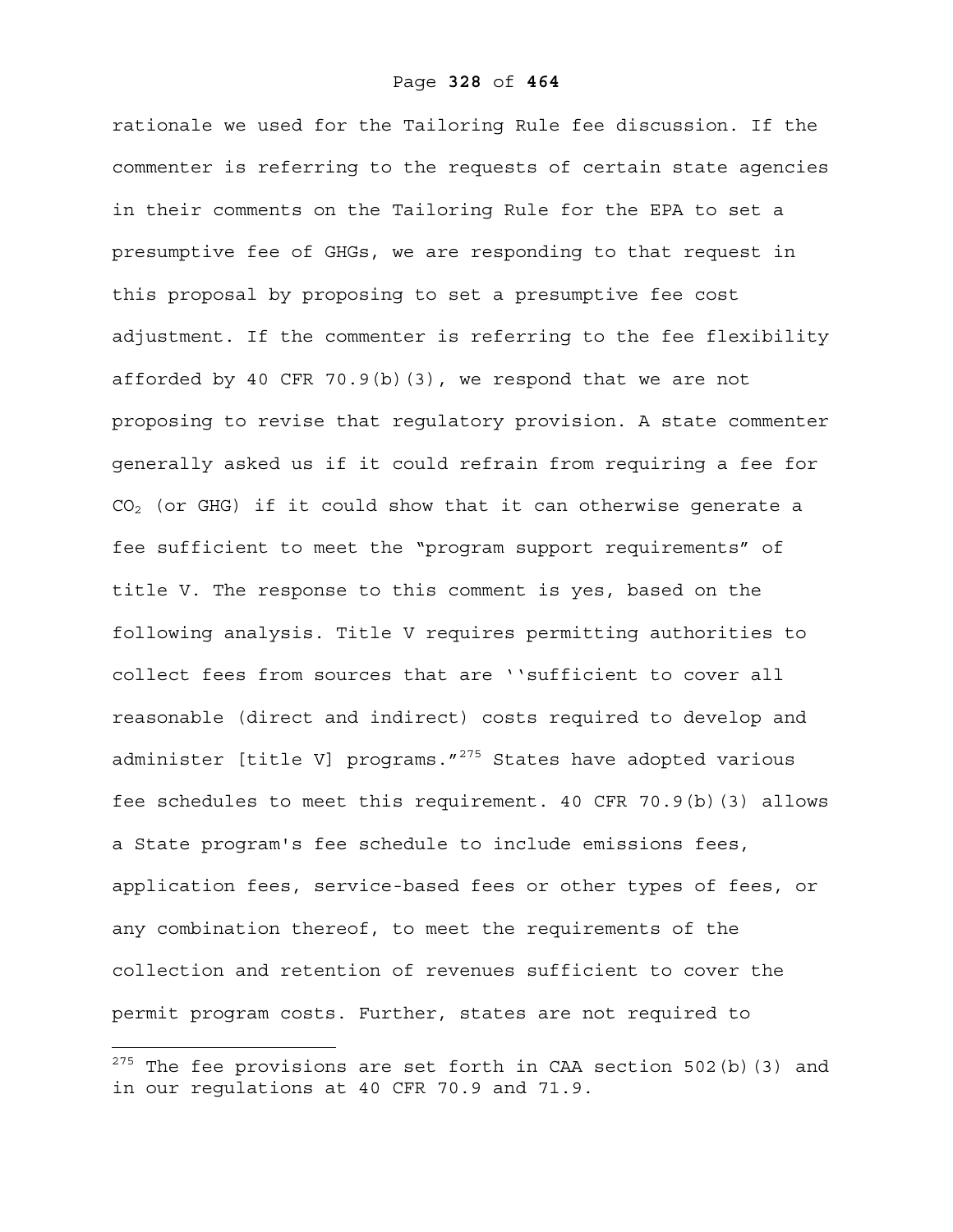rationale we used for the Tailoring Rule fee discussion. If the commenter is referring to the requests of certain state agencies in their comments on the Tailoring Rule for the EPA to set a presumptive fee of GHGs, we are responding to that request in this proposal by proposing to set a presumptive fee cost adjustment. If the commenter is referring to the fee flexibility afforded by 40 CFR 70.9(b)(3), we respond that we are not proposing to revise that regulatory provision. A state commenter generally asked us if it could refrain from requiring a fee for $CO_2$ (or GHG) if it could show that it can otherwise generate a fee sufficient to meet the "program support requirements" of title V. The response to this comment is yes, based on the following analysis. Title V requires permitting authorities to collect fees from sources that are ''sufficient to cover all reasonable (direct and indirect) costs required to develop and administer [title V] programs."[275] States have adopted various fee schedules to meet this requirement. 40 CFR 70.9(b)(3) allows a State program's fee schedule to include emissions fees, application fees, service-based fees or other types of fees, or any combination thereof, to meet the requirements of the collection and retention of revenues sufficient to cover the permit program costs. Further, states are not required to

[275] The fee provisions are set forth in CAA section 502(b)(3) and in our regulations at 40 CFR 70.9 and 71.9.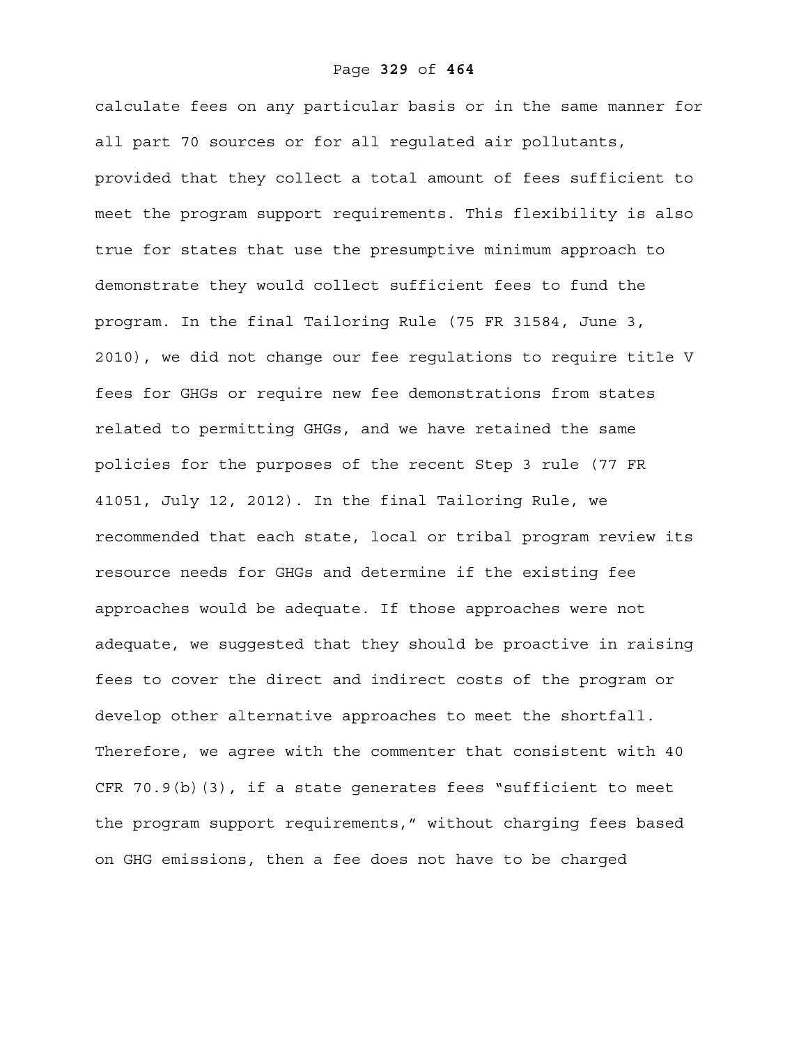calculate fees on any particular basis or in the same manner for all part 70 sources or for all regulated air pollutants, provided that they collect a total amount of fees sufficient to meet the program support requirements. This flexibility is also true for states that use the presumptive minimum approach to demonstrate they would collect sufficient fees to fund the program. In the final Tailoring Rule (75 FR 31584, June 3, 2010), we did not change our fee regulations to require title V fees for GHGs or require new fee demonstrations from states related to permitting GHGs, and we have retained the same policies for the purposes of the recent Step 3 rule (77 FR 41051, July 12, 2012). In the final Tailoring Rule, we recommended that each state, local or tribal program review its resource needs for GHGs and determine if the existing fee approaches would be adequate. If those approaches were not adequate, we suggested that they should be proactive in raising fees to cover the direct and indirect costs of the program or develop other alternative approaches to meet the shortfall. Therefore, we agree with the commenter that consistent with 40 CFR 70.9(b)(3), if a state generates fees "sufficient to meet the program support requirements," without charging fees based on GHG emissions, then a fee does not have to be charged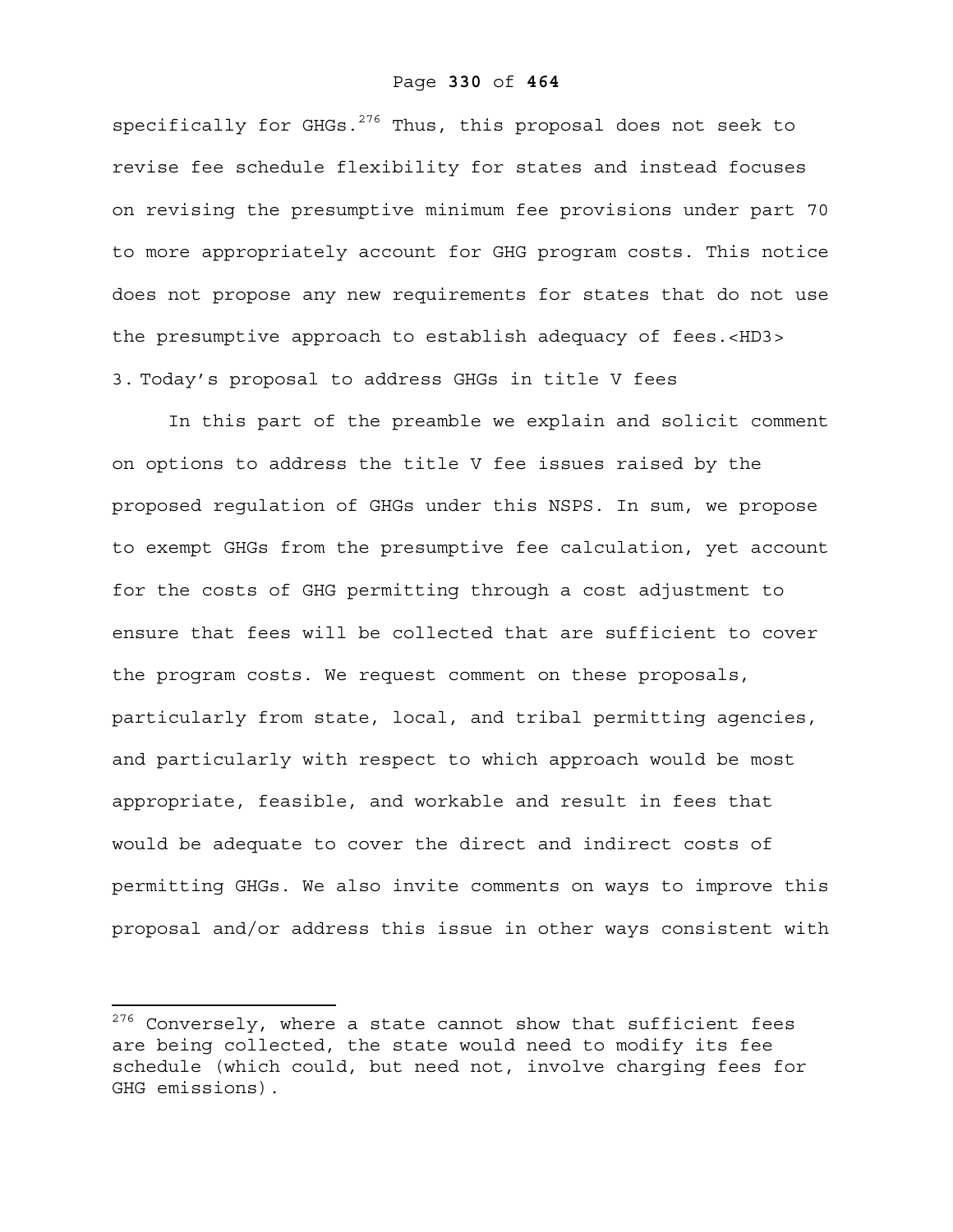specifically for GHGs.[276] Thus, this proposal does not seek to revise fee schedule flexibility for states and instead focuses on revising the presumptive minimum fee provisions under part 70 to more appropriately account for GHG program costs. This notice does not propose any new requirements for states that do not use the presumptive approach to establish adequacy of fees.<HD3>

### 3. Today's proposal to address GHGs in title V fees

In this part of the preamble we explain and solicit comment on options to address the title V fee issues raised by the proposed regulation of GHGs under this NSPS. In sum, we propose to exempt GHGs from the presumptive fee calculation, yet account for the costs of GHG permitting through a cost adjustment to ensure that fees will be collected that are sufficient to cover the program costs. We request comment on these proposals, particularly from state, local, and tribal permitting agencies, and particularly with respect to which approach would be most appropriate, feasible, and workable and result in fees that would be adequate to cover the direct and indirect costs of permitting GHGs. We also invite comments on ways to improve this proposal and/or address this issue in other ways consistent with

---

[276] Conversely, where a state cannot show that sufficient fees are being collected, the state would need to modify its fee schedule (which could, but need not, involve charging fees for GHG emissions).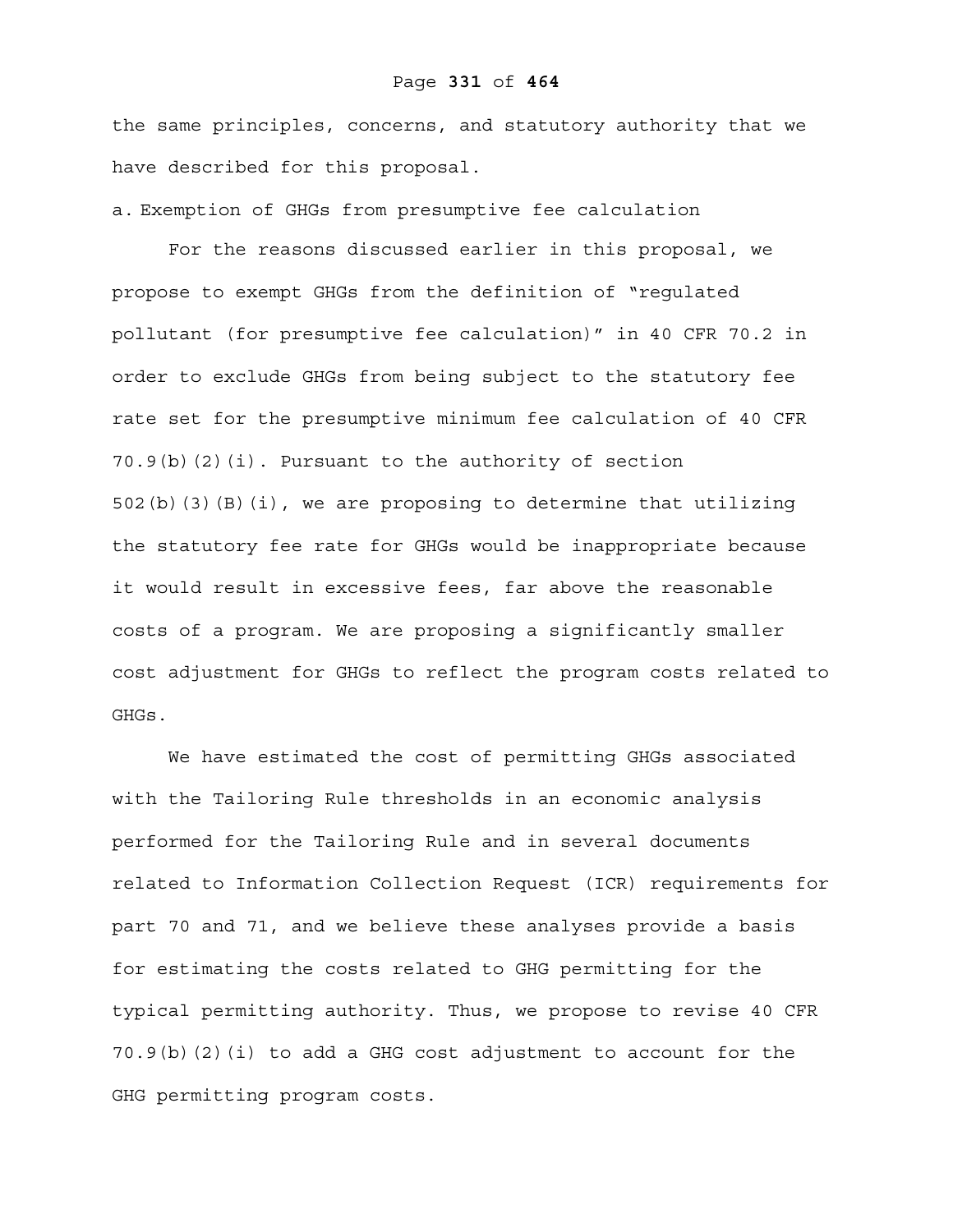the same principles, concerns, and statutory authority that we have described for this proposal.

a. Exemption of GHGs from presumptive fee calculation

For the reasons discussed earlier in this proposal, we propose to exempt GHGs from the definition of "regulated pollutant (for presumptive fee calculation)" in 40 CFR 70.2 in order to exclude GHGs from being subject to the statutory fee rate set for the presumptive minimum fee calculation of 40 CFR 70.9(b)(2)(i). Pursuant to the authority of section 502(b)(3)(B)(i), we are proposing to determine that utilizing the statutory fee rate for GHGs would be inappropriate because it would result in excessive fees, far above the reasonable costs of a program. We are proposing a significantly smaller cost adjustment for GHGs to reflect the program costs related to GHGs.

We have estimated the cost of permitting GHGs associated with the Tailoring Rule thresholds in an economic analysis performed for the Tailoring Rule and in several documents related to Information Collection Request (ICR) requirements for part 70 and 71, and we believe these analyses provide a basis for estimating the costs related to GHG permitting for the typical permitting authority. Thus, we propose to revise 40 CFR 70.9(b)(2)(i) to add a GHG cost adjustment to account for the GHG permitting program costs.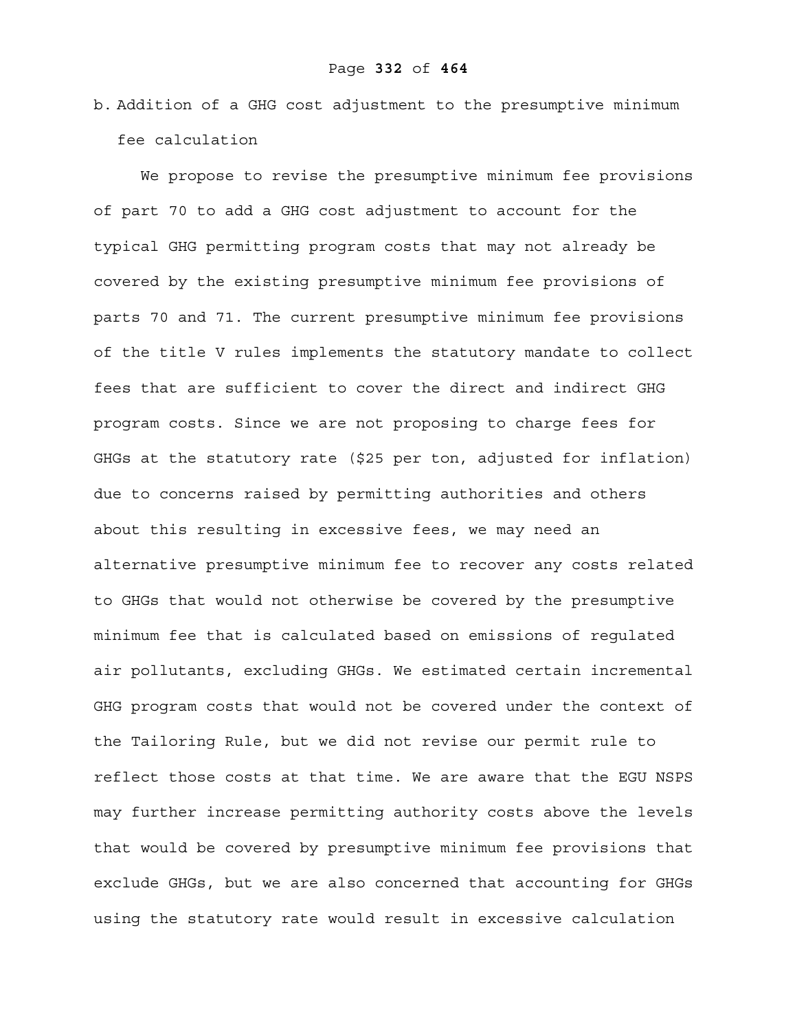b. Addition of a GHG cost adjustment to the presumptive minimum fee calculation

We propose to revise the presumptive minimum fee provisions of part 70 to add a GHG cost adjustment to account for the typical GHG permitting program costs that may not already be covered by the existing presumptive minimum fee provisions of parts 70 and 71. The current presumptive minimum fee provisions of the title V rules implements the statutory mandate to collect fees that are sufficient to cover the direct and indirect GHG program costs. Since we are not proposing to charge fees for GHGs at the statutory rate ($25 per ton, adjusted for inflation) due to concerns raised by permitting authorities and others about this resulting in excessive fees, we may need an alternative presumptive minimum fee to recover any costs related to GHGs that would not otherwise be covered by the presumptive minimum fee that is calculated based on emissions of regulated air pollutants, excluding GHGs. We estimated certain incremental GHG program costs that would not be covered under the context of the Tailoring Rule, but we did not revise our permit rule to reflect those costs at that time. We are aware that the EGU NSPS may further increase permitting authority costs above the levels that would be covered by presumptive minimum fee provisions that exclude GHGs, but we are also concerned that accounting for GHGs using the statutory rate would result in excessive calculation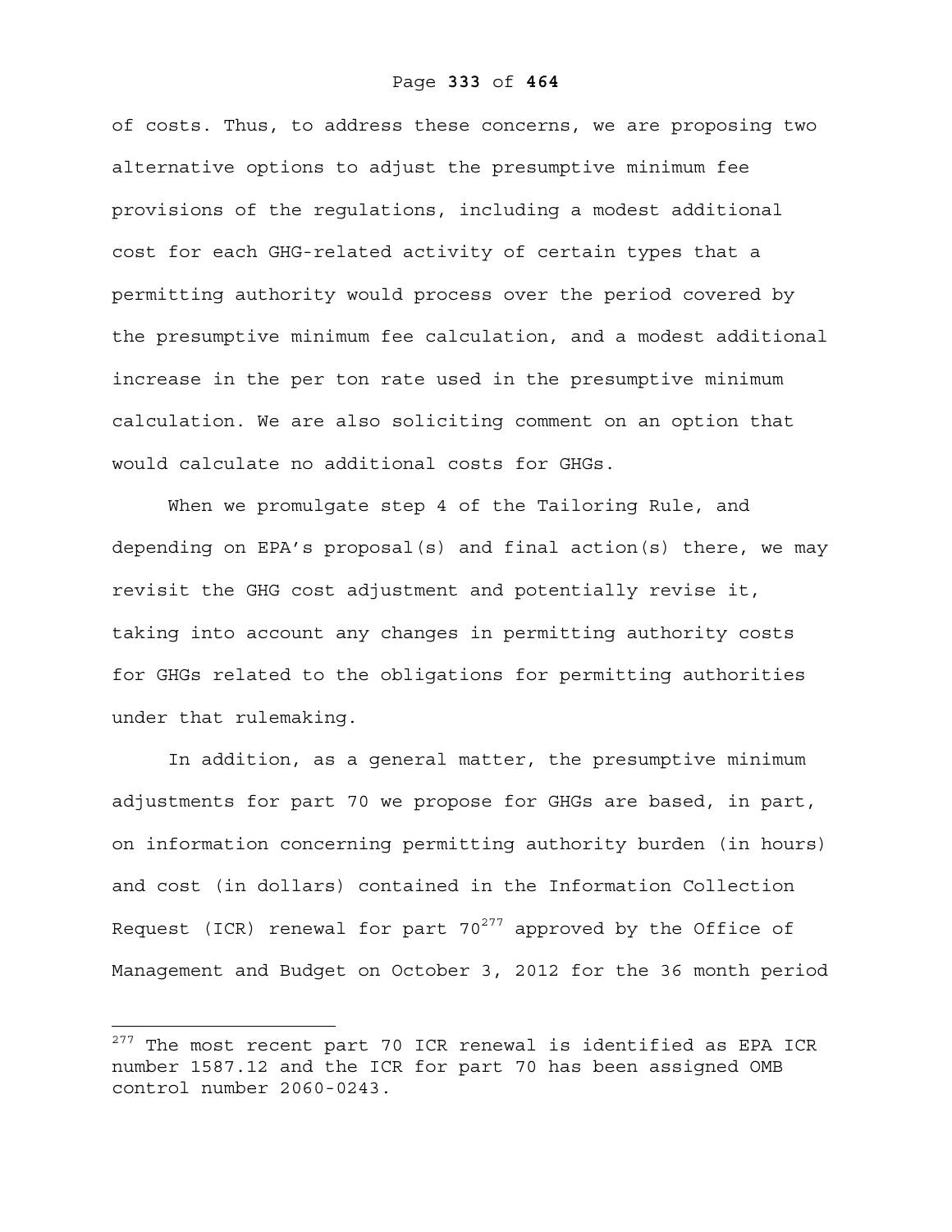of costs. Thus, to address these concerns, we are proposing two alternative options to adjust the presumptive minimum fee provisions of the regulations, including a modest additional cost for each GHG-related activity of certain types that a permitting authority would process over the period covered by the presumptive minimum fee calculation, and a modest additional increase in the per ton rate used in the presumptive minimum calculation. We are also soliciting comment on an option that would calculate no additional costs for GHGs.

When we promulgate step 4 of the Tailoring Rule, and depending on EPA's proposal(s) and final action(s) there, we may revisit the GHG cost adjustment and potentially revise it, taking into account any changes in permitting authority costs for GHGs related to the obligations for permitting authorities under that rulemaking.

In addition, as a general matter, the presumptive minimum adjustments for part 70 we propose for GHGs are based, in part, on information concerning permitting authority burden (in hours) and cost (in dollars) contained in the Information Collection Request (ICR) renewal for part 70[277] approved by the Office of Management and Budget on October 3, 2012 for the 36 month period

[277] The most recent part 70 ICR renewal is identified as EPA ICR number 1587.12 and the ICR for part 70 has been assigned OMB control number 2060-0243.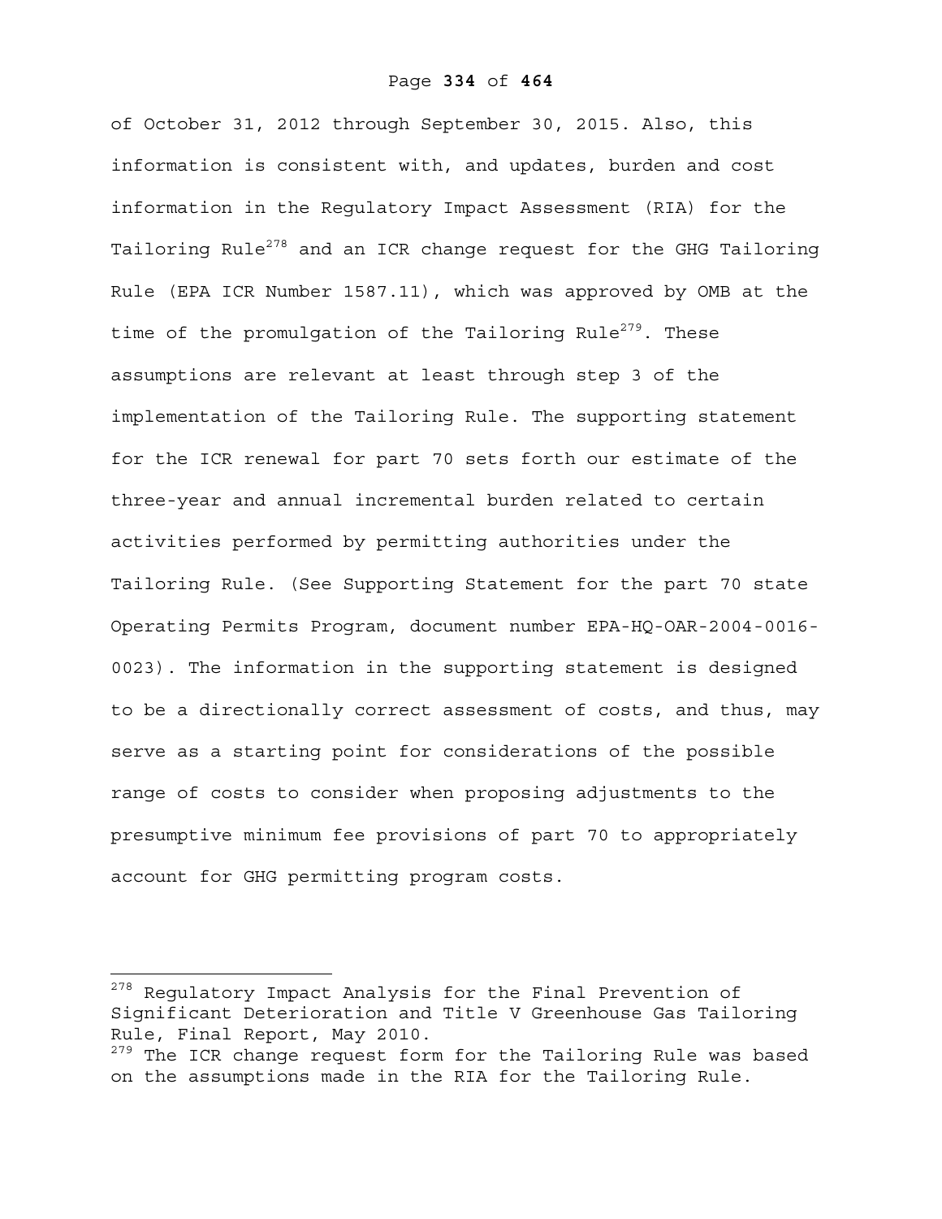of October 31, 2012 through September 30, 2015. Also, this information is consistent with, and updates, burden and cost information in the Regulatory Impact Assessment (RIA) for the Tailoring Rule[278] and an ICR change request for the GHG Tailoring Rule (EPA ICR Number 1587.11), which was approved by OMB at the time of the promulgation of the Tailoring Rule[279]. These assumptions are relevant at least through step 3 of the implementation of the Tailoring Rule. The supporting statement for the ICR renewal for part 70 sets forth our estimate of the three-year and annual incremental burden related to certain activities performed by permitting authorities under the Tailoring Rule. (See Supporting Statement for the part 70 state Operating Permits Program, document number EPA-HQ-OAR-2004-0016-0023). The information in the supporting statement is designed to be a directionally correct assessment of costs, and thus, may serve as a starting point for considerations of the possible range of costs to consider when proposing adjustments to the presumptive minimum fee provisions of part 70 to appropriately account for GHG permitting program costs.

---

[278] Regulatory Impact Analysis for the Final Prevention of Significant Deterioration and Title V Greenhouse Gas Tailoring Rule, Final Report, May 2010.

[279] The ICR change request form for the Tailoring Rule was based on the assumptions made in the RIA for the Tailoring Rule.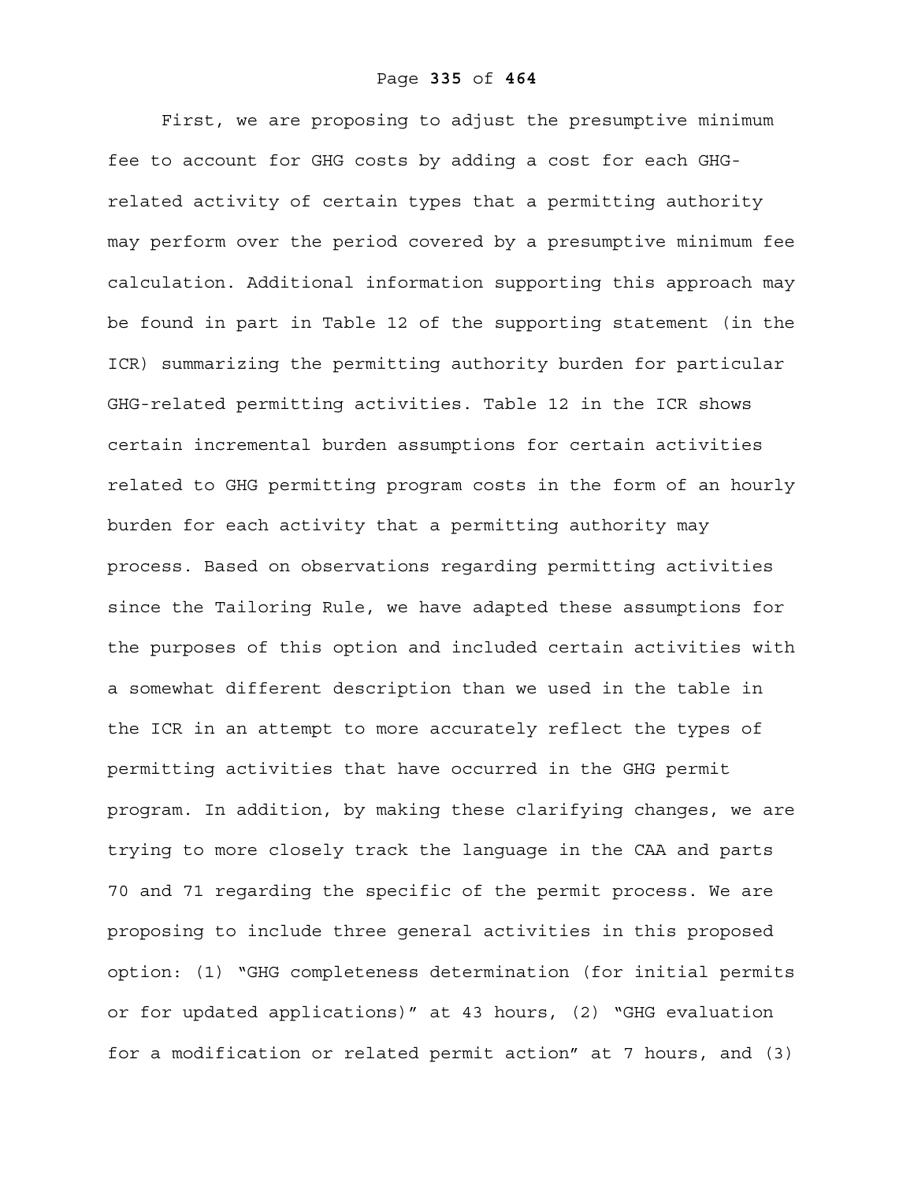First, we are proposing to adjust the presumptive minimum fee to account for GHG costs by adding a cost for each GHG-related activity of certain types that a permitting authority may perform over the period covered by a presumptive minimum fee calculation. Additional information supporting this approach may be found in part in Table 12 of the supporting statement (in the ICR) summarizing the permitting authority burden for particular GHG-related permitting activities. Table 12 in the ICR shows certain incremental burden assumptions for certain activities related to GHG permitting program costs in the form of an hourly burden for each activity that a permitting authority may process. Based on observations regarding permitting activities since the Tailoring Rule, we have adapted these assumptions for the purposes of this option and included certain activities with a somewhat different description than we used in the table in the ICR in an attempt to more accurately reflect the types of permitting activities that have occurred in the GHG permit program. In addition, by making these clarifying changes, we are trying to more closely track the language in the CAA and parts 70 and 71 regarding the specific of the permit process. We are proposing to include three general activities in this proposed option: (1) "GHG completeness determination (for initial permits or for updated applications)" at 43 hours, (2) "GHG evaluation for a modification or related permit action" at 7 hours, and (3)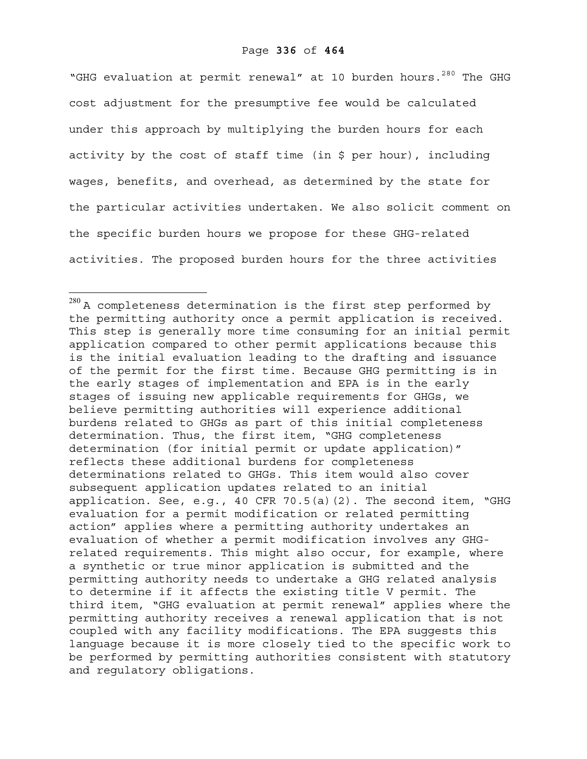"GHG evaluation at permit renewal" at 10 burden hours.[280] The GHG cost adjustment for the presumptive fee would be calculated under this approach by multiplying the burden hours for each activity by the cost of staff time (in $ per hour), including wages, benefits, and overhead, as determined by the state for the particular activities undertaken. We also solicit comment on the specific burden hours we propose for these GHG-related activities. The proposed burden hours for the three activities

---

[280] A completeness determination is the first step performed by the permitting authority once a permit application is received. This step is generally more time consuming for an initial permit application compared to other permit applications because this is the initial evaluation leading to the drafting and issuance of the permit for the first time. Because GHG permitting is in the early stages of implementation and EPA is in the early stages of issuing new applicable requirements for GHGs, we believe permitting authorities will experience additional burdens related to GHGs as part of this initial completeness determination. Thus, the first item, "GHG completeness determination (for initial permit or update application)" reflects these additional burdens for completeness determinations related to GHGs. This item would also cover subsequent application updates related to an initial application. See, e.g., 40 CFR 70.5(a)(2). The second item, "GHG evaluation for a permit modification or related permitting action" applies where a permitting authority undertakes an evaluation of whether a permit modification involves any GHG-related requirements. This might also occur, for example, where a synthetic or true minor application is submitted and the permitting authority needs to undertake a GHG related analysis to determine if it affects the existing title V permit. The third item, "GHG evaluation at permit renewal" applies where the permitting authority receives a renewal application that is not coupled with any facility modifications. The EPA suggests this language because it is more closely tied to the specific work to be performed by permitting authorities consistent with statutory and regulatory obligations.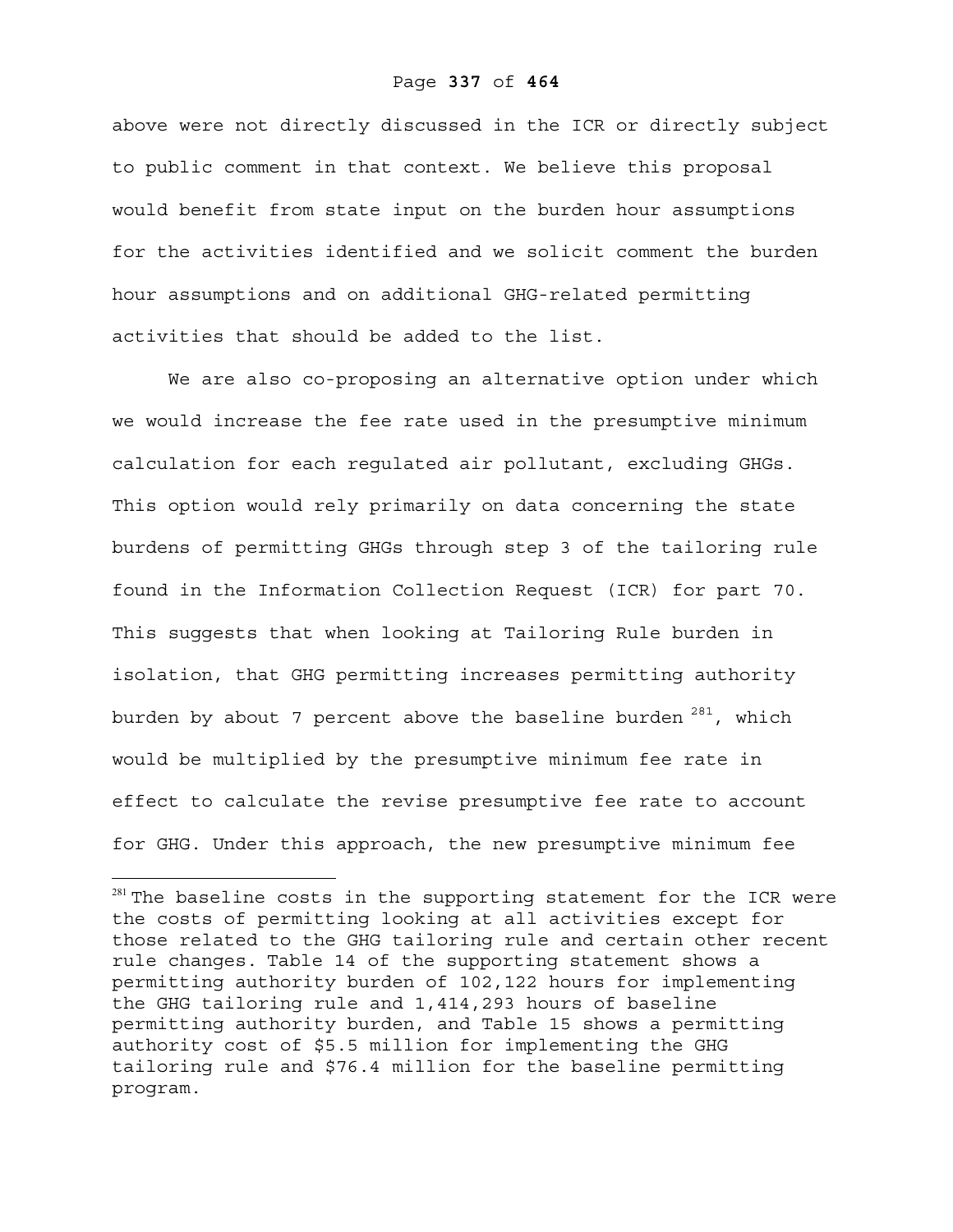above were not directly discussed in the ICR or directly subject to public comment in that context. We believe this proposal would benefit from state input on the burden hour assumptions for the activities identified and we solicit comment the burden hour assumptions and on additional GHG-related permitting activities that should be added to the list.

We are also co-proposing an alternative option under which we would increase the fee rate used in the presumptive minimum calculation for each regulated air pollutant, excluding GHGs. This option would rely primarily on data concerning the state burdens of permitting GHGs through step 3 of the tailoring rule found in the Information Collection Request (ICR) for part 70. This suggests that when looking at Tailoring Rule burden in isolation, that GHG permitting increases permitting authority burden by about 7 percent above the baseline burden [281], which would be multiplied by the presumptive minimum fee rate in effect to calculate the revise presumptive fee rate to account for GHG. Under this approach, the new presumptive minimum fee

---

[281] The baseline costs in the supporting statement for the ICR were the costs of permitting looking at all activities except for those related to the GHG tailoring rule and certain other recent rule changes. Table 14 of the supporting statement shows a permitting authority burden of 102,122 hours for implementing the GHG tailoring rule and 1,414,293 hours of baseline permitting authority burden, and Table 15 shows a permitting authority cost of \$5.5 million for implementing the GHG tailoring rule and \$76.4 million for the baseline permitting program.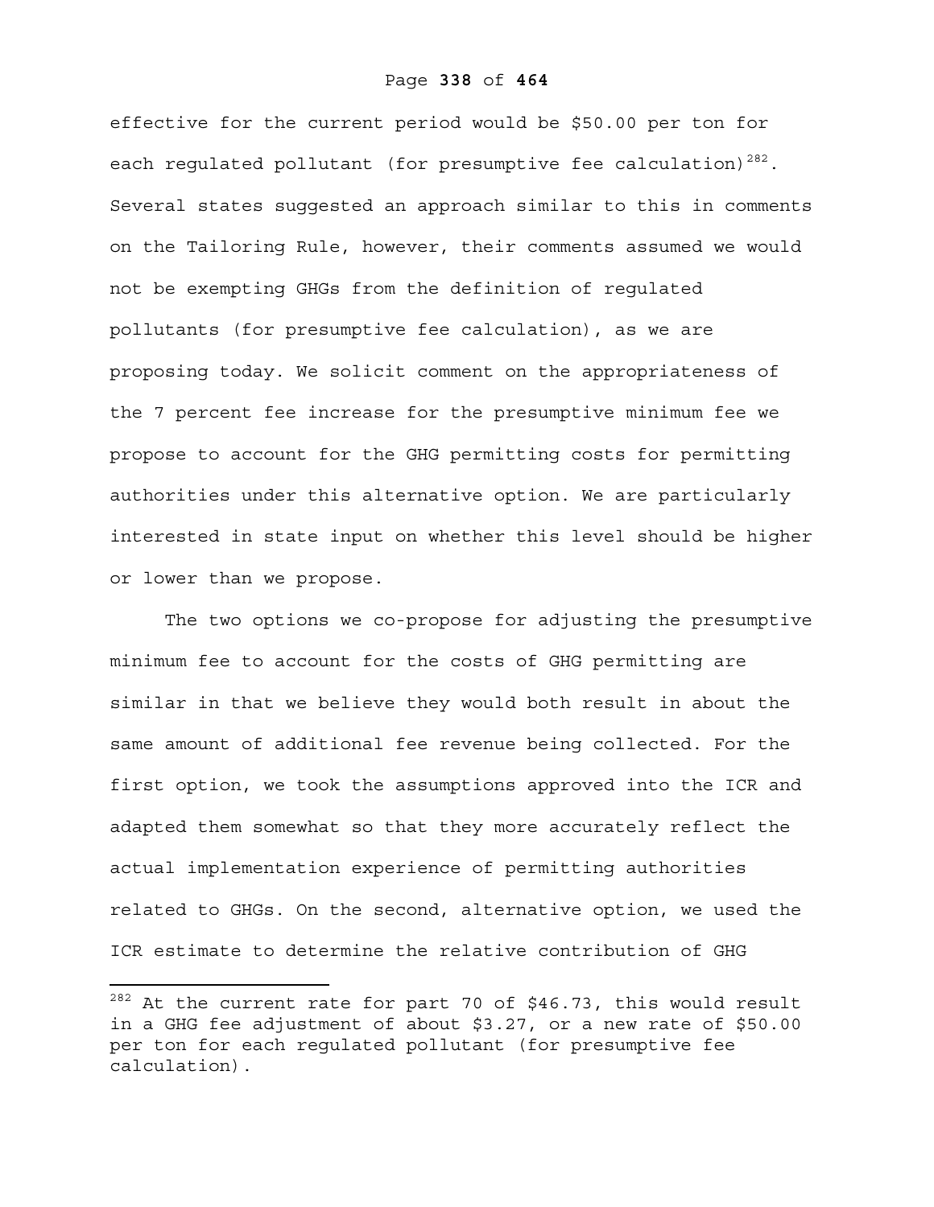effective for the current period would be $50.00 per ton for each regulated pollutant (for presumptive fee calculation)[282]. Several states suggested an approach similar to this in comments on the Tailoring Rule, however, their comments assumed we would not be exempting GHGs from the definition of regulated pollutants (for presumptive fee calculation), as we are proposing today. We solicit comment on the appropriateness of the 7 percent fee increase for the presumptive minimum fee we propose to account for the GHG permitting costs for permitting authorities under this alternative option. We are particularly interested in state input on whether this level should be higher or lower than we propose.

The two options we co-propose for adjusting the presumptive minimum fee to account for the costs of GHG permitting are similar in that we believe they would both result in about the same amount of additional fee revenue being collected. For the first option, we took the assumptions approved into the ICR and adapted them somewhat so that they more accurately reflect the actual implementation experience of permitting authorities related to GHGs. On the second, alternative option, we used the ICR estimate to determine the relative contribution of GHG

---

[282] At the current rate for part 70 of $46.73, this would result in a GHG fee adjustment of about $3.27, or a new rate of $50.00 per ton for each regulated pollutant (for presumptive fee calculation).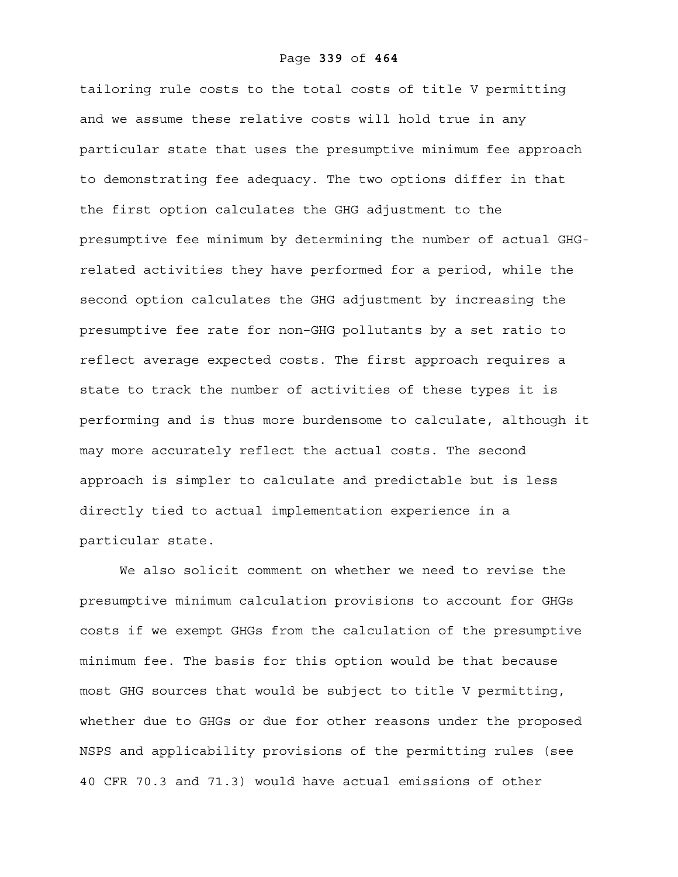tailoring rule costs to the total costs of title V permitting and we assume these relative costs will hold true in any particular state that uses the presumptive minimum fee approach to demonstrating fee adequacy. The two options differ in that the first option calculates the GHG adjustment to the presumptive fee minimum by determining the number of actual GHG-related activities they have performed for a period, while the second option calculates the GHG adjustment by increasing the presumptive fee rate for non-GHG pollutants by a set ratio to reflect average expected costs. The first approach requires a state to track the number of activities of these types it is performing and is thus more burdensome to calculate, although it may more accurately reflect the actual costs. The second approach is simpler to calculate and predictable but is less directly tied to actual implementation experience in a particular state.

We also solicit comment on whether we need to revise the presumptive minimum calculation provisions to account for GHGs costs if we exempt GHGs from the calculation of the presumptive minimum fee. The basis for this option would be that because most GHG sources that would be subject to title V permitting, whether due to GHGs or due for other reasons under the proposed NSPS and applicability provisions of the permitting rules (see 40 CFR 70.3 and 71.3) would have actual emissions of other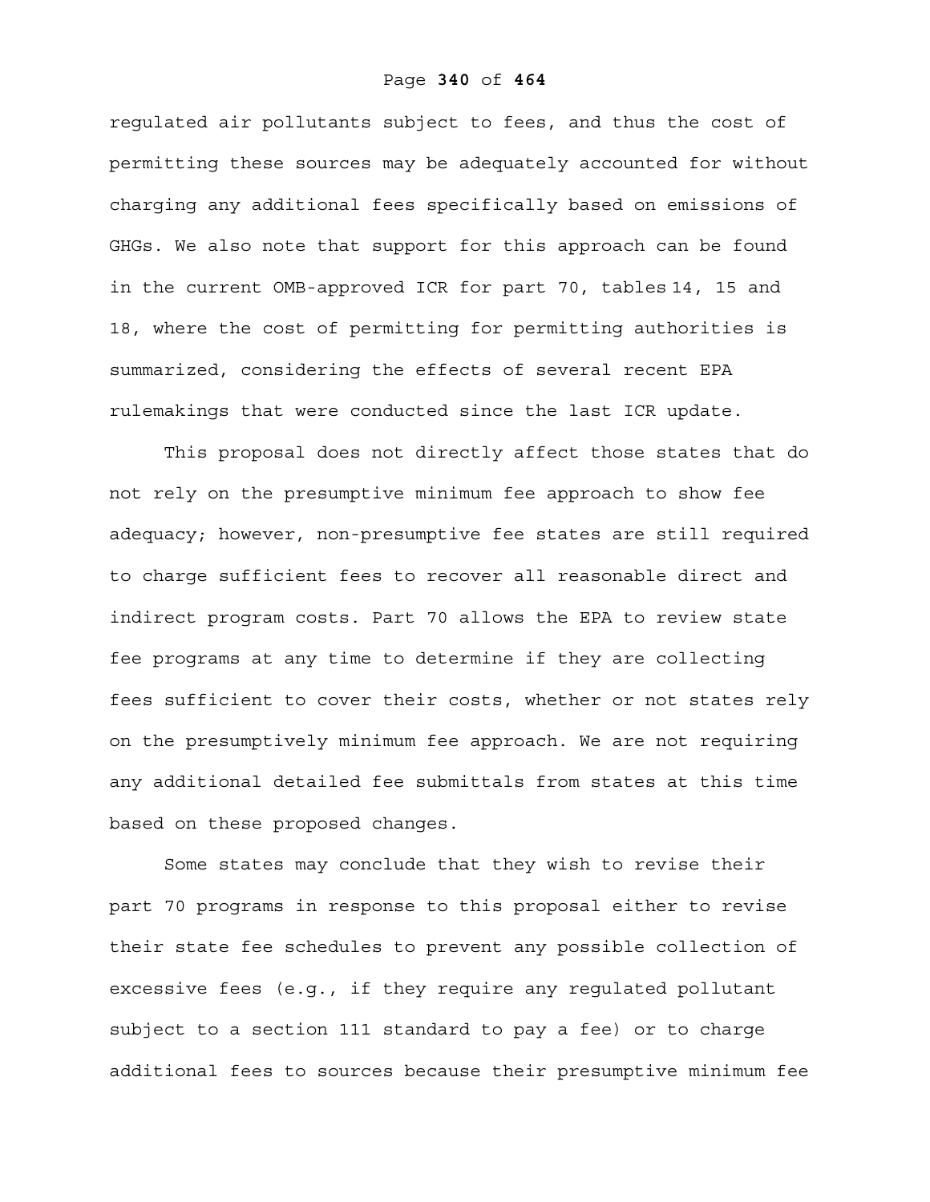regulated air pollutants subject to fees, and thus the cost of permitting these sources may be adequately accounted for without charging any additional fees specifically based on emissions of GHGs. We also note that support for this approach can be found in the current OMB-approved ICR for part 70, tables 14, 15 and 18, where the cost of permitting for permitting authorities is summarized, considering the effects of several recent EPA rulemakings that were conducted since the last ICR update.

This proposal does not directly affect those states that do not rely on the presumptive minimum fee approach to show fee adequacy; however, non-presumptive fee states are still required to charge sufficient fees to recover all reasonable direct and indirect program costs. Part 70 allows the EPA to review state fee programs at any time to determine if they are collecting fees sufficient to cover their costs, whether or not states rely on the presumptively minimum fee approach. We are not requiring any additional detailed fee submittals from states at this time based on these proposed changes.

Some states may conclude that they wish to revise their part 70 programs in response to this proposal either to revise their state fee schedules to prevent any possible collection of excessive fees (e.g., if they require any regulated pollutant subject to a section 111 standard to pay a fee) or to charge additional fees to sources because their presumptive minimum fee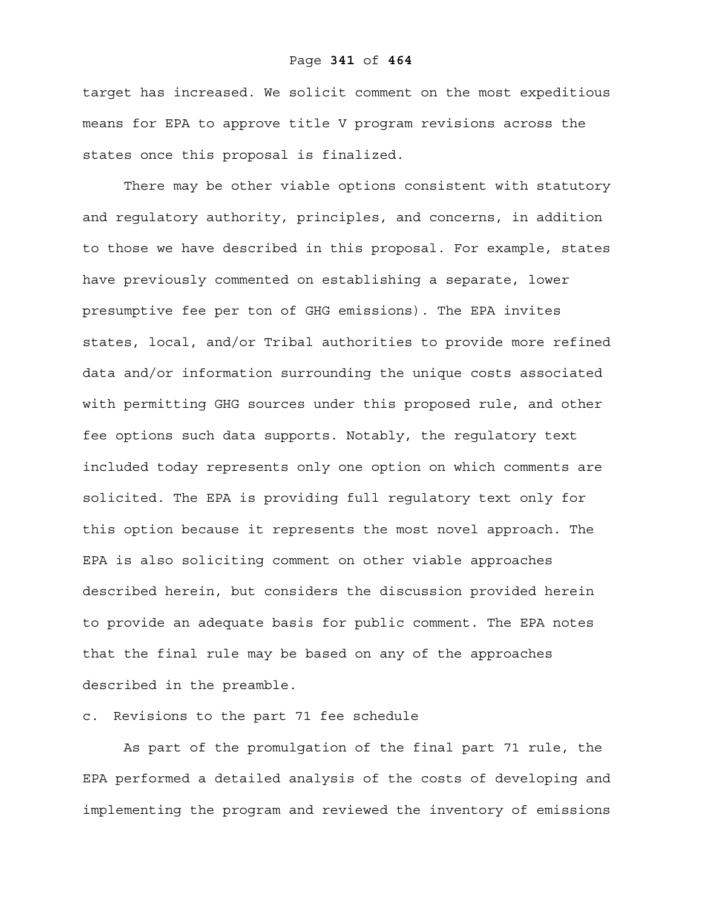target has increased. We solicit comment on the most expeditious means for EPA to approve title V program revisions across the states once this proposal is finalized.

There may be other viable options consistent with statutory and regulatory authority, principles, and concerns, in addition to those we have described in this proposal. For example, states have previously commented on establishing a separate, lower presumptive fee per ton of GHG emissions). The EPA invites states, local, and/or Tribal authorities to provide more refined data and/or information surrounding the unique costs associated with permitting GHG sources under this proposed rule, and other fee options such data supports. Notably, the regulatory text included today represents only one option on which comments are solicited. The EPA is providing full regulatory text only for this option because it represents the most novel approach. The EPA is also soliciting comment on other viable approaches described herein, but considers the discussion provided herein to provide an adequate basis for public comment. The EPA notes that the final rule may be based on any of the approaches described in the preamble.

c. Revisions to the part 71 fee schedule

As part of the promulgation of the final part 71 rule, the EPA performed a detailed analysis of the costs of developing and implementing the program and reviewed the inventory of emissions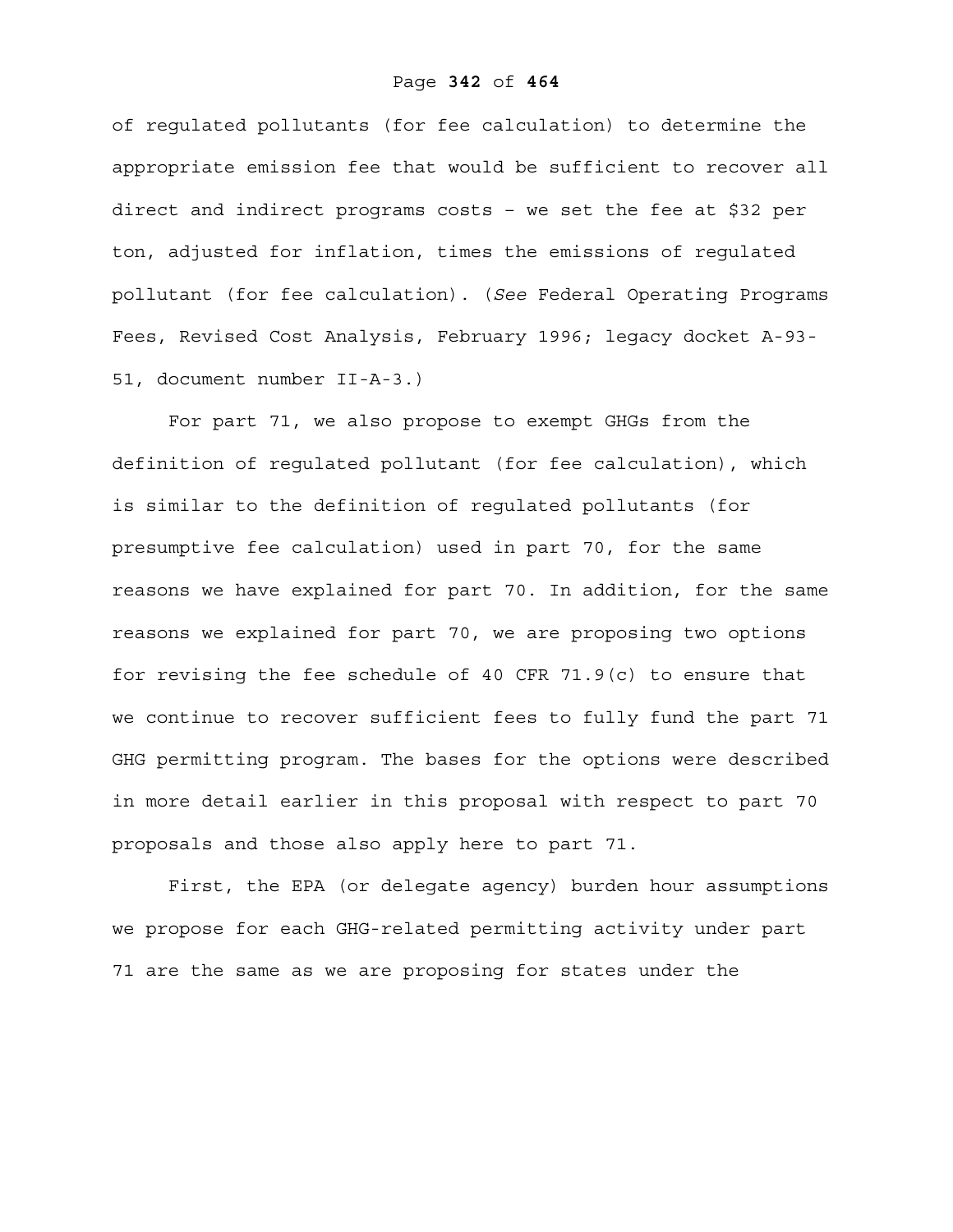of regulated pollutants (for fee calculation) to determine the appropriate emission fee that would be sufficient to recover all direct and indirect programs costs – we set the fee at $32 per ton, adjusted for inflation, times the emissions of regulated pollutant (for fee calculation). (*See* Federal Operating Programs Fees, Revised Cost Analysis, February 1996; legacy docket A-93-51, document number II-A-3.)

For part 71, we also propose to exempt GHGs from the definition of regulated pollutant (for fee calculation), which is similar to the definition of regulated pollutants (for presumptive fee calculation) used in part 70, for the same reasons we have explained for part 70. In addition, for the same reasons we explained for part 70, we are proposing two options for revising the fee schedule of 40 CFR 71.9(c) to ensure that we continue to recover sufficient fees to fully fund the part 71 GHG permitting program. The bases for the options were described in more detail earlier in this proposal with respect to part 70 proposals and those also apply here to part 71.

First, the EPA (or delegate agency) burden hour assumptions we propose for each GHG-related permitting activity under part 71 are the same as we are proposing for states under the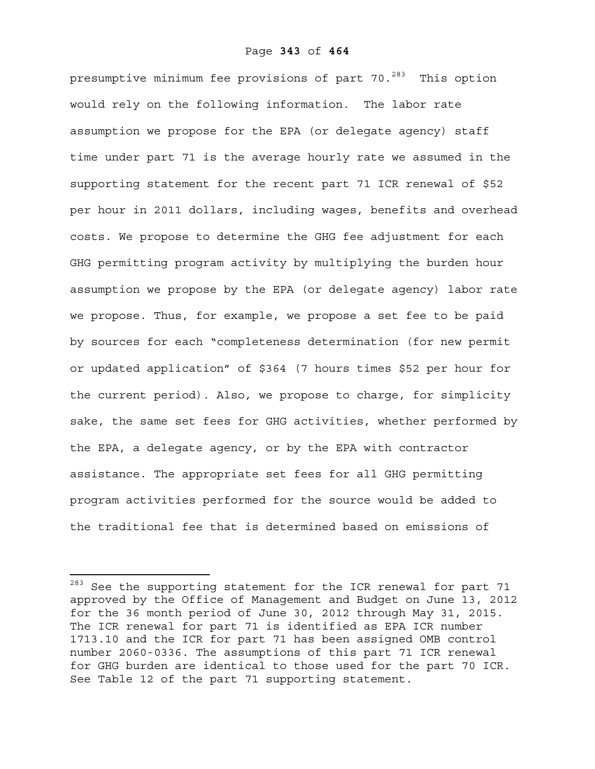presumptive minimum fee provisions of part 70.[283] This option would rely on the following information. The labor rate assumption we propose for the EPA (or delegate agency) staff time under part 71 is the average hourly rate we assumed in the supporting statement for the recent part 71 ICR renewal of $52 per hour in 2011 dollars, including wages, benefits and overhead costs. We propose to determine the GHG fee adjustment for each GHG permitting program activity by multiplying the burden hour assumption we propose by the EPA (or delegate agency) labor rate we propose. Thus, for example, we propose a set fee to be paid by sources for each "completeness determination (for new permit or updated application" of $364 (7 hours times $52 per hour for the current period). Also, we propose to charge, for simplicity sake, the same set fees for GHG activities, whether performed by the EPA, a delegate agency, or by the EPA with contractor assistance. The appropriate set fees for all GHG permitting program activities performed for the source would be added to the traditional fee that is determined based on emissions of

---

[283] See the supporting statement for the ICR renewal for part 71 approved by the Office of Management and Budget on June 13, 2012 for the 36 month period of June 30, 2012 through May 31, 2015. The ICR renewal for part 71 is identified as EPA ICR number 1713.10 and the ICR for part 71 has been assigned OMB control number 2060-0336. The assumptions of this part 71 ICR renewal for GHG burden are identical to those used for the part 70 ICR. See Table 12 of the part 71 supporting statement.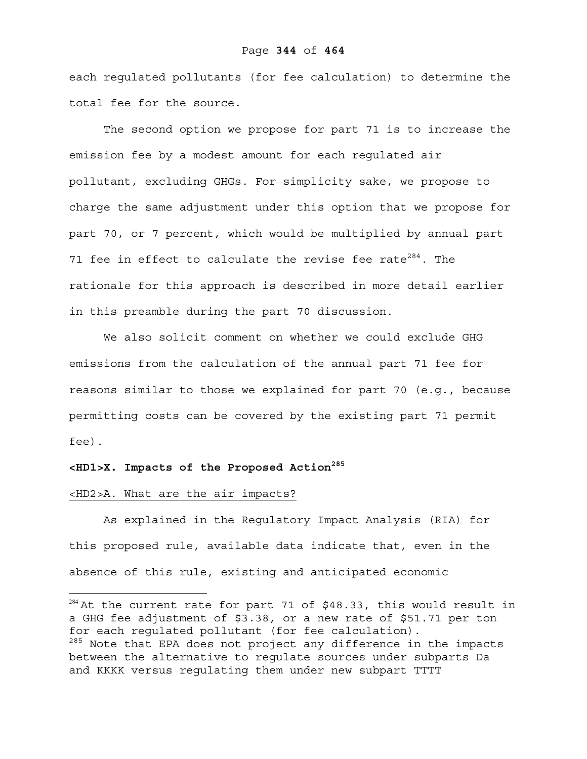each regulated pollutants (for fee calculation) to determine the total fee for the source.

The second option we propose for part 71 is to increase the emission fee by a modest amount for each regulated air pollutant, excluding GHGs. For simplicity sake, we propose to charge the same adjustment under this option that we propose for part 70, or 7 percent, which would be multiplied by annual part 71 fee in effect to calculate the revise fee rate[284]. The rationale for this approach is described in more detail earlier in this preamble during the part 70 discussion.

We also solicit comment on whether we could exclude GHG emissions from the calculation of the annual part 71 fee for reasons similar to those we explained for part 70 (e.g., because permitting costs can be covered by the existing part 71 permit fee).

# <HD1>X. Impacts of the Proposed Action[285]

## <HD2>A. What are the air impacts?

As explained in the Regulatory Impact Analysis (RIA) for this proposed rule, available data indicate that, even in the absence of this rule, existing and anticipated economic

---

[284] At the current rate for part 71 of $48.33, this would result in a GHG fee adjustment of $3.38, or a new rate of $51.71 per ton for each regulated pollutant (for fee calculation).

[285] Note that EPA does not project any difference in the impacts between the alternative to regulate sources under subparts Da and KKKK versus regulating them under new subpart TTTT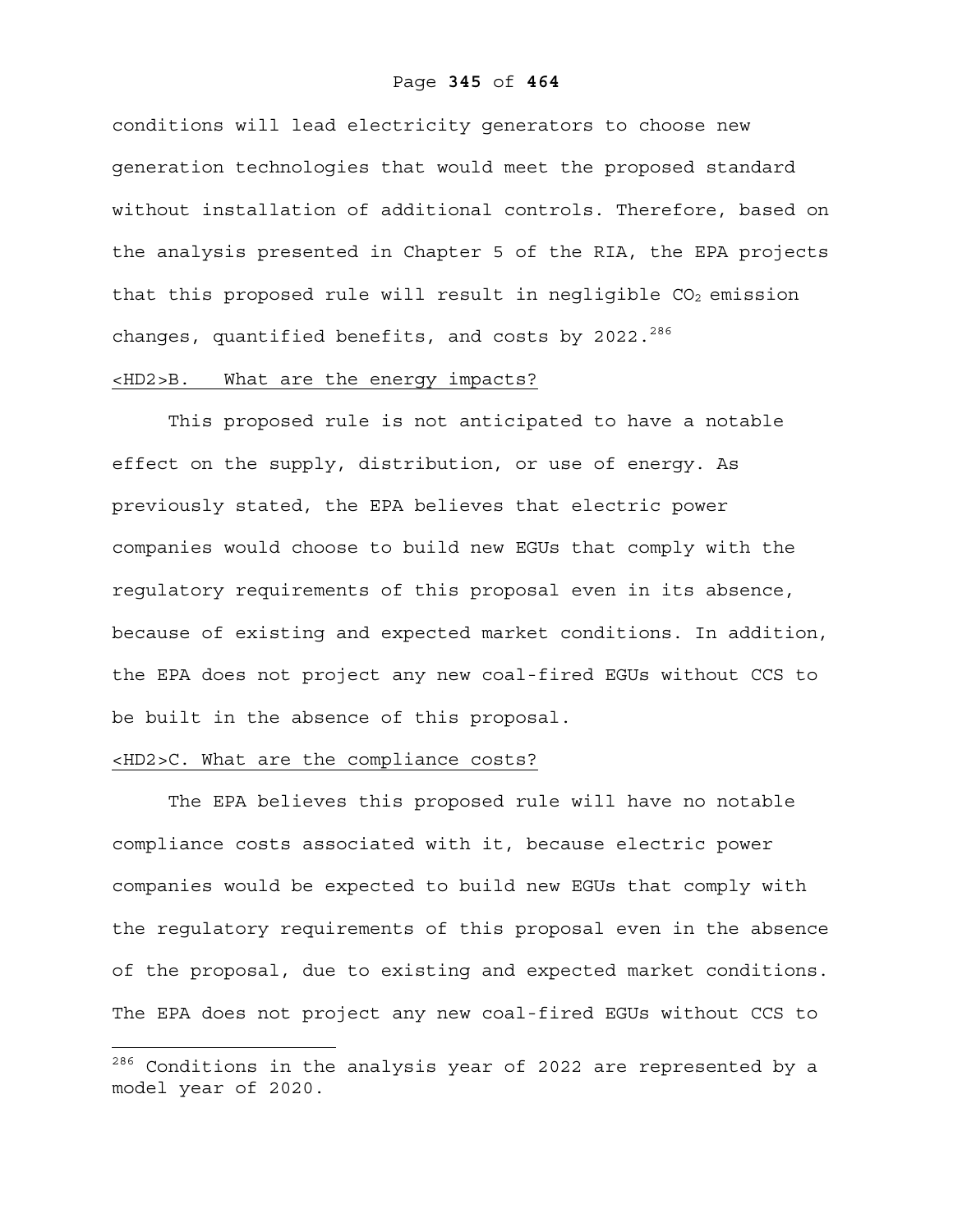conditions will lead electricity generators to choose new generation technologies that would meet the proposed standard without installation of additional controls. Therefore, based on the analysis presented in Chapter 5 of the RIA, the EPA projects that this proposed rule will result in negligible $CO_2$ emission changes, quantified benefits, and costs by 2022.[286]

## <HD2>B. What are the energy impacts?

This proposed rule is not anticipated to have a notable effect on the supply, distribution, or use of energy. As previously stated, the EPA believes that electric power companies would choose to build new EGUs that comply with the regulatory requirements of this proposal even in its absence, because of existing and expected market conditions. In addition, the EPA does not project any new coal-fired EGUs without CCS to be built in the absence of this proposal.

## <HD2>C. What are the compliance costs?

The EPA believes this proposed rule will have no notable compliance costs associated with it, because electric power companies would be expected to build new EGUs that comply with the regulatory requirements of this proposal even in the absence of the proposal, due to existing and expected market conditions. The EPA does not project any new coal-fired EGUs without CCS to

---

[286] Conditions in the analysis year of 2022 are represented by a model year of 2020.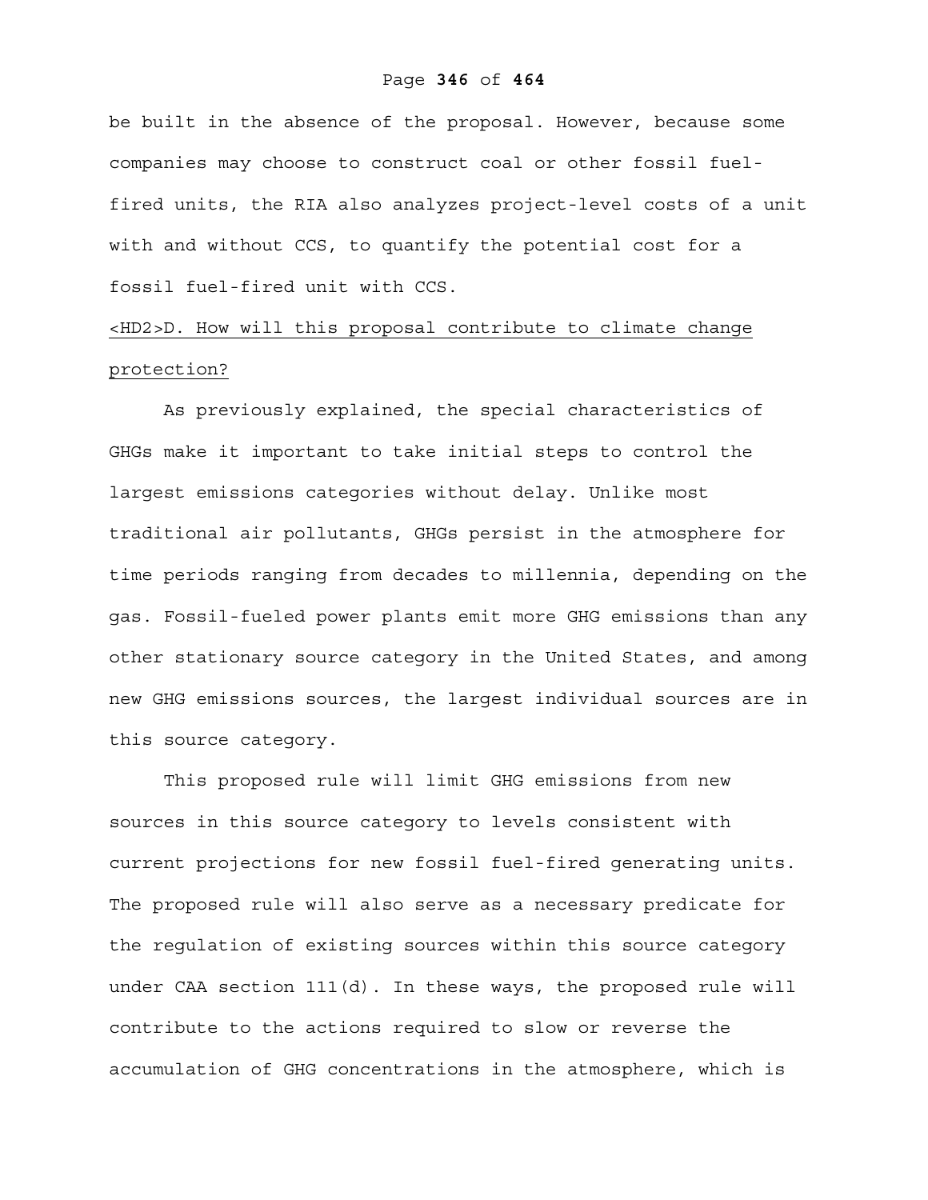be built in the absence of the proposal. However, because some companies may choose to construct coal or other fossil fuel-fired units, the RIA also analyzes project-level costs of a unit with and without CCS, to quantify the potential cost for a fossil fuel-fired unit with CCS.

## <HD2>D. How will this proposal contribute to climate change protection?

As previously explained, the special characteristics of GHGs make it important to take initial steps to control the largest emissions categories without delay. Unlike most traditional air pollutants, GHGs persist in the atmosphere for time periods ranging from decades to millennia, depending on the gas. Fossil-fueled power plants emit more GHG emissions than any other stationary source category in the United States, and among new GHG emissions sources, the largest individual sources are in this source category.

This proposed rule will limit GHG emissions from new sources in this source category to levels consistent with current projections for new fossil fuel-fired generating units. The proposed rule will also serve as a necessary predicate for the regulation of existing sources within this source category under CAA section 111(d). In these ways, the proposed rule will contribute to the actions required to slow or reverse the accumulation of GHG concentrations in the atmosphere, which is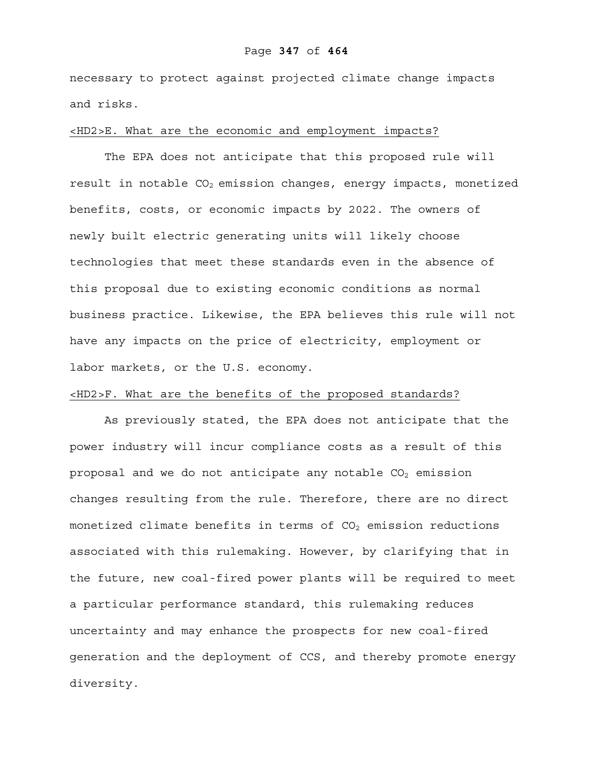necessary to protect against projected climate change impacts and risks.

## <HD2>E. What are the economic and employment impacts?

The EPA does not anticipate that this proposed rule will result in notable $CO_2$ emission changes, energy impacts, monetized benefits, costs, or economic impacts by 2022. The owners of newly built electric generating units will likely choose technologies that meet these standards even in the absence of this proposal due to existing economic conditions as normal business practice. Likewise, the EPA believes this rule will not have any impacts on the price of electricity, employment or labor markets, or the U.S. economy.

## <HD2>F. What are the benefits of the proposed standards?

As previously stated, the EPA does not anticipate that the power industry will incur compliance costs as a result of this proposal and we do not anticipate any notable $CO_2$ emission changes resulting from the rule. Therefore, there are no direct monetized climate benefits in terms of $CO_2$ emission reductions associated with this rulemaking. However, by clarifying that in the future, new coal-fired power plants will be required to meet a particular performance standard, this rulemaking reduces uncertainty and may enhance the prospects for new coal-fired generation and the deployment of CCS, and thereby promote energy diversity.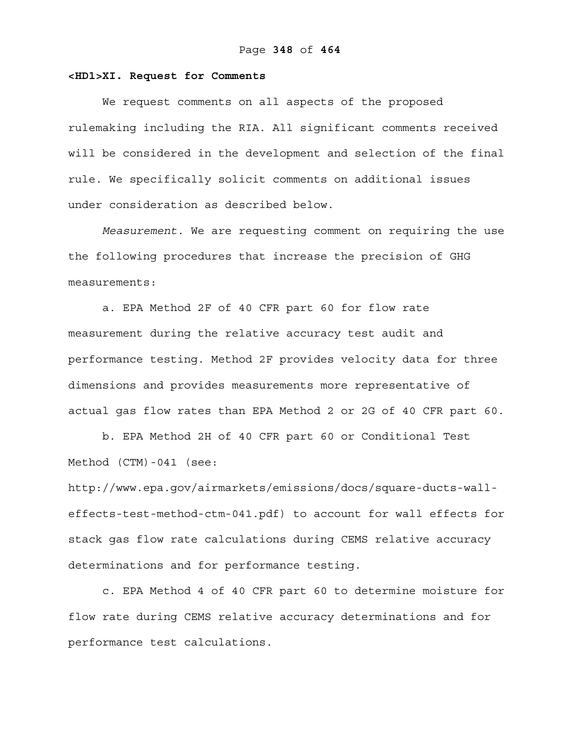## XI. Request for Comments

We request comments on all aspects of the proposed rulemaking including the RIA. All significant comments received will be considered in the development and selection of the final rule. We specifically solicit comments on additional issues under consideration as described below.

*Measurement.* We are requesting comment on requiring the use the following procedures that increase the precision of GHG measurements:

a. EPA Method 2F of 40 CFR part 60 for flow rate measurement during the relative accuracy test audit and performance testing. Method 2F provides velocity data for three dimensions and provides measurements more representative of actual gas flow rates than EPA Method 2 or 2G of 40 CFR part 60.

b. EPA Method 2H of 40 CFR part 60 or Conditional Test Method (CTM)-041 (see: http://www.epa.gov/airmarkets/emissions/docs/square-ducts-wall-effects-test-method-ctm-041.pdf) to account for wall effects for stack gas flow rate calculations during CEMS relative accuracy determinations and for performance testing.

c. EPA Method 4 of 40 CFR part 60 to determine moisture for flow rate during CEMS relative accuracy determinations and for performance test calculations.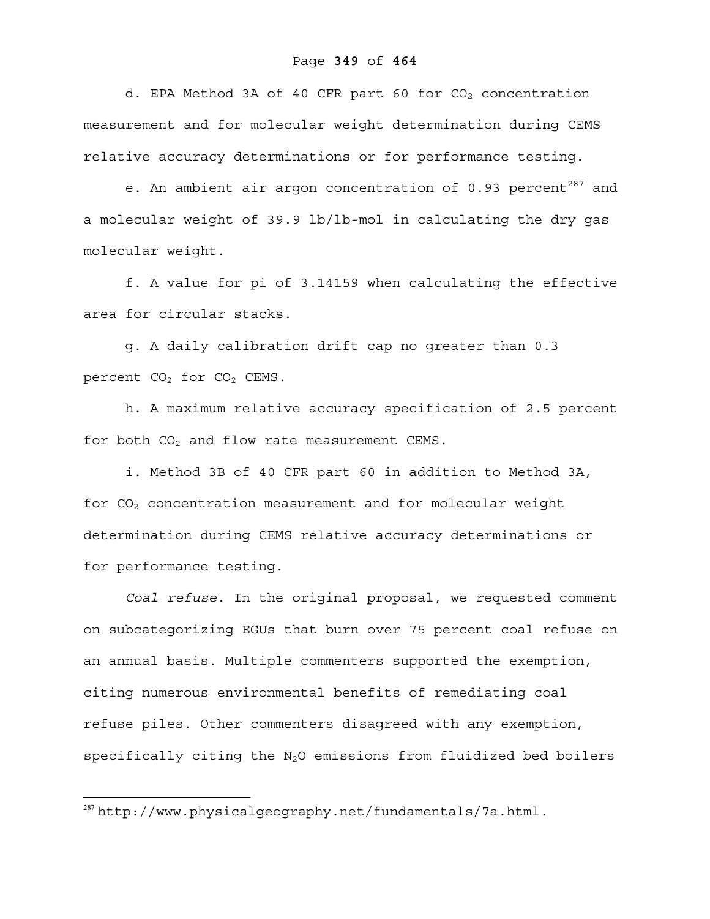d. EPA Method 3A of 40 CFR part 60 for $CO_2$ concentration measurement and for molecular weight determination during CEMS relative accuracy determinations or for performance testing.

e. An ambient air argon concentration of 0.93 percent[287] and a molecular weight of 39.9 lb/lb-mol in calculating the dry gas molecular weight.

f. A value for pi of 3.14159 when calculating the effective area for circular stacks.

g. A daily calibration drift cap no greater than 0.3 percent $CO_2$ for $CO_2$ CEMS.

h. A maximum relative accuracy specification of 2.5 percent for both $CO_2$ and flow rate measurement CEMS.

i. Method 3B of 40 CFR part 60 in addition to Method 3A, for $CO_2$ concentration measurement and for molecular weight determination during CEMS relative accuracy determinations or for performance testing.

*Coal refuse.* In the original proposal, we requested comment on subcategorizing EGUs that burn over 75 percent coal refuse on an annual basis. Multiple commenters supported the exemption, citing numerous environmental benefits of remediating coal refuse piles. Other commenters disagreed with any exemption, specifically citing the $N_2O$ emissions from fluidized bed boilers

---

[287] http://www.physicalgeography.net/fundamentals/7a.html.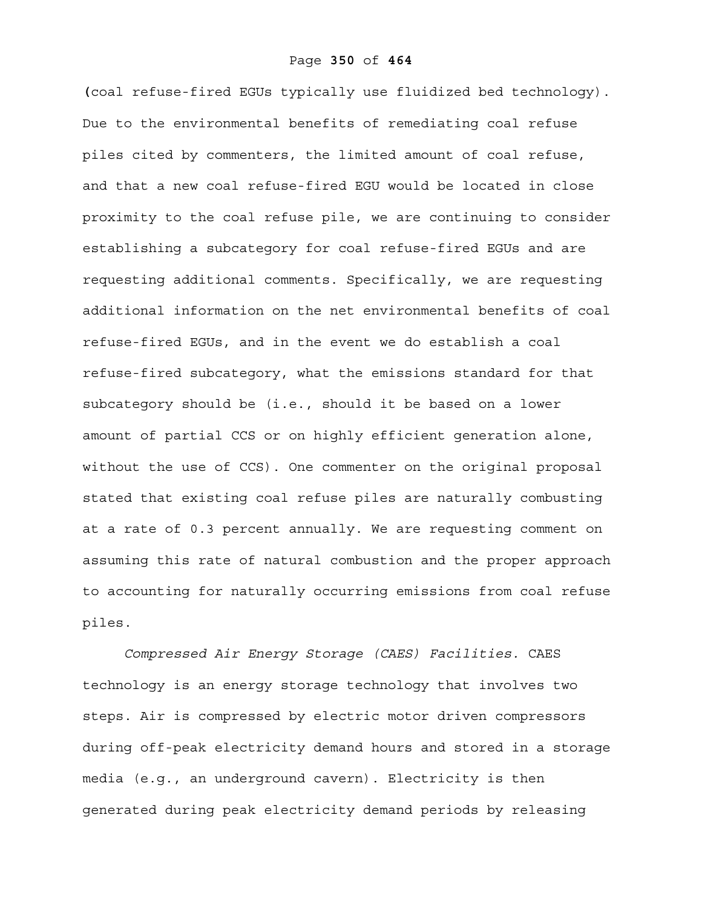(coal refuse-fired EGUs typically use fluidized bed technology). Due to the environmental benefits of remediating coal refuse piles cited by commenters, the limited amount of coal refuse, and that a new coal refuse-fired EGU would be located in close proximity to the coal refuse pile, we are continuing to consider establishing a subcategory for coal refuse-fired EGUs and are requesting additional comments. Specifically, we are requesting additional information on the net environmental benefits of coal refuse-fired EGUs, and in the event we do establish a coal refuse-fired subcategory, what the emissions standard for that subcategory should be (i.e., should it be based on a lower amount of partial CCS or on highly efficient generation alone, without the use of CCS). One commenter on the original proposal stated that existing coal refuse piles are naturally combusting at a rate of 0.3 percent annually. We are requesting comment on assuming this rate of natural combustion and the proper approach to accounting for naturally occurring emissions from coal refuse piles.

*Compressed Air Energy Storage (CAES) Facilities.* CAES technology is an energy storage technology that involves two steps. Air is compressed by electric motor driven compressors during off-peak electricity demand hours and stored in a storage media (e.g., an underground cavern). Electricity is then generated during peak electricity demand periods by releasing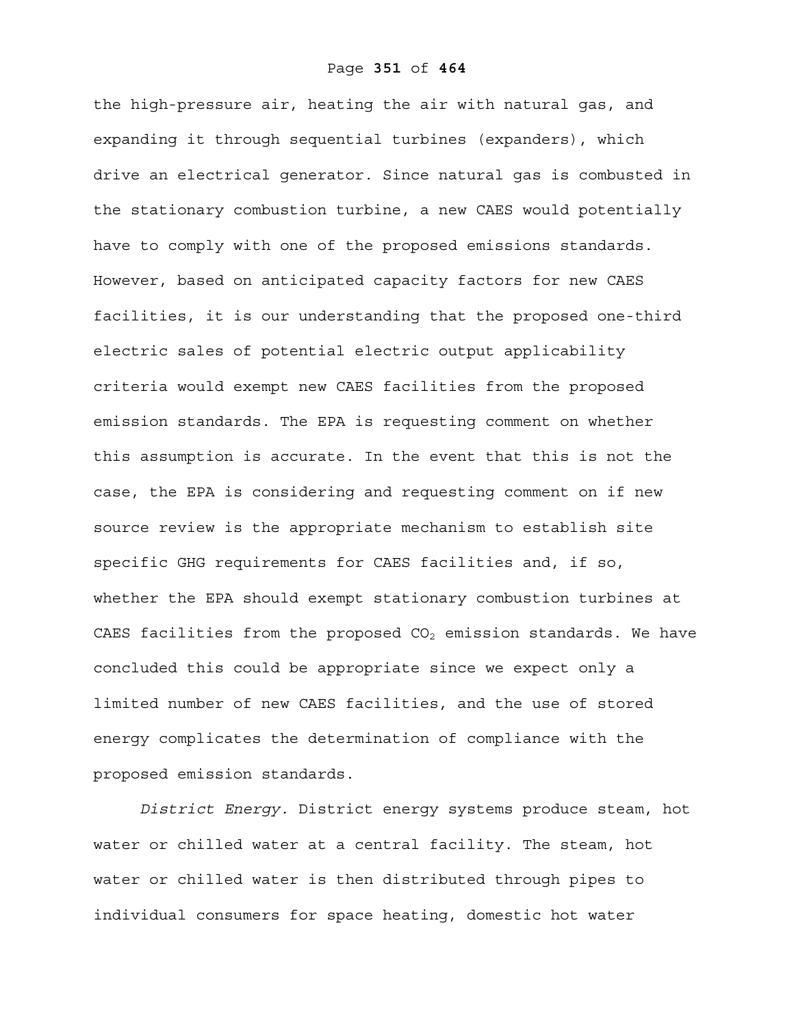the high-pressure air, heating the air with natural gas, and expanding it through sequential turbines (expanders), which drive an electrical generator. Since natural gas is combusted in the stationary combustion turbine, a new CAES would potentially have to comply with one of the proposed emissions standards. However, based on anticipated capacity factors for new CAES facilities, it is our understanding that the proposed one-third electric sales of potential electric output applicability criteria would exempt new CAES facilities from the proposed emission standards. The EPA is requesting comment on whether this assumption is accurate. In the event that this is not the case, the EPA is considering and requesting comment on if new source review is the appropriate mechanism to establish site specific GHG requirements for CAES facilities and, if so, whether the EPA should exempt stationary combustion turbines at CAES facilities from the proposed $CO_2$ emission standards. We have concluded this could be appropriate since we expect only a limited number of new CAES facilities, and the use of stored energy complicates the determination of compliance with the proposed emission standards.

*District Energy.* District energy systems produce steam, hot water or chilled water at a central facility. The steam, hot water or chilled water is then distributed through pipes to individual consumers for space heating, domestic hot water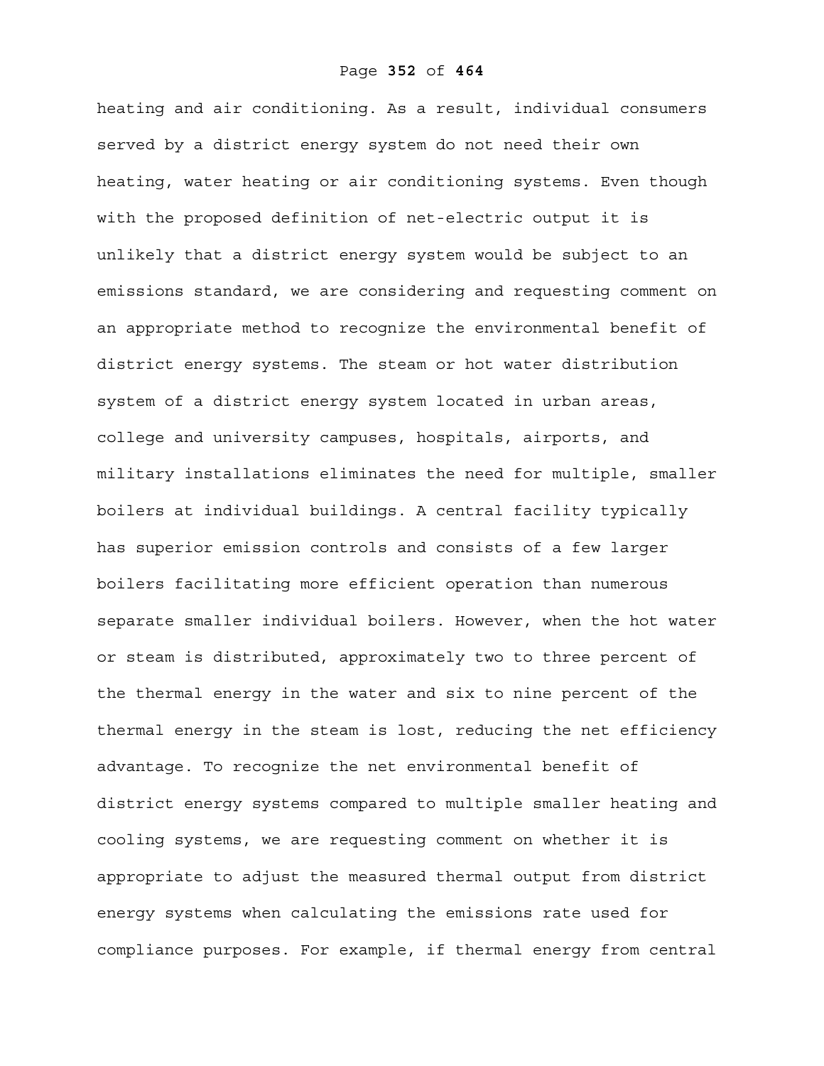heating and air conditioning. As a result, individual consumers served by a district energy system do not need their own heating, water heating or air conditioning systems. Even though with the proposed definition of net-electric output it is unlikely that a district energy system would be subject to an emissions standard, we are considering and requesting comment on an appropriate method to recognize the environmental benefit of district energy systems. The steam or hot water distribution system of a district energy system located in urban areas, college and university campuses, hospitals, airports, and military installations eliminates the need for multiple, smaller boilers at individual buildings. A central facility typically has superior emission controls and consists of a few larger boilers facilitating more efficient operation than numerous separate smaller individual boilers. However, when the hot water or steam is distributed, approximately two to three percent of the thermal energy in the water and six to nine percent of the thermal energy in the steam is lost, reducing the net efficiency advantage. To recognize the net environmental benefit of district energy systems compared to multiple smaller heating and cooling systems, we are requesting comment on whether it is appropriate to adjust the measured thermal output from district energy systems when calculating the emissions rate used for compliance purposes. For example, if thermal energy from central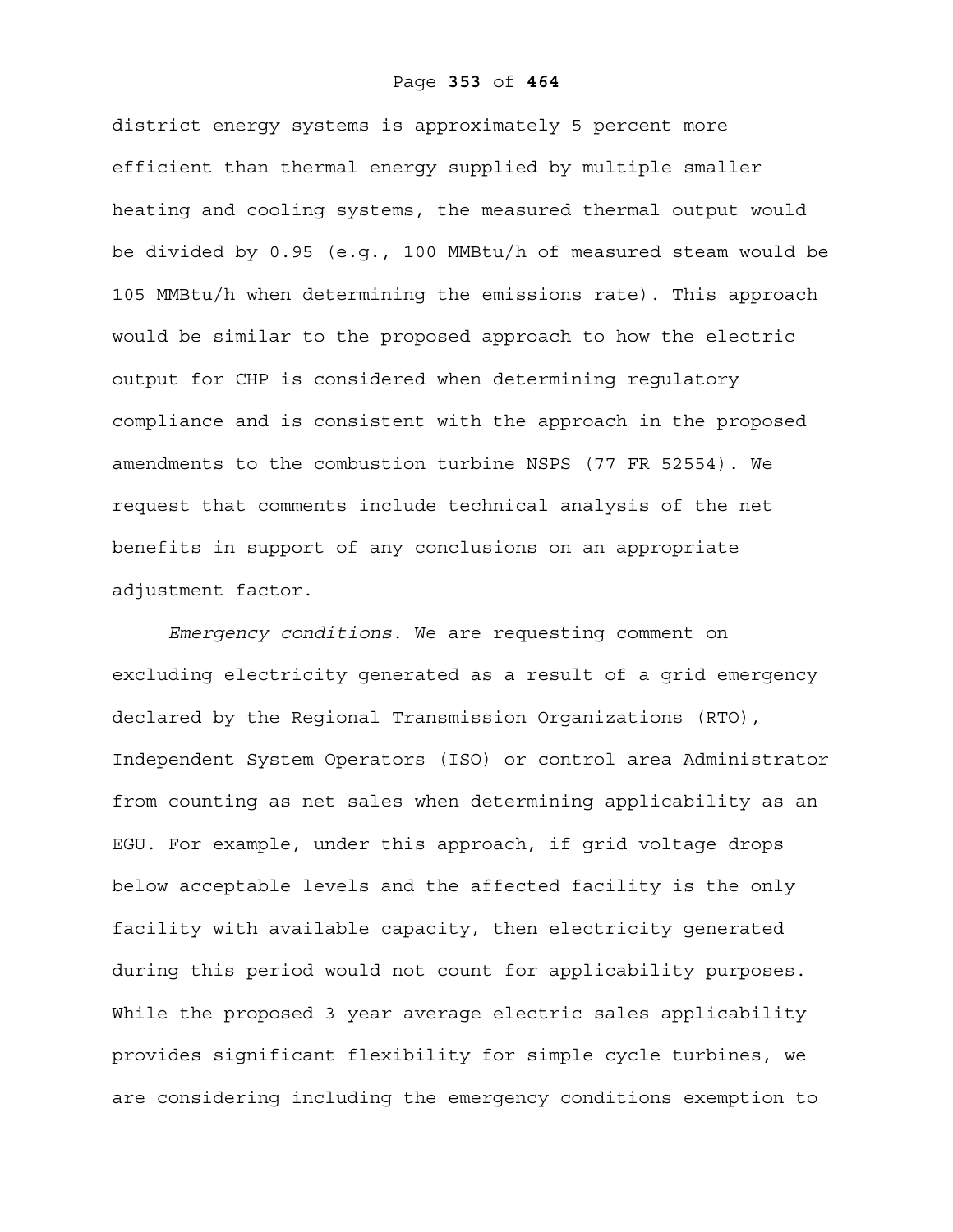district energy systems is approximately 5 percent more efficient than thermal energy supplied by multiple smaller heating and cooling systems, the measured thermal output would be divided by 0.95 (e.g., 100 MMBtu/h of measured steam would be 105 MMBtu/h when determining the emissions rate). This approach would be similar to the proposed approach to how the electric output for CHP is considered when determining regulatory compliance and is consistent with the approach in the proposed amendments to the combustion turbine NSPS (77 FR 52554). We request that comments include technical analysis of the net benefits in support of any conclusions on an appropriate adjustment factor.

*Emergency conditions*. We are requesting comment on excluding electricity generated as a result of a grid emergency declared by the Regional Transmission Organizations (RTO), Independent System Operators (ISO) or control area Administrator from counting as net sales when determining applicability as an EGU. For example, under this approach, if grid voltage drops below acceptable levels and the affected facility is the only facility with available capacity, then electricity generated during this period would not count for applicability purposes. While the proposed 3 year average electric sales applicability provides significant flexibility for simple cycle turbines, we are considering including the emergency conditions exemption to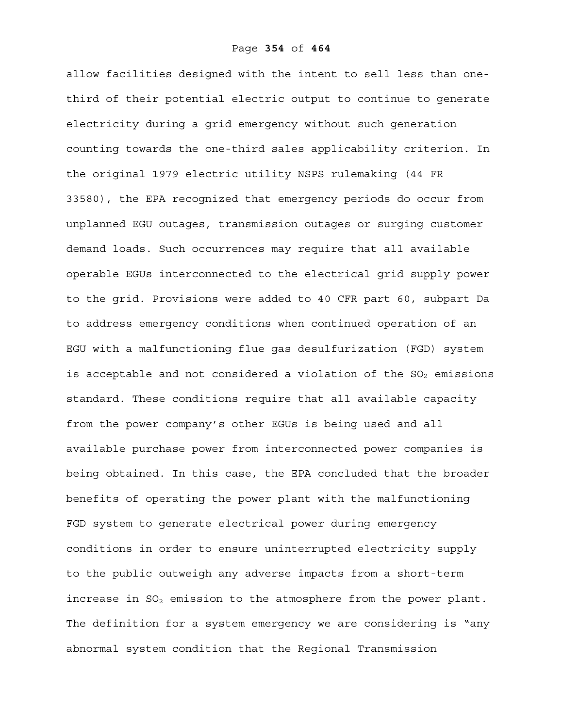allow facilities designed with the intent to sell less than one-third of their potential electric output to continue to generate electricity during a grid emergency without such generation counting towards the one-third sales applicability criterion. In the original 1979 electric utility NSPS rulemaking (44 FR 33580), the EPA recognized that emergency periods do occur from unplanned EGU outages, transmission outages or surging customer demand loads. Such occurrences may require that all available operable EGUs interconnected to the electrical grid supply power to the grid. Provisions were added to 40 CFR part 60, subpart Da to address emergency conditions when continued operation of an EGU with a malfunctioning flue gas desulfurization (FGD) system is acceptable and not considered a violation of the $SO_2$ emissions standard. These conditions require that all available capacity from the power company's other EGUs is being used and all available purchase power from interconnected power companies is being obtained. In this case, the EPA concluded that the broader benefits of operating the power plant with the malfunctioning FGD system to generate electrical power during emergency conditions in order to ensure uninterrupted electricity supply to the public outweigh any adverse impacts from a short-term increase in $SO_2$ emission to the atmosphere from the power plant. The definition for a system emergency we are considering is "any abnormal system condition that the Regional Transmission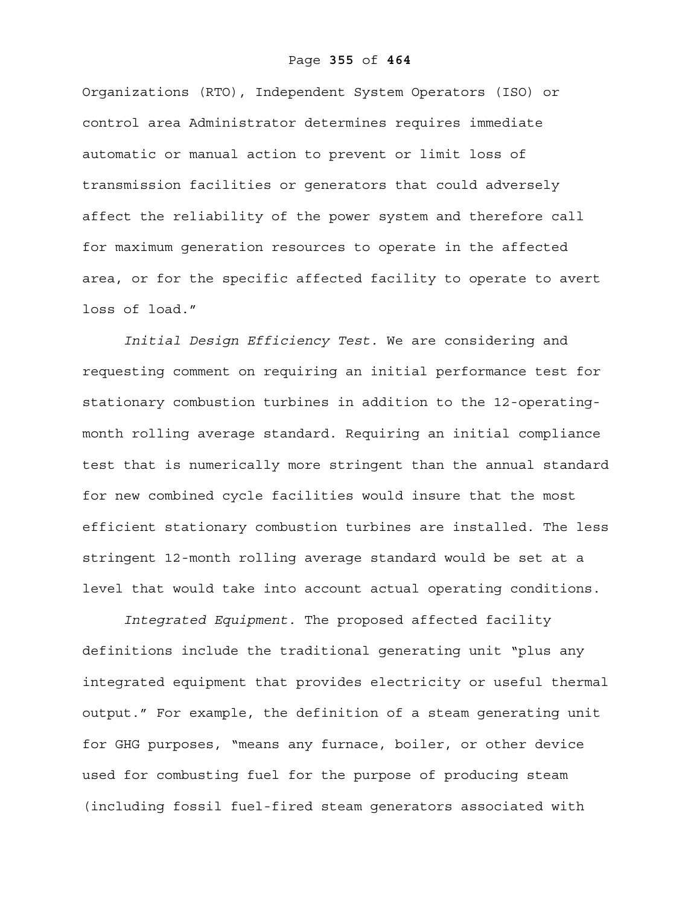Organizations (RTO), Independent System Operators (ISO) or control area Administrator determines requires immediate automatic or manual action to prevent or limit loss of transmission facilities or generators that could adversely affect the reliability of the power system and therefore call for maximum generation resources to operate in the affected area, or for the specific affected facility to operate to avert loss of load."

*Initial Design Efficiency Test.* We are considering and requesting comment on requiring an initial performance test for stationary combustion turbines in addition to the 12-operating-month rolling average standard. Requiring an initial compliance test that is numerically more stringent than the annual standard for new combined cycle facilities would insure that the most efficient stationary combustion turbines are installed. The less stringent 12-month rolling average standard would be set at a level that would take into account actual operating conditions.

*Integrated Equipment.* The proposed affected facility definitions include the traditional generating unit "plus any integrated equipment that provides electricity or useful thermal output." For example, the definition of a steam generating unit for GHG purposes, "means any furnace, boiler, or other device used for combusting fuel for the purpose of producing steam (including fossil fuel-fired steam generators associated with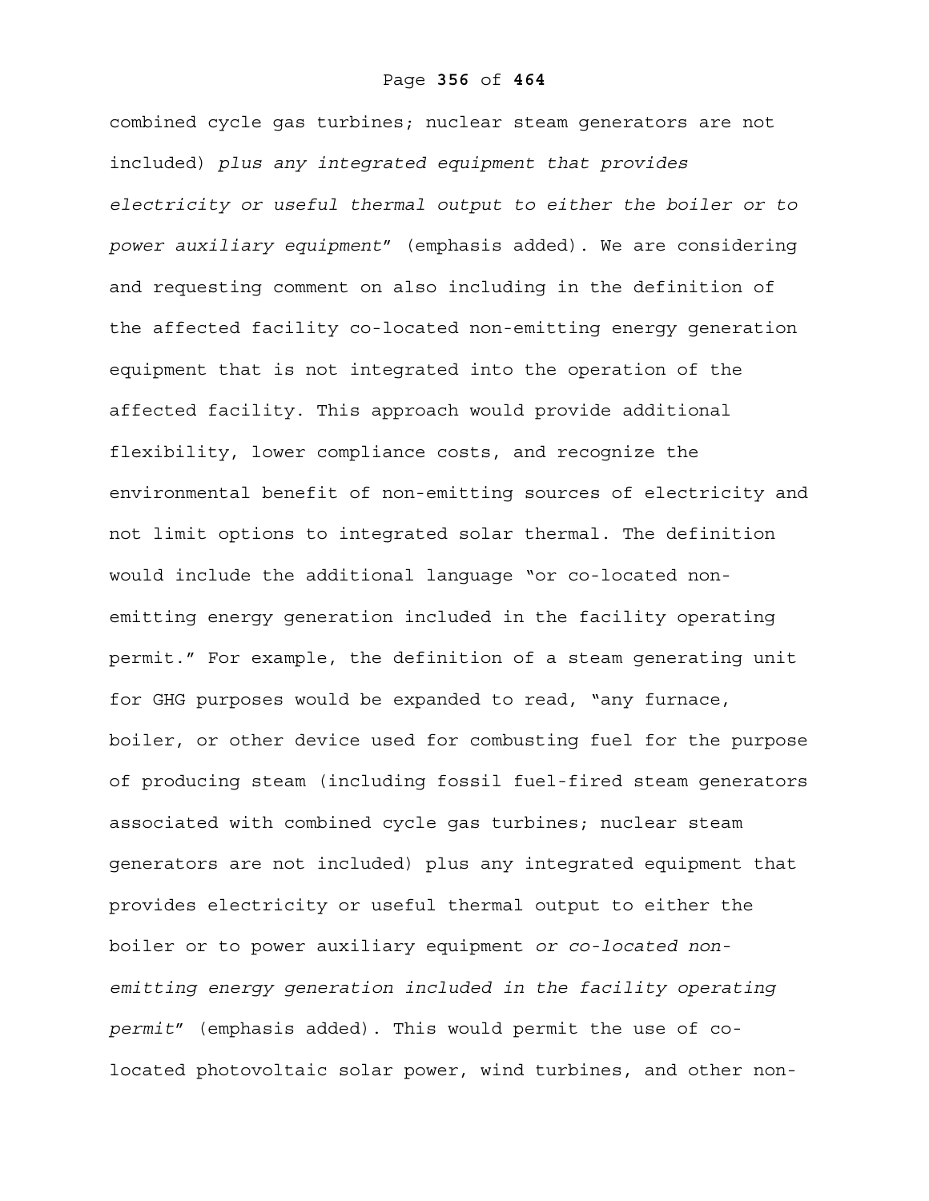combined cycle gas turbines; nuclear steam generators are not included) *plus any integrated equipment that provides electricity or useful thermal output to either the boiler or to power auxiliary equipment*" (emphasis added). We are considering and requesting comment on also including in the definition of the affected facility co-located non-emitting energy generation equipment that is not integrated into the operation of the affected facility. This approach would provide additional flexibility, lower compliance costs, and recognize the environmental benefit of non-emitting sources of electricity and not limit options to integrated solar thermal. The definition would include the additional language "or co-located non-emitting energy generation included in the facility operating permit." For example, the definition of a steam generating unit for GHG purposes would be expanded to read, "any furnace, boiler, or other device used for combusting fuel for the purpose of producing steam (including fossil fuel-fired steam generators associated with combined cycle gas turbines; nuclear steam generators are not included) plus any integrated equipment that provides electricity or useful thermal output to either the boiler or to power auxiliary equipment *or co-located non-emitting energy generation included in the facility operating permit*" (emphasis added). This would permit the use of co-located photovoltaic solar power, wind turbines, and other non-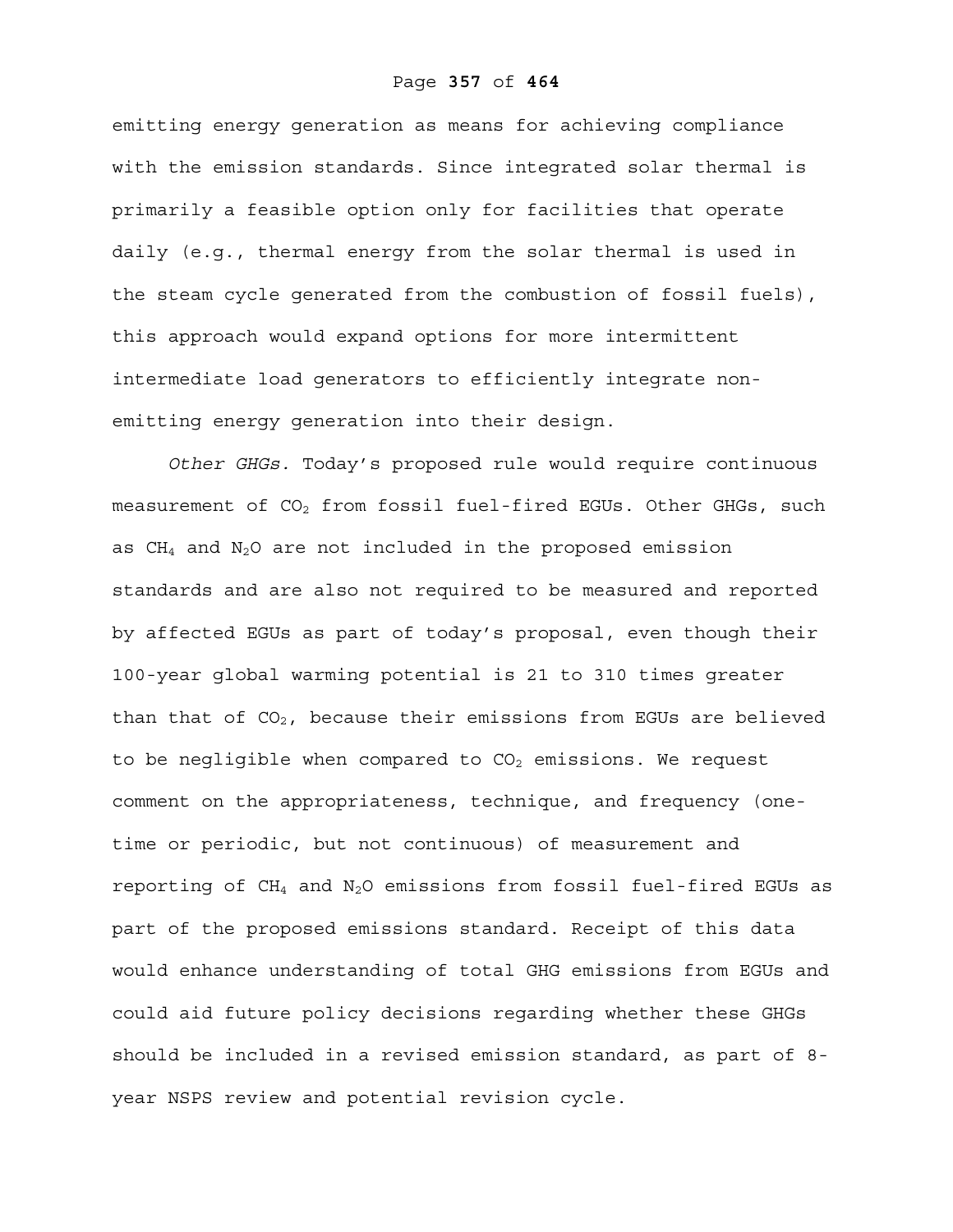emitting energy generation as means for achieving compliance with the emission standards. Since integrated solar thermal is primarily a feasible option only for facilities that operate daily (e.g., thermal energy from the solar thermal is used in the steam cycle generated from the combustion of fossil fuels), this approach would expand options for more intermittent intermediate load generators to efficiently integrate non-emitting energy generation into their design.

*Other GHGs.* Today's proposed rule would require continuous measurement of $CO_2$ from fossil fuel-fired EGUs. Other GHGs, such as $CH_4$ and $N_2O$ are not included in the proposed emission standards and are also not required to be measured and reported by affected EGUs as part of today's proposal, even though their 100-year global warming potential is 21 to 310 times greater than that of $CO_2$, because their emissions from EGUs are believed to be negligible when compared to $CO_2$ emissions. We request comment on the appropriateness, technique, and frequency (one-time or periodic, but not continuous) of measurement and reporting of $CH_4$ and $N_2O$ emissions from fossil fuel-fired EGUs as part of the proposed emissions standard. Receipt of this data would enhance understanding of total GHG emissions from EGUs and could aid future policy decisions regarding whether these GHGs should be included in a revised emission standard, as part of 8-year NSPS review and potential revision cycle.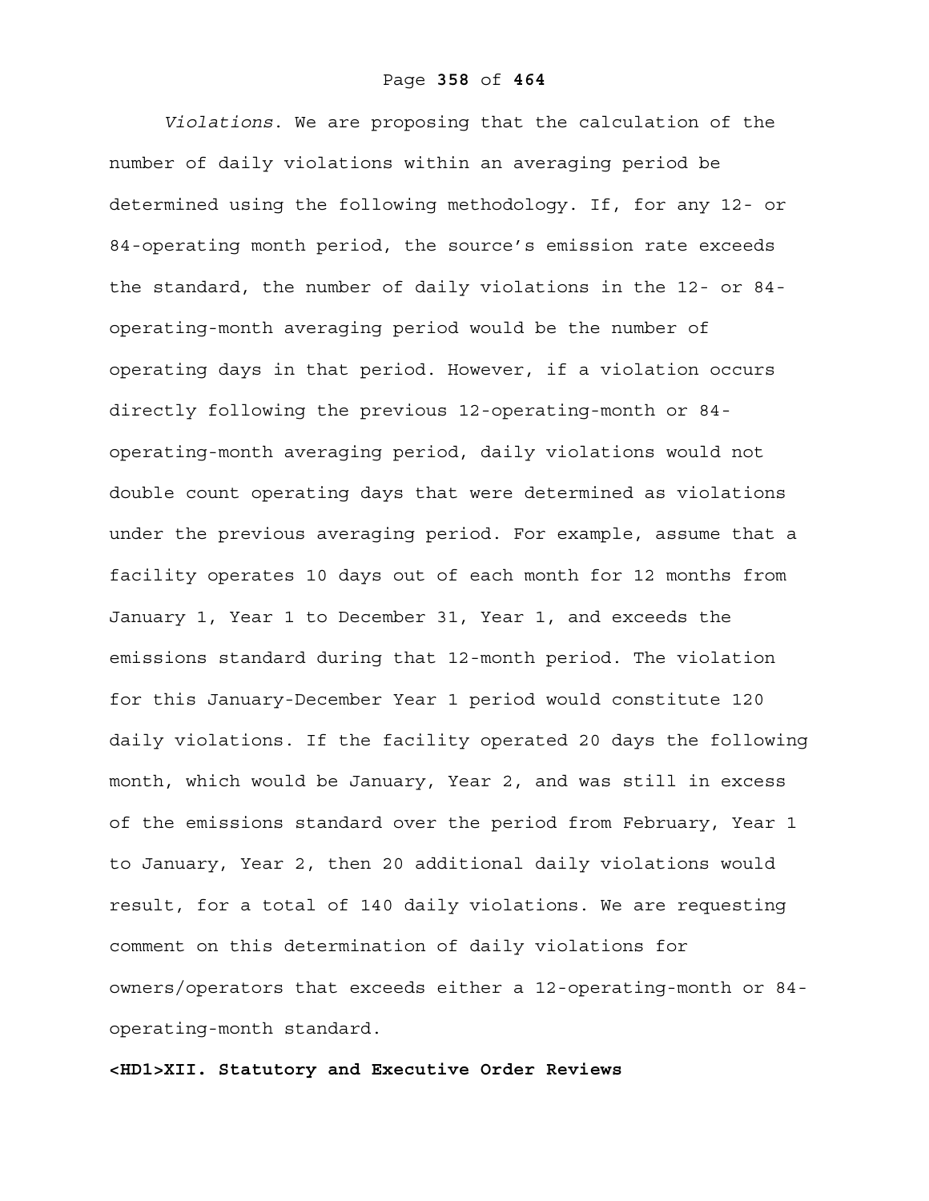*Violations*. We are proposing that the calculation of the number of daily violations within an averaging period be determined using the following methodology. If, for any 12- or 84-operating month period, the source's emission rate exceeds the standard, the number of daily violations in the 12- or 84-operating-month averaging period would be the number of operating days in that period. However, if a violation occurs directly following the previous 12-operating-month or 84-operating-month averaging period, daily violations would not double count operating days that were determined as violations under the previous averaging period. For example, assume that a facility operates 10 days out of each month for 12 months from January 1, Year 1 to December 31, Year 1, and exceeds the emissions standard during that 12-month period. The violation for this January-December Year 1 period would constitute 120 daily violations. If the facility operated 20 days the following month, which would be January, Year 2, and was still in excess of the emissions standard over the period from February, Year 1 to January, Year 2, then 20 additional daily violations would result, for a total of 140 daily violations. We are requesting comment on this determination of daily violations for owners/operators that exceeds either a 12-operating-month or 84-operating-month standard.

# <HD1>XII. Statutory and Executive Order Reviews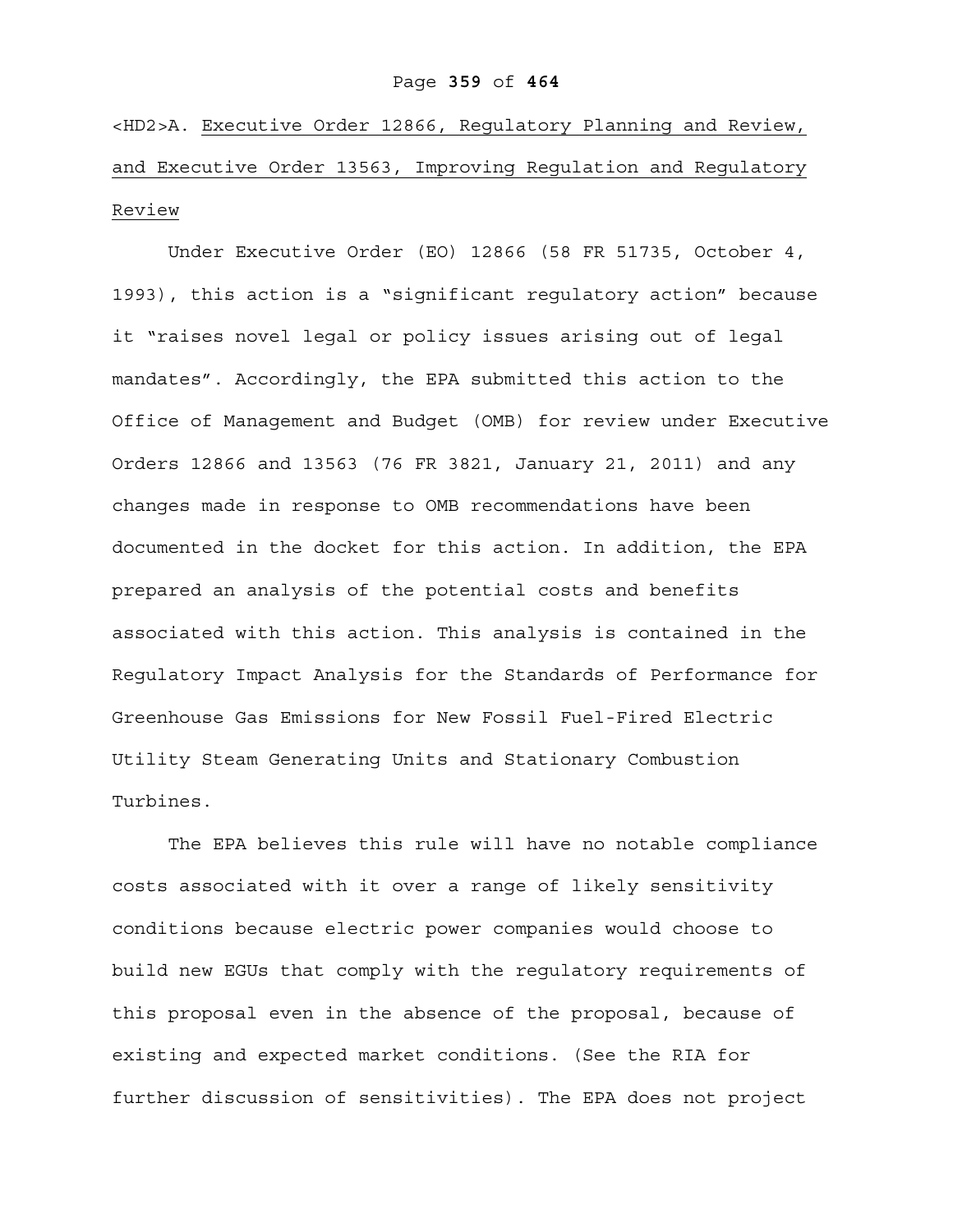<HD2>A. Executive Order 12866, Regulatory Planning and Review, and Executive Order 13563, Improving Regulation and Regulatory Review

Under Executive Order (EO) 12866 (58 FR 51735, October 4, 1993), this action is a "significant regulatory action" because it "raises novel legal or policy issues arising out of legal mandates". Accordingly, the EPA submitted this action to the Office of Management and Budget (OMB) for review under Executive Orders 12866 and 13563 (76 FR 3821, January 21, 2011) and any changes made in response to OMB recommendations have been documented in the docket for this action. In addition, the EPA prepared an analysis of the potential costs and benefits associated with this action. This analysis is contained in the Regulatory Impact Analysis for the Standards of Performance for Greenhouse Gas Emissions for New Fossil Fuel-Fired Electric Utility Steam Generating Units and Stationary Combustion Turbines.

The EPA believes this rule will have no notable compliance costs associated with it over a range of likely sensitivity conditions because electric power companies would choose to build new EGUs that comply with the regulatory requirements of this proposal even in the absence of the proposal, because of existing and expected market conditions. (See the RIA for further discussion of sensitivities). The EPA does not project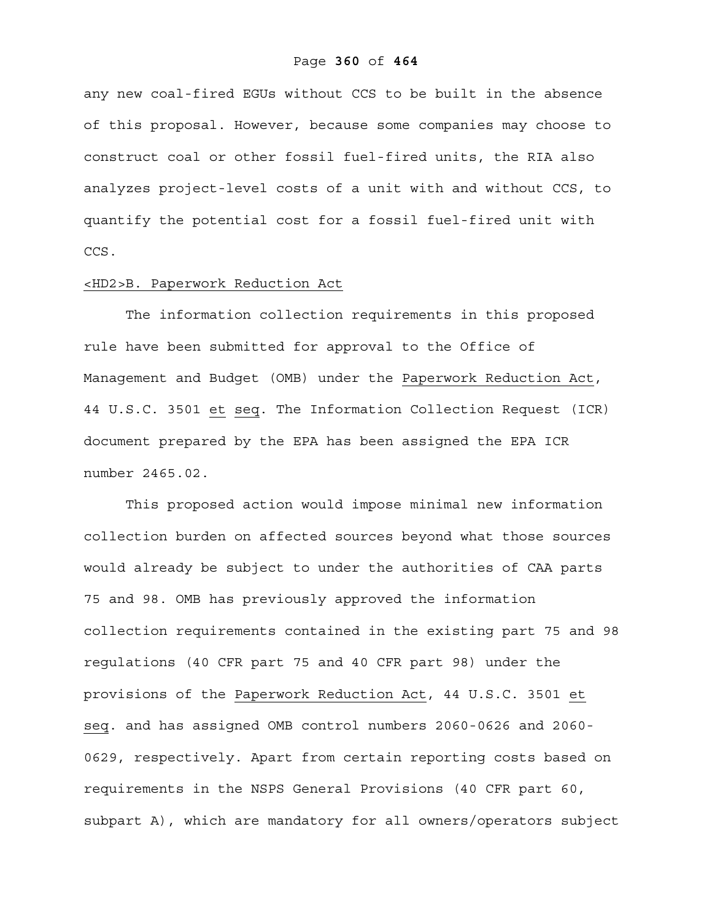any new coal-fired EGUs without CCS to be built in the absence of this proposal. However, because some companies may choose to construct coal or other fossil fuel-fired units, the RIA also analyzes project-level costs of a unit with and without CCS, to quantify the potential cost for a fossil fuel-fired unit with CCS.

## B. Paperwork Reduction Act

The information collection requirements in this proposed rule have been submitted for approval to the Office of Management and Budget (OMB) under the Paperwork Reduction Act, 44 U.S.C. 3501 *et seq*. The Information Collection Request (ICR) document prepared by the EPA has been assigned the EPA ICR number 2465.02.

This proposed action would impose minimal new information collection burden on affected sources beyond what those sources would already be subject to under the authorities of CAA parts 75 and 98. OMB has previously approved the information collection requirements contained in the existing part 75 and 98 regulations (40 CFR part 75 and 40 CFR part 98) under the provisions of the Paperwork Reduction Act, 44 U.S.C. 3501 *et seq*. and has assigned OMB control numbers 2060-0626 and 2060-0629, respectively. Apart from certain reporting costs based on requirements in the NSPS General Provisions (40 CFR part 60, subpart A), which are mandatory for all owners/operators subject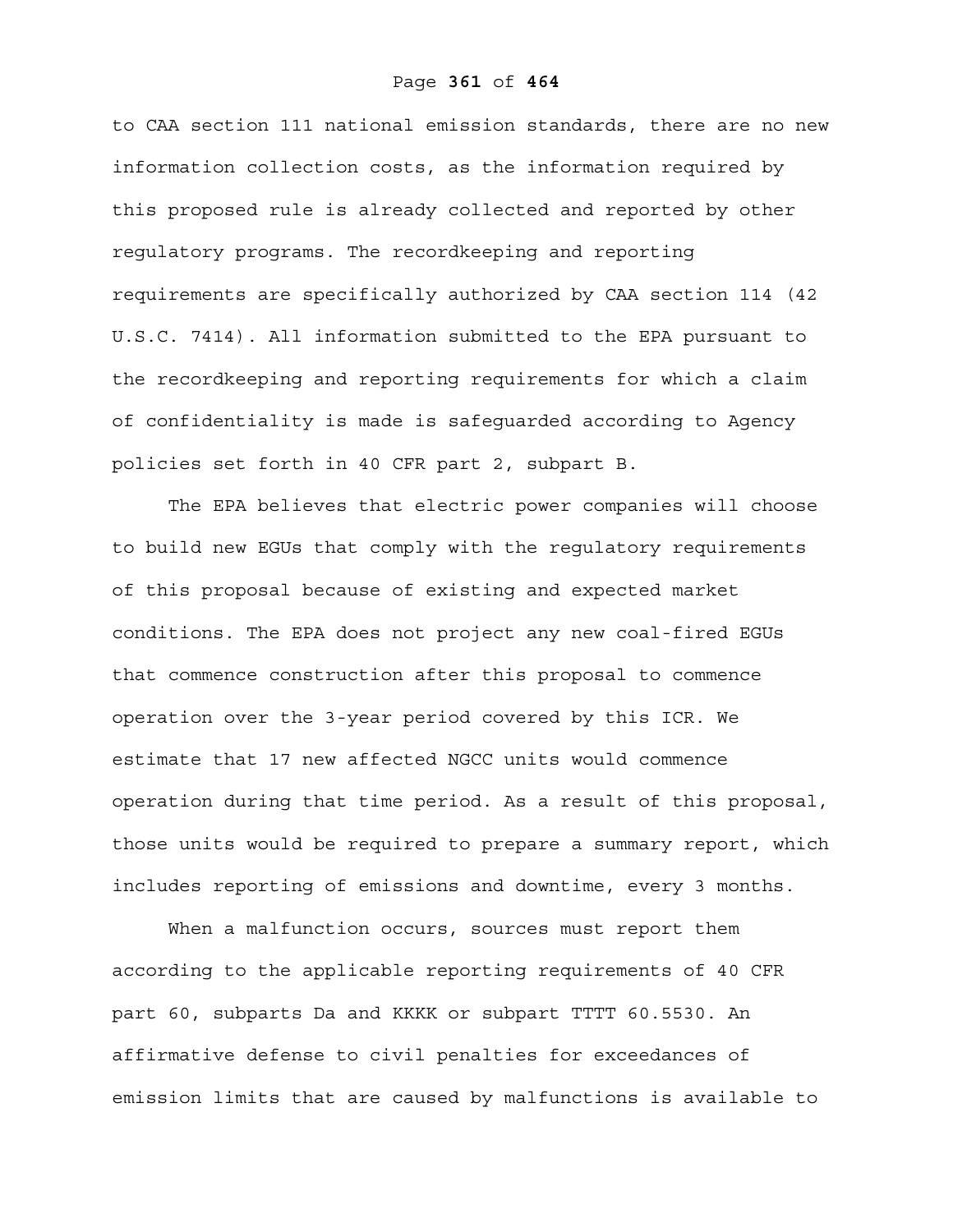to CAA section 111 national emission standards, there are no new information collection costs, as the information required by this proposed rule is already collected and reported by other regulatory programs. The recordkeeping and reporting requirements are specifically authorized by CAA section 114 (42 U.S.C. 7414). All information submitted to the EPA pursuant to the recordkeeping and reporting requirements for which a claim of confidentiality is made is safeguarded according to Agency policies set forth in 40 CFR part 2, subpart B.

The EPA believes that electric power companies will choose to build new EGUs that comply with the regulatory requirements of this proposal because of existing and expected market conditions. The EPA does not project any new coal-fired EGUs that commence construction after this proposal to commence operation over the 3-year period covered by this ICR. We estimate that 17 new affected NGCC units would commence operation during that time period. As a result of this proposal, those units would be required to prepare a summary report, which includes reporting of emissions and downtime, every 3 months.

When a malfunction occurs, sources must report them according to the applicable reporting requirements of 40 CFR part 60, subparts Da and KKKK or subpart TTTT 60.5530. An affirmative defense to civil penalties for exceedances of emission limits that are caused by malfunctions is available to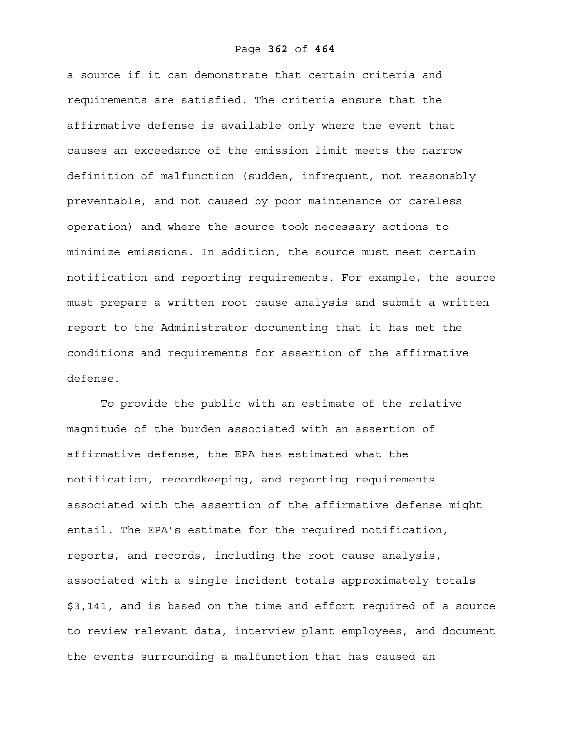a source if it can demonstrate that certain criteria and requirements are satisfied. The criteria ensure that the affirmative defense is available only where the event that causes an exceedance of the emission limit meets the narrow definition of malfunction (sudden, infrequent, not reasonably preventable, and not caused by poor maintenance or careless operation) and where the source took necessary actions to minimize emissions. In addition, the source must meet certain notification and reporting requirements. For example, the source must prepare a written root cause analysis and submit a written report to the Administrator documenting that it has met the conditions and requirements for assertion of the affirmative defense.

To provide the public with an estimate of the relative magnitude of the burden associated with an assertion of affirmative defense, the EPA has estimated what the notification, recordkeeping, and reporting requirements associated with the assertion of the affirmative defense might entail. The EPA's estimate for the required notification, reports, and records, including the root cause analysis, associated with a single incident totals approximately totals $3,141, and is based on the time and effort required of a source to review relevant data, interview plant employees, and document the events surrounding a malfunction that has caused an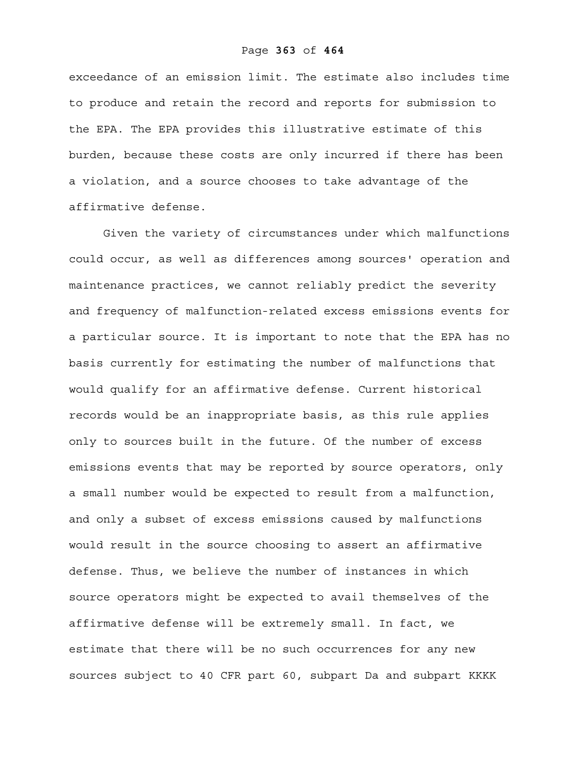exceedance of an emission limit. The estimate also includes time to produce and retain the record and reports for submission to the EPA. The EPA provides this illustrative estimate of this burden, because these costs are only incurred if there has been a violation, and a source chooses to take advantage of the affirmative defense.

Given the variety of circumstances under which malfunctions could occur, as well as differences among sources' operation and maintenance practices, we cannot reliably predict the severity and frequency of malfunction-related excess emissions events for a particular source. It is important to note that the EPA has no basis currently for estimating the number of malfunctions that would qualify for an affirmative defense. Current historical records would be an inappropriate basis, as this rule applies only to sources built in the future. Of the number of excess emissions events that may be reported by source operators, only a small number would be expected to result from a malfunction, and only a subset of excess emissions caused by malfunctions would result in the source choosing to assert an affirmative defense. Thus, we believe the number of instances in which source operators might be expected to avail themselves of the affirmative defense will be extremely small. In fact, we estimate that there will be no such occurrences for any new sources subject to 40 CFR part 60, subpart Da and subpart KKKK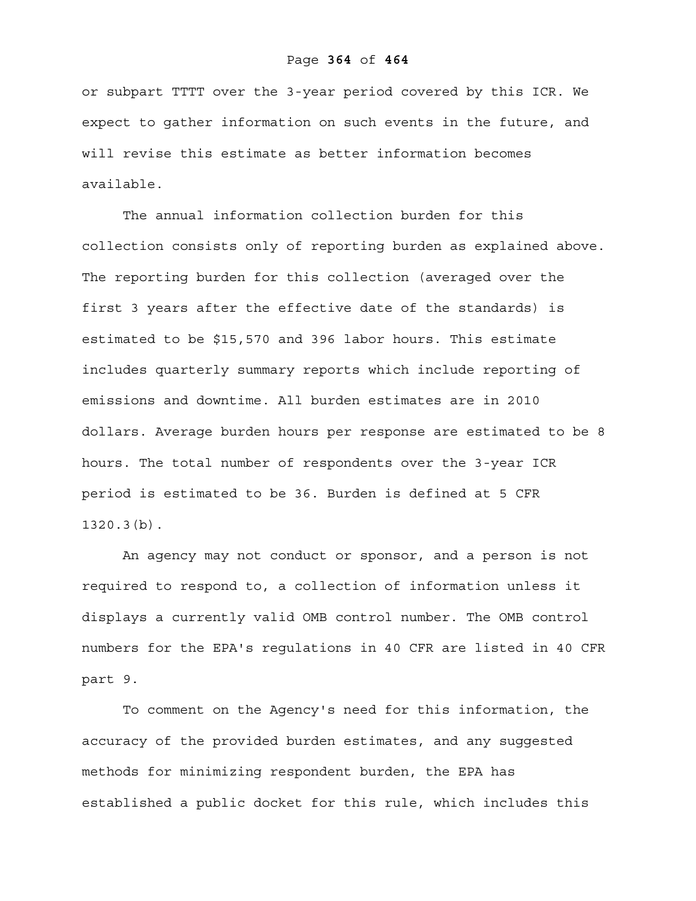or subpart TTTT over the 3-year period covered by this ICR. We expect to gather information on such events in the future, and will revise this estimate as better information becomes available.

The annual information collection burden for this collection consists only of reporting burden as explained above. The reporting burden for this collection (averaged over the first 3 years after the effective date of the standards) is estimated to be $15,570 and 396 labor hours. This estimate includes quarterly summary reports which include reporting of emissions and downtime. All burden estimates are in 2010 dollars. Average burden hours per response are estimated to be 8 hours. The total number of respondents over the 3-year ICR period is estimated to be 36. Burden is defined at 5 CFR 1320.3(b).

An agency may not conduct or sponsor, and a person is not required to respond to, a collection of information unless it displays a currently valid OMB control number. The OMB control numbers for the EPA's regulations in 40 CFR are listed in 40 CFR part 9.

To comment on the Agency's need for this information, the accuracy of the provided burden estimates, and any suggested methods for minimizing respondent burden, the EPA has established a public docket for this rule, which includes this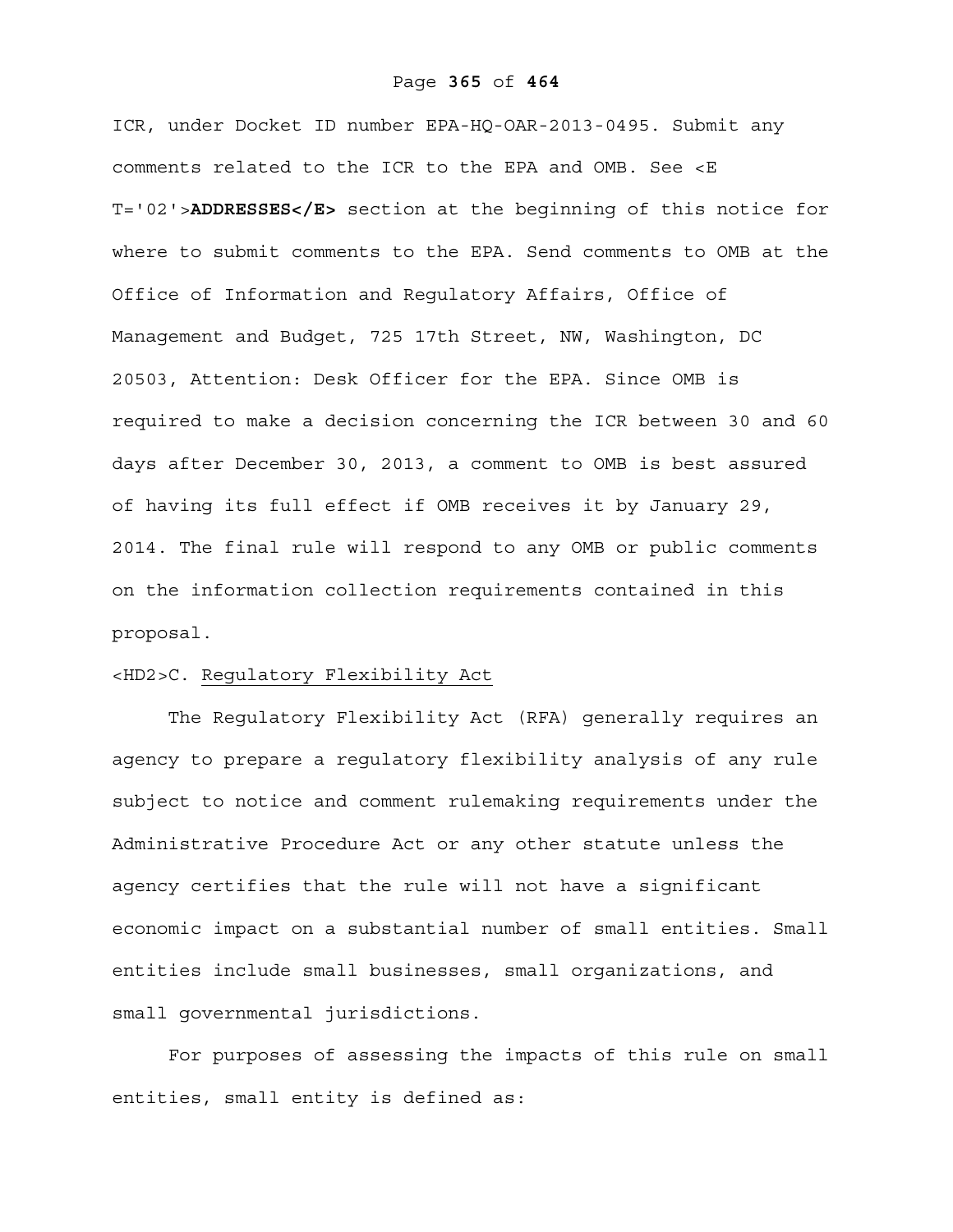ICR, under Docket ID number EPA-HQ-OAR-2013-0495. Submit any comments related to the ICR to the EPA and OMB. See <E T='02'>**ADDRESSES</E>** section at the beginning of this notice for where to submit comments to the EPA. Send comments to OMB at the Office of Information and Regulatory Affairs, Office of Management and Budget, 725 17th Street, NW, Washington, DC 20503, Attention: Desk Officer for the EPA. Since OMB is required to make a decision concerning the ICR between 30 and 60 days after December 30, 2013, a comment to OMB is best assured of having its full effect if OMB receives it by January 29, 2014. The final rule will respond to any OMB or public comments on the information collection requirements contained in this proposal.

<HD2>C. Regulatory Flexibility Act

The Regulatory Flexibility Act (RFA) generally requires an agency to prepare a regulatory flexibility analysis of any rule subject to notice and comment rulemaking requirements under the Administrative Procedure Act or any other statute unless the agency certifies that the rule will not have a significant economic impact on a substantial number of small entities. Small entities include small businesses, small organizations, and small governmental jurisdictions.

For purposes of assessing the impacts of this rule on small entities, small entity is defined as: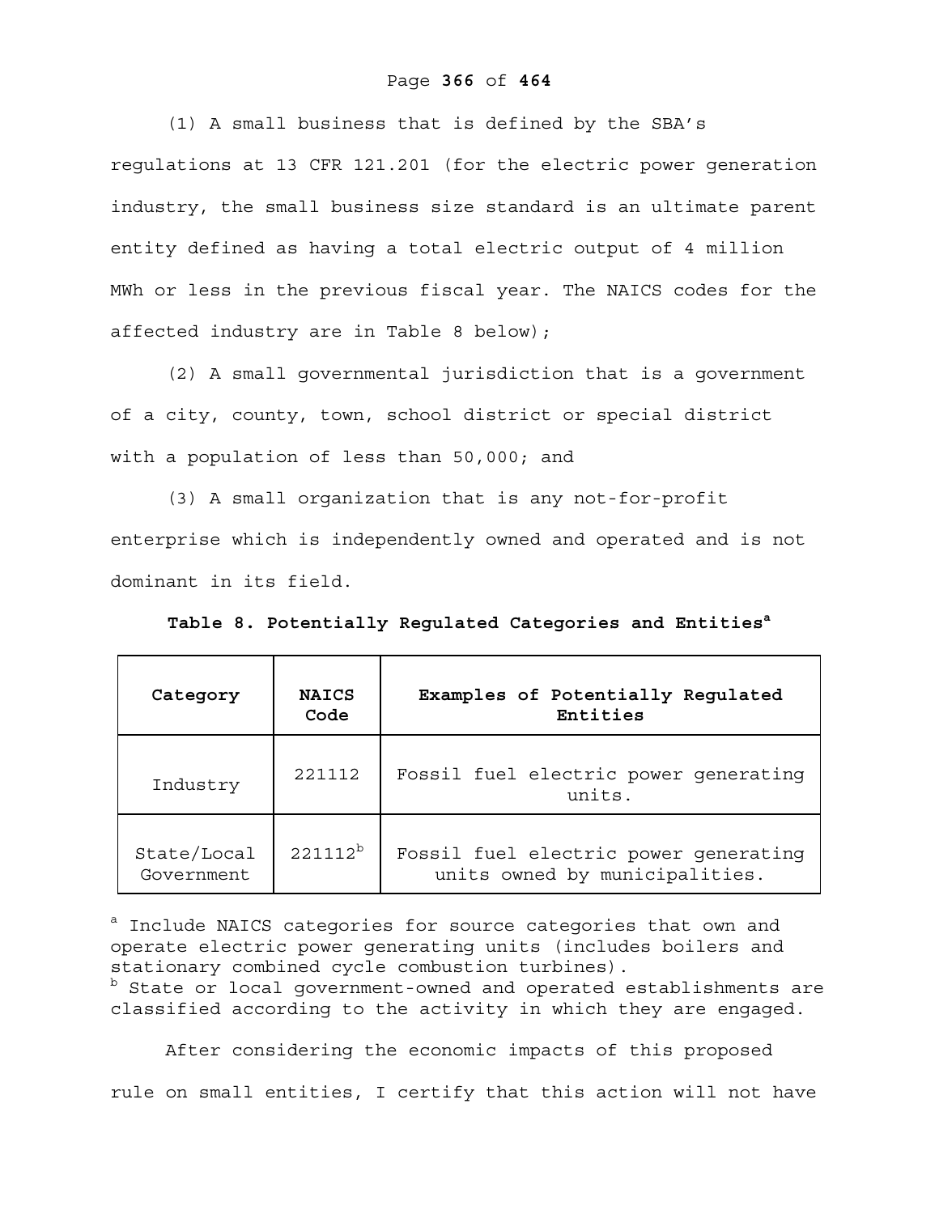(1) A small business that is defined by the SBA's regulations at 13 CFR 121.201 (for the electric power generation industry, the small business size standard is an ultimate parent entity defined as having a total electric output of 4 million MWh or less in the previous fiscal year. The NAICS codes for the affected industry are in Table 8 below);

(2) A small governmental jurisdiction that is a government of a city, county, town, school district or special district with a population of less than 50,000; and

(3) A small organization that is any not-for-profit enterprise which is independently owned and operated and is not dominant in its field.

**Table 8. Potentially Regulated Categories and Entities[a]**

| Category | NAICS Code | Examples of Potentially Regulated Entities |
|---|---|---|
| Industry | 221112 | Fossil fuel electric power generating units. |
| State/Local Government | 221112[b] | Fossil fuel electric power generating units owned by municipalities. |

[a] Include NAICS categories for source categories that own and operate electric power generating units (includes boilers and stationary combined cycle combustion turbines).
[b] State or local government-owned and operated establishments are classified according to the activity in which they are engaged.

After considering the economic impacts of this proposed rule on small entities, I certify that this action will not have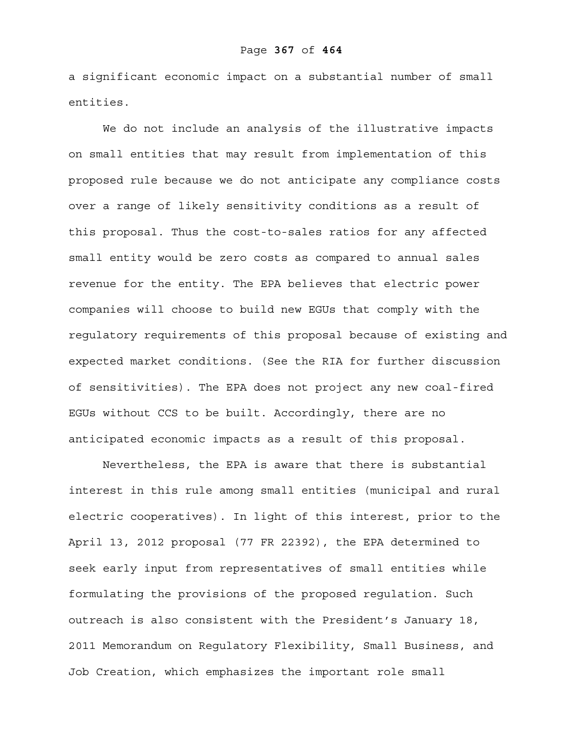a significant economic impact on a substantial number of small entities.

We do not include an analysis of the illustrative impacts on small entities that may result from implementation of this proposed rule because we do not anticipate any compliance costs over a range of likely sensitivity conditions as a result of this proposal. Thus the cost-to-sales ratios for any affected small entity would be zero costs as compared to annual sales revenue for the entity. The EPA believes that electric power companies will choose to build new EGUs that comply with the regulatory requirements of this proposal because of existing and expected market conditions. (See the RIA for further discussion of sensitivities). The EPA does not project any new coal-fired EGUs without CCS to be built. Accordingly, there are no anticipated economic impacts as a result of this proposal.

Nevertheless, the EPA is aware that there is substantial interest in this rule among small entities (municipal and rural electric cooperatives). In light of this interest, prior to the April 13, 2012 proposal (77 FR 22392), the EPA determined to seek early input from representatives of small entities while formulating the provisions of the proposed regulation. Such outreach is also consistent with the President's January 18, 2011 Memorandum on Regulatory Flexibility, Small Business, and Job Creation, which emphasizes the important role small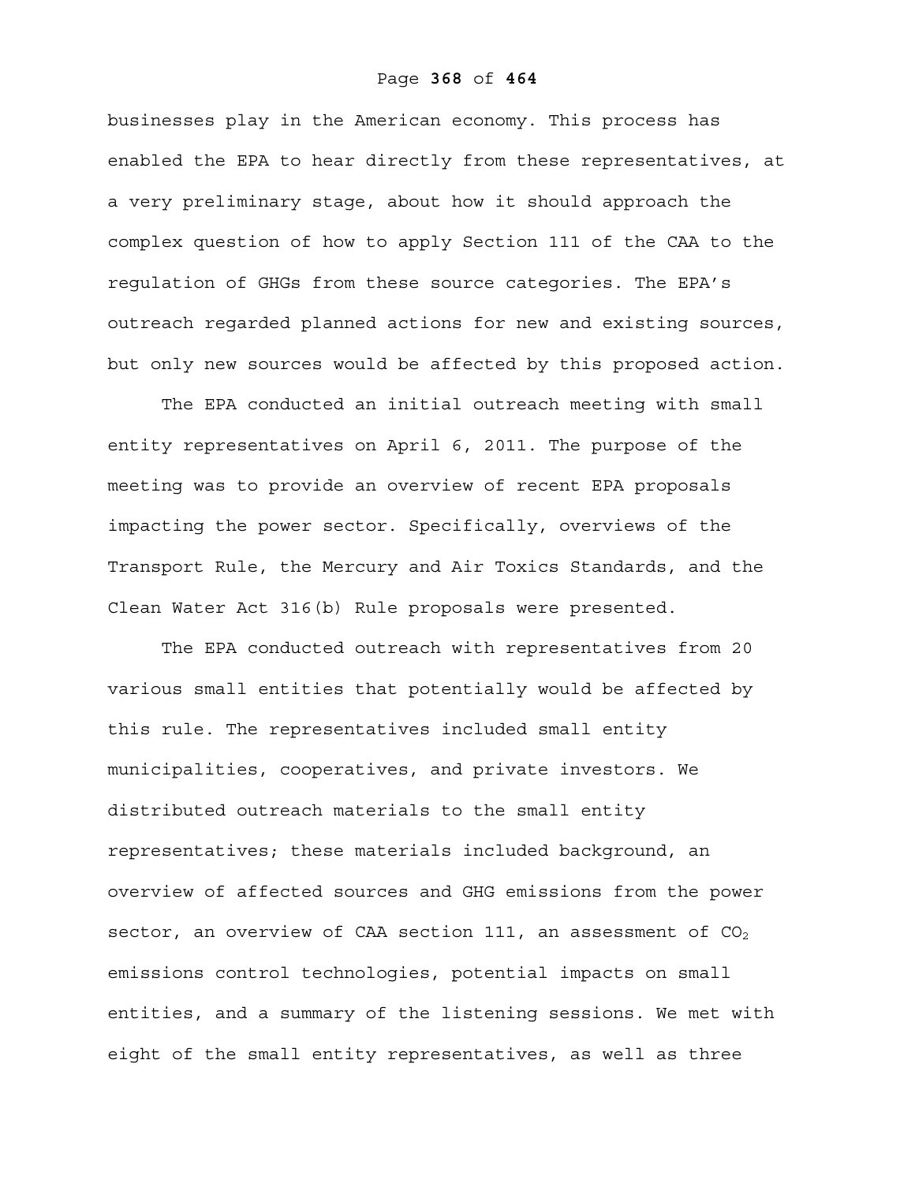businesses play in the American economy. This process has enabled the EPA to hear directly from these representatives, at a very preliminary stage, about how it should approach the complex question of how to apply Section 111 of the CAA to the regulation of GHGs from these source categories. The EPA's outreach regarded planned actions for new and existing sources, but only new sources would be affected by this proposed action.

The EPA conducted an initial outreach meeting with small entity representatives on April 6, 2011. The purpose of the meeting was to provide an overview of recent EPA proposals impacting the power sector. Specifically, overviews of the Transport Rule, the Mercury and Air Toxics Standards, and the Clean Water Act 316(b) Rule proposals were presented.

The EPA conducted outreach with representatives from 20 various small entities that potentially would be affected by this rule. The representatives included small entity municipalities, cooperatives, and private investors. We distributed outreach materials to the small entity representatives; these materials included background, an overview of affected sources and GHG emissions from the power sector, an overview of CAA section 111, an assessment of $CO_2$ emissions control technologies, potential impacts on small entities, and a summary of the listening sessions. We met with eight of the small entity representatives, as well as three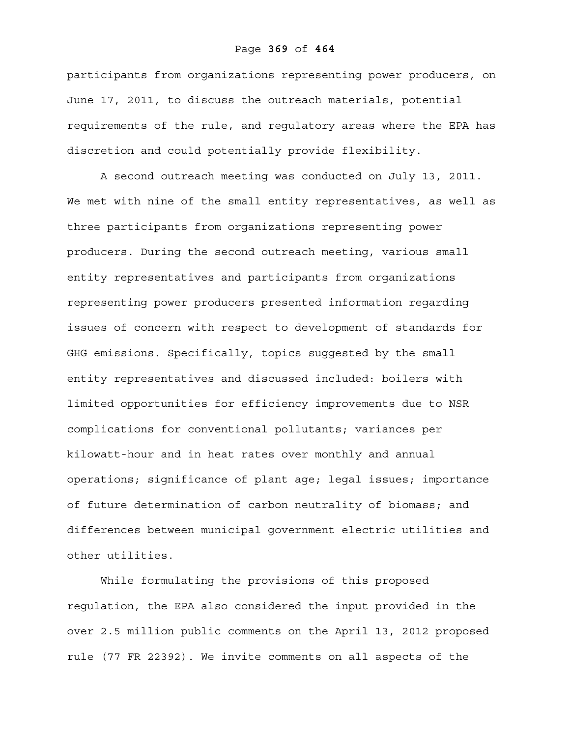participants from organizations representing power producers, on June 17, 2011, to discuss the outreach materials, potential requirements of the rule, and regulatory areas where the EPA has discretion and could potentially provide flexibility.

A second outreach meeting was conducted on July 13, 2011. We met with nine of the small entity representatives, as well as three participants from organizations representing power producers. During the second outreach meeting, various small entity representatives and participants from organizations representing power producers presented information regarding issues of concern with respect to development of standards for GHG emissions. Specifically, topics suggested by the small entity representatives and discussed included: boilers with limited opportunities for efficiency improvements due to NSR complications for conventional pollutants; variances per kilowatt-hour and in heat rates over monthly and annual operations; significance of plant age; legal issues; importance of future determination of carbon neutrality of biomass; and differences between municipal government electric utilities and other utilities.

While formulating the provisions of this proposed regulation, the EPA also considered the input provided in the over 2.5 million public comments on the April 13, 2012 proposed rule (77 FR 22392). We invite comments on all aspects of the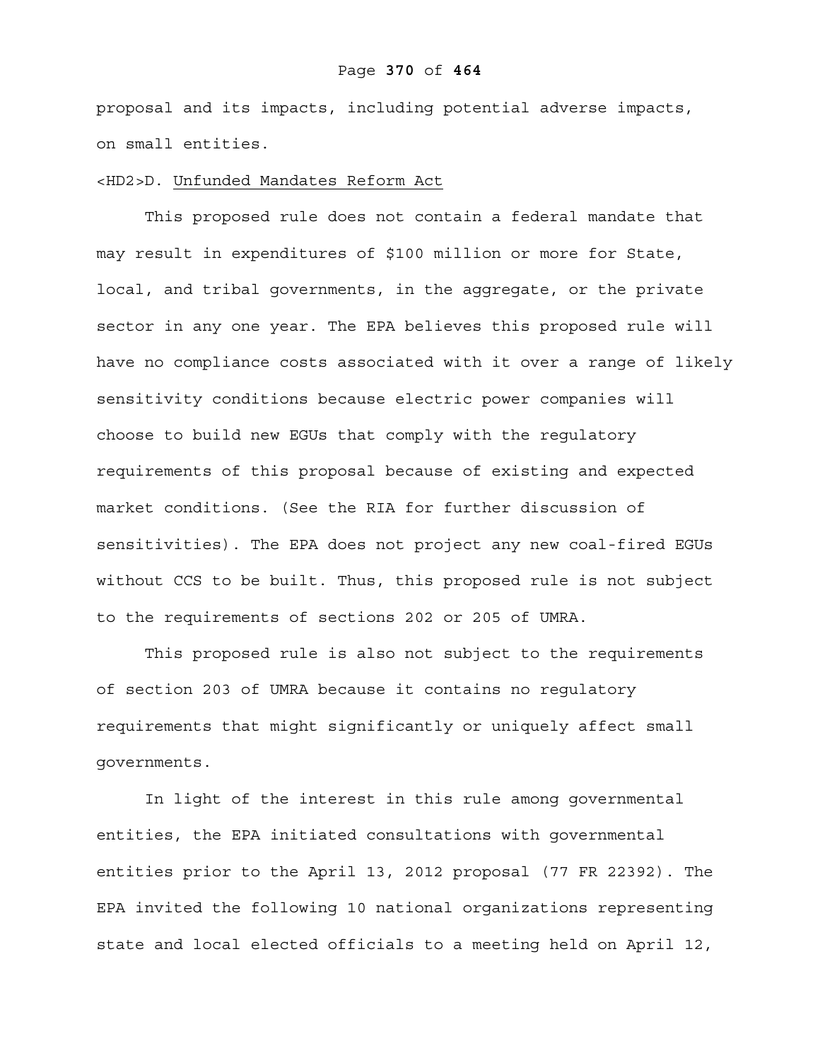proposal and its impacts, including potential adverse impacts, on small entities.

## D. Unfunded Mandates Reform Act

This proposed rule does not contain a federal mandate that may result in expenditures of $100 million or more for State, local, and tribal governments, in the aggregate, or the private sector in any one year. The EPA believes this proposed rule will have no compliance costs associated with it over a range of likely sensitivity conditions because electric power companies will choose to build new EGUs that comply with the regulatory requirements of this proposal because of existing and expected market conditions. (See the RIA for further discussion of sensitivities). The EPA does not project any new coal-fired EGUs without CCS to be built. Thus, this proposed rule is not subject to the requirements of sections 202 or 205 of UMRA.

This proposed rule is also not subject to the requirements of section 203 of UMRA because it contains no regulatory requirements that might significantly or uniquely affect small governments.

In light of the interest in this rule among governmental entities, the EPA initiated consultations with governmental entities prior to the April 13, 2012 proposal (77 FR 22392). The EPA invited the following 10 national organizations representing state and local elected officials to a meeting held on April 12,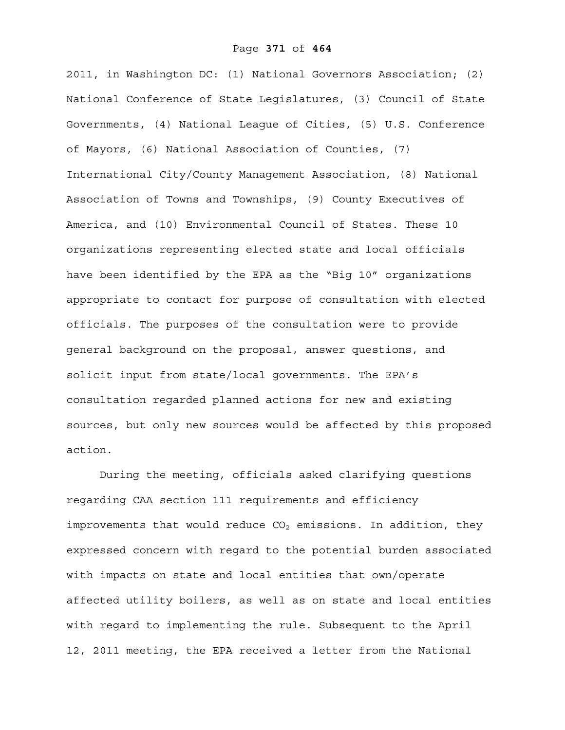2011, in Washington DC: (1) National Governors Association; (2) National Conference of State Legislatures, (3) Council of State Governments, (4) National League of Cities, (5) U.S. Conference of Mayors, (6) National Association of Counties, (7) International City/County Management Association, (8) National Association of Towns and Townships, (9) County Executives of America, and (10) Environmental Council of States. These 10 organizations representing elected state and local officials have been identified by the EPA as the "Big 10" organizations appropriate to contact for purpose of consultation with elected officials. The purposes of the consultation were to provide general background on the proposal, answer questions, and solicit input from state/local governments. The EPA's consultation regarded planned actions for new and existing sources, but only new sources would be affected by this proposed action.

During the meeting, officials asked clarifying questions regarding CAA section 111 requirements and efficiency improvements that would reduce $CO_2$ emissions. In addition, they expressed concern with regard to the potential burden associated with impacts on state and local entities that own/operate affected utility boilers, as well as on state and local entities with regard to implementing the rule. Subsequent to the April 12, 2011 meeting, the EPA received a letter from the National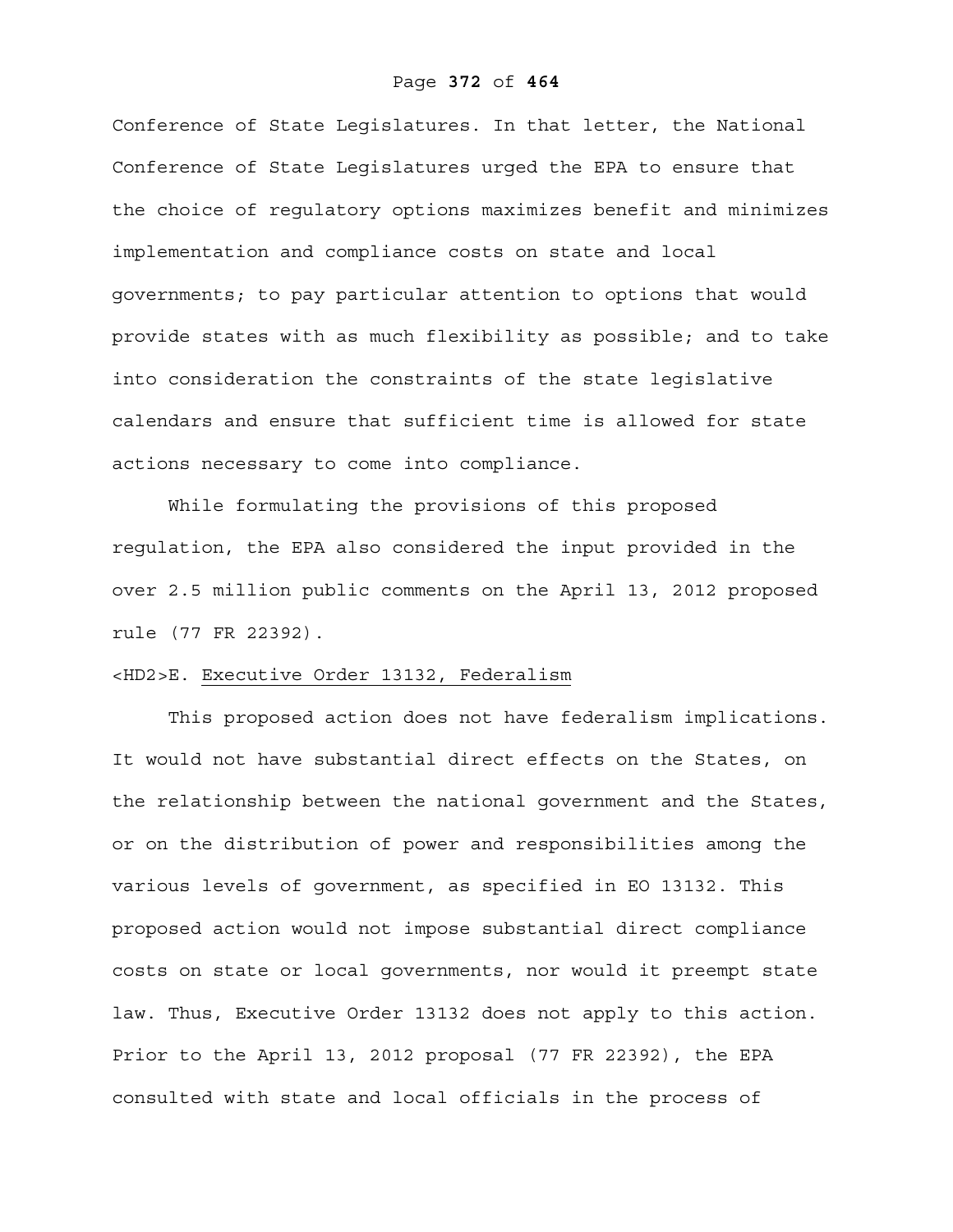Conference of State Legislatures. In that letter, the National Conference of State Legislatures urged the EPA to ensure that the choice of regulatory options maximizes benefit and minimizes implementation and compliance costs on state and local governments; to pay particular attention to options that would provide states with as much flexibility as possible; and to take into consideration the constraints of the state legislative calendars and ensure that sufficient time is allowed for state actions necessary to come into compliance.

While formulating the provisions of this proposed regulation, the EPA also considered the input provided in the over 2.5 million public comments on the April 13, 2012 proposed rule (77 FR 22392).

## E. Executive Order 13132, Federalism

This proposed action does not have federalism implications. It would not have substantial direct effects on the States, on the relationship between the national government and the States, or on the distribution of power and responsibilities among the various levels of government, as specified in EO 13132. This proposed action would not impose substantial direct compliance costs on state or local governments, nor would it preempt state law. Thus, Executive Order 13132 does not apply to this action. Prior to the April 13, 2012 proposal (77 FR 22392), the EPA consulted with state and local officials in the process of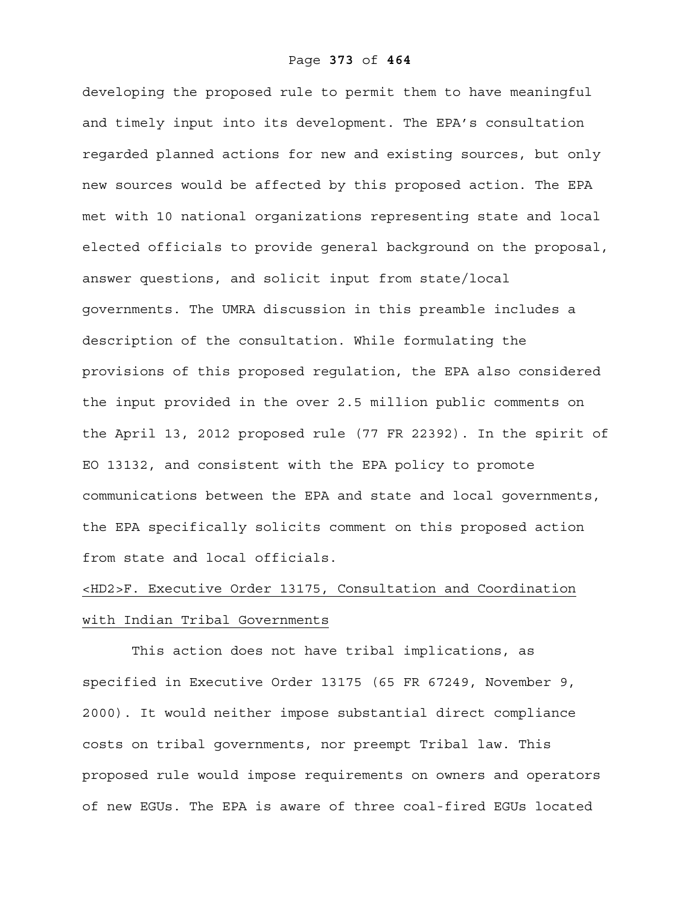developing the proposed rule to permit them to have meaningful and timely input into its development. The EPA's consultation regarded planned actions for new and existing sources, but only new sources would be affected by this proposed action. The EPA met with 10 national organizations representing state and local elected officials to provide general background on the proposal, answer questions, and solicit input from state/local governments. The UMRA discussion in this preamble includes a description of the consultation. While formulating the provisions of this proposed regulation, the EPA also considered the input provided in the over 2.5 million public comments on the April 13, 2012 proposed rule (77 FR 22392). In the spirit of EO 13132, and consistent with the EPA policy to promote communications between the EPA and state and local governments, the EPA specifically solicits comment on this proposed action from state and local officials.

## <HD2>F. Executive Order 13175, Consultation and Coordination with Indian Tribal Governments

This action does not have tribal implications, as specified in Executive Order 13175 (65 FR 67249, November 9, 2000). It would neither impose substantial direct compliance costs on tribal governments, nor preempt Tribal law. This proposed rule would impose requirements on owners and operators of new EGUs. The EPA is aware of three coal-fired EGUs located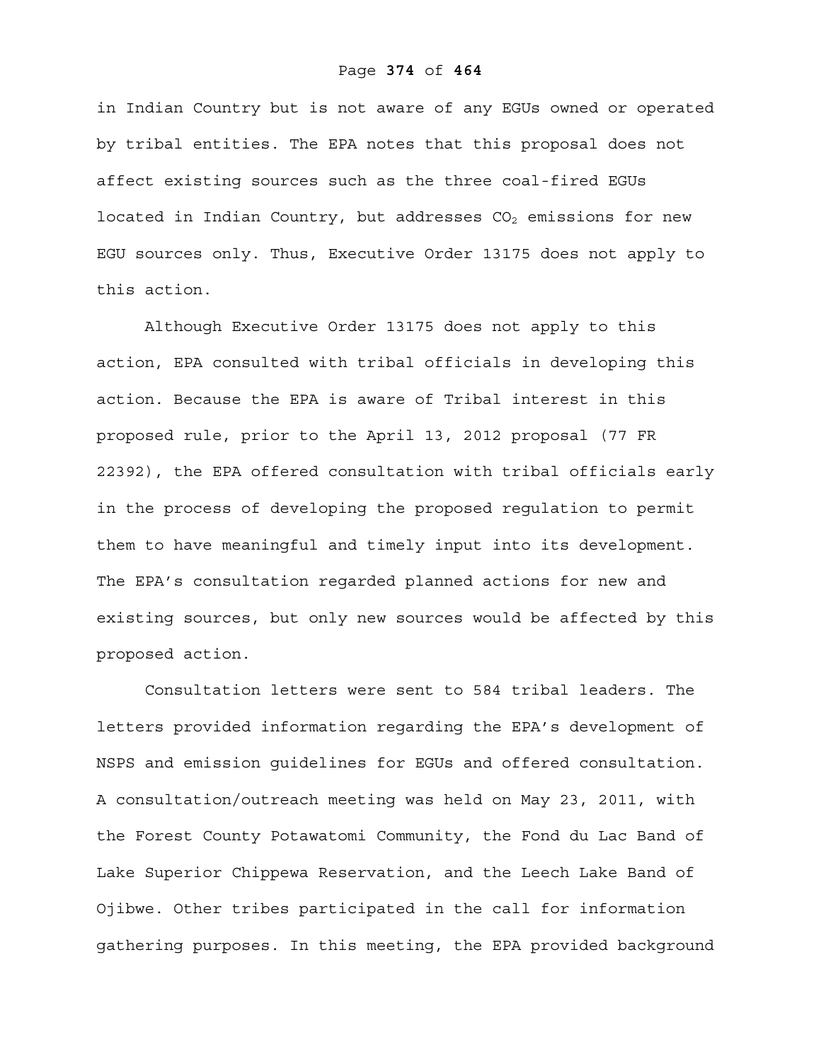in Indian Country but is not aware of any EGUs owned or operated by tribal entities. The EPA notes that this proposal does not affect existing sources such as the three coal-fired EGUs located in Indian Country, but addresses $CO_2$ emissions for new EGU sources only. Thus, Executive Order 13175 does not apply to this action.

Although Executive Order 13175 does not apply to this action, EPA consulted with tribal officials in developing this action. Because the EPA is aware of Tribal interest in this proposed rule, prior to the April 13, 2012 proposal (77 FR 22392), the EPA offered consultation with tribal officials early in the process of developing the proposed regulation to permit them to have meaningful and timely input into its development. The EPA's consultation regarded planned actions for new and existing sources, but only new sources would be affected by this proposed action.

Consultation letters were sent to 584 tribal leaders. The letters provided information regarding the EPA's development of NSPS and emission guidelines for EGUs and offered consultation. A consultation/outreach meeting was held on May 23, 2011, with the Forest County Potawatomi Community, the Fond du Lac Band of Lake Superior Chippewa Reservation, and the Leech Lake Band of Ojibwe. Other tribes participated in the call for information gathering purposes. In this meeting, the EPA provided background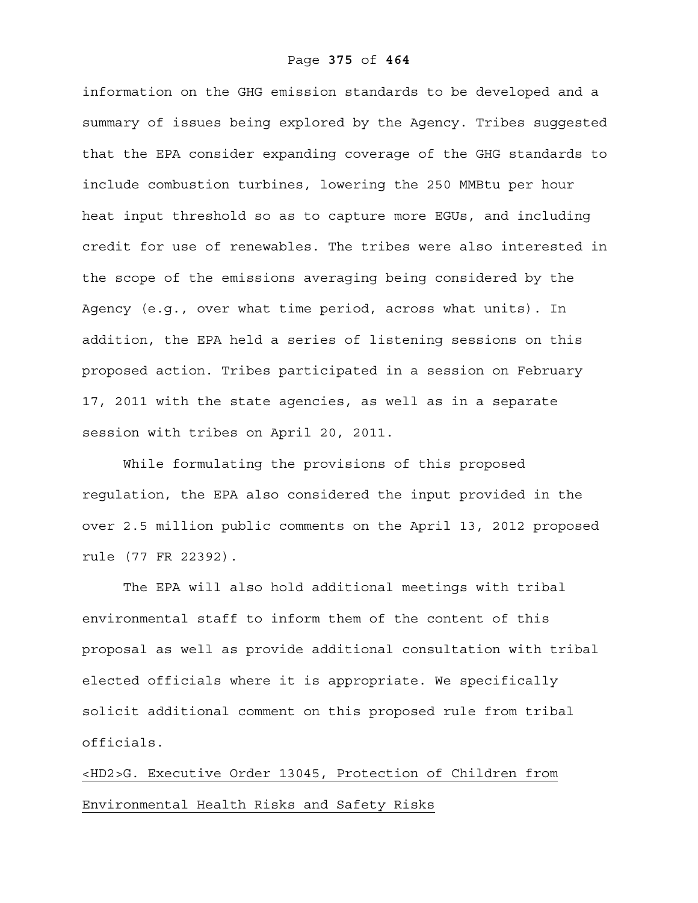information on the GHG emission standards to be developed and a summary of issues being explored by the Agency. Tribes suggested that the EPA consider expanding coverage of the GHG standards to include combustion turbines, lowering the 250 MMBtu per hour heat input threshold so as to capture more EGUs, and including credit for use of renewables. The tribes were also interested in the scope of the emissions averaging being considered by the Agency (e.g., over what time period, across what units). In addition, the EPA held a series of listening sessions on this proposed action. Tribes participated in a session on February 17, 2011 with the state agencies, as well as in a separate session with tribes on April 20, 2011.

While formulating the provisions of this proposed regulation, the EPA also considered the input provided in the over 2.5 million public comments on the April 13, 2012 proposed rule (77 FR 22392).

The EPA will also hold additional meetings with tribal environmental staff to inform them of the content of this proposal as well as provide additional consultation with tribal elected officials where it is appropriate. We specifically solicit additional comment on this proposed rule from tribal officials.

## G. Executive Order 13045, Protection of Children from Environmental Health Risks and Safety Risks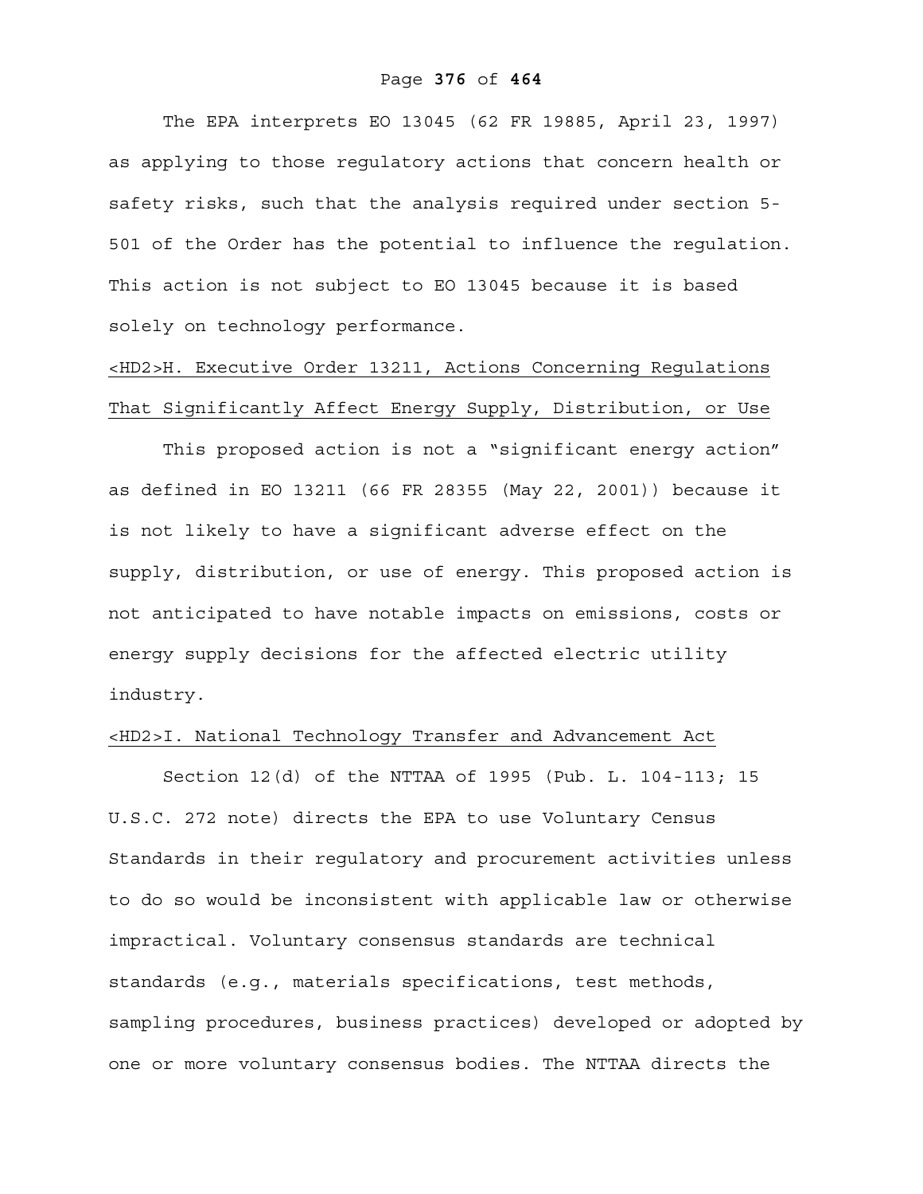The EPA interprets EO 13045 (62 FR 19885, April 23, 1997) as applying to those regulatory actions that concern health or safety risks, such that the analysis required under section 5-501 of the Order has the potential to influence the regulation. This action is not subject to EO 13045 because it is based solely on technology performance.

## <HD2>H. Executive Order 13211, Actions Concerning Regulations That Significantly Affect Energy Supply, Distribution, or Use

This proposed action is not a "significant energy action" as defined in EO 13211 (66 FR 28355 (May 22, 2001)) because it is not likely to have a significant adverse effect on the supply, distribution, or use of energy. This proposed action is not anticipated to have notable impacts on emissions, costs or energy supply decisions for the affected electric utility industry.

## <HD2>I. National Technology Transfer and Advancement Act

Section 12(d) of the NTTAA of 1995 (Pub. L. 104-113; 15 U.S.C. 272 note) directs the EPA to use Voluntary Census Standards in their regulatory and procurement activities unless to do so would be inconsistent with applicable law or otherwise impractical. Voluntary consensus standards are technical standards (e.g., materials specifications, test methods, sampling procedures, business practices) developed or adopted by one or more voluntary consensus bodies. The NTTAA directs the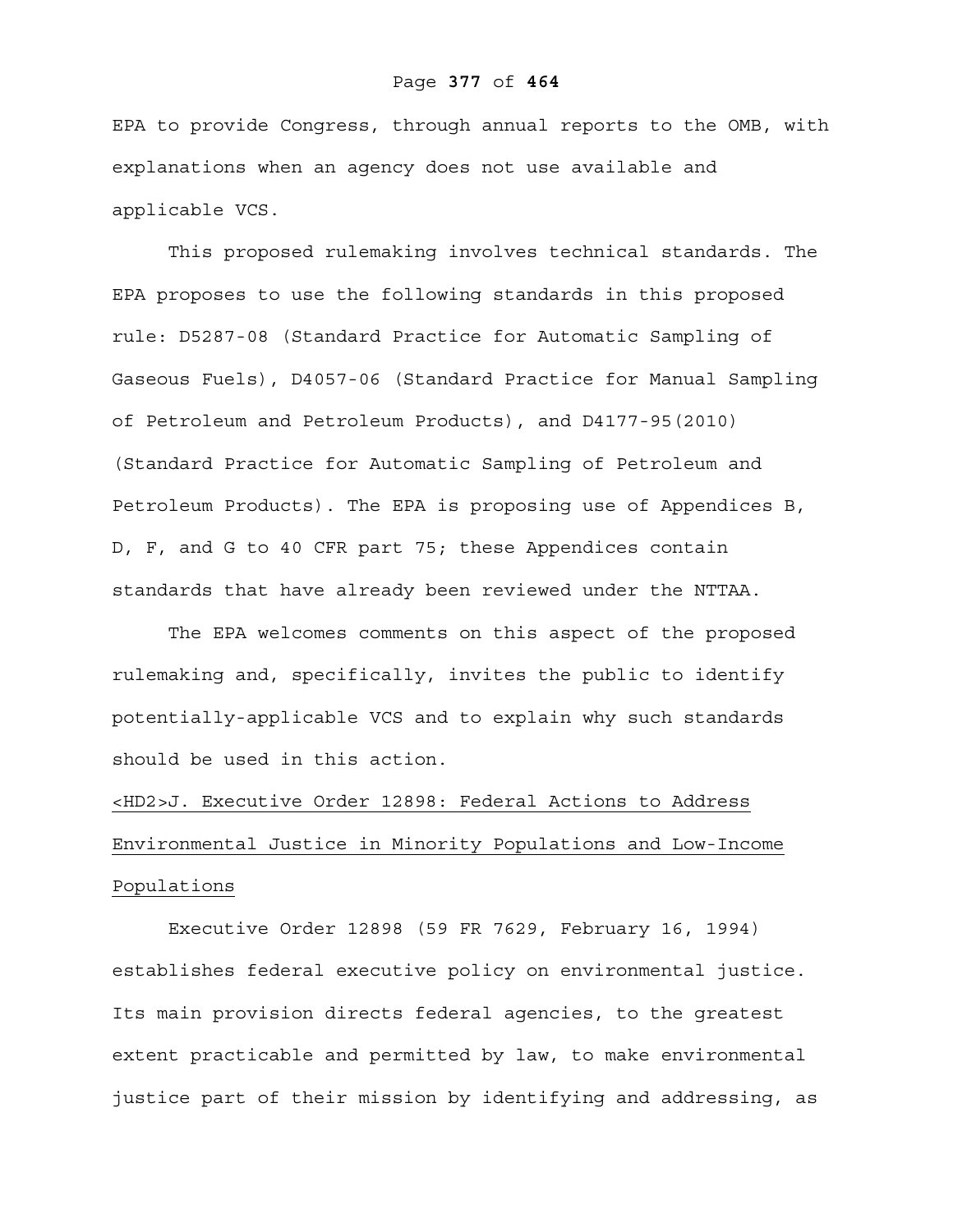EPA to provide Congress, through annual reports to the OMB, with explanations when an agency does not use available and applicable VCS.

This proposed rulemaking involves technical standards. The EPA proposes to use the following standards in this proposed rule: D5287-08 (Standard Practice for Automatic Sampling of Gaseous Fuels), D4057-06 (Standard Practice for Manual Sampling of Petroleum and Petroleum Products), and D4177-95(2010) (Standard Practice for Automatic Sampling of Petroleum and Petroleum Products). The EPA is proposing use of Appendices B, D, F, and G to 40 CFR part 75; these Appendices contain standards that have already been reviewed under the NTTAA.

The EPA welcomes comments on this aspect of the proposed rulemaking and, specifically, invites the public to identify potentially-applicable VCS and to explain why such standards should be used in this action.

## J. Executive Order 12898: Federal Actions to Address Environmental Justice in Minority Populations and Low-Income Populations

Executive Order 12898 (59 FR 7629, February 16, 1994) establishes federal executive policy on environmental justice. Its main provision directs federal agencies, to the greatest extent practicable and permitted by law, to make environmental justice part of their mission by identifying and addressing, as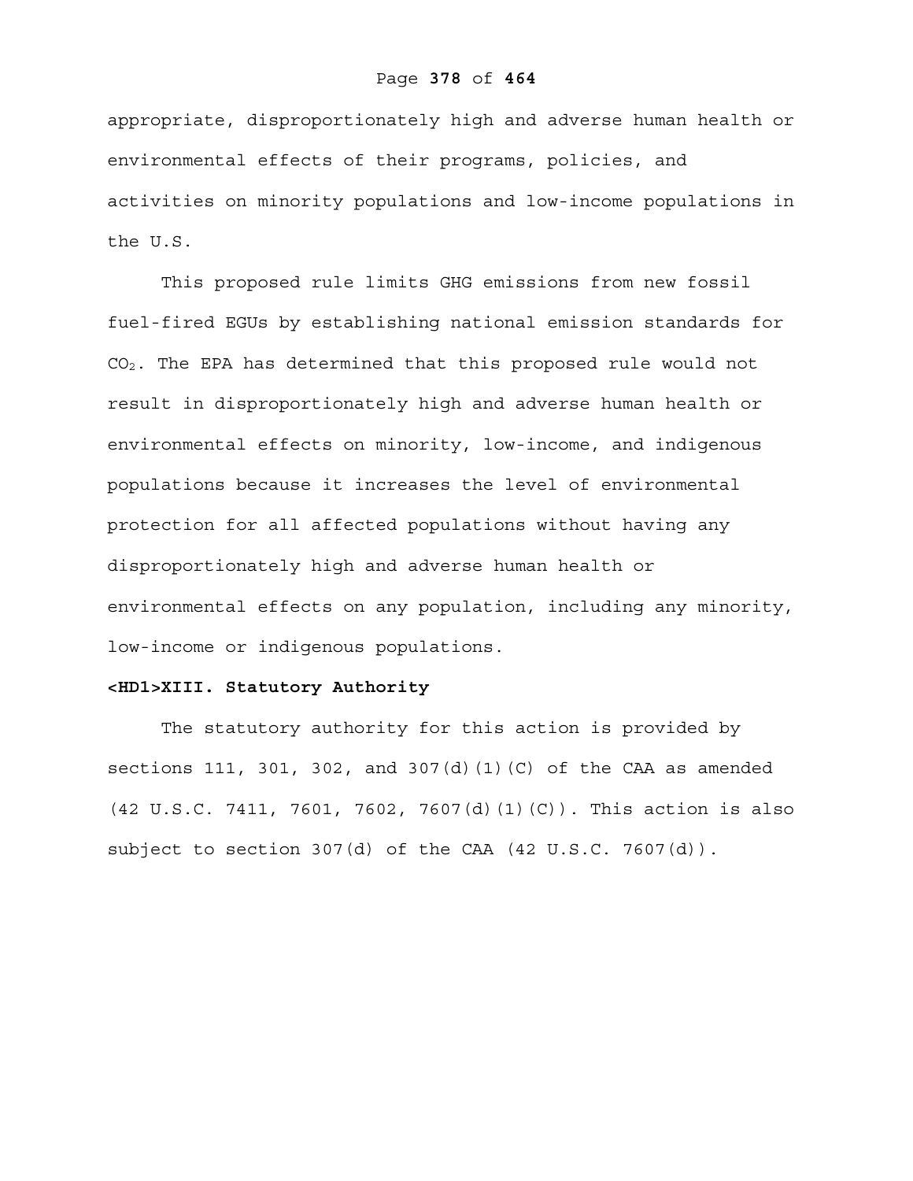appropriate, disproportionately high and adverse human health or environmental effects of their programs, policies, and activities on minority populations and low-income populations in the U.S.

This proposed rule limits GHG emissions from new fossil fuel-fired EGUs by establishing national emission standards for $CO_2$. The EPA has determined that this proposed rule would not result in disproportionately high and adverse human health or environmental effects on minority, low-income, and indigenous populations because it increases the level of environmental protection for all affected populations without having any disproportionately high and adverse human health or environmental effects on any population, including any minority, low-income or indigenous populations.

## XIII. Statutory Authority

The statutory authority for this action is provided by sections 111, 301, 302, and 307(d)(1)(C) of the CAA as amended (42 U.S.C. 7411, 7601, 7602, 7607(d)(1)(C)). This action is also subject to section 307(d) of the CAA (42 U.S.C. 7607(d)).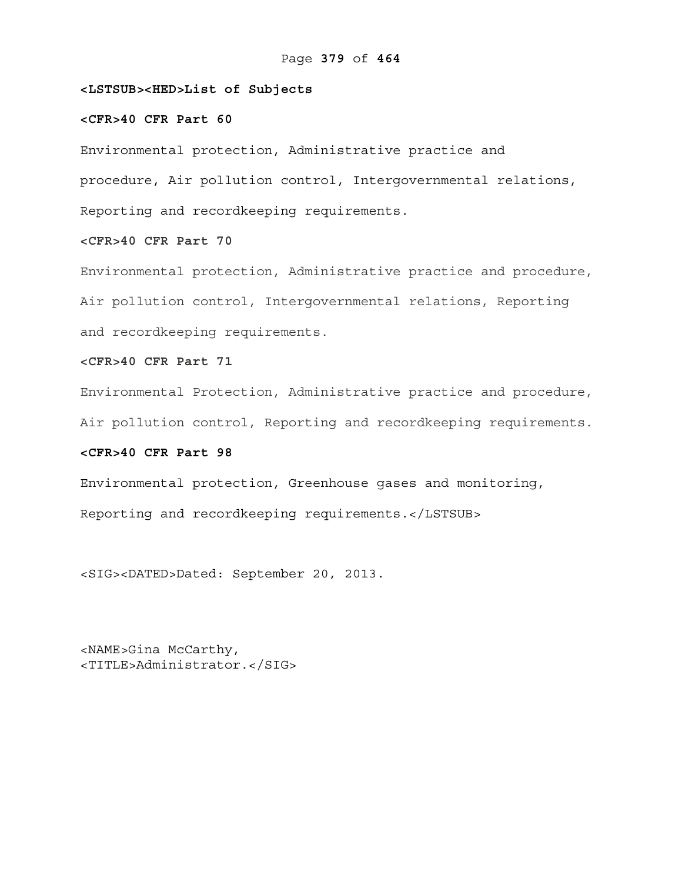<LSTSUB><HED>List of Subjects

<CFR>40 CFR Part 60

Environmental protection, Administrative practice and procedure, Air pollution control, Intergovernmental relations, Reporting and recordkeeping requirements.

<CFR>40 CFR Part 70

Environmental protection, Administrative practice and procedure, Air pollution control, Intergovernmental relations, Reporting and recordkeeping requirements.

<CFR>40 CFR Part 71

Environmental Protection, Administrative practice and procedure, Air pollution control, Reporting and recordkeeping requirements.

<CFR>40 CFR Part 98

Environmental protection, Greenhouse gases and monitoring, Reporting and recordkeeping requirements.</LSTSUB>

<SIG><DATED>Dated: September 20, 2013.

<NAME>Gina McCarthy,
<TITLE>Administrator.</SIG>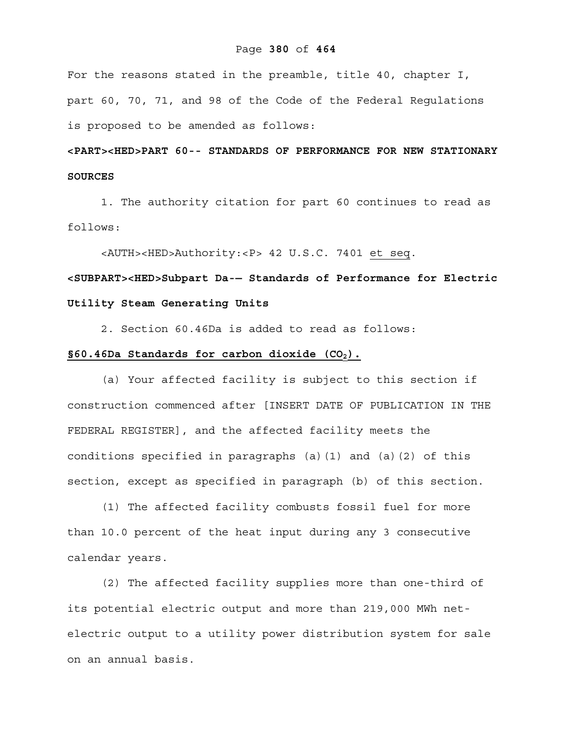For the reasons stated in the preamble, title 40, chapter I, part 60, 70, 71, and 98 of the Code of the Federal Regulations is proposed to be amended as follows:

**<PART><HED>PART 60-- STANDARDS OF PERFORMANCE FOR NEW STATIONARY SOURCES**

1. The authority citation for part 60 continues to read as follows:

<AUTH><HED>Authority:<P> 42 U.S.C. 7401 et seq.

**<SUBPART><HED>Subpart Da-— Standards of Performance for Electric Utility Steam Generating Units**

2. Section 60.46Da is added to read as follows:

**§60.46Da Standards for carbon dioxide ($CO_2$).**

(a) Your affected facility is subject to this section if construction commenced after [INSERT DATE OF PUBLICATION IN THE FEDERAL REGISTER], and the affected facility meets the conditions specified in paragraphs (a)(1) and (a)(2) of this section, except as specified in paragraph (b) of this section.

(1) The affected facility combusts fossil fuel for more than 10.0 percent of the heat input during any 3 consecutive calendar years.

(2) The affected facility supplies more than one-third of its potential electric output and more than 219,000 MWh net-electric output to a utility power distribution system for sale on an annual basis.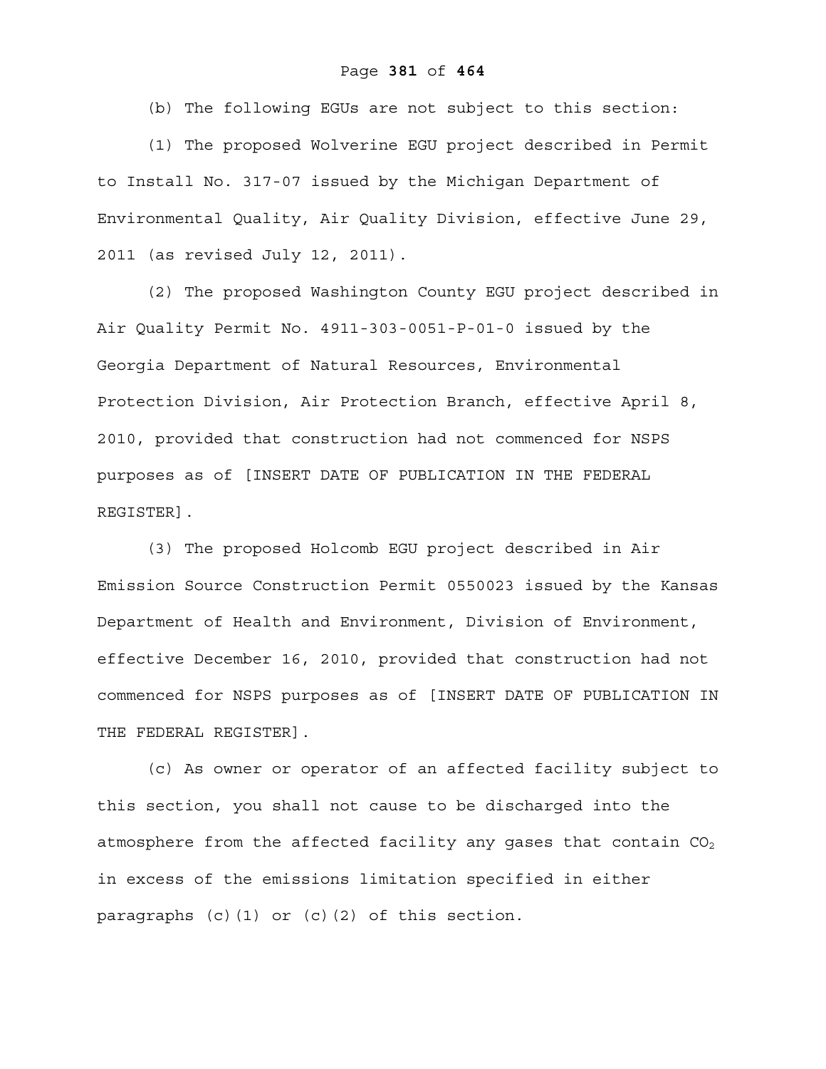(b) The following EGUs are not subject to this section:

(1) The proposed Wolverine EGU project described in Permit to Install No. 317-07 issued by the Michigan Department of Environmental Quality, Air Quality Division, effective June 29, 2011 (as revised July 12, 2011).

(2) The proposed Washington County EGU project described in Air Quality Permit No. 4911-303-0051-P-01-0 issued by the Georgia Department of Natural Resources, Environmental Protection Division, Air Protection Branch, effective April 8, 2010, provided that construction had not commenced for NSPS purposes as of [INSERT DATE OF PUBLICATION IN THE FEDERAL REGISTER].

(3) The proposed Holcomb EGU project described in Air Emission Source Construction Permit 0550023 issued by the Kansas Department of Health and Environment, Division of Environment, effective December 16, 2010, provided that construction had not commenced for NSPS purposes as of [INSERT DATE OF PUBLICATION IN THE FEDERAL REGISTER].

(c) As owner or operator of an affected facility subject to this section, you shall not cause to be discharged into the atmosphere from the affected facility any gases that contain $CO_2$ in excess of the emissions limitation specified in either paragraphs (c)(1) or (c)(2) of this section.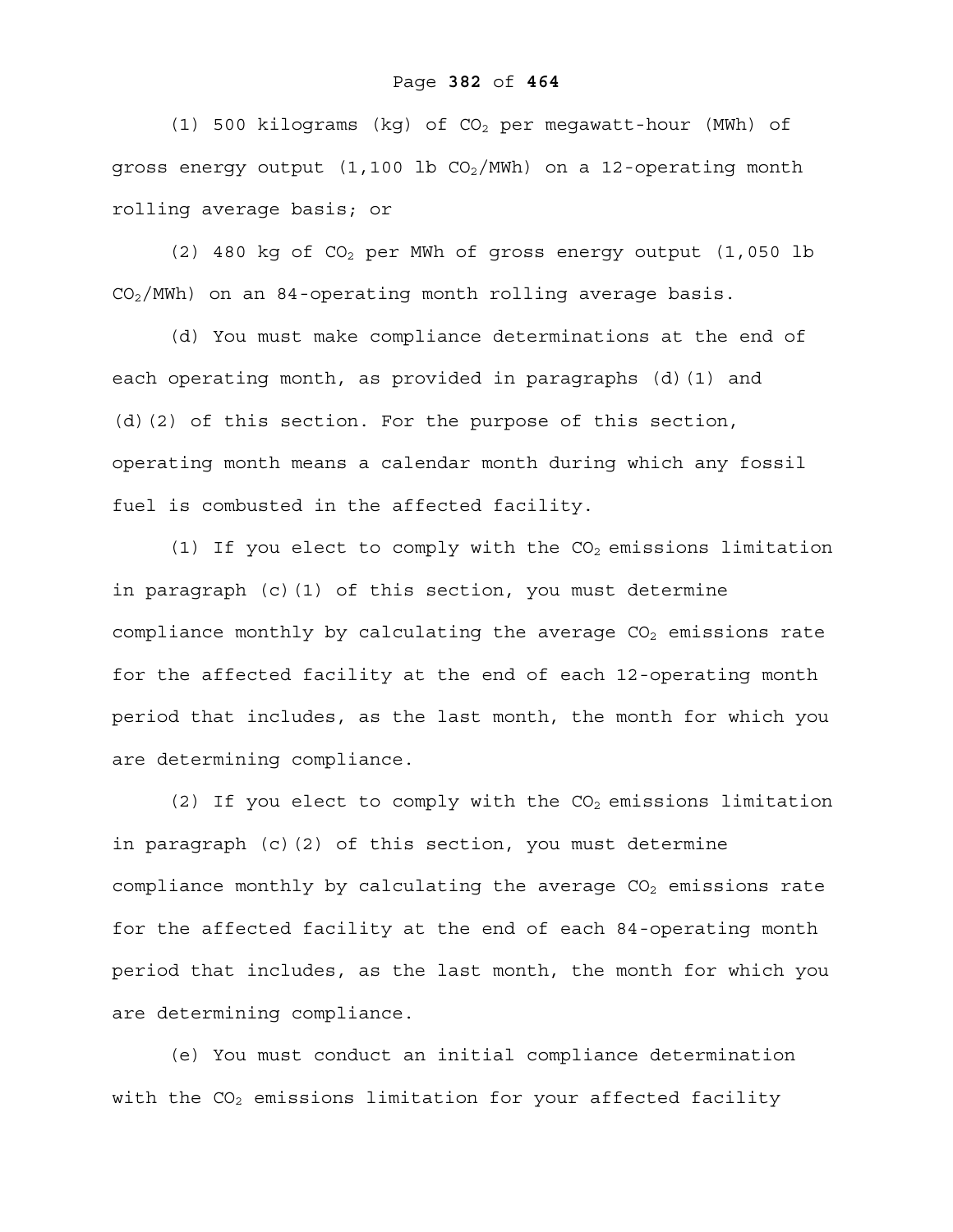(1) 500 kilograms (kg) of $CO_2$ per megawatt-hour (MWh) of gross energy output (1,100 lb $CO_2$/MWh) on a 12-operating month rolling average basis; or

(2) 480 kg of $CO_2$ per MWh of gross energy output (1,050 lb $CO_2$/MWh) on an 84-operating month rolling average basis.

(d) You must make compliance determinations at the end of each operating month, as provided in paragraphs (d)(1) and (d)(2) of this section. For the purpose of this section, operating month means a calendar month during which any fossil fuel is combusted in the affected facility.

(1) If you elect to comply with the $CO_2$ emissions limitation in paragraph (c)(1) of this section, you must determine compliance monthly by calculating the average $CO_2$ emissions rate for the affected facility at the end of each 12-operating month period that includes, as the last month, the month for which you are determining compliance.

(2) If you elect to comply with the $CO_2$ emissions limitation in paragraph (c)(2) of this section, you must determine compliance monthly by calculating the average $CO_2$ emissions rate for the affected facility at the end of each 84-operating month period that includes, as the last month, the month for which you are determining compliance.

(e) You must conduct an initial compliance determination with the $CO_2$ emissions limitation for your affected facility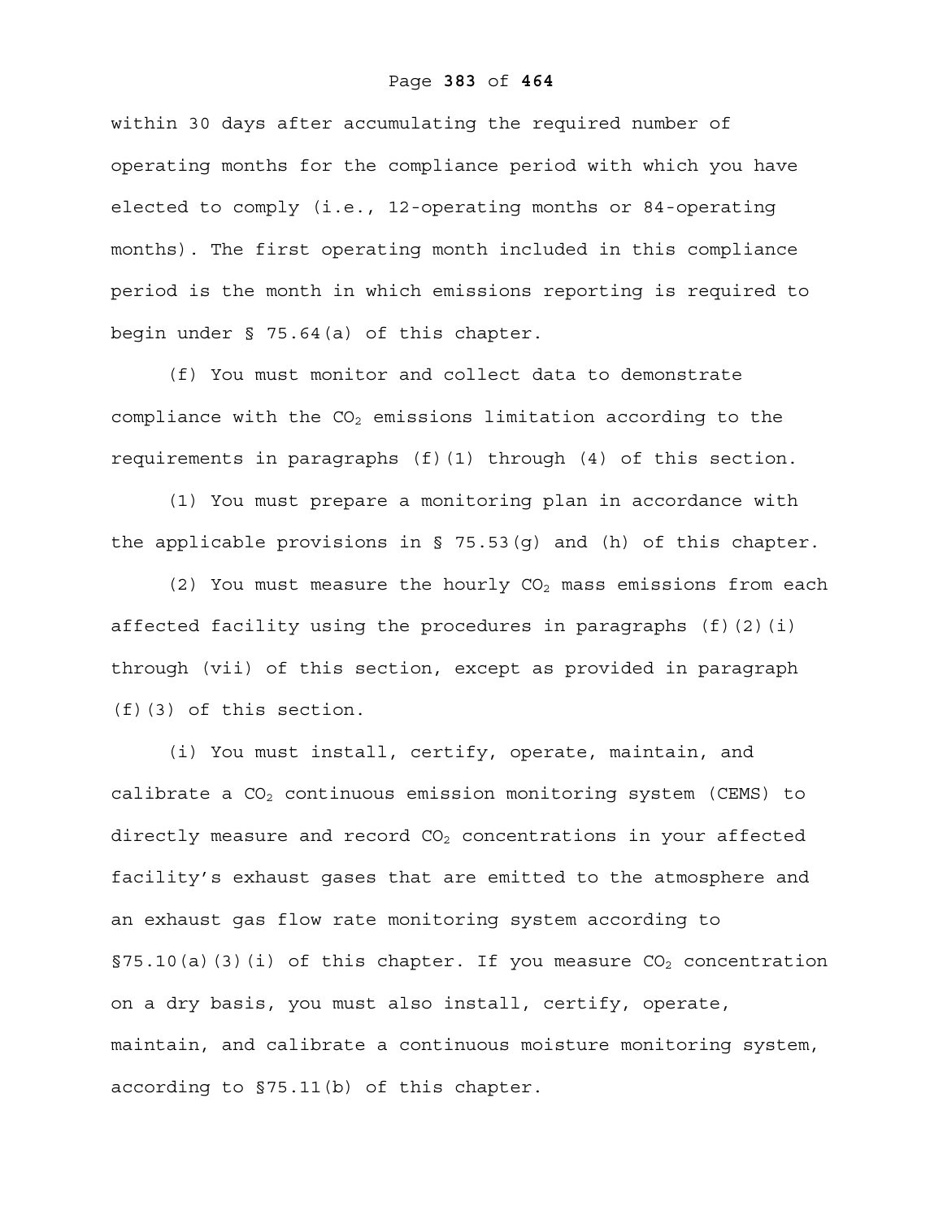within 30 days after accumulating the required number of operating months for the compliance period with which you have elected to comply (i.e., 12-operating months or 84-operating months). The first operating month included in this compliance period is the month in which emissions reporting is required to begin under § 75.64(a) of this chapter.

(f) You must monitor and collect data to demonstrate compliance with the $CO_2$ emissions limitation according to the requirements in paragraphs (f)(1) through (4) of this section.

(1) You must prepare a monitoring plan in accordance with the applicable provisions in § 75.53(g) and (h) of this chapter.

(2) You must measure the hourly $CO_2$ mass emissions from each affected facility using the procedures in paragraphs (f)(2)(i) through (vii) of this section, except as provided in paragraph (f)(3) of this section.

(i) You must install, certify, operate, maintain, and calibrate a $CO_2$ continuous emission monitoring system (CEMS) to directly measure and record $CO_2$ concentrations in your affected facility's exhaust gases that are emitted to the atmosphere and an exhaust gas flow rate monitoring system according to §75.10(a)(3)(i) of this chapter. If you measure $CO_2$ concentration on a dry basis, you must also install, certify, operate, maintain, and calibrate a continuous moisture monitoring system, according to §75.11(b) of this chapter.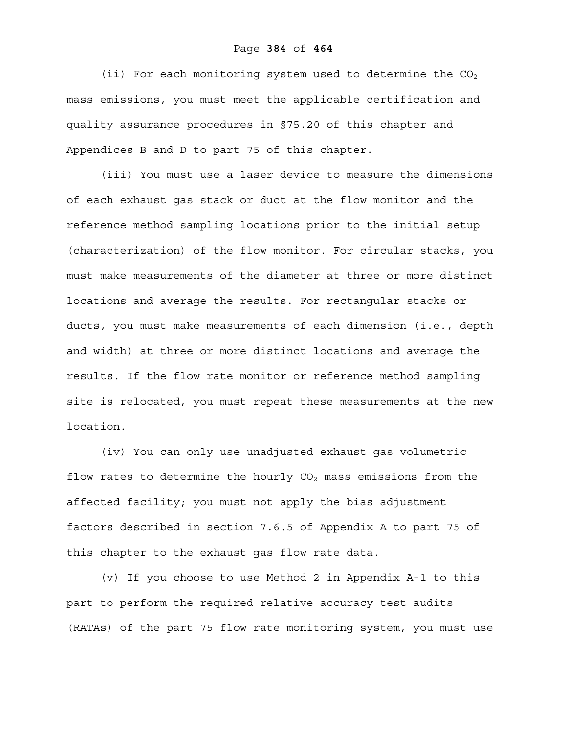(ii) For each monitoring system used to determine the $CO_2$ mass emissions, you must meet the applicable certification and quality assurance procedures in §75.20 of this chapter and Appendices B and D to part 75 of this chapter.

(iii) You must use a laser device to measure the dimensions of each exhaust gas stack or duct at the flow monitor and the reference method sampling locations prior to the initial setup (characterization) of the flow monitor. For circular stacks, you must make measurements of the diameter at three or more distinct locations and average the results. For rectangular stacks or ducts, you must make measurements of each dimension (i.e., depth and width) at three or more distinct locations and average the results. If the flow rate monitor or reference method sampling site is relocated, you must repeat these measurements at the new location.

(iv) You can only use unadjusted exhaust gas volumetric flow rates to determine the hourly $CO_2$ mass emissions from the affected facility; you must not apply the bias adjustment factors described in section 7.6.5 of Appendix A to part 75 of this chapter to the exhaust gas flow rate data.

(v) If you choose to use Method 2 in Appendix A-1 to this part to perform the required relative accuracy test audits (RATAs) of the part 75 flow rate monitoring system, you must use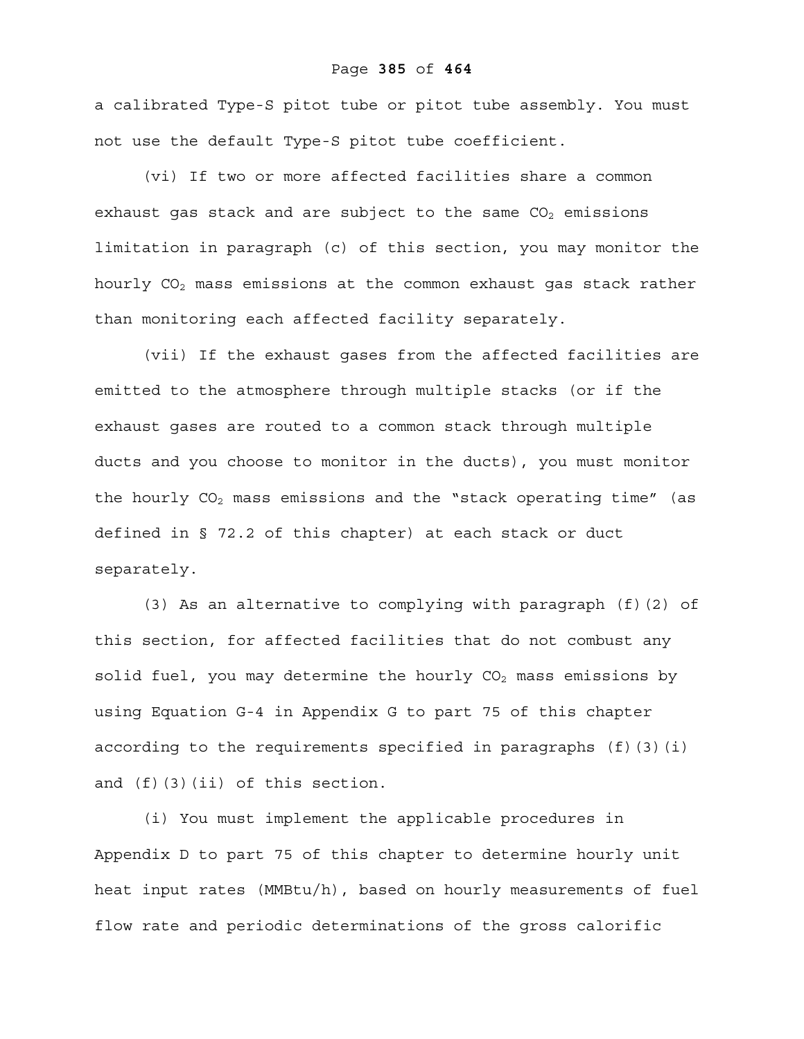a calibrated Type-S pitot tube or pitot tube assembly. You must not use the default Type-S pitot tube coefficient.

(vi) If two or more affected facilities share a common exhaust gas stack and are subject to the same $CO_2$ emissions limitation in paragraph (c) of this section, you may monitor the hourly $CO_2$ mass emissions at the common exhaust gas stack rather than monitoring each affected facility separately.

(vii) If the exhaust gases from the affected facilities are emitted to the atmosphere through multiple stacks (or if the exhaust gases are routed to a common stack through multiple ducts and you choose to monitor in the ducts), you must monitor the hourly $CO_2$ mass emissions and the "stack operating time" (as defined in § 72.2 of this chapter) at each stack or duct separately.

(3) As an alternative to complying with paragraph (f)(2) of this section, for affected facilities that do not combust any solid fuel, you may determine the hourly $CO_2$ mass emissions by using Equation G-4 in Appendix G to part 75 of this chapter according to the requirements specified in paragraphs (f)(3)(i) and (f)(3)(ii) of this section.

(i) You must implement the applicable procedures in Appendix D to part 75 of this chapter to determine hourly unit heat input rates (MMBtu/h), based on hourly measurements of fuel flow rate and periodic determinations of the gross calorific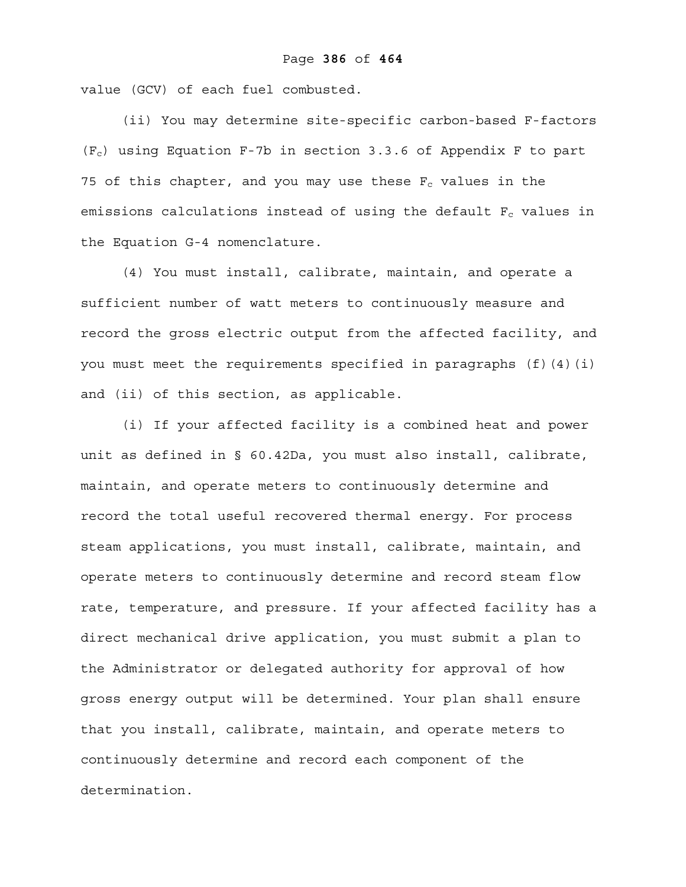value (GCV) of each fuel combusted.

(ii) You may determine site-specific carbon-based F-factors ($F_c$) using Equation F-7b in section 3.3.6 of Appendix F to part 75 of this chapter, and you may use these $F_c$ values in the emissions calculations instead of using the default $F_c$ values in the Equation G-4 nomenclature.

(4) You must install, calibrate, maintain, and operate a sufficient number of watt meters to continuously measure and record the gross electric output from the affected facility, and you must meet the requirements specified in paragraphs (f)(4)(i) and (ii) of this section, as applicable.

(i) If your affected facility is a combined heat and power unit as defined in § 60.42Da, you must also install, calibrate, maintain, and operate meters to continuously determine and record the total useful recovered thermal energy. For process steam applications, you must install, calibrate, maintain, and operate meters to continuously determine and record steam flow rate, temperature, and pressure. If your affected facility has a direct mechanical drive application, you must submit a plan to the Administrator or delegated authority for approval of how gross energy output will be determined. Your plan shall ensure that you install, calibrate, maintain, and operate meters to continuously determine and record each component of the determination.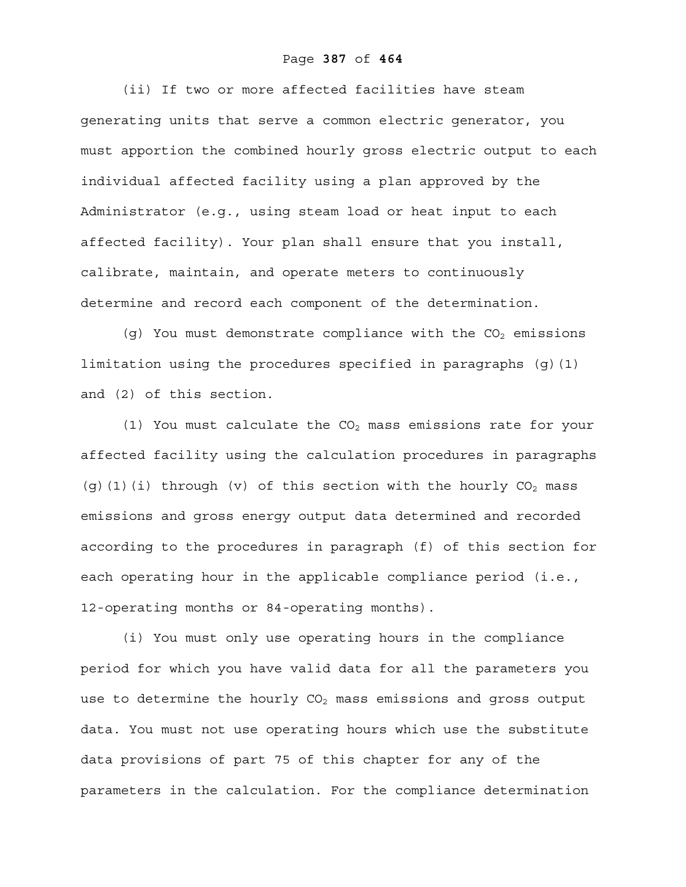(ii) If two or more affected facilities have steam generating units that serve a common electric generator, you must apportion the combined hourly gross electric output to each individual affected facility using a plan approved by the Administrator (e.g., using steam load or heat input to each affected facility). Your plan shall ensure that you install, calibrate, maintain, and operate meters to continuously determine and record each component of the determination.

(g) You must demonstrate compliance with the $CO_2$ emissions limitation using the procedures specified in paragraphs (g)(1) and (2) of this section.

(1) You must calculate the $CO_2$ mass emissions rate for your affected facility using the calculation procedures in paragraphs (g)(1)(i) through (v) of this section with the hourly $CO_2$ mass emissions and gross energy output data determined and recorded according to the procedures in paragraph (f) of this section for each operating hour in the applicable compliance period (i.e., 12-operating months or 84-operating months).

(i) You must only use operating hours in the compliance period for which you have valid data for all the parameters you use to determine the hourly $CO_2$ mass emissions and gross output data. You must not use operating hours which use the substitute data provisions of part 75 of this chapter for any of the parameters in the calculation. For the compliance determination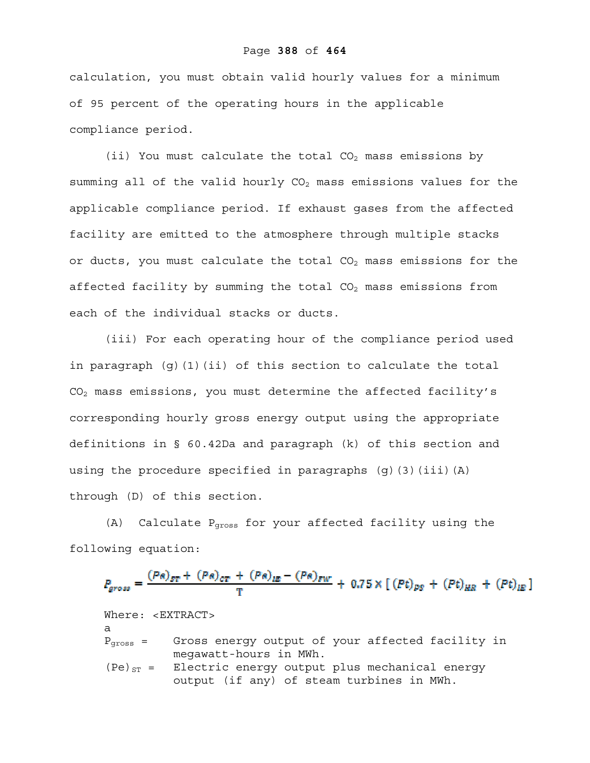calculation, you must obtain valid hourly values for a minimum of 95 percent of the operating hours in the applicable compliance period.

(ii) You must calculate the total $CO_2$ mass emissions by summing all of the valid hourly $CO_2$ mass emissions values for the applicable compliance period. If exhaust gases from the affected facility are emitted to the atmosphere through multiple stacks or ducts, you must calculate the total $CO_2$ mass emissions for the affected facility by summing the total $CO_2$ mass emissions from each of the individual stacks or ducts.

(iii) For each operating hour of the compliance period used in paragraph (g)(1)(ii) of this section to calculate the total $CO_2$ mass emissions, you must determine the affected facility's corresponding hourly gross energy output using the appropriate definitions in § 60.42Da and paragraph (k) of this section and using the procedure specified in paragraphs (g)(3)(iii)(A) through (D) of this section.

(A) Calculate $P_{gross}$ for your affected facility using the following equation:

$$P_{gross} = \frac{(Pe)_{ST} + (Pe)_{CT} + (Pe)_{IE} - (Pe)_{FW}}{T} + 0.75 \times [(Pt)_{PS} + (Pt)_{HR} + (Pt)_{IE}]$$

Where: <EXTRACT>

a

$P_{gross}$ = Gross energy output of your affected facility in megawatt-hours in MWh.

$(Pe)_{ST}$ = Electric energy output plus mechanical energy output (if any) of steam turbines in MWh.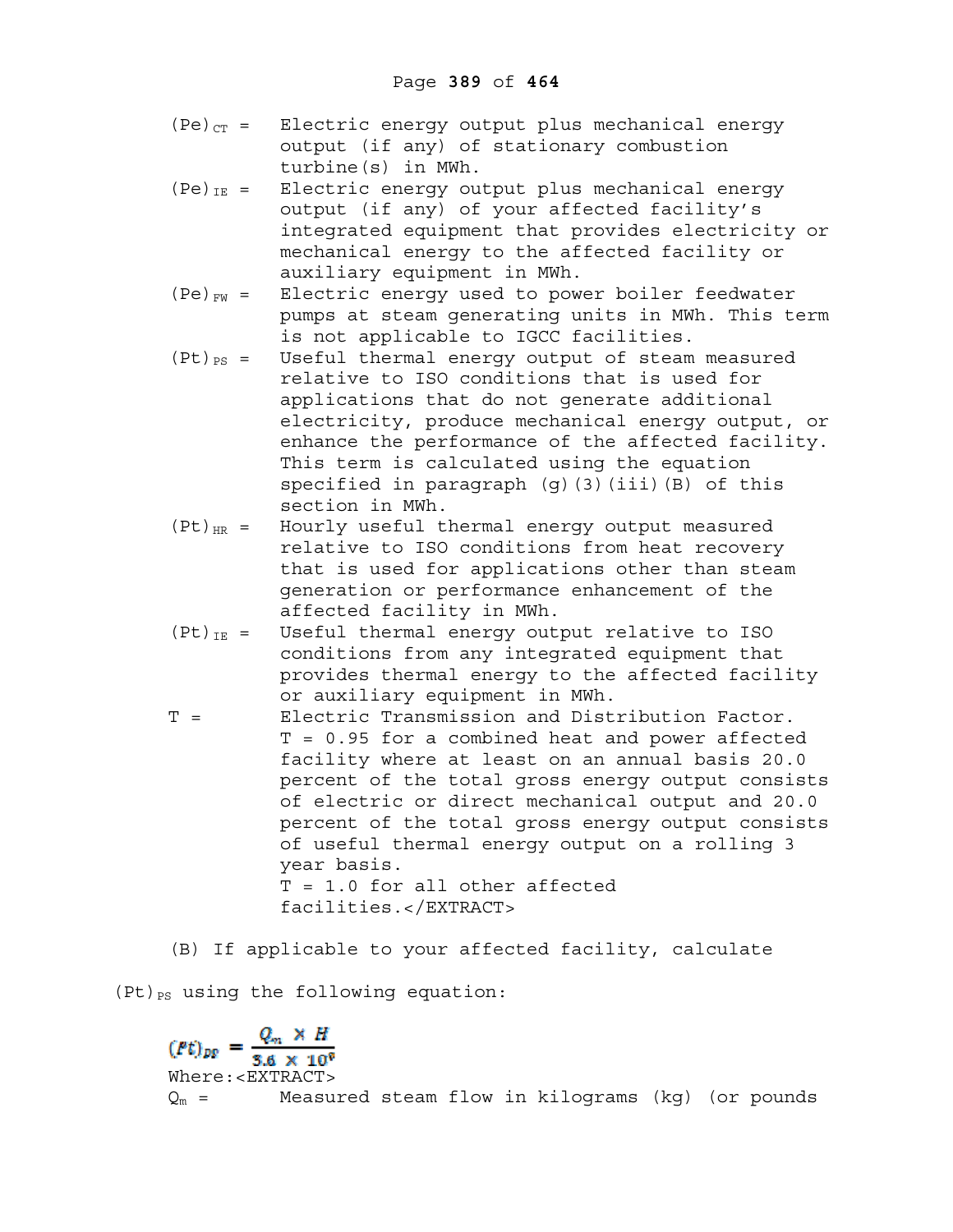$(Pe)_{CT}$ = Electric energy output plus mechanical energy output (if any) of stationary combustion turbine(s) in MWh.

$(Pe)_{IE}$ = Electric energy output plus mechanical energy output (if any) of your affected facility's integrated equipment that provides electricity or mechanical energy to the affected facility or auxiliary equipment in MWh.

$(Pe)_{FW}$ = Electric energy used to power boiler feedwater pumps at steam generating units in MWh. This term is not applicable to IGCC facilities.

$(Pt)_{PS}$ = Useful thermal energy output of steam measured relative to ISO conditions that is used for applications that do not generate additional electricity, produce mechanical energy output, or enhance the performance of the affected facility. This term is calculated using the equation specified in paragraph (g)(3)(iii)(B) of this section in MWh.

$(Pt)_{HR}$ = Hourly useful thermal energy output measured relative to ISO conditions from heat recovery that is used for applications other than steam generation or performance enhancement of the affected facility in MWh.

$(Pt)_{IE}$ = Useful thermal energy output relative to ISO conditions from any integrated equipment that provides thermal energy to the affected facility or auxiliary equipment in MWh.

T = Electric Transmission and Distribution Factor. T = 0.95 for a combined heat and power affected facility where at least on an annual basis 20.0 percent of the total gross energy output consists of electric or direct mechanical output and 20.0 percent of the total gross energy output consists of useful thermal energy output on a rolling 3 year basis.
T = 1.0 for all other affected facilities.</EXTRACT>

(B) If applicable to your affected facility, calculate $(Pt)_{PS}$ using the following equation:

$$(Pt)_{PS} = \frac{Q_m \times H}{3.6 \times 10^9}$$

Where:<EXTRACT>

$Q_m$ = Measured steam flow in kilograms (kg) (or pounds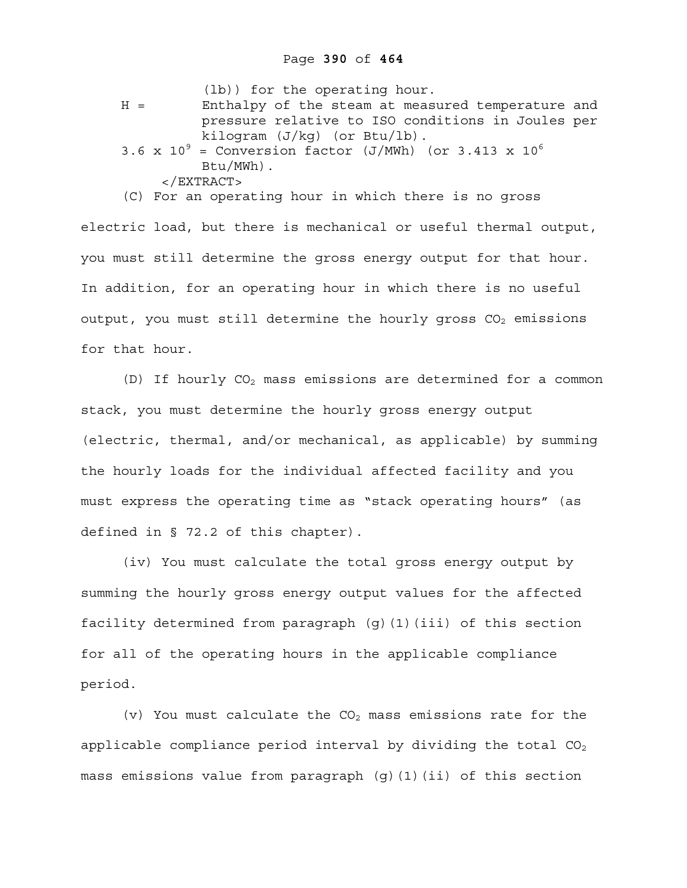(lb)) for the operating hour.

H = Enthalpy of the steam at measured temperature and pressure relative to ISO conditions in Joules per kilogram (J/kg) (or Btu/lb).

$3.6 \times 10^9$ = Conversion factor (J/MWh) (or $3.413 \times 10^6$ Btu/MWh).

</EXTRACT>

(C) For an operating hour in which there is no gross electric load, but there is mechanical or useful thermal output, you must still determine the gross energy output for that hour. In addition, for an operating hour in which there is no useful output, you must still determine the hourly gross $CO_2$ emissions for that hour.

(D) If hourly $CO_2$ mass emissions are determined for a common stack, you must determine the hourly gross energy output (electric, thermal, and/or mechanical, as applicable) by summing the hourly loads for the individual affected facility and you must express the operating time as "stack operating hours" (as defined in § 72.2 of this chapter).

(iv) You must calculate the total gross energy output by summing the hourly gross energy output values for the affected facility determined from paragraph (g)(1)(iii) of this section for all of the operating hours in the applicable compliance period.

(v) You must calculate the $CO_2$ mass emissions rate for the applicable compliance period interval by dividing the total $CO_2$ mass emissions value from paragraph (g)(1)(ii) of this section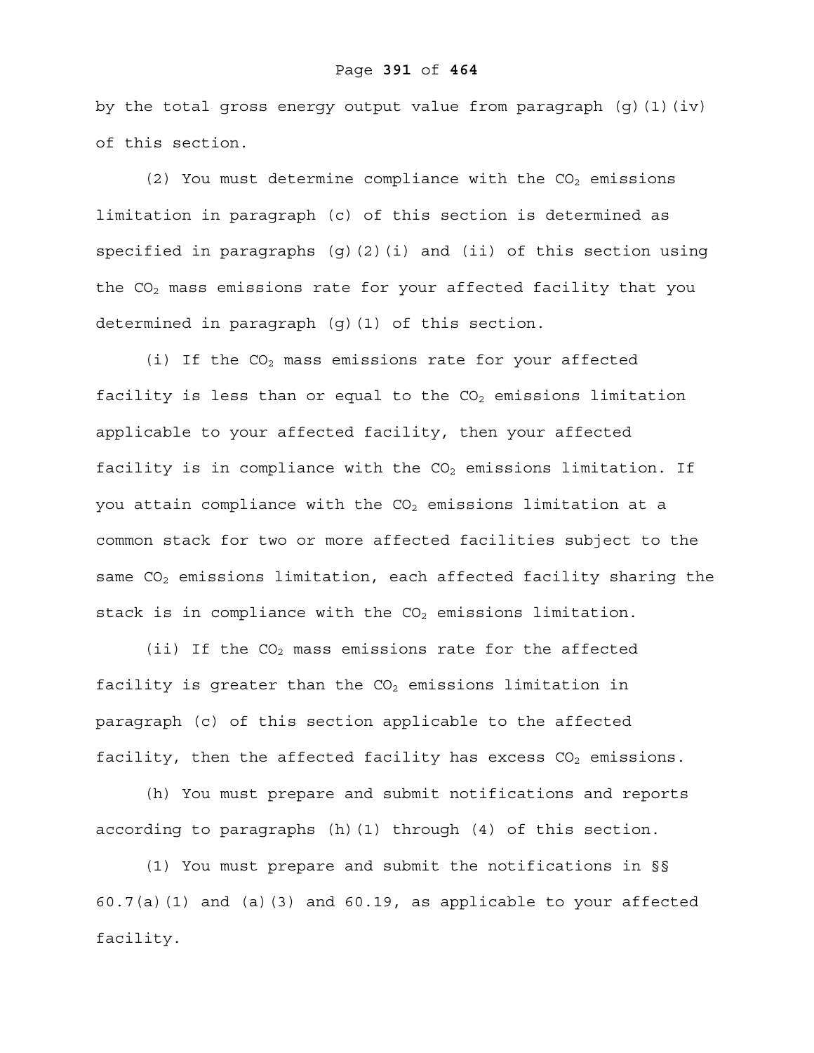by the total gross energy output value from paragraph (g)(1)(iv) of this section.

(2) You must determine compliance with the $CO_2$ emissions limitation in paragraph (c) of this section is determined as specified in paragraphs (g)(2)(i) and (ii) of this section using the $CO_2$ mass emissions rate for your affected facility that you determined in paragraph (g)(1) of this section.

(i) If the $CO_2$ mass emissions rate for your affected facility is less than or equal to the $CO_2$ emissions limitation applicable to your affected facility, then your affected facility is in compliance with the $CO_2$ emissions limitation. If you attain compliance with the $CO_2$ emissions limitation at a common stack for two or more affected facilities subject to the same $CO_2$ emissions limitation, each affected facility sharing the stack is in compliance with the $CO_2$ emissions limitation.

(ii) If the $CO_2$ mass emissions rate for the affected facility is greater than the $CO_2$ emissions limitation in paragraph (c) of this section applicable to the affected facility, then the affected facility has excess $CO_2$ emissions.

(h) You must prepare and submit notifications and reports according to paragraphs (h)(1) through (4) of this section.

(1) You must prepare and submit the notifications in §§ 60.7(a)(1) and (a)(3) and 60.19, as applicable to your affected facility.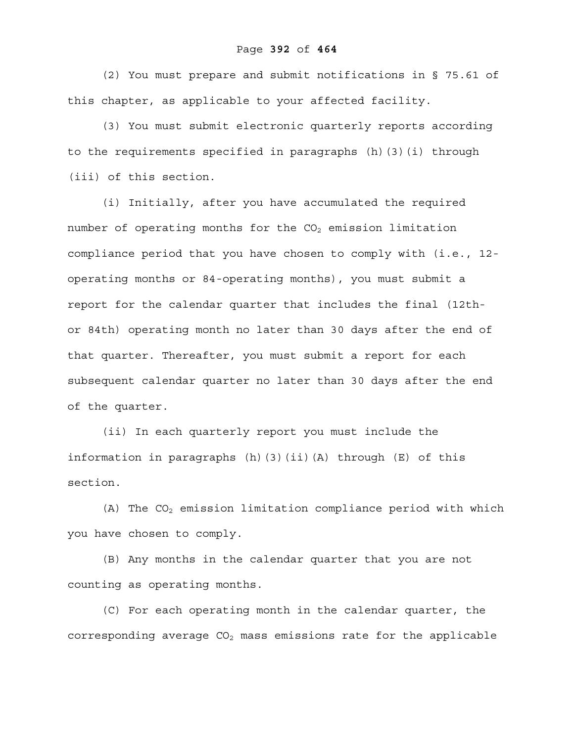(2) You must prepare and submit notifications in § 75.61 of this chapter, as applicable to your affected facility.

(3) You must submit electronic quarterly reports according to the requirements specified in paragraphs (h)(3)(i) through (iii) of this section.

(i) Initially, after you have accumulated the required number of operating months for the $CO_2$ emission limitation compliance period that you have chosen to comply with (i.e., 12-operating months or 84-operating months), you must submit a report for the calendar quarter that includes the final (12th- or 84th) operating month no later than 30 days after the end of that quarter. Thereafter, you must submit a report for each subsequent calendar quarter no later than 30 days after the end of the quarter.

(ii) In each quarterly report you must include the information in paragraphs (h)(3)(ii)(A) through (E) of this section.

(A) The $CO_2$ emission limitation compliance period with which you have chosen to comply.

(B) Any months in the calendar quarter that you are not counting as operating months.

(C) For each operating month in the calendar quarter, the corresponding average $CO_2$ mass emissions rate for the applicable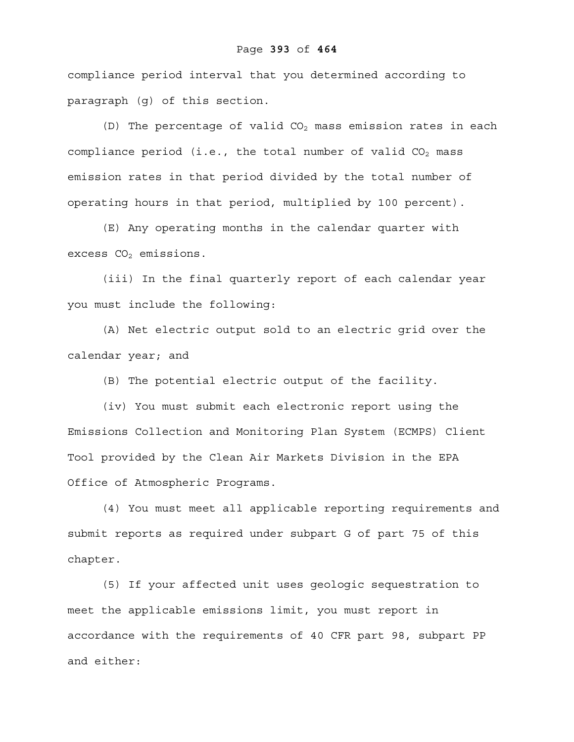compliance period interval that you determined according to paragraph (g) of this section.

(D) The percentage of valid $CO_2$ mass emission rates in each compliance period (i.e., the total number of valid $CO_2$ mass emission rates in that period divided by the total number of operating hours in that period, multiplied by 100 percent).

(E) Any operating months in the calendar quarter with excess $CO_2$ emissions.

(iii) In the final quarterly report of each calendar year you must include the following:

(A) Net electric output sold to an electric grid over the calendar year; and

(B) The potential electric output of the facility.

(iv) You must submit each electronic report using the Emissions Collection and Monitoring Plan System (ECMPS) Client Tool provided by the Clean Air Markets Division in the EPA Office of Atmospheric Programs.

(4) You must meet all applicable reporting requirements and submit reports as required under subpart G of part 75 of this chapter.

(5) If your affected unit uses geologic sequestration to meet the applicable emissions limit, you must report in accordance with the requirements of 40 CFR part 98, subpart PP and either: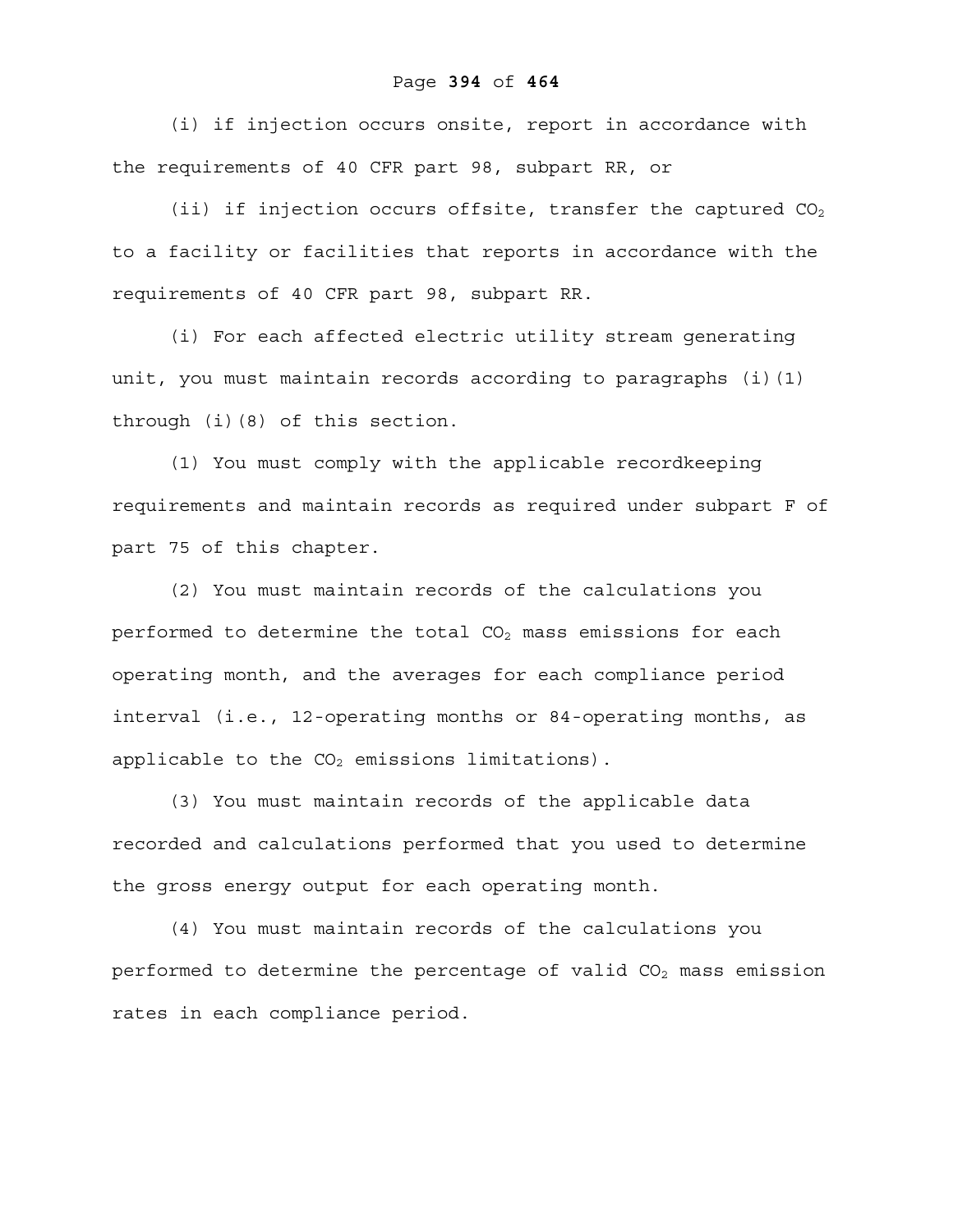(i) if injection occurs onsite, report in accordance with the requirements of 40 CFR part 98, subpart RR, or

(ii) if injection occurs offsite, transfer the captured $CO_2$ to a facility or facilities that reports in accordance with the requirements of 40 CFR part 98, subpart RR.

(i) For each affected electric utility stream generating unit, you must maintain records according to paragraphs (i)(1) through (i)(8) of this section.

(1) You must comply with the applicable recordkeeping requirements and maintain records as required under subpart F of part 75 of this chapter.

(2) You must maintain records of the calculations you performed to determine the total $CO_2$ mass emissions for each operating month, and the averages for each compliance period interval (i.e., 12-operating months or 84-operating months, as applicable to the $CO_2$ emissions limitations).

(3) You must maintain records of the applicable data recorded and calculations performed that you used to determine the gross energy output for each operating month.

(4) You must maintain records of the calculations you performed to determine the percentage of valid $CO_2$ mass emission rates in each compliance period.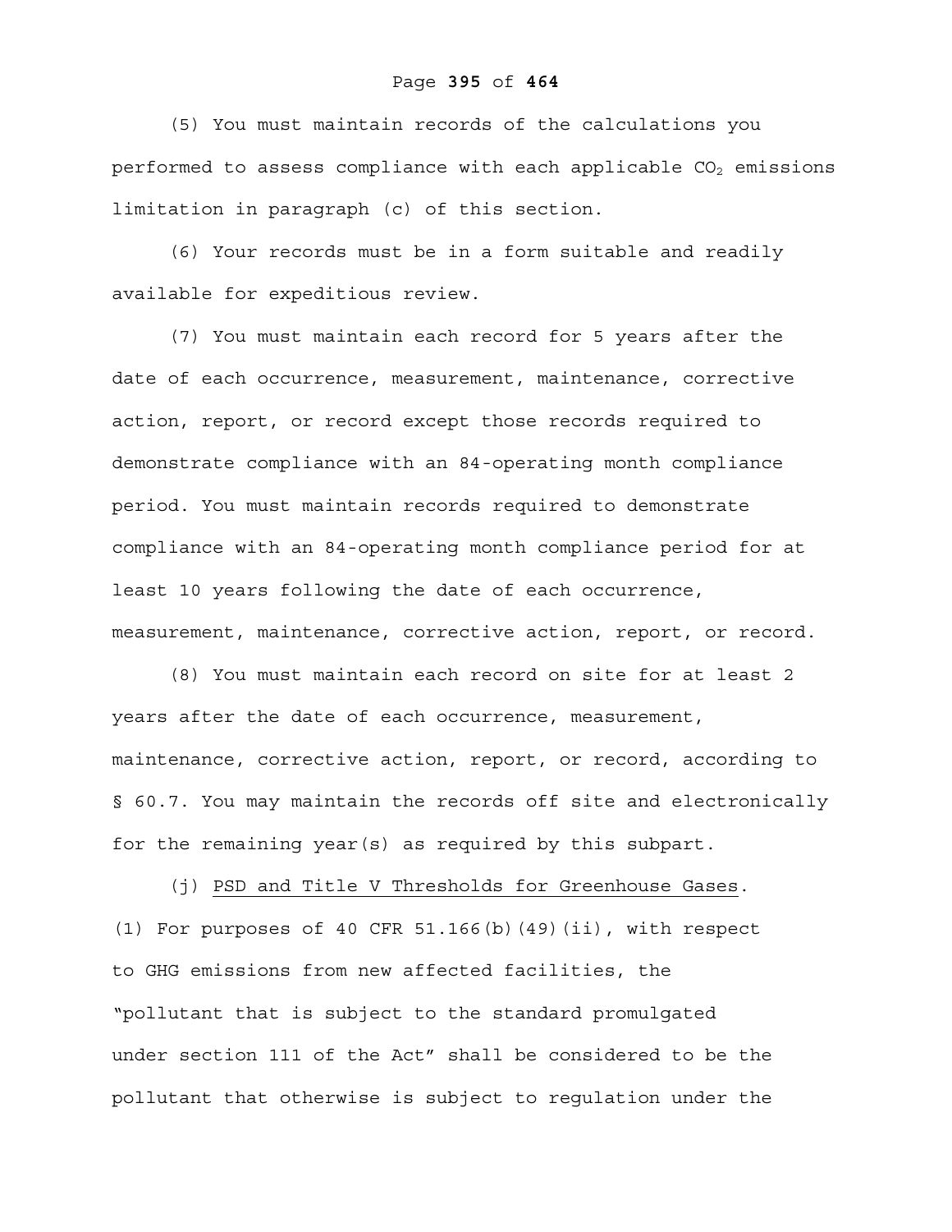(5) You must maintain records of the calculations you performed to assess compliance with each applicable $CO_2$ emissions limitation in paragraph (c) of this section.

(6) Your records must be in a form suitable and readily available for expeditious review.

(7) You must maintain each record for 5 years after the date of each occurrence, measurement, maintenance, corrective action, report, or record except those records required to demonstrate compliance with an 84-operating month compliance period. You must maintain records required to demonstrate compliance with an 84-operating month compliance period for at least 10 years following the date of each occurrence, measurement, maintenance, corrective action, report, or record.

(8) You must maintain each record on site for at least 2 years after the date of each occurrence, measurement, maintenance, corrective action, report, or record, according to § 60.7. You may maintain the records off site and electronically for the remaining year(s) as required by this subpart.

(j) PSD and Title V Thresholds for Greenhouse Gases. (1) For purposes of 40 CFR 51.166(b)(49)(ii), with respect to GHG emissions from new affected facilities, the "pollutant that is subject to the standard promulgated under section 111 of the Act" shall be considered to be the pollutant that otherwise is subject to regulation under the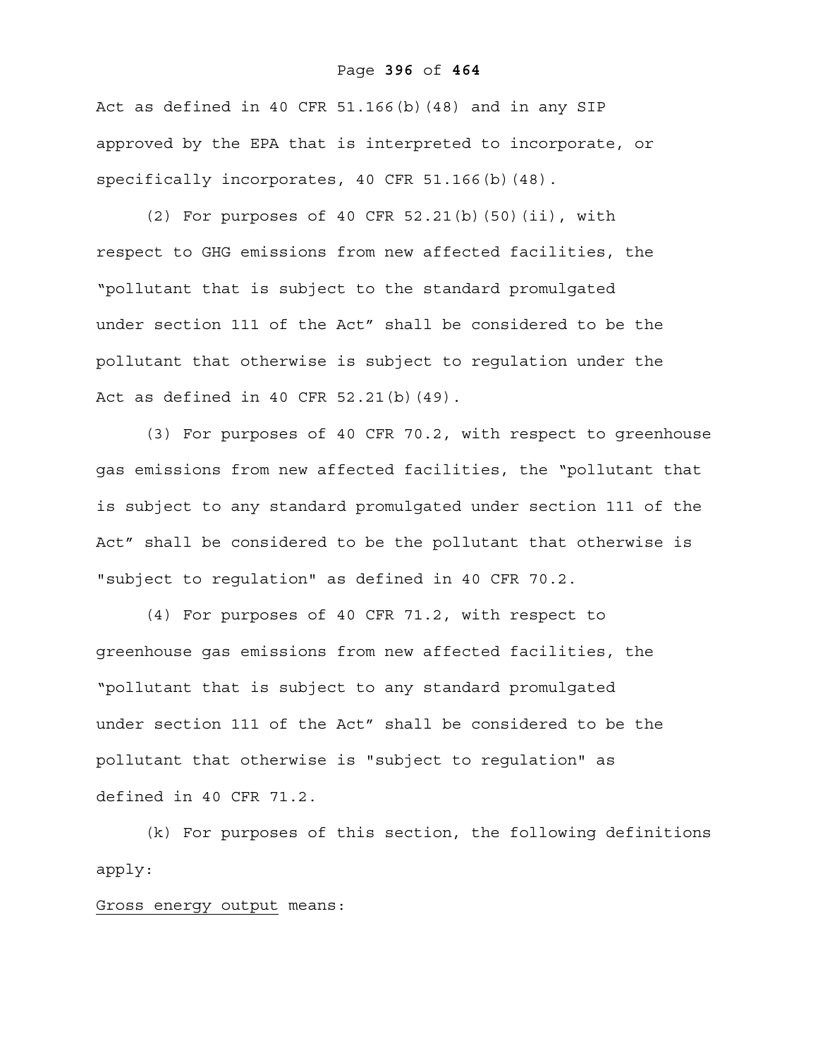Act as defined in 40 CFR 51.166(b)(48) and in any SIP approved by the EPA that is interpreted to incorporate, or specifically incorporates, 40 CFR 51.166(b)(48).

(2) For purposes of 40 CFR 52.21(b)(50)(ii), with respect to GHG emissions from new affected facilities, the "pollutant that is subject to the standard promulgated under section 111 of the Act" shall be considered to be the pollutant that otherwise is subject to regulation under the Act as defined in 40 CFR 52.21(b)(49).

(3) For purposes of 40 CFR 70.2, with respect to greenhouse gas emissions from new affected facilities, the "pollutant that is subject to any standard promulgated under section 111 of the Act" shall be considered to be the pollutant that otherwise is "subject to regulation" as defined in 40 CFR 70.2.

(4) For purposes of 40 CFR 71.2, with respect to greenhouse gas emissions from new affected facilities, the "pollutant that is subject to any standard promulgated under section 111 of the Act" shall be considered to be the pollutant that otherwise is "subject to regulation" as defined in 40 CFR 71.2.

(k) For purposes of this section, the following definitions apply:

<u>Gross energy output</u> means: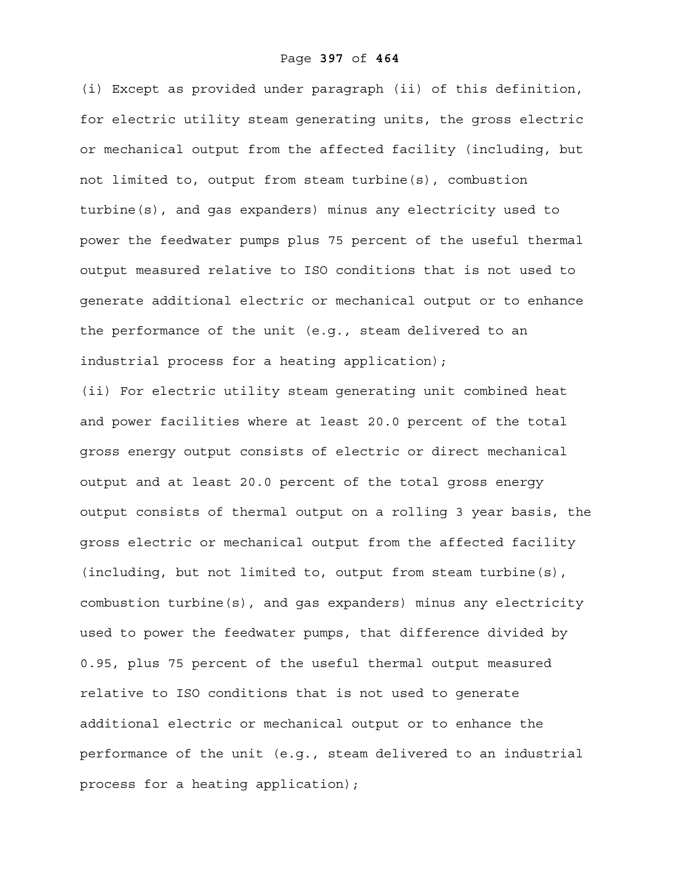(i) Except as provided under paragraph (ii) of this definition, for electric utility steam generating units, the gross electric or mechanical output from the affected facility (including, but not limited to, output from steam turbine(s), combustion turbine(s), and gas expanders) minus any electricity used to power the feedwater pumps plus 75 percent of the useful thermal output measured relative to ISO conditions that is not used to generate additional electric or mechanical output or to enhance the performance of the unit (e.g., steam delivered to an industrial process for a heating application);

(ii) For electric utility steam generating unit combined heat and power facilities where at least 20.0 percent of the total gross energy output consists of electric or direct mechanical output and at least 20.0 percent of the total gross energy output consists of thermal output on a rolling 3 year basis, the gross electric or mechanical output from the affected facility (including, but not limited to, output from steam turbine(s), combustion turbine(s), and gas expanders) minus any electricity used to power the feedwater pumps, that difference divided by 0.95, plus 75 percent of the useful thermal output measured relative to ISO conditions that is not used to generate additional electric or mechanical output or to enhance the performance of the unit (e.g., steam delivered to an industrial process for a heating application);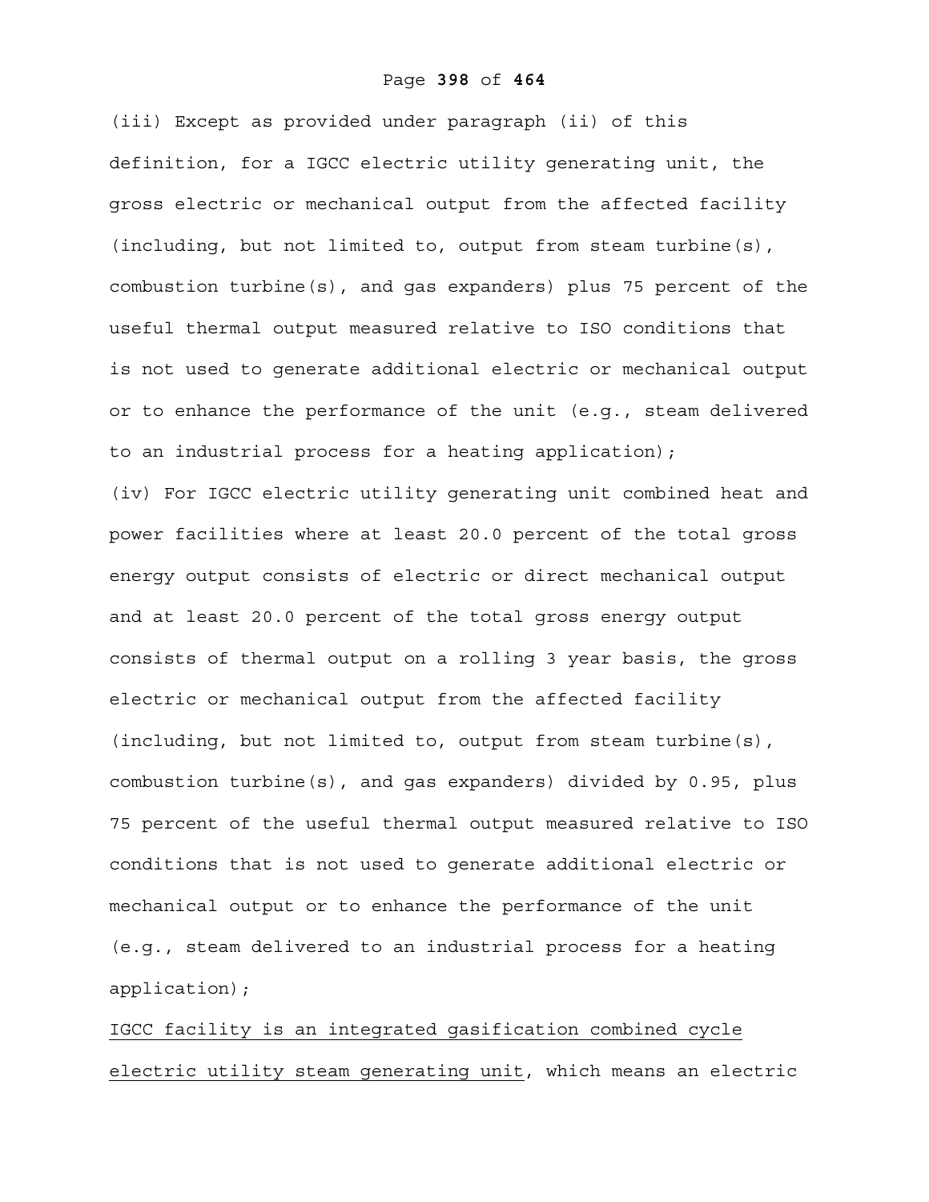(iii) Except as provided under paragraph (ii) of this definition, for a IGCC electric utility generating unit, the gross electric or mechanical output from the affected facility (including, but not limited to, output from steam turbine(s), combustion turbine(s), and gas expanders) plus 75 percent of the useful thermal output measured relative to ISO conditions that is not used to generate additional electric or mechanical output or to enhance the performance of the unit (e.g., steam delivered to an industrial process for a heating application);

(iv) For IGCC electric utility generating unit combined heat and power facilities where at least 20.0 percent of the total gross energy output consists of electric or direct mechanical output and at least 20.0 percent of the total gross energy output consists of thermal output on a rolling 3 year basis, the gross electric or mechanical output from the affected facility (including, but not limited to, output from steam turbine(s), combustion turbine(s), and gas expanders) divided by 0.95, plus 75 percent of the useful thermal output measured relative to ISO conditions that is not used to generate additional electric or mechanical output or to enhance the performance of the unit (e.g., steam delivered to an industrial process for a heating application);

<u>IGCC facility is an integrated gasification combined cycle electric utility steam generating unit</u>, which means an electric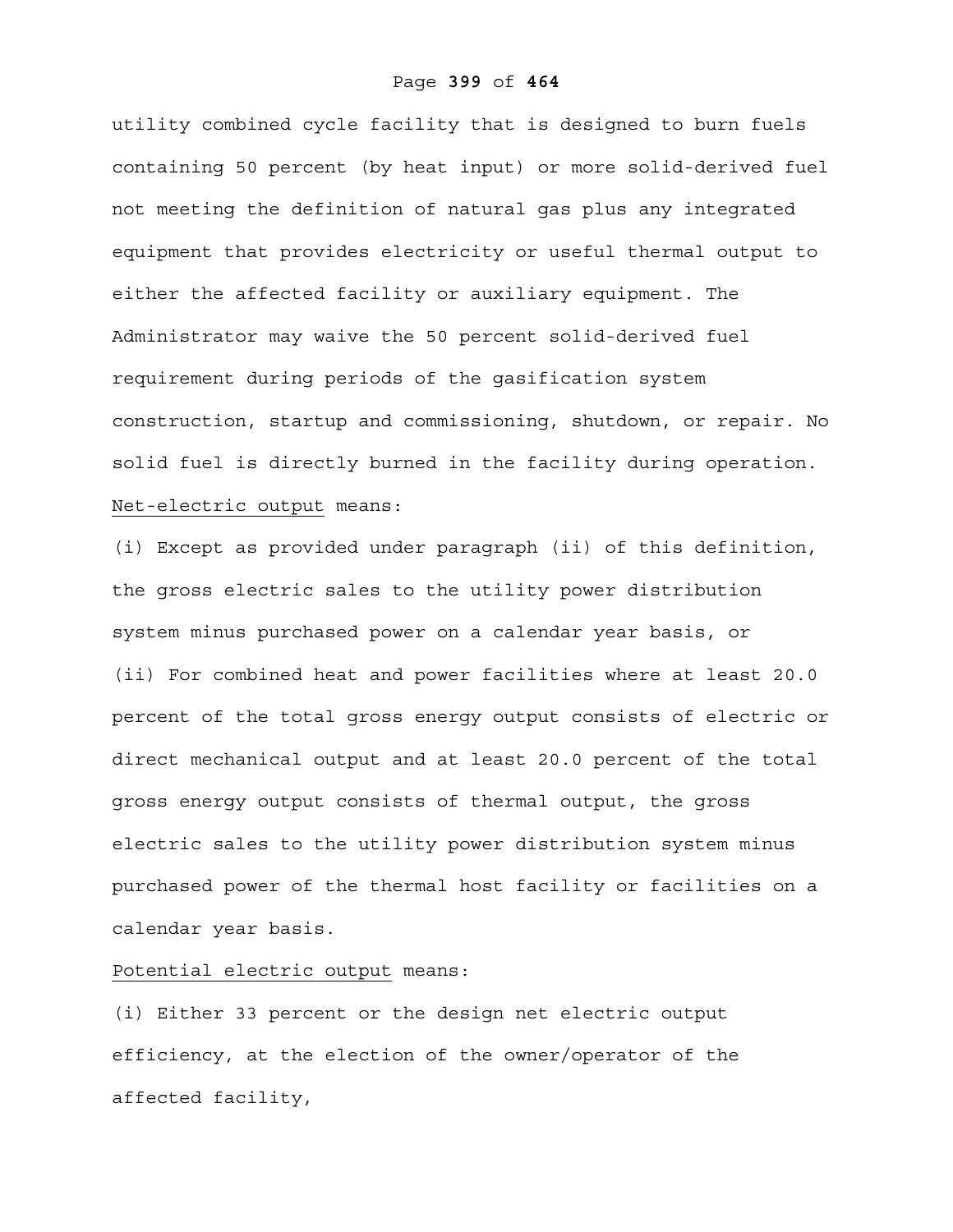utility combined cycle facility that is designed to burn fuels containing 50 percent (by heat input) or more solid-derived fuel not meeting the definition of natural gas plus any integrated equipment that provides electricity or useful thermal output to either the affected facility or auxiliary equipment. The Administrator may waive the 50 percent solid-derived fuel requirement during periods of the gasification system construction, startup and commissioning, shutdown, or repair. No solid fuel is directly burned in the facility during operation.

<u>Net-electric output</u> means:

(i) Except as provided under paragraph (ii) of this definition, the gross electric sales to the utility power distribution system minus purchased power on a calendar year basis, or

(ii) For combined heat and power facilities where at least 20.0 percent of the total gross energy output consists of electric or direct mechanical output and at least 20.0 percent of the total gross energy output consists of thermal output, the gross electric sales to the utility power distribution system minus purchased power of the thermal host facility or facilities on a calendar year basis.

<u>Potential electric output</u> means:

(i) Either 33 percent or the design net electric output efficiency, at the election of the owner/operator of the affected facility,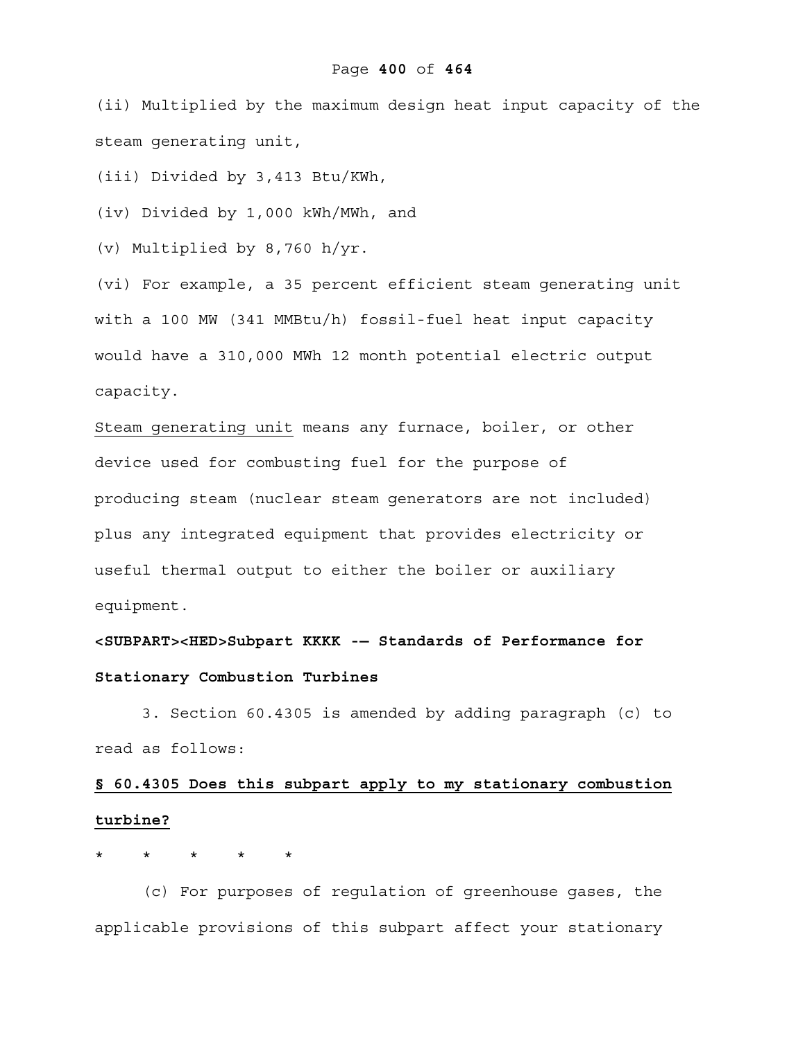(ii) Multiplied by the maximum design heat input capacity of the steam generating unit,

(iii) Divided by 3,413 Btu/KWh,

(iv) Divided by 1,000 kWh/MWh, and

(v) Multiplied by 8,760 h/yr.

(vi) For example, a 35 percent efficient steam generating unit with a 100 MW (341 MMBtu/h) fossil-fuel heat input capacity would have a 310,000 MWh 12 month potential electric output capacity.

<u>Steam generating unit</u> means any furnace, boiler, or other device used for combusting fuel for the purpose of producing steam (nuclear steam generators are not included) plus any integrated equipment that provides electricity or useful thermal output to either the boiler or auxiliary equipment.

**<SUBPART><HED>Subpart KKKK -— Standards of Performance for Stationary Combustion Turbines**

3. Section 60.4305 is amended by adding paragraph (c) to read as follows:

**<u>§ 60.4305 Does this subpart apply to my stationary combustion turbine?</u>**

\* \* \* \* \*

(c) For purposes of regulation of greenhouse gases, the applicable provisions of this subpart affect your stationary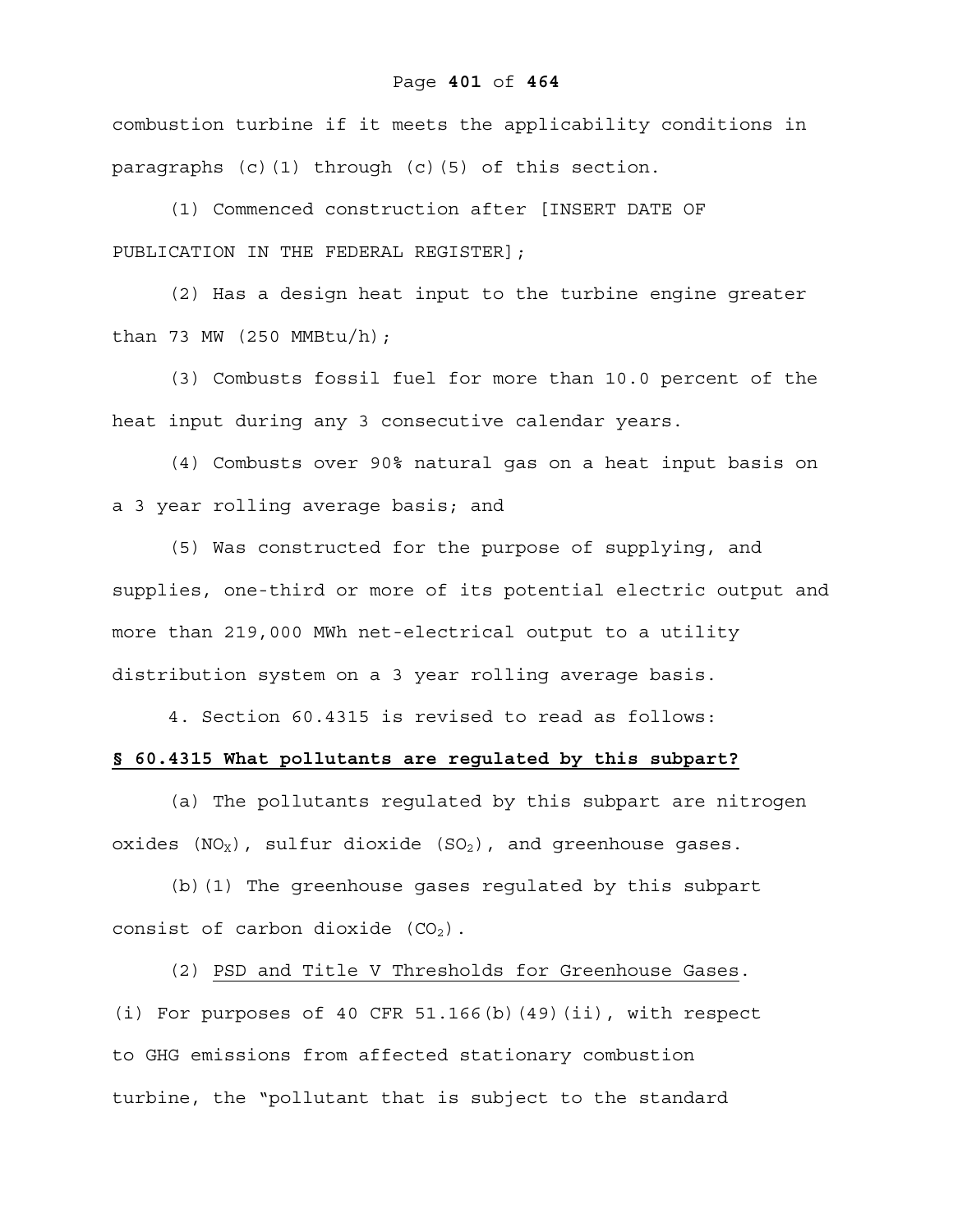combustion turbine if it meets the applicability conditions in paragraphs (c)(1) through (c)(5) of this section.

(1) Commenced construction after [INSERT DATE OF PUBLICATION IN THE FEDERAL REGISTER];

(2) Has a design heat input to the turbine engine greater than 73 MW (250 MMBtu/h);

(3) Combusts fossil fuel for more than 10.0 percent of the heat input during any 3 consecutive calendar years.

(4) Combusts over 90% natural gas on a heat input basis on a 3 year rolling average basis; and

(5) Was constructed for the purpose of supplying, and supplies, one-third or more of its potential electric output and more than 219,000 MWh net-electrical output to a utility distribution system on a 3 year rolling average basis.

4. Section 60.4315 is revised to read as follows:

**§ 60.4315 What pollutants are regulated by this subpart?**

(a) The pollutants regulated by this subpart are nitrogen oxides ($NO_X$), sulfur dioxide ($SO_2$), and greenhouse gases.

(b)(1) The greenhouse gases regulated by this subpart consist of carbon dioxide ($CO_2$).

(2) PSD and Title V Thresholds for Greenhouse Gases. (i) For purposes of 40 CFR 51.166(b)(49)(ii), with respect to GHG emissions from affected stationary combustion turbine, the "pollutant that is subject to the standard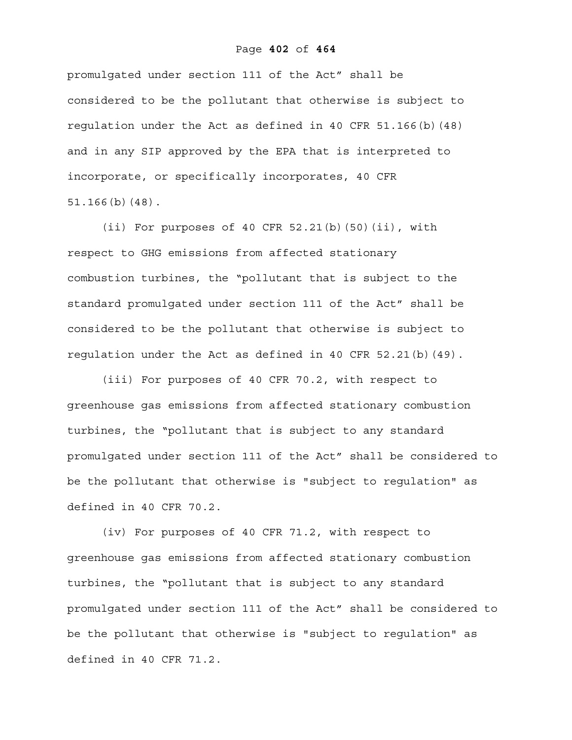promulgated under section 111 of the Act” shall be considered to be the pollutant that otherwise is subject to regulation under the Act as defined in 40 CFR 51.166(b)(48) and in any SIP approved by the EPA that is interpreted to incorporate, or specifically incorporates, 40 CFR 51.166(b)(48).

(ii) For purposes of 40 CFR 52.21(b)(50)(ii), with respect to GHG emissions from affected stationary combustion turbines, the “pollutant that is subject to the standard promulgated under section 111 of the Act” shall be considered to be the pollutant that otherwise is subject to regulation under the Act as defined in 40 CFR 52.21(b)(49).

(iii) For purposes of 40 CFR 70.2, with respect to greenhouse gas emissions from affected stationary combustion turbines, the “pollutant that is subject to any standard promulgated under section 111 of the Act” shall be considered to be the pollutant that otherwise is "subject to regulation" as defined in 40 CFR 70.2.

(iv) For purposes of 40 CFR 71.2, with respect to greenhouse gas emissions from affected stationary combustion turbines, the “pollutant that is subject to any standard promulgated under section 111 of the Act” shall be considered to be the pollutant that otherwise is "subject to regulation" as defined in 40 CFR 71.2.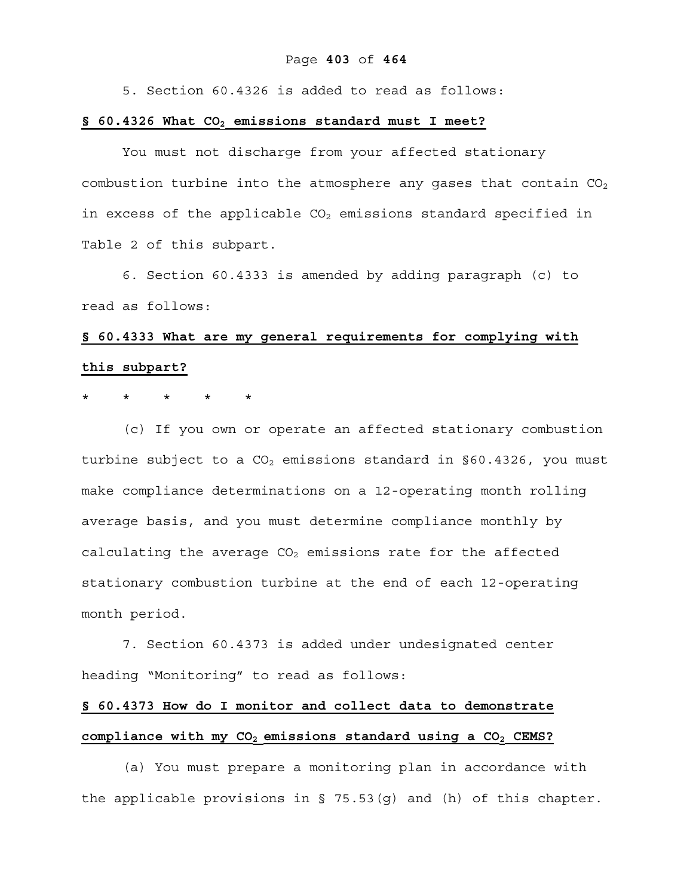5. Section 60.4326 is added to read as follows:

**§ 60.4326 What $CO_2$ emissions standard must I meet?**

You must not discharge from your affected stationary combustion turbine into the atmosphere any gases that contain $CO_2$ in excess of the applicable $CO_2$ emissions standard specified in Table 2 of this subpart.

6. Section 60.4333 is amended by adding paragraph (c) to read as follows:

**§ 60.4333 What are my general requirements for complying with this subpart?**

\* \* \* \* \*

(c) If you own or operate an affected stationary combustion turbine subject to a $CO_2$ emissions standard in §60.4326, you must make compliance determinations on a 12-operating month rolling average basis, and you must determine compliance monthly by calculating the average $CO_2$ emissions rate for the affected stationary combustion turbine at the end of each 12-operating month period.

7. Section 60.4373 is added under undesignated center heading “Monitoring” to read as follows:

**§ 60.4373 How do I monitor and collect data to demonstrate compliance with my $CO_2$ emissions standard using a $CO_2$ CEMS?**

(a) You must prepare a monitoring plan in accordance with the applicable provisions in § 75.53(g) and (h) of this chapter.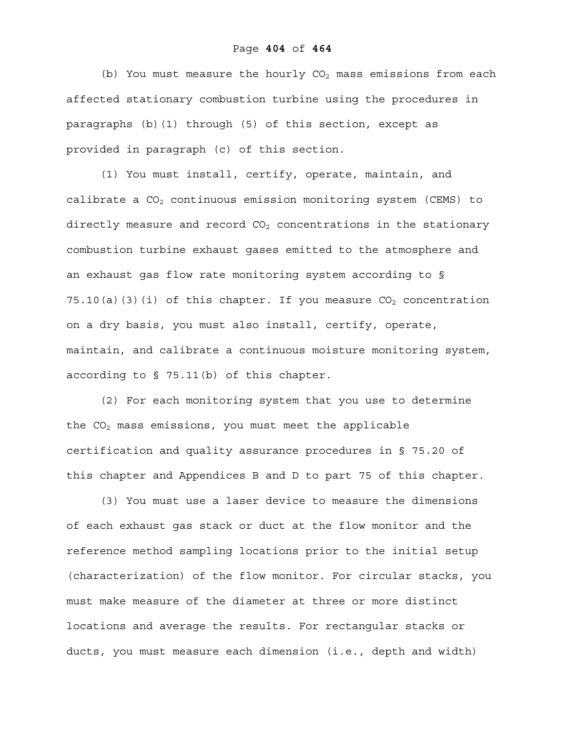(b) You must measure the hourly $CO_2$ mass emissions from each affected stationary combustion turbine using the procedures in paragraphs (b)(1) through (5) of this section, except as provided in paragraph (c) of this section.

(1) You must install, certify, operate, maintain, and calibrate a $CO_2$ continuous emission monitoring system (CEMS) to directly measure and record $CO_2$ concentrations in the stationary combustion turbine exhaust gases emitted to the atmosphere and an exhaust gas flow rate monitoring system according to § 75.10(a)(3)(i) of this chapter. If you measure $CO_2$ concentration on a dry basis, you must also install, certify, operate, maintain, and calibrate a continuous moisture monitoring system, according to § 75.11(b) of this chapter.

(2) For each monitoring system that you use to determine the $CO_2$ mass emissions, you must meet the applicable certification and quality assurance procedures in § 75.20 of this chapter and Appendices B and D to part 75 of this chapter.

(3) You must use a laser device to measure the dimensions of each exhaust gas stack or duct at the flow monitor and the reference method sampling locations prior to the initial setup (characterization) of the flow monitor. For circular stacks, you must make measure of the diameter at three or more distinct locations and average the results. For rectangular stacks or ducts, you must measure each dimension (i.e., depth and width)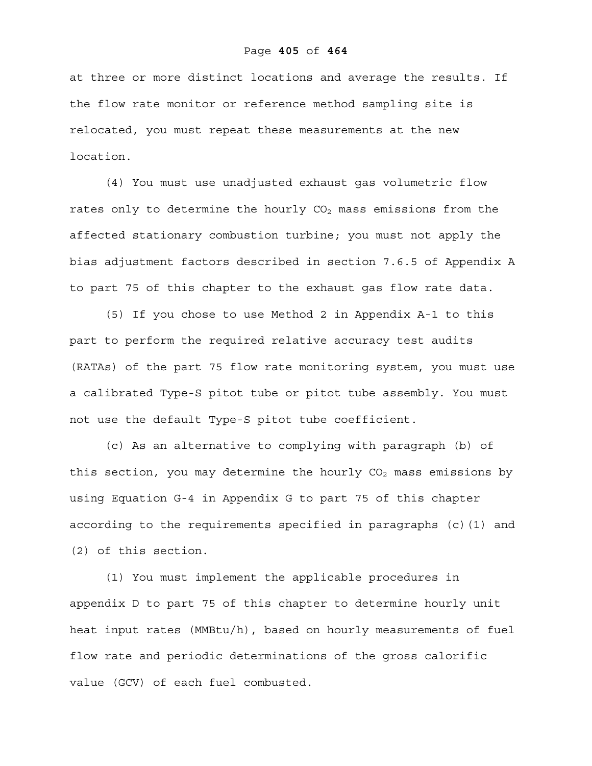at three or more distinct locations and average the results. If the flow rate monitor or reference method sampling site is relocated, you must repeat these measurements at the new location.

(4) You must use unadjusted exhaust gas volumetric flow rates only to determine the hourly $CO_2$ mass emissions from the affected stationary combustion turbine; you must not apply the bias adjustment factors described in section 7.6.5 of Appendix A to part 75 of this chapter to the exhaust gas flow rate data.

(5) If you chose to use Method 2 in Appendix A-1 to this part to perform the required relative accuracy test audits (RATAs) of the part 75 flow rate monitoring system, you must use a calibrated Type-S pitot tube or pitot tube assembly. You must not use the default Type-S pitot tube coefficient.

(c) As an alternative to complying with paragraph (b) of this section, you may determine the hourly $CO_2$ mass emissions by using Equation G-4 in Appendix G to part 75 of this chapter according to the requirements specified in paragraphs (c)(1) and (2) of this section.

(1) You must implement the applicable procedures in appendix D to part 75 of this chapter to determine hourly unit heat input rates (MMBtu/h), based on hourly measurements of fuel flow rate and periodic determinations of the gross calorific value (GCV) of each fuel combusted.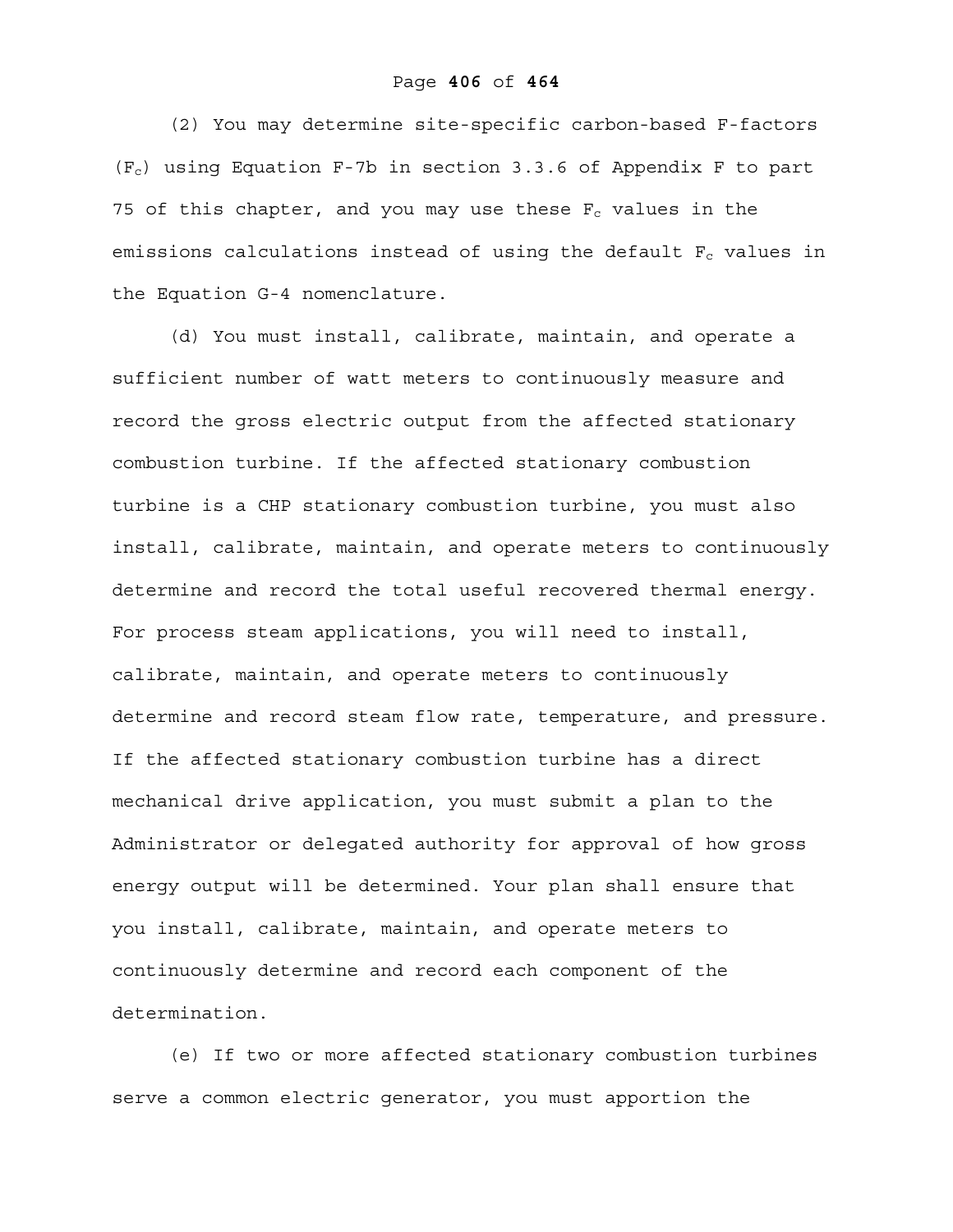(2) You may determine site-specific carbon-based F-factors ($F_c$) using Equation F-7b in section 3.3.6 of Appendix F to part 75 of this chapter, and you may use these $F_c$ values in the emissions calculations instead of using the default $F_c$ values in the Equation G-4 nomenclature.

(d) You must install, calibrate, maintain, and operate a sufficient number of watt meters to continuously measure and record the gross electric output from the affected stationary combustion turbine. If the affected stationary combustion turbine is a CHP stationary combustion turbine, you must also install, calibrate, maintain, and operate meters to continuously determine and record the total useful recovered thermal energy. For process steam applications, you will need to install, calibrate, maintain, and operate meters to continuously determine and record steam flow rate, temperature, and pressure. If the affected stationary combustion turbine has a direct mechanical drive application, you must submit a plan to the Administrator or delegated authority for approval of how gross energy output will be determined. Your plan shall ensure that you install, calibrate, maintain, and operate meters to continuously determine and record each component of the determination.

(e) If two or more affected stationary combustion turbines serve a common electric generator, you must apportion the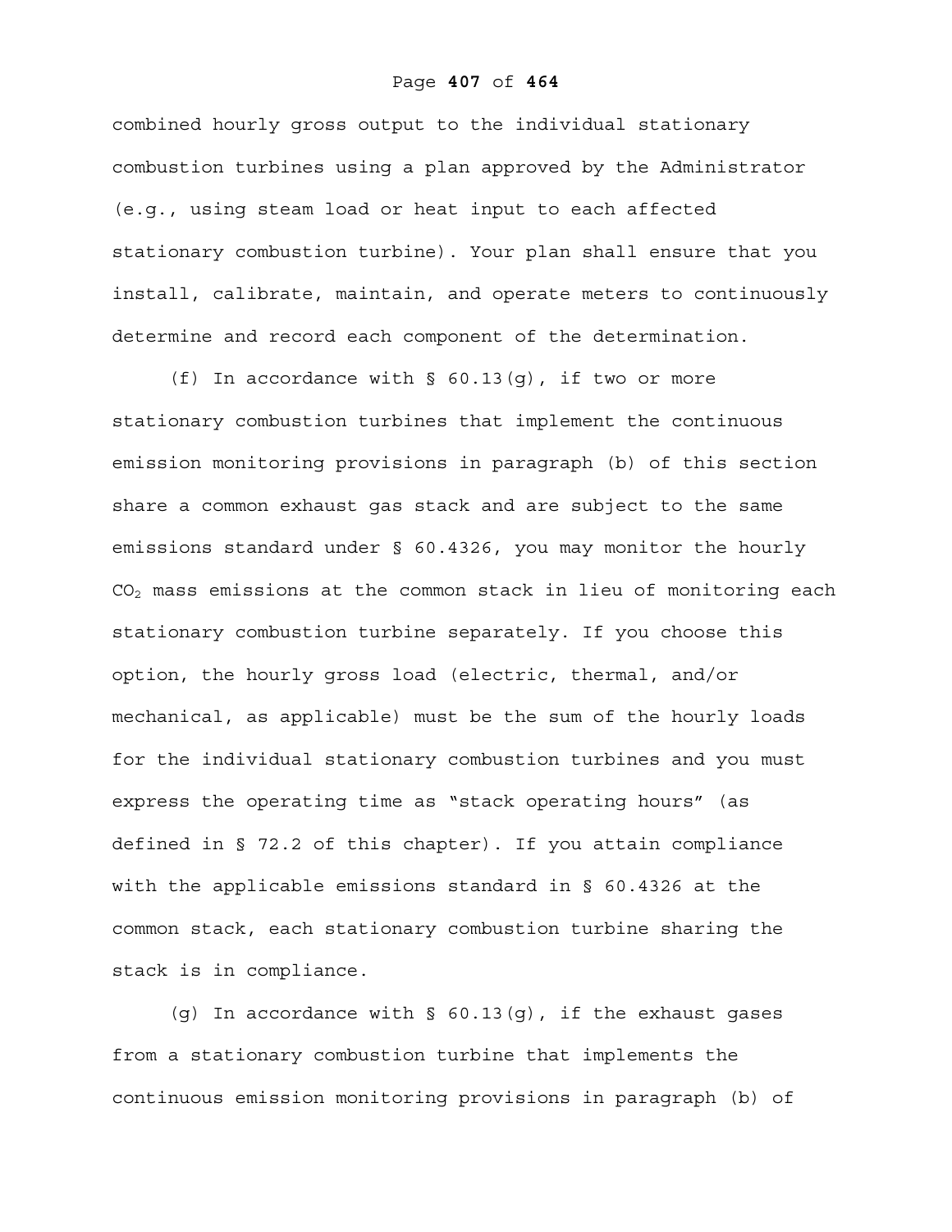combined hourly gross output to the individual stationary combustion turbines using a plan approved by the Administrator (e.g., using steam load or heat input to each affected stationary combustion turbine). Your plan shall ensure that you install, calibrate, maintain, and operate meters to continuously determine and record each component of the determination.

(f) In accordance with § 60.13(g), if two or more stationary combustion turbines that implement the continuous emission monitoring provisions in paragraph (b) of this section share a common exhaust gas stack and are subject to the same emissions standard under § 60.4326, you may monitor the hourly $CO_2$ mass emissions at the common stack in lieu of monitoring each stationary combustion turbine separately. If you choose this option, the hourly gross load (electric, thermal, and/or mechanical, as applicable) must be the sum of the hourly loads for the individual stationary combustion turbines and you must express the operating time as "stack operating hours" (as defined in § 72.2 of this chapter). If you attain compliance with the applicable emissions standard in § 60.4326 at the common stack, each stationary combustion turbine sharing the stack is in compliance.

(g) In accordance with § 60.13(g), if the exhaust gases from a stationary combustion turbine that implements the continuous emission monitoring provisions in paragraph (b) of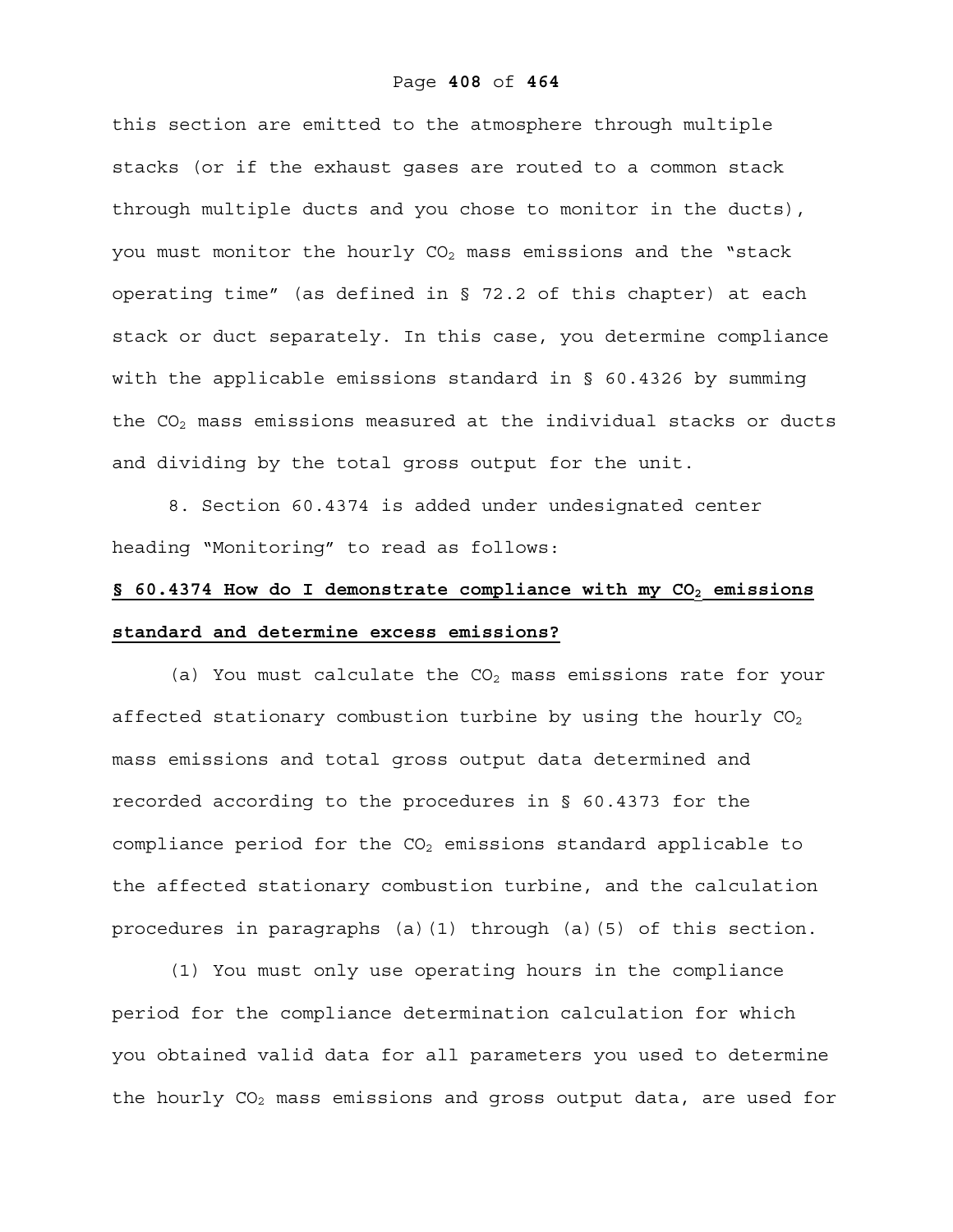this section are emitted to the atmosphere through multiple stacks (or if the exhaust gases are routed to a common stack through multiple ducts and you chose to monitor in the ducts), you must monitor the hourly $CO_2$ mass emissions and the "stack operating time" (as defined in § 72.2 of this chapter) at each stack or duct separately. In this case, you determine compliance with the applicable emissions standard in § 60.4326 by summing the $CO_2$ mass emissions measured at the individual stacks or ducts and dividing by the total gross output for the unit.

8. Section 60.4374 is added under undesignated center heading "Monitoring" to read as follows:

**§ 60.4374 How do I demonstrate compliance with my $CO_2$ emissions standard and determine excess emissions?**

(a) You must calculate the $CO_2$ mass emissions rate for your affected stationary combustion turbine by using the hourly $CO_2$ mass emissions and total gross output data determined and recorded according to the procedures in § 60.4373 for the compliance period for the $CO_2$ emissions standard applicable to the affected stationary combustion turbine, and the calculation procedures in paragraphs (a)(1) through (a)(5) of this section.

(1) You must only use operating hours in the compliance period for the compliance determination calculation for which you obtained valid data for all parameters you used to determine the hourly $CO_2$ mass emissions and gross output data, are used for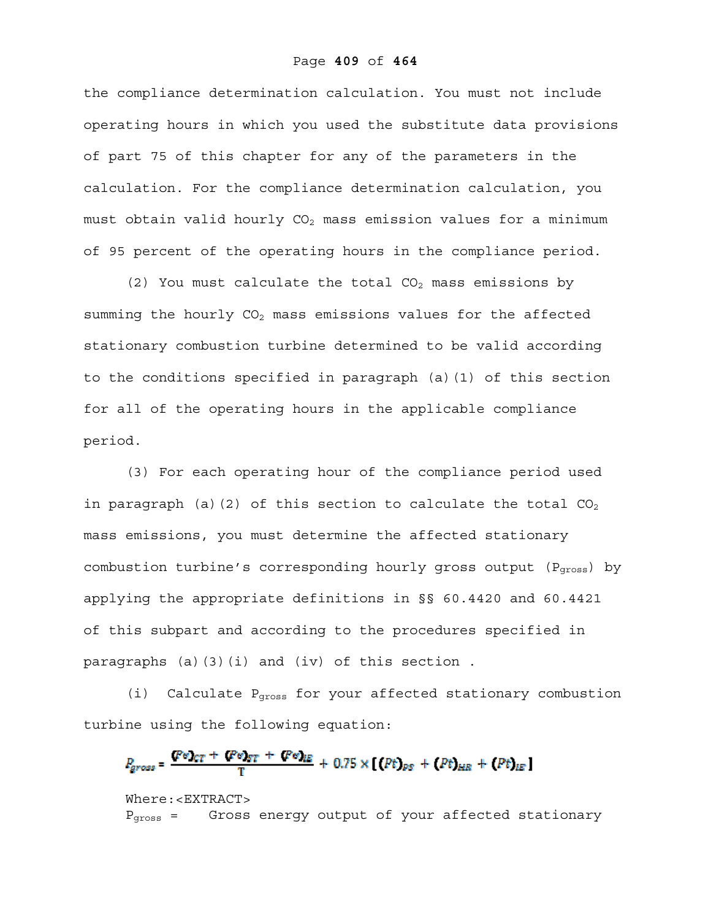the compliance determination calculation. You must not include operating hours in which you used the substitute data provisions of part 75 of this chapter for any of the parameters in the calculation. For the compliance determination calculation, you must obtain valid hourly $CO_2$ mass emission values for a minimum of 95 percent of the operating hours in the compliance period.

(2) You must calculate the total $CO_2$ mass emissions by summing the hourly $CO_2$ mass emissions values for the affected stationary combustion turbine determined to be valid according to the conditions specified in paragraph (a)(1) of this section for all of the operating hours in the applicable compliance period.

(3) For each operating hour of the compliance period used in paragraph (a)(2) of this section to calculate the total $CO_2$ mass emissions, you must determine the affected stationary combustion turbine's corresponding hourly gross output ($P_{gross}$) by applying the appropriate definitions in §§ 60.4420 and 60.4421 of this subpart and according to the procedures specified in paragraphs (a)(3)(i) and (iv) of this section .

(i) Calculate $P_{gross}$ for your affected stationary combustion turbine using the following equation:

$$P_{gross} = \frac{(Pe)_{CT} + (Pe)_{ST} + (Pe)_{IE}}{T} + 0.75 \times [(Pt)_{PS} + (Pt)_{HR} + (Pt)_{IE}]$$

Where:<EXTRACT>

$P_{gross}$ = Gross energy output of your affected stationary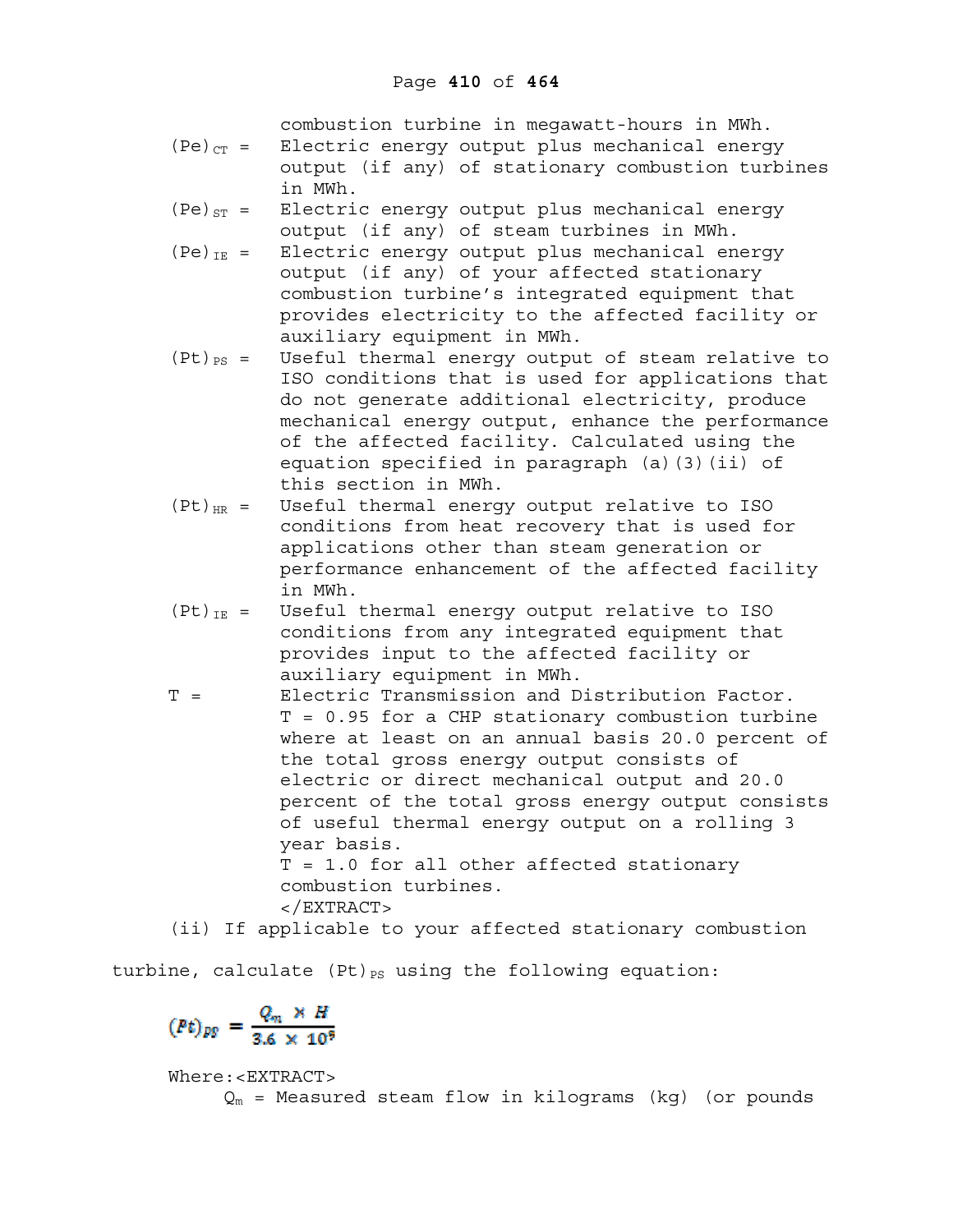combustion turbine in megawatt-hours in MWh.

$(Pe)_{CT}$ = Electric energy output plus mechanical energy output (if any) of stationary combustion turbines in MWh.

$(Pe)_{ST}$ = Electric energy output plus mechanical energy output (if any) of steam turbines in MWh.

$(Pe)_{IE}$ = Electric energy output plus mechanical energy output (if any) of your affected stationary combustion turbine's integrated equipment that provides electricity to the affected facility or auxiliary equipment in MWh.

$(Pt)_{PS}$ = Useful thermal energy output of steam relative to ISO conditions that is used for applications that do not generate additional electricity, produce mechanical energy output, enhance the performance of the affected facility. Calculated using the equation specified in paragraph (a)(3)(ii) of this section in MWh.

$(Pt)_{HR}$ = Useful thermal energy output relative to ISO conditions from heat recovery that is used for applications other than steam generation or performance enhancement of the affected facility in MWh.

$(Pt)_{IE}$ = Useful thermal energy output relative to ISO conditions from any integrated equipment that provides input to the affected facility or auxiliary equipment in MWh.

T = Electric Transmission and Distribution Factor. T = 0.95 for a CHP stationary combustion turbine where at least on an annual basis 20.0 percent of the total gross energy output consists of electric or direct mechanical output and 20.0 percent of the total gross energy output consists of useful thermal energy output on a rolling 3 year basis.
T = 1.0 for all other affected stationary combustion turbines.
</EXTRACT>

(ii) If applicable to your affected stationary combustion turbine, calculate $(Pt)_{PS}$ using the following equation:

$$(Pt)_{PS} = \frac{Q_m \times H}{3.6 \times 10^9}$$

Where:<EXTRACT>

$Q_m$ = Measured steam flow in kilograms (kg) (or pounds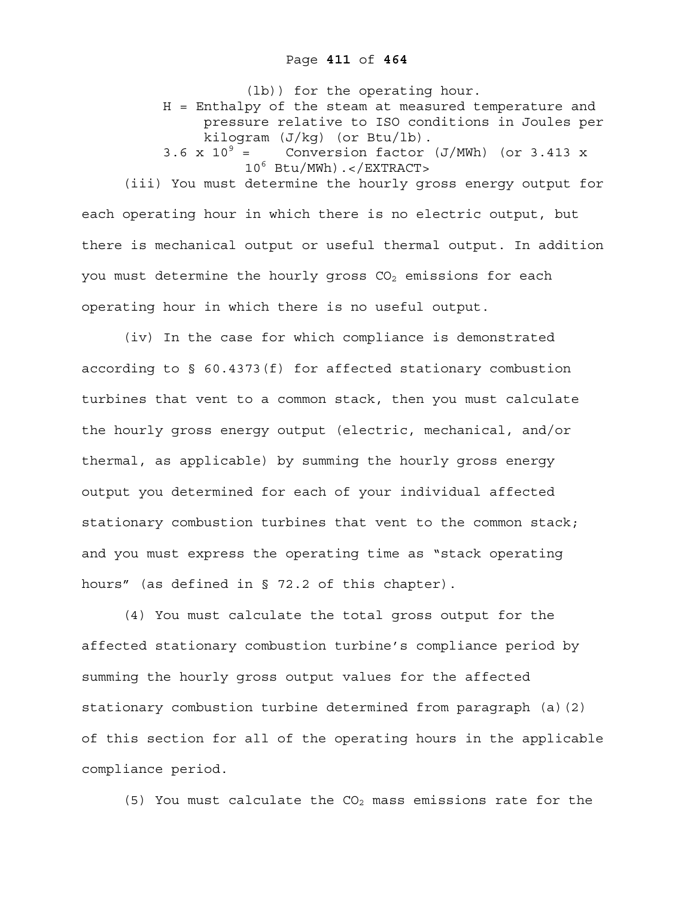(lb)) for the operating hour.

H = Enthalpy of the steam at measured temperature and pressure relative to ISO conditions in Joules per kilogram (J/kg) (or Btu/lb).

$3.6 \times 10^9$ = Conversion factor (J/MWh) (or $3.413 \times 10^6$ Btu/MWh).</EXTRACT>

(iii) You must determine the hourly gross energy output for each operating hour in which there is no electric output, but there is mechanical output or useful thermal output. In addition you must determine the hourly gross $CO_2$ emissions for each operating hour in which there is no useful output.

(iv) In the case for which compliance is demonstrated according to § 60.4373(f) for affected stationary combustion turbines that vent to a common stack, then you must calculate the hourly gross energy output (electric, mechanical, and/or thermal, as applicable) by summing the hourly gross energy output you determined for each of your individual affected stationary combustion turbines that vent to the common stack; and you must express the operating time as "stack operating hours" (as defined in § 72.2 of this chapter).

(4) You must calculate the total gross output for the affected stationary combustion turbine's compliance period by summing the hourly gross output values for the affected stationary combustion turbine determined from paragraph (a)(2) of this section for all of the operating hours in the applicable compliance period.

(5) You must calculate the $CO_2$ mass emissions rate for the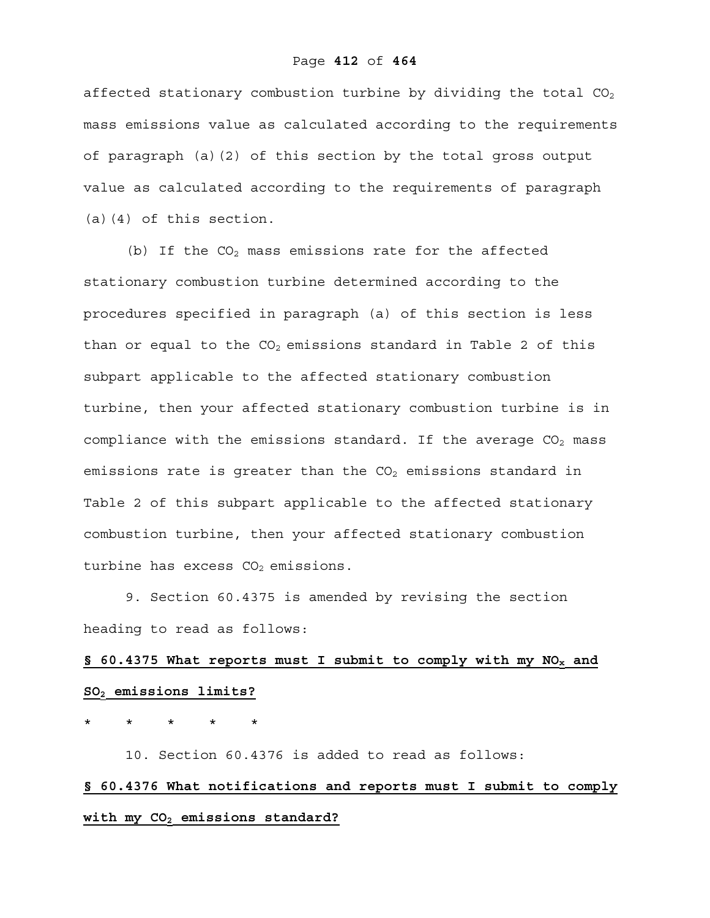affected stationary combustion turbine by dividing the total $CO_2$ mass emissions value as calculated according to the requirements of paragraph (a)(2) of this section by the total gross output value as calculated according to the requirements of paragraph (a)(4) of this section.

(b) If the $CO_2$ mass emissions rate for the affected stationary combustion turbine determined according to the procedures specified in paragraph (a) of this section is less than or equal to the $CO_2$ emissions standard in Table 2 of this subpart applicable to the affected stationary combustion turbine, then your affected stationary combustion turbine is in compliance with the emissions standard. If the average $CO_2$ mass emissions rate is greater than the $CO_2$ emissions standard in Table 2 of this subpart applicable to the affected stationary combustion turbine, then your affected stationary combustion turbine has excess $CO_2$ emissions.

9. Section 60.4375 is amended by revising the section heading to read as follows:

**§ 60.4375 What reports must I submit to comply with my $NO_x$ and $SO_2$ emissions limits?**

\*     \*     \*     \*     \*

10. Section 60.4376 is added to read as follows:

**§ 60.4376 What notifications and reports must I submit to comply with my $CO_2$ emissions standard?**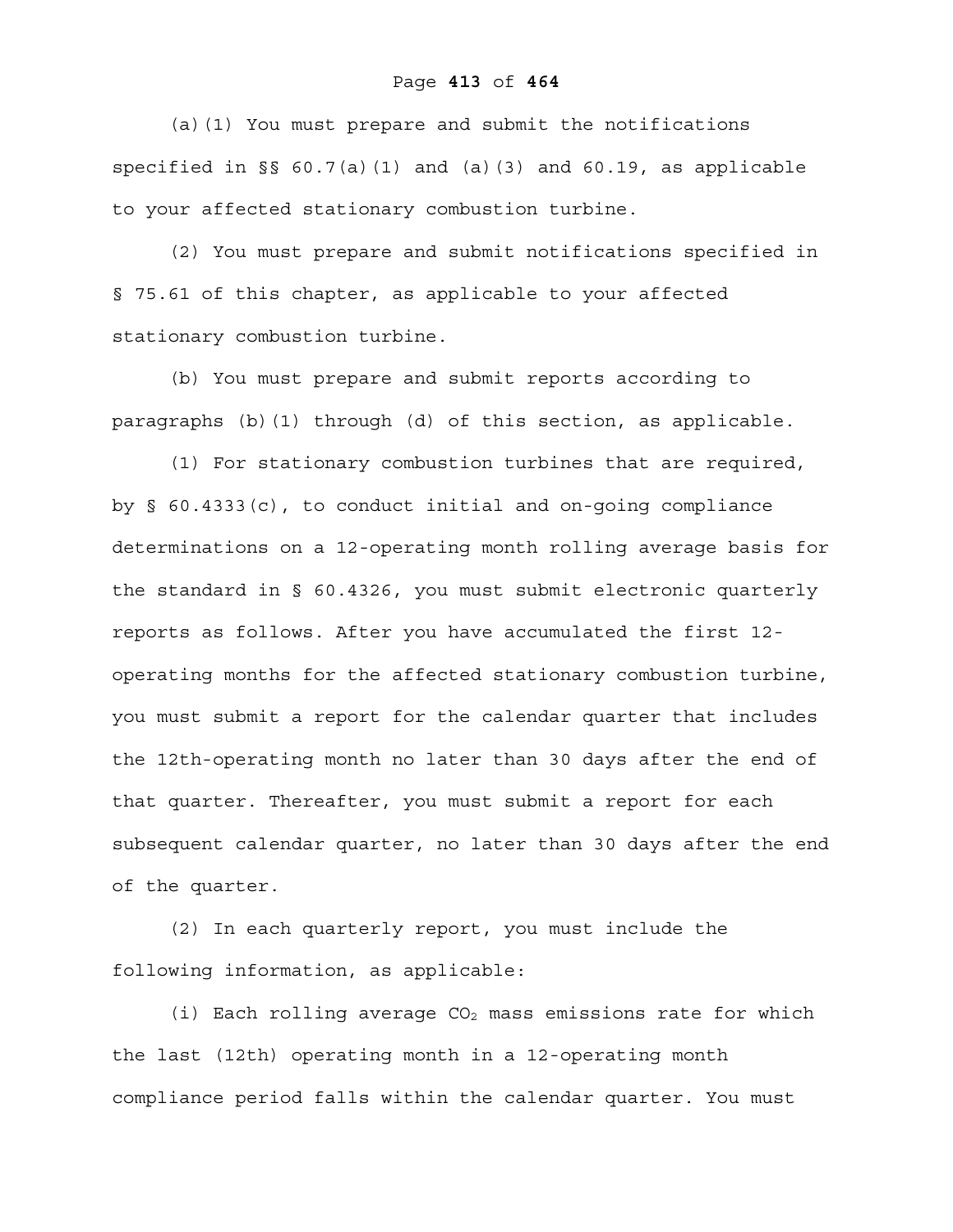(a)(1) You must prepare and submit the notifications specified in §§ 60.7(a)(1) and (a)(3) and 60.19, as applicable to your affected stationary combustion turbine.

(2) You must prepare and submit notifications specified in § 75.61 of this chapter, as applicable to your affected stationary combustion turbine.

(b) You must prepare and submit reports according to paragraphs (b)(1) through (d) of this section, as applicable.

(1) For stationary combustion turbines that are required, by § 60.4333(c), to conduct initial and on-going compliance determinations on a 12-operating month rolling average basis for the standard in § 60.4326, you must submit electronic quarterly reports as follows. After you have accumulated the first 12-operating months for the affected stationary combustion turbine, you must submit a report for the calendar quarter that includes the 12th-operating month no later than 30 days after the end of that quarter. Thereafter, you must submit a report for each subsequent calendar quarter, no later than 30 days after the end of the quarter.

(2) In each quarterly report, you must include the following information, as applicable:

(i) Each rolling average $CO_2$ mass emissions rate for which the last (12th) operating month in a 12-operating month compliance period falls within the calendar quarter. You must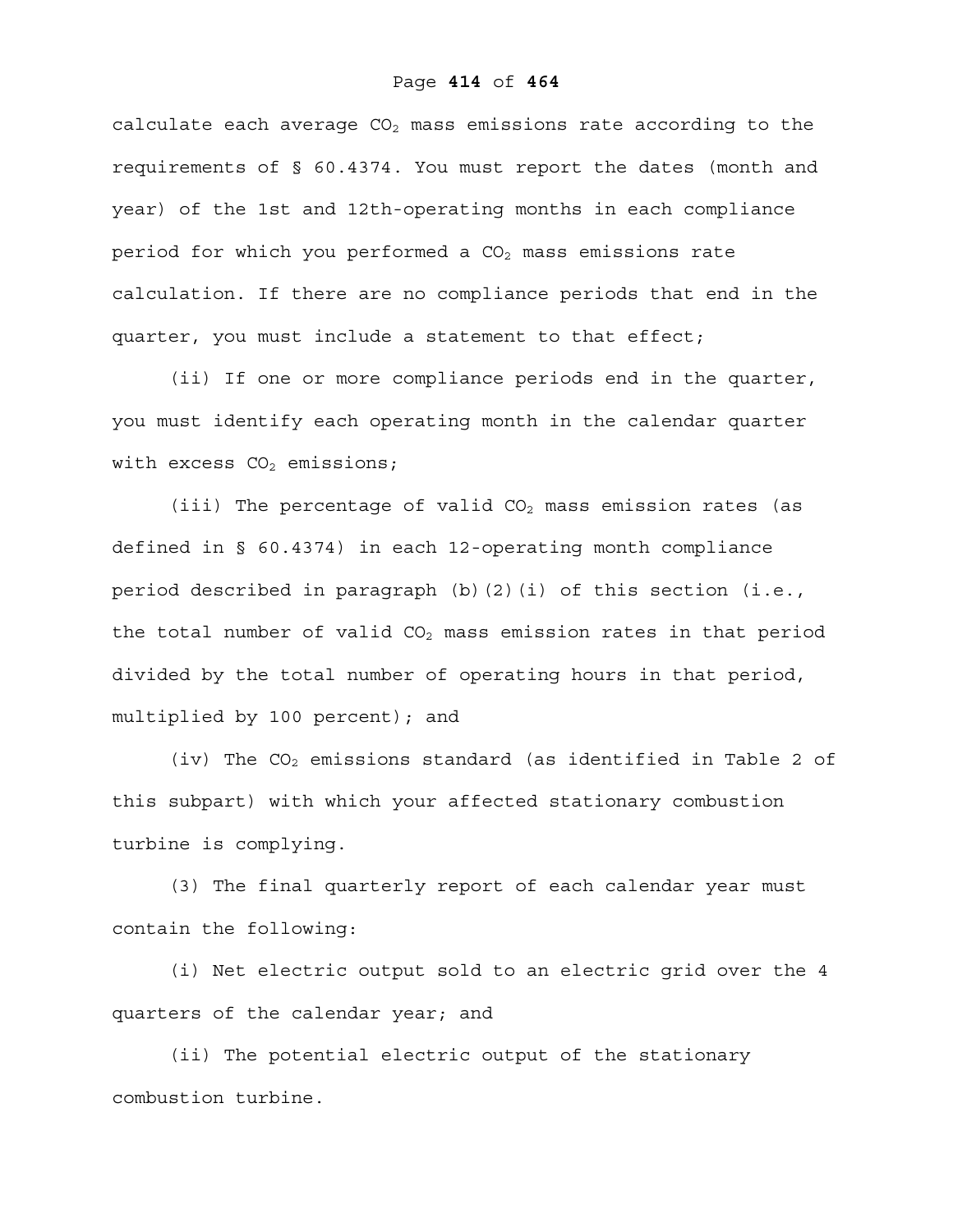calculate each average $CO_2$ mass emissions rate according to the requirements of § 60.4374. You must report the dates (month and year) of the 1st and 12th-operating months in each compliance period for which you performed a $CO_2$ mass emissions rate calculation. If there are no compliance periods that end in the quarter, you must include a statement to that effect;

(ii) If one or more compliance periods end in the quarter, you must identify each operating month in the calendar quarter with excess $CO_2$ emissions;

(iii) The percentage of valid $CO_2$ mass emission rates (as defined in § 60.4374) in each 12-operating month compliance period described in paragraph (b)(2)(i) of this section (i.e., the total number of valid $CO_2$ mass emission rates in that period divided by the total number of operating hours in that period, multiplied by 100 percent); and

(iv) The $CO_2$ emissions standard (as identified in Table 2 of this subpart) with which your affected stationary combustion turbine is complying.

(3) The final quarterly report of each calendar year must contain the following:

(i) Net electric output sold to an electric grid over the 4 quarters of the calendar year; and

(ii) The potential electric output of the stationary combustion turbine.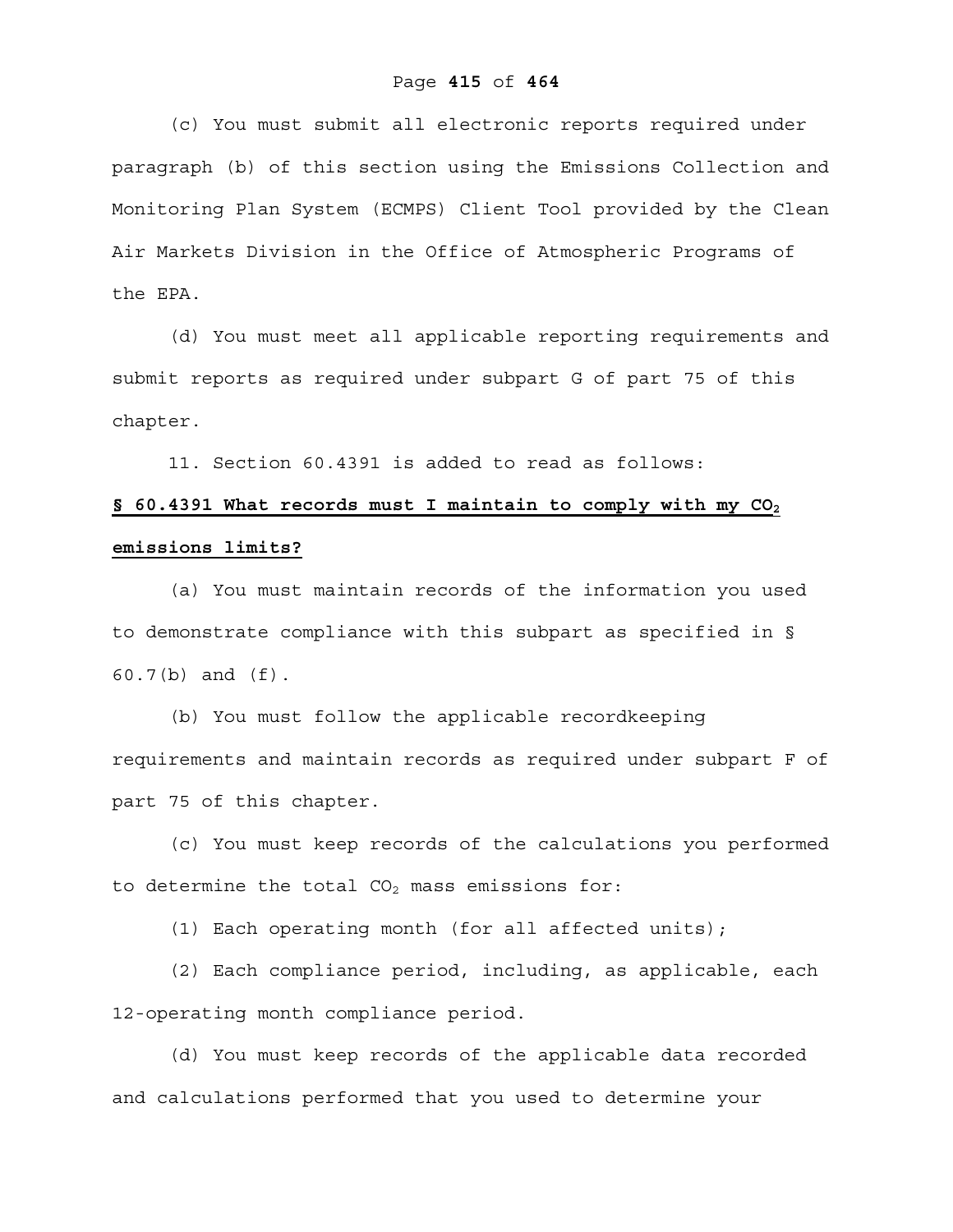(c) You must submit all electronic reports required under paragraph (b) of this section using the Emissions Collection and Monitoring Plan System (ECMPS) Client Tool provided by the Clean Air Markets Division in the Office of Atmospheric Programs of the EPA.

(d) You must meet all applicable reporting requirements and submit reports as required under subpart G of part 75 of this chapter.

11. Section 60.4391 is added to read as follows:

**§ 60.4391 What records must I maintain to comply with my $CO_2$ emissions limits?**

(a) You must maintain records of the information you used to demonstrate compliance with this subpart as specified in § 60.7(b) and (f).

(b) You must follow the applicable recordkeeping requirements and maintain records as required under subpart F of part 75 of this chapter.

(c) You must keep records of the calculations you performed to determine the total $CO_2$ mass emissions for:

(1) Each operating month (for all affected units);

(2) Each compliance period, including, as applicable, each 12-operating month compliance period.

(d) You must keep records of the applicable data recorded and calculations performed that you used to determine your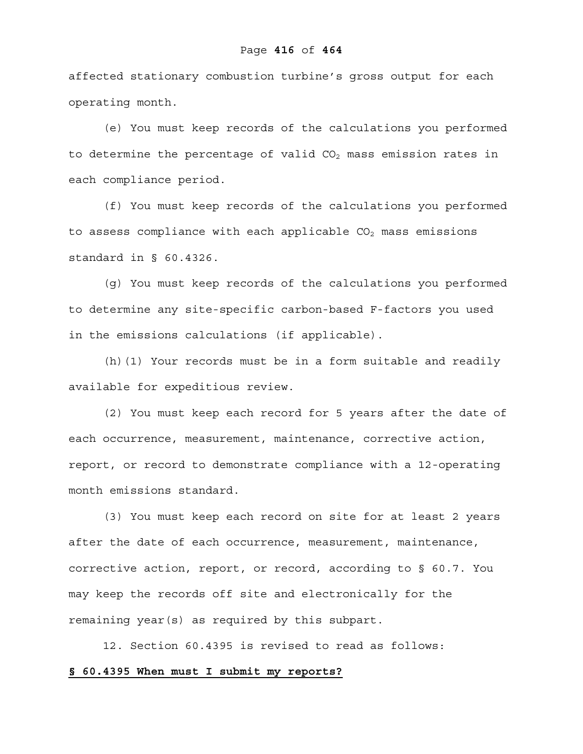affected stationary combustion turbine's gross output for each operating month.

(e) You must keep records of the calculations you performed to determine the percentage of valid $CO_2$ mass emission rates in each compliance period.

(f) You must keep records of the calculations you performed to assess compliance with each applicable $CO_2$ mass emissions standard in § 60.4326.

(g) You must keep records of the calculations you performed to determine any site-specific carbon-based F-factors you used in the emissions calculations (if applicable).

(h)(1) Your records must be in a form suitable and readily available for expeditious review.

(2) You must keep each record for 5 years after the date of each occurrence, measurement, maintenance, corrective action, report, or record to demonstrate compliance with a 12-operating month emissions standard.

(3) You must keep each record on site for at least 2 years after the date of each occurrence, measurement, maintenance, corrective action, report, or record, according to § 60.7. You may keep the records off site and electronically for the remaining year(s) as required by this subpart.

12. Section 60.4395 is revised to read as follows:

**§ 60.4395 When must I submit my reports?**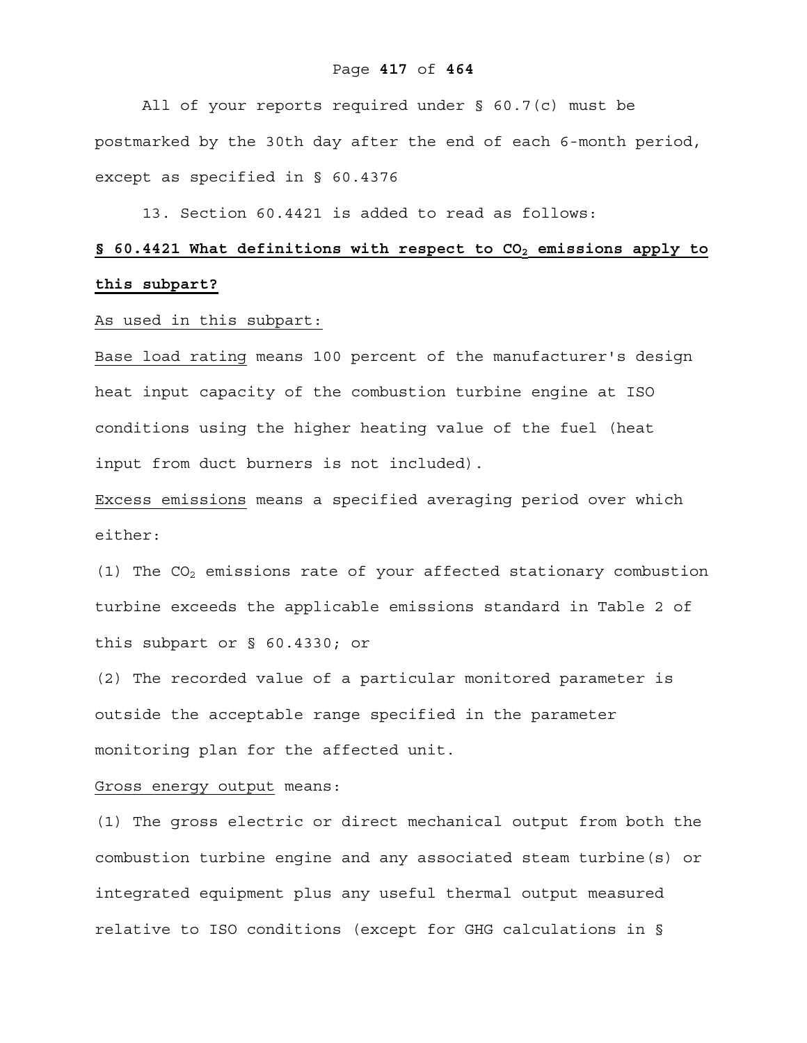All of your reports required under § 60.7(c) must be postmarked by the 30th day after the end of each 6-month period, except as specified in § 60.4376

13. Section 60.4421 is added to read as follows:

**§ 60.4421 What definitions with respect to $CO_2$ emissions apply to this subpart?**

As used in this subpart:

Base load rating means 100 percent of the manufacturer's design heat input capacity of the combustion turbine engine at ISO conditions using the higher heating value of the fuel (heat input from duct burners is not included).

Excess emissions means a specified averaging period over which either:

(1) The $CO_2$ emissions rate of your affected stationary combustion turbine exceeds the applicable emissions standard in Table 2 of this subpart or § 60.4330; or

(2) The recorded value of a particular monitored parameter is outside the acceptable range specified in the parameter monitoring plan for the affected unit.

Gross energy output means:

(1) The gross electric or direct mechanical output from both the combustion turbine engine and any associated steam turbine(s) or integrated equipment plus any useful thermal output measured relative to ISO conditions (except for GHG calculations in §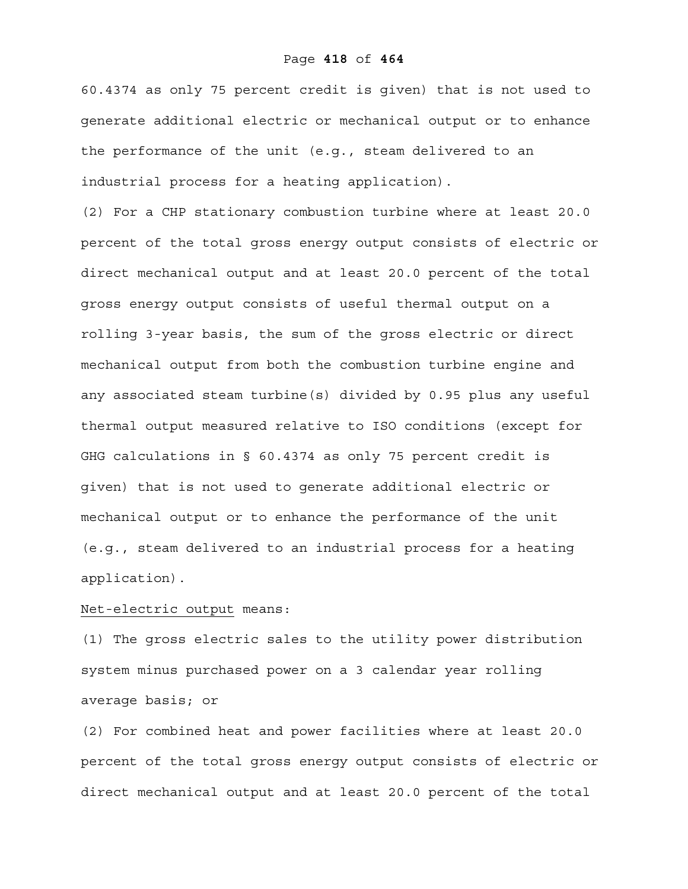60.4374 as only 75 percent credit is given) that is not used to generate additional electric or mechanical output or to enhance the performance of the unit (e.g., steam delivered to an industrial process for a heating application).

(2) For a CHP stationary combustion turbine where at least 20.0 percent of the total gross energy output consists of electric or direct mechanical output and at least 20.0 percent of the total gross energy output consists of useful thermal output on a rolling 3-year basis, the sum of the gross electric or direct mechanical output from both the combustion turbine engine and any associated steam turbine(s) divided by 0.95 plus any useful thermal output measured relative to ISO conditions (except for GHG calculations in § 60.4374 as only 75 percent credit is given) that is not used to generate additional electric or mechanical output or to enhance the performance of the unit (e.g., steam delivered to an industrial process for a heating application).

<u>Net-electric output</u> means:

(1) The gross electric sales to the utility power distribution system minus purchased power on a 3 calendar year rolling average basis; or

(2) For combined heat and power facilities where at least 20.0 percent of the total gross energy output consists of electric or direct mechanical output and at least 20.0 percent of the total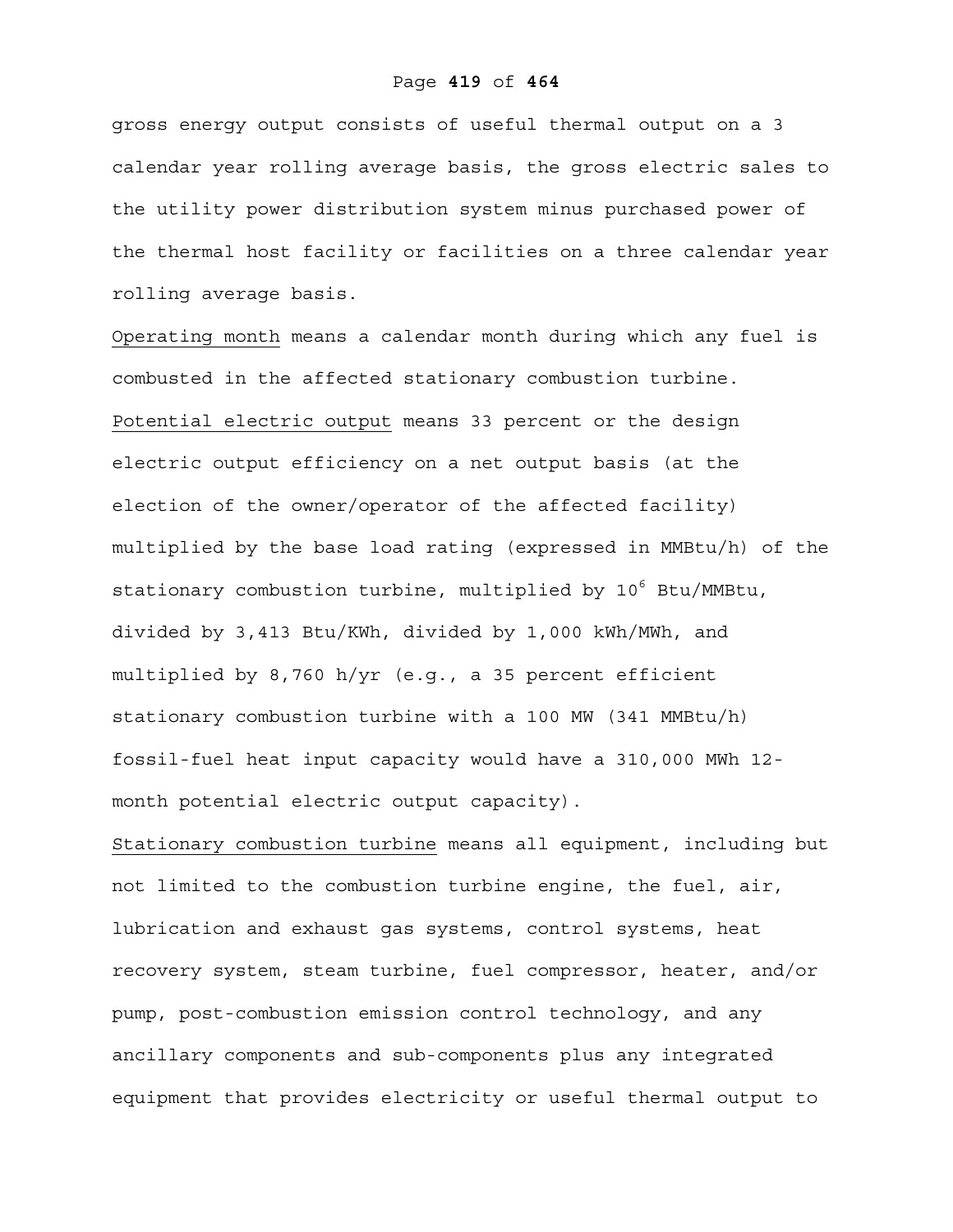gross energy output consists of useful thermal output on a 3 calendar year rolling average basis, the gross electric sales to the utility power distribution system minus purchased power of the thermal host facility or facilities on a three calendar year rolling average basis.

Operating month means a calendar month during which any fuel is combusted in the affected stationary combustion turbine.

Potential electric output means 33 percent or the design electric output efficiency on a net output basis (at the election of the owner/operator of the affected facility) multiplied by the base load rating (expressed in MMBtu/h) of the stationary combustion turbine, multiplied by $10^6$ Btu/MMBtu, divided by 3,413 Btu/KWh, divided by 1,000 kWh/MWh, and multiplied by 8,760 h/yr (e.g., a 35 percent efficient stationary combustion turbine with a 100 MW (341 MMBtu/h) fossil-fuel heat input capacity would have a 310,000 MWh 12-month potential electric output capacity).

Stationary combustion turbine means all equipment, including but not limited to the combustion turbine engine, the fuel, air, lubrication and exhaust gas systems, control systems, heat recovery system, steam turbine, fuel compressor, heater, and/or pump, post-combustion emission control technology, and any ancillary components and sub-components plus any integrated equipment that provides electricity or useful thermal output to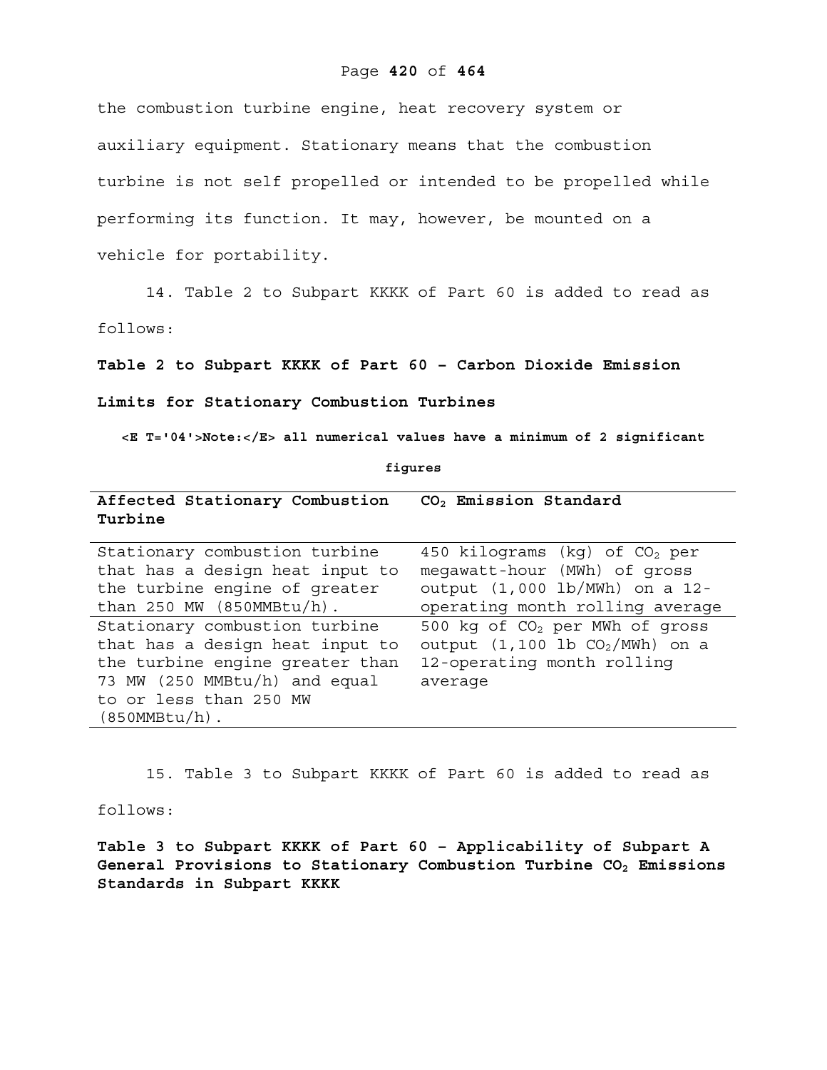the combustion turbine engine, heat recovery system or auxiliary equipment. Stationary means that the combustion turbine is not self propelled or intended to be propelled while performing its function. It may, however, be mounted on a vehicle for portability.

14. Table 2 to Subpart KKKK of Part 60 is added to read as follows:

**Table 2 to Subpart KKKK of Part 60 – Carbon Dioxide Emission Limits for Stationary Combustion Turbines**

**<E T='04'>Note:</E> all numerical values have a minimum of 2 significant figures**

| Affected Stationary Combustion Turbine | $CO_2$ Emission Standard |
|---|---|
| Stationary combustion turbine that has a design heat input to the turbine engine of greater than 250 MW (850MMBtu/h). | 450 kilograms (kg) of $CO_2$ per megawatt-hour (MWh) of gross output (1,000 lb/MWh) on a 12-operating month rolling average |
| Stationary combustion turbine that has a design heat input to the turbine engine greater than 73 MW (250 MMBtu/h) and equal to or less than 250 MW (850MMBtu/h). | 500 kg of $CO_2$ per MWh of gross output (1,100 lb $CO_2$/MWh) on a 12-operating month rolling average |

15. Table 3 to Subpart KKKK of Part 60 is added to read as follows:

**Table 3 to Subpart KKKK of Part 60 – Applicability of Subpart A General Provisions to Stationary Combustion Turbine $CO_2$ Emissions Standards in Subpart KKKK**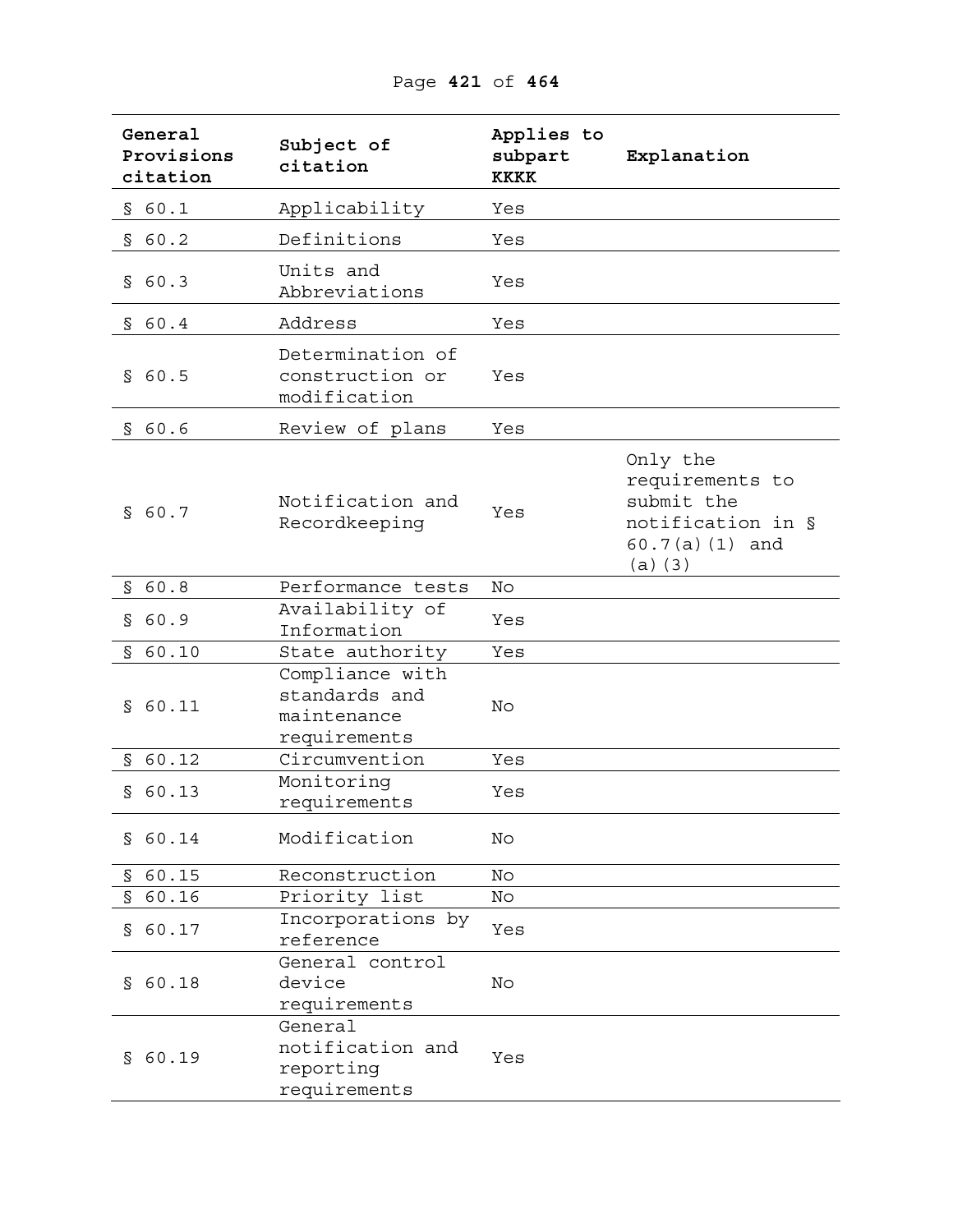| General Provisions citation | Subject of citation | Applies to subpart KKKK | Explanation |
|---|---|---|---|
| § 60.1 | Applicability | Yes | |
| § 60.2 | Definitions | Yes | |
| § 60.3 | Units and Abbreviations | Yes | |
| § 60.4 | Address | Yes | |
| § 60.5 | Determination of construction or modification | Yes | |
| § 60.6 | Review of plans | Yes | |
| § 60.7 | Notification and Recordkeeping | Yes | Only the requirements to submit the notification in § 60.7(a)(1) and (a)(3) |
| § 60.8 | Performance tests | No | |
| § 60.9 | Availability of Information | Yes | |
| § 60.10 | State authority | Yes | |
| § 60.11 | Compliance with standards and maintenance requirements | No | |
| § 60.12 | Circumvention | Yes | |
| § 60.13 | Monitoring requirements | Yes | |
| § 60.14 | Modification | No | |
| § 60.15 | Reconstruction | No | |
| § 60.16 | Priority list | No | |
| § 60.17 | Incorporations by reference | Yes | |
| § 60.18 | General control device requirements | No | |
| § 60.19 | General notification and reporting requirements | Yes | |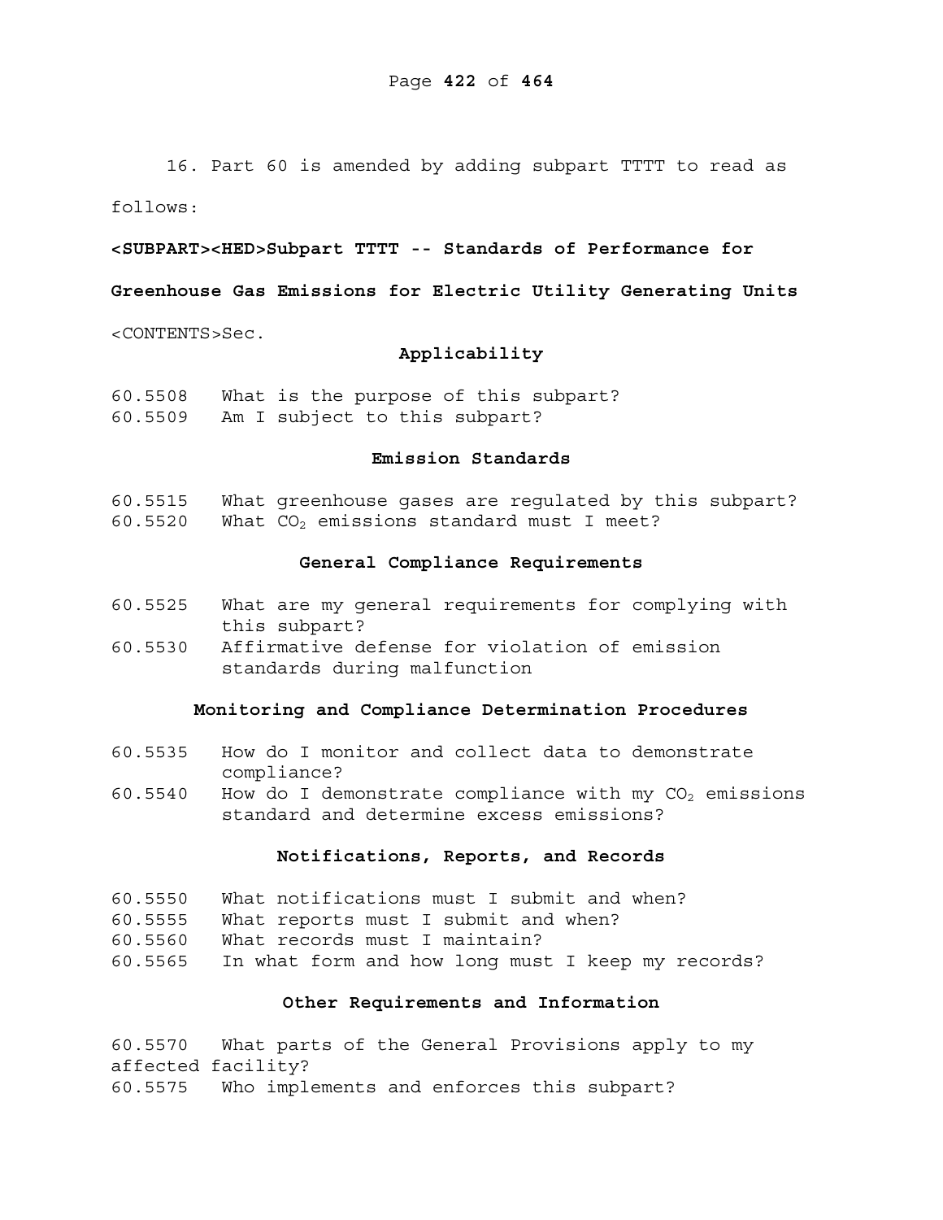16. Part 60 is amended by adding subpart TTTT to read as follows:

**<SUBPART><HED>Subpart TTTT -- Standards of Performance for Greenhouse Gas Emissions for Electric Utility Generating Units**

<CONTENTS>Sec.

**Applicability**

60.5508 What is the purpose of this subpart?
60.5509 Am I subject to this subpart?

**Emission Standards**

60.5515 What greenhouse gases are regulated by this subpart?
60.5520 What $CO_2$ emissions standard must I meet?

**General Compliance Requirements**

60.5525 What are my general requirements for complying with this subpart?
60.5530 Affirmative defense for violation of emission standards during malfunction

**Monitoring and Compliance Determination Procedures**

60.5535 How do I monitor and collect data to demonstrate compliance?
60.5540 How do I demonstrate compliance with my $CO_2$ emissions standard and determine excess emissions?

**Notifications, Reports, and Records**

60.5550 What notifications must I submit and when?
60.5555 What reports must I submit and when?
60.5560 What records must I maintain?
60.5565 In what form and how long must I keep my records?

**Other Requirements and Information**

60.5570 What parts of the General Provisions apply to my affected facility?
60.5575 Who implements and enforces this subpart?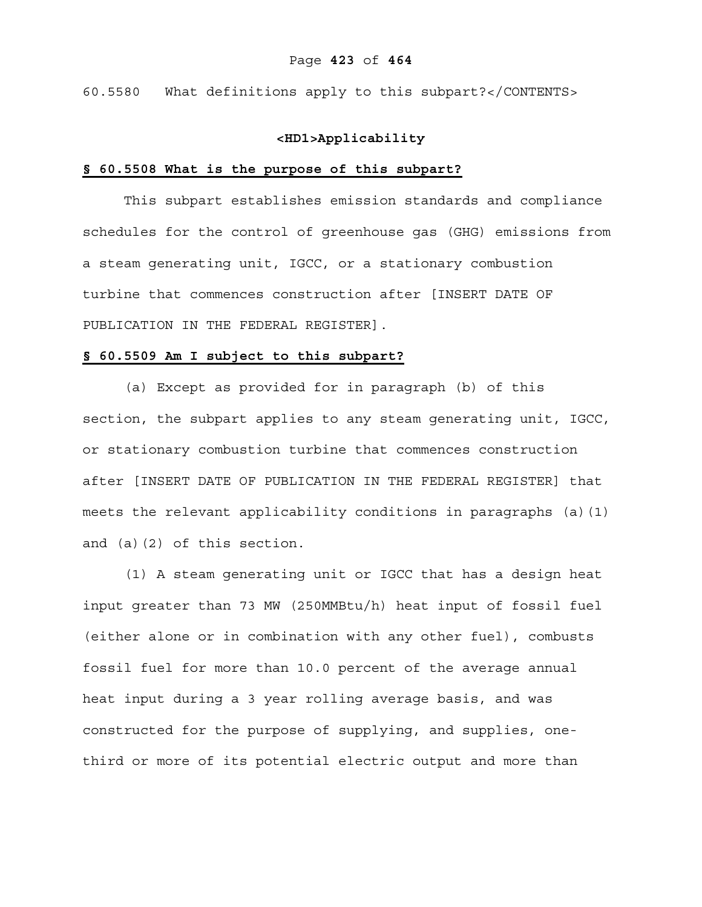60.5580 What definitions apply to this subpart?</CONTENTS>

## <HD1>Applicability

### § 60.5508 What is the purpose of this subpart?

This subpart establishes emission standards and compliance schedules for the control of greenhouse gas (GHG) emissions from a steam generating unit, IGCC, or a stationary combustion turbine that commences construction after [INSERT DATE OF PUBLICATION IN THE FEDERAL REGISTER].

### § 60.5509 Am I subject to this subpart?

(a) Except as provided for in paragraph (b) of this section, the subpart applies to any steam generating unit, IGCC, or stationary combustion turbine that commences construction after [INSERT DATE OF PUBLICATION IN THE FEDERAL REGISTER] that meets the relevant applicability conditions in paragraphs (a)(1) and (a)(2) of this section.

(1) A steam generating unit or IGCC that has a design heat input greater than 73 MW (250MMBtu/h) heat input of fossil fuel (either alone or in combination with any other fuel), combusts fossil fuel for more than 10.0 percent of the average annual heat input during a 3 year rolling average basis, and was constructed for the purpose of supplying, and supplies, one-third or more of its potential electric output and more than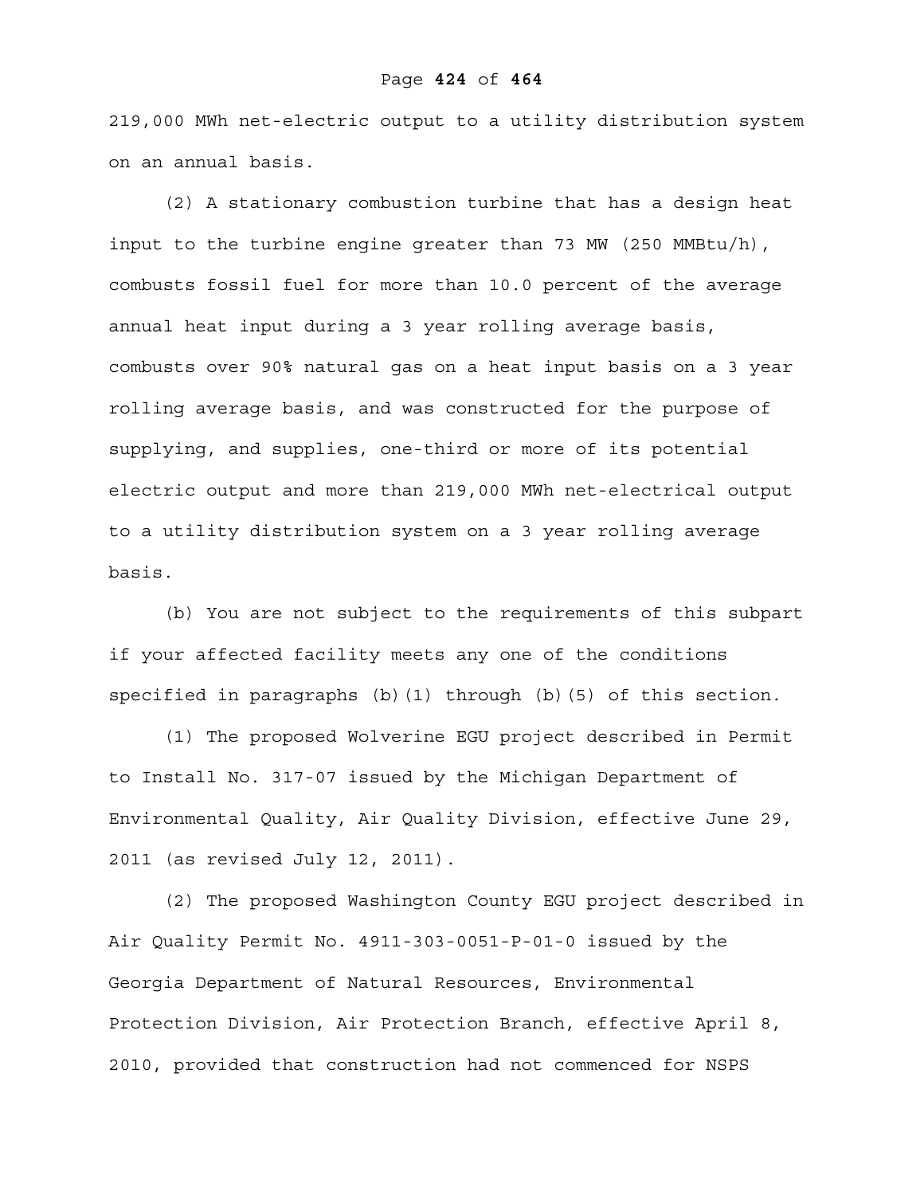219,000 MWh net-electric output to a utility distribution system on an annual basis.

(2) A stationary combustion turbine that has a design heat input to the turbine engine greater than 73 MW (250 MMBtu/h), combusts fossil fuel for more than 10.0 percent of the average annual heat input during a 3 year rolling average basis, combusts over 90% natural gas on a heat input basis on a 3 year rolling average basis, and was constructed for the purpose of supplying, and supplies, one-third or more of its potential electric output and more than 219,000 MWh net-electrical output to a utility distribution system on a 3 year rolling average basis.

(b) You are not subject to the requirements of this subpart if your affected facility meets any one of the conditions specified in paragraphs (b)(1) through (b)(5) of this section.

(1) The proposed Wolverine EGU project described in Permit to Install No. 317-07 issued by the Michigan Department of Environmental Quality, Air Quality Division, effective June 29, 2011 (as revised July 12, 2011).

(2) The proposed Washington County EGU project described in Air Quality Permit No. 4911-303-0051-P-01-0 issued by the Georgia Department of Natural Resources, Environmental Protection Division, Air Protection Branch, effective April 8, 2010, provided that construction had not commenced for NSPS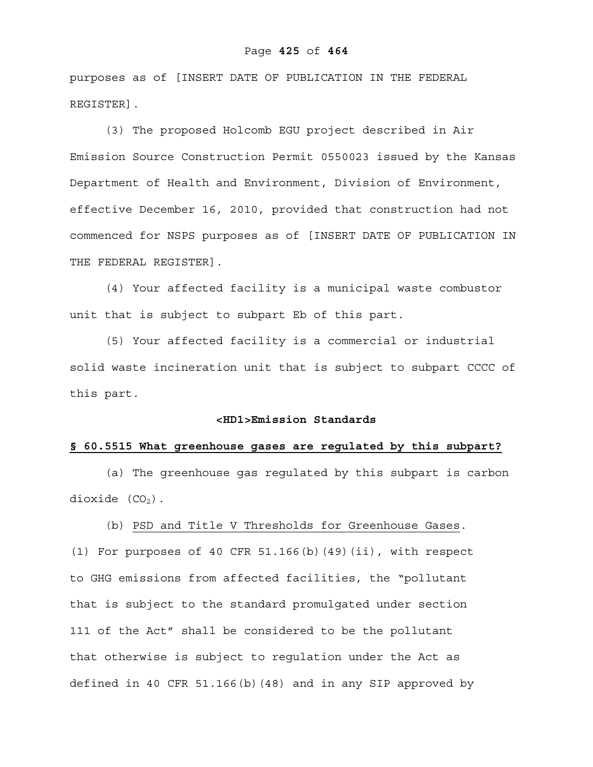purposes as of [INSERT DATE OF PUBLICATION IN THE FEDERAL REGISTER].

(3) The proposed Holcomb EGU project described in Air Emission Source Construction Permit 0550023 issued by the Kansas Department of Health and Environment, Division of Environment, effective December 16, 2010, provided that construction had not commenced for NSPS purposes as of [INSERT DATE OF PUBLICATION IN THE FEDERAL REGISTER].

(4) Your affected facility is a municipal waste combustor unit that is subject to subpart Eb of this part.

(5) Your affected facility is a commercial or industrial solid waste incineration unit that is subject to subpart CCCC of this part.

## <HD1>Emission Standards

### § 60.5515 What greenhouse gases are regulated by this subpart?

(a) The greenhouse gas regulated by this subpart is carbon dioxide ($CO_2$).

(b) PSD and Title V Thresholds for Greenhouse Gases. (1) For purposes of 40 CFR 51.166(b)(49)(ii), with respect to GHG emissions from affected facilities, the "pollutant that is subject to the standard promulgated under section 111 of the Act" shall be considered to be the pollutant that otherwise is subject to regulation under the Act as defined in 40 CFR 51.166(b)(48) and in any SIP approved by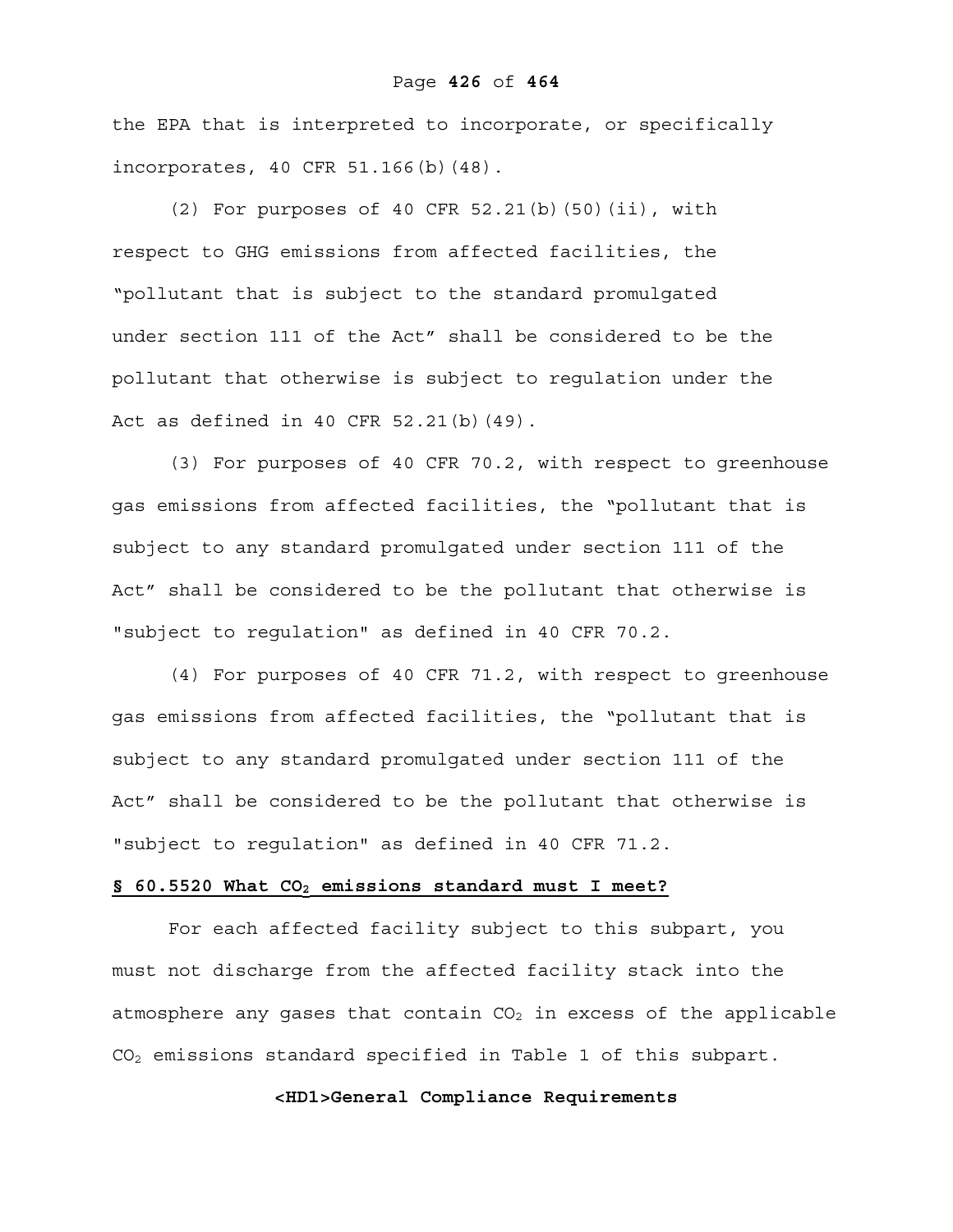the EPA that is interpreted to incorporate, or specifically incorporates, 40 CFR 51.166(b)(48).

(2) For purposes of 40 CFR 52.21(b)(50)(ii), with respect to GHG emissions from affected facilities, the "pollutant that is subject to the standard promulgated under section 111 of the Act" shall be considered to be the pollutant that otherwise is subject to regulation under the Act as defined in 40 CFR 52.21(b)(49).

(3) For purposes of 40 CFR 70.2, with respect to greenhouse gas emissions from affected facilities, the "pollutant that is subject to any standard promulgated under section 111 of the Act" shall be considered to be the pollutant that otherwise is "subject to regulation" as defined in 40 CFR 70.2.

(4) For purposes of 40 CFR 71.2, with respect to greenhouse gas emissions from affected facilities, the "pollutant that is subject to any standard promulgated under section 111 of the Act" shall be considered to be the pollutant that otherwise is "subject to regulation" as defined in 40 CFR 71.2.

**§ 60.5520 What $CO_2$ emissions standard must I meet?**

For each affected facility subject to this subpart, you must not discharge from the affected facility stack into the atmosphere any gases that contain $CO_2$ in excess of the applicable $CO_2$ emissions standard specified in Table 1 of this subpart.

**<HD1>General Compliance Requirements**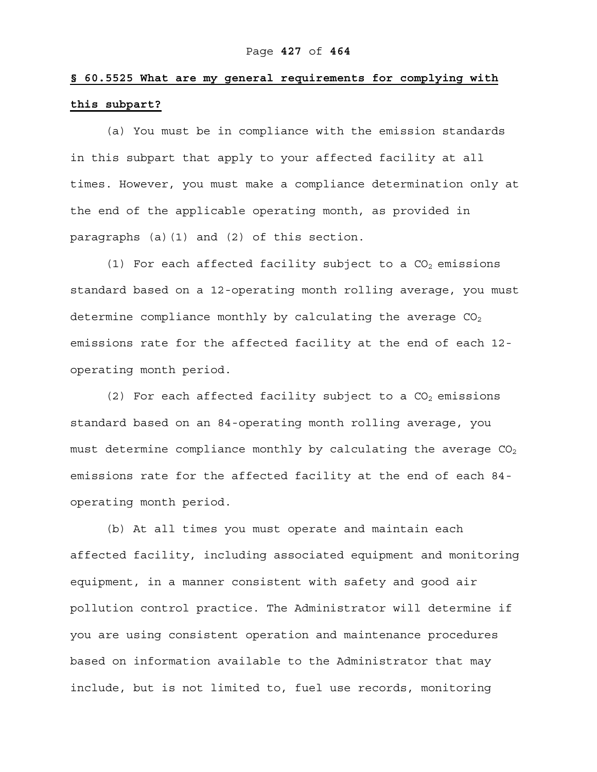**§ 60.5525 What are my general requirements for complying with this subpart?**

(a) You must be in compliance with the emission standards in this subpart that apply to your affected facility at all times. However, you must make a compliance determination only at the end of the applicable operating month, as provided in paragraphs (a)(1) and (2) of this section.

(1) For each affected facility subject to a $CO_2$ emissions standard based on a 12-operating month rolling average, you must determine compliance monthly by calculating the average $CO_2$ emissions rate for the affected facility at the end of each 12-operating month period.

(2) For each affected facility subject to a $CO_2$ emissions standard based on an 84-operating month rolling average, you must determine compliance monthly by calculating the average $CO_2$ emissions rate for the affected facility at the end of each 84-operating month period.

(b) At all times you must operate and maintain each affected facility, including associated equipment and monitoring equipment, in a manner consistent with safety and good air pollution control practice. The Administrator will determine if you are using consistent operation and maintenance procedures based on information available to the Administrator that may include, but is not limited to, fuel use records, monitoring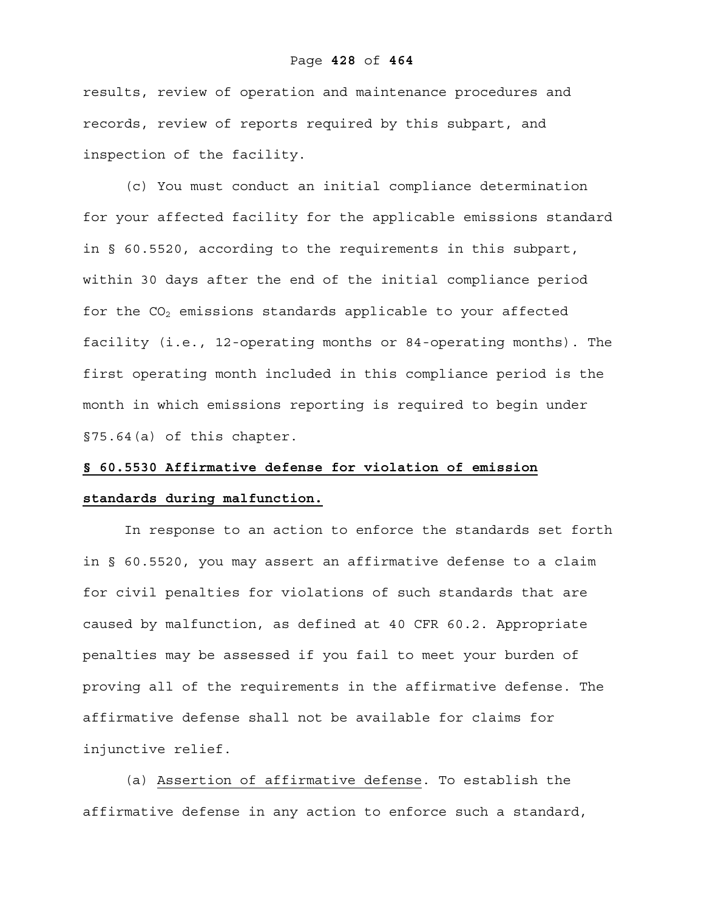results, review of operation and maintenance procedures and records, review of reports required by this subpart, and inspection of the facility.

(c) You must conduct an initial compliance determination for your affected facility for the applicable emissions standard in § 60.5520, according to the requirements in this subpart, within 30 days after the end of the initial compliance period for the $CO_2$ emissions standards applicable to your affected facility (i.e., 12-operating months or 84-operating months). The first operating month included in this compliance period is the month in which emissions reporting is required to begin under §75.64(a) of this chapter.

## § 60.5530 Affirmative defense for violation of emission standards during malfunction.

In response to an action to enforce the standards set forth in § 60.5520, you may assert an affirmative defense to a claim for civil penalties for violations of such standards that are caused by malfunction, as defined at 40 CFR 60.2. Appropriate penalties may be assessed if you fail to meet your burden of proving all of the requirements in the affirmative defense. The affirmative defense shall not be available for claims for injunctive relief.

(a) Assertion of affirmative defense. To establish the affirmative defense in any action to enforce such a standard,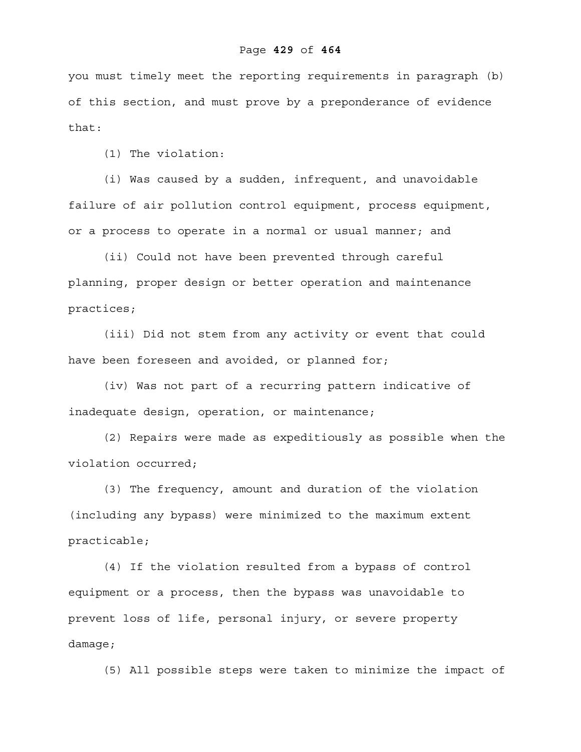you must timely meet the reporting requirements in paragraph (b) of this section, and must prove by a preponderance of evidence that:

(1) The violation:

(i) Was caused by a sudden, infrequent, and unavoidable failure of air pollution control equipment, process equipment, or a process to operate in a normal or usual manner; and

(ii) Could not have been prevented through careful planning, proper design or better operation and maintenance practices;

(iii) Did not stem from any activity or event that could have been foreseen and avoided, or planned for;

(iv) Was not part of a recurring pattern indicative of inadequate design, operation, or maintenance;

(2) Repairs were made as expeditiously as possible when the violation occurred;

(3) The frequency, amount and duration of the violation (including any bypass) were minimized to the maximum extent practicable;

(4) If the violation resulted from a bypass of control equipment or a process, then the bypass was unavoidable to prevent loss of life, personal injury, or severe property damage;

(5) All possible steps were taken to minimize the impact of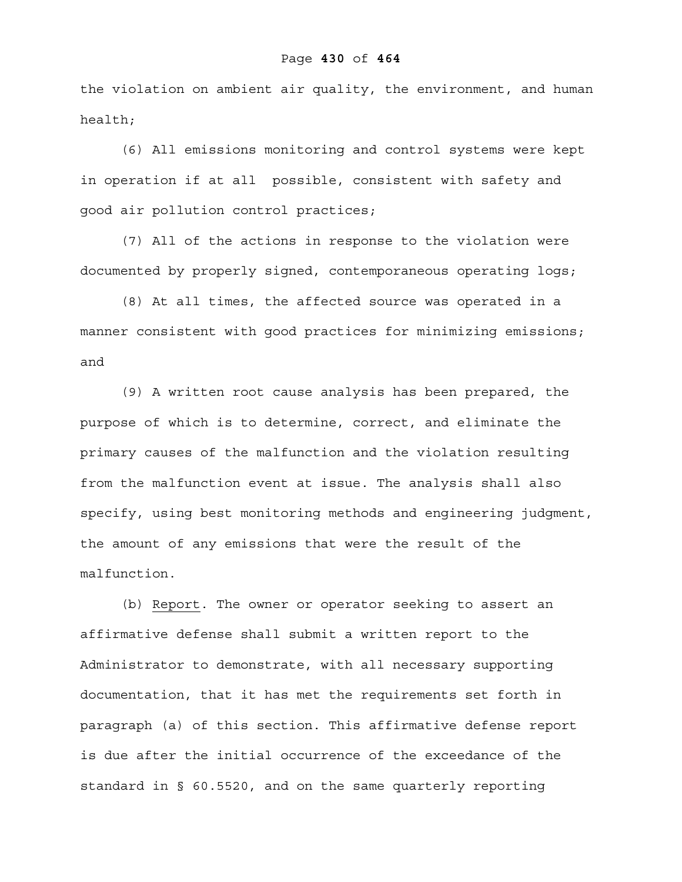the violation on ambient air quality, the environment, and human health;

(6) All emissions monitoring and control systems were kept in operation if at all possible, consistent with safety and good air pollution control practices;

(7) All of the actions in response to the violation were documented by properly signed, contemporaneous operating logs;

(8) At all times, the affected source was operated in a manner consistent with good practices for minimizing emissions; and

(9) A written root cause analysis has been prepared, the purpose of which is to determine, correct, and eliminate the primary causes of the malfunction and the violation resulting from the malfunction event at issue. The analysis shall also specify, using best monitoring methods and engineering judgment, the amount of any emissions that were the result of the malfunction.

(b) Report. The owner or operator seeking to assert an affirmative defense shall submit a written report to the Administrator to demonstrate, with all necessary supporting documentation, that it has met the requirements set forth in paragraph (a) of this section. This affirmative defense report is due after the initial occurrence of the exceedance of the standard in § 60.5520, and on the same quarterly reporting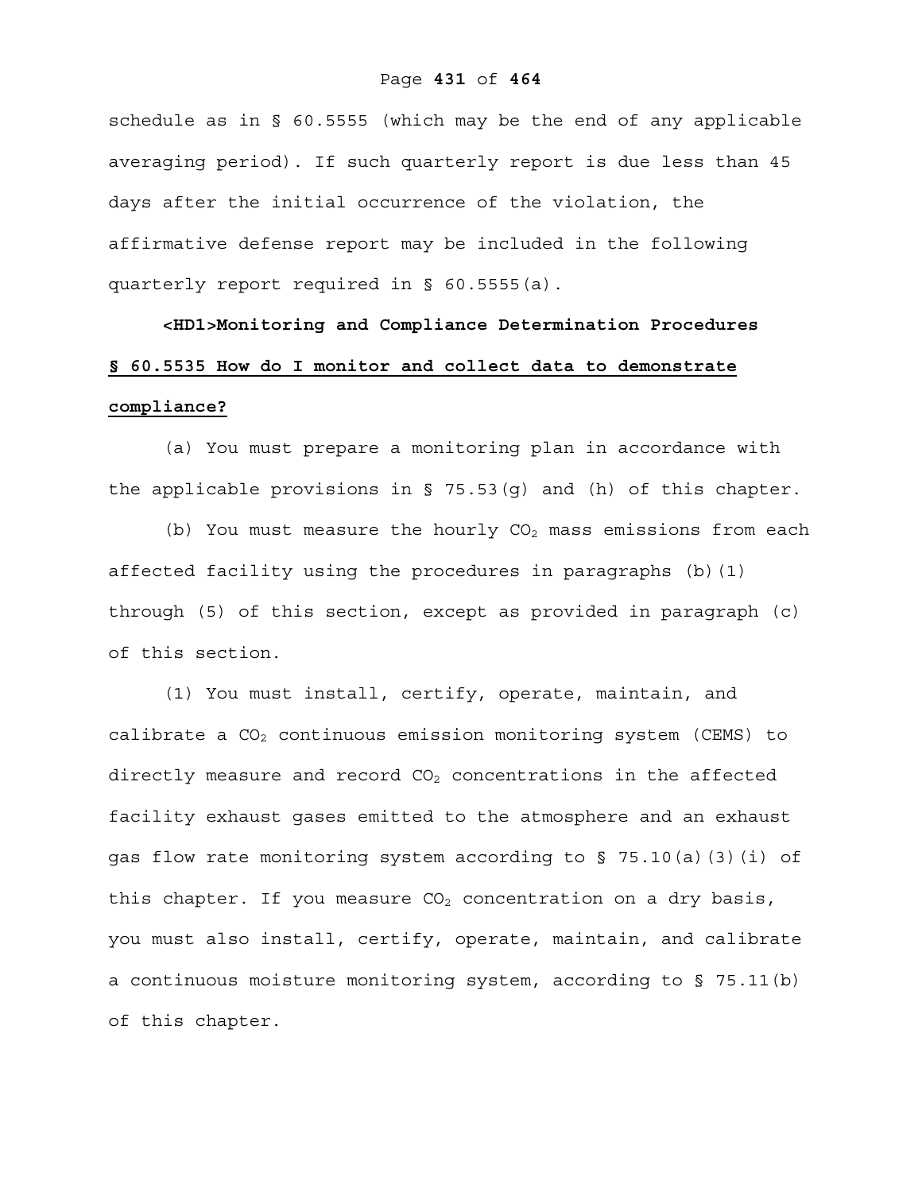schedule as in § 60.5555 (which may be the end of any applicable averaging period). If such quarterly report is due less than 45 days after the initial occurrence of the violation, the affirmative defense report may be included in the following quarterly report required in § 60.5555(a).

**<HD1>Monitoring and Compliance Determination Procedures**

**§ 60.5535 How do I monitor and collect data to demonstrate compliance?**

(a) You must prepare a monitoring plan in accordance with the applicable provisions in § 75.53(g) and (h) of this chapter.

(b) You must measure the hourly $CO_2$ mass emissions from each affected facility using the procedures in paragraphs (b)(1) through (5) of this section, except as provided in paragraph (c) of this section.

(1) You must install, certify, operate, maintain, and calibrate a $CO_2$ continuous emission monitoring system (CEMS) to directly measure and record $CO_2$ concentrations in the affected facility exhaust gases emitted to the atmosphere and an exhaust gas flow rate monitoring system according to § 75.10(a)(3)(i) of this chapter. If you measure $CO_2$ concentration on a dry basis, you must also install, certify, operate, maintain, and calibrate a continuous moisture monitoring system, according to § 75.11(b) of this chapter.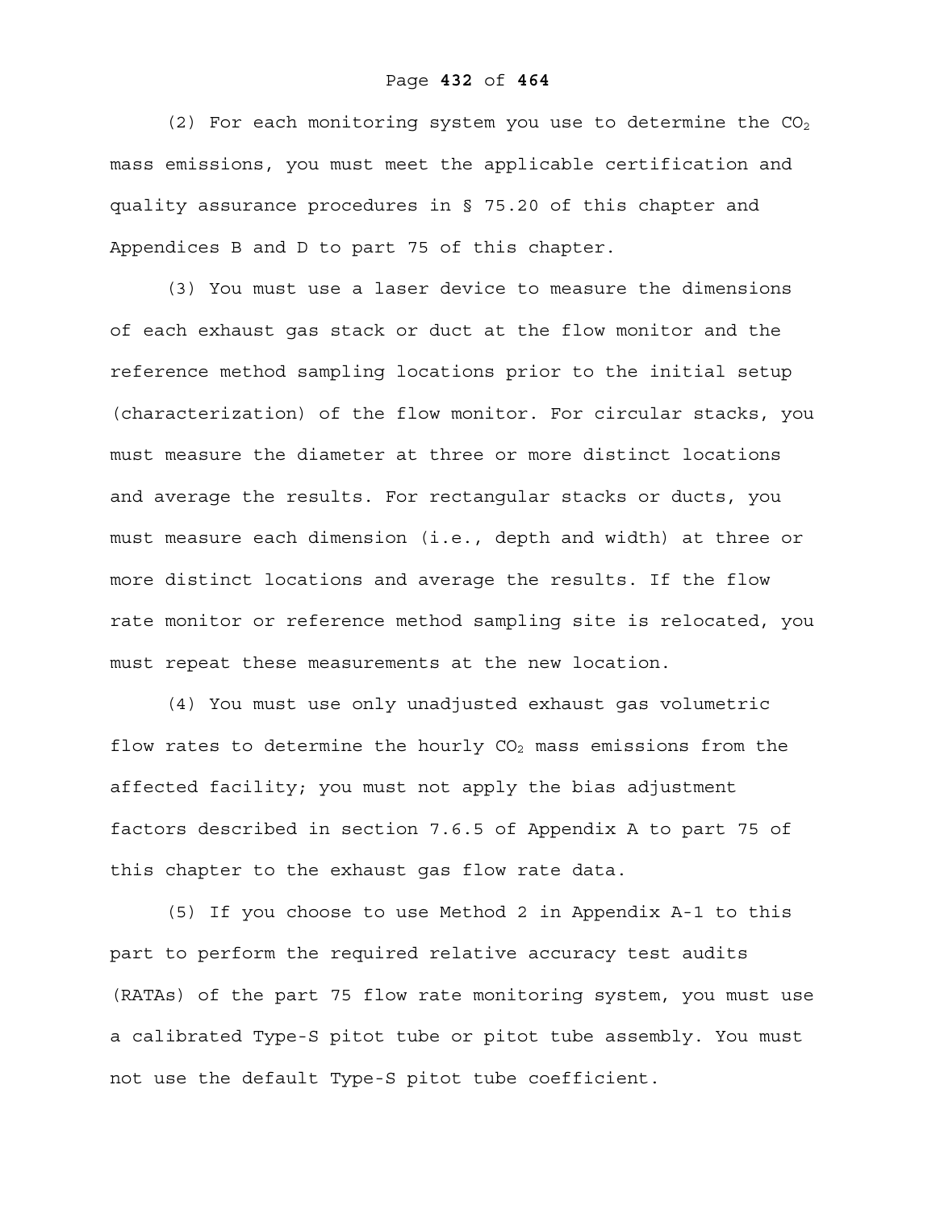(2) For each monitoring system you use to determine the $CO_2$ mass emissions, you must meet the applicable certification and quality assurance procedures in § 75.20 of this chapter and Appendices B and D to part 75 of this chapter.

(3) You must use a laser device to measure the dimensions of each exhaust gas stack or duct at the flow monitor and the reference method sampling locations prior to the initial setup (characterization) of the flow monitor. For circular stacks, you must measure the diameter at three or more distinct locations and average the results. For rectangular stacks or ducts, you must measure each dimension (i.e., depth and width) at three or more distinct locations and average the results. If the flow rate monitor or reference method sampling site is relocated, you must repeat these measurements at the new location.

(4) You must use only unadjusted exhaust gas volumetric flow rates to determine the hourly $CO_2$ mass emissions from the affected facility; you must not apply the bias adjustment factors described in section 7.6.5 of Appendix A to part 75 of this chapter to the exhaust gas flow rate data.

(5) If you choose to use Method 2 in Appendix A-1 to this part to perform the required relative accuracy test audits (RATAs) of the part 75 flow rate monitoring system, you must use a calibrated Type-S pitot tube or pitot tube assembly. You must not use the default Type-S pitot tube coefficient.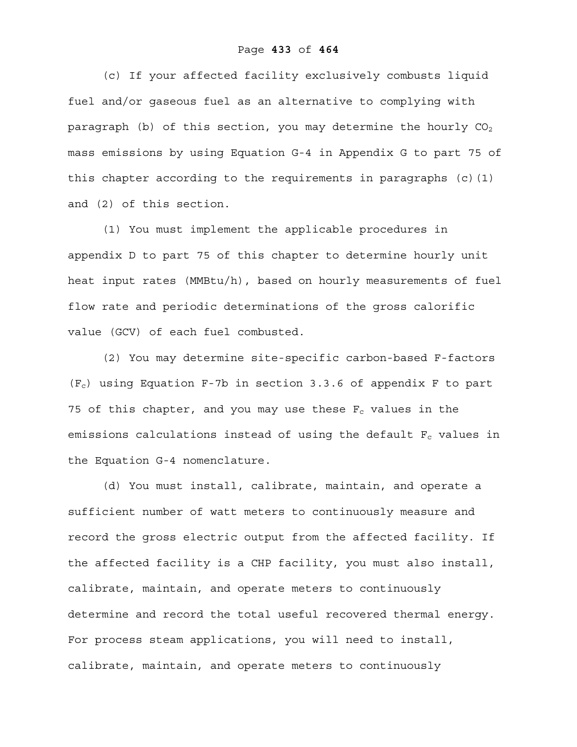(c) If your affected facility exclusively combusts liquid fuel and/or gaseous fuel as an alternative to complying with paragraph (b) of this section, you may determine the hourly $CO_2$ mass emissions by using Equation G-4 in Appendix G to part 75 of this chapter according to the requirements in paragraphs (c)(1) and (2) of this section.

(1) You must implement the applicable procedures in appendix D to part 75 of this chapter to determine hourly unit heat input rates (MMBtu/h), based on hourly measurements of fuel flow rate and periodic determinations of the gross calorific value (GCV) of each fuel combusted.

(2) You may determine site-specific carbon-based F-factors ($F_c$) using Equation F-7b in section 3.3.6 of appendix F to part 75 of this chapter, and you may use these $F_c$ values in the emissions calculations instead of using the default $F_c$ values in the Equation G-4 nomenclature.

(d) You must install, calibrate, maintain, and operate a sufficient number of watt meters to continuously measure and record the gross electric output from the affected facility. If the affected facility is a CHP facility, you must also install, calibrate, maintain, and operate meters to continuously determine and record the total useful recovered thermal energy. For process steam applications, you will need to install, calibrate, maintain, and operate meters to continuously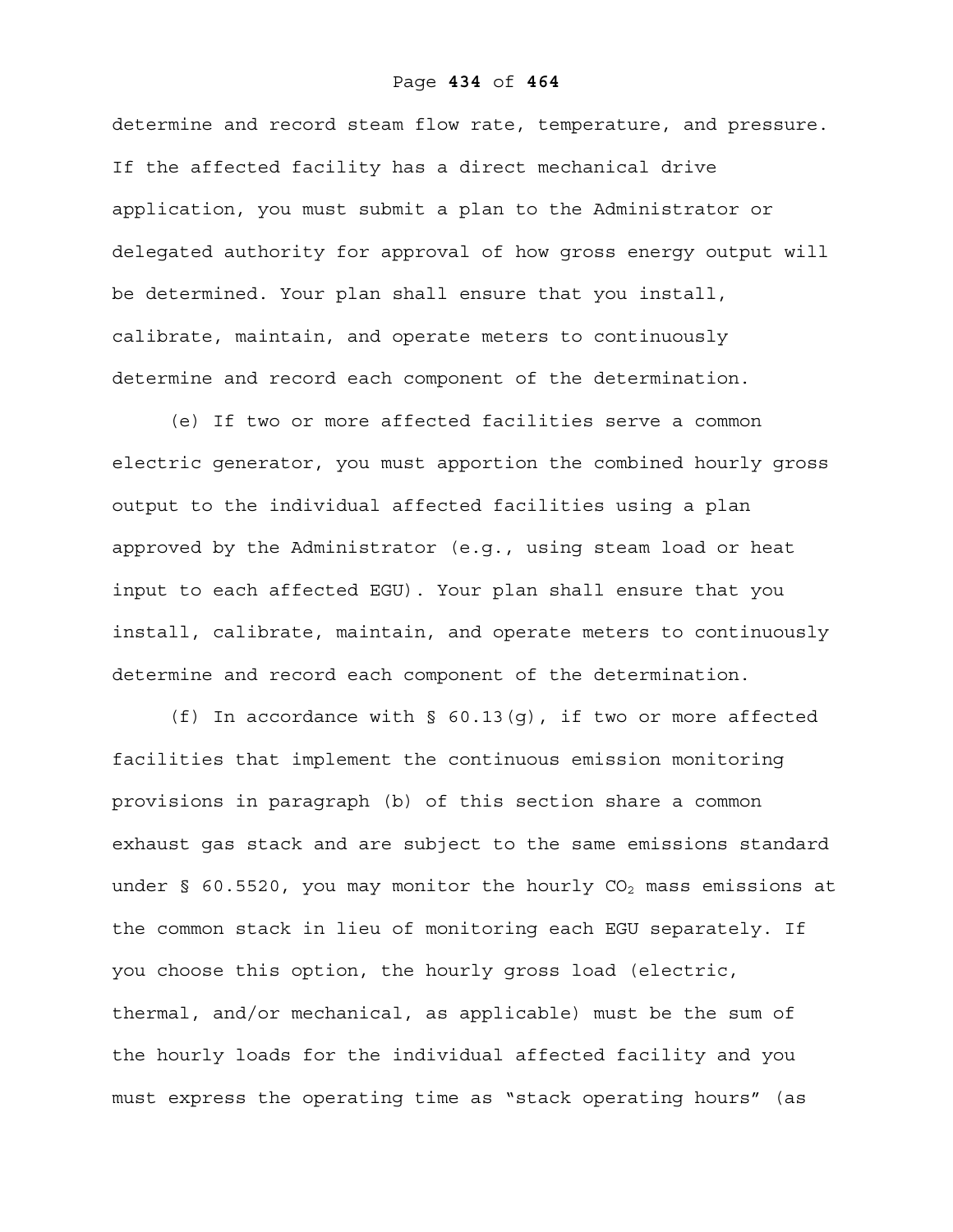determine and record steam flow rate, temperature, and pressure. If the affected facility has a direct mechanical drive application, you must submit a plan to the Administrator or delegated authority for approval of how gross energy output will be determined. Your plan shall ensure that you install, calibrate, maintain, and operate meters to continuously determine and record each component of the determination.

(e) If two or more affected facilities serve a common electric generator, you must apportion the combined hourly gross output to the individual affected facilities using a plan approved by the Administrator (e.g., using steam load or heat input to each affected EGU). Your plan shall ensure that you install, calibrate, maintain, and operate meters to continuously determine and record each component of the determination.

(f) In accordance with § 60.13(g), if two or more affected facilities that implement the continuous emission monitoring provisions in paragraph (b) of this section share a common exhaust gas stack and are subject to the same emissions standard under § 60.5520, you may monitor the hourly $CO_2$ mass emissions at the common stack in lieu of monitoring each EGU separately. If you choose this option, the hourly gross load (electric, thermal, and/or mechanical, as applicable) must be the sum of the hourly loads for the individual affected facility and you must express the operating time as "stack operating hours" (as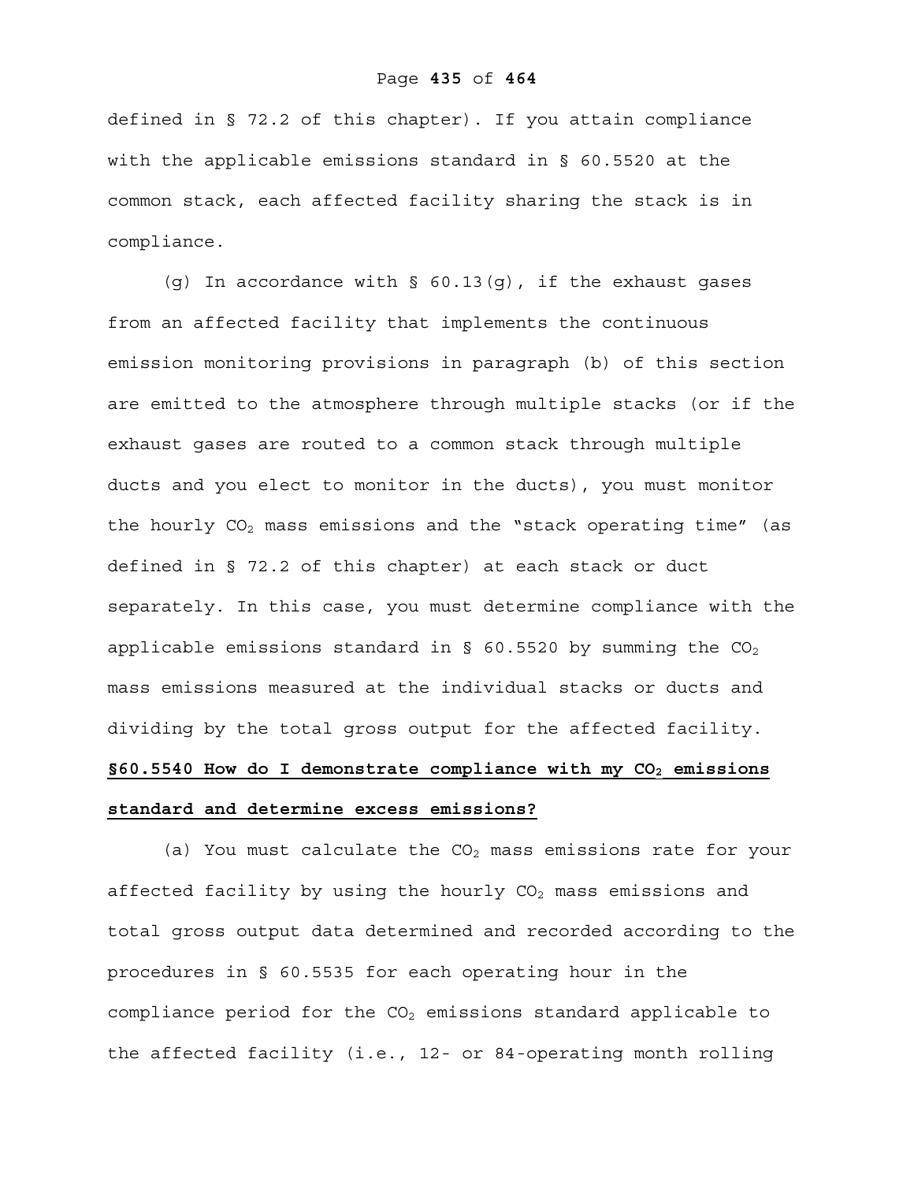defined in § 72.2 of this chapter). If you attain compliance with the applicable emissions standard in § 60.5520 at the common stack, each affected facility sharing the stack is in compliance.

(g) In accordance with § 60.13(g), if the exhaust gases from an affected facility that implements the continuous emission monitoring provisions in paragraph (b) of this section are emitted to the atmosphere through multiple stacks (or if the exhaust gases are routed to a common stack through multiple ducts and you elect to monitor in the ducts), you must monitor the hourly $CO_2$ mass emissions and the "stack operating time" (as defined in § 72.2 of this chapter) at each stack or duct separately. In this case, you must determine compliance with the applicable emissions standard in § 60.5520 by summing the $CO_2$ mass emissions measured at the individual stacks or ducts and dividing by the total gross output for the affected facility.

**§60.5540 How do I demonstrate compliance with my $CO_2$ emissions standard and determine excess emissions?**

(a) You must calculate the $CO_2$ mass emissions rate for your affected facility by using the hourly $CO_2$ mass emissions and total gross output data determined and recorded according to the procedures in § 60.5535 for each operating hour in the compliance period for the $CO_2$ emissions standard applicable to the affected facility (i.e., 12- or 84-operating month rolling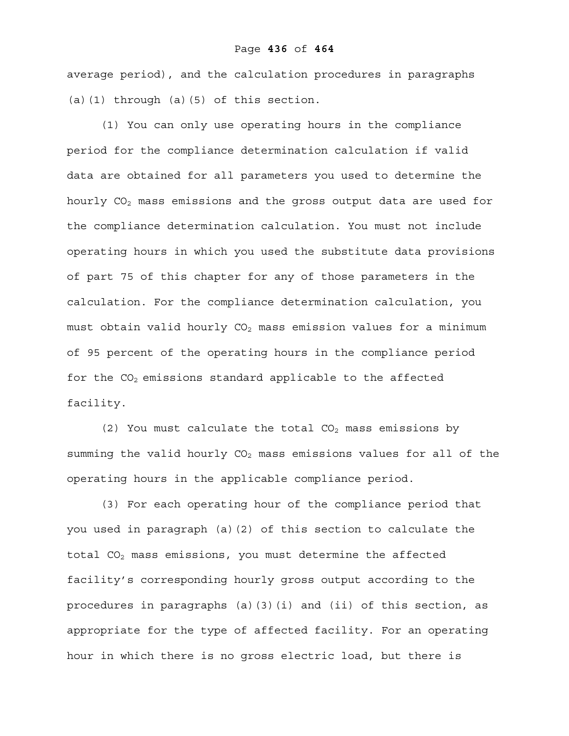average period), and the calculation procedures in paragraphs (a)(1) through (a)(5) of this section.

(1) You can only use operating hours in the compliance period for the compliance determination calculation if valid data are obtained for all parameters you used to determine the hourly $CO_2$ mass emissions and the gross output data are used for the compliance determination calculation. You must not include operating hours in which you used the substitute data provisions of part 75 of this chapter for any of those parameters in the calculation. For the compliance determination calculation, you must obtain valid hourly $CO_2$ mass emission values for a minimum of 95 percent of the operating hours in the compliance period for the $CO_2$ emissions standard applicable to the affected facility.

(2) You must calculate the total $CO_2$ mass emissions by summing the valid hourly $CO_2$ mass emissions values for all of the operating hours in the applicable compliance period.

(3) For each operating hour of the compliance period that you used in paragraph (a)(2) of this section to calculate the total $CO_2$ mass emissions, you must determine the affected facility's corresponding hourly gross output according to the procedures in paragraphs (a)(3)(i) and (ii) of this section, as appropriate for the type of affected facility. For an operating hour in which there is no gross electric load, but there is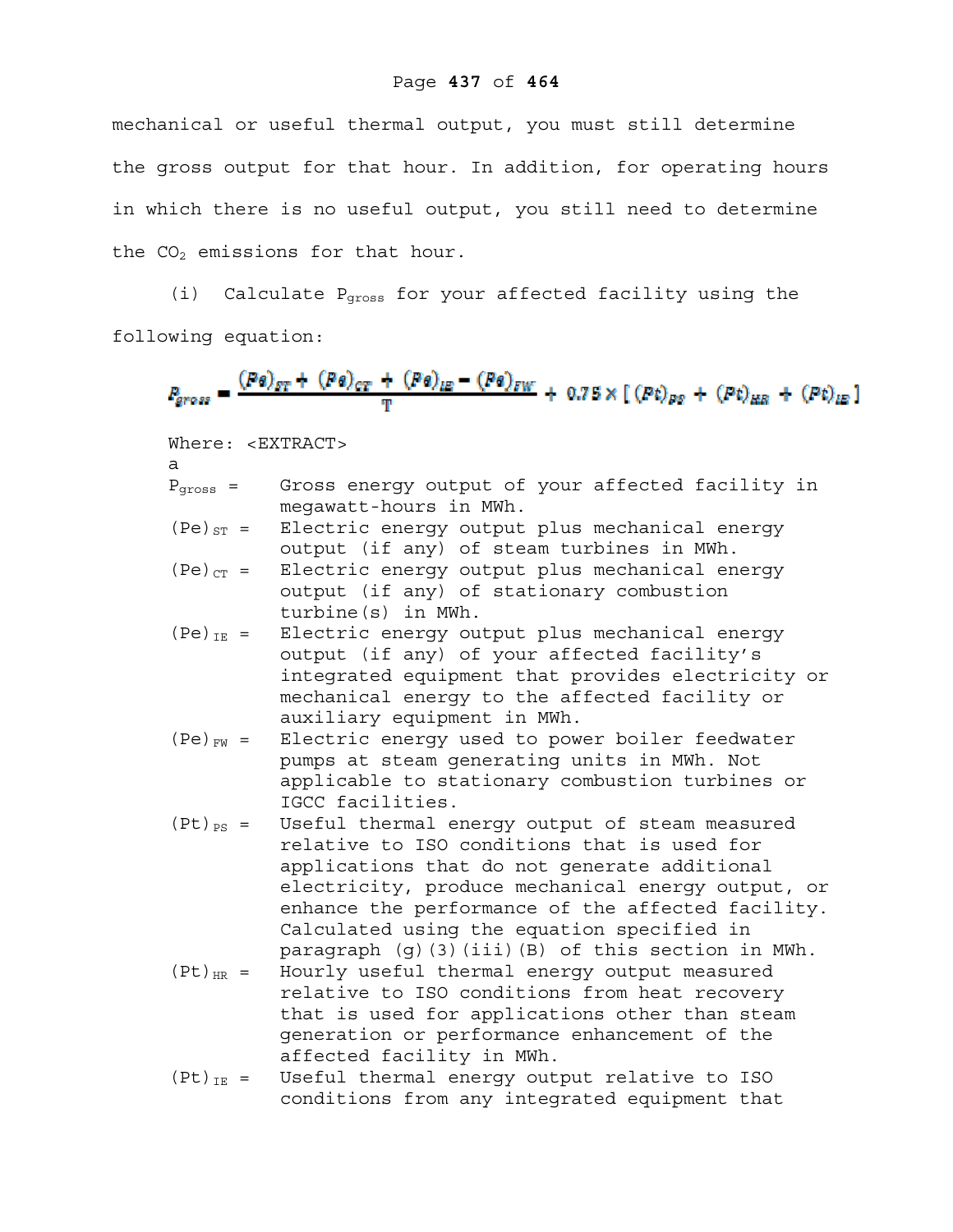mechanical or useful thermal output, you must still determine the gross output for that hour. In addition, for operating hours in which there is no useful output, you still need to determine the $CO_2$ emissions for that hour.

(i) Calculate $P_{gross}$ for your affected facility using the following equation:

$$P_{gross} = \frac{(Pe)_{ST} + (Pe)_{CT} + (Pe)_{IE} - (Pe)_{FW}}{T} + 0.75 \times [(Pt)_{PS} + (Pt)_{HR} + (Pt)_{IE}]$$

Where: <EXTRACT>

a

$P_{gross}$ = Gross energy output of your affected facility in megawatt-hours in MWh.

$(Pe)_{ST}$ = Electric energy output plus mechanical energy output (if any) of steam turbines in MWh.

$(Pe)_{CT}$ = Electric energy output plus mechanical energy output (if any) of stationary combustion turbine(s) in MWh.

$(Pe)_{IE}$ = Electric energy output plus mechanical energy output (if any) of your affected facility's integrated equipment that provides electricity or mechanical energy to the affected facility or auxiliary equipment in MWh.

$(Pe)_{FW}$ = Electric energy used to power boiler feedwater pumps at steam generating units in MWh. Not applicable to stationary combustion turbines or IGCC facilities.

$(Pt)_{PS}$ = Useful thermal energy output of steam measured relative to ISO conditions that is used for applications that do not generate additional electricity, produce mechanical energy output, or enhance the performance of the affected facility. Calculated using the equation specified in paragraph (g)(3)(iii)(B) of this section in MWh.

$(Pt)_{HR}$ = Hourly useful thermal energy output measured relative to ISO conditions from heat recovery that is used for applications other than steam generation or performance enhancement of the affected facility in MWh.

$(Pt)_{IE}$ = Useful thermal energy output relative to ISO conditions from any integrated equipment that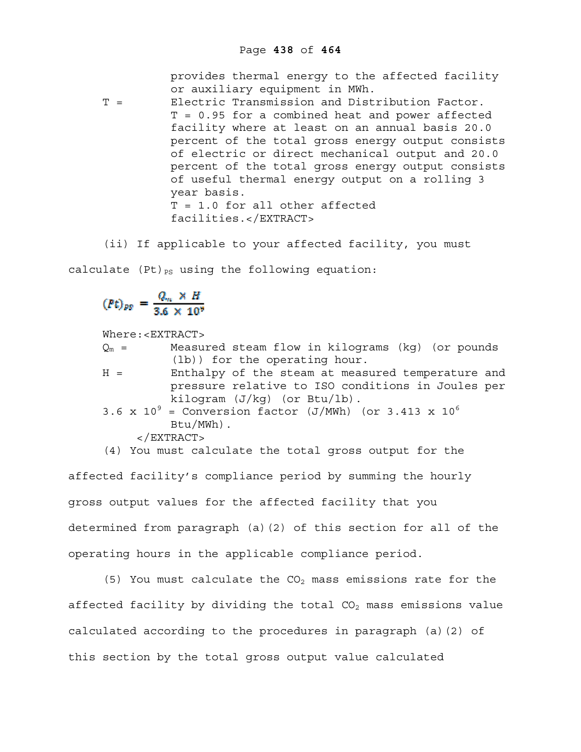provides thermal energy to the affected facility or auxiliary equipment in MWh.

T = Electric Transmission and Distribution Factor.
T = 0.95 for a combined heat and power affected facility where at least on an annual basis 20.0 percent of the total gross energy output consists of electric or direct mechanical output and 20.0 percent of the total gross energy output consists of useful thermal energy output on a rolling 3 year basis.
T = 1.0 for all other affected facilities.</EXTRACT>

(ii) If applicable to your affected facility, you must calculate $(Pt)_{PS}$ using the following equation:

$$(Pt)_{PS} = \frac{Q_m \times H}{3.6 \times 10^9}$$

Where:<EXTRACT>

$Q_m$ = Measured steam flow in kilograms (kg) (or pounds (lb)) for the operating hour.

H = Enthalpy of the steam at measured temperature and pressure relative to ISO conditions in Joules per kilogram (J/kg) (or Btu/lb).

$3.6 \times 10^9$ = Conversion factor (J/MWh) (or $3.413 \times 10^6$ Btu/MWh).

</EXTRACT>

(4) You must calculate the total gross output for the affected facility's compliance period by summing the hourly gross output values for the affected facility that you determined from paragraph (a)(2) of this section for all of the operating hours in the applicable compliance period.

(5) You must calculate the $CO_2$ mass emissions rate for the affected facility by dividing the total $CO_2$ mass emissions value calculated according to the procedures in paragraph (a)(2) of this section by the total gross output value calculated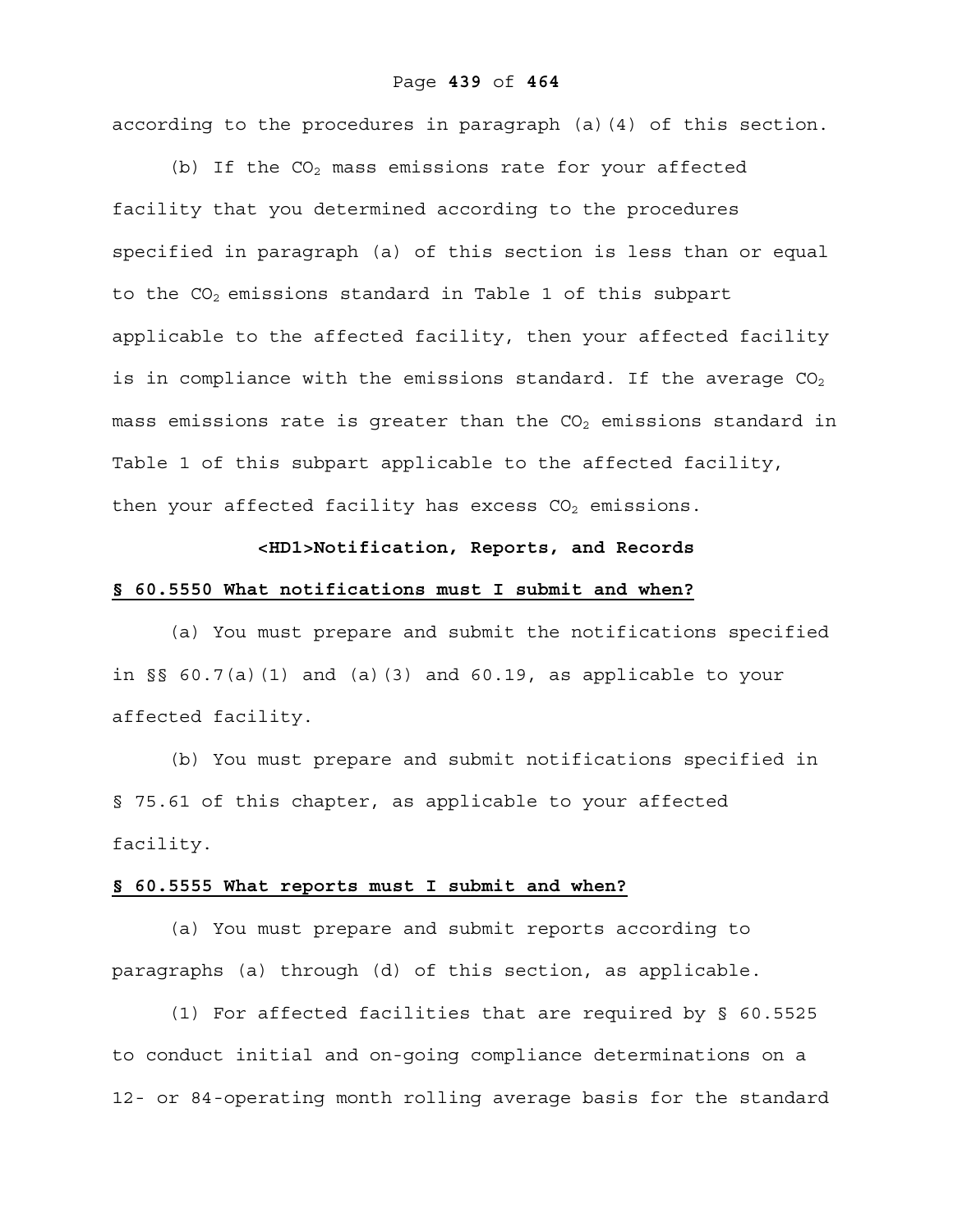according to the procedures in paragraph (a)(4) of this section.

(b) If the $CO_2$ mass emissions rate for your affected facility that you determined according to the procedures specified in paragraph (a) of this section is less than or equal to the $CO_2$ emissions standard in Table 1 of this subpart applicable to the affected facility, then your affected facility is in compliance with the emissions standard. If the average $CO_2$ mass emissions rate is greater than the $CO_2$ emissions standard in Table 1 of this subpart applicable to the affected facility, then your affected facility has excess $CO_2$ emissions.

**<HD1>Notification, Reports, and Records**

**§ 60.5550 What notifications must I submit and when?**

(a) You must prepare and submit the notifications specified in §§ 60.7(a)(1) and (a)(3) and 60.19, as applicable to your affected facility.

(b) You must prepare and submit notifications specified in § 75.61 of this chapter, as applicable to your affected facility.

**§ 60.5555 What reports must I submit and when?**

(a) You must prepare and submit reports according to paragraphs (a) through (d) of this section, as applicable.

(1) For affected facilities that are required by § 60.5525 to conduct initial and on-going compliance determinations on a 12- or 84-operating month rolling average basis for the standard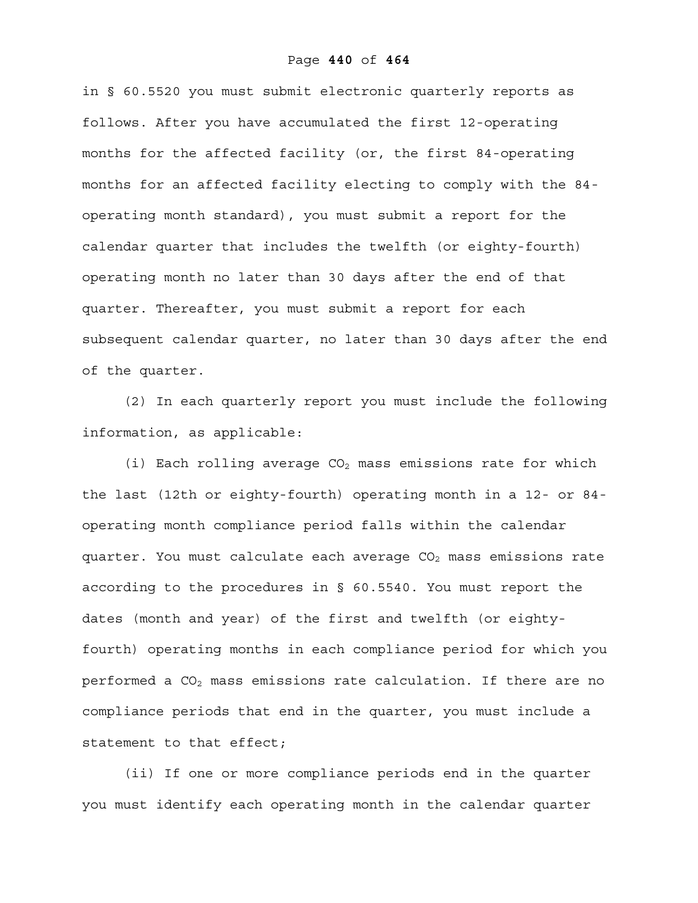in § 60.5520 you must submit electronic quarterly reports as follows. After you have accumulated the first 12-operating months for the affected facility (or, the first 84-operating months for an affected facility electing to comply with the 84-operating month standard), you must submit a report for the calendar quarter that includes the twelfth (or eighty-fourth) operating month no later than 30 days after the end of that quarter. Thereafter, you must submit a report for each subsequent calendar quarter, no later than 30 days after the end of the quarter.

(2) In each quarterly report you must include the following information, as applicable:

(i) Each rolling average $CO_2$ mass emissions rate for which the last (12th or eighty-fourth) operating month in a 12- or 84-operating month compliance period falls within the calendar quarter. You must calculate each average $CO_2$ mass emissions rate according to the procedures in § 60.5540. You must report the dates (month and year) of the first and twelfth (or eighty-fourth) operating months in each compliance period for which you performed a $CO_2$ mass emissions rate calculation. If there are no compliance periods that end in the quarter, you must include a statement to that effect;

(ii) If one or more compliance periods end in the quarter you must identify each operating month in the calendar quarter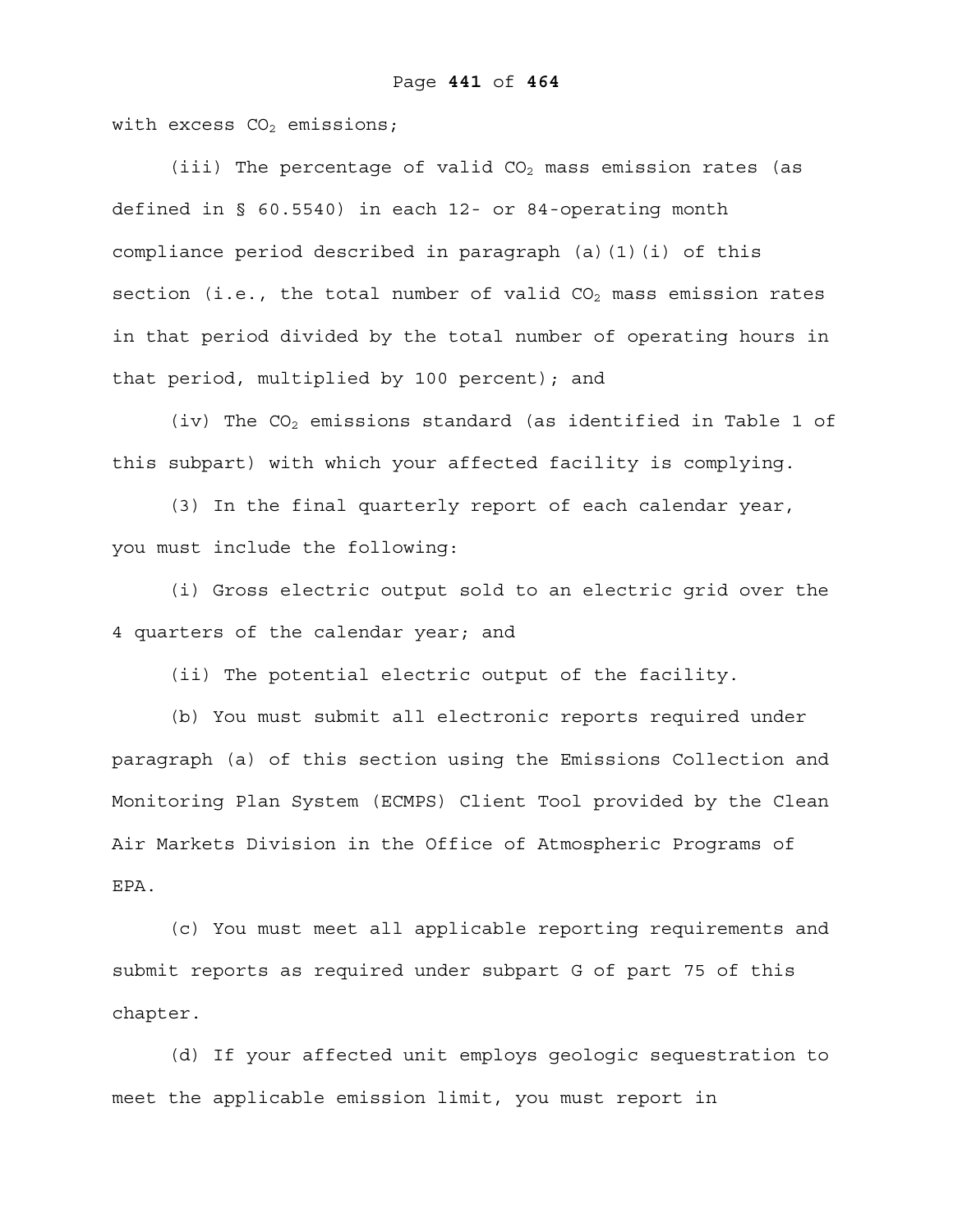with excess $CO_2$ emissions;

(iii) The percentage of valid $CO_2$ mass emission rates (as defined in § 60.5540) in each 12- or 84-operating month compliance period described in paragraph (a)(1)(i) of this section (i.e., the total number of valid $CO_2$ mass emission rates in that period divided by the total number of operating hours in that period, multiplied by 100 percent); and

(iv) The $CO_2$ emissions standard (as identified in Table 1 of this subpart) with which your affected facility is complying.

(3) In the final quarterly report of each calendar year, you must include the following:

(i) Gross electric output sold to an electric grid over the 4 quarters of the calendar year; and

(ii) The potential electric output of the facility.

(b) You must submit all electronic reports required under paragraph (a) of this section using the Emissions Collection and Monitoring Plan System (ECMPS) Client Tool provided by the Clean Air Markets Division in the Office of Atmospheric Programs of EPA.

(c) You must meet all applicable reporting requirements and submit reports as required under subpart G of part 75 of this chapter.

(d) If your affected unit employs geologic sequestration to meet the applicable emission limit, you must report in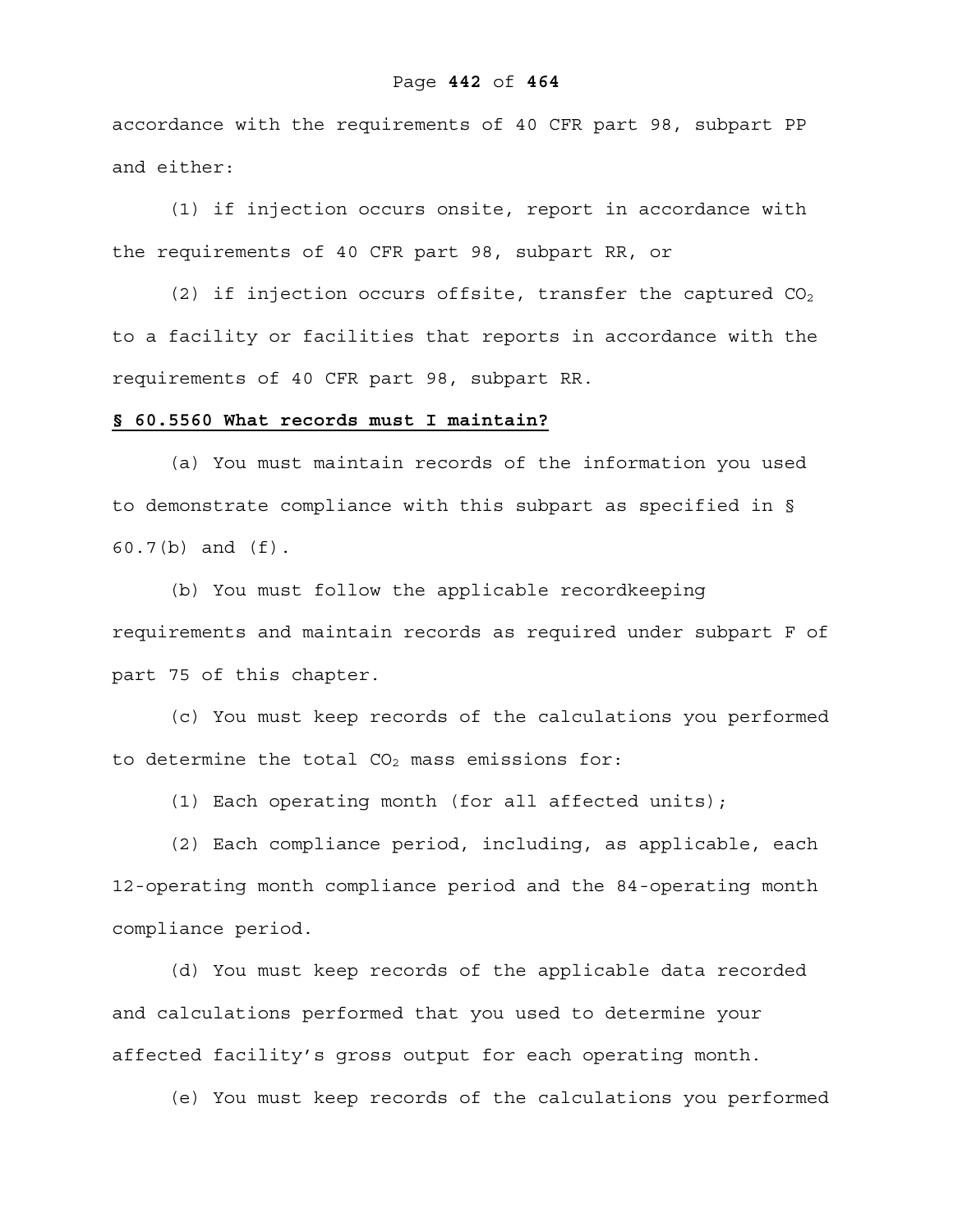accordance with the requirements of 40 CFR part 98, subpart PP and either:

(1) if injection occurs onsite, report in accordance with the requirements of 40 CFR part 98, subpart RR, or

(2) if injection occurs offsite, transfer the captured $CO_2$ to a facility or facilities that reports in accordance with the requirements of 40 CFR part 98, subpart RR.

**§ 60.5560 What records must I maintain?**

(a) You must maintain records of the information you used to demonstrate compliance with this subpart as specified in § 60.7(b) and (f).

(b) You must follow the applicable recordkeeping requirements and maintain records as required under subpart F of part 75 of this chapter.

(c) You must keep records of the calculations you performed to determine the total $CO_2$ mass emissions for:

(1) Each operating month (for all affected units);

(2) Each compliance period, including, as applicable, each 12-operating month compliance period and the 84-operating month compliance period.

(d) You must keep records of the applicable data recorded and calculations performed that you used to determine your affected facility's gross output for each operating month.

(e) You must keep records of the calculations you performed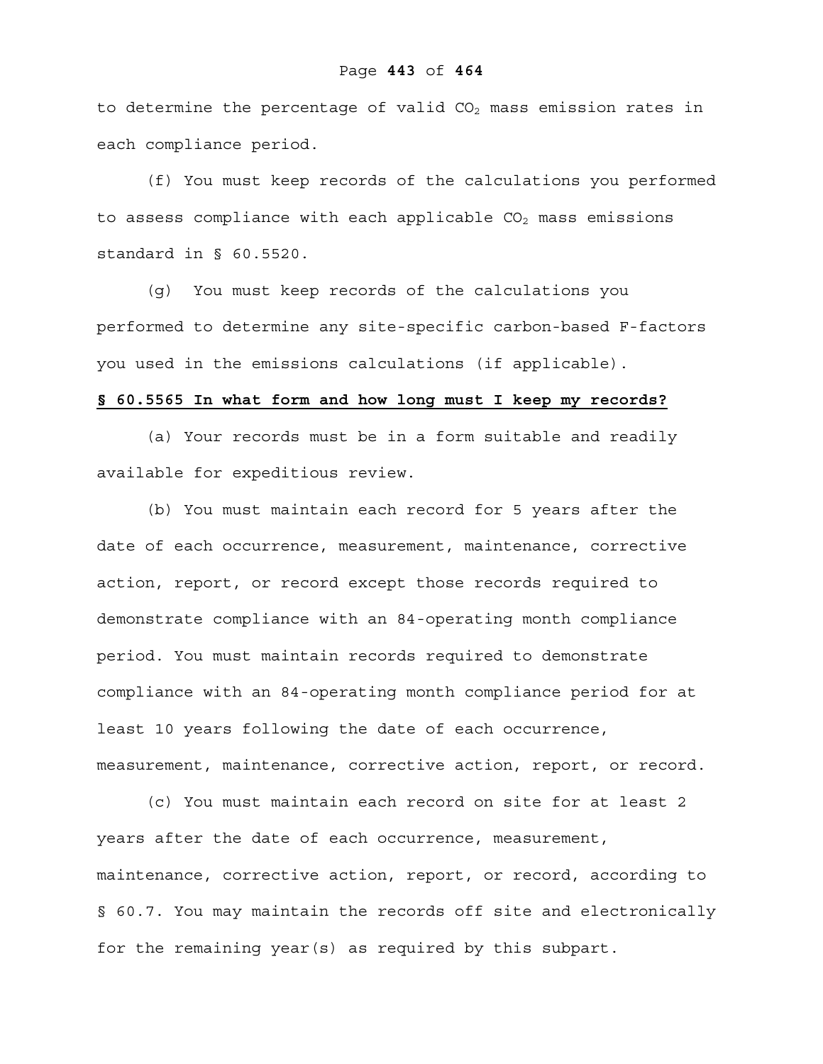to determine the percentage of valid $CO_2$ mass emission rates in each compliance period.

(f) You must keep records of the calculations you performed to assess compliance with each applicable $CO_2$ mass emissions standard in § 60.5520.

(g) You must keep records of the calculations you performed to determine any site-specific carbon-based F-factors you used in the emissions calculations (if applicable).

**§ 60.5565 In what form and how long must I keep my records?**

(a) Your records must be in a form suitable and readily available for expeditious review.

(b) You must maintain each record for 5 years after the date of each occurrence, measurement, maintenance, corrective action, report, or record except those records required to demonstrate compliance with an 84-operating month compliance period. You must maintain records required to demonstrate compliance with an 84-operating month compliance period for at least 10 years following the date of each occurrence, measurement, maintenance, corrective action, report, or record.

(c) You must maintain each record on site for at least 2 years after the date of each occurrence, measurement, maintenance, corrective action, report, or record, according to § 60.7. You may maintain the records off site and electronically for the remaining year(s) as required by this subpart.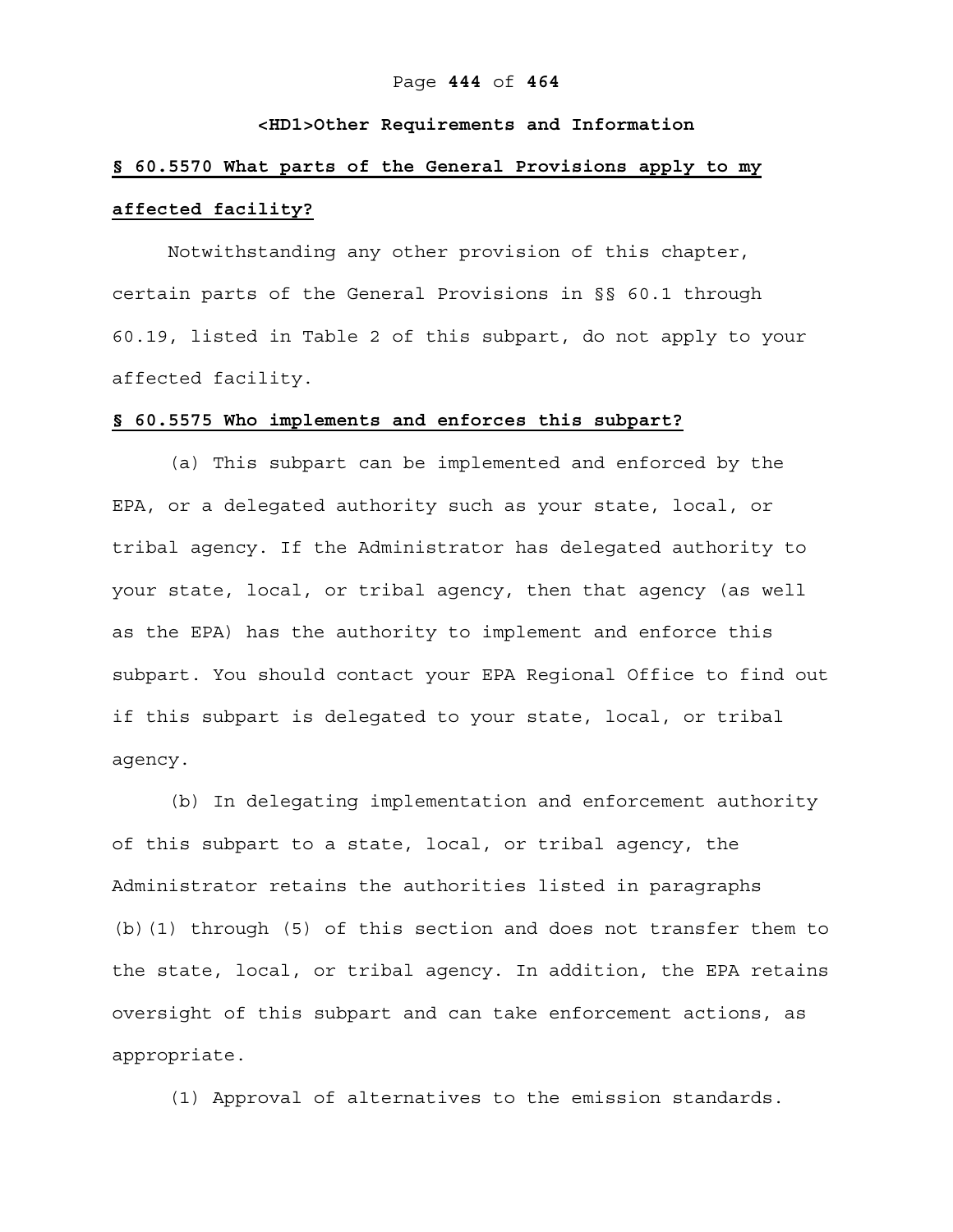## <HD1>Other Requirements and Information

### § 60.5570 What parts of the General Provisions apply to my affected facility?

Notwithstanding any other provision of this chapter, certain parts of the General Provisions in §§ 60.1 through 60.19, listed in Table 2 of this subpart, do not apply to your affected facility.

### § 60.5575 Who implements and enforces this subpart?

(a) This subpart can be implemented and enforced by the EPA, or a delegated authority such as your state, local, or tribal agency. If the Administrator has delegated authority to your state, local, or tribal agency, then that agency (as well as the EPA) has the authority to implement and enforce this subpart. You should contact your EPA Regional Office to find out if this subpart is delegated to your state, local, or tribal agency.

(b) In delegating implementation and enforcement authority of this subpart to a state, local, or tribal agency, the Administrator retains the authorities listed in paragraphs (b)(1) through (5) of this section and does not transfer them to the state, local, or tribal agency. In addition, the EPA retains oversight of this subpart and can take enforcement actions, as appropriate.

(1) Approval of alternatives to the emission standards.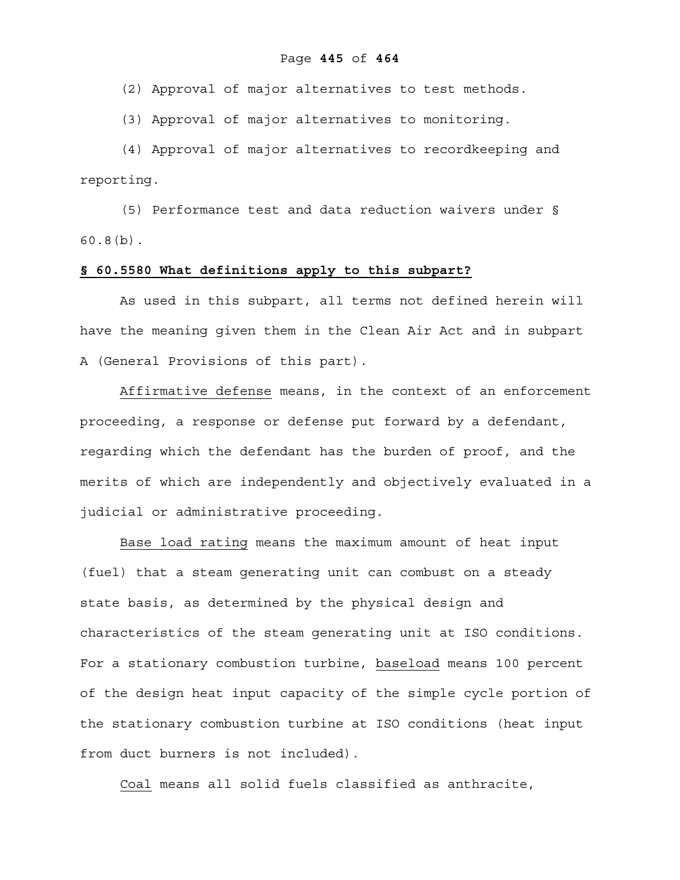(2) Approval of major alternatives to test methods.

(3) Approval of major alternatives to monitoring.

(4) Approval of major alternatives to recordkeeping and reporting.

(5) Performance test and data reduction waivers under § 60.8(b).

**§ 60.5580 What definitions apply to this subpart?**

As used in this subpart, all terms not defined herein will have the meaning given them in the Clean Air Act and in subpart A (General Provisions of this part).

Affirmative defense means, in the context of an enforcement proceeding, a response or defense put forward by a defendant, regarding which the defendant has the burden of proof, and the merits of which are independently and objectively evaluated in a judicial or administrative proceeding.

Base load rating means the maximum amount of heat input (fuel) that a steam generating unit can combust on a steady state basis, as determined by the physical design and characteristics of the steam generating unit at ISO conditions. For a stationary combustion turbine, baseload means 100 percent of the design heat input capacity of the simple cycle portion of the stationary combustion turbine at ISO conditions (heat input from duct burners is not included).

Coal means all solid fuels classified as anthracite,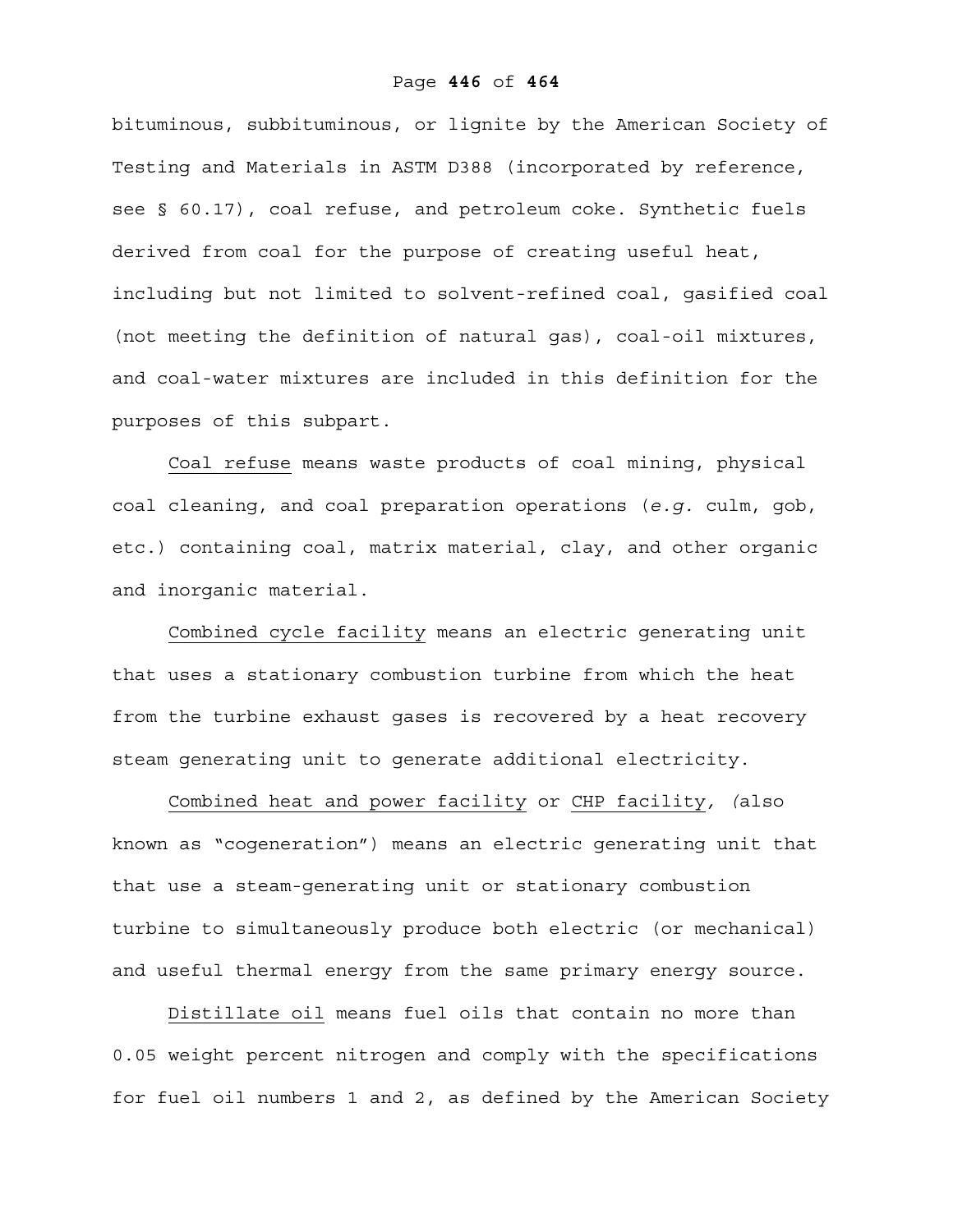bituminous, subbituminous, or lignite by the American Society of Testing and Materials in ASTM D388 (incorporated by reference, see § 60.17), coal refuse, and petroleum coke. Synthetic fuels derived from coal for the purpose of creating useful heat, including but not limited to solvent-refined coal, gasified coal (not meeting the definition of natural gas), coal-oil mixtures, and coal-water mixtures are included in this definition for the purposes of this subpart.

Coal refuse means waste products of coal mining, physical coal cleaning, and coal preparation operations (*e.g.* culm, gob, etc.) containing coal, matrix material, clay, and other organic and inorganic material.

Combined cycle facility means an electric generating unit that uses a stationary combustion turbine from which the heat from the turbine exhaust gases is recovered by a heat recovery steam generating unit to generate additional electricity.

Combined heat and power facility or CHP facility, (also known as "cogeneration") means an electric generating unit that that use a steam-generating unit or stationary combustion turbine to simultaneously produce both electric (or mechanical) and useful thermal energy from the same primary energy source.

Distillate oil means fuel oils that contain no more than 0.05 weight percent nitrogen and comply with the specifications for fuel oil numbers 1 and 2, as defined by the American Society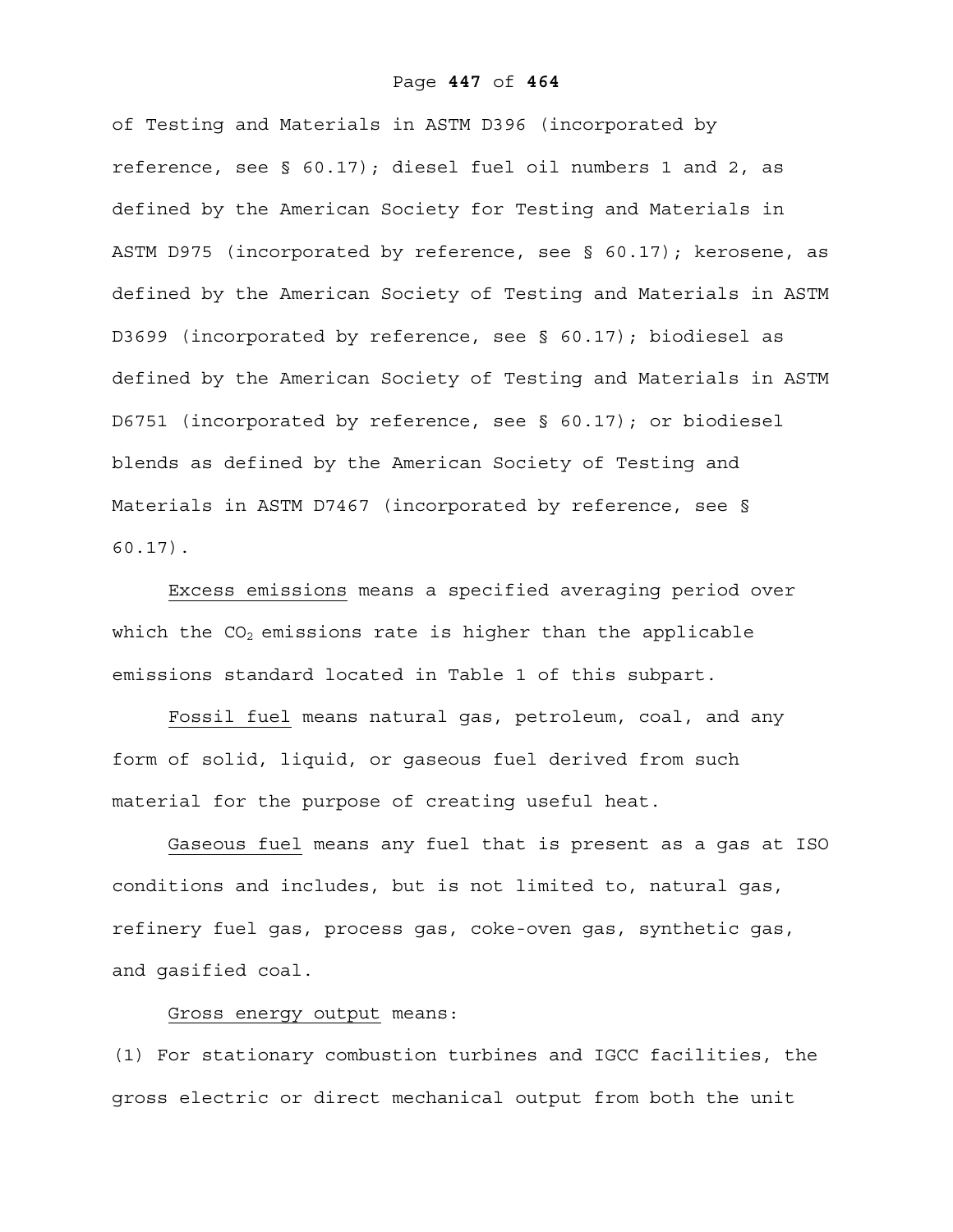of Testing and Materials in ASTM D396 (incorporated by reference, see § 60.17); diesel fuel oil numbers 1 and 2, as defined by the American Society for Testing and Materials in ASTM D975 (incorporated by reference, see § 60.17); kerosene, as defined by the American Society of Testing and Materials in ASTM D3699 (incorporated by reference, see § 60.17); biodiesel as defined by the American Society of Testing and Materials in ASTM D6751 (incorporated by reference, see § 60.17); or biodiesel blends as defined by the American Society of Testing and Materials in ASTM D7467 (incorporated by reference, see § 60.17).

Excess emissions means a specified averaging period over which the $CO_2$ emissions rate is higher than the applicable emissions standard located in Table 1 of this subpart.

Fossil fuel means natural gas, petroleum, coal, and any form of solid, liquid, or gaseous fuel derived from such material for the purpose of creating useful heat.

Gaseous fuel means any fuel that is present as a gas at ISO conditions and includes, but is not limited to, natural gas, refinery fuel gas, process gas, coke-oven gas, synthetic gas, and gasified coal.

Gross energy output means:

(1) For stationary combustion turbines and IGCC facilities, the gross electric or direct mechanical output from both the unit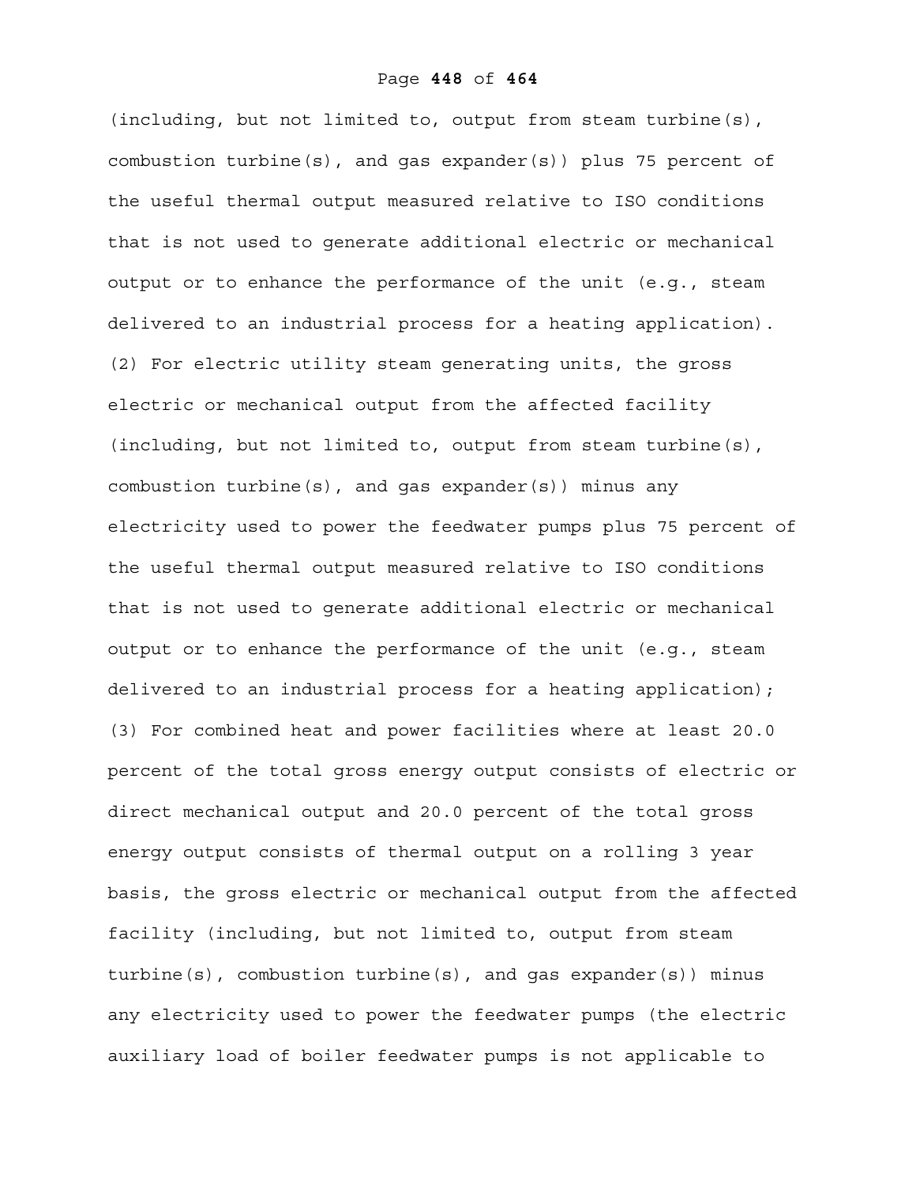(including, but not limited to, output from steam turbine(s), combustion turbine(s), and gas expander(s)) plus 75 percent of the useful thermal output measured relative to ISO conditions that is not used to generate additional electric or mechanical output or to enhance the performance of the unit (e.g., steam delivered to an industrial process for a heating application).

(2) For electric utility steam generating units, the gross electric or mechanical output from the affected facility (including, but not limited to, output from steam turbine(s), combustion turbine(s), and gas expander(s)) minus any electricity used to power the feedwater pumps plus 75 percent of the useful thermal output measured relative to ISO conditions that is not used to generate additional electric or mechanical output or to enhance the performance of the unit (e.g., steam delivered to an industrial process for a heating application);

(3) For combined heat and power facilities where at least 20.0 percent of the total gross energy output consists of electric or direct mechanical output and 20.0 percent of the total gross energy output consists of thermal output on a rolling 3 year basis, the gross electric or mechanical output from the affected facility (including, but not limited to, output from steam turbine(s), combustion turbine(s), and gas expander(s)) minus any electricity used to power the feedwater pumps (the electric auxiliary load of boiler feedwater pumps is not applicable to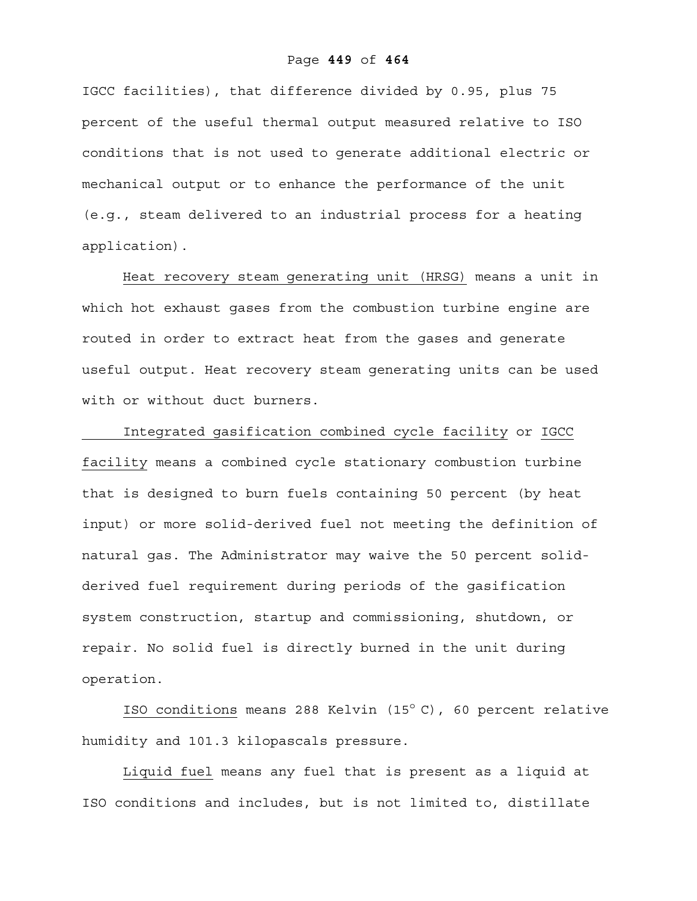IGCC facilities), that difference divided by 0.95, plus 75 percent of the useful thermal output measured relative to ISO conditions that is not used to generate additional electric or mechanical output or to enhance the performance of the unit (e.g., steam delivered to an industrial process for a heating application).

Heat recovery steam generating unit (HRSG) means a unit in which hot exhaust gases from the combustion turbine engine are routed in order to extract heat from the gases and generate useful output. Heat recovery steam generating units can be used with or without duct burners.

Integrated gasification combined cycle facility or IGCC facility means a combined cycle stationary combustion turbine that is designed to burn fuels containing 50 percent (by heat input) or more solid-derived fuel not meeting the definition of natural gas. The Administrator may waive the 50 percent solid-derived fuel requirement during periods of the gasification system construction, startup and commissioning, shutdown, or repair. No solid fuel is directly burned in the unit during operation.

ISO conditions means 288 Kelvin (15° C), 60 percent relative humidity and 101.3 kilopascals pressure.

Liquid fuel means any fuel that is present as a liquid at ISO conditions and includes, but is not limited to, distillate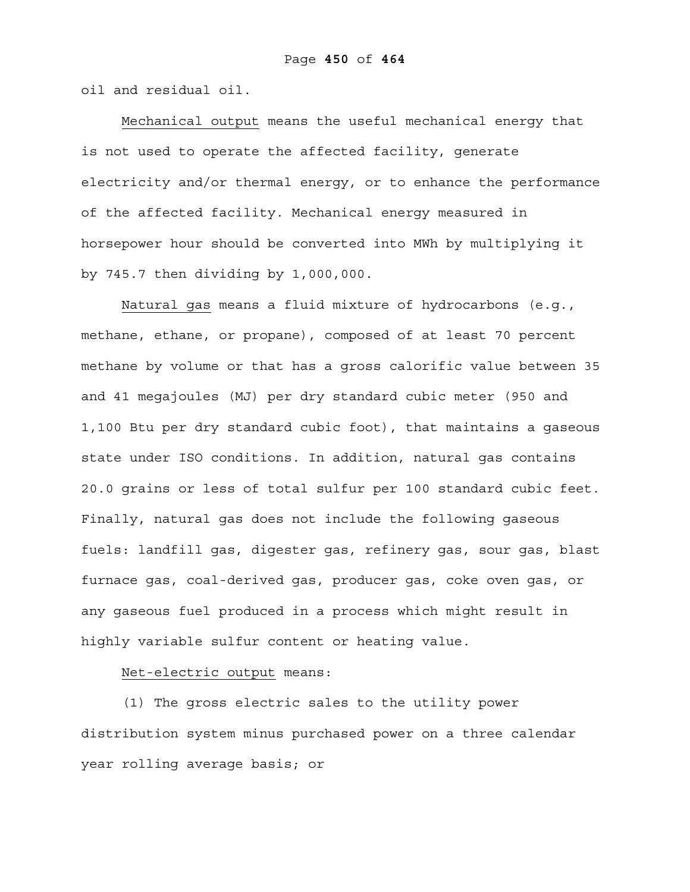oil and residual oil.

Mechanical output means the useful mechanical energy that is not used to operate the affected facility, generate electricity and/or thermal energy, or to enhance the performance of the affected facility. Mechanical energy measured in horsepower hour should be converted into MWh by multiplying it by 745.7 then dividing by 1,000,000.

Natural gas means a fluid mixture of hydrocarbons (e.g., methane, ethane, or propane), composed of at least 70 percent methane by volume or that has a gross calorific value between 35 and 41 megajoules (MJ) per dry standard cubic meter (950 and 1,100 Btu per dry standard cubic foot), that maintains a gaseous state under ISO conditions. In addition, natural gas contains 20.0 grains or less of total sulfur per 100 standard cubic feet. Finally, natural gas does not include the following gaseous fuels: landfill gas, digester gas, refinery gas, sour gas, blast furnace gas, coal-derived gas, producer gas, coke oven gas, or any gaseous fuel produced in a process which might result in highly variable sulfur content or heating value.

Net-electric output means:

(1) The gross electric sales to the utility power distribution system minus purchased power on a three calendar year rolling average basis; or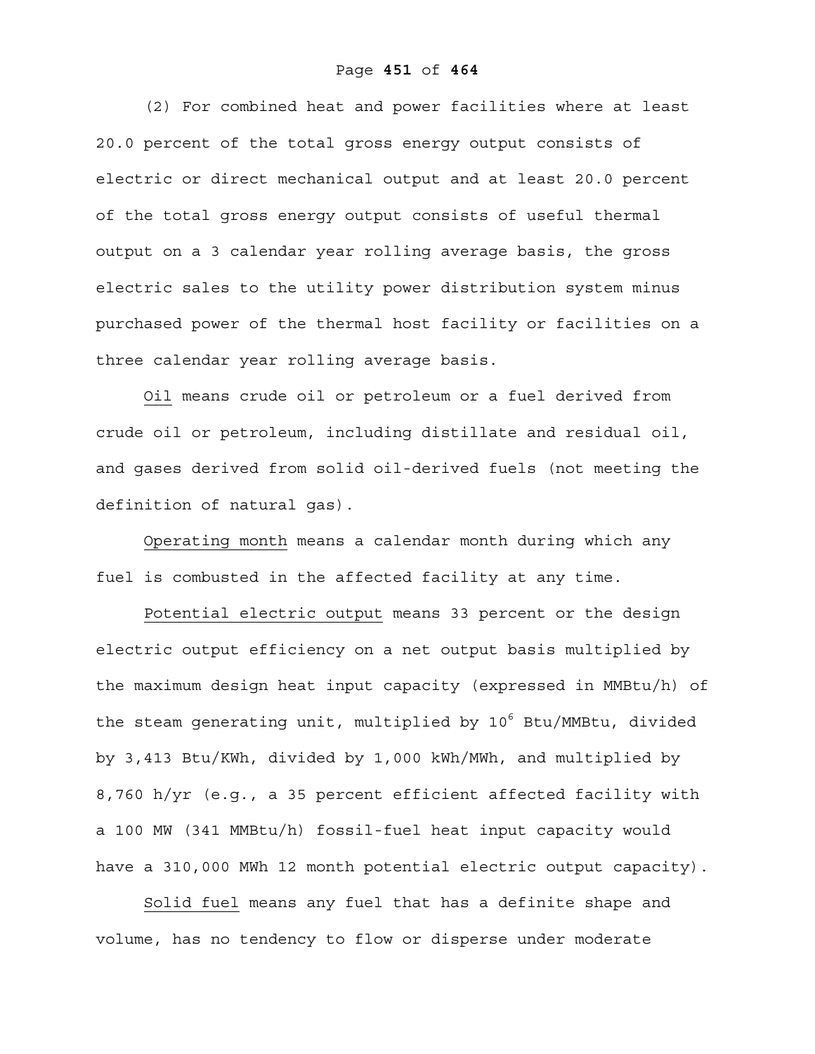(2) For combined heat and power facilities where at least 20.0 percent of the total gross energy output consists of electric or direct mechanical output and at least 20.0 percent of the total gross energy output consists of useful thermal output on a 3 calendar year rolling average basis, the gross electric sales to the utility power distribution system minus purchased power of the thermal host facility or facilities on a three calendar year rolling average basis.

Oil means crude oil or petroleum or a fuel derived from crude oil or petroleum, including distillate and residual oil, and gases derived from solid oil-derived fuels (not meeting the definition of natural gas).

Operating month means a calendar month during which any fuel is combusted in the affected facility at any time.

Potential electric output means 33 percent or the design electric output efficiency on a net output basis multiplied by the maximum design heat input capacity (expressed in MMBtu/h) of the steam generating unit, multiplied by $10^6$ Btu/MMBtu, divided by 3,413 Btu/KWh, divided by 1,000 kWh/MWh, and multiplied by 8,760 h/yr (e.g., a 35 percent efficient affected facility with a 100 MW (341 MMBtu/h) fossil-fuel heat input capacity would have a 310,000 MWh 12 month potential electric output capacity).

Solid fuel means any fuel that has a definite shape and volume, has no tendency to flow or disperse under moderate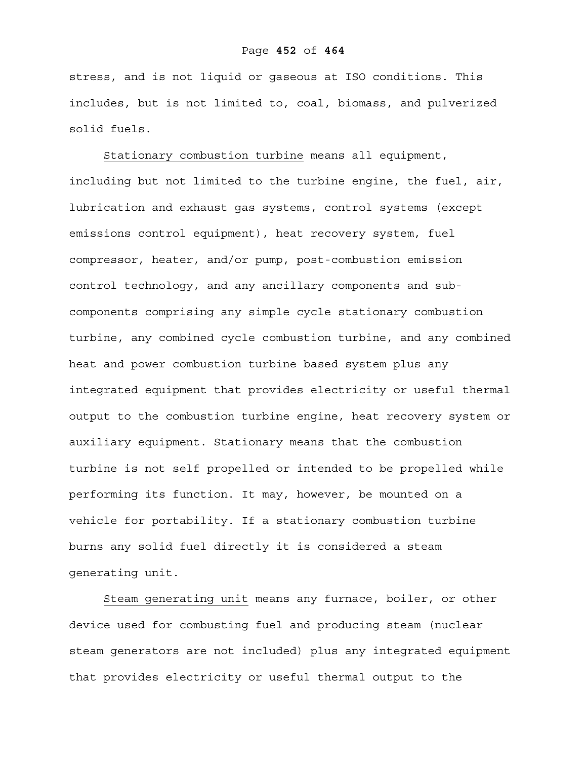stress, and is not liquid or gaseous at ISO conditions. This includes, but is not limited to, coal, biomass, and pulverized solid fuels.

Stationary combustion turbine means all equipment, including but not limited to the turbine engine, the fuel, air, lubrication and exhaust gas systems, control systems (except emissions control equipment), heat recovery system, fuel compressor, heater, and/or pump, post-combustion emission control technology, and any ancillary components and sub-components comprising any simple cycle stationary combustion turbine, any combined cycle combustion turbine, and any combined heat and power combustion turbine based system plus any integrated equipment that provides electricity or useful thermal output to the combustion turbine engine, heat recovery system or auxiliary equipment. Stationary means that the combustion turbine is not self propelled or intended to be propelled while performing its function. It may, however, be mounted on a vehicle for portability. If a stationary combustion turbine burns any solid fuel directly it is considered a steam generating unit.

Steam generating unit means any furnace, boiler, or other device used for combusting fuel and producing steam (nuclear steam generators are not included) plus any integrated equipment that provides electricity or useful thermal output to the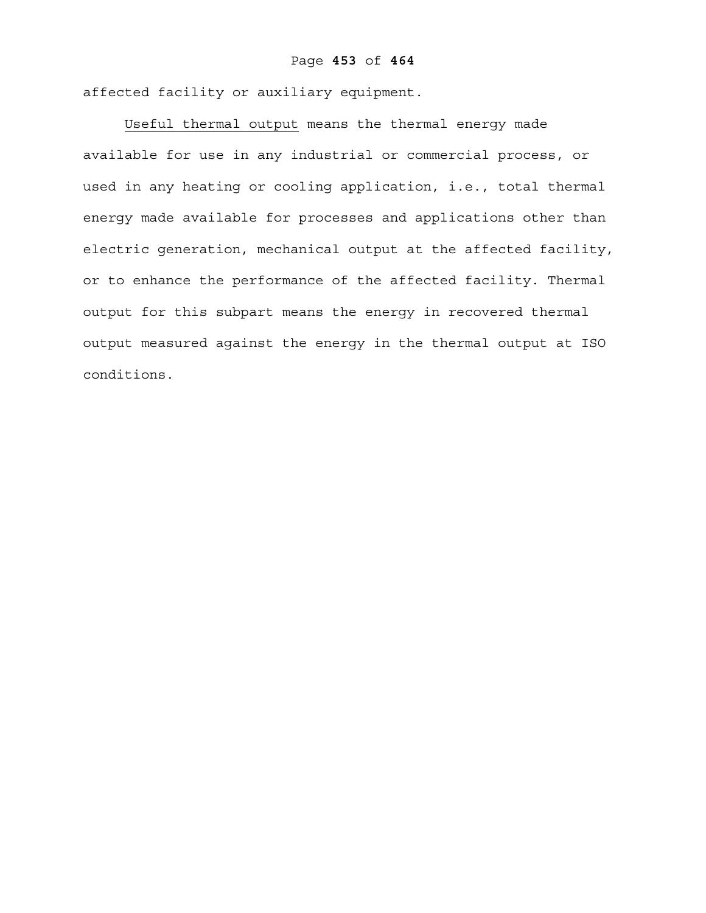affected facility or auxiliary equipment.

Useful thermal output means the thermal energy made available for use in any industrial or commercial process, or used in any heating or cooling application, i.e., total thermal energy made available for processes and applications other than electric generation, mechanical output at the affected facility, or to enhance the performance of the affected facility. Thermal output for this subpart means the energy in recovered thermal output measured against the energy in the thermal output at ISO conditions.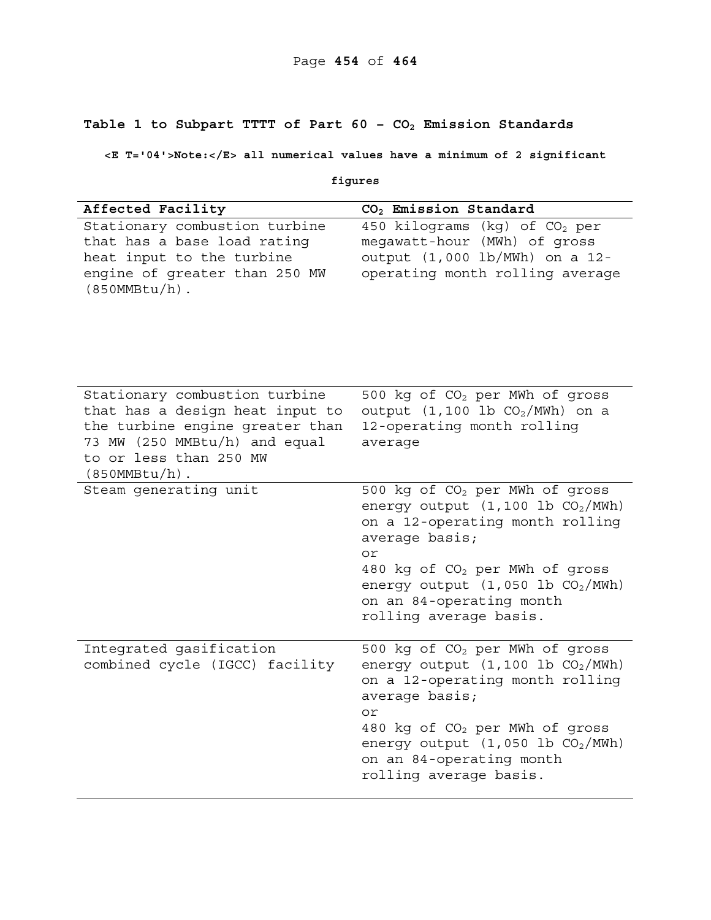## Table 1 to Subpart TTTT of Part 60 – $CO_2$ Emission Standards

**<E T='04'>Note:</E> all numerical values have a minimum of 2 significant figures**

| Affected Facility | $CO_2$ Emission Standard |
|---|---|
| Stationary combustion turbine that has a base load rating heat input to the turbine engine of greater than 250 MW (850MMBtu/h). | 450 kilograms (kg) of $CO_2$ per megawatt-hour (MWh) of gross output (1,000 lb/MWh) on a 12-operating month rolling average |
| Stationary combustion turbine that has a design heat input to the turbine engine greater than 73 MW (250 MMBtu/h) and equal to or less than 250 MW (850MMBtu/h). | 500 kg of $CO_2$ per MWh of gross output (1,100 lb $CO_2$/MWh) on a 12-operating month rolling average |
| Steam generating unit | 500 kg of $CO_2$ per MWh of gross energy output (1,100 lb $CO_2$/MWh) on a 12-operating month rolling average basis; or 480 kg of $CO_2$ per MWh of gross energy output (1,050 lb $CO_2$/MWh) on an 84-operating month rolling average basis. |
| Integrated gasification combined cycle (IGCC) facility | 500 kg of $CO_2$ per MWh of gross energy output (1,100 lb $CO_2$/MWh) on a 12-operating month rolling average basis; or 480 kg of $CO_2$ per MWh of gross energy output (1,050 lb $CO_2$/MWh) on an 84-operating month rolling average basis. |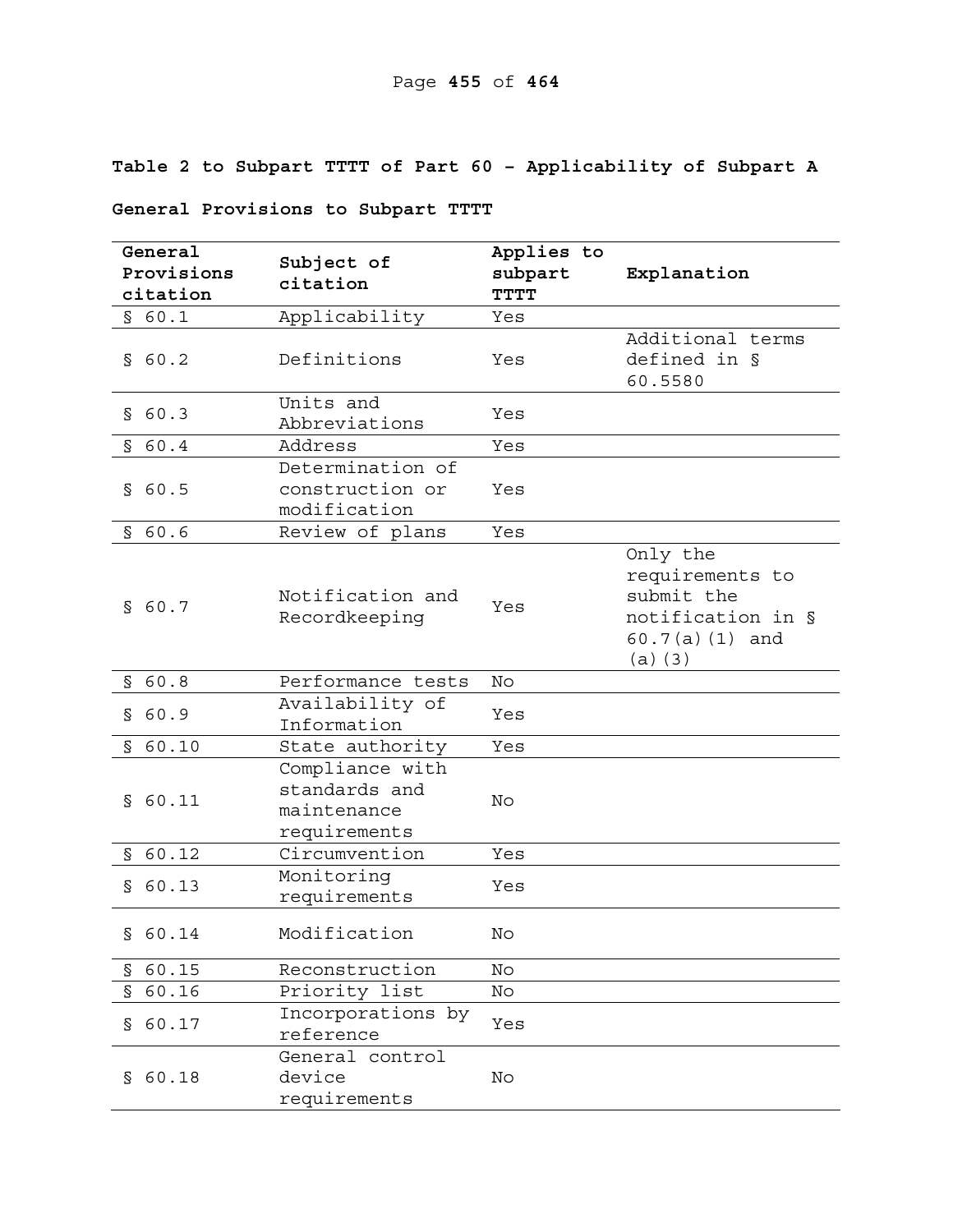**Table 2 to Subpart TTTT of Part 60 - Applicability of Subpart A**

**General Provisions to Subpart TTTT**

| General Provisions citation | Subject of citation | Applies to subpart TTTT | Explanation |
|---|---|---|---|
| § 60.1 | Applicability | Yes | |
| § 60.2 | Definitions | Yes | Additional terms defined in § 60.5580 |
| § 60.3 | Units and Abbreviations | Yes | |
| § 60.4 | Address | Yes | |
| § 60.5 | Determination of construction or modification | Yes | |
| § 60.6 | Review of plans | Yes | |
| § 60.7 | Notification and Recordkeeping | Yes | Only the requirements to submit the notification in § 60.7(a)(1) and (a)(3) |
| § 60.8 | Performance tests | No | |
| § 60.9 | Availability of Information | Yes | |
| § 60.10 | State authority | Yes | |
| § 60.11 | Compliance with standards and maintenance requirements | No | |
| § 60.12 | Circumvention | Yes | |
| § 60.13 | Monitoring requirements | Yes | |
| § 60.14 | Modification | No | |
| § 60.15 | Reconstruction | No | |
| § 60.16 | Priority list | No | |
| § 60.17 | Incorporations by reference | Yes | |
| § 60.18 | General control device requirements | No | |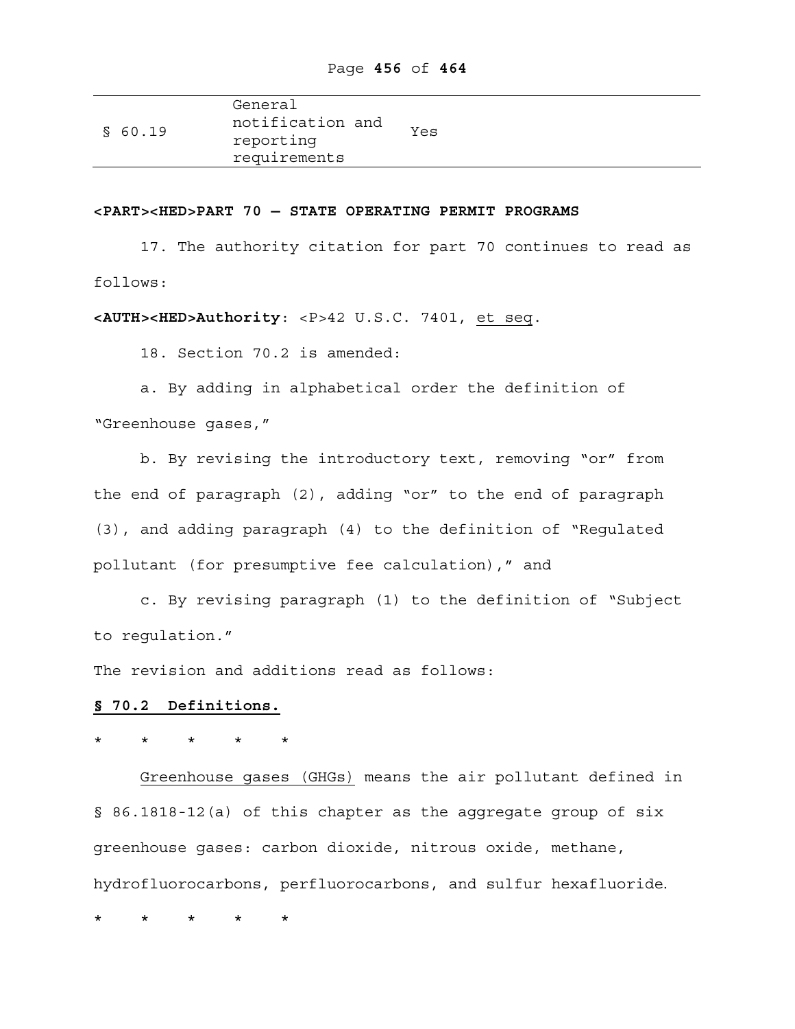| § 60.19 | General notification and reporting requirements | Yes |
|---|---|---|

<PART><HED>PART 70 — STATE OPERATING PERMIT PROGRAMS

17. The authority citation for part 70 continues to read as follows:

**<AUTH><HED>Authority**: <P>42 U.S.C. 7401, et seq.

18. Section 70.2 is amended:

a. By adding in alphabetical order the definition of "Greenhouse gases,"

b. By revising the introductory text, removing "or" from the end of paragraph (2), adding "or" to the end of paragraph (3), and adding paragraph (4) to the definition of "Regulated pollutant (for presumptive fee calculation)," and

c. By revising paragraph (1) to the definition of "Subject to regulation."

The revision and additions read as follows:

**§ 70.2 Definitions.**

\* \* \* \* \*

Greenhouse gases (GHGs) means the air pollutant defined in § 86.1818-12(a) of this chapter as the aggregate group of six greenhouse gases: carbon dioxide, nitrous oxide, methane, hydrofluorocarbons, perfluorocarbons, and sulfur hexafluoride.

\* \* \* \* \*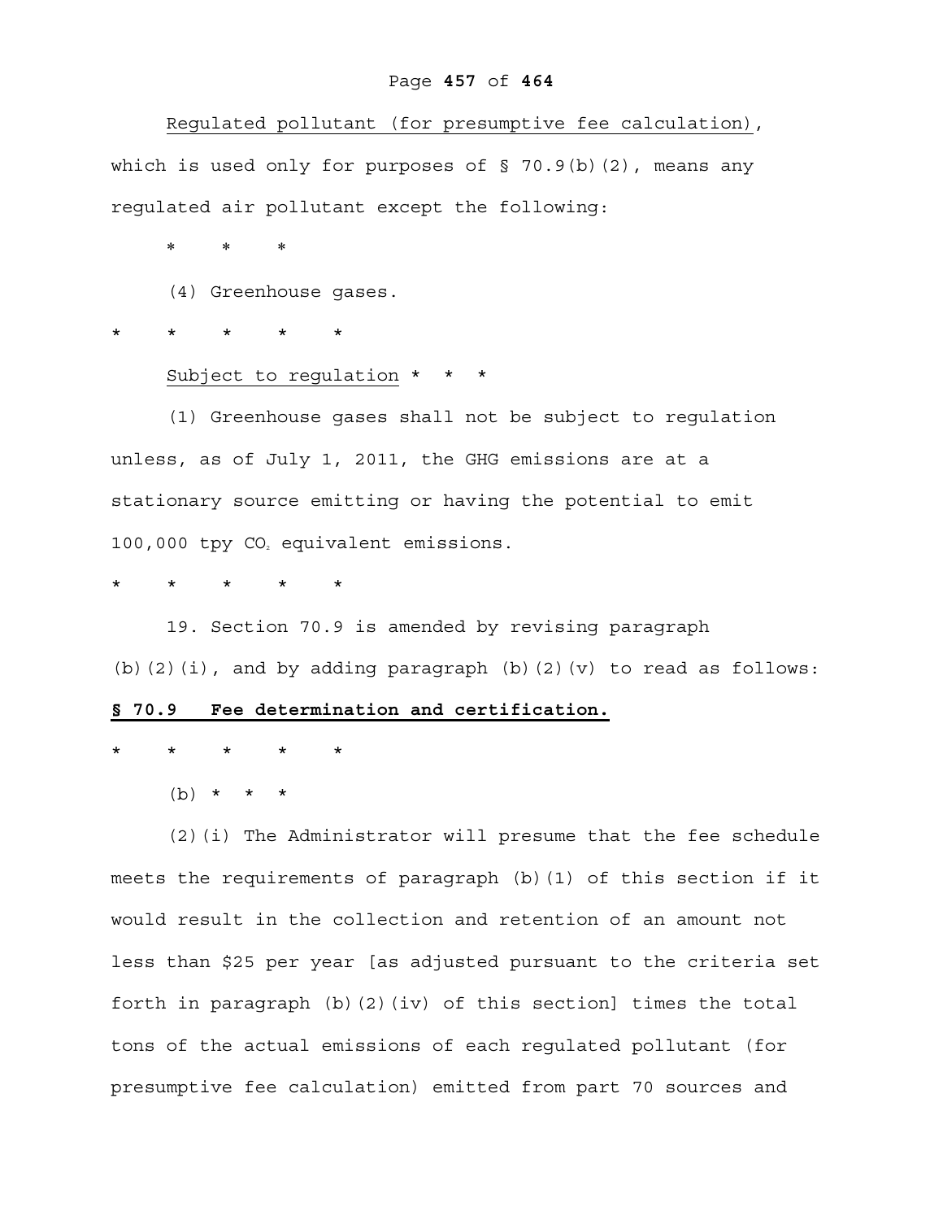Regulated pollutant (for presumptive fee calculation), which is used only for purposes of § 70.9(b)(2), means any regulated air pollutant except the following:

\* \* \*

(4) Greenhouse gases.

\* \* \* \* \*

Subject to regulation \* \* \*

(1) Greenhouse gases shall not be subject to regulation unless, as of July 1, 2011, the GHG emissions are at a stationary source emitting or having the potential to emit 100,000 tpy $CO_2$ equivalent emissions.

\* \* \* \* \*

19. Section 70.9 is amended by revising paragraph (b)(2)(i), and by adding paragraph (b)(2)(v) to read as follows:

**§ 70.9 Fee determination and certification.**

\* \* \* \* \*

(b) \* \* \*

(2)(i) The Administrator will presume that the fee schedule meets the requirements of paragraph (b)(1) of this section if it would result in the collection and retention of an amount not less than $25 per year [as adjusted pursuant to the criteria set forth in paragraph (b)(2)(iv) of this section] times the total tons of the actual emissions of each regulated pollutant (for presumptive fee calculation) emitted from part 70 sources and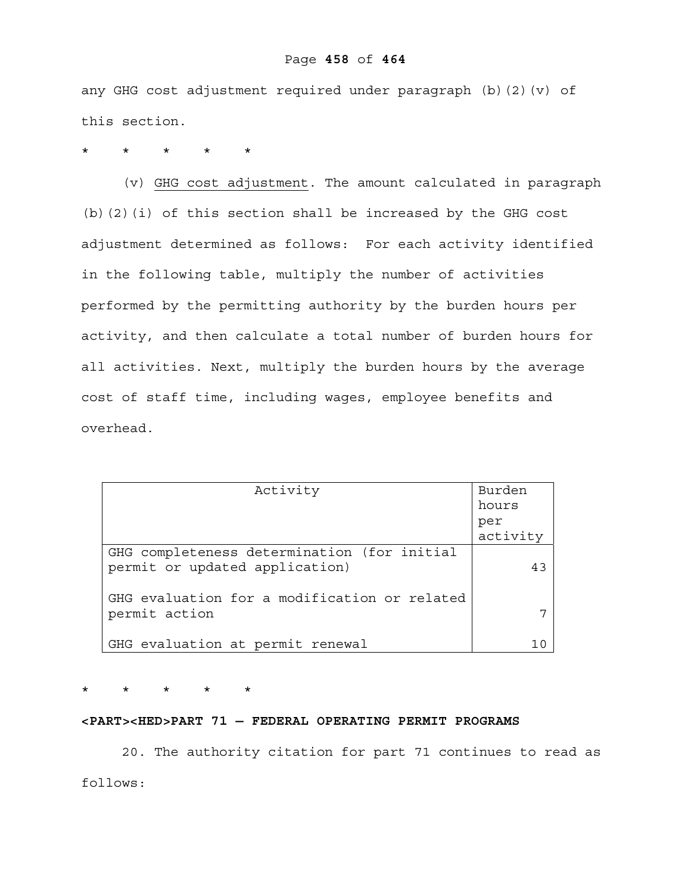any GHG cost adjustment required under paragraph (b)(2)(v) of this section.

\*     \*     \*     \*     \*

(v) <u>GHG cost adjustment</u>. The amount calculated in paragraph (b)(2)(i) of this section shall be increased by the GHG cost adjustment determined as follows: For each activity identified in the following table, multiply the number of activities performed by the permitting authority by the burden hours per activity, and then calculate a total number of burden hours for all activities. Next, multiply the burden hours by the average cost of staff time, including wages, employee benefits and overhead.

| Activity | Burden hours per activity |
|---|---|
| GHG completeness determination (for initial permit or updated application) | 43 |
| GHG evaluation for a modification or related permit action | 7 |
| GHG evaluation at permit renewal | 10 |

\*     \*     \*     \*     \*

**<PART><HED>PART 71 — FEDERAL OPERATING PERMIT PROGRAMS**

20. The authority citation for part 71 continues to read as follows: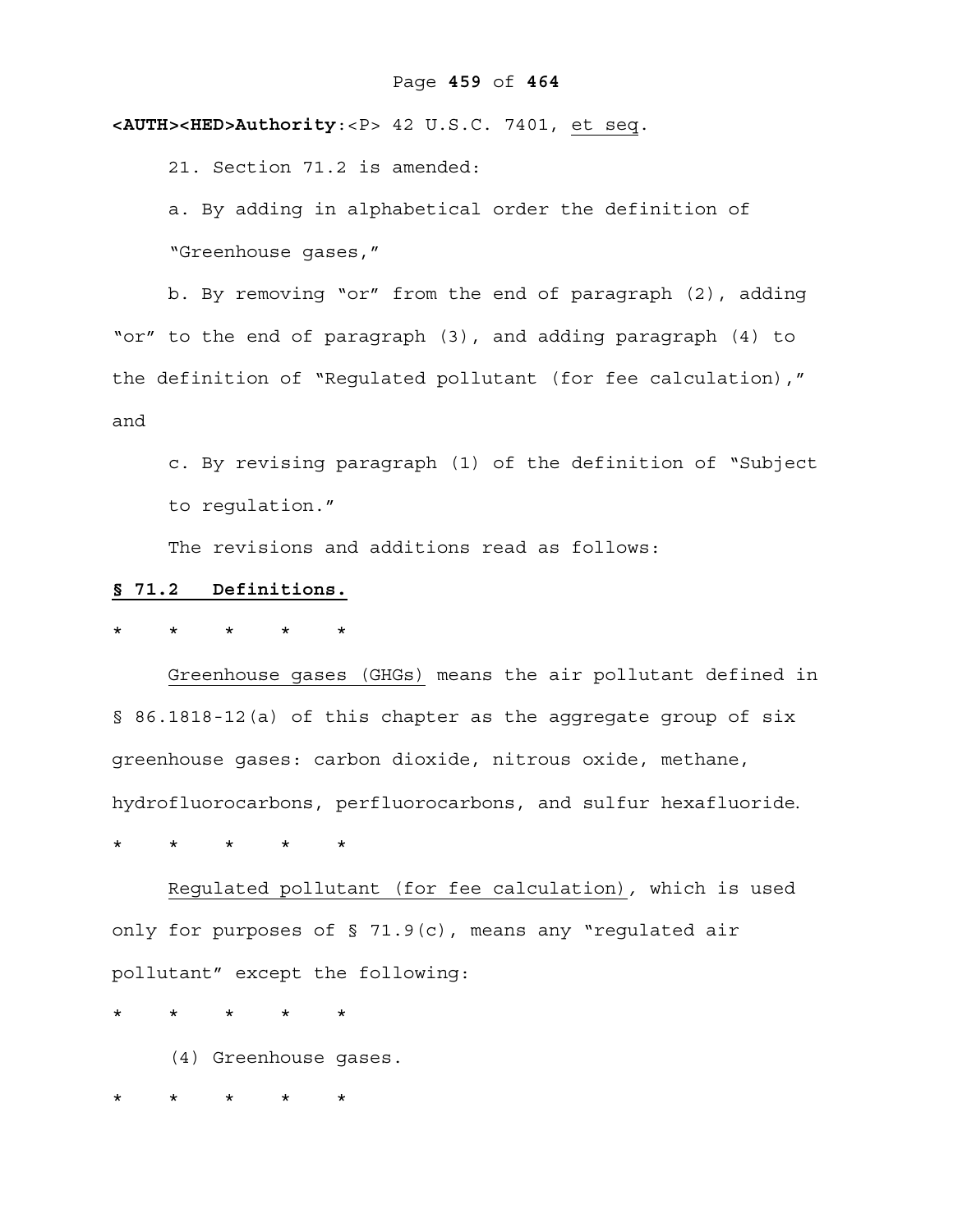**<AUTH><HED>Authority**:<P> 42 U.S.C. 7401, et seq.

21. Section 71.2 is amended:

a. By adding in alphabetical order the definition of "Greenhouse gases,"

b. By removing "or" from the end of paragraph (2), adding "or" to the end of paragraph (3), and adding paragraph (4) to the definition of "Regulated pollutant (for fee calculation)," and

c. By revising paragraph (1) of the definition of "Subject to regulation."

The revisions and additions read as follows:

**§ 71.2 Definitions.**

\* \* \* \* \*

Greenhouse gases (GHGs) means the air pollutant defined in § 86.1818-12(a) of this chapter as the aggregate group of six greenhouse gases: carbon dioxide, nitrous oxide, methane, hydrofluorocarbons, perfluorocarbons, and sulfur hexafluoride.

\* \* \* \* \*

Regulated pollutant (for fee calculation), which is used only for purposes of § 71.9(c), means any "regulated air pollutant" except the following:

\* \* \* \* \*

(4) Greenhouse gases.

\* \* \* \* \*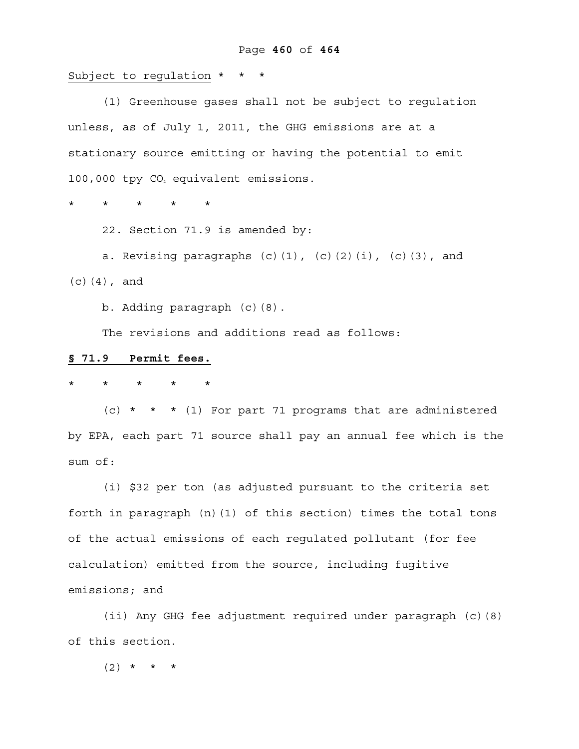Subject to regulation * * *

(1) Greenhouse gases shall not be subject to regulation unless, as of July 1, 2011, the GHG emissions are at a stationary source emitting or having the potential to emit 100,000 tpy $CO_2$ equivalent emissions.

\* * * * *

22. Section 71.9 is amended by:

a. Revising paragraphs (c)(1), (c)(2)(i), (c)(3), and (c)(4), and

b. Adding paragraph (c)(8).

The revisions and additions read as follows:

**§ 71.9 Permit fees.**

\* * * * *

(c) * * * (1) For part 71 programs that are administered by EPA, each part 71 source shall pay an annual fee which is the sum of:

(i) $32 per ton (as adjusted pursuant to the criteria set forth in paragraph (n)(1) of this section) times the total tons of the actual emissions of each regulated pollutant (for fee calculation) emitted from the source, including fugitive emissions; and

(ii) Any GHG fee adjustment required under paragraph (c)(8) of this section.

(2) * * *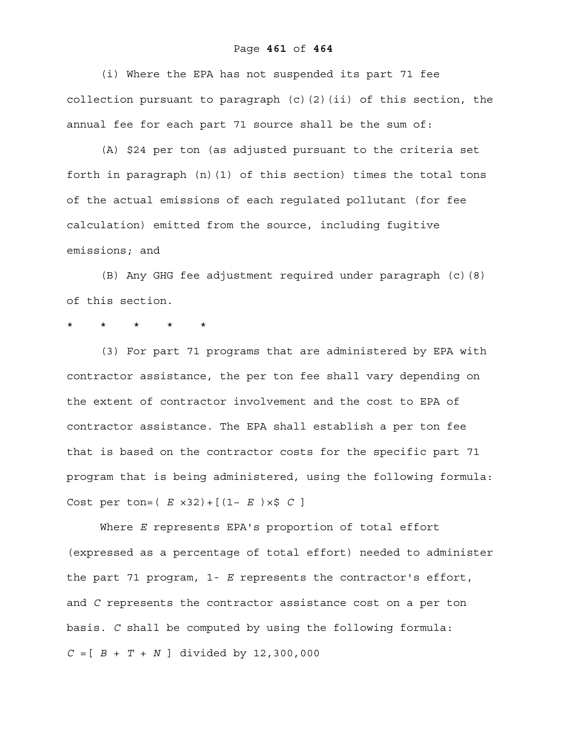(i) Where the EPA has not suspended its part 71 fee collection pursuant to paragraph (c)(2)(ii) of this section, the annual fee for each part 71 source shall be the sum of:

(A) $24 per ton (as adjusted pursuant to the criteria set forth in paragraph (n)(1) of this section) times the total tons of the actual emissions of each regulated pollutant (for fee calculation) emitted from the source, including fugitive emissions; and

(B) Any GHG fee adjustment required under paragraph (c)(8) of this section.

\*    \*    \*    \*    \*

(3) For part 71 programs that are administered by EPA with contractor assistance, the per ton fee shall vary depending on the extent of contractor involvement and the cost to EPA of contractor assistance. The EPA shall establish a per ton fee that is based on the contractor costs for the specific part 71 program that is being administered, using the following formula:

$$\text{Cost per ton} = (E \times 32) + [(1 - E) \times \$C]$$

Where $E$ represents EPA's proportion of total effort (expressed as a percentage of total effort) needed to administer the part 71 program, $1 - E$ represents the contractor's effort, and $C$ represents the contractor assistance cost on a per ton basis. $C$ shall be computed by using the following formula:

$$C = [B + T + N] \text{ divided by } 12{,}300{,}000$$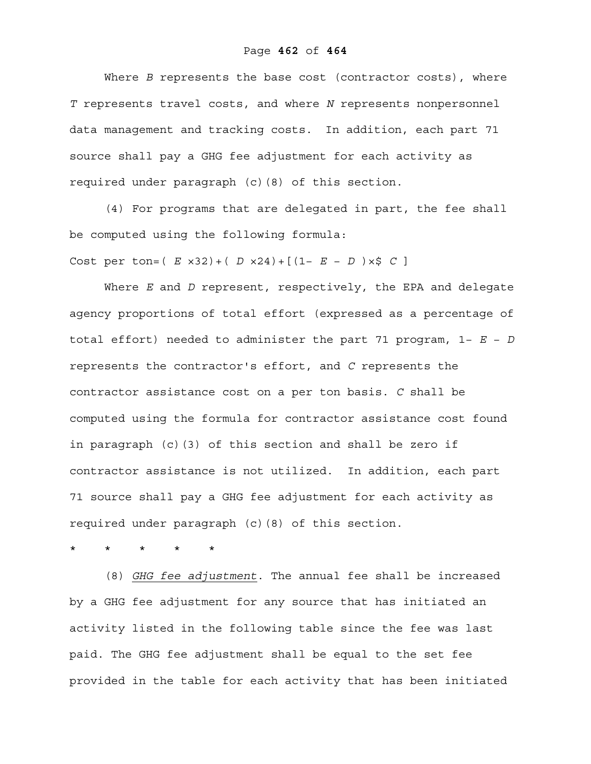Where $B$ represents the base cost (contractor costs), where $T$ represents travel costs, and where $N$ represents nonpersonnel data management and tracking costs. In addition, each part 71 source shall pay a GHG fee adjustment for each activity as required under paragraph (c)(8) of this section.

(4) For programs that are delegated in part, the fee shall be computed using the following formula:

$$\text{Cost per ton} = (E \times 32) + (D \times 24) + [(1 - E - D) \times \$C]$$

Where $E$ and $D$ represent, respectively, the EPA and delegate agency proportions of total effort (expressed as a percentage of total effort) needed to administer the part 71 program, $1- E - D$ represents the contractor's effort, and $C$ represents the contractor assistance cost on a per ton basis. $C$ shall be computed using the formula for contractor assistance cost found in paragraph (c)(3) of this section and shall be zero if contractor assistance is not utilized. In addition, each part 71 source shall pay a GHG fee adjustment for each activity as required under paragraph (c)(8) of this section.

\* \* \* \* \*

(8) *GHG fee adjustment*. The annual fee shall be increased by a GHG fee adjustment for any source that has initiated an activity listed in the following table since the fee was last paid. The GHG fee adjustment shall be equal to the set fee provided in the table for each activity that has been initiated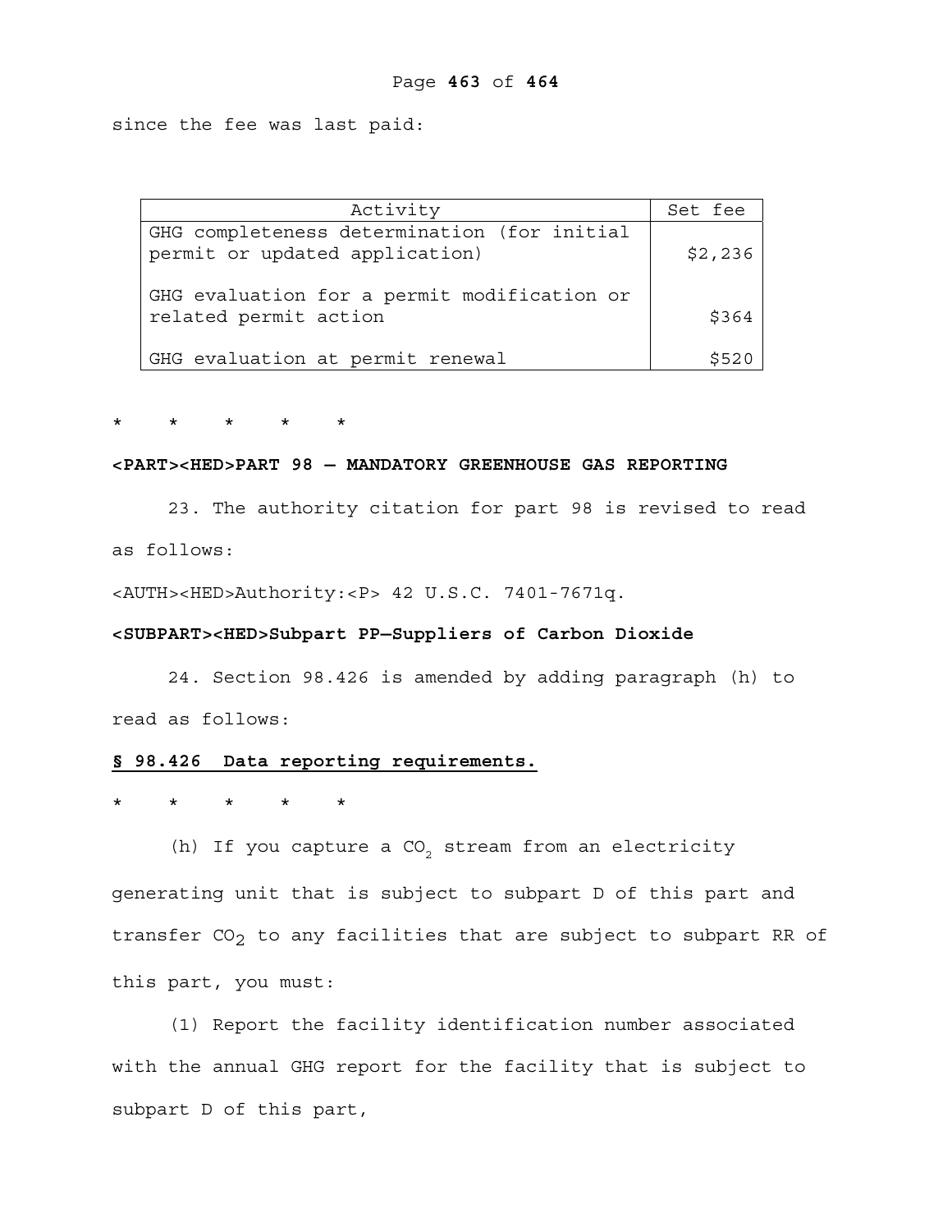since the fee was last paid:

| Activity | Set fee |
| --- | --- |
| GHG completeness determination (for initial permit or updated application) | $2,236 |
| GHG evaluation for a permit modification or related permit action | $364 |
| GHG evaluation at permit renewal | $520 |

\* \* \* \* \*

**<PART><HED>PART 98 — MANDATORY GREENHOUSE GAS REPORTING**

23. The authority citation for part 98 is revised to read as follows:

<AUTH><HED>Authority:<P> 42 U.S.C. 7401-7671q.

**<SUBPART><HED>Subpart PP—Suppliers of Carbon Dioxide**

24. Section 98.426 is amended by adding paragraph (h) to read as follows:

**§ 98.426 Data reporting requirements.**

\* \* \* \* \*

(h) If you capture a $CO_2$ stream from an electricity generating unit that is subject to subpart D of this part and transfer $CO_2$ to any facilities that are subject to subpart RR of this part, you must:

(1) Report the facility identification number associated with the annual GHG report for the facility that is subject to subpart D of this part,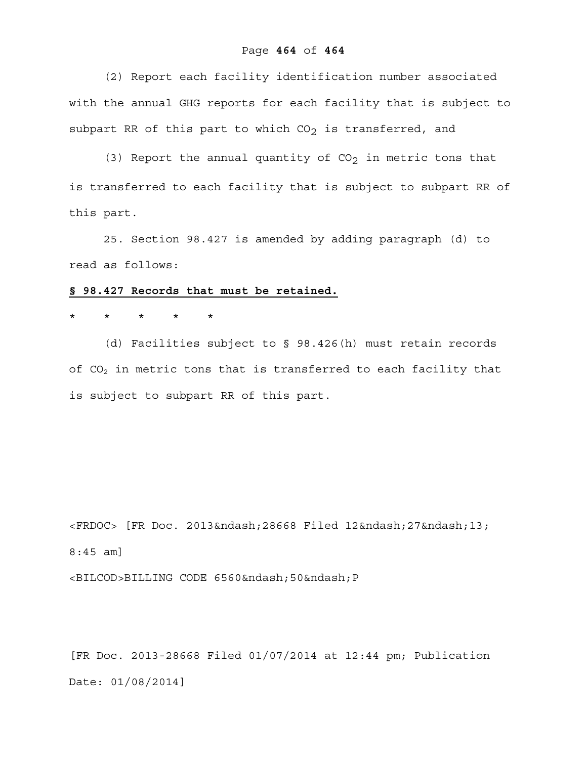(2) Report each facility identification number associated with the annual GHG reports for each facility that is subject to subpart RR of this part to which $CO_2$ is transferred, and

(3) Report the annual quantity of $CO_2$ in metric tons that is transferred to each facility that is subject to subpart RR of this part.

25. Section 98.427 is amended by adding paragraph (d) to read as follows:

**§ 98.427 Records that must be retained.**

* * * * *

(d) Facilities subject to § 98.426(h) must retain records of $CO_2$ in metric tons that is transferred to each facility that is subject to subpart RR of this part.

<FRDOC> [FR Doc. 2013&ndash;28668 Filed 12&ndash;27&ndash;13; 8:45 am]

<BILCOD>BILLING CODE 6560&ndash;50&ndash;P

[FR Doc. 2013-28668 Filed 01/07/2014 at 12:44 pm; Publication Date: 01/08/2014]